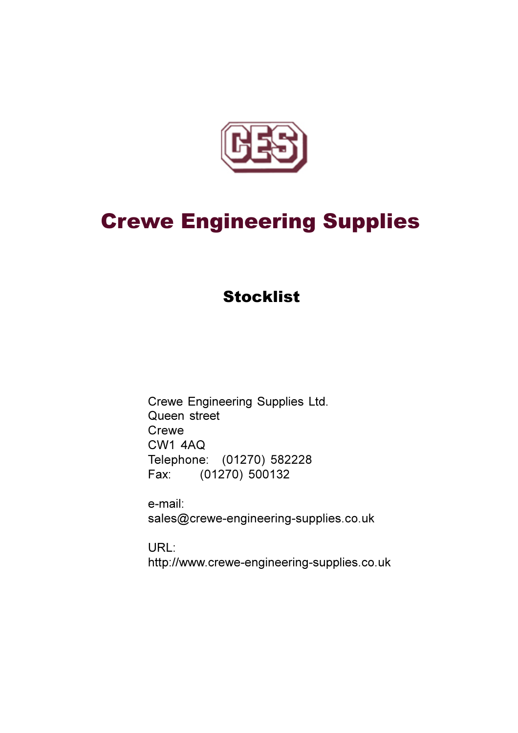CES

# Crewe Engineering Supplies

## Stocklist

Crewe Engineering Supplies Ltd.
Queen street
Crewe
CW1 4AQ
Telephone: (01270) 582228
Fax: (01270) 500132

e-mail:
sales@crewe-engineering-supplies.co.uk

URL:
http://www.crewe-engineering-supplies.co.uk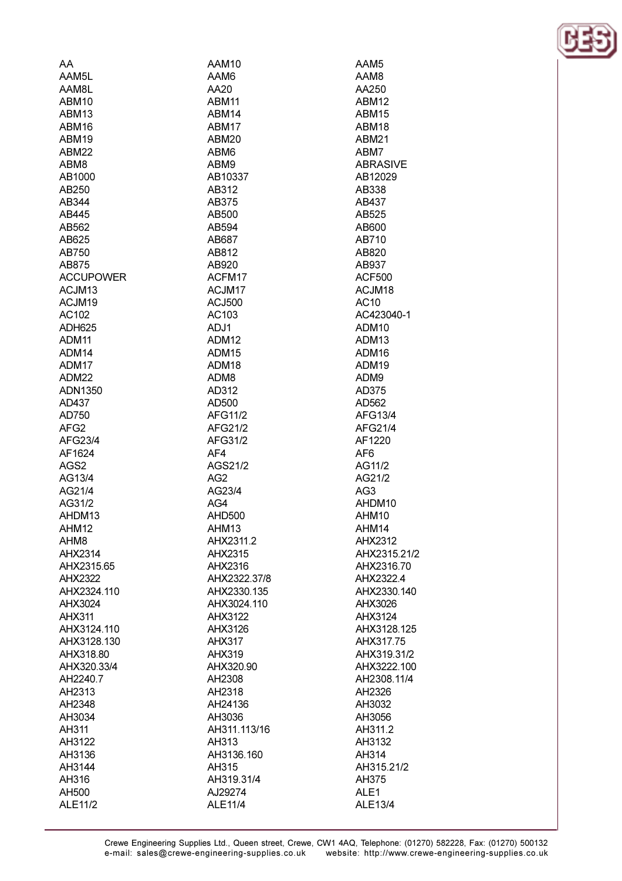AA
AAM10
AAM5
AAM5L
AAM6
AAM8
AAM8L
AA20
AA250
ABM10
ABM11
ABM12
ABM13
ABM14
ABM15
ABM16
ABM17
ABM18
ABM19
ABM20
ABM21
ABM22
ABM6
ABM7
ABM8
ABM9
ABRASIVE
AB1000
AB10337
AB12029
AB250
AB312
AB338
AB344
AB375
AB437
AB445
AB500
AB525
AB562
AB594
AB600
AB625
AB687
AB710
AB750
AB812
AB820
AB875
AB920
AB937
ACCUPOWER
ACFM17
ACF500
ACJM13
ACJM17
ACJM18
ACJM19
ACJ500
AC10
AC102
AC103
AC423040-1
ADH625
ADJ1
ADM10
ADM11
ADM12
ADM13
ADM14
ADM15
ADM16
ADM17
ADM18
ADM19
ADM22
ADM8
ADM9
ADN1350
AD312
AD375
AD437
AD500
AD562
AD750
AFG11/2
AFG13/4
AFG2
AFG21/2
AFG21/4
AFG23/4
AFG31/2
AF1220
AF1624
AF4
AF6
AGS2
AGS21/2
AG11/2
AG13/4
AG2
AG21/2
AG21/4
AG23/4
AG3
AG31/2
AG4
AHDM10
AHDM13
AHD500
AHM10
AHM12
AHM13
AHM14
AHM8
AHX2311.2
AHX2312
AHX2314
AHX2315
AHX2315.21/2
AHX2315.65
AHX2316
AHX2316.70
AHX2322
AHX2322.37/8
AHX2322.4
AHX2324.110
AHX2330.135
AHX2330.140
AHX3024
AHX3024.110
AHX3026
AHX311
AHX3122
AHX3124
AHX3124.110
AHX3126
AHX3128.125
AHX3128.130
AHX317
AHX317.75
AHX318.80
AHX319
AHX319.31/2
AHX320.33/4
AHX320.90
AHX3222.100
AH2240.7
AH2308
AH2308.11/4
AH2313
AH2318
AH2326
AH2348
AH24136
AH3032
AH3034
AH3036
AH3056
AH311
AH311.113/16
AH311.2
AH3122
AH313
AH3132
AH3136
AH3136.160
AH314
AH3144
AH315
AH315.21/2
AH316
AH319.31/4
AH375
AH500
AJ29274
ALE1
ALE11/2
ALE11/4
ALE13/4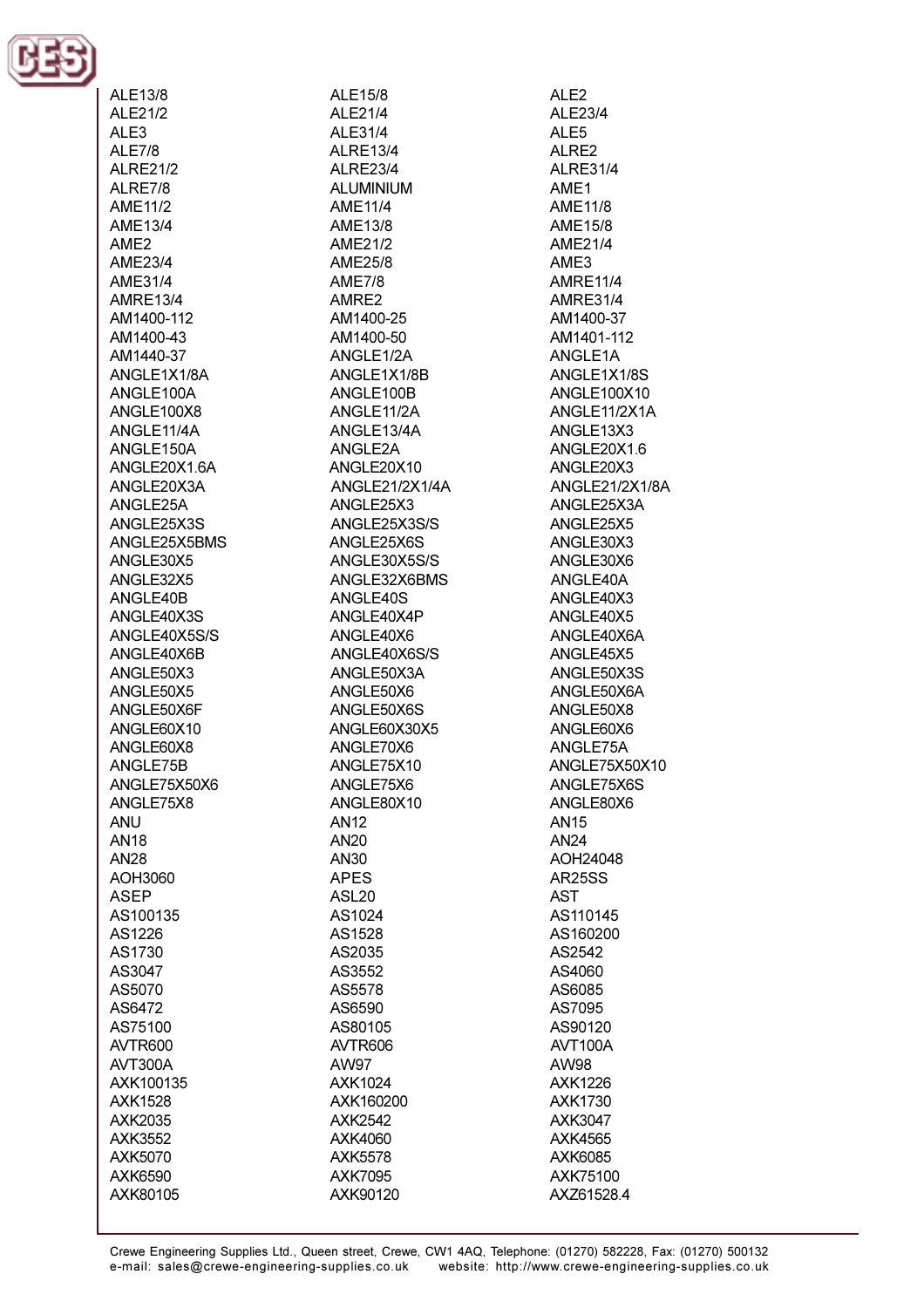ALE13/8
ALE15/8
ALE2
ALE21/2
ALE21/4
ALE23/4
ALE3
ALE31/4
ALE5
ALE7/8
ALRE13/4
ALRE2
ALRE21/2
ALRE23/4
ALRE31/4
ALRE7/8
ALUMINIUM
AME1
AME11/2
AME11/4
AME11/8
AME13/4
AME13/8
AME15/8
AME2
AME21/2
AME21/4
AME23/4
AME25/8
AME3
AME31/4
AME7/8
AMRE11/4
AMRE13/4
AMRE2
AMRE31/4
AM1400-112
AM1400-25
AM1400-37
AM1400-43
AM1400-50
AM1401-112
AM1440-37
ANGLE1/2A
ANGLE1A
ANGLE1X1/8A
ANGLE1X1/8B
ANGLE1X1/8S
ANGLE100A
ANGLE100B
ANGLE100X10
ANGLE100X8
ANGLE11/2A
ANGLE11/2X1A
ANGLE11/4A
ANGLE13/4A
ANGLE13X3
ANGLE150A
ANGLE2A
ANGLE20X1.6
ANGLE20X1.6A
ANGLE20X10
ANGLE20X3
ANGLE20X3A
ANGLE21/2X1/4A
ANGLE21/2X1/8A
ANGLE25A
ANGLE25X3
ANGLE25X3A
ANGLE25X3S
ANGLE25X3S/S
ANGLE25X5
ANGLE25X5BMS
ANGLE25X6S
ANGLE30X3
ANGLE30X5
ANGLE30X5S/S
ANGLE30X6
ANGLE32X5
ANGLE32X6BMS
ANGLE40A
ANGLE40B
ANGLE40S
ANGLE40X3
ANGLE40X3S
ANGLE40X4P
ANGLE40X5
ANGLE40X5S/S
ANGLE40X6
ANGLE40X6A
ANGLE40X6B
ANGLE40X6S/S
ANGLE45X5
ANGLE50X3
ANGLE50X3A
ANGLE50X3S
ANGLE50X5
ANGLE50X6
ANGLE50X6A
ANGLE50X6F
ANGLE50X6S
ANGLE50X8
ANGLE60X10
ANGLE60X30X5
ANGLE60X6
ANGLE60X8
ANGLE70X6
ANGLE75A
ANGLE75B
ANGLE75X10
ANGLE75X50X10
ANGLE75X50X6
ANGLE75X6
ANGLE75X6S
ANGLE75X8
ANGLE80X10
ANGLE80X6
ANU
AN12
AN15
AN18
AN20
AN24
AN28
AN30
AOH24048
AOH3060
APES
AR25SS
ASEP
ASL20
AST
AS100135
AS1024
AS110145
AS1226
AS1528
AS160200
AS1730
AS2035
AS2542
AS3047
AS3552
AS4060
AS5070
AS5578
AS6085
AS6472
AS6590
AS7095
AS75100
AS80105
AS90120
AVTR600
AVTR606
AVT100A
AVT300A
AW97
AW98
AXK100135
AXK1024
AXK1226
AXK1528
AXK160200
AXK1730
AXK2035
AXK2542
AXK3047
AXK3552
AXK4060
AXK4565
AXK5070
AXK5578
AXK6085
AXK6590
AXK7095
AXK75100
AXK80105
AXK90120
AXZ61528.4

Crewe Engineering Supplies Ltd., Queen street, Crewe, CW1 4AQ, Telephone: (01270) 582228, Fax: (01270) 500132
e-mail: sales@crewe-engineering-supplies.co.uk website: http://www.crewe-engineering-supplies.co.uk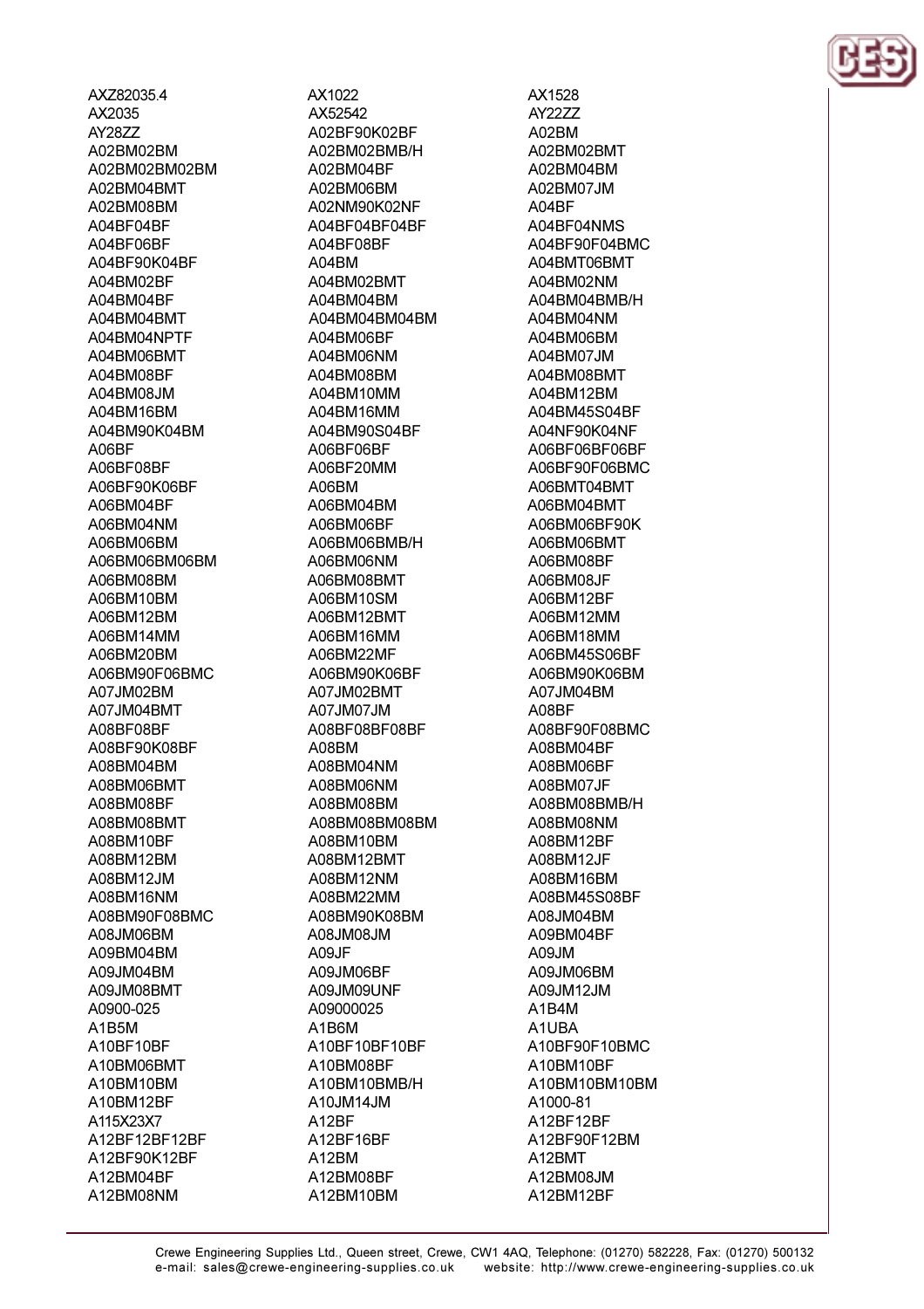AXZ82035.4
AX2035
AY28ZZ
A02BM02BM
A02BM02BM02BM
A02BM04BMT
A02BM08BM
A04BF04BF
A04BF06BF
A04BF90K04BF
A04BM02BF
A04BM04BF
A04BM04BMT
A04BM04NPTF
A04BM06BMT
A04BM08BF
A04BM08JM
A04BM16BM
A04BM90K04BM
A06BF
A06BF08BF
A06BF90K06BF
A06BM04BF
A06BM04NM
A06BM06BM
A06BM06BM06BM
A06BM08BM
A06BM10BM
A06BM12BM
A06BM14MM
A06BM20BM
A06BM90F06BMC
A07JM02BM
A07JM04BMT
A08BF08BF
A08BF90K08BF
A08BM04BM
A08BM06BMT
A08BM08BF
A08BM08BMT
A08BM10BF
A08BM12BM
A08BM12JM
A08BM16NM
A08BM90F08BMC
A08JM06BM
A09BM04BM
A09JM04BM
A09JM08BMT
A0900-025
A1B5M
A10BF10BF
A10BM06BMT
A10BM10BM
A10BM12BF
A115X23X7
A12BF12BF12BF
A12BF90K12BF
A12BM04BF
A12BM08NM

AX1022
AX52542
A02BF90K02BF
A02BM02BMB/H
A02BM04BF
A02BM06BM
A02NM90K02NF
A04BF04BF04BF
A04BF08BF
A04BM
A04BM02BMT
A04BM04BM
A04BM04BM04BM
A04BM06BF
A04BM06NM
A04BM08BM
A04BM10MM
A04BM16MM
A04BM90S04BF
A06BF06BF
A06BF20MM
A06BM
A06BM04BM
A06BM06BF
A06BM06BMB/H
A06BM06NM
A06BM08BMT
A06BM10SM
A06BM12BMT
A06BM16MM
A06BM22MF
A06BM90K06BF
A07JM02BMT
A07JM07JM
A08BF08BF08BF
A08BM
A08BM04NM
A08BM06NM
A08BM08BM
A08BM08BM08BM
A08BM10BM
A08BM12BMT
A08BM12NM
A08BM22MM
A08BM90K08BM
A08JM08JM
A09JF
A09JM06BF
A09JM09UNF
A09000025
A1B6M
A10BF10BF10BF
A10BM08BF
A10BM10BMB/H
A10JM14JM
A12BF
A12BF16BF
A12BM
A12BM08BF
A12BM10BM

AX1528
AY22ZZ
A02BM
A02BM02BMT
A02BM04BM
A02BM07JM
A04BF
A04BF04NMS
A04BF90F04BMC
A04BMT06BMT
A04BM02NM
A04BM04BMB/H
A04BM04NM
A04BM06BM
A04BM07JM
A04BM08BMT
A04BM12BM
A04BM45S04BF
A04NF90K04NF
A06BF06BF06BF
A06BF90F06BMC
A06BMT04BMT
A06BM04BMT
A06BM06BF90K
A06BM06BMT
A06BM08BF
A06BM08JF
A06BM12BF
A06BM12MM
A06BM18MM
A06BM45S06BF
A06BM90K06BM
A07JM04BM
A08BF
A08BF90F08BMC
A08BM04BF
A08BM06BF
A08BM07JF
A08BM08BMB/H
A08BM08NM
A08BM12BF
A08BM12JF
A08BM16BM
A08BM45S08BF
A08JM04BM
A09BM04BF
A09JM
A09JM06BM
A09JM12JM
A1B4M
A1UBA
A10BF90F10BMC
A10BM10BF
A10BM10BM10BM
A1000-81
A12BF12BF
A12BF90F12BM
A12BMT
A12BM08JM
A12BM12BF

Crewe Engineering Supplies Ltd., Queen street, Crewe, CW1 4AQ, Telephone: (01270) 582228, Fax: (01270) 500132
e-mail: sales@crewe-engineering-supplies.co.uk website: http://www.crewe-engineering-supplies.co.uk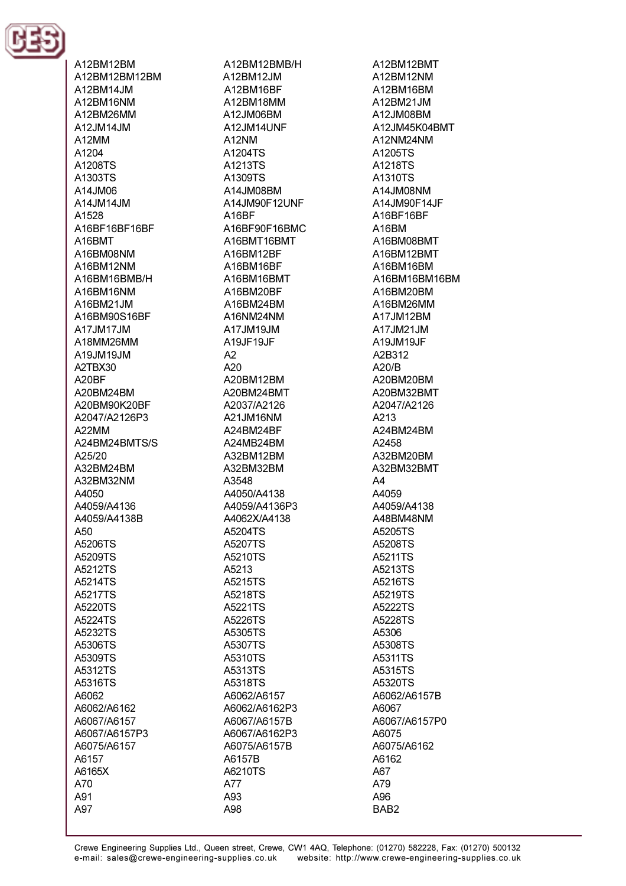A12BM12BM
A12BM12BMB/H
A12BM12BMT
A12BM12BM12BM
A12BM12JM
A12BM12NM
A12BM14JM
A12BM16BF
A12BM16BM
A12BM16NM
A12BM18MM
A12BM21JM
A12BM26MM
A12JM06BM
A12JM08BM
A12JM14JM
A12JM14UNF
A12JM45K04BMT
A12MM
A12NM
A12NM24NM
A1204
A1204TS
A1205TS
A1208TS
A1213TS
A1218TS
A1303TS
A1309TS
A1310TS
A14JM06
A14JM08BM
A14JM08NM
A14JM14JM
A14JM90F12UNF
A14JM90F14JF
A1528
A16BF
A16BF16BF
A16BF16BF16BF
A16BF90F16BMC
A16BM
A16BMT
A16BMT16BMT
A16BM08BMT
A16BM08NM
A16BM12BF
A16BM12BMT
A16BM12NM
A16BM16BF
A16BM16BM
A16BM16BMB/H
A16BM16BMT
A16BM16BM16BM
A16BM16NM
A16BM20BF
A16BM20BM
A16BM21JM
A16BM24BM
A16BM26MM
A16BM90S16BF
A16NM24NM
A17JM12BM
A17JM17JM
A17JM19JM
A17JM21JM
A18MM26MM
A19JF19JF
A19JM19JF
A19JM19JM
A2
A2B312
A2TBX30
A20
A20/B
A20BF
A20BM12BM
A20BM20BM
A20BM24BM
A20BM24BMT
A20BM32BMT
A20BM90K20BF
A2037/A2126
A2047/A2126
A2047/A2126P3
A21JM16NM
A213
A22MM
A24BM24BF
A24BM24BM
A24BM24BMTS/S
A24MB24BM
A2458
A25/20
A32BM12BM
A32BM20BM
A32BM24BM
A32BM32BM
A32BM32BMT
A32BM32NM
A3548
A4
A4050
A4050/A4138
A4059
A4059/A4136
A4059/A4136P3
A4059/A4138
A4059/A4138B
A4062X/A4138
A48BM48NM
A50
A5204TS
A5205TS
A5206TS
A5207TS
A5208TS
A5209TS
A5210TS
A5211TS
A5212TS
A5213
A5213TS
A5214TS
A5215TS
A5216TS
A5217TS
A5218TS
A5219TS
A5220TS
A5221TS
A5222TS
A5224TS
A5226TS
A5228TS
A5232TS
A5305TS
A5306
A5306TS
A5307TS
A5308TS
A5309TS
A5310TS
A5311TS
A5312TS
A5313TS
A5315TS
A5316TS
A5318TS
A5320TS
A6062
A6062/A6157
A6062/A6157B
A6062/A6162
A6062/A6162P3
A6067
A6067/A6157
A6067/A6157B
A6067/A6157P0
A6067/A6157P3
A6067/A6162P3
A6075
A6075/A6157
A6075/A6157B
A6075/A6162
A6157
A6157B
A6162
A6165X
A6210TS
A67
A70
A77
A79
A91
A93
A96
A97
A98
BAB2

Crewe Engineering Supplies Ltd., Queen street, Crewe, CW1 4AQ, Telephone: (01270) 582228, Fax: (01270) 500132
e-mail: sales@crewe-engineering-supplies.co.uk website: http://www.crewe-engineering-supplies.co.uk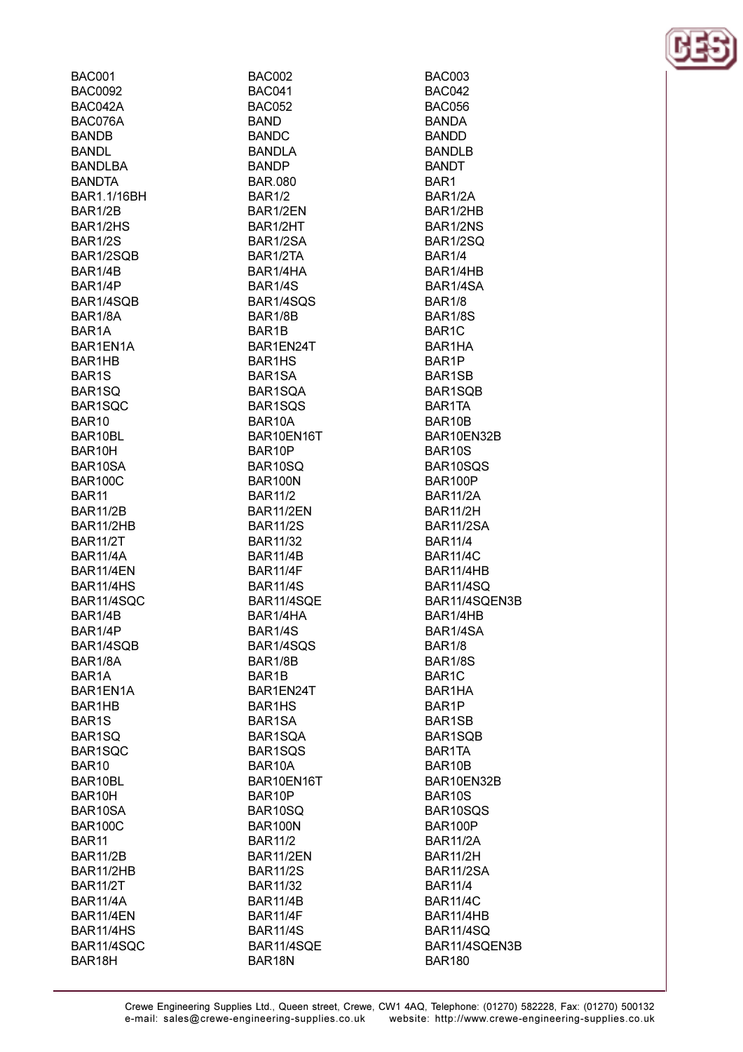| | | |
|---|---|---|
| BAC001 | BAC002 | BAC003 |
| BAC0092 | BAC041 | BAC042 |
| BAC042A | BAC052 | BAC056 |
| BAC076A | BAND | BANDA |
| BANDB | BANDC | BANDD |
| BANDL | BANDLA | BANDLB |
| BANDLBA | BANDP | BANDT |
| BANDTA | BAR.080 | BAR1 |
| BAR1.1/16BH | BAR1/2 | BAR1/2A |
| BAR1/2B | BAR1/2EN | BAR1/2HB |
| BAR1/2HS | BAR1/2HT | BAR1/2NS |
| BAR1/2S | BAR1/2SA | BAR1/2SQ |
| BAR1/2SQB | BAR1/2TA | BAR1/4 |
| BAR1/4B | BAR1/4HA | BAR1/4HB |
| BAR1/4P | BAR1/4S | BAR1/4SA |
| BAR1/4SQB | BAR1/4SQS | BAR1/8 |
| BAR1/8A | BAR1/8B | BAR1/8S |
| BAR1A | BAR1B | BAR1C |
| BAR1EN1A | BAR1EN24T | BAR1HA |
| BAR1HB | BAR1HS | BAR1P |
| BAR1S | BAR1SA | BAR1SB |
| BAR1SQ | BAR1SQA | BAR1SQB |
| BAR1SQC | BAR1SQS | BAR1TA |
| BAR10 | BAR10A | BAR10B |
| BAR10BL | BAR10EN16T | BAR10EN32B |
| BAR10H | BAR10P | BAR10S |
| BAR10SA | BAR10SQ | BAR10SQS |
| BAR100C | BAR100N | BAR100P |
| BAR11 | BAR11/2 | BAR11/2A |
| BAR11/2B | BAR11/2EN | BAR11/2H |
| BAR11/2HB | BAR11/2S | BAR11/2SA |
| BAR11/2T | BAR11/32 | BAR11/4 |
| BAR11/4A | BAR11/4B | BAR11/4C |
| BAR11/4EN | BAR11/4F | BAR11/4HB |
| BAR11/4HS | BAR11/4S | BAR11/4SQ |
| BAR11/4SQC | BAR11/4SQE | BAR11/4SQEN3B |
| BAR1/4B | BAR1/4HA | BAR1/4HB |
| BAR1/4P | BAR1/4S | BAR1/4SA |
| BAR1/4SQB | BAR1/4SQS | BAR1/8 |
| BAR1/8A | BAR1/8B | BAR1/8S |
| BAR1A | BAR1B | BAR1C |
| BAR1EN1A | BAR1EN24T | BAR1HA |
| BAR1HB | BAR1HS | BAR1P |
| BAR1S | BAR1SA | BAR1SB |
| BAR1SQ | BAR1SQA | BAR1SQB |
| BAR1SQC | BAR1SQS | BAR1TA |
| BAR10 | BAR10A | BAR10B |
| BAR10BL | BAR10EN16T | BAR10EN32B |
| BAR10H | BAR10P | BAR10S |
| BAR10SA | BAR10SQ | BAR10SQS |
| BAR100C | BAR100N | BAR100P |
| BAR11 | BAR11/2 | BAR11/2A |
| BAR11/2B | BAR11/2EN | BAR11/2H |
| BAR11/2HB | BAR11/2S | BAR11/2SA |
| BAR11/2T | BAR11/32 | BAR11/4 |
| BAR11/4A | BAR11/4B | BAR11/4C |
| BAR11/4EN | BAR11/4F | BAR11/4HB |
| BAR11/4HS | BAR11/4S | BAR11/4SQ |
| BAR11/4SQC | BAR11/4SQE | BAR11/4SQEN3B |
| BAR18H | BAR18N | BAR180 |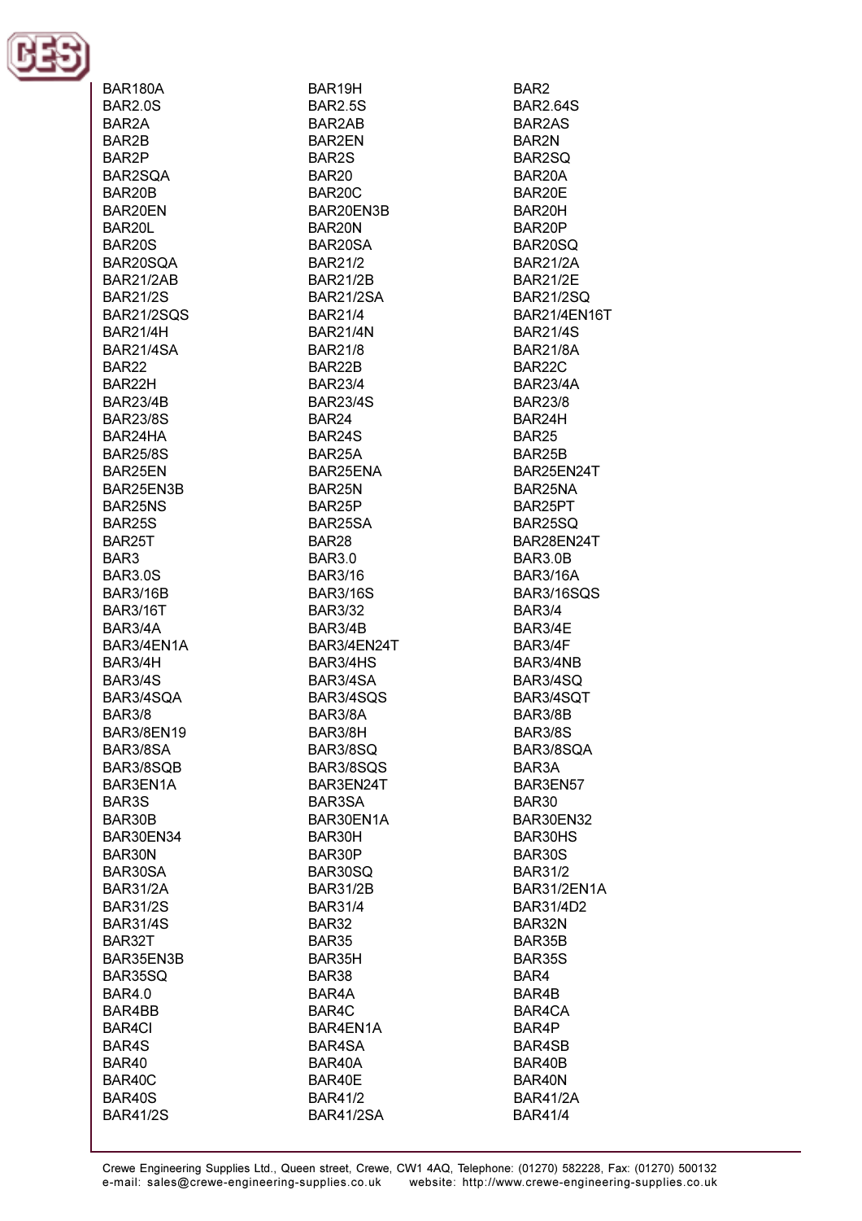BAR180A
BAR19H
BAR2
BAR2.0S
BAR2.5S
BAR2.64S
BAR2A
BAR2AB
BAR2AS
BAR2B
BAR2EN
BAR2N
BAR2P
BAR2S
BAR2SQ
BAR2SQA
BAR20
BAR20A
BAR20B
BAR20C
BAR20E
BAR20EN
BAR20EN3B
BAR20H
BAR20L
BAR20N
BAR20P
BAR20S
BAR20SA
BAR20SQ
BAR20SQA
BAR21/2
BAR21/2A
BAR21/2AB
BAR21/2B
BAR21/2E
BAR21/2S
BAR21/2SA
BAR21/2SQ
BAR21/2SQS
BAR21/4
BAR21/4EN16T
BAR21/4H
BAR21/4N
BAR21/4S
BAR21/4SA
BAR21/8
BAR21/8A
BAR22
BAR22B
BAR22C
BAR22H
BAR23/4
BAR23/4A
BAR23/4B
BAR23/4S
BAR23/8
BAR23/8S
BAR24
BAR24H
BAR24HA
BAR24S
BAR25
BAR25/8S
BAR25A
BAR25B
BAR25EN
BAR25ENA
BAR25EN24T
BAR25EN3B
BAR25N
BAR25NA
BAR25NS
BAR25P
BAR25PT
BAR25S
BAR25SA
BAR25SQ
BAR25T
BAR28
BAR28EN24T
BAR3
BAR3.0
BAR3.0B
BAR3.0S
BAR3/16
BAR3/16A
BAR3/16B
BAR3/16S
BAR3/16SQS
BAR3/16T
BAR3/32
BAR3/4
BAR3/4A
BAR3/4B
BAR3/4E
BAR3/4EN1A
BAR3/4EN24T
BAR3/4F
BAR3/4H
BAR3/4HS
BAR3/4NB
BAR3/4S
BAR3/4SA
BAR3/4SQ
BAR3/4SQA
BAR3/4SQS
BAR3/4SQT
BAR3/8
BAR3/8A
BAR3/8B
BAR3/8EN19
BAR3/8H
BAR3/8S
BAR3/8SA
BAR3/8SQ
BAR3/8SQA
BAR3/8SQB
BAR3/8SQS
BAR3A
BAR3EN1A
BAR3EN24T
BAR3EN57
BAR3S
BAR3SA
BAR30
BAR30B
BAR30EN1A
BAR30EN32
BAR30EN34
BAR30H
BAR30HS
BAR30N
BAR30P
BAR30S
BAR30SA
BAR30SQ
BAR31/2
BAR31/2A
BAR31/2B
BAR31/2EN1A
BAR31/2S
BAR31/4
BAR31/4D2
BAR31/4S
BAR32
BAR32N
BAR32T
BAR35
BAR35B
BAR35EN3B
BAR35H
BAR35S
BAR35SQ
BAR38
BAR4
BAR4.0
BAR4A
BAR4B
BAR4BB
BAR4C
BAR4CA
BAR4CI
BAR4EN1A
BAR4P
BAR4S
BAR4SA
BAR4SB
BAR40
BAR40A
BAR40B
BAR40C
BAR40E
BAR40N
BAR40S
BAR41/2
BAR41/2A
BAR41/2S
BAR41/2SA
BAR41/4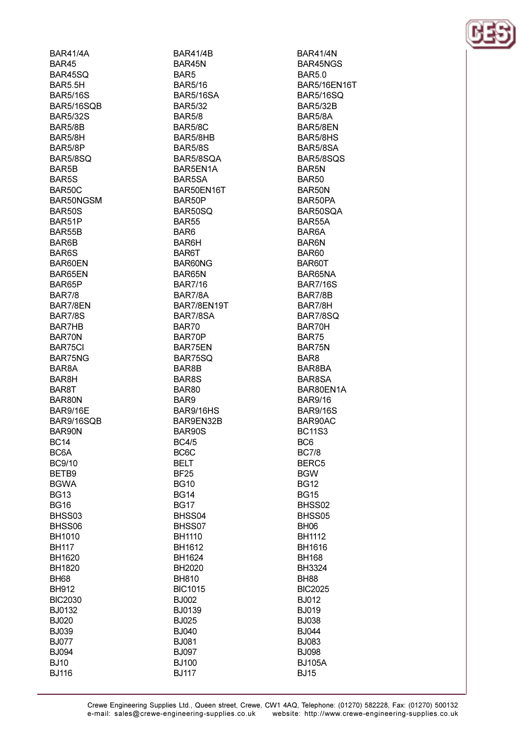BAR41/4A
BAR45
BAR45SQ
BAR5.5H
BAR5/16S
BAR5/16SQB
BAR5/32S
BAR5/8B
BAR5/8H
BAR5/8P
BAR5/8SQ
BAR5B
BAR5S
BAR50C
BAR50NGSM
BAR50S
BAR51P
BAR55B
BAR6B
BAR6S
BAR60EN
BAR65EN
BAR65P
BAR7/8
BAR7/8EN
BAR7/8S
BAR7HB
BAR70N
BAR75CI
BAR75NG
BAR8A
BAR8H
BAR8T
BAR80N
BAR9/16E
BAR9/16SQB
BAR90N
BC14
BC6A
BC9/10
BETB9
BGWA
BG13
BG16
BHSS03
BHSS06
BH1010
BH117
BH1620
BH1820
BH68
BH912
BIC2030
BJ0132
BJ020
BJ039
BJ077
BJ094
BJ10
BJ116
BAR41/4B
BAR45N
BAR5
BAR5/16
BAR5/16SA
BAR5/32
BAR5/8
BAR5/8C
BAR5/8HB
BAR5/8S
BAR5/8SQA
BAR5EN1A
BAR5SA
BAR50EN16T
BAR50P
BAR50SQ
BAR55
BAR6
BAR6H
BAR6T
BAR60NG
BAR65N
BAR7/16
BAR7/8A
BAR7/8EN19T
BAR7/8SA
BAR70
BAR70P
BAR75EN
BAR75SQ
BAR8B
BAR8S
BAR80
BAR9
BAR9/16HS
BAR9EN32B
BAR90S
BC4/5
BC6C
BELT
BF25
BG10
BG14
BG17
BHSS04
BHSS07
BH1110
BH1612
BH1624
BH2020
BH810
BIC1015
BJ002
BJ0139
BJ025
BJ040
BJ081
BJ097
BJ100
BJ117
BAR41/4N
BAR45NGS
BAR5.0
BAR5/16EN16T
BAR5/16SQ
BAR5/32B
BAR5/8A
BAR5/8EN
BAR5/8HS
BAR5/8SA
BAR5/8SQS
BAR5N
BAR50
BAR50N
BAR50PA
BAR50SQA
BAR55A
BAR6A
BAR6N
BAR60
BAR60T
BAR65NA
BAR7/16S
BAR7/8B
BAR7/8H
BAR7/8SQ
BAR70H
BAR75
BAR75N
BAR8
BAR8BA
BAR8SA
BAR80EN1A
BAR9/16
BAR9/16S
BAR90AC
BC11S3
BC6
BC7/8
BERC5
BGW
BG12
BG15
BHSS02
BHSS05
BH06
BH1112
BH1616
BH168
BH3324
BH88
BIC2025
BJ012
BJ019
BJ038
BJ044
BJ083
BJ098
BJ105A
BJ15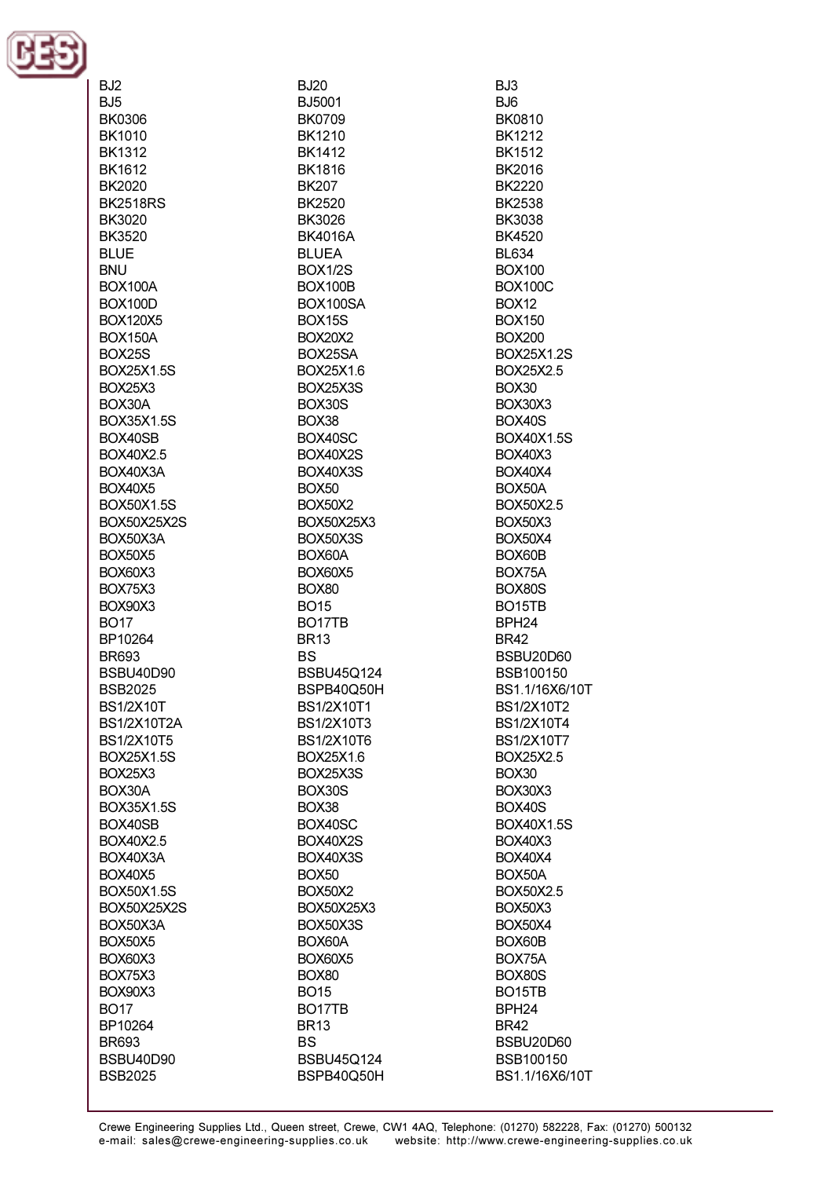| | | |
|---|---|---|
| BJ2 | BJ20 | BJ3 |
| BJ5 | BJ5001 | BJ6 |
| BK0306 | BK0709 | BK0810 |
| BK1010 | BK1210 | BK1212 |
| BK1312 | BK1412 | BK1512 |
| BK1612 | BK1816 | BK2016 |
| BK2020 | BK207 | BK2220 |
| BK2518RS | BK2520 | BK2538 |
| BK3020 | BK3026 | BK3038 |
| BK3520 | BK4016A | BK4520 |
| BLUE | BLUEA | BL634 |
| BNU | BOX1/2S | BOX100 |
| BOX100A | BOX100B | BOX100C |
| BOX100D | BOX100SA | BOX12 |
| BOX120X5 | BOX15S | BOX150 |
| BOX150A | BOX20X2 | BOX200 |
| BOX25S | BOX25SA | BOX25X1.2S |
| BOX25X1.5S | BOX25X1.6 | BOX25X2.5 |
| BOX25X3 | BOX25X3S | BOX30 |
| BOX30A | BOX30S | BOX30X3 |
| BOX35X1.5S | BOX38 | BOX40S |
| BOX40SB | BOX40SC | BOX40X1.5S |
| BOX40X2.5 | BOX40X2S | BOX40X3 |
| BOX40X3A | BOX40X3S | BOX40X4 |
| BOX40X5 | BOX50 | BOX50A |
| BOX50X1.5S | BOX50X2 | BOX50X2.5 |
| BOX50X25X2S | BOX50X25X3 | BOX50X3 |
| BOX50X3A | BOX50X3S | BOX50X4 |
| BOX50X5 | BOX60A | BOX60B |
| BOX60X3 | BOX60X5 | BOX75A |
| BOX75X3 | BOX80 | BOX80S |
| BOX90X3 | BO15 | BO15TB |
| BO17 | BO17TB | BPH24 |
| BP10264 | BR13 | BR42 |
| BR693 | BS | BSBU20D60 |
| BSBU40D90 | BSBU45Q124 | BSB100150 |
| BSB2025 | BSPB40Q50H | BS1.1/16X6/10T |
| BS1/2X10T | BS1/2X10T1 | BS1/2X10T2 |
| BS1/2X10T2A | BS1/2X10T3 | BS1/2X10T4 |
| BS1/2X10T5 | BS1/2X10T6 | BS1/2X10T7 |
| BOX25X1.5S | BOX25X1.6 | BOX25X2.5 |
| BOX25X3 | BOX25X3S | BOX30 |
| BOX30A | BOX30S | BOX30X3 |
| BOX35X1.5S | BOX38 | BOX40S |
| BOX40SB | BOX40SC | BOX40X1.5S |
| BOX40X2.5 | BOX40X2S | BOX40X3 |
| BOX40X3A | BOX40X3S | BOX40X4 |
| BOX40X5 | BOX50 | BOX50A |
| BOX50X1.5S | BOX50X2 | BOX50X2.5 |
| BOX50X25X2S | BOX50X25X3 | BOX50X3 |
| BOX50X3A | BOX50X3S | BOX50X4 |
| BOX50X5 | BOX60A | BOX60B |
| BOX60X3 | BOX60X5 | BOX75A |
| BOX75X3 | BOX80 | BOX80S |
| BOX90X3 | BO15 | BO15TB |
| BO17 | BO17TB | BPH24 |
| BP10264 | BR13 | BR42 |
| BR693 | BS | BSBU20D60 |
| BSBU40D90 | BSBU45Q124 | BSB100150 |
| BSB2025 | BSPB40Q50H | BS1.1/16X6/10T |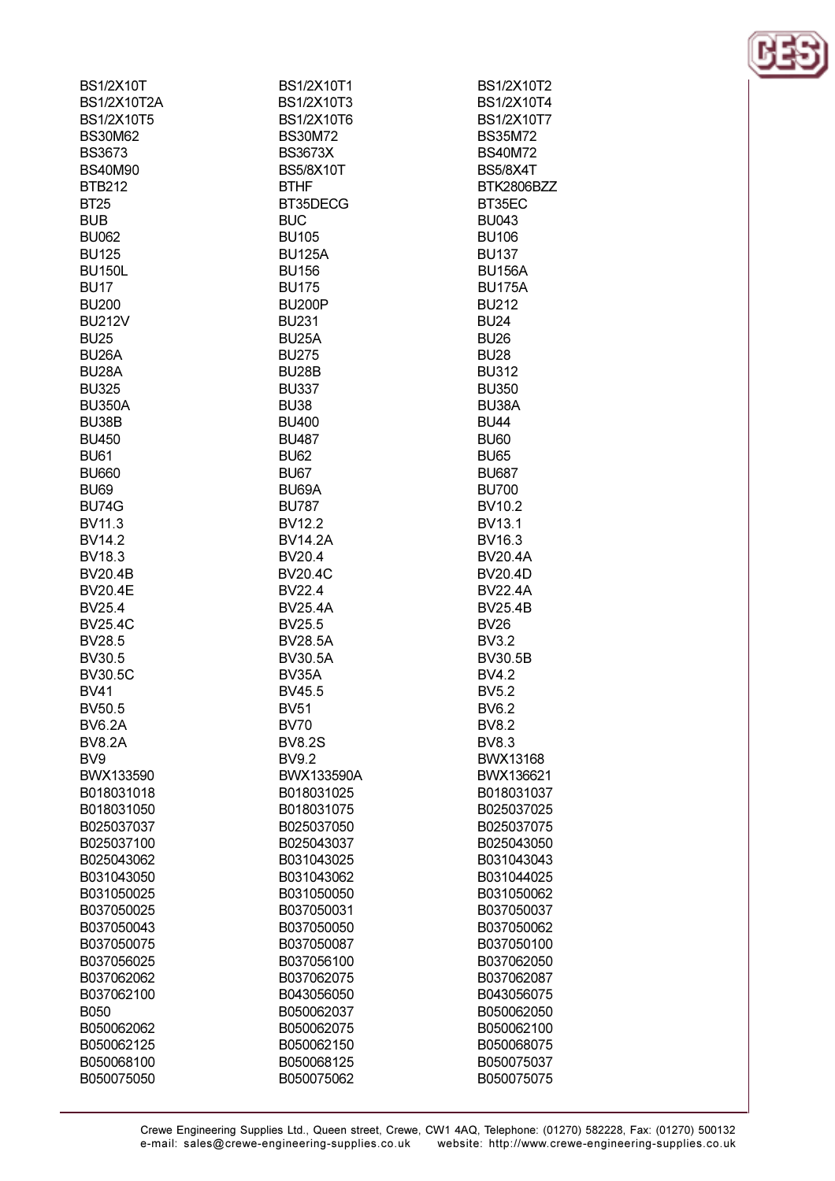BS1/2X10T
BS1/2X10T1
BS1/2X10T2
BS1/2X10T2A
BS1/2X10T3
BS1/2X10T4
BS1/2X10T5
BS1/2X10T6
BS1/2X10T7
BS30M62
BS30M72
BS35M72
BS3673
BS3673X
BS40M72
BS40M90
BS5/8X10T
BS5/8X4T
BTB212
BTHF
BTK2806BZZ
BT25
BT35DECG
BT35EC
BUB
BUC
BU043
BU062
BU105
BU106
BU125
BU125A
BU137
BU150L
BU156
BU156A
BU17
BU175
BU175A
BU200
BU200P
BU212
BU212V
BU231
BU24
BU25
BU25A
BU26
BU26A
BU275
BU28
BU28A
BU28B
BU312
BU325
BU337
BU350
BU350A
BU38
BU38A
BU38B
BU400
BU44
BU450
BU487
BU60
BU61
BU62
BU65
BU660
BU67
BU687
BU69
BU69A
BU700
BU74G
BU787
BV10.2
BV11.3
BV12.2
BV13.1
BV14.2
BV14.2A
BV16.3
BV18.3
BV20.4
BV20.4A
BV20.4B
BV20.4C
BV20.4D
BV20.4E
BV22.4
BV22.4A
BV25.4
BV25.4A
BV25.4B
BV25.4C
BV25.5
BV26
BV28.5
BV28.5A
BV3.2
BV30.5
BV30.5A
BV30.5B
BV30.5C
BV35A
BV4.2
BV41
BV45.5
BV5.2
BV50.5
BV51
BV6.2
BV6.2A
BV70
BV8.2
BV8.2A
BV8.2S
BV8.3
BV9
BV9.2
BWX13168
BWX133590
BWX133590A
BWX136621
B018031018
B018031025
B018031037
B018031050
B018031075
B025037025
B025037037
B025037050
B025037075
B025037100
B025043037
B025043050
B025043062
B031043025
B031043043
B031043050
B031043062
B031044025
B031050025
B031050050
B031050062
B037050025
B037050031
B037050037
B037050043
B037050050
B037050062
B037050075
B037050087
B037050100
B037056025
B037056100
B037062050
B037062062
B037062075
B037062087
B037062100
B043056050
B043056075
B050
B050062037
B050062050
B050062062
B050062075
B050062100
B050062125
B050062150
B050068075
B050068100
B050068125
B050075037
B050075050
B050075062
B050075075

Crewe Engineering Supplies Ltd., Queen street, Crewe, CW1 4AQ, Telephone: (01270) 582228, Fax: (01270) 500132
e-mail: sales@crewe-engineering-supplies.co.uk website: http://www.crewe-engineering-supplies.co.uk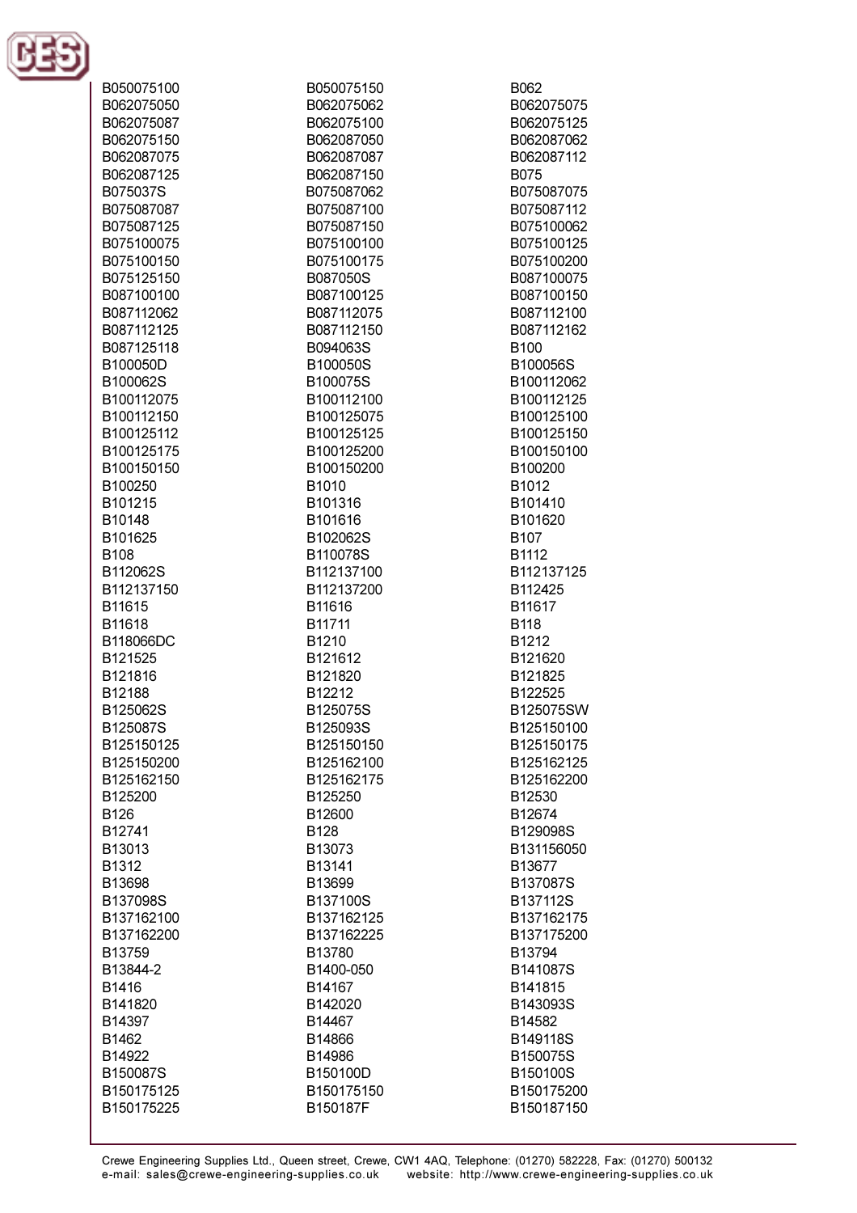B050075100
B050075150
B062
B062075050
B062075062
B062075075
B062075087
B062075100
B062075125
B062075150
B062087050
B062087062
B062087075
B062087087
B062087112
B062087125
B062087150
B075
B075037S
B075087062
B075087075
B075087087
B075087100
B075087112
B075087125
B075087150
B075100062
B075100075
B075100100
B075100125
B075100150
B075100175
B075100200
B075125150
B087050S
B087100075
B087100100
B087100125
B087100150
B087112062
B087112075
B087112100
B087112125
B087112150
B087112162
B087125118
B094063S
B100
B100050D
B100050S
B100056S
B100062S
B100075S
B100112062
B100112075
B100112100
B100112125
B100112150
B100125075
B100125100
B100125112
B100125125
B100125150
B100125175
B100125200
B100150100
B100150150
B100150200
B100200
B100250
B1010
B1012
B101215
B101316
B101410
B10148
B101616
B101620
B101625
B102062S
B107
B108
B110078S
B1112
B112062S
B112137100
B112137125
B112137150
B112137200
B112425
B11615
B11616
B11617
B11618
B11711
B118
B118066DC
B1210
B1212
B121525
B121612
B121620
B121816
B121820
B121825
B12188
B12212
B122525
B125062S
B125075S
B125075SW
B125087S
B125093S
B125150100
B125150125
B125150150
B125150175
B125150200
B125162100
B125162125
B125162150
B125162175
B125162200
B125200
B125250
B12530
B126
B12600
B12674
B12741
B128
B129098S
B13013
B13073
B131156050
B1312
B13141
B13677
B13698
B13699
B137087S
B137098S
B137100S
B137112S
B137162100
B137162125
B137162175
B137162200
B137162225
B137175200
B13759
B13780
B13794
B13844-2
B1400-050
B141087S
B1416
B14167
B141815
B141820
B142020
B143093S
B14397
B14467
B14582
B1462
B14866
B149118S
B14922
B14986
B150075S
B150087S
B150100D
B150100S
B150175125
B150175150
B150175200
B150175225
B150187F
B150187150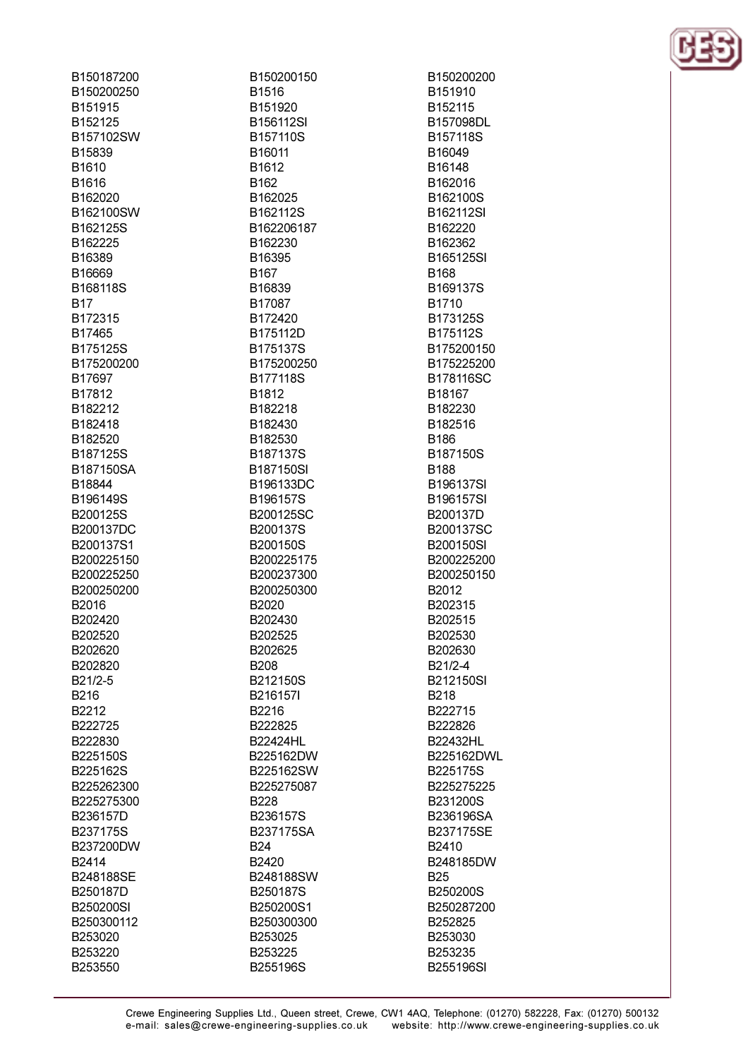B150187200
B150200250
B151915
B152125
B157102SW
B15839
B1610
B1616
B162020
B162100SW
B162125S
B162225
B16389
B16669
B168118S
B17
B172315
B17465
B175125S
B175200200
B17697
B17812
B182212
B182418
B182520
B187125S
B187150SA
B18844
B196149S
B200125S
B200137DC
B200137S1
B200225150
B200225250
B200250200
B2016
B202420
B202520
B202620
B202820
B21/2-5
B216
B2212
B222725
B222830
B225150S
B225162S
B225262300
B225275300
B236157D
B237175S
B237200DW
B2414
B248188SE
B250187D
B250200SI
B250300112
B253020
B253220
B253550
B150200150
B1516
B151920
B156112SI
B157110S
B16011
B1612
B162
B162025
B162112S
B162206187
B162230
B16395
B167
B16839
B17087
B172420
B175112D
B175137S
B175200250
B177118S
B1812
B182218
B182430
B182530
B187137S
B187150SI
B196133DC
B196157S
B200125SC
B200137S
B200150S
B200225175
B200237300
B200250300
B2020
B202430
B202525
B202625
B208
B212150S
B216157I
B2216
B222825
B22424HL
B225162DW
B225162SW
B225275087
B228
B236157S
B237175SA
B24
B2420
B248188SW
B250187S
B250200S1
B250300300
B253025
B253225
B255196S
B150200200
B151910
B152115
B157098DL
B157118S
B16049
B16148
B162016
B162100S
B162112SI
B162220
B162362
B165125SI
B168
B169137S
B1710
B173125S
B175112S
B175200150
B175225200
B178116SC
B18167
B182230
B182516
B186
B187150S
B188
B196137SI
B196157SI
B200137D
B200137SC
B200150SI
B200225200
B200250150
B2012
B202315
B202515
B202530
B202630
B21/2-4
B212150SI
B218
B222715
B222826
B22432HL
B225162DWL
B225175S
B225275225
B231200S
B236196SA
B237175SE
B2410
B248185DW
B25
B250200S
B250287200
B252825
B253030
B253235
B255196SI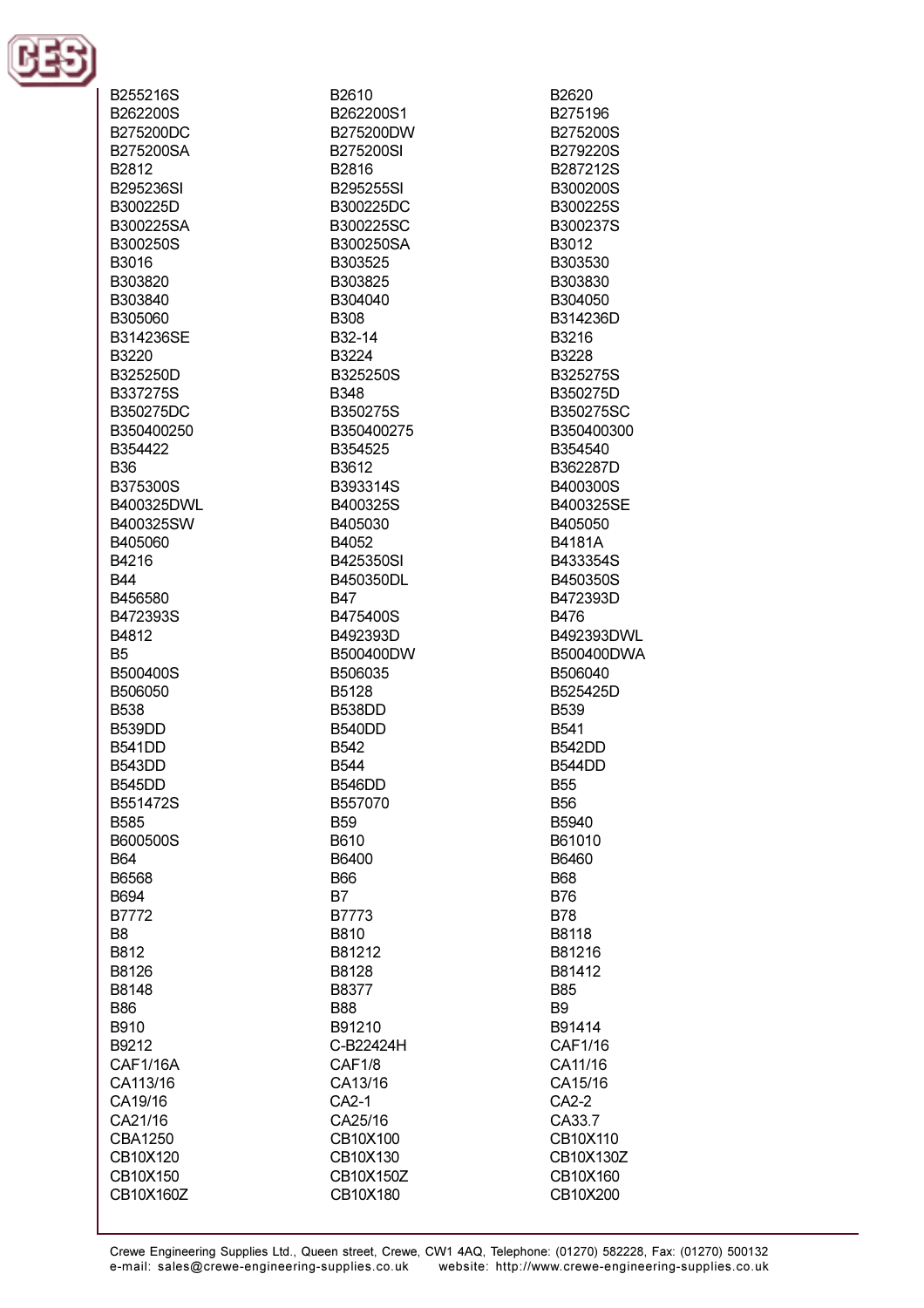B255216S
B2610
B2620
B262200S
B262200S1
B275196
B275200DC
B275200DW
B275200S
B275200SA
B275200SI
B279220S
B2812
B2816
B287212S
B295236SI
B295255SI
B300200S
B300225D
B300225DC
B300225S
B300225SA
B300225SC
B300237S
B300250S
B300250SA
B3012
B3016
B303525
B303530
B303820
B303825
B303830
B303840
B304040
B304050
B305060
B308
B314236D
B314236SE
B32-14
B3216
B3220
B3224
B3228
B325250D
B325250S
B325275S
B337275S
B348
B350275D
B350275DC
B350275S
B350275SC
B350400250
B350400275
B350400300
B354422
B354525
B354540
B36
B3612
B362287D
B375300S
B393314S
B400300S
B400325DWL
B400325S
B400325SE
B400325SW
B405030
B405050
B405060
B4052
B4181A
B4216
B425350SI
B433354S
B44
B450350DL
B450350S
B456580
B47
B472393D
B472393S
B475400S
B476
B4812
B492393D
B492393DWL
B5
B500400DW
B500400DWA
B500400S
B506035
B506040
B506050
B5128
B525425D
B538
B538DD
B539
B539DD
B540DD
B541
B541DD
B542
B542DD
B543DD
B544
B544DD
B545DD
B546DD
B55
B551472S
B557070
B56
B585
B59
B5940
B600500S
B610
B61010
B64
B6400
B6460
B6568
B66
B68
B694
B7
B76
B7772
B7773
B78
B8
B810
B8118
B812
B81212
B81216
B8126
B8128
B81412
B8148
B8377
B85
B86
B88
B9
B910
B91210
B91414
B9212
C-B22424H
CAF1/16
CAF1/16A
CAF1/8
CA11/16
CA113/16
CA13/16
CA15/16
CA19/16
CA2-1
CA2-2
CA21/16
CA25/16
CA33.7
CBA1250
CB10X100
CB10X110
CB10X120
CB10X130
CB10X130Z
CB10X150
CB10X150Z
CB10X160
CB10X160Z
CB10X180
CB10X200

Crewe Engineering Supplies Ltd., Queen street, Crewe, CW1 4AQ, Telephone: (01270) 582228, Fax: (01270) 500132
e-mail: sales@crewe-engineering-supplies.co.uk website: http://www.crewe-engineering-supplies.co.uk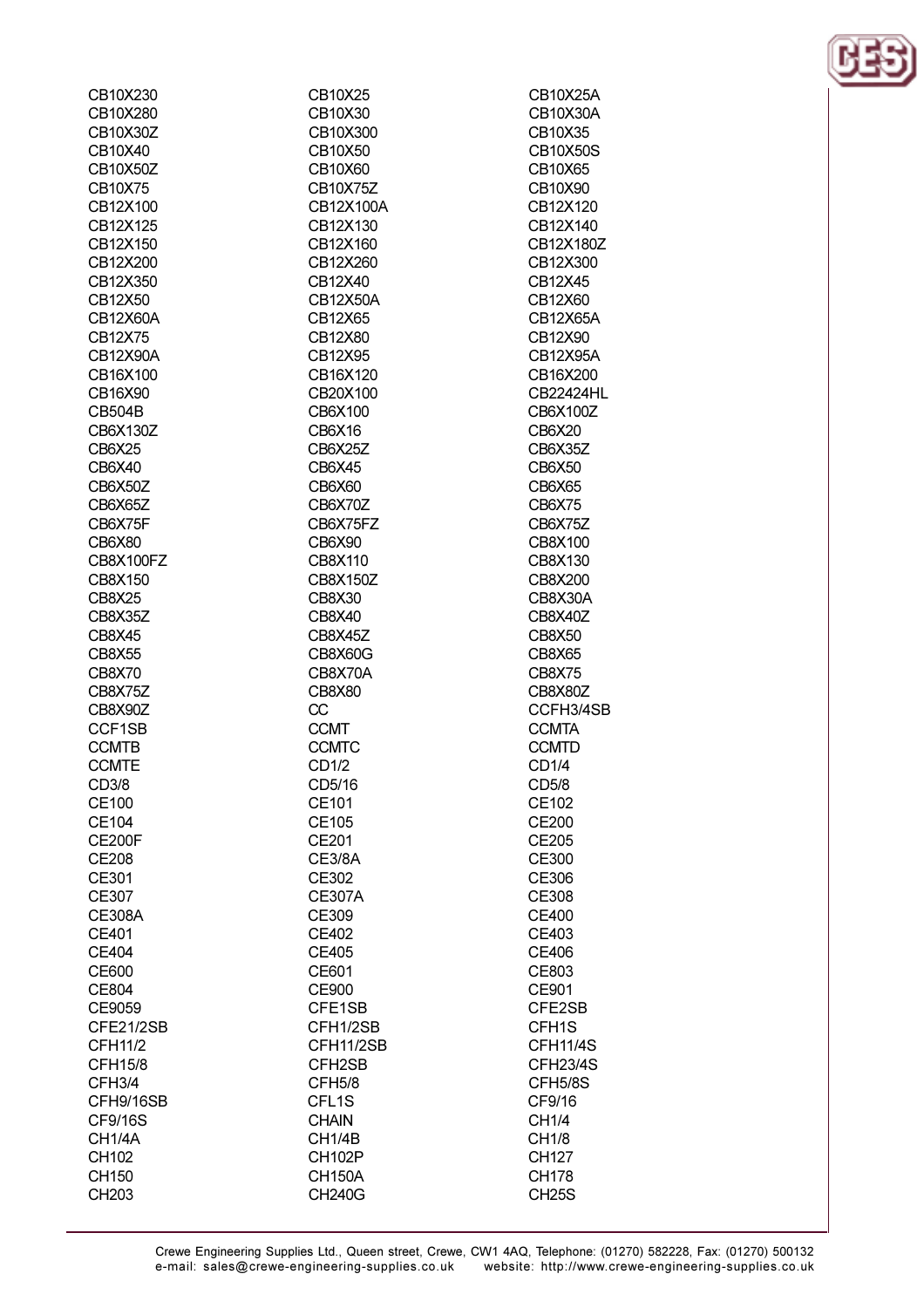CB10X230
CB10X280
CB10X30Z
CB10X40
CB10X50Z
CB10X75
CB12X100
CB12X125
CB12X150
CB12X200
CB12X350
CB12X50
CB12X60A
CB12X75
CB12X90A
CB16X100
CB16X90
CB504B
CB6X130Z
CB6X25
CB6X40
CB6X50Z
CB6X65Z
CB6X75F
CB6X80
CB8X100FZ
CB8X150
CB8X25
CB8X35Z
CB8X45
CB8X55
CB8X70
CB8X75Z
CB8X90Z
CCF1SB
CCMTB
CCMTE
CD3/8
CE100
CE104
CE200F
CE208
CE301
CE307
CE308A
CE401
CE404
CE600
CE804
CE9059
CFE21/2SB
CFH11/2
CFH15/8
CFH3/4
CFH9/16SB
CF9/16S
CH1/4A
CH102
CH150
CH203
CB10X25
CB10X30
CB10X300
CB10X50
CB10X60
CB10X75Z
CB12X100A
CB12X130
CB12X160
CB12X260
CB12X40
CB12X50A
CB12X65
CB12X80
CB12X95
CB16X120
CB20X100
CB6X100
CB6X16
CB6X25Z
CB6X45
CB6X60
CB6X70Z
CB6X75FZ
CB6X90
CB8X110
CB8X150Z
CB8X30
CB8X40
CB8X45Z
CB8X60G
CB8X70A
CB8X80
CC
CCMT
CCMTC
CD1/2
CD5/16
CE101
CE105
CE201
CE3/8A
CE302
CE307A
CE309
CE402
CE405
CE601
CE900
CFE1SB
CFH1/2SB
CFH11/2SB
CFH2SB
CFH5/8
CFL1S
CHAIN
CH1/4B
CH102P
CH150A
CH240G
CB10X25A
CB10X30A
CB10X35
CB10X50S
CB10X65
CB10X90
CB12X120
CB12X140
CB12X180Z
CB12X300
CB12X45
CB12X60
CB12X65A
CB12X90
CB12X95A
CB16X200
CB22424HL
CB6X100Z
CB6X20
CB6X35Z
CB6X50
CB6X65
CB6X75
CB6X75Z
CB8X100
CB8X130
CB8X200
CB8X30A
CB8X40Z
CB8X50
CB8X65
CB8X75
CB8X80Z
CCFH3/4SB
CCMTA
CCMTD
CD1/4
CD5/8
CE102
CE200
CE205
CE300
CE306
CE308
CE400
CE403
CE406
CE803
CE901
CFE2SB
CFH1S
CFH11/4S
CFH23/4S
CFH5/8S
CF9/16
CH1/4
CH1/8
CH127
CH178
CH25S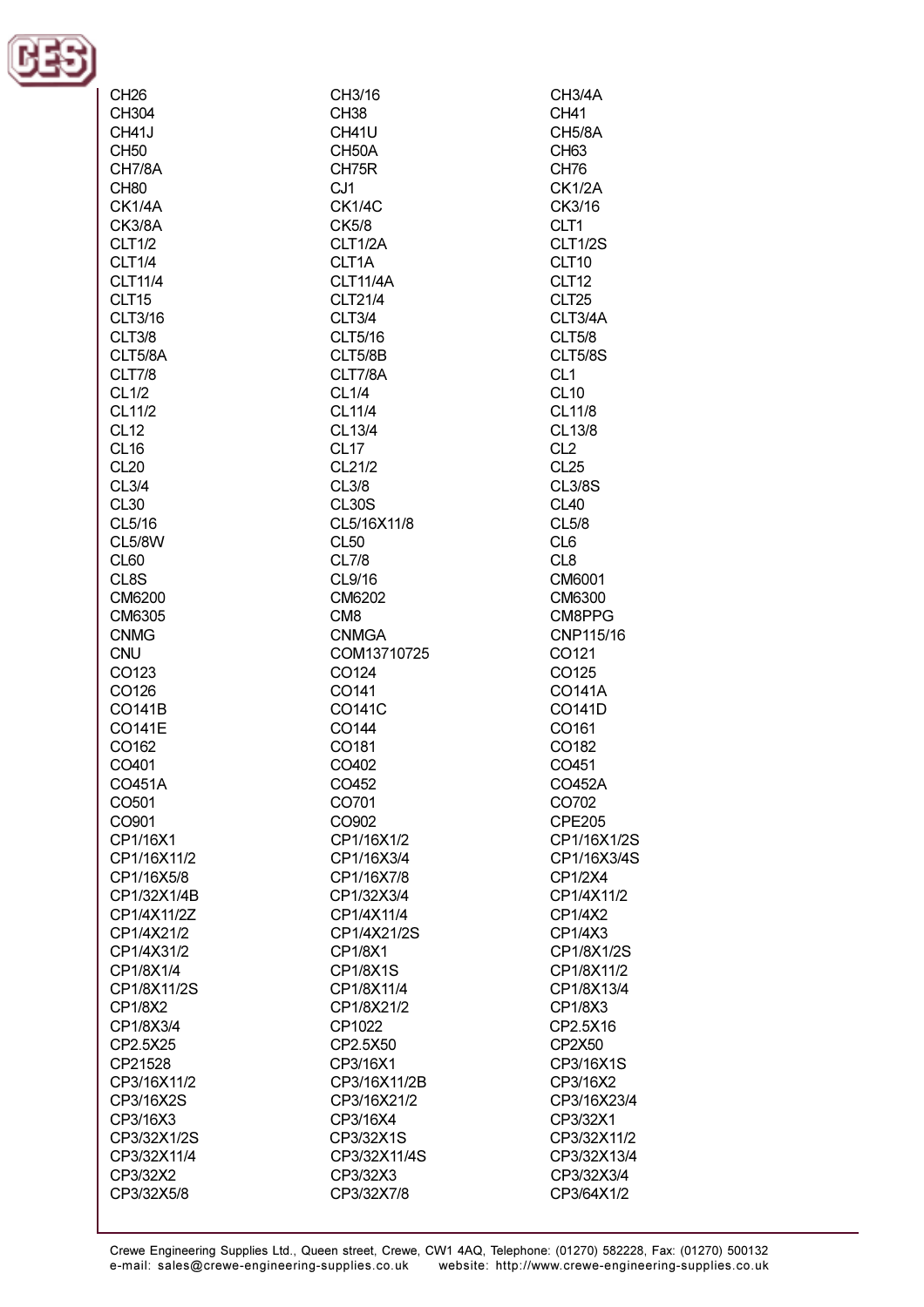CH26
CH3/16
CH3/4A
CH304
CH38
CH41
CH41J
CH41U
CH5/8A
CH50
CH50A
CH63
CH7/8A
CH75R
CH76
CH80
CJ1
CK1/2A
CK1/4A
CK1/4C
CK3/16
CK3/8A
CK5/8
CLT1
CLT1/2
CLT1/2A
CLT1/2S
CLT1/4
CLT1A
CLT10
CLT11/4
CLT11/4A
CLT12
CLT15
CLT21/4
CLT25
CLT3/16
CLT3/4
CLT3/4A
CLT3/8
CLT5/16
CLT5/8
CLT5/8A
CLT5/8B
CLT5/8S
CLT7/8
CLT7/8A
CL1
CL1/2
CL1/4
CL10
CL11/2
CL11/4
CL11/8
CL12
CL13/4
CL13/8
CL16
CL17
CL2
CL20
CL21/2
CL25
CL3/4
CL3/8
CL3/8S
CL30
CL30S
CL40
CL5/16
CL5/16X11/8
CL5/8
CL5/8W
CL50
CL6
CL60
CL7/8
CL8
CL8S
CL9/16
CM6001
CM6200
CM6202
CM6300
CM6305
CM8
CM8PPG
CNMG
CNMGA
CNP115/16
CNU
COM13710725
CO121
CO123
CO124
CO125
CO126
CO141
CO141A
CO141B
CO141C
CO141D
CO141E
CO144
CO161
CO162
CO181
CO182
CO401
CO402
CO451
CO451A
CO452
CO452A
CO501
CO701
CO702
CO901
CO902
CPE205
CP1/16X1
CP1/16X1/2
CP1/16X1/2S
CP1/16X11/2
CP1/16X3/4
CP1/16X3/4S
CP1/16X5/8
CP1/16X7/8
CP1/2X4
CP1/32X1/4B
CP1/32X3/4
CP1/4X11/2
CP1/4X11/2Z
CP1/4X11/4
CP1/4X2
CP1/4X21/2
CP1/4X21/2S
CP1/4X3
CP1/4X31/2
CP1/8X1
CP1/8X1/2S
CP1/8X1/4
CP1/8X1S
CP1/8X11/2
CP1/8X11/2S
CP1/8X11/4
CP1/8X13/4
CP1/8X2
CP1/8X21/2
CP1/8X3
CP1/8X3/4
CP1022
CP2.5X16
CP2.5X25
CP2.5X50
CP2X50
CP21528
CP3/16X1
CP3/16X1S
CP3/16X11/2
CP3/16X11/2B
CP3/16X2
CP3/16X2S
CP3/16X21/2
CP3/16X23/4
CP3/16X3
CP3/16X4
CP3/32X1
CP3/32X1/2S
CP3/32X1S
CP3/32X11/2
CP3/32X11/4
CP3/32X11/4S
CP3/32X13/4
CP3/32X2
CP3/32X3
CP3/32X3/4
CP3/32X5/8
CP3/32X7/8
CP3/64X1/2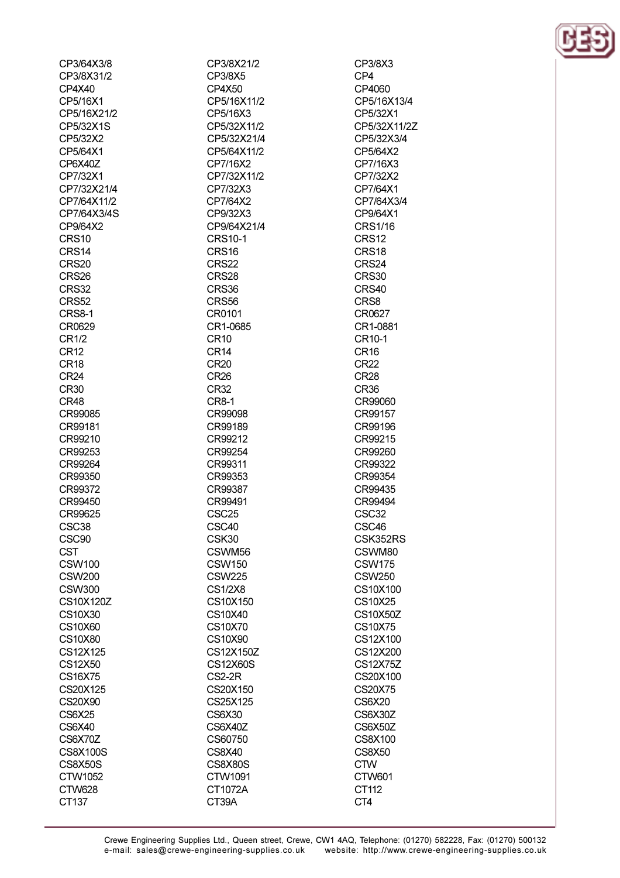CP3/64X3/8
CP3/8X21/2
CP3/8X3
CP3/8X31/2
CP3/8X5
CP4
CP4X40
CP4X50
CP4060
CP5/16X1
CP5/16X11/2
CP5/16X13/4
CP5/16X21/2
CP5/16X3
CP5/32X1
CP5/32X1S
CP5/32X11/2
CP5/32X11/2Z
CP5/32X2
CP5/32X21/4
CP5/32X3/4
CP5/64X1
CP5/64X11/2
CP5/64X2
CP6X40Z
CP7/16X2
CP7/16X3
CP7/32X1
CP7/32X11/2
CP7/32X2
CP7/32X21/4
CP7/32X3
CP7/64X1
CP7/64X11/2
CP7/64X2
CP7/64X3/4
CP7/64X3/4S
CP9/32X3
CP9/64X1
CP9/64X2
CP9/64X21/4
CRS1/16
CRS10
CRS10-1
CRS12
CRS14
CRS16
CRS18
CRS20
CRS22
CRS24
CRS26
CRS28
CRS30
CRS32
CRS36
CRS40
CRS52
CRS56
CRS8
CRS8-1
CR0101
CR0627
CR0629
CR1-0685
CR1-0881
CR1/2
CR10
CR10-1
CR12
CR14
CR16
CR18
CR20
CR22
CR24
CR26
CR28
CR30
CR32
CR36
CR48
CR8-1
CR99060
CR99085
CR99098
CR99157
CR99181
CR99189
CR99196
CR99210
CR99212
CR99215
CR99253
CR99254
CR99260
CR99264
CR99311
CR99322
CR99350
CR99353
CR99354
CR99372
CR99387
CR99435
CR99450
CR99491
CR99494
CR99625
CSC25
CSC32
CSC38
CSC40
CSC46
CSC90
CSK30
CSK352RS
CST
CSWM56
CSWM80
CSW100
CSW150
CSW175
CSW200
CSW225
CSW250
CSW300
CS1/2X8
CS10X100
CS10X120Z
CS10X150
CS10X25
CS10X30
CS10X40
CS10X50Z
CS10X60
CS10X70
CS10X75
CS10X80
CS10X90
CS12X100
CS12X125
CS12X150Z
CS12X200
CS12X50
CS12X60S
CS12X75Z
CS16X75
CS2-2R
CS20X100
CS20X125
CS20X150
CS20X75
CS20X90
CS25X125
CS6X20
CS6X25
CS6X30
CS6X30Z
CS6X40
CS6X40Z
CS6X50Z
CS6X70Z
CS60750
CS8X100
CS8X100S
CS8X40
CS8X50
CS8X50S
CS8X80S
CTW
CTW1052
CTW1091
CTW601
CTW628
CT1072A
CT112
CT137
CT39A
CT4

Crewe Engineering Supplies Ltd., Queen street, Crewe, CW1 4AQ, Telephone: (01270) 582228, Fax: (01270) 500132
e-mail: sales@crewe-engineering-supplies.co.uk website: http://www.crewe-engineering-supplies.co.uk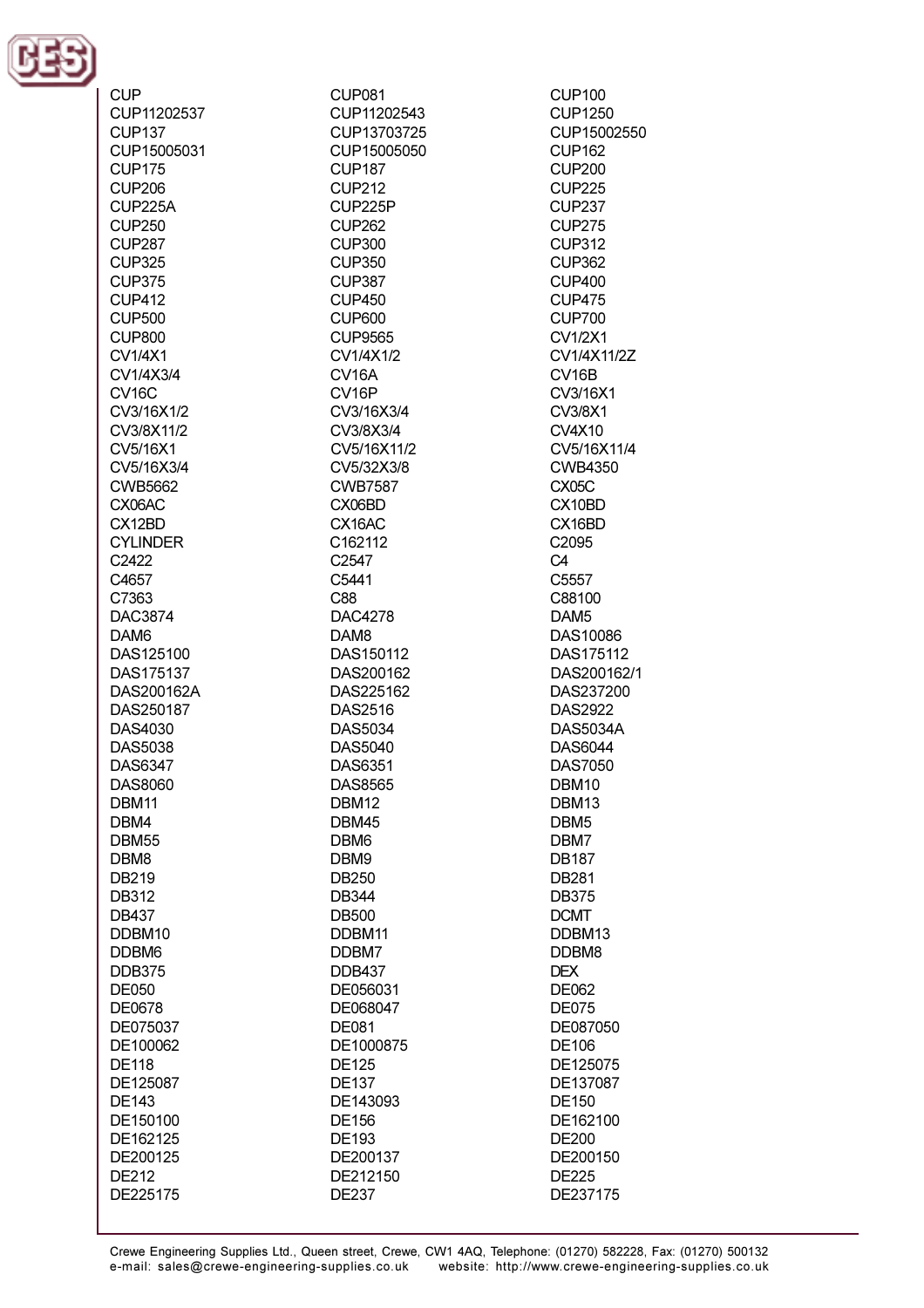CUP
CUP081
CUP100
CUP11202537
CUP11202543
CUP1250
CUP137
CUP13703725
CUP15002550
CUP15005031
CUP15005050
CUP162
CUP175
CUP187
CUP200
CUP206
CUP212
CUP225
CUP225A
CUP225P
CUP237
CUP250
CUP262
CUP275
CUP287
CUP300
CUP312
CUP325
CUP350
CUP362
CUP375
CUP387
CUP400
CUP412
CUP450
CUP475
CUP500
CUP600
CUP700
CUP800
CUP9565
CV1/2X1
CV1/4X1
CV1/4X1/2
CV1/4X11/2Z
CV1/4X3/4
CV16A
CV16B
CV16C
CV16P
CV3/16X1
CV3/16X1/2
CV3/16X3/4
CV3/8X1
CV3/8X11/2
CV3/8X3/4
CV4X10
CV5/16X1
CV5/16X11/2
CV5/16X11/4
CV5/16X3/4
CV5/32X3/8
CWB4350
CWB5662
CWB7587
CX05C
CX06AC
CX06BD
CX10BD
CX12BD
CX16AC
CX16BD
CYLINDER
C162112
C2095
C2422
C2547
C4
C4657
C5441
C5557
C7363
C88
C88100
DAC3874
DAC4278
DAM5
DAM6
DAM8
DAS10086
DAS125100
DAS150112
DAS175112
DAS175137
DAS200162
DAS200162/1
DAS200162A
DAS225162
DAS237200
DAS250187
DAS2516
DAS2922
DAS4030
DAS5034
DAS5034A
DAS5038
DAS5040
DAS6044
DAS6347
DAS6351
DAS7050
DAS8060
DAS8565
DBM10
DBM11
DBM12
DBM13
DBM4
DBM45
DBM5
DBM55
DBM6
DBM7
DBM8
DBM9
DB187
DB219
DB250
DB281
DB312
DB344
DB375
DB437
DB500
DCMT
DDBM10
DDBM11
DDBM13
DDBM6
DDBM7
DDBM8
DDB375
DDB437
DEX
DE050
DE056031
DE062
DE0678
DE068047
DE075
DE075037
DE081
DE087050
DE100062
DE1000875
DE106
DE118
DE125
DE125075
DE125087
DE137
DE137087
DE143
DE143093
DE150
DE150100
DE156
DE162100
DE162125
DE193
DE200
DE200125
DE200137
DE200150
DE212
DE212150
DE225
DE225175
DE237
DE237175

Crewe Engineering Supplies Ltd., Queen street, Crewe, CW1 4AQ, Telephone: (01270) 582228, Fax: (01270) 500132
e-mail: sales@crewe-engineering-supplies.co.uk website: http://www.crewe-engineering-supplies.co.uk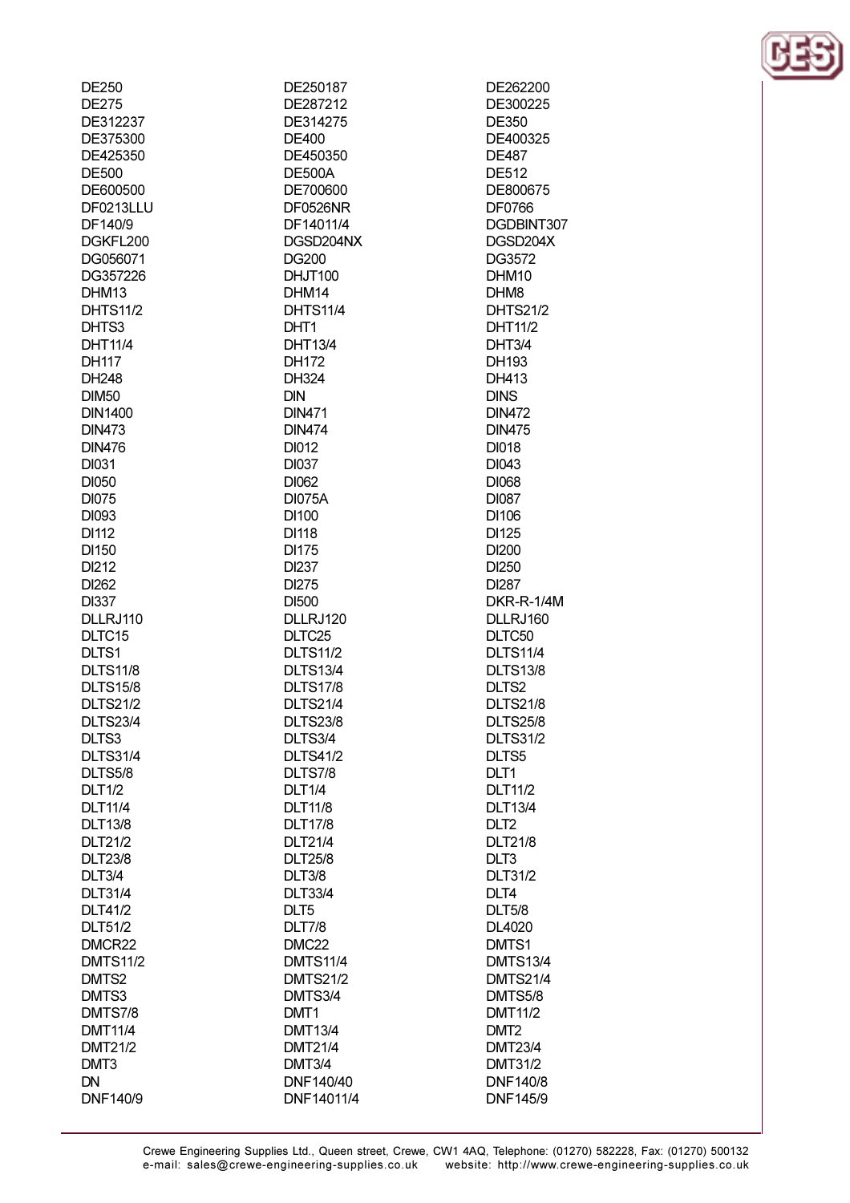DE250
DE275
DE312237
DE375300
DE425350
DE500
DE600500
DF0213LLU
DF140/9
DGKFL200
DG056071
DG357226
DHM13
DHTS11/2
DHTS3
DHT11/4
DH117
DH248
DIM50
DIN1400
DIN473
DIN476
DI031
DI050
DI075
DI093
DI112
DI150
DI212
DI262
DI337
DLLRJ110
DLTC15
DLTS1
DLTS11/8
DLTS15/8
DLTS21/2
DLTS23/4
DLTS3
DLTS31/4
DLTS5/8
DLT1/2
DLT11/4
DLT13/8
DLT21/2
DLT23/8
DLT3/4
DLT31/4
DLT41/2
DLT51/2
DMCR22
DMTS11/2
DMTS2
DMTS3
DMTS7/8
DMT11/4
DMT21/2
DMT3
DN
DNF140/9
DE250187
DE287212
DE314275
DE400
DE450350
DE500A
DE700600
DF0526NR
DF14011/4
DGSD204NX
DG200
DHJT100
DHM14
DHTS11/4
DHT1
DHT13/4
DH172
DH324
DIN
DIN471
DIN474
DI012
DI037
DI062
DI075A
DI100
DI118
DI175
DI237
DI275
DI500
DLLRJ120
DLTC25
DLTS11/2
DLTS13/4
DLTS17/8
DLTS21/4
DLTS23/8
DLTS3/4
DLTS41/2
DLTS7/8
DLT1/4
DLT11/8
DLT17/8
DLT21/4
DLT25/8
DLT3/8
DLT33/4
DLT5
DLT7/8
DMC22
DMTS11/4
DMTS21/2
DMTS3/4
DMT1
DMT13/4
DMT21/4
DMT3/4
DNF140/40
DNF14011/4
DE262200
DE300225
DE350
DE400325
DE487
DE512
DE800675
DF0766
DGDBINT307
DGSD204X
DG3572
DHM10
DHM8
DHTS21/2
DHT11/2
DHT3/4
DH193
DH413
DINS
DIN472
DIN475
DI018
DI043
DI068
DI087
DI106
DI125
DI200
DI250
DI287
DKR-R-1/4M
DLLRJ160
DLTC50
DLTS11/4
DLTS13/8
DLTS2
DLTS21/8
DLTS25/8
DLTS31/2
DLTS5
DLT1
DLT11/2
DLT13/4
DLT2
DLT21/8
DLT3
DLT31/2
DLT4
DLT5/8
DL4020
DMTS1
DMTS13/4
DMTS21/4
DMTS5/8
DMT11/2
DMT2
DMT23/4
DMT31/2
DNF140/8
DNF145/9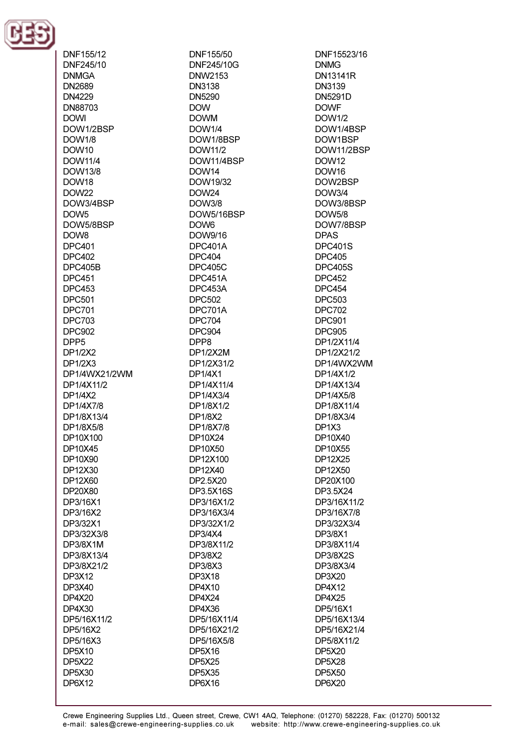DNF155/12
DNF155/50
DNF15523/16
DNF245/10
DNF245/10G
DNMG
DNMGA
DNW2153
DN13141R
DN2689
DN3138
DN3139
DN4229
DN5290
DN5291D
DN88703
DOW
DOWF
DOWI
DOWM
DOW1/2
DOW1/2BSP
DOW1/4
DOW1/4BSP
DOW1/8
DOW1/8BSP
DOW1BSP
DOW10
DOW11/2
DOW11/2BSP
DOW11/4
DOW11/4BSP
DOW12
DOW13/8
DOW14
DOW16
DOW18
DOW19/32
DOW2BSP
DOW22
DOW24
DOW3/4
DOW3/4BSP
DOW3/8
DOW3/8BSP
DOW5
DOW5/16BSP
DOW5/8
DOW5/8BSP
DOW6
DOW7/8BSP
DOW8
DOW9/16
DPAS
DPC401
DPC401A
DPC401S
DPC402
DPC404
DPC405
DPC405B
DPC405C
DPC405S
DPC451
DPC451A
DPC452
DPC453
DPC453A
DPC454
DPC501
DPC502
DPC503
DPC701
DPC701A
DPC702
DPC703
DPC704
DPC901
DPC902
DPC904
DPC905
DPP5
DPP8
DP1/2X11/4
DP1/2X2
DP1/2X2M
DP1/2X21/2
DP1/2X3
DP1/2X31/2
DP1/4WX2WM
DP1/4WX21/2WM
DP1/4X1
DP1/4X1/2
DP1/4X11/2
DP1/4X11/4
DP1/4X13/4
DP1/4X2
DP1/4X3/4
DP1/4X5/8
DP1/4X7/8
DP1/8X1/2
DP1/8X11/4
DP1/8X13/4
DP1/8X2
DP1/8X3/4
DP1/8X5/8
DP1/8X7/8
DP1X3
DP10X100
DP10X24
DP10X40
DP10X45
DP10X50
DP10X55
DP10X90
DP12X100
DP12X25
DP12X30
DP12X40
DP12X50
DP12X60
DP2.5X20
DP20X100
DP20X80
DP3.5X16S
DP3.5X24
DP3/16X1
DP3/16X1/2
DP3/16X11/2
DP3/16X2
DP3/16X3/4
DP3/16X7/8
DP3/32X1
DP3/32X1/2
DP3/32X3/4
DP3/32X3/8
DP3/4X4
DP3/8X1
DP3/8X1M
DP3/8X11/2
DP3/8X11/4
DP3/8X13/4
DP3/8X2
DP3/8X2S
DP3/8X21/2
DP3/8X3
DP3/8X3/4
DP3X12
DP3X18
DP3X20
DP3X40
DP4X10
DP4X12
DP4X20
DP4X24
DP4X25
DP4X30
DP4X36
DP5/16X1
DP5/16X11/2
DP5/16X11/4
DP5/16X13/4
DP5/16X2
DP5/16X21/2
DP5/16X21/4
DP5/16X3
DP5/16X5/8
DP5/8X11/2
DP5X10
DP5X16
DP5X20
DP5X22
DP5X25
DP5X28
DP5X30
DP5X35
DP5X50
DP6X12
DP6X16
DP6X20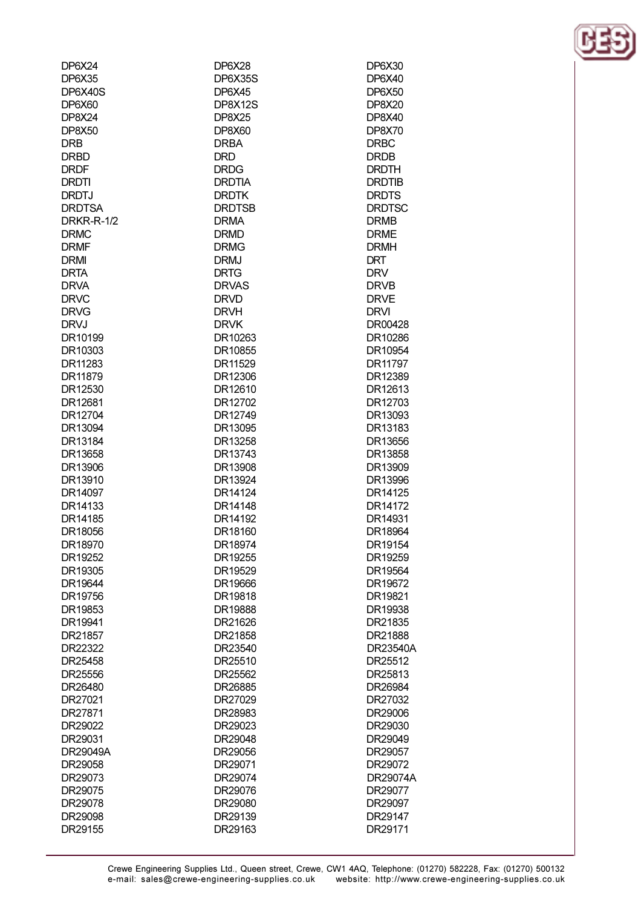DP6X24
DP6X28
DP6X30
DP6X35
DP6X35S
DP6X40
DP6X40S
DP6X45
DP6X50
DP6X60
DP8X12S
DP8X20
DP8X24
DP8X25
DP8X40
DP8X50
DP8X60
DP8X70
DRB
DRBA
DRBC
DRBD
DRD
DRDB
DRDF
DRDG
DRDTH
DRDTI
DRDTIA
DRDTIB
DRDTJ
DRDTK
DRDTS
DRDTSA
DRDTSB
DRDTSC
DRKR-R-1/2
DRMA
DRMB
DRMC
DRMD
DRME
DRMF
DRMG
DRMH
DRMI
DRMJ
DRT
DRTA
DRTG
DRV
DRVA
DRVAS
DRVB
DRVC
DRVD
DRVE
DRVG
DRVH
DRVI
DRVJ
DRVK
DR00428
DR10199
DR10263
DR10286
DR10303
DR10855
DR10954
DR11283
DR11529
DR11797
DR11879
DR12306
DR12389
DR12530
DR12610
DR12613
DR12681
DR12702
DR12703
DR12704
DR12749
DR13093
DR13094
DR13095
DR13183
DR13184
DR13258
DR13656
DR13658
DR13743
DR13858
DR13906
DR13908
DR13909
DR13910
DR13924
DR13996
DR14097
DR14124
DR14125
DR14133
DR14148
DR14172
DR14185
DR14192
DR14931
DR18056
DR18160
DR18964
DR18970
DR18974
DR19154
DR19252
DR19255
DR19259
DR19305
DR19529
DR19564
DR19644
DR19666
DR19672
DR19756
DR19818
DR19821
DR19853
DR19888
DR19938
DR19941
DR21626
DR21835
DR21857
DR21858
DR21888
DR22322
DR23540
DR23540A
DR25458
DR25510
DR25512
DR25556
DR25562
DR25813
DR26480
DR26885
DR26984
DR27021
DR27029
DR27032
DR27871
DR28983
DR29006
DR29022
DR29023
DR29030
DR29031
DR29048
DR29049
DR29049A
DR29056
DR29057
DR29058
DR29071
DR29072
DR29073
DR29074
DR29074A
DR29075
DR29076
DR29077
DR29078
DR29080
DR29097
DR29098
DR29139
DR29147
DR29155
DR29163
DR29171

Crewe Engineering Supplies Ltd., Queen street, Crewe, CW1 4AQ, Telephone: (01270) 582228, Fax: (01270) 500132
e-mail: sales@crewe-engineering-supplies.co.uk website: http://www.crewe-engineering-supplies.co.uk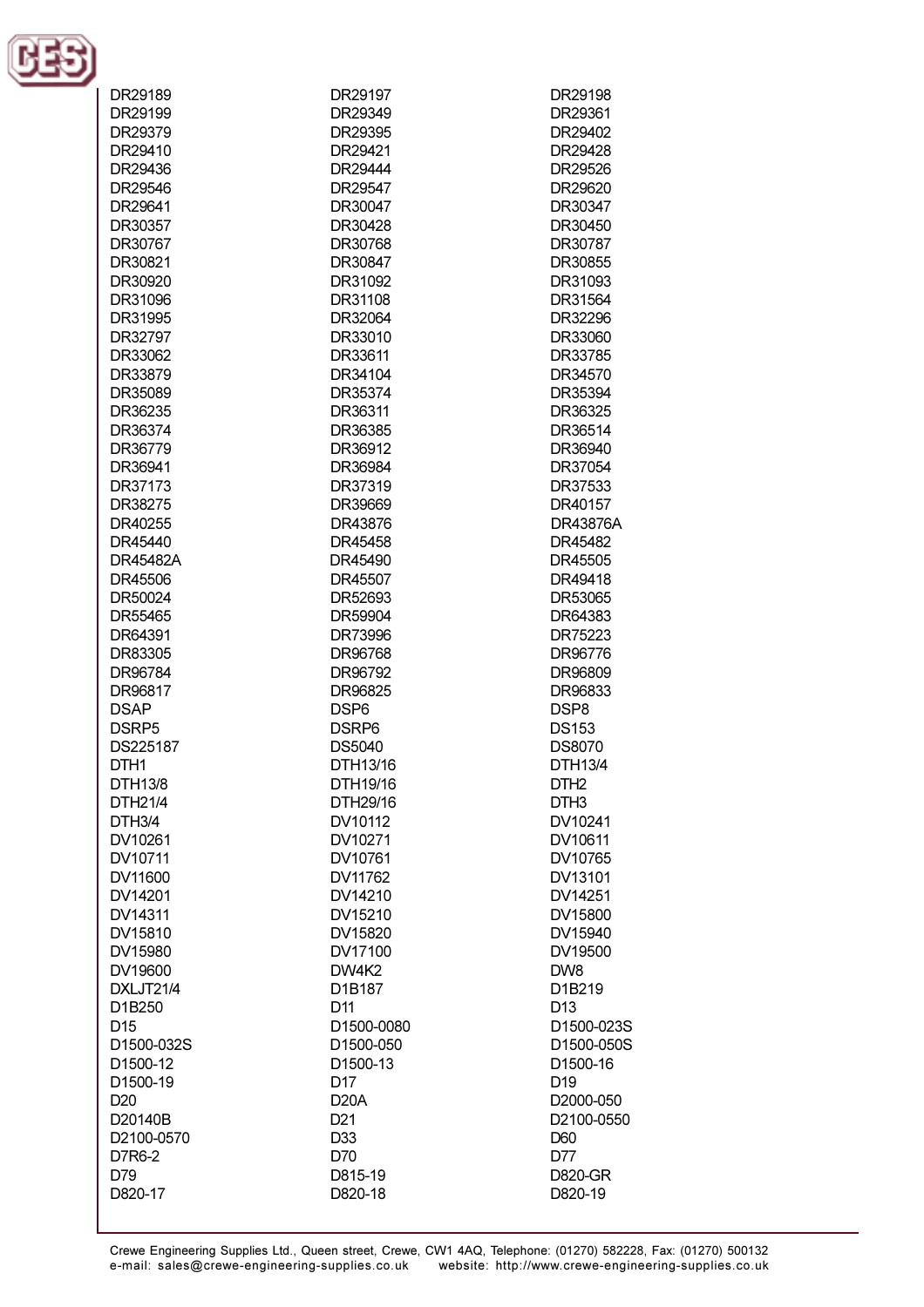| | | |
|---|---|---|
| DR29189 | DR29197 | DR29198 |
| DR29199 | DR29349 | DR29361 |
| DR29379 | DR29395 | DR29402 |
| DR29410 | DR29421 | DR29428 |
| DR29436 | DR29444 | DR29526 |
| DR29546 | DR29547 | DR29620 |
| DR29641 | DR30047 | DR30347 |
| DR30357 | DR30428 | DR30450 |
| DR30767 | DR30768 | DR30787 |
| DR30821 | DR30847 | DR30855 |
| DR30920 | DR31092 | DR31093 |
| DR31096 | DR31108 | DR31564 |
| DR31995 | DR32064 | DR32296 |
| DR32797 | DR33010 | DR33060 |
| DR33062 | DR33611 | DR33785 |
| DR33879 | DR34104 | DR34570 |
| DR35089 | DR35374 | DR35394 |
| DR36235 | DR36311 | DR36325 |
| DR36374 | DR36385 | DR36514 |
| DR36779 | DR36912 | DR36940 |
| DR36941 | DR36984 | DR37054 |
| DR37173 | DR37319 | DR37533 |
| DR38275 | DR39669 | DR40157 |
| DR40255 | DR43876 | DR43876A |
| DR45440 | DR45458 | DR45482 |
| DR45482A | DR45490 | DR45505 |
| DR45506 | DR45507 | DR49418 |
| DR50024 | DR52693 | DR53065 |
| DR55465 | DR59904 | DR64383 |
| DR64391 | DR73996 | DR75223 |
| DR83305 | DR96768 | DR96776 |
| DR96784 | DR96792 | DR96809 |
| DR96817 | DR96825 | DR96833 |
| DSAP | DSP6 | DSP8 |
| DSRP5 | DSRP6 | DS153 |
| DS225187 | DS5040 | DS8070 |
| DTH1 | DTH13/16 | DTH13/4 |
| DTH13/8 | DTH19/16 | DTH2 |
| DTH21/4 | DTH29/16 | DTH3 |
| DTH3/4 | DV10112 | DV10241 |
| DV10261 | DV10271 | DV10611 |
| DV10711 | DV10761 | DV10765 |
| DV11600 | DV11762 | DV13101 |
| DV14201 | DV14210 | DV14251 |
| DV14311 | DV15210 | DV15800 |
| DV15810 | DV15820 | DV15940 |
| DV15980 | DV17100 | DV19500 |
| DV19600 | DW4K2 | DW8 |
| DXLJT21/4 | D1B187 | D1B219 |
| D1B250 | D11 | D13 |
| D15 | D1500-0080 | D1500-023S |
| D1500-032S | D1500-050 | D1500-050S |
| D1500-12 | D1500-13 | D1500-16 |
| D1500-19 | D17 | D19 |
| D20 | D20A | D2000-050 |
| D20140B | D21 | D2100-0550 |
| D2100-0570 | D33 | D60 |
| D7R6-2 | D70 | D77 |
| D79 | D815-19 | D820-GR |
| D820-17 | D820-18 | D820-19 |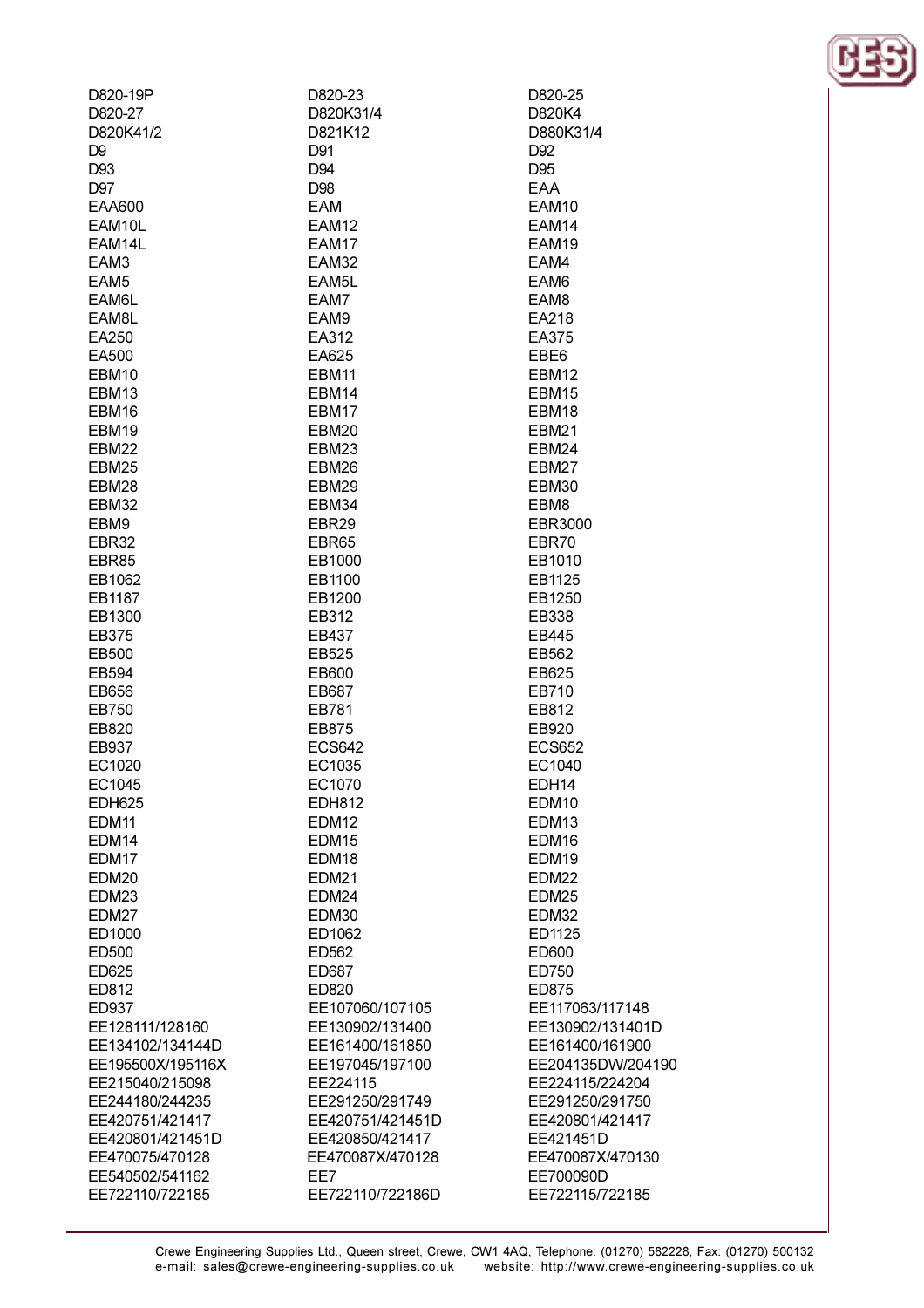D820-19P
D820-23
D820-25
D820-27
D820K31/4
D820K4
D820K41/2
D821K12
D880K31/4
D9
D91
D92
D93
D94
D95
D97
D98
EAA
EAA600
EAM
EAM10
EAM10L
EAM12
EAM14
EAM14L
EAM17
EAM19
EAM3
EAM32
EAM4
EAM5
EAM5L
EAM6
EAM6L
EAM7
EAM8
EAM8L
EAM9
EA218
EA250
EA312
EA375
EA500
EA625
EBE6
EBM10
EBM11
EBM12
EBM13
EBM14
EBM15
EBM16
EBM17
EBM18
EBM19
EBM20
EBM21
EBM22
EBM23
EBM24
EBM25
EBM26
EBM27
EBM28
EBM29
EBM30
EBM32
EBM34
EBM8
EBM9
EBR29
EBR3000
EBR32
EBR65
EBR70
EBR85
EB1000
EB1010
EB1062
EB1100
EB1125
EB1187
EB1200
EB1250
EB1300
EB312
EB338
EB375
EB437
EB445
EB500
EB525
EB562
EB594
EB600
EB625
EB656
EB687
EB710
EB750
EB781
EB812
EB820
EB875
EB920
EB937
ECS642
ECS652
EC1020
EC1035
EC1040
EC1045
EC1070
EDH14
EDH625
EDH812
EDM10
EDM11
EDM12
EDM13
EDM14
EDM15
EDM16
EDM17
EDM18
EDM19
EDM20
EDM21
EDM22
EDM23
EDM24
EDM25
EDM27
EDM30
EDM32
ED1000
ED1062
ED1125
ED500
ED562
ED600
ED625
ED687
ED750
ED812
ED820
ED875
ED937
EE107060/107105
EE117063/117148
EE128111/128160
EE130902/131400
EE130902/131401D
EE134102/134144D
EE161400/161850
EE161400/161900
EE195500X/195116X
EE197045/197100
EE204135DW/204190
EE215040/215098
EE224115
EE224115/224204
EE244180/244235
EE291250/291749
EE291250/291750
EE420751/421417
EE420751/421451D
EE420801/421417
EE420801/421451D
EE420850/421417
EE421451D
EE470075/470128
EE470087X/470128
EE470087X/470130
EE540502/541162
EE7
EE700090D
EE722110/722185
EE722110/722186D
EE722115/722185

Crewe Engineering Supplies Ltd., Queen street, Crewe, CW1 4AQ, Telephone: (01270) 582228, Fax: (01270) 500132
e-mail: sales@crewe-engineering-supplies.co.uk website: http://www.crewe-engineering-supplies.co.uk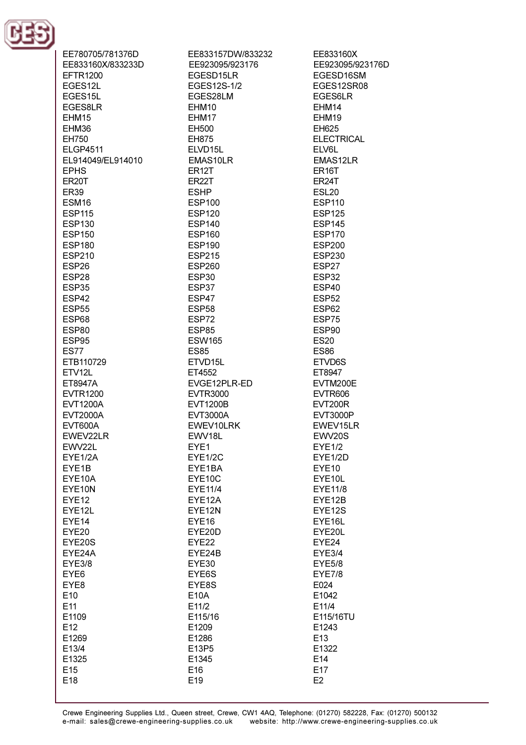EE780705/781376D
EE833157DW/833232
EE833160X
EE833160X/833233D
EE923095/923176
EE923095/923176D
EFTR1200
EGESD15LR
EGESD16SM
EGES12L
EGES12S-1/2
EGES12SR08
EGES15L
EGES28LM
EGES6LR
EGES8LR
EHM10
EHM14
EHM15
EHM17
EHM19
EHM36
EH500
EH625
EH750
EH875
ELECTRICAL
ELGP4511
ELVD15L
ELV6L
EL914049/EL914010
EMAS10LR
EMAS12LR
EPHS
ER12T
ER16T
ER20T
ER22T
ER24T
ER39
ESHP
ESL20
ESM16
ESP100
ESP110
ESP115
ESP120
ESP125
ESP130
ESP140
ESP145
ESP150
ESP160
ESP170
ESP180
ESP190
ESP200
ESP210
ESP215
ESP230
ESP26
ESP260
ESP27
ESP28
ESP30
ESP32
ESP35
ESP37
ESP40
ESP42
ESP47
ESP52
ESP55
ESP58
ESP62
ESP68
ESP72
ESP75
ESP80
ESP85
ESP90
ESP95
ESW165
ES20
ES77
ES85
ES86
ETB110729
ETVD15L
ETVD6S
ETV12L
ET4552
ET8947
ET8947A
EVGE12PLR-ED
EVTM200E
EVTR1200
EVTR3000
EVTR606
EVT1200A
EVT1200B
EVT200R
EVT2000A
EVT3000A
EVT3000P
EVT600A
EWEV10LRK
EWEV15LR
EWEV22LR
EWV18L
EWV20S
EWV22L
EYE1
EYE1/2
EYE1/2A
EYE1/2C
EYE1/2D
EYE1B
EYE1BA
EYE10
EYE10A
EYE10C
EYE10L
EYE10N
EYE11/4
EYE11/8
EYE12
EYE12A
EYE12B
EYE12L
EYE12N
EYE12S
EYE14
EYE16
EYE16L
EYE20
EYE20D
EYE20L
EYE20S
EYE22
EYE24
EYE24A
EYE24B
EYE3/4
EYE3/8
EYE30
EYE5/8
EYE6
EYE6S
EYE7/8
EYE8
EYE8S
E024
E10
E10A
E1042
E11
E11/2
E11/4
E1109
E115/16
E115/16TU
E12
E1209
E1243
E1269
E1286
E13
E13/4
E13P5
E1322
E1325
E1345
E14
E15
E16
E17
E18
E19
E2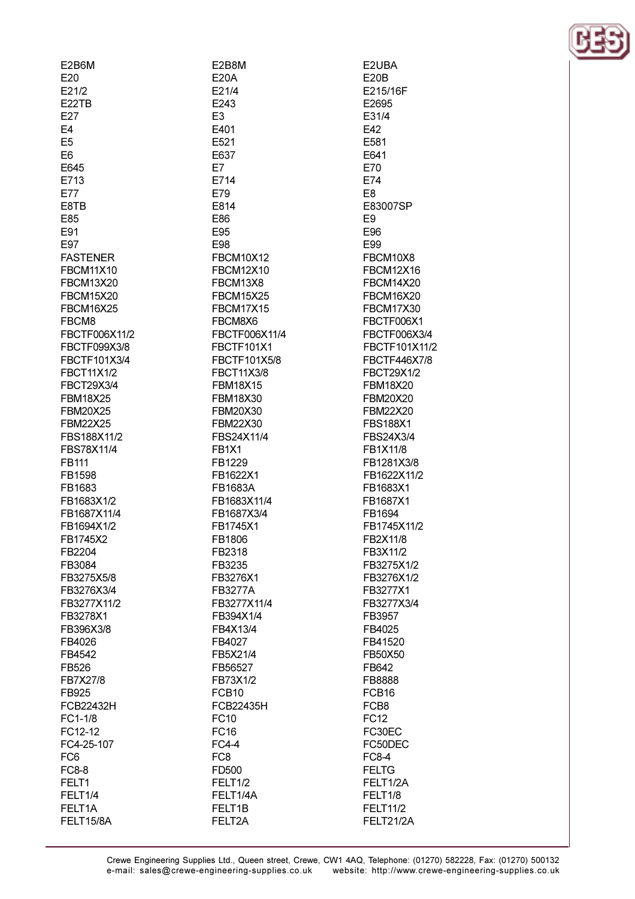E2B6M
E2B8M
E2UBA
E20
E20A
E20B
E21/2
E21/4
E215/16F
E22TB
E243
E2695
E27
E3
E31/4
E4
E401
E42
E5
E521
E581
E6
E637
E641
E645
E7
E70
E713
E714
E74
E77
E79
E8
E8TB
E814
E83007SP
E85
E86
E9
E91
E95
E96
E97
E98
E99
FASTENER
FBCM10X12
FBCM10X8
FBCM11X10
FBCM12X10
FBCM12X16
FBCM13X20
FBCM13X8
FBCM14X20
FBCM15X20
FBCM15X25
FBCM16X20
FBCM16X25
FBCM17X15
FBCM17X30
FBCM8
FBCM8X6
FBCTF006X1
FBCTF006X11/2
FBCTF006X11/4
FBCTF006X3/4
FBCTF099X3/8
FBCTF101X1
FBCTF101X11/2
FBCTF101X3/4
FBCTF101X5/8
FBCTF446X7/8
FBCT11X1/2
FBCT11X3/8
FBCT29X1/2
FBCT29X3/4
FBM18X15
FBM18X20
FBM18X25
FBM18X30
FBM20X20
FBM20X25
FBM20X30
FBM22X20
FBM22X25
FBM22X30
FBS188X1
FBS188X11/2
FBS24X11/4
FBS24X3/4
FBS78X11/4
FB1X1
FB1X11/8
FB111
FB1229
FB1281X3/8
FB1598
FB1622X1
FB1622X11/2
FB1683
FB1683A
FB1683X1
FB1683X1/2
FB1683X11/4
FB1687X1
FB1687X11/4
FB1687X3/4
FB1694
FB1694X1/2
FB1745X1
FB1745X11/2
FB1745X2
FB1806
FB2X11/8
FB2204
FB2318
FB3X11/2
FB3084
FB3235
FB3275X1/2
FB3275X5/8
FB3276X1
FB3276X1/2
FB3276X3/4
FB3277A
FB3277X1
FB3277X11/2
FB3277X11/4
FB3277X3/4
FB3278X1
FB394X1/4
FB3957
FB396X3/8
FB4X13/4
FB4025
FB4026
FB4027
FB41520
FB4542
FB5X21/4
FB50X50
FB526
FB56527
FB642
FB7X27/8
FB73X1/2
FB8888
FB925
FCB10
FCB16
FCB22432H
FCB22435H
FCB8
FC1-1/8
FC10
FC12
FC12-12
FC16
FC30EC
FC4-25-107
FC4-4
FC50DEC
FC6
FC8
FC8-4
FC8-8
FD500
FELTG
FELT1
FELT1/2
FELT1/2A
FELT1/4
FELT1/4A
FELT1/8
FELT1A
FELT1B
FELT11/2
FELT15/8A
FELT2A
FELT21/2A

Crewe Engineering Supplies Ltd., Queen street, Crewe, CW1 4AQ, Telephone: (01270) 582228, Fax: (01270) 500132
e-mail: sales@crewe-engineering-supplies.co.uk website: http://www.crewe-engineering-supplies.co.uk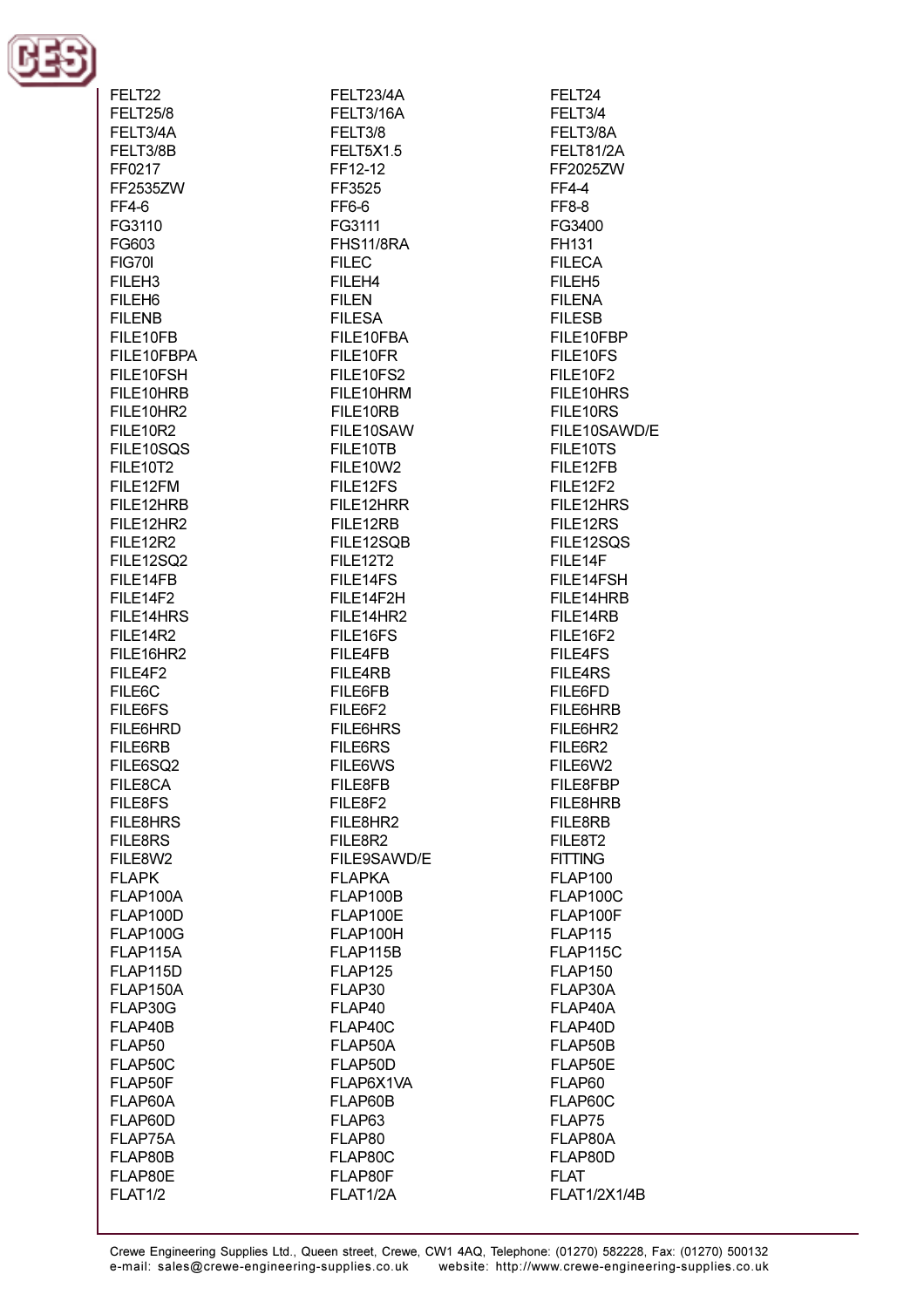FELT22
FELT23/4A
FELT24
FELT25/8
FELT3/16A
FELT3/4
FELT3/4A
FELT3/8
FELT3/8A
FELT3/8B
FELT5X1.5
FELT81/2A
FF0217
FF12-12
FF2025ZW
FF2535ZW
FF3525
FF4-4
FF4-6
FF6-6
FF8-8
FG3110
FG3111
FG3400
FG603
FHS11/8RA
FH131
FIG70I
FILEC
FILECA
FILEH3
FILEH4
FILEH5
FILEH6
FILEN
FILENA
FILENB
FILESA
FILESB
FILE10FB
FILE10FBA
FILE10FBP
FILE10FBPA
FILE10FR
FILE10FS
FILE10FSH
FILE10FS2
FILE10F2
FILE10HRB
FILE10HRM
FILE10HRS
FILE10HR2
FILE10RB
FILE10RS
FILE10R2
FILE10SAW
FILE10SAWD/E
FILE10SQS
FILE10TB
FILE10TS
FILE10T2
FILE10W2
FILE12FB
FILE12FM
FILE12FS
FILE12F2
FILE12HRB
FILE12HRR
FILE12HRS
FILE12HR2
FILE12RB
FILE12RS
FILE12R2
FILE12SQB
FILE12SQS
FILE12SQ2
FILE12T2
FILE14F
FILE14FB
FILE14FS
FILE14FSH
FILE14F2
FILE14F2H
FILE14HRB
FILE14HRS
FILE14HR2
FILE14RB
FILE14R2
FILE16FS
FILE16F2
FILE16HR2
FILE4FB
FILE4FS
FILE4F2
FILE4RB
FILE4RS
FILE6C
FILE6FB
FILE6FD
FILE6FS
FILE6F2
FILE6HRB
FILE6HRD
FILE6HRS
FILE6HR2
FILE6RB
FILE6RS
FILE6R2
FILE6SQ2
FILE6WS
FILE6W2
FILE8CA
FILE8FB
FILE8FBP
FILE8FS
FILE8F2
FILE8HRB
FILE8HRS
FILE8HR2
FILE8RB
FILE8RS
FILE8R2
FILE8T2
FILE8W2
FILE9SAWD/E
FITTING
FLAPK
FLAPKA
FLAP100
FLAP100A
FLAP100B
FLAP100C
FLAP100D
FLAP100E
FLAP100F
FLAP100G
FLAP100H
FLAP115
FLAP115A
FLAP115B
FLAP115C
FLAP115D
FLAP125
FLAP150
FLAP150A
FLAP30
FLAP30A
FLAP30G
FLAP40
FLAP40A
FLAP40B
FLAP40C
FLAP40D
FLAP50
FLAP50A
FLAP50B
FLAP50C
FLAP50D
FLAP50E
FLAP50F
FLAP6X1VA
FLAP60
FLAP60A
FLAP60B
FLAP60C
FLAP60D
FLAP63
FLAP75
FLAP75A
FLAP80
FLAP80A
FLAP80B
FLAP80C
FLAP80D
FLAP80E
FLAP80F
FLAT
FLAT1/2
FLAT1/2A
FLAT1/2X1/4B

Crewe Engineering Supplies Ltd., Queen street, Crewe, CW1 4AQ, Telephone: (01270) 582228, Fax: (01270) 500132
e-mail: sales@crewe-engineering-supplies.co.uk website: http://www.crewe-engineering-supplies.co.uk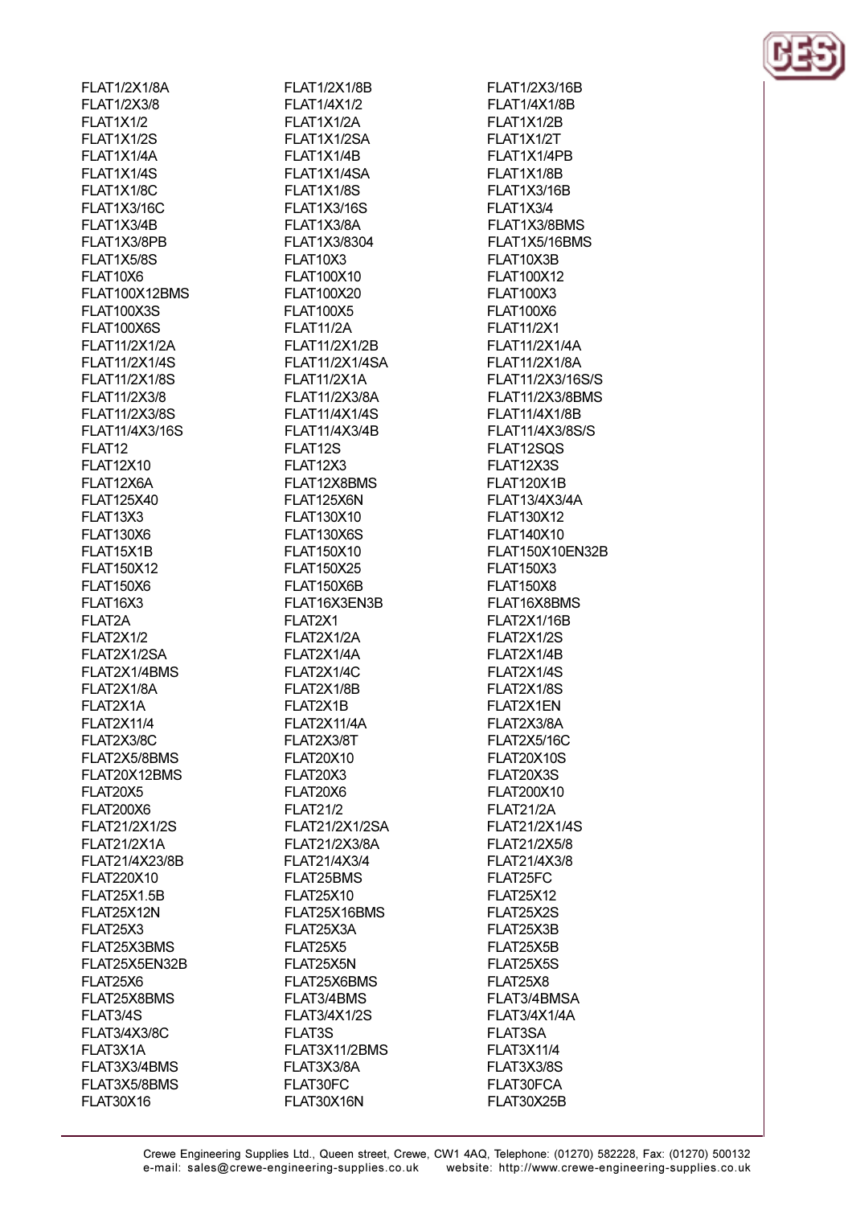FLAT1/2X1/8A
FLAT1/2X3/8
FLAT1X1/2
FLAT1X1/2S
FLAT1X1/4A
FLAT1X1/4S
FLAT1X1/8C
FLAT1X3/16C
FLAT1X3/4B
FLAT1X3/8PB
FLAT1X5/8S
FLAT10X6
FLAT100X12BMS
FLAT100X3S
FLAT100X6S
FLAT11/2X1/2A
FLAT11/2X1/4S
FLAT11/2X1/8S
FLAT11/2X3/8
FLAT11/2X3/8S
FLAT11/4X3/16S
FLAT12
FLAT12X10
FLAT12X6A
FLAT125X40
FLAT13X3
FLAT130X6
FLAT15X1B
FLAT150X12
FLAT150X6
FLAT16X3
FLAT2A
FLAT2X1/2
FLAT2X1/2SA
FLAT2X1/4BMS
FLAT2X1/8A
FLAT2X1A
FLAT2X11/4
FLAT2X3/8C
FLAT2X5/8BMS
FLAT20X12BMS
FLAT20X5
FLAT200X6
FLAT21/2X1/2S
FLAT21/2X1A
FLAT21/4X23/8B
FLAT220X10
FLAT25X1.5B
FLAT25X12N
FLAT25X3
FLAT25X3BMS
FLAT25X5EN32B
FLAT25X6
FLAT25X8BMS
FLAT3/4S
FLAT3/4X3/8C
FLAT3X1A
FLAT3X3/4BMS
FLAT3X5/8BMS
FLAT30X16

FLAT1/2X1/8B
FLAT1/4X1/2
FLAT1X1/2A
FLAT1X1/2SA
FLAT1X1/4B
FLAT1X1/4SA
FLAT1X1/8S
FLAT1X3/16S
FLAT1X3/8A
FLAT1X3/8304
FLAT10X3
FLAT100X10
FLAT100X20
FLAT100X5
FLAT11/2A
FLAT11/2X1/2B
FLAT11/2X1/4SA
FLAT11/2X1A
FLAT11/2X3/8A
FLAT11/4X1/4S
FLAT11/4X3/4B
FLAT12S
FLAT12X3
FLAT12X8BMS
FLAT125X6N
FLAT130X10
FLAT130X6S
FLAT150X10
FLAT150X25
FLAT150X6B
FLAT16X3EN3B
FLAT2X1
FLAT2X1/2A
FLAT2X1/4A
FLAT2X1/4C
FLAT2X1/8B
FLAT2X1B
FLAT2X11/4A
FLAT2X3/8T
FLAT20X10
FLAT20X3
FLAT20X6
FLAT21/2
FLAT21/2X1/2SA
FLAT21/2X3/8A
FLAT21/4X3/4
FLAT25BMS
FLAT25X10
FLAT25X16BMS
FLAT25X3A
FLAT25X5
FLAT25X5N
FLAT25X6BMS
FLAT3/4BMS
FLAT3/4X1/2S
FLAT3S
FLAT3X11/2BMS
FLAT3X3/8A
FLAT30FC
FLAT30X16N

FLAT1/2X3/16B
FLAT1/4X1/8B
FLAT1X1/2B
FLAT1X1/2T
FLAT1X1/4PB
FLAT1X1/8B
FLAT1X3/16B
FLAT1X3/4
FLAT1X3/8BMS
FLAT1X5/16BMS
FLAT10X3B
FLAT100X12
FLAT100X3
FLAT100X6
FLAT11/2X1
FLAT11/2X1/4A
FLAT11/2X1/8A
FLAT11/2X3/16S/S
FLAT11/2X3/8BMS
FLAT11/4X1/8B
FLAT11/4X3/8S/S
FLAT12SQS
FLAT12X3S
FLAT120X1B
FLAT13/4X3/4A
FLAT130X12
FLAT140X10
FLAT150X10EN32B
FLAT150X3
FLAT150X8
FLAT16X8BMS
FLAT2X1/16B
FLAT2X1/2S
FLAT2X1/4B
FLAT2X1/4S
FLAT2X1/8S
FLAT2X1EN
FLAT2X3/8A
FLAT2X5/16C
FLAT20X10S
FLAT20X3S
FLAT200X10
FLAT21/2A
FLAT21/2X1/4S
FLAT21/2X5/8
FLAT21/4X3/8
FLAT25FC
FLAT25X12
FLAT25X2S
FLAT25X3B
FLAT25X5B
FLAT25X5S
FLAT25X8
FLAT3/4BMSA
FLAT3/4X1/4A
FLAT3SA
FLAT3X11/4
FLAT3X3/8S
FLAT30FCA
FLAT30X25B

Crewe Engineering Supplies Ltd., Queen street, Crewe, CW1 4AQ, Telephone: (01270) 582228, Fax: (01270) 500132
e-mail: sales@crewe-engineering-supplies.co.uk website: http://www.crewe-engineering-supplies.co.uk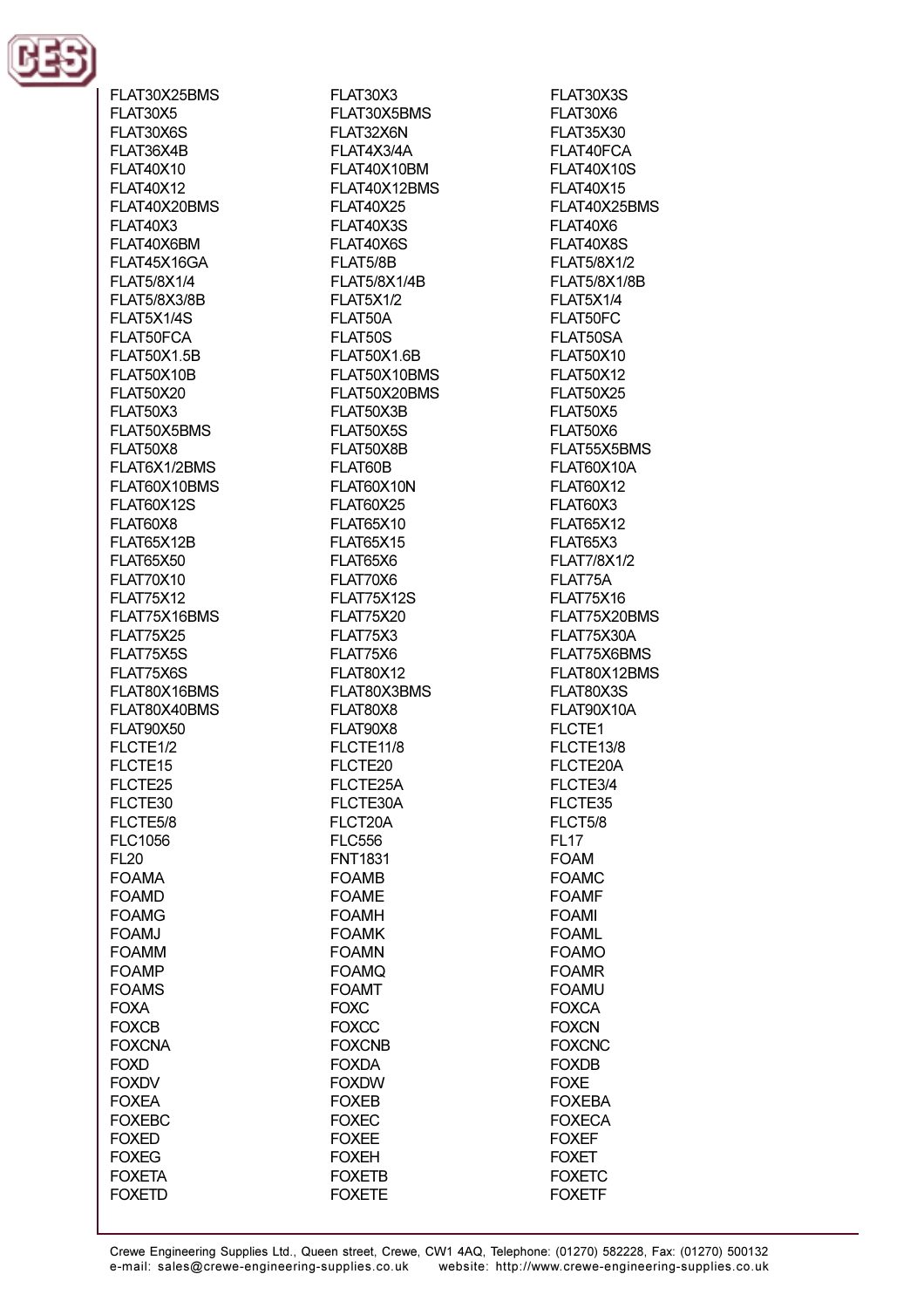FLAT30X25BMS
FLAT30X3
FLAT30X3S
FLAT30X5
FLAT30X5BMS
FLAT30X6
FLAT30X6S
FLAT32X6N
FLAT35X30
FLAT36X4B
FLAT4X3/4A
FLAT40FCA
FLAT40X10
FLAT40X10BM
FLAT40X10S
FLAT40X12
FLAT40X12BMS
FLAT40X15
FLAT40X20BMS
FLAT40X25
FLAT40X25BMS
FLAT40X3
FLAT40X3S
FLAT40X6
FLAT40X6BM
FLAT40X6S
FLAT40X8S
FLAT45X16GA
FLAT5/8B
FLAT5/8X1/2
FLAT5/8X1/4
FLAT5/8X1/4B
FLAT5/8X1/8B
FLAT5/8X3/8B
FLAT5X1/2
FLAT5X1/4
FLAT5X1/4S
FLAT50A
FLAT50FC
FLAT50FCA
FLAT50S
FLAT50SA
FLAT50X1.5B
FLAT50X1.6B
FLAT50X10
FLAT50X10B
FLAT50X10BMS
FLAT50X12
FLAT50X20
FLAT50X20BMS
FLAT50X25
FLAT50X3
FLAT50X3B
FLAT50X5
FLAT50X5BMS
FLAT50X5S
FLAT50X6
FLAT50X8
FLAT50X8B
FLAT55X5BMS
FLAT6X1/2BMS
FLAT60B
FLAT60X10A
FLAT60X10BMS
FLAT60X10N
FLAT60X12
FLAT60X12S
FLAT60X25
FLAT60X3
FLAT60X8
FLAT65X10
FLAT65X12
FLAT65X12B
FLAT65X15
FLAT65X3
FLAT65X50
FLAT65X6
FLAT7/8X1/2
FLAT70X10
FLAT70X6
FLAT75A
FLAT75X12
FLAT75X12S
FLAT75X16
FLAT75X16BMS
FLAT75X20
FLAT75X20BMS
FLAT75X25
FLAT75X3
FLAT75X30A
FLAT75X5S
FLAT75X6
FLAT75X6BMS
FLAT75X6S
FLAT80X12
FLAT80X12BMS
FLAT80X16BMS
FLAT80X3BMS
FLAT80X3S
FLAT80X40BMS
FLAT80X8
FLAT90X10A
FLAT90X50
FLAT90X8
FLCTE1
FLCTE1/2
FLCTE11/8
FLCTE13/8
FLCTE15
FLCTE20
FLCTE20A
FLCTE25
FLCTE25A
FLCTE3/4
FLCTE30
FLCTE30A
FLCTE35
FLCTE5/8
FLCT20A
FLCT5/8
FLC1056
FLC556
FL17
FL20
FNT1831
FOAM
FOAMA
FOAMB
FOAMC
FOAMD
FOAME
FOAMF
FOAMG
FOAMH
FOAMI
FOAMJ
FOAMK
FOAML
FOAMM
FOAMN
FOAMO
FOAMP
FOAMQ
FOAMR
FOAMS
FOAMT
FOAMU
FOXA
FOXC
FOXCA
FOXCB
FOXCC
FOXCN
FOXCNA
FOXCNB
FOXCNC
FOXD
FOXDA
FOXDB
FOXDV
FOXDW
FOXE
FOXEA
FOXEB
FOXEBA
FOXEBC
FOXEC
FOXECA
FOXED
FOXEE
FOXEF
FOXEG
FOXEH
FOXET
FOXETA
FOXETB
FOXETC
FOXETD
FOXETE
FOXETF

Crewe Engineering Supplies Ltd., Queen street, Crewe, CW1 4AQ, Telephone: (01270) 582228, Fax: (01270) 500132
e-mail: sales@crewe-engineering-supplies.co.uk website: http://www.crewe-engineering-supplies.co.uk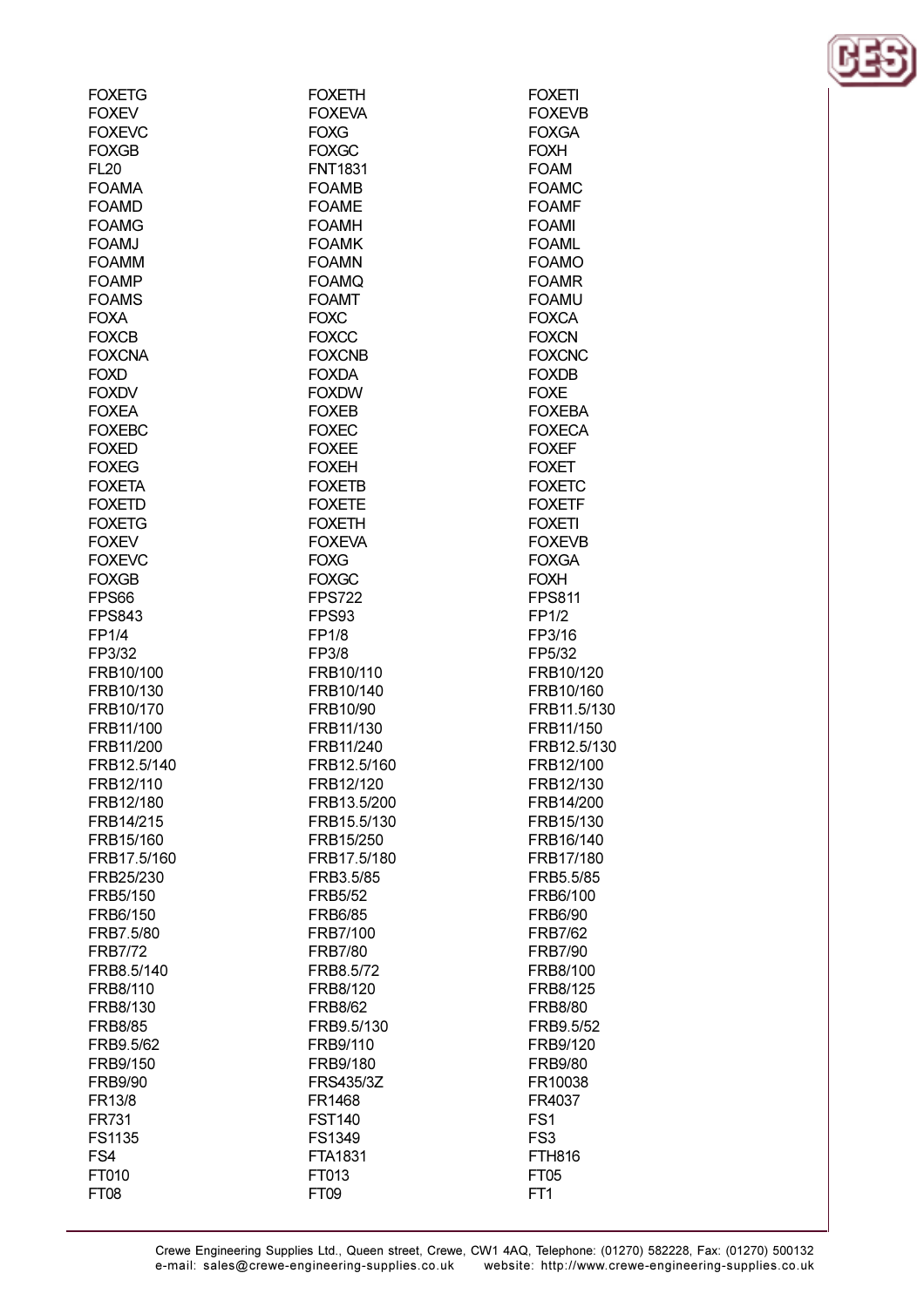FOXETG
FOXETH
FOXETI
FOXEV
FOXEVA
FOXEVB
FOXEVC
FOXG
FOXGA
FOXGB
FOXGC
FOXH
FL20
FNT1831
FOAM
FOAMA
FOAMB
FOAMC
FOAMD
FOAME
FOAMF
FOAMG
FOAMH
FOAMI
FOAMJ
FOAMK
FOAML
FOAMM
FOAMN
FOAMO
FOAMP
FOAMQ
FOAMR
FOAMS
FOAMT
FOAMU
FOXA
FOXC
FOXCA
FOXCB
FOXCC
FOXCN
FOXCNA
FOXCNB
FOXCNC
FOXD
FOXDA
FOXDB
FOXDV
FOXDW
FOXE
FOXEA
FOXEB
FOXEBA
FOXEBC
FOXEC
FOXECA
FOXED
FOXEE
FOXEF
FOXEG
FOXEH
FOXET
FOXETA
FOXETB
FOXETC
FOXETD
FOXETE
FOXETF
FOXETG
FOXETH
FOXETI
FOXEV
FOXEVA
FOXEVB
FOXEVC
FOXG
FOXGA
FOXGB
FOXGC
FOXH
FPS66
FPS722
FPS811
FPS843
FPS93
FP1/2
FP1/4
FP1/8
FP3/16
FP3/32
FP3/8
FP5/32
FRB10/100
FRB10/110
FRB10/120
FRB10/130
FRB10/140
FRB10/160
FRB10/170
FRB10/90
FRB11.5/130
FRB11/100
FRB11/130
FRB11/150
FRB11/200
FRB11/240
FRB12.5/130
FRB12.5/140
FRB12.5/160
FRB12/100
FRB12/110
FRB12/120
FRB12/130
FRB12/180
FRB13.5/200
FRB14/200
FRB14/215
FRB15.5/130
FRB15/130
FRB15/160
FRB15/250
FRB16/140
FRB17.5/160
FRB17.5/180
FRB17/180
FRB25/230
FRB3.5/85
FRB5.5/85
FRB5/150
FRB5/52
FRB6/100
FRB6/150
FRB6/85
FRB6/90
FRB7.5/80
FRB7/100
FRB7/62
FRB7/72
FRB7/80
FRB7/90
FRB8.5/140
FRB8.5/72
FRB8/100
FRB8/110
FRB8/120
FRB8/125
FRB8/130
FRB8/62
FRB8/80
FRB8/85
FRB9.5/130
FRB9.5/52
FRB9.5/62
FRB9/110
FRB9/120
FRB9/150
FRB9/180
FRB9/80
FRB9/90
FRS435/3Z
FR10038
FR13/8
FR1468
FR4037
FR731
FST140
FS1
FS1135
FS1349
FS3
FS4
FTA1831
FTH816
FT010
FT013
FT05
FT08
FT09
FT1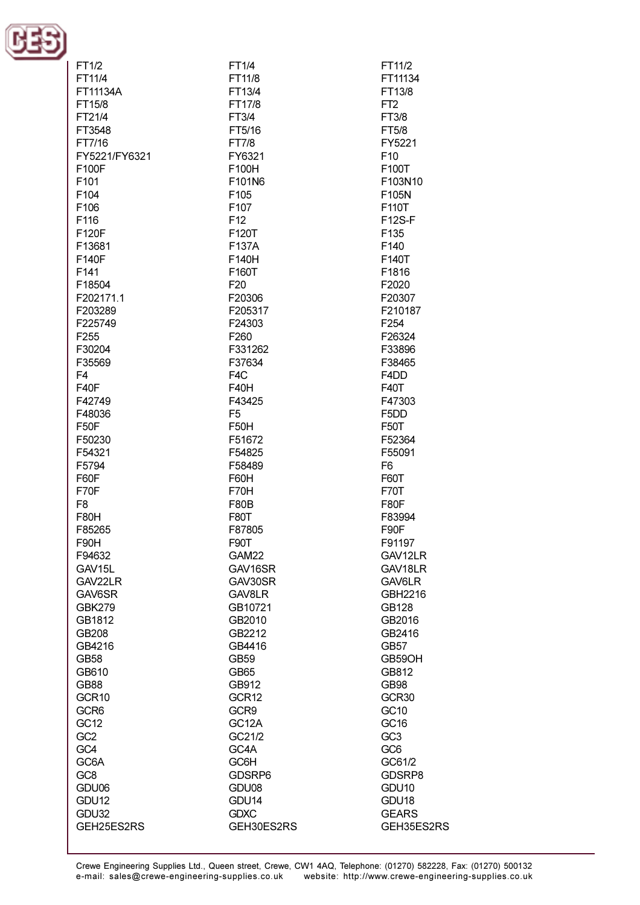FT1/2
FT1/4
FT11/2
FT11/4
FT11/8
FT11134
FT11134A
FT13/4
FT13/8
FT15/8
FT17/8
FT2
FT21/4
FT3/4
FT3/8
FT3548
FT5/16
FT5/8
FT7/16
FT7/8
FY5221
FY5221/FY6321
FY6321
F10
F100F
F100H
F100T
F101
F101N6
F103N10
F104
F105
F105N
F106
F107
F110T
F116
F12
F12S-F
F120F
F120T
F135
F13681
F137A
F140
F140F
F140H
F140T
F141
F160T
F1816
F18504
F20
F2020
F202171.1
F20306
F20307
F203289
F205317
F210187
F225749
F24303
F254
F255
F260
F26324
F30204
F331262
F33896
F35569
F37634
F38465
F4
F4C
F4DD
F40F
F40H
F40T
F42749
F43425
F47303
F48036
F5
F5DD
F50F
F50H
F50T
F50230
F51672
F52364
F54321
F54825
F55091
F5794
F58489
F6
F60F
F60H
F60T
F70F
F70H
F70T
F8
F80B
F80F
F80H
F80T
F83994
F85265
F87805
F90F
F90H
F90T
F91197
F94632
GAM22
GAV12LR
GAV15L
GAV16SR
GAV18LR
GAV22LR
GAV30SR
GAV6LR
GAV6SR
GAV8LR
GBH2216
GBK279
GB10721
GB128
GB1812
GB2010
GB2016
GB208
GB2212
GB2416
GB4216
GB4416
GB57
GB58
GB59
GB59OH
GB610
GB65
GB812
GB88
GB912
GB98
GCR10
GCR12
GCR30
GCR6
GCR9
GC10
GC12
GC12A
GC16
GC2
GC21/2
GC3
GC4
GC4A
GC6
GC6A
GC6H
GC61/2
GC8
GDSRP6
GDSRP8
GDU06
GDU08
GDU10
GDU12
GDU14
GDU18
GDU32
GDXC
GEARS
GEH25ES2RS
GEH30ES2RS
GEH35ES2RS

Crewe Engineering Supplies Ltd., Queen street, Crewe, CW1 4AQ, Telephone: (01270) 582228, Fax: (01270) 500132
e-mail: sales@crewe-engineering-supplies.co.uk website: http://www.crewe-engineering-supplies.co.uk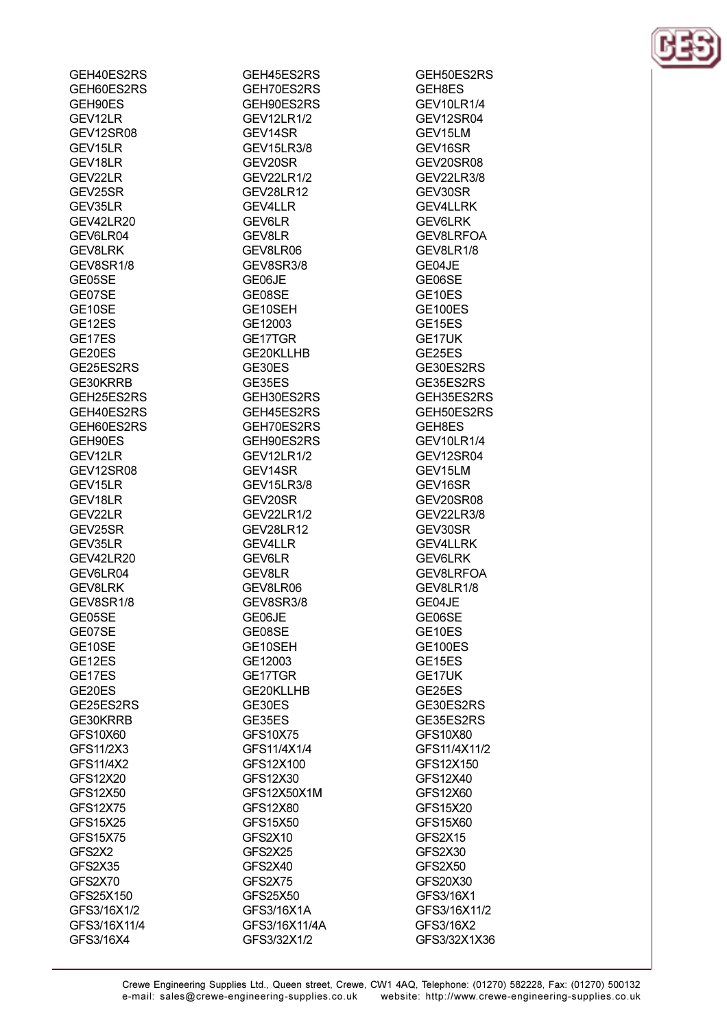GEH40ES2RS
GEH45ES2RS
GEH50ES2RS
GEH60ES2RS
GEH70ES2RS
GEH8ES
GEH90ES
GEH90ES2RS
GEV10LR1/4
GEV12LR
GEV12LR1/2
GEV12SR04
GEV12SR08
GEV14SR
GEV15LM
GEV15LR
GEV15LR3/8
GEV16SR
GEV18LR
GEV20SR
GEV20SR08
GEV22LR
GEV22LR1/2
GEV22LR3/8
GEV25SR
GEV28LR12
GEV30SR
GEV35LR
GEV4LLR
GEV4LLRK
GEV42LR20
GEV6LR
GEV6LRK
GEV6LR04
GEV8LR
GEV8LRFOA
GEV8LRK
GEV8LR06
GEV8LR1/8
GEV8SR1/8
GEV8SR3/8
GE04JE
GE05SE
GE06JE
GE06SE
GE07SE
GE08SE
GE10ES
GE10SE
GE10SEH
GE100ES
GE12ES
GE12003
GE15ES
GE17ES
GE17TGR
GE17UK
GE20ES
GE20KLLHB
GE25ES
GE25ES2RS
GE30ES
GE30ES2RS
GE30KRRB
GE35ES
GE35ES2RS
GEH25ES2RS
GEH30ES2RS
GEH35ES2RS
GEH40ES2RS
GEH45ES2RS
GEH50ES2RS
GEH60ES2RS
GEH70ES2RS
GEH8ES
GEH90ES
GEH90ES2RS
GEV10LR1/4
GEV12LR
GEV12LR1/2
GEV12SR04
GEV12SR08
GEV14SR
GEV15LM
GEV15LR
GEV15LR3/8
GEV16SR
GEV18LR
GEV20SR
GEV20SR08
GEV22LR
GEV22LR1/2
GEV22LR3/8
GEV25SR
GEV28LR12
GEV30SR
GEV35LR
GEV4LLR
GEV4LLRK
GEV42LR20
GEV6LR
GEV6LRK
GEV6LR04
GEV8LR
GEV8LRFOA
GEV8LRK
GEV8LR06
GEV8LR1/8
GEV8SR1/8
GEV8SR3/8
GE04JE
GE05SE
GE06JE
GE06SE
GE07SE
GE08SE
GE10ES
GE10SE
GE10SEH
GE100ES
GE12ES
GE12003
GE15ES
GE17ES
GE17TGR
GE17UK
GE20ES
GE20KLLHB
GE25ES
GE25ES2RS
GE30ES
GE30ES2RS
GE30KRRB
GE35ES
GE35ES2RS
GFS10X60
GFS10X75
GFS10X80
GFS11/2X3
GFS11/4X1/4
GFS11/4X11/2
GFS11/4X2
GFS12X100
GFS12X150
GFS12X20
GFS12X30
GFS12X40
GFS12X50
GFS12X50X1M
GFS12X60
GFS12X75
GFS12X80
GFS15X20
GFS15X25
GFS15X50
GFS15X60
GFS15X75
GFS2X10
GFS2X15
GFS2X2
GFS2X25
GFS2X30
GFS2X35
GFS2X40
GFS2X50
GFS2X70
GFS2X75
GFS20X30
GFS25X150
GFS25X50
GFS3/16X1
GFS3/16X1/2
GFS3/16X1A
GFS3/16X11/2
GFS3/16X11/4
GFS3/16X11/4A
GFS3/16X2
GFS3/16X4
GFS3/32X1/2
GFS3/32X1X36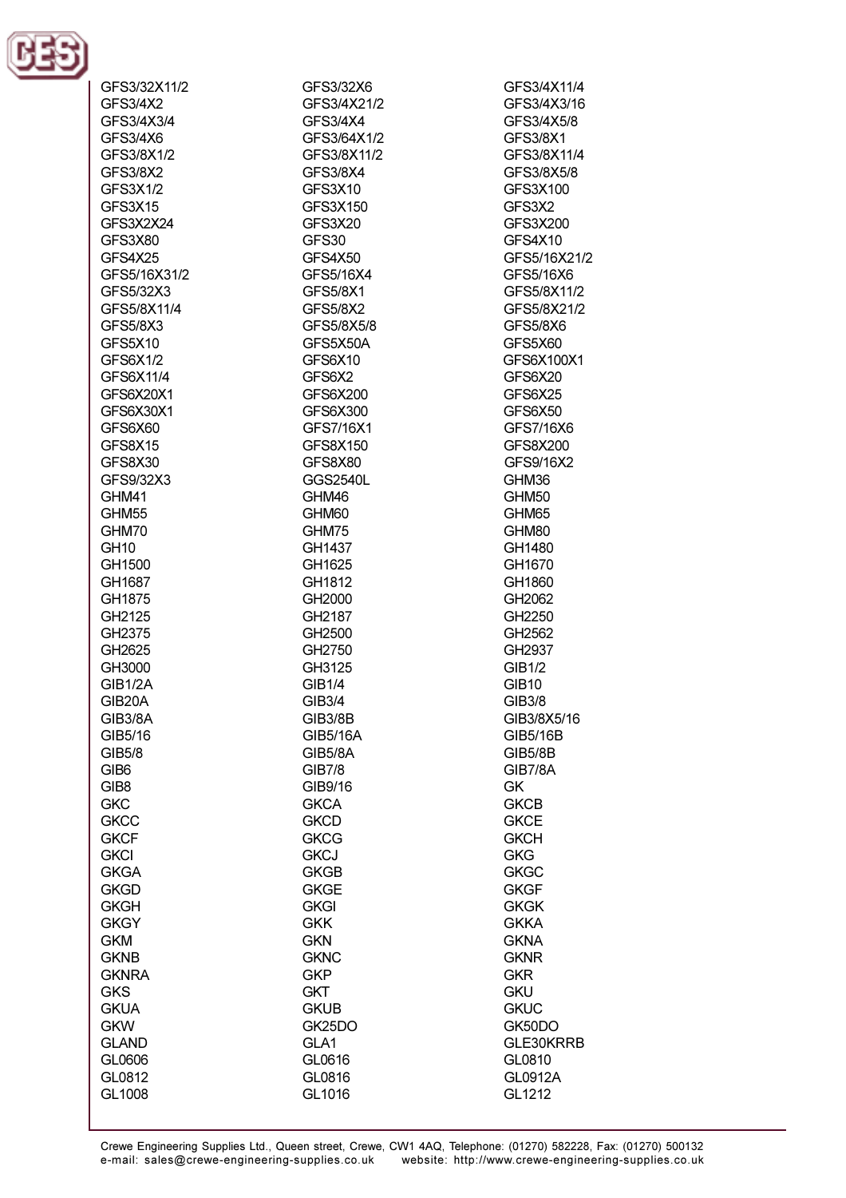GFS3/32X11/2
GFS3/32X6
GFS3/4X11/4
GFS3/4X2
GFS3/4X21/2
GFS3/4X3/16
GFS3/4X3/4
GFS3/4X4
GFS3/4X5/8
GFS3/4X6
GFS3/64X1/2
GFS3/8X1
GFS3/8X1/2
GFS3/8X11/2
GFS3/8X11/4
GFS3/8X2
GFS3/8X4
GFS3/8X5/8
GFS3X1/2
GFS3X10
GFS3X100
GFS3X15
GFS3X150
GFS3X2
GFS3X2X24
GFS3X20
GFS3X200
GFS3X80
GFS30
GFS4X10
GFS4X25
GFS4X50
GFS5/16X21/2
GFS5/16X31/2
GFS5/16X4
GFS5/16X6
GFS5/32X3
GFS5/8X1
GFS5/8X11/2
GFS5/8X11/4
GFS5/8X2
GFS5/8X21/2
GFS5/8X3
GFS5/8X5/8
GFS5/8X6
GFS5X10
GFS5X50A
GFS5X60
GFS6X1/2
GFS6X10
GFS6X100X1
GFS6X11/4
GFS6X2
GFS6X20
GFS6X20X1
GFS6X200
GFS6X25
GFS6X30X1
GFS6X300
GFS6X50
GFS6X60
GFS7/16X1
GFS7/16X6
GFS8X15
GFS8X150
GFS8X200
GFS8X30
GFS8X80
GFS9/16X2
GFS9/32X3
GGS2540L
GHM36
GHM41
GHM46
GHM50
GHM55
GHM60
GHM65
GHM70
GHM75
GHM80
GH10
GH1437
GH1480
GH1500
GH1625
GH1670
GH1687
GH1812
GH1860
GH1875
GH2000
GH2062
GH2125
GH2187
GH2250
GH2375
GH2500
GH2562
GH2625
GH2750
GH2937
GH3000
GH3125
GIB1/2
GIB1/2A
GIB1/4
GIB10
GIB20A
GIB3/4
GIB3/8
GIB3/8A
GIB3/8B
GIB3/8X5/16
GIB5/16
GIB5/16A
GIB5/16B
GIB5/8
GIB5/8A
GIB5/8B
GIB6
GIB7/8
GIB7/8A
GIB8
GIB9/16
GK
GKC
GKCA
GKCB
GKCC
GKCD
GKCE
GKCF
GKCG
GKCH
GKCI
GKCJ
GKG
GKGA
GKGB
GKGC
GKGD
GKGE
GKGF
GKGH
GKGI
GKGK
GKGY
GKK
GKKA
GKM
GKN
GKNA
GKNB
GKNC
GKNR
GKNRA
GKP
GKR
GKS
GKT
GKU
GKUA
GKUB
GKUC
GKW
GK25DO
GK50DO
GLAND
GLA1
GLE30KRRB
GL0606
GL0616
GL0810
GL0812
GL0816
GL0912A
GL1008
GL1016
GL1212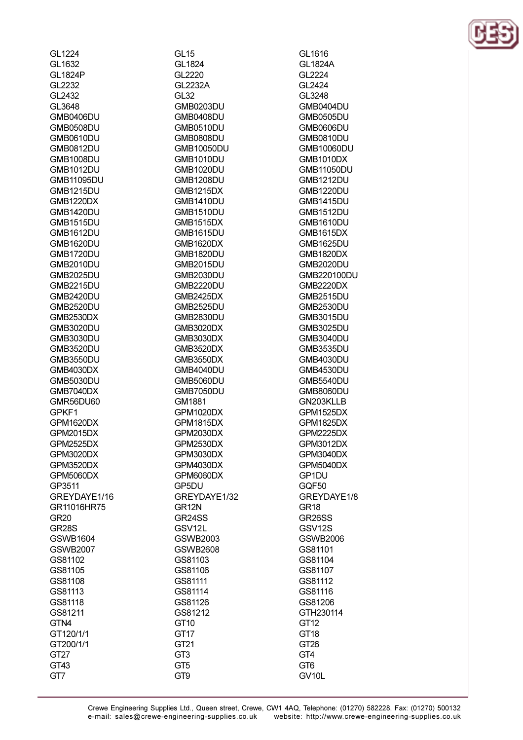GL1224
GL15
GL1616
GL1632
GL1824
GL1824A
GL1824P
GL2220
GL2224
GL2232
GL2232A
GL2424
GL2432
GL32
GL3248
GL3648
GMB0203DU
GMB0404DU
GMB0406DU
GMB0408DU
GMB0505DU
GMB0508DU
GMB0510DU
GMB0606DU
GMB0610DU
GMB0808DU
GMB0810DU
GMB0812DU
GMB10050DU
GMB10060DU
GMB1008DU
GMB1010DU
GMB1010DX
GMB1012DU
GMB1020DU
GMB11050DU
GMB11095DU
GMB1208DU
GMB1212DU
GMB1215DU
GMB1215DX
GMB1220DU
GMB1220DX
GMB1410DU
GMB1415DU
GMB1420DU
GMB1510DU
GMB1512DU
GMB1515DU
GMB1515DX
GMB1610DU
GMB1612DU
GMB1615DU
GMB1615DX
GMB1620DU
GMB1620DX
GMB1625DU
GMB1720DU
GMB1820DU
GMB1820DX
GMB2010DU
GMB2015DU
GMB2020DU
GMB2025DU
GMB2030DU
GMB220100DU
GMB2215DU
GMB2220DU
GMB2220DX
GMB2420DU
GMB2425DX
GMB2515DU
GMB2520DU
GMB2525DU
GMB2530DU
GMB2530DX
GMB2830DU
GMB3015DU
GMB3020DU
GMB3020DX
GMB3025DU
GMB3030DU
GMB3030DX
GMB3040DU
GMB3520DU
GMB3520DX
GMB3535DU
GMB3550DU
GMB3550DX
GMB4030DU
GMB4030DX
GMB4040DU
GMB4530DU
GMB5030DU
GMB5060DU
GMB5540DU
GMB7040DX
GMB7050DU
GMB8060DU
GMR56DU60
GM1881
GN203KLLB
GPKF1
GPM1020DX
GPM1525DX
GPM1620DX
GPM1815DX
GPM1825DX
GPM2015DX
GPM2030DX
GPM2225DX
GPM2525DX
GPM2530DX
GPM3012DX
GPM3020DX
GPM3030DX
GPM3040DX
GPM3520DX
GPM4030DX
GPM5040DX
GPM5060DX
GPM6060DX
GP1DU
GP3511
GP5DU
GQF50
GREYDAYE1/16
GREYDAYE1/32
GREYDAYE1/8
GR11016HR75
GR12N
GR18
GR20
GR24SS
GR26SS
GR28S
GSV12L
GSV12S
GSWB1604
GSWB2003
GSWB2006
GSWB2007
GSWB2608
GS81101
GS81102
GS81103
GS81104
GS81105
GS81106
GS81107
GS81108
GS81111
GS81112
GS81113
GS81114
GS81116
GS81118
GS81126
GS81206
GS81211
GS81212
GTH230114
GTN4
GT10
GT12
GT120/1/1
GT17
GT18
GT200/1/1
GT21
GT26
GT27
GT3
GT4
GT43
GT5
GT6
GT7
GT9
GV10L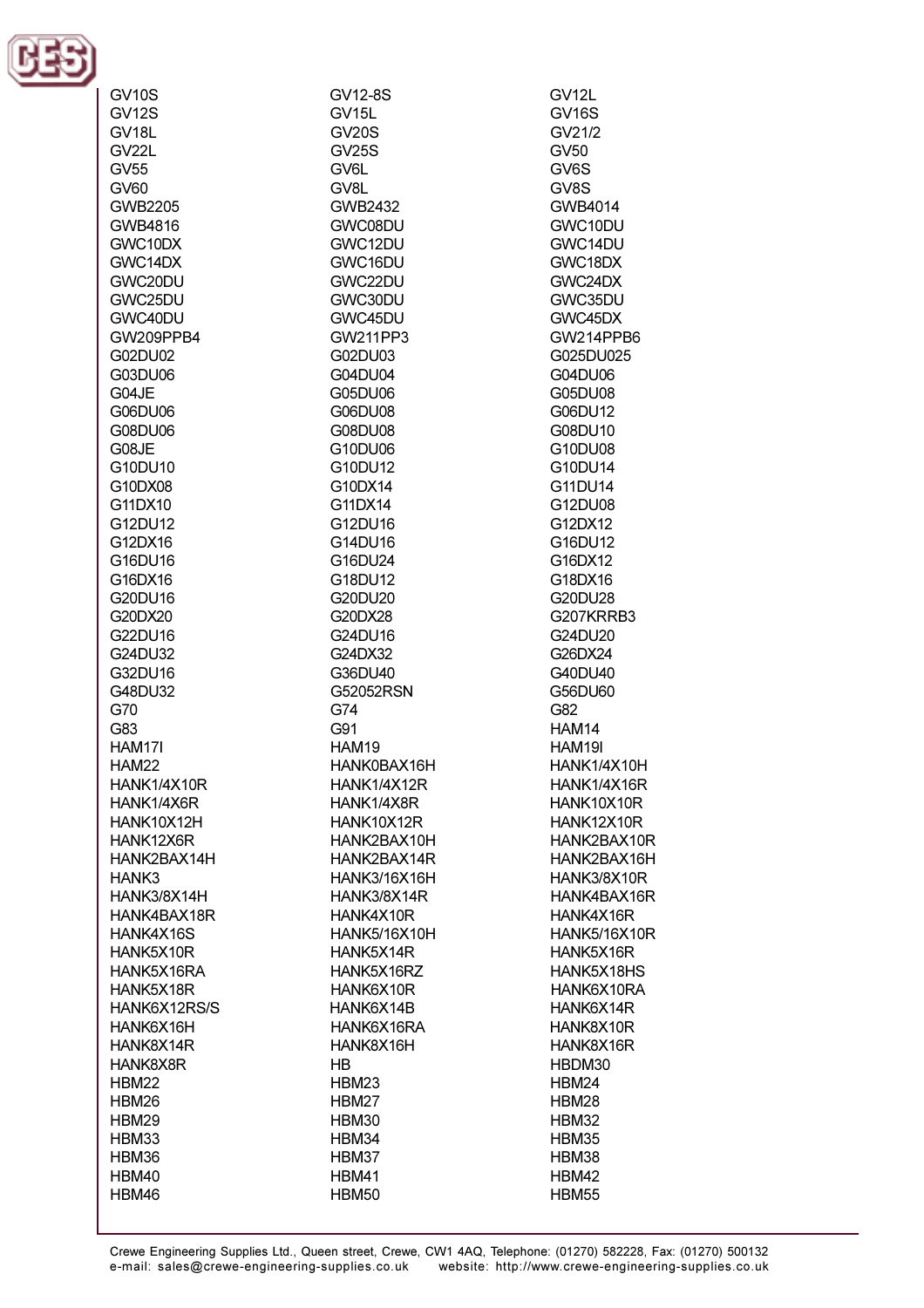GV10S
GV12-8S
GV12L
GV12S
GV15L
GV16S
GV18L
GV20S
GV21/2
GV22L
GV25S
GV50
GV55
GV6L
GV6S
GV60
GV8L
GV8S
GWB2205
GWB2432
GWB4014
GWB4816
GWC08DU
GWC10DU
GWC10DX
GWC12DU
GWC14DU
GWC14DX
GWC16DU
GWC18DX
GWC20DU
GWC22DU
GWC24DX
GWC25DU
GWC30DU
GWC35DU
GWC40DU
GWC45DU
GWC45DX
GW209PPB4
GW211PP3
GW214PPB6
G02DU02
G02DU03
G025DU025
G03DU06
G04DU04
G04DU06
G04JE
G05DU06
G05DU08
G06DU06
G06DU08
G06DU12
G08DU06
G08DU08
G08DU10
G08JE
G10DU06
G10DU08
G10DU10
G10DU12
G10DU14
G10DX08
G10DX14
G11DU14
G11DX10
G11DX14
G12DU08
G12DU12
G12DU16
G12DX12
G12DX16
G14DU16
G16DU12
G16DU16
G16DU24
G16DX12
G16DX16
G18DU12
G18DX16
G20DU16
G20DU20
G20DU28
G20DX20
G20DX28
G207KRRB3
G22DU16
G24DU16
G24DU20
G24DU32
G24DX32
G26DX24
G32DU16
G36DU40
G40DU40
G48DU32
G52052RSN
G56DU60
G70
G74
G82
G83
G91
HAM14
HAM17I
HAM19
HAM19I
HAM22
HANK0BAX16H
HANK1/4X10H
HANK1/4X10R
HANK1/4X12R
HANK1/4X16R
HANK1/4X6R
HANK1/4X8R
HANK10X10R
HANK10X12H
HANK10X12R
HANK12X10R
HANK12X6R
HANK2BAX10H
HANK2BAX10R
HANK2BAX14H
HANK2BAX14R
HANK2BAX16H
HANK3
HANK3/16X16H
HANK3/8X10R
HANK3/8X14H
HANK3/8X14R
HANK4BAX16R
HANK4BAX18R
HANK4X10R
HANK4X16R
HANK4X16S
HANK5/16X10H
HANK5/16X10R
HANK5X10R
HANK5X14R
HANK5X16R
HANK5X16RA
HANK5X16RZ
HANK5X18HS
HANK5X18R
HANK6X10R
HANK6X10RA
HANK6X12RS/S
HANK6X14B
HANK6X14R
HANK6X16H
HANK6X16RA
HANK8X10R
HANK8X14R
HANK8X16H
HANK8X16R
HANK8X8R
HB
HBDM30
HBM22
HBM23
HBM24
HBM26
HBM27
HBM28
HBM29
HBM30
HBM32
HBM33
HBM34
HBM35
HBM36
HBM37
HBM38
HBM40
HBM41
HBM42
HBM46
HBM50
HBM55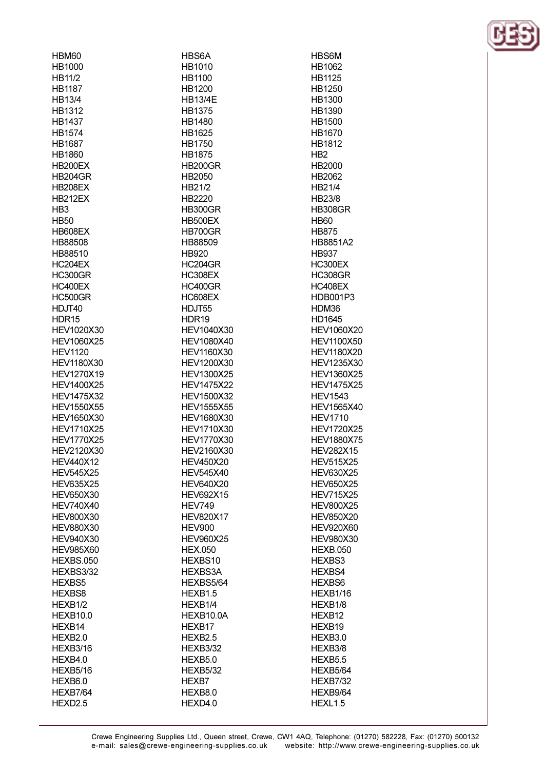HBM60
HB1000
HB11/2
HB1187
HB13/4
HB1312
HB1437
HB1574
HB1687
HB1860
HB200EX
HB204GR
HB208EX
HB212EX
HB3
HB50
HB608EX
HB88508
HB88510
HC204EX
HC300GR
HC400EX
HC500GR
HDJT40
HDR15
HEV1020X30
HEV1060X25
HEV1120
HEV1180X30
HEV1270X19
HEV1400X25
HEV1475X32
HEV1550X55
HEV1650X30
HEV1710X25
HEV1770X25
HEV2120X30
HEV440X12
HEV545X25
HEV635X25
HEV650X30
HEV740X40
HEV800X30
HEV880X30
HEV940X30
HEV985X60
HEXBS.050
HEXBS3/32
HEXBS5
HEXBS8
HEXB1/2
HEXB10.0
HEXB14
HEXB2.0
HEXB3/16
HEXB4.0
HEXB5/16
HEXB6.0
HEXB7/64
HEXD2.5

HBS6A
HB1010
HB1100
HB1200
HB13/4E
HB1375
HB1480
HB1625
HB1750
HB1875
HB200GR
HB2050
HB21/2
HB2220
HB300GR
HB500EX
HB700GR
HB88509
HB920
HC204GR
HC308EX
HC400GR
HC608EX
HDJT55
HDR19
HEV1040X30
HEV1080X40
HEV1160X30
HEV1200X30
HEV1300X25
HEV1475X22
HEV1500X32
HEV1555X55
HEV1680X30
HEV1710X30
HEV1770X30
HEV2160X30
HEV450X20
HEV545X40
HEV640X20
HEV692X15
HEV749
HEV820X17
HEV900
HEV960X25
HEX.050
HEXBS10
HEXBS3A
HEXBS5/64
HEXB1.5
HEXB1/4
HEXB10.0A
HEXB17
HEXB2.5
HEXB3/32
HEXB5.0
HEXB5/32
HEXB7
HEXB8.0
HEXD4.0

HBS6M
HB1062
HB1125
HB1250
HB1300
HB1390
HB1500
HB1670
HB1812
HB2
HB2000
HB2062
HB21/4
HB23/8
HB308GR
HB60
HB875
HB8851A2
HB937
HC300EX
HC308GR
HC408EX
HDB001P3
HDM36
HD1645
HEV1060X20
HEV1100X50
HEV1180X20
HEV1235X30
HEV1360X25
HEV1475X25
HEV1543
HEV1565X40
HEV1710
HEV1720X25
HEV1880X75
HEV282X15
HEV515X25
HEV630X25
HEV650X25
HEV715X25
HEV800X25
HEV850X20
HEV920X60
HEV980X30
HEXB.050
HEXBS3
HEXBS4
HEXBS6
HEXB1/16
HEXB1/8
HEXB12
HEXB19
HEXB3.0
HEXB3/8
HEXB5.5
HEXB5/64
HEXB7/32
HEXB9/64
HEXL1.5

Crewe Engineering Supplies Ltd., Queen street, Crewe, CW1 4AQ, Telephone: (01270) 582228, Fax: (01270) 500132
e-mail: sales@crewe-engineering-supplies.co.uk website: http://www.crewe-engineering-supplies.co.uk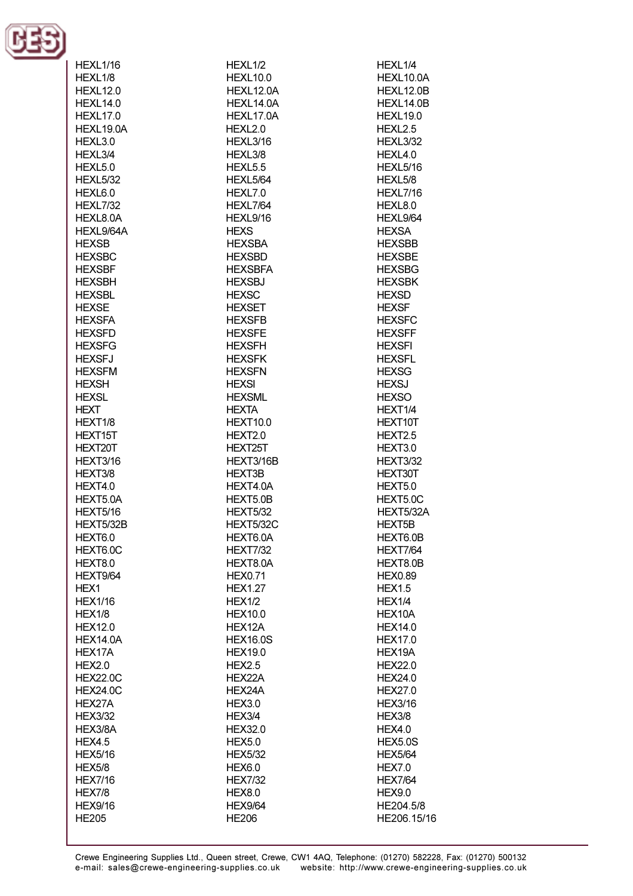HEXL1/16
HEXL1/2
HEXL1/4
HEXL1/8
HEXL10.0
HEXL10.0A
HEXL12.0
HEXL12.0A
HEXL12.0B
HEXL14.0
HEXL14.0A
HEXL14.0B
HEXL17.0
HEXL17.0A
HEXL19.0
HEXL19.0A
HEXL2.0
HEXL2.5
HEXL3.0
HEXL3/16
HEXL3/32
HEXL3/4
HEXL3/8
HEXL4.0
HEXL5.0
HEXL5.5
HEXL5/16
HEXL5/32
HEXL5/64
HEXL5/8
HEXL6.0
HEXL7.0
HEXL7/16
HEXL7/32
HEXL7/64
HEXL8.0
HEXL8.0A
HEXL9/16
HEXL9/64
HEXL9/64A
HEXS
HEXSA
HEXSB
HEXSBA
HEXSBB
HEXSBC
HEXSBD
HEXSBE
HEXSBF
HEXSBFA
HEXSBG
HEXSBH
HEXSBJ
HEXSBK
HEXSBL
HEXSC
HEXSD
HEXSE
HEXSET
HEXSF
HEXSFA
HEXSFB
HEXSFC
HEXSFD
HEXSFE
HEXSFF
HEXSFG
HEXSFH
HEXSFI
HEXSFJ
HEXSFK
HEXSFL
HEXSFM
HEXSFN
HEXSG
HEXSH
HEXSI
HEXSJ
HEXSL
HEXSML
HEXSO
HEXT
HEXTA
HEXT1/4
HEXT1/8
HEXT10.0
HEXT10T
HEXT15T
HEXT2.0
HEXT2.5
HEXT20T
HEXT25T
HEXT3.0
HEXT3/16
HEXT3/16B
HEXT3/32
HEXT3/8
HEXT3B
HEXT30T
HEXT4.0
HEXT4.0A
HEXT5.0
HEXT5.0A
HEXT5.0B
HEXT5.0C
HEXT5/16
HEXT5/32
HEXT5/32A
HEXT5/32B
HEXT5/32C
HEXT5B
HEXT6.0
HEXT6.0A
HEXT6.0B
HEXT6.0C
HEXT7/32
HEXT7/64
HEXT8.0
HEXT8.0A
HEXT8.0B
HEXT9/64
HEX0.71
HEX0.89
HEX1
HEX1.27
HEX1.5
HEX1/16
HEX1/2
HEX1/4
HEX1/8
HEX10.0
HEX10A
HEX12.0
HEX12A
HEX14.0
HEX14.0A
HEX16.0S
HEX17.0
HEX17A
HEX19.0
HEX19A
HEX2.0
HEX2.5
HEX22.0
HEX22.0C
HEX22A
HEX24.0
HEX24.0C
HEX24A
HEX27.0
HEX27A
HEX3.0
HEX3/16
HEX3/32
HEX3/4
HEX3/8
HEX3/8A
HEX32.0
HEX4.0
HEX4.5
HEX5.0
HEX5.0S
HEX5/16
HEX5/32
HEX5/64
HEX5/8
HEX6.0
HEX7.0
HEX7/16
HEX7/32
HEX7/64
HEX7/8
HEX8.0
HEX9.0
HEX9/16
HEX9/64
HE204.5/8
HE205
HE206
HE206.15/16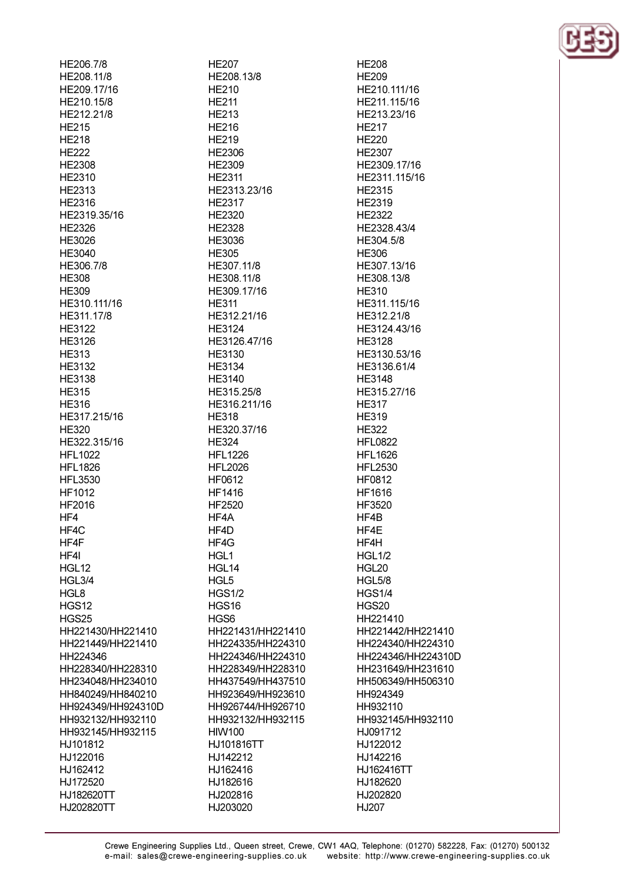HE206.7/8
HE207
HE208
HE208.11/8
HE208.13/8
HE209
HE209.17/16
HE210
HE210.111/16
HE210.15/8
HE211
HE211.115/16
HE212.21/8
HE213
HE213.23/16
HE215
HE216
HE217
HE218
HE219
HE220
HE222
HE2306
HE2307
HE2308
HE2309
HE2309.17/16
HE2310
HE2311
HE2311.115/16
HE2313
HE2313.23/16
HE2315
HE2316
HE2317
HE2319
HE2319.35/16
HE2320
HE2322
HE2326
HE2328
HE2328.43/4
HE3026
HE3036
HE304.5/8
HE3040
HE305
HE306
HE306.7/8
HE307.11/8
HE307.13/16
HE308
HE308.11/8
HE308.13/8
HE309
HE309.17/16
HE310
HE310.111/16
HE311
HE311.115/16
HE311.17/8
HE312.21/16
HE312.21/8
HE3122
HE3124
HE3124.43/16
HE3126
HE3126.47/16
HE3128
HE313
HE3130
HE3130.53/16
HE3132
HE3134
HE3136.61/4
HE3138
HE3140
HE3148
HE315
HE315.25/8
HE315.27/16
HE316
HE316.211/16
HE317
HE317.215/16
HE318
HE319
HE320
HE320.37/16
HE322
HE322.315/16
HE324
HFL0822
HFL1022
HFL1226
HFL1626
HFL1826
HFL2026
HFL2530
HFL3530
HF0612
HF0812
HF1012
HF1416
HF1616
HF2016
HF2520
HF3520
HF4
HF4A
HF4B
HF4C
HF4D
HF4E
HF4F
HF4G
HF4H
HF4I
HGL1
HGL1/2
HGL12
HGL14
HGL20
HGL3/4
HGL5
HGL5/8
HGL8
HGS1/2
HGS1/4
HGS12
HGS16
HGS20
HGS25
HGS6
HH221410
HH221430/HH221410
HH221431/HH221410
HH221442/HH221410
HH221449/HH221410
HH224335/HH224310
HH224340/HH224310
HH224346
HH224346/HH224310
HH224346/HH224310D
HH228340/HH228310
HH228349/HH228310
HH231649/HH231610
HH234048/HH234010
HH437549/HH437510
HH506349/HH506310
HH840249/HH840210
HH923649/HH923610
HH924349
HH924349/HH924310D
HH926744/HH926710
HH932110
HH932132/HH932110
HH932132/HH932115
HH932145/HH932110
HH932145/HH932115
HIW100
HJ091712
HJ101812
HJ101816TT
HJ122012
HJ122016
HJ142212
HJ142216
HJ162412
HJ162416
HJ162416TT
HJ172520
HJ182616
HJ182620
HJ182620TT
HJ202816
HJ202820
HJ202820TT
HJ203020
HJ207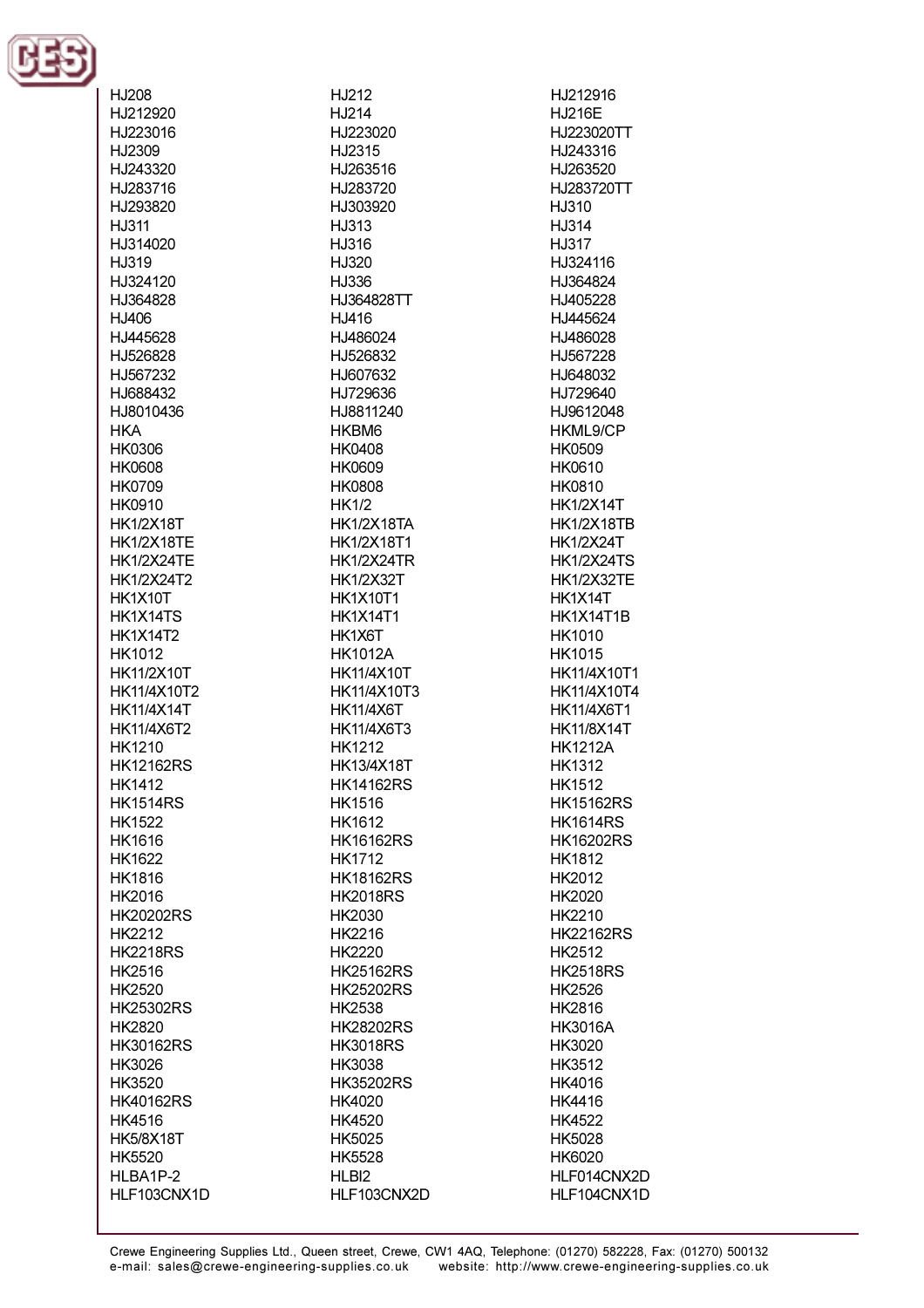HJ208
HJ212
HJ212916
HJ212920
HJ214
HJ216E
HJ223016
HJ223020
HJ223020TT
HJ2309
HJ2315
HJ243316
HJ243320
HJ263516
HJ263520
HJ283716
HJ283720
HJ283720TT
HJ293820
HJ303920
HJ310
HJ311
HJ313
HJ314
HJ314020
HJ316
HJ317
HJ319
HJ320
HJ324116
HJ324120
HJ336
HJ364824
HJ364828
HJ364828TT
HJ405228
HJ406
HJ416
HJ445624
HJ445628
HJ486024
HJ486028
HJ526828
HJ526832
HJ567228
HJ567232
HJ607632
HJ648032
HJ688432
HJ729636
HJ729640
HJ8010436
HJ8811240
HJ9612048
HKA
HKBM6
HKML9/CP
HK0306
HK0408
HK0509
HK0608
HK0609
HK0610
HK0709
HK0808
HK0810
HK0910
HK1/2
HK1/2X14T
HK1/2X18T
HK1/2X18TA
HK1/2X18TB
HK1/2X18TE
HK1/2X18T1
HK1/2X24T
HK1/2X24TE
HK1/2X24TR
HK1/2X24TS
HK1/2X24T2
HK1/2X32T
HK1/2X32TE
HK1X10T
HK1X10T1
HK1X14T
HK1X14TS
HK1X14T1
HK1X14T1B
HK1X14T2
HK1X6T
HK1010
HK1012
HK1012A
HK1015
HK11/2X10T
HK11/4X10T
HK11/4X10T1
HK11/4X10T2
HK11/4X10T3
HK11/4X10T4
HK11/4X14T
HK11/4X6T
HK11/4X6T1
HK11/4X6T2
HK11/4X6T3
HK11/8X14T
HK1210
HK1212
HK1212A
HK12162RS
HK13/4X18T
HK1312
HK1412
HK14162RS
HK1512
HK1514RS
HK1516
HK15162RS
HK1522
HK1612
HK1614RS
HK1616
HK16162RS
HK16202RS
HK1622
HK1712
HK1812
HK1816
HK18162RS
HK2012
HK2016
HK2018RS
HK2020
HK20202RS
HK2030
HK2210
HK2212
HK2216
HK22162RS
HK2218RS
HK2220
HK2512
HK2516
HK25162RS
HK2518RS
HK2520
HK25202RS
HK2526
HK25302RS
HK2538
HK2816
HK2820
HK28202RS
HK3016A
HK30162RS
HK3018RS
HK3020
HK3026
HK3038
HK3512
HK3520
HK35202RS
HK4016
HK40162RS
HK4020
HK4416
HK4516
HK4520
HK4522
HK5/8X18T
HK5025
HK5028
HK5520
HK5528
HK6020
HLBA1P-2
HLBI2
HLF014CNX2D
HLF103CNX1D
HLF103CNX2D
HLF104CNX1D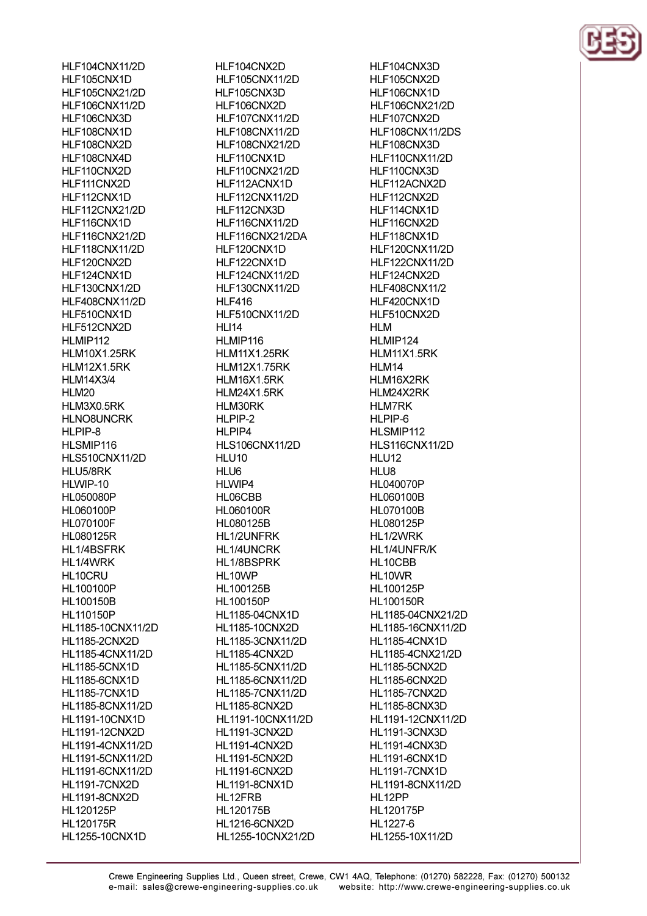HLF104CNX11/2D
HLF105CNX1D
HLF105CNX21/2D
HLF106CNX11/2D
HLF106CNX3D
HLF108CNX1D
HLF108CNX2D
HLF108CNX4D
HLF110CNX2D
HLF111CNX2D
HLF112CNX1D
HLF112CNX21/2D
HLF116CNX1D
HLF116CNX21/2D
HLF118CNX11/2D
HLF120CNX2D
HLF124CNX1D
HLF130CNX1/2D
HLF408CNX11/2D
HLF510CNX1D
HLF512CNX2D
HLMIP112
HLM10X1.25RK
HLM12X1.5RK
HLM14X3/4
HLM20
HLM3X0.5RK
HLNO8UNCRK
HLPIP-8
HLSMIP116
HLS510CNX11/2D
HLU5/8RK
HLWIP-10
HL050080P
HL060100P
HL070100F
HL080125R
HL1/4BSFRK
HL1/4WRK
HL10CRU
HL100100P
HL100150B
HL110150P
HL1185-10CNX11/2D
HL1185-2CNX2D
HL1185-4CNX11/2D
HL1185-5CNX1D
HL1185-6CNX1D
HL1185-7CNX1D
HL1185-8CNX11/2D
HL1191-10CNX1D
HL1191-12CNX2D
HL1191-4CNX11/2D
HL1191-5CNX11/2D
HL1191-6CNX11/2D
HL1191-7CNX2D
HL1191-8CNX2D
HL120125P
HL120175R
HL1255-10CNX1D

HLF104CNX2D
HLF105CNX11/2D
HLF105CNX3D
HLF106CNX2D
HLF107CNX11/2D
HLF108CNX11/2D
HLF108CNX21/2D
HLF110CNX1D
HLF110CNX21/2D
HLF112ACNX1D
HLF112CNX11/2D
HLF112CNX3D
HLF116CNX11/2D
HLF116CNX21/2DA
HLF120CNX1D
HLF122CNX1D
HLF124CNX11/2D
HLF130CNX11/2D
HLF416
HLF510CNX11/2D
HLI14
HLMIP116
HLM11X1.25RK
HLM12X1.75RK
HLM16X1.5RK
HLM24X1.5RK
HLM30RK
HLPIP-2
HLPIP4
HLS106CNX11/2D
HLU10
HLU6
HLWIP4
HL06CBB
HL060100R
HL080125B
HL1/2UNFRK
HL1/4UNCRK
HL1/8BSPRK
HL10WP
HL100125B
HL100150P
HL1185-04CNX1D
HL1185-10CNX2D
HL1185-3CNX11/2D
HL1185-4CNX2D
HL1185-5CNX11/2D
HL1185-6CNX11/2D
HL1185-7CNX11/2D
HL1185-8CNX2D
HL1191-10CNX11/2D
HL1191-3CNX2D
HL1191-4CNX2D
HL1191-5CNX2D
HL1191-6CNX2D
HL1191-8CNX1D
HL12FRB
HL120175B
HL1216-6CNX2D
HL1255-10CNX21/2D

HLF104CNX3D
HLF105CNX2D
HLF106CNX1D
HLF106CNX21/2D
HLF107CNX2D
HLF108CNX11/2DS
HLF108CNX3D
HLF110CNX11/2D
HLF110CNX3D
HLF112ACNX2D
HLF112CNX2D
HLF114CNX1D
HLF116CNX2D
HLF118CNX1D
HLF120CNX11/2D
HLF122CNX11/2D
HLF124CNX2D
HLF408CNX11/2
HLF420CNX1D
HLF510CNX2D
HLM
HLMIP124
HLM11X1.5RK
HLM14
HLM16X2RK
HLM24X2RK
HLM7RK
HLPIP-6
HLSMIP112
HLS116CNX11/2D
HLU12
HLU8
HL040070P
HL060100B
HL070100B
HL080125P
HL1/2WRK
HL1/4UNFR/K
HL10CBB
HL10WR
HL100125P
HL100150R
HL1185-04CNX21/2D
HL1185-16CNX11/2D
HL1185-4CNX1D
HL1185-4CNX21/2D
HL1185-5CNX2D
HL1185-6CNX2D
HL1185-7CNX2D
HL1185-8CNX3D
HL1191-12CNX11/2D
HL1191-3CNX3D
HL1191-4CNX3D
HL1191-6CNX1D
HL1191-7CNX1D
HL1191-8CNX11/2D
HL12PP
HL120175P
HL1227-6
HL1255-10X11/2D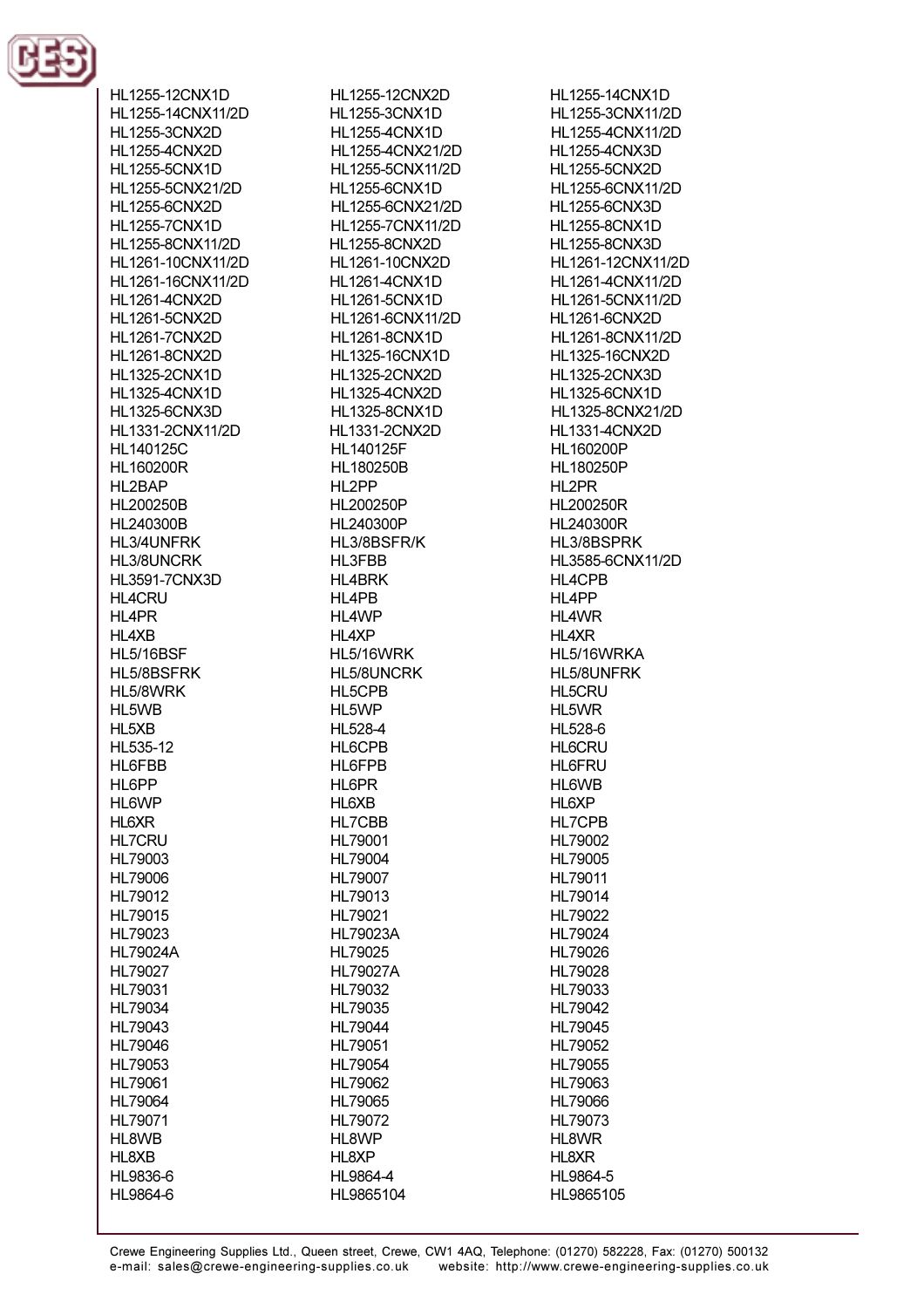HL1255-12CNX1D
HL1255-14CNX11/2D
HL1255-3CNX2D
HL1255-4CNX2D
HL1255-5CNX1D
HL1255-5CNX21/2D
HL1255-6CNX2D
HL1255-7CNX1D
HL1255-8CNX11/2D
HL1261-10CNX11/2D
HL1261-16CNX11/2D
HL1261-4CNX2D
HL1261-5CNX2D
HL1261-7CNX2D
HL1261-8CNX2D
HL1325-2CNX1D
HL1325-4CNX1D
HL1325-6CNX3D
HL1331-2CNX11/2D
HL140125C
HL160200R
HL2BAP
HL200250B
HL240300B
HL3/4UNFRK
HL3/8UNCRK
HL3591-7CNX3D
HL4CRU
HL4PR
HL4XB
HL5/16BSF
HL5/8BSFRK
HL5/8WRK
HL5WB
HL5XB
HL535-12
HL6FBB
HL6PP
HL6WP
HL6XR
HL7CRU
HL79003
HL79006
HL79012
HL79015
HL79023
HL79024A
HL79027
HL79031
HL79034
HL79043
HL79046
HL79053
HL79061
HL79064
HL79071
HL8WB
HL8XB
HL9836-6
HL9864-6
HL1255-12CNX2D
HL1255-3CNX1D
HL1255-4CNX1D
HL1255-4CNX21/2D
HL1255-5CNX11/2D
HL1255-6CNX1D
HL1255-6CNX21/2D
HL1255-7CNX11/2D
HL1255-8CNX2D
HL1261-10CNX2D
HL1261-4CNX1D
HL1261-5CNX1D
HL1261-6CNX11/2D
HL1261-8CNX1D
HL1325-16CNX1D
HL1325-2CNX2D
HL1325-4CNX2D
HL1325-8CNX1D
HL1331-2CNX2D
HL140125F
HL180250B
HL2PP
HL200250P
HL240300P
HL3/8BSFR/K
HL3FBB
HL4BRK
HL4PB
HL4WP
HL4XP
HL5/16WRK
HL5/8UNCRK
HL5CPB
HL5WP
HL528-4
HL6CPB
HL6FPB
HL6PR
HL6XB
HL7CBB
HL79001
HL79004
HL79007
HL79013
HL79021
HL79023A
HL79025
HL79027A
HL79032
HL79035
HL79044
HL79051
HL79054
HL79062
HL79065
HL79072
HL8WP
HL8XP
HL9864-4
HL9865104
HL1255-14CNX1D
HL1255-3CNX11/2D
HL1255-4CNX11/2D
HL1255-4CNX3D
HL1255-5CNX2D
HL1255-6CNX11/2D
HL1255-6CNX3D
HL1255-8CNX1D
HL1255-8CNX3D
HL1261-12CNX11/2D
HL1261-4CNX11/2D
HL1261-5CNX11/2D
HL1261-6CNX2D
HL1261-8CNX11/2D
HL1325-16CNX2D
HL1325-2CNX3D
HL1325-6CNX1D
HL1325-8CNX21/2D
HL1331-4CNX2D
HL160200P
HL180250P
HL2PR
HL200250R
HL240300R
HL3/8BSPRK
HL3585-6CNX11/2D
HL4CPB
HL4PP
HL4WR
HL4XR
HL5/16WRKA
HL5/8UNFRK
HL5CRU
HL5WR
HL528-6
HL6CRU
HL6FRU
HL6WB
HL6XP
HL7CPB
HL79002
HL79005
HL79011
HL79014
HL79022
HL79024
HL79026
HL79028
HL79033
HL79042
HL79045
HL79052
HL79055
HL79063
HL79066
HL79073
HL8WR
HL8XR
HL9864-5
HL9865105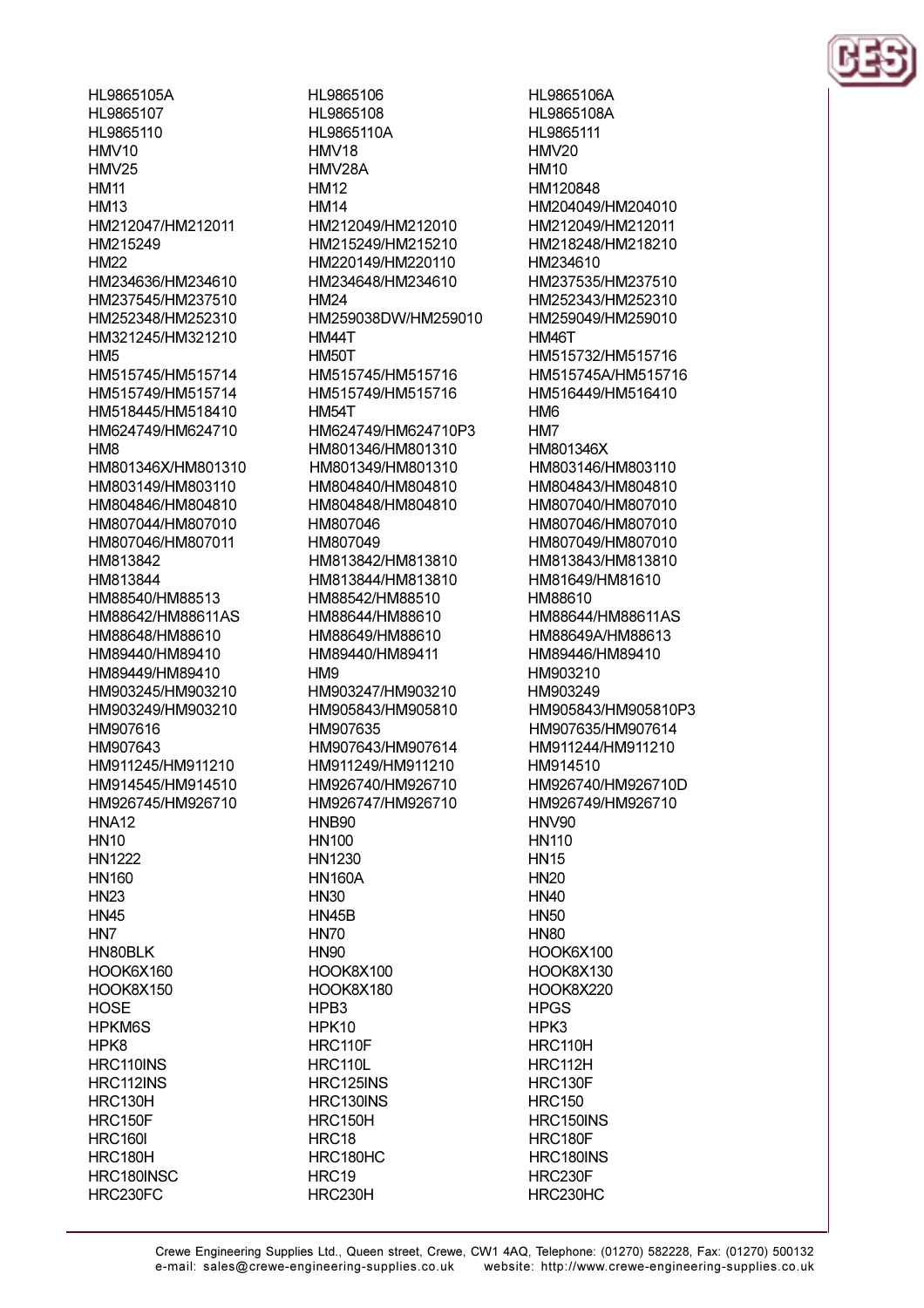HL9865105A
HL9865106
HL9865106A
HL9865107
HL9865108
HL9865108A
HL9865110
HL9865110A
HL9865111
HMV10
HMV18
HMV20
HMV25
HMV28A
HM10
HM11
HM12
HM120848
HM13
HM14
HM204049/HM204010
HM212047/HM212011
HM212049/HM212010
HM212049/HM212011
HM215249
HM215249/HM215210
HM218248/HM218210
HM22
HM220149/HM220110
HM234610
HM234636/HM234610
HM234648/HM234610
HM237535/HM237510
HM237545/HM237510
HM24
HM252343/HM252310
HM252348/HM252310
HM259038DW/HM259010
HM259049/HM259010
HM321245/HM321210
HM44T
HM46T
HM5
HM50T
HM515732/HM515716
HM515745/HM515714
HM515745/HM515716
HM515745A/HM515716
HM515749/HM515714
HM515749/HM515716
HM516449/HM516410
HM518445/HM518410
HM54T
HM6
HM624749/HM624710
HM624749/HM624710P3
HM7
HM8
HM801346/HM801310
HM801346X
HM801346X/HM801310
HM801349/HM801310
HM803146/HM803110
HM803149/HM803110
HM804840/HM804810
HM804843/HM804810
HM804846/HM804810
HM804848/HM804810
HM807040/HM807010
HM807044/HM807010
HM807046
HM807046/HM807010
HM807046/HM807011
HM807049
HM807049/HM807010
HM813842
HM813842/HM813810
HM813843/HM813810
HM813844
HM813844/HM813810
HM81649/HM81610
HM88540/HM88513
HM88542/HM88510
HM88610
HM88642/HM88611AS
HM88644/HM88610
HM88644/HM88611AS
HM88648/HM88610
HM88649/HM88610
HM88649A/HM88613
HM89440/HM89410
HM89440/HM89411
HM89446/HM89410
HM89449/HM89410
HM9
HM903210
HM903245/HM903210
HM903247/HM903210
HM903249
HM903249/HM903210
HM905843/HM905810
HM905843/HM905810P3
HM907616
HM907635
HM907635/HM907614
HM907643
HM907643/HM907614
HM911244/HM911210
HM911245/HM911210
HM911249/HM911210
HM914510
HM914545/HM914510
HM926740/HM926710
HM926740/HM926710D
HM926745/HM926710
HM926747/HM926710
HM926749/HM926710
HNA12
HNB90
HNV90
HN10
HN100
HN110
HN1222
HN1230
HN15
HN160
HN160A
HN20
HN23
HN30
HN40
HN45
HN45B
HN50
HN7
HN70
HN80
HN80BLK
HN90
HOOK6X100
HOOK6X160
HOOK8X100
HOOK8X130
HOOK8X150
HOOK8X180
HOOK8X220
HOSE
HPB3
HPGS
HPKM6S
HPK10
HPK3
HPK8
HRC110F
HRC110H
HRC110INS
HRC110L
HRC112H
HRC112INS
HRC125INS
HRC130F
HRC130H
HRC130INS
HRC150
HRC150F
HRC150H
HRC150INS
HRC160I
HRC18
HRC180F
HRC180H
HRC180HC
HRC180INS
HRC180INSC
HRC19
HRC230F
HRC230FC
HRC230H
HRC230HC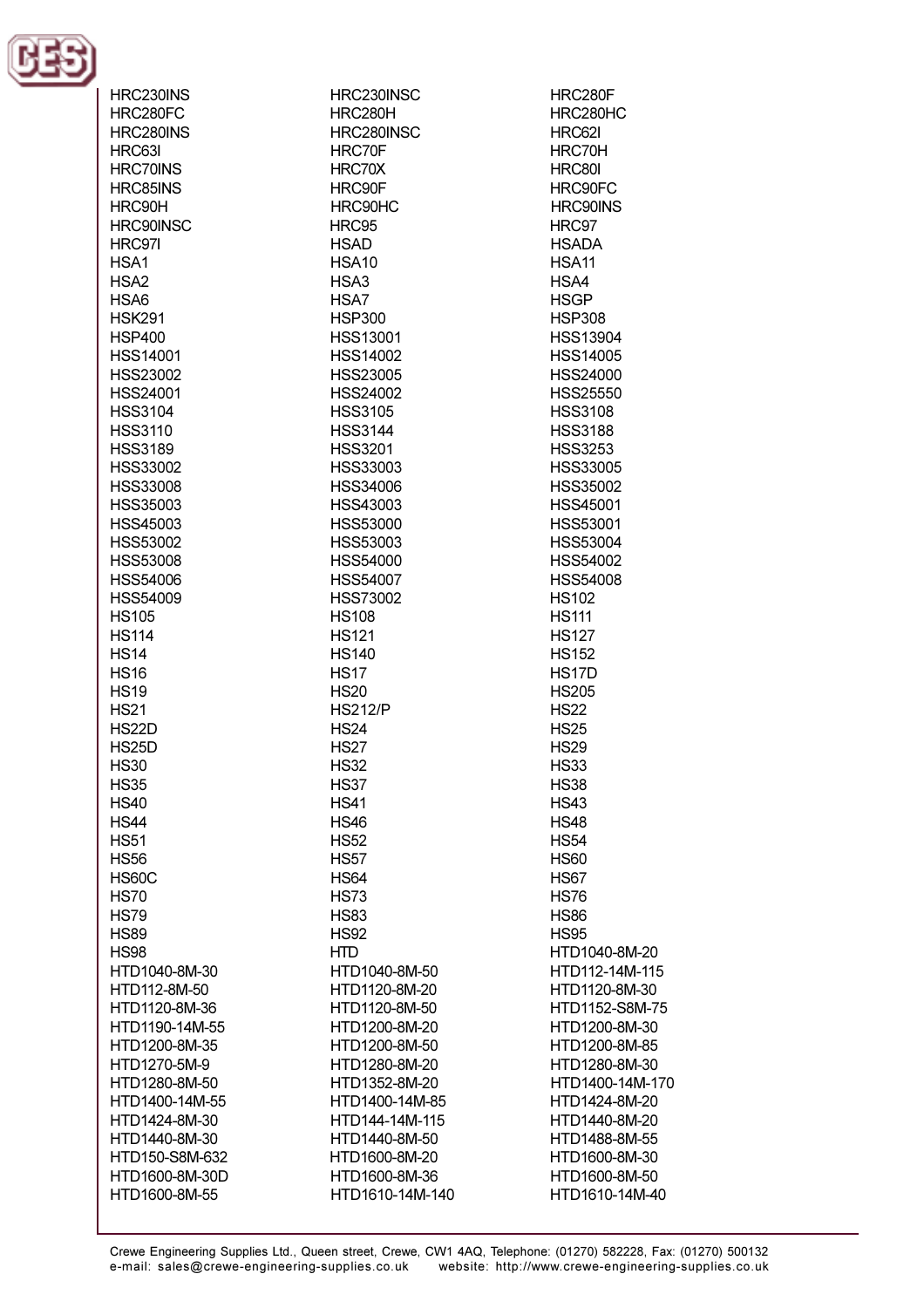HRC230INS
HRC230INSC
HRC280F
HRC280FC
HRC280H
HRC280HC
HRC280INS
HRC280INSC
HRC62I
HRC63I
HRC70F
HRC70H
HRC70INS
HRC70X
HRC80I
HRC85INS
HRC90F
HRC90FC
HRC90H
HRC90HC
HRC90INS
HRC90INSC
HRC95
HRC97
HRC97I
HSAD
HSADA
HSA1
HSA10
HSA11
HSA2
HSA3
HSA4
HSA6
HSA7
HSGP
HSK291
HSP300
HSP308
HSP400
HSS13001
HSS13904
HSS14001
HSS14002
HSS14005
HSS23002
HSS23005
HSS24000
HSS24001
HSS24002
HSS25550
HSS3104
HSS3105
HSS3108
HSS3110
HSS3144
HSS3188
HSS3189
HSS3201
HSS3253
HSS33002
HSS33003
HSS33005
HSS33008
HSS34006
HSS35002
HSS35003
HSS43003
HSS45001
HSS45003
HSS53000
HSS53001
HSS53002
HSS53003
HSS53004
HSS53008
HSS54000
HSS54002
HSS54006
HSS54007
HSS54008
HSS54009
HSS73002
HS102
HS105
HS108
HS111
HS114
HS121
HS127
HS14
HS140
HS152
HS16
HS17
HS17D
HS19
HS20
HS205
HS21
HS212/P
HS22
HS22D
HS24
HS25
HS25D
HS27
HS29
HS30
HS32
HS33
HS35
HS37
HS38
HS40
HS41
HS43
HS44
HS46
HS48
HS51
HS52
HS54
HS56
HS57
HS60
HS60C
HS64
HS67
HS70
HS73
HS76
HS79
HS83
HS86
HS89
HS92
HS95
HS98
HTD
HTD1040-8M-20
HTD1040-8M-30
HTD1040-8M-50
HTD112-14M-115
HTD112-8M-50
HTD1120-8M-20
HTD1120-8M-30
HTD1120-8M-36
HTD1120-8M-50
HTD1152-S8M-75
HTD1190-14M-55
HTD1200-8M-20
HTD1200-8M-30
HTD1200-8M-35
HTD1200-8M-50
HTD1200-8M-85
HTD1270-5M-9
HTD1280-8M-20
HTD1280-8M-30
HTD1280-8M-50
HTD1352-8M-20
HTD1400-14M-170
HTD1400-14M-55
HTD1400-14M-85
HTD1424-8M-20
HTD1424-8M-30
HTD144-14M-115
HTD1440-8M-20
HTD1440-8M-30
HTD1440-8M-50
HTD1488-8M-55
HTD150-S8M-632
HTD1600-8M-20
HTD1600-8M-30
HTD1600-8M-30D
HTD1600-8M-36
HTD1600-8M-50
HTD1600-8M-55
HTD1610-14M-140
HTD1610-14M-40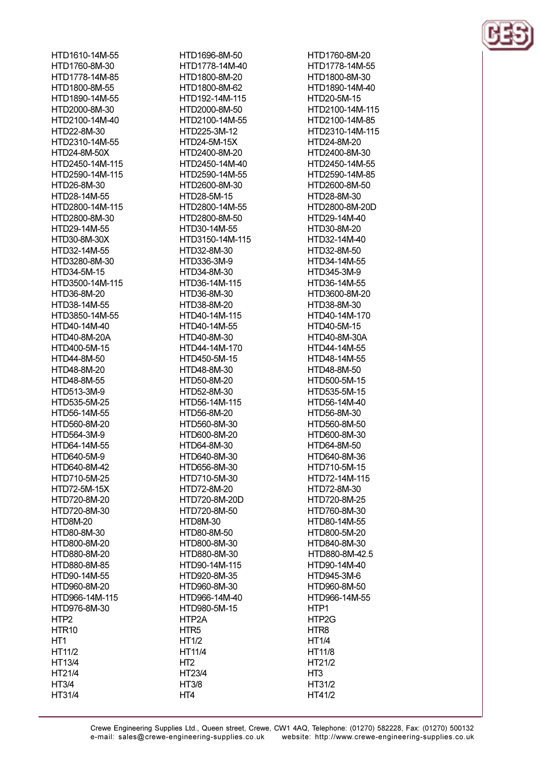HTD1610-14M-55
HTD1696-8M-50
HTD1760-8M-20
HTD1760-8M-30
HTD1778-14M-40
HTD1778-14M-55
HTD1778-14M-85
HTD1800-8M-20
HTD1800-8M-30
HTD1800-8M-55
HTD1800-8M-62
HTD1890-14M-40
HTD1890-14M-55
HTD192-14M-115
HTD20-5M-15
HTD2000-8M-30
HTD2000-8M-50
HTD2100-14M-115
HTD2100-14M-40
HTD2100-14M-55
HTD2100-14M-85
HTD22-8M-30
HTD225-3M-12
HTD2310-14M-115
HTD2310-14M-55
HTD24-5M-15X
HTD24-8M-20
HTD24-8M-50X
HTD2400-8M-20
HTD2400-8M-30
HTD2450-14M-115
HTD2450-14M-40
HTD2450-14M-55
HTD2590-14M-115
HTD2590-14M-55
HTD2590-14M-85
HTD26-8M-30
HTD2600-8M-30
HTD2600-8M-50
HTD28-14M-55
HTD28-5M-15
HTD28-8M-30
HTD2800-14M-115
HTD2800-14M-55
HTD2800-8M-20D
HTD2800-8M-30
HTD2800-8M-50
HTD29-14M-40
HTD29-14M-55
HTD30-14M-55
HTD30-8M-20
HTD30-8M-30X
HTD3150-14M-115
HTD32-14M-40
HTD32-14M-55
HTD32-8M-30
HTD32-8M-50
HTD3280-8M-30
HTD336-3M-9
HTD34-14M-55
HTD34-5M-15
HTD34-8M-30
HTD345-3M-9
HTD3500-14M-115
HTD36-14M-115
HTD36-14M-55
HTD36-8M-20
HTD36-8M-30
HTD3600-8M-20
HTD38-14M-55
HTD38-8M-20
HTD38-8M-30
HTD3850-14M-55
HTD40-14M-115
HTD40-14M-170
HTD40-14M-40
HTD40-14M-55
HTD40-5M-15
HTD40-8M-20A
HTD40-8M-30
HTD40-8M-30A
HTD400-5M-15
HTD44-14M-170
HTD44-14M-55
HTD44-8M-50
HTD450-5M-15
HTD48-14M-55
HTD48-8M-20
HTD48-8M-30
HTD48-8M-50
HTD48-8M-55
HTD50-8M-20
HTD500-5M-15
HTD513-3M-9
HTD52-8M-30
HTD535-5M-15
HTD535-5M-25
HTD56-14M-115
HTD56-14M-40
HTD56-14M-55
HTD56-8M-20
HTD56-8M-30
HTD560-8M-20
HTD560-8M-30
HTD560-8M-50
HTD564-3M-9
HTD600-8M-20
HTD600-8M-30
HTD64-14M-55
HTD64-8M-30
HTD64-8M-50
HTD640-5M-9
HTD640-8M-30
HTD640-8M-36
HTD640-8M-42
HTD656-8M-30
HTD710-5M-15
HTD710-5M-25
HTD710-5M-30
HTD72-14M-115
HTD72-5M-15X
HTD72-8M-20
HTD72-8M-30
HTD720-8M-20
HTD720-8M-20D
HTD720-8M-25
HTD720-8M-30
HTD720-8M-50
HTD760-8M-30
HTD8M-20
HTD8M-30
HTD80-14M-55
HTD80-8M-30
HTD80-8M-50
HTD800-5M-20
HTD800-8M-20
HTD800-8M-30
HTD840-8M-30
HTD880-8M-20
HTD880-8M-30
HTD880-8M-42.5
HTD880-8M-85
HTD90-14M-115
HTD90-14M-40
HTD90-14M-55
HTD920-8M-35
HTD945-3M-6
HTD960-8M-20
HTD960-8M-30
HTD960-8M-50
HTD966-14M-115
HTD966-14M-40
HTD966-14M-55
HTD976-8M-30
HTD980-5M-15
HTP1
HTP2
HTP2A
HTP2G
HTR10
HTR5
HTR8
HT1
HT1/2
HT1/4
HT11/2
HT11/4
HT11/8
HT13/4
HT2
HT21/2
HT21/4
HT23/4
HT3
HT3/4
HT3/8
HT31/2
HT31/4
HT4
HT41/2

Crewe Engineering Supplies Ltd., Queen street, Crewe, CW1 4AQ, Telephone: (01270) 582228, Fax: (01270) 500132
e-mail: sales@crewe-engineering-supplies.co.uk website: http://www.crewe-engineering-supplies.co.uk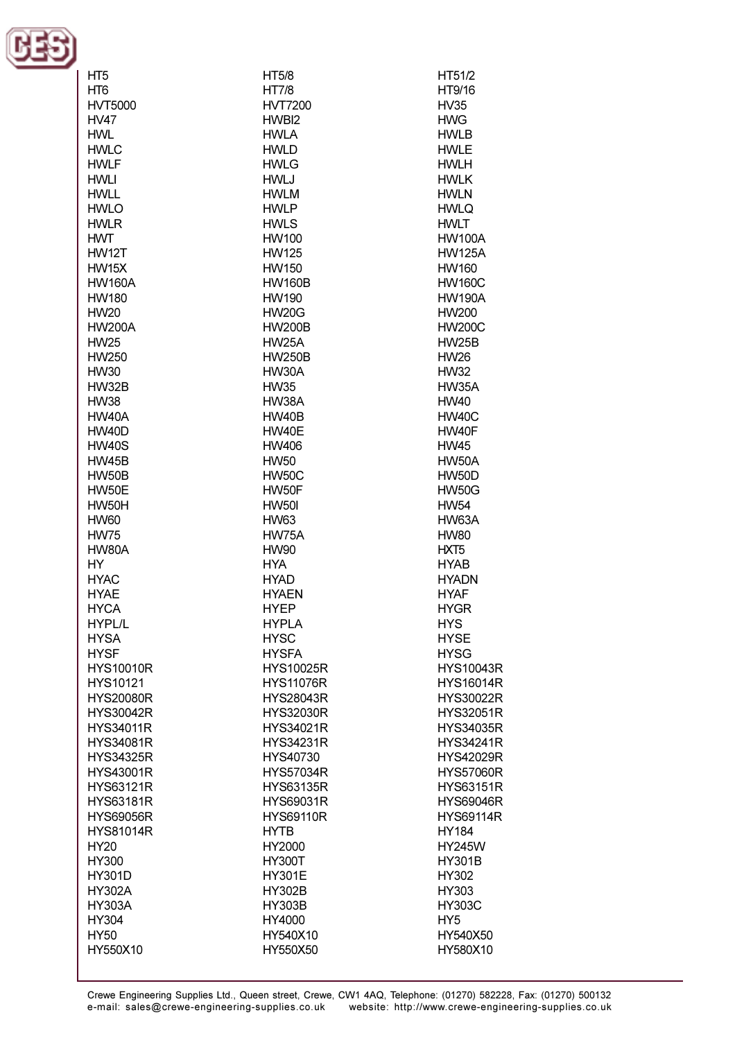HT5
HT5/8
HT51/2
HT6
HT7/8
HT9/16
HVT5000
HVT7200
HV35
HV47
HWBI2
HWG
HWL
HWLA
HWLB
HWLC
HWLD
HWLE
HWLF
HWLG
HWLH
HWLI
HWLJ
HWLK
HWLL
HWLM
HWLN
HWLO
HWLP
HWLQ
HWLR
HWLS
HWLT
HWT
HW100
HW100A
HW12T
HW125
HW125A
HW15X
HW150
HW160
HW160A
HW160B
HW160C
HW180
HW190
HW190A
HW20
HW20G
HW200
HW200A
HW200B
HW200C
HW25
HW25A
HW25B
HW250
HW250B
HW26
HW30
HW30A
HW32
HW32B
HW35
HW35A
HW38
HW38A
HW40
HW40A
HW40B
HW40C
HW40D
HW40E
HW40F
HW40S
HW406
HW45
HW45B
HW50
HW50A
HW50B
HW50C
HW50D
HW50E
HW50F
HW50G
HW50H
HW50I
HW54
HW60
HW63
HW63A
HW75
HW75A
HW80
HW80A
HW90
HXT5
HY
HYA
HYAB
HYAC
HYAD
HYADN
HYAE
HYAEN
HYAF
HYCA
HYEP
HYGR
HYPL/L
HYPLA
HYS
HYSA
HYSC
HYSE
HYSF
HYSFA
HYSG
HYS10010R
HYS10025R
HYS10043R
HYS10121
HYS11076R
HYS16014R
HYS20080R
HYS28043R
HYS30022R
HYS30042R
HYS32030R
HYS32051R
HYS34011R
HYS34021R
HYS34035R
HYS34081R
HYS34231R
HYS34241R
HYS34325R
HYS40730
HYS42029R
HYS43001R
HYS57034R
HYS57060R
HYS63121R
HYS63135R
HYS63151R
HYS63181R
HYS69031R
HYS69046R
HYS69056R
HYS69110R
HYS69114R
HYS81014R
HYTB
HY184
HY20
HY2000
HY245W
HY300
HY300T
HY301B
HY301D
HY301E
HY302
HY302A
HY302B
HY303
HY303A
HY303B
HY303C
HY304
HY4000
HY5
HY50
HY540X10
HY540X50
HY550X10
HY550X50
HY580X10

Crewe Engineering Supplies Ltd., Queen street, Crewe, CW1 4AQ, Telephone: (01270) 582228, Fax: (01270) 500132
e-mail: sales@crewe-engineering-supplies.co.uk website: http://www.crewe-engineering-supplies.co.uk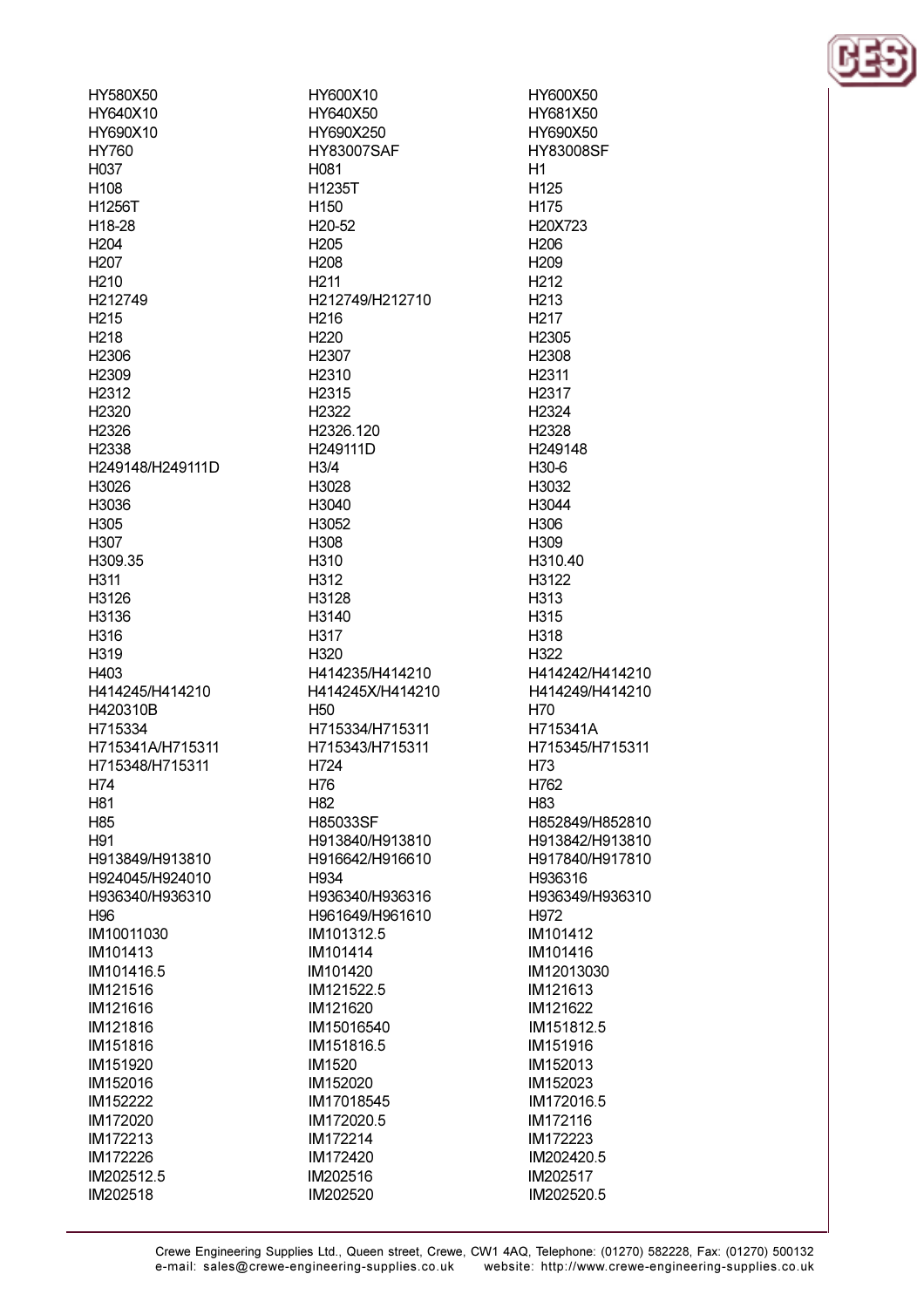HY580X50
HY640X10
HY690X10
HY760
H037
H108
H1256T
H18-28
H204
H207
H210
H212749
H215
H218
H2306
H2309
H2312
H2320
H2326
H2338
H249148/H249111D
H3026
H3036
H305
H307
H309.35
H311
H3126
H3136
H316
H319
H403
H414245/H414210
H420310B
H715334
H715341A/H715311
H715348/H715311
H74
H81
H85
H91
H913849/H913810
H924045/H924010
H936340/H936310
H96
IM10011030
IM101413
IM101416.5
IM121516
IM121616
IM121816
IM151816
IM151920
IM152016
IM152222
IM172020
IM172213
IM172226
IM202512.5
IM202518

HY600X10
HY640X50
HY690X250
HY83007SAF
H081
H1235T
H150
H20-52
H205
H208
H211
H212749/H212710
H216
H220
H2307
H2310
H2315
H2322
H2326.120
H249111D
H3/4
H3028
H3040
H3052
H308
H310
H312
H3128
H3140
H317
H320
H414235/H414210
H414245X/H414210
H50
H715334/H715311
H715343/H715311
H724
H76
H82
H85033SF
H913840/H913810
H916642/H916610
H934
H936340/H936316
H961649/H961610
IM101312.5
IM101414
IM101420
IM121522.5
IM121620
IM15016540
IM151816.5
IM1520
IM152020
IM17018545
IM172020.5
IM172214
IM172420
IM202516
IM202520

HY600X50
HY681X50
HY690X50
HY83008SF
H1
H125
H175
H20X723
H206
H209
H212
H213
H217
H2305
H2308
H2311
H2317
H2324
H2328
H249148
H30-6
H3032
H3044
H306
H309
H310.40
H3122
H313
H315
H318
H322
H414242/H414210
H414249/H414210
H70
H715341A
H715345/H715311
H73
H762
H83
H852849/H852810
H913842/H913810
H917840/H917810
H936316
H936349/H936310
H972
IM101412
IM101416
IM12013030
IM121613
IM121622
IM151812.5
IM151916
IM152013
IM152023
IM172016.5
IM172116
IM172223
IM202420.5
IM202517
IM202520.5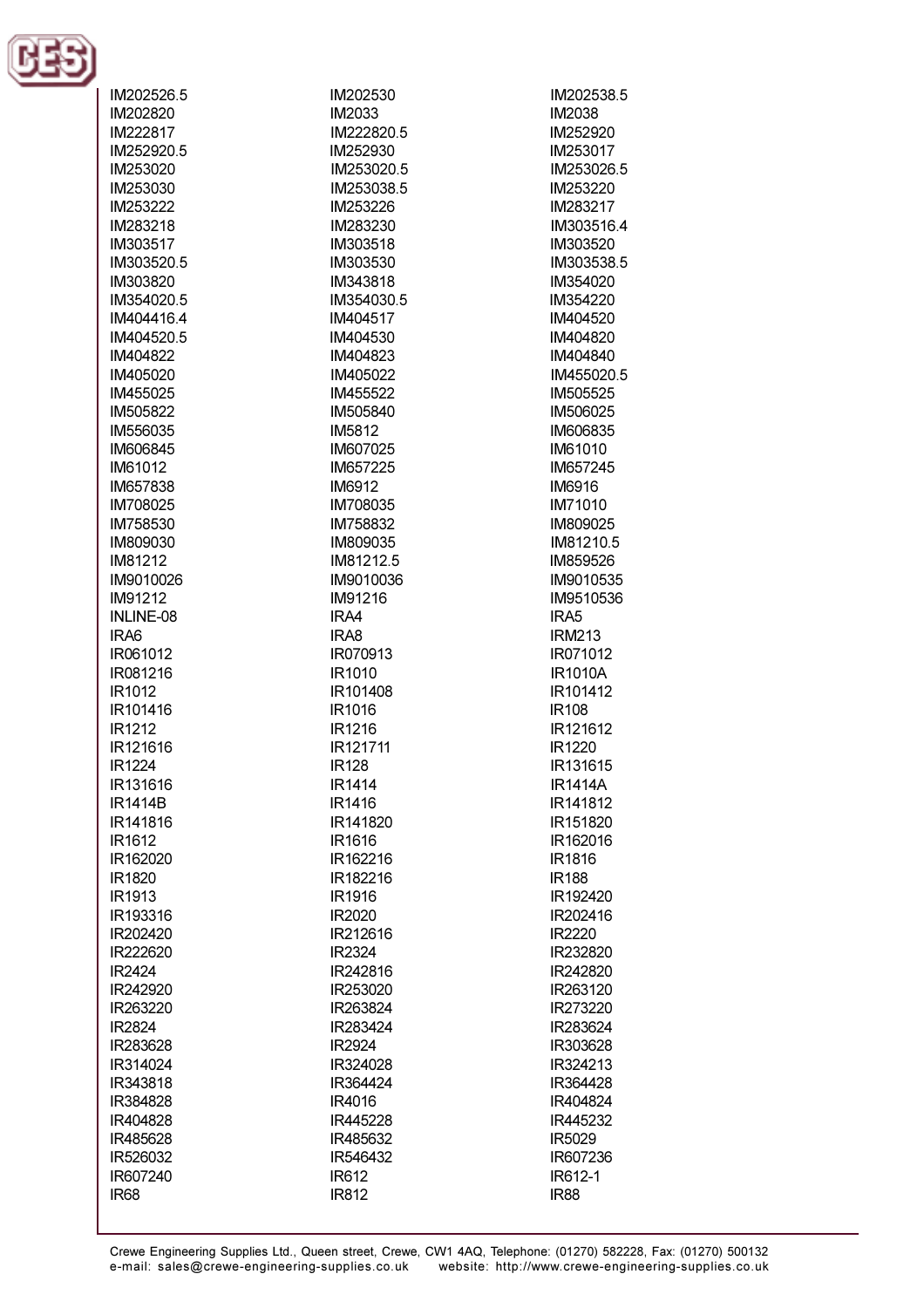IM202526.5
IM202820
IM222817
IM252920.5
IM253020
IM253030
IM253222
IM283218
IM303517
IM303520.5
IM303820
IM354020.5
IM404416.4
IM404520.5
IM404822
IM405020
IM455025
IM505822
IM556035
IM606845
IM61012
IM657838
IM708025
IM758530
IM809030
IM81212
IM9010026
IM91212
INLINE-08
IRA6
IR061012
IR081216
IR1012
IR101416
IR1212
IR121616
IR1224
IR131616
IR1414B
IR141816
IR1612
IR162020
IR1820
IR1913
IR193316
IR202420
IR222620
IR2424
IR242920
IR263220
IR2824
IR283628
IR314024
IR343818
IR384828
IR404828
IR485628
IR526032
IR607240
IR68
IM202530
IM2033
IM222820.5
IM252930
IM253020.5
IM253038.5
IM253226
IM283230
IM303518
IM303530
IM343818
IM354030.5
IM404517
IM404530
IM404823
IM405022
IM455522
IM505840
IM5812
IM607025
IM657225
IM6912
IM708035
IM758832
IM809035
IM81212.5
IM9010036
IM91216
IRA4
IRA8
IR070913
IR1010
IR101408
IR1016
IR1216
IR121711
IR128
IR1414
IR1416
IR141820
IR1616
IR162216
IR182216
IR1916
IR2020
IR212616
IR2324
IR242816
IR253020
IR263824
IR283424
IR2924
IR324028
IR364424
IR4016
IR445228
IR485632
IR546432
IR612
IR812
IM202538.5
IM2038
IM252920
IM253017
IM253026.5
IM253220
IM283217
IM303516.4
IM303520
IM303538.5
IM354020
IM354220
IM404520
IM404820
IM404840
IM455020.5
IM505525
IM506025
IM606835
IM61010
IM657245
IM6916
IM71010
IM809025
IM81210.5
IM859526
IM9010535
IM9510536
IRA5
IRM213
IR071012
IR1010A
IR101412
IR108
IR121612
IR1220
IR131615
IR1414A
IR141812
IR151820
IR162016
IR1816
IR188
IR192420
IR202416
IR2220
IR232820
IR242820
IR263120
IR273220
IR283624
IR303628
IR324213
IR364428
IR404824
IR445232
IR5029
IR607236
IR612-1
IR88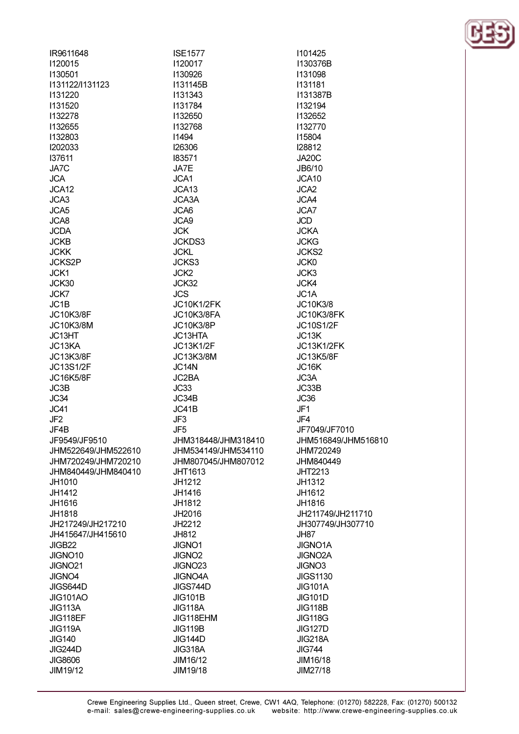IR9611648
I120015
I130501
I131122/I131123
I131220
I131520
I132278
I132655
I132803
I202033
I37611
JA7C
JCA
JCA12
JCA3
JCA5
JCA8
JCDA
JCKB
JCKK
JCKS2P
JCK1
JCK30
JCK7
JC1B
JC10K3/8F
JC10K3/8M
JC13HT
JC13KA
JC13K3/8F
JC13S1/2F
JC16K5/8F
JC3B
JC34
JC41
JF2
JF4B
JF9549/JF9510
JHM522649/JHM522610
JHM720249/JHM720210
JHM840449/JHM840410
JH1010
JH1412
JH1616
JH1818
JH217249/JH217210
JH415647/JH415610
JIGB22
JIGNO10
JIGNO21
JIGNO4
JIGS644D
JIG101AO
JIG113A
JIG118EF
JIG119A
JIG140
JIG244D
JIG8606
JIM19/12
ISE1577
I120017
I130926
I131145B
I131343
I131784
I132650
I132768
I1494
I26306
I83571
JA7E
JCA1
JCA13
JCA3A
JCA6
JCA9
JCK
JCKDS3
JCKL
JCKS3
JCK2
JCK32
JCS
JC10K1/2FK
JC10K3/8FA
JC10K3/8P
JC13HTA
JC13K1/2F
JC13K3/8M
JC14N
JC2BA
JC33
JC34B
JC41B
JF3
JF5
JHM318448/JHM318410
JHM534149/JHM534110
JHM807045/JHM807012
JHT1613
JH1212
JH1416
JH1812
JH2016
JH2212
JH812
JIGNO1
JIGNO2
JIGNO23
JIGNO4A
JIGS744D
JIG101B
JIG118A
JIG118EHM
JIG119B
JIG144D
JIG318A
JIM16/12
JIM19/18
I101425
I130376B
I131098
I131181
I131387B
I132194
I132652
I132770
I15804
I28812
JA20C
JB6/10
JCA10
JCA2
JCA4
JCA7
JCD
JCKA
JCKG
JCKS2
JCK0
JCK3
JCK4
JC1A
JC10K3/8
JC10K3/8FK
JC10S1/2F
JC13K
JC13K1/2FK
JC13K5/8F
JC16K
JC3A
JC33B
JC36
JF1
JF4
JF7049/JF7010
JHM516849/JHM516810
JHM720249
JHM840449
JHT2213
JH1312
JH1612
JH1816
JH211749/JH211710
JH307749/JH307710
JH87
JIGNO1A
JIGNO2A
JIGNO3
JIGS1130
JIG101A
JIG101D
JIG118B
JIG118G
JIG127D
JIG218A
JIG744
JIM16/18
JIM27/18

Crewe Engineering Supplies Ltd., Queen street, Crewe, CW1 4AQ, Telephone: (01270) 582228, Fax: (01270) 500132
e-mail: sales@crewe-engineering-supplies.co.uk website: http://www.crewe-engineering-supplies.co.uk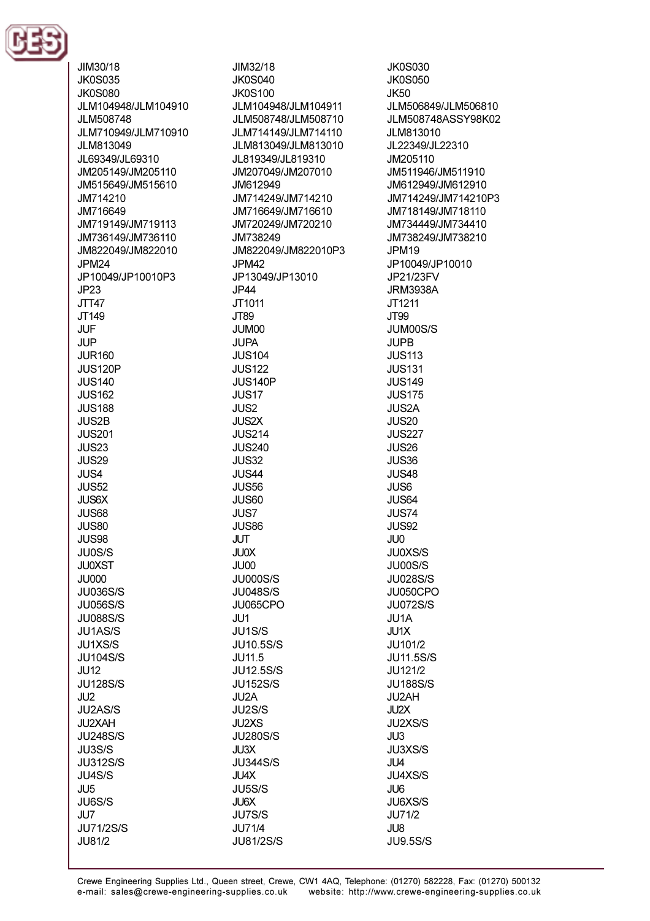JIM30/18
JK0S035
JK0S080
JLM104948/JLM104910
JLM508748
JLM710949/JLM710910
JLM813049
JL69349/JL69310
JM205149/JM205110
JM515649/JM515610
JM714210
JM716649
JM719149/JM719113
JM736149/JM736110
JM822049/JM822010
JPM24
JP10049/JP10010P3
JP23
JTT47
JT149
JUF
JUP
JUR160
JUS120P
JUS140
JUS162
JUS188
JUS2B
JUS201
JUS23
JUS29
JUS4
JUS52
JUS6X
JUS68
JUS80
JUS98
JU0S/S
JU0XST
JU000
JU036S/S
JU056S/S
JU088S/S
JU1AS/S
JU1XS/S
JU104S/S
JU12
JU128S/S
JU2
JU2AS/S
JU2XAH
JU248S/S
JU3S/S
JU312S/S
JU4S/S
JU5
JU6S/S
JU7
JU71/2S/S
JU81/2

JIM32/18
JK0S040
JK0S100
JLM104948/JLM104911
JLM508748/JLM508710
JLM714149/JLM714110
JLM813049/JLM813010
JL819349/JL819310
JM207049/JM207010
JM612949
JM714249/JM714210
JM716649/JM716610
JM720249/JM720210
JM738249
JM822049/JM822010P3
JPM42
JP13049/JP13010
JP44
JT1011
JT89
JUM00
JUPA
JUS104
JUS122
JUS140P
JUS17
JUS2
JUS2X
JUS214
JUS240
JUS32
JUS44
JUS56
JUS60
JUS7
JUS86
JUT
JU0X
JU00
JU000S/S
JU048S/S
JU065CPO
JU1
JU1S/S
JU10.5S/S
JU11.5
JU12.5S/S
JU152S/S
JU2A
JU2S/S
JU2XS
JU280S/S
JU3X
JU344S/S
JU4X
JU5S/S
JU6X
JU7S/S
JU71/4
JU81/2S/S

JK0S030
JK0S050
JK50
JLM506849/JLM506810
JLM508748ASSY98K02
JLM813010
JL22349/JL22310
JM205110
JM511946/JM511910
JM612949/JM612910
JM714249/JM714210P3
JM718149/JM718110
JM734449/JM734410
JM738249/JM738210
JPM19
JP10049/JP10010
JP21/23FV
JRM3938A
JT1211
JT99
JUM00S/S
JUPB
JUS113
JUS131
JUS149
JUS175
JUS2A
JUS20
JUS227
JUS26
JUS36
JUS48
JUS6
JUS64
JUS74
JUS92
JU0
JU0XS/S
JU00S/S
JU028S/S
JU050CPO
JU072S/S
JU1A
JU1X
JU101/2
JU11.5S/S
JU121/2
JU188S/S
JU2AH
JU2X
JU2XS/S
JU3
JU3XS/S
JU4
JU4XS/S
JU6
JU6XS/S
JU71/2
JU8
JU9.5S/S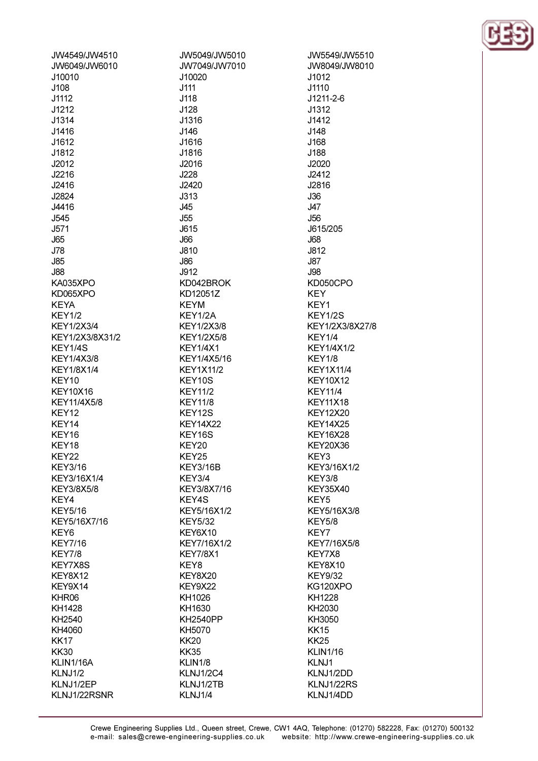JW4549/JW4510
JW5049/JW5010
JW5549/JW5510
JW6049/JW6010
JW7049/JW7010
JW8049/JW8010
J10010
J10020
J1012
J108
J111
J1110
J1112
J118
J1211-2-6
J1212
J128
J1312
J1314
J1316
J1412
J1416
J146
J148
J1612
J1616
J168
J1812
J1816
J188
J2012
J2016
J2020
J2216
J228
J2412
J2416
J2420
J2816
J2824
J313
J36
J4416
J45
J47
J545
J55
J56
J571
J615
J615/205
J65
J66
J68
J78
J810
J812
J85
J86
J87
J88
J912
J98
KA035XPO
KD042BROK
KD050CPO
KD065XPO
KD12051Z
KEY
KEYA
KEYM
KEY1
KEY1/2
KEY1/2A
KEY1/2S
KEY1/2X3/4
KEY1/2X3/8
KEY1/2X3/8X27/8
KEY1/2X3/8X31/2
KEY1/2X5/8
KEY1/4
KEY1/4S
KEY1/4X1
KEY1/4X1/2
KEY1/4X3/8
KEY1/4X5/16
KEY1/8
KEY1/8X1/4
KEY1X11/2
KEY1X11/4
KEY10
KEY10S
KEY10X12
KEY10X16
KEY11/2
KEY11/4
KEY11/4X5/8
KEY11/8
KEY11X18
KEY12
KEY12S
KEY12X20
KEY14
KEY14X22
KEY14X25
KEY16
KEY16S
KEY16X28
KEY18
KEY20
KEY20X36
KEY22
KEY25
KEY3
KEY3/16
KEY3/16B
KEY3/16X1/2
KEY3/16X1/4
KEY3/4
KEY3/8
KEY3/8X5/8
KEY3/8X7/16
KEY35X40
KEY4
KEY4S
KEY5
KEY5/16
KEY5/16X1/2
KEY5/16X3/8
KEY5/16X7/16
KEY5/32
KEY5/8
KEY6
KEY6X10
KEY7
KEY7/16
KEY7/16X1/2
KEY7/16X5/8
KEY7/8
KEY7/8X1
KEY7X8
KEY7X8S
KEY8
KEY8X10
KEY8X12
KEY8X20
KEY9/32
KEY9X14
KEY9X22
KG120XPO
KHR06
KH1026
KH1228
KH1428
KH1630
KH2030
KH2540
KH2540PP
KH3050
KH4060
KH5070
KK15
KK17
KK20
KK25
KK30
KK35
KLIN1/16
KLIN1/16A
KLIN1/8
KLNJ1
KLNJ1/2
KLNJ1/2C4
KLNJ1/2DD
KLNJ1/2EP
KLNJ1/2TB
KLNJ1/22RS
KLNJ1/22RSNR
KLNJ1/4
KLNJ1/4DD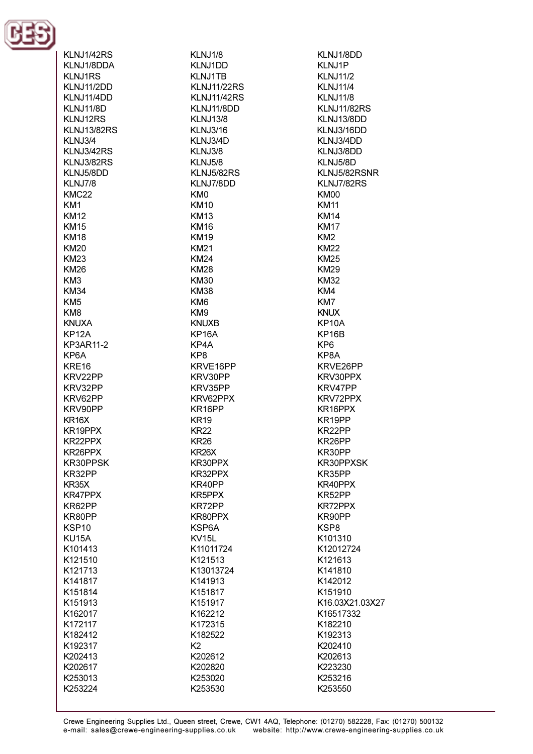KLNJ1/42RS
KLNJ1/8
KLNJ1/8DD
KLNJ1/8DDA
KLNJ1DD
KLNJ1P
KLNJ1RS
KLNJ1TB
KLNJ11/2
KLNJ11/2DD
KLNJ11/22RS
KLNJ11/4
KLNJ11/4DD
KLNJ11/42RS
KLNJ11/8
KLNJ11/8D
KLNJ11/8DD
KLNJ11/82RS
KLNJ12RS
KLNJ13/8
KLNJ13/8DD
KLNJ13/82RS
KLNJ3/16
KLNJ3/16DD
KLNJ3/4
KLNJ3/4D
KLNJ3/4DD
KLNJ3/42RS
KLNJ3/8
KLNJ3/8DD
KLNJ3/82RS
KLNJ5/8
KLNJ5/8D
KLNJ5/8DD
KLNJ5/82RS
KLNJ5/82RSNR
KLNJ7/8
KLNJ7/8DD
KLNJ7/82RS
KMC22
KM0
KM00
KM1
KM10
KM11
KM12
KM13
KM14
KM15
KM16
KM17
KM18
KM19
KM2
KM20
KM21
KM22
KM23
KM24
KM25
KM26
KM28
KM29
KM3
KM30
KM32
KM34
KM38
KM4
KM5
KM6
KM7
KM8
KM9
KNUX
KNUXA
KNUXB
KP10A
KP12A
KP16A
KP16B
KP3AR11-2
KP4A
KP6
KP6A
KP8
KP8A
KRE16
KRVE16PP
KRVE26PP
KRV22PP
KRV30PP
KRV30PPX
KRV32PP
KRV35PP
KRV47PP
KRV62PP
KRV62PPX
KRV72PPX
KRV90PP
KR16PP
KR16PPX
KR16X
KR19
KR19PP
KR19PPX
KR22
KR22PP
KR22PPX
KR26
KR26PP
KR26PPX
KR26X
KR30PP
KR30PPSK
KR30PPX
KR30PPXSK
KR32PP
KR32PPX
KR35PP
KR35X
KR40PP
KR40PPX
KR47PPX
KR5PPX
KR52PP
KR62PP
KR72PP
KR72PPX
KR80PP
KR80PPX
KR90PP
KSP10
KSP6A
KSP8
KU15A
KV15L
K101310
K101413
K11011724
K12012724
K121510
K121513
K121613
K121713
K13013724
K141810
K141817
K141913
K142012
K151814
K151817
K151910
K151913
K151917
K16.03X21.03X27
K162017
K162212
K16517332
K172117
K172315
K182210
K182412
K182522
K192313
K192317
K2
K202410
K202413
K202612
K202613
K202617
K202820
K223230
K253013
K253020
K253216
K253224
K253530
K253550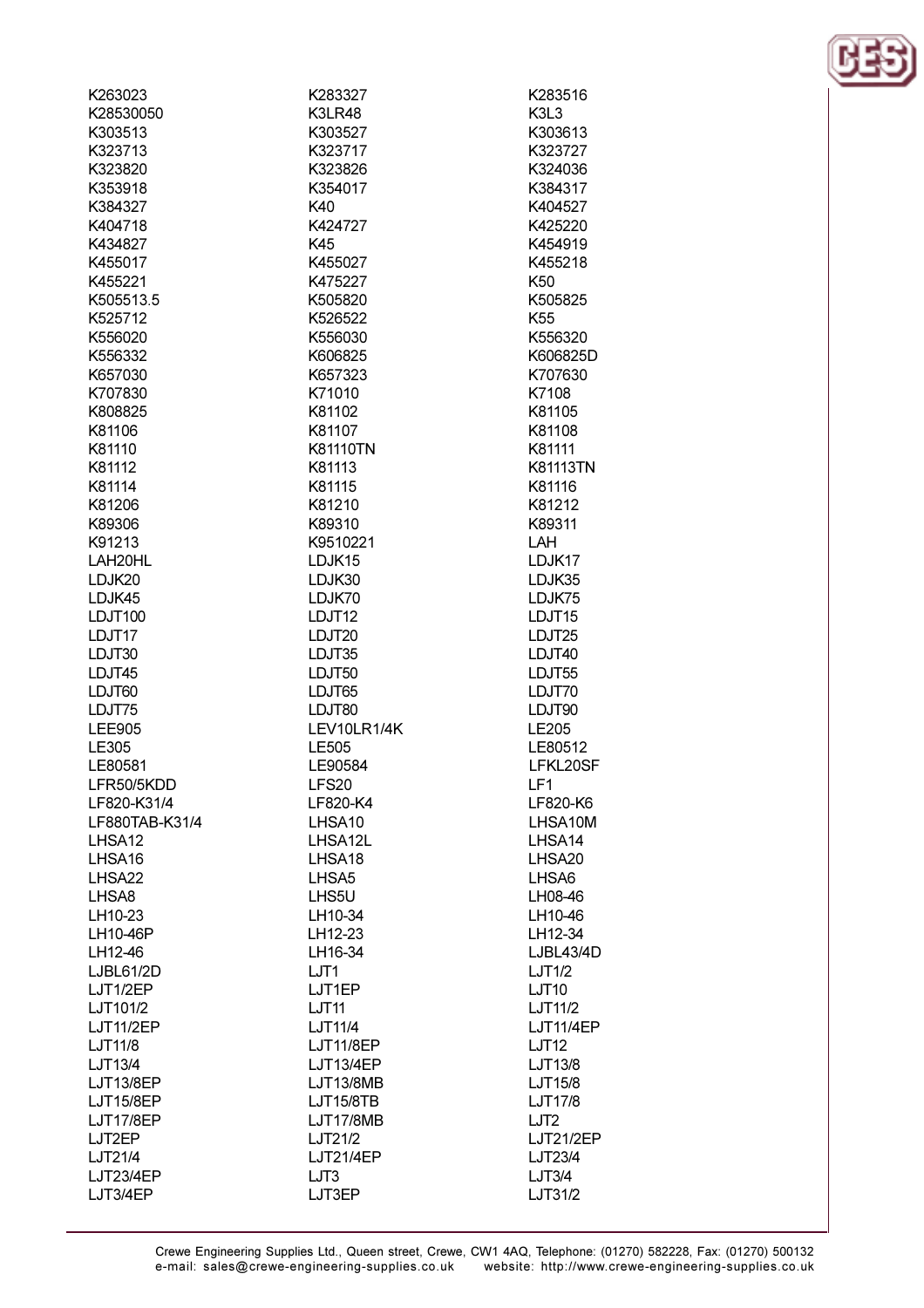K263023
K283327
K283516
K28530050
K3LR48
K3L3
K303513
K303527
K303613
K323713
K323717
K323727
K323820
K323826
K324036
K353918
K354017
K384317
K384327
K40
K404527
K404718
K424727
K425220
K434827
K45
K454919
K455017
K455027
K455218
K455221
K475227
K50
K505513.5
K505820
K505825
K525712
K526522
K55
K556020
K556030
K556320
K556332
K606825
K606825D
K657030
K657323
K707630
K707830
K71010
K7108
K808825
K81102
K81105
K81106
K81107
K81108
K81110
K81110TN
K81111
K81112
K81113
K81113TN
K81114
K81115
K81116
K81206
K81210
K81212
K89306
K89310
K89311
K91213
K9510221
LAH
LAH20HL
LDJK15
LDJK17
LDJK20
LDJK30
LDJK35
LDJK45
LDJK70
LDJK75
LDJT100
LDJT12
LDJT15
LDJT17
LDJT20
LDJT25
LDJT30
LDJT35
LDJT40
LDJT45
LDJT50
LDJT55
LDJT60
LDJT65
LDJT70
LDJT75
LDJT80
LDJT90
LEE905
LEV10LR1/4K
LE205
LE305
LE505
LE80512
LE80581
LE90584
LFKL20SF
LFR50/5KDD
LFS20
LF1
LF820-K31/4
LF820-K4
LF820-K6
LF880TAB-K31/4
LHSA10
LHSA10M
LHSA12
LHSA12L
LHSA14
LHSA16
LHSA18
LHSA20
LHSA22
LHSA5
LHSA6
LHSA8
LHS5U
LH08-46
LH10-23
LH10-34
LH10-46
LH10-46P
LH12-23
LH12-34
LH12-46
LH16-34
LJBL43/4D
LJBL61/2D
LJT1
LJT1/2
LJT1/2EP
LJT1EP
LJT10
LJT101/2
LJT11
LJT11/2
LJT11/2EP
LJT11/4
LJT11/4EP
LJT11/8
LJT11/8EP
LJT12
LJT13/4
LJT13/4EP
LJT13/8
LJT13/8EP
LJT13/8MB
LJT15/8
LJT15/8EP
LJT15/8TB
LJT17/8
LJT17/8EP
LJT17/8MB
LJT2
LJT2EP
LJT21/2
LJT21/2EP
LJT21/4
LJT21/4EP
LJT23/4
LJT23/4EP
LJT3
LJT3/4
LJT3/4EP
LJT3EP
LJT31/2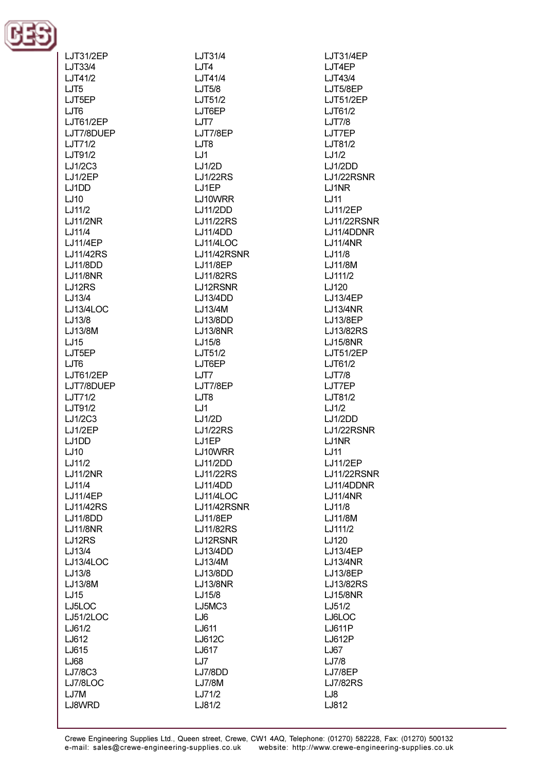LJT31/2EP
LJT31/4
LJT31/4EP
LJT33/4
LJT4
LJT4EP
LJT41/2
LJT41/4
LJT43/4
LJT5
LJT5/8
LJT5/8EP
LJT5EP
LJT51/2
LJT51/2EP
LJT6
LJT6EP
LJT61/2
LJT61/2EP
LJT7
LJT7/8
LJT7/8DUEP
LJT7/8EP
LJT7EP
LJT71/2
LJT8
LJT81/2
LJT91/2
LJ1
LJ1/2
LJ1/2C3
LJ1/2D
LJ1/2DD
LJ1/2EP
LJ1/22RS
LJ1/22RSNR
LJ1DD
LJ1EP
LJ1NR
LJ10
LJ10WRR
LJ11
LJ11/2
LJ11/2DD
LJ11/2EP
LJ11/2NR
LJ11/22RS
LJ11/22RSNR
LJ11/4
LJ11/4DD
LJ11/4DDNR
LJ11/4EP
LJ11/4LOC
LJ11/4NR
LJ11/42RS
LJ11/42RSNR
LJ11/8
LJ11/8DD
LJ11/8EP
LJ11/8M
LJ11/8NR
LJ11/82RS
LJ111/2
LJ12RS
LJ12RSNR
LJ120
LJ13/4
LJ13/4DD
LJ13/4EP
LJ13/4LOC
LJ13/4M
LJ13/4NR
LJ13/8
LJ13/8DD
LJ13/8EP
LJ13/8M
LJ13/8NR
LJ13/82RS
LJ15
LJ15/8
LJ15/8NR
LJT5EP
LJT51/2
LJT51/2EP
LJT6
LJT6EP
LJT61/2
LJT61/2EP
LJT7
LJT7/8
LJT7/8DUEP
LJT7/8EP
LJT7EP
LJT71/2
LJT8
LJT81/2
LJT91/2
LJ1
LJ1/2
LJ1/2C3
LJ1/2D
LJ1/2DD
LJ1/2EP
LJ1/22RS
LJ1/22RSNR
LJ1DD
LJ1EP
LJ1NR
LJ10
LJ10WRR
LJ11
LJ11/2
LJ11/2DD
LJ11/2EP
LJ11/2NR
LJ11/22RS
LJ11/22RSNR
LJ11/4
LJ11/4DD
LJ11/4DDNR
LJ11/4EP
LJ11/4LOC
LJ11/4NR
LJ11/42RS
LJ11/42RSNR
LJ11/8
LJ11/8DD
LJ11/8EP
LJ11/8M
LJ11/8NR
LJ11/82RS
LJ111/2
LJ12RS
LJ12RSNR
LJ120
LJ13/4
LJ13/4DD
LJ13/4EP
LJ13/4LOC
LJ13/4M
LJ13/4NR
LJ13/8
LJ13/8DD
LJ13/8EP
LJ13/8M
LJ13/8NR
LJ13/82RS
LJ15
LJ15/8
LJ15/8NR
LJ5LOC
LJ5MC3
LJ51/2
LJ51/2LOC
LJ6
LJ6LOC
LJ61/2
LJ611
LJ611P
LJ612
LJ612C
LJ612P
LJ615
LJ617
LJ67
LJ68
LJ7
LJ7/8
LJ7/8C3
LJ7/8DD
LJ7/8EP
LJ7/8LOC
LJ7/8M
LJ7/82RS
LJ7M
LJ71/2
LJ8
LJ8WRD
LJ81/2
LJ812

Crewe Engineering Supplies Ltd., Queen street, Crewe, CW1 4AQ, Telephone: (01270) 582228, Fax: (01270) 500132
e-mail: sales@crewe-engineering-supplies.co.uk website: http://www.crewe-engineering-supplies.co.uk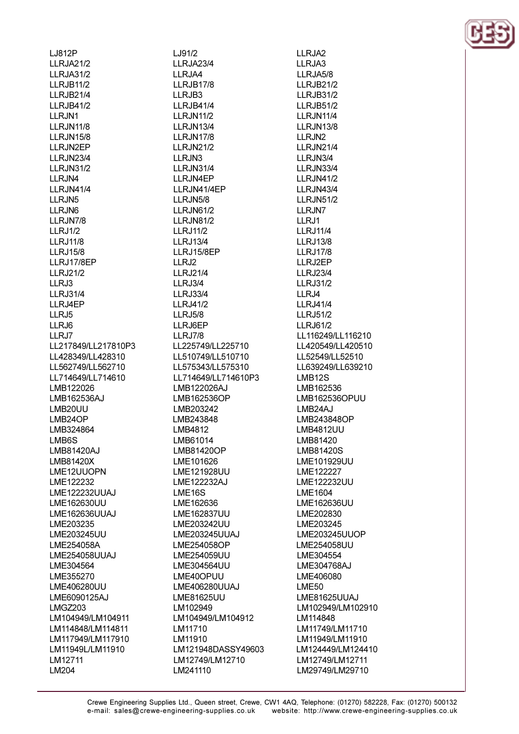LJ812P
LLRJA21/2
LLRJA31/2
LLRJB11/2
LLRJB21/4
LLRJB41/2
LLRJN1
LLRJN11/8
LLRJN15/8
LLRJN2EP
LLRJN23/4
LLRJN31/2
LLRJN4
LLRJN41/4
LLRJN5
LLRJN6
LLRJN7/8
LLRJ1/2
LLRJ11/8
LLRJ15/8
LLRJ17/8EP
LLRJ21/2
LLRJ3
LLRJ31/4
LLRJ4EP
LLRJ5
LLRJ6
LLRJ7
LL217849/LL217810P3
LL428349/LL428310
LL562749/LL562710
LL714649/LL714610
LMB122026
LMB162536AJ
LMB20UU
LMB24OP
LMB324864
LMB6S
LMB81420AJ
LMB81420X
LME12UUOPN
LME122232
LME122232UUAJ
LME162630UU
LME162636UUAJ
LME203235
LME203245UU
LME254058A
LME254058UUAJ
LME304564
LME355270
LME406280UU
LME6090125AJ
LMGZ203
LM104949/LM104911
LM114848/LM114811
LM117949/LM117910
LM11949L/LM11910
LM12711
LM204

LJ91/2
LLRJA23/4
LLRJA4
LLRJB17/8
LLRJB3
LLRJB41/4
LLRJN11/2
LLRJN13/4
LLRJN17/8
LLRJN21/2
LLRJN3
LLRJN31/4
LLRJN4EP
LLRJN41/4EP
LLRJN5/8
LLRJN61/2
LLRJN81/2
LLRJ11/2
LLRJ13/4
LLRJ15/8EP
LLRJ2
LLRJ21/4
LLRJ3/4
LLRJ33/4
LLRJ41/2
LLRJ5/8
LLRJ6EP
LLRJ7/8
LL225749/LL225710
LL510749/LL510710
LL575343/LL575310
LL714649/LL714610P3
LMB122026AJ
LMB162536OP
LMB203242
LMB243848
LMB4812
LMB61014
LMB81420OP
LME101626
LME121928UU
LME122232AJ
LME16S
LME162636
LME162837UU
LME203242UU
LME203245UUAJ
LME254058OP
LME254059UU
LME304564UU
LME40OPUU
LME406280UUAJ
LME81625UU
LM102949
LM104949/LM104912
LM11710
LM11910
LM121948DASSY49603
LM12749/LM12710
LM241110

LLRJA2
LLRJA3
LLRJA5/8
LLRJB21/2
LLRJB31/2
LLRJB51/2
LLRJN11/4
LLRJN13/8
LLRJN2
LLRJN21/4
LLRJN3/4
LLRJN33/4
LLRJN41/2
LLRJN43/4
LLRJN51/2
LLRJN7
LLRJ1
LLRJ11/4
LLRJ13/8
LLRJ17/8
LLRJ2EP
LLRJ23/4
LLRJ31/2
LLRJ4
LLRJ41/4
LLRJ51/2
LLRJ61/2
LL116249/LL116210
LL420549/LL420510
LL52549/LL52510
LL639249/LL639210
LMB12S
LMB162536
LMB162536OPUU
LMB24AJ
LMB243848OP
LMB4812UU
LMB81420
LMB81420S
LME101929UU
LME122227
LME122232UU
LME1604
LME162636UU
LME202830
LME203245
LME203245UUOP
LME254058UU
LME304554
LME304768AJ
LME406080
LME50
LME81625UUAJ
LM102949/LM102910
LM114848
LM11749/LM11710
LM11949/LM11910
LM124449/LM124410
LM12749/LM12711
LM29749/LM29710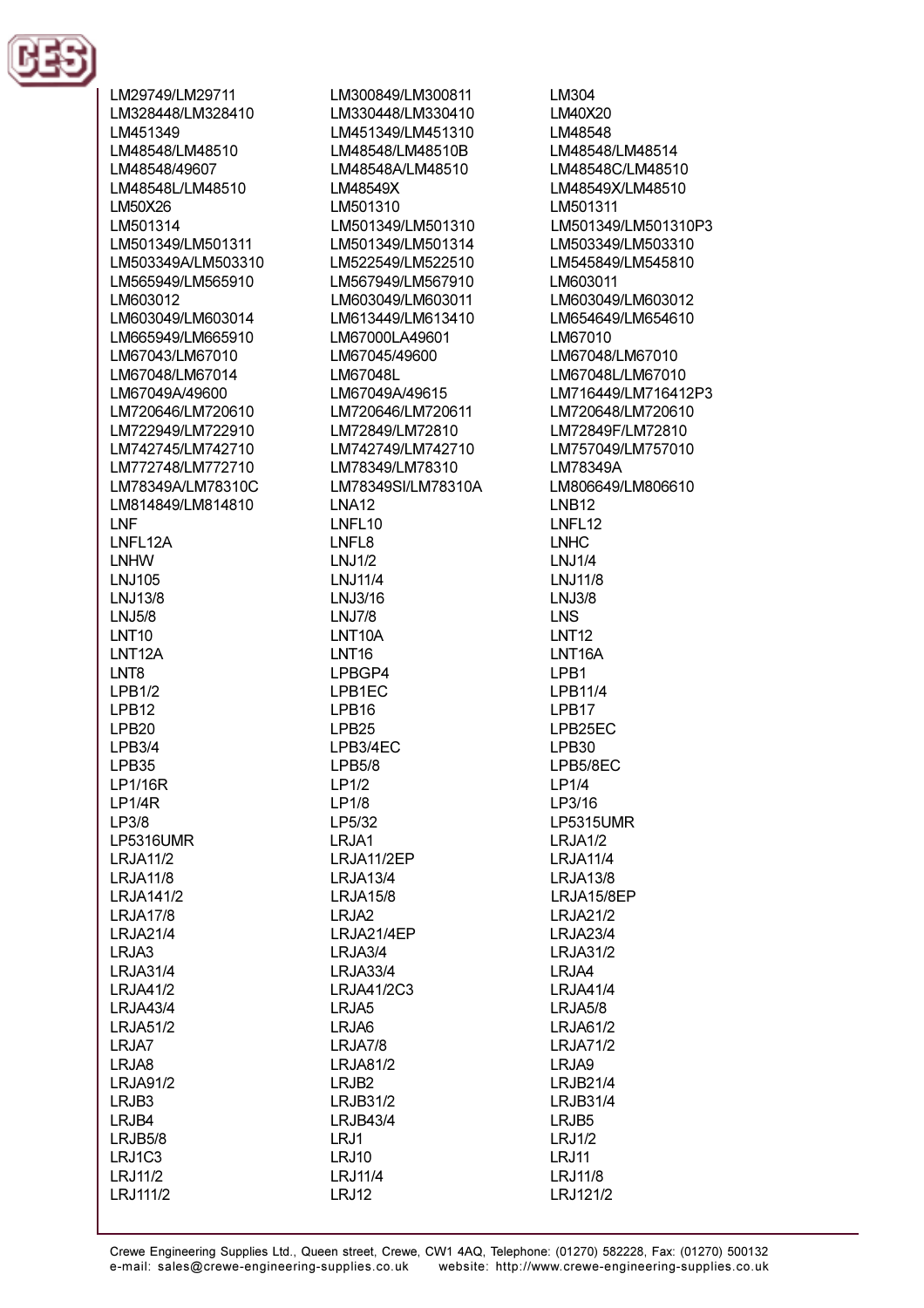LM29749/LM29711
LM328448/LM328410
LM451349
LM48548/LM48510
LM48548/49607
LM48548L/LM48510
LM50X26
LM501314
LM501349/LM501311
LM503349A/LM503310
LM565949/LM565910
LM603012
LM603049/LM603014
LM665949/LM665910
LM67043/LM67010
LM67048/LM67014
LM67049A/49600
LM720646/LM720610
LM722949/LM722910
LM742745/LM742710
LM772748/LM772710
LM78349A/LM78310C
LM814849/LM814810
LNF
LNFL12A
LNHW
LNJ105
LNJ13/8
LNJ5/8
LNT10
LNT12A
LNT8
LPB1/2
LPB12
LPB20
LPB3/4
LPB35
LP1/16R
LP1/4R
LP3/8
LP5316UMR
LRJA11/2
LRJA11/8
LRJA141/2
LRJA17/8
LRJA21/4
LRJA3
LRJA31/4
LRJA41/2
LRJA43/4
LRJA51/2
LRJA7
LRJA8
LRJA91/2
LRJB3
LRJB4
LRJB5/8
LRJ1C3
LRJ11/2
LRJ111/2
LM300849/LM300811
LM330448/LM330410
LM451349/LM451310
LM48548/LM48510B
LM48548A/LM48510
LM48549X
LM501310
LM501349/LM501310
LM501349/LM501314
LM522549/LM522510
LM567949/LM567910
LM603049/LM603011
LM613449/LM613410
LM67000LA49601
LM67045/49600
LM67048L
LM67049A/49615
LM720646/LM720611
LM72849/LM72810
LM742749/LM742710
LM78349/LM78310
LM78349SI/LM78310A
LNA12
LNFL10
LNFL8
LNJ1/2
LNJ11/4
LNJ3/16
LNJ7/8
LNT10A
LNT16
LPBGP4
LPB1EC
LPB16
LPB25
LPB3/4EC
LPB5/8
LP1/2
LP1/8
LP5/32
LRJA1
LRJA11/2EP
LRJA13/4
LRJA15/8
LRJA2
LRJA21/4EP
LRJA3/4
LRJA33/4
LRJA41/2C3
LRJA5
LRJA6
LRJA7/8
LRJA81/2
LRJB2
LRJB31/2
LRJB43/4
LRJ1
LRJ10
LRJ11/4
LRJ12
LM304
LM40X20
LM48548
LM48548/LM48514
LM48548C/LM48510
LM48549X/LM48510
LM501311
LM501349/LM501310P3
LM503349/LM503310
LM545849/LM545810
LM603011
LM603049/LM603012
LM654649/LM654610
LM67010
LM67048/LM67010
LM67048L/LM67010
LM716449/LM716412P3
LM720648/LM720610
LM72849F/LM72810
LM757049/LM757010
LM78349A
LM806649/LM806610
LNB12
LNFL12
LNHC
LNJ1/4
LNJ11/8
LNJ3/8
LNS
LNT12
LNT16A
LPB1
LPB11/4
LPB17
LPB25EC
LPB30
LPB5/8EC
LP1/4
LP3/16
LP5315UMR
LRJA1/2
LRJA11/4
LRJA13/8
LRJA15/8EP
LRJA21/2
LRJA23/4
LRJA31/2
LRJA4
LRJA41/4
LRJA5/8
LRJA61/2
LRJA71/2
LRJA9
LRJB21/4
LRJB31/4
LRJB5
LRJ1/2
LRJ11
LRJ11/8
LRJ121/2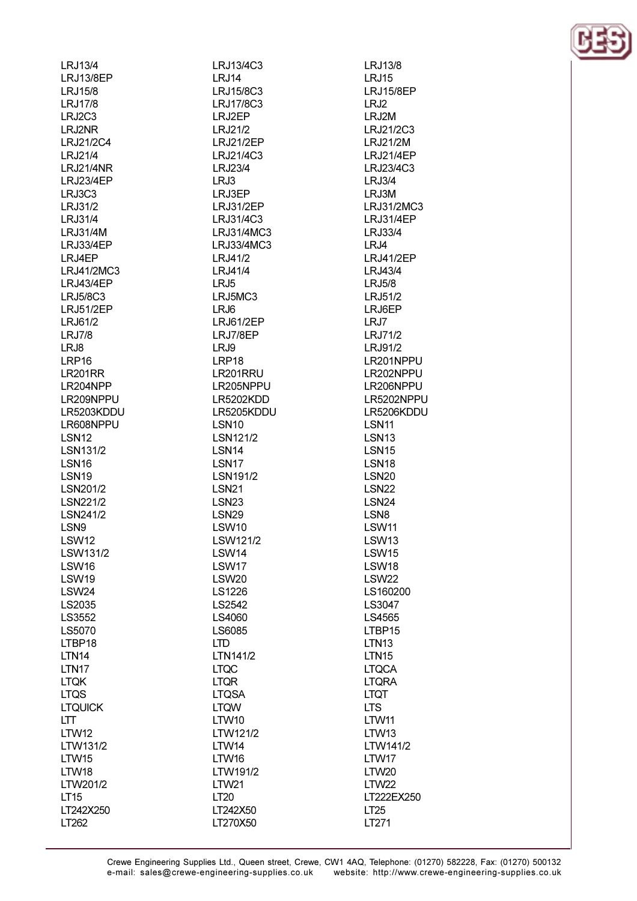LRJ13/4
LRJ13/4C3
LRJ13/8
LRJ13/8EP
LRJ14
LRJ15
LRJ15/8
LRJ15/8C3
LRJ15/8EP
LRJ17/8
LRJ17/8C3
LRJ2
LRJ2C3
LRJ2EP
LRJ2M
LRJ2NR
LRJ21/2
LRJ21/2C3
LRJ21/2C4
LRJ21/2EP
LRJ21/2M
LRJ21/4
LRJ21/4C3
LRJ21/4EP
LRJ21/4NR
LRJ23/4
LRJ23/4C3
LRJ23/4EP
LRJ3
LRJ3/4
LRJ3C3
LRJ3EP
LRJ3M
LRJ31/2
LRJ31/2EP
LRJ31/2MC3
LRJ31/4
LRJ31/4C3
LRJ31/4EP
LRJ31/4M
LRJ31/4MC3
LRJ33/4
LRJ33/4EP
LRJ33/4MC3
LRJ4
LRJ4EP
LRJ41/2
LRJ41/2EP
LRJ41/2MC3
LRJ41/4
LRJ43/4
LRJ43/4EP
LRJ5
LRJ5/8
LRJ5/8C3
LRJ5MC3
LRJ51/2
LRJ51/2EP
LRJ6
LRJ6EP
LRJ61/2
LRJ61/2EP
LRJ7
LRJ7/8
LRJ7/8EP
LRJ71/2
LRJ8
LRJ9
LRJ91/2
LRP16
LRP18
LR201NPPU
LR201RR
LR201RRU
LR202NPPU
LR204NPP
LR205NPPU
LR206NPPU
LR209NPPU
LR5202KDD
LR5202NPPU
LR5203KDDU
LR5205KDDU
LR5206KDDU
LR608NPPU
LSN10
LSN11
LSN12
LSN121/2
LSN13
LSN131/2
LSN14
LSN15
LSN16
LSN17
LSN18
LSN19
LSN191/2
LSN20
LSN201/2
LSN21
LSN22
LSN221/2
LSN23
LSN24
LSN241/2
LSN29
LSN8
LSN9
LSW10
LSW11
LSW12
LSW121/2
LSW13
LSW131/2
LSW14
LSW15
LSW16
LSW17
LSW18
LSW19
LSW20
LSW22
LSW24
LS1226
LS160200
LS2035
LS2542
LS3047
LS3552
LS4060
LS4565
LS5070
LS6085
LTBP15
LTBP18
LTD
LTN13
LTN14
LTN141/2
LTN15
LTN17
LTQC
LTQCA
LTQK
LTQR
LTQRA
LTQS
LTQSA
LTQT
LTQUICK
LTQW
LTS
LTT
LTW10
LTW11
LTW12
LTW121/2
LTW13
LTW131/2
LTW14
LTW141/2
LTW15
LTW16
LTW17
LTW18
LTW191/2
LTW20
LTW201/2
LTW21
LTW22
LT15
LT20
LT222EX250
LT242X250
LT242X50
LT25
LT262
LT270X50
LT271

Crewe Engineering Supplies Ltd., Queen street, Crewe, CW1 4AQ, Telephone: (01270) 582228, Fax: (01270) 500132
e-mail: sales@crewe-engineering-supplies.co.uk website: http://www.crewe-engineering-supplies.co.uk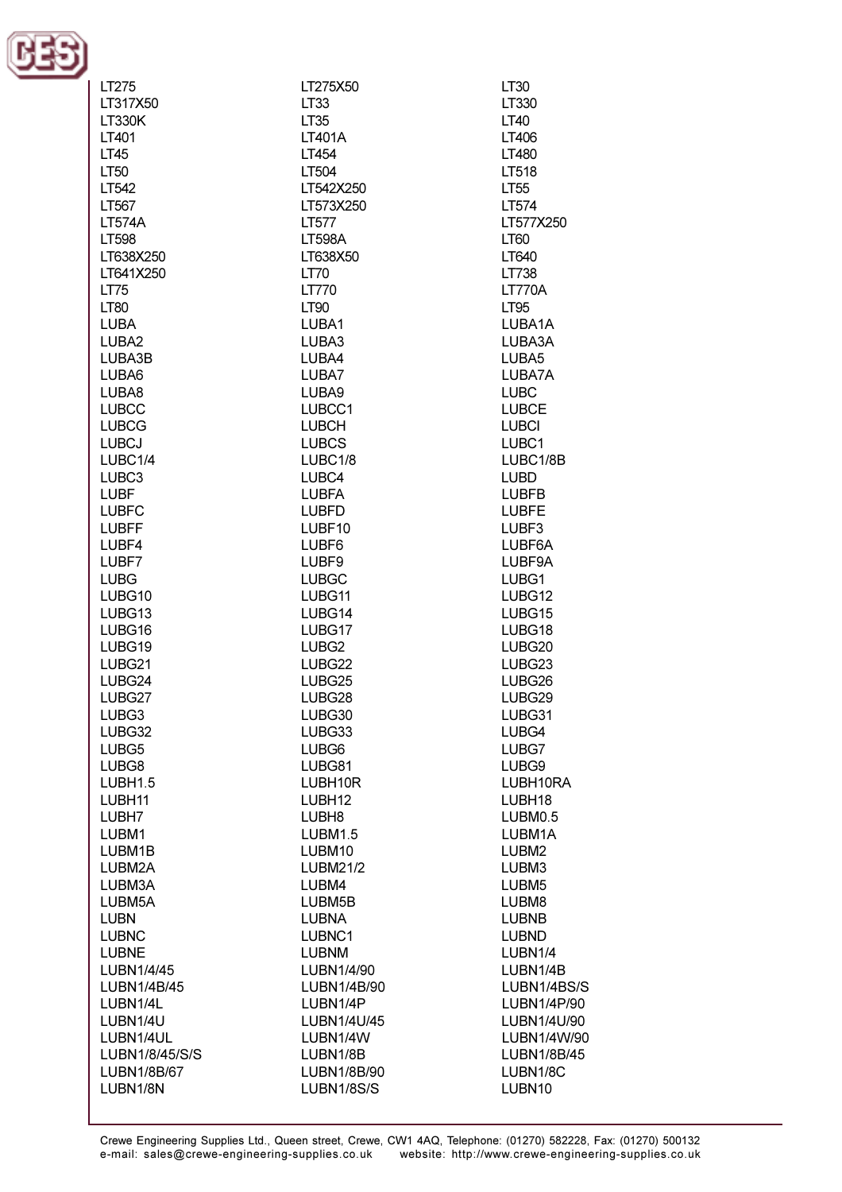LT275
LT275X50
LT30
LT317X50
LT33
LT330
LT330K
LT35
LT40
LT401
LT401A
LT406
LT45
LT454
LT480
LT50
LT504
LT518
LT542
LT542X250
LT55
LT567
LT573X250
LT574
LT574A
LT577
LT577X250
LT598
LT598A
LT60
LT638X250
LT638X50
LT640
LT641X250
LT70
LT738
LT75
LT770
LT770A
LT80
LT90
LT95
LUBA
LUBA1
LUBA1A
LUBA2
LUBA3
LUBA3A
LUBA3B
LUBA4
LUBA5
LUBA6
LUBA7
LUBA7A
LUBA8
LUBA9
LUBC
LUBCC
LUBCC1
LUBCE
LUBCG
LUBCH
LUBCI
LUBCJ
LUBCS
LUBC1
LUBC1/4
LUBC1/8
LUBC1/8B
LUBC3
LUBC4
LUBD
LUBF
LUBFA
LUBFB
LUBFC
LUBFD
LUBFE
LUBFF
LUBF10
LUBF3
LUBF4
LUBF6
LUBF6A
LUBF7
LUBF9
LUBF9A
LUBG
LUBGC
LUBG1
LUBG10
LUBG11
LUBG12
LUBG13
LUBG14
LUBG15
LUBG16
LUBG17
LUBG18
LUBG19
LUBG2
LUBG20
LUBG21
LUBG22
LUBG23
LUBG24
LUBG25
LUBG26
LUBG27
LUBG28
LUBG29
LUBG3
LUBG30
LUBG31
LUBG32
LUBG33
LUBG4
LUBG5
LUBG6
LUBG7
LUBG8
LUBG81
LUBG9
LUBH1.5
LUBH10R
LUBH10RA
LUBH11
LUBH12
LUBH18
LUBH7
LUBH8
LUBM0.5
LUBM1
LUBM1.5
LUBM1A
LUBM1B
LUBM10
LUBM2
LUBM2A
LUBM21/2
LUBM3
LUBM3A
LUBM4
LUBM5
LUBM5A
LUBM5B
LUBM8
LUBN
LUBNA
LUBNB
LUBNC
LUBNC1
LUBND
LUBNE
LUBNM
LUBN1/4
LUBN1/4/45
LUBN1/4/90
LUBN1/4B
LUBN1/4B/45
LUBN1/4B/90
LUBN1/4BS/S
LUBN1/4L
LUBN1/4P
LUBN1/4P/90
LUBN1/4U
LUBN1/4U/45
LUBN1/4U/90
LUBN1/4UL
LUBN1/4W
LUBN1/4W/90
LUBN1/8/45/S/S
LUBN1/8B
LUBN1/8B/45
LUBN1/8B/67
LUBN1/8B/90
LUBN1/8C
LUBN1/8N
LUBN1/8S/S
LUBN10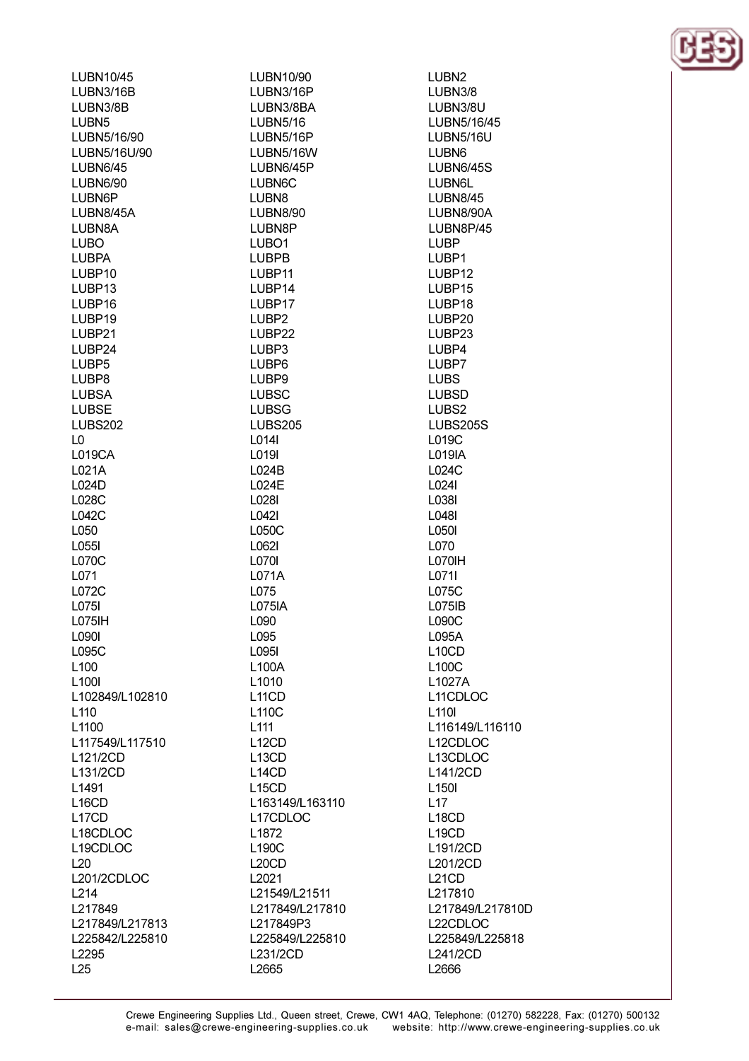LUBN10/45
LUBN10/90
LUBN2
LUBN3/16B
LUBN3/16P
LUBN3/8
LUBN3/8B
LUBN3/8BA
LUBN3/8U
LUBN5
LUBN5/16
LUBN5/16/45
LUBN5/16/90
LUBN5/16P
LUBN5/16U
LUBN5/16U/90
LUBN5/16W
LUBN6
LUBN6/45
LUBN6/45P
LUBN6/45S
LUBN6/90
LUBN6C
LUBN6L
LUBN6P
LUBN8
LUBN8/45
LUBN8/45A
LUBN8/90
LUBN8/90A
LUBN8A
LUBN8P
LUBN8P/45
LUBO
LUBO1
LUBP
LUBPA
LUBPB
LUBP1
LUBP10
LUBP11
LUBP12
LUBP13
LUBP14
LUBP15
LUBP16
LUBP17
LUBP18
LUBP19
LUBP2
LUBP20
LUBP21
LUBP22
LUBP23
LUBP24
LUBP3
LUBP4
LUBP5
LUBP6
LUBP7
LUBP8
LUBP9
LUBS
LUBSA
LUBSC
LUBSD
LUBSE
LUBSG
LUBS2
LUBS202
LUBS205
LUBS205S
L0
L014I
L019C
L019CA
L019I
L019IA
L021A
L024B
L024C
L024D
L024E
L024I
L028C
L028I
L038I
L042C
L042I
L048I
L050
L050C
L050I
L055I
L062I
L070
L070C
L070I
L070IH
L071
L071A
L071I
L072C
L075
L075C
L075I
L075IA
L075IB
L075IH
L090
L090C
L090I
L095
L095A
L095C
L095I
L10CD
L100
L100A
L100C
L100I
L1010
L1027A
L102849/L102810
L11CD
L11CDLOC
L110
L110C
L110I
L1100
L111
L116149/L116110
L117549/L117510
L12CD
L12CDLOC
L121/2CD
L13CD
L13CDLOC
L131/2CD
L14CD
L141/2CD
L1491
L15CD
L150I
L16CD
L163149/L163110
L17
L17CD
L17CDLOC
L18CD
L18CDLOC
L1872
L19CD
L19CDLOC
L190C
L191/2CD
L20
L20CD
L201/2CD
L201/2CDLOC
L2021
L21CD
L214
L21549/L21511
L217810
L217849
L217849/L217810
L217849/L217810D
L217849/L217813
L217849P3
L22CDLOC
L225842/L225810
L225849/L225810
L225849/L225818
L2295
L231/2CD
L241/2CD
L25
L2665
L2666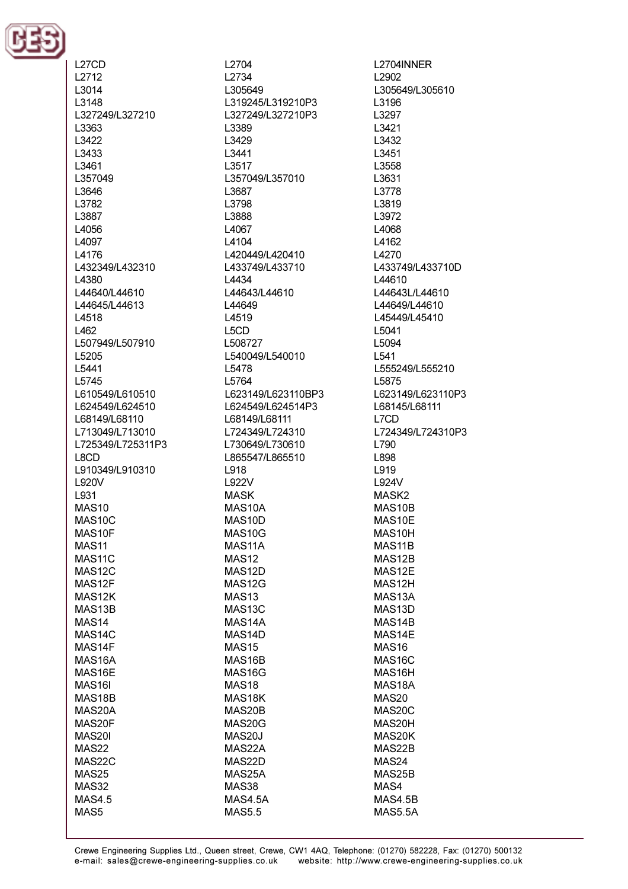L27CD
L2704
L2704INNER
L2712
L2734
L2902
L3014
L305649
L305649/L305610
L3148
L319245/L319210P3
L3196
L327249/L327210
L327249/L327210P3
L3297
L3363
L3389
L3421
L3422
L3429
L3432
L3433
L3441
L3451
L3461
L3517
L3558
L357049
L357049/L357010
L3631
L3646
L3687
L3778
L3782
L3798
L3819
L3887
L3888
L3972
L4056
L4067
L4068
L4097
L4104
L4162
L4176
L420449/L420410
L4270
L432349/L432310
L433749/L433710
L433749/L433710D
L4380
L4434
L44610
L44640/L44610
L44643/L44610
L44643L/L44610
L44645/L44613
L44649
L44649/L44610
L4518
L4519
L45449/L45410
L462
L5CD
L5041
L507949/L507910
L508727
L5094
L5205
L540049/L540010
L541
L5441
L5478
L555249/L555210
L5745
L5764
L5875
L610549/L610510
L623149/L623110BP3
L623149/L623110P3
L624549/L624510
L624549/L624514P3
L68145/L68111
L68149/L68110
L68149/L68111
L7CD
L713049/L713010
L724349/L724310
L724349/L724310P3
L725349/L725311P3
L730649/L730610
L790
L8CD
L865547/L865510
L898
L910349/L910310
L918
L919
L920V
L922V
L924V
L931
MASK
MASK2
MAS10
MAS10A
MAS10B
MAS10C
MAS10D
MAS10E
MAS10F
MAS10G
MAS10H
MAS11
MAS11A
MAS11B
MAS11C
MAS12
MAS12B
MAS12C
MAS12D
MAS12E
MAS12F
MAS12G
MAS12H
MAS12K
MAS13
MAS13A
MAS13B
MAS13C
MAS13D
MAS14
MAS14A
MAS14B
MAS14C
MAS14D
MAS14E
MAS14F
MAS15
MAS16
MAS16A
MAS16B
MAS16C
MAS16E
MAS16G
MAS16H
MAS16I
MAS18
MAS18A
MAS18B
MAS18K
MAS20
MAS20A
MAS20B
MAS20C
MAS20F
MAS20G
MAS20H
MAS20I
MAS20J
MAS20K
MAS22
MAS22A
MAS22B
MAS22C
MAS22D
MAS24
MAS25
MAS25A
MAS25B
MAS32
MAS38
MAS4
MAS4.5
MAS4.5A
MAS4.5B
MAS5
MAS5.5
MAS5.5A

Crewe Engineering Supplies Ltd., Queen street, Crewe, CW1 4AQ, Telephone: (01270) 582228, Fax: (01270) 500132
e-mail: sales@crewe-engineering-supplies.co.uk website: http://www.crewe-engineering-supplies.co.uk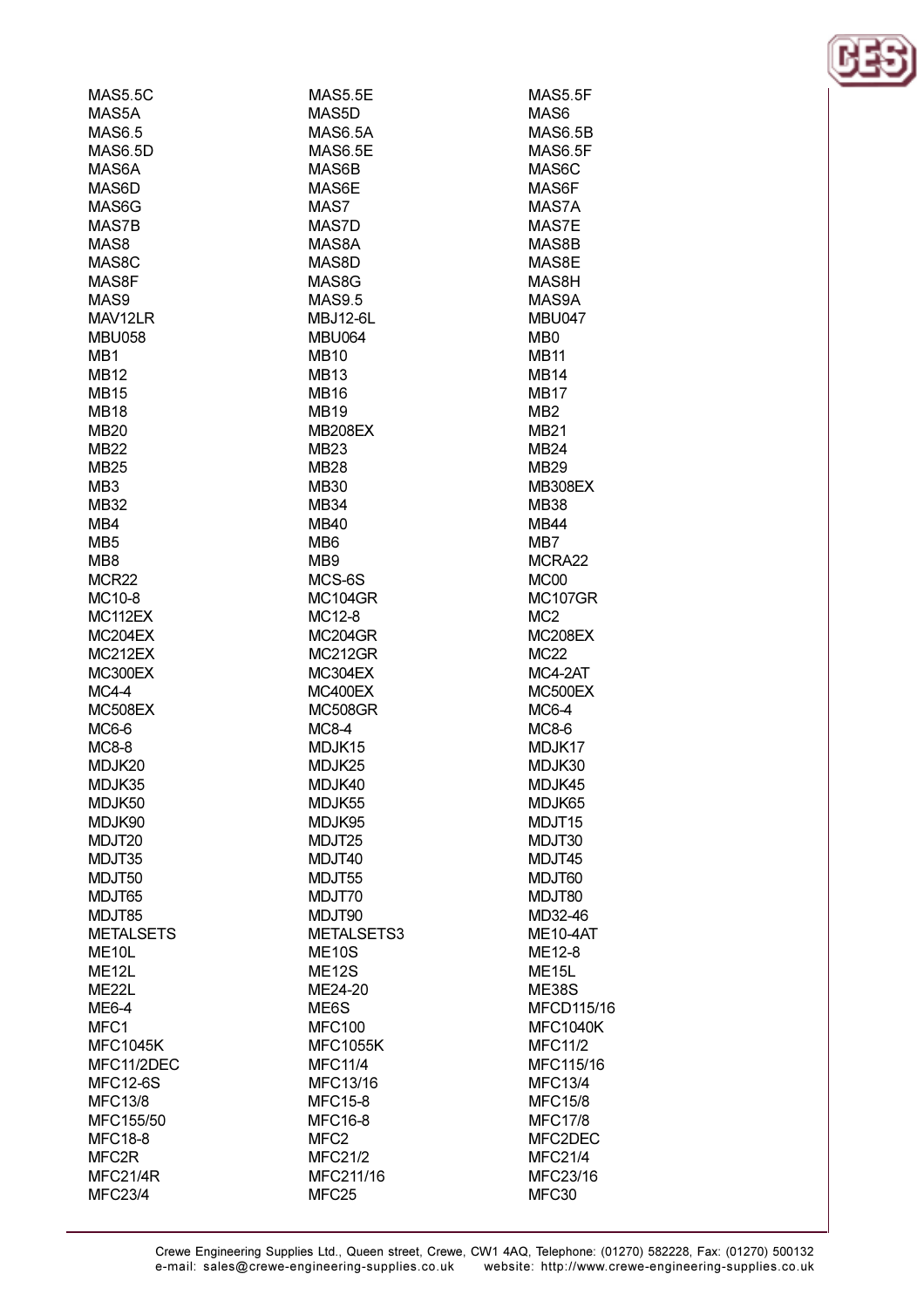MAS5.5C
MAS5.5E
MAS5.5F
MAS5A
MAS5D
MAS6
MAS6.5
MAS6.5A
MAS6.5B
MAS6.5D
MAS6.5E
MAS6.5F
MAS6A
MAS6B
MAS6C
MAS6D
MAS6E
MAS6F
MAS6G
MAS7
MAS7A
MAS7B
MAS7D
MAS7E
MAS8
MAS8A
MAS8B
MAS8C
MAS8D
MAS8E
MAS8F
MAS8G
MAS8H
MAS9
MAS9.5
MAS9A
MAV12LR
MBJ12-6L
MBU047
MBU058
MBU064
MB0
MB1
MB10
MB11
MB12
MB13
MB14
MB15
MB16
MB17
MB18
MB19
MB2
MB20
MB208EX
MB21
MB22
MB23
MB24
MB25
MB28
MB29
MB3
MB30
MB308EX
MB32
MB34
MB38
MB4
MB40
MB44
MB5
MB6
MB7
MB8
MB9
MCRA22
MCR22
MCS-6S
MC00
MC10-8
MC104GR
MC107GR
MC112EX
MC12-8
MC2
MC204EX
MC204GR
MC208EX
MC212EX
MC212GR
MC22
MC300EX
MC304EX
MC4-2AT
MC4-4
MC400EX
MC500EX
MC508EX
MC508GR
MC6-4
MC6-6
MC8-4
MC8-6
MC8-8
MDJK15
MDJK17
MDJK20
MDJK25
MDJK30
MDJK35
MDJK40
MDJK45
MDJK50
MDJK55
MDJK65
MDJK90
MDJK95
MDJT15
MDJT20
MDJT25
MDJT30
MDJT35
MDJT40
MDJT45
MDJT50
MDJT55
MDJT60
MDJT65
MDJT70
MDJT80
MDJT85
MDJT90
MD32-46
METALSETS
METALSETS3
ME10-4AT
ME10L
ME10S
ME12-8
ME12L
ME12S
ME15L
ME22L
ME24-20
ME38S
ME6-4
ME6S
MFCD115/16
MFC1
MFC100
MFC1040K
MFC1045K
MFC1055K
MFC11/2
MFC11/2DEC
MFC11/4
MFC115/16
MFC12-6S
MFC13/16
MFC13/4
MFC13/8
MFC15-8
MFC15/8
MFC155/50
MFC16-8
MFC17/8
MFC18-8
MFC2
MFC2DEC
MFC2R
MFC21/2
MFC21/4
MFC21/4R
MFC211/16
MFC23/16
MFC23/4
MFC25
MFC30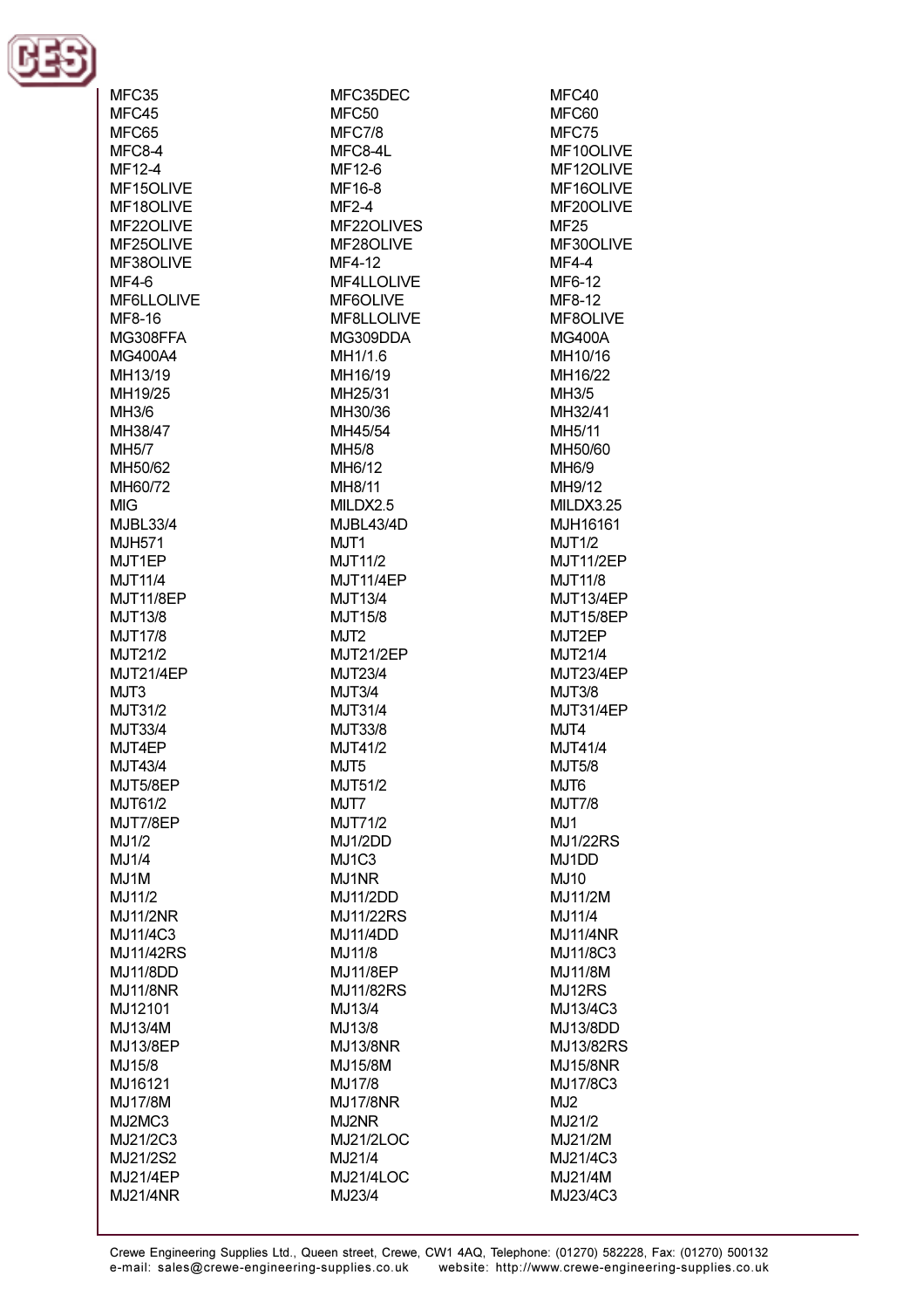MFC35
MFC35DEC
MFC40
MFC45
MFC50
MFC60
MFC65
MFC7/8
MFC75
MFC8-4
MFC8-4L
MF10OLIVE
MF12-4
MF12-6
MF12OLIVE
MF15OLIVE
MF16-8
MF16OLIVE
MF18OLIVE
MF2-4
MF20OLIVE
MF22OLIVE
MF22OLIVES
MF25
MF25OLIVE
MF28OLIVE
MF30OLIVE
MF38OLIVE
MF4-12
MF4-4
MF4-6
MF4LLOLIVE
MF6-12
MF6LLOLIVE
MF6OLIVE
MF8-12
MF8-16
MF8LLOLIVE
MF8OLIVE
MG308FFA
MG309DDA
MG400A
MG400A4
MH1/1.6
MH10/16
MH13/19
MH16/19
MH16/22
MH19/25
MH25/31
MH3/5
MH3/6
MH30/36
MH32/41
MH38/47
MH45/54
MH5/11
MH5/7
MH5/8
MH50/60
MH50/62
MH6/12
MH6/9
MH60/72
MH8/11
MH9/12
MIG
MILDX2.5
MILDX3.25
MJBL33/4
MJBL43/4D
MJH16161
MJH571
MJT1
MJT1/2
MJT1EP
MJT11/2
MJT11/2EP
MJT11/4
MJT11/4EP
MJT11/8
MJT11/8EP
MJT13/4
MJT13/4EP
MJT13/8
MJT15/8
MJT15/8EP
MJT17/8
MJT2
MJT2EP
MJT21/2
MJT21/2EP
MJT21/4
MJT21/4EP
MJT23/4
MJT23/4EP
MJT3
MJT3/4
MJT3/8
MJT31/2
MJT31/4
MJT31/4EP
MJT33/4
MJT33/8
MJT4
MJT4EP
MJT41/2
MJT41/4
MJT43/4
MJT5
MJT5/8
MJT5/8EP
MJT51/2
MJT6
MJT61/2
MJT7
MJT7/8
MJT7/8EP
MJT71/2
MJ1
MJ1/2
MJ1/2DD
MJ1/22RS
MJ1/4
MJ1C3
MJ1DD
MJ1M
MJ1NR
MJ10
MJ11/2
MJ11/2DD
MJ11/2M
MJ11/2NR
MJ11/22RS
MJ11/4
MJ11/4C3
MJ11/4DD
MJ11/4NR
MJ11/42RS
MJ11/8
MJ11/8C3
MJ11/8DD
MJ11/8EP
MJ11/8M
MJ11/8NR
MJ11/82RS
MJ12RS
MJ12101
MJ13/4
MJ13/4C3
MJ13/4M
MJ13/8
MJ13/8DD
MJ13/8EP
MJ13/8NR
MJ13/82RS
MJ15/8
MJ15/8M
MJ15/8NR
MJ16121
MJ17/8
MJ17/8C3
MJ17/8M
MJ17/8NR
MJ2
MJ2MC3
MJ2NR
MJ21/2
MJ21/2C3
MJ21/2LOC
MJ21/2M
MJ21/2S2
MJ21/4
MJ21/4C3
MJ21/4EP
MJ21/4LOC
MJ21/4M
MJ21/4NR
MJ23/4
MJ23/4C3

Crewe Engineering Supplies Ltd., Queen street, Crewe, CW1 4AQ, Telephone: (01270) 582228, Fax: (01270) 500132
e-mail: sales@crewe-engineering-supplies.co.uk website: http://www.crewe-engineering-supplies.co.uk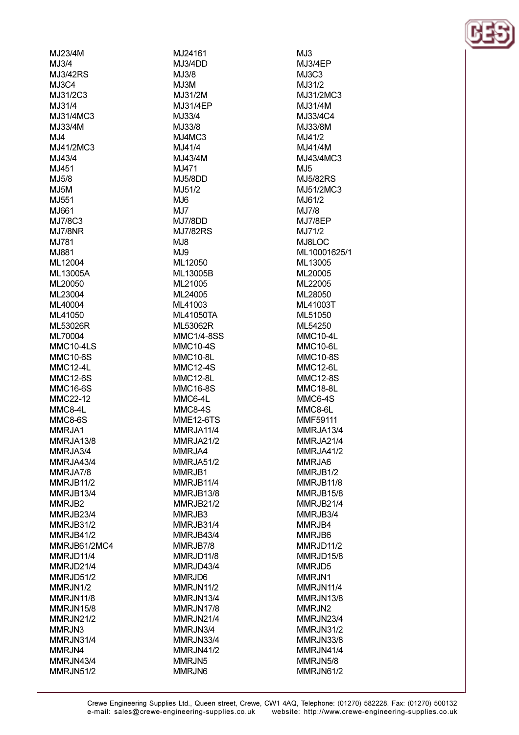MJ23/4M
MJ3/4
MJ3/42RS
MJ3C4
MJ31/2C3
MJ31/4
MJ31/4MC3
MJ33/4M
MJ4
MJ41/2MC3
MJ43/4
MJ451
MJ5/8
MJ5M
MJ551
MJ661
MJ7/8C3
MJ7/8NR
MJ781
MJ881
ML12004
ML13005A
ML20050
ML23004
ML40004
ML41050
ML53026R
ML70004
MMC10-4LS
MMC10-6S
MMC12-4L
MMC12-6S
MMC16-6S
MMC22-12
MMC8-4L
MMC8-6S
MMRJA1
MMRJA13/8
MMRJA3/4
MMRJA43/4
MMRJA7/8
MMRJB11/2
MMRJB13/4
MMRJB2
MMRJB23/4
MMRJB31/2
MMRJB41/2
MMRJB61/2MC4
MMRJD11/4
MMRJD21/4
MMRJD51/2
MMRJN1/2
MMRJN11/8
MMRJN15/8
MMRJN21/2
MMRJN3
MMRJN31/4
MMRJN4
MMRJN43/4
MMRJN51/2
MJ24161
MJ3/4DD
MJ3/8
MJ3M
MJ31/2M
MJ31/4EP
MJ33/4
MJ33/8
MJ4MC3
MJ41/4
MJ43/4M
MJ471
MJ5/8DD
MJ51/2
MJ6
MJ7
MJ7/8DD
MJ7/82RS
MJ8
MJ9
ML12050
ML13005B
ML21005
ML24005
ML41003
ML41050TA
ML53062R
MMC1/4-8SS
MMC10-4S
MMC10-8L
MMC12-4S
MMC12-8L
MMC16-8S
MMC6-4L
MMC8-4S
MME12-6TS
MMRJA11/4
MMRJA21/2
MMRJA4
MMRJA51/2
MMRJB1
MMRJB11/4
MMRJB13/8
MMRJB21/2
MMRJB3
MMRJB31/4
MMRJB43/4
MMRJB7/8
MMRJD11/8
MMRJD43/4
MMRJD6
MMRJN11/2
MMRJN13/4
MMRJN17/8
MMRJN21/4
MMRJN3/4
MMRJN33/4
MMRJN41/2
MMRJN5
MMRJN6
MJ3
MJ3/4EP
MJ3C3
MJ31/2
MJ31/2MC3
MJ31/4M
MJ33/4C4
MJ33/8M
MJ41/2
MJ41/4M
MJ43/4MC3
MJ5
MJ5/82RS
MJ51/2MC3
MJ61/2
MJ7/8
MJ7/8EP
MJ71/2
MJ8LOC
ML10001625/1
ML13005
ML20005
ML22005
ML28050
ML41003T
ML51050
ML54250
MMC10-4L
MMC10-6L
MMC10-8S
MMC12-6L
MMC12-8S
MMC18-8L
MMC6-4S
MMC8-6L
MMF59111
MMRJA13/4
MMRJA21/4
MMRJA41/2
MMRJA6
MMRJB1/2
MMRJB11/8
MMRJB15/8
MMRJB21/4
MMRJB3/4
MMRJB4
MMRJB6
MMRJD11/2
MMRJD15/8
MMRJD5
MMRJN1
MMRJN11/4
MMRJN13/8
MMRJN2
MMRJN23/4
MMRJN31/2
MMRJN33/8
MMRJN41/4
MMRJN5/8
MMRJN61/2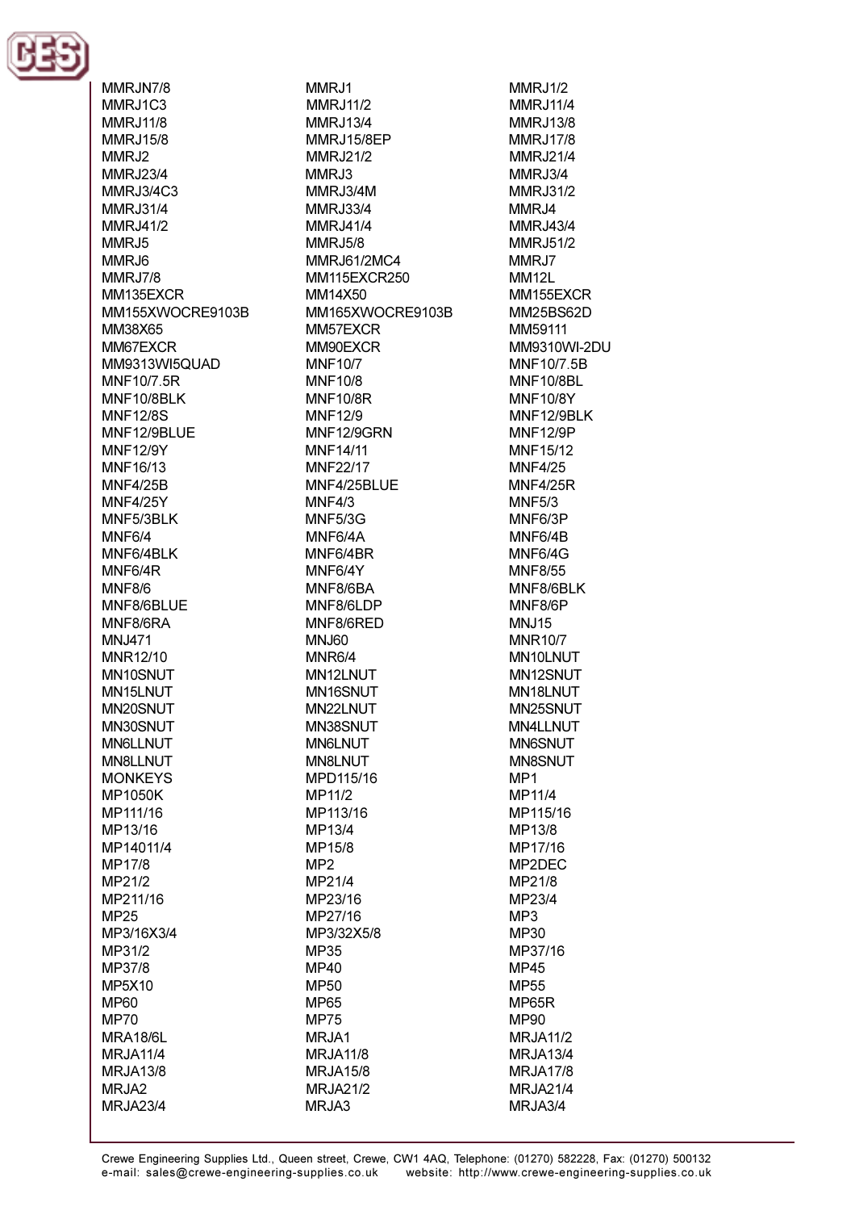MMRJN7/8
MMRJ1C3
MMRJ11/8
MMRJ15/8
MMRJ2
MMRJ23/4
MMRJ3/4C3
MMRJ31/4
MMRJ41/2
MMRJ5
MMRJ6
MMRJ7/8
MM135EXCR
MM155XWOCRE9103B
MM38X65
MM67EXCR
MM9313WI5QUAD
MNF10/7.5R
MNF10/8BLK
MNF12/8S
MNF12/9BLUE
MNF12/9Y
MNF16/13
MNF4/25B
MNF4/25Y
MNF5/3BLK
MNF6/4
MNF6/4BLK
MNF6/4R
MNF8/6
MNF8/6BLUE
MNF8/6RA
MNJ471
MNR12/10
MN10SNUT
MN15LNUT
MN20SNUT
MN30SNUT
MN6LLNUT
MN8LLNUT
MONKEYS
MP1050K
MP111/16
MP13/16
MP14011/4
MP17/8
MP21/2
MP211/16
MP25
MP3/16X3/4
MP31/2
MP37/8
MP5X10
MP60
MP70
MRA18/6L
MRJA11/4
MRJA13/8
MRJA2
MRJA23/4
MMRJ1
MMRJ11/2
MMRJ13/4
MMRJ15/8EP
MMRJ21/2
MMRJ3
MMRJ3/4M
MMRJ33/4
MMRJ41/4
MMRJ5/8
MMRJ61/2MC4
MM115EXCR250
MM14X50
MM165XWOCRE9103B
MM57EXCR
MM90EXCR
MNF10/7
MNF10/8
MNF10/8R
MNF12/9
MNF12/9GRN
MNF14/11
MNF22/17
MNF4/25BLUE
MNF4/3
MNF5/3G
MNF6/4A
MNF6/4BR
MNF6/4Y
MNF8/6BA
MNF8/6LDP
MNF8/6RED
MNJ60
MNR6/4
MN12LNUT
MN16SNUT
MN22LNUT
MN38SNUT
MN6LNUT
MN8LNUT
MPD115/16
MP11/2
MP113/16
MP13/4
MP15/8
MP2
MP21/4
MP23/16
MP27/16
MP3/32X5/8
MP35
MP40
MP50
MP65
MP75
MRJA1
MRJA11/8
MRJA15/8
MRJA21/2
MRJA3
MMRJ1/2
MMRJ11/4
MMRJ13/8
MMRJ17/8
MMRJ21/4
MMRJ3/4
MMRJ31/2
MMRJ4
MMRJ43/4
MMRJ51/2
MMRJ7
MM12L
MM155EXCR
MM25BS62D
MM59111
MM9310WI-2DU
MNF10/7.5B
MNF10/8BL
MNF10/8Y
MNF12/9BLK
MNF12/9P
MNF15/12
MNF4/25
MNF4/25R
MNF5/3
MNF6/3P
MNF6/4B
MNF6/4G
MNF8/55
MNF8/6BLK
MNF8/6P
MNJ15
MNR10/7
MN10LNUT
MN12SNUT
MN18LNUT
MN25SNUT
MN4LLNUT
MN6SNUT
MN8SNUT
MP1
MP11/4
MP115/16
MP13/8
MP17/16
MP2DEC
MP21/8
MP23/4
MP3
MP30
MP37/16
MP45
MP55
MP65R
MP90
MRJA11/2
MRJA13/4
MRJA17/8
MRJA21/4
MRJA3/4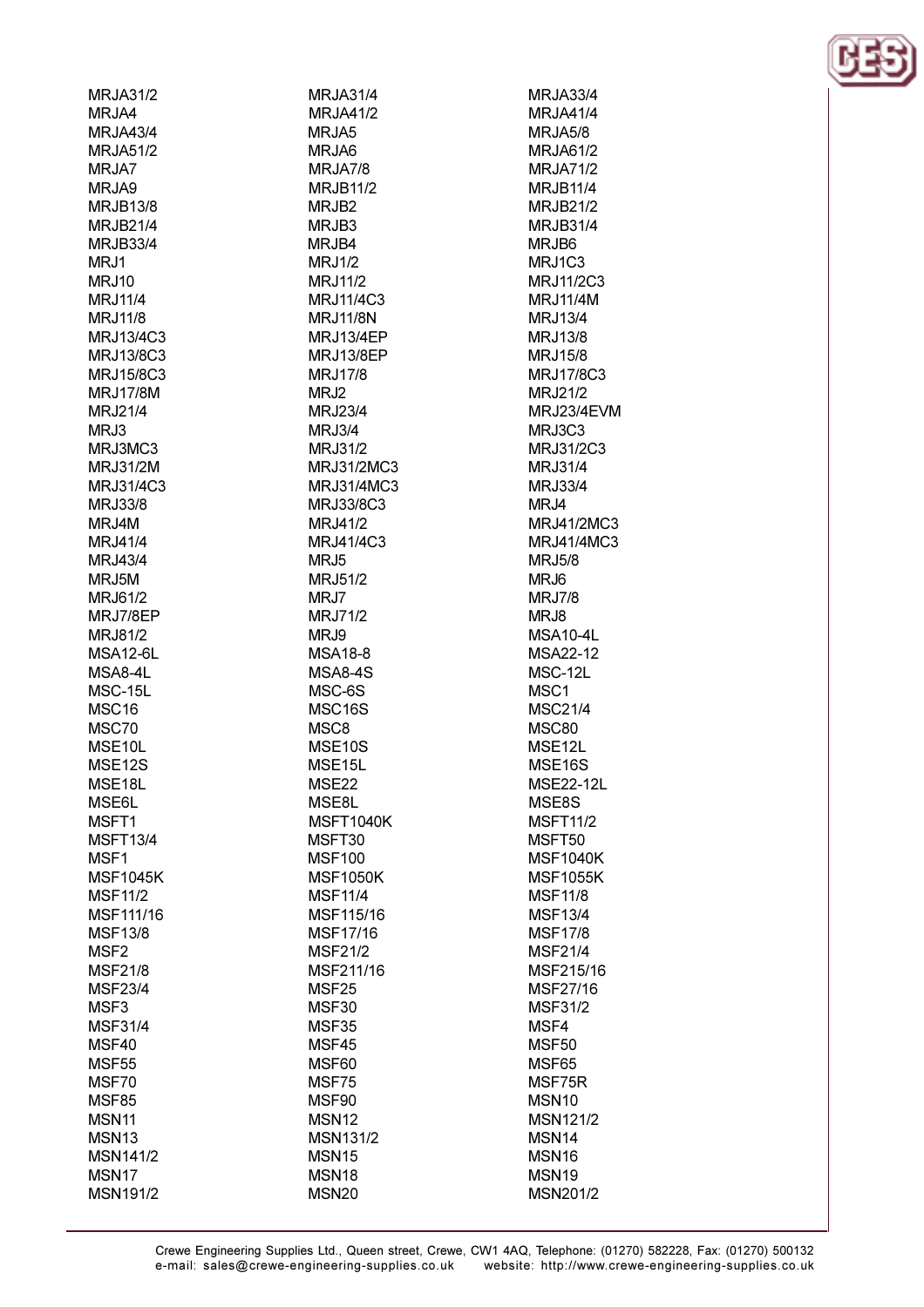MRJA31/2
MRJA4
MRJA43/4
MRJA51/2
MRJA7
MRJA9
MRJB13/8
MRJB21/4
MRJB33/4
MRJ1
MRJ10
MRJ11/4
MRJ11/8
MRJ13/4C3
MRJ13/8C3
MRJ15/8C3
MRJ17/8M
MRJ21/4
MRJ3
MRJ3MC3
MRJ31/2M
MRJ31/4C3
MRJ33/8
MRJ4M
MRJ41/4
MRJ43/4
MRJ5M
MRJ61/2
MRJ7/8EP
MRJ81/2
MSA12-6L
MSA8-4L
MSC-15L
MSC16
MSC70
MSE10L
MSE12S
MSE18L
MSE6L
MSFT1
MSFT13/4
MSF1
MSF1045K
MSF11/2
MSF111/16
MSF13/8
MSF2
MSF21/8
MSF23/4
MSF3
MSF31/4
MSF40
MSF55
MSF70
MSF85
MSN11
MSN13
MSN141/2
MSN17
MSN191/2
MRJA31/4
MRJA41/2
MRJA5
MRJA6
MRJA7/8
MRJB11/2
MRJB2
MRJB3
MRJB4
MRJ1/2
MRJ11/2
MRJ11/4C3
MRJ11/8N
MRJ13/4EP
MRJ13/8EP
MRJ17/8
MRJ2
MRJ23/4
MRJ3/4
MRJ31/2
MRJ31/2MC3
MRJ31/4MC3
MRJ33/8C3
MRJ41/2
MRJ41/4C3
MRJ5
MRJ51/2
MRJ7
MRJ71/2
MRJ9
MSA18-8
MSA8-4S
MSC-6S
MSC16S
MSC8
MSE10S
MSE15L
MSE22
MSE8L
MSFT1040K
MSFT30
MSF100
MSF1050K
MSF11/4
MSF115/16
MSF17/16
MSF21/2
MSF211/16
MSF25
MSF30
MSF35
MSF45
MSF60
MSF75
MSF90
MSN12
MSN131/2
MSN15
MSN18
MSN20
MRJA33/4
MRJA41/4
MRJA5/8
MRJA61/2
MRJA71/2
MRJB11/4
MRJB21/2
MRJB31/4
MRJB6
MRJ1C3
MRJ11/2C3
MRJ11/4M
MRJ13/4
MRJ13/8
MRJ15/8
MRJ17/8C3
MRJ21/2
MRJ23/4EVM
MRJ3C3
MRJ31/2C3
MRJ31/4
MRJ33/4
MRJ4
MRJ41/2MC3
MRJ41/4MC3
MRJ5/8
MRJ6
MRJ7/8
MRJ8
MSA10-4L
MSA22-12
MSC-12L
MSC1
MSC21/4
MSC80
MSE12L
MSE16S
MSE22-12L
MSE8S
MSFT11/2
MSFT50
MSF1040K
MSF1055K
MSF11/8
MSF13/4
MSF17/8
MSF21/4
MSF215/16
MSF27/16
MSF31/2
MSF4
MSF50
MSF65
MSF75R
MSN10
MSN121/2
MSN14
MSN16
MSN19
MSN201/2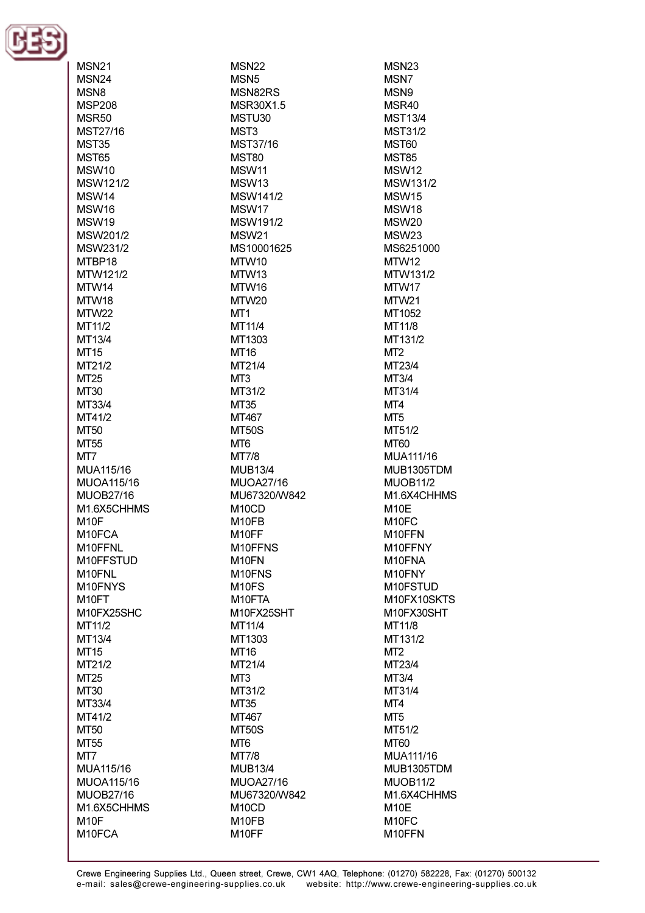MSN21
MSN22
MSN23
MSN24
MSN5
MSN7
MSN8
MSN82RS
MSN9
MSP208
MSR30X1.5
MSR40
MSR50
MSTU30
MST13/4
MST27/16
MST3
MST31/2
MST35
MST37/16
MST60
MST65
MST80
MST85
MSW10
MSW11
MSW12
MSW121/2
MSW13
MSW131/2
MSW14
MSW141/2
MSW15
MSW16
MSW17
MSW18
MSW19
MSW191/2
MSW20
MSW201/2
MSW21
MSW23
MSW231/2
MS10001625
MS6251000
MTBP18
MTW10
MTW12
MTW121/2
MTW13
MTW131/2
MTW14
MTW16
MTW17
MTW18
MTW20
MTW21
MTW22
MT1
MT1052
MT11/2
MT11/4
MT11/8
MT13/4
MT1303
MT131/2
MT15
MT16
MT2
MT21/2
MT21/4
MT23/4
MT25
MT3
MT3/4
MT30
MT31/2
MT31/4
MT33/4
MT35
MT4
MT41/2
MT467
MT5
MT50
MT50S
MT51/2
MT55
MT6
MT60
MT7
MT7/8
MUA111/16
MUA115/16
MUB13/4
MUB1305TDM
MUOA115/16
MUOA27/16
MUOB11/2
MUOB27/16
MU67320/W842
M1.6X4CHHMS
M1.6X5CHHMS
M10CD
M10E
M10F
M10FB
M10FC
M10FCA
M10FF
M10FFN
M10FFNL
M10FFNS
M10FFNY
M10FFSTUD
M10FN
M10FNA
M10FNL
M10FNS
M10FNY
M10FNYS
M10FS
M10FSTUD
M10FT
M10FTA
M10FX10SKTS
M10FX25SHC
M10FX25SHT
M10FX30SHT
MT11/2
MT11/4
MT11/8
MT13/4
MT1303
MT131/2
MT15
MT16
MT2
MT21/2
MT21/4
MT23/4
MT25
MT3
MT3/4
MT30
MT31/2
MT31/4
MT33/4
MT35
MT4
MT41/2
MT467
MT5
MT50
MT50S
MT51/2
MT55
MT6
MT60
MT7
MT7/8
MUA111/16
MUA115/16
MUB13/4
MUB1305TDM
MUOA115/16
MUOA27/16
MUOB11/2
MUOB27/16
MU67320/W842
M1.6X4CHHMS
M1.6X5CHHMS
M10CD
M10E
M10F
M10FB
M10FC
M10FCA
M10FF
M10FFN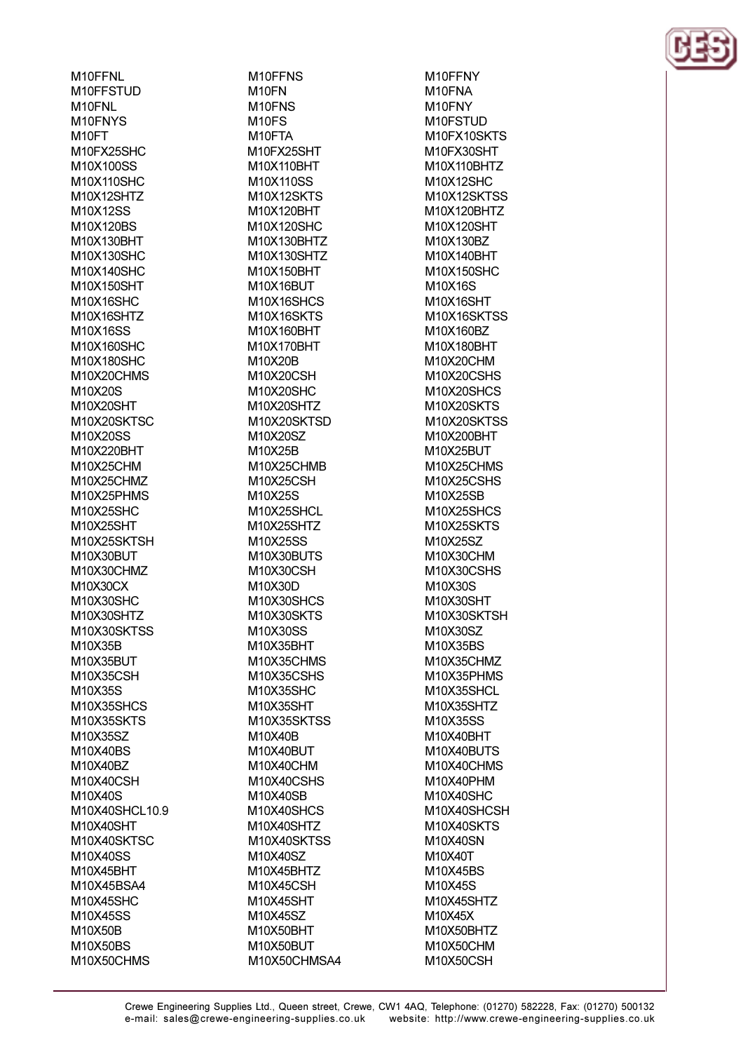M10FFNL
M10FFSTUD
M10FNL
M10FNYS
M10FT
M10FX25SHC
M10X100SS
M10X110SHC
M10X12SHTZ
M10X12SS
M10X120BS
M10X130BHT
M10X130SHC
M10X140SHC
M10X150SHT
M10X16SHC
M10X16SHTZ
M10X16SS
M10X160SHC
M10X180SHC
M10X20CHMS
M10X20S
M10X20SHT
M10X20SKTSC
M10X20SS
M10X220BHT
M10X25CHM
M10X25CHMZ
M10X25PHMS
M10X25SHC
M10X25SHT
M10X25SKTSH
M10X30BUT
M10X30CHMZ
M10X30CX
M10X30SHC
M10X30SHTZ
M10X30SKTSS
M10X35B
M10X35BUT
M10X35CSH
M10X35S
M10X35SHCS
M10X35SKTS
M10X35SZ
M10X40BS
M10X40BZ
M10X40CSH
M10X40S
M10X40SHCL10.9
M10X40SHT
M10X40SKTSC
M10X40SS
M10X45BHT
M10X45BSA4
M10X45SHC
M10X45SS
M10X50B
M10X50BS
M10X50CHMS

M10FFNS
M10FN
M10FNS
M10FS
M10FTA
M10FX25SHT
M10X110BHT
M10X110SS
M10X12SKTS
M10X120BHT
M10X120SHC
M10X130BHTZ
M10X130SHTZ
M10X150BHT
M10X16BUT
M10X16SHCS
M10X16SKTS
M10X160BHT
M10X170BHT
M10X20B
M10X20CSH
M10X20SHC
M10X20SHTZ
M10X20SKTSD
M10X20SZ
M10X25B
M10X25CHMB
M10X25CSH
M10X25S
M10X25SHCL
M10X25SHTZ
M10X25SS
M10X30BUTS
M10X30CSH
M10X30D
M10X30SHCS
M10X30SKTS
M10X30SS
M10X35BHT
M10X35CHMS
M10X35CSHS
M10X35SHC
M10X35SHT
M10X35SKTSS
M10X40B
M10X40BUT
M10X40CHM
M10X40CSHS
M10X40SB
M10X40SHCS
M10X40SHTZ
M10X40SKTSS
M10X40SZ
M10X45BHTZ
M10X45CSH
M10X45SHT
M10X45SZ
M10X50BHT
M10X50BUT
M10X50CHMSA4

M10FFNY
M10FNA
M10FNY
M10FSTUD
M10FX10SKTS
M10FX30SHT
M10X110BHTZ
M10X12SHC
M10X12SKTSS
M10X120BHTZ
M10X120SHT
M10X130BZ
M10X140BHT
M10X150SHC
M10X16S
M10X16SHT
M10X16SKTSS
M10X160BZ
M10X180BHT
M10X20CHM
M10X20CSHS
M10X20SHCS
M10X20SKTS
M10X20SKTSS
M10X200BHT
M10X25BUT
M10X25CHMS
M10X25CSHS
M10X25SB
M10X25SHCS
M10X25SKTS
M10X25SZ
M10X30CHM
M10X30CSHS
M10X30S
M10X30SHT
M10X30SKTSH
M10X30SZ
M10X35BS
M10X35CHMZ
M10X35PHMS
M10X35SHCL
M10X35SHTZ
M10X35SS
M10X40BHT
M10X40BUTS
M10X40CHMS
M10X40PHM
M10X40SHC
M10X40SHCSH
M10X40SKTS
M10X40SN
M10X40T
M10X45BS
M10X45S
M10X45SHTZ
M10X45X
M10X50BHTZ
M10X50CHM
M10X50CSH

Crewe Engineering Supplies Ltd., Queen street, Crewe, CW1 4AQ, Telephone: (01270) 582228, Fax: (01270) 500132
e-mail: sales@crewe-engineering-supplies.co.uk website: http://www.crewe-engineering-supplies.co.uk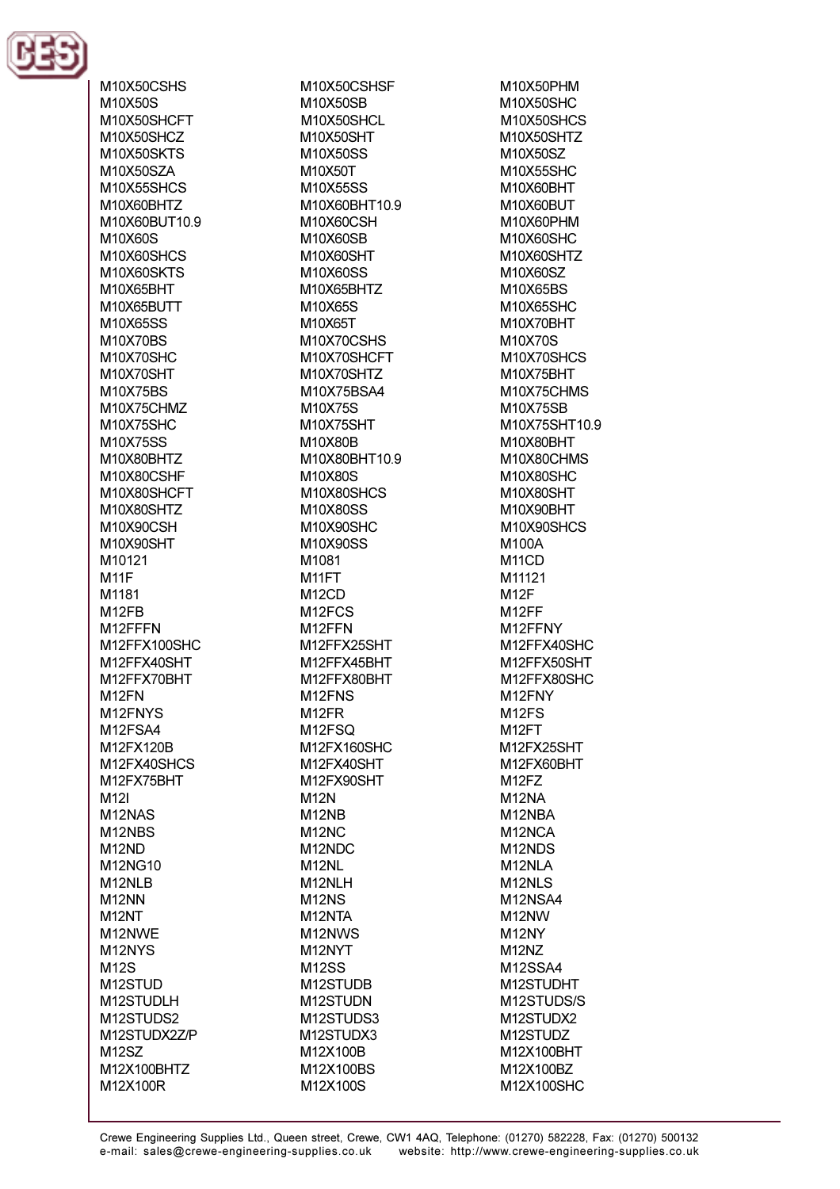M10X50CSHS
M10X50S
M10X50SHCFT
M10X50SHCZ
M10X50SKTS
M10X50SZA
M10X55SHCS
M10X60BHTZ
M10X60BUT10.9
M10X60S
M10X60SHCS
M10X60SKTS
M10X65BHT
M10X65BUTT
M10X65SS
M10X70BS
M10X70SHC
M10X70SHT
M10X75BS
M10X75CHMZ
M10X75SHC
M10X75SS
M10X80BHTZ
M10X80CSHF
M10X80SHCFT
M10X80SHTZ
M10X90CSH
M10X90SHT
M10121
M11F
M1181
M12FB
M12FFFN
M12FFX100SHC
M12FFX40SHT
M12FFX70BHT
M12FN
M12FNYS
M12FSA4
M12FX120B
M12FX40SHCS
M12FX75BHT
M12I
M12NAS
M12NBS
M12ND
M12NG10
M12NLB
M12NN
M12NT
M12NWE
M12NYS
M12S
M12STUD
M12STUDLH
M12STUDS2
M12STUDX2Z/P
M12SZ
M12X100BHTZ
M12X100R

M10X50CSHSF
M10X50SB
M10X50SHCL
M10X50SHT
M10X50SS
M10X50T
M10X55SS
M10X60BHT10.9
M10X60CSH
M10X60SB
M10X60SHT
M10X60SS
M10X65BHTZ
M10X65S
M10X65T
M10X70CSHS
M10X70SHCFT
M10X70SHTZ
M10X75BSA4
M10X75S
M10X75SHT
M10X80B
M10X80BHT10.9
M10X80S
M10X80SHCS
M10X80SS
M10X90SHC
M10X90SS
M1081
M11FT
M12CD
M12FCS
M12FFN
M12FFX25SHT
M12FFX45BHT
M12FFX80BHT
M12FNS
M12FR
M12FSQ
M12FX160SHC
M12FX40SHT
M12FX90SHT
M12N
M12NB
M12NC
M12NDC
M12NL
M12NLH
M12NS
M12NTA
M12NWS
M12NYT
M12SS
M12STUDB
M12STUDN
M12STUDS3
M12STUDX3
M12X100B
M12X100BS
M12X100S

M10X50PHM
M10X50SHC
M10X50SHCS
M10X50SHTZ
M10X50SZ
M10X55SHC
M10X60BHT
M10X60BUT
M10X60PHM
M10X60SHC
M10X60SHTZ
M10X60SZ
M10X65BS
M10X65SHC
M10X70BHT
M10X70S
M10X70SHCS
M10X75BHT
M10X75CHMS
M10X75SB
M10X75SHT10.9
M10X80BHT
M10X80CHMS
M10X80SHC
M10X80SHT
M10X90BHT
M10X90SHCS
M100A
M11CD
M11121
M12F
M12FF
M12FFNY
M12FFX40SHC
M12FFX50SHT
M12FFX80SHC
M12FNY
M12FS
M12FT
M12FX25SHT
M12FX60BHT
M12FZ
M12NA
M12NBA
M12NCA
M12NDS
M12NLA
M12NLS
M12NSA4
M12NW
M12NY
M12NZ
M12SSA4
M12STUDHT
M12STUDS/S
M12STUDX2
M12STUDZ
M12X100BHT
M12X100BZ
M12X100SHC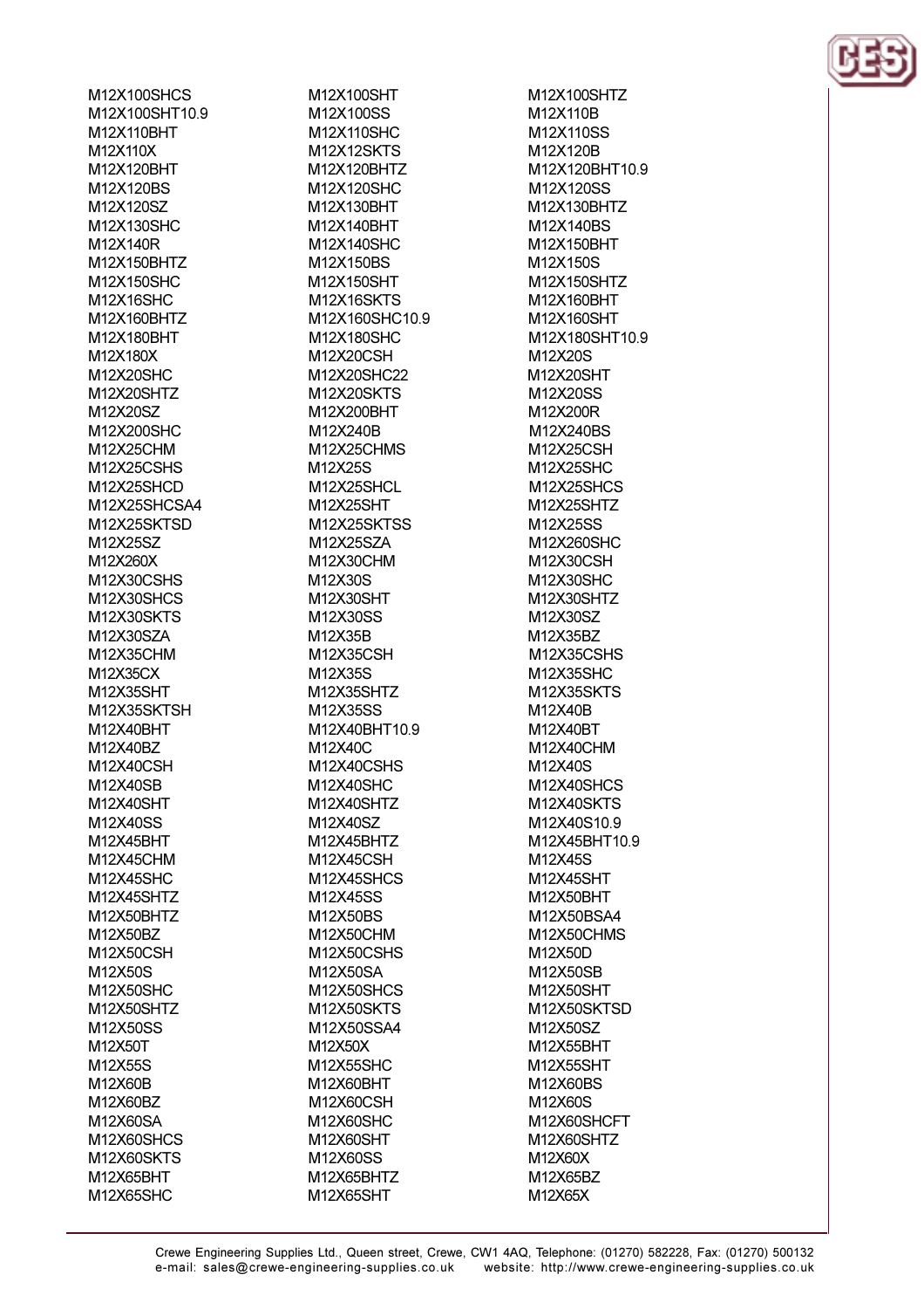M12X100SHCS
M12X100SHT10.9
M12X110BHT
M12X110X
M12X120BHT
M12X120BS
M12X120SZ
M12X130SHC
M12X140R
M12X150BHTZ
M12X150SHC
M12X16SHC
M12X160BHTZ
M12X180BHT
M12X180X
M12X20SHC
M12X20SHTZ
M12X20SZ
M12X200SHC
M12X25CHM
M12X25CSHS
M12X25SHCD
M12X25SHCSA4
M12X25SKTSD
M12X25SZ
M12X260X
M12X30CSHS
M12X30SHCS
M12X30SKTS
M12X30SZA
M12X35CHM
M12X35CX
M12X35SHT
M12X35SKTSH
M12X40BHT
M12X40BZ
M12X40CSH
M12X40SB
M12X40SHT
M12X40SS
M12X45BHT
M12X45CHM
M12X45SHC
M12X45SHTZ
M12X50BHTZ
M12X50BZ
M12X50CSH
M12X50S
M12X50SHC
M12X50SHTZ
M12X50SS
M12X50T
M12X55S
M12X60B
M12X60BZ
M12X60SA
M12X60SHCS
M12X60SKTS
M12X65BHT
M12X65SHC

M12X100SHT
M12X100SS
M12X110SHC
M12X12SKTS
M12X120BHTZ
M12X120SHC
M12X130BHT
M12X140BHT
M12X140SHC
M12X150BS
M12X150SHT
M12X16SKTS
M12X160SHC10.9
M12X180SHC
M12X20CSH
M12X20SHC22
M12X20SKTS
M12X200BHT
M12X240B
M12X25CHMS
M12X25S
M12X25SHCL
M12X25SHT
M12X25SKTSS
M12X25SZA
M12X30CHM
M12X30S
M12X30SHT
M12X30SS
M12X35B
M12X35CSH
M12X35S
M12X35SHTZ
M12X35SS
M12X40BHT10.9
M12X40C
M12X40CSHS
M12X40SHC
M12X40SHTZ
M12X40SZ
M12X45BHTZ
M12X45CSH
M12X45SHCS
M12X45SS
M12X50BS
M12X50CHM
M12X50CSHS
M12X50SA
M12X50SHCS
M12X50SKTS
M12X50SSA4
M12X50X
M12X55SHC
M12X60BHT
M12X60CSH
M12X60SHC
M12X60SHT
M12X60SS
M12X65BHTZ
M12X65SHT

M12X100SHTZ
M12X110B
M12X110SS
M12X120B
M12X120BHT10.9
M12X120SS
M12X130BHTZ
M12X140BS
M12X150BHT
M12X150S
M12X150SHTZ
M12X160BHT
M12X160SHT
M12X180SHT10.9
M12X20S
M12X20SHT
M12X20SS
M12X200R
M12X240BS
M12X25CSH
M12X25SHC
M12X25SHCS
M12X25SHTZ
M12X25SS
M12X260SHC
M12X30CSH
M12X30SHC
M12X30SHTZ
M12X30SZ
M12X35BZ
M12X35CSHS
M12X35SHC
M12X35SKTS
M12X40B
M12X40BT
M12X40CHM
M12X40S
M12X40SHCS
M12X40SKTS
M12X40S10.9
M12X45BHT10.9
M12X45S
M12X45SHT
M12X50BHT
M12X50BSA4
M12X50CHMS
M12X50D
M12X50SB
M12X50SHT
M12X50SKTSD
M12X50SZ
M12X55BHT
M12X55SHT
M12X60BS
M12X60S
M12X60SHCFT
M12X60SHTZ
M12X60X
M12X65BZ
M12X65X

Crewe Engineering Supplies Ltd., Queen street, Crewe, CW1 4AQ, Telephone: (01270) 582228, Fax: (01270) 500132
e-mail: sales@crewe-engineering-supplies.co.uk website: http://www.crewe-engineering-supplies.co.uk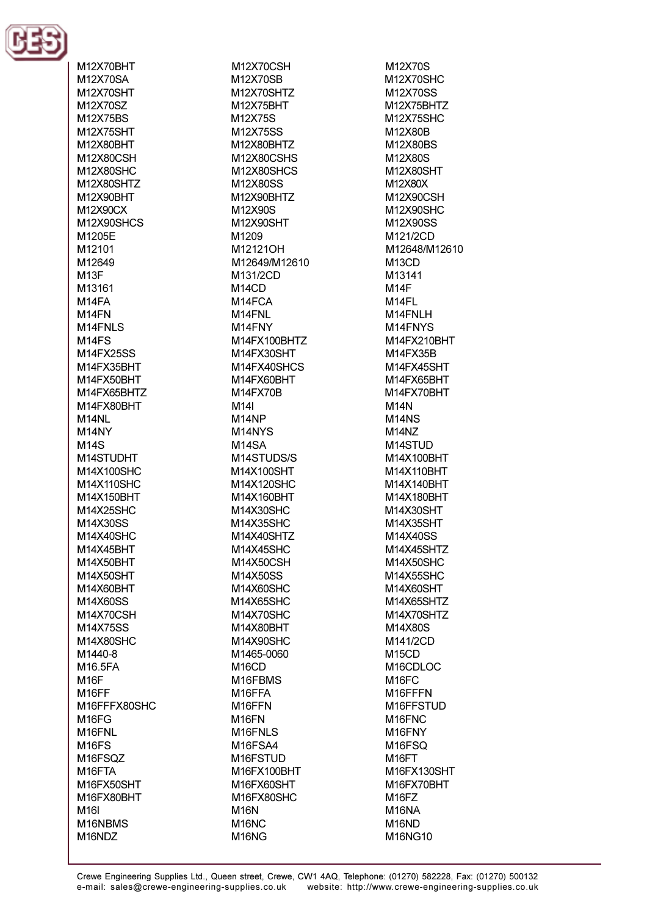M12X70BHT
M12X70CSH
M12X70S
M12X70SA
M12X70SB
M12X70SHC
M12X70SHT
M12X70SHTZ
M12X70SS
M12X70SZ
M12X75BHT
M12X75BHTZ
M12X75BS
M12X75S
M12X75SHC
M12X75SHT
M12X75SS
M12X80B
M12X80BHT
M12X80BHTZ
M12X80BS
M12X80CSH
M12X80CSHS
M12X80S
M12X80SHC
M12X80SHCS
M12X80SHT
M12X80SHTZ
M12X80SS
M12X80X
M12X90BHT
M12X90BHTZ
M12X90CSH
M12X90CX
M12X90S
M12X90SHC
M12X90SHCS
M12X90SHT
M12X90SS
M1205E
M1209
M121/2CD
M12101
M12121OH
M12648/M12610
M12649
M12649/M12610
M13CD
M13F
M131/2CD
M13141
M13161
M14CD
M14F
M14FA
M14FCA
M14FL
M14FN
M14FNL
M14FNLH
M14FNLS
M14FNY
M14FNYS
M14FS
M14FX100BHTZ
M14FX210BHT
M14FX25SS
M14FX30SHT
M14FX35B
M14FX35BHT
M14FX40SHCS
M14FX45SHT
M14FX50BHT
M14FX60BHT
M14FX65BHT
M14FX65BHTZ
M14FX70B
M14FX70BHT
M14FX80BHT
M14I
M14N
M14NL
M14NP
M14NS
M14NY
M14NYS
M14NZ
M14S
M14SA
M14STUD
M14STUDHT
M14STUDS/S
M14X100BHT
M14X100SHC
M14X100SHT
M14X110BHT
M14X110SHC
M14X120SHC
M14X140BHT
M14X150BHT
M14X160BHT
M14X180BHT
M14X25SHC
M14X30SHC
M14X30SHT
M14X30SS
M14X35SHC
M14X35SHT
M14X40SHC
M14X40SHTZ
M14X40SS
M14X45BHT
M14X45SHC
M14X45SHTZ
M14X50BHT
M14X50CSH
M14X50SHC
M14X50SHT
M14X50SS
M14X55SHC
M14X60BHT
M14X60SHC
M14X60SHT
M14X60SS
M14X65SHC
M14X65SHTZ
M14X70CSH
M14X70SHC
M14X70SHTZ
M14X75SS
M14X80BHT
M14X80S
M14X80SHC
M14X90SHC
M141/2CD
M1440-8
M1465-0060
M15CD
M16.5FA
M16CD
M16CDLOC
M16F
M16FBMS
M16FC
M16FF
M16FFA
M16FFFN
M16FFFX80SHC
M16FFN
M16FFSTUD
M16FG
M16FN
M16FNC
M16FNL
M16FNLS
M16FNY
M16FS
M16FSA4
M16FSQ
M16FSQZ
M16FSTUD
M16FT
M16FTA
M16FX100BHT
M16FX130SHT
M16FX50SHT
M16FX60SHT
M16FX70BHT
M16FX80BHT
M16FX80SHC
M16FZ
M16I
M16N
M16NA
M16NBMS
M16NC
M16ND
M16NDZ
M16NG
M16NG10

Crewe Engineering Supplies Ltd., Queen street, Crewe, CW1 4AQ, Telephone: (01270) 582228, Fax: (01270) 500132
e-mail: sales@crewe-engineering-supplies.co.uk website: http://www.crewe-engineering-supplies.co.uk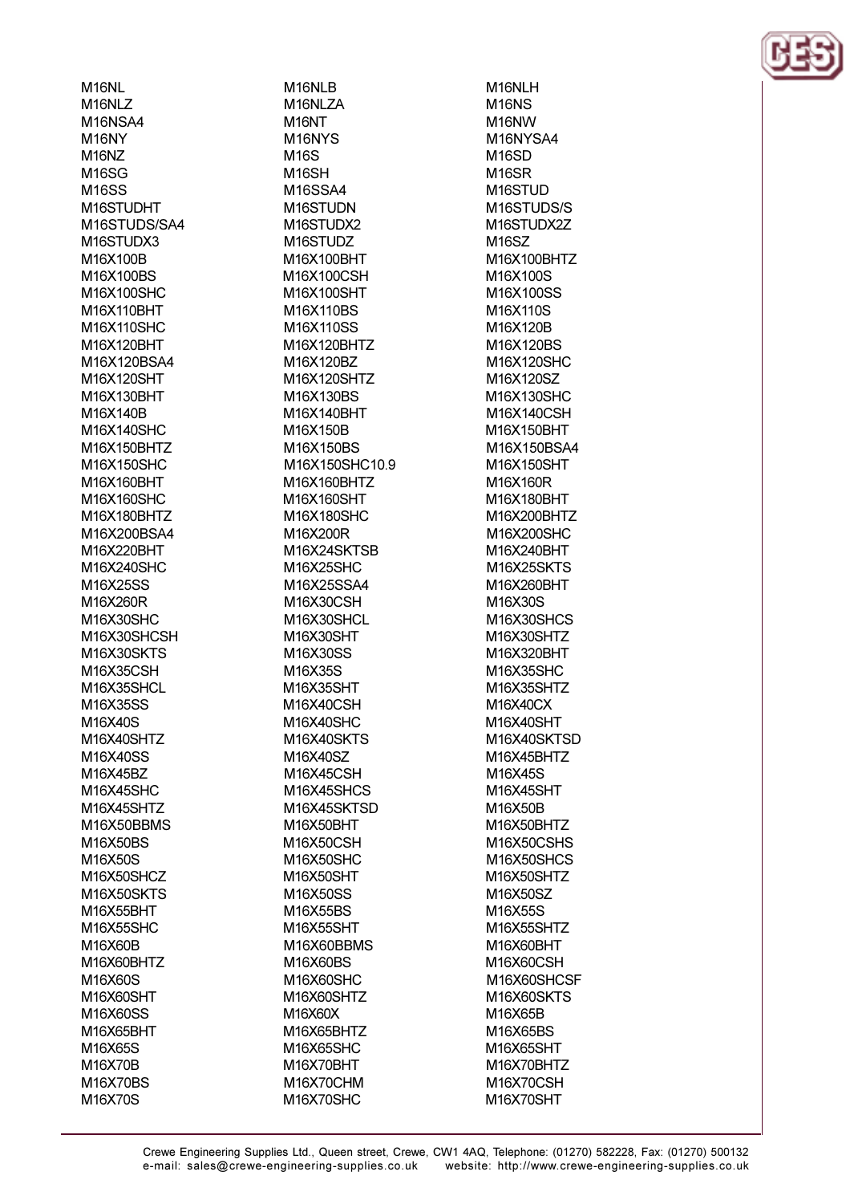M16NL
M16NLZ
M16NSA4
M16NY
M16NZ
M16SG
M16SS
M16STUDHT
M16STUDS/SA4
M16STUDX3
M16X100B
M16X100BS
M16X100SHC
M16X110BHT
M16X110SHC
M16X120BHT
M16X120BSA4
M16X120SHT
M16X130BHT
M16X140B
M16X140SHC
M16X150BHTZ
M16X150SHC
M16X160BHT
M16X160SHC
M16X180BHTZ
M16X200BSA4
M16X220BHT
M16X240SHC
M16X25SS
M16X260R
M16X30SHC
M16X30SHCSH
M16X30SKTS
M16X35CSH
M16X35SHCL
M16X35SS
M16X40S
M16X40SHTZ
M16X40SS
M16X45BZ
M16X45SHC
M16X45SHTZ
M16X50BBMS
M16X50BS
M16X50S
M16X50SHCZ
M16X50SKTS
M16X55BHT
M16X55SHC
M16X60B
M16X60BHTZ
M16X60S
M16X60SHT
M16X60SS
M16X65BHT
M16X65S
M16X70B
M16X70BS
M16X70S
M16NLB
M16NLZA
M16NT
M16NYS
M16S
M16SH
M16SSA4
M16STUDN
M16STUDX2
M16STUDZ
M16X100BHT
M16X100CSH
M16X100SHT
M16X110BS
M16X110SS
M16X120BHTZ
M16X120BZ
M16X120SHTZ
M16X130BS
M16X140BHT
M16X150B
M16X150BS
M16X150SHC10.9
M16X160BHTZ
M16X160SHT
M16X180SHC
M16X200R
M16X24SKTSB
M16X25SHC
M16X25SSA4
M16X30CSH
M16X30SHCL
M16X30SHT
M16X30SS
M16X35S
M16X35SHT
M16X40CSH
M16X40SHC
M16X40SKTS
M16X40SZ
M16X45CSH
M16X45SHCS
M16X45SKTSD
M16X50BHT
M16X50CSH
M16X50SHC
M16X50SHT
M16X50SS
M16X55BS
M16X55SHT
M16X60BBMS
M16X60BS
M16X60SHC
M16X60SHTZ
M16X60X
M16X65BHTZ
M16X65SHC
M16X70BHT
M16X70CHM
M16X70SHC
M16NLH
M16NS
M16NW
M16NYSA4
M16SD
M16SR
M16STUD
M16STUDS/S
M16STUDX2Z
M16SZ
M16X100BHTZ
M16X100S
M16X100SS
M16X110S
M16X120B
M16X120BS
M16X120SHC
M16X120SZ
M16X130SHC
M16X140CSH
M16X150BHT
M16X150BSA4
M16X150SHT
M16X160R
M16X180BHT
M16X200BHTZ
M16X200SHC
M16X240BHT
M16X25SKTS
M16X260BHT
M16X30S
M16X30SHCS
M16X30SHTZ
M16X320BHT
M16X35SHC
M16X35SHTZ
M16X40CX
M16X40SHT
M16X40SKTSD
M16X45BHTZ
M16X45S
M16X45SHT
M16X50B
M16X50BHTZ
M16X50CSHS
M16X50SHCS
M16X50SHTZ
M16X50SZ
M16X55S
M16X55SHTZ
M16X60BHT
M16X60CSH
M16X60SHCSF
M16X60SKTS
M16X65B
M16X65BS
M16X65SHT
M16X70BHTZ
M16X70CSH
M16X70SHT

Crewe Engineering Supplies Ltd., Queen street, Crewe, CW1 4AQ, Telephone: (01270) 582228, Fax: (01270) 500132
e-mail: sales@crewe-engineering-supplies.co.uk website: http://www.crewe-engineering-supplies.co.uk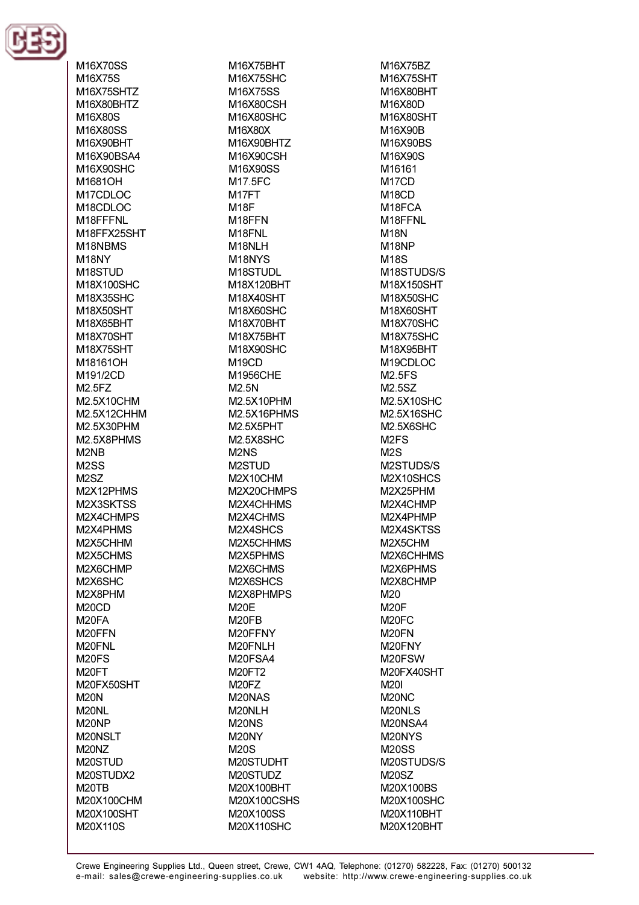M16X70SS
M16X75S
M16X75SHTZ
M16X80BHTZ
M16X80S
M16X80SS
M16X90BHT
M16X90BSA4
M16X90SHC
M1681OH
M17CDLOC
M18CDLOC
M18FFFNL
M18FFX25SHT
M18NBMS
M18NY
M18STUD
M18X100SHC
M18X35SHC
M18X50SHT
M18X65BHT
M18X70SHT
M18X75SHT
M18161OH
M191/2CD
M2.5FZ
M2.5X10CHM
M2.5X12CHHM
M2.5X30PHM
M2.5X8PHMS
M2NB
M2SS
M2SZ
M2X12PHMS
M2X3SKTSS
M2X4CHMPS
M2X4PHMS
M2X5CHHM
M2X5CHMS
M2X6CHMP
M2X6SHC
M2X8PHM
M20CD
M20FA
M20FFN
M20FNL
M20FS
M20FT
M20FX50SHT
M20N
M20NL
M20NP
M20NSLT
M20NZ
M20STUD
M20STUDX2
M20TB
M20X100CHM
M20X100SHT
M20X110S
M16X75BHT
M16X75SHC
M16X75SS
M16X80CSH
M16X80SHC
M16X80X
M16X90BHTZ
M16X90CSH
M16X90SS
M17.5FC
M17FT
M18F
M18FFN
M18FNL
M18NLH
M18NYS
M18STUDL
M18X120BHT
M18X40SHT
M18X60SHC
M18X70BHT
M18X75BHT
M18X90SHC
M19CD
M1956CHE
M2.5N
M2.5X10PHM
M2.5X16PHMS
M2.5X5PHT
M2.5X8SHC
M2NS
M2STUD
M2X10CHM
M2X20CHMPS
M2X4CHHMS
M2X4CHMS
M2X4SHCS
M2X5CHHMS
M2X5PHMS
M2X6CHMS
M2X6SHCS
M2X8PHMPS
M20E
M20FB
M20FFNY
M20FNLH
M20FSA4
M20FT2
M20FZ
M20NAS
M20NLH
M20NS
M20NY
M20S
M20STUDHT
M20STUDZ
M20X100BHT
M20X100CSHS
M20X100SS
M20X110SHC
M16X75BZ
M16X75SHT
M16X80BHT
M16X80D
M16X80SHT
M16X90B
M16X90BS
M16X90S
M16161
M17CD
M18CD
M18FCA
M18FFNL
M18N
M18NP
M18S
M18STUDS/S
M18X150SHT
M18X50SHC
M18X60SHT
M18X70SHC
M18X75SHC
M18X95BHT
M19CDLOC
M2.5FS
M2.5SZ
M2.5X10SHC
M2.5X16SHC
M2.5X6SHC
M2FS
M2S
M2STUDS/S
M2X10SHCS
M2X25PHM
M2X4CHMP
M2X4PHMP
M2X4SKTSS
M2X5CHM
M2X6CHHMS
M2X6PHMS
M2X8CHMP
M20
M20F
M20FC
M20FN
M20FNY
M20FSW
M20FX40SHT
M20I
M20NC
M20NLS
M20NSA4
M20NYS
M20SS
M20STUDS/S
M20SZ
M20X100BS
M20X100SHC
M20X110BHT
M20X120BHT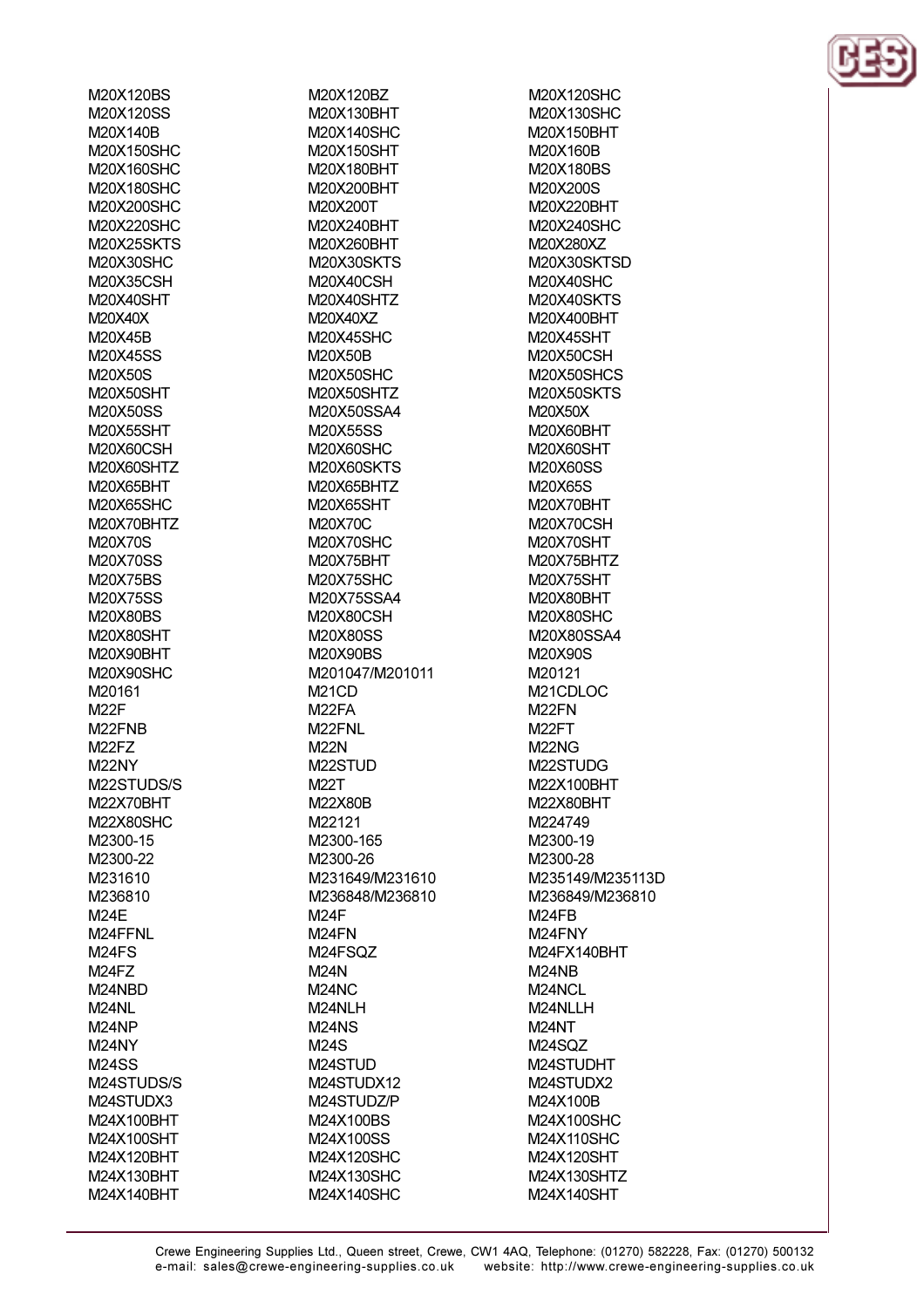M20X120BS
M20X120SS
M20X140B
M20X150SHC
M20X160SHC
M20X180SHC
M20X200SHC
M20X220SHC
M20X25SKTS
M20X30SHC
M20X35CSH
M20X40SHT
M20X40X
M20X45B
M20X45SS
M20X50S
M20X50SHT
M20X50SS
M20X55SHT
M20X60CSH
M20X60SHTZ
M20X65BHT
M20X65SHC
M20X70BHTZ
M20X70S
M20X70SS
M20X75BS
M20X75SS
M20X80BS
M20X80SHT
M20X90BHT
M20X90SHC
M20161
M22F
M22FNB
M22FZ
M22NY
M22STUDS/S
M22X70BHT
M22X80SHC
M2300-15
M2300-22
M231610
M236810
M24E
M24FFNL
M24FS
M24FZ
M24NBD
M24NL
M24NP
M24NY
M24SS
M24STUDS/S
M24STUDX3
M24X100BHT
M24X100SHT
M24X120BHT
M24X130BHT
M24X140BHT
M20X120BZ
M20X130BHT
M20X140SHC
M20X150SHT
M20X180BHT
M20X200BHT
M20X200T
M20X240BHT
M20X260BHT
M20X30SKTS
M20X40CSH
M20X40SHTZ
M20X40XZ
M20X45SHC
M20X50B
M20X50SHC
M20X50SHTZ
M20X50SSA4
M20X55SS
M20X60SHC
M20X60SKTS
M20X65BHTZ
M20X65SHT
M20X70C
M20X70SHC
M20X75BHT
M20X75SHC
M20X75SSA4
M20X80CSH
M20X80SS
M20X90BS
M201047/M201011
M21CD
M22FA
M22FNL
M22N
M22STUD
M22T
M22X80B
M22121
M2300-165
M2300-26
M231649/M231610
M236848/M236810
M24F
M24FN
M24FSQZ
M24N
M24NC
M24NLH
M24NS
M24S
M24STUD
M24STUDX12
M24STUDZ/P
M24X100BS
M24X100SS
M24X120SHC
M24X130SHC
M24X140SHC
M20X120SHC
M20X130SHC
M20X150BHT
M20X160B
M20X180BS
M20X200S
M20X220BHT
M20X240SHC
M20X280XZ
M20X30SKTSD
M20X40SHC
M20X40SKTS
M20X400BHT
M20X45SHT
M20X50CSH
M20X50SHCS
M20X50SKTS
M20X50X
M20X60BHT
M20X60SHT
M20X60SS
M20X65S
M20X70BHT
M20X70CSH
M20X70SHT
M20X75BHTZ
M20X75SHT
M20X80BHT
M20X80SHC
M20X80SSA4
M20X90S
M20121
M21CDLOC
M22FN
M22FT
M22NG
M22STUDG
M22X100BHT
M22X80BHT
M224749
M2300-19
M2300-28
M235149/M235113D
M236849/M236810
M24FB
M24FNY
M24FX140BHT
M24NB
M24NCL
M24NLLH
M24NT
M24SQZ
M24STUDHT
M24STUDX2
M24X100B
M24X100SHC
M24X110SHC
M24X120SHT
M24X130SHTZ
M24X140SHT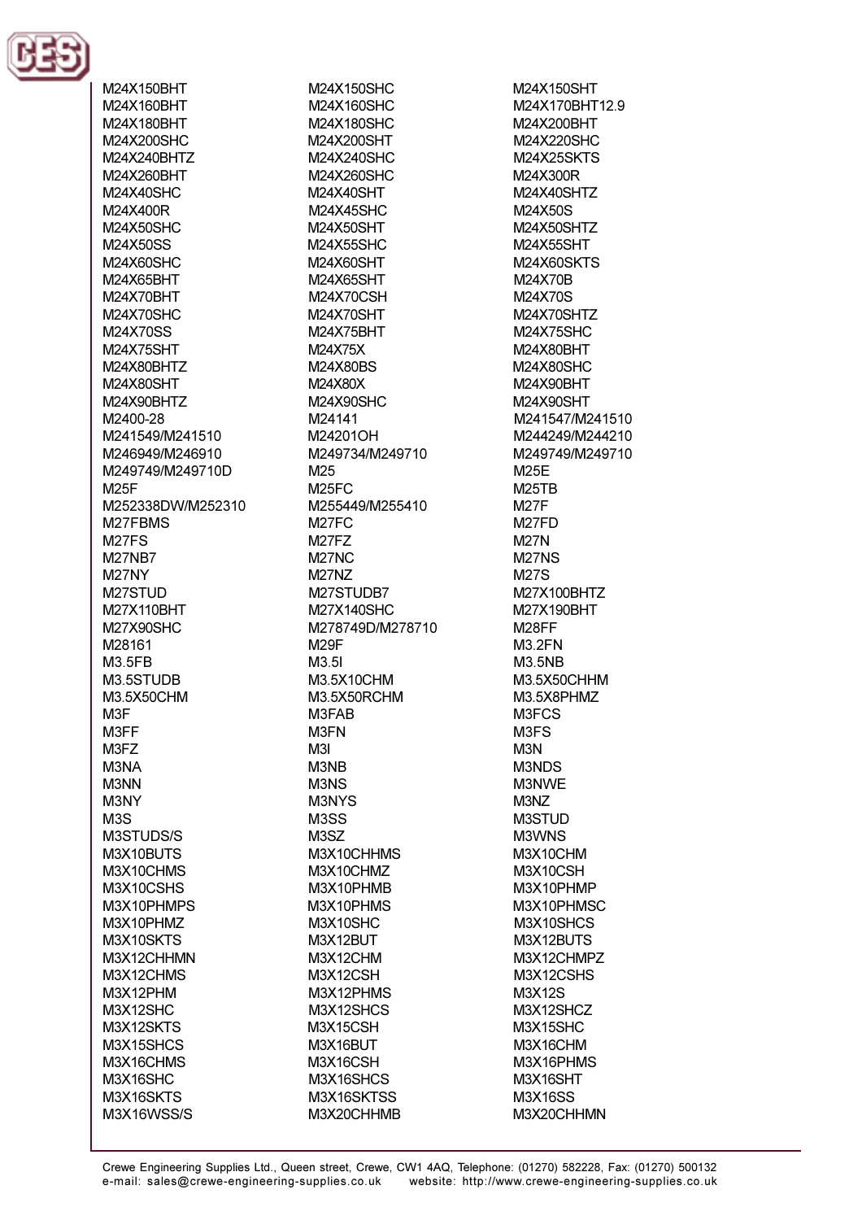M24X150BHT
M24X150SHC
M24X150SHT
M24X160BHT
M24X160SHC
M24X170BHT12.9
M24X180BHT
M24X180SHC
M24X200BHT
M24X200SHC
M24X200SHT
M24X220SHC
M24X240BHTZ
M24X240SHC
M24X25SKTS
M24X260BHT
M24X260SHC
M24X300R
M24X40SHC
M24X40SHT
M24X40SHTZ
M24X400R
M24X45SHC
M24X50S
M24X50SHC
M24X50SHT
M24X50SHTZ
M24X50SS
M24X55SHC
M24X55SHT
M24X60SHC
M24X60SHT
M24X60SKTS
M24X65BHT
M24X65SHT
M24X70B
M24X70BHT
M24X70CSH
M24X70S
M24X70SHC
M24X70SHT
M24X70SHTZ
M24X70SS
M24X75BHT
M24X75SHC
M24X75SHT
M24X75X
M24X80BHT
M24X80BHTZ
M24X80BS
M24X80SHC
M24X80SHT
M24X80X
M24X90BHT
M24X90BHTZ
M24X90SHC
M24X90SHT
M2400-28
M24141
M241547/M241510
M241549/M241510
M24201OH
M244249/M244210
M246949/M246910
M249734/M249710
M249749/M249710
M249749/M249710D
M25
M25E
M25F
M25FC
M25TB
M252338DW/M252310
M255449/M255410
M27F
M27FBMS
M27FC
M27FD
M27FS
M27FZ
M27N
M27NB7
M27NC
M27NS
M27NY
M27NZ
M27S
M27STUD
M27STUDB7
M27X100BHTZ
M27X110BHT
M27X140SHC
M27X190BHT
M27X90SHC
M278749D/M278710
M28FF
M28161
M29F
M3.2FN
M3.5FB
M3.5I
M3.5NB
M3.5STUDB
M3.5X10CHM
M3.5X50CHHM
M3.5X50CHM
M3.5X50RCHM
M3.5X8PHMZ
M3F
M3FAB
M3FCS
M3FF
M3FN
M3FS
M3FZ
M3I
M3N
M3NA
M3NB
M3NDS
M3NN
M3NS
M3NWE
M3NY
M3NYS
M3NZ
M3S
M3SS
M3STUD
M3STUDS/S
M3SZ
M3WNS
M3X10BUTS
M3X10CHHMS
M3X10CHM
M3X10CHMS
M3X10CHMZ
M3X10CSH
M3X10CSHS
M3X10PHMB
M3X10PHMP
M3X10PHMPS
M3X10PHMS
M3X10PHMSC
M3X10PHMZ
M3X10SHC
M3X10SHCS
M3X10SKTS
M3X12BUT
M3X12BUTS
M3X12CHHMN
M3X12CHM
M3X12CHMPZ
M3X12CHMS
M3X12CSH
M3X12CSHS
M3X12PHM
M3X12PHMS
M3X12S
M3X12SHC
M3X12SHCS
M3X12SHCZ
M3X12SKTS
M3X15CSH
M3X15SHC
M3X15SHCS
M3X16BUT
M3X16CHM
M3X16CHMS
M3X16CSH
M3X16PHMS
M3X16SHC
M3X16SHCS
M3X16SHT
M3X16SKTS
M3X16SKTSS
M3X16SS
M3X16WSS/S
M3X20CHHMB
M3X20CHHMN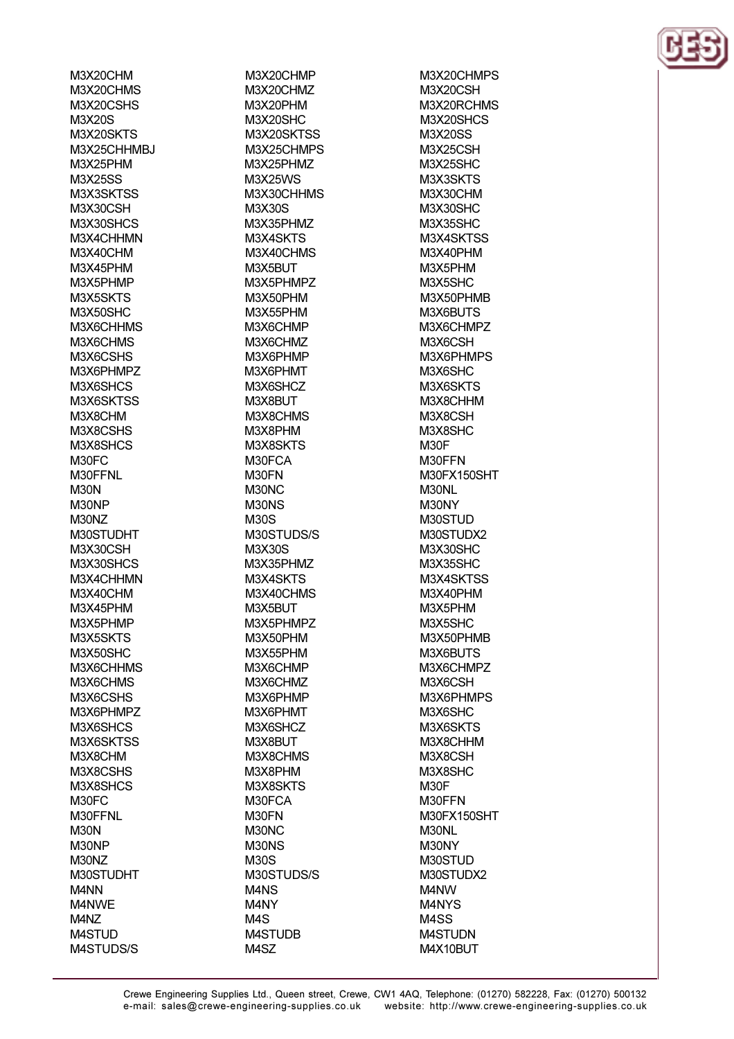M3X20CHM
M3X20CHMS
M3X20CSHS
M3X20S
M3X20SKTS
M3X25CHHMBJ
M3X25PHM
M3X25SS
M3X3SKTSS
M3X30CSH
M3X30SHCS
M3X4CHHMN
M3X40CHM
M3X45PHM
M3X5PHMP
M3X5SKTS
M3X50SHC
M3X6CHHMS
M3X6CHMS
M3X6CSHS
M3X6PHMPZ
M3X6SHCS
M3X6SKTSS
M3X8CHM
M3X8CSHS
M3X8SHCS
M30FC
M30FFNL
M30N
M30NP
M30NZ
M30STUDHT
M3X30CSH
M3X30SHCS
M3X4CHHMN
M3X40CHM
M3X45PHM
M3X5PHMP
M3X5SKTS
M3X50SHC
M3X6CHHMS
M3X6CHMS
M3X6CSHS
M3X6PHMPZ
M3X6SHCS
M3X6SKTSS
M3X8CHM
M3X8CSHS
M3X8SHCS
M30FC
M30FFNL
M30N
M30NP
M30NZ
M30STUDHT
M4NN
M4NWE
M4NZ
M4STUD
M4STUDS/S

M3X20CHMP
M3X20CHMZ
M3X20PHM
M3X20SHC
M3X20SKTSS
M3X25CHMPS
M3X25PHMZ
M3X25WS
M3X30CHHMS
M3X30S
M3X35PHMZ
M3X4SKTS
M3X40CHMS
M3X5BUT
M3X5PHMPZ
M3X50PHM
M3X55PHM
M3X6CHMP
M3X6CHMZ
M3X6PHMP
M3X6PHMT
M3X6SHCZ
M3X8BUT
M3X8CHMS
M3X8PHM
M3X8SKTS
M30FCA
M30FN
M30NC
M30NS
M30S
M30STUDS/S
M3X30S
M3X35PHMZ
M3X4SKTS
M3X40CHMS
M3X5BUT
M3X5PHMPZ
M3X50PHM
M3X55PHM
M3X6CHMP
M3X6CHMZ
M3X6PHMP
M3X6PHMT
M3X6SHCZ
M3X8BUT
M3X8CHMS
M3X8PHM
M3X8SKTS
M30FCA
M30FN
M30NC
M30NS
M30S
M30STUDS/S
M4NS
M4NY
M4S
M4STUDB
M4SZ

M3X20CHMPS
M3X20CSH
M3X20RCHMS
M3X20SHCS
M3X20SS
M3X25CSH
M3X25SHC
M3X25SKTS
M3X3SKTS
M3X30CHM
M3X30SHC
M3X35SHC
M3X4SKTSS
M3X40PHM
M3X5PHM
M3X5SHC
M3X50PHMB
M3X6BUTS
M3X6CHMPZ
M3X6CSH
M3X6PHMPS
M3X6SHC
M3X6SKTS
M3X8CHHM
M3X8CSH
M3X8SHC
M30F
M30FFN
M30FX150SHT
M30NL
M30NY
M30STUD
M30STUDX2
M3X30SHC
M3X35SHC
M3X4SKTSS
M3X40PHM
M3X5PHM
M3X5SHC
M3X50PHMB
M3X6BUTS
M3X6CHMPZ
M3X6CSH
M3X6PHMPS
M3X6SHC
M3X6SKTS
M3X8CHHM
M3X8CSH
M3X8SHC
M30F
M30FFN
M30FX150SHT
M30NL
M30NY
M30STUD
M30STUDX2
M4NW
M4NYS
M4SS
M4STUDN
M4X10BUT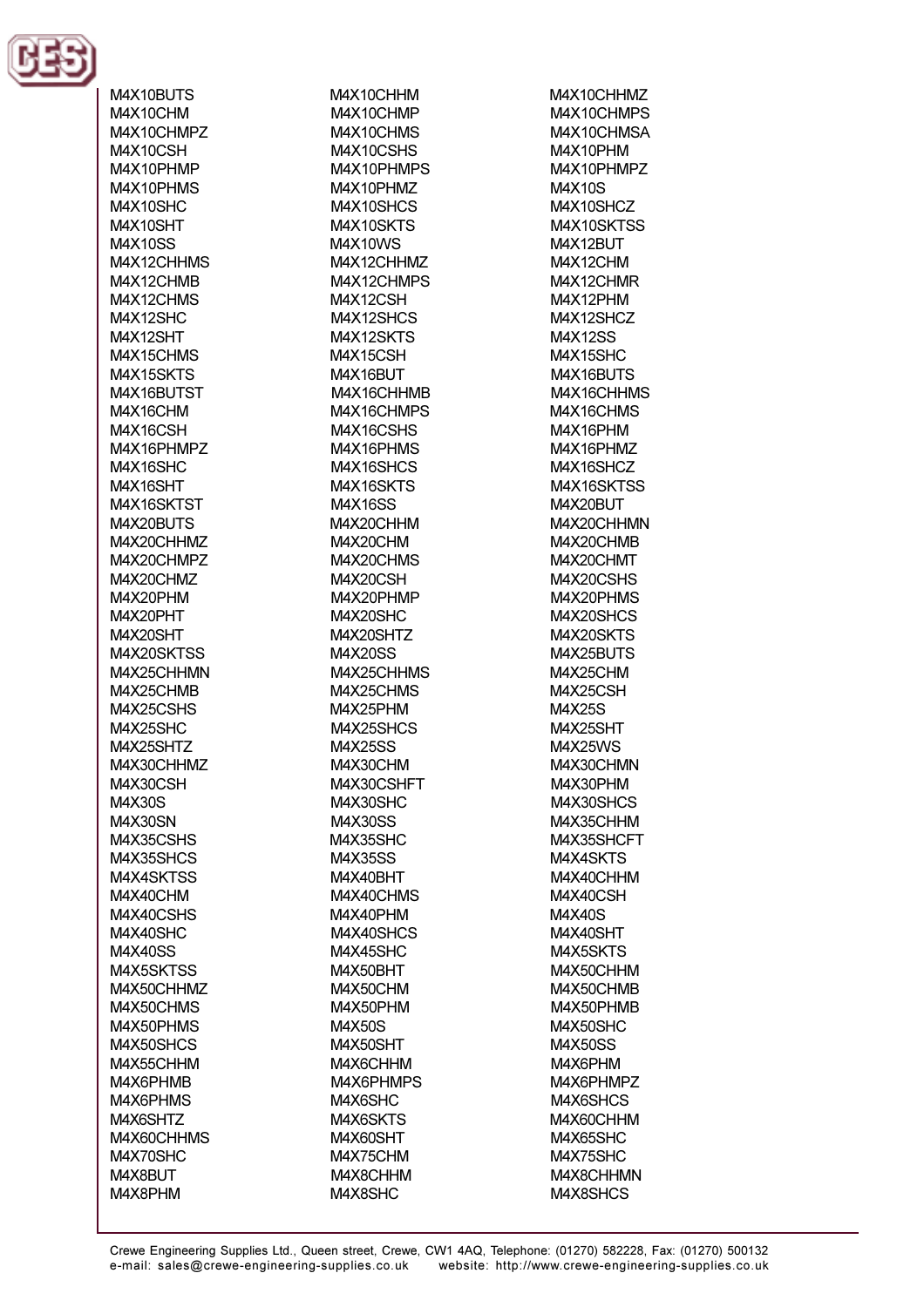M4X10BUTS
M4X10CHHM
M4X10CHHMZ
M4X10CHM
M4X10CHMP
M4X10CHMPS
M4X10CHMPZ
M4X10CHMS
M4X10CHMSA
M4X10CSH
M4X10CSHS
M4X10PHM
M4X10PHMP
M4X10PHMPS
M4X10PHMPZ
M4X10PHMS
M4X10PHMZ
M4X10S
M4X10SHC
M4X10SHCS
M4X10SHCZ
M4X10SHT
M4X10SKTS
M4X10SKTSS
M4X10SS
M4X10WS
M4X12BUT
M4X12CHHMS
M4X12CHHMZ
M4X12CHM
M4X12CHMB
M4X12CHMPS
M4X12CHMR
M4X12CHMS
M4X12CSH
M4X12PHM
M4X12SHC
M4X12SHCS
M4X12SHCZ
M4X12SHT
M4X12SKTS
M4X12SS
M4X15CHMS
M4X15CSH
M4X15SHC
M4X15SKTS
M4X16BUT
M4X16BUTS
M4X16BUTST
M4X16CHHMB
M4X16CHHMS
M4X16CHM
M4X16CHMPS
M4X16CHMS
M4X16CSH
M4X16CSHS
M4X16PHM
M4X16PHMPZ
M4X16PHMS
M4X16PHMZ
M4X16SHC
M4X16SHCS
M4X16SHCZ
M4X16SHT
M4X16SKTS
M4X16SKTSS
M4X16SKTST
M4X16SS
M4X20BUT
M4X20BUTS
M4X20CHHM
M4X20CHHMN
M4X20CHHMZ
M4X20CHM
M4X20CHMB
M4X20CHMPZ
M4X20CHMS
M4X20CHMT
M4X20CHMZ
M4X20CSH
M4X20CSHS
M4X20PHM
M4X20PHMP
M4X20PHMS
M4X20PHT
M4X20SHC
M4X20SHCS
M4X20SHT
M4X20SHTZ
M4X20SKTS
M4X20SKTSS
M4X20SS
M4X25BUTS
M4X25CHHMN
M4X25CHHMS
M4X25CHM
M4X25CHMB
M4X25CHMS
M4X25CSH
M4X25CSHS
M4X25PHM
M4X25S
M4X25SHC
M4X25SHCS
M4X25SHT
M4X25SHTZ
M4X25SS
M4X25WS
M4X30CHHMZ
M4X30CHM
M4X30CHMN
M4X30CSH
M4X30CSHFT
M4X30PHM
M4X30S
M4X30SHC
M4X30SHCS
M4X30SN
M4X30SS
M4X35CHHM
M4X35CSHS
M4X35SHC
M4X35SHCFT
M4X35SHCS
M4X35SS
M4X4SKTS
M4X4SKTSS
M4X40BHT
M4X40CHHM
M4X40CHM
M4X40CHMS
M4X40CSH
M4X40CSHS
M4X40PHM
M4X40S
M4X40SHC
M4X40SHCS
M4X40SHT
M4X40SS
M4X45SHC
M4X5SKTS
M4X5SKTSS
M4X50BHT
M4X50CHHM
M4X50CHHMZ
M4X50CHM
M4X50CHMB
M4X50CHMS
M4X50PHM
M4X50PHMB
M4X50PHMS
M4X50S
M4X50SHC
M4X50SHCS
M4X50SHT
M4X50SS
M4X55CHHM
M4X6CHHM
M4X6PHM
M4X6PHMB
M4X6PHMPS
M4X6PHMPZ
M4X6PHMS
M4X6SHC
M4X6SHCS
M4X6SHTZ
M4X6SKTS
M4X60CHHM
M4X60CHHMS
M4X60SHT
M4X65SHC
M4X70SHC
M4X75CHM
M4X75SHC
M4X8BUT
M4X8CHHM
M4X8CHHMN
M4X8PHM
M4X8SHC
M4X8SHCS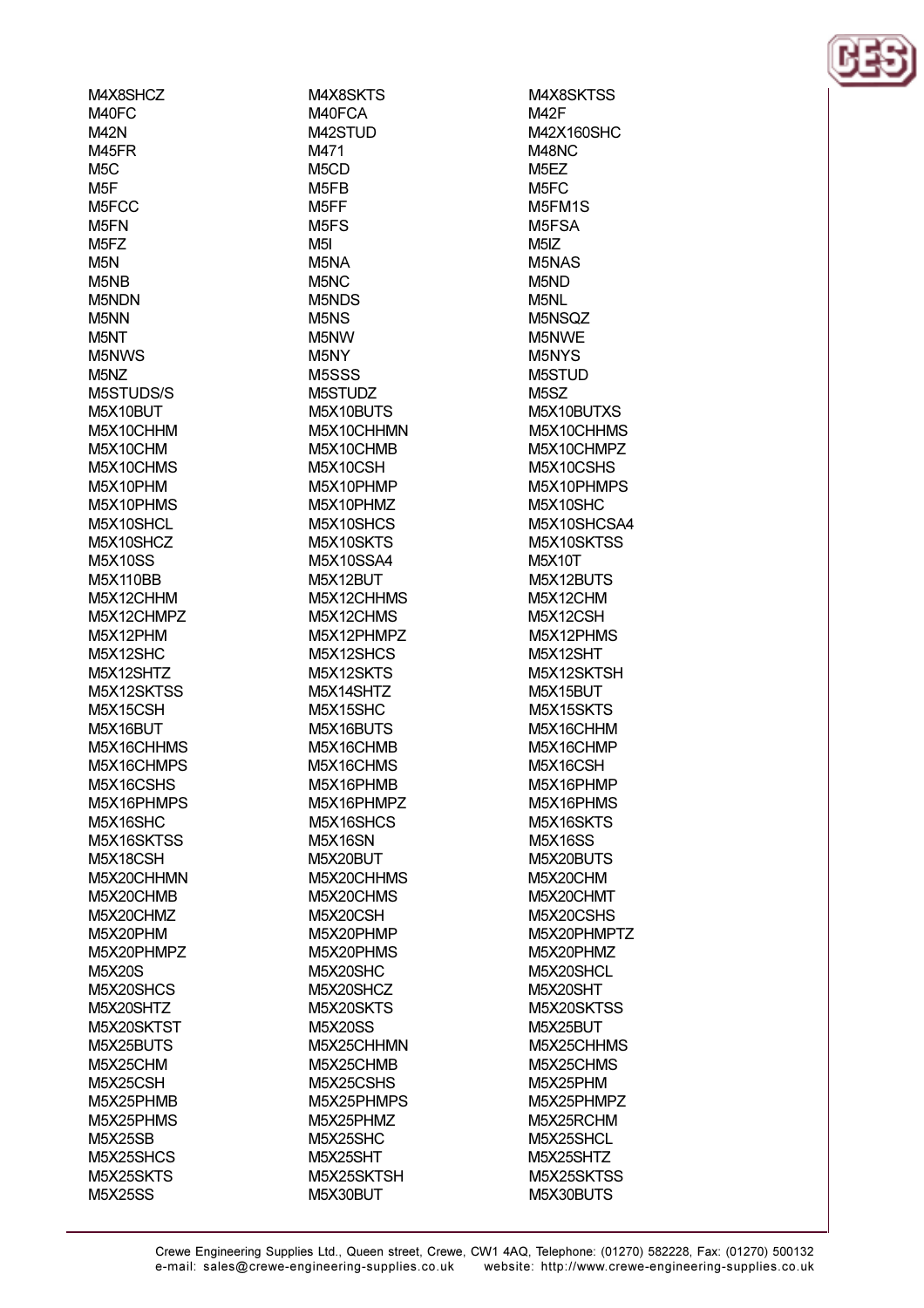M4X8SHCZ
M40FC
M42N
M45FR
M5C
M5F
M5FCC
M5FN
M5FZ
M5N
M5NB
M5NDN
M5NN
M5NT
M5NWS
M5NZ
M5STUDS/S
M5X10BUT
M5X10CHHM
M5X10CHM
M5X10CHMS
M5X10PHM
M5X10PHMS
M5X10SHCL
M5X10SHCZ
M5X10SS
M5X110BB
M5X12CHHM
M5X12CHMPZ
M5X12PHM
M5X12SHC
M5X12SHTZ
M5X12SKTSS
M5X15CSH
M5X16BUT
M5X16CHHMS
M5X16CHMPS
M5X16CSHS
M5X16PHMPS
M5X16SHC
M5X16SKTSS
M5X18CSH
M5X20CHHMN
M5X20CHMB
M5X20CHMZ
M5X20PHM
M5X20PHMPZ
M5X20S
M5X20SHCS
M5X20SHTZ
M5X20SKTST
M5X25BUTS
M5X25CHM
M5X25CSH
M5X25PHMB
M5X25PHMS
M5X25SB
M5X25SHCS
M5X25SKTS
M5X25SS
M4X8SKTS
M40FCA
M42STUD
M471
M5CD
M5FB
M5FF
M5FS
M5I
M5NA
M5NC
M5NDS
M5NS
M5NW
M5NY
M5SSS
M5STUDZ
M5X10BUTS
M5X10CHHMN
M5X10CHMB
M5X10CSH
M5X10PHMP
M5X10PHMZ
M5X10SHCS
M5X10SKTS
M5X10SSA4
M5X12BUT
M5X12CHHMS
M5X12CHMS
M5X12PHMPZ
M5X12SHCS
M5X12SKTS
M5X14SHTZ
M5X15SHC
M5X16BUTS
M5X16CHMB
M5X16CHMS
M5X16PHMB
M5X16PHMPZ
M5X16SHCS
M5X16SN
M5X20BUT
M5X20CHHMS
M5X20CHMS
M5X20CSH
M5X20PHMP
M5X20PHMS
M5X20SHC
M5X20SHCZ
M5X20SKTS
M5X20SS
M5X25CHHMN
M5X25CHMB
M5X25CSHS
M5X25PHMPS
M5X25PHMZ
M5X25SHC
M5X25SHT
M5X25SKTSH
M5X30BUT
M4X8SKTSS
M42F
M42X160SHC
M48NC
M5EZ
M5FC
M5FM1S
M5FSA
M5IZ
M5NAS
M5ND
M5NL
M5NSQZ
M5NWE
M5NYS
M5STUD
M5SZ
M5X10BUTXS
M5X10CHHMS
M5X10CHMPZ
M5X10CSHS
M5X10PHMPS
M5X10SHC
M5X10SHCSA4
M5X10SKTSS
M5X10T
M5X12BUTS
M5X12CHM
M5X12CSH
M5X12PHMS
M5X12SHT
M5X12SKTSH
M5X15BUT
M5X15SKTS
M5X16CHHM
M5X16CHMP
M5X16CSH
M5X16PHMP
M5X16PHMS
M5X16SKTS
M5X16SS
M5X20BUTS
M5X20CHM
M5X20CHMT
M5X20CSHS
M5X20PHMPTZ
M5X20PHMZ
M5X20SHCL
M5X20SHT
M5X20SKTSS
M5X25BUT
M5X25CHHMS
M5X25CHMS
M5X25PHM
M5X25PHMPZ
M5X25RCHM
M5X25SHCL
M5X25SHTZ
M5X25SKTSS
M5X30BUTS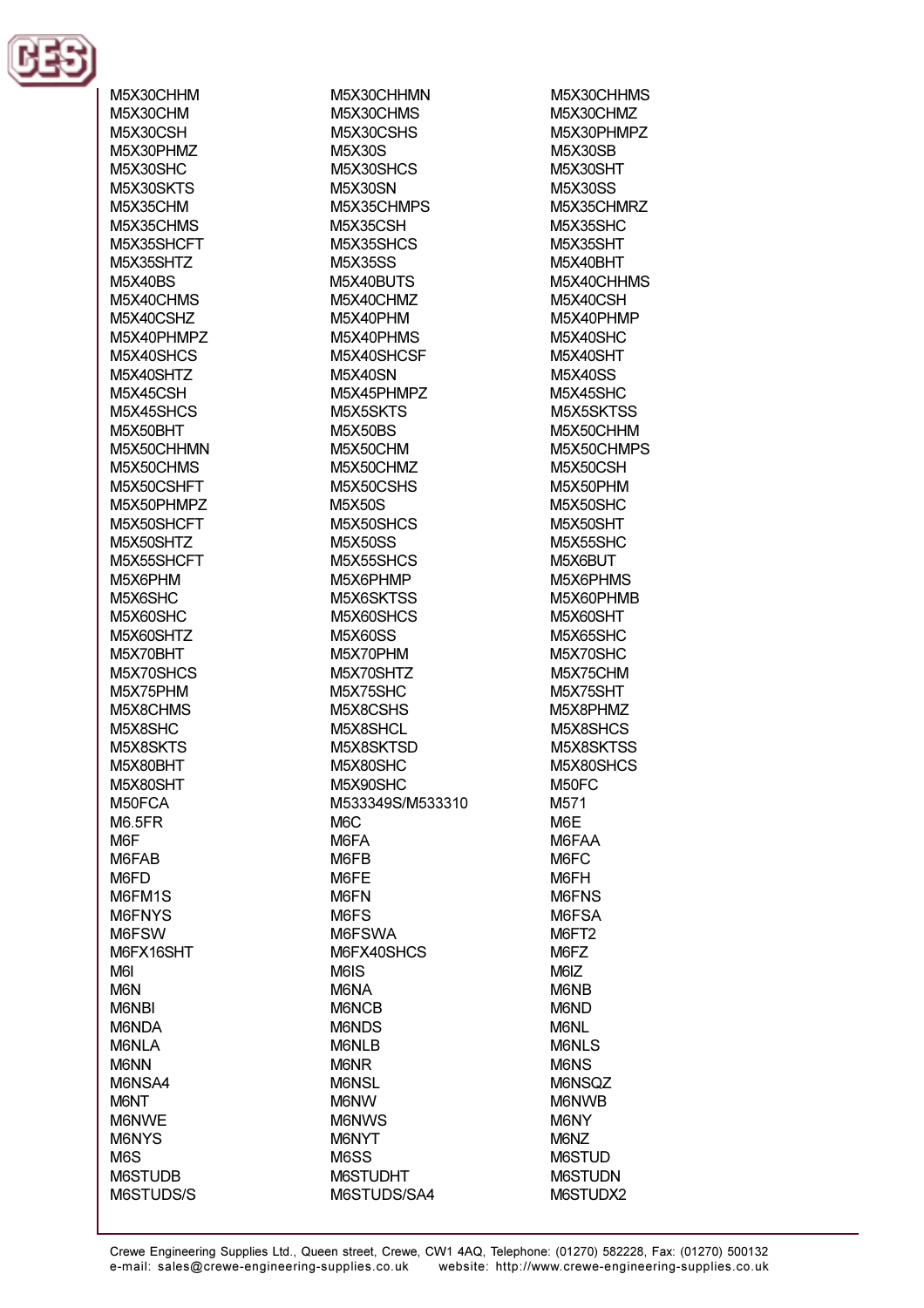M5X30CHHM
M5X30CHHMN
M5X30CHHMS
M5X30CHM
M5X30CHMS
M5X30CHMZ
M5X30CSH
M5X30CSHS
M5X30PHMPZ
M5X30PHMZ
M5X30S
M5X30SB
M5X30SHC
M5X30SHCS
M5X30SHT
M5X30SKTS
M5X30SN
M5X30SS
M5X35CHM
M5X35CHMPS
M5X35CHMRZ
M5X35CHMS
M5X35CSH
M5X35SHC
M5X35SHCFT
M5X35SHCS
M5X35SHT
M5X35SHTZ
M5X35SS
M5X40BHT
M5X40BS
M5X40BUTS
M5X40CHHMS
M5X40CHMS
M5X40CHMZ
M5X40CSH
M5X40CSHZ
M5X40PHM
M5X40PHMP
M5X40PHMPZ
M5X40PHMS
M5X40SHC
M5X40SHCS
M5X40SHCSF
M5X40SHT
M5X40SHTZ
M5X40SN
M5X40SS
M5X45CSH
M5X45PHMPZ
M5X45SHC
M5X45SHCS
M5X5SKTS
M5X5SKTSS
M5X50BHT
M5X50BS
M5X50CHHM
M5X50CHHMN
M5X50CHM
M5X50CHMPS
M5X50CHMS
M5X50CHMZ
M5X50CSH
M5X50CSHFT
M5X50CSHS
M5X50PHM
M5X50PHMPZ
M5X50S
M5X50SHC
M5X50SHCFT
M5X50SHCS
M5X50SHT
M5X50SHTZ
M5X50SS
M5X55SHC
M5X55SHCFT
M5X55SHCS
M5X6BUT
M5X6PHM
M5X6PHMP
M5X6PHMS
M5X6SHC
M5X6SKTSS
M5X60PHMB
M5X60SHC
M5X60SHCS
M5X60SHT
M5X60SHTZ
M5X60SS
M5X65SHC
M5X70BHT
M5X70PHM
M5X70SHC
M5X70SHCS
M5X70SHTZ
M5X75CHM
M5X75PHM
M5X75SHC
M5X75SHT
M5X8CHMS
M5X8CSHS
M5X8PHMZ
M5X8SHC
M5X8SHCL
M5X8SHCS
M5X8SKTS
M5X8SKTSD
M5X8SKTSS
M5X80BHT
M5X80SHC
M5X80SHCS
M5X80SHT
M5X90SHC
M50FC
M50FCA
M533349S/M533310
M571
M6.5FR
M6C
M6E
M6F
M6FA
M6FAA
M6FAB
M6FB
M6FC
M6FD
M6FE
M6FH
M6FM1S
M6FN
M6FNS
M6FNYS
M6FS
M6FSA
M6FSW
M6FSWA
M6FT2
M6FX16SHT
M6FX40SHCS
M6FZ
M6I
M6IS
M6IZ
M6N
M6NA
M6NB
M6NBI
M6NCB
M6ND
M6NDA
M6NDS
M6NL
M6NLA
M6NLB
M6NLS
M6NN
M6NR
M6NS
M6NSA4
M6NSL
M6NSQZ
M6NT
M6NW
M6NWB
M6NWE
M6NWS
M6NY
M6NYS
M6NYT
M6NZ
M6S
M6SS
M6STUD
M6STUDB
M6STUDHT
M6STUDN
M6STUDS/S
M6STUDS/SA4
M6STUDX2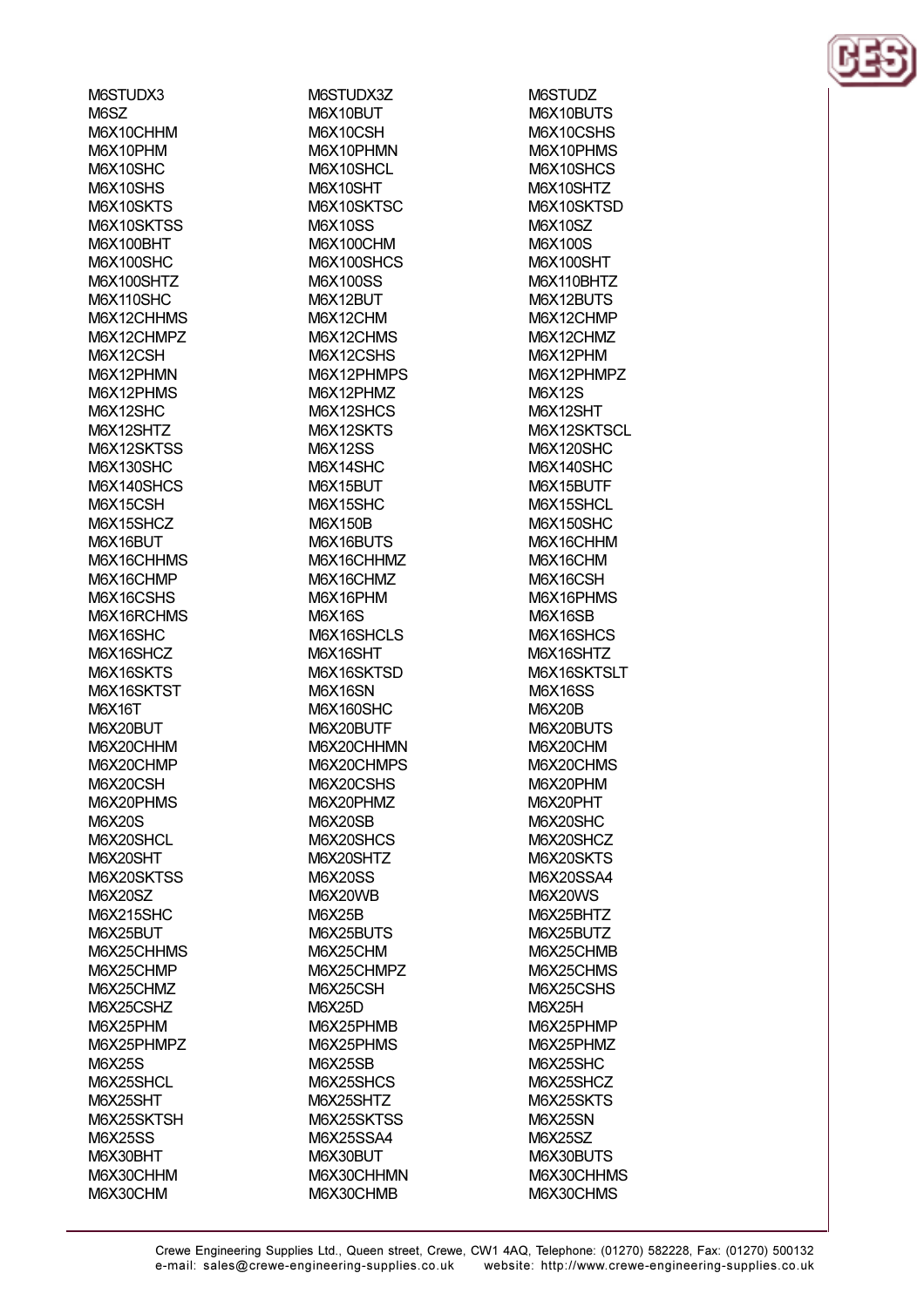M6STUDX3
M6SZ
M6X10CHHM
M6X10PHM
M6X10SHC
M6X10SHS
M6X10SKTS
M6X10SKTSS
M6X100BHT
M6X100SHC
M6X100SHTZ
M6X110SHC
M6X12CHHMS
M6X12CHMPZ
M6X12CSH
M6X12PHMN
M6X12PHMS
M6X12SHC
M6X12SHTZ
M6X12SKTSS
M6X130SHC
M6X140SHCS
M6X15CSH
M6X15SHCZ
M6X16BUT
M6X16CHHMS
M6X16CHMP
M6X16CSHS
M6X16RCHMS
M6X16SHC
M6X16SHCZ
M6X16SKTS
M6X16SKTST
M6X16T
M6X20BUT
M6X20CHHM
M6X20CHMP
M6X20CSH
M6X20PHMS
M6X20S
M6X20SHCL
M6X20SHT
M6X20SKTSS
M6X20SZ
M6X215SHC
M6X25BUT
M6X25CHHMS
M6X25CHMP
M6X25CHMZ
M6X25CSHZ
M6X25PHM
M6X25PHMPZ
M6X25S
M6X25SHCL
M6X25SHT
M6X25SKTSH
M6X25SS
M6X30BHT
M6X30CHHM
M6X30CHM
M6STUDX3Z
M6X10BUT
M6X10CSH
M6X10PHMN
M6X10SHCL
M6X10SHT
M6X10SKTSC
M6X10SS
M6X100CHM
M6X100SHCS
M6X100SS
M6X12BUT
M6X12CHM
M6X12CHMS
M6X12CSHS
M6X12PHMPS
M6X12PHMZ
M6X12SHCS
M6X12SKTS
M6X12SS
M6X14SHC
M6X15BUT
M6X15SHC
M6X150B
M6X16BUTS
M6X16CHHMZ
M6X16CHMZ
M6X16PHM
M6X16S
M6X16SHCLS
M6X16SHT
M6X16SKTSD
M6X16SN
M6X160SHC
M6X20BUTF
M6X20CHHMN
M6X20CHMPS
M6X20CSHS
M6X20PHMZ
M6X20SB
M6X20SHCS
M6X20SHTZ
M6X20SS
M6X20WB
M6X25B
M6X25BUTS
M6X25CHM
M6X25CHMPZ
M6X25CSH
M6X25D
M6X25PHMB
M6X25PHMS
M6X25SB
M6X25SHCS
M6X25SHTZ
M6X25SKTSS
M6X25SSA4
M6X30BUT
M6X30CHHMN
M6X30CHMB
M6STUDZ
M6X10BUTS
M6X10CSHS
M6X10PHMS
M6X10SHCS
M6X10SHTZ
M6X10SKTSD
M6X10SZ
M6X100S
M6X100SHT
M6X110BHTZ
M6X12BUTS
M6X12CHMP
M6X12CHMZ
M6X12PHM
M6X12PHMPZ
M6X12S
M6X12SHT
M6X12SKTSCL
M6X120SHC
M6X140SHC
M6X15BUTF
M6X15SHCL
M6X150SHC
M6X16CHHM
M6X16CHM
M6X16CSH
M6X16PHMS
M6X16SB
M6X16SHCS
M6X16SHTZ
M6X16SKTSLT
M6X16SS
M6X20B
M6X20BUTS
M6X20CHM
M6X20CHMS
M6X20PHM
M6X20PHT
M6X20SHC
M6X20SHCZ
M6X20SKTS
M6X20SSA4
M6X20WS
M6X25BHTZ
M6X25BUTZ
M6X25CHMB
M6X25CHMS
M6X25CSHS
M6X25H
M6X25PHMP
M6X25PHMZ
M6X25SHC
M6X25SHCZ
M6X25SKTS
M6X25SN
M6X25SZ
M6X30BUTS
M6X30CHHMS
M6X30CHMS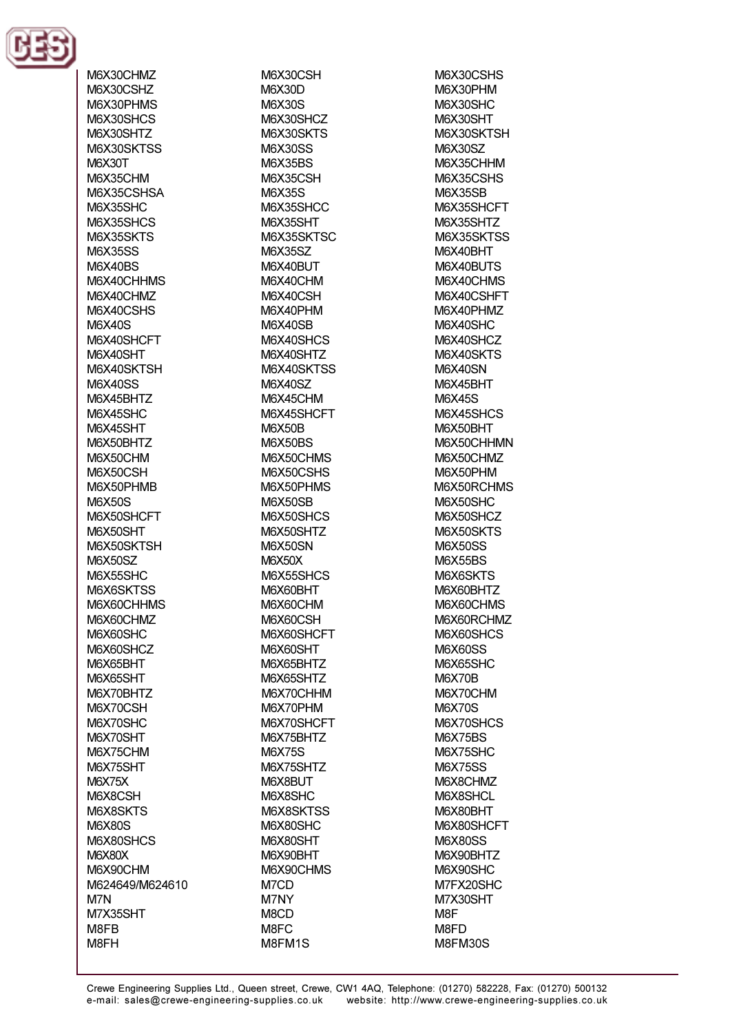M6X30CHMZ
M6X30CSHZ
M6X30PHMS
M6X30SHCS
M6X30SHTZ
M6X30SKTSS
M6X30T
M6X35CHM
M6X35CSHSA
M6X35SHC
M6X35SHCS
M6X35SKTS
M6X35SS
M6X40BS
M6X40CHHMS
M6X40CHMZ
M6X40CSHS
M6X40S
M6X40SHCFT
M6X40SHT
M6X40SKTSH
M6X40SS
M6X45BHTZ
M6X45SHC
M6X45SHT
M6X50BHTZ
M6X50CHM
M6X50CSH
M6X50PHMB
M6X50S
M6X50SHCFT
M6X50SHT
M6X50SKTSH
M6X50SZ
M6X55SHC
M6X6SKTSS
M6X60CHHMS
M6X60CHMZ
M6X60SHC
M6X60SHCZ
M6X65BHT
M6X65SHT
M6X70BHTZ
M6X70CSH
M6X70SHC
M6X70SHT
M6X75CHM
M6X75SHT
M6X75X
M6X8CSH
M6X8SKTS
M6X80S
M6X80SHCS
M6X80X
M6X90CHM
M624649/M624610
M7N
M7X35SHT
M8FB
M8FH

M6X30CSH
M6X30D
M6X30S
M6X30SHCZ
M6X30SKTS
M6X30SS
M6X35BS
M6X35CSH
M6X35S
M6X35SHCC
M6X35SHT
M6X35SKTSC
M6X35SZ
M6X40BUT
M6X40CHM
M6X40CSH
M6X40PHM
M6X40SB
M6X40SHCS
M6X40SHTZ
M6X40SKTSS
M6X40SZ
M6X45CHM
M6X45SHCFT
M6X50B
M6X50BS
M6X50CHMS
M6X50CSHS
M6X50PHMS
M6X50SB
M6X50SHCS
M6X50SHTZ
M6X50SN
M6X50X
M6X55SHCS
M6X60BHT
M6X60CHM
M6X60CSH
M6X60SHCFT
M6X60SHT
M6X65BHTZ
M6X65SHTZ
M6X70CHHM
M6X70PHM
M6X70SHCFT
M6X75BHTZ
M6X75S
M6X75SHTZ
M6X8BUT
M6X8SHC
M6X8SKTSS
M6X80SHC
M6X80SHT
M6X90BHT
M6X90CHMS
M7CD
M7NY
M8CD
M8FC
M8FM1S

M6X30CSHS
M6X30PHM
M6X30SHC
M6X30SHT
M6X30SKTSH
M6X30SZ
M6X35CHHM
M6X35CSHS
M6X35SB
M6X35SHCFT
M6X35SHTZ
M6X35SKTSS
M6X40BHT
M6X40BUTS
M6X40CHMS
M6X40CSHFT
M6X40PHMZ
M6X40SHC
M6X40SHCZ
M6X40SKTS
M6X40SN
M6X45BHT
M6X45S
M6X45SHCS
M6X50BHT
M6X50CHHMN
M6X50CHMZ
M6X50PHM
M6X50RCHMS
M6X50SHC
M6X50SHCZ
M6X50SKTS
M6X50SS
M6X55BS
M6X6SKTS
M6X60BHTZ
M6X60CHMS
M6X60RCHMZ
M6X60SHCS
M6X60SS
M6X65SHC
M6X70B
M6X70CHM
M6X70S
M6X70SHCS
M6X75BS
M6X75SHC
M6X75SS
M6X8CHMZ
M6X8SHCL
M6X80BHT
M6X80SHCFT
M6X80SS
M6X90BHTZ
M6X90SHC
M7FX20SHC
M7X30SHT
M8F
M8FD
M8FM30S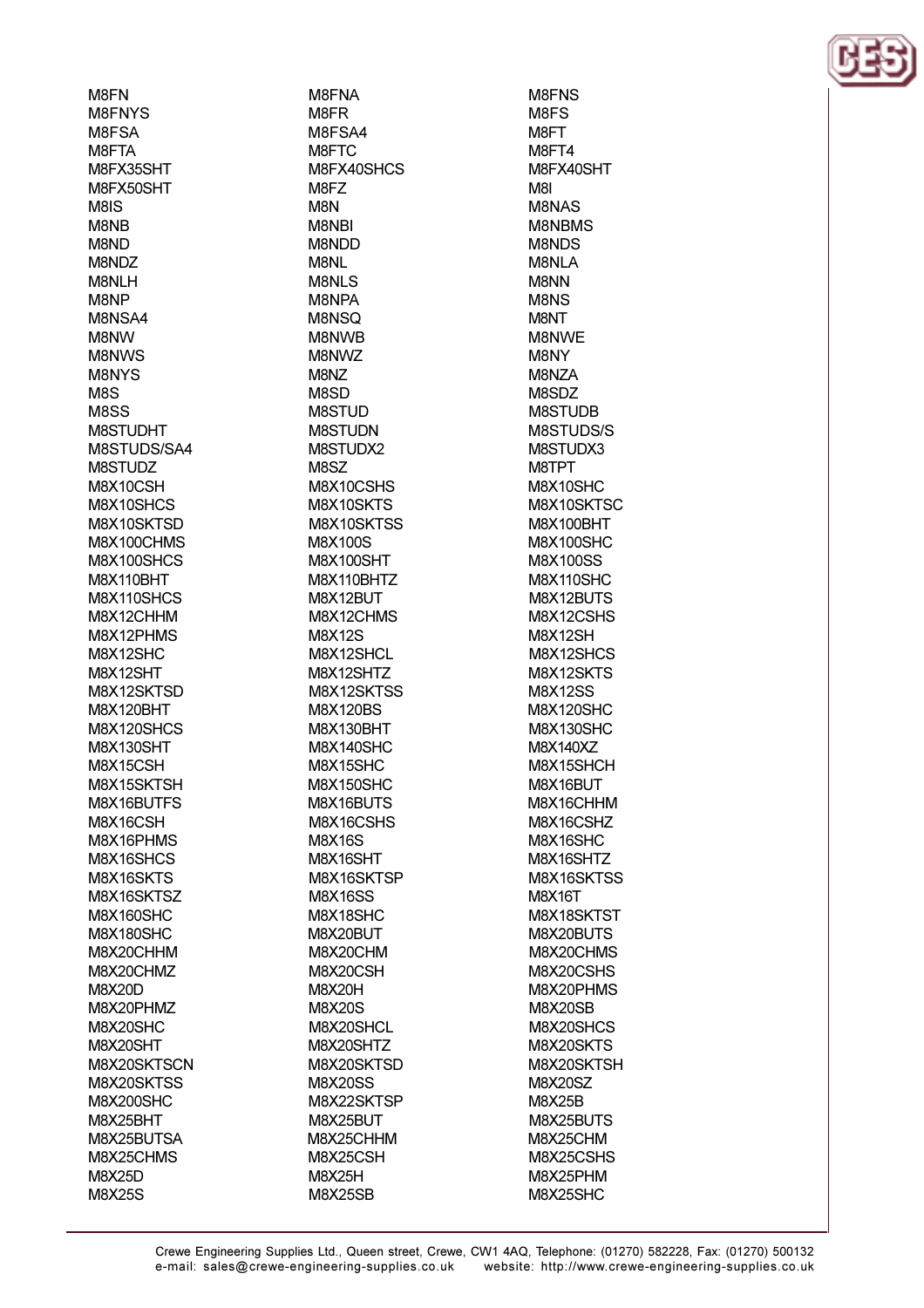M8FN
M8FNYS
M8FSA
M8FTA
M8FX35SHT
M8FX50SHT
M8IS
M8NB
M8ND
M8NDZ
M8NLH
M8NP
M8NSA4
M8NW
M8NWS
M8NYS
M8S
M8SS
M8STUDHT
M8STUDS/SA4
M8STUDZ
M8X10CSH
M8X10SHCS
M8X10SKTSD
M8X100CHMS
M8X100SHCS
M8X110BHT
M8X110SHCS
M8X12CHHM
M8X12PHMS
M8X12SHC
M8X12SHT
M8X12SKTSD
M8X120BHT
M8X120SHCS
M8X130SHT
M8X15CSH
M8X15SKTSH
M8X16BUTFS
M8X16CSH
M8X16PHMS
M8X16SHCS
M8X16SKTS
M8X16SKTSZ
M8X160SHC
M8X180SHC
M8X20CHHM
M8X20CHMZ
M8X20D
M8X20PHMZ
M8X20SHC
M8X20SHT
M8X20SKTSCN
M8X20SKTSS
M8X200SHC
M8X25BHT
M8X25BUTSA
M8X25CHMS
M8X25D
M8X25S
M8FNA
M8FR
M8FSA4
M8FTC
M8FX40SHCS
M8FZ
M8N
M8NBI
M8NDD
M8NL
M8NLS
M8NPA
M8NSQ
M8NWB
M8NWZ
M8NZ
M8SD
M8STUD
M8STUDN
M8STUDX2
M8SZ
M8X10CSHS
M8X10SKTS
M8X10SKTSS
M8X100S
M8X100SHT
M8X110BHTZ
M8X12BUT
M8X12CHMS
M8X12S
M8X12SHCL
M8X12SHTZ
M8X12SKTSS
M8X120BS
M8X130BHT
M8X140SHC
M8X15SHC
M8X150SHC
M8X16BUTS
M8X16CSHS
M8X16S
M8X16SHT
M8X16SKTSP
M8X16SS
M8X18SHC
M8X20BUT
M8X20CHM
M8X20CSH
M8X20H
M8X20S
M8X20SHCL
M8X20SHTZ
M8X20SKTSD
M8X20SS
M8X22SKTSP
M8X25BUT
M8X25CHHM
M8X25CSH
M8X25H
M8X25SB
M8FNS
M8FS
M8FT
M8FT4
M8FX40SHT
M8I
M8NAS
M8NBMS
M8NDS
M8NLA
M8NN
M8NS
M8NT
M8NWE
M8NY
M8NZA
M8SDZ
M8STUDB
M8STUDS/S
M8STUDX3
M8TPT
M8X10SHC
M8X10SKTSC
M8X100BHT
M8X100SHC
M8X100SS
M8X110SHC
M8X12BUTS
M8X12CSHS
M8X12SH
M8X12SHCS
M8X12SKTS
M8X12SS
M8X120SHC
M8X130SHC
M8X140XZ
M8X15SHCH
M8X16BUT
M8X16CHHM
M8X16CSHZ
M8X16SHC
M8X16SHTZ
M8X16SKTSS
M8X16T
M8X18SKTST
M8X20BUTS
M8X20CHMS
M8X20CSHS
M8X20PHMS
M8X20SB
M8X20SHCS
M8X20SKTS
M8X20SKTSH
M8X20SZ
M8X25B
M8X25BUTS
M8X25CHM
M8X25CSHS
M8X25PHM
M8X25SHC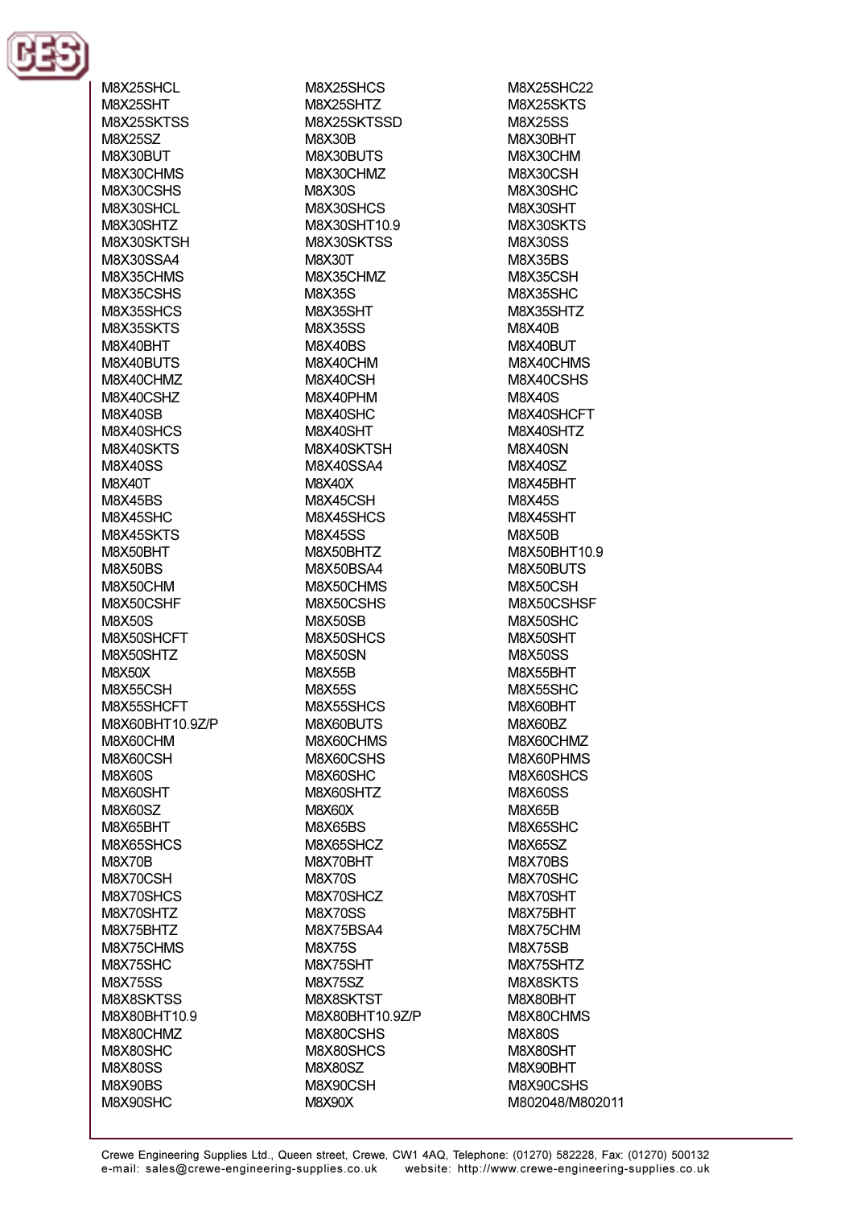M8X25SHCL
M8X25SHT
M8X25SKTSS
M8X25SZ
M8X30BUT
M8X30CHMS
M8X30CSHS
M8X30SHCL
M8X30SHTZ
M8X30SKTSH
M8X30SSA4
M8X35CHMS
M8X35CSHS
M8X35SHCS
M8X35SKTS
M8X40BHT
M8X40BUTS
M8X40CHMZ
M8X40CSHZ
M8X40SB
M8X40SHCS
M8X40SKTS
M8X40SS
M8X40T
M8X45BS
M8X45SHC
M8X45SKTS
M8X50BHT
M8X50BS
M8X50CHM
M8X50CSHF
M8X50S
M8X50SHCFT
M8X50SHTZ
M8X50X
M8X55CSH
M8X55SHCFT
M8X60BHT10.9Z/P
M8X60CHM
M8X60CSH
M8X60S
M8X60SHT
M8X60SZ
M8X65BHT
M8X65SHCS
M8X70B
M8X70CSH
M8X70SHCS
M8X70SHTZ
M8X75BHTZ
M8X75CHMS
M8X75SHC
M8X75SS
M8X8SKTSS
M8X80BHT10.9
M8X80CHMZ
M8X80SHC
M8X80SS
M8X90BS
M8X90SHC
M8X25SHCS
M8X25SHTZ
M8X25SKTSSD
M8X30B
M8X30BUTS
M8X30CHMZ
M8X30S
M8X30SHCS
M8X30SHT10.9
M8X30SKTSS
M8X30T
M8X35CHMZ
M8X35S
M8X35SHT
M8X35SS
M8X40BS
M8X40CHM
M8X40CSH
M8X40PHM
M8X40SHC
M8X40SHT
M8X40SKTSH
M8X40SSA4
M8X40X
M8X45CSH
M8X45SHCS
M8X45SS
M8X50BHTZ
M8X50BSA4
M8X50CHMS
M8X50CSHS
M8X50SB
M8X50SHCS
M8X50SN
M8X55B
M8X55S
M8X55SHCS
M8X60BUTS
M8X60CHMS
M8X60CSHS
M8X60SHC
M8X60SHTZ
M8X60X
M8X65BS
M8X65SHCZ
M8X70BHT
M8X70S
M8X70SHCZ
M8X70SS
M8X75BSA4
M8X75S
M8X75SHT
M8X75SZ
M8X8SKTST
M8X80BHT10.9Z/P
M8X80CSHS
M8X80SHCS
M8X80SZ
M8X90CSH
M8X90X
M8X25SHC22
M8X25SKTS
M8X25SS
M8X30BHT
M8X30CHM
M8X30CSH
M8X30SHC
M8X30SHT
M8X30SKTS
M8X30SS
M8X35BS
M8X35CSH
M8X35SHC
M8X35SHTZ
M8X40B
M8X40BUT
M8X40CHMS
M8X40CSHS
M8X40S
M8X40SHCFT
M8X40SHTZ
M8X40SN
M8X40SZ
M8X45BHT
M8X45S
M8X45SHT
M8X50B
M8X50BHT10.9
M8X50BUTS
M8X50CSH
M8X50CSHSF
M8X50SHC
M8X50SHT
M8X50SS
M8X55BHT
M8X55SHC
M8X60BHT
M8X60BZ
M8X60CHMZ
M8X60PHMS
M8X60SHCS
M8X60SS
M8X65B
M8X65SHC
M8X65SZ
M8X70BS
M8X70SHC
M8X70SHT
M8X75BHT
M8X75CHM
M8X75SB
M8X75SHTZ
M8X8SKTS
M8X80BHT
M8X80CHMS
M8X80S
M8X80SHT
M8X90BHT
M8X90CSHS
M802048/M802011

Crewe Engineering Supplies Ltd., Queen street, Crewe, CW1 4AQ, Telephone: (01270) 582228, Fax: (01270) 500132
e-mail: sales@crewe-engineering-supplies.co.uk website: http://www.crewe-engineering-supplies.co.uk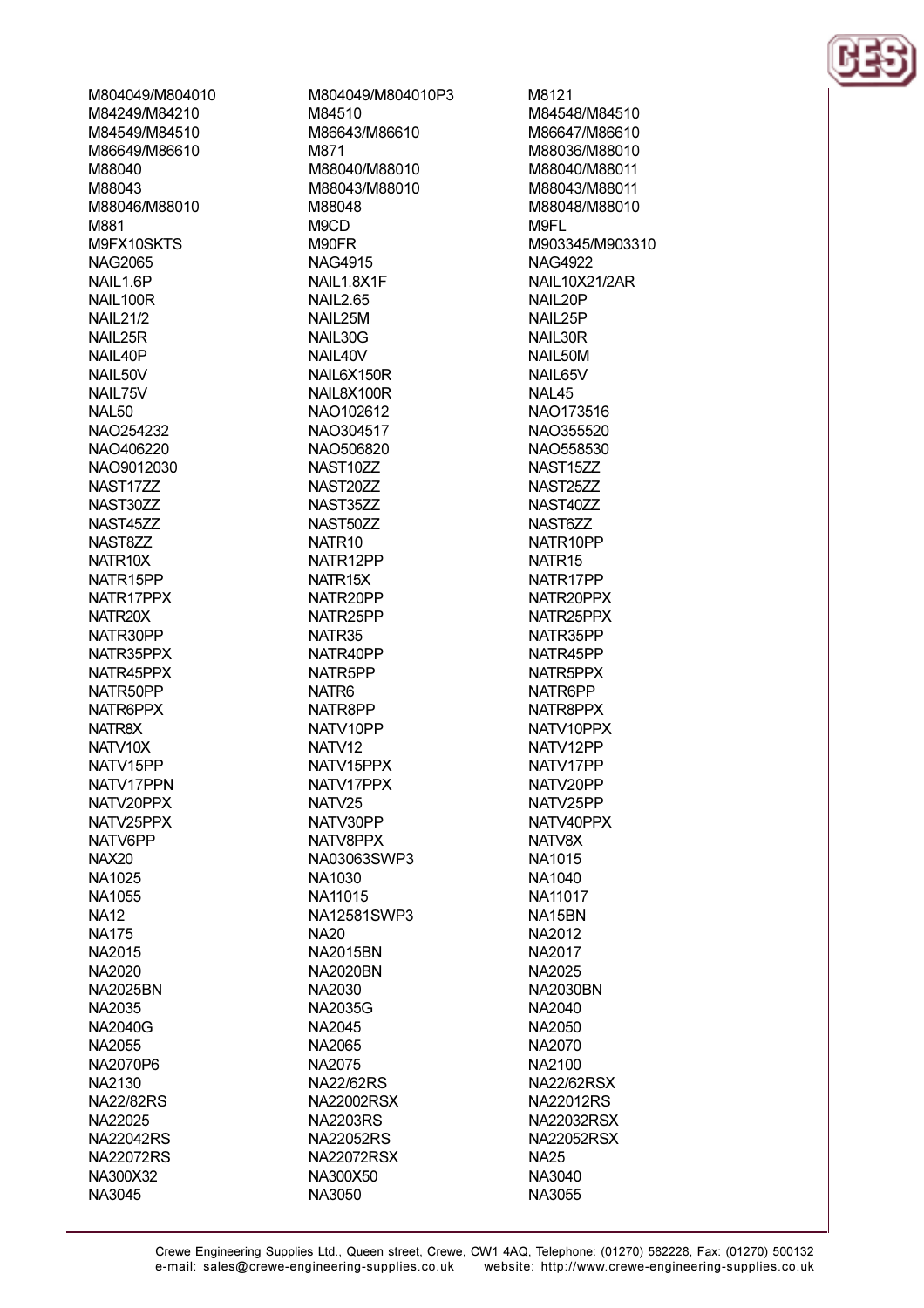M804049/M804010
M84249/M84210
M84549/M84510
M86649/M86610
M88040
M88043
M88046/M88010
M881
M9FX10SKTS
NAG2065
NAIL1.6P
NAIL100R
NAIL21/2
NAIL25R
NAIL40P
NAIL50V
NAIL75V
NAL50
NAO254232
NAO406220
NAO9012030
NAST17ZZ
NAST30ZZ
NAST45ZZ
NAST8ZZ
NATR10X
NATR15PP
NATR17PPX
NATR20X
NATR30PP
NATR35PPX
NATR45PPX
NATR50PP
NATR6PPX
NATR8X
NATV10X
NATV15PP
NATV17PPN
NATV20PPX
NATV25PPX
NATV6PP
NAX20
NA1025
NA1055
NA12
NA175
NA2015
NA2020
NA2025BN
NA2035
NA2040G
NA2055
NA2070P6
NA2130
NA22/82RS
NA22025
NA22042RS
NA22072RS
NA300X32
NA3045

M804049/M804010P3
M84510
M86643/M86610
M871
M88040/M88010
M88043/M88010
M88048
M9CD
M90FR
NAG4915
NAIL1.8X1F
NAIL2.65
NAIL25M
NAIL30G
NAIL40V
NAIL6X150R
NAIL8X100R
NAO102612
NAO304517
NAO506820
NAST10ZZ
NAST20ZZ
NAST35ZZ
NAST50ZZ
NATR10
NATR12PP
NATR15X
NATR20PP
NATR25PP
NATR35
NATR40PP
NATR5PP
NATR6
NATR8PP
NATV10PP
NATV12
NATV15PPX
NATV17PPX
NATV25
NATV30PP
NATV8PPX
NA03063SWP3
NA1030
NA11015
NA12581SWP3
NA20
NA2015BN
NA2020BN
NA2030
NA2035G
NA2045
NA2065
NA2075
NA22/62RS
NA22002RSX
NA2203RS
NA22052RS
NA22072RSX
NA300X50
NA3050

M8121
M84548/M84510
M86647/M86610
M88036/M88010
M88040/M88011
M88043/M88011
M88048/M88010
M9FL
M903345/M903310
NAG4922
NAIL10X21/2AR
NAIL20P
NAIL25P
NAIL30R
NAIL50M
NAIL65V
NAL45
NAO173516
NAO355520
NAO558530
NAST15ZZ
NAST25ZZ
NAST40ZZ
NAST6ZZ
NATR10PP
NATR15
NATR17PP
NATR20PPX
NATR25PPX
NATR35PP
NATR45PP
NATR5PPX
NATR6PP
NATR8PPX
NATV10PPX
NATV12PP
NATV17PP
NATV20PP
NATV25PP
NATV40PPX
NATV8X
NA1015
NA1040
NA11017
NA15BN
NA2012
NA2017
NA2025
NA2030BN
NA2040
NA2050
NA2070
NA2100
NA22/62RSX
NA22012RS
NA22032RSX
NA22052RSX
NA25
NA3040
NA3055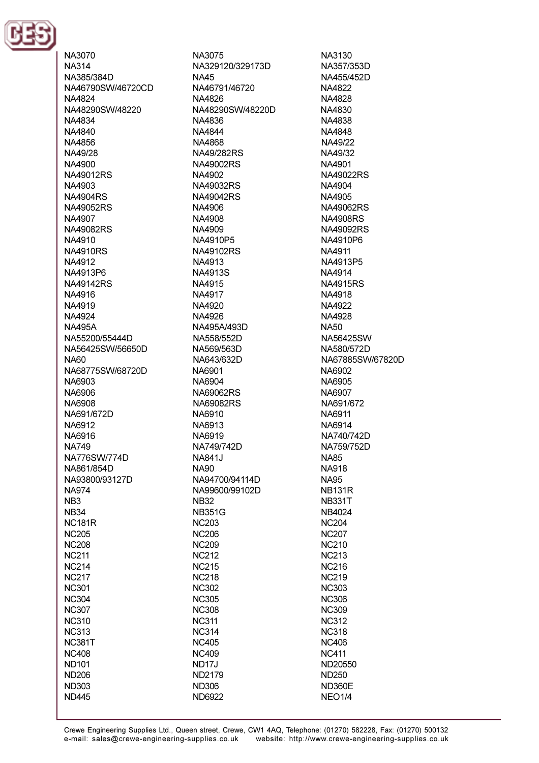NA3070
NA3075
NA3130
NA314
NA329120/329173D
NA357/353D
NA385/384D
NA45
NA455/452D
NA46790SW/46720CD
NA46791/46720
NA4822
NA4824
NA4826
NA4828
NA48290SW/48220
NA48290SW/48220D
NA4830
NA4834
NA4836
NA4838
NA4840
NA4844
NA4848
NA4856
NA4868
NA49/22
NA49/28
NA49/282RS
NA49/32
NA4900
NA49002RS
NA4901
NA49012RS
NA4902
NA49022RS
NA4903
NA49032RS
NA4904
NA4904RS
NA49042RS
NA4905
NA49052RS
NA4906
NA49062RS
NA4907
NA4908
NA4908RS
NA49082RS
NA4909
NA49092RS
NA4910
NA4910P5
NA4910P6
NA4910RS
NA49102RS
NA4911
NA4912
NA4913
NA4913P5
NA4913P6
NA4913S
NA4914
NA49142RS
NA4915
NA4915RS
NA4916
NA4917
NA4918
NA4919
NA4920
NA4922
NA4924
NA4926
NA4928
NA495A
NA495A/493D
NA50
NA55200/55444D
NA558/552D
NA56425SW
NA56425SW/56650D
NA569/563D
NA580/572D
NA60
NA643/632D
NA67885SW/67820D
NA68775SW/68720D
NA6901
NA6902
NA6903
NA6904
NA6905
NA6906
NA69062RS
NA6907
NA6908
NA69082RS
NA691/672
NA691/672D
NA6910
NA6911
NA6912
NA6913
NA6914
NA6916
NA6919
NA740/742D
NA749
NA749/742D
NA759/752D
NA776SW/774D
NA841J
NA85
NA861/854D
NA90
NA918
NA93800/93127D
NA94700/94114D
NA95
NA974
NA99600/99102D
NB131R
NB3
NB32
NB331T
NB34
NB351G
NB4024
NC181R
NC203
NC204
NC205
NC206
NC207
NC208
NC209
NC210
NC211
NC212
NC213
NC214
NC215
NC216
NC217
NC218
NC219
NC301
NC302
NC303
NC304
NC305
NC306
NC307
NC308
NC309
NC310
NC311
NC312
NC313
NC314
NC318
NC381T
NC405
NC406
NC408
NC409
NC411
ND101
ND17J
ND20550
ND206
ND2179
ND250
ND303
ND306
ND360E
ND445
ND6922
NEO1/4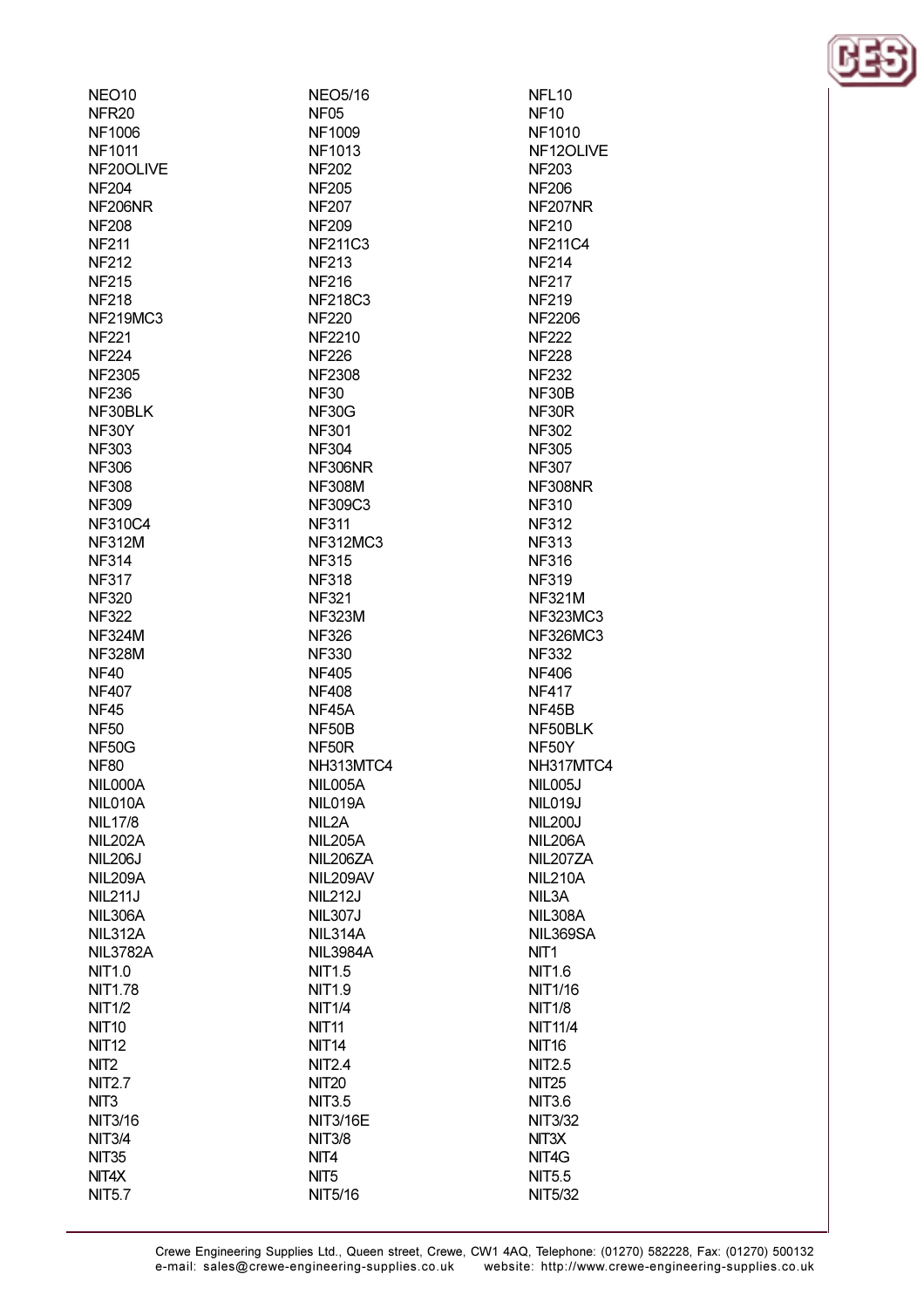NEO10
NFR20
NF1006
NF1011
NF20OLIVE
NF204
NF206NR
NF208
NF211
NF212
NF215
NF218
NF219MC3
NF221
NF224
NF2305
NF236
NF30BLK
NF30Y
NF303
NF306
NF308
NF309
NF310C4
NF312M
NF314
NF317
NF320
NF322
NF324M
NF328M
NF40
NF407
NF45
NF50
NF50G
NF80
NIL000A
NIL010A
NIL17/8
NIL202A
NIL206J
NIL209A
NIL211J
NIL306A
NIL312A
NIL3782A
NIT1.0
NIT1.78
NIT1/2
NIT10
NIT12
NIT2
NIT2.7
NIT3
NIT3/16
NIT3/4
NIT35
NIT4X
NIT5.7
NEO5/16
NF05
NF1009
NF1013
NF202
NF205
NF207
NF209
NF211C3
NF213
NF216
NF218C3
NF220
NF2210
NF226
NF2308
NF30
NF30G
NF301
NF304
NF306NR
NF308M
NF309C3
NF311
NF312MC3
NF315
NF318
NF321
NF323M
NF326
NF330
NF405
NF408
NF45A
NF50B
NF50R
NH313MTC4
NIL005A
NIL019A
NIL2A
NIL205A
NIL206ZA
NIL209AV
NIL212J
NIL307J
NIL314A
NIL3984A
NIT1.5
NIT1.9
NIT1/4
NIT11
NIT14
NIT2.4
NIT20
NIT3.5
NIT3/16E
NIT3/8
NIT4
NIT5
NIT5/16
NFL10
NF10
NF1010
NF12OLIVE
NF203
NF206
NF207NR
NF210
NF211C4
NF214
NF217
NF219
NF2206
NF222
NF228
NF232
NF30B
NF30R
NF302
NF305
NF307
NF308NR
NF310
NF312
NF313
NF316
NF319
NF321M
NF323MC3
NF326MC3
NF332
NF406
NF417
NF45B
NF50BLK
NF50Y
NH317MTC4
NIL005J
NIL019J
NIL200J
NIL206A
NIL207ZA
NIL210A
NIL3A
NIL308A
NIL369SA
NIT1
NIT1.6
NIT1/16
NIT1/8
NIT11/4
NIT16
NIT2.5
NIT25
NIT3.6
NIT3/32
NIT3X
NIT4G
NIT5.5
NIT5/32

Crewe Engineering Supplies Ltd., Queen street, Crewe, CW1 4AQ, Telephone: (01270) 582228, Fax: (01270) 500132
e-mail: sales@crewe-engineering-supplies.co.uk website: http://www.crewe-engineering-supplies.co.uk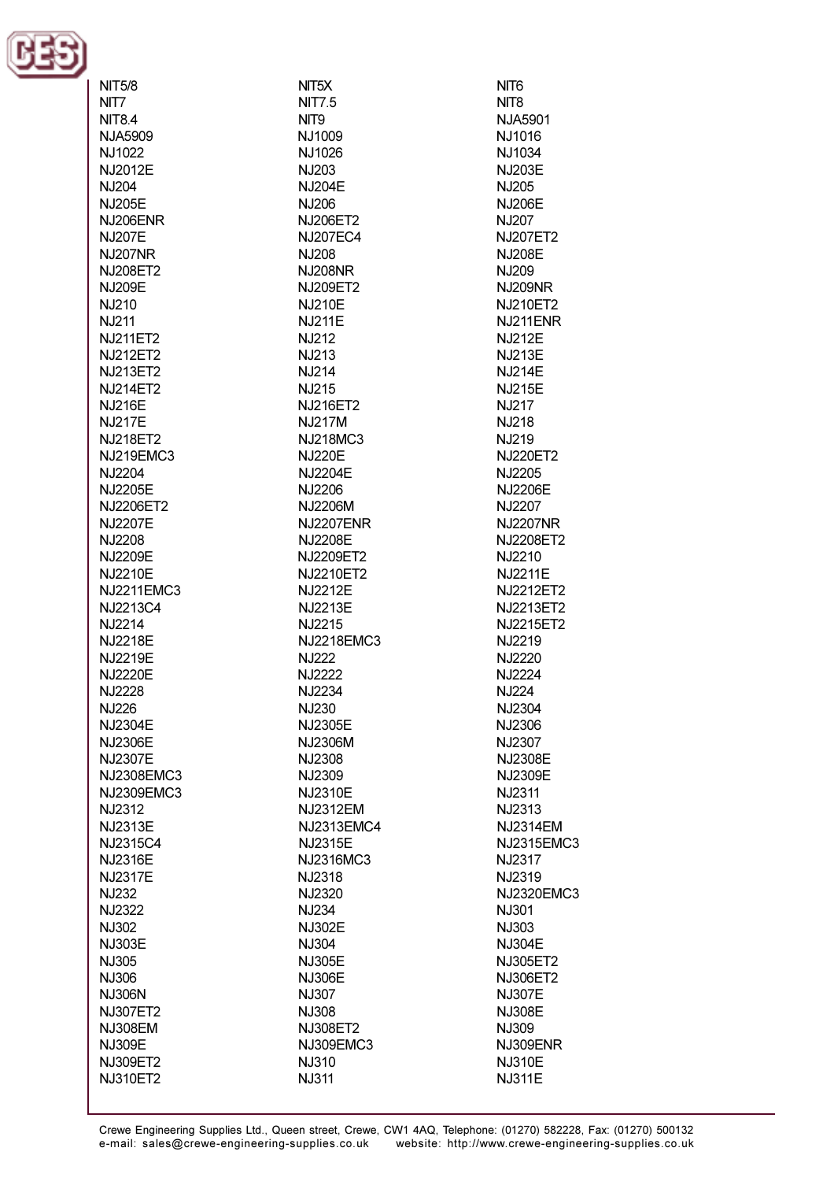NIT5/8
NIT5X
NIT6
NIT7
NIT7.5
NIT8
NIT8.4
NIT9
NJA5901
NJA5909
NJ1009
NJ1016
NJ1022
NJ1026
NJ1034
NJ2012E
NJ203
NJ203E
NJ204
NJ204E
NJ205
NJ205E
NJ206
NJ206E
NJ206ENR
NJ206ET2
NJ207
NJ207E
NJ207EC4
NJ207ET2
NJ207NR
NJ208
NJ208E
NJ208ET2
NJ208NR
NJ209
NJ209E
NJ209ET2
NJ209NR
NJ210
NJ210E
NJ210ET2
NJ211
NJ211E
NJ211ENR
NJ211ET2
NJ212
NJ212E
NJ212ET2
NJ213
NJ213E
NJ213ET2
NJ214
NJ214E
NJ214ET2
NJ215
NJ215E
NJ216E
NJ216ET2
NJ217
NJ217E
NJ217M
NJ218
NJ218ET2
NJ218MC3
NJ219
NJ219EMC3
NJ220E
NJ220ET2
NJ2204
NJ2204E
NJ2205
NJ2205E
NJ2206
NJ2206E
NJ2206ET2
NJ2206M
NJ2207
NJ2207E
NJ2207ENR
NJ2207NR
NJ2208
NJ2208E
NJ2208ET2
NJ2209E
NJ2209ET2
NJ2210
NJ2210E
NJ2210ET2
NJ2211E
NJ2211EMC3
NJ2212E
NJ2212ET2
NJ2213C4
NJ2213E
NJ2213ET2
NJ2214
NJ2215
NJ2215ET2
NJ2218E
NJ2218EMC3
NJ2219
NJ2219E
NJ222
NJ2220
NJ2220E
NJ2222
NJ2224
NJ2228
NJ2234
NJ224
NJ226
NJ230
NJ2304
NJ2304E
NJ2305E
NJ2306
NJ2306E
NJ2306M
NJ2307
NJ2307E
NJ2308
NJ2308E
NJ2308EMC3
NJ2309
NJ2309E
NJ2309EMC3
NJ2310E
NJ2311
NJ2312
NJ2312EM
NJ2313
NJ2313E
NJ2313EMC4
NJ2314EM
NJ2315C4
NJ2315E
NJ2315EMC3
NJ2316E
NJ2316MC3
NJ2317
NJ2317E
NJ2318
NJ2319
NJ232
NJ2320
NJ2320EMC3
NJ2322
NJ234
NJ301
NJ302
NJ302E
NJ303
NJ303E
NJ304
NJ304E
NJ305
NJ305E
NJ305ET2
NJ306
NJ306E
NJ306ET2
NJ306N
NJ307
NJ307E
NJ307ET2
NJ308
NJ308E
NJ308EM
NJ308ET2
NJ309
NJ309E
NJ309EMC3
NJ309ENR
NJ309ET2
NJ310
NJ310E
NJ310ET2
NJ311
NJ311E

Crewe Engineering Supplies Ltd., Queen street, Crewe, CW1 4AQ, Telephone: (01270) 582228, Fax: (01270) 500132
e-mail: sales@crewe-engineering-supplies.co.uk website: http://www.crewe-engineering-supplies.co.uk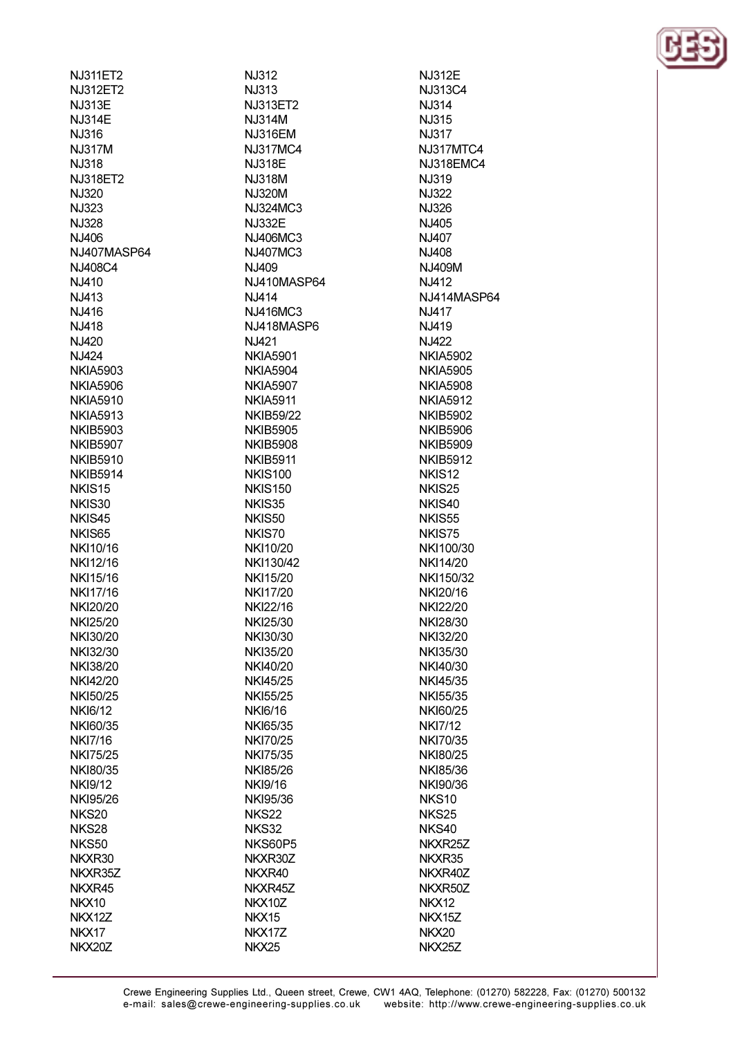NJ311ET2
NJ312
NJ312E
NJ312ET2
NJ313
NJ313C4
NJ313E
NJ313ET2
NJ314
NJ314E
NJ314M
NJ315
NJ316
NJ316EM
NJ317
NJ317M
NJ317MC4
NJ317MTC4
NJ318
NJ318E
NJ318EMC4
NJ318ET2
NJ318M
NJ319
NJ320
NJ320M
NJ322
NJ323
NJ324MC3
NJ326
NJ328
NJ332E
NJ405
NJ406
NJ406MC3
NJ407
NJ407MASP64
NJ407MC3
NJ408
NJ408C4
NJ409
NJ409M
NJ410
NJ410MASP64
NJ412
NJ413
NJ414
NJ414MASP64
NJ416
NJ416MC3
NJ417
NJ418
NJ418MASP6
NJ419
NJ420
NJ421
NJ422
NJ424
NKIA5901
NKIA5902
NKIA5903
NKIA5904
NKIA5905
NKIA5906
NKIA5907
NKIA5908
NKIA5910
NKIA5911
NKIA5912
NKIA5913
NKIB59/22
NKIB5902
NKIB5903
NKIB5905
NKIB5906
NKIB5907
NKIB5908
NKIB5909
NKIB5910
NKIB5911
NKIB5912
NKIB5914
NKIS100
NKIS12
NKIS15
NKIS150
NKIS25
NKIS30
NKIS35
NKIS40
NKIS45
NKIS50
NKIS55
NKIS65
NKIS70
NKIS75
NKI10/16
NKI10/20
NKI100/30
NKI12/16
NKI130/42
NKI14/20
NKI15/16
NKI15/20
NKI150/32
NKI17/16
NKI17/20
NKI20/16
NKI20/20
NKI22/16
NKI22/20
NKI25/20
NKI25/30
NKI28/30
NKI30/20
NKI30/30
NKI32/20
NKI32/30
NKI35/20
NKI35/30
NKI38/20
NKI40/20
NKI40/30
NKI42/20
NKI45/25
NKI45/35
NKI50/25
NKI55/25
NKI55/35
NKI6/12
NKI6/16
NKI60/25
NKI60/35
NKI65/35
NKI7/12
NKI7/16
NKI70/25
NKI70/35
NKI75/25
NKI75/35
NKI80/25
NKI80/35
NKI85/26
NKI85/36
NKI9/12
NKI9/16
NKI90/36
NKI95/26
NKI95/36
NKS10
NKS20
NKS22
NKS25
NKS28
NKS32
NKS40
NKS50
NKS60P5
NKXR25Z
NKXR30
NKXR30Z
NKXR35
NKXR35Z
NKXR40
NKXR40Z
NKXR45
NKXR45Z
NKXR50Z
NKX10
NKX10Z
NKX12
NKX12Z
NKX15
NKX15Z
NKX17
NKX17Z
NKX20
NKX20Z
NKX25
NKX25Z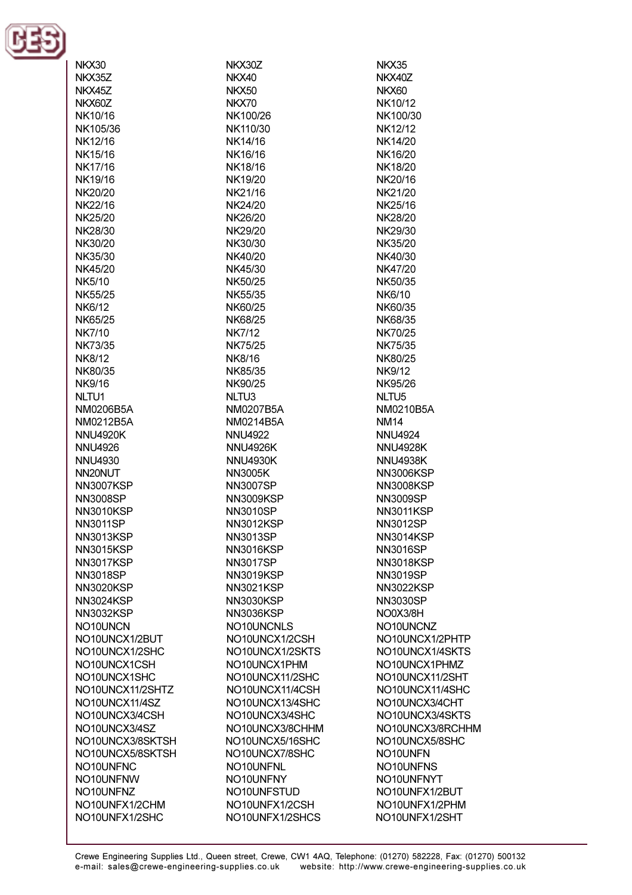NKX30
NKX30Z
NKX35
NKX35Z
NKX40
NKX40Z
NKX45Z
NKX50
NKX60
NKX60Z
NKX70
NK10/12
NK10/16
NK100/26
NK100/30
NK105/36
NK110/30
NK12/12
NK12/16
NK14/16
NK14/20
NK15/16
NK16/16
NK16/20
NK17/16
NK18/16
NK18/20
NK19/16
NK19/20
NK20/16
NK20/20
NK21/16
NK21/20
NK22/16
NK24/20
NK25/16
NK25/20
NK26/20
NK28/20
NK28/30
NK29/20
NK29/30
NK30/20
NK30/30
NK35/20
NK35/30
NK40/20
NK40/30
NK45/20
NK45/30
NK47/20
NK5/10
NK50/25
NK50/35
NK55/25
NK55/35
NK6/10
NK6/12
NK60/25
NK60/35
NK65/25
NK68/25
NK68/35
NK7/10
NK7/12
NK70/25
NK73/35
NK75/25
NK75/35
NK8/12
NK8/16
NK80/25
NK80/35
NK85/35
NK9/12
NK9/16
NK90/25
NK95/26
NLTU1
NLTU3
NLTU5
NM0206B5A
NM0207B5A
NM0210B5A
NM0212B5A
NM0214B5A
NM14
NNU4920K
NNU4922
NNU4924
NNU4926
NNU4926K
NNU4928K
NNU4930
NNU4930K
NNU4938K
NN20NUT
NN3005K
NN3006KSP
NN3007KSP
NN3007SP
NN3008KSP
NN3008SP
NN3009KSP
NN3009SP
NN3010KSP
NN3010SP
NN3011KSP
NN3011SP
NN3012KSP
NN3012SP
NN3013KSP
NN3013SP
NN3014KSP
NN3015KSP
NN3016KSP
NN3016SP
NN3017KSP
NN3017SP
NN3018KSP
NN3018SP
NN3019KSP
NN3019SP
NN3020KSP
NN3021KSP
NN3022KSP
NN3024KSP
NN3030KSP
NN3030SP
NN3032KSP
NN3036KSP
NO0X3/8H
NO10UNCN
NO10UNCNLS
NO10UNCNZ
NO10UNCX1/2BUT
NO10UNCX1/2CSH
NO10UNCX1/2PHTP
NO10UNCX1/2SHC
NO10UNCX1/2SKTS
NO10UNCX1/4SKTS
NO10UNCX1CSH
NO10UNCX1PHM
NO10UNCX1PHMZ
NO10UNCX1SHC
NO10UNCX11/2SHC
NO10UNCX11/2SHT
NO10UNCX11/2SHTZ
NO10UNCX11/4CSH
NO10UNCX11/4SHC
NO10UNCX11/4SZ
NO10UNCX13/4SHC
NO10UNCX3/4CHT
NO10UNCX3/4CSH
NO10UNCX3/4SHC
NO10UNCX3/4SKTS
NO10UNCX3/4SZ
NO10UNCX3/8CHHM
NO10UNCX3/8RCHHM
NO10UNCX3/8SKTSH
NO10UNCX5/16SHC
NO10UNCX5/8SHC
NO10UNCX5/8SKTSH
NO10UNCX7/8SHC
NO10UNFN
NO10UNFNC
NO10UNFNL
NO10UNFNS
NO10UNFNW
NO10UNFNY
NO10UNFNYT
NO10UNFNZ
NO10UNFSTUD
NO10UNFX1/2BUT
NO10UNFX1/2CHM
NO10UNFX1/2CSH
NO10UNFX1/2PHM
NO10UNFX1/2SHC
NO10UNFX1/2SHCS
NO10UNFX1/2SHT

Crewe Engineering Supplies Ltd., Queen street, Crewe, CW1 4AQ, Telephone: (01270) 582228, Fax: (01270) 500132
e-mail: sales@crewe-engineering-supplies.co.uk website: http://www.crewe-engineering-supplies.co.uk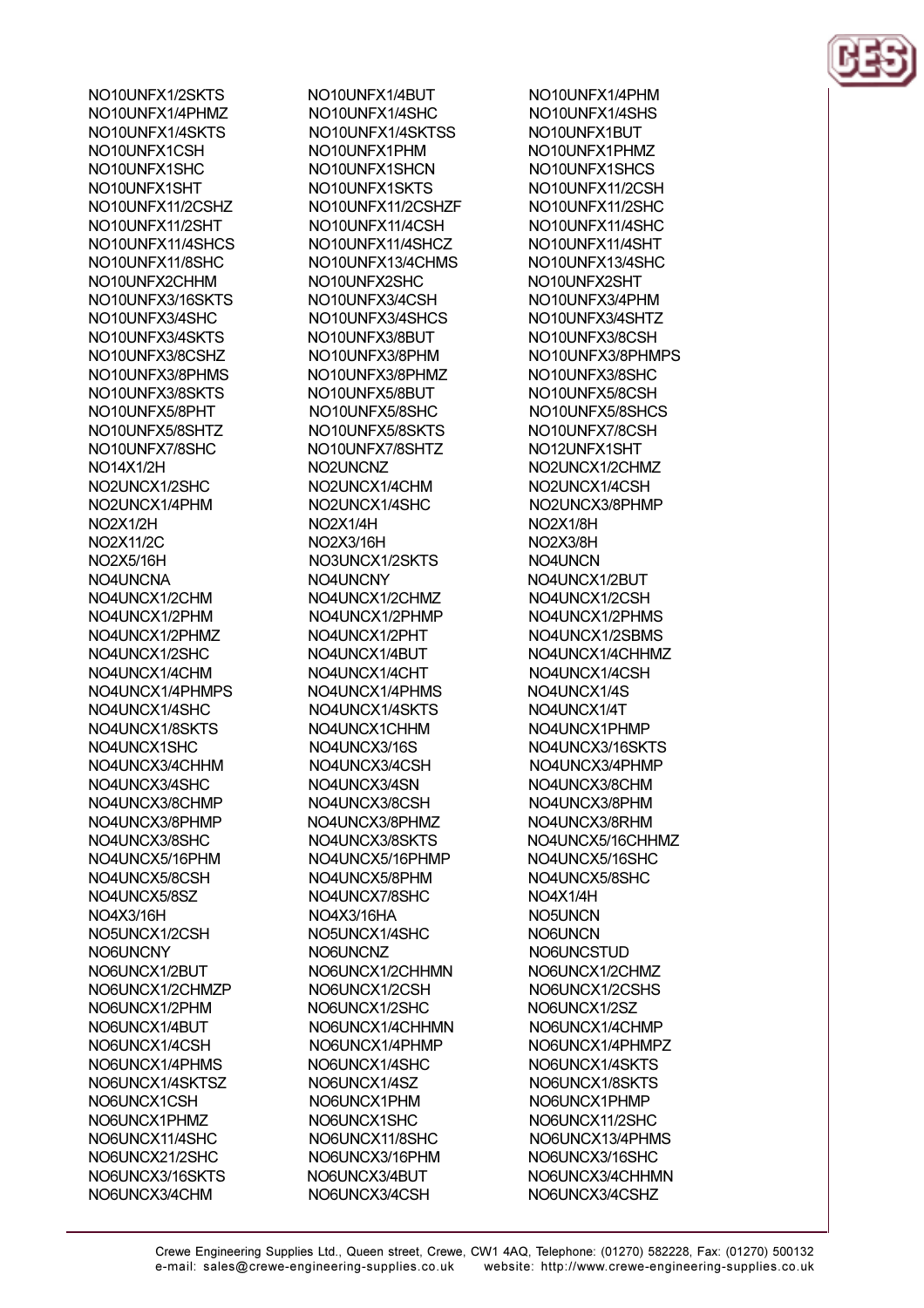NO10UNFX1/2SKTS
NO10UNFX1/4PHMZ
NO10UNFX1/4SKTS
NO10UNFX1CSH
NO10UNFX1SHC
NO10UNFX1SHT
NO10UNFX11/2CSHZ
NO10UNFX11/2SHT
NO10UNFX11/4SHCS
NO10UNFX11/8SHC
NO10UNFX2CHHM
NO10UNFX3/16SKTS
NO10UNFX3/4SHC
NO10UNFX3/4SKTS
NO10UNFX3/8CSHZ
NO10UNFX3/8PHMS
NO10UNFX3/8SKTS
NO10UNFX5/8PHT
NO10UNFX5/8SHTZ
NO10UNFX7/8SHC
NO14X1/2H
NO2UNCX1/2SHC
NO2UNCX1/4PHM
NO2X1/2H
NO2X11/2C
NO2X5/16H
NO4UNCNA
NO4UNCX1/2CHM
NO4UNCX1/2PHM
NO4UNCX1/2PHMZ
NO4UNCX1/2SHC
NO4UNCX1/4CHM
NO4UNCX1/4PHMPS
NO4UNCX1/4SHC
NO4UNCX1/8SKTS
NO4UNCX1SHC
NO4UNCX3/4CHHM
NO4UNCX3/4SHC
NO4UNCX3/8CHMP
NO4UNCX3/8PHMP
NO4UNCX3/8SHC
NO4UNCX5/16PHM
NO4UNCX5/8CSH
NO4UNCX5/8SZ
NO4X3/16H
NO5UNCX1/2CSH
NO6UNCNY
NO6UNCX1/2BUT
NO6UNCX1/2CHMZP
NO6UNCX1/2PHM
NO6UNCX1/4BUT
NO6UNCX1/4CSH
NO6UNCX1/4PHMS
NO6UNCX1/4SKTSZ
NO6UNCX1CSH
NO6UNCX1PHMZ
NO6UNCX11/4SHC
NO6UNCX21/2SHC
NO6UNCX3/16SKTS
NO6UNCX3/4CHM

NO10UNFX1/4BUT
NO10UNFX1/4SHC
NO10UNFX1/4SKTSS
NO10UNFX1PHM
NO10UNFX1SHCN
NO10UNFX1SKTS
NO10UNFX11/2CSHZF
NO10UNFX11/4CSH
NO10UNFX11/4SHCZ
NO10UNFX13/4CHMS
NO10UNFX2SHC
NO10UNFX3/4CSH
NO10UNFX3/4SHCS
NO10UNFX3/8BUT
NO10UNFX3/8PHM
NO10UNFX3/8PHMZ
NO10UNFX5/8BUT
NO10UNFX5/8SHC
NO10UNFX5/8SKTS
NO10UNFX7/8SHTZ
NO2UNCNZ
NO2UNCX1/4CHM
NO2UNCX1/4SHC
NO2X1/4H
NO2X3/16H
NO3UNCX1/2SKTS
NO4UNCNY
NO4UNCX1/2CHMZ
NO4UNCX1/2PHMP
NO4UNCX1/2PHT
NO4UNCX1/4BUT
NO4UNCX1/4CHT
NO4UNCX1/4PHMS
NO4UNCX1/4SKTS
NO4UNCX1CHHM
NO4UNCX3/16S
NO4UNCX3/4CSH
NO4UNCX3/4SN
NO4UNCX3/8CSH
NO4UNCX3/8PHMZ
NO4UNCX3/8SKTS
NO4UNCX5/16PHMP
NO4UNCX5/8PHM
NO4UNCX7/8SHC
NO4X3/16HA
NO5UNCX1/4SHC
NO6UNCNZ
NO6UNCX1/2CHHMN
NO6UNCX1/2CSH
NO6UNCX1/2SHC
NO6UNCX1/4CHHMN
NO6UNCX1/4PHMP
NO6UNCX1/4SHC
NO6UNCX1/4SZ
NO6UNCX1PHM
NO6UNCX1SHC
NO6UNCX11/8SHC
NO6UNCX3/16PHM
NO6UNCX3/4BUT
NO6UNCX3/4CSH

NO10UNFX1/4PHM
NO10UNFX1/4SHS
NO10UNFX1BUT
NO10UNFX1PHMZ
NO10UNFX1SHCS
NO10UNFX11/2CSH
NO10UNFX11/2SHC
NO10UNFX11/4SHC
NO10UNFX11/4SHT
NO10UNFX13/4SHC
NO10UNFX2SHT
NO10UNFX3/4PHM
NO10UNFX3/4SHTZ
NO10UNFX3/8CSH
NO10UNFX3/8PHMPS
NO10UNFX3/8SHC
NO10UNFX5/8CSH
NO10UNFX5/8SHCS
NO10UNFX7/8CSH
NO12UNFX1SHT
NO2UNCX1/2CHMZ
NO2UNCX1/4CSH
NO2UNCX3/8PHMP
NO2X1/8H
NO2X3/8H
NO4UNCN
NO4UNCX1/2BUT
NO4UNCX1/2CSH
NO4UNCX1/2PHMS
NO4UNCX1/2SBMS
NO4UNCX1/4CHHMZ
NO4UNCX1/4CSH
NO4UNCX1/4S
NO4UNCX1/4T
NO4UNCX1PHMP
NO4UNCX3/16SKTS
NO4UNCX3/4PHMP
NO4UNCX3/8CHM
NO4UNCX3/8PHM
NO4UNCX3/8RHM
NO4UNCX5/16CHHMZ
NO4UNCX5/16SHC
NO4UNCX5/8SHC
NO4X1/4H
NO5UNCN
NO6UNCN
NO6UNCSTUD
NO6UNCX1/2CHMZ
NO6UNCX1/2CSHS
NO6UNCX1/2SZ
NO6UNCX1/4CHMP
NO6UNCX1/4PHMPZ
NO6UNCX1/4SKTS
NO6UNCX1/8SKTS
NO6UNCX1PHMP
NO6UNCX11/2SHC
NO6UNCX13/4PHMS
NO6UNCX3/16SHC
NO6UNCX3/4CHHMN
NO6UNCX3/4CSHZ

Crewe Engineering Supplies Ltd., Queen street, Crewe, CW1 4AQ, Telephone: (01270) 582228, Fax: (01270) 500132
e-mail: sales@crewe-engineering-supplies.co.uk website: http://www.crewe-engineering-supplies.co.uk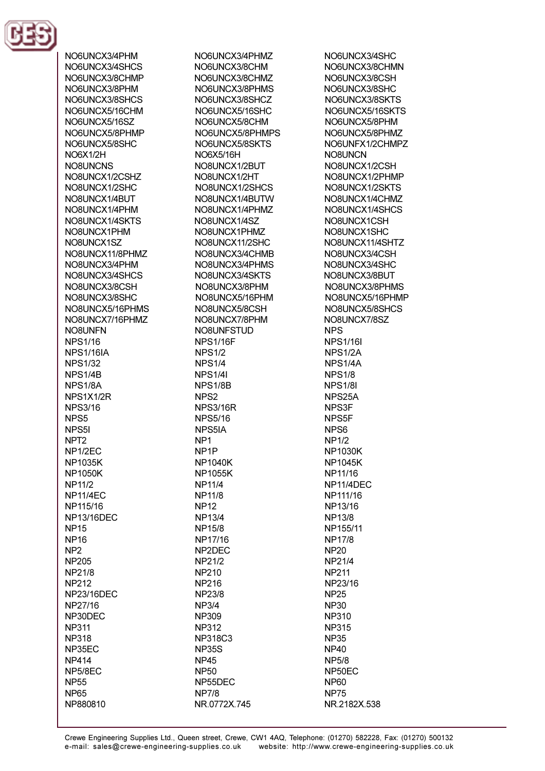NO6UNCX3/4PHM
NO6UNCX3/4SHCS
NO6UNCX3/8CHMP
NO6UNCX3/8PHM
NO6UNCX3/8SHCS
NO6UNCX5/16CHM
NO6UNCX5/16SZ
NO6UNCX5/8PHMP
NO6UNCX5/8SHC
NO6X1/2H
NO8UNCNS
NO8UNCX1/2CSHZ
NO8UNCX1/2SHC
NO8UNCX1/4BUT
NO8UNCX1/4PHM
NO8UNCX1/4SKTS
NO8UNCX1PHM
NO8UNCX1SZ
NO8UNCX11/8PHMZ
NO8UNCX3/4PHM
NO8UNCX3/4SHCS
NO8UNCX3/8CSH
NO8UNCX3/8SHC
NO8UNCX5/16PHMS
NO8UNCX7/16PHMZ
NO8UNFN
NPS1/16
NPS1/16IA
NPS1/32
NPS1/4B
NPS1/8A
NPS1X1/2R
NPS3/16
NPS5
NPS5I
NPT2
NP1/2EC
NP1035K
NP1050K
NP11/2
NP11/4EC
NP115/16
NP13/16DEC
NP15
NP16
NP2
NP205
NP21/8
NP212
NP23/16DEC
NP27/16
NP30DEC
NP311
NP318
NP35EC
NP414
NP5/8EC
NP55
NP65
NP880810
NO6UNCX3/4PHMZ
NO6UNCX3/8CHM
NO6UNCX3/8CHMZ
NO6UNCX3/8PHMS
NO6UNCX3/8SHCZ
NO6UNCX5/16SHC
NO6UNCX5/8CHM
NO6UNCX5/8PHMPS
NO6UNCX5/8SKTS
NO6X5/16H
NO8UNCX1/2BUT
NO8UNCX1/2HT
NO8UNCX1/2SHCS
NO8UNCX1/4BUTW
NO8UNCX1/4PHMZ
NO8UNCX1/4SZ
NO8UNCX1PHMZ
NO8UNCX11/2SHC
NO8UNCX3/4CHMB
NO8UNCX3/4PHMS
NO8UNCX3/4SKTS
NO8UNCX3/8PHM
NO8UNCX5/16PHM
NO8UNCX5/8CSH
NO8UNCX7/8PHM
NO8UNFSTUD
NPS1/16F
NPS1/2
NPS1/4
NPS1/4I
NPS1/8B
NPS2
NPS3/16R
NPS5/16
NPS5IA
NP1
NP1P
NP1040K
NP1055K
NP11/4
NP11/8
NP12
NP13/4
NP15/8
NP17/16
NP2DEC
NP21/2
NP210
NP216
NP23/8
NP3/4
NP309
NP312
NP318C3
NP35S
NP45
NP50
NP55DEC
NP7/8
NR.0772X.745
NO6UNCX3/4SHC
NO6UNCX3/8CHMN
NO6UNCX3/8CSH
NO6UNCX3/8SHC
NO6UNCX3/8SKTS
NO6UNCX5/16SKTS
NO6UNCX5/8PHM
NO6UNCX5/8PHMZ
NO6UNFX1/2CHMPZ
NO8UNCN
NO8UNCX1/2CSH
NO8UNCX1/2PHMP
NO8UNCX1/2SKTS
NO8UNCX1/4CHMZ
NO8UNCX1/4SHCS
NO8UNCX1CSH
NO8UNCX1SHC
NO8UNCX11/4SHTZ
NO8UNCX3/4CSH
NO8UNCX3/4SHC
NO8UNCX3/8BUT
NO8UNCX3/8PHMS
NO8UNCX5/16PHMP
NO8UNCX5/8SHCS
NO8UNCX7/8SZ
NPS
NPS1/16I
NPS1/2A
NPS1/4A
NPS1/8
NPS1/8I
NPS25A
NPS3F
NPS5F
NPS6
NP1/2
NP1030K
NP1045K
NP11/16
NP11/4DEC
NP111/16
NP13/16
NP13/8
NP155/11
NP17/8
NP20
NP21/4
NP211
NP23/16
NP25
NP30
NP310
NP315
NP35
NP40
NP5/8
NP50EC
NP60
NP75
NR.2182X.538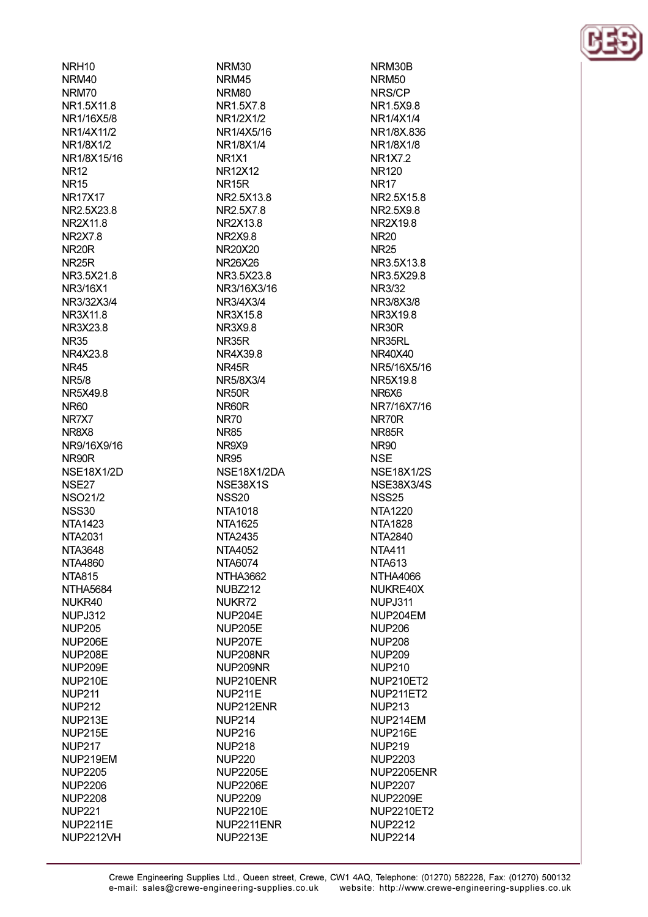NRH10
NRM30
NRM30B
NRM40
NRM45
NRM50
NRM70
NRM80
NRS/CP
NR1.5X11.8
NR1.5X7.8
NR1.5X9.8
NR1/16X5/8
NR1/2X1/2
NR1/4X1/4
NR1/4X11/2
NR1/4X5/16
NR1/8X.836
NR1/8X1/2
NR1/8X1/4
NR1/8X1/8
NR1/8X15/16
NR1X1
NR1X7.2
NR12
NR12X12
NR120
NR15
NR15R
NR17
NR17X17
NR2.5X13.8
NR2.5X15.8
NR2.5X23.8
NR2.5X7.8
NR2.5X9.8
NR2X11.8
NR2X13.8
NR2X19.8
NR2X7.8
NR2X9.8
NR20
NR20R
NR20X20
NR25
NR25R
NR26X26
NR3.5X13.8
NR3.5X21.8
NR3.5X23.8
NR3.5X29.8
NR3/16X1
NR3/16X3/16
NR3/32
NR3/32X3/4
NR3/4X3/4
NR3/8X3/8
NR3X11.8
NR3X15.8
NR3X19.8
NR3X23.8
NR3X9.8
NR30R
NR35
NR35R
NR35RL
NR4X23.8
NR4X39.8
NR40X40
NR45
NR45R
NR5/16X5/16
NR5/8
NR5/8X3/4
NR5X19.8
NR5X49.8
NR50R
NR6X6
NR60
NR60R
NR7/16X7/16
NR7X7
NR70
NR70R
NR8X8
NR85
NR85R
NR9/16X9/16
NR9X9
NR90
NR90R
NR95
NSE
NSE18X1/2D
NSE18X1/2DA
NSE18X1/2S
NSE27
NSE38X1S
NSE38X3/4S
NSO21/2
NSS20
NSS25
NSS30
NTA1018
NTA1220
NTA1423
NTA1625
NTA1828
NTA2031
NTA2435
NTA2840
NTA3648
NTA4052
NTA411
NTA4860
NTA6074
NTA613
NTA815
NTHA3662
NTHA4066
NTHA5684
NUBZ212
NUKRE40X
NUKR40
NUKR72
NUPJ311
NUPJ312
NUP204E
NUP204EM
NUP205
NUP205E
NUP206
NUP206E
NUP207E
NUP208
NUP208E
NUP208NR
NUP209
NUP209E
NUP209NR
NUP210
NUP210E
NUP210ENR
NUP210ET2
NUP211
NUP211E
NUP211ET2
NUP212
NUP212ENR
NUP213
NUP213E
NUP214
NUP214EM
NUP215E
NUP216
NUP216E
NUP217
NUP218
NUP219
NUP219EM
NUP220
NUP2203
NUP2205
NUP2205E
NUP2205ENR
NUP2206
NUP2206E
NUP2207
NUP2208
NUP2209
NUP2209E
NUP221
NUP2210E
NUP2210ET2
NUP2211E
NUP2211ENR
NUP2212
NUP2212VH
NUP2213E
NUP2214

Crewe Engineering Supplies Ltd., Queen street, Crewe, CW1 4AQ, Telephone: (01270) 582228, Fax: (01270) 500132
e-mail: sales@crewe-engineering-supplies.co.uk website: http://www.crewe-engineering-supplies.co.uk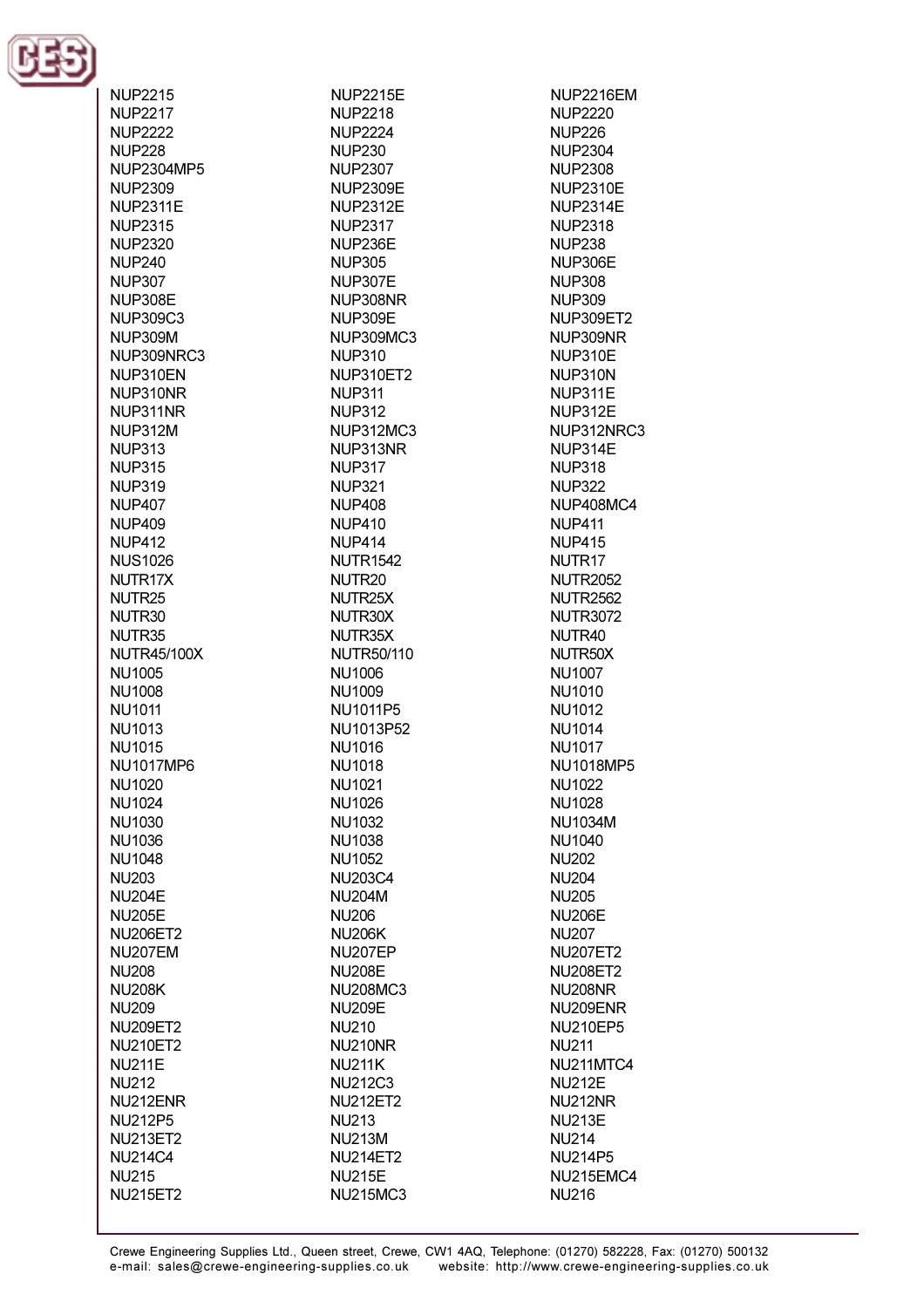NUP2215
NUP2215E
NUP2216EM
NUP2217
NUP2218
NUP2220
NUP2222
NUP2224
NUP226
NUP228
NUP230
NUP2304
NUP2304MP5
NUP2307
NUP2308
NUP2309
NUP2309E
NUP2310E
NUP2311E
NUP2312E
NUP2314E
NUP2315
NUP2317
NUP2318
NUP2320
NUP236E
NUP238
NUP240
NUP305
NUP306E
NUP307
NUP307E
NUP308
NUP308E
NUP308NR
NUP309
NUP309C3
NUP309E
NUP309ET2
NUP309M
NUP309MC3
NUP309NR
NUP309NRC3
NUP310
NUP310E
NUP310EN
NUP310ET2
NUP310N
NUP310NR
NUP311
NUP311E
NUP311NR
NUP312
NUP312E
NUP312M
NUP312MC3
NUP312NRC3
NUP313
NUP313NR
NUP314E
NUP315
NUP317
NUP318
NUP319
NUP321
NUP322
NUP407
NUP408
NUP408MC4
NUP409
NUP410
NUP411
NUP412
NUP414
NUP415
NUS1026
NUTR1542
NUTR17
NUTR17X
NUTR20
NUTR2052
NUTR25
NUTR25X
NUTR2562
NUTR30
NUTR30X
NUTR3072
NUTR35
NUTR35X
NUTR40
NUTR45/100X
NUTR50/110
NUTR50X
NU1005
NU1006
NU1007
NU1008
NU1009
NU1010
NU1011
NU1011P5
NU1012
NU1013
NU1013P52
NU1014
NU1015
NU1016
NU1017
NU1017MP6
NU1018
NU1018MP5
NU1020
NU1021
NU1022
NU1024
NU1026
NU1028
NU1030
NU1032
NU1034M
NU1036
NU1038
NU1040
NU1048
NU1052
NU202
NU203
NU203C4
NU204
NU204E
NU204M
NU205
NU205E
NU206
NU206E
NU206ET2
NU206K
NU207
NU207EM
NU207EP
NU207ET2
NU208
NU208E
NU208ET2
NU208K
NU208MC3
NU208NR
NU209
NU209E
NU209ENR
NU209ET2
NU210
NU210EP5
NU210ET2
NU210NR
NU211
NU211E
NU211K
NU211MTC4
NU212
NU212C3
NU212E
NU212ENR
NU212ET2
NU212NR
NU212P5
NU213
NU213E
NU213ET2
NU213M
NU214
NU214C4
NU214ET2
NU214P5
NU215
NU215E
NU215EMC4
NU215ET2
NU215MC3
NU216

Crewe Engineering Supplies Ltd., Queen street, Crewe, CW1 4AQ, Telephone: (01270) 582228, Fax: (01270) 500132
e-mail: sales@crewe-engineering-supplies.co.uk website: http://www.crewe-engineering-supplies.co.uk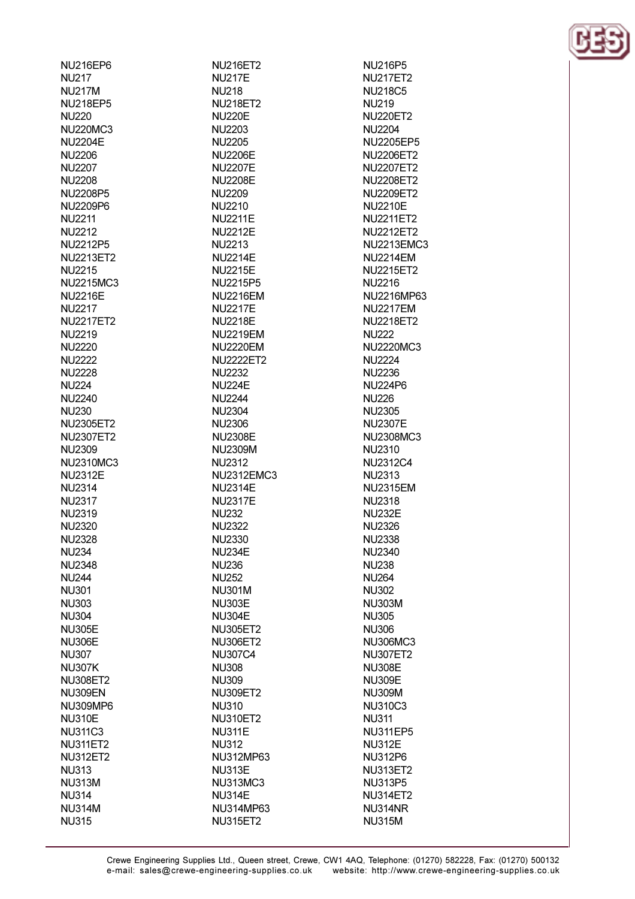NU216EP6
NU217
NU217M
NU218EP5
NU220
NU220MC3
NU2204E
NU2206
NU2207
NU2208
NU2208P5
NU2209P6
NU2211
NU2212
NU2212P5
NU2213ET2
NU2215
NU2215MC3
NU2216E
NU2217
NU2217ET2
NU2219
NU2220
NU2222
NU2228
NU224
NU2240
NU230
NU2305ET2
NU2307ET2
NU2309
NU2310MC3
NU2312E
NU2314
NU2317
NU2319
NU2320
NU2328
NU234
NU2348
NU244
NU301
NU303
NU304
NU305E
NU306E
NU307
NU307K
NU308ET2
NU309EN
NU309MP6
NU310E
NU311C3
NU311ET2
NU312ET2
NU313
NU313M
NU314
NU314M
NU315

NU216ET2
NU217E
NU218
NU218ET2
NU220E
NU2203
NU2205
NU2206E
NU2207E
NU2208E
NU2209
NU2210
NU2211E
NU2212E
NU2213
NU2214E
NU2215E
NU2215P5
NU2216EM
NU2217E
NU2218E
NU2219EM
NU2220EM
NU2222ET2
NU2232
NU224E
NU2244
NU2304
NU2306
NU2308E
NU2309M
NU2312
NU2312EMC3
NU2314E
NU2317E
NU232
NU2322
NU2330
NU234E
NU236
NU252
NU301M
NU303E
NU304E
NU305ET2
NU306ET2
NU307C4
NU308
NU309
NU309ET2
NU310
NU310ET2
NU311E
NU312
NU312MP63
NU313E
NU313MC3
NU314E
NU314MP63
NU315ET2

NU216P5
NU217ET2
NU218C5
NU219
NU220ET2
NU2204
NU2205EP5
NU2206ET2
NU2207ET2
NU2208ET2
NU2209ET2
NU2210E
NU2211ET2
NU2212ET2
NU2213EMC3
NU2214EM
NU2215ET2
NU2216
NU2216MP63
NU2217EM
NU2218ET2
NU222
NU2220MC3
NU2224
NU2236
NU224P6
NU226
NU2305
NU2307E
NU2308MC3
NU2310
NU2312C4
NU2313
NU2315EM
NU2318
NU232E
NU2326
NU2338
NU2340
NU238
NU264
NU302
NU303M
NU305
NU306
NU306MC3
NU307ET2
NU308E
NU309E
NU309M
NU310C3
NU311
NU311EP5
NU312E
NU312P6
NU313ET2
NU313P5
NU314ET2
NU314NR
NU315M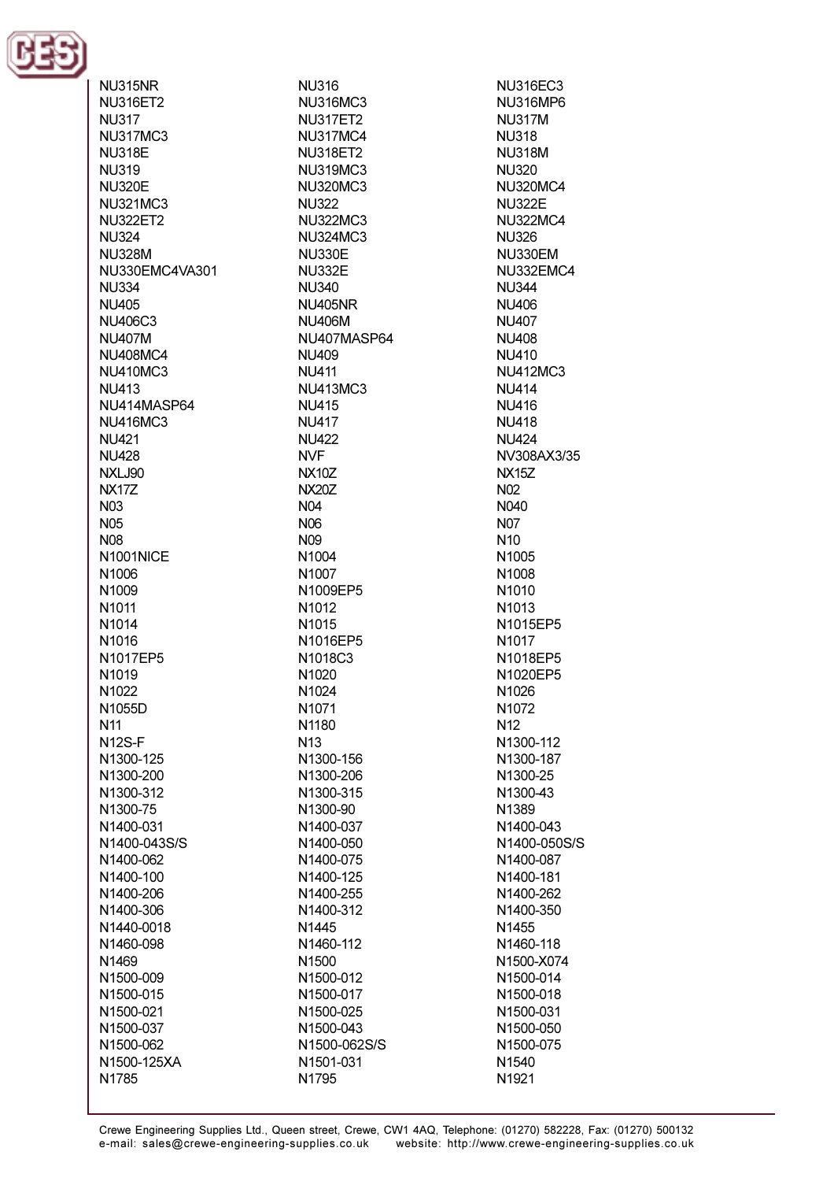NU315NR
NU316
NU316EC3
NU316ET2
NU316MC3
NU316MP6
NU317
NU317ET2
NU317M
NU317MC3
NU317MC4
NU318
NU318E
NU318ET2
NU318M
NU319
NU319MC3
NU320
NU320E
NU320MC3
NU320MC4
NU321MC3
NU322
NU322E
NU322ET2
NU322MC3
NU322MC4
NU324
NU324MC3
NU326
NU328M
NU330E
NU330EM
NU330EMC4VA301
NU332E
NU332EMC4
NU334
NU340
NU344
NU405
NU405NR
NU406
NU406C3
NU406M
NU407
NU407M
NU407MASP64
NU408
NU408MC4
NU409
NU410
NU410MC3
NU411
NU412MC3
NU413
NU413MC3
NU414
NU414MASP64
NU415
NU416
NU416MC3
NU417
NU418
NU421
NU422
NU424
NU428
NVF
NV308AX3/35
NXLJ90
NX10Z
NX15Z
NX17Z
NX20Z
N02
N03
N04
N040
N05
N06
N07
N08
N09
N10
N1001NICE
N1004
N1005
N1006
N1007
N1008
N1009
N1009EP5
N1010
N1011
N1012
N1013
N1014
N1015
N1015EP5
N1016
N1016EP5
N1017
N1017EP5
N1018C3
N1018EP5
N1019
N1020
N1020EP5
N1022
N1024
N1026
N1055D
N1071
N1072
N11
N1180
N12
N12S-F
N13
N1300-112
N1300-125
N1300-156
N1300-187
N1300-200
N1300-206
N1300-25
N1300-312
N1300-315
N1300-43
N1300-75
N1300-90
N1389
N1400-031
N1400-037
N1400-043
N1400-043S/S
N1400-050
N1400-050S/S
N1400-062
N1400-075
N1400-087
N1400-100
N1400-125
N1400-181
N1400-206
N1400-255
N1400-262
N1400-306
N1400-312
N1400-350
N1440-0018
N1445
N1455
N1460-098
N1460-112
N1460-118
N1469
N1500
N1500-X074
N1500-009
N1500-012
N1500-014
N1500-015
N1500-017
N1500-018
N1500-021
N1500-025
N1500-031
N1500-037
N1500-043
N1500-050
N1500-062
N1500-062S/S
N1500-075
N1500-125XA
N1501-031
N1540
N1785
N1795
N1921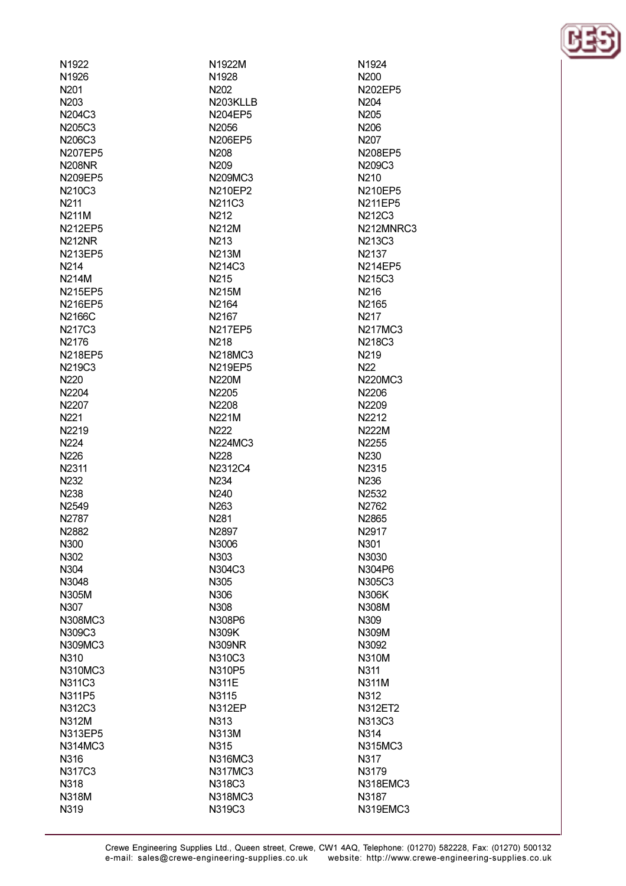N1922
N1922M
N1924
N1926
N1928
N200
N201
N202
N202EP5
N203
N203KLLB
N204
N204C3
N204EP5
N205
N205C3
N2056
N206
N206C3
N206EP5
N207
N207EP5
N208
N208EP5
N208NR
N209
N209C3
N209EP5
N209MC3
N210
N210C3
N210EP2
N210EP5
N211
N211C3
N211EP5
N211M
N212
N212C3
N212EP5
N212M
N212MNRC3
N212NR
N213
N213C3
N213EP5
N213M
N2137
N214
N214C3
N214EP5
N214M
N215
N215C3
N215EP5
N215M
N216
N216EP5
N2164
N2165
N2166C
N2167
N217
N217C3
N217EP5
N217MC3
N2176
N218
N218C3
N218EP5
N218MC3
N219
N219C3
N219EP5
N22
N220
N220M
N220MC3
N2204
N2205
N2206
N2207
N2208
N2209
N221
N221M
N2212
N2219
N222
N222M
N224
N224MC3
N2255
N226
N228
N230
N2311
N2312C4
N2315
N232
N234
N236
N238
N240
N2532
N2549
N263
N2762
N2787
N281
N2865
N2882
N2897
N2917
N300
N3006
N301
N302
N303
N3030
N304
N304C3
N304P6
N3048
N305
N305C3
N305M
N306
N306K
N307
N308
N308M
N308MC3
N308P6
N309
N309C3
N309K
N309M
N309MC3
N309NR
N3092
N310
N310C3
N310M
N310MC3
N310P5
N311
N311C3
N311E
N311M
N311P5
N3115
N312
N312C3
N312EP
N312ET2
N312M
N313
N313C3
N313EP5
N313M
N314
N314MC3
N315
N315MC3
N316
N316MC3
N317
N317C3
N317MC3
N3179
N318
N318C3
N318EMC3
N318M
N318MC3
N3187
N319
N319C3
N319EMC3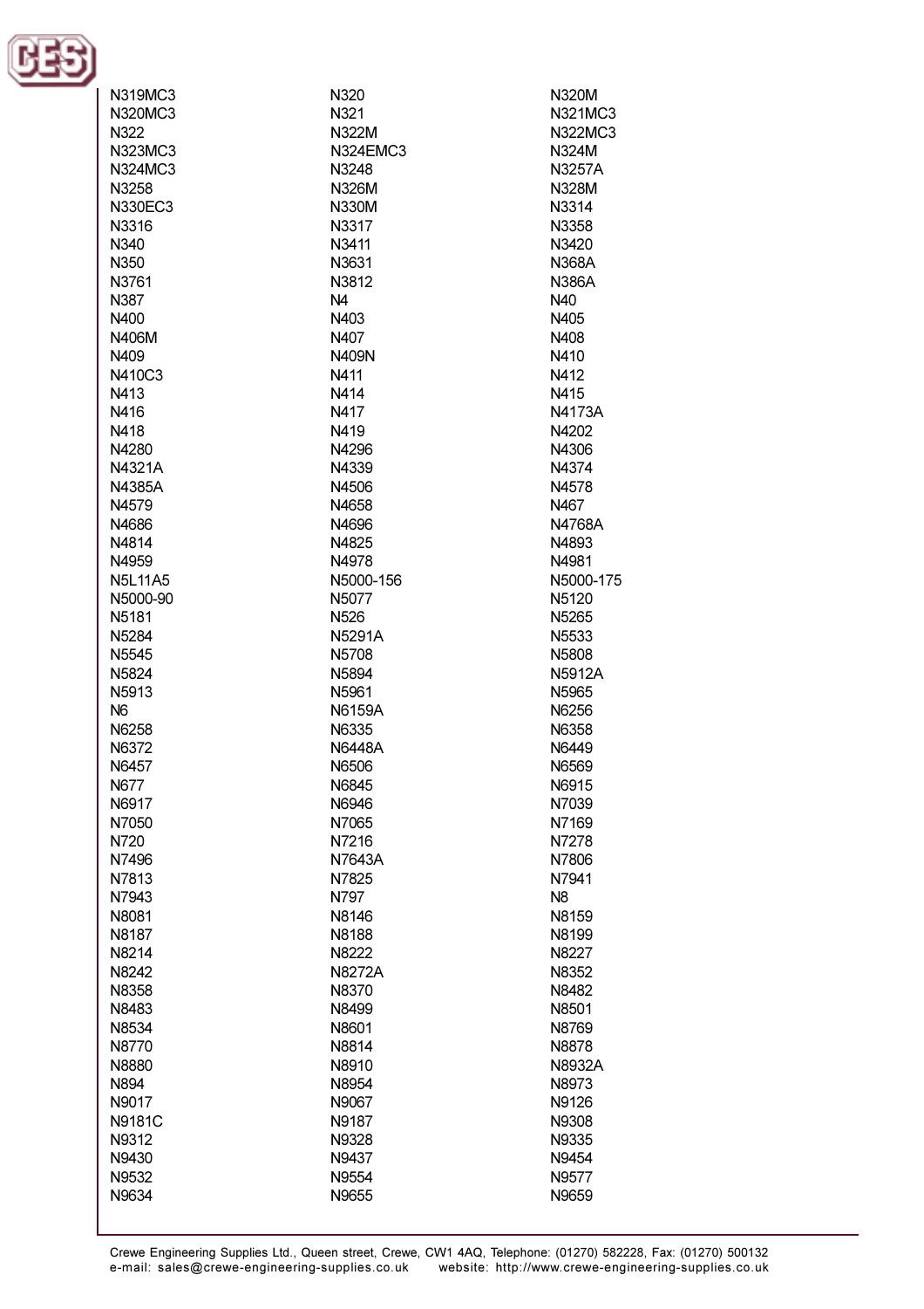N319MC3
N320
N320M
N320MC3
N321
N321MC3
N322
N322M
N322MC3
N323MC3
N324EMC3
N324M
N324MC3
N3248
N3257A
N3258
N326M
N328M
N330EC3
N330M
N3314
N3316
N3317
N3358
N340
N3411
N3420
N350
N3631
N368A
N3761
N3812
N386A
N387
N4
N40
N400
N403
N405
N406M
N407
N408
N409
N409N
N410
N410C3
N411
N412
N413
N414
N415
N416
N417
N4173A
N418
N419
N4202
N4280
N4296
N4306
N4321A
N4339
N4374
N4385A
N4506
N4578
N4579
N4658
N467
N4686
N4696
N4768A
N4814
N4825
N4893
N4959
N4978
N4981
N5L11A5
N5000-156
N5000-175
N5000-90
N5077
N5120
N5181
N526
N5265
N5284
N5291A
N5533
N5545
N5708
N5808
N5824
N5894
N5912A
N5913
N5961
N5965
N6
N6159A
N6256
N6258
N6335
N6358
N6372
N6448A
N6449
N6457
N6506
N6569
N677
N6845
N6915
N6917
N6946
N7039
N7050
N7065
N7169
N720
N7216
N7278
N7496
N7643A
N7806
N7813
N7825
N7941
N7943
N797
N8
N8081
N8146
N8159
N8187
N8188
N8199
N8214
N8222
N8227
N8242
N8272A
N8352
N8358
N8370
N8482
N8483
N8499
N8501
N8534
N8601
N8769
N8770
N8814
N8878
N8880
N8910
N8932A
N894
N8954
N8973
N9017
N9067
N9126
N9181C
N9187
N9308
N9312
N9328
N9335
N9430
N9437
N9454
N9532
N9554
N9577
N9634
N9655
N9659

Crewe Engineering Supplies Ltd., Queen street, Crewe, CW1 4AQ, Telephone: (01270) 582228, Fax: (01270) 500132
e-mail: sales@crewe-engineering-supplies.co.uk website: http://www.crewe-engineering-supplies.co.uk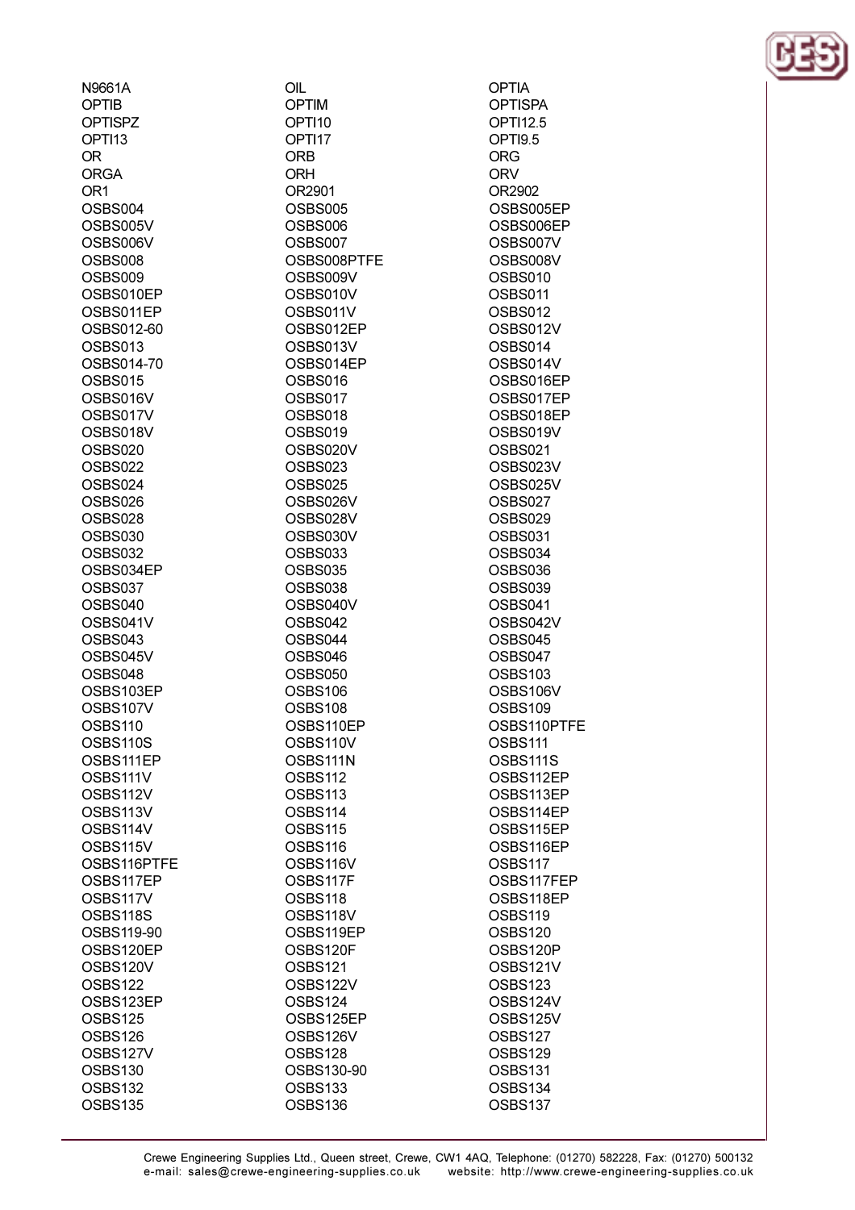N9661A
OIL
OPTIA
OPTIB
OPTIM
OPTISPA
OPTISPZ
OPTI10
OPTI12.5
OPTI13
OPTI17
OPTI9.5
OR
ORB
ORG
ORGA
ORH
ORV
OR1
OR2901
OR2902
OSBS004
OSBS005
OSBS005EP
OSBS005V
OSBS006
OSBS006EP
OSBS006V
OSBS007
OSBS007V
OSBS008
OSBS008PTFE
OSBS008V
OSBS009
OSBS009V
OSBS010
OSBS010EP
OSBS010V
OSBS011
OSBS011EP
OSBS011V
OSBS012
OSBS012-60
OSBS012EP
OSBS012V
OSBS013
OSBS013V
OSBS014
OSBS014-70
OSBS014EP
OSBS014V
OSBS015
OSBS016
OSBS016EP
OSBS016V
OSBS017
OSBS017EP
OSBS017V
OSBS018
OSBS018EP
OSBS018V
OSBS019
OSBS019V
OSBS020
OSBS020V
OSBS021
OSBS022
OSBS023
OSBS023V
OSBS024
OSBS025
OSBS025V
OSBS026
OSBS026V
OSBS027
OSBS028
OSBS028V
OSBS029
OSBS030
OSBS030V
OSBS031
OSBS032
OSBS033
OSBS034
OSBS034EP
OSBS035
OSBS036
OSBS037
OSBS038
OSBS039
OSBS040
OSBS040V
OSBS041
OSBS041V
OSBS042
OSBS042V
OSBS043
OSBS044
OSBS045
OSBS045V
OSBS046
OSBS047
OSBS048
OSBS050
OSBS103
OSBS103EP
OSBS106
OSBS106V
OSBS107V
OSBS108
OSBS109
OSBS110
OSBS110EP
OSBS110PTFE
OSBS110S
OSBS110V
OSBS111
OSBS111EP
OSBS111N
OSBS111S
OSBS111V
OSBS112
OSBS112EP
OSBS112V
OSBS113
OSBS113EP
OSBS113V
OSBS114
OSBS114EP
OSBS114V
OSBS115
OSBS115EP
OSBS115V
OSBS116
OSBS116EP
OSBS116PTFE
OSBS116V
OSBS117
OSBS117EP
OSBS117F
OSBS117FEP
OSBS117V
OSBS118
OSBS118EP
OSBS118S
OSBS118V
OSBS119
OSBS119-90
OSBS119EP
OSBS120
OSBS120EP
OSBS120F
OSBS120P
OSBS120V
OSBS121
OSBS121V
OSBS122
OSBS122V
OSBS123
OSBS123EP
OSBS124
OSBS124V
OSBS125
OSBS125EP
OSBS125V
OSBS126
OSBS126V
OSBS127
OSBS127V
OSBS128
OSBS129
OSBS130
OSBS130-90
OSBS131
OSBS132
OSBS133
OSBS134
OSBS135
OSBS136
OSBS137

Crewe Engineering Supplies Ltd., Queen street, Crewe, CW1 4AQ, Telephone: (01270) 582228, Fax: (01270) 500132
e-mail: sales@crewe-engineering-supplies.co.uk website: http://www.crewe-engineering-supplies.co.uk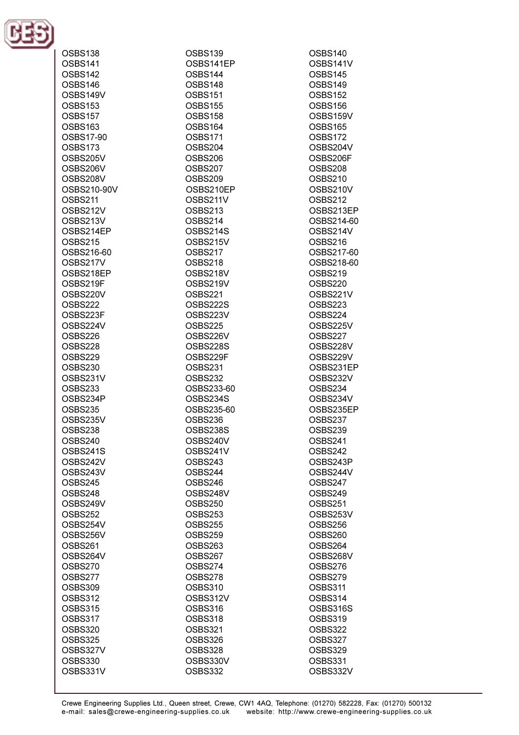OSBS138
OSBS139
OSBS140
OSBS141
OSBS141EP
OSBS141V
OSBS142
OSBS144
OSBS145
OSBS146
OSBS148
OSBS149
OSBS149V
OSBS151
OSBS152
OSBS153
OSBS155
OSBS156
OSBS157
OSBS158
OSBS159V
OSBS163
OSBS164
OSBS165
OSBS17-90
OSBS171
OSBS172
OSBS173
OSBS204
OSBS204V
OSBS205V
OSBS206
OSBS206F
OSBS206V
OSBS207
OSBS208
OSBS208V
OSBS209
OSBS210
OSBS210-90V
OSBS210EP
OSBS210V
OSBS211
OSBS211V
OSBS212
OSBS212V
OSBS213
OSBS213EP
OSBS213V
OSBS214
OSBS214-60
OSBS214EP
OSBS214S
OSBS214V
OSBS215
OSBS215V
OSBS216
OSBS216-60
OSBS217
OSBS217-60
OSBS217V
OSBS218
OSBS218-60
OSBS218EP
OSBS218V
OSBS219
OSBS219F
OSBS219V
OSBS220
OSBS220V
OSBS221
OSBS221V
OSBS222
OSBS222S
OSBS223
OSBS223F
OSBS223V
OSBS224
OSBS224V
OSBS225
OSBS225V
OSBS226
OSBS226V
OSBS227
OSBS228
OSBS228S
OSBS228V
OSBS229
OSBS229F
OSBS229V
OSBS230
OSBS231
OSBS231EP
OSBS231V
OSBS232
OSBS232V
OSBS233
OSBS233-60
OSBS234
OSBS234P
OSBS234S
OSBS234V
OSBS235
OSBS235-60
OSBS235EP
OSBS235V
OSBS236
OSBS237
OSBS238
OSBS238S
OSBS239
OSBS240
OSBS240V
OSBS241
OSBS241S
OSBS241V
OSBS242
OSBS242V
OSBS243
OSBS243P
OSBS243V
OSBS244
OSBS244V
OSBS245
OSBS246
OSBS247
OSBS248
OSBS248V
OSBS249
OSBS249V
OSBS250
OSBS251
OSBS252
OSBS253
OSBS253V
OSBS254V
OSBS255
OSBS256
OSBS256V
OSBS259
OSBS260
OSBS261
OSBS263
OSBS264
OSBS264V
OSBS267
OSBS268V
OSBS270
OSBS274
OSBS276
OSBS277
OSBS278
OSBS279
OSBS309
OSBS310
OSBS311
OSBS312
OSBS312V
OSBS314
OSBS315
OSBS316
OSBS316S
OSBS317
OSBS318
OSBS319
OSBS320
OSBS321
OSBS322
OSBS325
OSBS326
OSBS327
OSBS327V
OSBS328
OSBS329
OSBS330
OSBS330V
OSBS331
OSBS331V
OSBS332
OSBS332V

Crewe Engineering Supplies Ltd., Queen street, Crewe, CW1 4AQ, Telephone: (01270) 582228, Fax: (01270) 500132
e-mail: sales@crewe-engineering-supplies.co.uk website: http://www.crewe-engineering-supplies.co.uk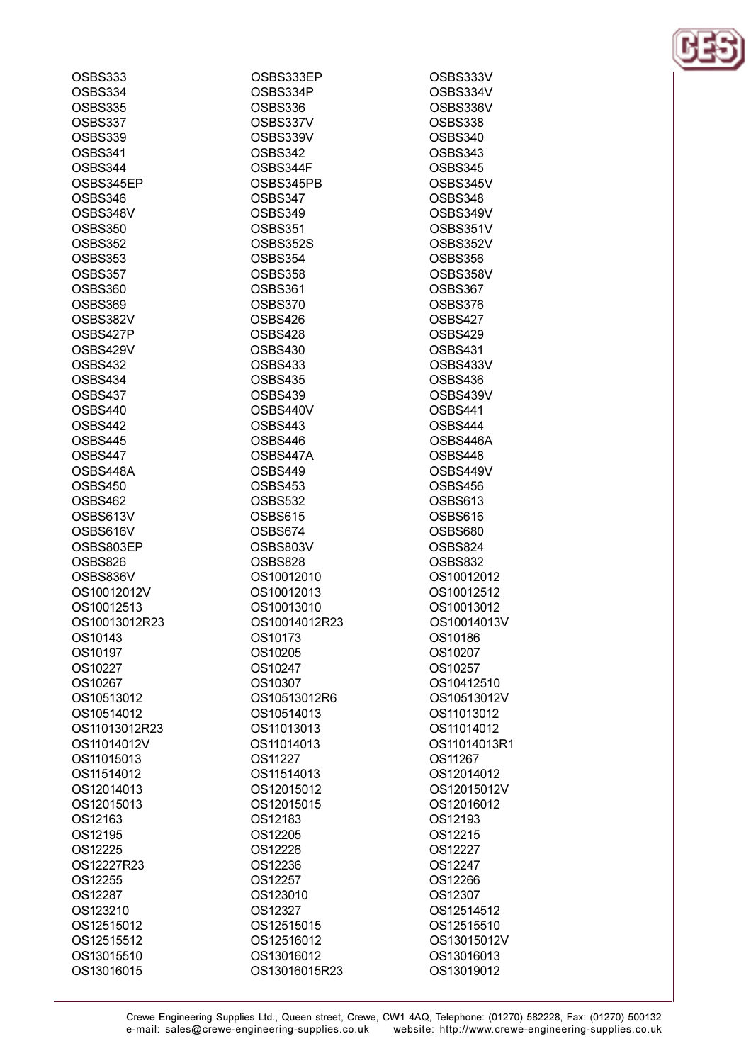OSBS333
OSBS334
OSBS335
OSBS337
OSBS339
OSBS341
OSBS344
OSBS345EP
OSBS346
OSBS348V
OSBS350
OSBS352
OSBS353
OSBS357
OSBS360
OSBS369
OSBS382V
OSBS427P
OSBS429V
OSBS432
OSBS434
OSBS437
OSBS440
OSBS442
OSBS445
OSBS447
OSBS448A
OSBS450
OSBS462
OSBS613V
OSBS616V
OSBS803EP
OSBS826
OSBS836V
OS10012012V
OS10012513
OS10013012R23
OS10143
OS10197
OS10227
OS10267
OS10513012
OS10514012
OS11013012R23
OS11014012V
OS11015013
OS11514012
OS12014013
OS12015013
OS12163
OS12195
OS12225
OS12227R23
OS12255
OS12287
OS123210
OS12515012
OS12515512
OS13015510
OS13016015

OSBS333EP
OSBS334P
OSBS336
OSBS337V
OSBS339V
OSBS342
OSBS344F
OSBS345PB
OSBS347
OSBS349
OSBS351
OSBS352S
OSBS354
OSBS358
OSBS361
OSBS370
OSBS426
OSBS428
OSBS430
OSBS433
OSBS435
OSBS439
OSBS440V
OSBS443
OSBS446
OSBS447A
OSBS449
OSBS453
OSBS532
OSBS615
OSBS674
OSBS803V
OSBS828
OS10012010
OS10012013
OS10013010
OS10014012R23
OS10173
OS10205
OS10247
OS10307
OS10513012R6
OS10514013
OS11013013
OS11014013
OS11227
OS11514013
OS12015012
OS12015015
OS12183
OS12205
OS12226
OS12236
OS12257
OS123010
OS12327
OS12515015
OS12516012
OS13016012
OS13016015R23

OSBS333V
OSBS334V
OSBS336V
OSBS338
OSBS340
OSBS343
OSBS345
OSBS345V
OSBS348
OSBS349V
OSBS351V
OSBS352V
OSBS356
OSBS358V
OSBS367
OSBS376
OSBS427
OSBS429
OSBS431
OSBS433V
OSBS436
OSBS439V
OSBS441
OSBS444
OSBS446A
OSBS448
OSBS449V
OSBS456
OSBS613
OSBS616
OSBS680
OSBS824
OSBS832
OS10012012
OS10012512
OS10013012
OS10014013V
OS10186
OS10207
OS10257
OS10412510
OS10513012V
OS11013012
OS11014012
OS11014013R1
OS11267
OS12014012
OS12015012V
OS12016012
OS12193
OS12215
OS12227
OS12247
OS12266
OS12307
OS12514512
OS12515510
OS13015012V
OS13016013
OS13019012

Crewe Engineering Supplies Ltd., Queen street, Crewe, CW1 4AQ, Telephone: (01270) 582228, Fax: (01270) 500132
e-mail: sales@crewe-engineering-supplies.co.uk website: http://www.crewe-engineering-supplies.co.uk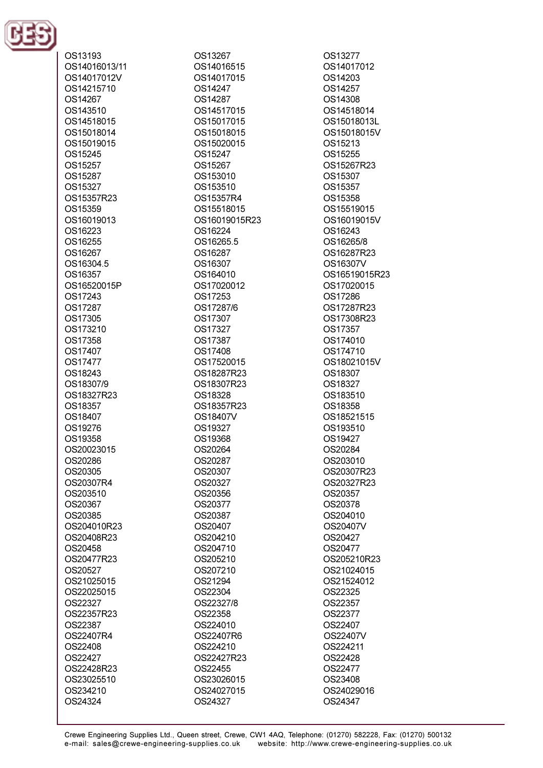OS13193
OS14016013/11
OS14017012V
OS14215710
OS14267
OS143510
OS14518015
OS15018014
OS15019015
OS15245
OS15257
OS15287
OS15327
OS15357R23
OS15359
OS16019013
OS16223
OS16255
OS16267
OS16304.5
OS16357
OS16520015P
OS17243
OS17287
OS17305
OS173210
OS17358
OS17407
OS17477
OS18243
OS18307/9
OS18327R23
OS18357
OS18407
OS19276
OS19358
OS20023015
OS20286
OS20305
OS20307R4
OS203510
OS20367
OS20385
OS204010R23
OS20408R23
OS20458
OS20477R23
OS20527
OS21025015
OS22025015
OS22327
OS22357R23
OS22387
OS22407R4
OS22408
OS22427
OS22428R23
OS23025510
OS234210
OS24324

OS13267
OS14016515
OS14017015
OS14247
OS14287
OS14517015
OS15017015
OS15018015
OS15020015
OS15247
OS15267
OS153010
OS153510
OS15357R4
OS15518015
OS16019015R23
OS16224
OS16265.5
OS16287
OS16307
OS164010
OS17020012
OS17253
OS17287/6
OS17307
OS17327
OS17387
OS17408
OS17520015
OS18287R23
OS18307R23
OS18328
OS18357R23
OS18407V
OS19327
OS19368
OS20264
OS20287
OS20307
OS20327
OS20356
OS20377
OS20387
OS20407
OS204210
OS204710
OS205210
OS207210
OS21294
OS22304
OS22327/8
OS22358
OS224010
OS22407R6
OS224210
OS22427R23
OS22455
OS23026015
OS24027015
OS24327

OS13277
OS14017012
OS14203
OS14257
OS14308
OS14518014
OS15018013L
OS15018015V
OS15213
OS15255
OS15267R23
OS15307
OS15357
OS15358
OS15519015
OS16019015V
OS16243
OS16265/8
OS16287R23
OS16307V
OS16519015R23
OS17020015
OS17286
OS17287R23
OS17308R23
OS17357
OS174010
OS174710
OS18021015V
OS18307
OS18327
OS183510
OS18358
OS18521515
OS193510
OS19427
OS20284
OS203010
OS20307R23
OS20327R23
OS20357
OS20378
OS204010
OS20407V
OS20427
OS20477
OS205210R23
OS21024015
OS21524012
OS22325
OS22357
OS22377
OS22407
OS22407V
OS224211
OS22428
OS22477
OS23408
OS24029016
OS24347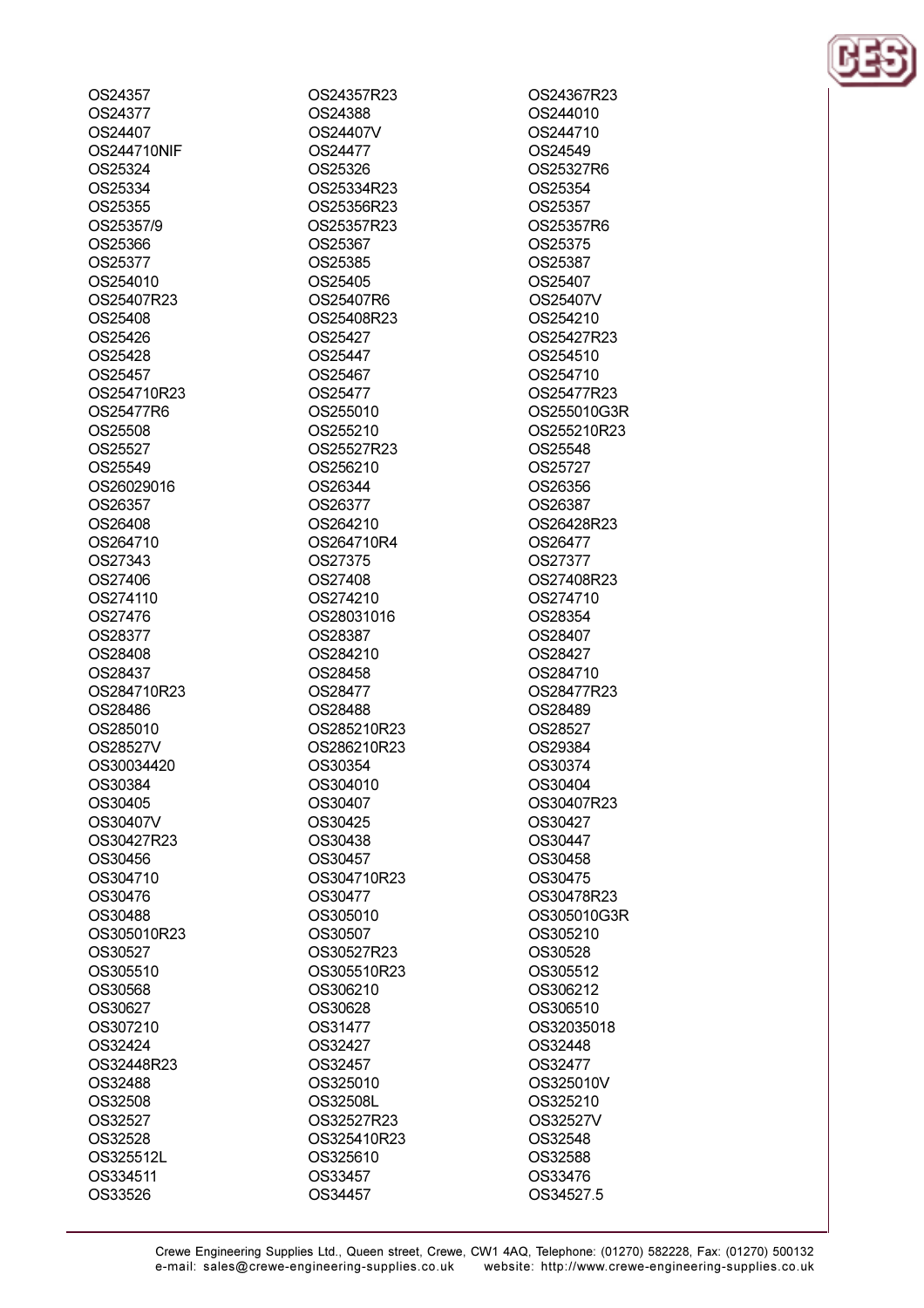OS24357
OS24377
OS24407
OS244710NIF
OS25324
OS25334
OS25355
OS25357/9
OS25366
OS25377
OS254010
OS25407R23
OS25408
OS25426
OS25428
OS25457
OS254710R23
OS25477R6
OS25508
OS25527
OS25549
OS26029016
OS26357
OS26408
OS264710
OS27343
OS27406
OS274110
OS27476
OS28377
OS28408
OS28437
OS284710R23
OS28486
OS285010
OS28527V
OS30034420
OS30384
OS30405
OS30407V
OS30427R23
OS30456
OS304710
OS30476
OS30488
OS305010R23
OS30527
OS305510
OS30568
OS30627
OS307210
OS32424
OS32448R23
OS32488
OS32508
OS32527
OS32528
OS325512L
OS334511
OS33526

OS24357R23
OS24388
OS24407V
OS24477
OS25326
OS25334R23
OS25356R23
OS25357R23
OS25367
OS25385
OS25405
OS25407R6
OS25408R23
OS25427
OS25447
OS25467
OS25477
OS255010
OS255210
OS25527R23
OS256210
OS26344
OS26377
OS264210
OS264710R4
OS27375
OS27408
OS274210
OS28031016
OS28387
OS284210
OS28458
OS28477
OS28488
OS285210R23
OS286210R23
OS30354
OS304010
OS30407
OS30425
OS30438
OS30457
OS304710R23
OS30477
OS305010
OS30507
OS30527R23
OS305510R23
OS306210
OS30628
OS31477
OS32427
OS32457
OS325010
OS32508L
OS32527R23
OS325410R23
OS325610
OS33457
OS34457

OS24367R23
OS244010
OS244710
OS24549
OS25327R6
OS25354
OS25357
OS25357R6
OS25375
OS25387
OS25407
OS25407V
OS254210
OS25427R23
OS254510
OS254710
OS25477R23
OS255010G3R
OS255210R23
OS25548
OS25727
OS26356
OS26387
OS26428R23
OS26477
OS27377
OS27408R23
OS274710
OS28354
OS28407
OS28427
OS284710
OS28477R23
OS28489
OS28527
OS29384
OS30374
OS30404
OS30407R23
OS30427
OS30447
OS30458
OS30475
OS30478R23
OS305010G3R
OS305210
OS30528
OS305512
OS306212
OS306510
OS32035018
OS32448
OS32477
OS325010V
OS325210
OS32527V
OS32548
OS32588
OS33476
OS34527.5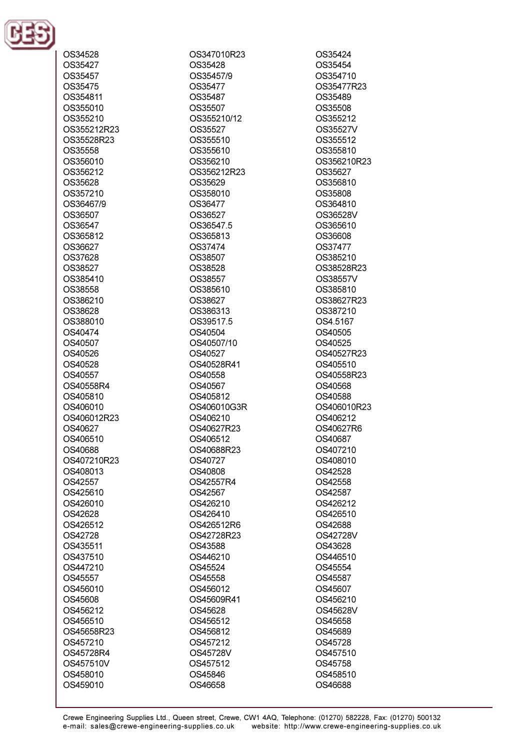OS34528
OS35427
OS35457
OS35475
OS354811
OS355010
OS355210
OS355212R23
OS35528R23
OS35558
OS356010
OS356212
OS35628
OS357210
OS36467/9
OS36507
OS36547
OS365812
OS36627
OS37628
OS38527
OS385410
OS38558
OS386210
OS38628
OS388010
OS40474
OS40507
OS40526
OS40528
OS40557
OS40558R4
OS405810
OS406010
OS406012R23
OS40627
OS406510
OS40688
OS407210R23
OS408013
OS42557
OS425610
OS426010
OS42628
OS426512
OS42728
OS435511
OS437510
OS447210
OS45557
OS456010
OS45608
OS456212
OS456510
OS45658R23
OS457210
OS45728R4
OS457510V
OS458010
OS459010

OS347010R23
OS35428
OS35457/9
OS35477
OS35487
OS35507
OS355210/12
OS35527
OS355510
OS355610
OS356210
OS356212R23
OS35629
OS358010
OS36477
OS36527
OS36547.5
OS365813
OS37474
OS38507
OS38528
OS38557
OS385610
OS38627
OS386313
OS39517.5
OS40504
OS40507/10
OS40527
OS40528R41
OS40558
OS40567
OS405812
OS406010G3R
OS406210
OS40627R23
OS406512
OS40688R23
OS40727
OS40808
OS42557R4
OS42567
OS426210
OS426410
OS426512R6
OS42728R23
OS43588
OS446210
OS45524
OS45558
OS456012
OS45609R41
OS45628
OS456512
OS456812
OS457212
OS45728V
OS457512
OS45846
OS46658

OS35424
OS35454
OS354710
OS35477R23
OS35489
OS35508
OS355212
OS35527V
OS355512
OS355810
OS356210R23
OS35627
OS356810
OS35808
OS364810
OS36528V
OS365610
OS36608
OS37477
OS385210
OS38528R23
OS38557V
OS385810
OS38627R23
OS387210
OS4.5167
OS40505
OS40525
OS40527R23
OS405510
OS40558R23
OS40568
OS40588
OS406010R23
OS406212
OS40627R6
OS40687
OS407210
OS408010
OS42528
OS42558
OS42587
OS426212
OS426510
OS42688
OS42728V
OS43628
OS446510
OS45554
OS45587
OS45607
OS456210
OS45628V
OS45658
OS45689
OS45728
OS457510
OS45758
OS458510
OS46688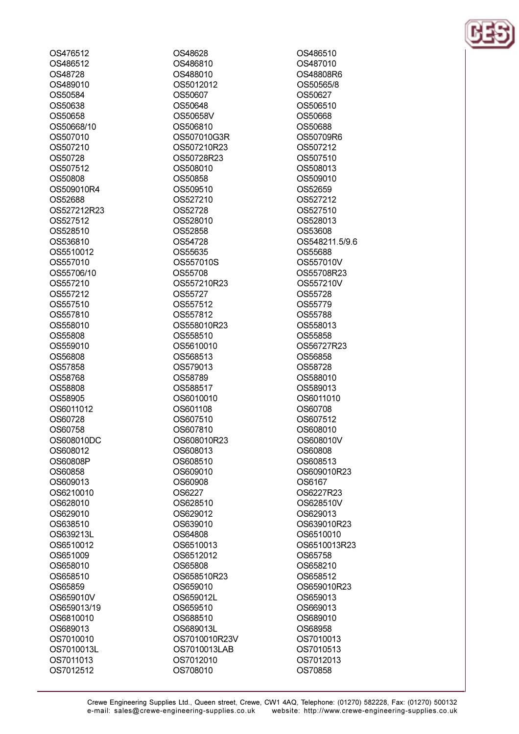OS476512
OS486512
OS48728
OS489010
OS50584
OS50638
OS50658
OS50668/10
OS507010
OS507210
OS50728
OS507512
OS50808
OS509010R4
OS52688
OS527212R23
OS527512
OS528510
OS536810
OS5510012
OS557010
OS55706/10
OS557210
OS557212
OS557510
OS557810
OS558010
OS55808
OS559010
OS56808
OS57858
OS58768
OS58808
OS58905
OS6011012
OS60728
OS60758
OS608010DC
OS608012
OS60808P
OS60858
OS609013
OS6210010
OS628010
OS629010
OS638510
OS639213L
OS6510012
OS651009
OS658010
OS658510
OS65859
OS659010V
OS659013/19
OS6810010
OS689013
OS7010010
OS7010013L
OS7011013
OS7012512

OS48628
OS486810
OS488010
OS5012012
OS50607
OS50648
OS50658V
OS506810
OS507010G3R
OS507210R23
OS50728R23
OS508010
OS50858
OS509510
OS527210
OS52728
OS528010
OS52858
OS54728
OS55635
OS557010S
OS55708
OS557210R23
OS55727
OS557512
OS557812
OS558010R23
OS558510
OS5610010
OS568513
OS579013
OS58789
OS588517
OS6010010
OS601108
OS607510
OS607810
OS608010R23
OS608013
OS608510
OS609010
OS60908
OS6227
OS628510
OS629012
OS639010
OS64808
OS6510013
OS6512012
OS65808
OS658510R23
OS659010
OS659012L
OS659510
OS688510
OS689013L
OS7010010R23V
OS7010013LAB
OS7012010
OS708010

OS486510
OS487010
OS48808R6
OS50565/8
OS50627
OS506510
OS50668
OS50688
OS50709R6
OS507212
OS507510
OS508013
OS509010
OS52659
OS527212
OS527510
OS528013
OS53608
OS548211.5/9.6
OS55688
OS557010V
OS55708R23
OS557210V
OS55728
OS55779
OS55788
OS558013
OS55858
OS56727R23
OS56858
OS58728
OS588010
OS589013
OS6011010
OS60708
OS607512
OS608010
OS608010V
OS60808
OS608513
OS609010R23
OS6167
OS6227R23
OS628510V
OS629013
OS639010R23
OS6510010
OS6510013R23
OS65758
OS658210
OS658512
OS659010R23
OS659013
OS669013
OS689010
OS68958
OS7010013
OS7010513
OS7012013
OS70858

Crewe Engineering Supplies Ltd., Queen street, Crewe, CW1 4AQ, Telephone: (01270) 582228, Fax: (01270) 500132
e-mail: sales@crewe-engineering-supplies.co.uk website: http://www.crewe-engineering-supplies.co.uk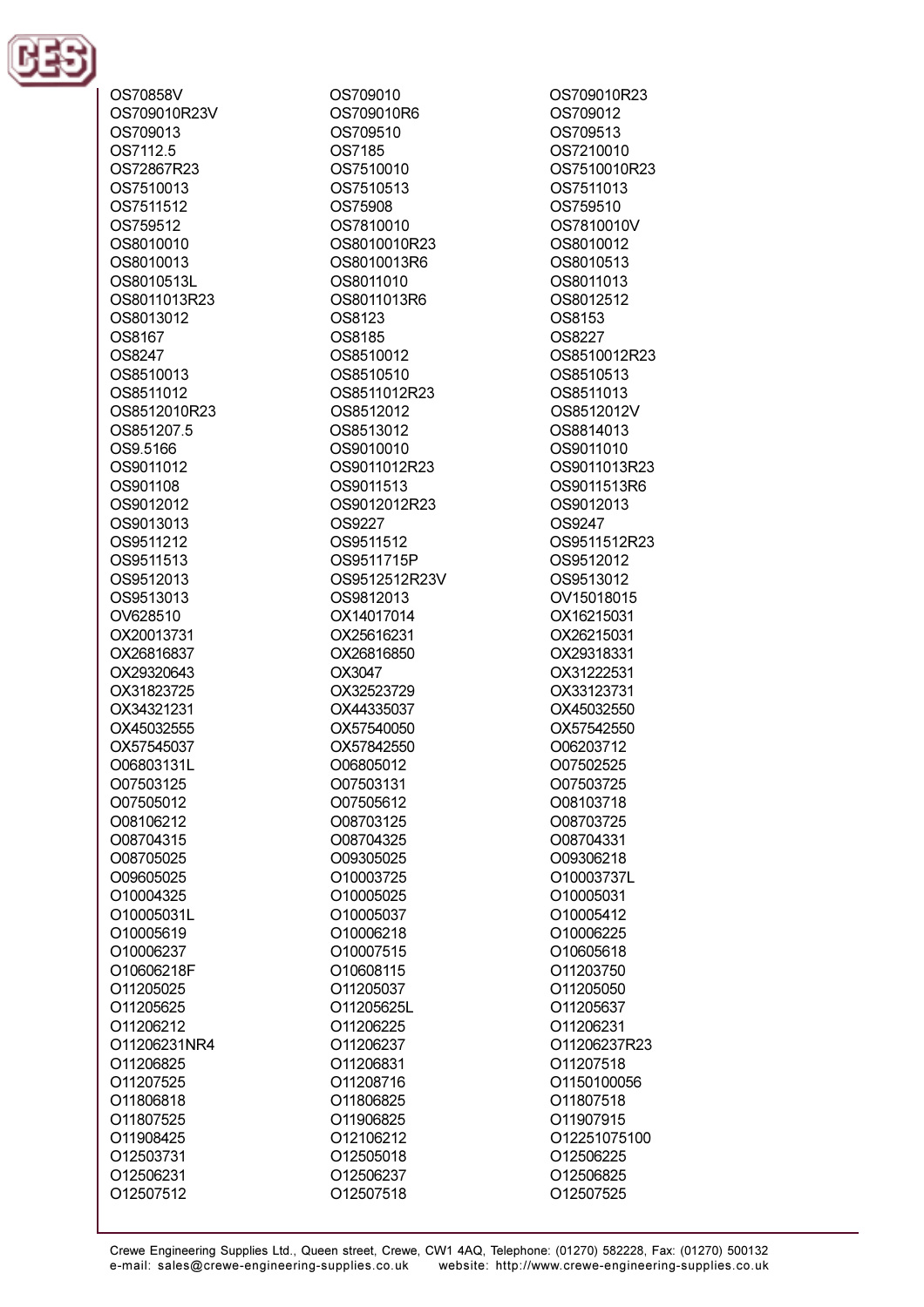OS70858V
OS709010
OS709010R23
OS709010R23V
OS709010R6
OS709012
OS709013
OS709510
OS709513
OS7112.5
OS7185
OS7210010
OS72867R23
OS7510010
OS7510010R23
OS7510013
OS7510513
OS7511013
OS7511512
OS75908
OS759510
OS759512
OS7810010
OS7810010V
OS8010010
OS8010010R23
OS8010012
OS8010013
OS8010013R6
OS8010513
OS8010513L
OS8011010
OS8011013
OS8011013R23
OS8011013R6
OS8012512
OS8013012
OS8123
OS8153
OS8167
OS8185
OS8227
OS8247
OS8510012
OS8510012R23
OS8510013
OS8510510
OS8510513
OS8511012
OS8511012R23
OS8511013
OS8512010R23
OS8512012
OS8512012V
OS851207.5
OS8513012
OS8814013
OS9.5166
OS9010010
OS9011010
OS9011012
OS9011012R23
OS9011013R23
OS901108
OS9011513
OS9011513R6
OS9012012
OS9012012R23
OS9012013
OS9013013
OS9227
OS9247
OS9511212
OS9511512
OS9511512R23
OS9511513
OS9511715P
OS9512012
OS9512013
OS9512512R23V
OS9513012
OS9513013
OS9812013
OV15018015
OV628510
OX14017014
OX16215031
OX20013731
OX25616231
OX26215031
OX26816837
OX26816850
OX29318331
OX29320643
OX3047
OX31222531
OX31823725
OX32523729
OX33123731
OX34321231
OX44335037
OX45032550
OX45032555
OX57540050
OX57542550
OX57545037
OX57842550
O06203712
O06803131L
O06805012
O07502525
O07503125
O07503131
O07503725
O07505012
O07505612
O08103718
O08106212
O08703125
O08703725
O08704315
O08704325
O08704331
O08705025
O09305025
O09306218
O09605025
O10003725
O10003737L
O10004325
O10005025
O10005031
O10005031L
O10005037
O10005412
O10005619
O10006218
O10006225
O10006237
O10007515
O10605618
O10606218F
O10608115
O11203750
O11205025
O11205037
O11205050
O11205625
O11205625L
O11205637
O11206212
O11206225
O11206231
O11206231NR4
O11206237
O11206237R23
O11206825
O11206831
O11207518
O11207525
O11208716
O1150100056
O11806818
O11806825
O11807518
O11807525
O11906825
O11907915
O11908425
O12106212
O12251075100
O12503731
O12505018
O12506225
O12506231
O12506237
O12506825
O12507512
O12507518
O12507525

Crewe Engineering Supplies Ltd., Queen street, Crewe, CW1 4AQ, Telephone: (01270) 582228, Fax: (01270) 500132
e-mail: sales@crewe-engineering-supplies.co.uk website: http://www.crewe-engineering-supplies.co.uk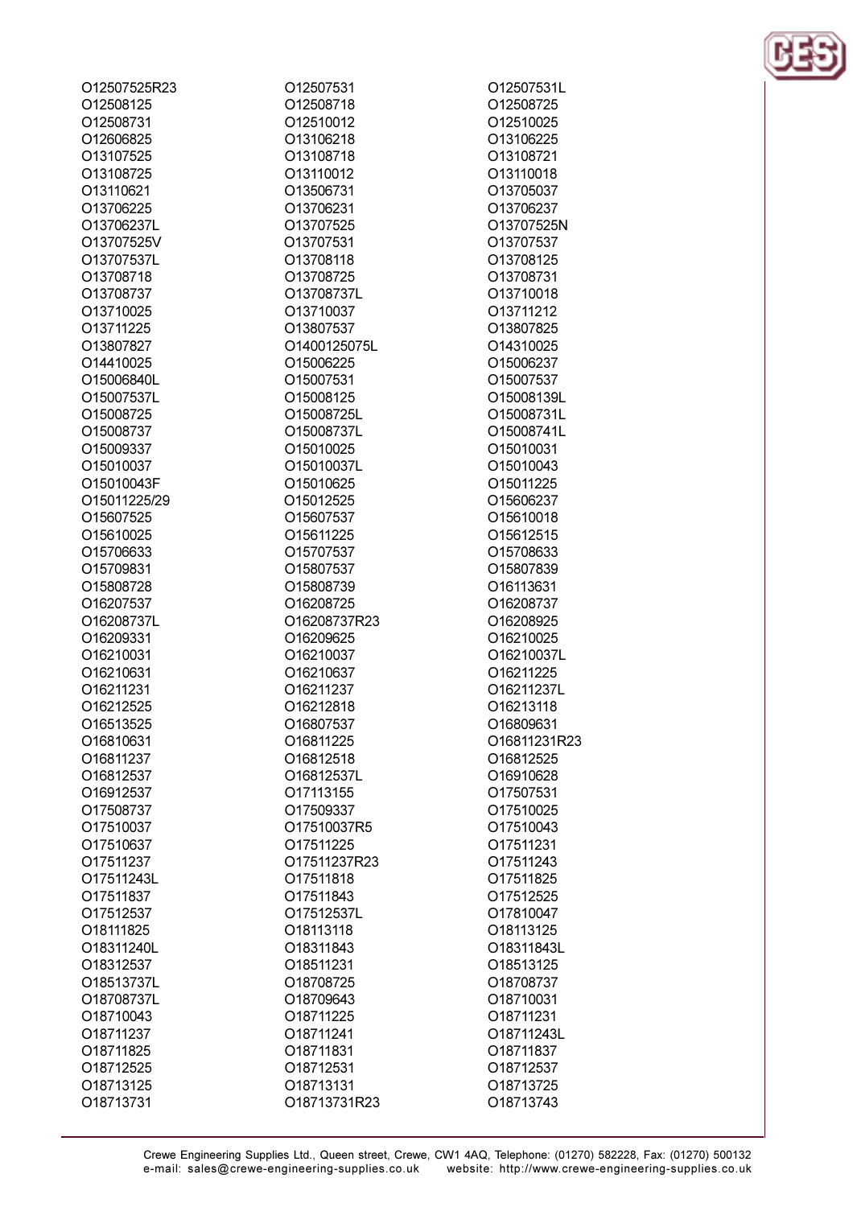O12507525R23
O12507531
O12507531L
O12508125
O12508718
O12508725
O12508731
O12510012
O12510025
O12606825
O13106218
O13106225
O13107525
O13108718
O13108721
O13108725
O13110012
O13110018
O13110621
O13506731
O13705037
O13706225
O13706231
O13706237
O13706237L
O13707525
O13707525N
O13707525V
O13707531
O13707537
O13707537L
O13708118
O13708125
O13708718
O13708725
O13708731
O13708737
O13708737L
O13710018
O13710025
O13710037
O13711212
O13711225
O13807537
O13807825
O13807827
O1400125075L
O14310025
O14410025
O15006225
O15006237
O15006840L
O15007531
O15007537
O15007537L
O15008125
O15008139L
O15008725
O15008725L
O15008731L
O15008737
O15008737L
O15008741L
O15009337
O15010025
O15010031
O15010037
O15010037L
O15010043
O15010043F
O15010625
O15011225
O15011225/29
O15012525
O15606237
O15607525
O15607537
O15610018
O15610025
O15611225
O15612515
O15706633
O15707537
O15708633
O15709831
O15807537
O15807839
O15808728
O15808739
O16113631
O16207537
O16208725
O16208737
O16208737L
O16208737R23
O16208925
O16209331
O16209625
O16210025
O16210031
O16210037
O16210037L
O16210631
O16210637
O16211225
O16211231
O16211237
O16211237L
O16212525
O16212818
O16213118
O16513525
O16807537
O16809631
O16810631
O16811225
O16811231R23
O16811237
O16812518
O16812525
O16812537
O16812537L
O16910628
O16912537
O17113155
O17507531
O17508737
O17509337
O17510025
O17510037
O17510037R5
O17510043
O17510637
O17511225
O17511231
O17511237
O17511237R23
O17511243
O17511243L
O17511818
O17511825
O17511837
O17511843
O17512525
O17512537
O17512537L
O17810047
O18111825
O18113118
O18113125
O18311240L
O18311843
O18311843L
O18312537
O18511231
O18513125
O18513737L
O18708725
O18708737
O18708737L
O18709643
O18710031
O18710043
O18711225
O18711231
O18711237
O18711241
O18711243L
O18711825
O18711831
O18711837
O18712525
O18712531
O18712537
O18713125
O18713131
O18713725
O18713731
O18713731R23
O18713743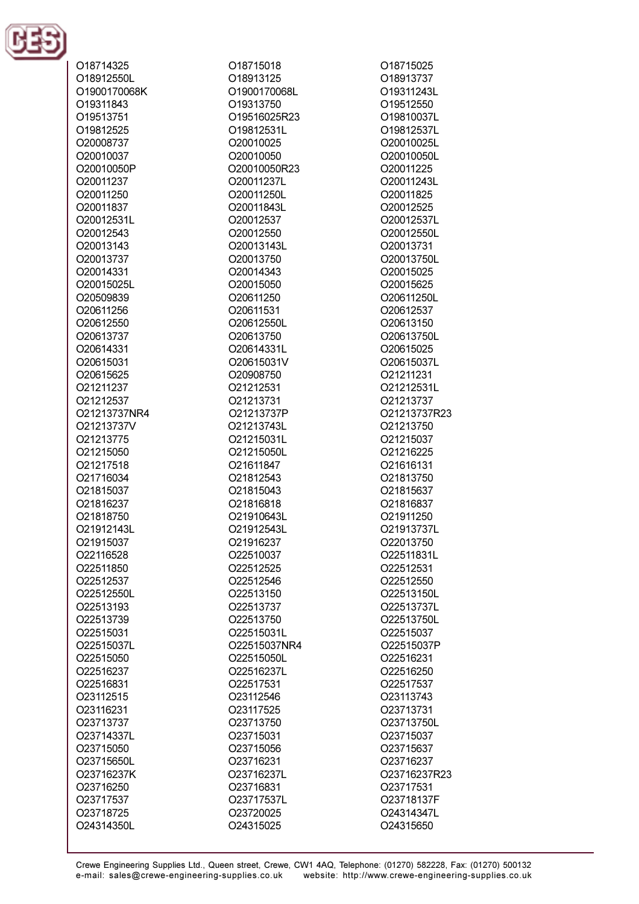O18714325
O18912550L
O1900170068K
O19311843
O19513751
O19812525
O20008737
O20010037
O20010050P
O20011237
O20011250
O20011837
O20012531L
O20012543
O20013143
O20013737
O20014331
O20015025L
O20509839
O20611256
O20612550
O20613737
O20614331
O20615031
O20615625
O21211237
O21212537
O21213737NR4
O21213737V
O21213775
O21215050
O21217518
O21716034
O21815037
O21816237
O21818750
O21912143L
O21915037
O22116528
O22511850
O22512537
O22512550L
O22513193
O22513739
O22515031
O22515037L
O22515050
O22516237
O22516831
O23112515
O23116231
O23713737
O23714337L
O23715050
O23715650L
O23716237K
O23716250
O23717537
O23718725
O24314350L
O18715018
O18913125
O1900170068L
O19313750
O19516025R23
O19812531L
O20010025
O20010050
O20010050R23
O20011237L
O20011250L
O20011843L
O20012537
O20012550
O20013143L
O20013750
O20014343
O20015050
O20611250
O20611531
O20612550L
O20613750
O20614331L
O20615031V
O20908750
O21212531
O21213731
O21213737P
O21213743L
O21215031L
O21215050L
O21611847
O21812543
O21815043
O21816818
O21910643L
O21912543L
O21916237
O22510037
O22512525
O22512546
O22513150
O22513737
O22513750
O22515031L
O22515037NR4
O22515050L
O22516237L
O22517531
O23112546
O23117525
O23713750
O23715031
O23715056
O23716231
O23716237L
O23716831
O23717537L
O23720025
O24315025
O18715025
O18913737
O19311243L
O19512550
O19810037L
O19812537L
O20010025L
O20010050L
O20011225
O20011243L
O20011825
O20012525
O20012537L
O20012550L
O20013731
O20013750L
O20015025
O20015625
O20611250L
O20612537
O20613150
O20613750L
O20615025
O20615037L
O21211231
O21212531L
O21213737
O21213737R23
O21213750
O21215037
O21216225
O21616131
O21813750
O21815637
O21816837
O21911250
O21913737L
O22013750
O22511831L
O22512531
O22512550
O22513150L
O22513737L
O22513750L
O22515037
O22515037P
O22516231
O22516250
O22517537
O23113743
O23713731
O23713750L
O23715037
O23715637
O23716237
O23716237R23
O23717531
O23718137F
O24314347L
O24315650

Crewe Engineering Supplies Ltd., Queen street, Crewe, CW1 4AQ, Telephone: (01270) 582228, Fax: (01270) 500132
e-mail: sales@crewe-engineering-supplies.co.uk website: http://www.crewe-engineering-supplies.co.uk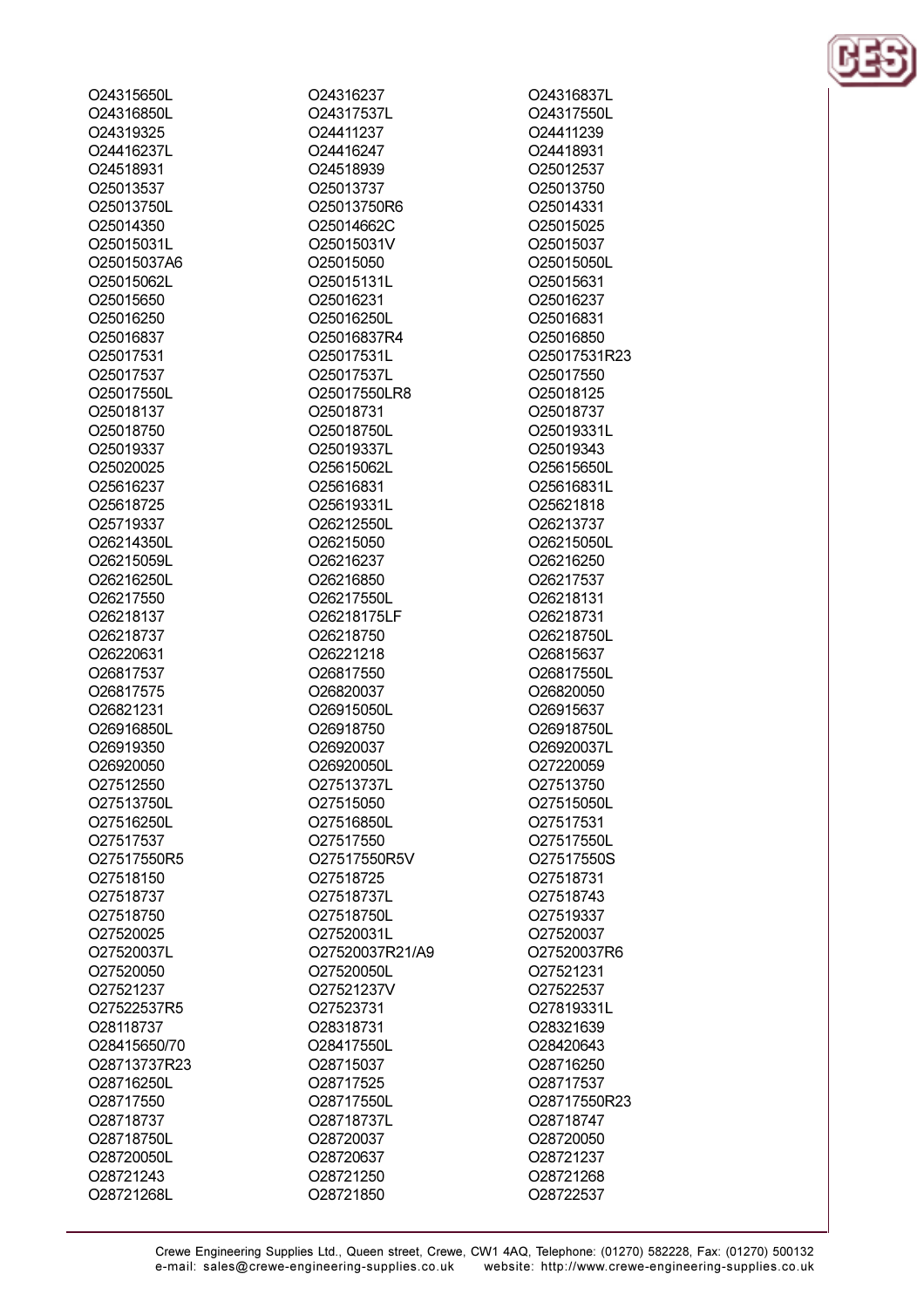O24315650L
O24316850L
O24319325
O24416237L
O24518931
O25013537
O25013750L
O25014350
O25015031L
O25015037A6
O25015062L
O25015650
O25016250
O25016837
O25017531
O25017537
O25017550L
O25018137
O25018750
O25019337
O25020025
O25616237
O25618725
O25719337
O26214350L
O26215059L
O26216250L
O26217550
O26218137
O26218737
O26220631
O26817537
O26817575
O26821231
O26916850L
O26919350
O26920050
O27512550
O27513750L
O27516250L
O27517537
O27517550R5
O27518150
O27518737
O27518750
O27520025
O27520037L
O27520050
O27521237
O27522537R5
O28118737
O28415650/70
O28713737R23
O28716250L
O28717550
O28718737
O28718750L
O28720050L
O28721243
O28721268L

O24316237
O24317537L
O24411237
O24416247
O24518939
O25013737
O25013750R6
O25014662C
O25015031V
O25015050
O25015131L
O25016231
O25016250L
O25016837R4
O25017531L
O25017537L
O25017550LR8
O25018731
O25018750L
O25019337L
O25615062L
O25616831
O25619331L
O26212550L
O26215050
O26216237
O26216850
O26217550L
O26218175LF
O26218750
O26221218
O26817550
O26820037
O26915050L
O26918750
O26920037
O26920050L
O27513737L
O27515050
O27516850L
O27517550
O27517550R5V
O27518725
O27518737L
O27518750L
O27520031L
O27520037R21/A9
O27520050L
O27521237V
O27523731
O28318731
O28417550L
O28715037
O28717525
O28717550L
O28718737L
O28720037
O28720637
O28721250
O28721850

O24316837L
O24317550L
O24411239
O24418931
O25012537
O25013750
O25014331
O25015025
O25015037
O25015050L
O25015631
O25016237
O25016831
O25016850
O25017531R23
O25017550
O25018125
O25018737
O25019331L
O25019343
O25615650L
O25616831L
O25621818
O26213737
O26215050L
O26216250
O26217537
O26218131
O26218731
O26218750L
O26815637
O26817550L
O26820050
O26915637
O26918750L
O26920037L
O27220059
O27513750
O27515050L
O27517531
O27517550L
O27517550S
O27518731
O27518743
O27519337
O27520037
O27520037R6
O27521231
O27522537
O27819331L
O28321639
O28420643
O28716250
O28717537
O28717550R23
O28718747
O28720050
O28721237
O28721268
O28722537

Crewe Engineering Supplies Ltd., Queen street, Crewe, CW1 4AQ, Telephone: (01270) 582228, Fax: (01270) 500132
e-mail: sales@crewe-engineering-supplies.co.uk website: http://www.crewe-engineering-supplies.co.uk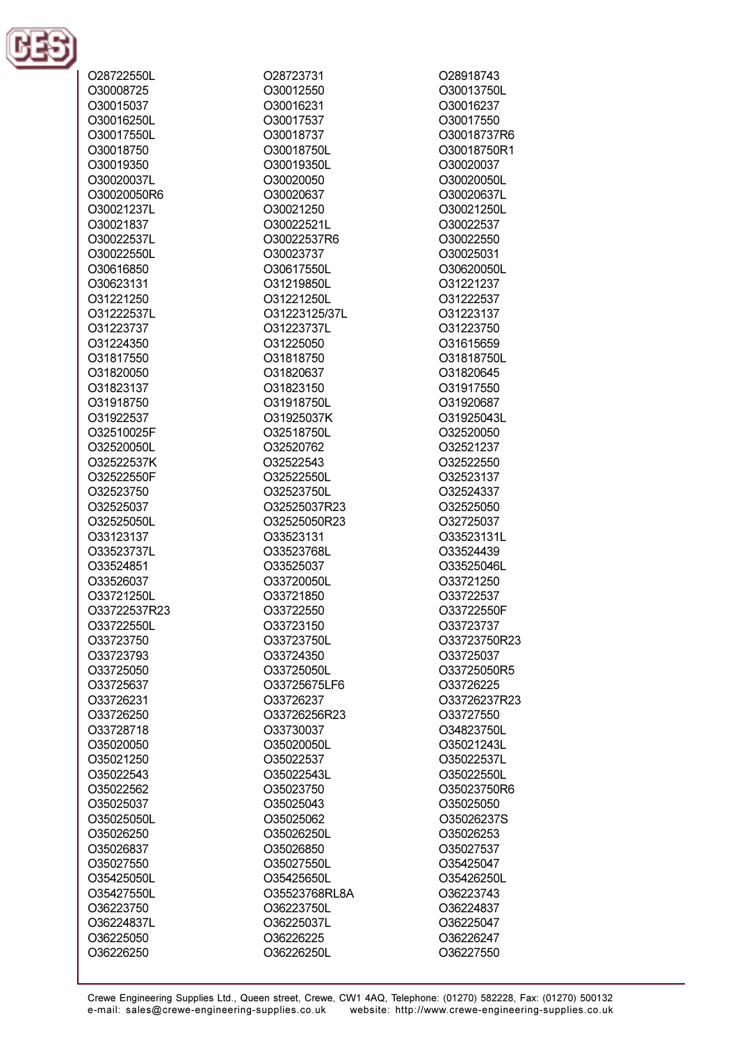O28722550L
O30008725
O30015037
O30016250L
O30017550L
O30018750
O30019350
O30020037L
O30020050R6
O30021237L
O30021837
O30022537L
O30022550L
O30616850
O30623131
O31221250
O31222537L
O31223737
O31224350
O31817550
O31820050
O31823137
O31918750
O31922537
O32510025F
O32520050L
O32522537K
O32522550F
O32523750
O32525037
O32525050L
O33123137
O33523737L
O33524851
O33526037
O33721250L
O33722537R23
O33722550L
O33723750
O33723793
O33725050
O33725637
O33726231
O33726250
O33728718
O35020050
O35021250
O35022543
O35022562
O35025037
O35025050L
O35026250
O35026837
O35027550
O35425050L
O35427550L
O36223750
O36224837L
O36225050
O36226250

O28723731
O30012550
O30016231
O30017537
O30018737
O30018750L
O30019350L
O30020050
O30020637
O30021250
O30022521L
O30022537R6
O30023737
O30617550L
O31219850L
O31221250L
O31223125/37L
O31223737L
O31225050
O31818750
O31820637
O31823150
O31918750L
O31925037K
O32518750L
O32520762
O32522543
O32522550L
O32523750L
O32525037R23
O32525050R23
O33523131
O33523768L
O33525037
O33720050L
O33721850
O33722550
O33723150
O33723750L
O33724350
O33725050L
O33725675LF6
O33726237
O33726256R23
O33730037
O35020050L
O35022537
O35022543L
O35023750
O35025043
O35025062
O35026250L
O35026850
O35027550L
O35425650L
O35523768RL8A
O36223750L
O36225037L
O36226225
O36226250L

O28918743
O30013750L
O30016237
O30017550
O30018737R6
O30018750R1
O30020037
O30020050L
O30020637L
O30021250L
O30022537
O30022550
O30025031
O30620050L
O31221237
O31222537
O31223137
O31223750
O31615659
O31818750L
O31820645
O31917550
O31920687
O31925043L
O32520050
O32521237
O32522550
O32523137
O32524337
O32525050
O32725037
O33523131L
O33524439
O33525046L
O33721250
O33722537
O33722550F
O33723737
O33723750R23
O33725037
O33725050R5
O33726225
O33726237R23
O33727550
O34823750L
O35021243L
O35022537L
O35022550L
O35023750R6
O35025050
O35026237S
O35026253
O35027537
O35425047
O35426250L
O36223743
O36224837
O36225047
O36226247
O36227550

Crewe Engineering Supplies Ltd., Queen street, Crewe, CW1 4AQ, Telephone: (01270) 582228, Fax: (01270) 500132
e-mail: sales@crewe-engineering-supplies.co.uk website: http://www.crewe-engineering-supplies.co.uk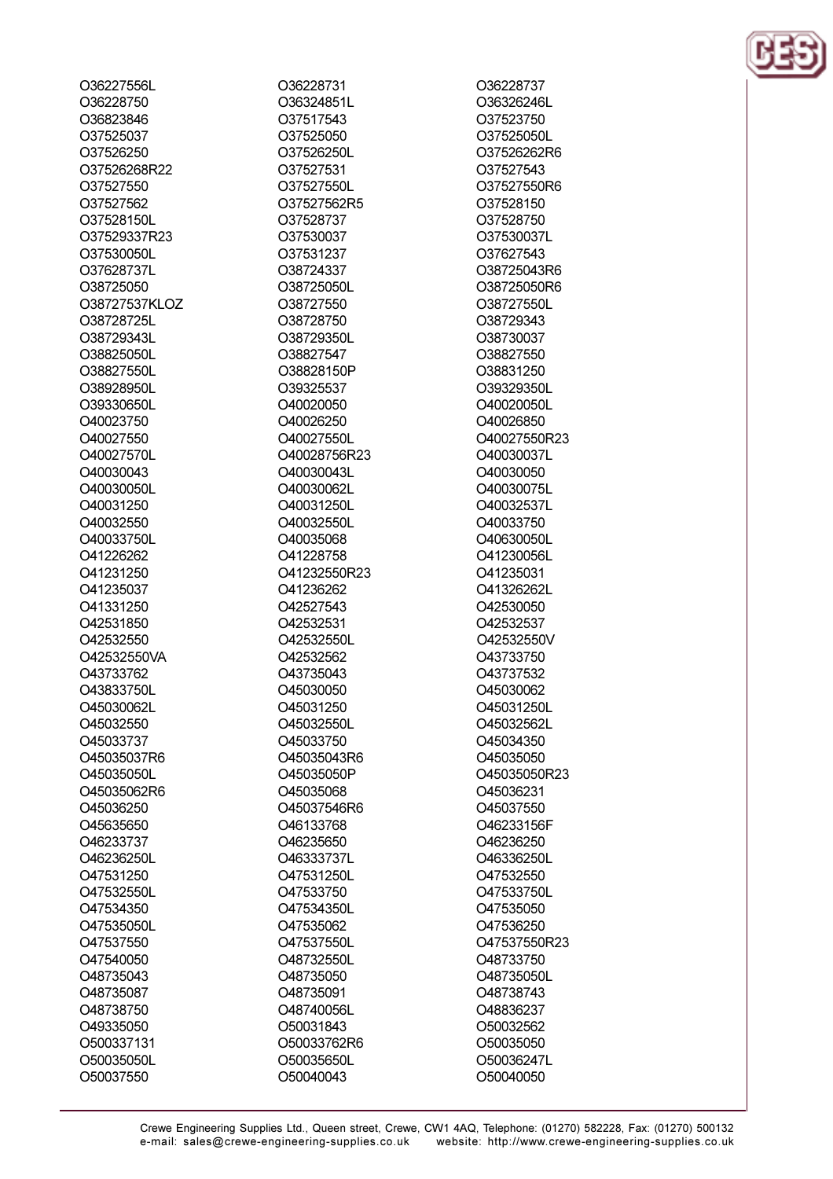O36227556L
O36228750
O36823846
O37525037
O37526250
O37526268R22
O37527550
O37527562
O37528150L
O37529337R23
O37530050L
O37628737L
O38725050
O38727537KLOZ
O38728725L
O38729343L
O38825050L
O38827550L
O38928950L
O39330650L
O40023750
O40027550
O40027570L
O40030043
O40030050L
O40031250
O40032550
O40033750L
O41226262
O41231250
O41235037
O41331250
O42531850
O42532550
O42532550VA
O43733762
O43833750L
O45030062L
O45032550
O45033737
O45035037R6
O45035050L
O45035062R6
O45036250
O45635650
O46233737
O46236250L
O47531250
O47532550L
O47534350
O47535050L
O47537550
O47540050
O48735043
O48735087
O48738750
O49335050
O500337131
O50035050L
O50037550

O36228731
O36324851L
O37517543
O37525050
O37526250L
O37527531
O37527550L
O37527562R5
O37528737
O37530037
O37531237
O38724337
O38725050L
O38727550
O38728750
O38729350L
O38827547
O38828150P
O39325537
O40020050
O40026250
O40027550L
O40028756R23
O40030043L
O40030062L
O40031250L
O40032550L
O40035068
O41228758
O41232550R23
O41236262
O42527543
O42532531
O42532550L
O42532562
O43735043
O45030050
O45031250
O45032550L
O45033750
O45035043R6
O45035050P
O45035068
O45037546R6
O46133768
O46235650
O46333737L
O47531250L
O47533750
O47534350L
O47535062
O47537550L
O48732550L
O48735050
O48735091
O48740056L
O50031843
O50033762R6
O50035650L
O50040043

O36228737
O36326246L
O37523750
O37525050L
O37526262R6
O37527543
O37527550R6
O37528150
O37528750
O37530037L
O37627543
O38725043R6
O38725050R6
O38727550L
O38729343
O38730037
O38827550
O38831250
O39329350L
O40020050L
O40026850
O40027550R23
O40030037L
O40030050
O40030075L
O40032537L
O40033750
O40630050L
O41230056L
O41235031
O41326262L
O42530050
O42532537
O42532550V
O43733750
O43737532
O45030062
O45031250L
O45032562L
O45034350
O45035050
O45035050R23
O45036231
O45037550
O46233156F
O46236250
O46336250L
O47532550
O47533750L
O47535050
O47536250
O47537550R23
O48733750
O48735050L
O48738743
O48836237
O50032562
O50035050
O50036247L
O50040050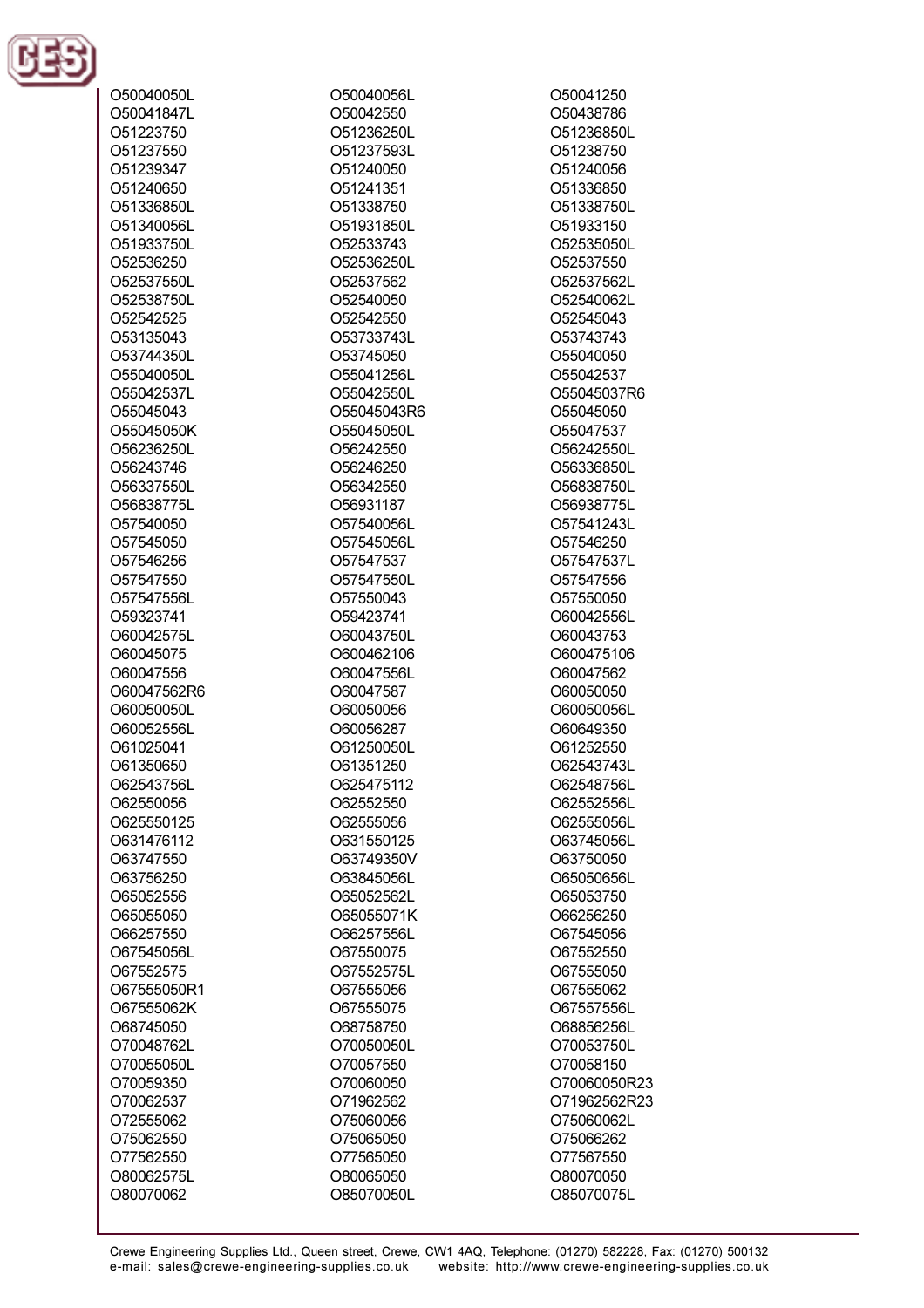O50040050L
O50041847L
O51223750
O51237550
O51239347
O51240650
O51336850L
O51340056L
O51933750L
O52536250
O52537550L
O52538750L
O52542525
O53135043
O53744350L
O55040050L
O55042537L
O55045043
O55045050K
O56236250L
O56243746
O56337550L
O56838775L
O57540050
O57545050
O57546256
O57547550
O57547556L
O59323741
O60042575L
O60045075
O60047556
O60047562R6
O60050050L
O60052556L
O61025041
O61350650
O62543756L
O62550056
O625550125
O631476112
O63747550
O63756250
O65052556
O65055050
O66257550
O67545056L
O67552575
O67555050R1
O67555062K
O68745050
O70048762L
O70055050L
O70059350
O70062537
O72555062
O75062550
O77562550
O80062575L
O80070062

O50040056L
O50042550
O51236250L
O51237593L
O51240050
O51241351
O51338750
O51931850L
O52533743
O52536250L
O52537562
O52540050
O52542550
O53733743L
O53745050
O55041256L
O55042550L
O55045043R6
O55045050L
O56242550
O56246250
O56342550
O56931187
O57540056L
O57545056L
O57547537
O57547550L
O57550043
O59423741
O60043750L
O600462106
O60047556L
O60047587
O60050056
O60056287
O61250050L
O61351250
O625475112
O62552550
O62555056
O631550125
O63749350V
O63845056L
O65052562L
O65055071K
O66257556L
O67550075
O67552575L
O67555056
O67555075
O68758750
O70050050L
O70057550
O70060050
O71962562
O75060056
O75065050
O77565050
O80065050
O85070050L

O50041250
O50438786
O51236850L
O51238750
O51240056
O51336850
O51338750L
O51933150
O52535050L
O52537550
O52537562L
O52540062L
O52545043
O53743743
O55040050
O55042537
O55045037R6
O55045050
O55047537
O56242550L
O56336850L
O56838750L
O56938775L
O57541243L
O57546250
O57547537L
O57547556
O57550050
O60042556L
O60043753
O600475106
O60047562
O60050050
O60050056L
O60649350
O61252550
O62543743L
O62548756L
O62552556L
O62555056L
O63745056L
O63750050
O65050656L
O65053750
O66256250
O67545056
O67552550
O67555050
O67555062
O67557556L
O68856256L
O70053750L
O70058150
O70060050R23
O71962562R23
O75060062L
O75066262
O77567550
O80070050
O85070075L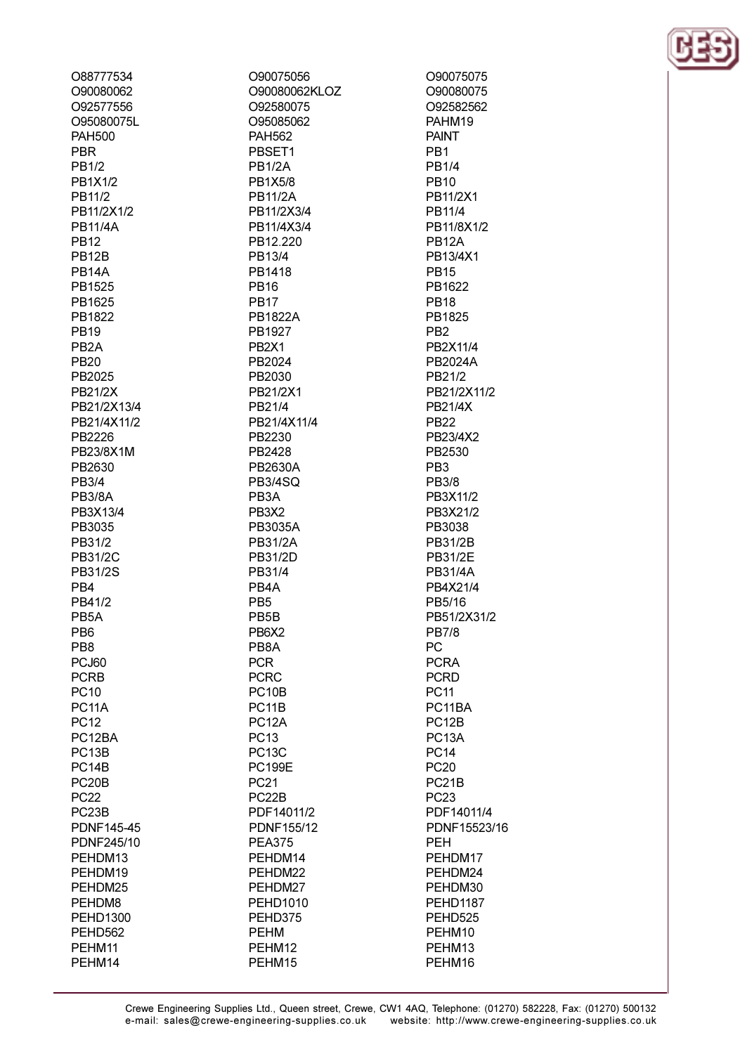O88777534
O90075056
O90075075
O90080062
O90080062KLOZ
O90080075
O92577556
O92580075
O92582562
O95080075L
O95085062
PAHM19
PAH500
PAH562
PAINT
PBR
PBSET1
PB1
PB1/2
PB1/2A
PB1/4
PB1X1/2
PB1X5/8
PB10
PB11/2
PB11/2A
PB11/2X1
PB11/2X1/2
PB11/2X3/4
PB11/4
PB11/4A
PB11/4X3/4
PB11/8X1/2
PB12
PB12.220
PB12A
PB12B
PB13/4
PB13/4X1
PB14A
PB1418
PB15
PB1525
PB16
PB1622
PB1625
PB17
PB18
PB1822
PB1822A
PB1825
PB19
PB1927
PB2
PB2A
PB2X1
PB2X11/4
PB20
PB2024
PB2024A
PB2025
PB2030
PB21/2
PB21/2X
PB21/2X1
PB21/2X11/2
PB21/2X13/4
PB21/4
PB21/4X
PB21/4X11/2
PB21/4X11/4
PB22
PB2226
PB2230
PB23/4X2
PB23/8X1M
PB2428
PB2530
PB2630
PB2630A
PB3
PB3/4
PB3/4SQ
PB3/8
PB3/8A
PB3A
PB3X11/2
PB3X13/4
PB3X2
PB3X21/2
PB3035
PB3035A
PB3038
PB31/2
PB31/2A
PB31/2B
PB31/2C
PB31/2D
PB31/2E
PB31/2S
PB31/4
PB31/4A
PB4
PB4A
PB4X21/4
PB41/2
PB5
PB5/16
PB5A
PB5B
PB51/2X31/2
PB6
PB6X2
PB7/8
PB8
PB8A
PC
PCJ60
PCR
PCRA
PCRB
PCRC
PCRD
PC10
PC10B
PC11
PC11A
PC11B
PC11BA
PC12
PC12A
PC12B
PC12BA
PC13
PC13A
PC13B
PC13C
PC14
PC14B
PC199E
PC20
PC20B
PC21
PC21B
PC22
PC22B
PC23
PC23B
PDF14011/2
PDF14011/4
PDNF145-45
PDNF155/12
PDNF15523/16
PDNF245/10
PEA375
PEH
PEHDM13
PEHDM14
PEHDM17
PEHDM19
PEHDM22
PEHDM24
PEHDM25
PEHDM27
PEHDM30
PEHDM8
PEHD1010
PEHD1187
PEHD1300
PEHD375
PEHD525
PEHD562
PEHM
PEHM10
PEHM11
PEHM12
PEHM13
PEHM14
PEHM15
PEHM16

Crewe Engineering Supplies Ltd., Queen street, Crewe, CW1 4AQ, Telephone: (01270) 582228, Fax: (01270) 500132
e-mail: sales@crewe-engineering-supplies.co.uk website: http://www.crewe-engineering-supplies.co.uk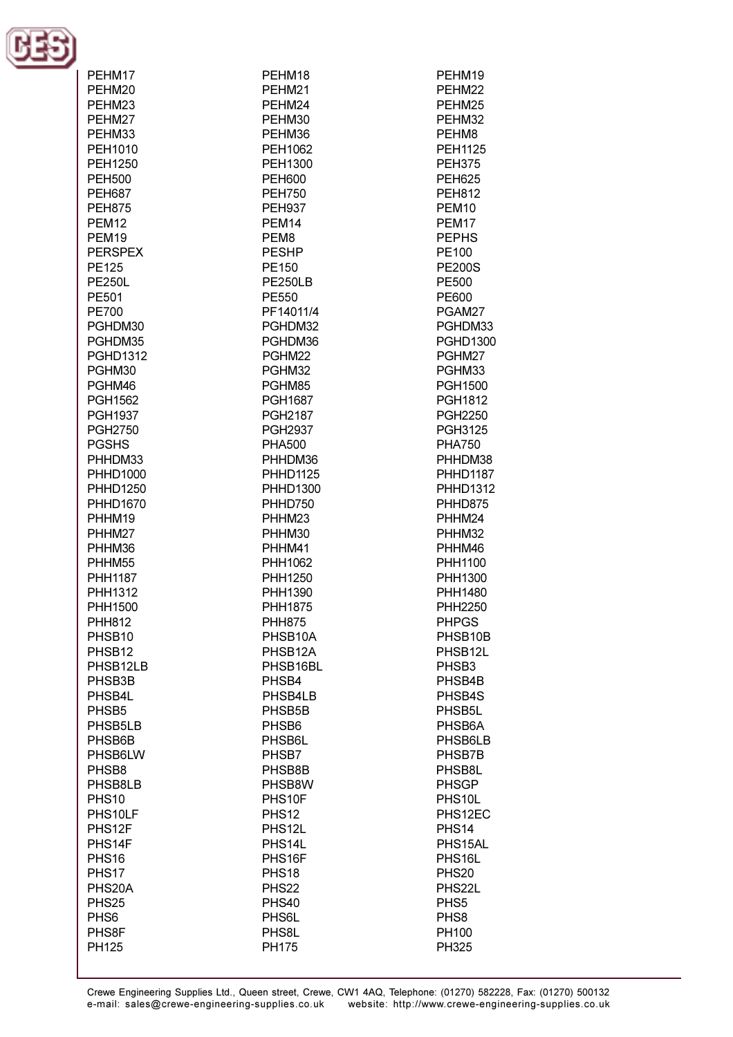PEHM17
PEHM18
PEHM19
PEHM20
PEHM21
PEHM22
PEHM23
PEHM24
PEHM25
PEHM27
PEHM30
PEHM32
PEHM33
PEHM36
PEHM8
PEH1010
PEH1062
PEH1125
PEH1250
PEH1300
PEH375
PEH500
PEH600
PEH625
PEH687
PEH750
PEH812
PEH875
PEH937
PEM10
PEM12
PEM14
PEM17
PEM19
PEM8
PEPHS
PERSPEX
PESHP
PE100
PE125
PE150
PE200S
PE250L
PE250LB
PE500
PE501
PE550
PE600
PE700
PF14011/4
PGAM27
PGHDM30
PGHDM32
PGHDM33
PGHDM35
PGHDM36
PGHD1300
PGHD1312
PGHM22
PGHM27
PGHM30
PGHM32
PGHM33
PGHM46
PGHM85
PGH1500
PGH1562
PGH1687
PGH1812
PGH1937
PGH2187
PGH2250
PGH2750
PGH2937
PGH3125
PGSHS
PHA500
PHA750
PHHDM33
PHHDM36
PHHDM38
PHHD1000
PHHD1125
PHHD1187
PHHD1250
PHHD1300
PHHD1312
PHHD1670
PHHD750
PHHD875
PHHM19
PHHM23
PHHM24
PHHM27
PHHM30
PHHM32
PHHM36
PHHM41
PHHM46
PHHM55
PHH1062
PHH1100
PHH1187
PHH1250
PHH1300
PHH1312
PHH1390
PHH1480
PHH1500
PHH1875
PHH2250
PHH812
PHH875
PHPGS
PHSB10
PHSB10A
PHSB10B
PHSB12
PHSB12A
PHSB12L
PHSB12LB
PHSB16BL
PHSB3
PHSB3B
PHSB4
PHSB4B
PHSB4L
PHSB4LB
PHSB4S
PHSB5
PHSB5B
PHSB5L
PHSB5LB
PHSB6
PHSB6A
PHSB6B
PHSB6L
PHSB6LB
PHSB6LW
PHSB7
PHSB7B
PHSB8
PHSB8B
PHSB8L
PHSB8LB
PHSB8W
PHSGP
PHS10
PHS10F
PHS10L
PHS10LF
PHS12
PHS12EC
PHS12F
PHS12L
PHS14
PHS14F
PHS14L
PHS15AL
PHS16
PHS16F
PHS16L
PHS17
PHS18
PHS20
PHS20A
PHS22
PHS22L
PHS25
PHS40
PHS5
PHS6
PHS6L
PHS8
PHS8F
PHS8L
PH100
PH125
PH175
PH325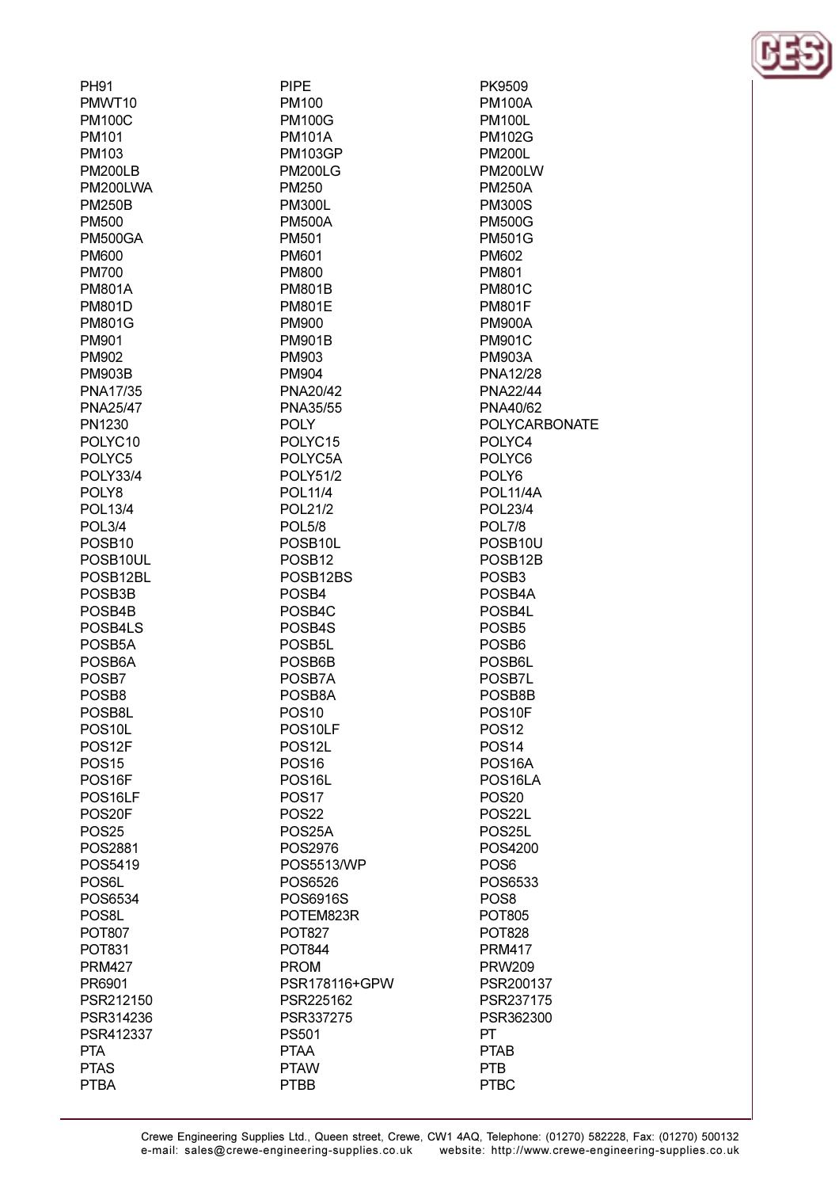PH91
PMWT10
PM100C
PM101
PM103
PM200LB
PM200LWA
PM250B
PM500
PM500GA
PM600
PM700
PM801A
PM801D
PM801G
PM901
PM902
PM903B
PNA17/35
PNA25/47
PN1230
POLYC10
POLYC5
POLY33/4
POLY8
POL13/4
POL3/4
POSB10
POSB10UL
POSB12BL
POSB3B
POSB4B
POSB4LS
POSB5A
POSB6A
POSB7
POSB8
POSB8L
POS10L
POS12F
POS15
POS16F
POS16LF
POS20F
POS25
POS2881
POS5419
POS6L
POS6534
POS8L
POT807
POT831
PRM427
PR6901
PSR212150
PSR314236
PSR412337
PTA
PTAS
PTBA

PIPE
PM100
PM100G
PM101A
PM103GP
PM200LG
PM250
PM300L
PM500A
PM501
PM601
PM800
PM801B
PM801E
PM900
PM901B
PM903
PM904
PNA20/42
PNA35/55
POLY
POLYC15
POLYC5A
POLY51/2
POL11/4
POL21/2
POL5/8
POSB10L
POSB12
POSB12BS
POSB4
POSB4C
POSB4S
POSB5L
POSB6B
POSB7A
POSB8A
POS10
POS10LF
POS12L
POS16
POS16L
POS17
POS22
POS25A
POS2976
POS5513/WP
POS6526
POS6916S
POTEM823R
POT827
POT844
PROM
PSR178116+GPW
PSR225162
PSR337275
PS501
PTAA
PTAW
PTBB

PK9509
PM100A
PM100L
PM102G
PM200L
PM200LW
PM250A
PM300S
PM500G
PM501G
PM602
PM801
PM801C
PM801F
PM900A
PM901C
PM903A
PNA12/28
PNA22/44
PNA40/62
POLYCARBONATE
POLYC4
POLYC6
POLY6
POL11/4A
POL23/4
POL7/8
POSB10U
POSB12B
POSB3
POSB4A
POSB4L
POSB5
POSB6
POSB6L
POSB7L
POSB8B
POS10F
POS12
POS14
POS16A
POS16LA
POS20
POS22L
POS25L
POS4200
POS6
POS6533
POS8
POT805
POT828
PRM417
PRW209
PSR200137
PSR237175
PSR362300
PT
PTAB
PTB
PTBC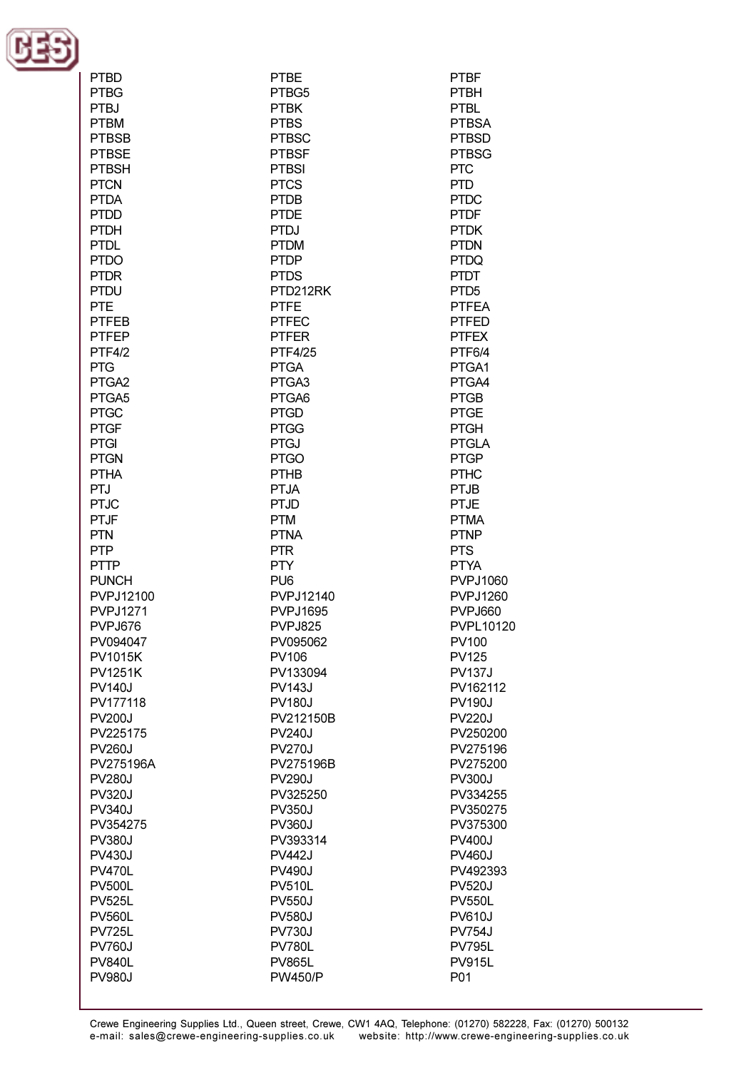PTBD
PTBE
PTBF
PTBG
PTBG5
PTBH
PTBJ
PTBK
PTBL
PTBM
PTBS
PTBSA
PTBSB
PTBSC
PTBSD
PTBSE
PTBSF
PTBSG
PTBSH
PTBSI
PTC
PTCN
PTCS
PTD
PTDA
PTDB
PTDC
PTDD
PTDE
PTDF
PTDH
PTDJ
PTDK
PTDL
PTDM
PTDN
PTDO
PTDP
PTDQ
PTDR
PTDS
PTDT
PTDU
PTD212RK
PTD5
PTE
PTFE
PTFEA
PTFEB
PTFEC
PTFED
PTFEP
PTFER
PTFEX
PTF4/2
PTF4/25
PTF6/4
PTG
PTGA
PTGA1
PTGA2
PTGA3
PTGA4
PTGA5
PTGA6
PTGB
PTGC
PTGD
PTGE
PTGF
PTGG
PTGH
PTGI
PTGJ
PTGLA
PTGN
PTGO
PTGP
PTHA
PTHB
PTHC
PTJ
PTJA
PTJB
PTJC
PTJD
PTJE
PTJF
PTM
PTMA
PTN
PTNA
PTNP
PTP
PTR
PTS
PTTP
PTY
PTYA
PUNCH
PU6
PVPJ1060
PVPJ12100
PVPJ12140
PVPJ1260
PVPJ1271
PVPJ1695
PVPJ660
PVPJ676
PVPJ825
PVPL10120
PV094047
PV095062
PV100
PV1015K
PV106
PV125
PV1251K
PV133094
PV137J
PV140J
PV143J
PV162112
PV177118
PV180J
PV190J
PV200J
PV212150B
PV220J
PV225175
PV240J
PV250200
PV260J
PV270J
PV275196
PV275196A
PV275196B
PV275200
PV280J
PV290J
PV300J
PV320J
PV325250
PV334255
PV340J
PV350J
PV350275
PV354275
PV360J
PV375300
PV380J
PV393314
PV400J
PV430J
PV442J
PV460J
PV470L
PV490J
PV492393
PV500L
PV510L
PV520J
PV525L
PV550J
PV550L
PV560L
PV580J
PV610J
PV725L
PV730J
PV754J
PV760J
PV780L
PV795L
PV840L
PV865L
PV915L
PV980J
PW450/P
P01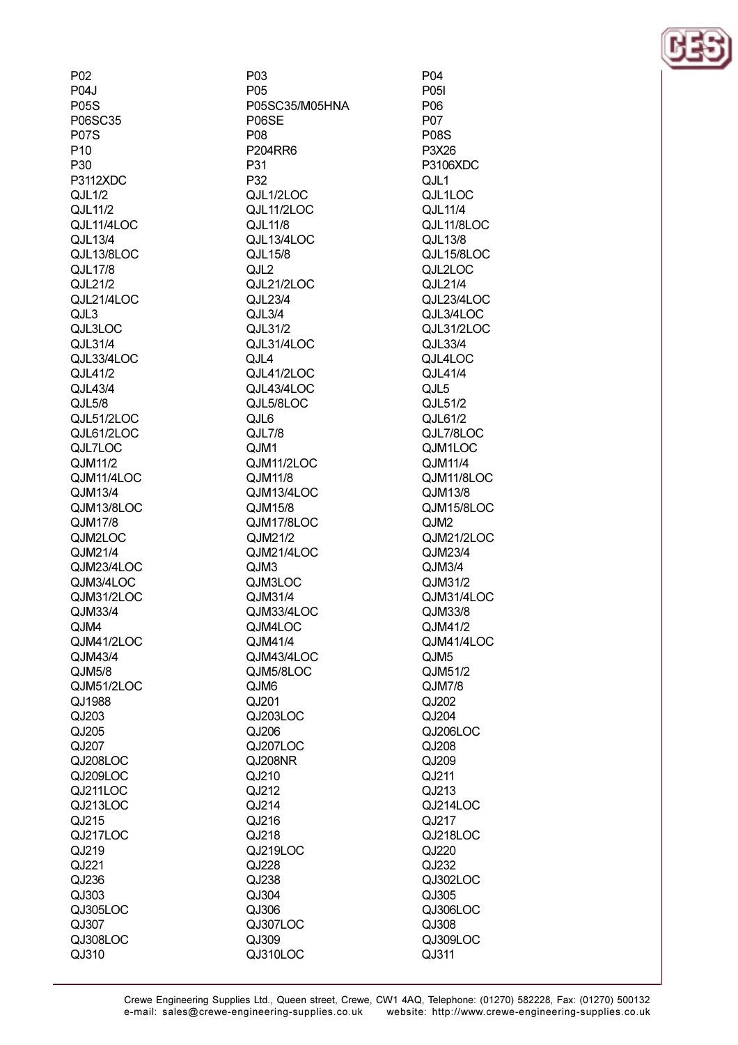P02
P04J
P05S
P06SC35
P07S
P10
P30
P3112XDC
QJL1/2
QJL11/2
QJL11/4LOC
QJL13/4
QJL13/8LOC
QJL17/8
QJL21/2
QJL21/4LOC
QJL3
QJL3LOC
QJL31/4
QJL33/4LOC
QJL41/2
QJL43/4
QJL5/8
QJL51/2LOC
QJL61/2LOC
QJL7LOC
QJM11/2
QJM11/4LOC
QJM13/4
QJM13/8LOC
QJM17/8
QJM2LOC
QJM21/4
QJM23/4LOC
QJM3/4LOC
QJM31/2LOC
QJM33/4
QJM4
QJM41/2LOC
QJM43/4
QJM5/8
QJM51/2LOC
QJ1988
QJ203
QJ205
QJ207
QJ208LOC
QJ209LOC
QJ211LOC
QJ213LOC
QJ215
QJ217LOC
QJ219
QJ221
QJ236
QJ303
QJ305LOC
QJ307
QJ308LOC
QJ310

P03
P05
P05SC35/M05HNA
P06SE
P08
P204RR6
P31
P32
QJL1/2LOC
QJL11/2LOC
QJL11/8
QJL13/4LOC
QJL15/8
QJL2
QJL21/2LOC
QJL23/4
QJL3/4
QJL31/2
QJL31/4LOC
QJL4
QJL41/2LOC
QJL43/4LOC
QJL5/8LOC
QJL6
QJL7/8
QJM1
QJM11/2LOC
QJM11/8
QJM13/4LOC
QJM15/8
QJM17/8LOC
QJM21/2
QJM21/4LOC
QJM3
QJM3LOC
QJM31/4
QJM33/4LOC
QJM4LOC
QJM41/4
QJM43/4LOC
QJM5/8LOC
QJM6
QJ201
QJ203LOC
QJ206
QJ207LOC
QJ208NR
QJ210
QJ212
QJ214
QJ216
QJ218
QJ219LOC
QJ228
QJ238
QJ304
QJ306
QJ307LOC
QJ309
QJ310LOC

P04
P05I
P06
P07
P08S
P3X26
P3106XDC
QJL1
QJL1LOC
QJL11/4
QJL11/8LOC
QJL13/8
QJL15/8LOC
QJL2LOC
QJL21/4
QJL23/4LOC
QJL3/4LOC
QJL31/2LOC
QJL33/4
QJL4LOC
QJL41/4
QJL5
QJL51/2
QJL61/2
QJL7/8LOC
QJM1LOC
QJM11/4
QJM11/8LOC
QJM13/8
QJM15/8LOC
QJM2
QJM21/2LOC
QJM23/4
QJM3/4
QJM31/2
QJM31/4LOC
QJM33/8
QJM41/2
QJM41/4LOC
QJM5
QJM51/2
QJM7/8
QJ202
QJ204
QJ206LOC
QJ208
QJ209
QJ211
QJ213
QJ214LOC
QJ217
QJ218LOC
QJ220
QJ232
QJ302LOC
QJ305
QJ306LOC
QJ308
QJ309LOC
QJ311

Crewe Engineering Supplies Ltd., Queen street, Crewe, CW1 4AQ, Telephone: (01270) 582228, Fax: (01270) 500132
e-mail: sales@crewe-engineering-supplies.co.uk website: http://www.crewe-engineering-supplies.co.uk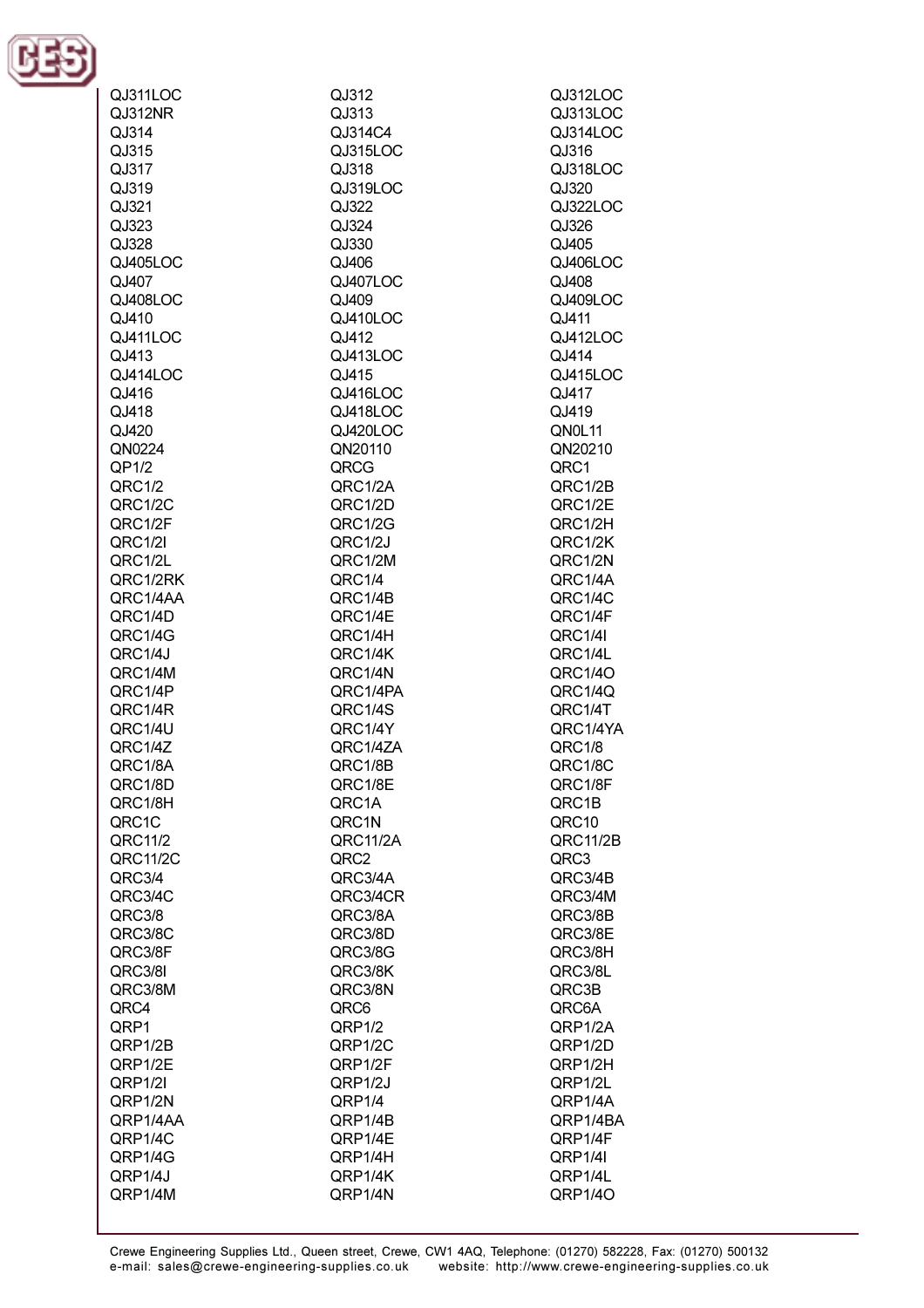QJ311LOC
QJ312
QJ312LOC
QJ312NR
QJ313
QJ313LOC
QJ314
QJ314C4
QJ314LOC
QJ315
QJ315LOC
QJ316
QJ317
QJ318
QJ318LOC
QJ319
QJ319LOC
QJ320
QJ321
QJ322
QJ322LOC
QJ323
QJ324
QJ326
QJ328
QJ330
QJ405
QJ405LOC
QJ406
QJ406LOC
QJ407
QJ407LOC
QJ408
QJ408LOC
QJ409
QJ409LOC
QJ410
QJ410LOC
QJ411
QJ411LOC
QJ412
QJ412LOC
QJ413
QJ413LOC
QJ414
QJ414LOC
QJ415
QJ415LOC
QJ416
QJ416LOC
QJ417
QJ418
QJ418LOC
QJ419
QJ420
QJ420LOC
QN0L11
QN0224
QN20110
QN20210
QP1/2
QRCG
QRC1
QRC1/2
QRC1/2A
QRC1/2B
QRC1/2C
QRC1/2D
QRC1/2E
QRC1/2F
QRC1/2G
QRC1/2H
QRC1/2I
QRC1/2J
QRC1/2K
QRC1/2L
QRC1/2M
QRC1/2N
QRC1/2RK
QRC1/4
QRC1/4A
QRC1/4AA
QRC1/4B
QRC1/4C
QRC1/4D
QRC1/4E
QRC1/4F
QRC1/4G
QRC1/4H
QRC1/4I
QRC1/4J
QRC1/4K
QRC1/4L
QRC1/4M
QRC1/4N
QRC1/4O
QRC1/4P
QRC1/4PA
QRC1/4Q
QRC1/4R
QRC1/4S
QRC1/4T
QRC1/4U
QRC1/4Y
QRC1/4YA
QRC1/4Z
QRC1/4ZA
QRC1/8
QRC1/8A
QRC1/8B
QRC1/8C
QRC1/8D
QRC1/8E
QRC1/8F
QRC1/8H
QRC1A
QRC1B
QRC1C
QRC1N
QRC10
QRC11/2
QRC11/2A
QRC11/2B
QRC11/2C
QRC2
QRC3
QRC3/4
QRC3/4A
QRC3/4B
QRC3/4C
QRC3/4CR
QRC3/4M
QRC3/8
QRC3/8A
QRC3/8B
QRC3/8C
QRC3/8D
QRC3/8E
QRC3/8F
QRC3/8G
QRC3/8H
QRC3/8I
QRC3/8K
QRC3/8L
QRC3/8M
QRC3/8N
QRC3B
QRC4
QRC6
QRC6A
QRP1
QRP1/2
QRP1/2A
QRP1/2B
QRP1/2C
QRP1/2D
QRP1/2E
QRP1/2F
QRP1/2H
QRP1/2I
QRP1/2J
QRP1/2L
QRP1/2N
QRP1/4
QRP1/4A
QRP1/4AA
QRP1/4B
QRP1/4BA
QRP1/4C
QRP1/4E
QRP1/4F
QRP1/4G
QRP1/4H
QRP1/4I
QRP1/4J
QRP1/4K
QRP1/4L
QRP1/4M
QRP1/4N
QRP1/4O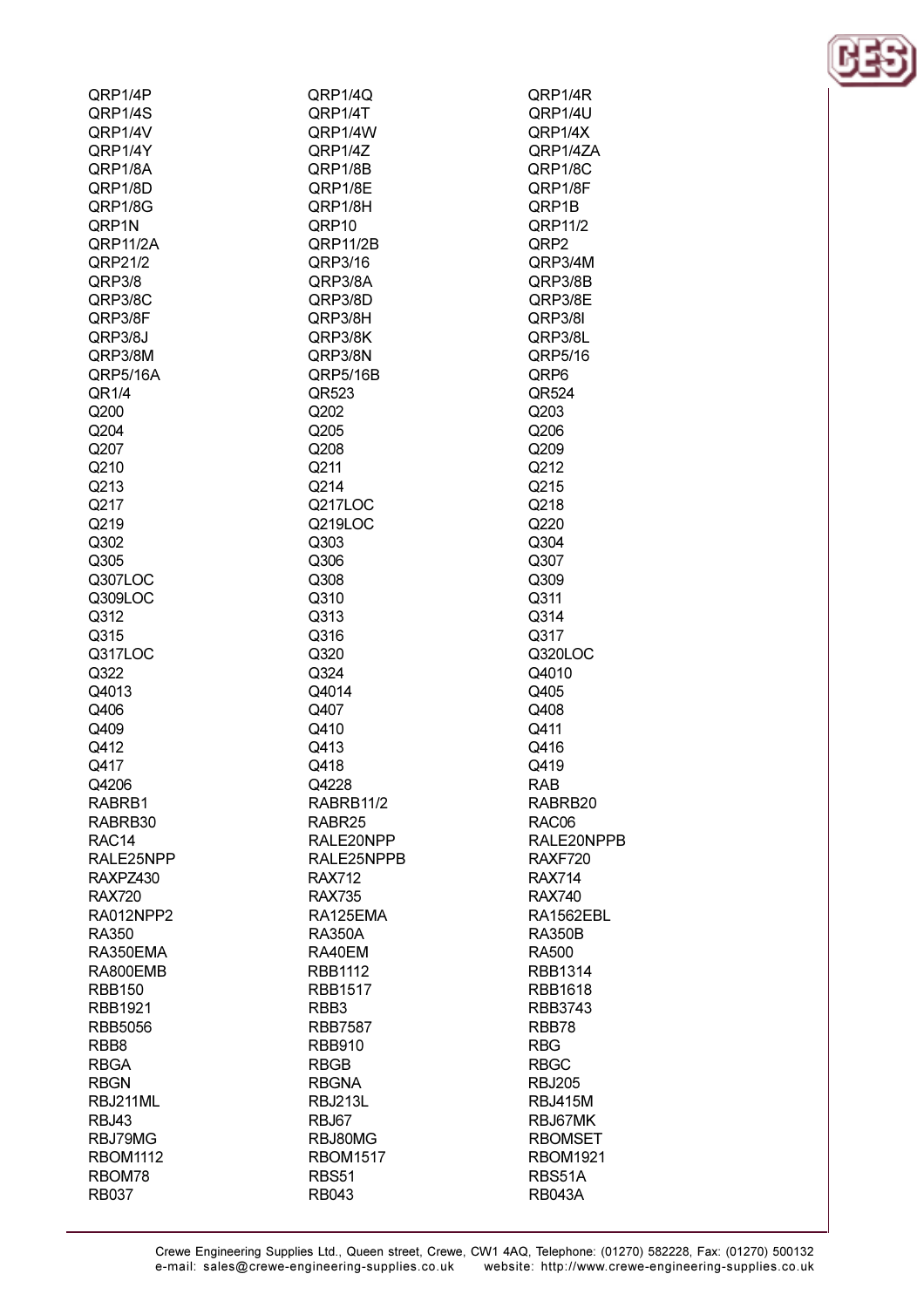| | | |
|---|---|---|
| QRP1/4P | QRP1/4Q | QRP1/4R |
| QRP1/4S | QRP1/4T | QRP1/4U |
| QRP1/4V | QRP1/4W | QRP1/4X |
| QRP1/4Y | QRP1/4Z | QRP1/4ZA |
| QRP1/8A | QRP1/8B | QRP1/8C |
| QRP1/8D | QRP1/8E | QRP1/8F |
| QRP1/8G | QRP1/8H | QRP1B |
| QRP1N | QRP10 | QRP11/2 |
| QRP11/2A | QRP11/2B | QRP2 |
| QRP21/2 | QRP3/16 | QRP3/4M |
| QRP3/8 | QRP3/8A | QRP3/8B |
| QRP3/8C | QRP3/8D | QRP3/8E |
| QRP3/8F | QRP3/8H | QRP3/8I |
| QRP3/8J | QRP3/8K | QRP3/8L |
| QRP3/8M | QRP3/8N | QRP5/16 |
| QRP5/16A | QRP5/16B | QRP6 |
| QR1/4 | QR523 | QR524 |
| Q200 | Q202 | Q203 |
| Q204 | Q205 | Q206 |
| Q207 | Q208 | Q209 |
| Q210 | Q211 | Q212 |
| Q213 | Q214 | Q215 |
| Q217 | Q217LOC | Q218 |
| Q219 | Q219LOC | Q220 |
| Q302 | Q303 | Q304 |
| Q305 | Q306 | Q307 |
| Q307LOC | Q308 | Q309 |
| Q309LOC | Q310 | Q311 |
| Q312 | Q313 | Q314 |
| Q315 | Q316 | Q317 |
| Q317LOC | Q320 | Q320LOC |
| Q322 | Q324 | Q4010 |
| Q4013 | Q4014 | Q405 |
| Q406 | Q407 | Q408 |
| Q409 | Q410 | Q411 |
| Q412 | Q413 | Q416 |
| Q417 | Q418 | Q419 |
| Q4206 | Q4228 | RAB |
| RABRB1 | RABRB11/2 | RABRB20 |
| RABRB30 | RABR25 | RAC06 |
| RAC14 | RALE20NPP | RALE20NPPB |
| RALE25NPP | RALE25NPPB | RAXF720 |
| RAXPZ430 | RAX712 | RAX714 |
| RAX720 | RAX735 | RAX740 |
| RA012NPP2 | RA125EMA | RA1562EBL |
| RA350 | RA350A | RA350B |
| RA350EMA | RA40EM | RA500 |
| RA800EMB | RBB1112 | RBB1314 |
| RBB150 | RBB1517 | RBB1618 |
| RBB1921 | RBB3 | RBB3743 |
| RBB5056 | RBB7587 | RBB78 |
| RBB8 | RBB910 | RBG |
| RBGA | RBGB | RBGC |
| RBGN | RBGNA | RBJ205 |
| RBJ211ML | RBJ213L | RBJ415M |
| RBJ43 | RBJ67 | RBJ67MK |
| RBJ79MG | RBJ80MG | RBOMSET |
| RBOM1112 | RBOM1517 | RBOM1921 |
| RBOM78 | RBS51 | RBS51A |
| RB037 | RB043 | RB043A |

Crewe Engineering Supplies Ltd., Queen street, Crewe, CW1 4AQ, Telephone: (01270) 582228, Fax: (01270) 500132
e-mail: sales@crewe-engineering-supplies.co.uk website: http://www.crewe-engineering-supplies.co.uk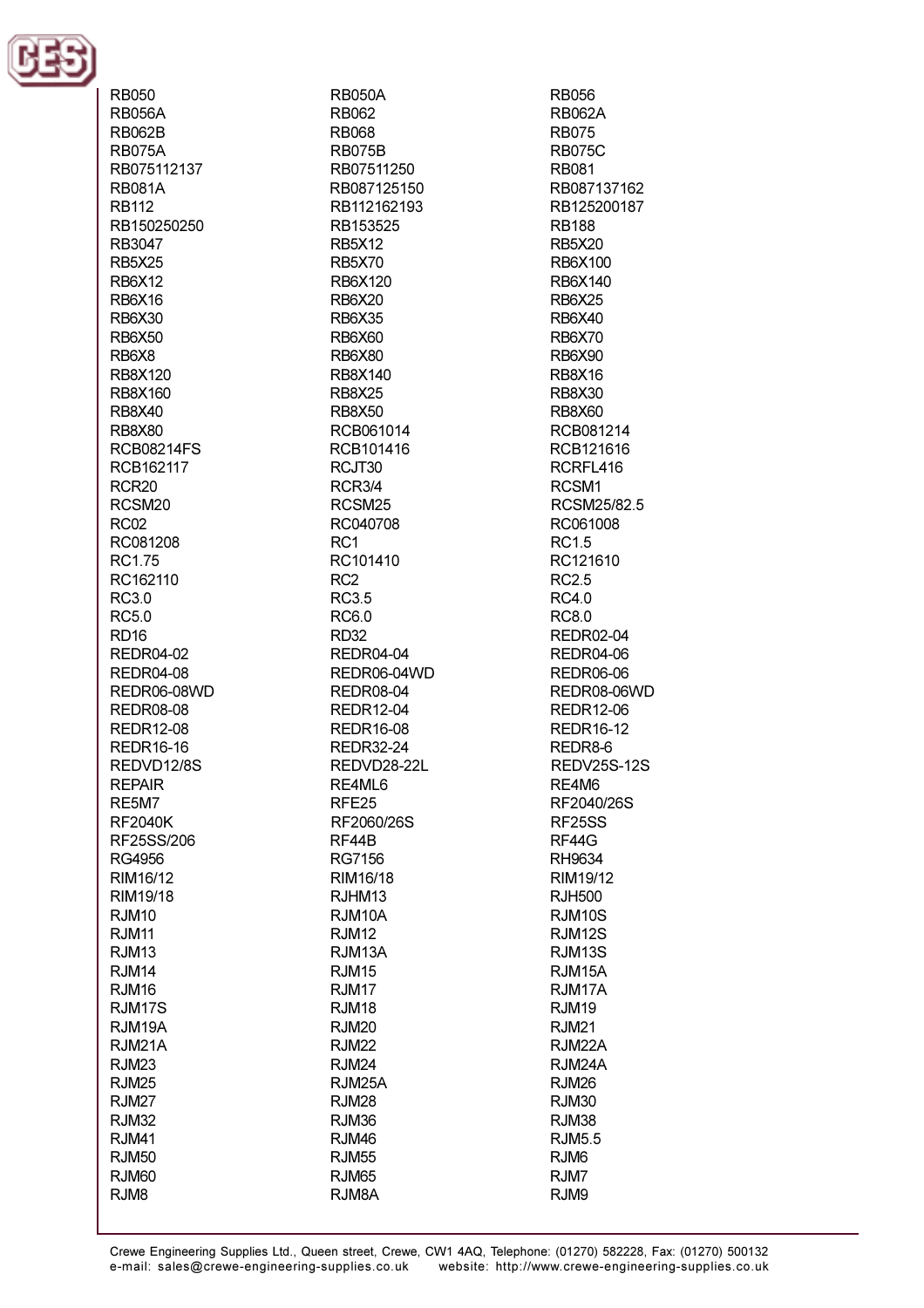RB050
RB050A
RB056
RB056A
RB062
RB062A
RB062B
RB068
RB075
RB075A
RB075B
RB075C
RB075112137
RB07511250
RB081
RB081A
RB087125150
RB087137162
RB112
RB112162193
RB125200187
RB150250250
RB153525
RB188
RB3047
RB5X12
RB5X20
RB5X25
RB5X70
RB6X100
RB6X12
RB6X120
RB6X140
RB6X16
RB6X20
RB6X25
RB6X30
RB6X35
RB6X40
RB6X50
RB6X60
RB6X70
RB6X8
RB6X80
RB6X90
RB8X120
RB8X140
RB8X16
RB8X160
RB8X25
RB8X30
RB8X40
RB8X50
RB8X60
RB8X80
RCB061014
RCB081214
RCB08214FS
RCB101416
RCB121616
RCB162117
RCJT30
RCRFL416
RCR20
RCR3/4
RCSM1
RCSM20
RCSM25
RCSM25/82.5
RC02
RC040708
RC061008
RC081208
RC1
RC1.5
RC1.75
RC101410
RC121610
RC162110
RC2
RC2.5
RC3.0
RC3.5
RC4.0
RC5.0
RC6.0
RC8.0
RD16
RD32
REDR02-04
REDR04-02
REDR04-04
REDR04-06
REDR04-08
REDR06-04WD
REDR06-06
REDR06-08WD
REDR08-04
REDR08-06WD
REDR08-08
REDR12-04
REDR12-06
REDR12-08
REDR16-08
REDR16-12
REDR16-16
REDR32-24
REDR8-6
REDVD12/8S
REDVD28-22L
REDV25S-12S
REPAIR
RE4ML6
RE4M6
RE5M7
RFE25
RF2040/26S
RF2040K
RF2060/26S
RF25SS
RF25SS/206
RF44B
RF44G
RG4956
RG7156
RH9634
RIM16/12
RIM16/18
RIM19/12
RIM19/18
RJHM13
RJH500
RJM10
RJM10A
RJM10S
RJM11
RJM12
RJM12S
RJM13
RJM13A
RJM13S
RJM14
RJM15
RJM15A
RJM16
RJM17
RJM17A
RJM17S
RJM18
RJM19
RJM19A
RJM20
RJM21
RJM21A
RJM22
RJM22A
RJM23
RJM24
RJM24A
RJM25
RJM25A
RJM26
RJM27
RJM28
RJM30
RJM32
RJM36
RJM38
RJM41
RJM46
RJM5.5
RJM50
RJM55
RJM6
RJM60
RJM65
RJM7
RJM8
RJM8A
RJM9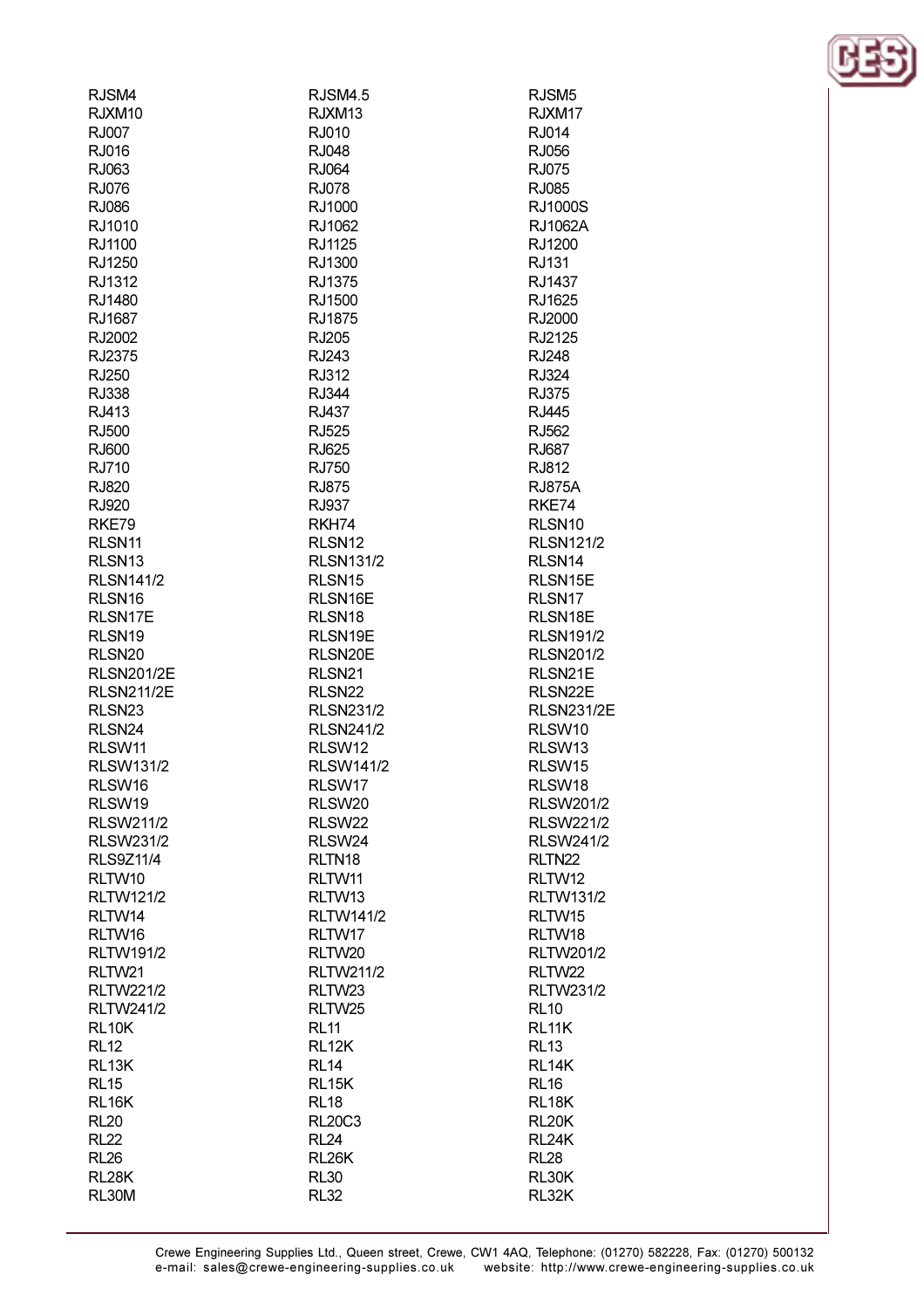RJSM4
RJSM4.5
RJSM5
RJXM10
RJXM13
RJXM17
RJ007
RJ010
RJ014
RJ016
RJ048
RJ056
RJ063
RJ064
RJ075
RJ076
RJ078
RJ085
RJ086
RJ1000
RJ1000S
RJ1010
RJ1062
RJ1062A
RJ1100
RJ1125
RJ1200
RJ1250
RJ1300
RJ131
RJ1312
RJ1375
RJ1437
RJ1480
RJ1500
RJ1625
RJ1687
RJ1875
RJ2000
RJ2002
RJ205
RJ2125
RJ2375
RJ243
RJ248
RJ250
RJ312
RJ324
RJ338
RJ344
RJ375
RJ413
RJ437
RJ445
RJ500
RJ525
RJ562
RJ600
RJ625
RJ687
RJ710
RJ750
RJ812
RJ820
RJ875
RJ875A
RJ920
RJ937
RKE74
RKE79
RKH74
RLSN10
RLSN11
RLSN12
RLSN121/2
RLSN13
RLSN131/2
RLSN14
RLSN141/2
RLSN15
RLSN15E
RLSN16
RLSN16E
RLSN17
RLSN17E
RLSN18
RLSN18E
RLSN19
RLSN19E
RLSN191/2
RLSN20
RLSN20E
RLSN201/2
RLSN201/2E
RLSN21
RLSN21E
RLSN211/2E
RLSN22
RLSN22E
RLSN23
RLSN231/2
RLSN231/2E
RLSN24
RLSN241/2
RLSW10
RLSW11
RLSW12
RLSW13
RLSW131/2
RLSW141/2
RLSW15
RLSW16
RLSW17
RLSW18
RLSW19
RLSW20
RLSW201/2
RLSW211/2
RLSW22
RLSW221/2
RLSW231/2
RLSW24
RLSW241/2
RLS9Z11/4
RLTN18
RLTN22
RLTW10
RLTW11
RLTW12
RLTW121/2
RLTW13
RLTW131/2
RLTW14
RLTW141/2
RLTW15
RLTW16
RLTW17
RLTW18
RLTW191/2
RLTW20
RLTW201/2
RLTW21
RLTW211/2
RLTW22
RLTW221/2
RLTW23
RLTW231/2
RLTW241/2
RLTW25
RL10
RL10K
RL11
RL11K
RL12
RL12K
RL13
RL13K
RL14
RL14K
RL15
RL15K
RL16
RL16K
RL18
RL18K
RL20
RL20C3
RL20K
RL22
RL24
RL24K
RL26
RL26K
RL28
RL28K
RL30
RL30K
RL30M
RL32
RL32K

Crewe Engineering Supplies Ltd., Queen street, Crewe, CW1 4AQ, Telephone: (01270) 582228, Fax: (01270) 500132
e-mail: sales@crewe-engineering-supplies.co.uk website: http://www.crewe-engineering-supplies.co.uk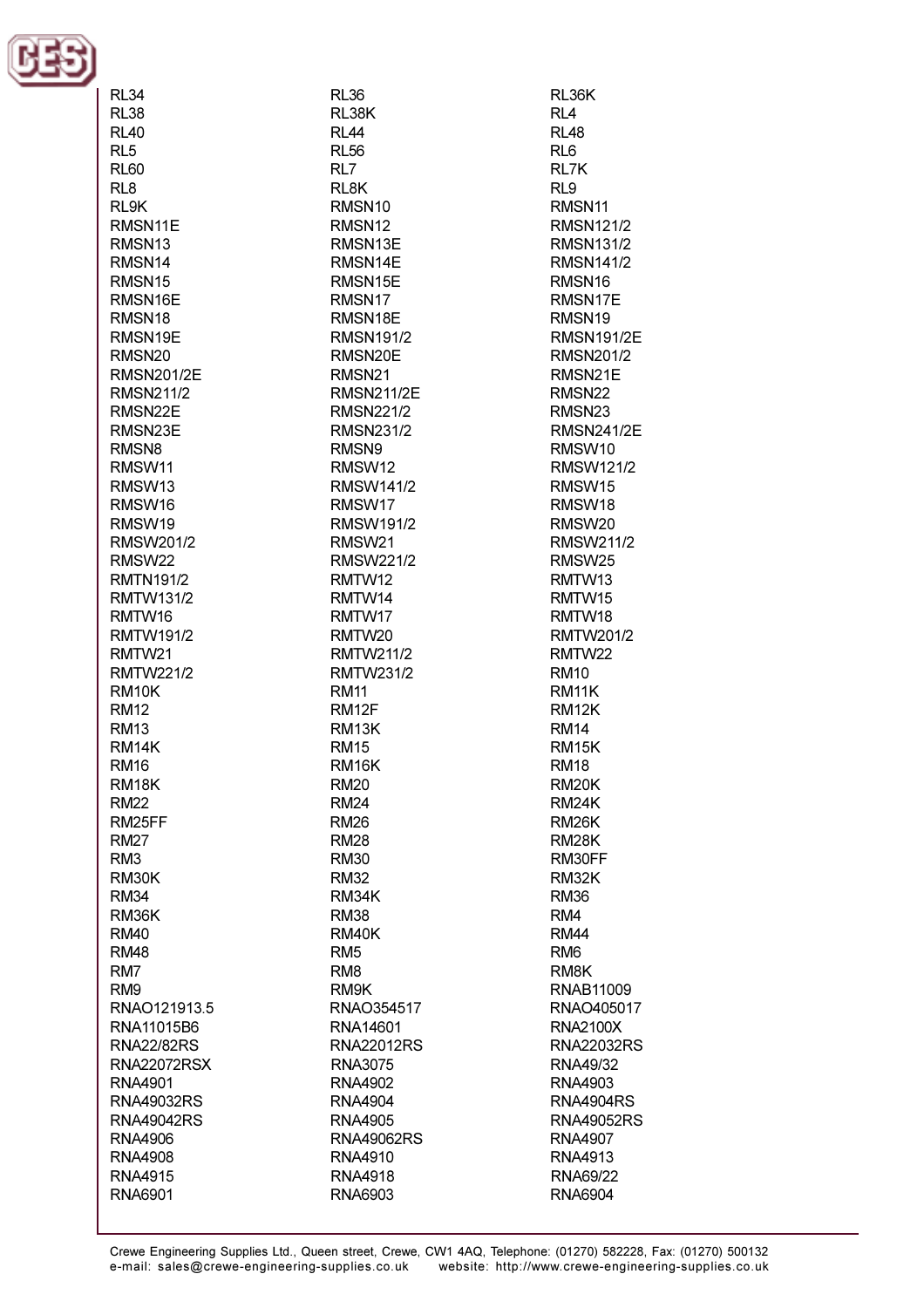RL34
RL36
RL36K
RL38
RL38K
RL4
RL40
RL44
RL48
RL5
RL56
RL6
RL60
RL7
RL7K
RL8
RL8K
RL9
RL9K
RMSN10
RMSN11
RMSN11E
RMSN12
RMSN121/2
RMSN13
RMSN13E
RMSN131/2
RMSN14
RMSN14E
RMSN141/2
RMSN15
RMSN15E
RMSN16
RMSN16E
RMSN17
RMSN17E
RMSN18
RMSN18E
RMSN19
RMSN19E
RMSN191/2
RMSN191/2E
RMSN20
RMSN20E
RMSN201/2
RMSN201/2E
RMSN21
RMSN21E
RMSN211/2
RMSN211/2E
RMSN22
RMSN22E
RMSN221/2
RMSN23
RMSN23E
RMSN231/2
RMSN241/2E
RMSN8
RMSN9
RMSW10
RMSW11
RMSW12
RMSW121/2
RMSW13
RMSW141/2
RMSW15
RMSW16
RMSW17
RMSW18
RMSW19
RMSW191/2
RMSW20
RMSW201/2
RMSW21
RMSW211/2
RMSW22
RMSW221/2
RMSW25
RMTN191/2
RMTW12
RMTW13
RMTW131/2
RMTW14
RMTW15
RMTW16
RMTW17
RMTW18
RMTW191/2
RMTW20
RMTW201/2
RMTW21
RMTW211/2
RMTW22
RMTW221/2
RMTW231/2
RM10
RM10K
RM11
RM11K
RM12
RM12F
RM12K
RM13
RM13K
RM14
RM14K
RM15
RM15K
RM16
RM16K
RM18
RM18K
RM20
RM20K
RM22
RM24
RM24K
RM25FF
RM26
RM26K
RM27
RM28
RM28K
RM3
RM30
RM30FF
RM30K
RM32
RM32K
RM34
RM34K
RM36
RM36K
RM38
RM4
RM40
RM40K
RM44
RM48
RM5
RM6
RM7
RM8
RM8K
RM9
RM9K
RNAB11009
RNAO121913.5
RNAO354517
RNAO405017
RNA11015B6
RNA14601
RNA2100X
RNA22/82RS
RNA22012RS
RNA22032RS
RNA22072RSX
RNA3075
RNA49/32
RNA4901
RNA4902
RNA4903
RNA49032RS
RNA4904
RNA4904RS
RNA49042RS
RNA4905
RNA49052RS
RNA4906
RNA49062RS
RNA4907
RNA4908
RNA4910
RNA4913
RNA4915
RNA4918
RNA69/22
RNA6901
RNA6903
RNA6904

Crewe Engineering Supplies Ltd., Queen street, Crewe, CW1 4AQ, Telephone: (01270) 582228, Fax: (01270) 500132
e-mail: sales@crewe-engineering-supplies.co.uk website: http://www.crewe-engineering-supplies.co.uk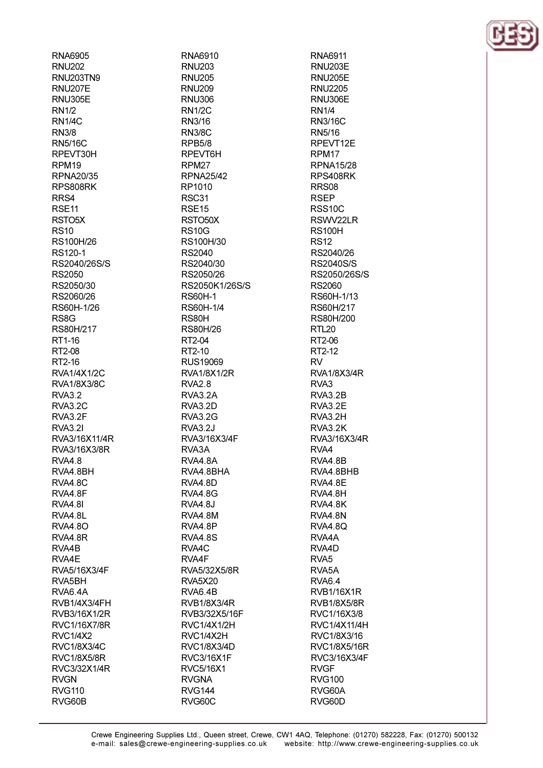RNA6905
RNA6910
RNA6911
RNU202
RNU203
RNU203E
RNU203TN9
RNU205
RNU205E
RNU207E
RNU209
RNU2205
RNU305E
RNU306
RNU306E
RN1/2
RN1/2C
RN1/4
RN1/4C
RN3/16
RN3/16C
RN3/8
RN3/8C
RN5/16
RN5/16C
RPB5/8
RPEVT12E
RPEVT30H
RPEVT6H
RPM17
RPM19
RPM27
RPNA15/28
RPNA20/35
RPNA25/42
RPS408RK
RPS808RK
RP1010
RRS08
RRS4
RSC31
RSEP
RSE11
RSE15
RSS10C
RSTO5X
RSTO50X
RSWV22LR
RS10
RS10G
RS100H
RS100H/26
RS100H/30
RS12
RS120-1
RS2040
RS2040/26
RS2040/26S/S
RS2040/30
RS2040S/S
RS2050
RS2050/26
RS2050/26S/S
RS2050/30
RS2050K1/26S/S
RS2060
RS2060/26
RS60H-1
RS60H-1/13
RS60H-1/26
RS60H-1/4
RS60H/217
RS8G
RS80H
RS80H/200
RS80H/217
RS80H/26
RTL20
RT1-16
RT2-04
RT2-06
RT2-08
RT2-10
RT2-12
RT2-16
RUS19069
RV
RVA1/4X1/2C
RVA1/8X1/2R
RVA1/8X3/4R
RVA1/8X3/8C
RVA2.8
RVA3
RVA3.2
RVA3.2A
RVA3.2B
RVA3.2C
RVA3.2D
RVA3.2E
RVA3.2F
RVA3.2G
RVA3.2H
RVA3.2I
RVA3.2J
RVA3.2K
RVA3/16X11/4R
RVA3/16X3/4F
RVA3/16X3/4R
RVA3/16X3/8R
RVA3A
RVA4
RVA4.8
RVA4.8A
RVA4.8B
RVA4.8BH
RVA4.8BHA
RVA4.8BHB
RVA4.8C
RVA4.8D
RVA4.8E
RVA4.8F
RVA4.8G
RVA4.8H
RVA4.8I
RVA4.8J
RVA4.8K
RVA4.8L
RVA4.8M
RVA4.8N
RVA4.8O
RVA4.8P
RVA4.8Q
RVA4.8R
RVA4.8S
RVA4A
RVA4B
RVA4C
RVA4D
RVA4E
RVA4F
RVA5
RVA5/16X3/4F
RVA5/32X5/8R
RVA5A
RVA5BH
RVA5X20
RVA6.4
RVA6.4A
RVA6.4B
RVB1/16X1R
RVB1/4X3/4FH
RVB1/8X3/4R
RVB1/8X5/8R
RVB3/16X1/2R
RVB3/32X5/16F
RVC1/16X3/8
RVC1/16X7/8R
RVC1/4X1/2H
RVC1/4X11/4H
RVC1/4X2
RVC1/4X2H
RVC1/8X3/16
RVC1/8X3/4C
RVC1/8X3/4D
RVC1/8X5/16R
RVC1/8X5/8R
RVC3/16X1F
RVC3/16X3/4F
RVC3/32X1/4R
RVC5/16X1
RVGF
RVGN
RVGNA
RVG100
RVG110
RVG144
RVG60A
RVG60B
RVG60C
RVG60D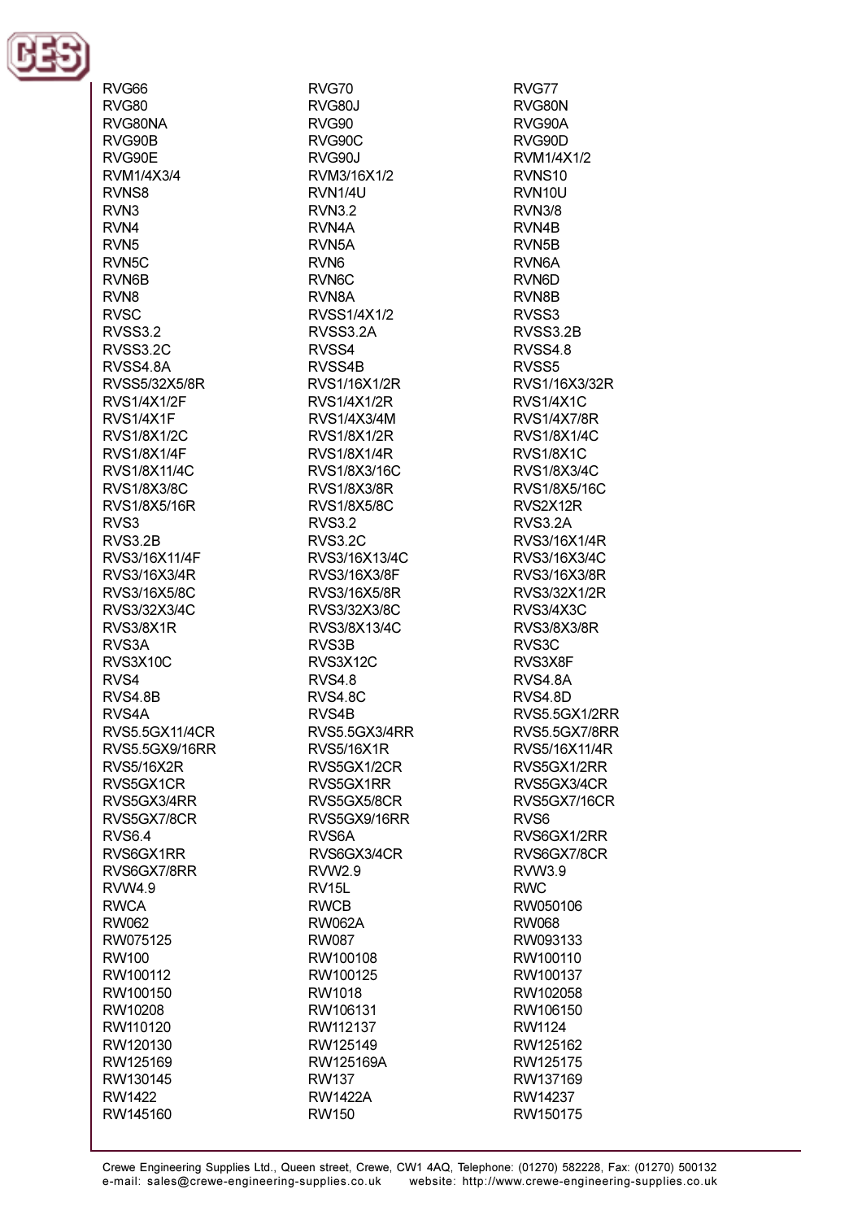RVG66
RVG70
RVG77
RVG80
RVG80J
RVG80N
RVG80NA
RVG90
RVG90A
RVG90B
RVG90C
RVG90D
RVG90E
RVG90J
RVM1/4X1/2
RVM1/4X3/4
RVM3/16X1/2
RVNS10
RVNS8
RVN1/4U
RVN10U
RVN3
RVN3.2
RVN3/8
RVN4
RVN4A
RVN4B
RVN5
RVN5A
RVN5B
RVN5C
RVN6
RVN6A
RVN6B
RVN6C
RVN6D
RVN8
RVN8A
RVN8B
RVSC
RVSS1/4X1/2
RVSS3
RVSS3.2
RVSS3.2A
RVSS3.2B
RVSS3.2C
RVSS4
RVSS4.8
RVSS4.8A
RVSS4B
RVSS5
RVSS5/32X5/8R
RVS1/16X1/2R
RVS1/16X3/32R
RVS1/4X1/2F
RVS1/4X1/2R
RVS1/4X1C
RVS1/4X1F
RVS1/4X3/4M
RVS1/4X7/8R
RVS1/8X1/2C
RVS1/8X1/2R
RVS1/8X1/4C
RVS1/8X1/4F
RVS1/8X1/4R
RVS1/8X1C
RVS1/8X11/4C
RVS1/8X3/16C
RVS1/8X3/4C
RVS1/8X3/8C
RVS1/8X3/8R
RVS1/8X5/16C
RVS1/8X5/16R
RVS1/8X5/8C
RVS2X12R
RVS3
RVS3.2
RVS3.2A
RVS3.2B
RVS3.2C
RVS3/16X1/4R
RVS3/16X11/4F
RVS3/16X13/4C
RVS3/16X3/4C
RVS3/16X3/4R
RVS3/16X3/8F
RVS3/16X3/8R
RVS3/16X5/8C
RVS3/16X5/8R
RVS3/32X1/2R
RVS3/32X3/4C
RVS3/32X3/8C
RVS3/4X3C
RVS3/8X1R
RVS3/8X13/4C
RVS3/8X3/8R
RVS3A
RVS3B
RVS3C
RVS3X10C
RVS3X12C
RVS3X8F
RVS4
RVS4.8
RVS4.8A
RVS4.8B
RVS4.8C
RVS4.8D
RVS4A
RVS4B
RVS5.5GX1/2RR
RVS5.5GX11/4CR
RVS5.5GX3/4RR
RVS5.5GX7/8RR
RVS5.5GX9/16RR
RVS5/16X1R
RVS5/16X11/4R
RVS5/16X2R
RVS5GX1/2CR
RVS5GX1/2RR
RVS5GX1CR
RVS5GX1RR
RVS5GX3/4CR
RVS5GX3/4RR
RVS5GX5/8CR
RVS5GX7/16CR
RVS5GX7/8CR
RVS5GX9/16RR
RVS6
RVS6.4
RVS6A
RVS6GX1/2RR
RVS6GX1RR
RVS6GX3/4CR
RVS6GX7/8CR
RVS6GX7/8RR
RVW2.9
RVW3.9
RVW4.9
RV15L
RWC
RWCA
RWCB
RW050106
RW062
RW062A
RW068
RW075125
RW087
RW093133
RW100
RW100108
RW100110
RW100112
RW100125
RW100137
RW100150
RW1018
RW102058
RW10208
RW106131
RW106150
RW110120
RW112137
RW1124
RW120130
RW125149
RW125162
RW125169
RW125169A
RW125175
RW130145
RW137
RW137169
RW1422
RW1422A
RW14237
RW145160
RW150
RW150175

Crewe Engineering Supplies Ltd., Queen street, Crewe, CW1 4AQ, Telephone: (01270) 582228, Fax: (01270) 500132
e-mail: sales@crewe-engineering-supplies.co.uk website: http://www.crewe-engineering-supplies.co.uk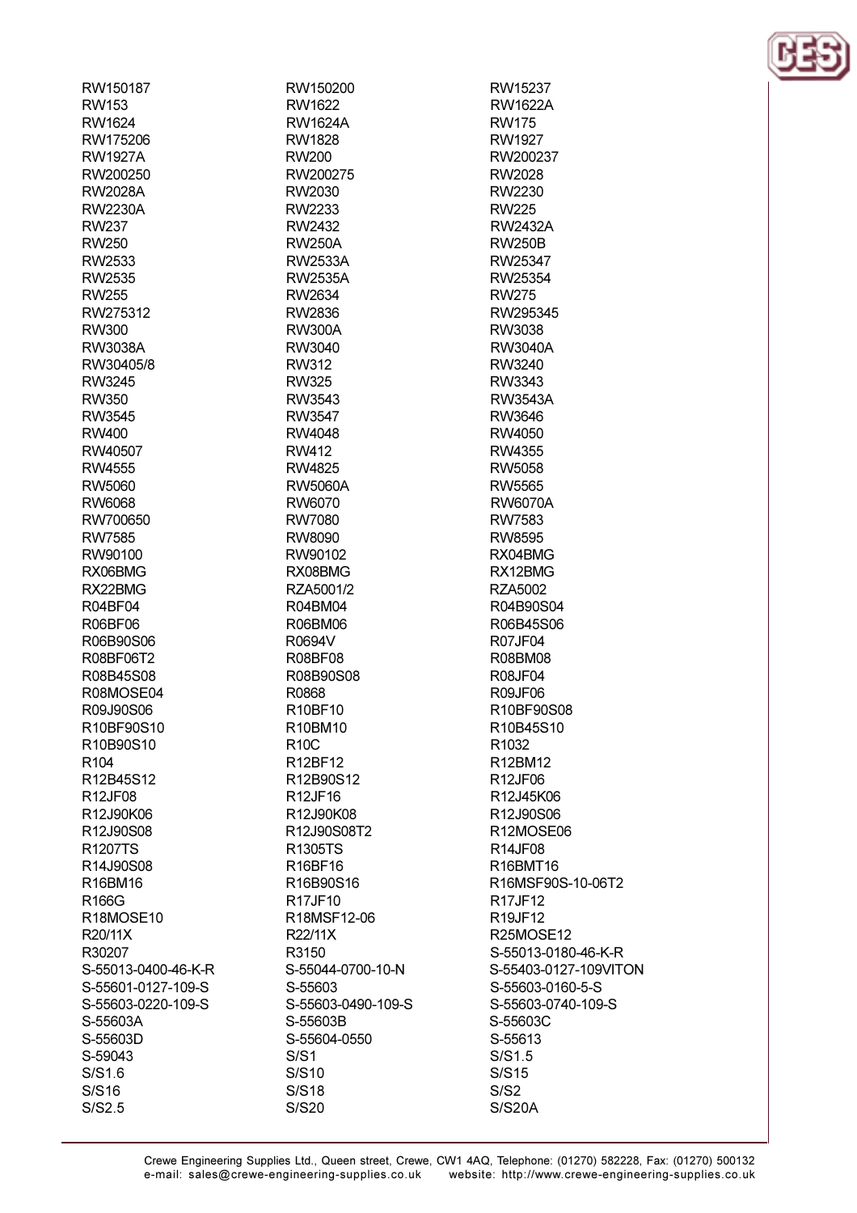RW150187
RW153
RW1624
RW175206
RW1927A
RW200250
RW2028A
RW2230A
RW237
RW250
RW2533
RW2535
RW255
RW275312
RW300
RW3038A
RW30405/8
RW3245
RW350
RW3545
RW400
RW40507
RW4555
RW5060
RW6068
RW700650
RW7585
RW90100
RX06BMG
RX22BMG
R04BF04
R06BF06
R06B90S06
R08BF06T2
R08B45S08
R08MOSE04
R09J90S06
R10BF90S10
R10B90S10
R104
R12B45S12
R12JF08
R12J90K06
R12J90S08
R1207TS
R14J90S08
R16BM16
R166G
R18MOSE10
R20/11X
R30207
S-55013-0400-46-K-R
S-55601-0127-109-S
S-55603-0220-109-S
S-55603A
S-55603D
S-59043
S/S1.6
S/S16
S/S2.5

RW150200
RW1622
RW1624A
RW1828
RW200
RW200275
RW2030
RW2233
RW2432
RW250A
RW2533A
RW2535A
RW2634
RW2836
RW300A
RW3040
RW312
RW325
RW3543
RW3547
RW4048
RW412
RW4825
RW5060A
RW6070
RW7080
RW8090
RW90102
RX08BMG
RZA5001/2
R04BM04
R06BM06
R0694V
R08BF08
R08B90S08
R0868
R10BF10
R10BM10
R10C
R12BF12
R12B90S12
R12JF16
R12J90K08
R12J90S08T2
R1305TS
R16BF16
R16B90S16
R17JF10
R18MSF12-06
R22/11X
R3150
S-55044-0700-10-N
S-55603
S-55603-0490-109-S
S-55603B
S-55604-0550
S/S1
S/S10
S/S18
S/S20

RW15237
RW1622A
RW175
RW1927
RW200237
RW2028
RW2230
RW225
RW2432A
RW250B
RW25347
RW25354
RW275
RW295345
RW3038
RW3040A
RW3240
RW3343
RW3543A
RW3646
RW4050
RW4355
RW5058
RW5565
RW6070A
RW7583
RW8595
RX04BMG
RX12BMG
RZA5002
R04B90S04
R06B45S06
R07JF04
R08BM08
R08JF04
R09JF06
R10BF90S08
R10B45S10
R1032
R12BM12
R12JF06
R12J45K06
R12J90S06
R12MOSE06
R14JF08
R16BMT16
R16MSF90S-10-06T2
R17JF12
R19JF12
R25MOSE12
S-55013-0180-46-K-R
S-55403-0127-109VITON
S-55603-0160-5-S
S-55603-0740-109-S
S-55603C
S-55613
S/S1.5
S/S15
S/S2
S/S20A

Crewe Engineering Supplies Ltd., Queen street, Crewe, CW1 4AQ, Telephone: (01270) 582228, Fax: (01270) 500132
e-mail: sales@crewe-engineering-supplies.co.uk website: http://www.crewe-engineering-supplies.co.uk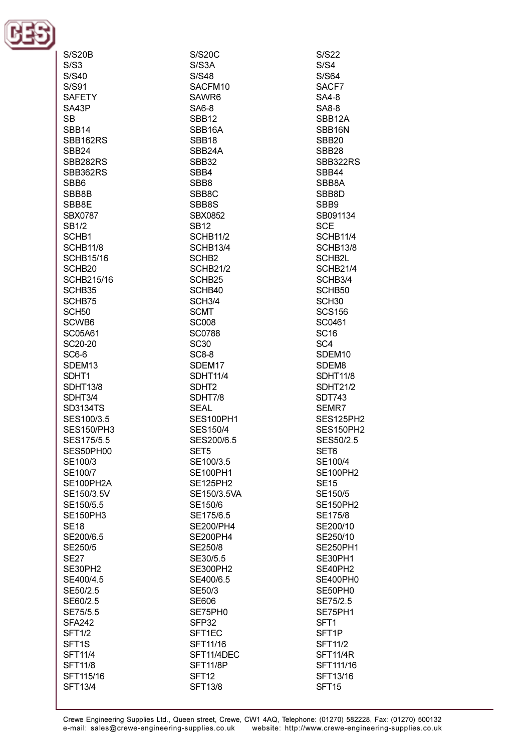S/S20B
S/S20C
S/S22
S/S3
S/S3A
S/S4
S/S40
S/S48
S/S64
S/S91
SACFM10
SACF7
SAFETY
SAWR6
SA4-8
SA43P
SA6-8
SA8-8
SB
SBB12
SBB12A
SBB14
SBB16A
SBB16N
SBB162RS
SBB18
SBB20
SBB24
SBB24A
SBB28
SBB282RS
SBB32
SBB322RS
SBB362RS
SBB4
SBB44
SBB6
SBB8
SBB8A
SBB8B
SBB8C
SBB8D
SBB8E
SBB8S
SBB9
SBX0787
SBX0852
SB091134
SB1/2
SB12
SCE
SCHB1
SCHB11/2
SCHB11/4
SCHB11/8
SCHB13/4
SCHB13/8
SCHB15/16
SCHB2
SCHB2L
SCHB20
SCHB21/2
SCHB21/4
SCHB215/16
SCHB25
SCHB3/4
SCHB35
SCHB40
SCHB50
SCHB75
SCH3/4
SCH30
SCH50
SCMT
SCS156
SCWB6
SC008
SC0461
SC05A61
SC0788
SC16
SC20-20
SC30
SC4
SC6-6
SC8-8
SDEM10
SDEM13
SDEM17
SDEM8
SDHT1
SDHT11/4
SDHT11/8
SDHT13/8
SDHT2
SDHT21/2
SDHT3/4
SDHT7/8
SDT743
SD3134TS
SEAL
SEMR7
SES100/3.5
SES100PH1
SES125PH2
SES150/PH3
SES150/4
SES150PH2
SES175/5.5
SES200/6.5
SES50/2.5
SES50PH00
SET5
SET6
SE100/3
SE100/3.5
SE100/4
SE100/7
SE100PH1
SE100PH2
SE100PH2A
SE125PH2
SE15
SE150/3.5V
SE150/3.5VA
SE150/5
SE150/5.5
SE150/6
SE150PH2
SE150PH3
SE175/6.5
SE175/8
SE18
SE200/PH4
SE200/10
SE200/6.5
SE200PH4
SE250/10
SE250/5
SE250/8
SE250PH1
SE27
SE30/5.5
SE30PH1
SE30PH2
SE300PH2
SE40PH2
SE400/4.5
SE400/6.5
SE400PH0
SE50/2.5
SE50/3
SE50PH0
SE60/2.5
SE606
SE75/2.5
SE75/5.5
SE75PH0
SE75PH1
SFA242
SFP32
SFT1
SFT1/2
SFT1EC
SFT1P
SFT1S
SFT11/16
SFT11/2
SFT11/4
SFT11/4DEC
SFT11/4R
SFT11/8
SFT11/8P
SFT111/16
SFT115/16
SFT12
SFT13/16
SFT13/4
SFT13/8
SFT15

Crewe Engineering Supplies Ltd., Queen street, Crewe, CW1 4AQ, Telephone: (01270) 582228, Fax: (01270) 500132
e-mail: sales@crewe-engineering-supplies.co.uk website: http://www.crewe-engineering-supplies.co.uk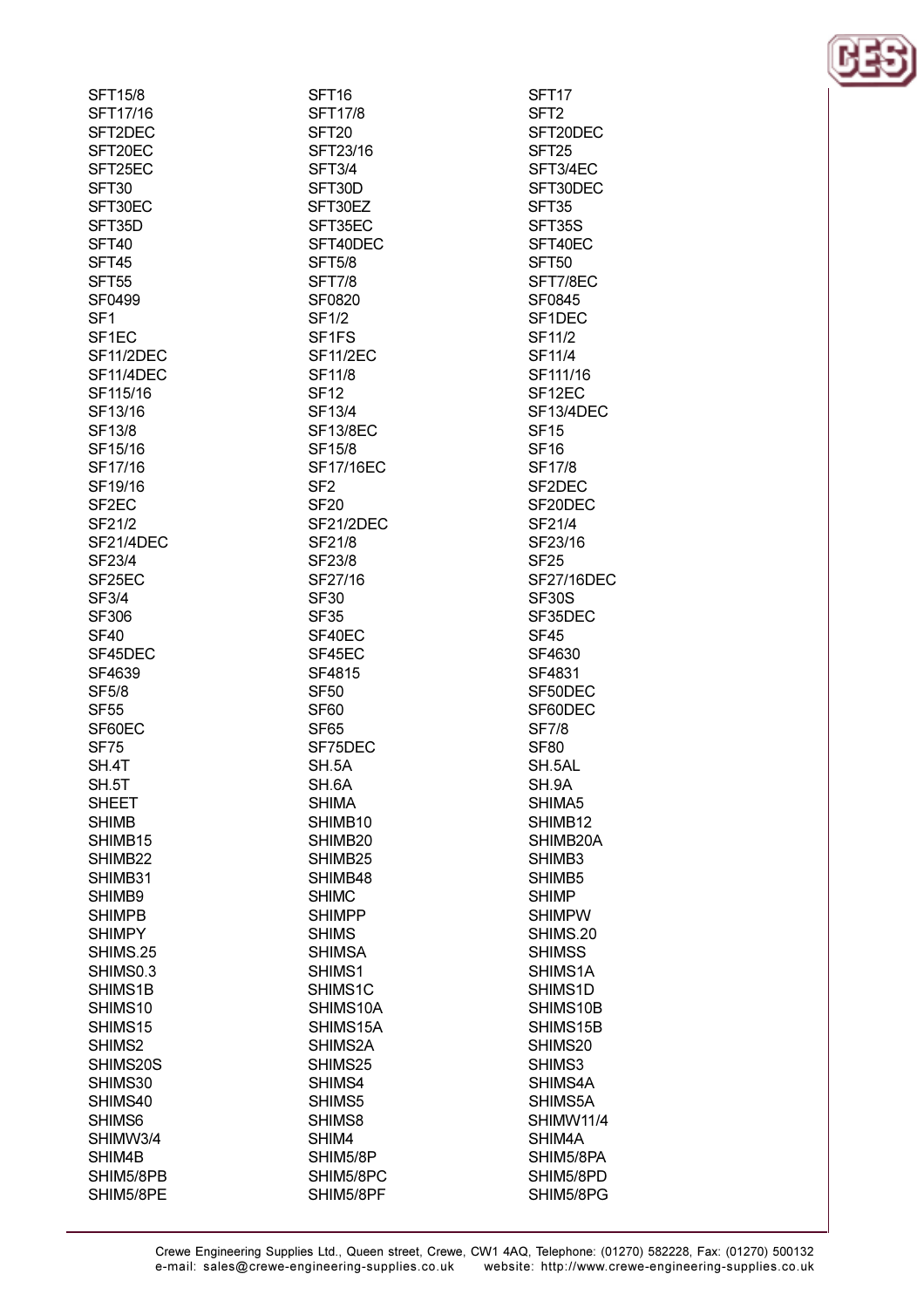SFT15/8
SFT16
SFT17
SFT17/16
SFT17/8
SFT2
SFT2DEC
SFT20
SFT20DEC
SFT20EC
SFT23/16
SFT25
SFT25EC
SFT3/4
SFT3/4EC
SFT30
SFT30D
SFT30DEC
SFT30EC
SFT30EZ
SFT35
SFT35D
SFT35EC
SFT35S
SFT40
SFT40DEC
SFT40EC
SFT45
SFT5/8
SFT50
SFT55
SFT7/8
SFT7/8EC
SF0499
SF0820
SF0845
SF1
SF1/2
SF1DEC
SF1EC
SF1FS
SF11/2
SF11/2DEC
SF11/2EC
SF11/4
SF11/4DEC
SF11/8
SF111/16
SF115/16
SF12
SF12EC
SF13/16
SF13/4
SF13/4DEC
SF13/8
SF13/8EC
SF15
SF15/16
SF15/8
SF16
SF17/16
SF17/16EC
SF17/8
SF19/16
SF2
SF2DEC
SF2EC
SF20
SF20DEC
SF21/2
SF21/2DEC
SF21/4
SF21/4DEC
SF21/8
SF23/16
SF23/4
SF23/8
SF25
SF25EC
SF27/16
SF27/16DEC
SF3/4
SF30
SF30S
SF306
SF35
SF35DEC
SF40
SF40EC
SF45
SF45DEC
SF45EC
SF4630
SF4639
SF4815
SF4831
SF5/8
SF50
SF50DEC
SF55
SF60
SF60DEC
SF60EC
SF65
SF7/8
SF75
SF75DEC
SF80
SH.4T
SH.5A
SH.5AL
SH.5T
SH.6A
SH.9A
SHEET
SHIMA
SHIMA5
SHIMB
SHIMB10
SHIMB12
SHIMB15
SHIMB20
SHIMB20A
SHIMB22
SHIMB25
SHIMB3
SHIMB31
SHIMB48
SHIMB5
SHIMB9
SHIMC
SHIMP
SHIMPB
SHIMPP
SHIMPW
SHIMPY
SHIMS
SHIMS.20
SHIMS.25
SHIMSA
SHIMSS
SHIMS0.3
SHIMS1
SHIMS1A
SHIMS1B
SHIMS1C
SHIMS1D
SHIMS10
SHIMS10A
SHIMS10B
SHIMS15
SHIMS15A
SHIMS15B
SHIMS2
SHIMS2A
SHIMS20
SHIMS20S
SHIMS25
SHIMS3
SHIMS30
SHIMS4
SHIMS4A
SHIMS40
SHIMS5
SHIMS5A
SHIMS6
SHIMS8
SHIMW11/4
SHIMW3/4
SHIM4
SHIM4A
SHIM4B
SHIM5/8P
SHIM5/8PA
SHIM5/8PB
SHIM5/8PC
SHIM5/8PD
SHIM5/8PE
SHIM5/8PF
SHIM5/8PG

Crewe Engineering Supplies Ltd., Queen street, Crewe, CW1 4AQ, Telephone: (01270) 582228, Fax: (01270) 500132
e-mail: sales@crewe-engineering-supplies.co.uk website: http://www.crewe-engineering-supplies.co.uk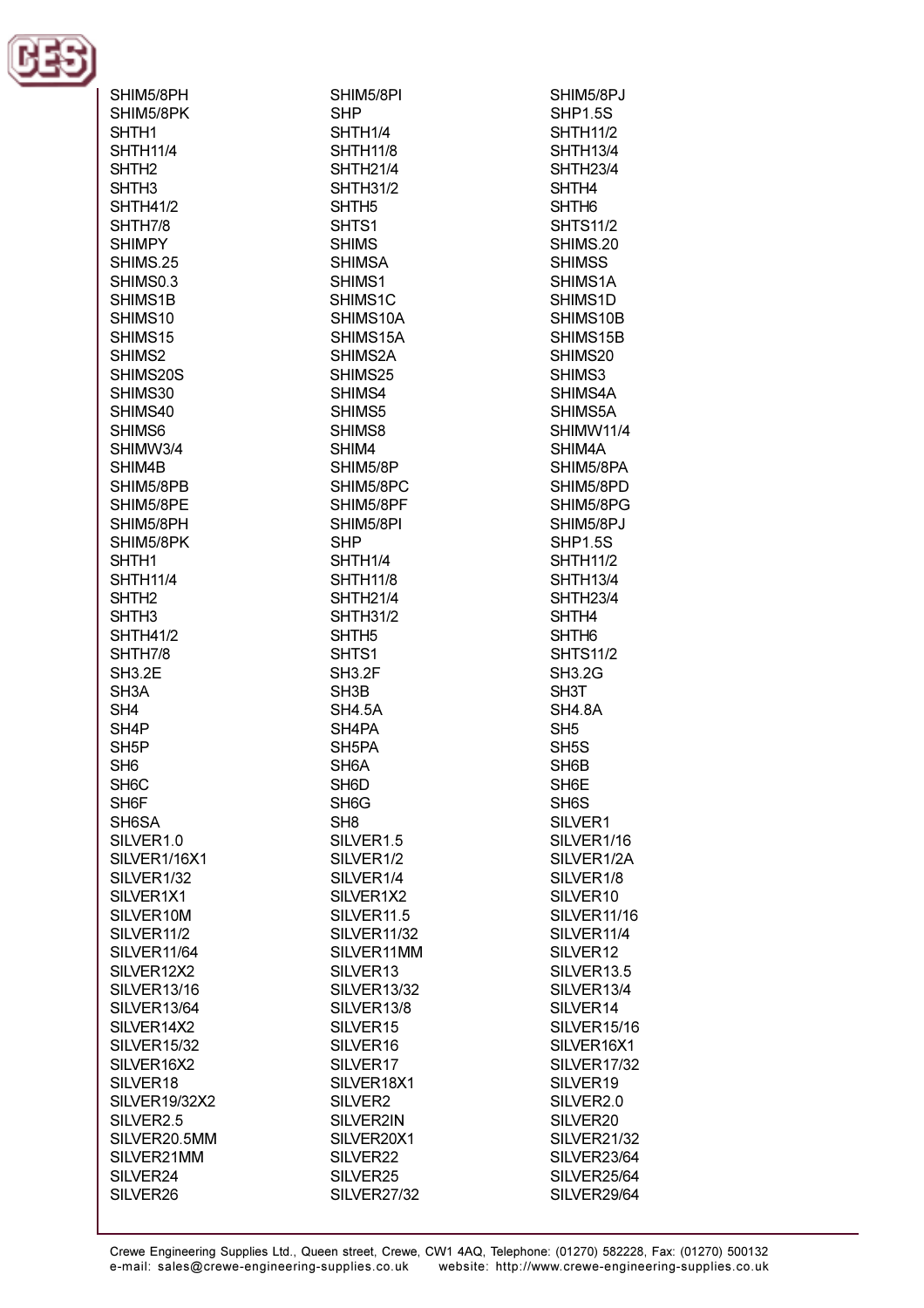SHIM5/8PH
SHIM5/8PI
SHIM5/8PJ
SHIM5/8PK
SHP
SHP1.5S
SHTH1
SHTH1/4
SHTH11/2
SHTH11/4
SHTH11/8
SHTH13/4
SHTH2
SHTH21/4
SHTH23/4
SHTH3
SHTH31/2
SHTH4
SHTH41/2
SHTH5
SHTH6
SHTH7/8
SHTS1
SHTS11/2
SHIMPY
SHIMS
SHIMS.20
SHIMS.25
SHIMSA
SHIMSS
SHIMS0.3
SHIMS1
SHIMS1A
SHIMS1B
SHIMS1C
SHIMS1D
SHIMS10
SHIMS10A
SHIMS10B
SHIMS15
SHIMS15A
SHIMS15B
SHIMS2
SHIMS2A
SHIMS20
SHIMS20S
SHIMS25
SHIMS3
SHIMS30
SHIMS4
SHIMS4A
SHIMS40
SHIMS5
SHIMS5A
SHIMS6
SHIMS8
SHIMW11/4
SHIMW3/4
SHIM4
SHIM4A
SHIM4B
SHIM5/8P
SHIM5/8PA
SHIM5/8PB
SHIM5/8PC
SHIM5/8PD
SHIM5/8PE
SHIM5/8PF
SHIM5/8PG
SHIM5/8PH
SHIM5/8PI
SHIM5/8PJ
SHIM5/8PK
SHP
SHP1.5S
SHTH1
SHTH1/4
SHTH11/2
SHTH11/4
SHTH11/8
SHTH13/4
SHTH2
SHTH21/4
SHTH23/4
SHTH3
SHTH31/2
SHTH4
SHTH41/2
SHTH5
SHTH6
SHTH7/8
SHTS1
SHTS11/2
SH3.2E
SH3.2F
SH3.2G
SH3A
SH3B
SH3T
SH4
SH4.5A
SH4.8A
SH4P
SH4PA
SH5
SH5P
SH5PA
SH5S
SH6
SH6A
SH6B
SH6C
SH6D
SH6E
SH6F
SH6G
SH6S
SH6SA
SH8
SILVER1
SILVER1.0
SILVER1.5
SILVER1/16
SILVER1/16X1
SILVER1/2
SILVER1/2A
SILVER1/32
SILVER1/4
SILVER1/8
SILVER1X1
SILVER1X2
SILVER10
SILVER10M
SILVER11.5
SILVER11/16
SILVER11/2
SILVER11/32
SILVER11/4
SILVER11/64
SILVER11MM
SILVER12
SILVER12X2
SILVER13
SILVER13.5
SILVER13/16
SILVER13/32
SILVER13/4
SILVER13/64
SILVER13/8
SILVER14
SILVER14X2
SILVER15
SILVER15/16
SILVER15/32
SILVER16
SILVER16X1
SILVER16X2
SILVER17
SILVER17/32
SILVER18
SILVER18X1
SILVER19
SILVER19/32X2
SILVER2
SILVER2.0
SILVER2.5
SILVER2IN
SILVER20
SILVER20.5MM
SILVER20X1
SILVER21/32
SILVER21MM
SILVER22
SILVER23/64
SILVER24
SILVER25
SILVER25/64
SILVER26
SILVER27/32
SILVER29/64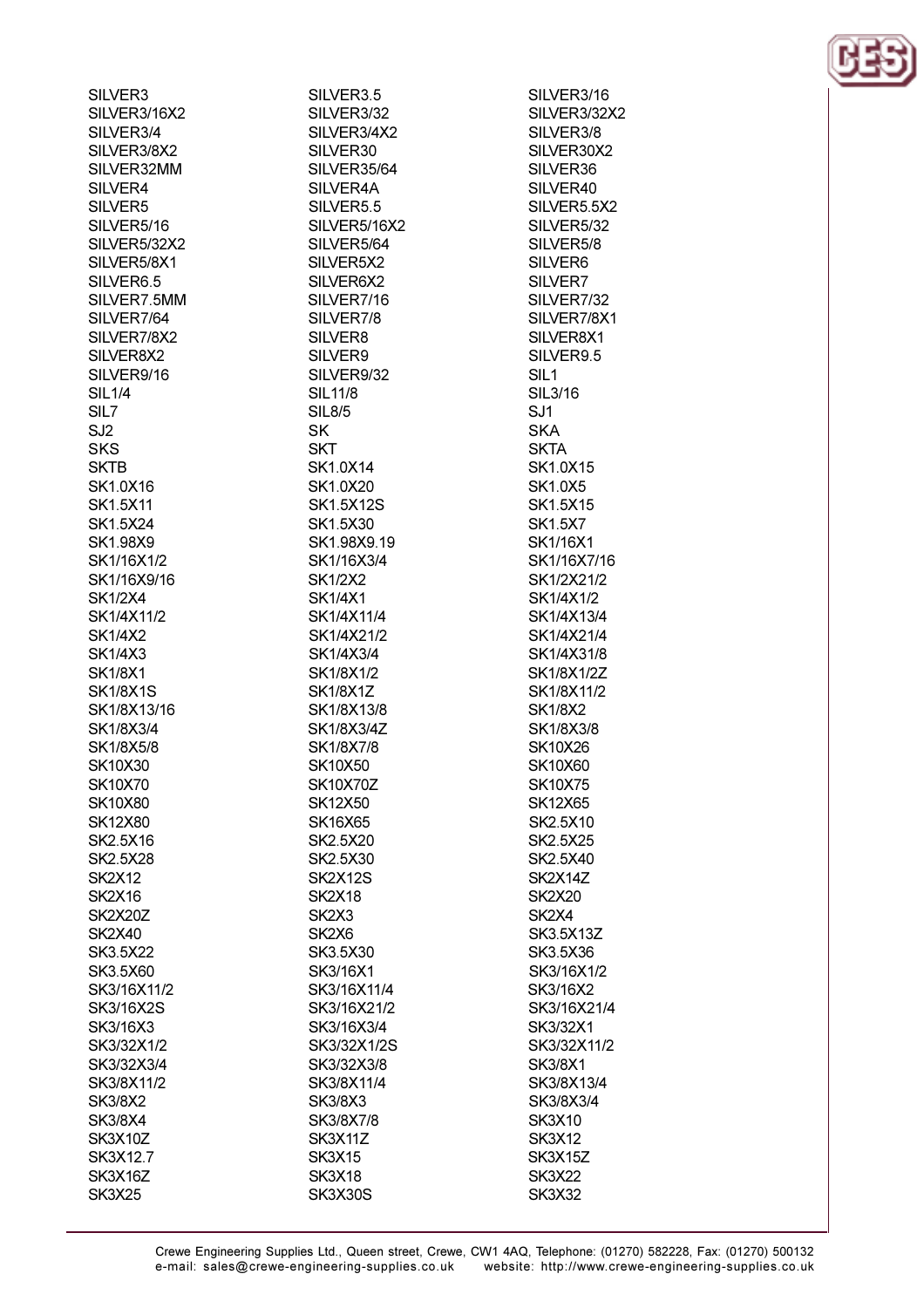SILVER3
SILVER3/16X2
SILVER3/4
SILVER3/8X2
SILVER32MM
SILVER4
SILVER5
SILVER5/16
SILVER5/32X2
SILVER5/8X1
SILVER6.5
SILVER7.5MM
SILVER7/64
SILVER7/8X2
SILVER8X2
SILVER9/16
SIL1/4
SIL7
SJ2
SKS
SKTB
SK1.0X16
SK1.5X11
SK1.5X24
SK1.98X9
SK1/16X1/2
SK1/16X9/16
SK1/2X4
SK1/4X11/2
SK1/4X2
SK1/4X3
SK1/8X1
SK1/8X1S
SK1/8X13/16
SK1/8X3/4
SK1/8X5/8
SK10X30
SK10X70
SK10X80
SK12X80
SK2.5X16
SK2.5X28
SK2X12
SK2X16
SK2X20Z
SK2X40
SK3.5X22
SK3.5X60
SK3/16X11/2
SK3/16X2S
SK3/16X3
SK3/32X1/2
SK3/32X3/4
SK3/8X11/2
SK3/8X2
SK3/8X4
SK3X10Z
SK3X12.7
SK3X16Z
SK3X25

SILVER3.5
SILVER3/32
SILVER3/4X2
SILVER30
SILVER35/64
SILVER4A
SILVER5.5
SILVER5/16X2
SILVER5/64
SILVER5X2
SILVER6X2
SILVER7/16
SILVER7/8
SILVER8
SILVER9
SILVER9/32
SIL11/8
SIL8/5
SK
SKT
SK1.0X14
SK1.0X20
SK1.5X12S
SK1.5X30
SK1.98X9.19
SK1/16X3/4
SK1/2X2
SK1/4X1
SK1/4X11/4
SK1/4X21/2
SK1/4X3/4
SK1/8X1/2
SK1/8X1Z
SK1/8X13/8
SK1/8X3/4Z
SK1/8X7/8
SK10X50
SK10X70Z
SK12X50
SK16X65
SK2.5X20
SK2.5X30
SK2X12S
SK2X18
SK2X3
SK2X6
SK3.5X30
SK3/16X1
SK3/16X11/4
SK3/16X21/2
SK3/16X3/4
SK3/32X1/2S
SK3/32X3/8
SK3/8X11/4
SK3/8X3
SK3/8X7/8
SK3X11Z
SK3X15
SK3X18
SK3X30S

SILVER3/16
SILVER3/32X2
SILVER3/8
SILVER30X2
SILVER36
SILVER40
SILVER5.5X2
SILVER5/32
SILVER5/8
SILVER6
SILVER7
SILVER7/32
SILVER7/8X1
SILVER8X1
SILVER9.5
SIL1
SIL3/16
SJ1
SKA
SKTA
SK1.0X15
SK1.0X5
SK1.5X15
SK1.5X7
SK1/16X1
SK1/16X7/16
SK1/2X21/2
SK1/4X1/2
SK1/4X13/4
SK1/4X21/4
SK1/4X31/8
SK1/8X1/2Z
SK1/8X11/2
SK1/8X2
SK1/8X3/8
SK10X26
SK10X60
SK10X75
SK12X65
SK2.5X10
SK2.5X25
SK2.5X40
SK2X14Z
SK2X20
SK2X4
SK3.5X13Z
SK3.5X36
SK3/16X1/2
SK3/16X2
SK3/16X21/4
SK3/32X1
SK3/32X11/2
SK3/8X1
SK3/8X13/4
SK3/8X3/4
SK3X10
SK3X12
SK3X15Z
SK3X22
SK3X32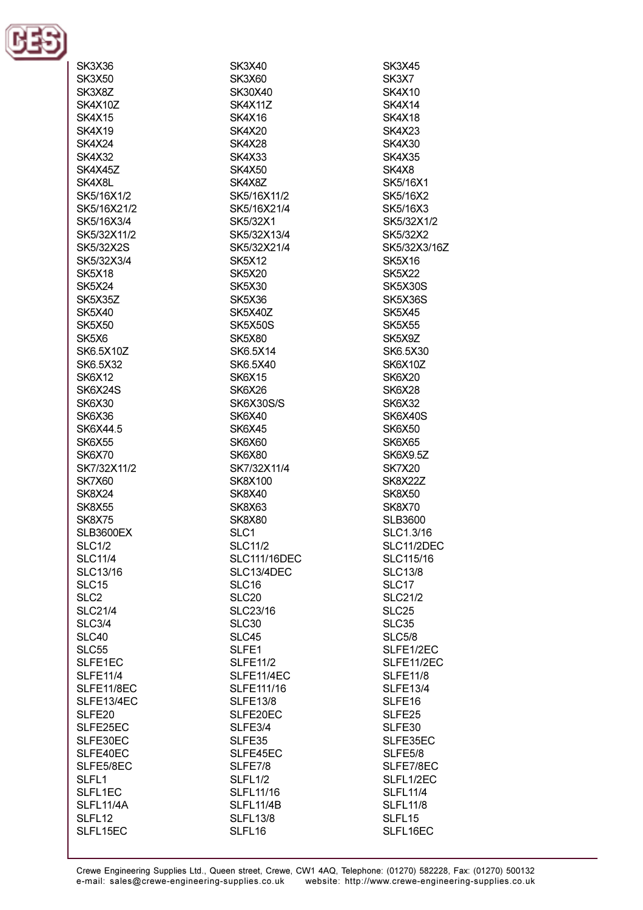SK3X36
SK3X40
SK3X45
SK3X50
SK3X60
SK3X7
SK3X8Z
SK30X40
SK4X10
SK4X10Z
SK4X11Z
SK4X14
SK4X15
SK4X16
SK4X18
SK4X19
SK4X20
SK4X23
SK4X24
SK4X28
SK4X30
SK4X32
SK4X33
SK4X35
SK4X45Z
SK4X50
SK4X8
SK4X8L
SK4X8Z
SK5/16X1
SK5/16X1/2
SK5/16X11/2
SK5/16X2
SK5/16X21/2
SK5/16X21/4
SK5/16X3
SK5/16X3/4
SK5/32X1
SK5/32X1/2
SK5/32X11/2
SK5/32X13/4
SK5/32X2
SK5/32X2S
SK5/32X21/4
SK5/32X3/16Z
SK5/32X3/4
SK5X12
SK5X16
SK5X18
SK5X20
SK5X22
SK5X24
SK5X30
SK5X30S
SK5X35Z
SK5X36
SK5X36S
SK5X40
SK5X40Z
SK5X45
SK5X50
SK5X50S
SK5X55
SK5X6
SK5X80
SK5X9Z
SK6.5X10Z
SK6.5X14
SK6.5X30
SK6.5X32
SK6.5X40
SK6X10Z
SK6X12
SK6X15
SK6X20
SK6X24S
SK6X26
SK6X28
SK6X30
SK6X30S/S
SK6X32
SK6X36
SK6X40
SK6X40S
SK6X44.5
SK6X45
SK6X50
SK6X55
SK6X60
SK6X65
SK6X70
SK6X80
SK6X9.5Z
SK7/32X11/2
SK7/32X11/4
SK7X20
SK7X60
SK8X100
SK8X22Z
SK8X24
SK8X40
SK8X50
SK8X55
SK8X63
SK8X70
SK8X75
SK8X80
SLB3600
SLB3600EX
SLC1
SLC1.3/16
SLC1/2
SLC11/2
SLC11/2DEC
SLC11/4
SLC111/16DEC
SLC115/16
SLC13/16
SLC13/4DEC
SLC13/8
SLC15
SLC16
SLC17
SLC2
SLC20
SLC21/2
SLC21/4
SLC23/16
SLC25
SLC3/4
SLC30
SLC35
SLC40
SLC45
SLC5/8
SLC55
SLFE1
SLFE1/2EC
SLFE1EC
SLFE11/2
SLFE11/2EC
SLFE11/4
SLFE11/4EC
SLFE11/8
SLFE11/8EC
SLFE111/16
SLFE13/4
SLFE13/4EC
SLFE13/8
SLFE16
SLFE20
SLFE20EC
SLFE25
SLFE25EC
SLFE3/4
SLFE30
SLFE30EC
SLFE35
SLFE35EC
SLFE40EC
SLFE45EC
SLFE5/8
SLFE5/8EC
SLFE7/8
SLFE7/8EC
SLFL1
SLFL1/2
SLFL1/2EC
SLFL1EC
SLFL11/16
SLFL11/4
SLFL11/4A
SLFL11/4B
SLFL11/8
SLFL12
SLFL13/8
SLFL15
SLFL15EC
SLFL16
SLFL16EC

Crewe Engineering Supplies Ltd., Queen street, Crewe, CW1 4AQ, Telephone: (01270) 582228, Fax: (01270) 500132
e-mail: sales@crewe-engineering-supplies.co.uk website: http://www.crewe-engineering-supplies.co.uk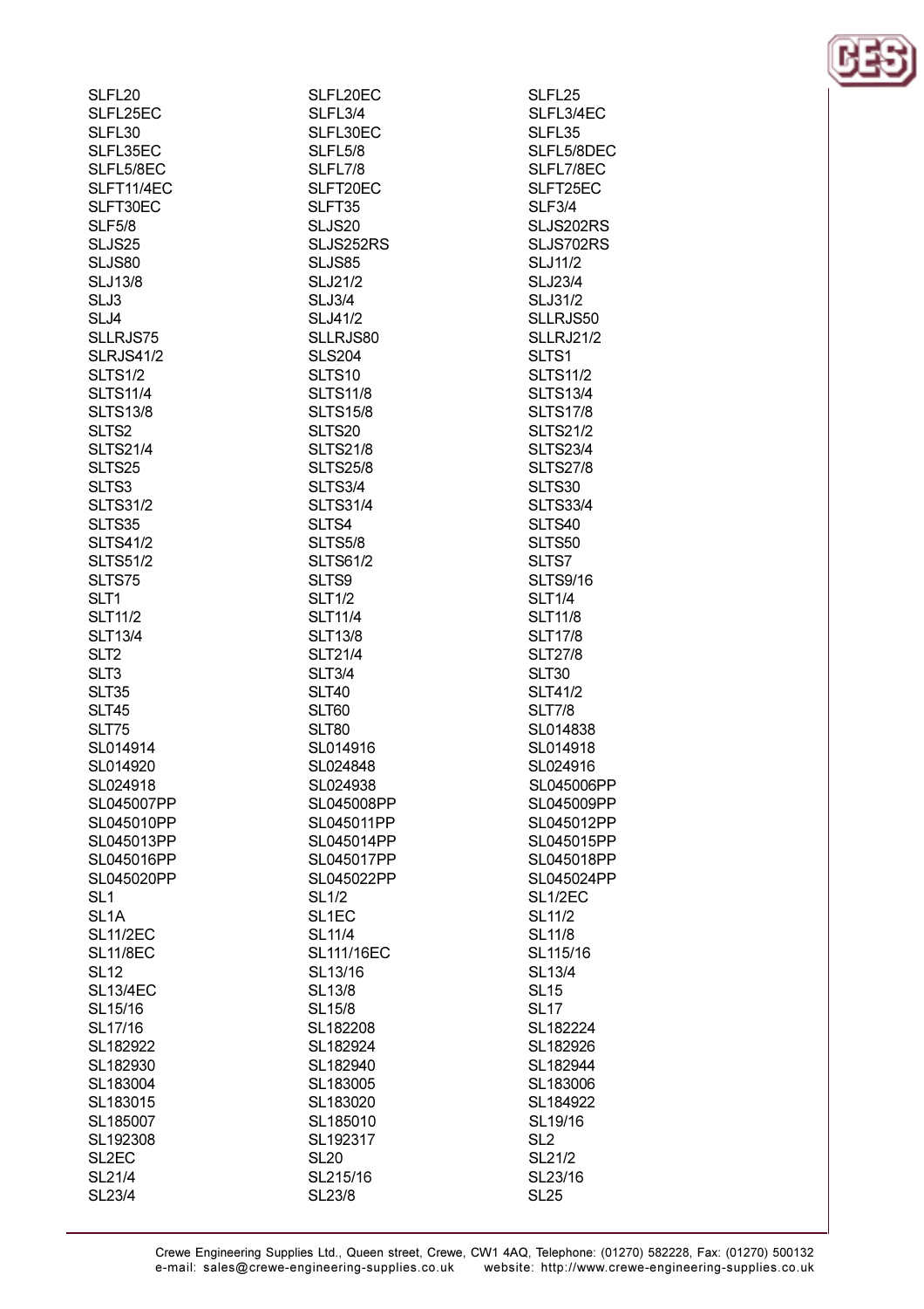SLFL20
SLFL20EC
SLFL25
SLFL25EC
SLFL3/4
SLFL3/4EC
SLFL30
SLFL30EC
SLFL35
SLFL35EC
SLFL5/8
SLFL5/8DEC
SLFL5/8EC
SLFL7/8
SLFL7/8EC
SLFT11/4EC
SLFT20EC
SLFT25EC
SLFT30EC
SLFT35
SLF3/4
SLF5/8
SLJS20
SLJS202RS
SLJS25
SLJS252RS
SLJS702RS
SLJS80
SLJS85
SLJ11/2
SLJ13/8
SLJ21/2
SLJ23/4
SLJ3
SLJ3/4
SLJ31/2
SLJ4
SLJ41/2
SLLRJS50
SLLRJS75
SLLRJS80
SLLRJ21/2
SLRJS41/2
SLS204
SLTS1
SLTS1/2
SLTS10
SLTS11/2
SLTS11/4
SLTS11/8
SLTS13/4
SLTS13/8
SLTS15/8
SLTS17/8
SLTS2
SLTS20
SLTS21/2
SLTS21/4
SLTS21/8
SLTS23/4
SLTS25
SLTS25/8
SLTS27/8
SLTS3
SLTS3/4
SLTS30
SLTS31/2
SLTS31/4
SLTS33/4
SLTS35
SLTS4
SLTS40
SLTS41/2
SLTS5/8
SLTS50
SLTS51/2
SLTS61/2
SLTS7
SLTS75
SLTS9
SLTS9/16
SLT1
SLT1/2
SLT1/4
SLT11/2
SLT11/4
SLT11/8
SLT13/4
SLT13/8
SLT17/8
SLT2
SLT21/4
SLT27/8
SLT3
SLT3/4
SLT30
SLT35
SLT40
SLT41/2
SLT45
SLT60
SLT7/8
SLT75
SLT80
SL014838
SL014914
SL014916
SL014918
SL014920
SL024848
SL024916
SL024918
SL024938
SL045006PP
SL045007PP
SL045008PP
SL045009PP
SL045010PP
SL045011PP
SL045012PP
SL045013PP
SL045014PP
SL045015PP
SL045016PP
SL045017PP
SL045018PP
SL045020PP
SL045022PP
SL045024PP
SL1
SL1/2
SL1/2EC
SL1A
SL1EC
SL11/2
SL11/2EC
SL11/4
SL11/8
SL11/8EC
SL111/16EC
SL115/16
SL12
SL13/16
SL13/4
SL13/4EC
SL13/8
SL15
SL15/16
SL15/8
SL17
SL17/16
SL182208
SL182224
SL182922
SL182924
SL182926
SL182930
SL182940
SL182944
SL183004
SL183005
SL183006
SL183015
SL183020
SL184922
SL185007
SL185010
SL19/16
SL192308
SL192317
SL2
SL2EC
SL20
SL21/2
SL21/4
SL215/16
SL23/16
SL23/4
SL23/8
SL25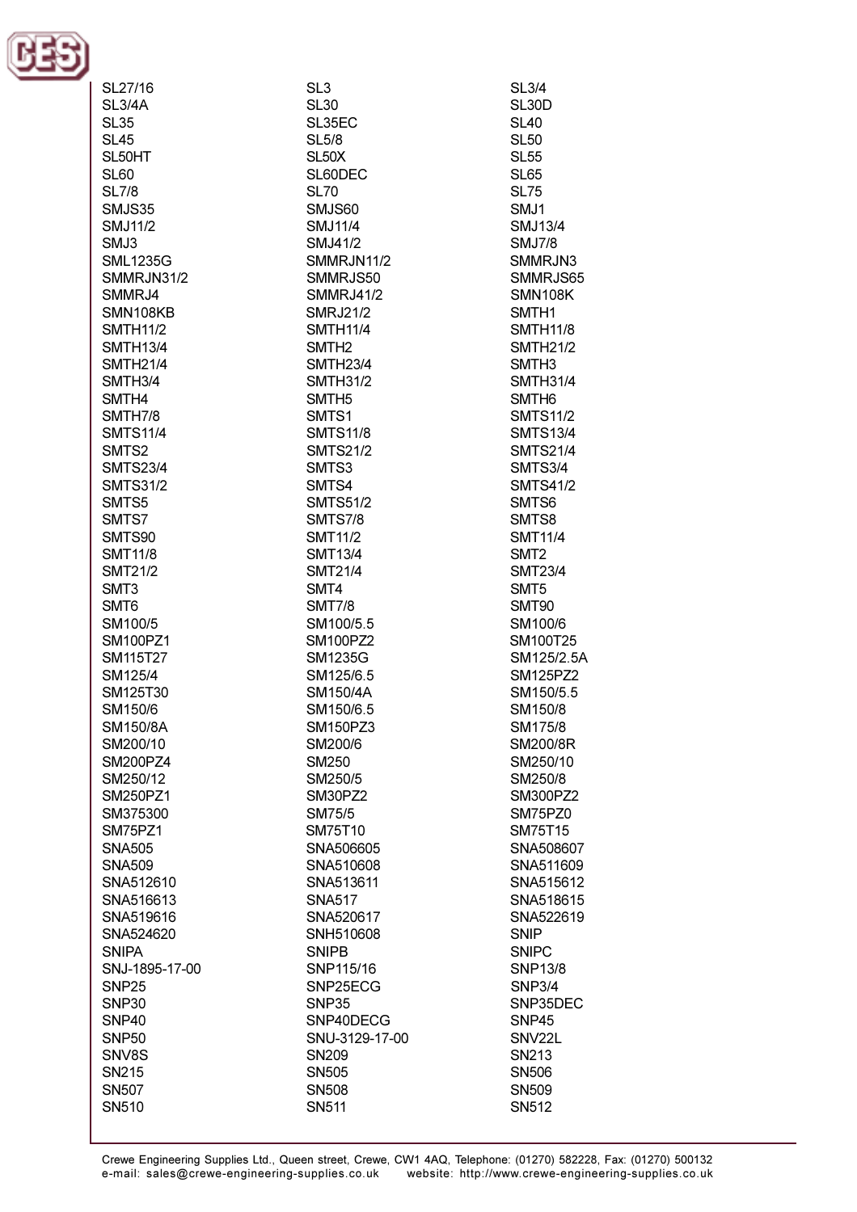SL27/16
SL3
SL3/4
SL3/4A
SL30
SL30D
SL35
SL35EC
SL40
SL45
SL5/8
SL50
SL50HT
SL50X
SL55
SL60
SL60DEC
SL65
SL7/8
SL70
SL75
SMJS35
SMJS60
SMJ1
SMJ11/2
SMJ11/4
SMJ13/4
SMJ3
SMJ41/2
SMJ7/8
SML1235G
SMMRJN11/2
SMMRJN3
SMMRJN31/2
SMMRJS50
SMMRJS65
SMMRJ4
SMMRJ41/2
SMN108K
SMN108KB
SMRJ21/2
SMTH1
SMTH11/2
SMTH11/4
SMTH11/8
SMTH13/4
SMTH2
SMTH21/2
SMTH21/4
SMTH23/4
SMTH3
SMTH3/4
SMTH31/2
SMTH31/4
SMTH4
SMTH5
SMTH6
SMTH7/8
SMTS1
SMTS11/2
SMTS11/4
SMTS11/8
SMTS13/4
SMTS2
SMTS21/2
SMTS21/4
SMTS23/4
SMTS3
SMTS3/4
SMTS31/2
SMTS4
SMTS41/2
SMTS5
SMTS51/2
SMTS6
SMTS7
SMTS7/8
SMTS8
SMTS90
SMT11/2
SMT11/4
SMT11/8
SMT13/4
SMT2
SMT21/2
SMT21/4
SMT23/4
SMT3
SMT4
SMT5
SMT6
SMT7/8
SMT90
SM100/5
SM100/5.5
SM100/6
SM100PZ1
SM100PZ2
SM100T25
SM115T27
SM1235G
SM125/2.5A
SM125/4
SM125/6.5
SM125PZ2
SM125T30
SM150/4A
SM150/5.5
SM150/6
SM150/6.5
SM150/8
SM150/8A
SM150PZ3
SM175/8
SM200/10
SM200/6
SM200/8R
SM200PZ4
SM250
SM250/10
SM250/12
SM250/5
SM250/8
SM250PZ1
SM30PZ2
SM300PZ2
SM375300
SM75/5
SM75PZ0
SM75PZ1
SM75T10
SM75T15
SNA505
SNA506605
SNA508607
SNA509
SNA510608
SNA511609
SNA512610
SNA513611
SNA515612
SNA516613
SNA517
SNA518615
SNA519616
SNA520617
SNA522619
SNA524620
SNH510608
SNIP
SNIPA
SNIPB
SNIPC
SNJ-1895-17-00
SNP115/16
SNP13/8
SNP25
SNP25ECG
SNP3/4
SNP30
SNP35
SNP35DEC
SNP40
SNP40DECG
SNP45
SNP50
SNU-3129-17-00
SNV22L
SNV8S
SN209
SN213
SN215
SN505
SN506
SN507
SN508
SN509
SN510
SN511
SN512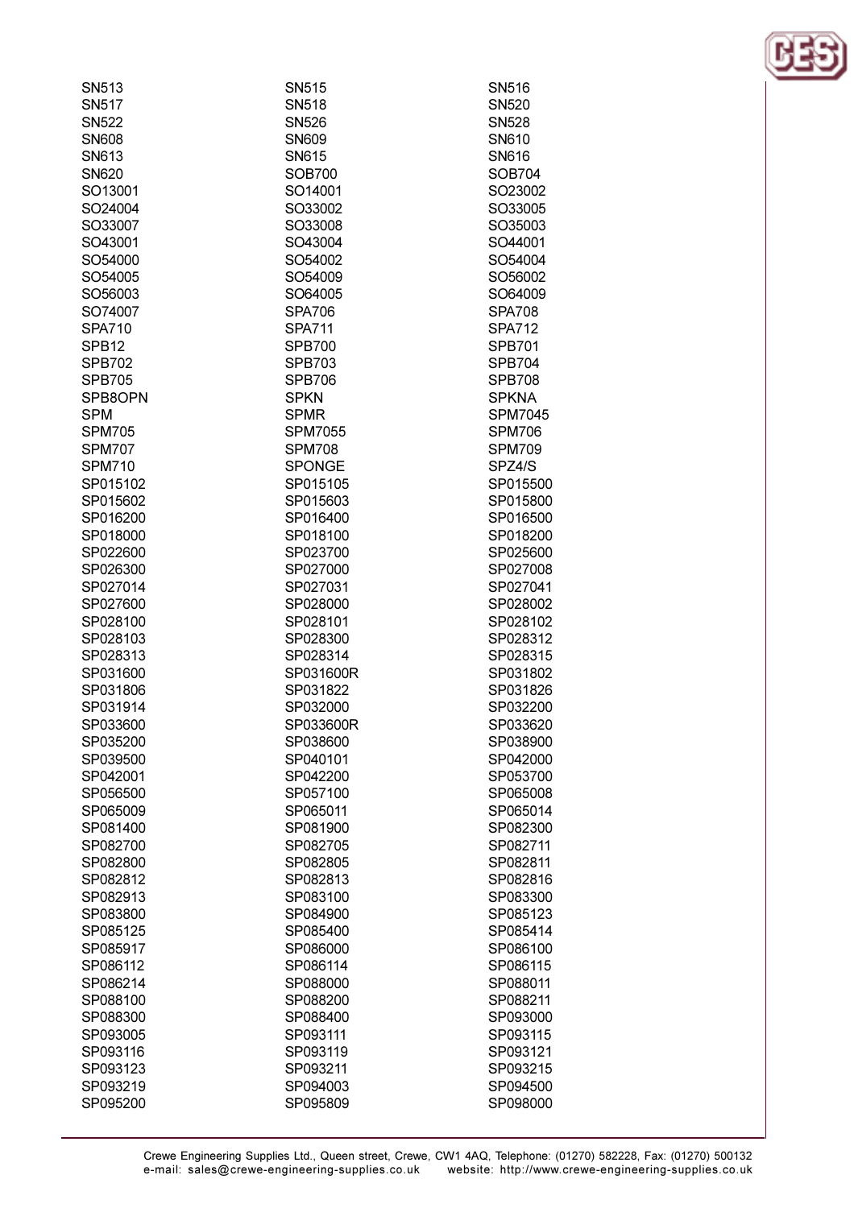SN513
SN515
SN516
SN517
SN518
SN520
SN522
SN526
SN528
SN608
SN609
SN610
SN613
SN615
SN616
SN620
SOB700
SOB704
SO13001
SO14001
SO23002
SO24004
SO33002
SO33005
SO33007
SO33008
SO35003
SO43001
SO43004
SO44001
SO54000
SO54002
SO54004
SO54005
SO54009
SO56002
SO56003
SO64005
SO64009
SO74007
SPA706
SPA708
SPA710
SPA711
SPA712
SPB12
SPB700
SPB701
SPB702
SPB703
SPB704
SPB705
SPB706
SPB708
SPB8OPN
SPKN
SPKNA
SPM
SPMR
SPM7045
SPM705
SPM7055
SPM706
SPM707
SPM708
SPM709
SPM710
SPONGE
SPZ4/S
SP015102
SP015105
SP015500
SP015602
SP015603
SP015800
SP016200
SP016400
SP016500
SP018000
SP018100
SP018200
SP022600
SP023700
SP025600
SP026300
SP027000
SP027008
SP027014
SP027031
SP027041
SP027600
SP028000
SP028002
SP028100
SP028101
SP028102
SP028103
SP028300
SP028312
SP028313
SP028314
SP028315
SP031600
SP031600R
SP031802
SP031806
SP031822
SP031826
SP031914
SP032000
SP032200
SP033600
SP033600R
SP033620
SP035200
SP038600
SP038900
SP039500
SP040101
SP042000
SP042001
SP042200
SP053700
SP056500
SP057100
SP065008
SP065009
SP065011
SP065014
SP081400
SP081900
SP082300
SP082700
SP082705
SP082711
SP082800
SP082805
SP082811
SP082812
SP082813
SP082816
SP082913
SP083100
SP083300
SP083800
SP084900
SP085123
SP085125
SP085400
SP085414
SP085917
SP086000
SP086100
SP086112
SP086114
SP086115
SP086214
SP088000
SP088011
SP088100
SP088200
SP088211
SP088300
SP088400
SP093000
SP093005
SP093111
SP093115
SP093116
SP093119
SP093121
SP093123
SP093211
SP093215
SP093219
SP094003
SP094500
SP095200
SP095809
SP098000

Crewe Engineering Supplies Ltd., Queen street, Crewe, CW1 4AQ, Telephone: (01270) 582228, Fax: (01270) 500132
e-mail: sales@crewe-engineering-supplies.co.uk website: http://www.crewe-engineering-supplies.co.uk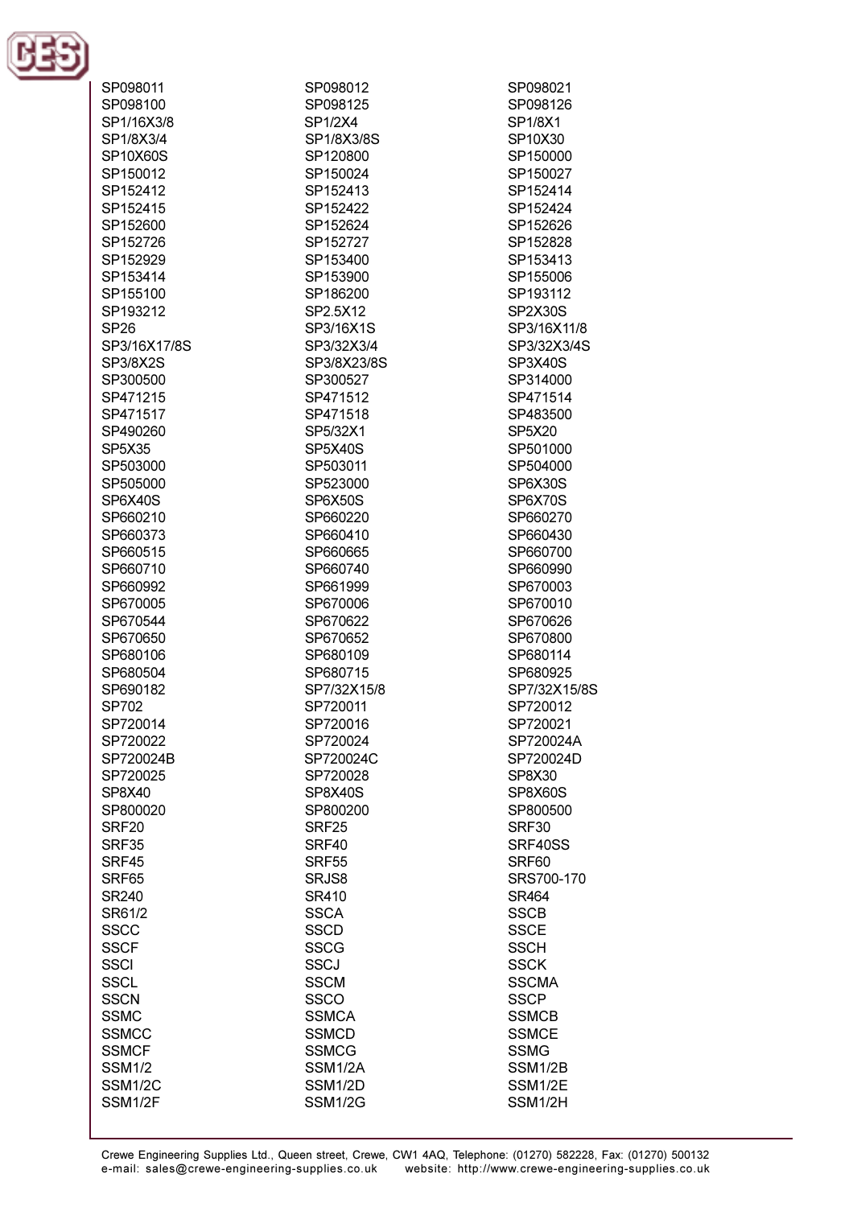SP098011
SP098012
SP098021
SP098100
SP098125
SP098126
SP1/16X3/8
SP1/2X4
SP1/8X1
SP1/8X3/4
SP1/8X3/8S
SP10X30
SP10X60S
SP120800
SP150000
SP150012
SP150024
SP150027
SP152412
SP152413
SP152414
SP152415
SP152422
SP152424
SP152600
SP152624
SP152626
SP152726
SP152727
SP152828
SP152929
SP153400
SP153413
SP153414
SP153900
SP155006
SP155100
SP186200
SP193112
SP193212
SP2.5X12
SP2X30S
SP26
SP3/16X1S
SP3/16X11/8
SP3/16X17/8S
SP3/32X3/4
SP3/32X3/4S
SP3/8X2S
SP3/8X23/8S
SP3X40S
SP300500
SP300527
SP314000
SP471215
SP471512
SP471514
SP471517
SP471518
SP483500
SP490260
SP5/32X1
SP5X20
SP5X35
SP5X40S
SP501000
SP503000
SP503011
SP504000
SP505000
SP523000
SP6X30S
SP6X40S
SP6X50S
SP6X70S
SP660210
SP660220
SP660270
SP660373
SP660410
SP660430
SP660515
SP660665
SP660700
SP660710
SP660740
SP660990
SP660992
SP661999
SP670003
SP670005
SP670006
SP670010
SP670544
SP670622
SP670626
SP670650
SP670652
SP670800
SP680106
SP680109
SP680114
SP680504
SP680715
SP680925
SP690182
SP7/32X15/8
SP7/32X15/8S
SP702
SP720011
SP720012
SP720014
SP720016
SP720021
SP720022
SP720024
SP720024A
SP720024B
SP720024C
SP720024D
SP720025
SP720028
SP8X30
SP8X40
SP8X40S
SP8X60S
SP800020
SP800200
SP800500
SRF20
SRF25
SRF30
SRF35
SRF40
SRF40SS
SRF45
SRF55
SRF60
SRF65
SRJS8
SRS700-170
SR240
SR410
SR464
SR61/2
SSCA
SSCB
SSCC
SSCD
SSCE
SSCF
SSCG
SSCH
SSCI
SSCJ
SSCK
SSCL
SSCM
SSCMA
SSCN
SSCO
SSCP
SSMC
SSMCA
SSMCB
SSMCC
SSMCD
SSMCE
SSMCF
SSMCG
SSMG
SSM1/2
SSM1/2A
SSM1/2B
SSM1/2C
SSM1/2D
SSM1/2E
SSM1/2F
SSM1/2G
SSM1/2H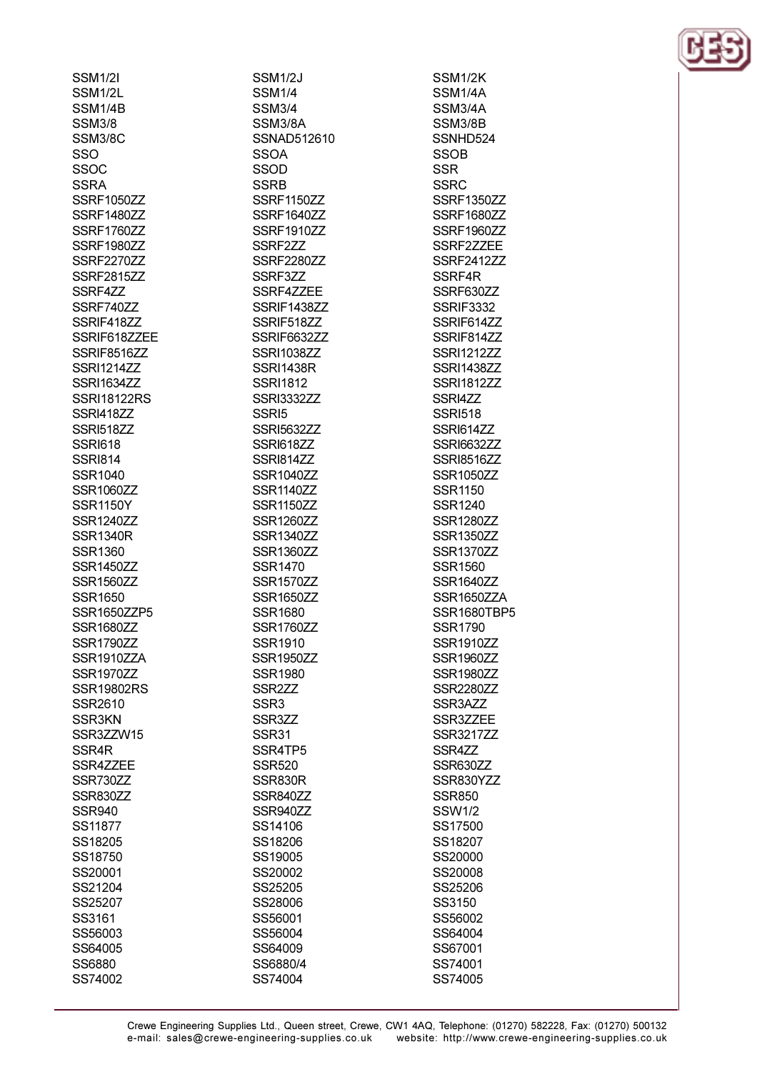SSM1/2I
SSM1/2J
SSM1/2K
SSM1/2L
SSM1/4
SSM1/4A
SSM1/4B
SSM3/4
SSM3/4A
SSM3/8
SSM3/8A
SSM3/8B
SSM3/8C
SSNAD512610
SSNHD524
SSO
SSOA
SSOB
SSOC
SSOD
SSR
SSRA
SSRB
SSRC
SSRF1050ZZ
SSRF1150ZZ
SSRF1350ZZ
SSRF1480ZZ
SSRF1640ZZ
SSRF1680ZZ
SSRF1760ZZ
SSRF1910ZZ
SSRF1960ZZ
SSRF1980ZZ
SSRF2ZZ
SSRF2ZZEE
SSRF2270ZZ
SSRF2280ZZ
SSRF2412ZZ
SSRF2815ZZ
SSRF3ZZ
SSRF4R
SSRF4ZZ
SSRF4ZZEE
SSRF630ZZ
SSRF740ZZ
SSRIF1438ZZ
SSRIF3332
SSRIF418ZZ
SSRIF518ZZ
SSRIF614ZZ
SSRIF618ZZEE
SSRIF6632ZZ
SSRIF814ZZ
SSRIF8516ZZ
SSRI1038ZZ
SSRI1212ZZ
SSRI1214ZZ
SSRI1438R
SSRI1438ZZ
SSRI1634ZZ
SSRI1812
SSRI1812ZZ
SSRI18122RS
SSRI3332ZZ
SSRI4ZZ
SSRI418ZZ
SSRI5
SSRI518
SSRI518ZZ
SSRI5632ZZ
SSRI614ZZ
SSRI618
SSRI618ZZ
SSRI6632ZZ
SSRI814
SSRI814ZZ
SSRI8516ZZ
SSR1040
SSR1040ZZ
SSR1050ZZ
SSR1060ZZ
SSR1140ZZ
SSR1150
SSR1150Y
SSR1150ZZ
SSR1240
SSR1240ZZ
SSR1260ZZ
SSR1280ZZ
SSR1340R
SSR1340ZZ
SSR1350ZZ
SSR1360
SSR1360ZZ
SSR1370ZZ
SSR1450ZZ
SSR1470
SSR1560
SSR1560ZZ
SSR1570ZZ
SSR1640ZZ
SSR1650
SSR1650ZZ
SSR1650ZZA
SSR1650ZZP5
SSR1680
SSR1680TBP5
SSR1680ZZ
SSR1760ZZ
SSR1790
SSR1790ZZ
SSR1910
SSR1910ZZ
SSR1910ZZA
SSR1950ZZ
SSR1960ZZ
SSR1970ZZ
SSR1980
SSR1980ZZ
SSR19802RS
SSR2ZZ
SSR2280ZZ
SSR2610
SSR3
SSR3AZZ
SSR3KN
SSR3ZZ
SSR3ZZEE
SSR3ZZW15
SSR31
SSR3217ZZ
SSR4R
SSR4TP5
SSR4ZZ
SSR4ZZEE
SSR520
SSR630ZZ
SSR730ZZ
SSR830R
SSR830YZZ
SSR830ZZ
SSR840ZZ
SSR850
SSR940
SSR940ZZ
SSW1/2
SS11877
SS14106
SS17500
SS18205
SS18206
SS18207
SS18750
SS19005
SS20000
SS20001
SS20002
SS20008
SS21204
SS25205
SS25206
SS25207
SS28006
SS3150
SS3161
SS56001
SS56002
SS56003
SS56004
SS64004
SS64005
SS64009
SS67001
SS6880
SS6880/4
SS74001
SS74002
SS74004
SS74005

Crewe Engineering Supplies Ltd., Queen street, Crewe, CW1 4AQ, Telephone: (01270) 582228, Fax: (01270) 500132
e-mail: sales@crewe-engineering-supplies.co.uk website: http://www.crewe-engineering-supplies.co.uk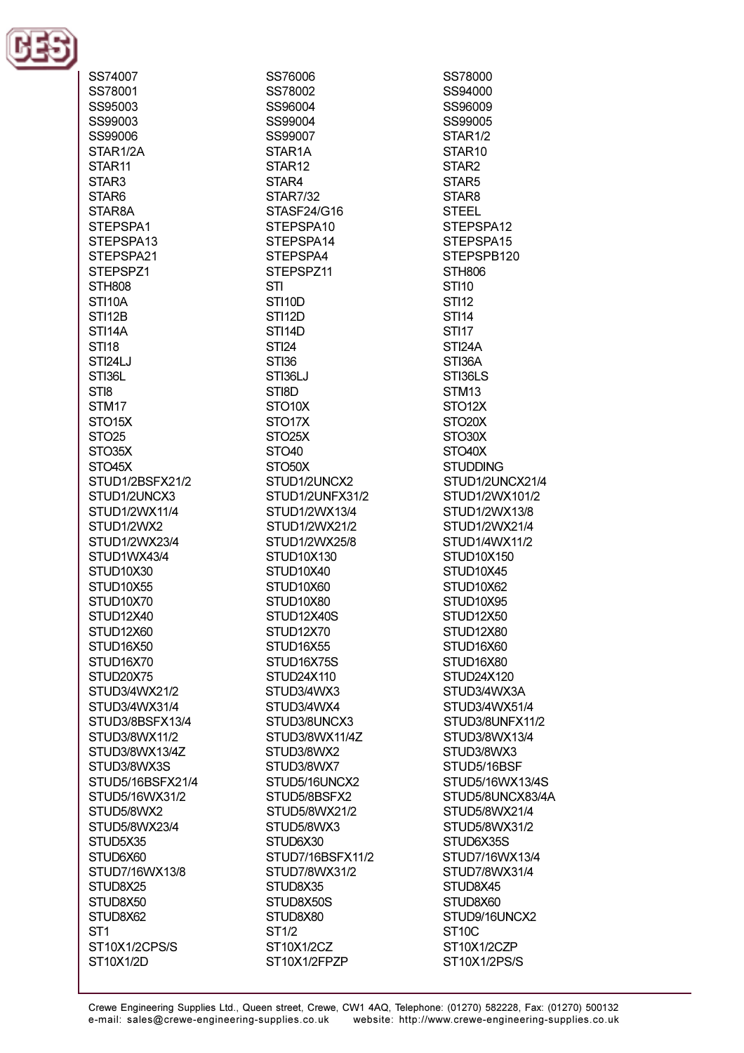SS74007
SS76006
SS78000
SS78001
SS78002
SS94000
SS95003
SS96004
SS96009
SS99003
SS99004
SS99005
SS99006
SS99007
STAR1/2
STAR1/2A
STAR1A
STAR10
STAR11
STAR12
STAR2
STAR3
STAR4
STAR5
STAR6
STAR7/32
STAR8
STAR8A
STASF24/G16
STEEL
STEPSPA1
STEPSPA10
STEPSPA12
STEPSPA13
STEPSPA14
STEPSPA15
STEPSPA21
STEPSPA4
STEPSPB120
STEPSPZ1
STEPSPZ11
STH806
STH808
STI
STI10
STI10A
STI10D
STI12
STI12B
STI12D
STI14
STI14A
STI14D
STI17
STI18
STI24
STI24A
STI24LJ
STI36
STI36A
STI36L
STI36LJ
STI36LS
STI8
STI8D
STM13
STM17
STO10X
STO12X
STO15X
STO17X
STO20X
STO25
STO25X
STO30X
STO35X
STO40
STO40X
STO45X
STO50X
STUDDING
STUD1/2BSFX21/2
STUD1/2UNCX2
STUD1/2UNCX21/4
STUD1/2UNCX3
STUD1/2UNFX31/2
STUD1/2WX101/2
STUD1/2WX11/4
STUD1/2WX13/4
STUD1/2WX13/8
STUD1/2WX2
STUD1/2WX21/2
STUD1/2WX21/4
STUD1/2WX23/4
STUD1/2WX25/8
STUD1/4WX11/2
STUD1WX43/4
STUD10X130
STUD10X150
STUD10X30
STUD10X40
STUD10X45
STUD10X55
STUD10X60
STUD10X62
STUD10X70
STUD10X80
STUD10X95
STUD12X40
STUD12X40S
STUD12X50
STUD12X60
STUD12X70
STUD12X80
STUD16X50
STUD16X55
STUD16X60
STUD16X70
STUD16X75S
STUD16X80
STUD20X75
STUD24X110
STUD24X120
STUD3/4WX21/2
STUD3/4WX3
STUD3/4WX3A
STUD3/4WX31/4
STUD3/4WX4
STUD3/4WX51/4
STUD3/8BSFX13/4
STUD3/8UNCX3
STUD3/8UNFX11/2
STUD3/8WX11/2
STUD3/8WX11/4Z
STUD3/8WX13/4
STUD3/8WX13/4Z
STUD3/8WX2
STUD3/8WX3
STUD3/8WX3S
STUD3/8WX7
STUD5/16BSF
STUD5/16BSFX21/4
STUD5/16UNCX2
STUD5/16WX13/4S
STUD5/16WX31/2
STUD5/8BSFX2
STUD5/8UNCX83/4A
STUD5/8WX2
STUD5/8WX21/2
STUD5/8WX21/4
STUD5/8WX23/4
STUD5/8WX3
STUD5/8WX31/2
STUD5X35
STUD6X30
STUD6X35S
STUD6X60
STUD7/16BSFX11/2
STUD7/16WX13/4
STUD7/16WX13/8
STUD7/8WX31/2
STUD7/8WX31/4
STUD8X25
STUD8X35
STUD8X45
STUD8X50
STUD8X50S
STUD8X60
STUD8X62
STUD8X80
STUD9/16UNCX2
ST1
ST1/2
ST10C
ST10X1/2CPS/S
ST10X1/2CZ
ST10X1/2CZP
ST10X1/2D
ST10X1/2FPZP
ST10X1/2PS/S

Crewe Engineering Supplies Ltd., Queen street, Crewe, CW1 4AQ, Telephone: (01270) 582228, Fax: (01270) 500132
e-mail: sales@crewe-engineering-supplies.co.uk website: http://www.crewe-engineering-supplies.co.uk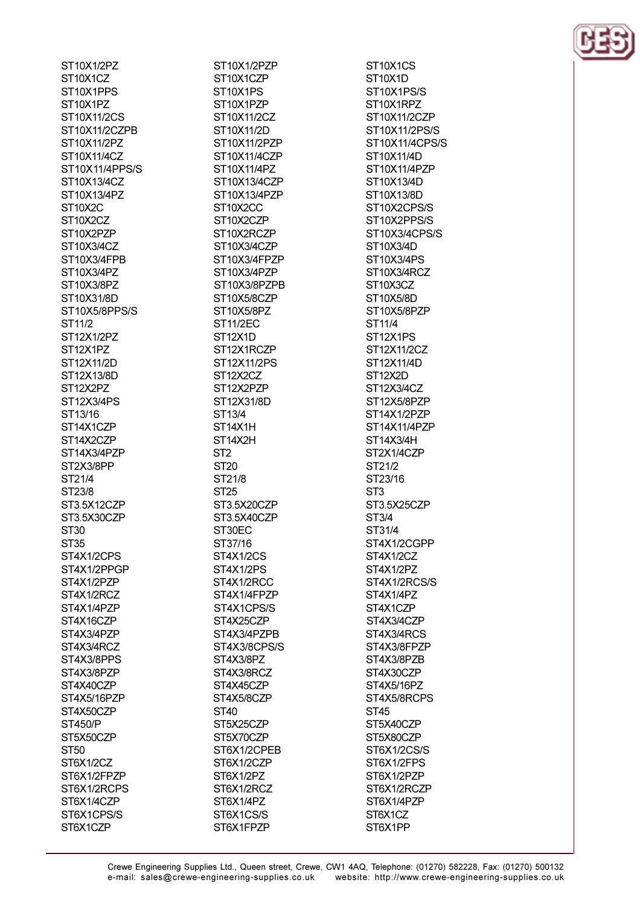ST10X1/2PZ
ST10X1CZ
ST10X1PPS
ST10X1PZ
ST10X11/2CS
ST10X11/2CZPB
ST10X11/2PZ
ST10X11/4CZ
ST10X11/4PPS/S
ST10X13/4CZ
ST10X13/4PZ
ST10X2C
ST10X2CZ
ST10X2PZP
ST10X3/4CZ
ST10X3/4FPB
ST10X3/4PZ
ST10X3/8PZ
ST10X31/8D
ST10X5/8PPS/S
ST11/2
ST12X1/2PZ
ST12X1PZ
ST12X11/2D
ST12X13/8D
ST12X2PZ
ST12X3/4PS
ST13/16
ST14X1CZP
ST14X2CZP
ST14X3/4PZP
ST2X3/8PP
ST21/4
ST23/8
ST3.5X12CZP
ST3.5X30CZP
ST30
ST35
ST4X1/2CPS
ST4X1/2PPGP
ST4X1/2PZP
ST4X1/2RCZ
ST4X1/4PZP
ST4X16CZP
ST4X3/4PZP
ST4X3/4RCZ
ST4X3/8PPS
ST4X3/8PZP
ST4X40CZP
ST4X5/16PZP
ST4X50CZP
ST450/P
ST5X50CZP
ST50
ST6X1/2CZ
ST6X1/2FPZP
ST6X1/2RCPS
ST6X1/4CZP
ST6X1CPS/S
ST6X1CZP
ST10X1/2PZP
ST10X1CZP
ST10X1PS
ST10X1PZP
ST10X11/2CZ
ST10X11/2D
ST10X11/2PZP
ST10X11/4CZP
ST10X11/4PZ
ST10X13/4CZP
ST10X13/4PZP
ST10X2CC
ST10X2CZP
ST10X2RCZP
ST10X3/4CZP
ST10X3/4FPZP
ST10X3/4PZP
ST10X3/8PZPB
ST10X5/8CZP
ST10X5/8PZ
ST11/2EC
ST12X1D
ST12X1RCZP
ST12X11/2PS
ST12X2CZ
ST12X2PZP
ST12X31/8D
ST13/4
ST14X1H
ST14X2H
ST2
ST20
ST21/8
ST25
ST3.5X20CZP
ST3.5X40CZP
ST30EC
ST37/16
ST4X1/2CS
ST4X1/2PS
ST4X1/2RCC
ST4X1/4FPZP
ST4X1CPS/S
ST4X25CZP
ST4X3/4PZPB
ST4X3/8CPS/S
ST4X3/8PZ
ST4X3/8RCZ
ST4X45CZP
ST4X5/8CZP
ST40
ST5X25CZP
ST5X70CZP
ST6X1/2CPEB
ST6X1/2CZP
ST6X1/2PZ
ST6X1/2RCZ
ST6X1/4PZ
ST6X1CS/S
ST6X1FPZP
ST10X1CS
ST10X1D
ST10X1PS/S
ST10X1RPZ
ST10X11/2CZP
ST10X11/2PS/S
ST10X11/4CPS/S
ST10X11/4D
ST10X11/4PZP
ST10X13/4D
ST10X13/8D
ST10X2CPS/S
ST10X2PPS/S
ST10X3/4CPS/S
ST10X3/4D
ST10X3/4PS
ST10X3/4RCZ
ST10X3CZ
ST10X5/8D
ST10X5/8PZP
ST11/4
ST12X1PS
ST12X11/2CZ
ST12X11/4D
ST12X2D
ST12X3/4CZ
ST12X5/8PZP
ST14X1/2PZP
ST14X11/4PZP
ST14X3/4H
ST2X1/4CZP
ST21/2
ST23/16
ST3
ST3.5X25CZP
ST3/4
ST31/4
ST4X1/2CGPP
ST4X1/2CZ
ST4X1/2PZ
ST4X1/2RCS/S
ST4X1/4PZ
ST4X1CZP
ST4X3/4CZP
ST4X3/4RCS
ST4X3/8FPZP
ST4X3/8PZB
ST4X30CZP
ST4X5/16PZ
ST4X5/8RCPS
ST45
ST5X40CZP
ST5X80CZP
ST6X1/2CS/S
ST6X1/2FPS
ST6X1/2PZP
ST6X1/2RCZP
ST6X1/4PZP
ST6X1CZ
ST6X1PP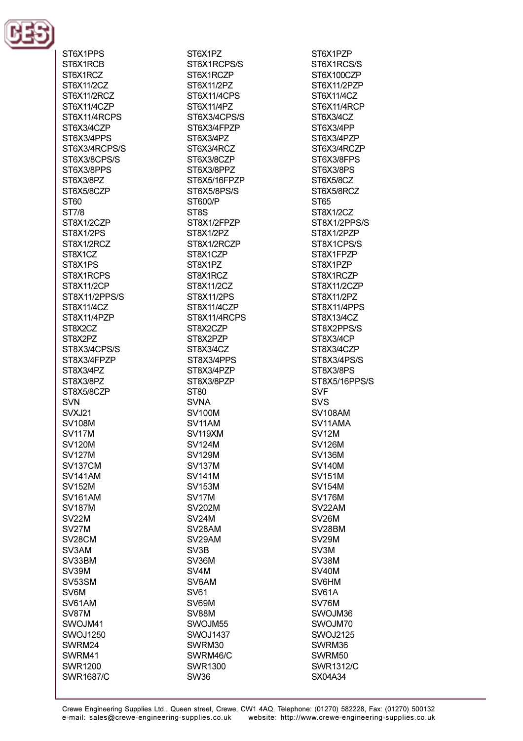ST6X1PPS
ST6X1RCB
ST6X1RCZ
ST6X11/2CZ
ST6X11/2RCZ
ST6X11/4CZP
ST6X11/4RCPS
ST6X3/4CZP
ST6X3/4PPS
ST6X3/4RCPS/S
ST6X3/8CPS/S
ST6X3/8PPS
ST6X3/8PZ
ST6X5/8CZP
ST60
ST7/8
ST8X1/2CZP
ST8X1/2PS
ST8X1/2RCZ
ST8X1CZ
ST8X1PS
ST8X1RCPS
ST8X11/2CP
ST8X11/2PPS/S
ST8X11/4CZ
ST8X11/4PZP
ST8X2CZ
ST8X2PZ
ST8X3/4CPS/S
ST8X3/4FPZP
ST8X3/4PZ
ST8X3/8PZ
ST8X5/8CZP
SVN
SVXJ21
SV108M
SV117M
SV120M
SV127M
SV137CM
SV141AM
SV152M
SV161AM
SV187M
SV22M
SV27M
SV28CM
SV3AM
SV33BM
SV39M
SV53SM
SV6M
SV61AM
SV87M
SWOJM41
SWOJ1250
SWRM24
SWRM41
SWR1200
SWR1687/C

ST6X1PZ
ST6X1RCPS/S
ST6X1RCZP
ST6X11/2PZ
ST6X11/4CPS
ST6X11/4PZ
ST6X3/4CPS/S
ST6X3/4FPZP
ST6X3/4PZ
ST6X3/4RCZ
ST6X3/8CZP
ST6X3/8PPZ
ST6X5/16FPZP
ST6X5/8PS/S
ST600/P
ST8S
ST8X1/2FPZP
ST8X1/2PZ
ST8X1/2RCZP
ST8X1CZP
ST8X1PZ
ST8X1RCZ
ST8X11/2CZ
ST8X11/2PS
ST8X11/4CZP
ST8X11/4RCPS
ST8X2CZP
ST8X2PZP
ST8X3/4CZ
ST8X3/4PPS
ST8X3/4PZP
ST8X3/8PZP
ST80
SVNA
SV100M
SV11AM
SV119XM
SV124M
SV129M
SV137M
SV141M
SV153M
SV17M
SV202M
SV24M
SV28AM
SV29AM
SV3B
SV36M
SV4M
SV6AM
SV61
SV69M
SV88M
SWOJM55
SWOJ1437
SWRM30
SWRM46/C
SWR1300
SW36

ST6X1PZP
ST6X1RCS/S
ST6X100CZP
ST6X11/2PZP
ST6X11/4CZ
ST6X11/4RCP
ST6X3/4CZ
ST6X3/4PP
ST6X3/4PZP
ST6X3/4RCZP
ST6X3/8FPS
ST6X3/8PS
ST6X5/8CZ
ST6X5/8RCZ
ST65
ST8X1/2CZ
ST8X1/2PPS/S
ST8X1/2PZP
ST8X1CPS/S
ST8X1FPZP
ST8X1PZP
ST8X1RCZP
ST8X11/2CZP
ST8X11/2PZ
ST8X11/4PPS
ST8X13/4CZ
ST8X2PPS/S
ST8X3/4CP
ST8X3/4CZP
ST8X3/4PS/S
ST8X3/8PS
ST8X5/16PPS/S
SVF
SVS
SV108AM
SV11AMA
SV12M
SV126M
SV136M
SV140M
SV151M
SV154M
SV176M
SV22AM
SV26M
SV28BM
SV29M
SV3M
SV38M
SV40M
SV6HM
SV61A
SV76M
SWOJM36
SWOJM70
SWOJ2125
SWRM36
SWRM50
SWR1312/C
SX04A34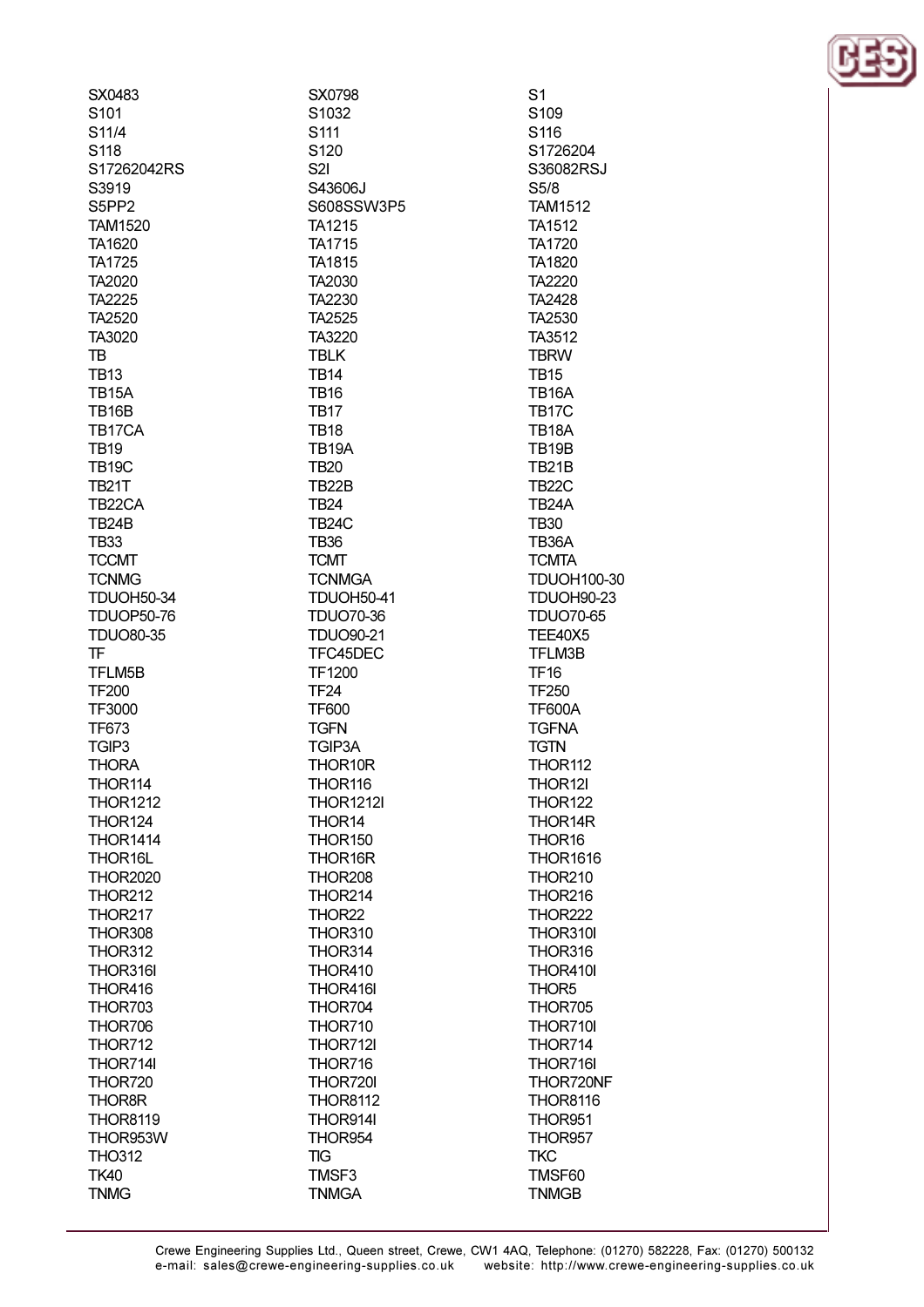SX0483
S101
S11/4
S118
S17262042RS
S3919
S5PP2
TAM1520
TA1620
TA1725
TA2020
TA2225
TA2520
TA3020
TB
TB13
TB15A
TB16B
TB17CA
TB19
TB19C
TB21T
TB22CA
TB24B
TB33
TCCMT
TCNMG
TDUOH50-34
TDUOP50-76
TDUO80-35
TF
TFLM5B
TF200
TF3000
TF673
TGIP3
THORA
THOR114
THOR1212
THOR124
THOR1414
THOR16L
THOR2020
THOR212
THOR217
THOR308
THOR312
THOR316I
THOR416
THOR703
THOR706
THOR712
THOR714I
THOR720
THOR8R
THOR8119
THOR953W
THO312
TK40
TNMG

SX0798
S1032
S111
S120
S2I
S43606J
S608SSW3P5
TA1215
TA1715
TA1815
TA2030
TA2230
TA2525
TA3220
TBLK
TB14
TB16
TB17
TB18
TB19A
TB20
TB22B
TB24
TB24C
TB36
TCMT
TCNMGA
TDUOH50-41
TDUO70-36
TDUO90-21
TFC45DEC
TF1200
TF24
TF600
TGFN
TGIP3A
THOR10R
THOR116
THOR1212I
THOR14
THOR150
THOR16R
THOR208
THOR214
THOR22
THOR310
THOR314
THOR410
THOR416I
THOR704
THOR710
THOR712I
THOR716
THOR720I
THOR8112
THOR914I
THOR954
TIG
TMSF3
TNMGA

S1
S109
S116
S1726204
S36082RSJ
S5/8
TAM1512
TA1512
TA1720
TA1820
TA2220
TA2428
TA2530
TA3512
TBRW
TB15
TB16A
TB17C
TB18A
TB19B
TB21B
TB22C
TB24A
TB30
TB36A
TCMTA
TDUOH100-30
TDUOH90-23
TDUO70-65
TEE40X5
TFLM3B
TF16
TF250
TF600A
TGFNA
TGTN
THOR112
THOR12I
THOR122
THOR14R
THOR16
THOR1616
THOR210
THOR216
THOR222
THOR310I
THOR316
THOR410I
THOR5
THOR705
THOR710I
THOR714
THOR716I
THOR720NF
THOR8116
THOR951
THOR957
TKC
TMSF60
TNMGB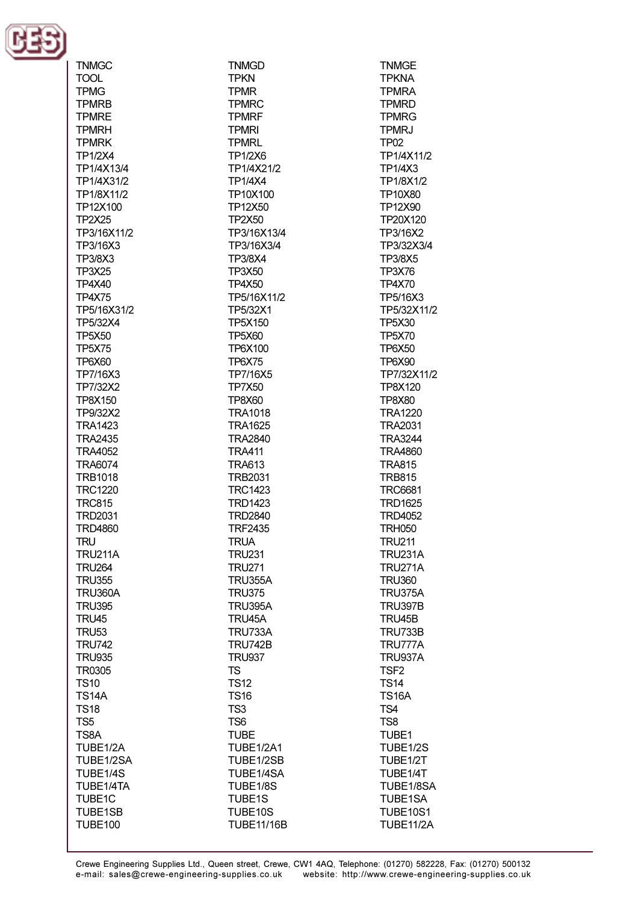TNMGC
TNMGD
TNMGE
TOOL
TPKN
TPKNA
TPMG
TPMR
TPMRA
TPMRB
TPMRC
TPMRD
TPMRE
TPMRF
TPMRG
TPMRH
TPMRI
TPMRJ
TPMRK
TPMRL
TP02
TP1/2X4
TP1/2X6
TP1/4X11/2
TP1/4X13/4
TP1/4X21/2
TP1/4X3
TP1/4X31/2
TP1/4X4
TP1/8X1/2
TP1/8X11/2
TP10X100
TP10X80
TP12X100
TP12X50
TP12X90
TP2X25
TP2X50
TP20X120
TP3/16X11/2
TP3/16X13/4
TP3/16X2
TP3/16X3
TP3/16X3/4
TP3/32X3/4
TP3/8X3
TP3/8X4
TP3/8X5
TP3X25
TP3X50
TP3X76
TP4X40
TP4X50
TP4X70
TP4X75
TP5/16X11/2
TP5/16X3
TP5/16X31/2
TP5/32X1
TP5/32X11/2
TP5/32X4
TP5X150
TP5X30
TP5X50
TP5X60
TP5X70
TP5X75
TP6X100
TP6X50
TP6X60
TP6X75
TP6X90
TP7/16X3
TP7/16X5
TP7/32X11/2
TP7/32X2
TP7X50
TP8X120
TP8X150
TP8X60
TP8X80
TP9/32X2
TRA1018
TRA1220
TRA1423
TRA1625
TRA2031
TRA2435
TRA2840
TRA3244
TRA4052
TRA411
TRA4860
TRA6074
TRA613
TRA815
TRB1018
TRB2031
TRB815
TRC1220
TRC1423
TRC6681
TRC815
TRD1423
TRD1625
TRD2031
TRD2840
TRD4052
TRD4860
TRF2435
TRH050
TRU
TRUA
TRU211
TRU211A
TRU231
TRU231A
TRU264
TRU271
TRU271A
TRU355
TRU355A
TRU360
TRU360A
TRU375
TRU375A
TRU395
TRU395A
TRU397B
TRU45
TRU45A
TRU45B
TRU53
TRU733A
TRU733B
TRU742
TRU742B
TRU777A
TRU935
TRU937
TRU937A
TR0305
TS
TSF2
TS10
TS12
TS14
TS14A
TS16
TS16A
TS18
TS3
TS4
TS5
TS6
TS8
TS8A
TUBE
TUBE1
TUBE1/2A
TUBE1/2A1
TUBE1/2S
TUBE1/2SA
TUBE1/2SB
TUBE1/2T
TUBE1/4S
TUBE1/4SA
TUBE1/4T
TUBE1/4TA
TUBE1/8S
TUBE1/8SA
TUBE1C
TUBE1S
TUBE1SA
TUBE1SB
TUBE10S
TUBE10S1
TUBE100
TUBE11/16B
TUBE11/2A

Crewe Engineering Supplies Ltd., Queen street, Crewe, CW1 4AQ, Telephone: (01270) 582228, Fax: (01270) 500132
e-mail: sales@crewe-engineering-supplies.co.uk website: http://www.crewe-engineering-supplies.co.uk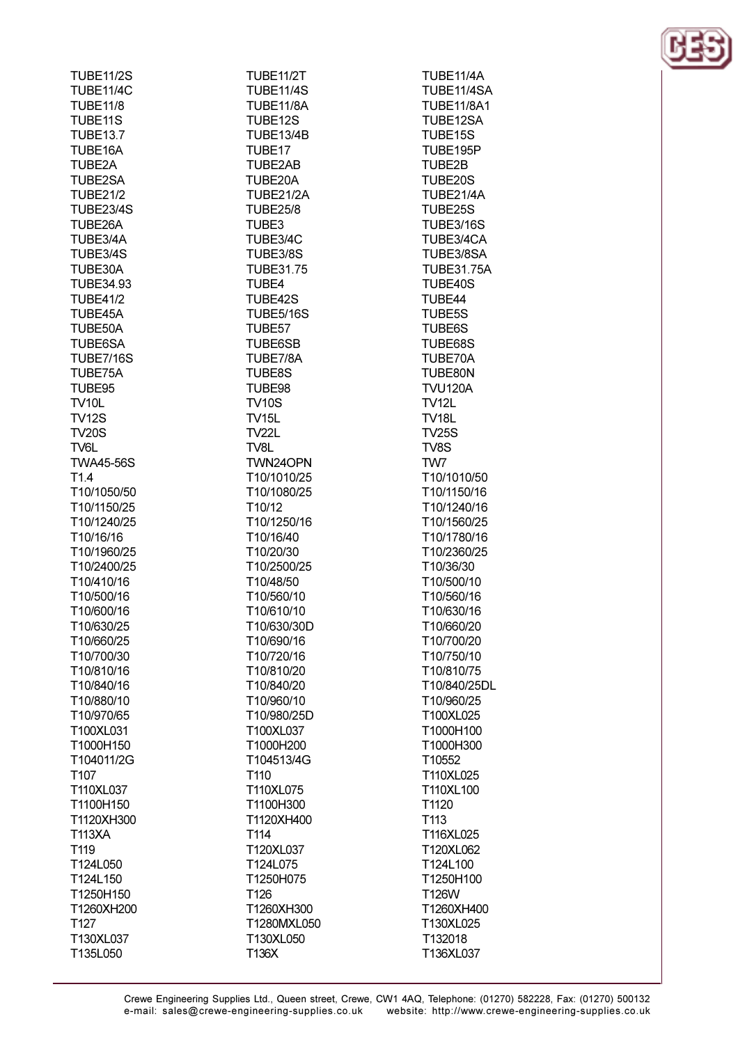TUBE11/2S
TUBE11/2T
TUBE11/4A
TUBE11/4C
TUBE11/4S
TUBE11/4SA
TUBE11/8
TUBE11/8A
TUBE11/8A1
TUBE11S
TUBE12S
TUBE12SA
TUBE13.7
TUBE13/4B
TUBE15S
TUBE16A
TUBE17
TUBE195P
TUBE2A
TUBE2AB
TUBE2B
TUBE2SA
TUBE20A
TUBE20S
TUBE21/2
TUBE21/2A
TUBE21/4A
TUBE23/4S
TUBE25/8
TUBE25S
TUBE26A
TUBE3
TUBE3/16S
TUBE3/4A
TUBE3/4C
TUBE3/4CA
TUBE3/4S
TUBE3/8S
TUBE3/8SA
TUBE30A
TUBE31.75
TUBE31.75A
TUBE34.93
TUBE4
TUBE40S
TUBE41/2
TUBE42S
TUBE44
TUBE45A
TUBE5/16S
TUBE5S
TUBE50A
TUBE57
TUBE6S
TUBE6SA
TUBE6SB
TUBE68S
TUBE7/16S
TUBE7/8A
TUBE70A
TUBE75A
TUBE8S
TUBE80N
TUBE95
TUBE98
TVU120A
TV10L
TV10S
TV12L
TV12S
TV15L
TV18L
TV20S
TV22L
TV25S
TV6L
TV8L
TV8S
TWA45-56S
TWN24OPN
TW7
T1.4
T10/1010/25
T10/1010/50
T10/1050/50
T10/1080/25
T10/1150/16
T10/1150/25
T10/12
T10/1240/16
T10/1240/25
T10/1250/16
T10/1560/25
T10/16/16
T10/16/40
T10/1780/16
T10/1960/25
T10/20/30
T10/2360/25
T10/2400/25
T10/2500/25
T10/36/30
T10/410/16
T10/48/50
T10/500/10
T10/500/16
T10/560/10
T10/560/16
T10/600/16
T10/610/10
T10/630/16
T10/630/25
T10/630/30D
T10/660/20
T10/660/25
T10/690/16
T10/700/20
T10/700/30
T10/720/16
T10/750/10
T10/810/16
T10/810/20
T10/810/75
T10/840/16
T10/840/20
T10/840/25DL
T10/880/10
T10/960/10
T10/960/25
T10/970/65
T10/980/25D
T100XL025
T100XL031
T100XL037
T1000H100
T1000H150
T1000H200
T1000H300
T104011/2G
T104513/4G
T10552
T107
T110
T110XL025
T110XL037
T110XL075
T110XL100
T1100H150
T1100H300
T1120
T1120XH300
T1120XH400
T113
T113XA
T114
T116XL025
T119
T120XL037
T120XL062
T124L050
T124L075
T124L100
T124L150
T1250H075
T1250H100
T1250H150
T126
T126W
T1260XH200
T1260XH300
T1260XH400
T127
T1280MXL050
T130XL025
T130XL037
T130XL050
T132018
T135L050
T136X
T136XL037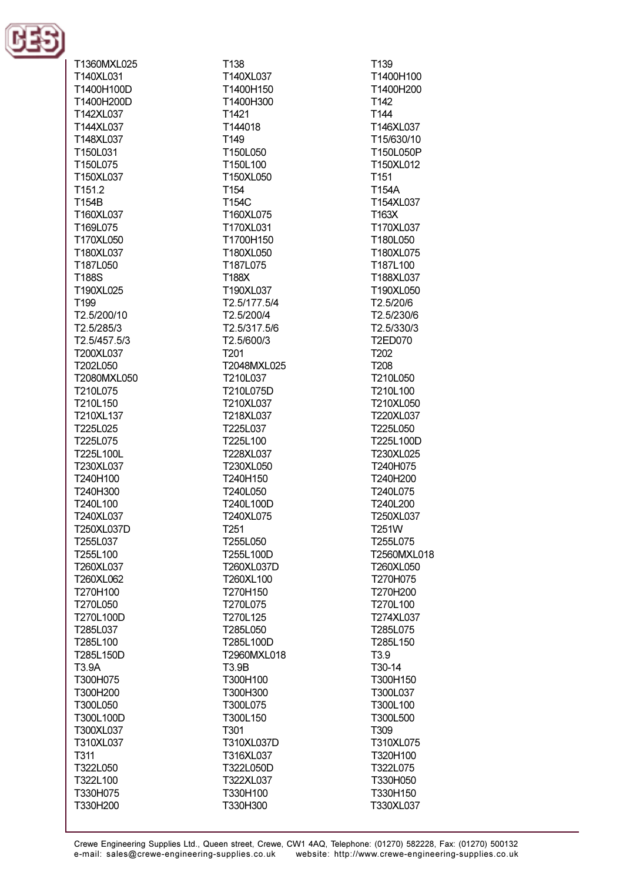T1360MXL025
T140XL031
T1400H100D
T1400H200D
T142XL037
T144XL037
T148XL037
T150L031
T150L075
T150XL037
T151.2
T154B
T160XL037
T169L075
T170XL050
T180XL037
T187L050
T188S
T190XL025
T199
T2.5/200/10
T2.5/285/3
T2.5/457.5/3
T200XL037
T202L050
T2080MXL050
T210L075
T210L150
T210XL137
T225L025
T225L075
T225L100L
T230XL037
T240H100
T240H300
T240L100
T240XL037
T250XL037D
T255L037
T255L100
T260XL037
T260XL062
T270H100
T270L050
T270L100D
T285L037
T285L100
T285L150D
T3.9A
T300H075
T300H200
T300L050
T300L100D
T300XL037
T310XL037
T311
T322L050
T322L100
T330H075
T330H200

T138
T140XL037
T1400H150
T1400H300
T1421
T144018
T149
T150L050
T150L100
T150XL050
T154
T154C
T160XL075
T170XL031
T1700H150
T180XL050
T187L075
T188X
T190XL037
T2.5/177.5/4
T2.5/200/4
T2.5/317.5/6
T2.5/600/3
T201
T2048MXL025
T210L037
T210L075D
T210XL037
T218XL037
T225L037
T225L100
T228XL037
T230XL050
T240H150
T240L050
T240L100D
T240XL075
T251
T255L050
T255L100D
T260XL037D
T260XL100
T270H150
T270L075
T270L125
T285L050
T285L100D
T2960MXL018
T3.9B
T300H100
T300H300
T300L075
T300L150
T301
T310XL037D
T316XL037
T322L050D
T322XL037
T330H100
T330H300

T139
T1400H100
T1400H200
T142
T144
T146XL037
T15/630/10
T150L050P
T150XL012
T151
T154A
T154XL037
T163X
T170XL037
T180L050
T180XL075
T187L100
T188XL037
T190XL050
T2.5/20/6
T2.5/230/6
T2.5/330/3
T2ED070
T202
T208
T210L050
T210L100
T210XL050
T220XL037
T225L050
T225L100D
T230XL025
T240H075
T240H200
T240L075
T240L200
T250XL037
T251W
T255L075
T2560MXL018
T260XL050
T270H075
T270H200
T270L100
T274XL037
T285L075
T285L150
T3.9
T30-14
T300H150
T300L037
T300L100
T300L500
T309
T310XL075
T320H100
T322L075
T330H050
T330H150
T330XL037

Crewe Engineering Supplies Ltd., Queen street, Crewe, CW1 4AQ, Telephone: (01270) 582228, Fax: (01270) 500132
e-mail: sales@crewe-engineering-supplies.co.uk website: http://www.crewe-engineering-supplies.co.uk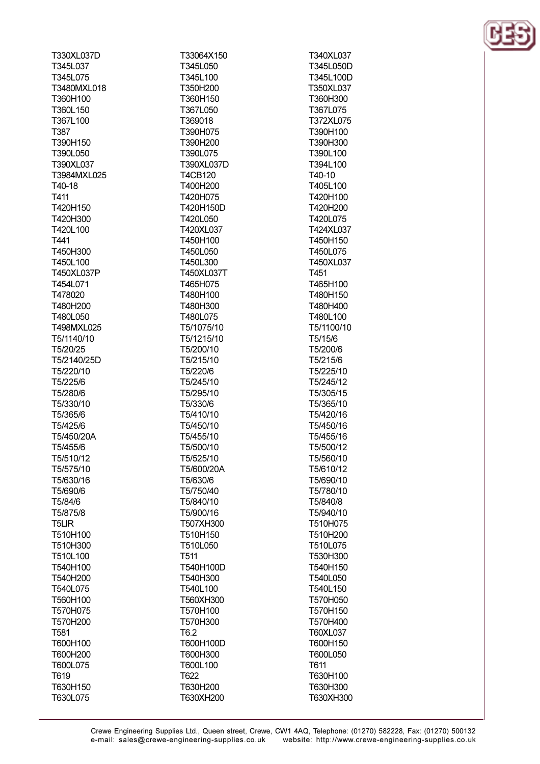T330XL037D
T345L037
T345L075
T3480MXL018
T360H100
T360L150
T367L100
T387
T390H150
T390L050
T390XL037
T3984MXL025
T40-18
T411
T420H150
T420H300
T420L100
T441
T450H300
T450L100
T450XL037P
T454L071
T478020
T480H200
T480L050
T498MXL025
T5/1140/10
T5/20/25
T5/2140/25D
T5/220/10
T5/225/6
T5/280/6
T5/330/10
T5/365/6
T5/425/6
T5/450/20A
T5/455/6
T5/510/12
T5/575/10
T5/630/16
T5/690/6
T5/84/6
T5/875/8
T5LIR
T510H100
T510H300
T510L100
T540H100
T540H200
T540L075
T560H100
T570H075
T570H200
T581
T600H100
T600H200
T600L075
T619
T630H150
T630L075
T33064X150
T345L050
T345L100
T350H200
T360H150
T367L050
T369018
T390H075
T390H200
T390L075
T390XL037D
T4CB120
T400H200
T420H075
T420H150D
T420L050
T420XL037
T450H100
T450L050
T450L300
T450XL037T
T465H075
T480H100
T480H300
T480L075
T5/1075/10
T5/1215/10
T5/200/10
T5/215/10
T5/220/6
T5/245/10
T5/295/10
T5/330/6
T5/410/10
T5/450/10
T5/455/10
T5/500/10
T5/525/10
T5/600/20A
T5/630/6
T5/750/40
T5/840/10
T5/900/16
T507XH300
T510H150
T510L050
T511
T540H100D
T540H300
T540L100
T560XH300
T570H100
T570H300
T6.2
T600H100D
T600H300
T600L100
T622
T630H200
T630XH200
T340XL037
T345L050D
T345L100D
T350XL037
T360H300
T367L075
T372XL075
T390H100
T390H300
T390L100
T394L100
T40-10
T405L100
T420H100
T420H200
T420L075
T424XL037
T450H150
T450L075
T450XL037
T451
T465H100
T480H150
T480H400
T480L100
T5/1100/10
T5/15/6
T5/200/6
T5/215/6
T5/225/10
T5/245/12
T5/305/15
T5/365/10
T5/420/16
T5/450/16
T5/455/16
T5/500/12
T5/560/10
T5/610/12
T5/690/10
T5/780/10
T5/840/8
T5/940/10
T510H075
T510H200
T510L075
T530H300
T540H150
T540L050
T540L150
T570H050
T570H150
T570H400
T60XL037
T600H150
T600L050
T611
T630H100
T630H300
T630XH300

Crewe Engineering Supplies Ltd., Queen street, Crewe, CW1 4AQ, Telephone: (01270) 582228, Fax: (01270) 500132
e-mail: sales@crewe-engineering-supplies.co.uk website: http://www.crewe-engineering-supplies.co.uk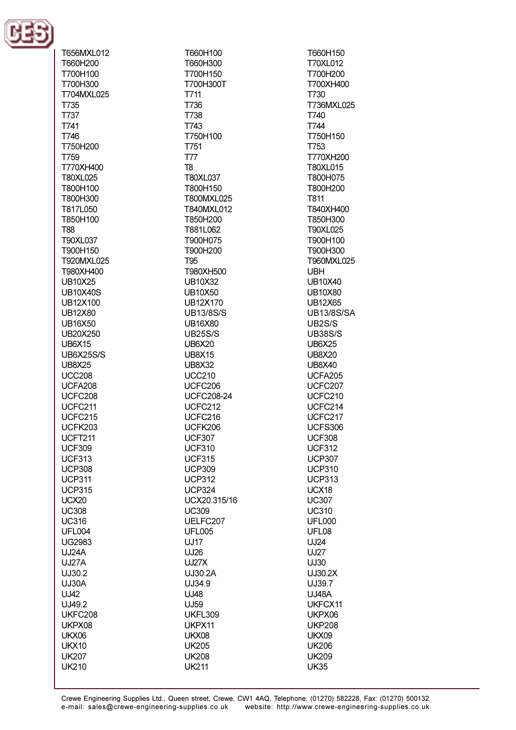| | | |
|---|---|---|
| T656MXL012 | T660H100 | T660H150 |
| T660H200 | T660H300 | T70XL012 |
| T700H100 | T700H150 | T700H200 |
| T700H300 | T700H300T | T700XH400 |
| T704MXL025 | T711 | T730 |
| T735 | T736 | T736MXL025 |
| T737 | T738 | T740 |
| T741 | T743 | T744 |
| T746 | T750H100 | T750H150 |
| T750H200 | T751 | T753 |
| T759 | T77 | T770XH200 |
| T770XH400 | T8 | T80XL015 |
| T80XL025 | T80XL037 | T800H075 |
| T800H100 | T800H150 | T800H200 |
| T800H300 | T800MXL025 | T811 |
| T817L050 | T840MXL012 | T840XH400 |
| T850H100 | T850H200 | T850H300 |
| T88 | T881L062 | T90XL025 |
| T90XL037 | T900H075 | T900H100 |
| T900H150 | T900H200 | T900H300 |
| T920MXL025 | T95 | T960MXL025 |
| T980XH400 | T980XH500 | UBH |
| UB10X25 | UB10X32 | UB10X40 |
| UB10X40S | UB10X50 | UB10X80 |
| UB12X100 | UB12X170 | UB12X65 |
| UB12X80 | UB13/8S/S | UB13/8S/SA |
| UB16X50 | UB16X80 | UB2S/S |
| UB20X250 | UB25S/S | UB38S/S |
| UB6X15 | UB6X20 | UB6X25 |
| UB6X25S/S | UB8X15 | UB8X20 |
| UB8X25 | UB8X32 | UB8X40 |
| UCC208 | UCC210 | UCFA205 |
| UCFA208 | UCFC206 | UCFC207 |
| UCFC208 | UCFC208-24 | UCFC210 |
| UCFC211 | UCFC212 | UCFC214 |
| UCFC215 | UCFC216 | UCFC217 |
| UCFK203 | UCFK206 | UCFS306 |
| UCFT211 | UCF307 | UCF308 |
| UCF309 | UCF310 | UCF312 |
| UCF313 | UCF315 | UCP307 |
| UCP308 | UCP309 | UCP310 |
| UCP311 | UCP312 | UCP313 |
| UCP315 | UCP324 | UCX18 |
| UCX20 | UCX20.315/16 | UC307 |
| UC308 | UC309 | UC310 |
| UC316 | UELFC207 | UFL000 |
| UFL004 | UFL005 | UFL08 |
| UG2983 | UJ17 | UJ24 |
| UJ24A | UJ26 | UJ27 |
| UJ27A | UJ27X | UJ30 |
| UJ30.2 | UJ30.2A | UJ30.2X |
| UJ30A | UJ34.9 | UJ39.7 |
| UJ42 | UJ48 | UJ48A |
| UJ49.2 | UJ59 | UKFCX11 |
| UKFC208 | UKFL309 | UKPX06 |
| UKPX08 | UKPX11 | UKP208 |
| UKX06 | UKX08 | UKX09 |
| UKX10 | UK205 | UK206 |
| UK207 | UK208 | UK209 |
| UK210 | UK211 | UK35 |

Crewe Engineering Supplies Ltd., Queen street, Crewe, CW1 4AQ, Telephone: (01270) 582228, Fax: (01270) 500132
e-mail: sales@crewe-engineering-supplies.co.uk website: http://www.crewe-engineering-supplies.co.uk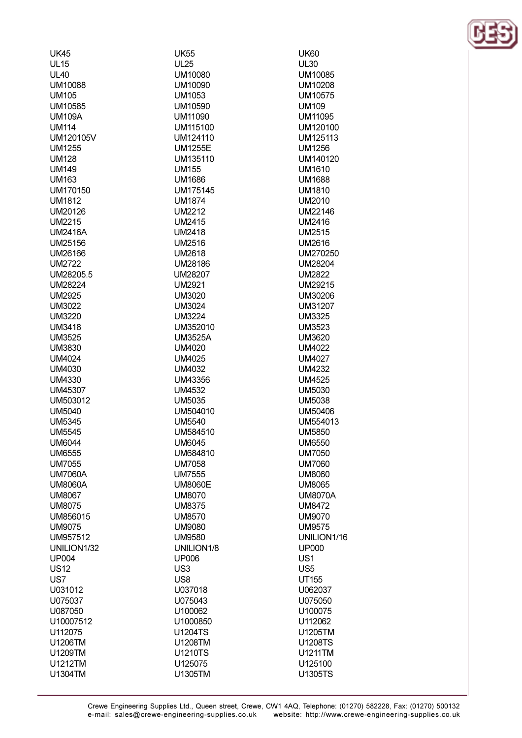UK45
UL15
UL40
UM10088
UM105
UM10585
UM109A
UM114
UM120105V
UM1255
UM128
UM149
UM163
UM170150
UM1812
UM20126
UM2215
UM2416A
UM25156
UM26166
UM2722
UM28205.5
UM28224
UM2925
UM3022
UM3220
UM3418
UM3525
UM3830
UM4024
UM4030
UM4330
UM45307
UM503012
UM5040
UM5345
UM5545
UM6044
UM6555
UM7055
UM7060A
UM8060A
UM8067
UM8075
UM856015
UM9075
UM957512
UNILION1/32
UP004
US12
US7
U031012
U075037
U087050
U10007512
U112075
U1206TM
U1209TM
U1212TM
U1304TM

UK55
UL25
UM10080
UM10090
UM1053
UM10590
UM11090
UM115100
UM124110
UM1255E
UM135110
UM155
UM1686
UM175145
UM1874
UM2212
UM2415
UM2418
UM2516
UM2618
UM28186
UM28207
UM2921
UM3020
UM3024
UM3224
UM352010
UM3525A
UM4020
UM4025
UM4032
UM43356
UM4532
UM5035
UM504010
UM5540
UM584510
UM6045
UM684810
UM7058
UM7555
UM8060E
UM8070
UM8375
UM8570
UM9080
UM9580
UNILION1/8
UP006
US3
US8
U037018
U075043
U100062
U1000850
U1204TS
U1208TM
U1210TS
U125075
U1305TM

UK60
UL30
UM10085
UM10208
UM10575
UM109
UM11095
UM120100
UM125113
UM1256
UM140120
UM1610
UM1688
UM1810
UM2010
UM22146
UM2416
UM2515
UM2616
UM270250
UM28204
UM2822
UM29215
UM30206
UM31207
UM3325
UM3523
UM3620
UM4022
UM4027
UM4232
UM4525
UM5030
UM5038
UM50406
UM554013
UM5850
UM6550
UM7050
UM7060
UM8060
UM8065
UM8070A
UM8472
UM9070
UM9575
UNILION1/16
UP000
US1
US5
UT155
U062037
U075050
U100075
U112062
U1205TM
U1208TS
U1211TM
U125100
U1305TS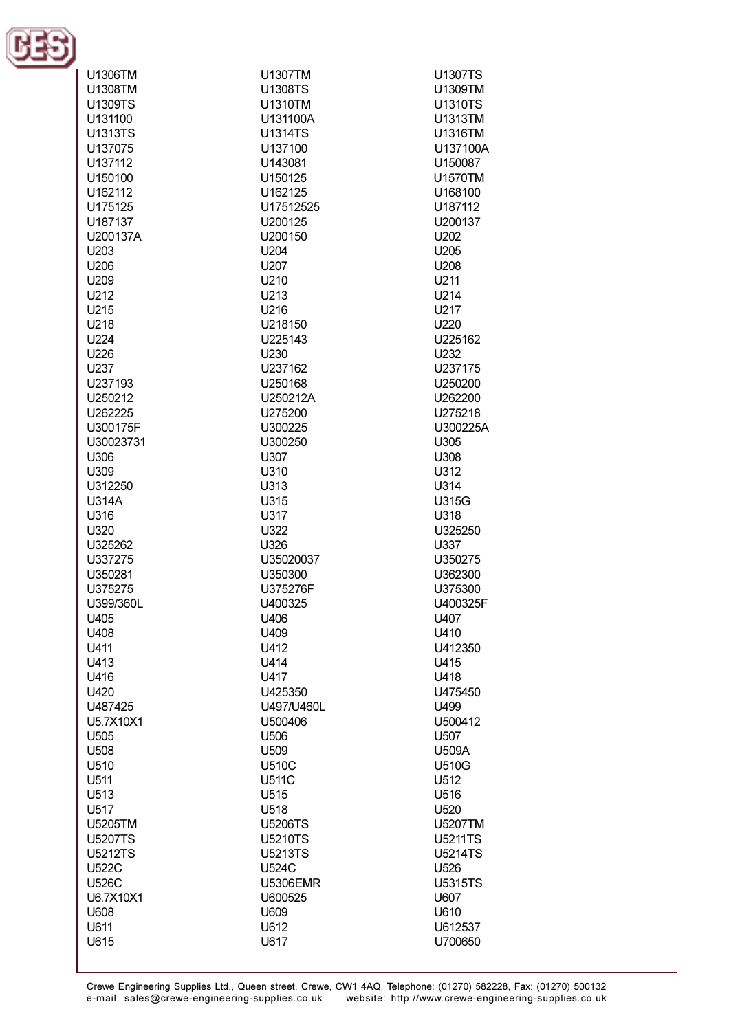U1306TM
U1307TM
U1307TS
U1308TM
U1308TS
U1309TM
U1309TS
U1310TM
U1310TS
U131100
U131100A
U1313TM
U1313TS
U1314TS
U1316TM
U137075
U137100
U137100A
U137112
U143081
U150087
U150100
U150125
U1570TM
U162112
U162125
U168100
U175125
U17512525
U187112
U187137
U200125
U200137
U200137A
U200150
U202
U203
U204
U205
U206
U207
U208
U209
U210
U211
U212
U213
U214
U215
U216
U217
U218
U218150
U220
U224
U225143
U225162
U226
U230
U232
U237
U237162
U237175
U237193
U250168
U250200
U250212
U250212A
U262200
U262225
U275200
U275218
U300175F
U300225
U300225A
U30023731
U300250
U305
U306
U307
U308
U309
U310
U312
U312250
U313
U314
U314A
U315
U315G
U316
U317
U318
U320
U322
U325250
U325262
U326
U337
U337275
U35020037
U350275
U350281
U350300
U362300
U375275
U375276F
U375300
U399/360L
U400325
U400325F
U405
U406
U407
U408
U409
U410
U411
U412
U412350
U413
U414
U415
U416
U417
U418
U420
U425350
U475450
U487425
U497/U460L
U499
U5.7X10X1
U500406
U500412
U505
U506
U507
U508
U509
U509A
U510
U510C
U510G
U511
U511C
U512
U513
U515
U516
U517
U518
U520
U5205TM
U5206TS
U5207TM
U5207TS
U5210TS
U5211TS
U5212TS
U5213TS
U5214TS
U522C
U524C
U526
U526C
U5306EMR
U5315TS
U6.7X10X1
U600525
U607
U608
U609
U610
U611
U612
U612537
U615
U617
U700650

Crewe Engineering Supplies Ltd., Queen street, Crewe, CW1 4AQ, Telephone: (01270) 582228, Fax: (01270) 500132
e-mail: sales@crewe-engineering-supplies.co.uk website: http://www.crewe-engineering-supplies.co.uk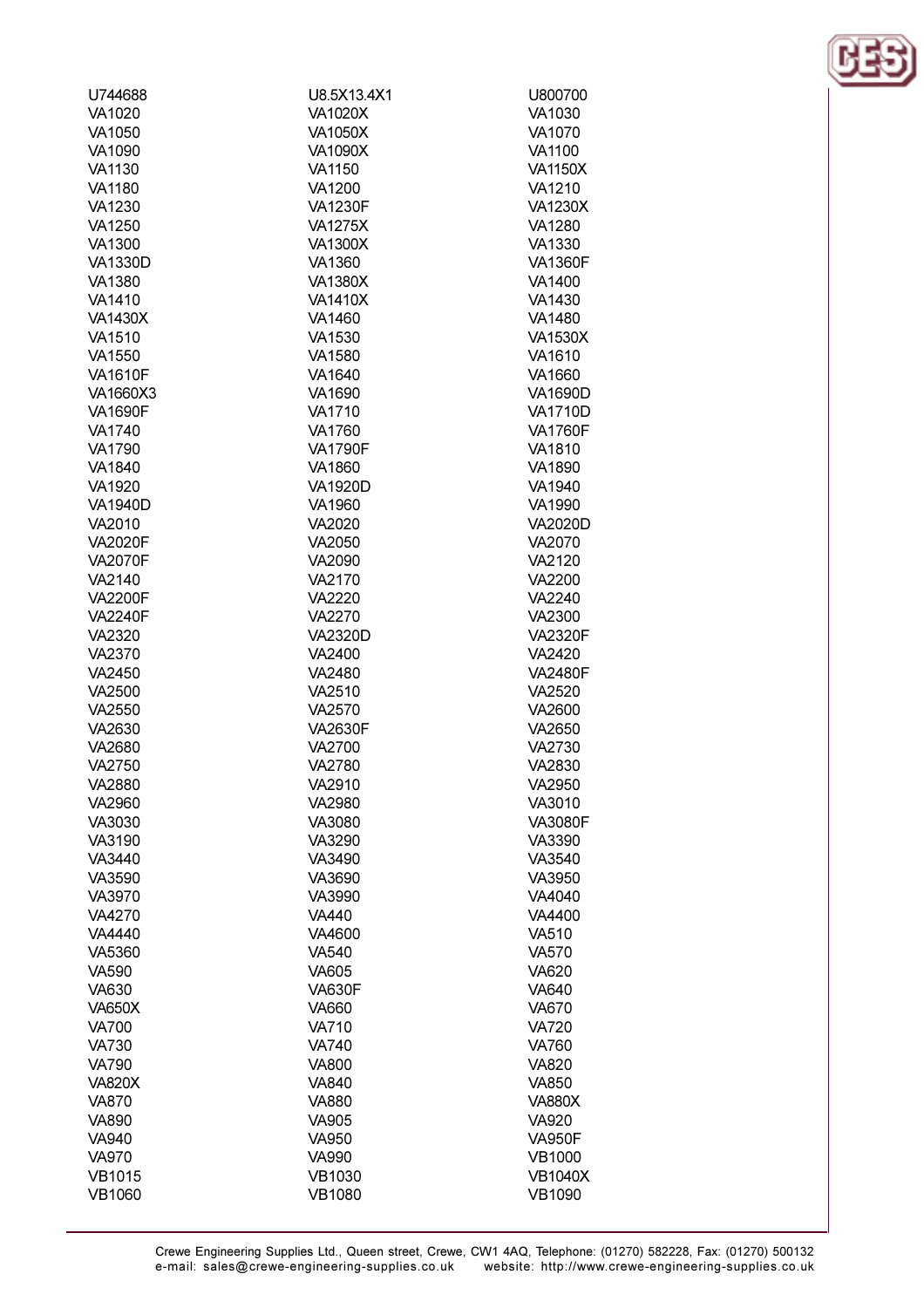U744688
U8.5X13.4X1
U800700
VA1020
VA1020X
VA1030
VA1050
VA1050X
VA1070
VA1090
VA1090X
VA1100
VA1130
VA1150
VA1150X
VA1180
VA1200
VA1210
VA1230
VA1230F
VA1230X
VA1250
VA1275X
VA1280
VA1300
VA1300X
VA1330
VA1330D
VA1360
VA1360F
VA1380
VA1380X
VA1400
VA1410
VA1410X
VA1430
VA1430X
VA1460
VA1480
VA1510
VA1530
VA1530X
VA1550
VA1580
VA1610
VA1610F
VA1640
VA1660
VA1660X3
VA1690
VA1690D
VA1690F
VA1710
VA1710D
VA1740
VA1760
VA1760F
VA1790
VA1790F
VA1810
VA1840
VA1860
VA1890
VA1920
VA1920D
VA1940
VA1940D
VA1960
VA1990
VA2010
VA2020
VA2020D
VA2020F
VA2050
VA2070
VA2070F
VA2090
VA2120
VA2140
VA2170
VA2200
VA2200F
VA2220
VA2240
VA2240F
VA2270
VA2300
VA2320
VA2320D
VA2320F
VA2370
VA2400
VA2420
VA2450
VA2480
VA2480F
VA2500
VA2510
VA2520
VA2550
VA2570
VA2600
VA2630
VA2630F
VA2650
VA2680
VA2700
VA2730
VA2750
VA2780
VA2830
VA2880
VA2910
VA2950
VA2960
VA2980
VA3010
VA3030
VA3080
VA3080F
VA3190
VA3290
VA3390
VA3440
VA3490
VA3540
VA3590
VA3690
VA3950
VA3970
VA3990
VA4040
VA4270
VA440
VA4400
VA4440
VA4600
VA510
VA5360
VA540
VA570
VA590
VA605
VA620
VA630
VA630F
VA640
VA650X
VA660
VA670
VA700
VA710
VA720
VA730
VA740
VA760
VA790
VA800
VA820
VA820X
VA840
VA850
VA870
VA880
VA880X
VA890
VA905
VA920
VA940
VA950
VA950F
VA970
VA990
VB1000
VB1015
VB1030
VB1040X
VB1060
VB1080
VB1090

Crewe Engineering Supplies Ltd., Queen street, Crewe, CW1 4AQ, Telephone: (01270) 582228, Fax: (01270) 500132
e-mail: sales@crewe-engineering-supplies.co.uk website: http://www.crewe-engineering-supplies.co.uk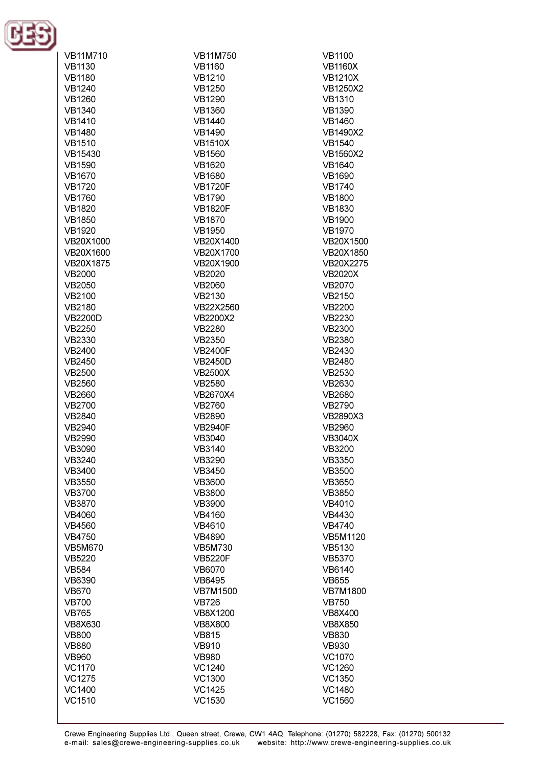| | | |
|---|---|---|
| VB11M710 | VB11M750 | VB1100 |
| VB1130 | VB1160 | VB1160X |
| VB1180 | VB1210 | VB1210X |
| VB1240 | VB1250 | VB1250X2 |
| VB1260 | VB1290 | VB1310 |
| VB1340 | VB1360 | VB1390 |
| VB1410 | VB1440 | VB1460 |
| VB1480 | VB1490 | VB1490X2 |
| VB1510 | VB1510X | VB1540 |
| VB15430 | VB1560 | VB1560X2 |
| VB1590 | VB1620 | VB1640 |
| VB1670 | VB1680 | VB1690 |
| VB1720 | VB1720F | VB1740 |
| VB1760 | VB1790 | VB1800 |
| VB1820 | VB1820F | VB1830 |
| VB1850 | VB1870 | VB1900 |
| VB1920 | VB1950 | VB1970 |
| VB20X1000 | VB20X1400 | VB20X1500 |
| VB20X1600 | VB20X1700 | VB20X1850 |
| VB20X1875 | VB20X1900 | VB20X2275 |
| VB2000 | VB2020 | VB2020X |
| VB2050 | VB2060 | VB2070 |
| VB2100 | VB2130 | VB2150 |
| VB2180 | VB22X2560 | VB2200 |
| VB2200D | VB2200X2 | VB2230 |
| VB2250 | VB2280 | VB2300 |
| VB2330 | VB2350 | VB2380 |
| VB2400 | VB2400F | VB2430 |
| VB2450 | VB2450D | VB2480 |
| VB2500 | VB2500X | VB2530 |
| VB2560 | VB2580 | VB2630 |
| VB2660 | VB2670X4 | VB2680 |
| VB2700 | VB2760 | VB2790 |
| VB2840 | VB2890 | VB2890X3 |
| VB2940 | VB2940F | VB2960 |
| VB2990 | VB3040 | VB3040X |
| VB3090 | VB3140 | VB3200 |
| VB3240 | VB3290 | VB3350 |
| VB3400 | VB3450 | VB3500 |
| VB3550 | VB3600 | VB3650 |
| VB3700 | VB3800 | VB3850 |
| VB3870 | VB3900 | VB4010 |
| VB4060 | VB4160 | VB4430 |
| VB4560 | VB4610 | VB4740 |
| VB4750 | VB4890 | VB5M1120 |
| VB5M670 | VB5M730 | VB5130 |
| VB5220 | VB5220F | VB5370 |
| VB584 | VB6070 | VB6140 |
| VB6390 | VB6495 | VB655 |
| VB670 | VB7M1500 | VB7M1800 |
| VB700 | VB726 | VB750 |
| VB765 | VB8X1200 | VB8X400 |
| VB8X630 | VB8X800 | VB8X850 |
| VB800 | VB815 | VB830 |
| VB880 | VB910 | VB930 |
| VB960 | VB980 | VC1070 |
| VC1170 | VC1240 | VC1260 |
| VC1275 | VC1300 | VC1350 |
| VC1400 | VC1425 | VC1480 |
| VC1510 | VC1530 | VC1560 |

Crewe Engineering Supplies Ltd., Queen street, Crewe, CW1 4AQ, Telephone: (01270) 582228, Fax: (01270) 500132
e-mail: sales@crewe-engineering-supplies.co.uk website: http://www.crewe-engineering-supplies.co.uk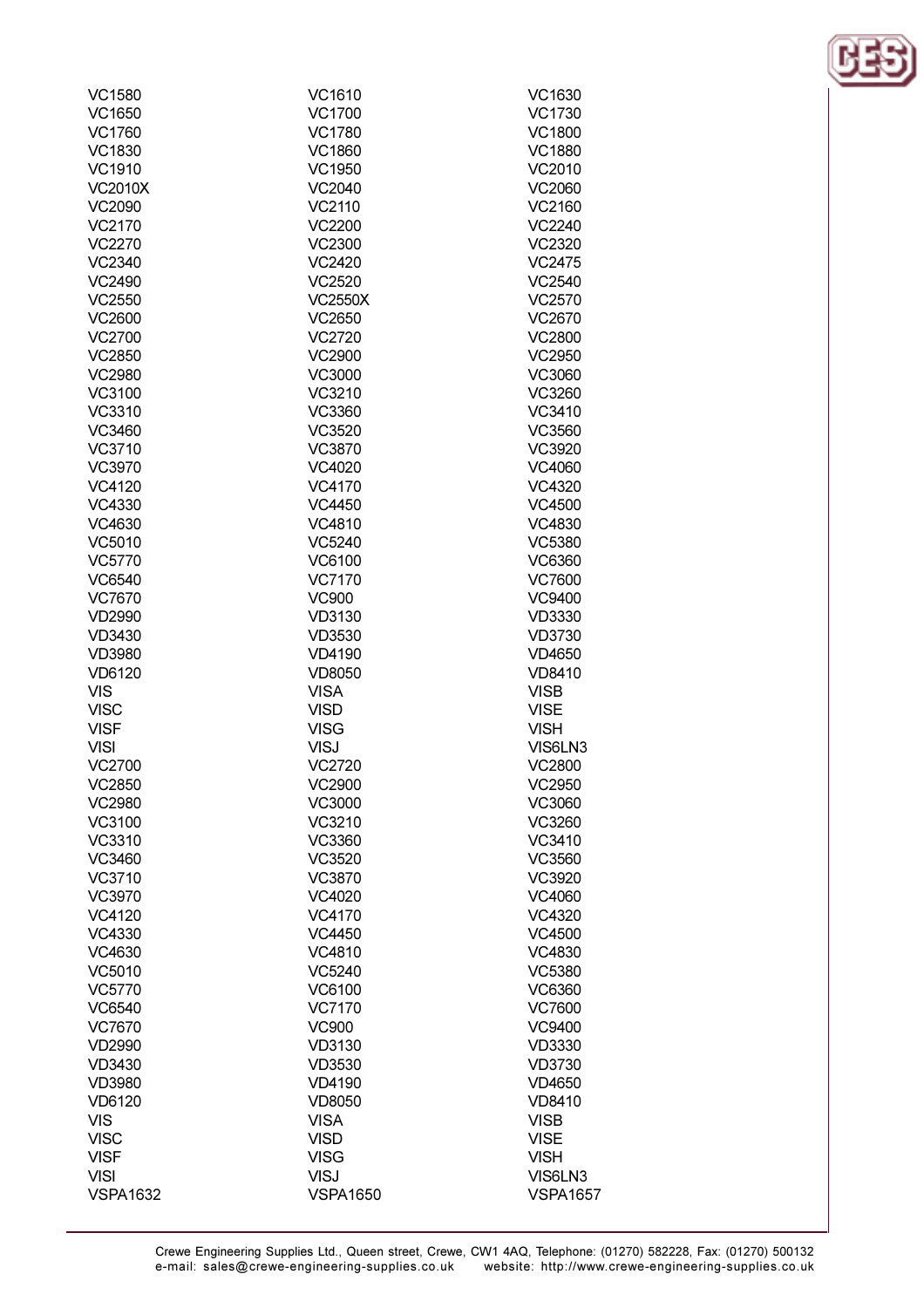VC1580 VC1610 VC1630
VC1650 VC1700 VC1730
VC1760 VC1780 VC1800
VC1830 VC1860 VC1880
VC1910 VC1950 VC2010
VC2010X VC2040 VC2060
VC2090 VC2110 VC2160
VC2170 VC2200 VC2240
VC2270 VC2300 VC2320
VC2340 VC2420 VC2475
VC2490 VC2520 VC2540
VC2550 VC2550X VC2570
VC2600 VC2650 VC2670
VC2700 VC2720 VC2800
VC2850 VC2900 VC2950
VC2980 VC3000 VC3060
VC3100 VC3210 VC3260
VC3310 VC3360 VC3410
VC3460 VC3520 VC3560
VC3710 VC3870 VC3920
VC3970 VC4020 VC4060
VC4120 VC4170 VC4320
VC4330 VC4450 VC4500
VC4630 VC4810 VC4830
VC5010 VC5240 VC5380
VC5770 VC6100 VC6360
VC6540 VC7170 VC7600
VC7670 VC900 VC9400
VD2990 VD3130 VD3330
VD3430 VD3530 VD3730
VD3980 VD4190 VD4650
VD6120 VD8050 VD8410
VIS VISA VISB
VISC VISD VISE
VISF VISG VISH
VISI VISJ VIS6LN3
VC2700 VC2720 VC2800
VC2850 VC2900 VC2950
VC2980 VC3000 VC3060
VC3100 VC3210 VC3260
VC3310 VC3360 VC3410
VC3460 VC3520 VC3560
VC3710 VC3870 VC3920
VC3970 VC4020 VC4060
VC4120 VC4170 VC4320
VC4330 VC4450 VC4500
VC4630 VC4810 VC4830
VC5010 VC5240 VC5380
VC5770 VC6100 VC6360
VC6540 VC7170 VC7600
VC7670 VC900 VC9400
VD2990 VD3130 VD3330
VD3430 VD3530 VD3730
VD3980 VD4190 VD4650
VD6120 VD8050 VD8410
VIS VISA VISB
VISC VISD VISE
VISF VISG VISH
VISI VISJ VIS6LN3
VSPA1632 VSPA1650 VSPA1657

Crewe Engineering Supplies Ltd., Queen street, Crewe, CW1 4AQ, Telephone: (01270) 582228, Fax: (01270) 500132
e-mail: sales@crewe-engineering-supplies.co.uk website: http://www.crewe-engineering-supplies.co.uk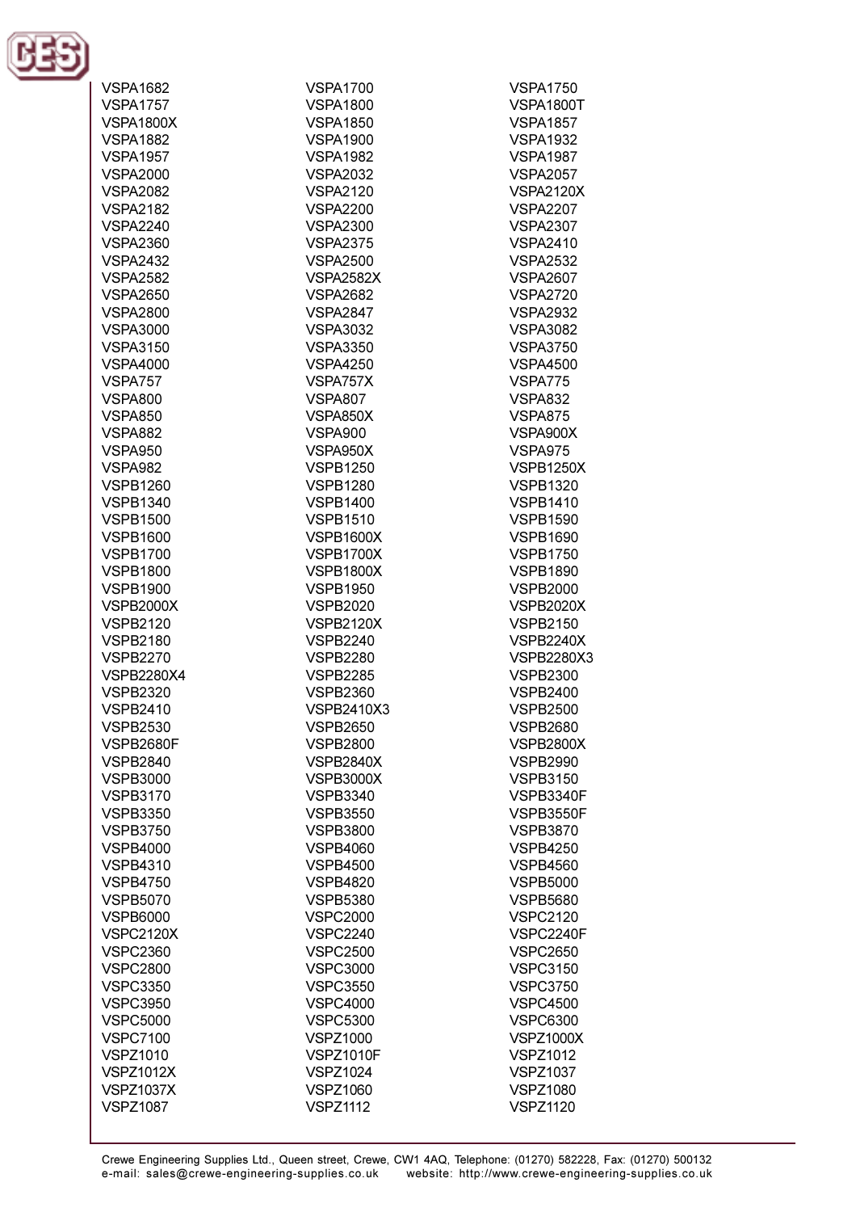VSPA1682
VSPA1700
VSPA1750
VSPA1757
VSPA1800
VSPA1800T
VSPA1800X
VSPA1850
VSPA1857
VSPA1882
VSPA1900
VSPA1932
VSPA1957
VSPA1982
VSPA1987
VSPA2000
VSPA2032
VSPA2057
VSPA2082
VSPA2120
VSPA2120X
VSPA2182
VSPA2200
VSPA2207
VSPA2240
VSPA2300
VSPA2307
VSPA2360
VSPA2375
VSPA2410
VSPA2432
VSPA2500
VSPA2532
VSPA2582
VSPA2582X
VSPA2607
VSPA2650
VSPA2682
VSPA2720
VSPA2800
VSPA2847
VSPA2932
VSPA3000
VSPA3032
VSPA3082
VSPA3150
VSPA3350
VSPA3750
VSPA4000
VSPA4250
VSPA4500
VSPA757
VSPA757X
VSPA775
VSPA800
VSPA807
VSPA832
VSPA850
VSPA850X
VSPA875
VSPA882
VSPA900
VSPA900X
VSPA950
VSPA950X
VSPA975
VSPA982
VSPB1250
VSPB1250X
VSPB1260
VSPB1280
VSPB1320
VSPB1340
VSPB1400
VSPB1410
VSPB1500
VSPB1510
VSPB1590
VSPB1600
VSPB1600X
VSPB1690
VSPB1700
VSPB1700X
VSPB1750
VSPB1800
VSPB1800X
VSPB1890
VSPB1900
VSPB1950
VSPB2000
VSPB2000X
VSPB2020
VSPB2020X
VSPB2120
VSPB2120X
VSPB2150
VSPB2180
VSPB2240
VSPB2240X
VSPB2270
VSPB2280
VSPB2280X3
VSPB2280X4
VSPB2285
VSPB2300
VSPB2320
VSPB2360
VSPB2400
VSPB2410
VSPB2410X3
VSPB2500
VSPB2530
VSPB2650
VSPB2680
VSPB2680F
VSPB2800
VSPB2800X
VSPB2840
VSPB2840X
VSPB2990
VSPB3000
VSPB3000X
VSPB3150
VSPB3170
VSPB3340
VSPB3340F
VSPB3350
VSPB3550
VSPB3550F
VSPB3750
VSPB3800
VSPB3870
VSPB4000
VSPB4060
VSPB4250
VSPB4310
VSPB4500
VSPB4560
VSPB4750
VSPB4820
VSPB5000
VSPB5070
VSPB5380
VSPB5680
VSPB6000
VSPC2000
VSPC2120
VSPC2120X
VSPC2240
VSPC2240F
VSPC2360
VSPC2500
VSPC2650
VSPC2800
VSPC3000
VSPC3150
VSPC3350
VSPC3550
VSPC3750
VSPC3950
VSPC4000
VSPC4500
VSPC5000
VSPC5300
VSPC6300
VSPC7100
VSPZ1000
VSPZ1000X
VSPZ1010
VSPZ1010F
VSPZ1012
VSPZ1012X
VSPZ1024
VSPZ1037
VSPZ1037X
VSPZ1060
VSPZ1080
VSPZ1087
VSPZ1112
VSPZ1120

Crewe Engineering Supplies Ltd., Queen street, Crewe, CW1 4AQ, Telephone: (01270) 582228, Fax: (01270) 500132
e-mail: sales@crewe-engineering-supplies.co.uk website: http://www.crewe-engineering-supplies.co.uk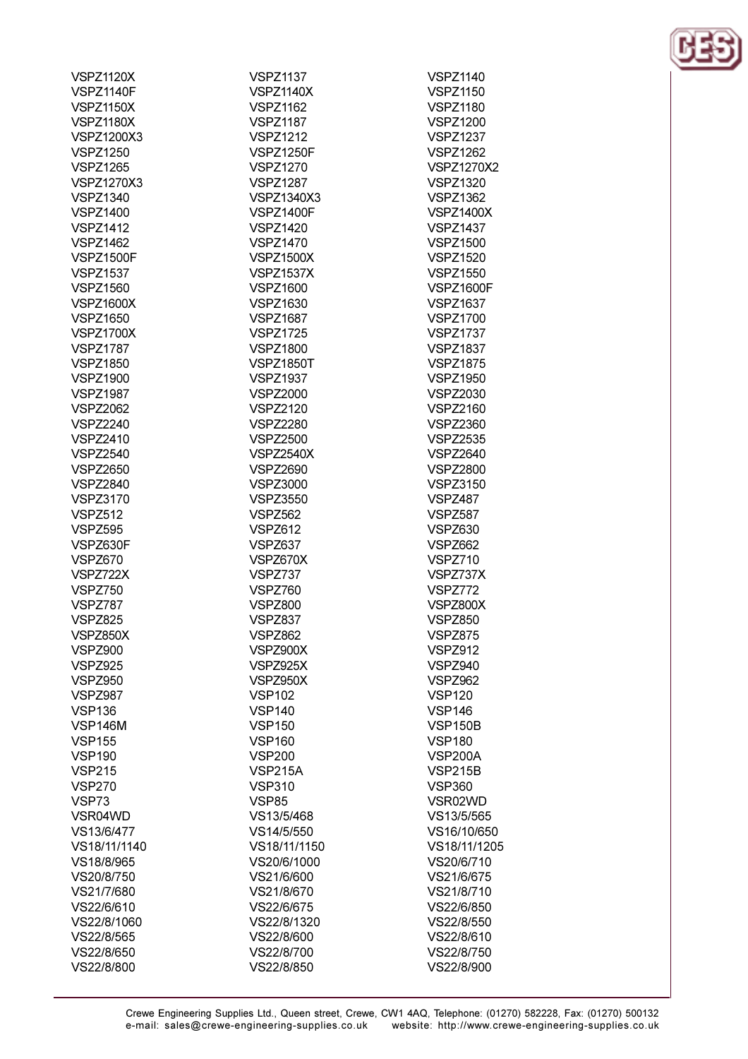VSPZ1120X
VSPZ1137
VSPZ1140
VSPZ1140F
VSPZ1140X
VSPZ1150
VSPZ1150X
VSPZ1162
VSPZ1180
VSPZ1180X
VSPZ1187
VSPZ1200
VSPZ1200X3
VSPZ1212
VSPZ1237
VSPZ1250
VSPZ1250F
VSPZ1262
VSPZ1265
VSPZ1270
VSPZ1270X2
VSPZ1270X3
VSPZ1287
VSPZ1320
VSPZ1340
VSPZ1340X3
VSPZ1362
VSPZ1400
VSPZ1400F
VSPZ1400X
VSPZ1412
VSPZ1420
VSPZ1437
VSPZ1462
VSPZ1470
VSPZ1500
VSPZ1500F
VSPZ1500X
VSPZ1520
VSPZ1537
VSPZ1537X
VSPZ1550
VSPZ1560
VSPZ1600
VSPZ1600F
VSPZ1600X
VSPZ1630
VSPZ1637
VSPZ1650
VSPZ1687
VSPZ1700
VSPZ1700X
VSPZ1725
VSPZ1737
VSPZ1787
VSPZ1800
VSPZ1837
VSPZ1850
VSPZ1850T
VSPZ1875
VSPZ1900
VSPZ1937
VSPZ1950
VSPZ1987
VSPZ2000
VSPZ2030
VSPZ2062
VSPZ2120
VSPZ2160
VSPZ2240
VSPZ2280
VSPZ2360
VSPZ2410
VSPZ2500
VSPZ2535
VSPZ2540
VSPZ2540X
VSPZ2640
VSPZ2650
VSPZ2690
VSPZ2800
VSPZ2840
VSPZ3000
VSPZ3150
VSPZ3170
VSPZ3550
VSPZ487
VSPZ512
VSPZ562
VSPZ587
VSPZ595
VSPZ612
VSPZ630
VSPZ630F
VSPZ637
VSPZ662
VSPZ670
VSPZ670X
VSPZ710
VSPZ722X
VSPZ737
VSPZ737X
VSPZ750
VSPZ760
VSPZ772
VSPZ787
VSPZ800
VSPZ800X
VSPZ825
VSPZ837
VSPZ850
VSPZ850X
VSPZ862
VSPZ875
VSPZ900
VSPZ900X
VSPZ912
VSPZ925
VSPZ925X
VSPZ940
VSPZ950
VSPZ950X
VSPZ962
VSPZ987
VSP102
VSP120
VSP136
VSP140
VSP146
VSP146M
VSP150
VSP150B
VSP155
VSP160
VSP180
VSP190
VSP200
VSP200A
VSP215
VSP215A
VSP215B
VSP270
VSP310
VSP360
VSP73
VSP85
VSR02WD
VSR04WD
VS13/5/468
VS13/5/565
VS13/6/477
VS14/5/550
VS16/10/650
VS18/11/1140
VS18/11/1150
VS18/11/1205
VS18/8/965
VS20/6/1000
VS20/6/710
VS20/8/750
VS21/6/600
VS21/6/675
VS21/7/680
VS21/8/670
VS21/8/710
VS22/6/610
VS22/6/675
VS22/6/850
VS22/8/1060
VS22/8/1320
VS22/8/550
VS22/8/565
VS22/8/600
VS22/8/610
VS22/8/650
VS22/8/700
VS22/8/750
VS22/8/800
VS22/8/850
VS22/8/900

Crewe Engineering Supplies Ltd., Queen street, Crewe, CW1 4AQ, Telephone: (01270) 582228, Fax: (01270) 500132
e-mail: sales@crewe-engineering-supplies.co.uk website: http://www.crewe-engineering-supplies.co.uk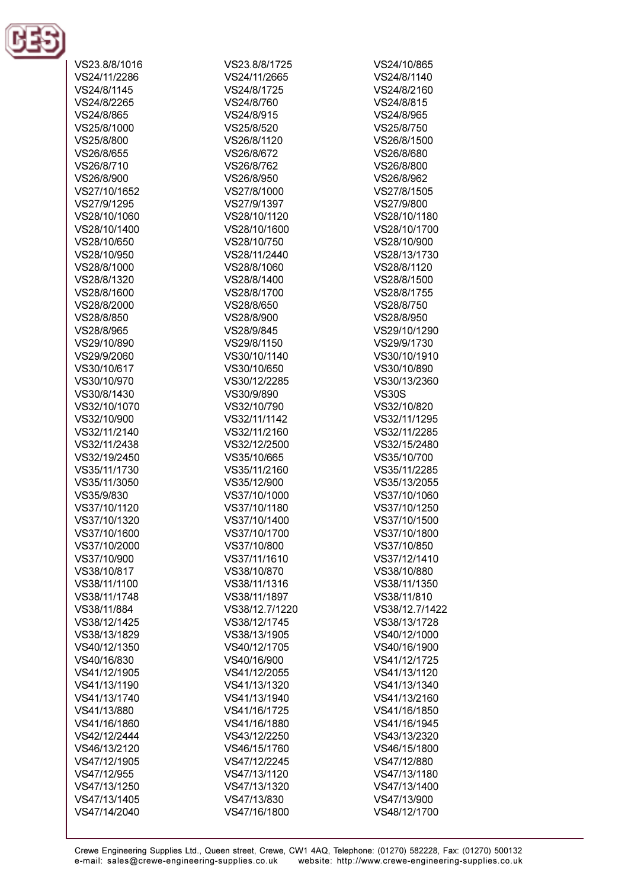VS23.8/8/1016
VS23.8/8/1725
VS24/10/865
VS24/11/2286
VS24/11/2665
VS24/8/1140
VS24/8/1145
VS24/8/1725
VS24/8/2160
VS24/8/2265
VS24/8/760
VS24/8/815
VS24/8/865
VS24/8/915
VS24/8/965
VS25/8/1000
VS25/8/520
VS25/8/750
VS25/8/800
VS26/8/1120
VS26/8/1500
VS26/8/655
VS26/8/672
VS26/8/680
VS26/8/710
VS26/8/762
VS26/8/800
VS26/8/900
VS26/8/950
VS26/8/962
VS27/10/1652
VS27/8/1000
VS27/8/1505
VS27/9/1295
VS27/9/1397
VS27/9/800
VS28/10/1060
VS28/10/1120
VS28/10/1180
VS28/10/1400
VS28/10/1600
VS28/10/1700
VS28/10/650
VS28/10/750
VS28/10/900
VS28/10/950
VS28/11/2440
VS28/13/1730
VS28/8/1000
VS28/8/1060
VS28/8/1120
VS28/8/1320
VS28/8/1400
VS28/8/1500
VS28/8/1600
VS28/8/1700
VS28/8/1755
VS28/8/2000
VS28/8/650
VS28/8/750
VS28/8/850
VS28/8/900
VS28/8/950
VS28/8/965
VS28/9/845
VS29/10/1290
VS29/10/890
VS29/8/1150
VS29/9/1730
VS29/9/2060
VS30/10/1140
VS30/10/1910
VS30/10/617
VS30/10/650
VS30/10/890
VS30/10/970
VS30/12/2285
VS30/13/2360
VS30/8/1430
VS30/9/890
VS30S
VS32/10/1070
VS32/10/790
VS32/10/820
VS32/10/900
VS32/11/1142
VS32/11/1295
VS32/11/2140
VS32/11/2160
VS32/11/2285
VS32/11/2438
VS32/12/2500
VS32/15/2480
VS32/19/2450
VS35/10/665
VS35/10/700
VS35/11/1730
VS35/11/2160
VS35/11/2285
VS35/11/3050
VS35/12/900
VS35/13/2055
VS35/9/830
VS37/10/1000
VS37/10/1060
VS37/10/1120
VS37/10/1180
VS37/10/1250
VS37/10/1320
VS37/10/1400
VS37/10/1500
VS37/10/1600
VS37/10/1700
VS37/10/1800
VS37/10/2000
VS37/10/800
VS37/10/850
VS37/10/900
VS37/11/1610
VS37/12/1410
VS38/10/817
VS38/10/870
VS38/10/880
VS38/11/1100
VS38/11/1316
VS38/11/1350
VS38/11/1748
VS38/11/1897
VS38/11/810
VS38/11/884
VS38/12.7/1220
VS38/12.7/1422
VS38/12/1425
VS38/12/1745
VS38/13/1728
VS38/13/1829
VS38/13/1905
VS40/12/1000
VS40/12/1350
VS40/12/1705
VS40/16/1900
VS40/16/830
VS40/16/900
VS41/12/1725
VS41/12/1905
VS41/12/2055
VS41/13/1120
VS41/13/1190
VS41/13/1320
VS41/13/1340
VS41/13/1740
VS41/13/1940
VS41/13/2160
VS41/13/880
VS41/16/1725
VS41/16/1850
VS41/16/1860
VS41/16/1880
VS41/16/1945
VS42/12/2444
VS43/12/2250
VS43/13/2320
VS46/13/2120
VS46/15/1760
VS46/15/1800
VS47/12/1905
VS47/12/2245
VS47/12/880
VS47/12/955
VS47/13/1120
VS47/13/1180
VS47/13/1250
VS47/13/1320
VS47/13/1400
VS47/13/1405
VS47/13/830
VS47/13/900
VS47/14/2040
VS47/16/1800
VS48/12/1700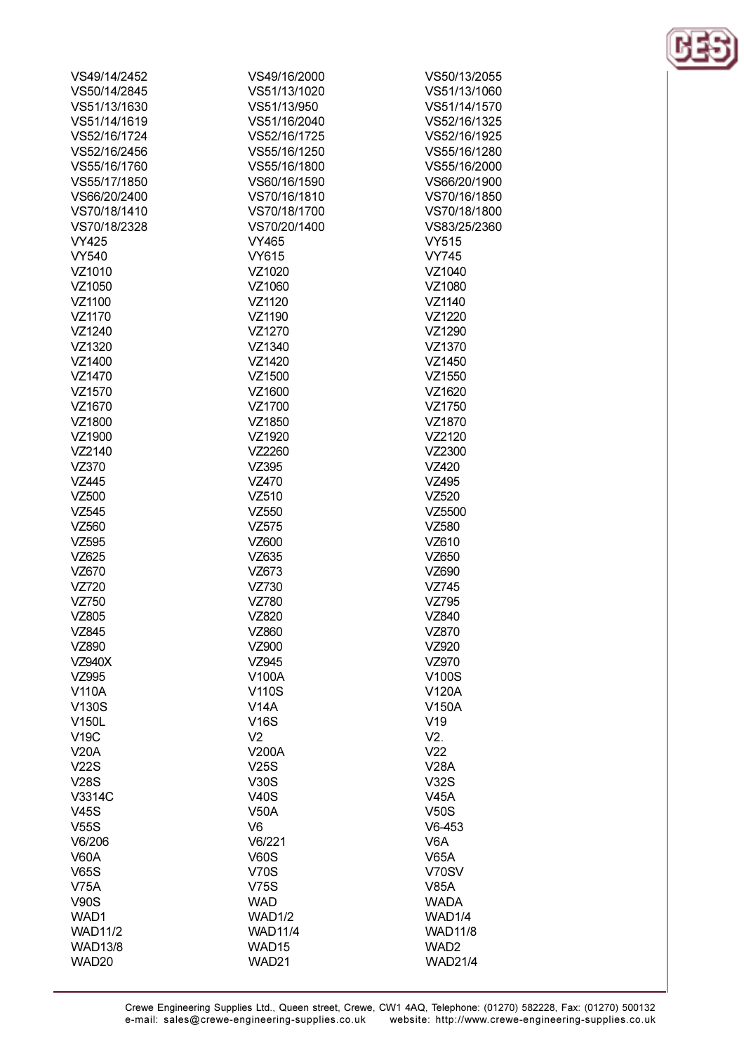VS49/14/2452
VS49/16/2000
VS50/13/2055
VS50/14/2845
VS51/13/1020
VS51/13/1060
VS51/13/1630
VS51/13/950
VS51/14/1570
VS51/14/1619
VS51/16/2040
VS52/16/1325
VS52/16/1724
VS52/16/1725
VS52/16/1925
VS52/16/2456
VS55/16/1250
VS55/16/1280
VS55/16/1760
VS55/16/1800
VS55/16/2000
VS55/17/1850
VS60/16/1590
VS66/20/1900
VS66/20/2400
VS70/16/1810
VS70/16/1850
VS70/18/1410
VS70/18/1700
VS70/18/1800
VS70/18/2328
VS70/20/1400
VS83/25/2360
VY425
VY465
VY515
VY540
VY615
VY745
VZ1010
VZ1020
VZ1040
VZ1050
VZ1060
VZ1080
VZ1100
VZ1120
VZ1140
VZ1170
VZ1190
VZ1220
VZ1240
VZ1270
VZ1290
VZ1320
VZ1340
VZ1370
VZ1400
VZ1420
VZ1450
VZ1470
VZ1500
VZ1550
VZ1570
VZ1600
VZ1620
VZ1670
VZ1700
VZ1750
VZ1800
VZ1850
VZ1870
VZ1900
VZ1920
VZ2120
VZ2140
VZ2260
VZ2300
VZ370
VZ395
VZ420
VZ445
VZ470
VZ495
VZ500
VZ510
VZ520
VZ545
VZ550
VZ5500
VZ560
VZ575
VZ580
VZ595
VZ600
VZ610
VZ625
VZ635
VZ650
VZ670
VZ673
VZ690
VZ720
VZ730
VZ745
VZ750
VZ780
VZ795
VZ805
VZ820
VZ840
VZ845
VZ860
VZ870
VZ890
VZ900
VZ920
VZ940X
VZ945
VZ970
VZ995
V100A
V100S
V110A
V110S
V120A
V130S
V14A
V150A
V150L
V16S
V19
V19C
V2
V2.
V20A
V200A
V22
V22S
V25S
V28A
V28S
V30S
V32S
V3314C
V40S
V45A
V45S
V50A
V50S
V55S
V6
V6-453
V6/206
V6/221
V6A
V60A
V60S
V65A
V65S
V70S
V70SV
V75A
V75S
V85A
V90S
WAD
WADA
WAD1
WAD1/2
WAD1/4
WAD11/2
WAD11/4
WAD11/8
WAD13/8
WAD15
WAD2
WAD20
WAD21
WAD21/4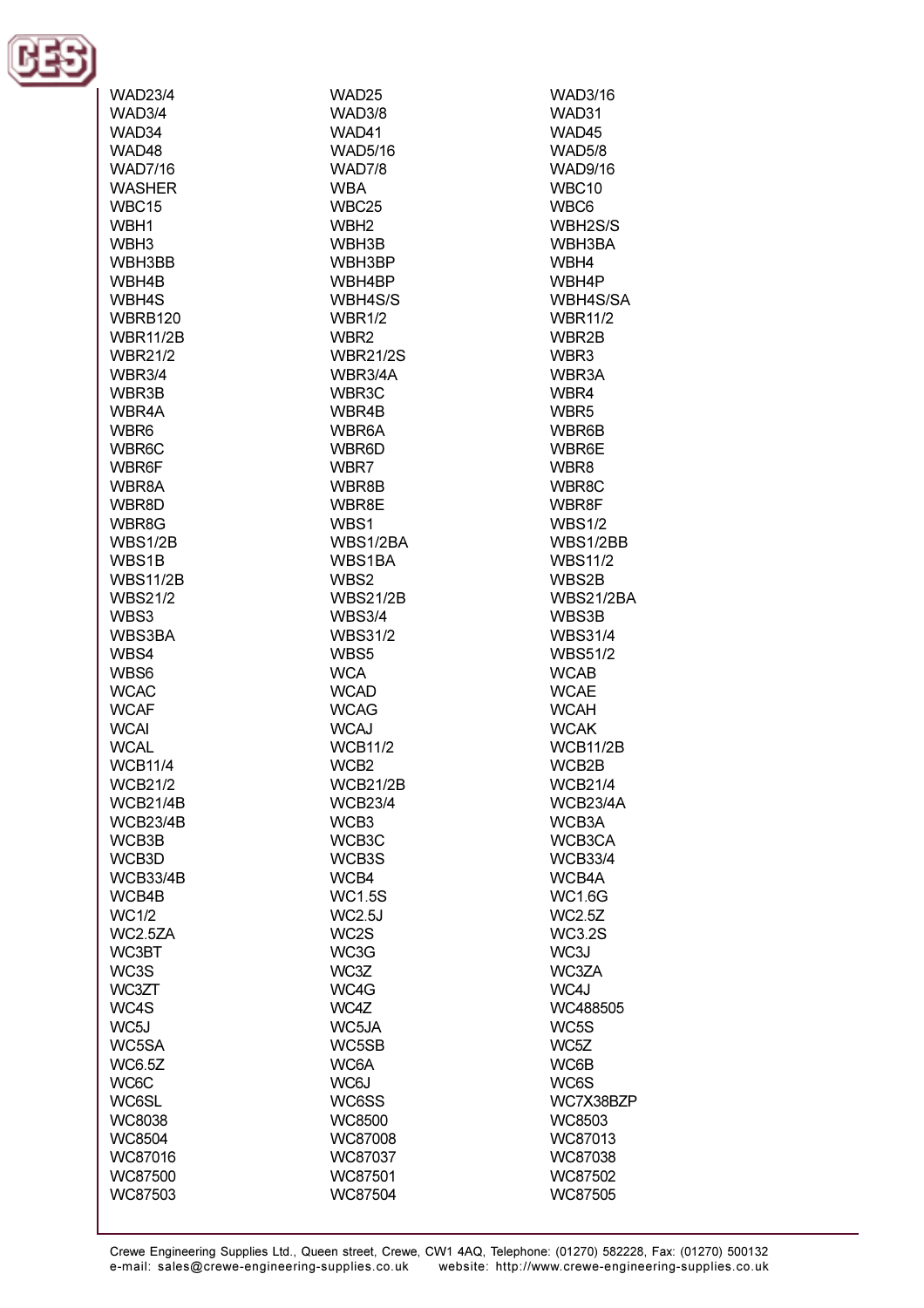WAD23/4
WAD25
WAD3/16
WAD3/4
WAD3/8
WAD31
WAD34
WAD41
WAD45
WAD48
WAD5/16
WAD5/8
WAD7/16
WAD7/8
WAD9/16
WASHER
WBA
WBC10
WBC15
WBC25
WBC6
WBH1
WBH2
WBH2S/S
WBH3
WBH3B
WBH3BA
WBH3BB
WBH3BP
WBH4
WBH4B
WBH4BP
WBH4P
WBH4S
WBH4S/S
WBH4S/SA
WBRB120
WBR1/2
WBR11/2
WBR11/2B
WBR2
WBR2B
WBR21/2
WBR21/2S
WBR3
WBR3/4
WBR3/4A
WBR3A
WBR3B
WBR3C
WBR4
WBR4A
WBR4B
WBR5
WBR6
WBR6A
WBR6B
WBR6C
WBR6D
WBR6E
WBR6F
WBR7
WBR8
WBR8A
WBR8B
WBR8C
WBR8D
WBR8E
WBR8F
WBR8G
WBS1
WBS1/2
WBS1/2B
WBS1/2BA
WBS1/2BB
WBS1B
WBS1BA
WBS11/2
WBS11/2B
WBS2
WBS2B
WBS21/2
WBS21/2B
WBS21/2BA
WBS3
WBS3/4
WBS3B
WBS3BA
WBS31/2
WBS31/4
WBS4
WBS5
WBS51/2
WBS6
WCA
WCAB
WCAC
WCAD
WCAE
WCAF
WCAG
WCAH
WCAI
WCAJ
WCAK
WCAL
WCB11/2
WCB11/2B
WCB11/4
WCB2
WCB2B
WCB21/2
WCB21/2B
WCB21/4
WCB21/4B
WCB23/4
WCB23/4A
WCB23/4B
WCB3
WCB3A
WCB3B
WCB3C
WCB3CA
WCB3D
WCB3S
WCB33/4
WCB33/4B
WCB4
WCB4A
WCB4B
WC1.5S
WC1.6G
WC1/2
WC2.5J
WC2.5Z
WC2.5ZA
WC2S
WC3.2S
WC3BT
WC3G
WC3J
WC3S
WC3Z
WC3ZA
WC3ZT
WC4G
WC4J
WC4S
WC4Z
WC488505
WC5J
WC5JA
WC5S
WC5SA
WC5SB
WC5Z
WC6.5Z
WC6A
WC6B
WC6C
WC6J
WC6S
WC6SL
WC6SS
WC7X38BZP
WC8038
WC8500
WC8503
WC8504
WC87008
WC87013
WC87016
WC87037
WC87038
WC87500
WC87501
WC87502
WC87503
WC87504
WC87505

Crewe Engineering Supplies Ltd., Queen street, Crewe, CW1 4AQ, Telephone: (01270) 582228, Fax: (01270) 500132
e-mail: sales@crewe-engineering-supplies.co.uk website: http://www.crewe-engineering-supplies.co.uk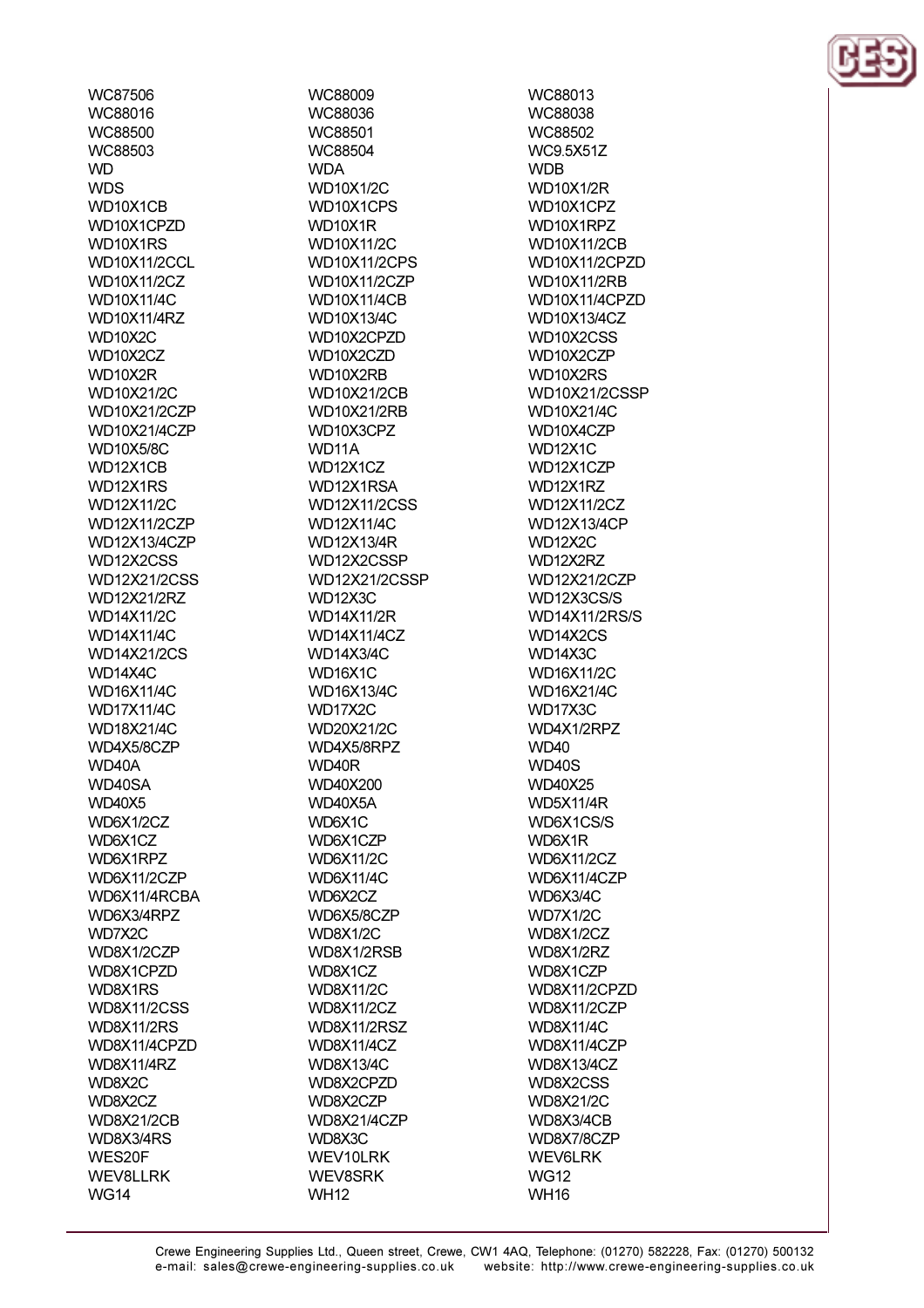WC87506
WC88016
WC88500
WC88503
WD
WDS
WD10X1CB
WD10X1CPZD
WD10X1RS
WD10X11/2CCL
WD10X11/2CZ
WD10X11/4C
WD10X11/4RZ
WD10X2C
WD10X2CZ
WD10X2R
WD10X21/2C
WD10X21/2CZP
WD10X21/4CZP
WD10X5/8C
WD12X1CB
WD12X1RS
WD12X11/2C
WD12X11/2CZP
WD12X13/4CZP
WD12X2CSS
WD12X21/2CSS
WD12X21/2RZ
WD14X11/2C
WD14X11/4C
WD14X21/2CS
WD14X4C
WD16X11/4C
WD17X11/4C
WD18X21/4C
WD4X5/8CZP
WD40A
WD40SA
WD40X5
WD6X1/2CZ
WD6X1CZ
WD6X1RPZ
WD6X11/2CZP
WD6X11/4RCBA
WD6X3/4RPZ
WD7X2C
WD8X1/2CZP
WD8X1CPZD
WD8X1RS
WD8X11/2CSS
WD8X11/2RS
WD8X11/4CPZD
WD8X11/4RZ
WD8X2C
WD8X2CZ
WD8X21/2CB
WD8X3/4RS
WES20F
WEV8LLRK
WG14
WC88009
WC88036
WC88501
WC88504
WDA
WD10X1/2C
WD10X1CPS
WD10X1R
WD10X11/2C
WD10X11/2CPS
WD10X11/2CZP
WD10X11/4CB
WD10X13/4C
WD10X2CPZD
WD10X2CZD
WD10X2RB
WD10X21/2CB
WD10X21/2RB
WD10X3CPZ
WD11A
WD12X1CZ
WD12X1RSA
WD12X11/2CSS
WD12X11/4C
WD12X13/4R
WD12X2CSSP
WD12X21/2CSSP
WD12X3C
WD14X11/2R
WD14X11/4CZ
WD14X3/4C
WD16X1C
WD16X13/4C
WD17X2C
WD20X21/2C
WD4X5/8RPZ
WD40R
WD40X200
WD40X5A
WD6X1C
WD6X1CZP
WD6X11/2C
WD6X11/4C
WD6X2CZ
WD6X5/8CZP
WD8X1/2C
WD8X1/2RSB
WD8X1CZ
WD8X11/2C
WD8X11/2CZ
WD8X11/2RSZ
WD8X11/4CZ
WD8X13/4C
WD8X2CPZD
WD8X2CZP
WD8X21/4CZP
WD8X3C
WEV10LRK
WEV8SRK
WH12
WC88013
WC88038
WC88502
WC9.5X51Z
WDB
WD10X1/2R
WD10X1CPZ
WD10X1RPZ
WD10X11/2CB
WD10X11/2CPZD
WD10X11/2RB
WD10X11/4CPZD
WD10X13/4CZ
WD10X2CSS
WD10X2CZP
WD10X2RS
WD10X21/2CSSP
WD10X21/4C
WD10X4CZP
WD12X1C
WD12X1CZP
WD12X1RZ
WD12X11/2CZ
WD12X13/4CP
WD12X2C
WD12X2RZ
WD12X21/2CZP
WD12X3CS/S
WD14X11/2RS/S
WD14X2CS
WD14X3C
WD16X11/2C
WD16X21/4C
WD17X3C
WD4X1/2RPZ
WD40
WD40S
WD40X25
WD5X11/4R
WD6X1CS/S
WD6X1R
WD6X11/2CZ
WD6X11/4CZP
WD6X3/4C
WD7X1/2C
WD8X1/2CZ
WD8X1/2RZ
WD8X1CZP
WD8X11/2CPZD
WD8X11/2CZP
WD8X11/4C
WD8X11/4CZP
WD8X13/4CZ
WD8X2CSS
WD8X21/2C
WD8X3/4CB
WD8X7/8CZP
WEV6LRK
WG12
WH16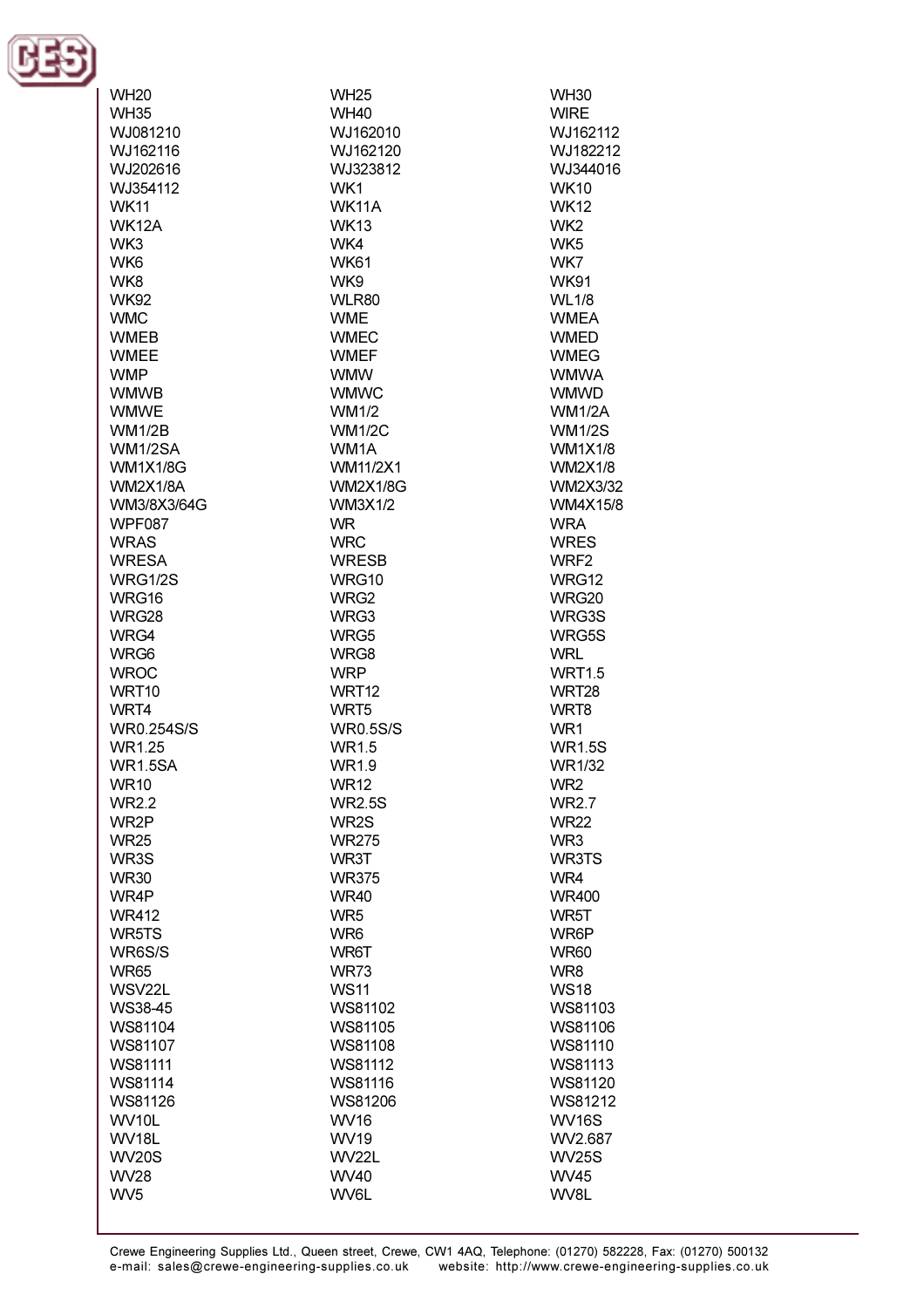WH20
WH25
WH30
WH35
WH40
WIRE
WJ081210
WJ162010
WJ162112
WJ162116
WJ162120
WJ182212
WJ202616
WJ323812
WJ344016
WJ354112
WK1
WK10
WK11
WK11A
WK12
WK12A
WK13
WK2
WK3
WK4
WK5
WK6
WK61
WK7
WK8
WK9
WK91
WK92
WLR80
WL1/8
WMC
WME
WMEA
WMEB
WMEC
WMED
WMEE
WMEF
WMEG
WMP
WMW
WMWA
WMWB
WMWC
WMWD
WMWE
WM1/2
WM1/2A
WM1/2B
WM1/2C
WM1/2S
WM1/2SA
WM1A
WM1X1/8
WM1X1/8G
WM11/2X1
WM2X1/8
WM2X1/8A
WM2X1/8G
WM2X3/32
WM3/8X3/64G
WM3X1/2
WM4X15/8
WPF087
WR
WRA
WRAS
WRC
WRES
WRESA
WRESB
WRF2
WRG1/2S
WRG10
WRG12
WRG16
WRG2
WRG20
WRG28
WRG3
WRG3S
WRG4
WRG5
WRG5S
WRG6
WRG8
WRL
WROC
WRP
WRT1.5
WRT10
WRT12
WRT28
WRT4
WRT5
WRT8
WR0.254S/S
WR0.5S/S
WR1
WR1.25
WR1.5
WR1.5S
WR1.5SA
WR1.9
WR1/32
WR10
WR12
WR2
WR2.2
WR2.5S
WR2.7
WR2P
WR2S
WR22
WR25
WR275
WR3
WR3S
WR3T
WR3TS
WR30
WR375
WR4
WR4P
WR40
WR400
WR412
WR5
WR5T
WR5TS
WR6
WR6P
WR6S/S
WR6T
WR60
WR65
WR73
WR8
WSV22L
WS11
WS18
WS38-45
WS81102
WS81103
WS81104
WS81105
WS81106
WS81107
WS81108
WS81110
WS81111
WS81112
WS81113
WS81114
WS81116
WS81120
WS81126
WS81206
WS81212
WV10L
WV16
WV16S
WV18L
WV19
WV2.687
WV20S
WV22L
WV25S
WV28
WV40
WV45
WV5
WV6L
WV8L

Crewe Engineering Supplies Ltd., Queen street, Crewe, CW1 4AQ, Telephone: (01270) 582228, Fax: (01270) 500132
e-mail: sales@crewe-engineering-supplies.co.uk website: http://www.crewe-engineering-supplies.co.uk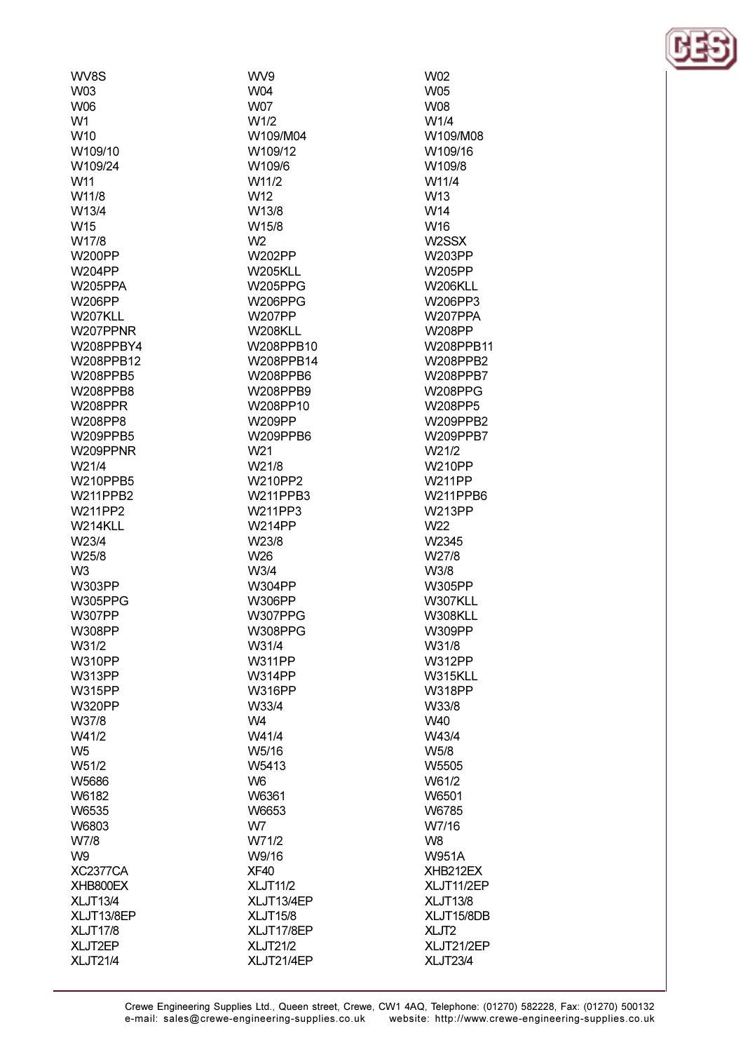WV8S
W03
W06
W1
W10
W109/10
W109/24
W11
W11/8
W13/4
W15
W17/8
W200PP
W204PP
W205PPA
W206PP
W207KLL
W207PPNR
W208PPBY4
W208PPB12
W208PPB5
W208PPB8
W208PPR
W208PP8
W209PPB5
W209PPNR
W21/4
W210PPB5
W211PPB2
W211PP2
W214KLL
W23/4
W25/8
W3
W303PP
W305PPG
W307PP
W308PP
W31/2
W310PP
W313PP
W315PP
W320PP
W37/8
W41/2
W5
W51/2
W5686
W6182
W6535
W6803
W7/8
W9
XC2377CA
XHB800EX
XLJT13/4
XLJT13/8EP
XLJT17/8
XLJT2EP
XLJT21/4

WV9
W04
W07
W1/2
W109/M04
W109/12
W109/6
W11/2
W12
W13/8
W15/8
W2
W202PP
W205KLL
W205PPG
W206PPG
W207PP
W208KLL
W208PPB10
W208PPB14
W208PPB6
W208PPB9
W208PP10
W209PP
W209PPB6
W21
W21/8
W210PP2
W211PPB3
W211PP3
W214PP
W23/8
W26
W3/4
W304PP
W306PP
W307PPG
W308PPG
W31/4
W311PP
W314PP
W316PP
W33/4
W4
W41/4
W5/16
W5413
W6
W6361
W6653
W7
W71/2
W9/16
XF40
XLJT11/2
XLJT13/4EP
XLJT15/8
XLJT17/8EP
XLJT21/2
XLJT21/4EP

W02
W05
W08
W1/4
W109/M08
W109/16
W109/8
W11/4
W13
W14
W16
W2SSX
W203PP
W205PP
W206KLL
W206PP3
W207PPA
W208PP
W208PPB11
W208PPB2
W208PPB7
W208PPG
W208PP5
W209PPB2
W209PPB7
W21/2
W210PP
W211PP
W211PPB6
W213PP
W22
W2345
W27/8
W3/8
W305PP
W307KLL
W308KLL
W309PP
W31/8
W312PP
W315KLL
W318PP
W33/8
W40
W43/4
W5/8
W5505
W61/2
W6501
W6785
W7/16
W8
W951A
XHB212EX
XLJT11/2EP
XLJT13/8
XLJT15/8DB
XLJT2
XLJT21/2EP
XLJT23/4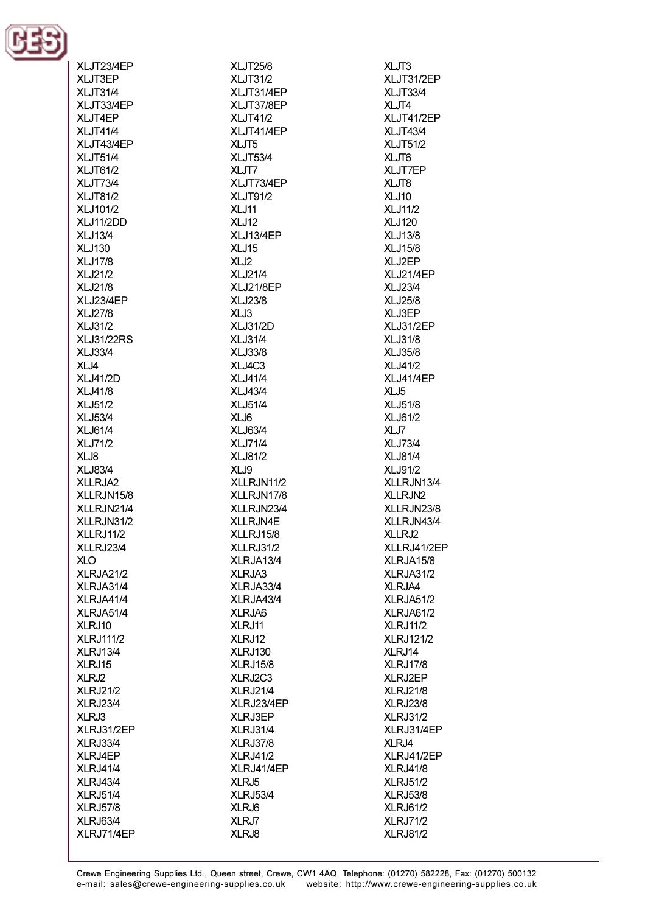XLJT23/4EP
XLJT3EP
XLJT31/4
XLJT33/4EP
XLJT4EP
XLJT41/4
XLJT43/4EP
XLJT51/4
XLJT61/2
XLJT73/4
XLJT81/2
XLJ101/2
XLJ11/2DD
XLJ13/4
XLJ130
XLJ17/8
XLJ21/2
XLJ21/8
XLJ23/4EP
XLJ27/8
XLJ31/2
XLJ31/22RS
XLJ33/4
XLJ4
XLJ41/2D
XLJ41/8
XLJ51/2
XLJ53/4
XLJ61/4
XLJ71/2
XLJ8
XLJ83/4
XLLRJA2
XLLRJN15/8
XLLRJN21/4
XLLRJN31/2
XLLRJ11/2
XLLRJ23/4
XLO
XLRJA21/2
XLRJA31/4
XLRJA41/4
XLRJA51/4
XLRJ10
XLRJ111/2
XLRJ13/4
XLRJ15
XLRJ2
XLRJ21/2
XLRJ23/4
XLRJ3
XLRJ31/2EP
XLRJ33/4
XLRJ4EP
XLRJ41/4
XLRJ43/4
XLRJ51/4
XLRJ57/8
XLRJ63/4
XLRJ71/4EP
XLJT25/8
XLJT31/2
XLJT31/4EP
XLJT37/8EP
XLJT41/2
XLJT41/4EP
XLJT5
XLJT53/4
XLJT7
XLJT73/4EP
XLJT91/2
XLJ11
XLJ12
XLJ13/4EP
XLJ15
XLJ2
XLJ21/4
XLJ21/8EP
XLJ23/8
XLJ3
XLJ31/2D
XLJ31/4
XLJ33/8
XLJ4C3
XLJ41/4
XLJ43/4
XLJ51/4
XLJ6
XLJ63/4
XLJ71/4
XLJ81/2
XLJ9
XLLRJN11/2
XLLRJN17/8
XLLRJN23/4
XLLRJN4E
XLLRJ15/8
XLLRJ31/2
XLRJA13/4
XLRJA3
XLRJA33/4
XLRJA43/4
XLRJA6
XLRJ11
XLRJ12
XLRJ130
XLRJ15/8
XLRJ2C3
XLRJ21/4
XLRJ23/4EP
XLRJ3EP
XLRJ31/4
XLRJ37/8
XLRJ41/2
XLRJ41/4EP
XLRJ5
XLRJ53/4
XLRJ6
XLRJ7
XLRJ8
XLJT3
XLJT31/2EP
XLJT33/4
XLJT4
XLJT41/2EP
XLJT43/4
XLJT51/2
XLJT6
XLJT7EP
XLJT8
XLJ10
XLJ11/2
XLJ120
XLJ13/8
XLJ15/8
XLJ2EP
XLJ21/4EP
XLJ23/4
XLJ25/8
XLJ3EP
XLJ31/2EP
XLJ31/8
XLJ35/8
XLJ41/2
XLJ41/4EP
XLJ5
XLJ51/8
XLJ61/2
XLJ7
XLJ73/4
XLJ81/4
XLJ91/2
XLLRJN13/4
XLLRJN2
XLLRJN23/8
XLLRJN43/4
XLLRJ2
XLLRJ41/2EP
XLRJA15/8
XLRJA31/2
XLRJA4
XLRJA51/2
XLRJA61/2
XLRJ11/2
XLRJ121/2
XLRJ14
XLRJ17/8
XLRJ2EP
XLRJ21/8
XLRJ23/8
XLRJ31/2
XLRJ31/4EP
XLRJ4
XLRJ41/2EP
XLRJ41/8
XLRJ51/2
XLRJ53/8
XLRJ61/2
XLRJ71/2
XLRJ81/2

Crewe Engineering Supplies Ltd., Queen street, Crewe, CW1 4AQ, Telephone: (01270) 582228, Fax: (01270) 500132
e-mail: sales@crewe-engineering-supplies.co.uk website: http://www.crewe-engineering-supplies.co.uk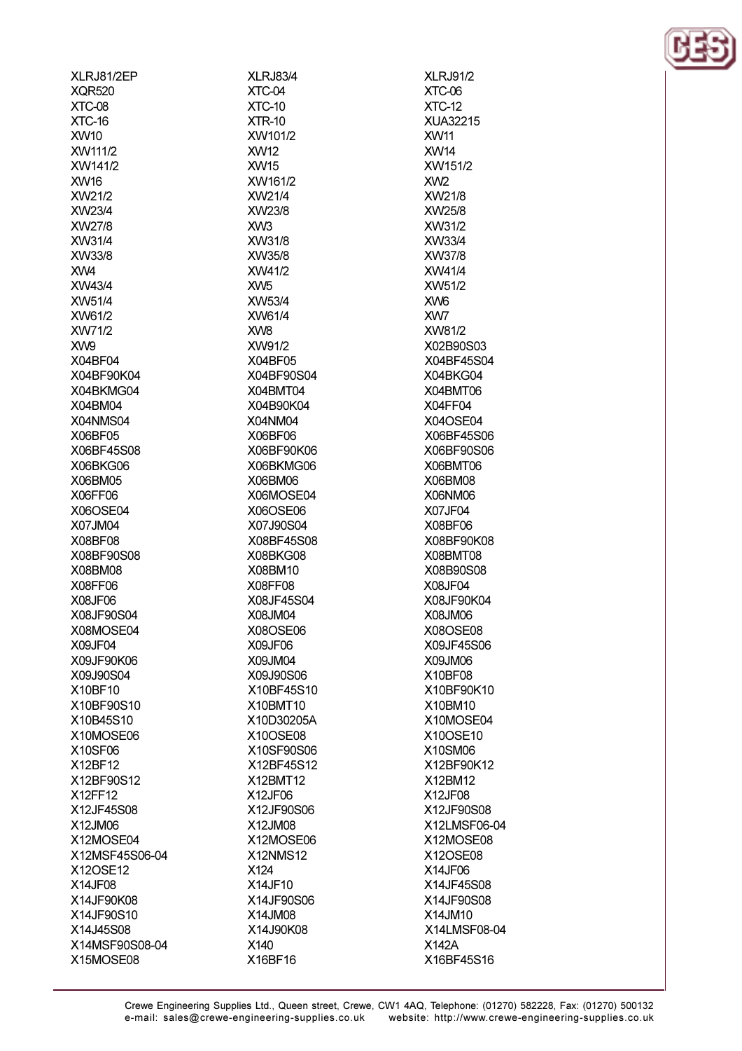XLRJ81/2EP
XLRJ83/4
XLRJ91/2
XQR520
XTC-04
XTC-06
XTC-08
XTC-10
XTC-12
XTC-16
XTR-10
XUA32215
XW10
XW101/2
XW11
XW111/2
XW12
XW14
XW141/2
XW15
XW151/2
XW16
XW161/2
XW2
XW21/2
XW21/4
XW21/8
XW23/4
XW23/8
XW25/8
XW27/8
XW3
XW31/2
XW31/4
XW31/8
XW33/4
XW33/8
XW35/8
XW37/8
XW4
XW41/2
XW41/4
XW43/4
XW5
XW51/2
XW51/4
XW53/4
XW6
XW61/2
XW61/4
XW7
XW71/2
XW8
XW81/2
XW9
XW91/2
X02B90S03
X04BF04
X04BF05
X04BF45S04
X04BF90K04
X04BF90S04
X04BKG04
X04BKMG04
X04BMT04
X04BMT06
X04BM04
X04B90K04
X04FF04
X04NMS04
X04NM04
X04OSE04
X06BF05
X06BF06
X06BF45S06
X06BF45S08
X06BF90K06
X06BF90S06
X06BKG06
X06BKMG06
X06BMT06
X06BM05
X06BM06
X06BM08
X06FF06
X06MOSE04
X06NM06
X06OSE04
X06OSE06
X07JF04
X07JM04
X07J90S04
X08BF06
X08BF08
X08BF45S08
X08BF90K08
X08BF90S08
X08BKG08
X08BMT08
X08BM08
X08BM10
X08B90S08
X08FF06
X08FF08
X08JF04
X08JF06
X08JF45S04
X08JF90K04
X08JF90S04
X08JM04
X08JM06
X08MOSE04
X08OSE06
X08OSE08
X09JF04
X09JF06
X09JF45S06
X09JF90K06
X09JM04
X09JM06
X09J90S04
X09J90S06
X10BF08
X10BF10
X10BF45S10
X10BF90K10
X10BF90S10
X10BMT10
X10BM10
X10B45S10
X10D30205A
X10MOSE04
X10MOSE06
X10OSE08
X10OSE10
X10SF06
X10SF90S06
X10SM06
X12BF12
X12BF45S12
X12BF90K12
X12BF90S12
X12BMT12
X12BM12
X12FF12
X12JF06
X12JF08
X12JF45S08
X12JF90S06
X12JF90S08
X12JM06
X12JM08
X12LMSF06-04
X12MOSE04
X12MOSE06
X12MOSE08
X12MSF45S06-04
X12NMS12
X12OSE08
X12OSE12
X124
X14JF06
X14JF08
X14JF10
X14JF45S08
X14JF90K08
X14JF90S06
X14JF90S08
X14JF90S10
X14JM08
X14JM10
X14J45S08
X14J90K08
X14LMSF08-04
X14MSF90S08-04
X140
X142A
X15MOSE08
X16BF16
X16BF45S16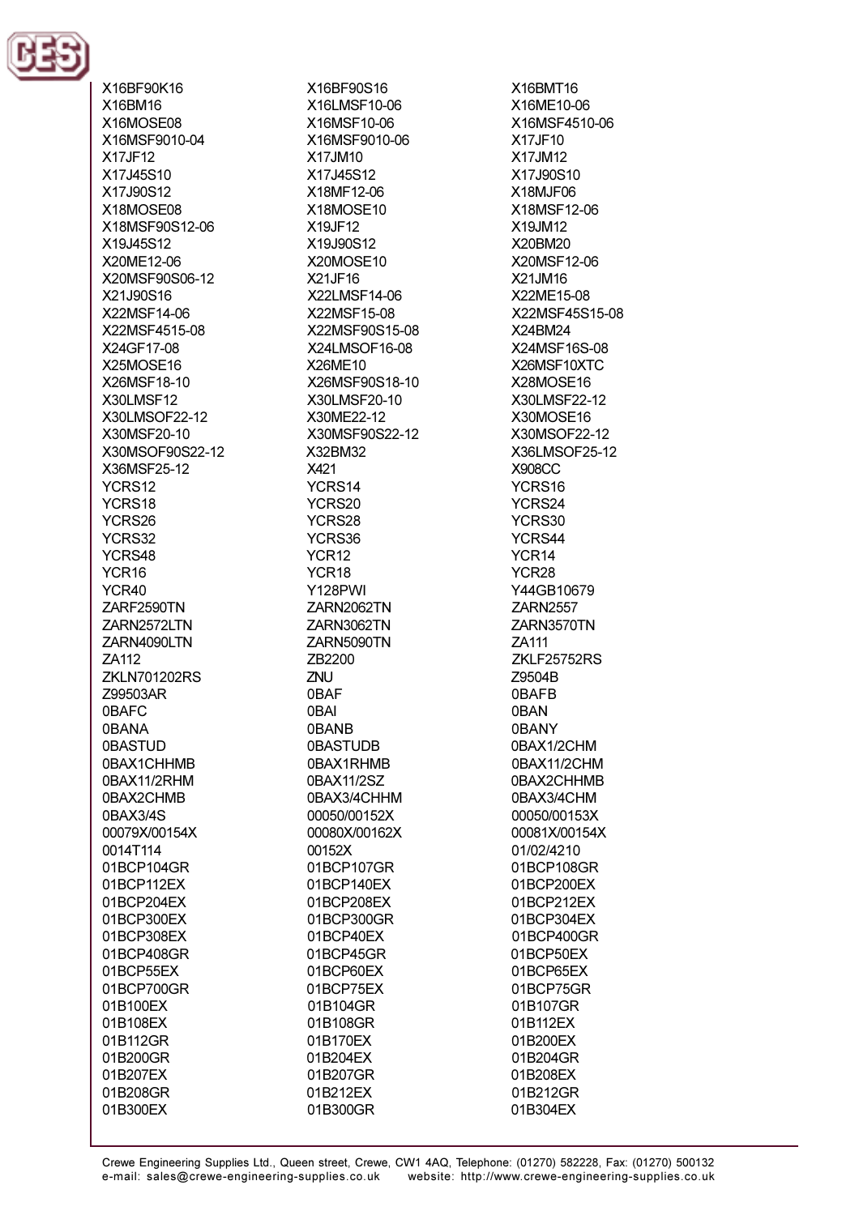X16BF90K16
X16BF90S16
X16BMT16
X16BM16
X16LMSF10-06
X16ME10-06
X16MOSE08
X16MSF10-06
X16MSF4510-06
X16MSF9010-04
X16MSF9010-06
X17JF10
X17JF12
X17JM10
X17JM12
X17J45S10
X17J45S12
X17J90S10
X17J90S12
X18MF12-06
X18MJF06
X18MOSE08
X18MOSE10
X18MSF12-06
X18MSF90S12-06
X19JF12
X19JM12
X19J45S12
X19J90S12
X20BM20
X20ME12-06
X20MOSE10
X20MSF12-06
X20MSF90S06-12
X21JF16
X21JM16
X21J90S16
X22LMSF14-06
X22ME15-08
X22MSF14-06
X22MSF15-08
X22MSF45S15-08
X22MSF4515-08
X22MSF90S15-08
X24BM24
X24GF17-08
X24LMSOF16-08
X24MSF16S-08
X25MOSE16
X26ME10
X26MSF10XTC
X26MSF18-10
X26MSF90S18-10
X28MOSE16
X30LMSF12
X30LMSF20-10
X30LMSF22-12
X30LMSOF22-12
X30ME22-12
X30MOSE16
X30MSF20-10
X30MSF90S22-12
X30MSOF22-12
X30MSOF90S22-12
X32BM32
X36LMSOF25-12
X36MSF25-12
X421
X908CC
YCRS12
YCRS14
YCRS16
YCRS18
YCRS20
YCRS24
YCRS26
YCRS28
YCRS30
YCRS32
YCRS36
YCRS44
YCRS48
YCR12
YCR14
YCR16
YCR18
YCR28
YCR40
Y128PWI
Y44GB10679
ZARF2590TN
ZARN2062TN
ZARN2557
ZARN2572LTN
ZARN3062TN
ZARN3570TN
ZARN4090LTN
ZARN5090TN
ZA111
ZA112
ZB2200
ZKLF25752RS
ZKLN701202RS
ZNU
Z9504B
Z99503AR
0BAF
0BAFB
0BAFC
0BAI
0BAN
0BANA
0BANB
0BANY
0BASTUD
0BASTUDB
0BAX1/2CHM
0BAX1CHHMB
0BAX1RHMB
0BAX11/2CHM
0BAX11/2RHM
0BAX11/2SZ
0BAX2CHHMB
0BAX2CHMB
0BAX3/4CHHM
0BAX3/4CHM
0BAX3/4S
00050/00152X
00050/00153X
00079X/00154X
00080X/00162X
00081X/00154X
0014T114
00152X
01/02/4210
01BCP104GR
01BCP107GR
01BCP108GR
01BCP112EX
01BCP140EX
01BCP200EX
01BCP204EX
01BCP208EX
01BCP212EX
01BCP300EX
01BCP300GR
01BCP304EX
01BCP308EX
01BCP40EX
01BCP400GR
01BCP408GR
01BCP45GR
01BCP50EX
01BCP55EX
01BCP60EX
01BCP65EX
01BCP700GR
01BCP75EX
01BCP75GR
01B100EX
01B104GR
01B107GR
01B108EX
01B108GR
01B112EX
01B112GR
01B170EX
01B200EX
01B200GR
01B204EX
01B204GR
01B207EX
01B207GR
01B208EX
01B208GR
01B212EX
01B212GR
01B300EX
01B300GR
01B304EX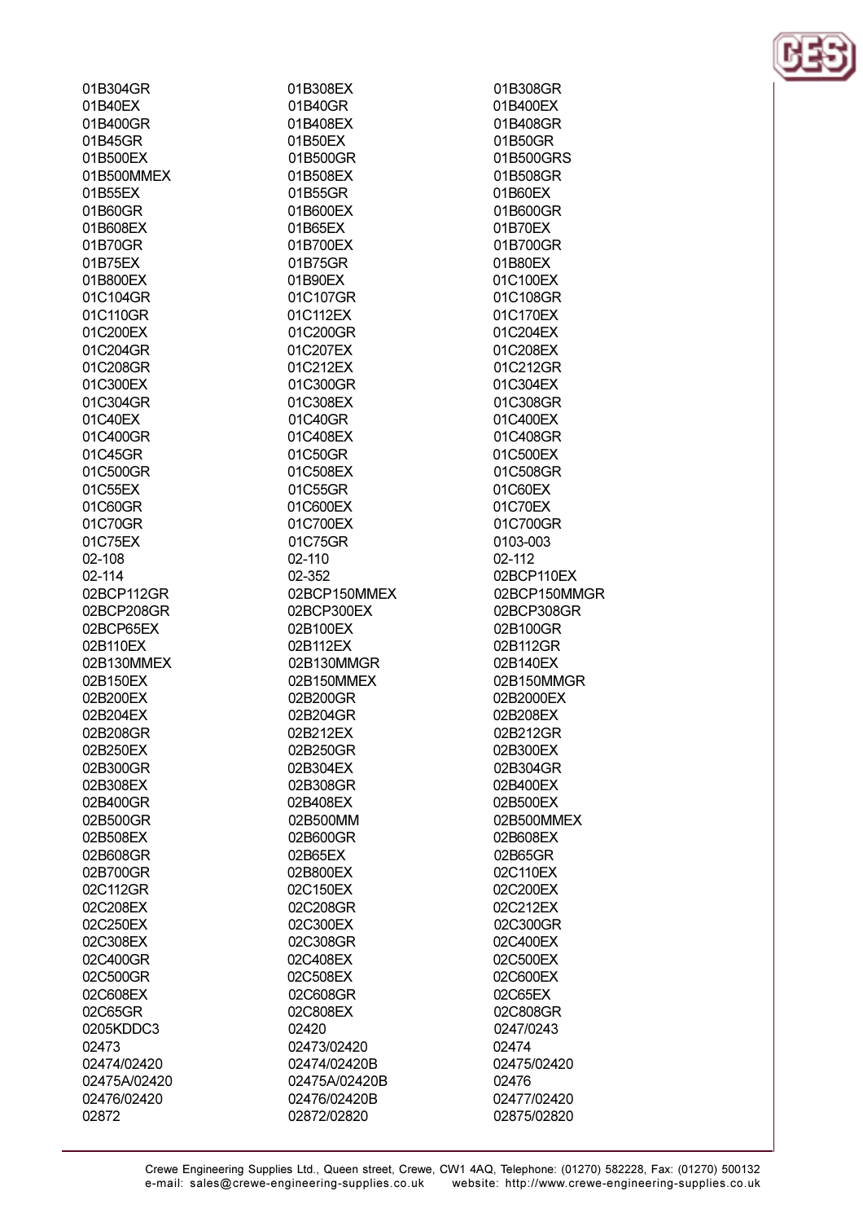01B304GR
01B308EX
01B308GR
01B40EX
01B40GR
01B400EX
01B400GR
01B408EX
01B408GR
01B45GR
01B50EX
01B50GR
01B500EX
01B500GR
01B500GRS
01B500MMEX
01B508EX
01B508GR
01B55EX
01B55GR
01B60EX
01B60GR
01B600EX
01B600GR
01B608EX
01B65EX
01B70EX
01B70GR
01B700EX
01B700GR
01B75EX
01B75GR
01B80EX
01B800EX
01B90EX
01C100EX
01C104GR
01C107GR
01C108GR
01C110GR
01C112EX
01C170EX
01C200EX
01C200GR
01C204EX
01C204GR
01C207EX
01C208EX
01C208GR
01C212EX
01C212GR
01C300EX
01C300GR
01C304EX
01C304GR
01C308EX
01C308GR
01C40EX
01C40GR
01C400EX
01C400GR
01C408EX
01C408GR
01C45GR
01C50GR
01C500EX
01C500GR
01C508EX
01C508GR
01C55EX
01C55GR
01C60EX
01C60GR
01C600EX
01C70EX
01C70GR
01C700EX
01C700GR
01C75EX
01C75GR
0103-003
02-108
02-110
02-112
02-114
02-352
02BCP110EX
02BCP112GR
02BCP150MMEX
02BCP150MMGR
02BCP208GR
02BCP300EX
02BCP308GR
02BCP65EX
02B100EX
02B100GR
02B110EX
02B112EX
02B112GR
02B130MMEX
02B130MMGR
02B140EX
02B150EX
02B150MMEX
02B150MMGR
02B200EX
02B200GR
02B2000EX
02B204EX
02B204GR
02B208EX
02B208GR
02B212EX
02B212GR
02B250EX
02B250GR
02B300EX
02B300GR
02B304EX
02B304GR
02B308EX
02B308GR
02B400EX
02B400GR
02B408EX
02B500EX
02B500GR
02B500MM
02B500MMEX
02B508EX
02B600GR
02B608EX
02B608GR
02B65EX
02B65GR
02B700GR
02B800EX
02C110EX
02C112GR
02C150EX
02C200EX
02C208EX
02C208GR
02C212EX
02C250EX
02C300EX
02C300GR
02C308EX
02C308GR
02C400EX
02C400GR
02C408EX
02C500EX
02C500GR
02C508EX
02C600EX
02C608EX
02C608GR
02C65EX
02C65GR
02C808EX
02C808GR
0205KDDC3
02420
0247/0243
02473
02473/02420
02474
02474/02420
02474/02420B
02475/02420
02475A/02420
02475A/02420B
02476
02476/02420
02476/02420B
02477/02420
02872
02872/02820
02875/02820

Crewe Engineering Supplies Ltd., Queen street, Crewe, CW1 4AQ, Telephone: (01270) 582228, Fax: (01270) 500132
e-mail: sales@crewe-engineering-supplies.co.uk website: http://www.crewe-engineering-supplies.co.uk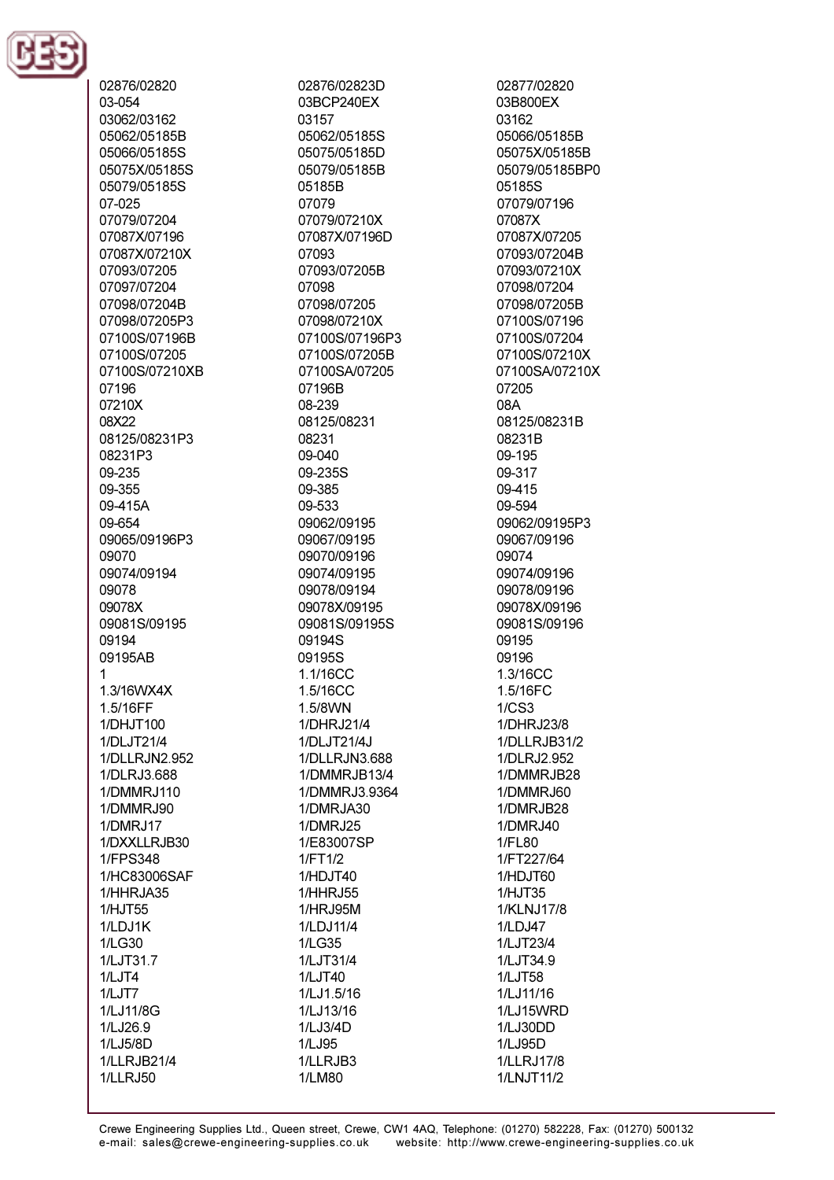02876/02820
03-054
03062/03162
05062/05185B
05066/05185S
05075X/05185S
05079/05185S
07-025
07079/07204
07087X/07196
07087X/07210X
07093/07205
07097/07204
07098/07204B
07098/07205P3
07100S/07196B
07100S/07205
07100S/07210XB
07196
07210X
08X22
08125/08231P3
08231P3
09-235
09-355
09-415A
09-654
09065/09196P3
09070
09074/09194
09078
09078X
09081S/09195
09194
09195AB
1
1.3/16WX4X
1.5/16FF
1/DHJT100
1/DLJT21/4
1/DLLRJN2.952
1/DLRJ3.688
1/DMMRJ110
1/DMMRJ90
1/DMRJ17
1/DXXLLRJB30
1/FPS348
1/HC83006SAF
1/HHRJA35
1/HJT55
1/LDJ1K
1/LG30
1/LJT31.7
1/LJT4
1/LJT7
1/LJ11/8G
1/LJ26.9
1/LJ5/8D
1/LLRJB21/4
1/LLRJ50

02876/02823D
03BCP240EX
03157
05062/05185S
05075/05185D
05079/05185B
05185B
07079
07079/07210X
07087X/07196D
07093
07093/07205B
07098
07098/07205
07098/07210X
07100S/07196P3
07100S/07205B
07100SA/07205
07196B
08-239
08125/08231
08231
09-040
09-235S
09-385
09-533
09062/09195
09067/09195
09070/09196
09074/09195
09078/09194
09078X/09195
09081S/09195S
09194S
09195S
1.1/16CC
1.5/16CC
1.5/8WN
1/DHRJ21/4
1/DLJT21/4J
1/DLLRJN3.688
1/DMMRJB13/4
1/DMMRJ3.9364
1/DMRJA30
1/DMRJ25
1/E83007SP
1/FT1/2
1/HDJT40
1/HHRJ55
1/HRJ95M
1/LDJ11/4
1/LG35
1/LJT31/4
1/LJT40
1/LJ1.5/16
1/LJ13/16
1/LJ3/4D
1/LJ95
1/LLRJB3
1/LM80

02877/02820
03B800EX
03162
05066/05185B
05075X/05185B
05079/05185BP0
05185S
07079/07196
07087X
07087X/07205
07093/07204B
07093/07210X
07098/07204
07098/07205B
07100S/07196
07100S/07204
07100S/07210X
07100SA/07210X
07205
08A
08125/08231B
08231B
09-195
09-317
09-415
09-594
09062/09195P3
09067/09196
09074
09074/09196
09078/09196
09078X/09196
09081S/09196
09195
09196
1.3/16CC
1.5/16FC
1/CS3
1/DHRJ23/8
1/DLLRJB31/2
1/DLRJ2.952
1/DMMRJB28
1/DMMRJ60
1/DMRJB28
1/DMRJ40
1/FL80
1/FT227/64
1/HDJT60
1/HJT35
1/KLNJ17/8
1/LDJ47
1/LJT23/4
1/LJT34.9
1/LJT58
1/LJ11/16
1/LJ15WRD
1/LJ30DD
1/LJ95D
1/LLRJ17/8
1/LNJT11/2

Crewe Engineering Supplies Ltd., Queen street, Crewe, CW1 4AQ, Telephone: (01270) 582228, Fax: (01270) 500132
e-mail: sales@crewe-engineering-supplies.co.uk website: http://www.crewe-engineering-supplies.co.uk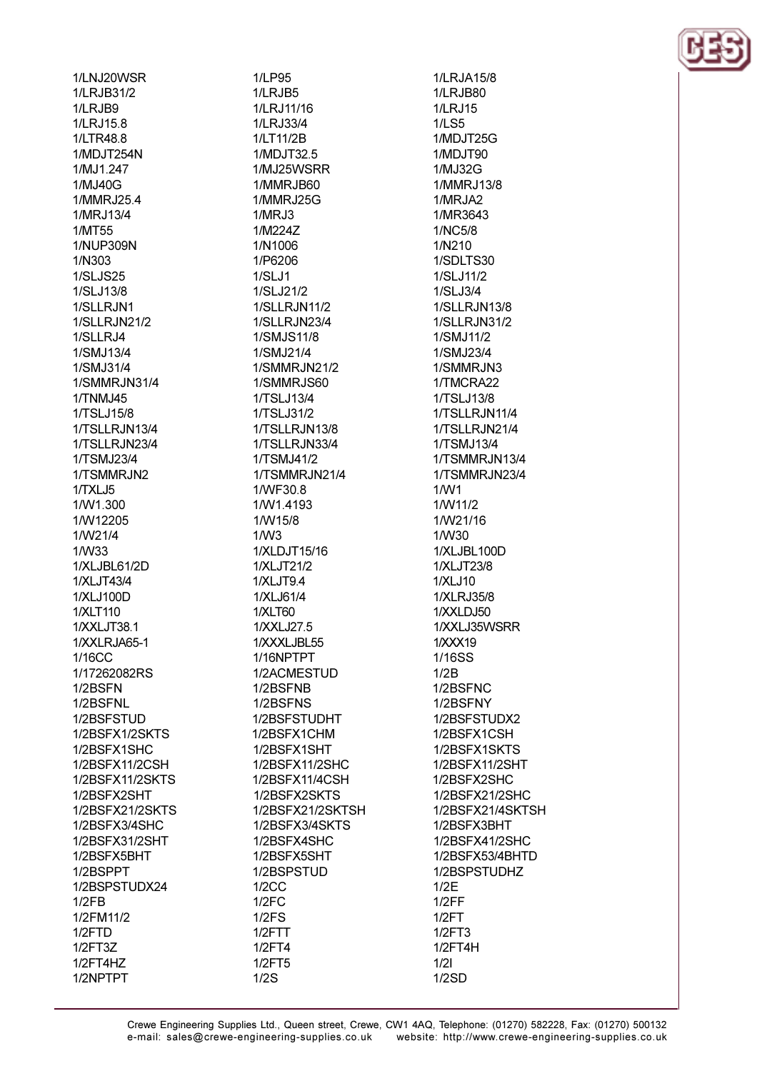1/LNJ20WSR
1/LRJB31/2
1/LRJB9
1/LRJ15.8
1/LTR48.8
1/MDJT254N
1/MJ1.247
1/MJ40G
1/MMRJ25.4
1/MRJ13/4
1/MT55
1/NUP309N
1/N303
1/SLJS25
1/SLJ13/8
1/SLLRJN1
1/SLLRJN21/2
1/SLLRJ4
1/SMJ13/4
1/SMJ31/4
1/SMMRJN31/4
1/TNMJ45
1/TSLJ15/8
1/TSLLRJN13/4
1/TSLLRJN23/4
1/TSMJ23/4
1/TSMMRJN2
1/TXLJ5
1/W1.300
1/W12205
1/W21/4
1/W33
1/XLJBL61/2D
1/XLJT43/4
1/XLJ100D
1/XLT110
1/XXLJT38.1
1/XXLRJA65-1
1/16CC
1/17262082RS
1/2BSFN
1/2BSFNL
1/2BSFSTUD
1/2BSFX1/2SKTS
1/2BSFX1SHC
1/2BSFX11/2CSH
1/2BSFX11/2SKTS
1/2BSFX2SHT
1/2BSFX21/2SKTS
1/2BSFX3/4SHC
1/2BSFX31/2SHT
1/2BSFX5BHT
1/2BSPPT
1/2BSPSTUDX24
1/2FB
1/2FM11/2
1/2FTD
1/2FT3Z
1/2FT4HZ
1/2NPTPT

1/LP95
1/LRJB5
1/LRJ11/16
1/LRJ33/4
1/LT11/2B
1/MDJT32.5
1/MJ25WSRR
1/MMRJB60
1/MMRJ25G
1/MRJ3
1/M224Z
1/N1006
1/P6206
1/SLJ1
1/SLJ21/2
1/SLLRJN11/2
1/SLLRJN23/4
1/SMJS11/8
1/SMJ21/4
1/SMMRJN21/2
1/SMMRJS60
1/TSLJ13/4
1/TSLJ31/2
1/TSLLRJN13/8
1/TSLLRJN33/4
1/TSMJ41/2
1/TSMMRJN21/4
1/WF30.8
1/W1.4193
1/W15/8
1/W3
1/XLDJT15/16
1/XLJT21/2
1/XLJT9.4
1/XLJ61/4
1/XLT60
1/XXLJ27.5
1/XXXLJBL55
1/16NPTPT
1/2ACMESTUD
1/2BSFNB
1/2BSFNS
1/2BSFSTUDHT
1/2BSFX1CHM
1/2BSFX1SHT
1/2BSFX11/2SHC
1/2BSFX11/4CSH
1/2BSFX2SKTS
1/2BSFX21/2SKTSH
1/2BSFX3/4SKTS
1/2BSFX4SHC
1/2BSFX5SHT
1/2BSPSTUD
1/2CC
1/2FC
1/2FS
1/2FTT
1/2FT4
1/2FT5
1/2S

1/LRJA15/8
1/LRJB80
1/LRJ15
1/LS5
1/MDJT25G
1/MDJT90
1/MJ32G
1/MMRJ13/8
1/MRJA2
1/MR3643
1/NC5/8
1/N210
1/SDLTS30
1/SLJ11/2
1/SLJ3/4
1/SLLRJN13/8
1/SLLRJN31/2
1/SMJ11/2
1/SMJ23/4
1/SMMRJN3
1/TMCRA22
1/TSLJ13/8
1/TSLLRJN11/4
1/TSLLRJN21/4
1/TSMJ13/4
1/TSMMRJN13/4
1/TSMMRJN23/4
1/W1
1/W11/2
1/W21/16
1/W30
1/XLJBL100D
1/XLJT23/8
1/XLJ10
1/XLRJ35/8
1/XXLDJ50
1/XXLJ35WSRR
1/XXX19
1/16SS
1/2B
1/2BSFNC
1/2BSFNY
1/2BSFSTUDX2
1/2BSFX1CSH
1/2BSFX1SKTS
1/2BSFX11/2SHT
1/2BSFX2SHC
1/2BSFX21/2SHC
1/2BSFX21/4SKTSH
1/2BSFX3BHT
1/2BSFX41/2SHC
1/2BSFX53/4BHTD
1/2BSPSTUDHZ
1/2E
1/2FF
1/2FT
1/2FT3
1/2FT4H
1/2I
1/2SD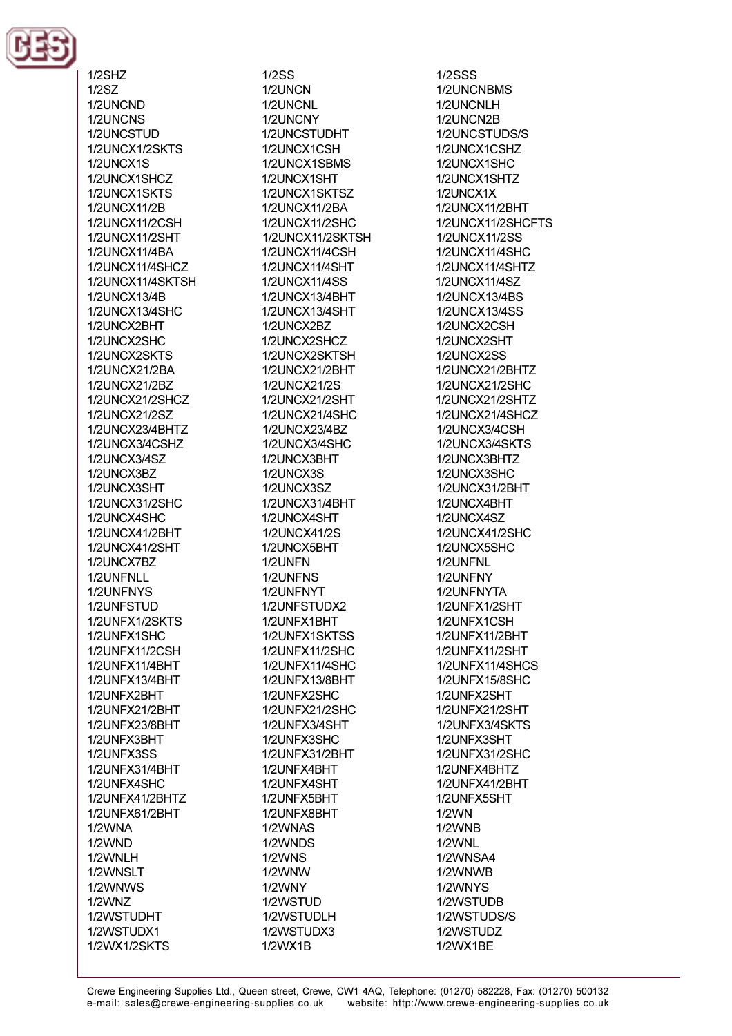1/2SHZ
1/2SZ
1/2UNCND
1/2UNCNS
1/2UNCSTUD
1/2UNCX1/2SKTS
1/2UNCX1S
1/2UNCX1SHCZ
1/2UNCX1SKTS
1/2UNCX11/2B
1/2UNCX11/2CSH
1/2UNCX11/2SHT
1/2UNCX11/4BA
1/2UNCX11/4SHCZ
1/2UNCX11/4SKTSH
1/2UNCX13/4B
1/2UNCX13/4SHC
1/2UNCX2BHT
1/2UNCX2SHC
1/2UNCX2SKTS
1/2UNCX21/2BA
1/2UNCX21/2BZ
1/2UNCX21/2SHCZ
1/2UNCX21/2SZ
1/2UNCX23/4BHTZ
1/2UNCX3/4CSHZ
1/2UNCX3/4SZ
1/2UNCX3BZ
1/2UNCX3SHT
1/2UNCX31/2SHC
1/2UNCX4SHC
1/2UNCX41/2BHT
1/2UNCX41/2SHT
1/2UNCX7BZ
1/2UNFNLL
1/2UNFNYS
1/2UNFSTUD
1/2UNFX1/2SKTS
1/2UNFX1SHC
1/2UNFX11/2CSH
1/2UNFX11/4BHT
1/2UNFX13/4BHT
1/2UNFX2BHT
1/2UNFX21/2BHT
1/2UNFX23/8BHT
1/2UNFX3BHT
1/2UNFX3SS
1/2UNFX31/4BHT
1/2UNFX4SHC
1/2UNFX41/2BHTZ
1/2UNFX61/2BHT
1/2WNA
1/2WND
1/2WNLH
1/2WNSLT
1/2WNWS
1/2WNZ
1/2WSTUDHT
1/2WSTUDX1
1/2WX1/2SKTS
1/2SS
1/2UNCN
1/2UNCNL
1/2UNCNY
1/2UNCSTUDHT
1/2UNCX1CSH
1/2UNCX1SBMS
1/2UNCX1SHT
1/2UNCX1SKTSZ
1/2UNCX11/2BA
1/2UNCX11/2SHC
1/2UNCX11/2SKTSH
1/2UNCX11/4CSH
1/2UNCX11/4SHT
1/2UNCX11/4SS
1/2UNCX13/4BHT
1/2UNCX13/4SHT
1/2UNCX2BZ
1/2UNCX2SHCZ
1/2UNCX2SKTSH
1/2UNCX21/2BHT
1/2UNCX21/2S
1/2UNCX21/2SHT
1/2UNCX21/4SHC
1/2UNCX23/4BZ
1/2UNCX3/4SHC
1/2UNCX3BHT
1/2UNCX3S
1/2UNCX3SZ
1/2UNCX31/4BHT
1/2UNCX4SHT
1/2UNCX41/2S
1/2UNCX5BHT
1/2UNFN
1/2UNFNS
1/2UNFNYT
1/2UNFSTUDX2
1/2UNFX1BHT
1/2UNFX1SKTSS
1/2UNFX11/2SHC
1/2UNFX11/4SHC
1/2UNFX13/8BHT
1/2UNFX2SHC
1/2UNFX21/2SHC
1/2UNFX3/4SHT
1/2UNFX3SHC
1/2UNFX31/2BHT
1/2UNFX4BHT
1/2UNFX4SHT
1/2UNFX5BHT
1/2UNFX8BHT
1/2WNAS
1/2WNDS
1/2WNS
1/2WNW
1/2WNY
1/2WSTUD
1/2WSTUDLH
1/2WSTUDX3
1/2WX1B
1/2SSS
1/2UNCNBMS
1/2UNCNLH
1/2UNCN2B
1/2UNCSTUDS/S
1/2UNCX1CSHZ
1/2UNCX1SHC
1/2UNCX1SHTZ
1/2UNCX1X
1/2UNCX11/2BHT
1/2UNCX11/2SHCFTS
1/2UNCX11/2SS
1/2UNCX11/4SHC
1/2UNCX11/4SHTZ
1/2UNCX11/4SZ
1/2UNCX13/4BS
1/2UNCX13/4SS
1/2UNCX2CSH
1/2UNCX2SHT
1/2UNCX2SS
1/2UNCX21/2BHTZ
1/2UNCX21/2SHC
1/2UNCX21/2SHTZ
1/2UNCX21/4SHCZ
1/2UNCX3/4CSH
1/2UNCX3/4SKTS
1/2UNCX3BHTZ
1/2UNCX3SHC
1/2UNCX31/2BHT
1/2UNCX4BHT
1/2UNCX4SZ
1/2UNCX41/2SHC
1/2UNCX5SHC
1/2UNFNL
1/2UNFNY
1/2UNFNYTA
1/2UNFX1/2SHT
1/2UNFX1CSH
1/2UNFX11/2BHT
1/2UNFX11/2SHT
1/2UNFX11/4SHCS
1/2UNFX15/8SHC
1/2UNFX2SHT
1/2UNFX21/2SHT
1/2UNFX3/4SKTS
1/2UNFX3SHT
1/2UNFX31/2SHC
1/2UNFX4BHTZ
1/2UNFX41/2BHT
1/2UNFX5SHT
1/2WN
1/2WNB
1/2WNL
1/2WNSA4
1/2WNWB
1/2WNYS
1/2WSTUDB
1/2WSTUDS/S
1/2WSTUDZ
1/2WX1BE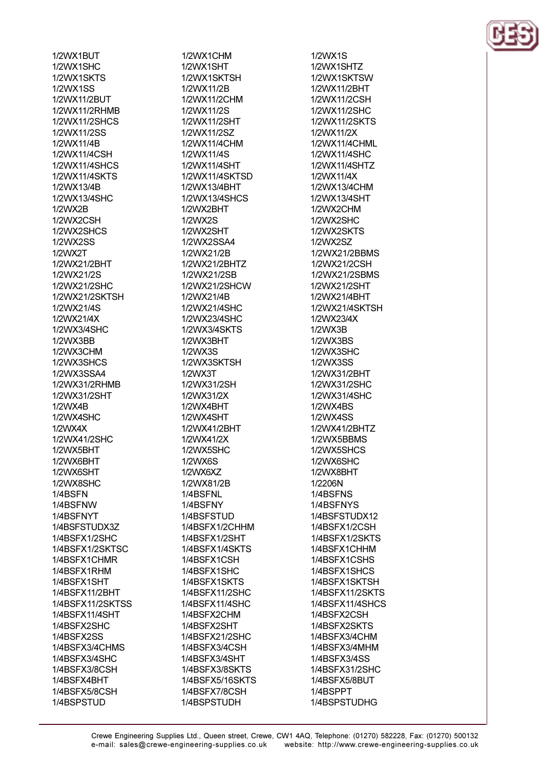1/2WX1BUT
1/2WX1SHC
1/2WX1SKTS
1/2WX1SS
1/2WX11/2BUT
1/2WX11/2RHMB
1/2WX11/2SHCS
1/2WX11/2SS
1/2WX11/4B
1/2WX11/4CSH
1/2WX11/4SHCS
1/2WX11/4SKTS
1/2WX13/4B
1/2WX13/4SHC
1/2WX2B
1/2WX2CSH
1/2WX2SHCS
1/2WX2SS
1/2WX2T
1/2WX21/2BHT
1/2WX21/2S
1/2WX21/2SHC
1/2WX21/2SKTSH
1/2WX21/4S
1/2WX21/4X
1/2WX3/4SHC
1/2WX3BB
1/2WX3CHM
1/2WX3SHCS
1/2WX3SSA4
1/2WX31/2RHMB
1/2WX31/2SHT
1/2WX4B
1/2WX4SHC
1/2WX4X
1/2WX41/2SHC
1/2WX5BHT
1/2WX6BHT
1/2WX6SHT
1/2WX8SHC
1/4BSFN
1/4BSFNW
1/4BSFNYT
1/4BSFSTUDX3Z
1/4BSFX1/2SHC
1/4BSFX1/2SKTSC
1/4BSFX1CHMR
1/4BSFX1RHM
1/4BSFX1SHT
1/4BSFX11/2BHT
1/4BSFX11/2SKTSS
1/4BSFX11/4SHT
1/4BSFX2SHC
1/4BSFX2SS
1/4BSFX3/4CHMS
1/4BSFX3/4SHC
1/4BSFX3/8CSH
1/4BSFX4BHT
1/4BSFX5/8CSH
1/4BSPSTUD
1/2WX1CHM
1/2WX1SHT
1/2WX1SKTSH
1/2WX11/2B
1/2WX11/2CHM
1/2WX11/2S
1/2WX11/2SHT
1/2WX11/2SZ
1/2WX11/4CHM
1/2WX11/4S
1/2WX11/4SHT
1/2WX11/4SKTSD
1/2WX13/4BHT
1/2WX13/4SHCS
1/2WX2BHT
1/2WX2S
1/2WX2SHT
1/2WX2SSA4
1/2WX21/2B
1/2WX21/2BHTZ
1/2WX21/2SB
1/2WX21/2SHCW
1/2WX21/4B
1/2WX21/4SHC
1/2WX23/4SHC
1/2WX3/4SKTS
1/2WX3BHT
1/2WX3S
1/2WX3SKTSH
1/2WX3T
1/2WX31/2SH
1/2WX31/2X
1/2WX4BHT
1/2WX4SHT
1/2WX41/2BHT
1/2WX41/2X
1/2WX5SHC
1/2WX6S
1/2WX6XZ
1/2WX81/2B
1/4BSFNL
1/4BSFNY
1/4BSFSTUD
1/4BSFX1/2CHHM
1/4BSFX1/2SHT
1/4BSFX1/4SKTS
1/4BSFX1CSH
1/4BSFX1SHC
1/4BSFX1SKTS
1/4BSFX11/2SHC
1/4BSFX11/4SHC
1/4BSFX2CHM
1/4BSFX2SHT
1/4BSFX21/2SHC
1/4BSFX3/4CSH
1/4BSFX3/4SHT
1/4BSFX3/8SKTS
1/4BSFX5/16SKTS
1/4BSFX7/8CSH
1/4BSPSTUDH
1/2WX1S
1/2WX1SHTZ
1/2WX1SKTSW
1/2WX11/2BHT
1/2WX11/2CSH
1/2WX11/2SHC
1/2WX11/2SKTS
1/2WX11/2X
1/2WX11/4CHML
1/2WX11/4SHC
1/2WX11/4SHTZ
1/2WX11/4X
1/2WX13/4CHM
1/2WX13/4SHT
1/2WX2CHM
1/2WX2SHC
1/2WX2SKTS
1/2WX2SZ
1/2WX21/2BBMS
1/2WX21/2CSH
1/2WX21/2SBMS
1/2WX21/2SHT
1/2WX21/4BHT
1/2WX21/4SKTSH
1/2WX23/4X
1/2WX3B
1/2WX3BS
1/2WX3SHC
1/2WX3SS
1/2WX31/2BHT
1/2WX31/2SHC
1/2WX31/4SHC
1/2WX4BS
1/2WX4SS
1/2WX41/2BHTZ
1/2WX5BBMS
1/2WX5SHCS
1/2WX6SHC
1/2WX8BHT
1/2206N
1/4BSFNS
1/4BSFNYS
1/4BSFSTUDX12
1/4BSFX1/2CSH
1/4BSFX1/2SKTS
1/4BSFX1CHHM
1/4BSFX1CSHS
1/4BSFX1SHCS
1/4BSFX1SKTSH
1/4BSFX11/2SKTS
1/4BSFX11/4SHCS
1/4BSFX2CSH
1/4BSFX2SKTS
1/4BSFX3/4CHM
1/4BSFX3/4MHM
1/4BSFX3/4SS
1/4BSFX31/2SHC
1/4BSFX5/8BUT
1/4BSPPT
1/4BSPSTUDHG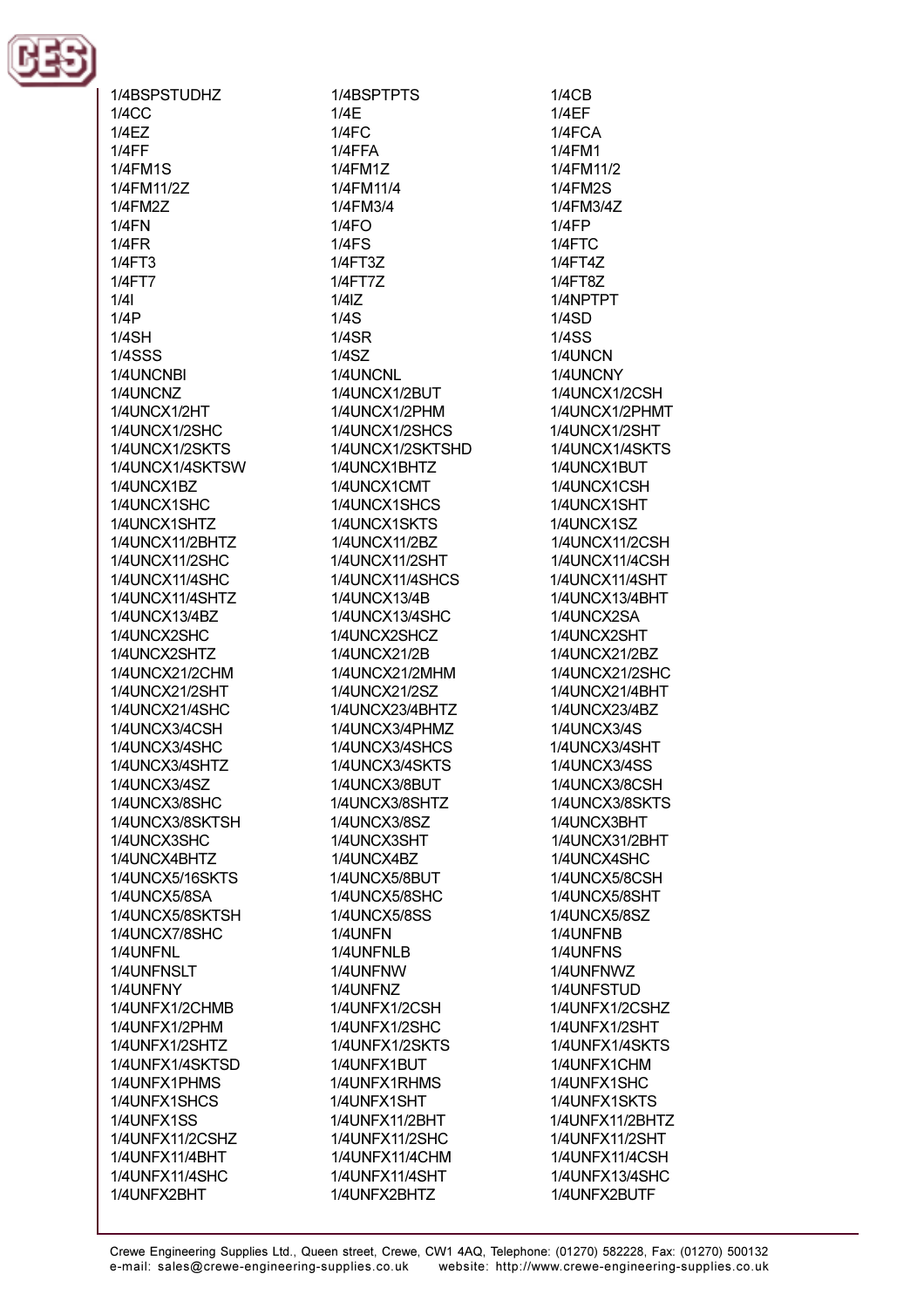1/4BSPSTUDHZ
1/4BSPTPTS
1/4CB
1/4CC
1/4E
1/4EF
1/4EZ
1/4FC
1/4FCA
1/4FF
1/4FFA
1/4FM1
1/4FM1S
1/4FM1Z
1/4FM11/2
1/4FM11/2Z
1/4FM11/4
1/4FM2S
1/4FM2Z
1/4FM3/4
1/4FM3/4Z
1/4FN
1/4FO
1/4FP
1/4FR
1/4FS
1/4FTC
1/4FT3
1/4FT3Z
1/4FT4Z
1/4FT7
1/4FT7Z
1/4FT8Z
1/4I
1/4IZ
1/4NPTPT
1/4P
1/4S
1/4SD
1/4SH
1/4SR
1/4SS
1/4SSS
1/4SZ
1/4UNCN
1/4UNCNBI
1/4UNCNL
1/4UNCNY
1/4UNCNZ
1/4UNCX1/2BUT
1/4UNCX1/2CSH
1/4UNCX1/2HT
1/4UNCX1/2PHM
1/4UNCX1/2PHMT
1/4UNCX1/2SHC
1/4UNCX1/2SHCS
1/4UNCX1/2SHT
1/4UNCX1/2SKTS
1/4UNCX1/2SKTSHD
1/4UNCX1/4SKTS
1/4UNCX1/4SKTSW
1/4UNCX1BHTZ
1/4UNCX1BUT
1/4UNCX1BZ
1/4UNCX1CMT
1/4UNCX1CSH
1/4UNCX1SHC
1/4UNCX1SHCS
1/4UNCX1SHT
1/4UNCX1SHTZ
1/4UNCX1SKTS
1/4UNCX1SZ
1/4UNCX11/2BHTZ
1/4UNCX11/2BZ
1/4UNCX11/2CSH
1/4UNCX11/2SHC
1/4UNCX11/2SHT
1/4UNCX11/4CSH
1/4UNCX11/4SHC
1/4UNCX11/4SHCS
1/4UNCX11/4SHT
1/4UNCX11/4SHTZ
1/4UNCX13/4B
1/4UNCX13/4BHT
1/4UNCX13/4BZ
1/4UNCX13/4SHC
1/4UNCX2SA
1/4UNCX2SHC
1/4UNCX2SHCZ
1/4UNCX2SHT
1/4UNCX2SHTZ
1/4UNCX21/2B
1/4UNCX21/2BZ
1/4UNCX21/2CHM
1/4UNCX21/2MHM
1/4UNCX21/2SHC
1/4UNCX21/2SHT
1/4UNCX21/2SZ
1/4UNCX21/4BHT
1/4UNCX21/4SHC
1/4UNCX23/4BHTZ
1/4UNCX23/4BZ
1/4UNCX3/4CSH
1/4UNCX3/4PHMZ
1/4UNCX3/4S
1/4UNCX3/4SHC
1/4UNCX3/4SHCS
1/4UNCX3/4SHT
1/4UNCX3/4SHTZ
1/4UNCX3/4SKTS
1/4UNCX3/4SS
1/4UNCX3/4SZ
1/4UNCX3/8BUT
1/4UNCX3/8CSH
1/4UNCX3/8SHC
1/4UNCX3/8SHTZ
1/4UNCX3/8SKTS
1/4UNCX3/8SKTSH
1/4UNCX3/8SZ
1/4UNCX3BHT
1/4UNCX3SHC
1/4UNCX3SHT
1/4UNCX31/2BHT
1/4UNCX4BHTZ
1/4UNCX4BZ
1/4UNCX4SHC
1/4UNCX5/16SKTS
1/4UNCX5/8BUT
1/4UNCX5/8CSH
1/4UNCX5/8SA
1/4UNCX5/8SHC
1/4UNCX5/8SHT
1/4UNCX5/8SKTSH
1/4UNCX5/8SS
1/4UNCX5/8SZ
1/4UNCX7/8SHC
1/4UNFN
1/4UNFNB
1/4UNFNL
1/4UNFNLB
1/4UNFNS
1/4UNFNSLT
1/4UNFNW
1/4UNFNWZ
1/4UNFNY
1/4UNFNZ
1/4UNFSTUD
1/4UNFX1/2CHMB
1/4UNFX1/2CSH
1/4UNFX1/2CSHZ
1/4UNFX1/2PHM
1/4UNFX1/2SHC
1/4UNFX1/2SHT
1/4UNFX1/2SHTZ
1/4UNFX1/2SKTS
1/4UNFX1/4SKTS
1/4UNFX1/4SKTSD
1/4UNFX1BUT
1/4UNFX1CHM
1/4UNFX1PHMS
1/4UNFX1RHMS
1/4UNFX1SHC
1/4UNFX1SHCS
1/4UNFX1SHT
1/4UNFX1SKTS
1/4UNFX1SS
1/4UNFX11/2BHT
1/4UNFX11/2BHTZ
1/4UNFX11/2CSHZ
1/4UNFX11/2SHC
1/4UNFX11/2SHT
1/4UNFX11/4BHT
1/4UNFX11/4CHM
1/4UNFX11/4CSH
1/4UNFX11/4SHC
1/4UNFX11/4SHT
1/4UNFX13/4SHC
1/4UNFX2BHT
1/4UNFX2BHTZ
1/4UNFX2BUTF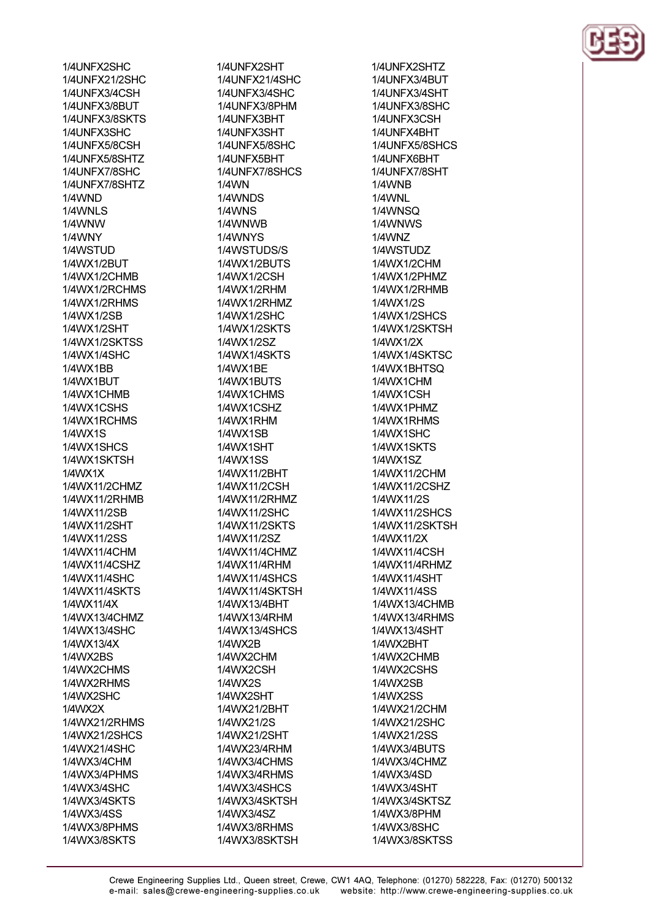1/4UNFX2SHC
1/4UNFX21/2SHC
1/4UNFX3/4CSH
1/4UNFX3/8BUT
1/4UNFX3/8SKTS
1/4UNFX3SHC
1/4UNFX5/8CSH
1/4UNFX5/8SHTZ
1/4UNFX7/8SHC
1/4UNFX7/8SHTZ
1/4WND
1/4WNLS
1/4WNW
1/4WNY
1/4WSTUD
1/4WX1/2BUT
1/4WX1/2CHMB
1/4WX1/2RCHMS
1/4WX1/2RHMS
1/4WX1/2SB
1/4WX1/2SHT
1/4WX1/2SKTSS
1/4WX1/4SHC
1/4WX1BB
1/4WX1BUT
1/4WX1CHMB
1/4WX1CSHS
1/4WX1RCHMS
1/4WX1S
1/4WX1SHCS
1/4WX1SKTSH
1/4WX1X
1/4WX11/2CHMZ
1/4WX11/2RHMB
1/4WX11/2SB
1/4WX11/2SHT
1/4WX11/2SS
1/4WX11/4CHM
1/4WX11/4CSHZ
1/4WX11/4SHC
1/4WX11/4SKTS
1/4WX11/4X
1/4WX13/4CHMZ
1/4WX13/4SHC
1/4WX13/4X
1/4WX2BS
1/4WX2CHMS
1/4WX2RHMS
1/4WX2SHC
1/4WX2X
1/4WX21/2RHMS
1/4WX21/2SHCS
1/4WX21/4SHC
1/4WX3/4CHM
1/4WX3/4PHMS
1/4WX3/4SHC
1/4WX3/4SKTS
1/4WX3/4SS
1/4WX3/8PHMS
1/4WX3/8SKTS

1/4UNFX2SHT
1/4UNFX21/4SHC
1/4UNFX3/4SHC
1/4UNFX3/8PHM
1/4UNFX3BHT
1/4UNFX3SHT
1/4UNFX5/8SHC
1/4UNFX5BHT
1/4UNFX7/8SHCS
1/4WN
1/4WNDS
1/4WNS
1/4WNWB
1/4WNYS
1/4WSTUDS/S
1/4WX1/2BUTS
1/4WX1/2CSH
1/4WX1/2RHM
1/4WX1/2RHMZ
1/4WX1/2SHC
1/4WX1/2SKTS
1/4WX1/2SZ
1/4WX1/4SKTS
1/4WX1BE
1/4WX1BUTS
1/4WX1CHMS
1/4WX1CSHZ
1/4WX1RHM
1/4WX1SB
1/4WX1SHT
1/4WX1SS
1/4WX11/2BHT
1/4WX11/2CSH
1/4WX11/2RHMZ
1/4WX11/2SHC
1/4WX11/2SKTS
1/4WX11/2SZ
1/4WX11/4CHMZ
1/4WX11/4RHM
1/4WX11/4SHCS
1/4WX11/4SKTSH
1/4WX13/4BHT
1/4WX13/4RHM
1/4WX13/4SHCS
1/4WX2B
1/4WX2CHM
1/4WX2CSH
1/4WX2S
1/4WX2SHT
1/4WX21/2BHT
1/4WX21/2S
1/4WX21/2SHT
1/4WX23/4RHM
1/4WX3/4CHMS
1/4WX3/4RHMS
1/4WX3/4SHCS
1/4WX3/4SKTSH
1/4WX3/4SZ
1/4WX3/8RHMS
1/4WX3/8SKTSH

1/4UNFX2SHTZ
1/4UNFX3/4BUT
1/4UNFX3/4SHT
1/4UNFX3/8SHC
1/4UNFX3CSH
1/4UNFX4BHT
1/4UNFX5/8SHCS
1/4UNFX6BHT
1/4UNFX7/8SHT
1/4WNB
1/4WNL
1/4WNSQ
1/4WNWS
1/4WNZ
1/4WSTUDZ
1/4WX1/2CHM
1/4WX1/2PHMZ
1/4WX1/2RHMB
1/4WX1/2S
1/4WX1/2SHCS
1/4WX1/2SKTSH
1/4WX1/2X
1/4WX1/4SKTSC
1/4WX1BHTSQ
1/4WX1CHM
1/4WX1CSH
1/4WX1PHMZ
1/4WX1RHMS
1/4WX1SHC
1/4WX1SKTS
1/4WX1SZ
1/4WX11/2CHM
1/4WX11/2CSHZ
1/4WX11/2S
1/4WX11/2SHCS
1/4WX11/2SKTSH
1/4WX11/2X
1/4WX11/4CSH
1/4WX11/4RHMZ
1/4WX11/4SHT
1/4WX11/4SS
1/4WX13/4CHMB
1/4WX13/4RHMS
1/4WX13/4SHT
1/4WX2BHT
1/4WX2CHMB
1/4WX2CSHS
1/4WX2SB
1/4WX2SS
1/4WX21/2CHM
1/4WX21/2SHC
1/4WX21/2SS
1/4WX3/4BUTS
1/4WX3/4CHMZ
1/4WX3/4SD
1/4WX3/4SHT
1/4WX3/4SKTSZ
1/4WX3/8PHM
1/4WX3/8SHC
1/4WX3/8SKTSS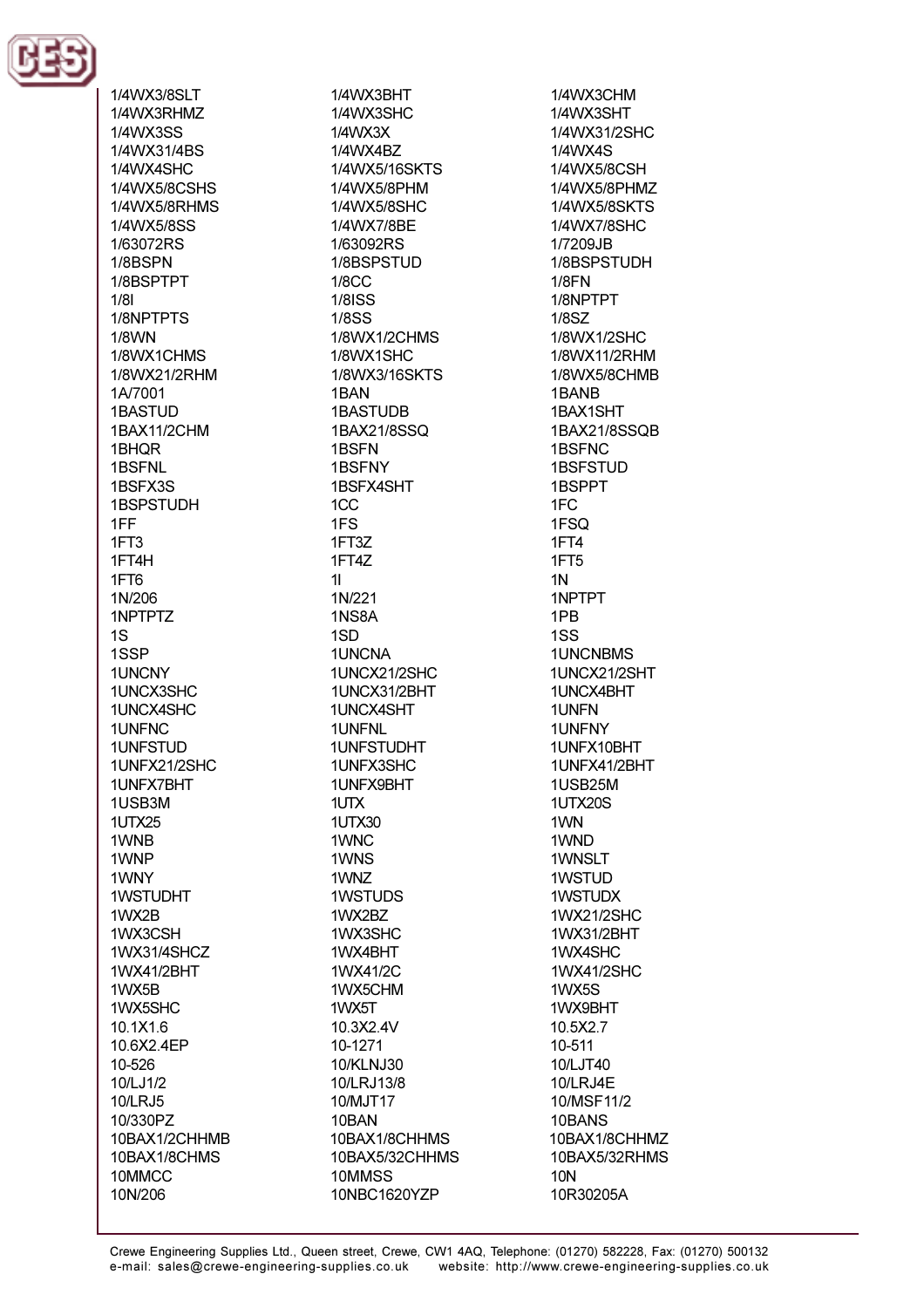1/4WX3/8SLT
1/4WX3BHT
1/4WX3CHM
1/4WX3RHMZ
1/4WX3SHC
1/4WX3SHT
1/4WX3SS
1/4WX3X
1/4WX31/2SHC
1/4WX31/4BS
1/4WX4BZ
1/4WX4S
1/4WX4SHC
1/4WX5/16SKTS
1/4WX5/8CSH
1/4WX5/8CSHS
1/4WX5/8PHM
1/4WX5/8PHMZ
1/4WX5/8RHMS
1/4WX5/8SHC
1/4WX5/8SKTS
1/4WX5/8SS
1/4WX7/8BE
1/4WX7/8SHC
1/63072RS
1/63092RS
1/7209JB
1/8BSPN
1/8BSPSTUD
1/8BSPSTUDH
1/8BSPTPT
1/8CC
1/8FN
1/8I
1/8ISS
1/8NPTPT
1/8NPTPTS
1/8SS
1/8SZ
1/8WN
1/8WX1/2CHMS
1/8WX1/2SHC
1/8WX1CHMS
1/8WX1SHC
1/8WX11/2RHM
1/8WX21/2RHM
1/8WX3/16SKTS
1/8WX5/8CHMB
1A/7001
1BAN
1BANB
1BASTUD
1BASTUDB
1BAX1SHT
1BAX11/2CHM
1BAX21/8SSQ
1BAX21/8SSQB
1BHQR
1BSFN
1BSFNC
1BSFNL
1BSFNY
1BSFSTUD
1BSFX3S
1BSFX4SHT
1BSPPT
1BSPSTUDH
1CC
1FC
1FF
1FS
1FSQ
1FT3
1FT3Z
1FT4
1FT4H
1FT4Z
1FT5
1FT6
1I
1N
1N/206
1N/221
1NPTPT
1NPTPTZ
1NS8A
1PB
1S
1SD
1SS
1SSP
1UNCNA
1UNCNBMS
1UNCNY
1UNCX21/2SHC
1UNCX21/2SHT
1UNCX3SHC
1UNCX31/2BHT
1UNCX4BHT
1UNCX4SHC
1UNCX4SHT
1UNFN
1UNFNC
1UNFNL
1UNFNY
1UNFSTUD
1UNFSTUDHT
1UNFX10BHT
1UNFX21/2SHC
1UNFX3SHC
1UNFX41/2BHT
1UNFX7BHT
1UNFX9BHT
1USB25M
1USB3M
1UTX
1UTX20S
1UTX25
1UTX30
1WN
1WNB
1WNC
1WND
1WNP
1WNS
1WNSLT
1WNY
1WNZ
1WSTUD
1WSTUDHT
1WSTUDS
1WSTUDX
1WX2B
1WX2BZ
1WX21/2SHC
1WX3CSH
1WX3SHC
1WX31/2BHT
1WX31/4SHCZ
1WX4BHT
1WX4SHC
1WX41/2BHT
1WX41/2C
1WX41/2SHC
1WX5B
1WX5CHM
1WX5S
1WX5SHC
1WX5T
1WX9BHT
10.1X1.6
10.3X2.4V
10.5X2.7
10.6X2.4EP
10-1271
10-511
10-526
10/KLNJ30
10/LJT40
10/LJ1/2
10/LRJ13/8
10/LRJ4E
10/LRJ5
10/MJT17
10/MSF11/2
10/330PZ
10BAN
10BANS
10BAX1/2CHHMB
10BAX1/8CHHMS
10BAX1/8CHHMZ
10BAX1/8CHMS
10BAX5/32CHHMS
10BAX5/32RHMS
10MMCC
10MMSS
10N
10N/206
10NBC1620YZP
10R30205A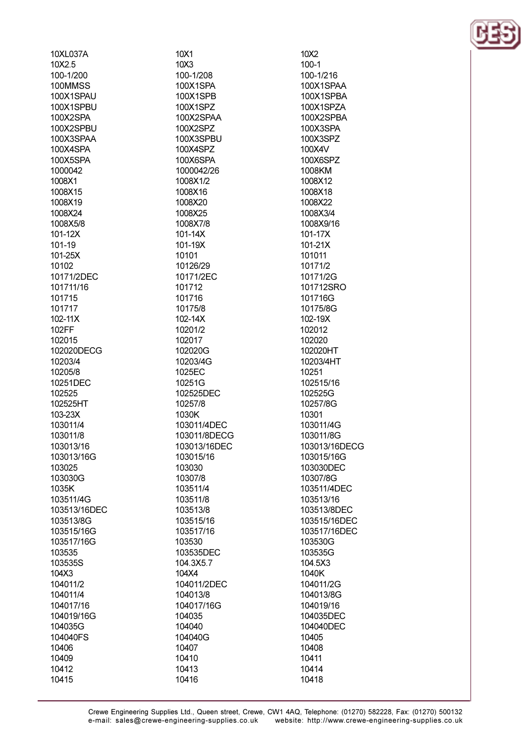10XL037A
10X1
10X2
10X2.5
10X3
100-1
100-1/200
100-1/208
100-1/216
100MMSS
100X1SPA
100X1SPAA
100X1SPAU
100X1SPB
100X1SPBA
100X1SPBU
100X1SPZ
100X1SPZA
100X2SPA
100X2SPAA
100X2SPBA
100X2SPBU
100X2SPZ
100X3SPA
100X3SPAA
100X3SPBU
100X3SPZ
100X4SPA
100X4SPZ
100X4V
100X5SPA
100X6SPA
100X6SPZ
1000042
1000042/26
1008KM
1008X1
1008X1/2
1008X12
1008X15
1008X16
1008X18
1008X19
1008X20
1008X22
1008X24
1008X25
1008X3/4
1008X5/8
1008X7/8
1008X9/16
101-12X
101-14X
101-17X
101-19
101-19X
101-21X
101-25X
10101
101011
10102
10126/29
10171/2
10171/2DEC
10171/2EC
10171/2G
101711/16
101712
101712SRO
101715
101716
101716G
101717
10175/8
10175/8G
102-11X
102-14X
102-19X
102FF
10201/2
102012
102015
102017
102020
102020DECG
102020G
102020HT
10203/4
10203/4G
10203/4HT
10205/8
1025EC
10251
10251DEC
10251G
102515/16
102525
102525DEC
102525G
102525HT
10257/8
10257/8G
103-23X
1030K
10301
103011/4
103011/4DEC
103011/4G
103011/8
103011/8DECG
103011/8G
103013/16
103013/16DEC
103013/16DECG
103013/16G
103015/16
103015/16G
103025
103030
103030DEC
103030G
10307/8
10307/8G
1035K
103511/4
103511/4DEC
103511/4G
103511/8
103513/16
103513/16DEC
103513/8
103513/8DEC
103513/8G
103515/16
103515/16DEC
103515/16G
103517/16
103517/16DEC
103517/16G
103530
103530G
103535
103535DEC
103535G
103535S
104.3X5.7
104.5X3
104X3
104X4
1040K
104011/2
104011/2DEC
104011/2G
104011/4
104013/8
104013/8G
104017/16
104017/16G
104019/16
104019/16G
104035
104035DEC
104035G
104040
104040DEC
104040FS
104040G
10405
10406
10407
10408
10409
10410
10411
10412
10413
10414
10415
10416
10418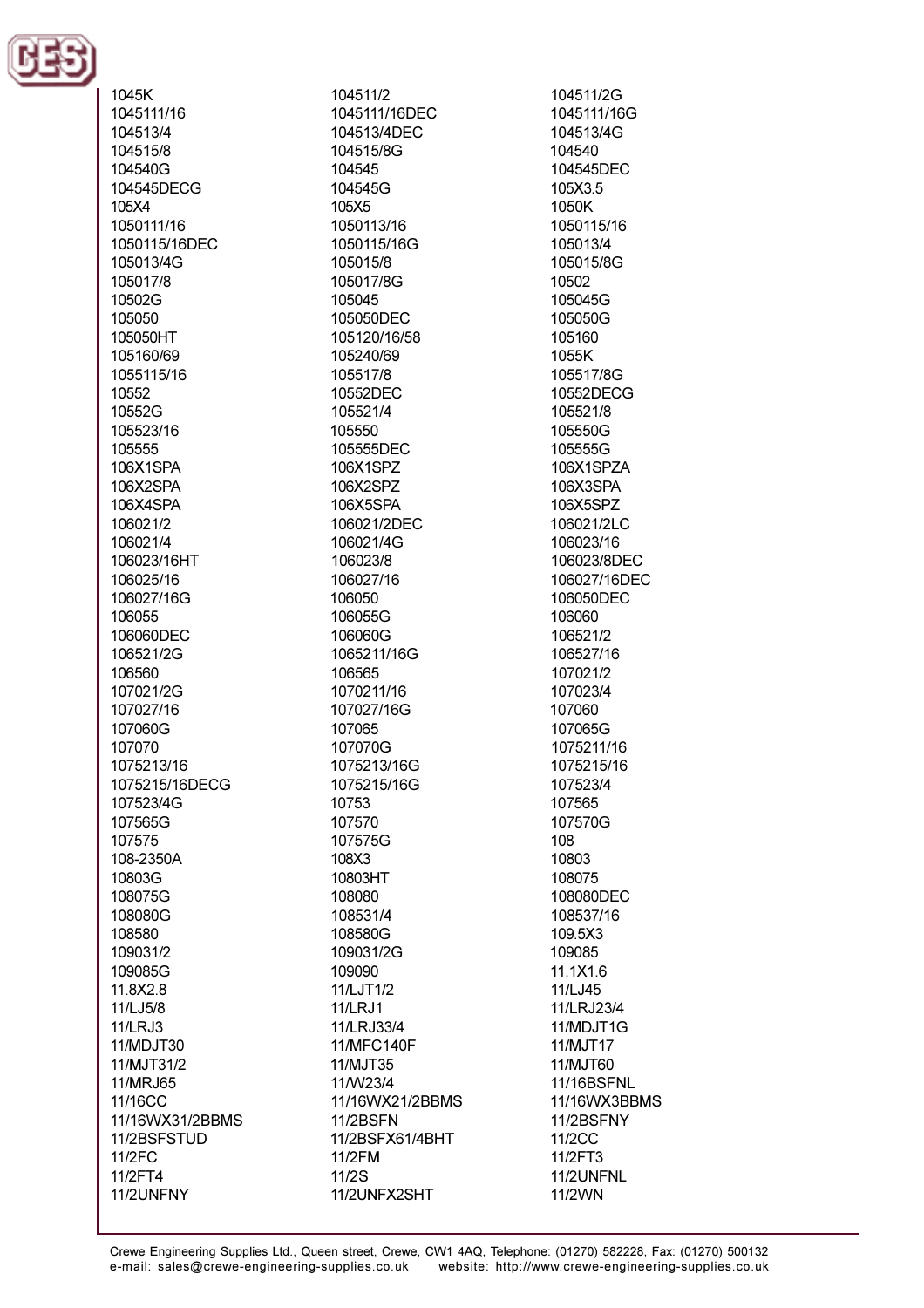1045K
1045111/16
104513/4
104515/8
104540G
104545DECG
105X4
1050111/16
1050115/16DEC
105013/4G
105017/8
10502G
105050
105050HT
105160/69
1055115/16
10552
10552G
105523/16
105555
106X1SPA
106X2SPA
106X4SPA
106021/2
106021/4
106023/16HT
106025/16
106027/16G
106055
106060DEC
106521/2G
106560
107021/2G
107027/16
107060G
107070
1075213/16
1075215/16DECG
107523/4G
107565G
107575
108-2350A
10803G
108075G
108080G
108580
109031/2
109085G
11.8X2.8
11/LJ5/8
11/LRJ3
11/MDJT30
11/MJT31/2
11/MRJ65
11/16CC
11/16WX31/2BBMS
11/2BSFSTUD
11/2FC
11/2FT4
11/2UNFNY
104511/2
1045111/16DEC
104513/4DEC
104515/8G
104545
104545G
105X5
1050113/16
1050115/16G
105015/8
105017/8G
105045
105050DEC
105120/16/58
105240/69
105517/8
10552DEC
105521/4
105550
105555DEC
106X1SPZ
106X2SPZ
106X5SPA
106021/2DEC
106021/4G
106023/8
106027/16
106050
106055G
106060G
1065211/16G
106565
1070211/16
107027/16G
107065
107070G
1075213/16G
1075215/16G
10753
107570
107575G
108X3
10803HT
108080
108531/4
108580G
109031/2G
109090
11/LJT1/2
11/LRJ1
11/LRJ33/4
11/MFC140F
11/MJT35
11/W23/4
11/16WX21/2BBMS
11/2BSFN
11/2BSFX61/4BHT
11/2FM
11/2S
11/2UNFX2SHT
104511/2G
1045111/16G
104513/4G
104540
104545DEC
105X3.5
1050K
1050115/16
105013/4
105015/8G
10502
105045G
105050G
105160
1055K
105517/8G
10552DECG
105521/8
105550G
105555G
106X1SPZA
106X3SPA
106X5SPZ
106021/2LC
106023/16
106023/8DEC
106027/16DEC
106050DEC
106060
106521/2
106527/16
107021/2
107023/4
107060
107065G
1075211/16
1075215/16
107523/4
107565
107570G
108
10803
108075
108080DEC
108537/16
109.5X3
109085
11.1X1.6
11/LJ45
11/LRJ23/4
11/MDJT1G
11/MJT17
11/MJT60
11/16BSFNL
11/16WX3BBMS
11/2BSFNY
11/2CC
11/2FT3
11/2UNFNL
11/2WN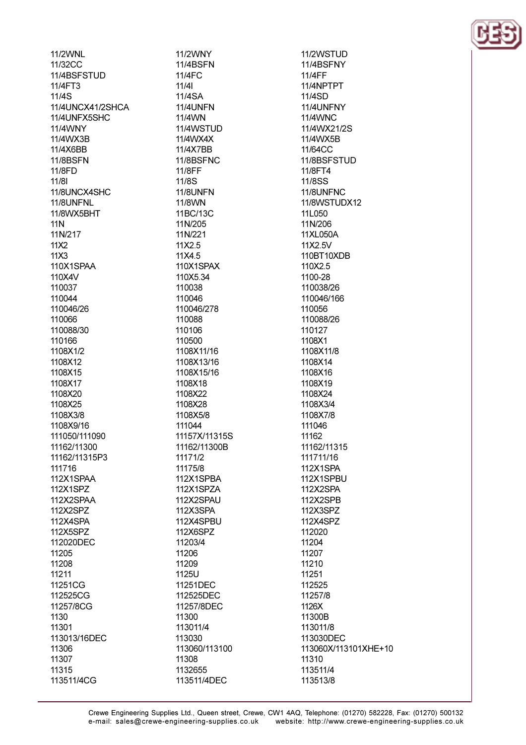11/2WNL
11/32CC
11/4BSFSTUD
11/4FT3
11/4S
11/4UNCX41/2SHCA
11/4UNFX5SHC
11/4WNY
11/4WX3B
11/4X6BB
11/8BSFN
11/8FD
11/8I
11/8UNCX4SHC
11/8UNFNL
11/8WX5BHT
11N
11N/217
11X2
11X3
110X1SPAA
110X4V
110037
110044
110046/26
110066
110088/30
110166
1108X1/2
1108X12
1108X15
1108X17
1108X20
1108X25
1108X3/8
1108X9/16
111050/111090
11162/11300
11162/11315P3
111716
112X1SPAA
112X1SPZ
112X2SPAA
112X2SPZ
112X4SPA
112X5SPZ
112020DEC
11205
11208
11211
11251CG
112525CG
11257/8CG
1130
11301
113013/16DEC
11306
11307
11315
113511/4CG

11/2WNY
11/4BSFN
11/4FC
11/4I
11/4SA
11/4UNFN
11/4WN
11/4WSTUD
11/4WX4X
11/4X7BB
11/8BSFNC
11/8FF
11/8S
11/8UNFN
11/8WN
11BC/13C
11N/205
11N/221
11X2.5
11X4.5
110X1SPAX
110X5.34
110038
110046
110046/278
110088
110106
110500
1108X11/16
1108X13/16
1108X15/16
1108X18
1108X22
1108X28
1108X5/8
111044
11157X/11315S
11162/11300B
11171/2
11175/8
112X1SPBA
112X1SPZA
112X2SPAU
112X3SPA
112X4SPBU
112X6SPZ
11203/4
11206
11209
1125U
11251DEC
112525DEC
11257/8DEC
11300
113011/4
113030
113060/113100
11308
1132655
113511/4DEC

11/2WSTUD
11/4BSFNY
11/4FF
11/4NPTPT
11/4SD
11/4UNFNY
11/4WNC
11/4WX21/2S
11/4WX5B
11/64CC
11/8BSFSTUD
11/8FT4
11/8SS
11/8UNFNC
11/8WSTUDX12
11L050
11N/206
11XL050A
11X2.5V
110BT10XDB
110X2.5
1100-28
110038/26
110046/166
110056
110088/26
110127
1108X1
1108X11/8
1108X14
1108X16
1108X19
1108X24
1108X3/4
1108X7/8
111046
11162
11162/11315
111711/16
112X1SPA
112X1SPBU
112X2SPA
112X2SPB
112X3SPZ
112X4SPZ
112020
11204
11207
11210
11251
112525
11257/8
1126X
11300B
113011/8
113030DEC
113060X/113101XHE+10
11310
113511/4
113513/8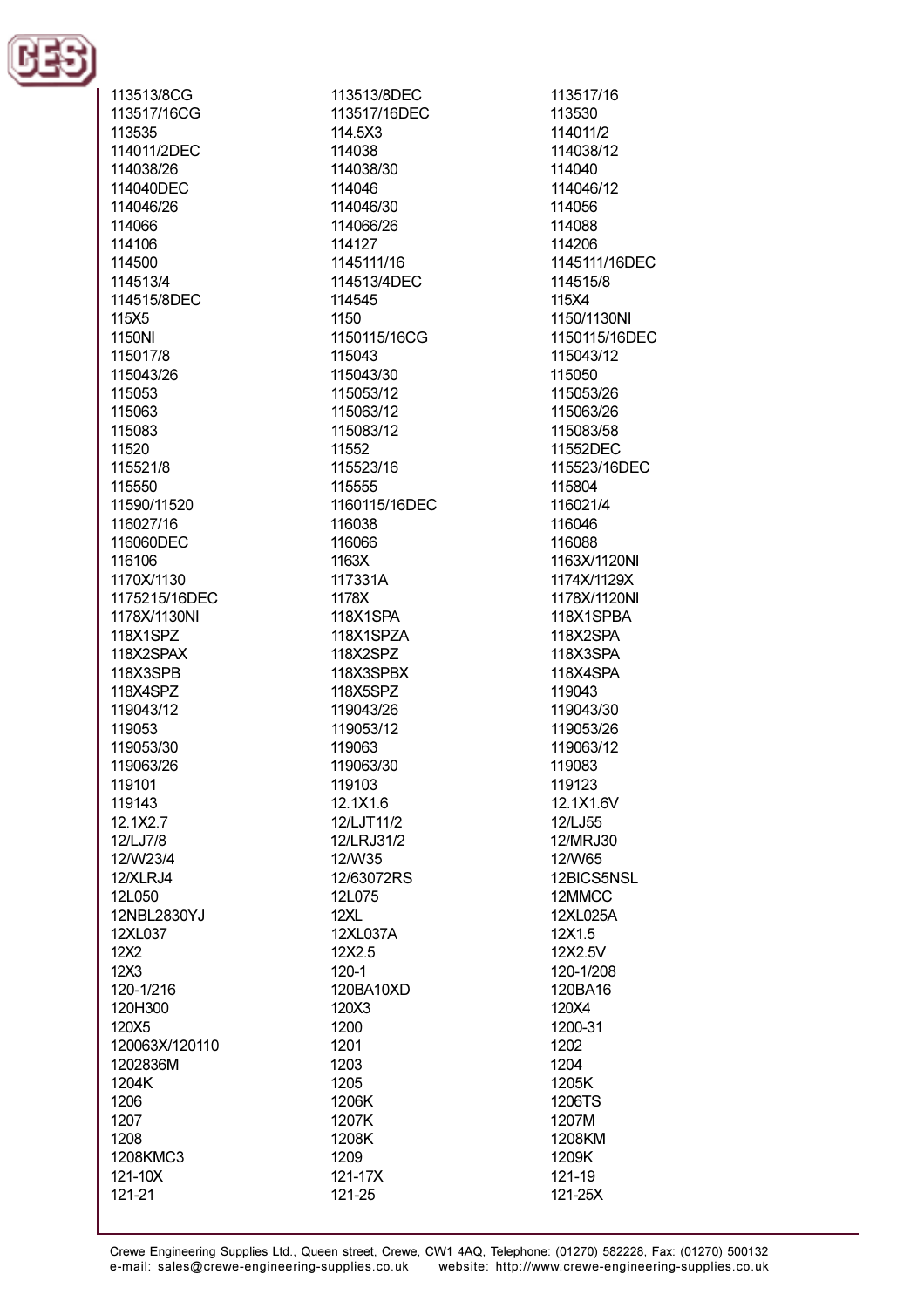113513/8CG
113513/8DEC
113517/16
113517/16CG
113517/16DEC
113530
113535
114.5X3
114011/2
114011/2DEC
114038
114038/12
114038/26
114038/30
114040
114040DEC
114046
114046/12
114046/26
114046/30
114056
114066
114066/26
114088
114106
114127
114206
114500
1145111/16
1145111/16DEC
114513/4
114513/4DEC
114515/8
114515/8DEC
114545
115X4
115X5
1150
1150/1130NI
1150NI
1150115/16CG
1150115/16DEC
115017/8
115043
115043/12
115043/26
115043/30
115050
115053
115053/12
115053/26
115063
115063/12
115063/26
115083
115083/12
115083/58
11520
11552
11552DEC
115521/8
115523/16
115523/16DEC
115550
115555
115804
11590/11520
1160115/16DEC
116021/4
116027/16
116038
116046
116060DEC
116066
116088
116106
1163X
1163X/1120NI
1170X/1130
117331A
1174X/1129X
1175215/16DEC
1178X
1178X/1120NI
1178X/1130NI
118X1SPA
118X1SPBA
118X1SPZ
118X1SPZA
118X2SPA
118X2SPAX
118X2SPZ
118X3SPA
118X3SPB
118X3SPBX
118X4SPA
118X4SPZ
118X5SPZ
119043
119043/12
119043/26
119043/30
119053
119053/12
119053/26
119053/30
119063
119063/12
119063/26
119063/30
119083
119101
119103
119123
119143
12.1X1.6
12.1X1.6V
12.1X2.7
12/LJT11/2
12/LJ55
12/LJ7/8
12/LRJ31/2
12/MRJ30
12/W23/4
12/W35
12/W65
12/XLRJ4
12/63072RS
12BICS5NSL
12L050
12L075
12MMCC
12NBL2830YJ
12XL
12XL025A
12XL037
12XL037A
12X1.5
12X2
12X2.5
12X2.5V
12X3
120-1
120-1/208
120-1/216
120BA10XD
120BA16
120H300
120X3
120X4
120X5
1200
1200-31
120063X/120110
1201
1202
1202836M
1203
1204
1204K
1205
1205K
1206
1206K
1206TS
1207
1207K
1207M
1208
1208K
1208KM
1208KMC3
1209
1209K
121-10X
121-17X
121-19
121-21
121-25
121-25X

Crewe Engineering Supplies Ltd., Queen street, Crewe, CW1 4AQ, Telephone: (01270) 582228, Fax: (01270) 500132
e-mail: sales@crewe-engineering-supplies.co.uk website: http://www.crewe-engineering-supplies.co.uk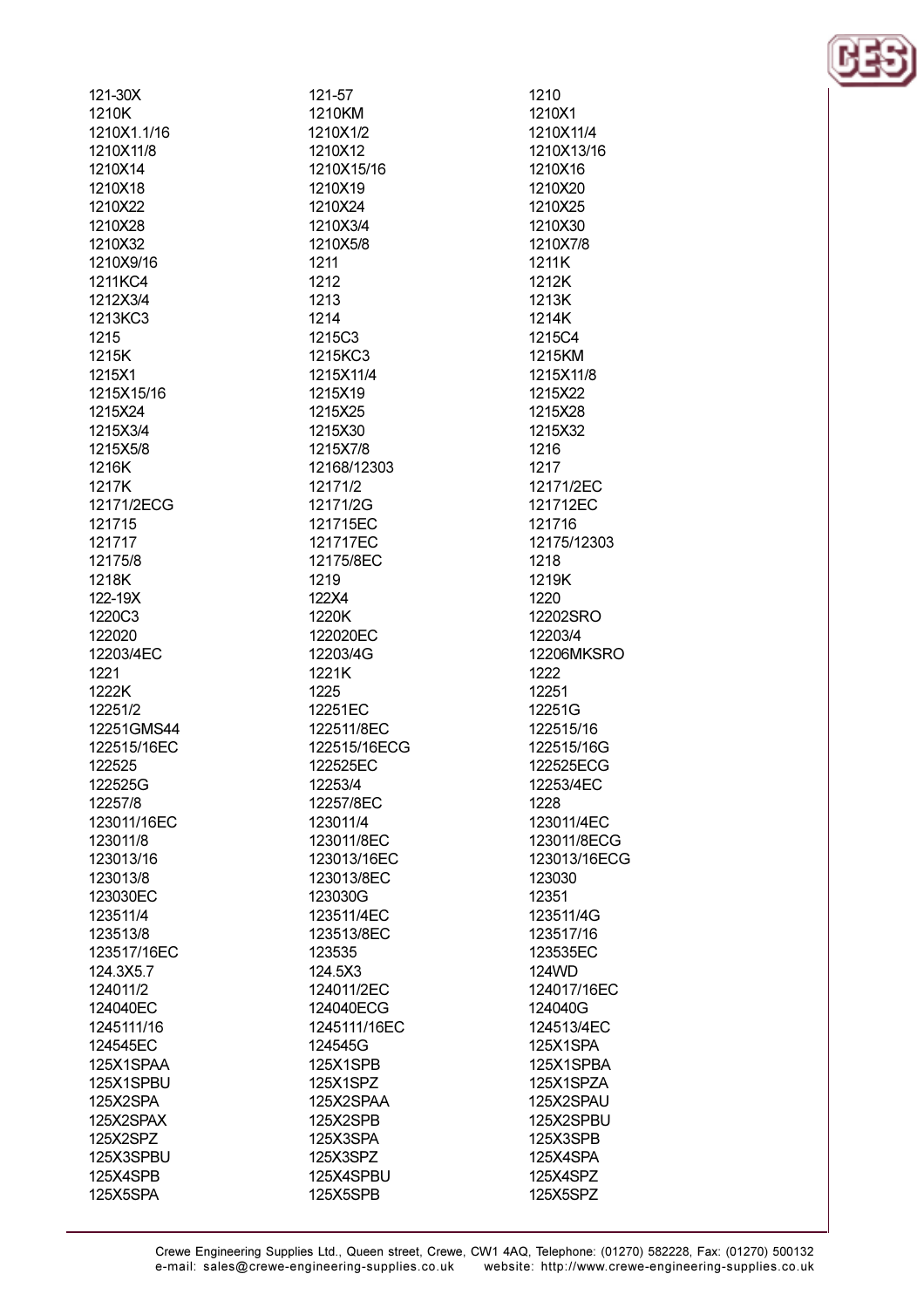121-30X
1210K
1210X1.1/16
1210X11/8
1210X14
1210X18
1210X22
1210X28
1210X32
1210X9/16
1211KC4
1212X3/4
1213KC3
1215
1215K
1215X1
1215X15/16
1215X24
1215X3/4
1215X5/8
1216K
1217K
12171/2ECG
121715
121717
12175/8
1218K
122-19X
1220C3
122020
12203/4EC
1221
1222K
12251/2
12251GMS44
122515/16EC
122525
122525G
12257/8
123011/16EC
123011/8
123013/16
123013/8
123030EC
123511/4
123513/8
123517/16EC
124.3X5.7
124011/2
124040EC
1245111/16
124545EC
125X1SPAA
125X1SPBU
125X2SPA
125X2SPAX
125X2SPZ
125X3SPBU
125X4SPB
125X5SPA
121-57
1210KM
1210X1/2
1210X12
1210X15/16
1210X19
1210X24
1210X3/4
1210X5/8
1211
1212
1213
1214
1215C3
1215KC3
1215X11/4
1215X19
1215X25
1215X30
1215X7/8
12168/12303
12171/2
12171/2G
121715EC
121717EC
12175/8EC
1219
122X4
1220K
122020EC
12203/4G
1221K
1225
12251EC
122511/8EC
122515/16ECG
122525EC
12253/4
12257/8EC
123011/4
123011/8EC
123013/16EC
123013/8EC
123030G
123511/4EC
123513/8EC
123535
124.5X3
124011/2EC
124040ECG
1245111/16EC
124545G
125X1SPB
125X1SPZ
125X2SPAA
125X2SPB
125X3SPA
125X3SPZ
125X4SPBU
125X5SPB
1210
1210X1
1210X11/4
1210X13/16
1210X16
1210X20
1210X25
1210X30
1210X7/8
1211K
1212K
1213K
1214K
1215C4
1215KM
1215X11/8
1215X22
1215X28
1215X32
1216
1217
12171/2EC
121712EC
121716
12175/12303
1218
1219K
1220
12202SRO
12203/4
12206MKSRO
1222
12251
12251G
122515/16
122515/16G
122525ECG
12253/4EC
1228
123011/4EC
123011/8ECG
123013/16ECG
123030
12351
123511/4G
123517/16
123535EC
124WD
124017/16EC
124040G
124513/4EC
125X1SPA
125X1SPBA
125X1SPZA
125X2SPAU
125X2SPBU
125X3SPB
125X4SPA
125X4SPZ
125X5SPZ

Crewe Engineering Supplies Ltd., Queen street, Crewe, CW1 4AQ, Telephone: (01270) 582228, Fax: (01270) 500132
e-mail: sales@crewe-engineering-supplies.co.uk website: http://www.crewe-engineering-supplies.co.uk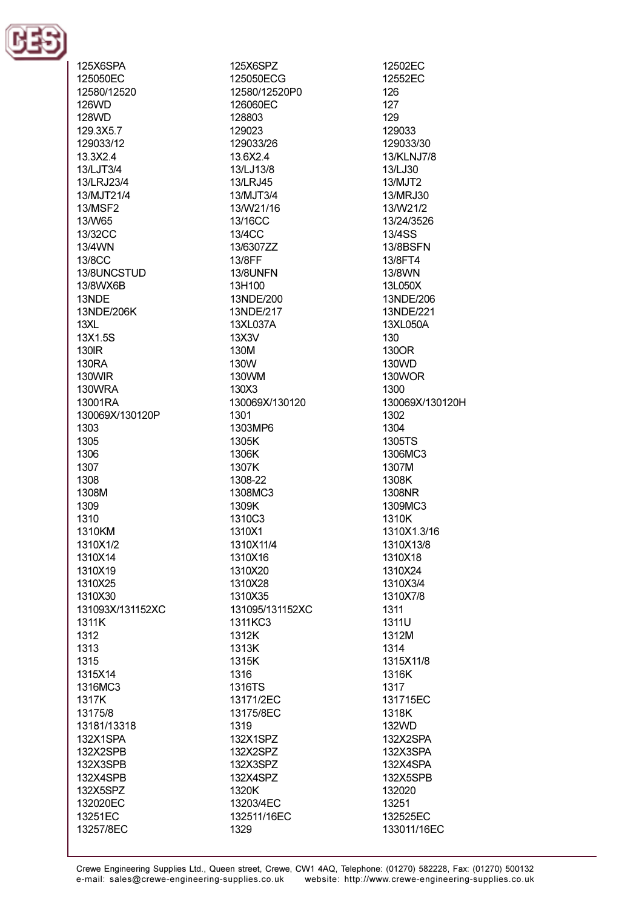125X6SPA
125X6SPZ
12502EC
125050EC
125050ECG
12552EC
12580/12520
12580/12520P0
126
126WD
126060EC
127
128WD
128803
129
129.3X5.7
129023
129033
129033/12
129033/26
129033/30
13.3X2.4
13.6X2.4
13/KLNJ7/8
13/LJT3/4
13/LJ13/8
13/LJ30
13/LRJ23/4
13/LRJ45
13/MJT2
13/MJT21/4
13/MJT3/4
13/MRJ30
13/MSF2
13/W21/16
13/W21/2
13/W65
13/16CC
13/24/3526
13/32CC
13/4CC
13/4SS
13/4WN
13/6307ZZ
13/8BSFN
13/8CC
13/8FF
13/8FT4
13/8UNCSTUD
13/8UNFN
13/8WN
13/8WX6B
13H100
13L050X
13NDE
13NDE/200
13NDE/206
13NDE/206K
13NDE/217
13NDE/221
13XL
13XL037A
13XL050A
13X1.5S
13X3V
130
130IR
130M
130OR
130RA
130W
130WD
130WIR
130WM
130WOR
130WRA
130X3
1300
13001RA
130069X/130120
130069X/130120H
130069X/130120P
1301
1302
1303
1303MP6
1304
1305
1305K
1305TS
1306
1306K
1306MC3
1307
1307K
1307M
1308
1308-22
1308K
1308M
1308MC3
1308NR
1309
1309K
1309MC3
1310
1310C3
1310K
1310KM
1310X1
1310X1.3/16
1310X1/2
1310X11/4
1310X13/8
1310X14
1310X16
1310X18
1310X19
1310X20
1310X24
1310X25
1310X28
1310X3/4
1310X30
1310X35
1310X7/8
131093X/131152XC
131095/131152XC
1311
1311K
1311KC3
1311U
1312
1312K
1312M
1313
1313K
1314
1315
1315K
1315X11/8
1315X14
1316
1316K
1316MC3
1316TS
1317
1317K
13171/2EC
131715EC
13175/8
13175/8EC
1318K
13181/13318
1319
132WD
132X1SPA
132X1SPZ
132X2SPA
132X2SPB
132X2SPZ
132X3SPA
132X3SPB
132X3SPZ
132X4SPA
132X4SPB
132X4SPZ
132X5SPB
132X5SPZ
1320K
132020
132020EC
13203/4EC
13251
13251EC
132511/16EC
132525EC
13257/8EC
1329
133011/16EC

Crewe Engineering Supplies Ltd., Queen street, Crewe, CW1 4AQ, Telephone: (01270) 582228, Fax: (01270) 500132
e-mail: sales@crewe-engineering-supplies.co.uk website: http://www.crewe-engineering-supplies.co.uk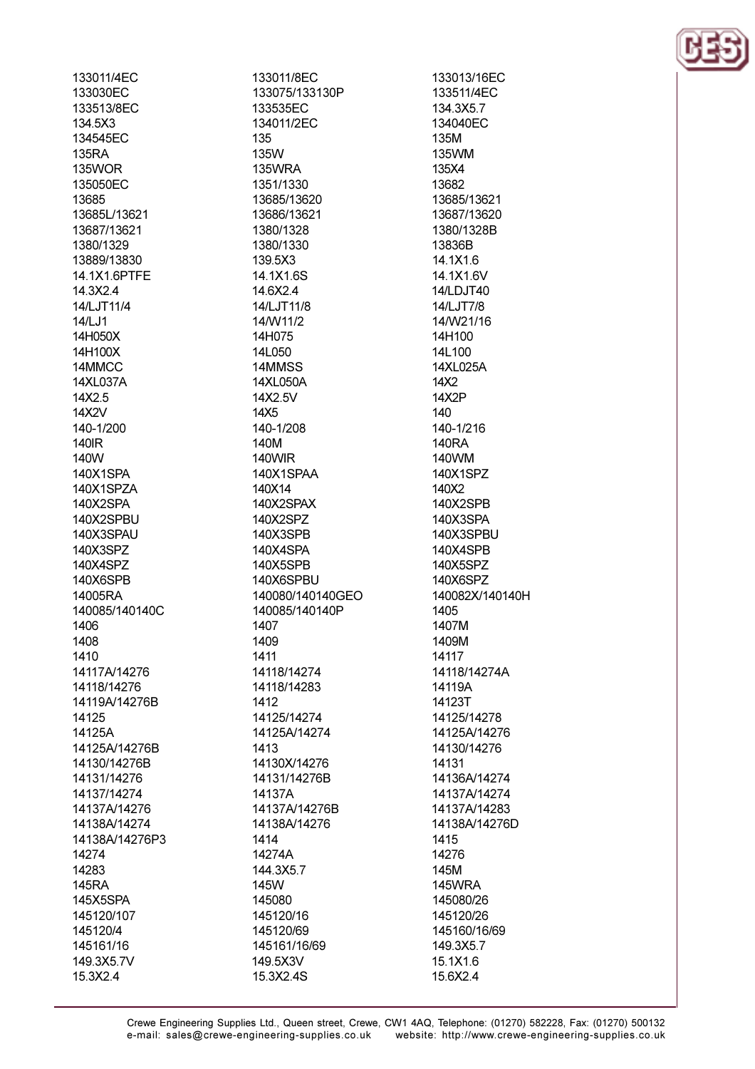133011/4EC
133030EC
133513/8EC
134.5X3
134545EC
135RA
135WOR
135050EC
13685
13685L/13621
13687/13621
1380/1329
13889/13830
14.1X1.6PTFE
14.3X2.4
14/LJT11/4
14/LJ1
14H050X
14H100X
14MMCC
14XL037A
14X2.5
14X2V
140-1/200
140IR
140W
140X1SPA
140X1SPZA
140X2SPA
140X2SPBU
140X3SPAU
140X3SPZ
140X4SPZ
140X6SPB
14005RA
140085/140140C
1406
1408
1410
14117A/14276
14118/14276
14119A/14276B
14125
14125A
14125A/14276B
14130/14276B
14131/14276
14137/14274
14137A/14276
14138A/14274
14138A/14276P3
14274
14283
145RA
145X5SPA
145120/107
145120/4
145161/16
149.3X5.7V
15.3X2.4

133011/8EC
133075/133130P
133535EC
134011/2EC
135
135W
135WRA
1351/1330
13685/13620
13686/13621
1380/1328
1380/1330
139.5X3
14.1X1.6S
14.6X2.4
14/LJT11/8
14/W11/2
14H075
14L050
14MMSS
14XL050A
14X2.5V
14X5
140-1/208
140M
140WIR
140X1SPAA
140X14
140X2SPAX
140X2SPZ
140X3SPB
140X4SPA
140X5SPB
140X6SPBU
140080/140140GEO
140085/140140P
1407
1409
1411
14118/14274
14118/14283
1412
14125/14274
14125A/14274
1413
14130X/14276
14131/14276B
14137A
14137A/14276B
14138A/14276
1414
14274A
144.3X5.7
145W
145080
145120/16
145120/69
145161/16/69
149.5X3V
15.3X2.4S

133013/16EC
133511/4EC
134.3X5.7
134040EC
135M
135WM
135X4
13682
13685/13621
13687/13620
1380/1328B
13836B
14.1X1.6
14.1X1.6V
14/LDJT40
14/LJT7/8
14/W21/16
14H100
14L100
14XL025A
14X2
14X2P
140
140-1/216
140RA
140WM
140X1SPZ
140X2
140X2SPB
140X3SPA
140X3SPBU
140X4SPB
140X5SPZ
140X6SPZ
140082X/140140H
1405
1407M
1409M
14117
14118/14274A
14119A
14123T
14125/14278
14125A/14276
14130/14276
14131
14136A/14274
14137A/14274
14137A/14283
14138A/14276D
1415
14276
145M
145WRA
145080/26
145120/26
145160/16/69
149.3X5.7
15.1X1.6
15.6X2.4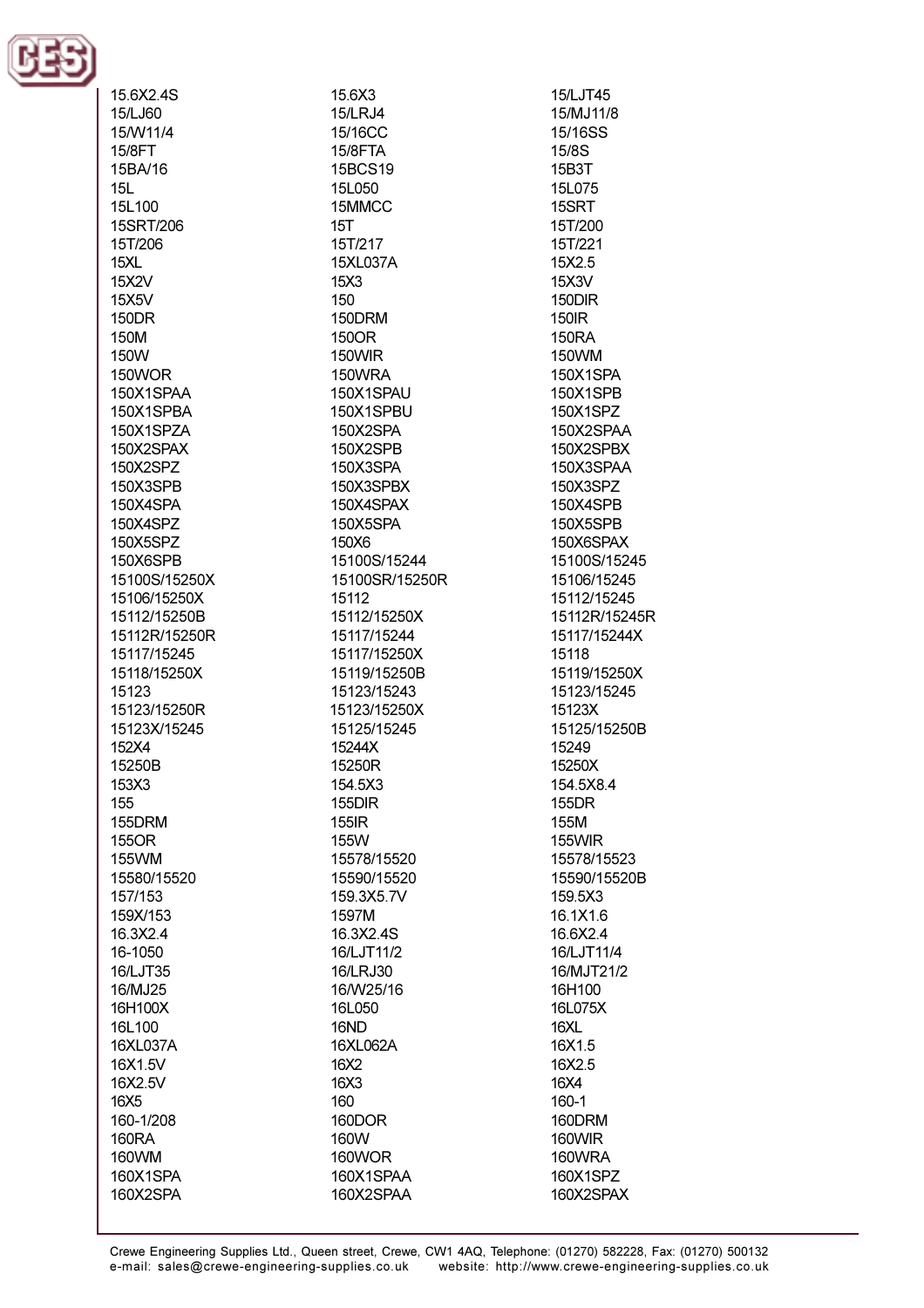15.6X2.4S
15/LJ60
15/W11/4
15/8FT
15BA/16
15L
15L100
15SRT/206
15T/206
15XL
15X2V
15X5V
150DR
150M
150W
150WOR
150X1SPAA
150X1SPBA
150X1SPZA
150X2SPAX
150X2SPZ
150X3SPB
150X4SPA
150X4SPZ
150X5SPZ
150X6SPB
15100S/15250X
15106/15250X
15112/15250B
15112R/15250R
15117/15245
15118/15250X
15123
15123/15250R
15123X/15245
152X4
15250B
153X3
155
155DRM
155OR
155WM
15580/15520
157/153
159X/153
16.3X2.4
16-1050
16/LJT35
16/MJ25
16H100X
16L100
16XL037A
16X1.5V
16X2.5V
16X5
160-1/208
160RA
160WM
160X1SPA
160X2SPA
15.6X3
15/LRJ4
15/16CC
15/8FTA
15BCS19
15L050
15MMCC
15T
15T/217
15XL037A
15X3
150
150DRM
150OR
150WIR
150WRA
150X1SPAU
150X1SPBU
150X2SPA
150X2SPB
150X3SPA
150X3SPBX
150X4SPAX
150X5SPA
150X6
15100S/15244
15100SR/15250R
15112
15112/15250X
15117/15244
15117/15250X
15119/15250B
15123/15243
15123/15250X
15125/15245
15244X
15250R
154.5X3
155DIR
155IR
155W
15578/15520
15590/15520
159.3X5.7V
1597M
16.3X2.4S
16/LJT11/2
16/LRJ30
16/W25/16
16L050
16ND
16XL062A
16X2
16X3
160
160DOR
160W
160WOR
160X1SPAA
160X2SPAA
15/LJT45
15/MJ11/8
15/16SS
15/8S
15B3T
15L075
15SRT
15T/200
15T/221
15X2.5
15X3V
150DIR
150IR
150RA
150WM
150X1SPA
150X1SPB
150X1SPZ
150X2SPAA
150X2SPBX
150X3SPAA
150X3SPZ
150X4SPB
150X5SPB
150X6SPAX
15100S/15245
15106/15245
15112/15245
15112R/15245R
15117/15244X
15118
15119/15250X
15123/15245
15123X
15125/15250B
15249
15250X
154.5X8.4
155DR
155M
155WIR
15578/15523
15590/15520B
159.5X3
16.1X1.6
16.6X2.4
16/LJT11/4
16/MJT21/2
16H100
16L075X
16XL
16X1.5
16X2.5
16X4
160-1
160DRM
160WIR
160WRA
160X1SPZ
160X2SPAX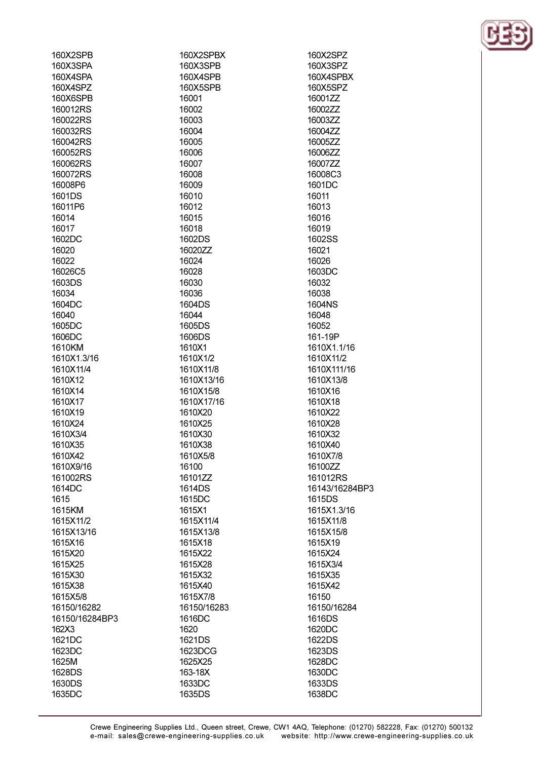160X2SPB
160X3SPA
160X4SPA
160X4SPZ
160X6SPB
160012RS
160022RS
160032RS
160042RS
160052RS
160062RS
160072RS
16008P6
1601DS
16011P6
16014
16017
1602DC
16020
16022
16026C5
1603DS
16034
1604DC
16040
1605DC
1606DC
1610KM
1610X1.3/16
1610X11/4
1610X12
1610X14
1610X17
1610X19
1610X24
1610X3/4
1610X35
1610X42
1610X9/16
161002RS
1614DC
1615
1615KM
1615X11/2
1615X13/16
1615X16
1615X20
1615X25
1615X30
1615X38
1615X5/8
16150/16282
16150/16284BP3
162X3
1621DC
1623DC
1625M
1628DS
1630DS
1635DC
160X2SPBX
160X3SPB
160X4SPB
160X5SPB
16001
16002
16003
16004
16005
16006
16007
16008
16009
16010
16012
16015
16018
1602DS
16020ZZ
16024
16028
16030
16036
1604DS
16044
1605DS
1606DS
1610X1
1610X1/2
1610X11/8
1610X13/16
1610X15/8
1610X17/16
1610X20
1610X25
1610X30
1610X38
1610X5/8
16100
16101ZZ
1614DS
1615DC
1615X1
1615X11/4
1615X13/8
1615X18
1615X22
1615X28
1615X32
1615X40
1615X7/8
16150/16283
1616DC
1620
1621DS
1623DCG
1625X25
163-18X
1633DC
1635DS
160X2SPZ
160X3SPZ
160X4SPBX
160X5SPZ
16001ZZ
16002ZZ
16003ZZ
16004ZZ
16005ZZ
16006ZZ
16007ZZ
16008C3
1601DC
16011
16013
16016
16019
1602SS
16021
16026
1603DC
16032
16038
1604NS
16048
16052
161-19P
1610X1.1/16
1610X11/2
1610X111/16
1610X13/8
1610X16
1610X18
1610X22
1610X28
1610X32
1610X40
1610X7/8
16100ZZ
161012RS
16143/16284BP3
1615DS
1615X1.3/16
1615X11/8
1615X15/8
1615X19
1615X24
1615X3/4
1615X35
1615X42
16150
16150/16284
1616DS
1620DC
1622DS
1623DS
1628DC
1630DC
1633DS
1638DC

Crewe Engineering Supplies Ltd., Queen street, Crewe, CW1 4AQ, Telephone: (01270) 582228, Fax: (01270) 500132
e-mail: sales@crewe-engineering-supplies.co.uk website: http://www.crewe-engineering-supplies.co.uk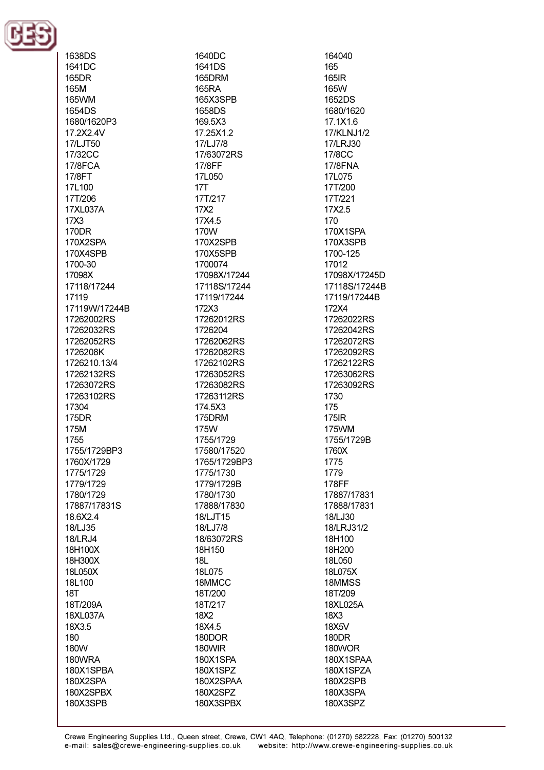1638DS
1640DC
164040
1641DC
1641DS
165
165DR
165DRM
165IR
165M
165RA
165W
165WM
165X3SPB
1652DS
1654DS
1658DS
1680/1620
1680/1620P3
169.5X3
17.1X1.6
17.2X2.4V
17.25X1.2
17/KLNJ1/2
17/LJT50
17/LJ7/8
17/LRJ30
17/32CC
17/63072RS
17/8CC
17/8FCA
17/8FF
17/8FNA
17/8FT
17L050
17L075
17L100
17T
17T/200
17T/206
17T/217
17T/221
17XL037A
17X2
17X2.5
17X3
17X4.5
170
170DR
170W
170X1SPA
170X2SPA
170X2SPB
170X3SPB
170X4SPB
170X5SPB
1700-125
1700-30
1700074
17012
17098X
17098X/17244
17098X/17245D
17118/17244
17118S/17244
17118S/17244B
17119
17119/17244
17119/17244B
17119W/17244B
172X3
172X4
17262002RS
17262012RS
17262022RS
17262032RS
1726204
17262042RS
17262052RS
17262062RS
17262072RS
1726208K
17262082RS
17262092RS
1726210.13/4
17262102RS
17262122RS
17262132RS
17263052RS
17263062RS
17263072RS
17263082RS
17263092RS
17263102RS
17263112RS
1730
17304
174.5X3
175
175DR
175DRM
175IR
175M
175W
175WM
1755
1755/1729
1755/1729B
1755/1729BP3
17580/17520
1760X
1760X/1729
1765/1729BP3
1775
1775/1729
1775/1730
1779
1779/1729
1779/1729B
178FF
1780/1729
1780/1730
17887/17831
17887/17831S
17888/17830
17888/17831
18.6X2.4
18/LJT15
18/LJ30
18/LJ35
18/LJ7/8
18/LRJ31/2
18/LRJ4
18/63072RS
18H100
18H100X
18H150
18H200
18H300X
18L
18L050
18L050X
18L075
18L075X
18L100
18MMCC
18MMSS
18T
18T/200
18T/209
18T/209A
18T/217
18XL025A
18XL037A
18X2
18X3
18X3.5
18X4.5
18X5V
180
180DOR
180DR
180W
180WIR
180WOR
180WRA
180X1SPA
180X1SPAA
180X1SPBA
180X1SPZ
180X1SPZA
180X2SPA
180X2SPAA
180X2SPB
180X2SPBX
180X2SPZ
180X3SPA
180X3SPB
180X3SPBX
180X3SPZ

Crewe Engineering Supplies Ltd., Queen street, Crewe, CW1 4AQ, Telephone: (01270) 582228, Fax: (01270) 500132
e-mail: sales@crewe-engineering-supplies.co.uk website: http://www.crewe-engineering-supplies.co.uk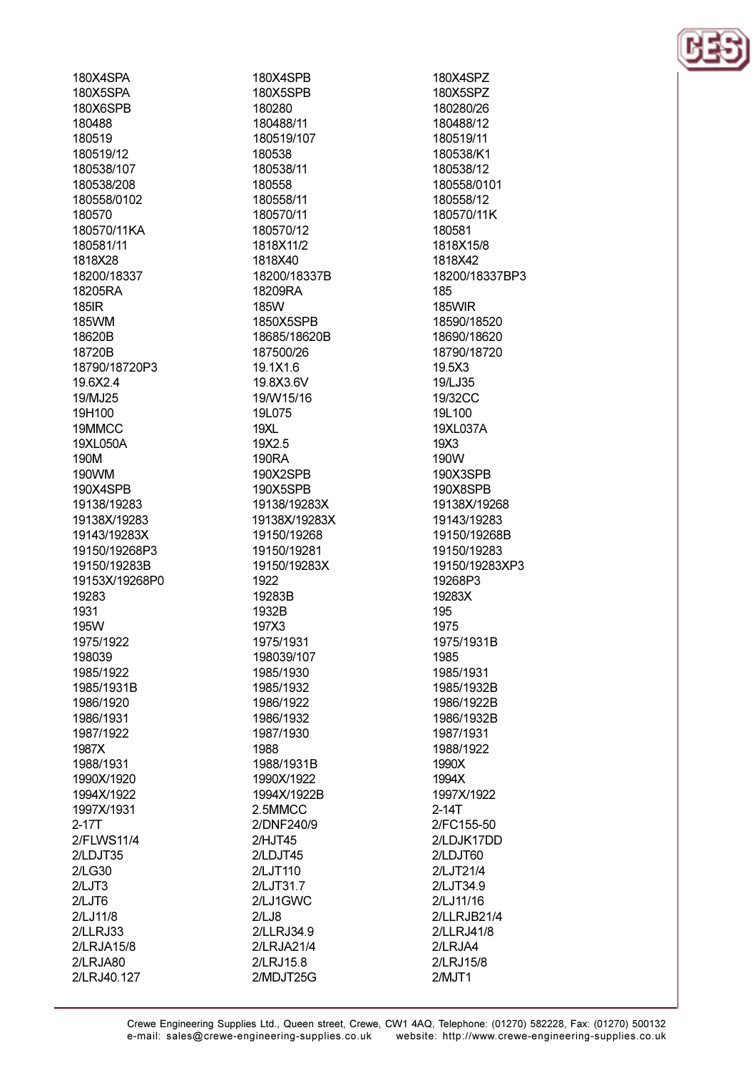180X4SPA
180X5SPA
180X6SPB
180488
180519
180519/12
180538/107
180538/208
180558/0102
180570
180570/11KA
180581/11
1818X28
18200/18337
18205RA
185IR
185WM
18620B
18720B
18790/18720P3
19.6X2.4
19/MJ25
19H100
19MMCC
19XL050A
190M
190WM
190X4SPB
19138/19283
19138X/19283
19143/19283X
19150/19268P3
19150/19283B
19153X/19268P0
19283
1931
195W
1975/1922
198039
1985/1922
1985/1931B
1986/1920
1986/1931
1987/1922
1987X
1988/1931
1990X/1920
1994X/1922
1997X/1931
2-17T
2/FLWS11/4
2/LDJT35
2/LG30
2/LJT3
2/LJT6
2/LJ11/8
2/LLRJ33
2/LRJA15/8
2/LRJA80
2/LRJ40.127

180X4SPB
180X5SPB
180280
180488/11
180519/107
180538
180538/11
180558
180558/11
180570/11
180570/12
1818X11/2
1818X40
18200/18337B
18209RA
185W
1850X5SPB
18685/18620B
187500/26
19.1X1.6
19.8X3.6V
19/W15/16
19L075
19XL
19X2.5
190RA
190X2SPB
190X5SPB
19138/19283X
19138X/19283X
19150/19268
19150/19281
19150/19283X
1922
19283B
1932B
197X3
1975/1931
198039/107
1985/1930
1985/1932
1986/1922
1986/1932
1987/1930
1988
1988/1931B
1990X/1922
1994X/1922B
2.5MMCC
2/DNF240/9
2/HJT45
2/LDJT45
2/LJT110
2/LJT31.7
2/LJ1GWC
2/LJ8
2/LLRJ34.9
2/LRJA21/4
2/LRJ15.8
2/MDJT25G

180X4SPZ
180X5SPZ
180280/26
180488/12
180519/11
180538/K1
180538/12
180558/0101
180558/12
180570/11K
180581
1818X15/8
1818X42
18200/18337BP3
185
185WIR
18590/18520
18690/18620
18790/18720
19.5X3
19/LJ35
19/32CC
19L100
19XL037A
19X3
190W
190X3SPB
190X8SPB
19138X/19268
19143/19283
19150/19268B
19150/19283
19150/19283XP3
19268P3
19283X
195
1975
1975/1931B
1985
1985/1931
1985/1932B
1986/1922B
1986/1932B
1987/1931
1988/1922
1990X
1994X
1997X/1922
2-14T
2/FC155-50
2/LDJK17DD
2/LDJT60
2/LJT21/4
2/LJT34.9
2/LJ11/16
2/LLRJB21/4
2/LLRJ41/8
2/LRJA4
2/LRJ15/8
2/MJT1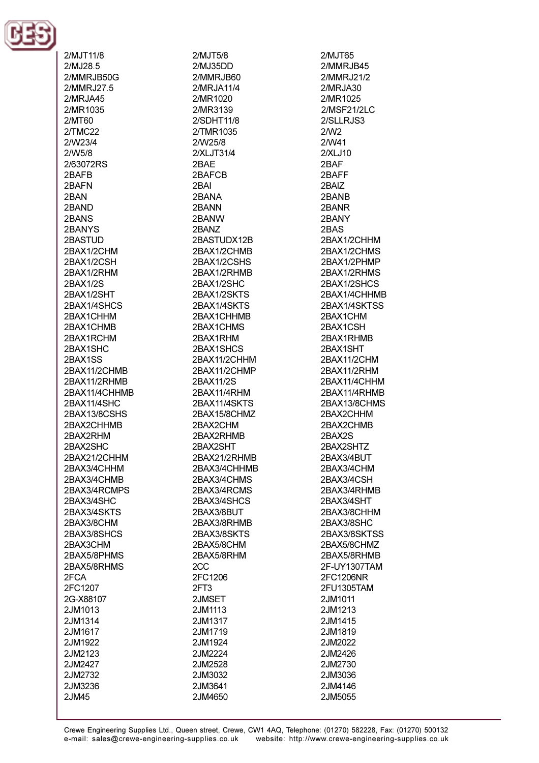2/MJT11/8
2/MJ28.5
2/MMRJB50G
2/MMRJ27.5
2/MRJA45
2/MR1035
2/MT60
2/TMC22
2/W23/4
2/W5/8
2/63072RS
2BAFB
2BAFN
2BAN
2BAND
2BANS
2BANYS
2BASTUD
2BAX1/2CHM
2BAX1/2CSH
2BAX1/2RHM
2BAX1/2S
2BAX1/2SHT
2BAX1/4SHCS
2BAX1CHHM
2BAX1CHMB
2BAX1RCHM
2BAX1SHC
2BAX1SS
2BAX11/2CHMB
2BAX11/2RHMB
2BAX11/4CHHMB
2BAX11/4SHC
2BAX13/8CSHS
2BAX2CHHMB
2BAX2RHM
2BAX2SHC
2BAX21/2CHHM
2BAX3/4CHHM
2BAX3/4CHMB
2BAX3/4RCMPS
2BAX3/4SHC
2BAX3/4SKTS
2BAX3/8CHM
2BAX3/8SHCS
2BAX3CHM
2BAX5/8PHMS
2BAX5/8RHMS
2FCA
2FC1207
2G-X88107
2JM1013
2JM1314
2JM1617
2JM1922
2JM2123
2JM2427
2JM2732
2JM3236
2JM45

2/MJT5/8
2/MJ35DD
2/MMRJB60
2/MRJA11/4
2/MR1020
2/MR3139
2/SDHT11/8
2/TMR1035
2/W25/8
2/XLJT31/4
2BAE
2BAFCB
2BAI
2BANA
2BANN
2BANW
2BANZ
2BASTUDX12B
2BAX1/2CHMB
2BAX1/2CSHS
2BAX1/2RHMB
2BAX1/2SHC
2BAX1/2SKTS
2BAX1/4SKTS
2BAX1CHHMB
2BAX1CHMS
2BAX1RHM
2BAX1SHCS
2BAX11/2CHHM
2BAX11/2CHMP
2BAX11/2S
2BAX11/4RHM
2BAX11/4SKTS
2BAX15/8CHMZ
2BAX2CHM
2BAX2RHMB
2BAX2SHT
2BAX21/2RHMB
2BAX3/4CHHMB
2BAX3/4CHMS
2BAX3/4RCMS
2BAX3/4SHCS
2BAX3/8BUT
2BAX3/8RHMB
2BAX3/8SKTS
2BAX5/8CHM
2BAX5/8RHM
2CC
2FC1206
2FT3
2JMSET
2JM1113
2JM1317
2JM1719
2JM1924
2JM2224
2JM2528
2JM3032
2JM3641
2JM4650

2/MJT65
2/MMRJB45
2/MMRJ21/2
2/MRJA30
2/MR1025
2/MSF21/2LC
2/SLLRJS3
2/W2
2/W41
2/XLJ10
2BAF
2BAFF
2BAIZ
2BANB
2BANR
2BANY
2BAS
2BAX1/2CHHM
2BAX1/2CHMS
2BAX1/2PHMP
2BAX1/2RHMS
2BAX1/2SHCS
2BAX1/4CHHMB
2BAX1/4SKTSS
2BAX1CHM
2BAX1CSH
2BAX1RHMB
2BAX1SHT
2BAX11/2CHM
2BAX11/2RHM
2BAX11/4CHHM
2BAX11/4RHMB
2BAX13/8CHMS
2BAX2CHHM
2BAX2CHMB
2BAX2S
2BAX2SHTZ
2BAX3/4BUT
2BAX3/4CHM
2BAX3/4CSH
2BAX3/4RHMB
2BAX3/4SHT
2BAX3/8CHHM
2BAX3/8SHC
2BAX3/8SKTSS
2BAX5/8CHMZ
2BAX5/8RHMB
2F-UY1307TAM
2FC1206NR
2FU1305TAM
2JM1011
2JM1213
2JM1415
2JM1819
2JM2022
2JM2426
2JM2730
2JM3036
2JM4146
2JM5055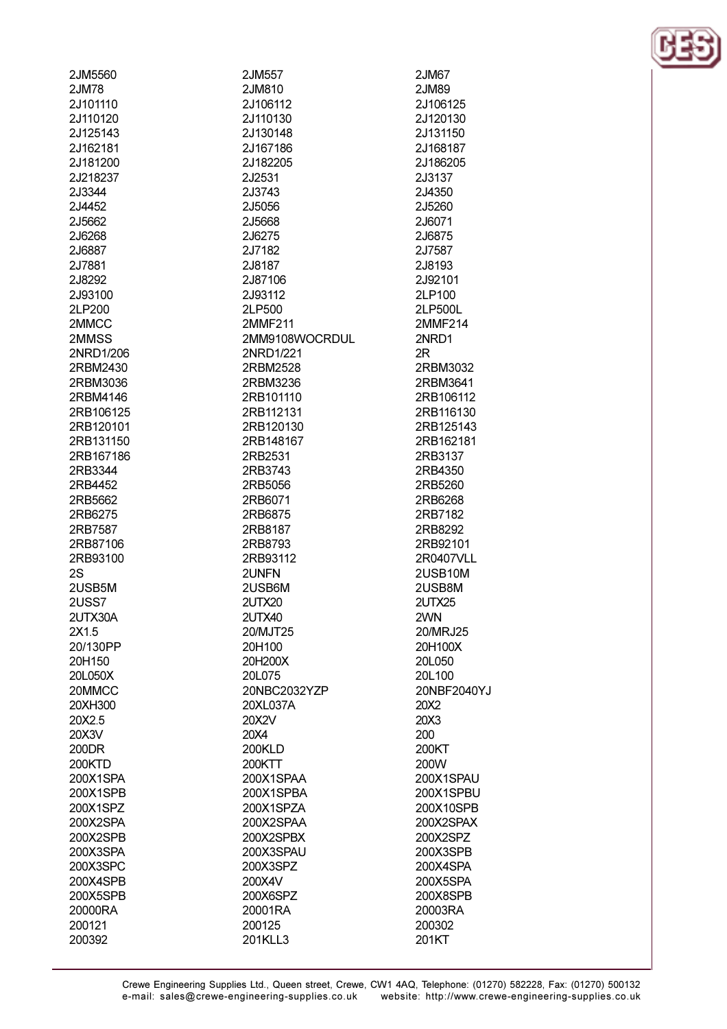2JM5560
2JM557
2JM67
2JM78
2JM810
2JM89
2J101110
2J106112
2J106125
2J110120
2J110130
2J120130
2J125143
2J130148
2J131150
2J162181
2J167186
2J168187
2J181200
2J182205
2J186205
2J218237
2J2531
2J3137
2J3344
2J3743
2J4350
2J4452
2J5056
2J5260
2J5662
2J5668
2J6071
2J6268
2J6275
2J6875
2J6887
2J7182
2J7587
2J7881
2J8187
2J8193
2J8292
2J87106
2J92101
2J93100
2J93112
2LP100
2LP200
2LP500
2LP500L
2MMCC
2MMF211
2MMF214
2MMSS
2MM9108WOCRDUL
2NRD1
2NRD1/206
2NRD1/221
2R
2RBM2430
2RBM2528
2RBM3032
2RBM3036
2RBM3236
2RBM3641
2RBM4146
2RB101110
2RB106112
2RB106125
2RB112131
2RB116130
2RB120101
2RB120130
2RB125143
2RB131150
2RB148167
2RB162181
2RB167186
2RB2531
2RB3137
2RB3344
2RB3743
2RB4350
2RB4452
2RB5056
2RB5260
2RB5662
2RB6071
2RB6268
2RB6275
2RB6875
2RB7182
2RB7587
2RB8187
2RB8292
2RB87106
2RB8793
2RB92101
2RB93100
2RB93112
2R0407VLL
2S
2UNFN
2USB10M
2USB5M
2USB6M
2USB8M
2USS7
2UTX20
2UTX25
2UTX30A
2UTX40
2WN
2X1.5
20/MJT25
20/MRJ25
20/130PP
20H100
20H100X
20H150
20H200X
20L050
20L050X
20L075
20L100
20MMCC
20NBC2032YZP
20NBF2040YJ
20XH300
20XL037A
20X2
20X2.5
20X2V
20X3
20X3V
20X4
200
200DR
200KLD
200KT
200KTD
200KTT
200W
200X1SPA
200X1SPAA
200X1SPAU
200X1SPB
200X1SPBA
200X1SPBU
200X1SPZ
200X1SPZA
200X10SPB
200X2SPA
200X2SPAA
200X2SPAX
200X2SPB
200X2SPBX
200X2SPZ
200X3SPA
200X3SPAU
200X3SPB
200X3SPC
200X3SPZ
200X4SPA
200X4SPB
200X4V
200X5SPA
200X5SPB
200X6SPZ
200X8SPB
20000RA
20001RA
20003RA
200121
200125
200302
200392
201KLL3
201KT

Crewe Engineering Supplies Ltd., Queen street, Crewe, CW1 4AQ, Telephone: (01270) 582228, Fax: (01270) 500132
e-mail: sales@crewe-engineering-supplies.co.uk website: http://www.crewe-engineering-supplies.co.uk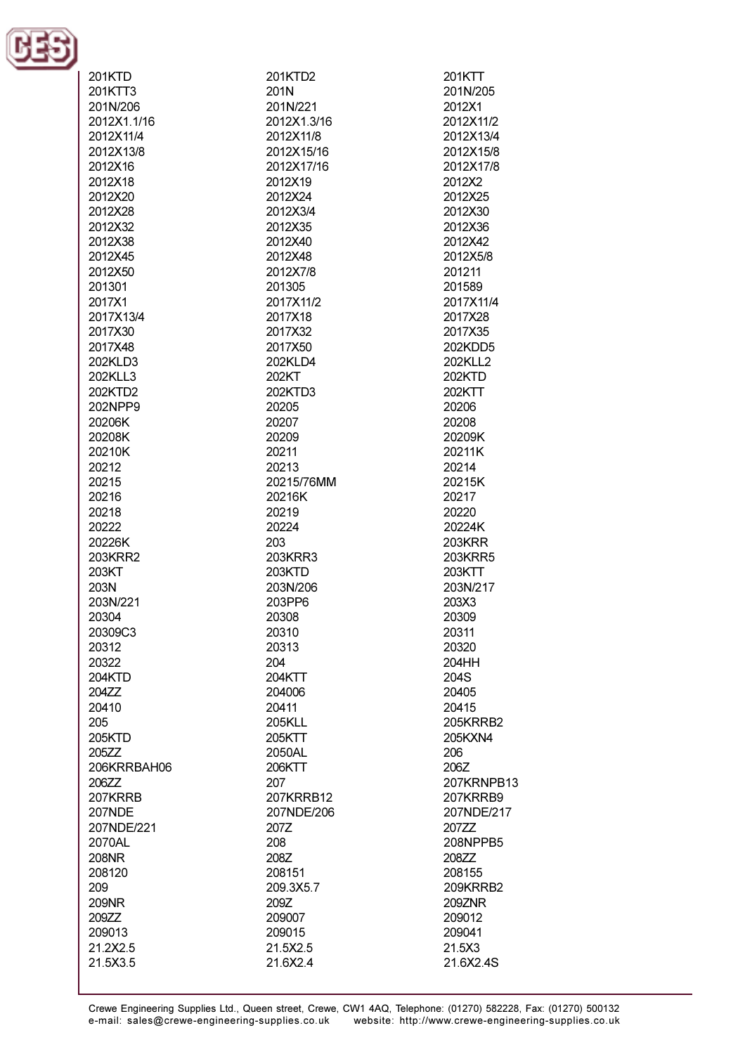201KTD
201KTD2
201KTT
201KTT3
201N
201N/205
201N/206
201N/221
2012X1
2012X1.1/16
2012X1.3/16
2012X11/2
2012X11/4
2012X11/8
2012X13/4
2012X13/8
2012X15/16
2012X15/8
2012X16
2012X17/16
2012X17/8
2012X18
2012X19
2012X2
2012X20
2012X24
2012X25
2012X28
2012X3/4
2012X30
2012X32
2012X35
2012X36
2012X38
2012X40
2012X42
2012X45
2012X48
2012X5/8
2012X50
2012X7/8
201211
201301
201305
201589
2017X1
2017X11/2
2017X11/4
2017X13/4
2017X18
2017X28
2017X30
2017X32
2017X35
2017X48
2017X50
202KDD5
202KLD3
202KLD4
202KLL2
202KLL3
202KT
202KTD
202KTD2
202KTD3
202KTT
202NPP9
20205
20206
20206K
20207
20208
20208K
20209
20209K
20210K
20211
20211K
20212
20213
20214
20215
20215/76MM
20215K
20216
20216K
20217
20218
20219
20220
20222
20224
20224K
20226K
203
203KRR
203KRR2
203KRR3
203KRR5
203KT
203KTD
203KTT
203N
203N/206
203N/217
203N/221
203PP6
203X3
20304
20308
20309
20309C3
20310
20311
20312
20313
20320
20322
204
204HH
204KTD
204KTT
204S
204ZZ
204006
20405
20410
20411
20415
205
205KLL
205KRRB2
205KTD
205KTT
205KXN4
205ZZ
2050AL
206
206KRRBAH06
206KTT
206Z
206ZZ
207
207KRNPB13
207KRRB
207KRRB12
207KRRB9
207NDE
207NDE/206
207NDE/217
207NDE/221
207Z
207ZZ
2070AL
208
208NPPB5
208NR
208Z
208ZZ
208120
208151
208155
209
209.3X5.7
209KRRB2
209NR
209Z
209ZNR
209ZZ
209007
209012
209013
209015
209041
21.2X2.5
21.5X2.5
21.5X3
21.5X3.5
21.6X2.4
21.6X2.4S

Crewe Engineering Supplies Ltd., Queen street, Crewe, CW1 4AQ, Telephone: (01270) 582228, Fax: (01270) 500132
e-mail: sales@crewe-engineering-supplies.co.uk website: http://www.crewe-engineering-supplies.co.uk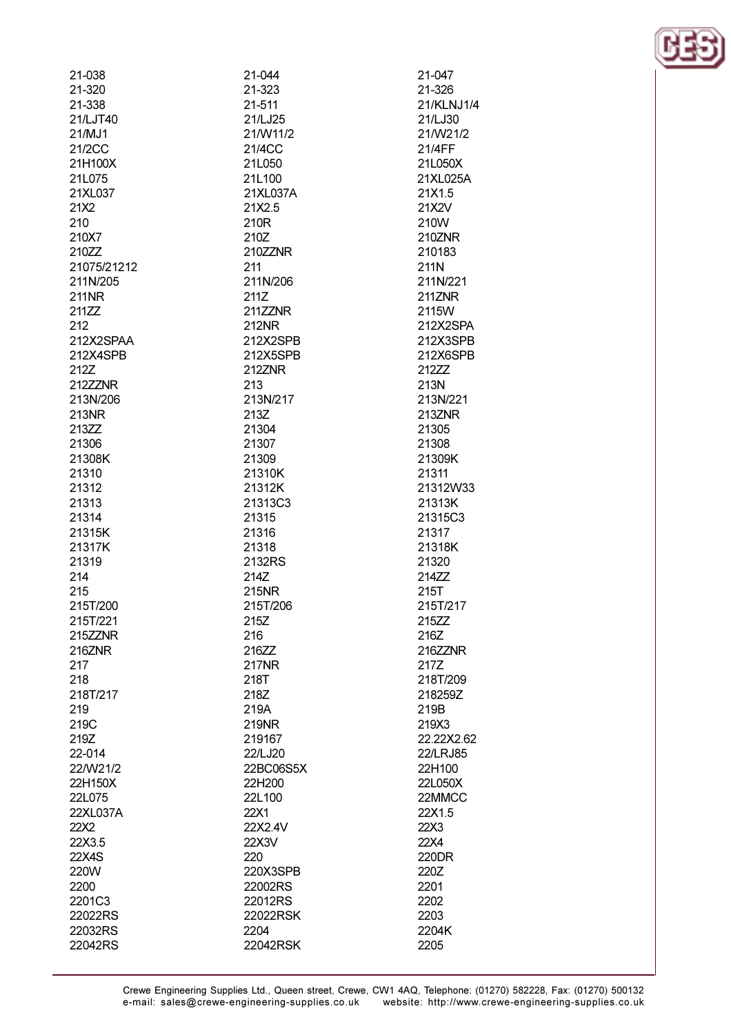21-038
21-044
21-047
21-320
21-323
21-326
21-338
21-511
21/KLNJ1/4
21/LJT40
21/LJ25
21/LJ30
21/MJ1
21/W11/2
21/W21/2
21/2CC
21/4CC
21/4FF
21H100X
21L050
21L050X
21L075
21L100
21XL025A
21XL037
21XL037A
21X1.5
21X2
21X2.5
21X2V
210
210R
210W
210X7
210Z
210ZNR
210ZZ
210ZZNR
210183
21075/21212
211
211N
211N/205
211N/206
211N/221
211NR
211Z
211ZNR
211ZZ
211ZZNR
2115W
212
212NR
212X2SPA
212X2SPAA
212X2SPB
212X3SPB
212X4SPB
212X5SPB
212X6SPB
212Z
212ZNR
212ZZ
212ZZNR
213
213N
213N/206
213N/217
213N/221
213NR
213Z
213ZNR
213ZZ
21304
21305
21306
21307
21308
21308K
21309
21309K
21310
21310K
21311
21312
21312K
21312W33
21313
21313C3
21313K
21314
21315
21315C3
21315K
21316
21317
21317K
21318
21318K
21319
2132RS
21320
214
214Z
214ZZ
215
215NR
215T
215T/200
215T/206
215T/217
215T/221
215Z
215ZZ
215ZZNR
216
216Z
216ZNR
216ZZ
216ZZNR
217
217NR
217Z
218
218T
218T/209
218T/217
218Z
218259Z
219
219A
219B
219C
219NR
219X3
219Z
219167
22.22X2.62
22-014
22/LJ20
22/LRJ85
22/W21/2
22BC06S5X
22H100
22H150X
22H200
22L050X
22L075
22L100
22MMCC
22XL037A
22X1
22X1.5
22X2
22X2.4V
22X3
22X3.5
22X3V
22X4
22X4S
220
220DR
220W
220X3SPB
220Z
2200
22002RS
2201
2201C3
22012RS
2202
22022RS
22022RSK
2203
22032RS
2204
2204K
22042RS
22042RSK
2205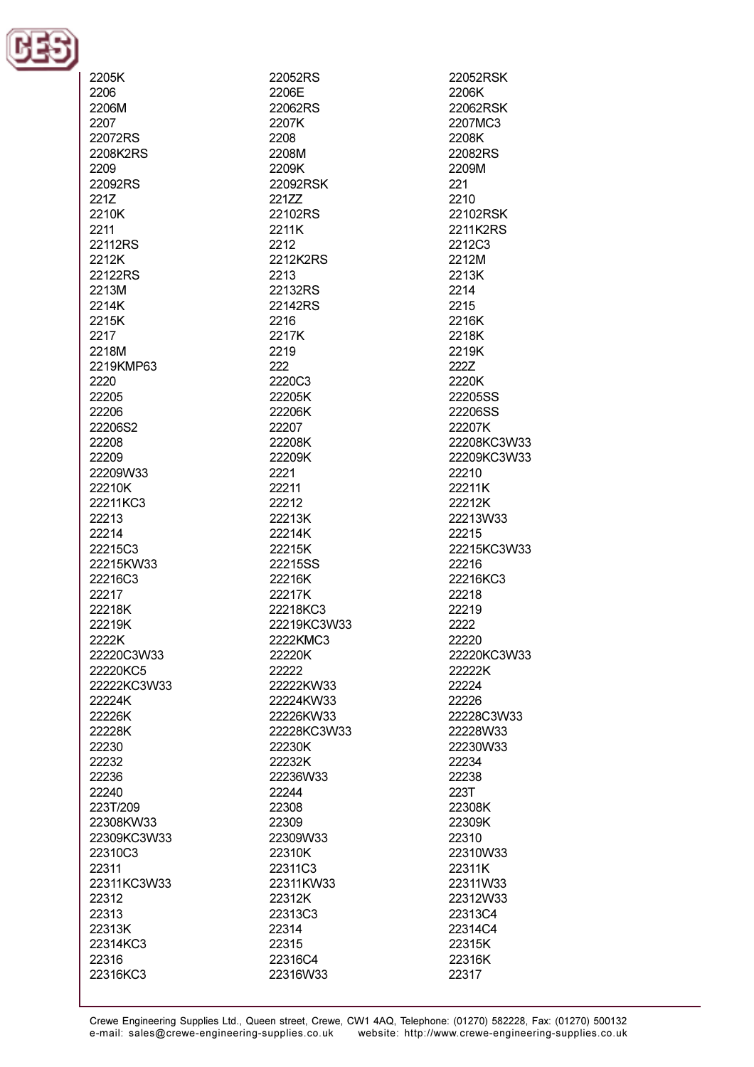2205K
2206
2206M
2207
22072RS
2208K2RS
2209
22092RS
221Z
2210K
2211
22112RS
2212K
22122RS
2213M
2214K
2215K
2217
2218M
2219KMP63
2220
22205
22206
22206S2
22208
22209
22209W33
22210K
22211KC3
22213
22214
22215C3
22215KW33
22216C3
22217
22218K
22219K
2222K
22220C3W33
22220KC5
22222KC3W33
22224K
22226K
22228K
22230
22232
22236
22240
223T/209
22308KW33
22309KC3W33
22310C3
22311
22311KC3W33
22312
22313
22313K
22314KC3
22316
22316KC3

22052RS
2206E
22062RS
2207K
2208
2208M
2209K
22092RSK
221ZZ
22102RS
2211K
2212
2212K2RS
2213
22132RS
22142RS
2216
2217K
2219
222
2220C3
22205K
22206K
22207
22208K
22209K
2221
22211
22212
22213K
22214K
22215K
22215SS
22216K
22217K
22218KC3
22219KC3W33
2222KMC3
22220K
22222
22222KW33
22224KW33
22226KW33
22228KC3W33
22230K
22232K
22236W33
22244
22308
22309
22309W33
22310K
22311C3
22311KW33
22312K
22313C3
22314
22315
22316C4
22316W33

22052RSK
2206K
22062RSK
2207MC3
2208K
22082RS
2209M
221
2210
22102RSK
2211K2RS
2212C3
2212M
2213K
2214
2215
2216K
2218K
2219K
222Z
2220K
22205SS
22206SS
22207K
22208KC3W33
22209KC3W33
22210
22211K
22212K
22213W33
22215
22215KC3W33
22216
22216KC3
22218
22219
2222
22220
22220KC3W33
22222K
22224
22226
22228C3W33
22228W33
22230W33
22234
22238
223T
22308K
22309K
22310
22310W33
22311K
22311W33
22312W33
22313C4
22314C4
22315K
22316K
22317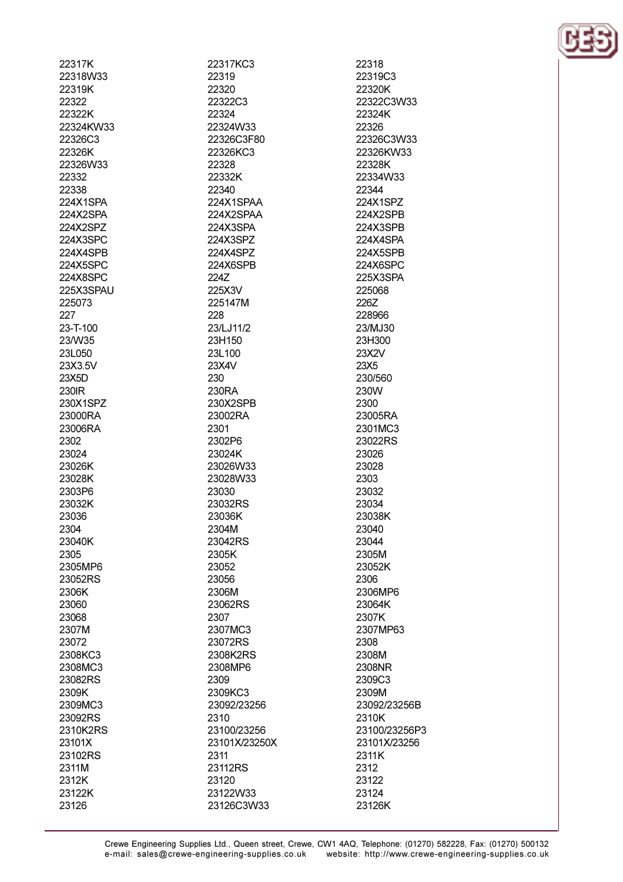22317K
22318W33
22319K
22322
22322K
22324KW33
22326C3
22326K
22326W33
22332
22338
224X1SPA
224X2SPA
224X2SPZ
224X3SPC
224X4SPB
224X5SPC
224X8SPC
225X3SPAU
225073
227
23-T-100
23/W35
23L050
23X3.5V
23X5D
230IR
230X1SPZ
23000RA
23006RA
2302
23024
23026K
23028K
2303P6
23032K
23036
2304
23040K
2305
2305MP6
23052RS
2306K
23060
23068
2307M
23072
2308KC3
2308MC3
23082RS
2309K
2309MC3
23092RS
2310K2RS
23101X
23102RS
2311M
2312K
23122K
23126

22317KC3
22319
22320
22322C3
22324
22324W33
22326C3F80
22326KC3
22328
22332K
22340
224X1SPAA
224X2SPAA
224X3SPA
224X3SPZ
224X4SPZ
224X6SPB
224Z
225X3V
225147M
228
23/LJ11/2
23H150
23L100
23X4V
230
230RA
230X2SPB
23002RA
2301
2302P6
23024K
23026W33
23028W33
23030
23032RS
23036K
2304M
23042RS
2305K
23052
23056
2306M
23062RS
2307
2307MC3
23072RS
2308K2RS
2308MP6
2309
2309KC3
23092/23256
2310
23100/23256
23101X/23250X
2311
23112RS
23120
23122W33
23126C3W33

22318
22319C3
22320K
22322C3W33
22324K
22326
22326C3W33
22326KW33
22328K
22334W33
22344
224X1SPZ
224X2SPB
224X3SPB
224X4SPA
224X5SPB
224X6SPC
225X3SPA
225068
226Z
228966
23/MJ30
23H300
23X2V
23X5
230/560
230W
2300
23005RA
2301MC3
23022RS
23026
23028
2303
23032
23034
23038K
23040
23044
2305M
23052K
2306
2306MP6
23064K
2307K
2307MP63
2308
2308M
2308NR
2309C3
2309M
23092/23256B
2310K
23100/23256P3
23101X/23256
2311K
2312
23122
23124
23126K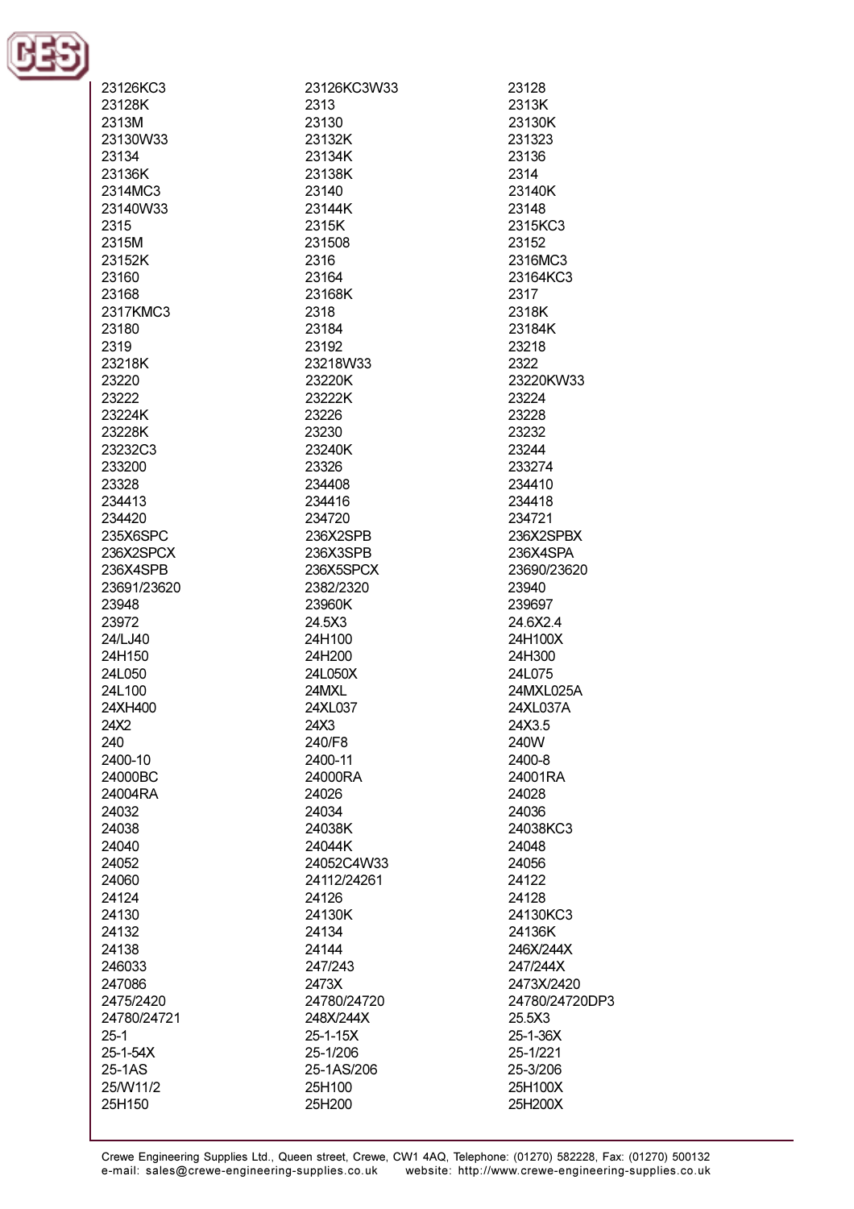23126KC3
23126KC3W33
23128
23128K
2313
2313K
2313M
23130
23130K
23130W33
23132K
231323
23134
23134K
23136
23136K
23138K
2314
2314MC3
23140
23140K
23140W33
23144K
23148
2315
2315K
2315KC3
2315M
231508
23152
23152K
2316
2316MC3
23160
23164
23164KC3
23168
23168K
2317
2317KMC3
2318
2318K
23180
23184
23184K
2319
23192
23218
23218K
23218W33
2322
23220
23220K
23220KW33
23222
23222K
23224
23224K
23226
23228
23228K
23230
23232
23232C3
23240K
23244
233200
23326
233274
23328
234408
234410
234413
234416
234418
234420
234720
234721
235X6SPC
236X2SPB
236X2SPBX
236X2SPCX
236X3SPB
236X4SPA
236X4SPB
236X5SPCX
23690/23620
23691/23620
2382/2320
23940
23948
23960K
239697
23972
24.5X3
24.6X2.4
24/LJ40
24H100
24H100X
24H150
24H200
24H300
24L050
24L050X
24L075
24L100
24MXL
24MXL025A
24XH400
24XL037
24XL037A
24X2
24X3
24X3.5
240
240/F8
240W
2400-10
2400-11
2400-8
24000BC
24000RA
24001RA
24004RA
24026
24028
24032
24034
24036
24038
24038K
24038KC3
24040
24044K
24048
24052
24052C4W33
24056
24060
24112/24261
24122
24124
24126
24128
24130
24130K
24130KC3
24132
24134
24136K
24138
24144
246X/244X
246033
247/243
247/244X
247086
2473X
2473X/2420
2475/2420
24780/24720
24780/24720DP3
24780/24721
248X/244X
25.5X3
25-1
25-1-15X
25-1-36X
25-1-54X
25-1/206
25-1/221
25-1AS
25-1AS/206
25-3/206
25/W11/2
25H100
25H100X
25H150
25H200
25H200X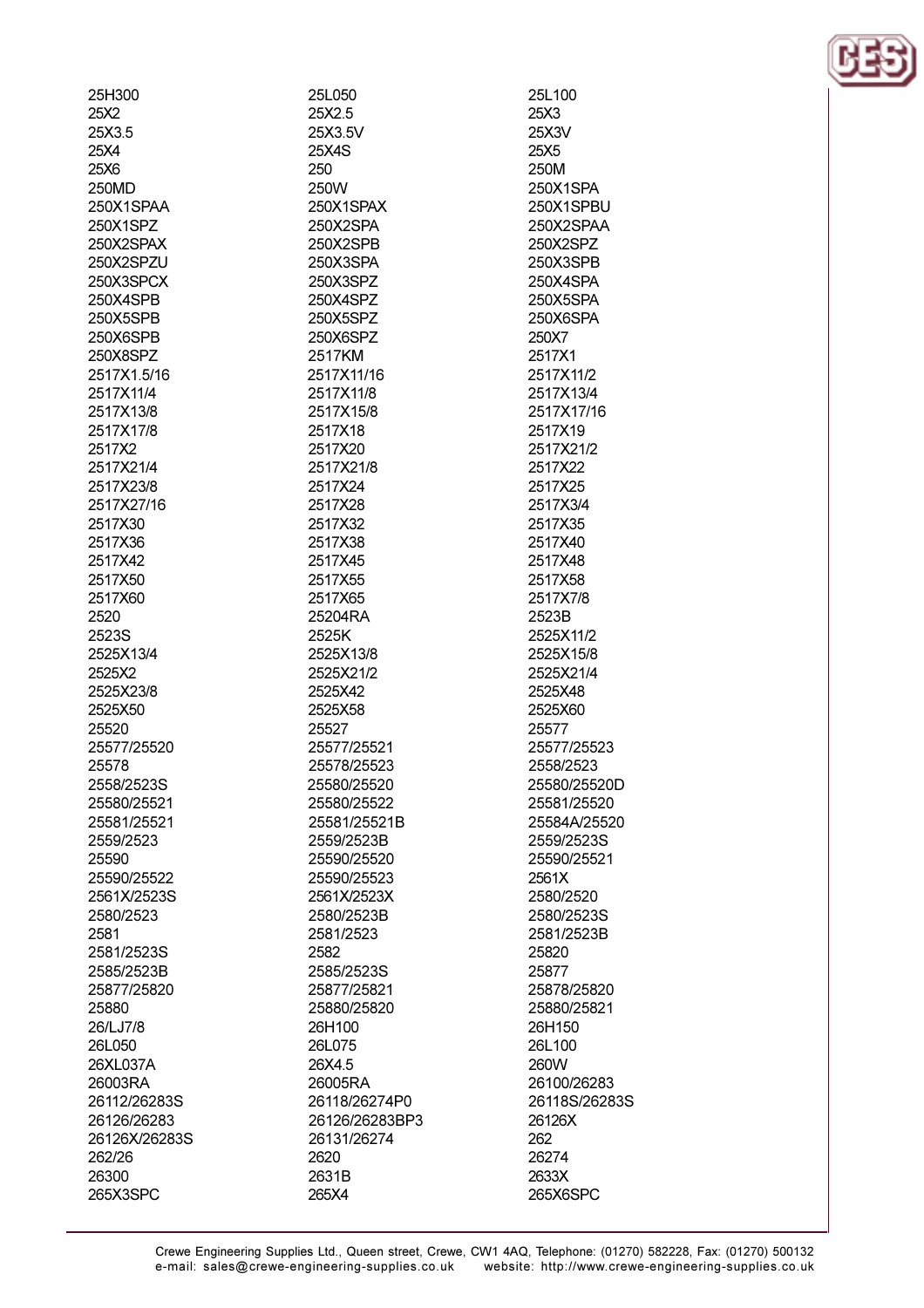25H300
25X2
25X3.5
25X4
25X6
250MD
250X1SPAA
250X1SPZ
250X2SPAX
250X2SPZU
250X3SPCX
250X4SPB
250X5SPB
250X6SPB
250X8SPZ
2517X1.5/16
2517X11/4
2517X13/8
2517X17/8
2517X2
2517X21/4
2517X23/8
2517X27/16
2517X30
2517X36
2517X42
2517X50
2517X60
2520
2523S
2525X13/4
2525X2
2525X23/8
2525X50
25520
25577/25520
25578
2558/2523S
25580/25521
25581/25521
2559/2523
25590
25590/25522
2561X/2523S
2580/2523
2581
2581/2523S
2585/2523B
25877/25820
25880
26/LJ7/8
26L050
26XL037A
26003RA
26112/26283S
26126/26283
26126X/26283S
262/26
26300
265X3SPC
25L050
25X2.5
25X3.5V
25X4S
250
250W
250X1SPAX
250X2SPA
250X2SPB
250X3SPA
250X3SPZ
250X4SPZ
250X5SPZ
250X6SPZ
2517KM
2517X11/16
2517X11/8
2517X15/8
2517X18
2517X20
2517X21/8
2517X24
2517X28
2517X32
2517X38
2517X45
2517X55
2517X65
25204RA
2525K
2525X13/8
2525X21/2
2525X42
2525X58
25527
25577/25521
25578/25523
25580/25520
25580/25522
25581/25521B
2559/2523B
25590/25520
25590/25523
2561X/2523X
2580/2523B
2581/2523
2582
2585/2523S
25877/25821
25880/25820
26H100
26L075
26X4.5
26005RA
26118/26274P0
26126/26283BP3
26131/26274
2620
2631B
265X4
25L100
25X3
25X3V
25X5
250M
250X1SPA
250X1SPBU
250X2SPAA
250X2SPZ
250X3SPB
250X4SPA
250X5SPA
250X6SPA
250X7
2517X1
2517X11/2
2517X13/4
2517X17/16
2517X19
2517X21/2
2517X22
2517X25
2517X3/4
2517X35
2517X40
2517X48
2517X58
2517X7/8
2523B
2525X11/2
2525X15/8
2525X21/4
2525X48
2525X60
25577
25577/25523
2558/2523
25580/25520D
25581/25520
25584A/25520
2559/2523S
25590/25521
2561X
2580/2520
2580/2523S
2581/2523B
25820
25877
25878/25820
25880/25821
26H150
26L100
260W
26100/26283
26118S/26283S
26126X
262
26274
2633X
265X6SPC

Crewe Engineering Supplies Ltd., Queen street, Crewe, CW1 4AQ, Telephone: (01270) 582228, Fax: (01270) 500132
e-mail: sales@crewe-engineering-supplies.co.uk website: http://www.crewe-engineering-supplies.co.uk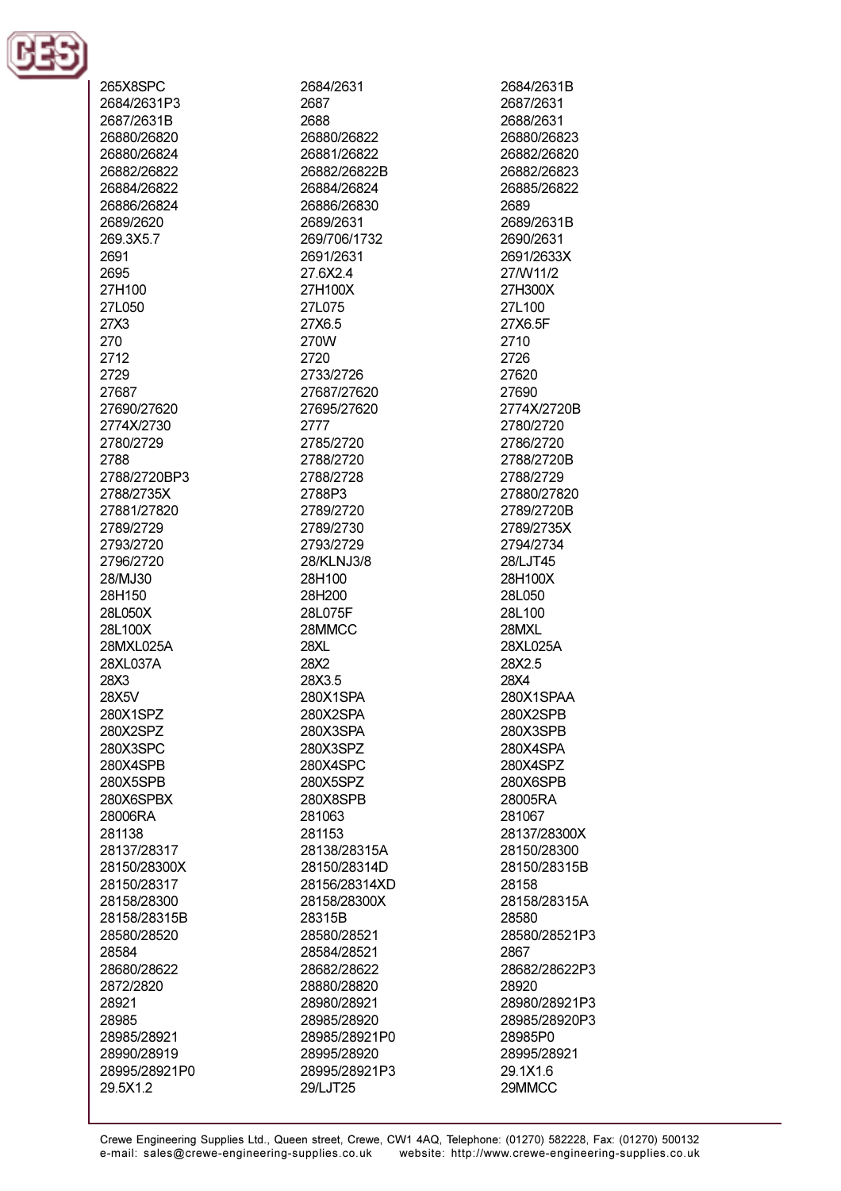265X8SPC
2684/2631
2684/2631B
2684/2631P3
2687
2687/2631
2687/2631B
2688
2688/2631
26880/26820
26880/26822
26880/26823
26880/26824
26881/26822
26882/26820
26882/26822
26882/26822B
26882/26823
26884/26822
26884/26824
26885/26822
26886/26824
26886/26830
2689
2689/2620
2689/2631
2689/2631B
269.3X5.7
269/706/1732
2690/2631
2691
2691/2631
2691/2633X
2695
27.6X2.4
27/W11/2
27H100
27H100X
27H300X
27L050
27L075
27L100
27X3
27X6.5
27X6.5F
270
270W
2710
2712
2720
2726
2729
2733/2726
27620
27687
27687/27620
27690
27690/27620
27695/27620
2774X/2720B
2774X/2730
2777
2780/2720
2780/2729
2785/2720
2786/2720
2788
2788/2720
2788/2720B
2788/2720BP3
2788/2728
2788/2729
2788/2735X
2788P3
27880/27820
27881/27820
2789/2720
2789/2720B
2789/2729
2789/2730
2789/2735X
2793/2720
2793/2729
2794/2734
2796/2720
28/KLNJ3/8
28/LJT45
28/MJ30
28H100
28H100X
28H150
28H200
28L050
28L050X
28L075F
28L100
28L100X
28MMCC
28MXL
28MXL025A
28XL
28XL025A
28XL037A
28X2
28X2.5
28X3
28X3.5
28X4
28X5V
280X1SPA
280X1SPAA
280X1SPZ
280X2SPA
280X2SPB
280X2SPZ
280X3SPA
280X3SPB
280X3SPC
280X3SPZ
280X4SPA
280X4SPB
280X4SPC
280X4SPZ
280X5SPB
280X5SPZ
280X6SPB
280X6SPBX
280X8SPB
28005RA
28006RA
281063
281067
281138
281153
28137/28300X
28137/28317
28138/28315A
28150/28300
28150/28300X
28150/28314D
28150/28315B
28150/28317
28156/28314XD
28158
28158/28300
28158/28300X
28158/28315A
28158/28315B
28315B
28580
28580/28520
28580/28521
28580/28521P3
28584
28584/28521
2867
28680/28622
28682/28622
28682/28622P3
2872/2820
28880/28820
28920
28921
28980/28921
28980/28921P3
28985
28985/28920
28985/28920P3
28985/28921
28985/28921P0
28985P0
28990/28919
28995/28920
28995/28921
28995/28921P0
28995/28921P3
29.1X1.6
29.5X1.2
29/LJT25
29MMCC

Crewe Engineering Supplies Ltd., Queen street, Crewe, CW1 4AQ, Telephone: (01270) 582228, Fax: (01270) 500132
e-mail: sales@crewe-engineering-supplies.co.uk website: http://www.crewe-engineering-supplies.co.uk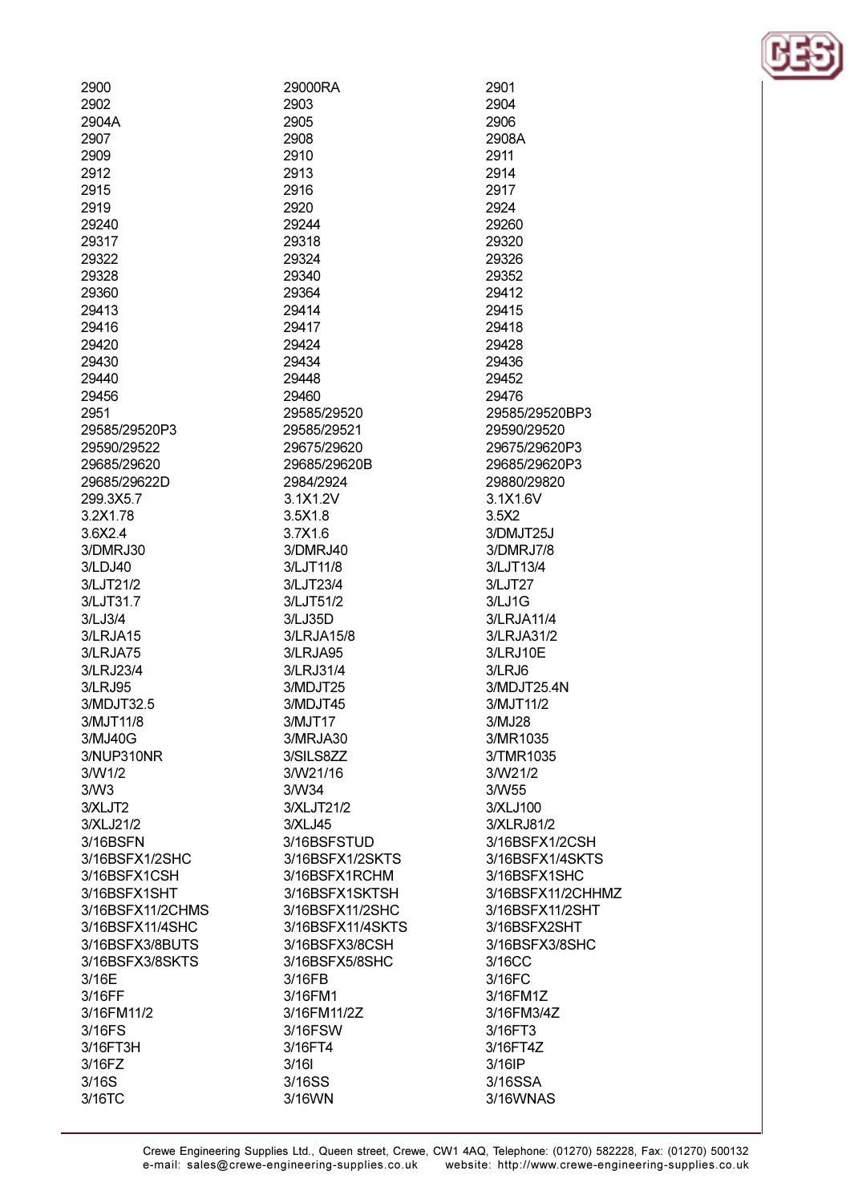2900
29000RA
2901
2902
2903
2904
2904A
2905
2906
2907
2908
2908A
2909
2910
2911
2912
2913
2914
2915
2916
2917
2919
2920
2924
29240
29244
29260
29317
29318
29320
29322
29324
29326
29328
29340
29352
29360
29364
29412
29413
29414
29415
29416
29417
29418
29420
29424
29428
29430
29434
29436
29440
29448
29452
29456
29460
29476
2951
29585/29520
29585/29520BP3
29585/29520P3
29585/29521
29590/29520
29590/29522
29675/29620
29675/29620P3
29685/29620
29685/29620B
29685/29620P3
29685/29622D
2984/2924
29880/29820
299.3X5.7
3.1X1.2V
3.1X1.6V
3.2X1.78
3.5X1.8
3.5X2
3.6X2.4
3.7X1.6
3/DMJT25J
3/DMRJ30
3/DMRJ40
3/DMRJ7/8
3/LDJ40
3/LJT11/8
3/LJT13/4
3/LJT21/2
3/LJT23/4
3/LJT27
3/LJT31.7
3/LJT51/2
3/LJ1G
3/LJ3/4
3/LJ35D
3/LRJA11/4
3/LRJA15
3/LRJA15/8
3/LRJA31/2
3/LRJA75
3/LRJA95
3/LRJ10E
3/LRJ23/4
3/LRJ31/4
3/LRJ6
3/LRJ95
3/MDJT25
3/MDJT25.4N
3/MDJT32.5
3/MDJT45
3/MJT11/2
3/MJT11/8
3/MJT17
3/MJ28
3/MJ40G
3/MRJA30
3/MR1035
3/NUP310NR
3/SILS8ZZ
3/TMR1035
3/W1/2
3/W21/16
3/W21/2
3/W3
3/W34
3/W55
3/XLJT2
3/XLJT21/2
3/XLJ100
3/XLJ21/2
3/XLJ45
3/XLRJ81/2
3/16BSFN
3/16BSFSTUD
3/16BSFX1/2CSH
3/16BSFX1/2SHC
3/16BSFX1/2SKTS
3/16BSFX1/4SKTS
3/16BSFX1CSH
3/16BSFX1RCHM
3/16BSFX1SHC
3/16BSFX1SHT
3/16BSFX1SKTSH
3/16BSFX11/2CHHMZ
3/16BSFX11/2CHMS
3/16BSFX11/2SHC
3/16BSFX11/2SHT
3/16BSFX11/4SHC
3/16BSFX11/4SKTS
3/16BSFX2SHT
3/16BSFX3/8BUTS
3/16BSFX3/8CSH
3/16BSFX3/8SHC
3/16BSFX3/8SKTS
3/16BSFX5/8SHC
3/16CC
3/16E
3/16FB
3/16FC
3/16FF
3/16FM1
3/16FM1Z
3/16FM11/2
3/16FM11/2Z
3/16FM3/4Z
3/16FS
3/16FSW
3/16FT3
3/16FT3H
3/16FT4
3/16FT4Z
3/16FZ
3/16I
3/16IP
3/16S
3/16SS
3/16SSA
3/16TC
3/16WN
3/16WNAS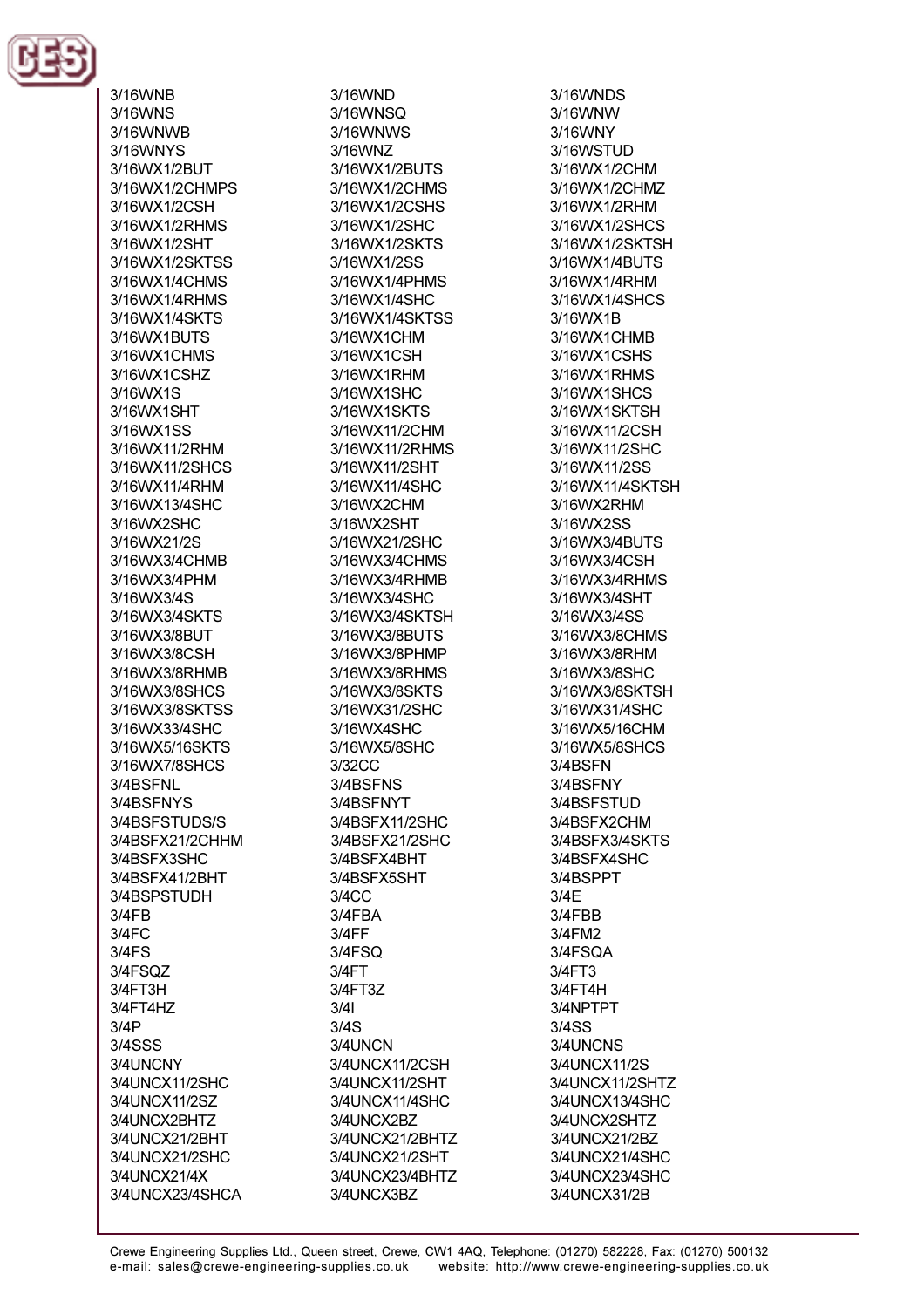3/16WNB
3/16WNS
3/16WNWB
3/16WNYS
3/16WX1/2BUT
3/16WX1/2CHMPS
3/16WX1/2CSH
3/16WX1/2RHMS
3/16WX1/2SHT
3/16WX1/2SKTSS
3/16WX1/4CHMS
3/16WX1/4RHMS
3/16WX1/4SKTS
3/16WX1BUTS
3/16WX1CHMS
3/16WX1CSHZ
3/16WX1S
3/16WX1SHT
3/16WX1SS
3/16WX11/2RHM
3/16WX11/2SHCS
3/16WX11/4RHM
3/16WX13/4SHC
3/16WX2SHC
3/16WX21/2S
3/16WX3/4CHMB
3/16WX3/4PHM
3/16WX3/4S
3/16WX3/4SKTS
3/16WX3/8BUT
3/16WX3/8CSH
3/16WX3/8RHMB
3/16WX3/8SHCS
3/16WX3/8SKTSS
3/16WX33/4SHC
3/16WX5/16SKTS
3/16WX7/8SHCS
3/4BSFNL
3/4BSFNYS
3/4BSFSTUDS/S
3/4BSFX21/2CHHM
3/4BSFX3SHC
3/4BSFX41/2BHT
3/4BSPSTUDH
3/4FB
3/4FC
3/4FS
3/4FSQZ
3/4FT3H
3/4FT4HZ
3/4P
3/4SSS
3/4UNCNY
3/4UNCX11/2SHC
3/4UNCX11/2SZ
3/4UNCX2BHTZ
3/4UNCX21/2BHT
3/4UNCX21/2SHC
3/4UNCX21/4X
3/4UNCX23/4SHCA
3/16WND
3/16WNSQ
3/16WNWS
3/16WNZ
3/16WX1/2BUTS
3/16WX1/2CHMS
3/16WX1/2CSHS
3/16WX1/2SHC
3/16WX1/2SKTS
3/16WX1/2SS
3/16WX1/4PHMS
3/16WX1/4SHC
3/16WX1/4SKTSS
3/16WX1CHM
3/16WX1CSH
3/16WX1RHM
3/16WX1SHC
3/16WX1SKTS
3/16WX11/2CHM
3/16WX11/2RHMS
3/16WX11/2SHT
3/16WX11/4SHC
3/16WX2CHM
3/16WX2SHT
3/16WX21/2SHC
3/16WX3/4CHMS
3/16WX3/4RHMB
3/16WX3/4SHC
3/16WX3/4SKTSH
3/16WX3/8BUTS
3/16WX3/8PHMP
3/16WX3/8RHMS
3/16WX3/8SKTS
3/16WX31/2SHC
3/16WX4SHC
3/16WX5/8SHC
3/32CC
3/4BSFNS
3/4BSFNYT
3/4BSFX11/2SHC
3/4BSFX21/2SHC
3/4BSFX4BHT
3/4BSFX5SHT
3/4CC
3/4FBA
3/4FF
3/4FSQ
3/4FT
3/4FT3Z
3/4I
3/4S
3/4UNCN
3/4UNCX11/2CSH
3/4UNCX11/2SHT
3/4UNCX11/4SHC
3/4UNCX2BZ
3/4UNCX21/2BHTZ
3/4UNCX21/2SHT
3/4UNCX23/4BHTZ
3/4UNCX3BZ
3/16WNDS
3/16WNW
3/16WNY
3/16WSTUD
3/16WX1/2CHM
3/16WX1/2CHMZ
3/16WX1/2RHM
3/16WX1/2SHCS
3/16WX1/2SKTSH
3/16WX1/4BUTS
3/16WX1/4RHM
3/16WX1/4SHCS
3/16WX1B
3/16WX1CHMB
3/16WX1CSHS
3/16WX1RHMS
3/16WX1SHCS
3/16WX1SKTSH
3/16WX11/2CSH
3/16WX11/2SHC
3/16WX11/2SS
3/16WX11/4SKTSH
3/16WX2RHM
3/16WX2SS
3/16WX3/4BUTS
3/16WX3/4CSH
3/16WX3/4RHMS
3/16WX3/4SHT
3/16WX3/4SS
3/16WX3/8CHMS
3/16WX3/8RHM
3/16WX3/8SHC
3/16WX3/8SKTSH
3/16WX31/4SHC
3/16WX5/16CHM
3/16WX5/8SHCS
3/4BSFN
3/4BSFNY
3/4BSFSTUD
3/4BSFX2CHM
3/4BSFX3/4SKTS
3/4BSFX4SHC
3/4BSPPT
3/4E
3/4FBB
3/4FM2
3/4FSQA
3/4FT3
3/4FT4H
3/4NPTPT
3/4SS
3/4UNCNS
3/4UNCX11/2S
3/4UNCX11/2SHTZ
3/4UNCX13/4SHC
3/4UNCX2SHTZ
3/4UNCX21/2BZ
3/4UNCX21/4SHC
3/4UNCX23/4SHC
3/4UNCX31/2B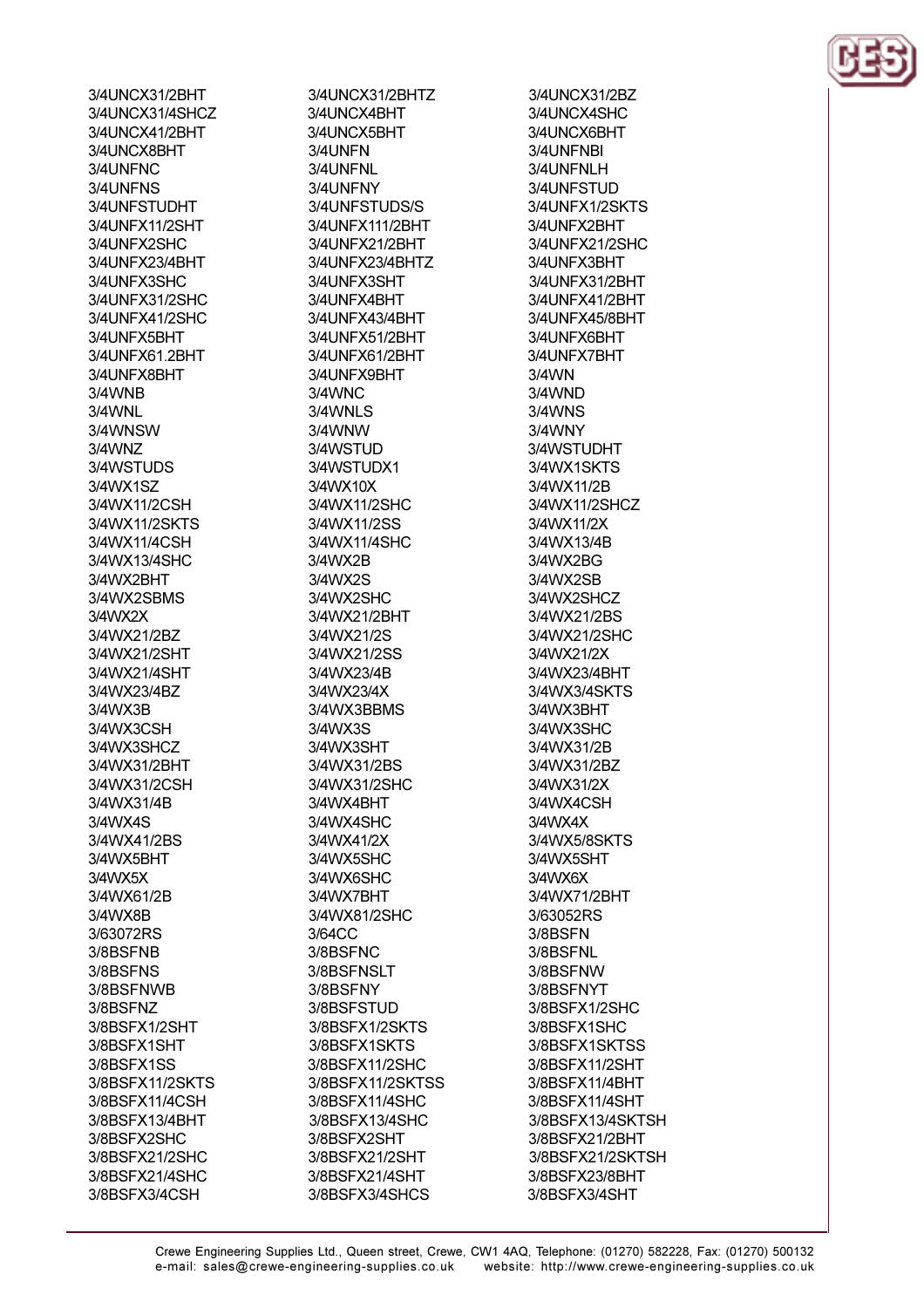3/4UNCX31/2BHT
3/4UNCX31/4SHCZ
3/4UNCX41/2BHT
3/4UNCX8BHT
3/4UNFNC
3/4UNFNS
3/4UNFSTUDHT
3/4UNFX11/2SHT
3/4UNFX2SHC
3/4UNFX23/4BHT
3/4UNFX3SHC
3/4UNFX31/2SHC
3/4UNFX41/2SHC
3/4UNFX5BHT
3/4UNFX61.2BHT
3/4UNFX8BHT
3/4WNB
3/4WNL
3/4WNSW
3/4WNZ
3/4WSTUDS
3/4WX1SZ
3/4WX11/2CSH
3/4WX11/2SKTS
3/4WX11/4CSH
3/4WX13/4SHC
3/4WX2BHT
3/4WX2SBMS
3/4WX2X
3/4WX21/2BZ
3/4WX21/2SHT
3/4WX21/4SHT
3/4WX23/4BZ
3/4WX3B
3/4WX3CSH
3/4WX3SHCZ
3/4WX31/2BHT
3/4WX31/2CSH
3/4WX31/4B
3/4WX4S
3/4WX41/2BS
3/4WX5BHT
3/4WX5X
3/4WX61/2B
3/4WX8B
3/63072RS
3/8BSFNB
3/8BSFNS
3/8BSFNWB
3/8BSFNZ
3/8BSFX1/2SHT
3/8BSFX1SHT
3/8BSFX1SS
3/8BSFX11/2SKTS
3/8BSFX11/4CSH
3/8BSFX13/4BHT
3/8BSFX2SHC
3/8BSFX21/2SHC
3/8BSFX21/4SHC
3/8BSFX3/4CSH
3/4UNCX31/2BHTZ
3/4UNCX4BHT
3/4UNCX5BHT
3/4UNFN
3/4UNFNL
3/4UNFNY
3/4UNFSTUDS/S
3/4UNFX111/2BHT
3/4UNFX21/2BHT
3/4UNFX23/4BHTZ
3/4UNFX3SHT
3/4UNFX4BHT
3/4UNFX43/4BHT
3/4UNFX51/2BHT
3/4UNFX61/2BHT
3/4UNFX9BHT
3/4WNC
3/4WNLS
3/4WNW
3/4WSTUD
3/4WSTUDX1
3/4WX10X
3/4WX11/2SHC
3/4WX11/2SS
3/4WX11/4SHC
3/4WX2B
3/4WX2S
3/4WX2SHC
3/4WX21/2BHT
3/4WX21/2S
3/4WX21/2SS
3/4WX23/4B
3/4WX23/4X
3/4WX3BBMS
3/4WX3S
3/4WX3SHT
3/4WX31/2BS
3/4WX31/2SHC
3/4WX4BHT
3/4WX4SHC
3/4WX41/2X
3/4WX5SHC
3/4WX6SHC
3/4WX7BHT
3/4WX81/2SHC
3/64CC
3/8BSFNC
3/8BSFNSLT
3/8BSFNY
3/8BSFSTUD
3/8BSFX1/2SKTS
3/8BSFX1SKTS
3/8BSFX11/2SHC
3/8BSFX11/2SKTSS
3/8BSFX11/4SHC
3/8BSFX13/4SHC
3/8BSFX2SHT
3/8BSFX21/2SHT
3/8BSFX21/4SHT
3/8BSFX3/4SHCS
3/4UNCX31/2BZ
3/4UNCX4SHC
3/4UNCX6BHT
3/4UNFNBI
3/4UNFNLH
3/4UNFSTUD
3/4UNFX1/2SKTS
3/4UNFX2BHT
3/4UNFX21/2SHC
3/4UNFX3BHT
3/4UNFX31/2BHT
3/4UNFX41/2BHT
3/4UNFX45/8BHT
3/4UNFX6BHT
3/4UNFX7BHT
3/4WN
3/4WND
3/4WNS
3/4WNY
3/4WSTUDHT
3/4WX1SKTS
3/4WX11/2B
3/4WX11/2SHCZ
3/4WX11/2X
3/4WX13/4B
3/4WX2BG
3/4WX2SB
3/4WX2SHCZ
3/4WX21/2BS
3/4WX21/2SHC
3/4WX21/2X
3/4WX23/4BHT
3/4WX3/4SKTS
3/4WX3BHT
3/4WX3SHC
3/4WX31/2B
3/4WX31/2BZ
3/4WX31/2X
3/4WX4CSH
3/4WX4X
3/4WX5/8SKTS
3/4WX5SHT
3/4WX6X
3/4WX71/2BHT
3/63052RS
3/8BSFN
3/8BSFNL
3/8BSFNW
3/8BSFNYT
3/8BSFX1/2SHC
3/8BSFX1SHC
3/8BSFX1SKTSS
3/8BSFX11/2SHT
3/8BSFX11/4BHT
3/8BSFX11/4SHT
3/8BSFX13/4SKTSH
3/8BSFX21/2BHT
3/8BSFX21/2SKTSH
3/8BSFX23/8BHT
3/8BSFX3/4SHT

Crewe Engineering Supplies Ltd., Queen street, Crewe, CW1 4AQ, Telephone: (01270) 582228, Fax: (01270) 500132
e-mail: sales@crewe-engineering-supplies.co.uk website: http://www.crewe-engineering-supplies.co.uk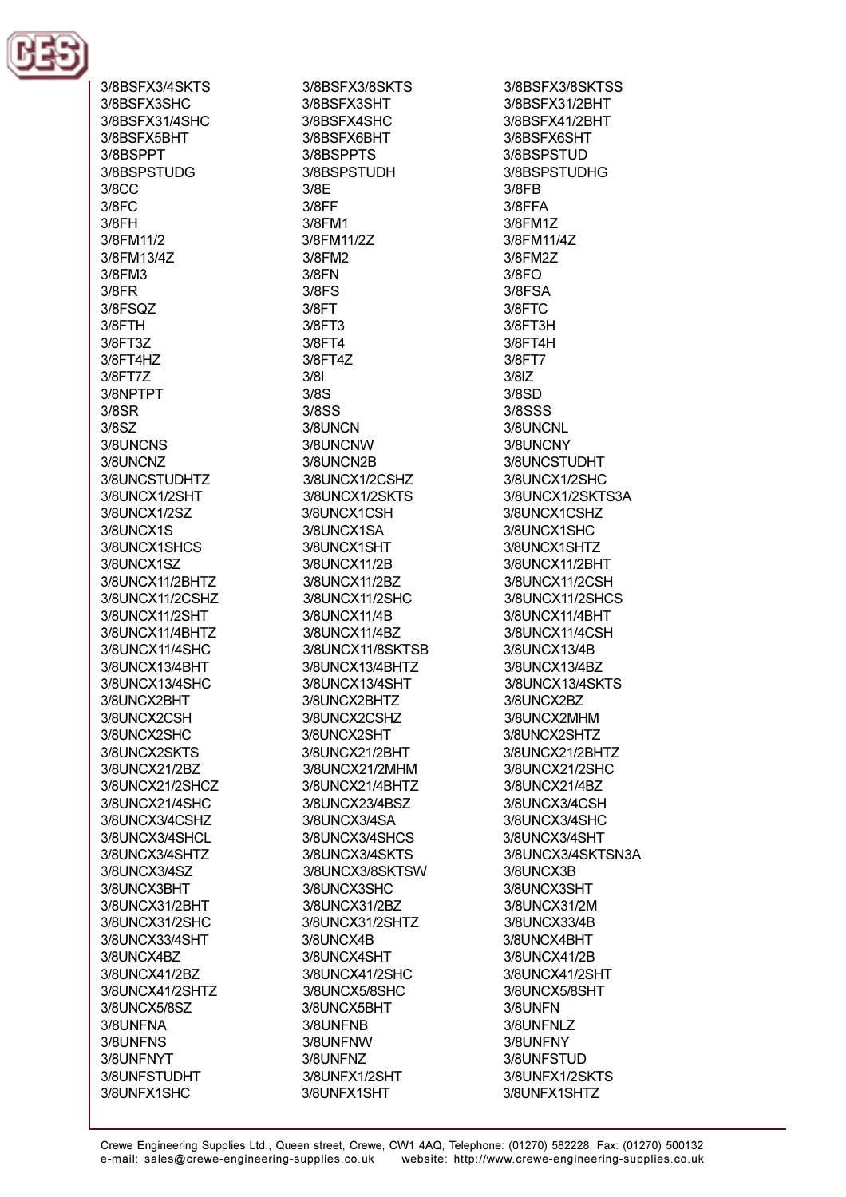3/8BSFX3/4SKTS
3/8BSFX3SHC
3/8BSFX31/4SHC
3/8BSFX5BHT
3/8BSPPT
3/8BSPSTUDG
3/8CC
3/8FC
3/8FH
3/8FM11/2
3/8FM13/4Z
3/8FM3
3/8FR
3/8FSQZ
3/8FTH
3/8FT3Z
3/8FT4HZ
3/8FT7Z
3/8NPTPT
3/8SR
3/8SZ
3/8UNCNS
3/8UNCNZ
3/8UNCSTUDHTZ
3/8UNCX1/2SHT
3/8UNCX1/2SZ
3/8UNCX1S
3/8UNCX1SHCS
3/8UNCX1SZ
3/8UNCX11/2BHTZ
3/8UNCX11/2CSHZ
3/8UNCX11/2SHT
3/8UNCX11/4BHTZ
3/8UNCX11/4SHC
3/8UNCX13/4BHT
3/8UNCX13/4SHC
3/8UNCX2BHT
3/8UNCX2CSH
3/8UNCX2SHC
3/8UNCX2SKTS
3/8UNCX21/2BZ
3/8UNCX21/2SHCZ
3/8UNCX21/4SHC
3/8UNCX3/4CSHZ
3/8UNCX3/4SHCL
3/8UNCX3/4SHTZ
3/8UNCX3/4SZ
3/8UNCX3BHT
3/8UNCX31/2BHT
3/8UNCX31/2SHC
3/8UNCX33/4SHT
3/8UNCX4BZ
3/8UNCX41/2BZ
3/8UNCX41/2SHTZ
3/8UNCX5/8SZ
3/8UNFNA
3/8UNFNS
3/8UNFNYT
3/8UNFSTUDHT
3/8UNFX1SHC
3/8BSFX3/8SKTS
3/8BSFX3SHT
3/8BSFX4SHC
3/8BSFX6BHT
3/8BSPPTS
3/8BSPSTUDH
3/8E
3/8FF
3/8FM1
3/8FM11/2Z
3/8FM2
3/8FN
3/8FS
3/8FT
3/8FT3
3/8FT4
3/8FT4Z
3/8I
3/8S
3/8SS
3/8UNCN
3/8UNCNW
3/8UNCN2B
3/8UNCX1/2CSHZ
3/8UNCX1/2SKTS
3/8UNCX1CSH
3/8UNCX1SA
3/8UNCX1SHT
3/8UNCX11/2B
3/8UNCX11/2BZ
3/8UNCX11/2SHC
3/8UNCX11/4B
3/8UNCX11/4BZ
3/8UNCX11/8SKTSB
3/8UNCX13/4BHTZ
3/8UNCX13/4SHT
3/8UNCX2BHTZ
3/8UNCX2CSHZ
3/8UNCX2SHT
3/8UNCX21/2BHT
3/8UNCX21/2MHM
3/8UNCX21/4BHTZ
3/8UNCX23/4BSZ
3/8UNCX3/4SA
3/8UNCX3/4SHCS
3/8UNCX3/4SKTS
3/8UNCX3/8SKTSW
3/8UNCX3SHC
3/8UNCX31/2BZ
3/8UNCX31/2SHTZ
3/8UNCX4B
3/8UNCX4SHT
3/8UNCX41/2SHC
3/8UNCX5/8SHC
3/8UNCX5BHT
3/8UNFNB
3/8UNFNW
3/8UNFNZ
3/8UNFX1/2SHT
3/8UNFX1SHT
3/8BSFX3/8SKTSS
3/8BSFX31/2BHT
3/8BSFX41/2BHT
3/8BSFX6SHT
3/8BSPSTUD
3/8BSPSTUDHG
3/8FB
3/8FFA
3/8FM1Z
3/8FM11/4Z
3/8FM2Z
3/8FO
3/8FSA
3/8FTC
3/8FT3H
3/8FT4H
3/8FT7
3/8IZ
3/8SD
3/8SSS
3/8UNCNL
3/8UNCNY
3/8UNCSTUDHT
3/8UNCX1/2SHC
3/8UNCX1/2SKTS3A
3/8UNCX1CSHZ
3/8UNCX1SHC
3/8UNCX1SHTZ
3/8UNCX11/2BHT
3/8UNCX11/2CSH
3/8UNCX11/2SHCS
3/8UNCX11/4BHT
3/8UNCX11/4CSH
3/8UNCX13/4B
3/8UNCX13/4BZ
3/8UNCX13/4SKTS
3/8UNCX2BZ
3/8UNCX2MHM
3/8UNCX2SHTZ
3/8UNCX21/2BHTZ
3/8UNCX21/2SHC
3/8UNCX21/4BZ
3/8UNCX3/4CSH
3/8UNCX3/4SHC
3/8UNCX3/4SHT
3/8UNCX3/4SKTSN3A
3/8UNCX3B
3/8UNCX3SHT
3/8UNCX31/2M
3/8UNCX33/4B
3/8UNCX4BHT
3/8UNCX41/2B
3/8UNCX41/2SHT
3/8UNCX5/8SHT
3/8UNFN
3/8UNFNLZ
3/8UNFNY
3/8UNFSTUD
3/8UNFX1/2SKTS
3/8UNFX1SHTZ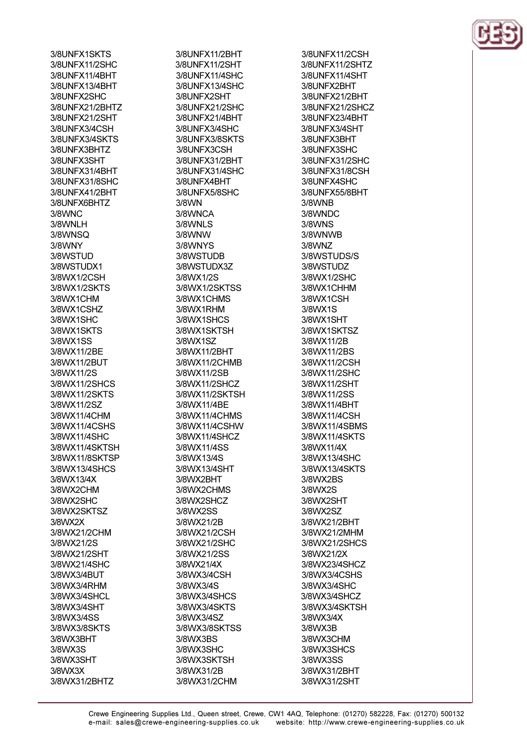3/8UNFX1SKTS
3/8UNFX11/2SHC
3/8UNFX11/4BHT
3/8UNFX13/4BHT
3/8UNFX2SHC
3/8UNFX21/2BHTZ
3/8UNFX21/2SHT
3/8UNFX3/4CSH
3/8UNFX3/4SKTS
3/8UNFX3BHTZ
3/8UNFX3SHT
3/8UNFX31/4BHT
3/8UNFX31/8SHC
3/8UNFX41/2BHT
3/8UNFX6BHTZ
3/8WNC
3/8WNLH
3/8WNSQ
3/8WNY
3/8WSTUD
3/8WSTUDX1
3/8WX1/2CSH
3/8WX1/2SKTS
3/8WX1CHM
3/8WX1CSHZ
3/8WX1SHC
3/8WX1SKTS
3/8WX1SS
3/8WX11/2BE
3/8WX11/2BUT
3/8WX11/2S
3/8WX11/2SHCS
3/8WX11/2SKTS
3/8WX11/2SZ
3/8WX11/4CHM
3/8WX11/4CSHS
3/8WX11/4SHC
3/8WX11/4SKTSH
3/8WX11/8SKTSP
3/8WX13/4SHCS
3/8WX13/4X
3/8WX2CHM
3/8WX2SHC
3/8WX2SKTSZ
3/8WX2X
3/8WX21/2CHM
3/8WX21/2S
3/8WX21/2SHT
3/8WX21/4SHC
3/8WX3/4BUT
3/8WX3/4RHM
3/8WX3/4SHCL
3/8WX3/4SHT
3/8WX3/4SS
3/8WX3/8SKTS
3/8WX3BHT
3/8WX3S
3/8WX3SHT
3/8WX3X
3/8WX31/2BHTZ
3/8UNFX11/2BHT
3/8UNFX11/2SHT
3/8UNFX11/4SHC
3/8UNFX13/4SHC
3/8UNFX2SHT
3/8UNFX21/2SHC
3/8UNFX21/4BHT
3/8UNFX3/4SHC
3/8UNFX3/8SKTS
3/8UNFX3CSH
3/8UNFX31/2BHT
3/8UNFX31/4SHC
3/8UNFX4BHT
3/8UNFX5/8SHC
3/8WN
3/8WNCA
3/8WNLS
3/8WNW
3/8WNYS
3/8WSTUDB
3/8WSTUDX3Z
3/8WX1/2S
3/8WX1/2SKTSS
3/8WX1CHMS
3/8WX1RHM
3/8WX1SHCS
3/8WX1SKTSH
3/8WX1SZ
3/8WX11/2BHT
3/8WX11/2CHMB
3/8WX11/2SB
3/8WX11/2SHCZ
3/8WX11/2SKTSH
3/8WX11/4BE
3/8WX11/4CHMS
3/8WX11/4CSHW
3/8WX11/4SHCZ
3/8WX11/4SS
3/8WX13/4S
3/8WX13/4SHT
3/8WX2BHT
3/8WX2CHMS
3/8WX2SHCZ
3/8WX2SS
3/8WX21/2B
3/8WX21/2CSH
3/8WX21/2SHC
3/8WX21/2SS
3/8WX21/4X
3/8WX3/4CSH
3/8WX3/4S
3/8WX3/4SHCS
3/8WX3/4SKTS
3/8WX3/4SZ
3/8WX3/8SKTSS
3/8WX3BS
3/8WX3SHC
3/8WX3SKTSH
3/8WX31/2B
3/8WX31/2CHM
3/8UNFX11/2CSH
3/8UNFX11/2SHTZ
3/8UNFX11/4SHT
3/8UNFX2BHT
3/8UNFX21/2BHT
3/8UNFX21/2SHCZ
3/8UNFX23/4BHT
3/8UNFX3/4SHT
3/8UNFX3BHT
3/8UNFX3SHC
3/8UNFX31/2SHC
3/8UNFX31/8CSH
3/8UNFX4SHC
3/8UNFX55/8BHT
3/8WNB
3/8WNDC
3/8WNS
3/8WNWB
3/8WNZ
3/8WSTUDS/S
3/8WSTUDZ
3/8WX1/2SHC
3/8WX1CHHM
3/8WX1CSH
3/8WX1S
3/8WX1SHT
3/8WX1SKTSZ
3/8WX11/2B
3/8WX11/2BS
3/8WX11/2CSH
3/8WX11/2SHC
3/8WX11/2SHT
3/8WX11/2SS
3/8WX11/4BHT
3/8WX11/4CSH
3/8WX11/4SBMS
3/8WX11/4SKTS
3/8WX11/4X
3/8WX13/4SHC
3/8WX13/4SKTS
3/8WX2BS
3/8WX2S
3/8WX2SHT
3/8WX2SZ
3/8WX21/2BHT
3/8WX21/2MHM
3/8WX21/2SHCS
3/8WX21/2X
3/8WX23/4SHCZ
3/8WX3/4CSHS
3/8WX3/4SHC
3/8WX3/4SHCZ
3/8WX3/4SKTSH
3/8WX3/4X
3/8WX3B
3/8WX3CHM
3/8WX3SHCS
3/8WX3SS
3/8WX31/2BHT
3/8WX31/2SHT

Crewe Engineering Supplies Ltd., Queen street, Crewe, CW1 4AQ, Telephone: (01270) 582228, Fax: (01270) 500132
e-mail: sales@crewe-engineering-supplies.co.uk website: http://www.crewe-engineering-supplies.co.uk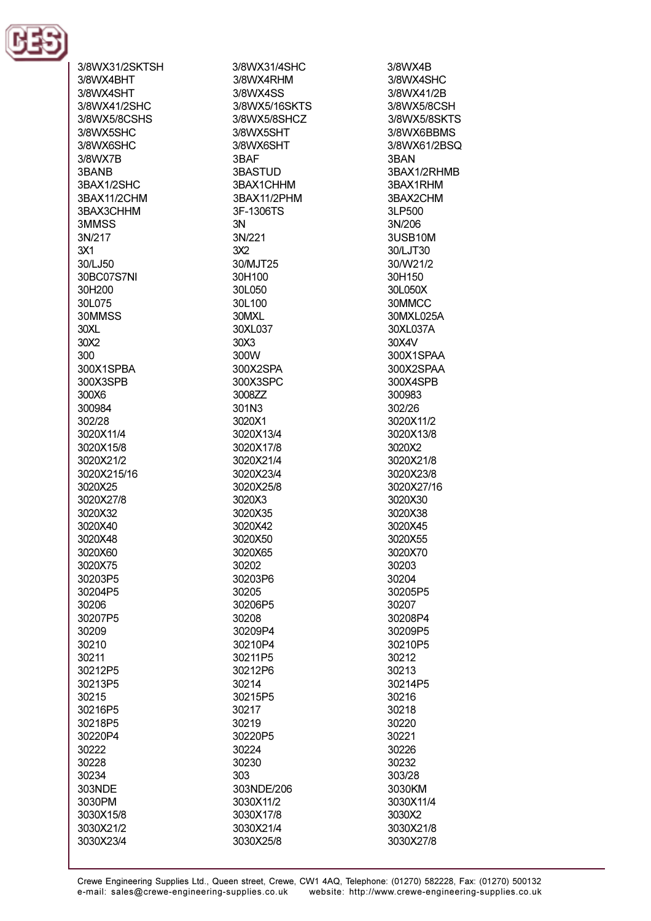3/8WX31/2SKTSH
3/8WX31/4SHC
3/8WX4B
3/8WX4BHT
3/8WX4RHM
3/8WX4SHC
3/8WX4SHT
3/8WX4SS
3/8WX41/2B
3/8WX41/2SHC
3/8WX5/16SKTS
3/8WX5/8CSH
3/8WX5/8CSHS
3/8WX5/8SHCZ
3/8WX5/8SKTS
3/8WX5SHC
3/8WX5SHT
3/8WX6BBMS
3/8WX6SHC
3/8WX6SHT
3/8WX61/2BSQ
3/8WX7B
3BAF
3BAN
3BANB
3BASTUD
3BAX1/2RHMB
3BAX1/2SHC
3BAX1CHHM
3BAX1RHM
3BAX11/2CHM
3BAX11/2PHM
3BAX2CHM
3BAX3CHHM
3F-1306TS
3LP500
3MMSS
3N
3N/206
3N/217
3N/221
3USB10M
3X1
3X2
30/LJT30
30/LJ50
30/MJT25
30/W21/2
30BC07S7NI
30H100
30H150
30H200
30L050
30L050X
30L075
30L100
30MMCC
30MMSS
30MXL
30MXL025A
30XL
30XL037
30XL037A
30X2
30X3
30X4V
300
300W
300X1SPAA
300X1SPBA
300X2SPA
300X2SPAA
300X3SPB
300X3SPC
300X4SPB
300X6
3008ZZ
300983
300984
301N3
302/26
302/28
3020X1
3020X11/2
3020X11/4
3020X13/4
3020X13/8
3020X15/8
3020X17/8
3020X2
3020X21/2
3020X21/4
3020X21/8
3020X215/16
3020X23/4
3020X23/8
3020X25
3020X25/8
3020X27/16
3020X27/8
3020X3
3020X30
3020X32
3020X35
3020X38
3020X40
3020X42
3020X45
3020X48
3020X50
3020X55
3020X60
3020X65
3020X70
3020X75
30202
30203
30203P5
30203P6
30204
30204P5
30205
30205P5
30206
30206P5
30207
30207P5
30208
30208P4
30209
30209P4
30209P5
30210
30210P4
30210P5
30211
30211P5
30212
30212P5
30212P6
30213
30213P5
30214
30214P5
30215
30215P5
30216
30216P5
30217
30218
30218P5
30219
30220
30220P4
30220P5
30221
30222
30224
30226
30228
30230
30232
30234
303
303/28
303NDE
303NDE/206
3030KM
3030PM
3030X11/2
3030X11/4
3030X15/8
3030X17/8
3030X2
3030X21/2
3030X21/4
3030X21/8
3030X23/4
3030X25/8
3030X27/8

Crewe Engineering Supplies Ltd., Queen street, Crewe, CW1 4AQ, Telephone: (01270) 582228, Fax: (01270) 500132
e-mail: sales@crewe-engineering-supplies.co.uk website: http://www.crewe-engineering-supplies.co.uk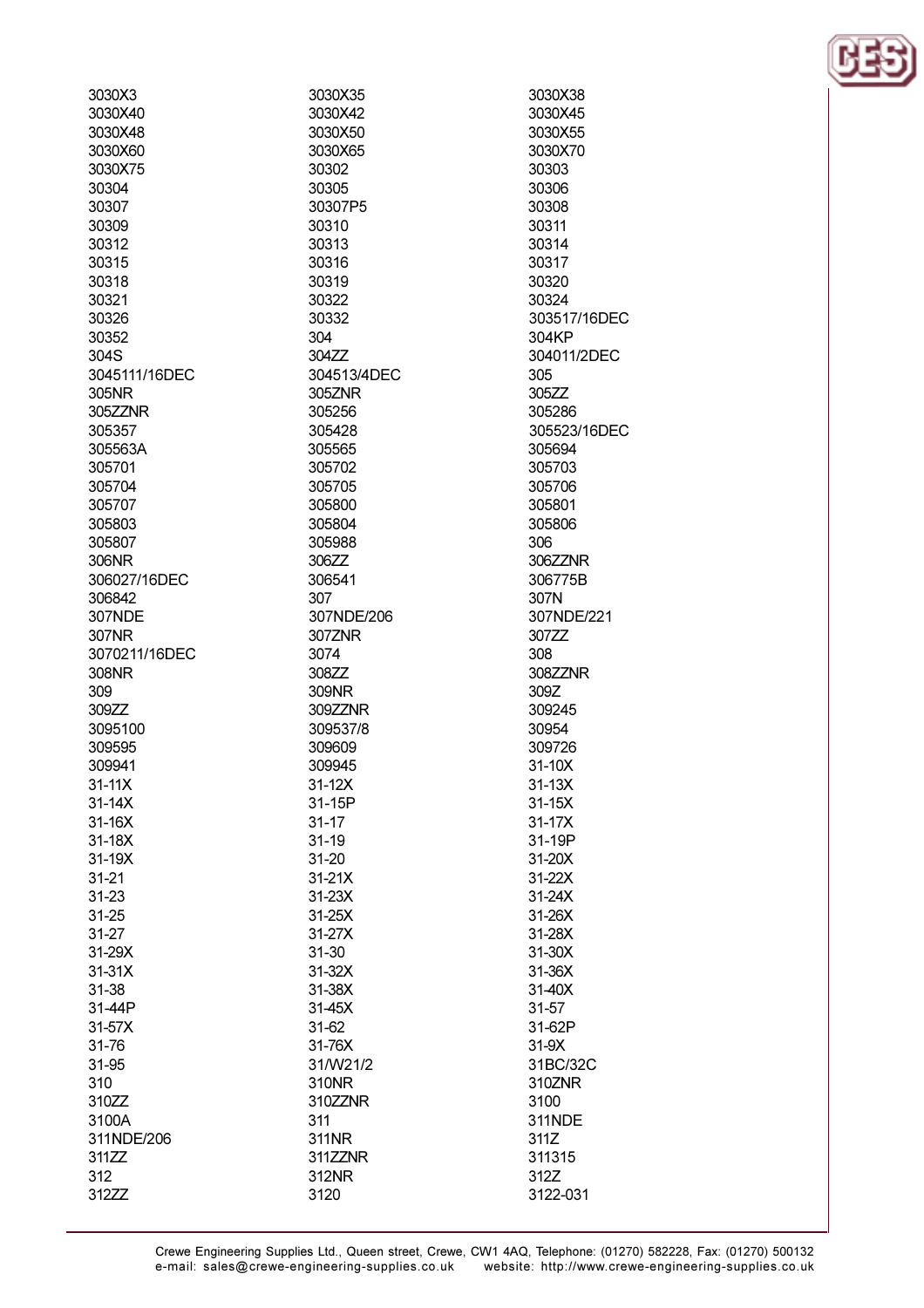3030X3
3030X35
3030X38
3030X40
3030X42
3030X45
3030X48
3030X50
3030X55
3030X60
3030X65
3030X70
3030X75
30302
30303
30304
30305
30306
30307
30307P5
30308
30309
30310
30311
30312
30313
30314
30315
30316
30317
30318
30319
30320
30321
30322
30324
30326
30332
303517/16DEC
30352
304
304KP
304S
304ZZ
304011/2DEC
3045111/16DEC
304513/4DEC
305
305NR
305ZNR
305ZZ
305ZZNR
305256
305286
305357
305428
305523/16DEC
305563A
305565
305694
305701
305702
305703
305704
305705
305706
305707
305800
305801
305803
305804
305806
305807
305988
306
306NR
306ZZ
306ZZNR
306027/16DEC
306541
306775B
306842
307
307N
307NDE
307NDE/206
307NDE/221
307NR
307ZNR
307ZZ
3070211/16DEC
3074
308
308NR
308ZZ
308ZZNR
309
309NR
309Z
309ZZ
309ZZNR
309245
3095100
309537/8
30954
309595
309609
309726
309941
309945
31-10X
31-11X
31-12X
31-13X
31-14X
31-15P
31-15X
31-16X
31-17
31-17X
31-18X
31-19
31-19P
31-19X
31-20
31-20X
31-21
31-21X
31-22X
31-23
31-23X
31-24X
31-25
31-25X
31-26X
31-27
31-27X
31-28X
31-29X
31-30
31-30X
31-31X
31-32X
31-36X
31-38
31-38X
31-40X
31-44P
31-45X
31-57
31-57X
31-62
31-62P
31-76
31-76X
31-9X
31-95
31/W21/2
31BC/32C
310
310NR
310ZNR
310ZZ
310ZZNR
3100
3100A
311
311NDE
311NDE/206
311NR
311Z
311ZZ
311ZZNR
311315
312
312NR
312Z
312ZZ
3120
3122-031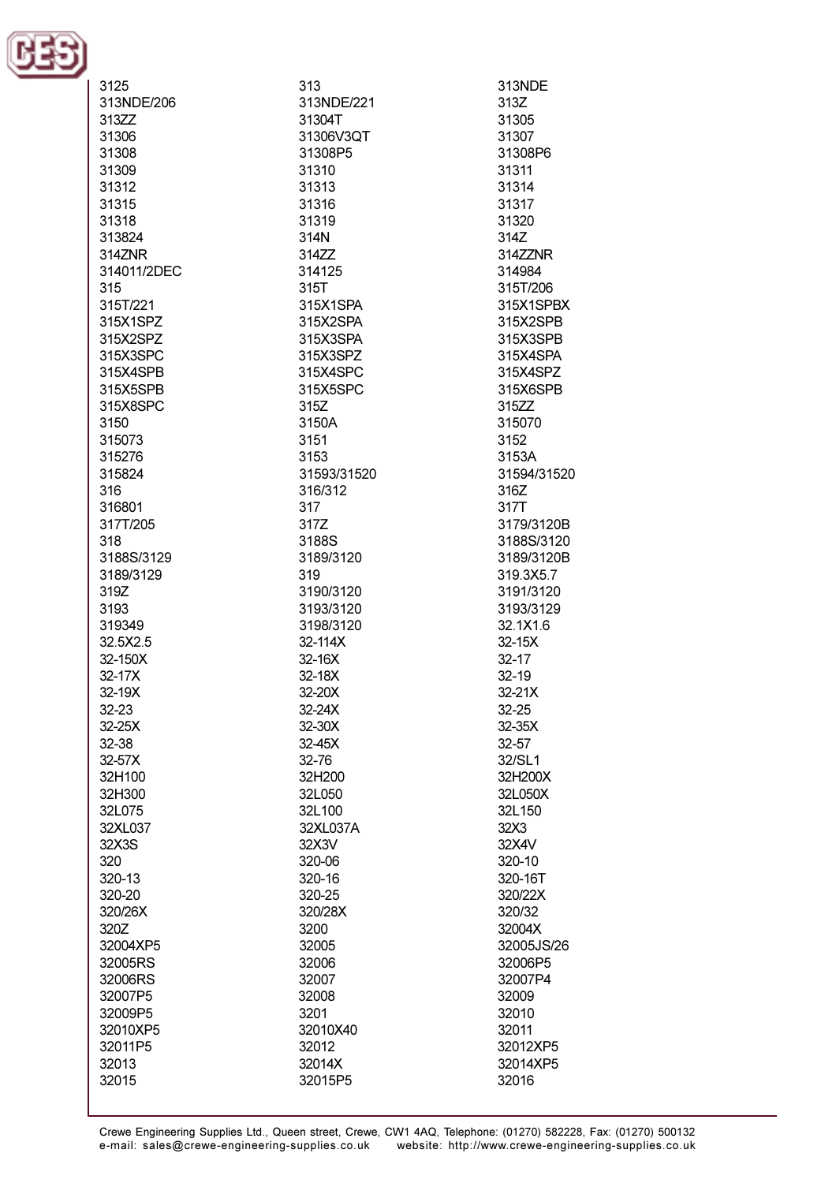3125
313
313NDE
313NDE/206
313NDE/221
313Z
313ZZ
31304T
31305
31306
31306V3QT
31307
31308
31308P5
31308P6
31309
31310
31311
31312
31313
31314
31315
31316
31317
31318
31319
31320
313824
314N
314Z
314ZNR
314ZZ
314ZZNR
314011/2DEC
314125
314984
315
315T
315T/206
315T/221
315X1SPA
315X1SPBX
315X1SPZ
315X2SPA
315X2SPB
315X2SPZ
315X3SPA
315X3SPB
315X3SPC
315X3SPZ
315X4SPA
315X4SPB
315X4SPC
315X4SPZ
315X5SPB
315X5SPC
315X6SPB
315X8SPC
315Z
315ZZ
3150
3150A
315070
315073
3151
3152
315276
3153
3153A
315824
31593/31520
31594/31520
316
316/312
316Z
316801
317
317T
317T/205
317Z
3179/3120B
318
3188S
3188S/3120
3188S/3129
3189/3120
3189/3120B
3189/3129
319
319.3X5.7
319Z
3190/3120
3191/3120
3193
3193/3120
3193/3129
319349
3198/3120
32.1X1.6
32.5X2.5
32-114X
32-15X
32-150X
32-16X
32-17
32-17X
32-18X
32-19
32-19X
32-20X
32-21X
32-23
32-24X
32-25
32-25X
32-30X
32-35X
32-38
32-45X
32-57
32-57X
32-76
32/SL1
32H100
32H200
32H200X
32H300
32L050
32L050X
32L075
32L100
32L150
32XL037
32XL037A
32X3
32X3S
32X3V
32X4V
320
320-06
320-10
320-13
320-16
320-16T
320-20
320-25
320/22X
320/26X
320/28X
320/32
320Z
3200
32004X
32004XP5
32005
32005JS/26
32005RS
32006
32006P5
32006RS
32007
32007P4
32007P5
32008
32009
32009P5
3201
32010
32010XP5
32010X40
32011
32011P5
32012
32012XP5
32013
32014X
32014XP5
32015
32015P5
32016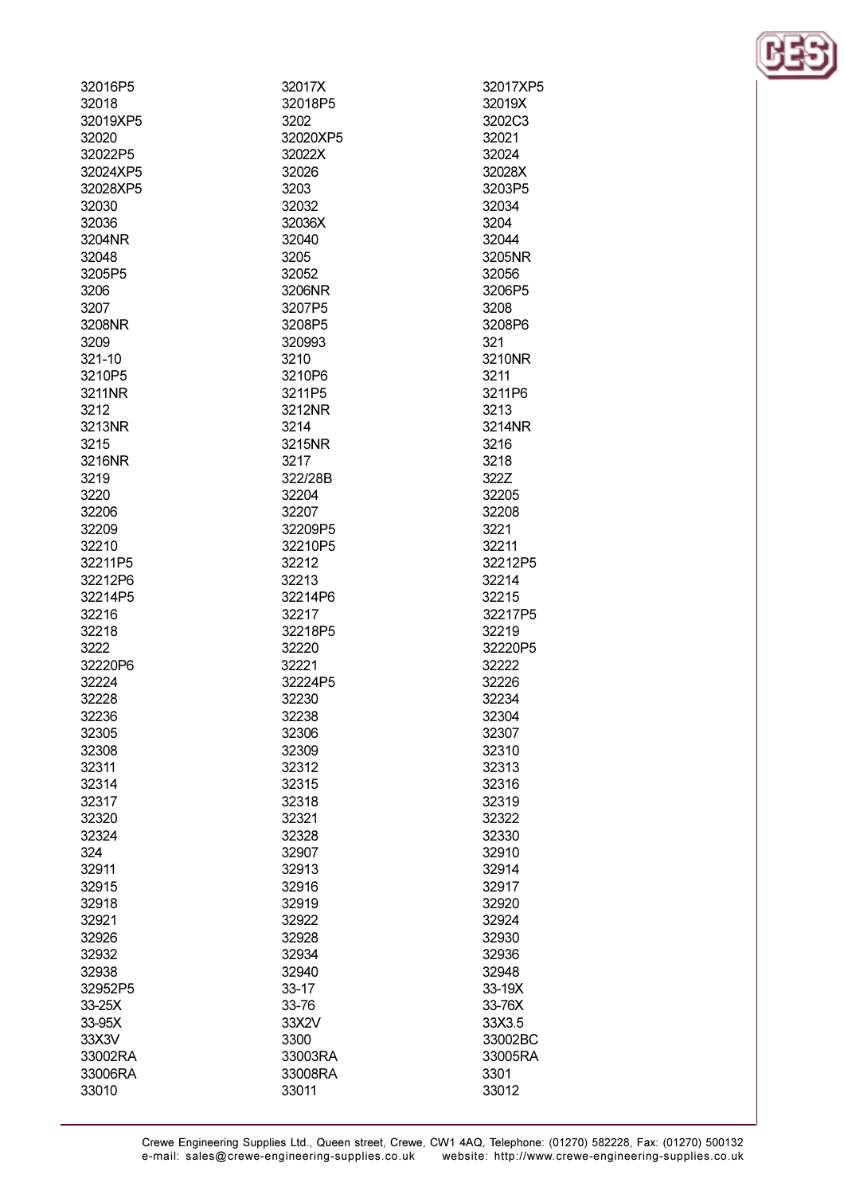32016P5
32018
32019XP5
32020
32022P5
32024XP5
32028XP5
32030
32036
3204NR
32048
3205P5
3206
3207
3208NR
3209
321-10
3210P5
3211NR
3212
3213NR
3215
3216NR
3219
3220
32206
32209
32210
32211P5
32212P6
32214P5
32216
32218
3222
32220P6
32224
32228
32236
32305
32308
32311
32314
32317
32320
32324
324
32911
32915
32918
32921
32926
32932
32938
32952P5
33-25X
33-95X
33X3V
33002RA
33006RA
33010
32017X
32018P5
3202
32020XP5
32022X
32026
3203
32032
32036X
32040
3205
32052
3206NR
3207P5
3208P5
320993
3210
3210P6
3211P5
3212NR
3214
3215NR
3217
322/28B
32204
32207
32209P5
32210P5
32212
32213
32214P6
32217
32218P5
32220
32221
32224P5
32230
32238
32306
32309
32312
32315
32318
32321
32328
32907
32913
32916
32919
32922
32928
32934
32940
33-17
33-76
33X2V
3300
33003RA
33008RA
33011
32017XP5
32019X
3202C3
32021
32024
32028X
3203P5
32034
3204
32044
3205NR
32056
3206P5
3208
3208P6
321
3210NR
3211
3211P6
3213
3214NR
3216
3218
322Z
32205
32208
3221
32211
32212P5
32214
32215
32217P5
32219
32220P5
32222
32226
32234
32304
32307
32310
32313
32316
32319
32322
32330
32910
32914
32917
32920
32924
32930
32936
32948
33-19X
33-76X
33X3.5
33002BC
33005RA
3301
33012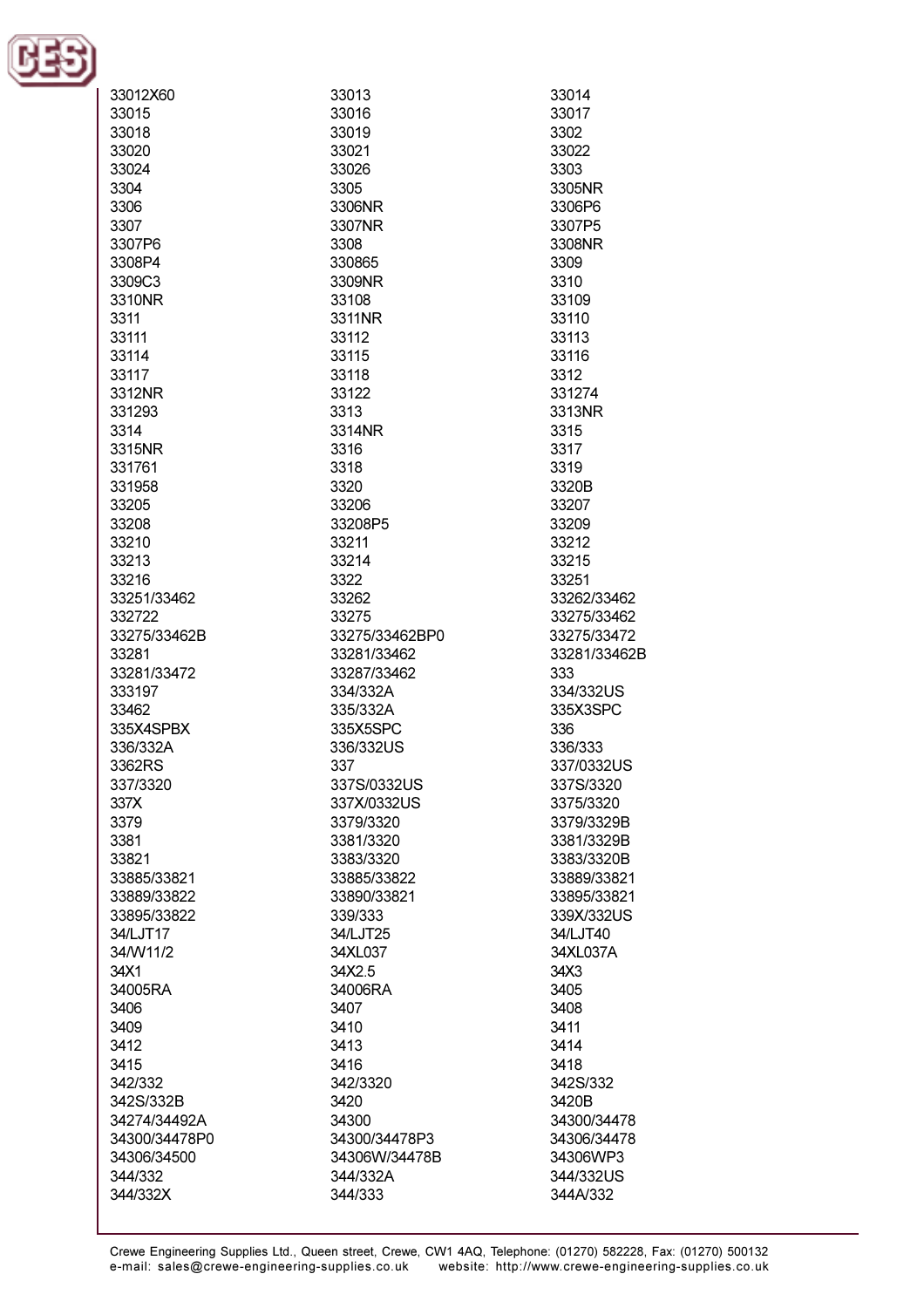| | | |
|---|---|---|
| 33012X60 | 33013 | 33014 |
| 33015 | 33016 | 33017 |
| 33018 | 33019 | 3302 |
| 33020 | 33021 | 33022 |
| 33024 | 33026 | 3303 |
| 3304 | 3305 | 3305NR |
| 3306 | 3306NR | 3306P6 |
| 3307 | 3307NR | 3307P5 |
| 3307P6 | 3308 | 3308NR |
| 3308P4 | 330865 | 3309 |
| 3309C3 | 3309NR | 3310 |
| 3310NR | 33108 | 33109 |
| 3311 | 3311NR | 33110 |
| 33111 | 33112 | 33113 |
| 33114 | 33115 | 33116 |
| 33117 | 33118 | 3312 |
| 3312NR | 33122 | 331274 |
| 331293 | 3313 | 3313NR |
| 3314 | 3314NR | 3315 |
| 3315NR | 3316 | 3317 |
| 331761 | 3318 | 3319 |
| 331958 | 3320 | 3320B |
| 33205 | 33206 | 33207 |
| 33208 | 33208P5 | 33209 |
| 33210 | 33211 | 33212 |
| 33213 | 33214 | 33215 |
| 33216 | 3322 | 33251 |
| 33251/33462 | 33262 | 33262/33462 |
| 332722 | 33275 | 33275/33462 |
| 33275/33462B | 33275/33462BP0 | 33275/33472 |
| 33281 | 33281/33462 | 33281/33462B |
| 33281/33472 | 33287/33462 | 333 |
| 333197 | 334/332A | 334/332US |
| 33462 | 335/332A | 335X3SPC |
| 335X4SPBX | 335X5SPC | 336 |
| 336/332A | 336/332US | 336/333 |
| 3362RS | 337 | 337/0332US |
| 337/3320 | 337S/0332US | 337S/3320 |
| 337X | 337X/0332US | 3375/3320 |
| 3379 | 3379/3320 | 3379/3329B |
| 3381 | 3381/3320 | 3381/3329B |
| 33821 | 3383/3320 | 3383/3320B |
| 33885/33821 | 33885/33822 | 33889/33821 |
| 33889/33822 | 33890/33821 | 33895/33821 |
| 33895/33822 | 339/333 | 339X/332US |
| 34/LJT17 | 34/LJT25 | 34/LJT40 |
| 34/W11/2 | 34XL037 | 34XL037A |
| 34X1 | 34X2.5 | 34X3 |
| 34005RA | 34006RA | 3405 |
| 3406 | 3407 | 3408 |
| 3409 | 3410 | 3411 |
| 3412 | 3413 | 3414 |
| 3415 | 3416 | 3418 |
| 342/332 | 342/3320 | 342S/332 |
| 342S/332B | 3420 | 3420B |
| 34274/34492A | 34300 | 34300/34478 |
| 34300/34478P0 | 34300/34478P3 | 34306/34478 |
| 34306/34500 | 34306W/34478B | 34306WP3 |
| 344/332 | 344/332A | 344/332US |
| 344/332X | 344/333 | 344A/332 |

Crewe Engineering Supplies Ltd., Queen street, Crewe, CW1 4AQ, Telephone: (01270) 582228, Fax: (01270) 500132
e-mail: sales@crewe-engineering-supplies.co.uk website: http://www.crewe-engineering-supplies.co.uk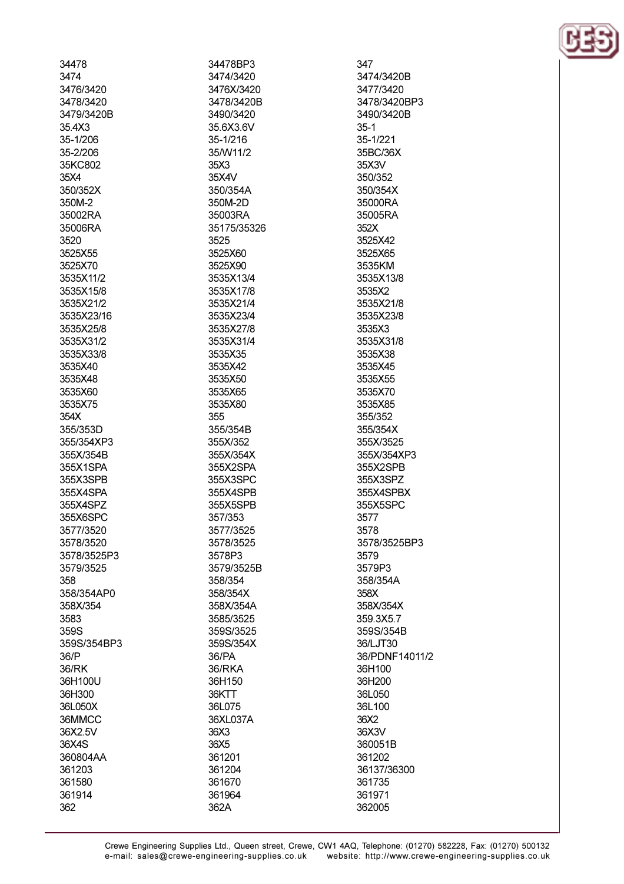34478
3474
3476/3420
3478/3420
3479/3420B
35.4X3
35-1/206
35-2/206
35KC802
35X4
350/352X
350M-2
35002RA
35006RA
3520
3525X55
3525X70
3535X11/2
3535X15/8
3535X21/2
3535X23/16
3535X25/8
3535X31/2
3535X33/8
3535X40
3535X48
3535X60
3535X75
354X
355/353D
355/354XP3
355X/354B
355X1SPA
355X3SPB
355X4SPA
355X4SPZ
355X6SPC
3577/3520
3578/3520
3578/3525P3
3579/3525
358
358/354AP0
358X/354
3583
359S
359S/354BP3
36/P
36/RK
36H100U
36H300
36L050X
36MMCC
36X2.5V
36X4S
360804AA
361203
361580
361914
362
34478BP3
3474/3420
3476X/3420
3478/3420B
3490/3420
35.6X3.6V
35-1/216
35/W11/2
35X3
35X4V
350/354A
350M-2D
35003RA
35175/35326
3525
3525X60
3525X90
3535X13/4
3535X17/8
3535X21/4
3535X23/4
3535X27/8
3535X31/4
3535X35
3535X42
3535X50
3535X65
3535X80
355
355/354B
355X/352
355X/354X
355X2SPA
355X3SPC
355X4SPB
355X5SPB
357/353
3577/3525
3578/3525
3578P3
3579/3525B
358/354
358/354X
358X/354A
3585/3525
359S/3525
359S/354X
36/PA
36/RKA
36H150
36KTT
36L075
36XL037A
36X3
36X5
361201
361204
361670
361964
362A
347
3474/3420B
3477/3420
3478/3420BP3
3490/3420B
35-1
35-1/221
35BC/36X
35X3V
350/352
350/354X
35000RA
35005RA
352X
3525X42
3525X65
3535KM
3535X13/8
3535X2
3535X21/8
3535X23/8
3535X3
3535X31/8
3535X38
3535X45
3535X55
3535X70
3535X85
355/352
355/354X
355X/3525
355X/354XP3
355X2SPB
355X3SPZ
355X4SPBX
355X5SPC
3577
3578
3578/3525BP3
3579
3579P3
358/354A
358X
358X/354X
359.3X5.7
359S/354B
36/LJT30
36/PDNF14011/2
36H100
36H200
36L050
36L100
36X2
36X3V
360051B
361202
36137/36300
361735
361971
362005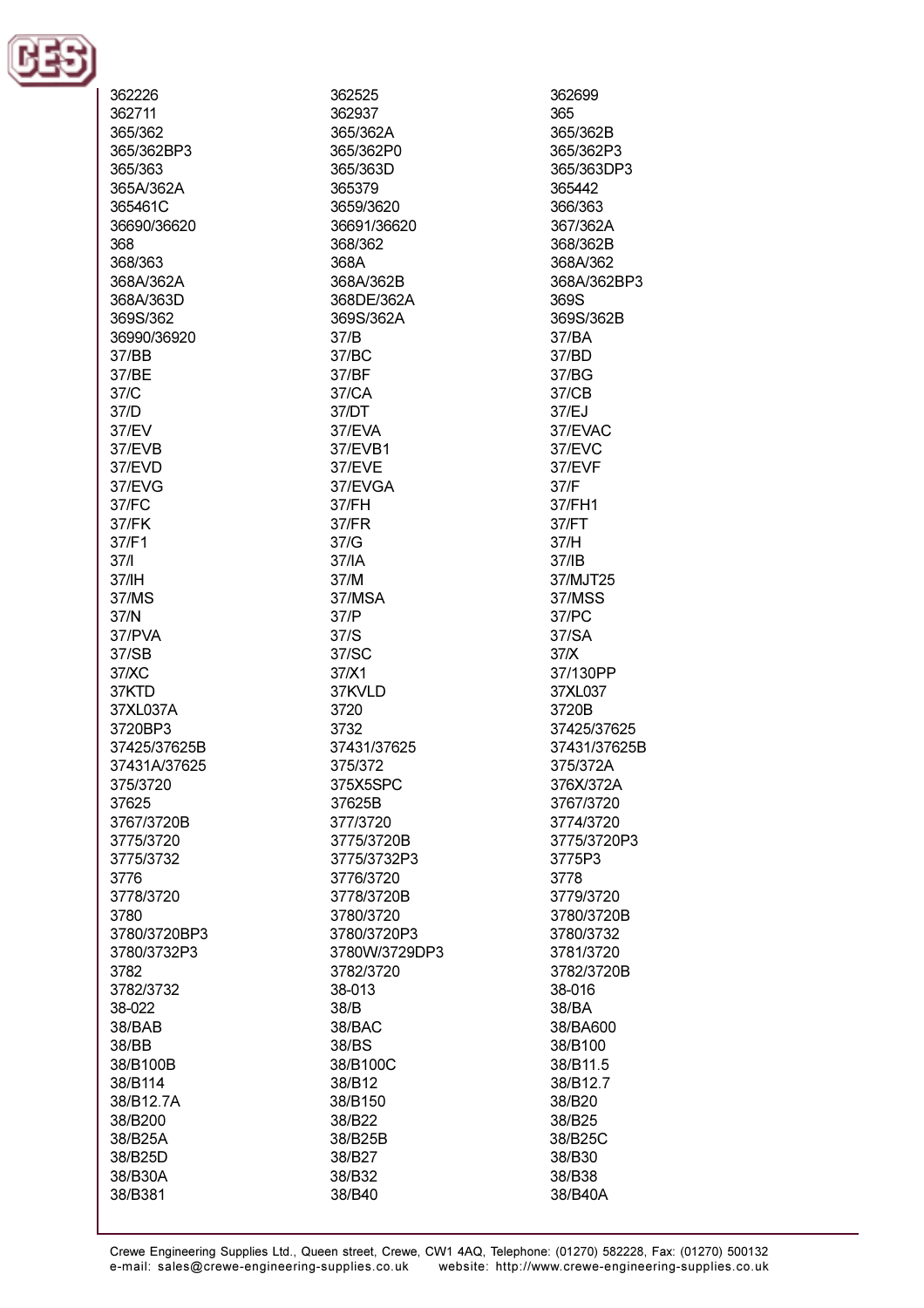362226
362711
365/362
365/362BP3
365/363
365A/362A
365461C
36690/36620
368
368/363
368A/362A
368A/363D
369S/362
36990/36920
37/BB
37/BE
37/C
37/D
37/EV
37/EVB
37/EVD
37/EVG
37/FC
37/FK
37/F1
37/I
37/IH
37/MS
37/N
37/PVA
37/SB
37/XC
37KTD
37XL037A
3720BP3
37425/37625B
37431A/37625
375/3720
37625
3767/3720B
3775/3720
3775/3732
3776
3778/3720
3780
3780/3720BP3
3780/3732P3
3782
3782/3732
38-022
38/BAB
38/BB
38/B100B
38/B114
38/B12.7A
38/B200
38/B25A
38/B25D
38/B30A
38/B381
362525
362937
365/362A
365/362P0
365/363D
365379
3659/3620
36691/36620
368/362
368A
368A/362B
368DE/362A
369S/362A
37/B
37/BC
37/BF
37/CA
37/DT
37/EVA
37/EVB1
37/EVE
37/EVGA
37/FH
37/FR
37/G
37/IA
37/M
37/MSA
37/P
37/S
37/SC
37/X1
37KVLD
3720
3732
37431/37625
375/372
375X5SPC
37625B
377/3720
3775/3720B
3775/3732P3
3776/3720
3778/3720B
3780/3720
3780/3720P3
3780W/3729DP3
3782/3720
38-013
38/B
38/BAC
38/BS
38/B100C
38/B12
38/B150
38/B22
38/B25B
38/B27
38/B32
38/B40
362699
365
365/362B
365/362P3
365/363DP3
365442
366/363
367/362A
368/362B
368A/362
368A/362BP3
369S
369S/362B
37/BA
37/BD
37/BG
37/CB
37/EJ
37/EVAC
37/EVC
37/EVF
37/F
37/FH1
37/FT
37/H
37/IB
37/MJT25
37/MSS
37/PC
37/SA
37/X
37/130PP
37XL037
3720B
37425/37625
37431/37625B
375/372A
376X/372A
3767/3720
3774/3720
3775/3720P3
3775P3
3778
3779/3720
3780/3720B
3780/3732
3781/3720
3782/3720B
38-016
38/BA
38/BA600
38/B100
38/B11.5
38/B12.7
38/B20
38/B25
38/B25C
38/B30
38/B38
38/B40A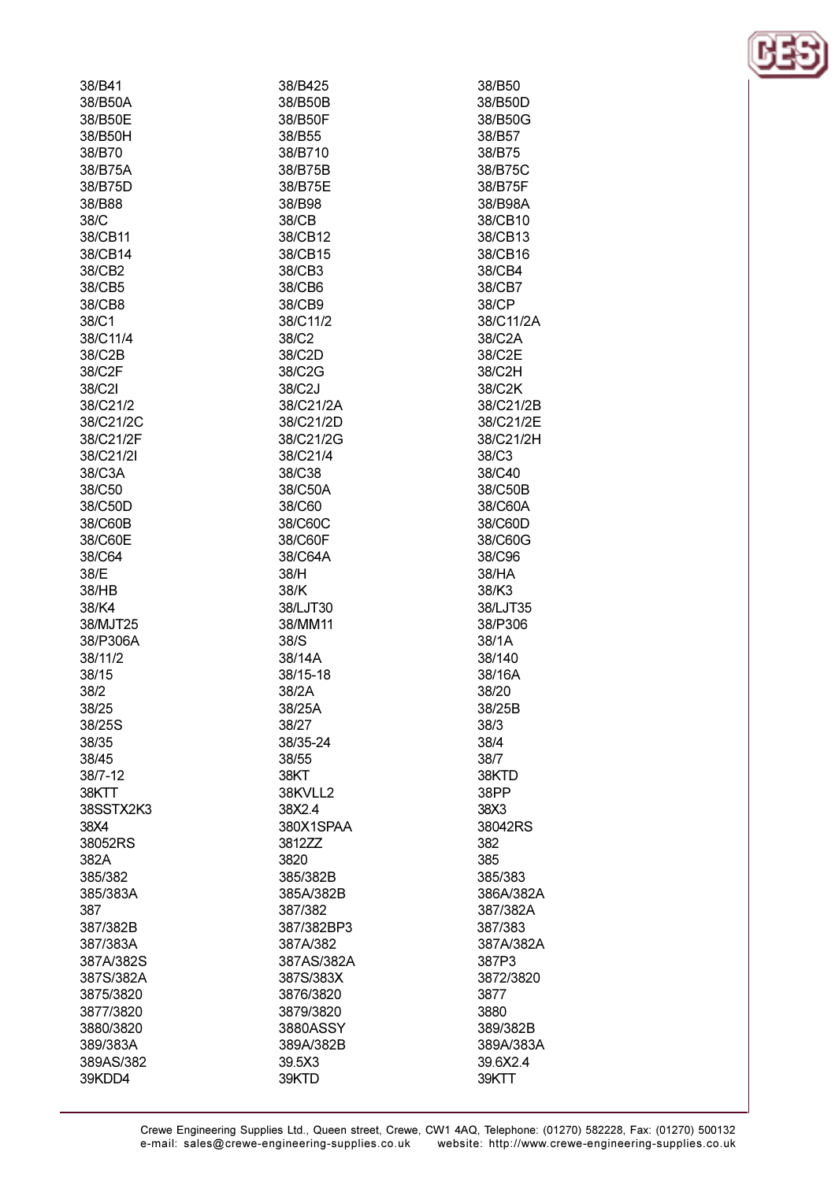38/B41
38/B425
38/B50
38/B50A
38/B50B
38/B50D
38/B50E
38/B50F
38/B50G
38/B50H
38/B55
38/B57
38/B70
38/B710
38/B75
38/B75A
38/B75B
38/B75C
38/B75D
38/B75E
38/B75F
38/B88
38/B98
38/B98A
38/C
38/CB
38/CB10
38/CB11
38/CB12
38/CB13
38/CB14
38/CB15
38/CB16
38/CB2
38/CB3
38/CB4
38/CB5
38/CB6
38/CB7
38/CB8
38/CB9
38/CP
38/C1
38/C11/2
38/C11/2A
38/C11/4
38/C2
38/C2A
38/C2B
38/C2D
38/C2E
38/C2F
38/C2G
38/C2H
38/C2I
38/C2J
38/C2K
38/C21/2
38/C21/2A
38/C21/2B
38/C21/2C
38/C21/2D
38/C21/2E
38/C21/2F
38/C21/2G
38/C21/2H
38/C21/2I
38/C21/4
38/C3
38/C3A
38/C38
38/C40
38/C50
38/C50A
38/C50B
38/C50D
38/C60
38/C60A
38/C60B
38/C60C
38/C60D
38/C60E
38/C60F
38/C60G
38/C64
38/C64A
38/C96
38/E
38/H
38/HA
38/HB
38/K
38/K3
38/K4
38/LJT30
38/LJT35
38/MJT25
38/MM11
38/P306
38/P306A
38/S
38/1A
38/11/2
38/14A
38/140
38/15
38/15-18
38/16A
38/2
38/2A
38/20
38/25
38/25A
38/25B
38/25S
38/27
38/3
38/35
38/35-24
38/4
38/45
38/55
38/7
38/7-12
38KT
38KTD
38KTT
38KVLL2
38PP
38SSTX2K3
38X2.4
38X3
38X4
380X1SPAA
38042RS
38052RS
3812ZZ
382
382A
3820
385
385/382
385/382B
385/383
385/383A
385A/382B
386A/382A
387
387/382
387/382A
387/382B
387/382BP3
387/383
387/383A
387A/382
387A/382A
387A/382S
387AS/382A
387P3
387S/382A
387S/383X
3872/3820
3875/3820
3876/3820
3877
3877/3820
3879/3820
3880
3880/3820
3880ASSY
389/382B
389/383A
389A/382B
389A/383A
389AS/382
39.5X3
39.6X2.4
39KDD4
39KTD
39KTT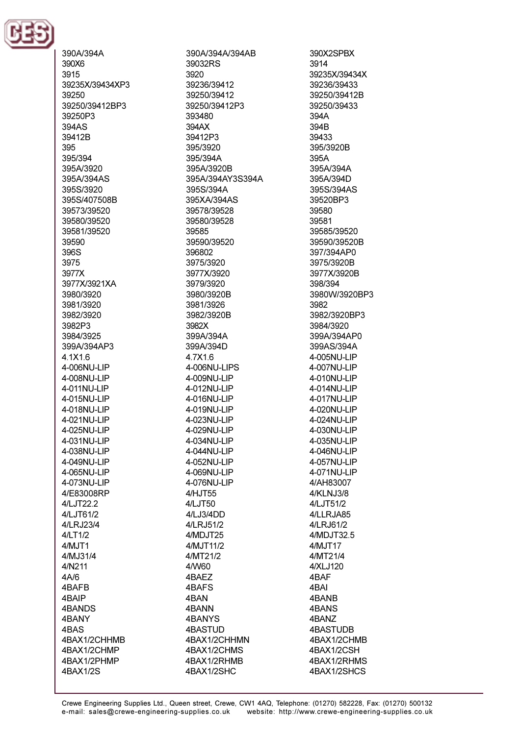390A/394A
390X6
3915
39235X/39434XP3
39250
39250/39412BP3
39250P3
394AS
39412B
395
395/394
395A/3920
395A/394AS
395S/3920
395S/407508B
39573/39520
39580/39520
39581/39520
39590
396S
3975
3977X
3977X/3921XA
3980/3920
3981/3920
3982/3920
3982P3
3984/3925
399A/394AP3
4.1X1.6
4-006NU-LIP
4-008NU-LIP
4-011NU-LIP
4-015NU-LIP
4-018NU-LIP
4-021NU-LIP
4-025NU-LIP
4-031NU-LIP
4-038NU-LIP
4-049NU-LIP
4-065NU-LIP
4-073NU-LIP
4/E83008RP
4/LJT22.2
4/LJT61/2
4/LRJ23/4
4/LT1/2
4/MJT1
4/MJ31/4
4/N211
4A/6
4BAFB
4BAIP
4BANDS
4BANY
4BAS
4BAX1/2CHHMB
4BAX1/2CHMP
4BAX1/2PHMP
4BAX1/2S
390A/394A/394AB
39032RS
3920
39236/39412
39250/39412
39250/39412P3
393480
394AX
39412P3
395/3920
395/394A
395A/3920B
395A/394AY3S394A
395S/394A
395XA/394AS
39578/39528
39580/39528
39585
39590/39520
396802
3975/3920
3977X/3920
3979/3920
3980/3920B
3981/3926
3982/3920B
3982X
399A/394A
399A/394D
4.7X1.6
4-006NU-LIPS
4-009NU-LIP
4-012NU-LIP
4-016NU-LIP
4-019NU-LIP
4-023NU-LIP
4-029NU-LIP
4-034NU-LIP
4-044NU-LIP
4-052NU-LIP
4-069NU-LIP
4-076NU-LIP
4/HJT55
4/LJT50
4/LJ3/4DD
4/LRJ51/2
4/MDJT25
4/MJT11/2
4/MT21/2
4/W60
4BAEZ
4BAFS
4BAN
4BANN
4BANYS
4BASTUD
4BAX1/2CHHMN
4BAX1/2CHMS
4BAX1/2RHMB
4BAX1/2SHC
390X2SPBX
3914
39235X/39434X
39236/39433
39250/39412B
39250/39433
394A
394B
39433
395/3920B
395A
395A/394A
395A/394D
395S/394AS
39520BP3
39580
39581
39585/39520
39590/39520B
397/394AP0
3975/3920B
3977X/3920B
398/394
3980W/3920BP3
3982
3982/3920BP3
3984/3920
399A/394AP0
399AS/394A
4-005NU-LIP
4-007NU-LIP
4-010NU-LIP
4-014NU-LIP
4-017NU-LIP
4-020NU-LIP
4-024NU-LIP
4-030NU-LIP
4-035NU-LIP
4-046NU-LIP
4-057NU-LIP
4-071NU-LIP
4/AH83007
4/KLNJ3/8
4/LJT51/2
4/LLRJA85
4/LRJ61/2
4/MDJT32.5
4/MJT17
4/MT21/4
4/XLJ120
4BAF
4BAI
4BANB
4BANS
4BANZ
4BASTUDB
4BAX1/2CHMB
4BAX1/2CSH
4BAX1/2RHMS
4BAX1/2SHCS

Crewe Engineering Supplies Ltd., Queen street, Crewe, CW1 4AQ, Telephone: (01270) 582228, Fax: (01270) 500132
e-mail: sales@crewe-engineering-supplies.co.uk website: http://www.crewe-engineering-supplies.co.uk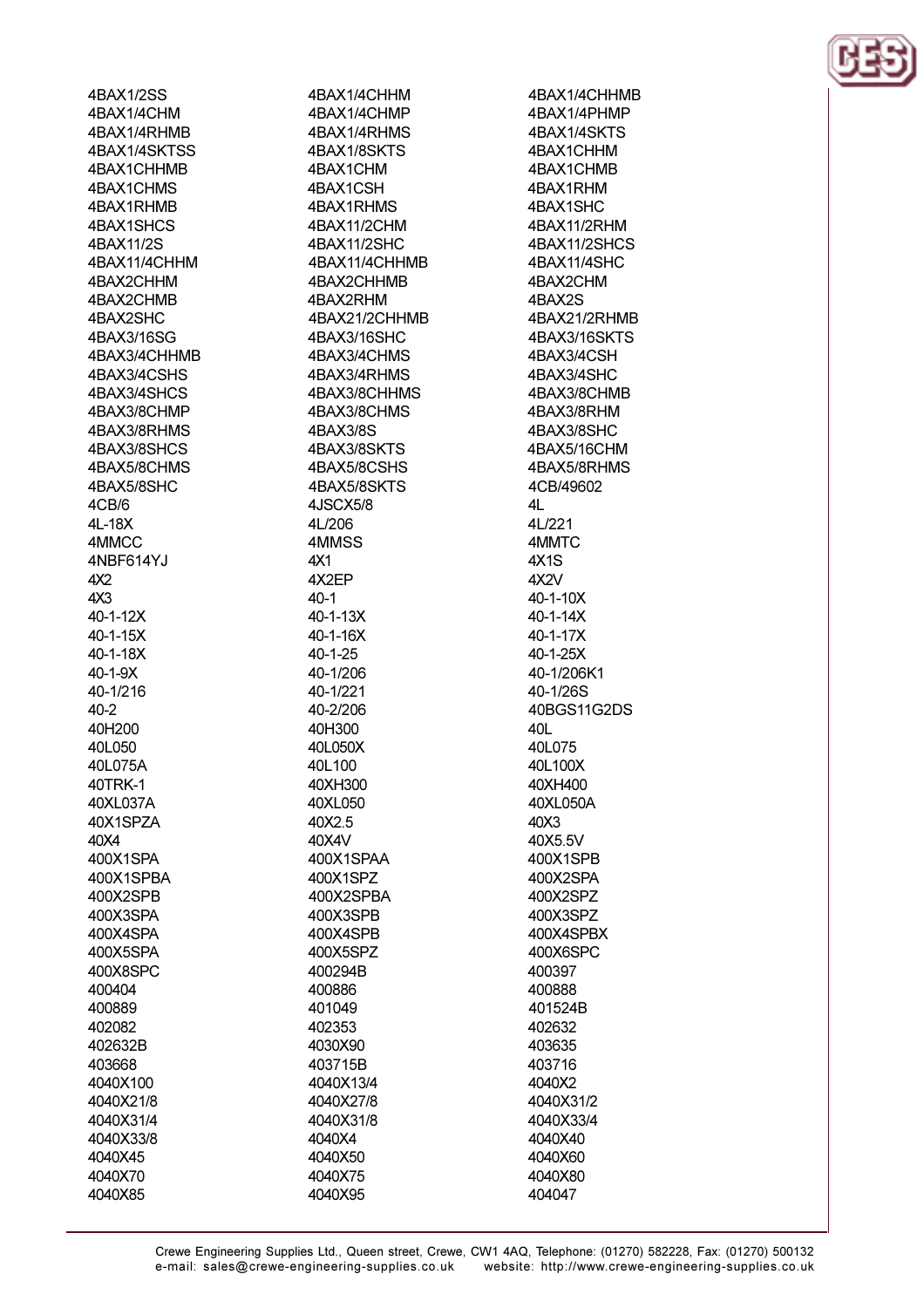4BAX1/2SS
4BAX1/4CHM
4BAX1/4RHMB
4BAX1/4SKTSS
4BAX1CHHMB
4BAX1CHMS
4BAX1RHMB
4BAX1SHCS
4BAX11/2S
4BAX11/4CHHM
4BAX2CHHM
4BAX2CHMB
4BAX2SHC
4BAX3/16SG
4BAX3/4CHHMB
4BAX3/4CSHS
4BAX3/4SHCS
4BAX3/8CHMP
4BAX3/8RHMS
4BAX3/8SHCS
4BAX5/8CHMS
4BAX5/8SHC
4CB/6
4L-18X
4MMCC
4NBF614YJ
4X2
4X3
40-1-12X
40-1-15X
40-1-18X
40-1-9X
40-1/216
40-2
40H200
40L050
40L075A
40TRK-1
40XL037A
40X1SPZA
40X4
400X1SPA
400X1SPBA
400X2SPB
400X3SPA
400X4SPA
400X5SPA
400X8SPC
400404
400889
402082
402632B
403668
4040X100
4040X21/8
4040X31/4
4040X33/8
4040X45
4040X70
4040X85

4BAX1/4CHHM
4BAX1/4CHMP
4BAX1/4RHMS
4BAX1/8SKTS
4BAX1CHM
4BAX1CSH
4BAX1RHMS
4BAX11/2CHM
4BAX11/2SHC
4BAX11/4CHHMB
4BAX2CHHMB
4BAX2RHM
4BAX21/2CHHMB
4BAX3/16SHC
4BAX3/4CHMS
4BAX3/4RHMS
4BAX3/8CHHMS
4BAX3/8CHMS
4BAX3/8S
4BAX3/8SKTS
4BAX5/8CSHS
4BAX5/8SKTS
4JSCX5/8
4L/206
4MMSS
4X1
4X2EP
40-1
40-1-13X
40-1-16X
40-1-25
40-1/206
40-1/221
40-2/206
40H300
40L050X
40L100
40XH300
40XL050
40X2.5
40X4V
400X1SPAA
400X1SPZ
400X2SPBA
400X3SPB
400X4SPB
400X5SPZ
400294B
400886
401049
402353
4030X90
403715B
4040X13/4
4040X27/8
4040X31/8
4040X4
4040X50
4040X75
4040X95

4BAX1/4CHHMB
4BAX1/4PHMP
4BAX1/4SKTS
4BAX1CHHM
4BAX1CHMB
4BAX1RHM
4BAX1SHC
4BAX11/2RHM
4BAX11/2SHCS
4BAX11/4SHC
4BAX2CHM
4BAX2S
4BAX21/2RHMB
4BAX3/16SKTS
4BAX3/4CSH
4BAX3/4SHC
4BAX3/8CHMB
4BAX3/8RHM
4BAX3/8SHC
4BAX5/16CHM
4BAX5/8RHMS
4CB/49602
4L
4L/221
4MMTC
4X1S
4X2V
40-1-10X
40-1-14X
40-1-17X
40-1-25X
40-1/206K1
40-1/26S
40BGS11G2DS
40L
40L075
40L100X
40XH400
40XL050A
40X3
40X5.5V
400X1SPB
400X2SPA
400X2SPZ
400X3SPZ
400X4SPBX
400X6SPC
400397
400888
401524B
402632
403635
403716
4040X2
4040X31/2
4040X33/4
4040X40
4040X60
4040X80
404047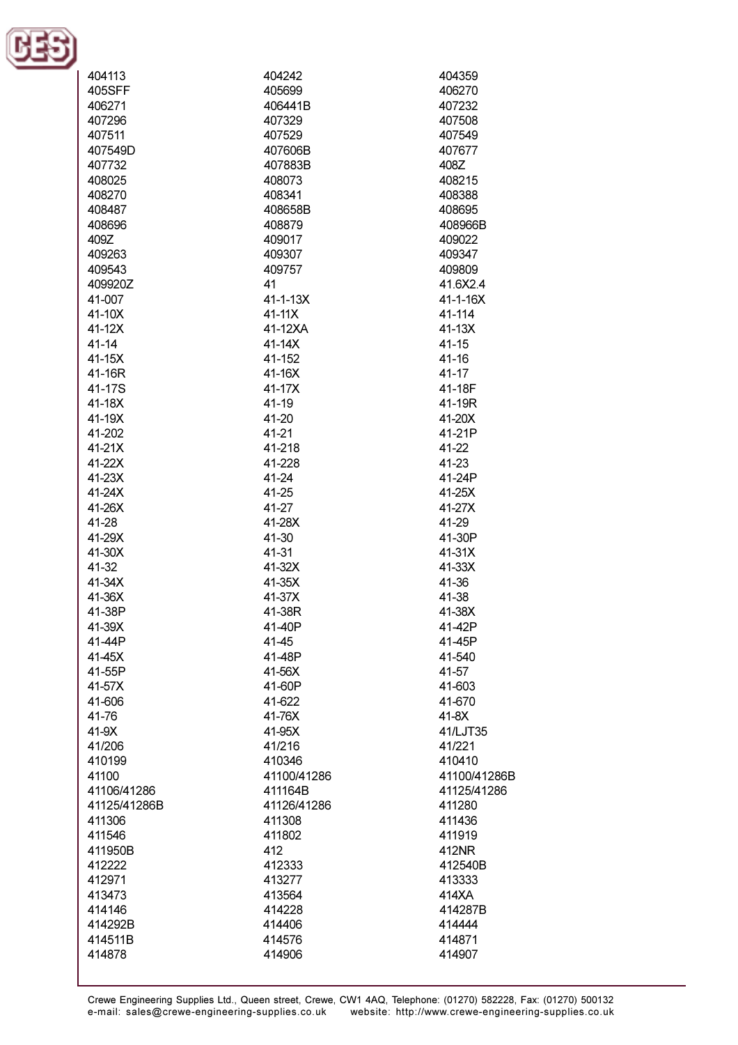404113
405SFF
406271
407296
407511
407549D
407732
408025
408270
408487
408696
409Z
409263
409543
409920Z
41-007
41-10X
41-12X
41-14
41-15X
41-16R
41-17S
41-18X
41-19X
41-202
41-21X
41-22X
41-23X
41-24X
41-26X
41-28
41-29X
41-30X
41-32
41-34X
41-36X
41-38P
41-39X
41-44P
41-45X
41-55P
41-57X
41-606
41-76
41-9X
41/206
410199
41100
41106/41286
41125/41286B
411306
411546
411950B
412222
412971
413473
414146
414292B
414511B
414878
404242
405699
406441B
407329
407529
407606B
407883B
408073
408341
408658B
408879
409017
409307
409757
41
41-1-13X
41-11X
41-12XA
41-14X
41-152
41-16X
41-17X
41-19
41-20
41-21
41-218
41-228
41-24
41-25
41-27
41-28X
41-30
41-31
41-32X
41-35X
41-37X
41-38R
41-40P
41-45
41-48P
41-56X
41-60P
41-622
41-76X
41-95X
41/216
410346
41100/41286
411164B
41126/41286
411308
411802
412
412333
413277
413564
414228
414406
414576
414906
404359
406270
407232
407508
407549
407677
408Z
408215
408388
408695
408966B
409022
409347
409809
41.6X2.4
41-1-16X
41-114
41-13X
41-15
41-16
41-17
41-18F
41-19R
41-20X
41-21P
41-22
41-23
41-24P
41-25X
41-27X
41-29
41-30P
41-31X
41-33X
41-36
41-38
41-38X
41-42P
41-45P
41-540
41-57
41-603
41-670
41-8X
41/LJT35
41/221
410410
41100/41286B
41125/41286
411280
411436
411919
412NR
412540B
413333
414XA
414287B
414444
414871
414907

Crewe Engineering Supplies Ltd., Queen street, Crewe, CW1 4AQ, Telephone: (01270) 582228, Fax: (01270) 500132
e-mail: sales@crewe-engineering-supplies.co.uk website: http://www.crewe-engineering-supplies.co.uk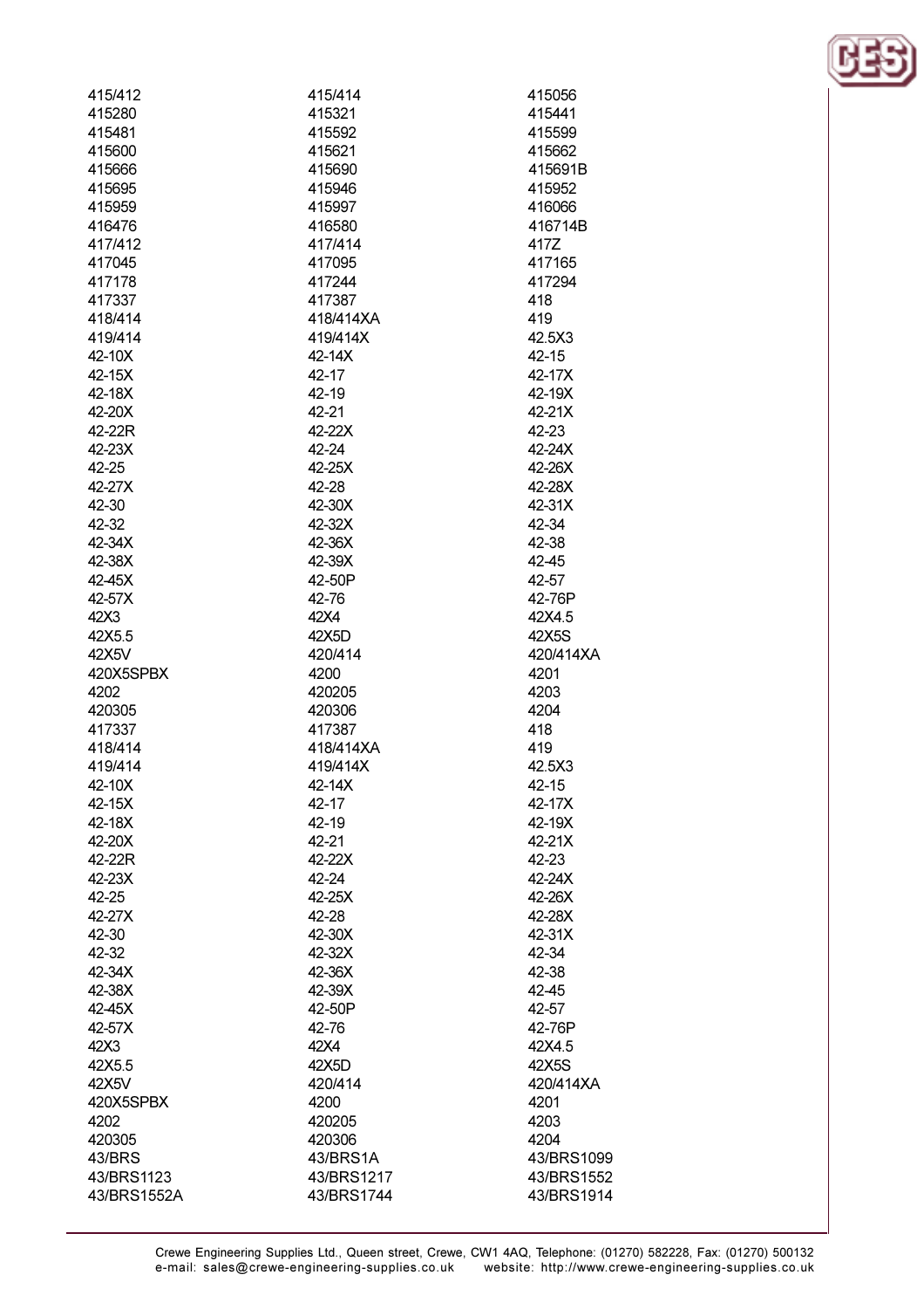| | | |
|---|---|---|
| 415/412 | 415/414 | 415056 |
| 415280 | 415321 | 415441 |
| 415481 | 415592 | 415599 |
| 415600 | 415621 | 415662 |
| 415666 | 415690 | 415691B |
| 415695 | 415946 | 415952 |
| 415959 | 415997 | 416066 |
| 416476 | 416580 | 416714B |
| 417/412 | 417/414 | 417Z |
| 417045 | 417095 | 417165 |
| 417178 | 417244 | 417294 |
| 417337 | 417387 | 418 |
| 418/414 | 418/414XA | 419 |
| 419/414 | 419/414X | 42.5X3 |
| 42-10X | 42-14X | 42-15 |
| 42-15X | 42-17 | 42-17X |
| 42-18X | 42-19 | 42-19X |
| 42-20X | 42-21 | 42-21X |
| 42-22R | 42-22X | 42-23 |
| 42-23X | 42-24 | 42-24X |
| 42-25 | 42-25X | 42-26X |
| 42-27X | 42-28 | 42-28X |
| 42-30 | 42-30X | 42-31X |
| 42-32 | 42-32X | 42-34 |
| 42-34X | 42-36X | 42-38 |
| 42-38X | 42-39X | 42-45 |
| 42-45X | 42-50P | 42-57 |
| 42-57X | 42-76 | 42-76P |
| 42X3 | 42X4 | 42X4.5 |
| 42X5.5 | 42X5D | 42X5S |
| 42X5V | 420/414 | 420/414XA |
| 420X5SPBX | 4200 | 4201 |
| 4202 | 420205 | 4203 |
| 420305 | 420306 | 4204 |
| 417337 | 417387 | 418 |
| 418/414 | 418/414XA | 419 |
| 419/414 | 419/414X | 42.5X3 |
| 42-10X | 42-14X | 42-15 |
| 42-15X | 42-17 | 42-17X |
| 42-18X | 42-19 | 42-19X |
| 42-20X | 42-21 | 42-21X |
| 42-22R | 42-22X | 42-23 |
| 42-23X | 42-24 | 42-24X |
| 42-25 | 42-25X | 42-26X |
| 42-27X | 42-28 | 42-28X |
| 42-30 | 42-30X | 42-31X |
| 42-32 | 42-32X | 42-34 |
| 42-34X | 42-36X | 42-38 |
| 42-38X | 42-39X | 42-45 |
| 42-45X | 42-50P | 42-57 |
| 42-57X | 42-76 | 42-76P |
| 42X3 | 42X4 | 42X4.5 |
| 42X5.5 | 42X5D | 42X5S |
| 42X5V | 420/414 | 420/414XA |
| 420X5SPBX | 4200 | 4201 |
| 4202 | 420205 | 4203 |
| 420305 | 420306 | 4204 |
| 43/BRS | 43/BRS1A | 43/BRS1099 |
| 43/BRS1123 | 43/BRS1217 | 43/BRS1552 |
| 43/BRS1552A | 43/BRS1744 | 43/BRS1914 |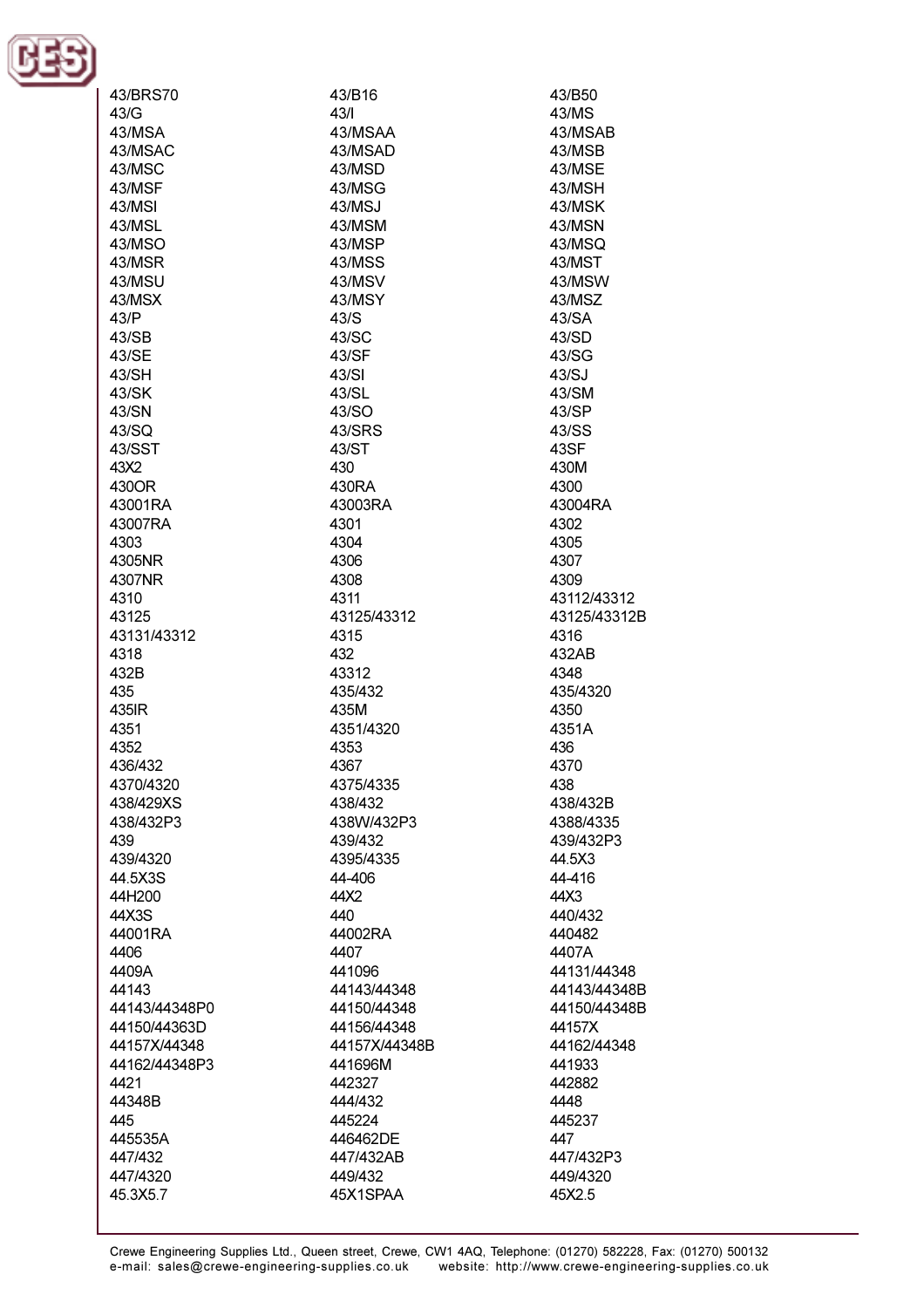43/BRS70
43/B16
43/B50
43/G
43/I
43/MS
43/MSA
43/MSAA
43/MSAB
43/MSAC
43/MSAD
43/MSB
43/MSC
43/MSD
43/MSE
43/MSF
43/MSG
43/MSH
43/MSI
43/MSJ
43/MSK
43/MSL
43/MSM
43/MSN
43/MSO
43/MSP
43/MSQ
43/MSR
43/MSS
43/MST
43/MSU
43/MSV
43/MSW
43/MSX
43/MSY
43/MSZ
43/P
43/S
43/SA
43/SB
43/SC
43/SD
43/SE
43/SF
43/SG
43/SH
43/SI
43/SJ
43/SK
43/SL
43/SM
43/SN
43/SO
43/SP
43/SQ
43/SRS
43/SS
43/SST
43/ST
43SF
43X2
430
430M
430OR
430RA
4300
43001RA
43003RA
43004RA
43007RA
4301
4302
4303
4304
4305
4305NR
4306
4307
4307NR
4308
4309
4310
4311
43112/43312
43125
43125/43312
43125/43312B
43131/43312
4315
4316
4318
432
432AB
432B
43312
4348
435
435/432
435/4320
435IR
435M
4350
4351
4351/4320
4351A
4352
4353
436
436/432
4367
4370
4370/4320
4375/4335
438
438/429XS
438/432
438/432B
438/432P3
438W/432P3
4388/4335
439
439/432
439/432P3
439/4320
4395/4335
44.5X3
44.5X3S
44-406
44-416
44H200
44X2
44X3
44X3S
440
440/432
44001RA
44002RA
440482
4406
4407
4407A
4409A
441096
44131/44348
44143
44143/44348
44143/44348B
44143/44348P0
44150/44348
44150/44348B
44150/44363D
44156/44348
44157X
44157X/44348
44157X/44348B
44162/44348
44162/44348P3
441696M
441933
4421
442327
442882
44348B
444/432
4448
445
445224
445237
445535A
446462DE
447
447/432
447/432AB
447/432P3
447/4320
449/432
449/4320
45.3X5.7
45X1SPAA
45X2.5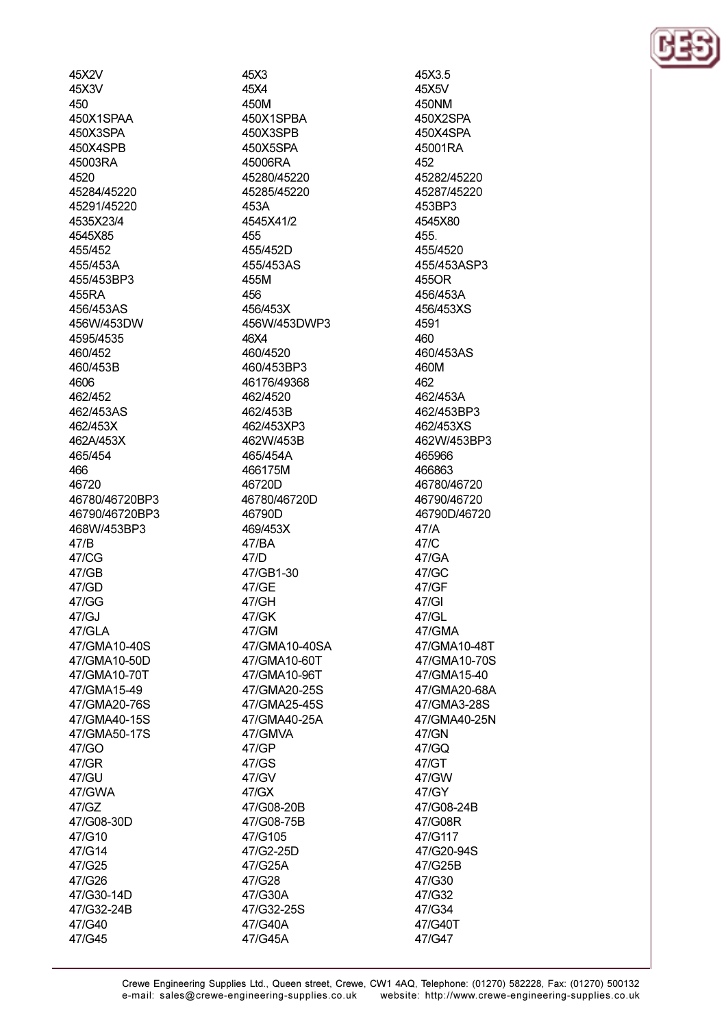45X2V
45X3V
450
450X1SPAA
450X3SPA
450X4SPB
45003RA
4520
45284/45220
45291/45220
4535X23/4
4545X85
455/452
455/453A
455/453BP3
455RA
456/453AS
456W/453DW
4595/4535
460/452
460/453B
4606
462/452
462/453AS
462/453X
462A/453X
465/454
466
46720
46780/46720BP3
46790/46720BP3
468W/453BP3
47/B
47/CG
47/GB
47/GD
47/GG
47/GJ
47/GLA
47/GMA10-40S
47/GMA10-50D
47/GMA10-70T
47/GMA15-49
47/GMA20-76S
47/GMA40-15S
47/GMA50-17S
47/GO
47/GR
47/GU
47/GWA
47/GZ
47/G08-30D
47/G10
47/G14
47/G25
47/G26
47/G30-14D
47/G32-24B
47/G40
47/G45
45X3
45X4
450M
450X1SPBA
450X3SPB
450X5SPA
45006RA
45280/45220
45285/45220
453A
4545X41/2
455
455/452D
455/453AS
455M
456
456/453X
456W/453DWP3
46X4
460/4520
460/453BP3
46176/49368
462/4520
462/453B
462/453XP3
462W/453B
465/454A
466175M
46720D
46780/46720D
46790D
469/453X
47/BA
47/D
47/GB1-30
47/GE
47/GH
47/GK
47/GM
47/GMA10-40SA
47/GMA10-60T
47/GMA10-96T
47/GMA20-25S
47/GMA25-45S
47/GMA40-25A
47/GMVA
47/GP
47/GS
47/GV
47/GX
47/G08-20B
47/G08-75B
47/G105
47/G2-25D
47/G25A
47/G28
47/G30A
47/G32-25S
47/G40A
47/G45A
45X3.5
45X5V
450NM
450X2SPA
450X4SPA
45001RA
452
45282/45220
45287/45220
453BP3
4545X80
455.
455/4520
455/453ASP3
455OR
456/453A
456/453XS
4591
460
460/453AS
460M
462
462/453A
462/453BP3
462/453XS
462W/453BP3
465966
466863
46780/46720
46790/46720
46790D/46720
47/A
47/C
47/GA
47/GC
47/GF
47/GI
47/GL
47/GMA
47/GMA10-48T
47/GMA10-70S
47/GMA15-40
47/GMA20-68A
47/GMA3-28S
47/GMA40-25N
47/GN
47/GQ
47/GT
47/GW
47/GY
47/G08-24B
47/G08R
47/G117
47/G20-94S
47/G25B
47/G30
47/G32
47/G34
47/G40T
47/G47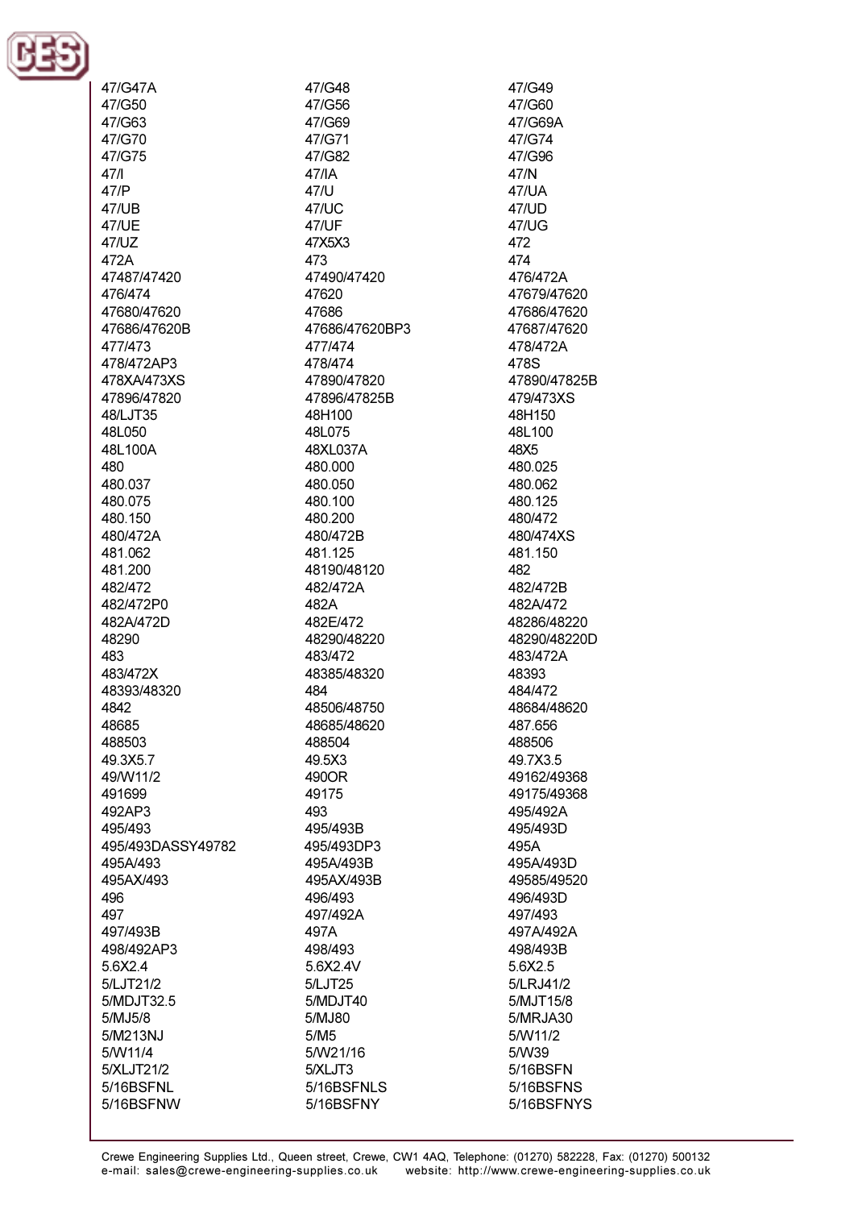47/G47A
47/G48
47/G49
47/G50
47/G56
47/G60
47/G63
47/G69
47/G69A
47/G70
47/G71
47/G74
47/G75
47/G82
47/G96
47/I
47/IA
47/N
47/P
47/U
47/UA
47/UB
47/UC
47/UD
47/UE
47/UF
47/UG
47/UZ
47X5X3
472
472A
473
474
47487/47420
47490/47420
476/472A
476/474
47620
47679/47620
47680/47620
47686
47686/47620
47686/47620B
47686/47620BP3
47687/47620
477/473
477/474
478/472A
478/472AP3
478/474
478S
478XA/473XS
47890/47820
47890/47825B
47896/47820
47896/47825B
479/473XS
48/LJT35
48H100
48H150
48L050
48L075
48L100
48L100A
48XL037A
48X5
480
480.000
480.025
480.037
480.050
480.062
480.075
480.100
480.125
480.150
480.200
480/472
480/472A
480/472B
480/474XS
481.062
481.125
481.150
481.200
48190/48120
482
482/472
482/472A
482/472B
482/472P0
482A
482A/472
482A/472D
482E/472
48286/48220
48290
48290/48220
48290/48220D
483
483/472
483/472A
483/472X
48385/48320
48393
48393/48320
484
484/472
4842
48506/48750
48684/48620
48685
48685/48620
487.656
488503
488504
488506
49.3X5.7
49.5X3
49.7X3.5
49/W11/2
490OR
49162/49368
491699
49175
49175/49368
492AP3
493
495/492A
495/493
495/493B
495/493D
495/493DASSY49782
495/493DP3
495A
495A/493
495A/493B
495A/493D
495AX/493
495AX/493B
49585/49520
496
496/493
496/493D
497
497/492A
497/493
497/493B
497A
497A/492A
498/492AP3
498/493
498/493B
5.6X2.4
5.6X2.4V
5.6X2.5
5/LJT21/2
5/LJT25
5/LRJ41/2
5/MDJT32.5
5/MDJT40
5/MJT15/8
5/MJ5/8
5/MJ80
5/MRJA30
5/M213NJ
5/M5
5/W11/2
5/W11/4
5/W21/16
5/W39
5/XLJT21/2
5/XLJT3
5/16BSFN
5/16BSFNL
5/16BSFNLS
5/16BSFNS
5/16BSFNW
5/16BSFNY
5/16BSFNYS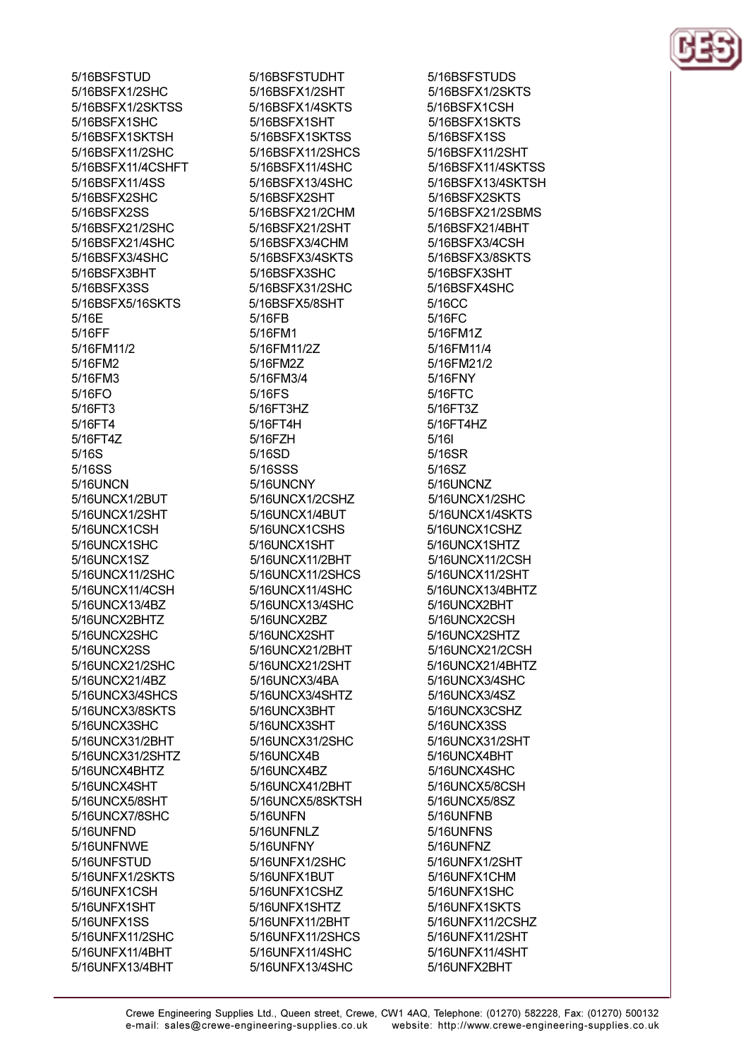5/16BSFSTUD
5/16BSFX1/2SHC
5/16BSFX1/2SKTSS
5/16BSFX1SHC
5/16BSFX1SKTSH
5/16BSFX11/2SHC
5/16BSFX11/4CSHFT
5/16BSFX11/4SS
5/16BSFX2SHC
5/16BSFX2SS
5/16BSFX21/2SHC
5/16BSFX21/4SHC
5/16BSFX3/4SHC
5/16BSFX3BHT
5/16BSFX3SS
5/16BSFX5/16SKTS
5/16E
5/16FF
5/16FM11/2
5/16FM2
5/16FM3
5/16FO
5/16FT3
5/16FT4
5/16FT4Z
5/16S
5/16SS
5/16UNCN
5/16UNCX1/2BUT
5/16UNCX1/2SHT
5/16UNCX1CSH
5/16UNCX1SHC
5/16UNCX1SZ
5/16UNCX11/2SHC
5/16UNCX11/4CSH
5/16UNCX13/4BZ
5/16UNCX2BHTZ
5/16UNCX2SHC
5/16UNCX2SS
5/16UNCX21/2SHC
5/16UNCX21/4BZ
5/16UNCX3/4SHCS
5/16UNCX3/8SKTS
5/16UNCX3SHC
5/16UNCX31/2BHT
5/16UNCX31/2SHTZ
5/16UNCX4BHTZ
5/16UNCX4SHT
5/16UNCX5/8SHT
5/16UNCX7/8SHC
5/16UNFND
5/16UNFNWE
5/16UNFSTUD
5/16UNFX1/2SKTS
5/16UNFX1CSH
5/16UNFX1SHT
5/16UNFX1SS
5/16UNFX11/2SHC
5/16UNFX11/4BHT
5/16UNFX13/4BHT
5/16BSFSTUDHT
5/16BSFX1/2SHT
5/16BSFX1/4SKTS
5/16BSFX1SHT
5/16BSFX1SKTSS
5/16BSFX11/2SHCS
5/16BSFX11/4SHC
5/16BSFX13/4SHC
5/16BSFX2SHT
5/16BSFX21/2CHM
5/16BSFX21/2SHT
5/16BSFX3/4CHM
5/16BSFX3/4SKTS
5/16BSFX3SHC
5/16BSFX31/2SHC
5/16BSFX5/8SHT
5/16FB
5/16FM1
5/16FM11/2Z
5/16FM2Z
5/16FM3/4
5/16FS
5/16FT3HZ
5/16FT4H
5/16FZH
5/16SD
5/16SSS
5/16UNCNY
5/16UNCX1/2CSHZ
5/16UNCX1/4BUT
5/16UNCX1CSHS
5/16UNCX1SHT
5/16UNCX11/2BHT
5/16UNCX11/2SHCS
5/16UNCX11/4SHC
5/16UNCX13/4SHC
5/16UNCX2BZ
5/16UNCX2SHT
5/16UNCX21/2BHT
5/16UNCX21/2SHT
5/16UNCX3/4BA
5/16UNCX3/4SHTZ
5/16UNCX3BHT
5/16UNCX3SHT
5/16UNCX31/2SHC
5/16UNCX4B
5/16UNCX4BZ
5/16UNCX41/2BHT
5/16UNCX5/8SKTSH
5/16UNFN
5/16UNFNLZ
5/16UNFNY
5/16UNFX1/2SHC
5/16UNFX1BUT
5/16UNFX1CSHZ
5/16UNFX1SHTZ
5/16UNFX11/2BHT
5/16UNFX11/2SHCS
5/16UNFX11/4SHC
5/16UNFX13/4SHC
5/16BSFSTUDS
5/16BSFX1/2SKTS
5/16BSFX1CSH
5/16BSFX1SKTS
5/16BSFX1SS
5/16BSFX11/2SHT
5/16BSFX11/4SKTSS
5/16BSFX13/4SKTSH
5/16BSFX2SKTS
5/16BSFX21/2SBMS
5/16BSFX21/4BHT
5/16BSFX3/4CSH
5/16BSFX3/8SKTS
5/16BSFX3SHT
5/16BSFX4SHC
5/16CC
5/16FC
5/16FM1Z
5/16FM11/4
5/16FM21/2
5/16FNY
5/16FTC
5/16FT3Z
5/16FT4HZ
5/16I
5/16SR
5/16SZ
5/16UNCNZ
5/16UNCX1/2SHC
5/16UNCX1/4SKTS
5/16UNCX1CSHZ
5/16UNCX1SHTZ
5/16UNCX11/2CSH
5/16UNCX11/2SHT
5/16UNCX13/4BHTZ
5/16UNCX2BHT
5/16UNCX2CSH
5/16UNCX2SHTZ
5/16UNCX21/2CSH
5/16UNCX21/4BHTZ
5/16UNCX3/4SHC
5/16UNCX3/4SZ
5/16UNCX3CSHZ
5/16UNCX3SS
5/16UNCX31/2SHT
5/16UNCX4BHT
5/16UNCX4SHC
5/16UNCX5/8CSH
5/16UNCX5/8SZ
5/16UNFNB
5/16UNFNS
5/16UNFNZ
5/16UNFX1/2SHT
5/16UNFX1CHM
5/16UNFX1SHC
5/16UNFX1SKTS
5/16UNFX11/2CSHZ
5/16UNFX11/2SHT
5/16UNFX11/4SHT
5/16UNFX2BHT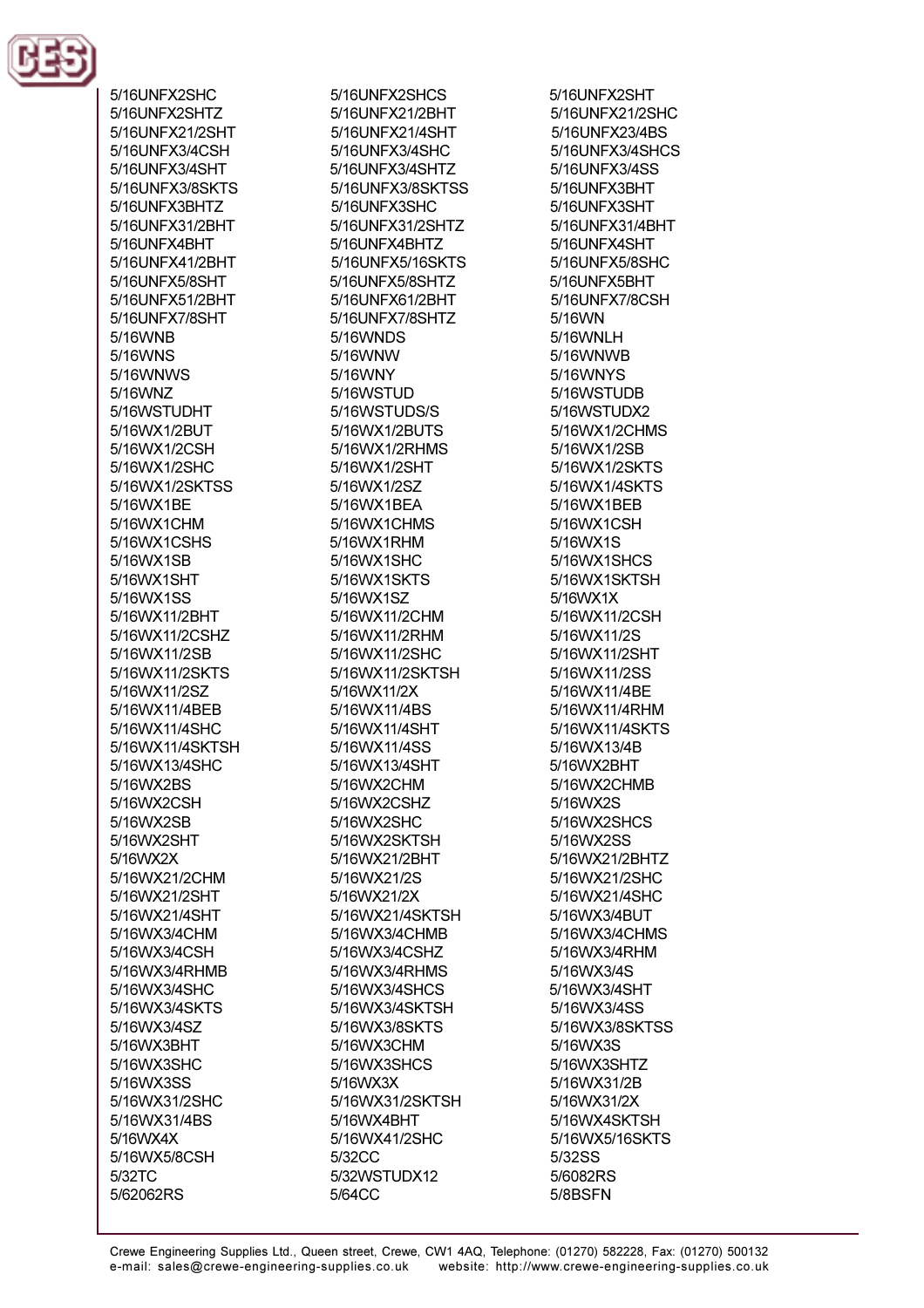5/16UNFX2SHC
5/16UNFX2SHTZ
5/16UNFX21/2SHT
5/16UNFX3/4CSH
5/16UNFX3/4SHT
5/16UNFX3/8SKTS
5/16UNFX3BHTZ
5/16UNFX31/2BHT
5/16UNFX4BHT
5/16UNFX41/2BHT
5/16UNFX5/8SHT
5/16UNFX51/2BHT
5/16UNFX7/8SHT
5/16WNB
5/16WNS
5/16WNWS
5/16WNZ
5/16WSTUDHT
5/16WX1/2BUT
5/16WX1/2CSH
5/16WX1/2SHC
5/16WX1/2SKTSS
5/16WX1BE
5/16WX1CHM
5/16WX1CSHS
5/16WX1SB
5/16WX1SHT
5/16WX1SS
5/16WX11/2BHT
5/16WX11/2CSHZ
5/16WX11/2SB
5/16WX11/2SKTS
5/16WX11/2SZ
5/16WX11/4BEB
5/16WX11/4SHC
5/16WX11/4SKTSH
5/16WX13/4SHC
5/16WX2BS
5/16WX2CSH
5/16WX2SB
5/16WX2SHT
5/16WX2X
5/16WX21/2CHM
5/16WX21/2SHT
5/16WX21/4SHT
5/16WX3/4CHM
5/16WX3/4CSH
5/16WX3/4RHMB
5/16WX3/4SHC
5/16WX3/4SKTS
5/16WX3/4SZ
5/16WX3BHT
5/16WX3SHC
5/16WX3SS
5/16WX31/2SHC
5/16WX31/4BS
5/16WX4X
5/16WX5/8CSH
5/32TC
5/62062RS
5/16UNFX2SHCS
5/16UNFX21/2BHT
5/16UNFX21/4SHT
5/16UNFX3/4SHC
5/16UNFX3/4SHTZ
5/16UNFX3/8SKTSS
5/16UNFX3SHC
5/16UNFX31/2SHTZ
5/16UNFX4BHTZ
5/16UNFX5/16SKTS
5/16UNFX5/8SHTZ
5/16UNFX61/2BHT
5/16UNFX7/8SHTZ
5/16WNDS
5/16WNW
5/16WNY
5/16WSTUD
5/16WSTUDS/S
5/16WX1/2BUTS
5/16WX1/2RHMS
5/16WX1/2SHT
5/16WX1/2SZ
5/16WX1BEA
5/16WX1CHMS
5/16WX1RHM
5/16WX1SHC
5/16WX1SKTS
5/16WX1SZ
5/16WX11/2CHM
5/16WX11/2RHM
5/16WX11/2SHC
5/16WX11/2SKTSH
5/16WX11/2X
5/16WX11/4BS
5/16WX11/4SHT
5/16WX11/4SS
5/16WX13/4SHT
5/16WX2CHM
5/16WX2CSHZ
5/16WX2SHC
5/16WX2SKTSH
5/16WX21/2BHT
5/16WX21/2S
5/16WX21/2X
5/16WX21/4SKTSH
5/16WX3/4CHMB
5/16WX3/4CSHZ
5/16WX3/4RHMS
5/16WX3/4SHCS
5/16WX3/4SKTSH
5/16WX3/8SKTS
5/16WX3CHM
5/16WX3SHCS
5/16WX3X
5/16WX31/2SKTSH
5/16WX4BHT
5/16WX41/2SHC
5/32CC
5/32WSTUDX12
5/64CC
5/16UNFX2SHT
5/16UNFX21/2SHC
5/16UNFX23/4BS
5/16UNFX3/4SHCS
5/16UNFX3/4SS
5/16UNFX3BHT
5/16UNFX3SHT
5/16UNFX31/4BHT
5/16UNFX4SHT
5/16UNFX5/8SHC
5/16UNFX5BHT
5/16UNFX7/8CSH
5/16WN
5/16WNLH
5/16WNWB
5/16WNYS
5/16WSTUDB
5/16WSTUDX2
5/16WX1/2CHMS
5/16WX1/2SB
5/16WX1/2SKTS
5/16WX1/4SKTS
5/16WX1BEB
5/16WX1CSH
5/16WX1S
5/16WX1SHCS
5/16WX1SKTSH
5/16WX1X
5/16WX11/2CSH
5/16WX11/2S
5/16WX11/2SHT
5/16WX11/2SS
5/16WX11/4BE
5/16WX11/4RHM
5/16WX11/4SKTS
5/16WX13/4B
5/16WX2BHT
5/16WX2CHMB
5/16WX2S
5/16WX2SHCS
5/16WX2SS
5/16WX21/2BHTZ
5/16WX21/2SHC
5/16WX21/4SHC
5/16WX3/4BUT
5/16WX3/4CHMS
5/16WX3/4RHM
5/16WX3/4S
5/16WX3/4SHT
5/16WX3/4SS
5/16WX3/8SKTSS
5/16WX3S
5/16WX3SHTZ
5/16WX31/2B
5/16WX31/2X
5/16WX4SKTSH
5/16WX5/16SKTS
5/32SS
5/6082RS
5/8BSFN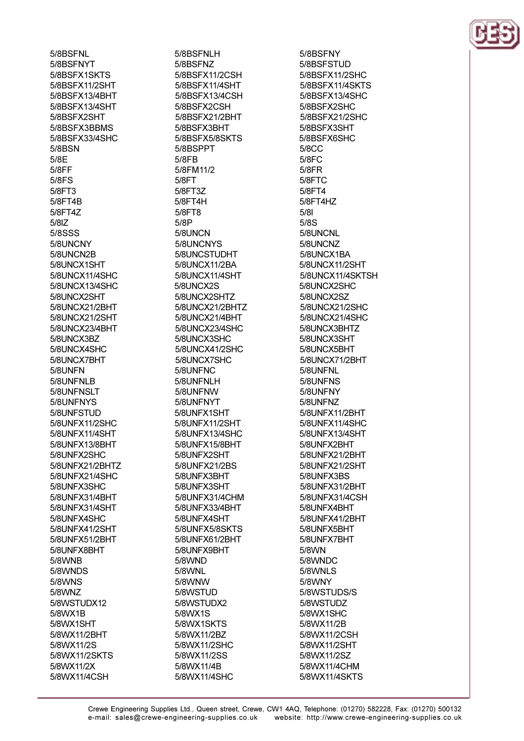5/8BSFNL
5/8BSFNYT
5/8BSFX1SKTS
5/8BSFX11/2SHT
5/8BSFX13/4BHT
5/8BSFX13/4SHT
5/8BSFX2SHT
5/8BSFX3BBMS
5/8BSFX33/4SHC
5/8BSN
5/8E
5/8FF
5/8FS
5/8FT3
5/8FT4B
5/8FT4Z
5/8IZ
5/8SSS
5/8UNCNY
5/8UNCN2B
5/8UNCX1SHT
5/8UNCX11/4SHC
5/8UNCX13/4SHC
5/8UNCX2SHT
5/8UNCX21/2BHT
5/8UNCX21/2SHT
5/8UNCX23/4BHT
5/8UNCX3BZ
5/8UNCX4SHC
5/8UNCX7BHT
5/8UNFN
5/8UNFNLB
5/8UNFNSLT
5/8UNFNYS
5/8UNFSTUD
5/8UNFX11/2SHC
5/8UNFX11/4SHT
5/8UNFX13/8BHT
5/8UNFX2SHC
5/8UNFX21/2BHTZ
5/8UNFX21/4SHC
5/8UNFX3SHC
5/8UNFX31/4BHT
5/8UNFX31/4SHT
5/8UNFX4SHC
5/8UNFX41/2SHT
5/8UNFX51/2BHT
5/8UNFX8BHT
5/8WNB
5/8WNDS
5/8WNS
5/8WNZ
5/8WSTUDX12
5/8WX1B
5/8WX1SHT
5/8WX11/2BHT
5/8WX11/2S
5/8WX11/2SKTS
5/8WX11/2X
5/8WX11/4CSH

5/8BSFNLH
5/8BSFNZ
5/8BSFX11/2CSH
5/8BSFX11/4SHT
5/8BSFX13/4CSH
5/8BSFX2CSH
5/8BSFX21/2BHT
5/8BSFX3BHT
5/8BSFX5/8SKTS
5/8BSPPT
5/8FB
5/8FM11/2
5/8FT
5/8FT3Z
5/8FT4H
5/8FT8
5/8P
5/8UNCN
5/8UNCNYS
5/8UNCSTUDHT
5/8UNCX11/2BA
5/8UNCX11/4SHT
5/8UNCX2S
5/8UNCX2SHTZ
5/8UNCX21/2BHTZ
5/8UNCX21/4BHT
5/8UNCX23/4SHC
5/8UNCX3SHC
5/8UNCX41/2SHC
5/8UNCX7SHC
5/8UNFNC
5/8UNFNLH
5/8UNFNW
5/8UNFNYT
5/8UNFX1SHT
5/8UNFX11/2SHT
5/8UNFX13/4SHC
5/8UNFX15/8BHT
5/8UNFX2SHT
5/8UNFX21/2BS
5/8UNFX3BHT
5/8UNFX3SHT
5/8UNFX31/4CHM
5/8UNFX33/4BHT
5/8UNFX4SHT
5/8UNFX5/8SKTS
5/8UNFX61/2BHT
5/8UNFX9BHT
5/8WND
5/8WNL
5/8WNW
5/8WSTUD
5/8WSTUDX2
5/8WX1S
5/8WX1SKTS
5/8WX11/2BZ
5/8WX11/2SHC
5/8WX11/2SS
5/8WX11/4B
5/8WX11/4SHC

5/8BSFNY
5/8BSFSTUD
5/8BSFX11/2SHC
5/8BSFX11/4SKTS
5/8BSFX13/4SHC
5/8BSFX2SHC
5/8BSFX21/2SHC
5/8BSFX3SHT
5/8BSFX6SHC
5/8CC
5/8FC
5/8FR
5/8FTC
5/8FT4
5/8FT4HZ
5/8I
5/8S
5/8UNCNL
5/8UNCNZ
5/8UNCX1BA
5/8UNCX11/2SHT
5/8UNCX11/4SKTSH
5/8UNCX2SHC
5/8UNCX2SZ
5/8UNCX21/2SHC
5/8UNCX21/4SHC
5/8UNCX3BHTZ
5/8UNCX3SHT
5/8UNCX5BHT
5/8UNCX71/2BHT
5/8UNFNL
5/8UNFNS
5/8UNFNY
5/8UNFNZ
5/8UNFX11/2BHT
5/8UNFX11/4SHC
5/8UNFX13/4SHT
5/8UNFX2BHT
5/8UNFX21/2BHT
5/8UNFX21/2SHT
5/8UNFX3BS
5/8UNFX31/2BHT
5/8UNFX31/4CSH
5/8UNFX4BHT
5/8UNFX41/2BHT
5/8UNFX5BHT
5/8UNFX7BHT
5/8WN
5/8WNDC
5/8WNLS
5/8WNY
5/8WSTUDS/S
5/8WSTUDZ
5/8WX1SHC
5/8WX11/2B
5/8WX11/2CSH
5/8WX11/2SHT
5/8WX11/2SZ
5/8WX11/4CHM
5/8WX11/4SKTS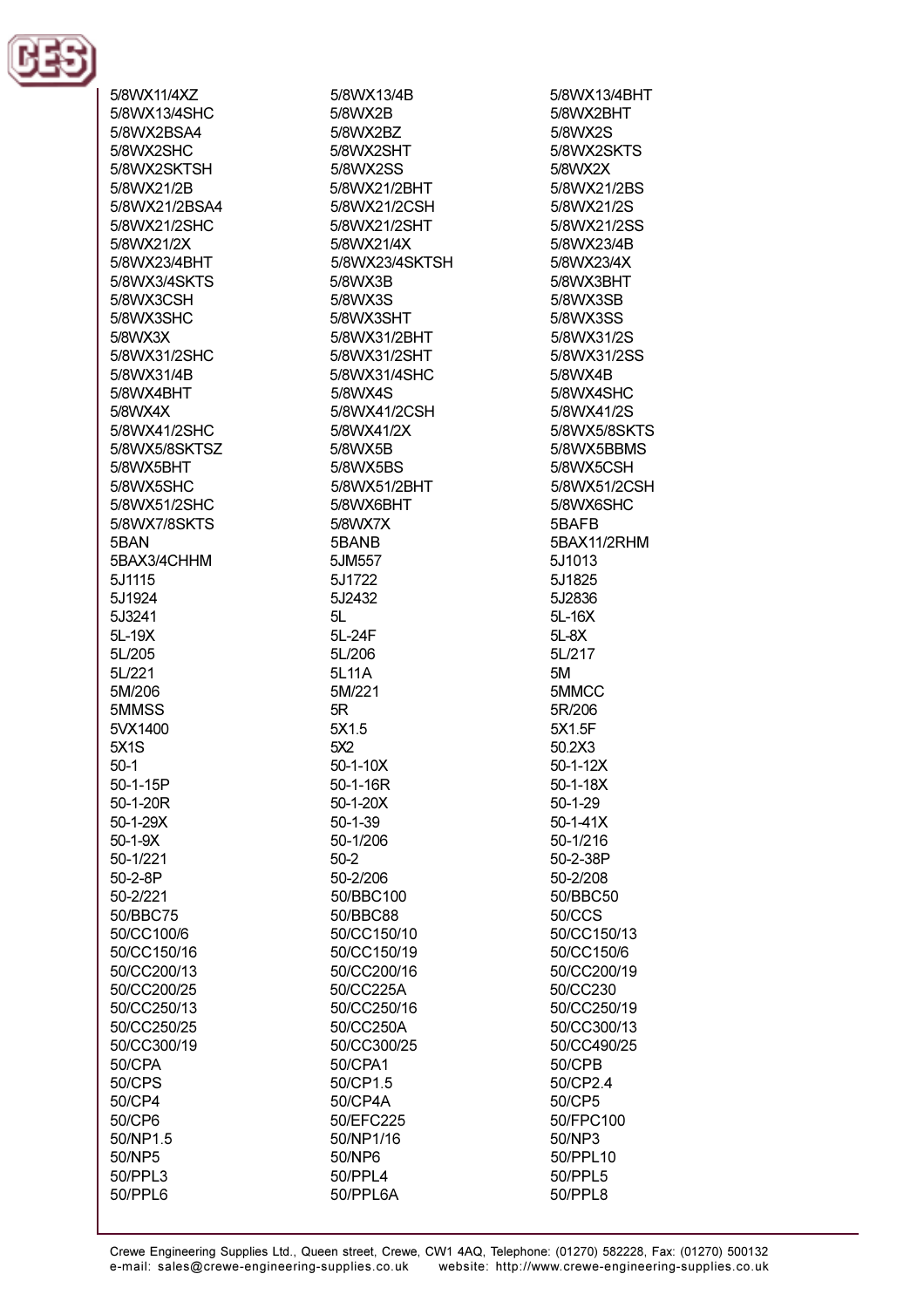5/8WX11/4XZ
5/8WX13/4B
5/8WX13/4BHT
5/8WX13/4SHC
5/8WX2B
5/8WX2BHT
5/8WX2BSA4
5/8WX2BZ
5/8WX2S
5/8WX2SHC
5/8WX2SHT
5/8WX2SKTS
5/8WX2SKTSH
5/8WX2SS
5/8WX2X
5/8WX21/2B
5/8WX21/2BHT
5/8WX21/2BS
5/8WX21/2BSA4
5/8WX21/2CSH
5/8WX21/2S
5/8WX21/2SHC
5/8WX21/2SHT
5/8WX21/2SS
5/8WX21/2X
5/8WX21/4X
5/8WX23/4B
5/8WX23/4BHT
5/8WX23/4SKTSH
5/8WX23/4X
5/8WX3/4SKTS
5/8WX3B
5/8WX3BHT
5/8WX3CSH
5/8WX3S
5/8WX3SB
5/8WX3SHC
5/8WX3SHT
5/8WX3SS
5/8WX3X
5/8WX31/2BHT
5/8WX31/2S
5/8WX31/2SHC
5/8WX31/2SHT
5/8WX31/2SS
5/8WX31/4B
5/8WX31/4SHC
5/8WX4B
5/8WX4BHT
5/8WX4S
5/8WX4SHC
5/8WX4X
5/8WX41/2CSH
5/8WX41/2S
5/8WX41/2SHC
5/8WX41/2X
5/8WX5/8SKTS
5/8WX5/8SKTSZ
5/8WX5B
5/8WX5BBMS
5/8WX5BHT
5/8WX5BS
5/8WX5CSH
5/8WX5SHC
5/8WX51/2BHT
5/8WX51/2CSH
5/8WX51/2SHC
5/8WX6BHT
5/8WX6SHC
5/8WX7/8SKTS
5/8WX7X
5BAFB
5BAN
5BANB
5BAX11/2RHM
5BAX3/4CHHM
5JM557
5J1013
5J1115
5J1722
5J1825
5J1924
5J2432
5J2836
5J3241
5L
5L-16X
5L-19X
5L-24F
5L-8X
5L/205
5L/206
5L/217
5L/221
5L11A
5M
5M/206
5M/221
5MMCC
5MMSS
5R
5R/206
5VX1400
5X1.5
5X1.5F
5X1S
5X2
50.2X3
50-1
50-1-10X
50-1-12X
50-1-15P
50-1-16R
50-1-18X
50-1-20R
50-1-20X
50-1-29
50-1-29X
50-1-39
50-1-41X
50-1-9X
50-1/206
50-1/216
50-1/221
50-2
50-2-38P
50-2-8P
50-2/206
50-2/208
50-2/221
50/BBC100
50/BBC50
50/BBC75
50/BBC88
50/CCS
50/CC100/6
50/CC150/10
50/CC150/13
50/CC150/16
50/CC150/19
50/CC150/6
50/CC200/13
50/CC200/16
50/CC200/19
50/CC200/25
50/CC225A
50/CC230
50/CC250/13
50/CC250/16
50/CC250/19
50/CC250/25
50/CC250A
50/CC300/13
50/CC300/19
50/CC300/25
50/CC490/25
50/CPA
50/CPA1
50/CPB
50/CPS
50/CP1.5
50/CP2.4
50/CP4
50/CP4A
50/CP5
50/CP6
50/EFC225
50/FPC100
50/NP1.5
50/NP1/16
50/NP3
50/NP5
50/NP6
50/PPL10
50/PPL3
50/PPL4
50/PPL5
50/PPL6
50/PPL6A
50/PPL8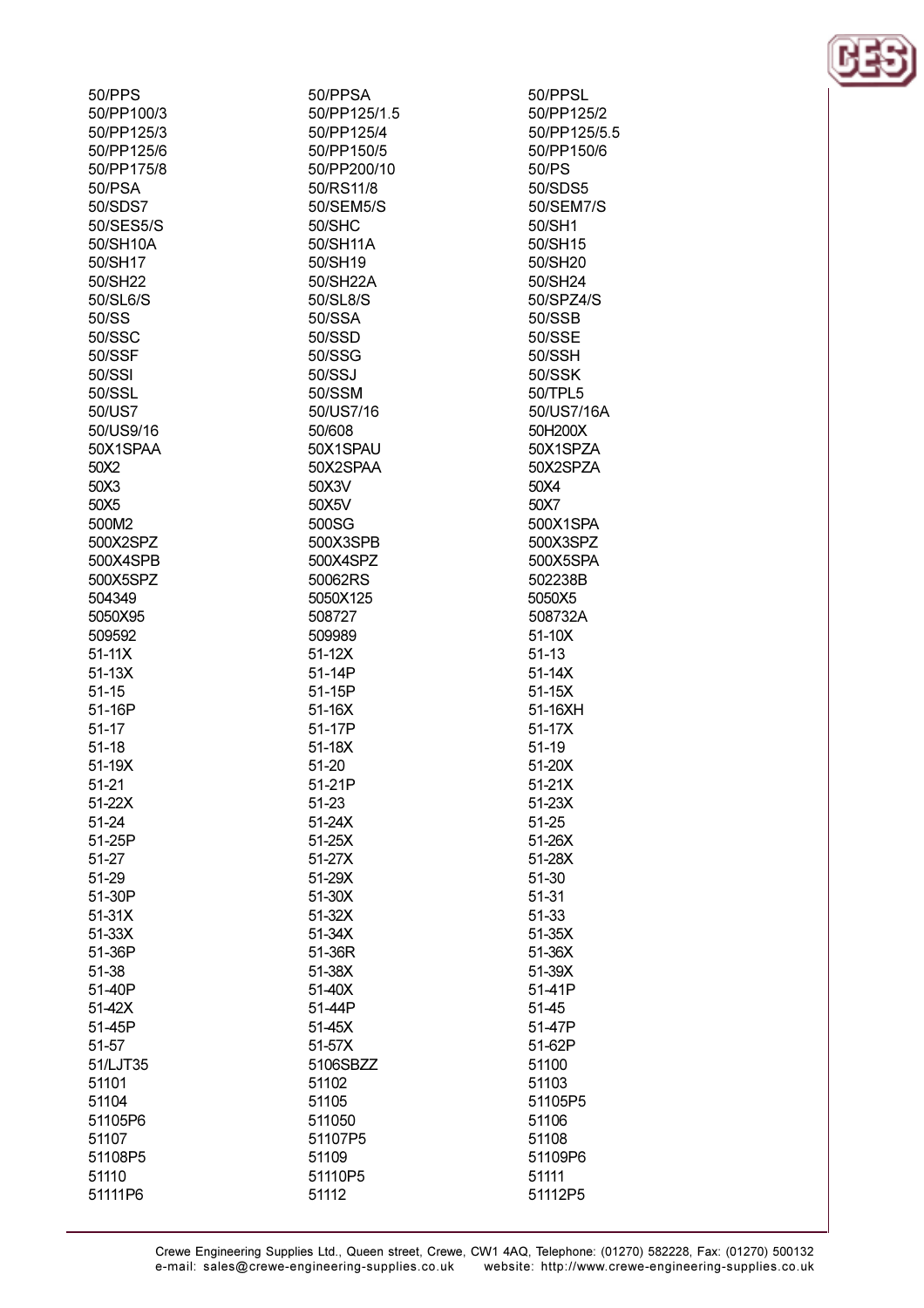50/PPS
50/PPSA
50/PPSL
50/PP100/3
50/PP125/1.5
50/PP125/2
50/PP125/3
50/PP125/4
50/PP125/5.5
50/PP125/6
50/PP150/5
50/PP150/6
50/PP175/8
50/PP200/10
50/PS
50/PSA
50/RS11/8
50/SDS5
50/SDS7
50/SEM5/S
50/SEM7/S
50/SES5/S
50/SHC
50/SH1
50/SH10A
50/SH11A
50/SH15
50/SH17
50/SH19
50/SH20
50/SH22
50/SH22A
50/SH24
50/SL6/S
50/SL8/S
50/SPZ4/S
50/SS
50/SSA
50/SSB
50/SSC
50/SSD
50/SSE
50/SSF
50/SSG
50/SSH
50/SSI
50/SSJ
50/SSK
50/SSL
50/SSM
50/TPL5
50/US7
50/US7/16
50/US7/16A
50/US9/16
50/608
50H200X
50X1SPAA
50X1SPAU
50X1SPZA
50X2
50X2SPAA
50X2SPZA
50X3
50X3V
50X4
50X5
50X5V
50X7
500M2
500SG
500X1SPA
500X2SPZ
500X3SPB
500X3SPZ
500X4SPB
500X4SPZ
500X5SPA
500X5SPZ
50062RS
502238B
504349
5050X125
5050X5
5050X95
508727
508732A
509592
509989
51-10X
51-11X
51-12X
51-13
51-13X
51-14P
51-14X
51-15
51-15P
51-15X
51-16P
51-16X
51-16XH
51-17
51-17P
51-17X
51-18
51-18X
51-19
51-19X
51-20
51-20X
51-21
51-21P
51-21X
51-22X
51-23
51-23X
51-24
51-24X
51-25
51-25P
51-25X
51-26X
51-27
51-27X
51-28X
51-29
51-29X
51-30
51-30P
51-30X
51-31
51-31X
51-32X
51-33
51-33X
51-34X
51-35X
51-36P
51-36R
51-36X
51-38
51-38X
51-39X
51-40P
51-40X
51-41P
51-42X
51-44P
51-45
51-45P
51-45X
51-47P
51-57
51-57X
51-62P
51/LJT35
5106SBZZ
51100
51101
51102
51103
51104
51105
51105P5
51105P6
511050
51106
51107
51107P5
51108
51108P5
51109
51109P6
51110
51110P5
51111
51111P6
51112
51112P5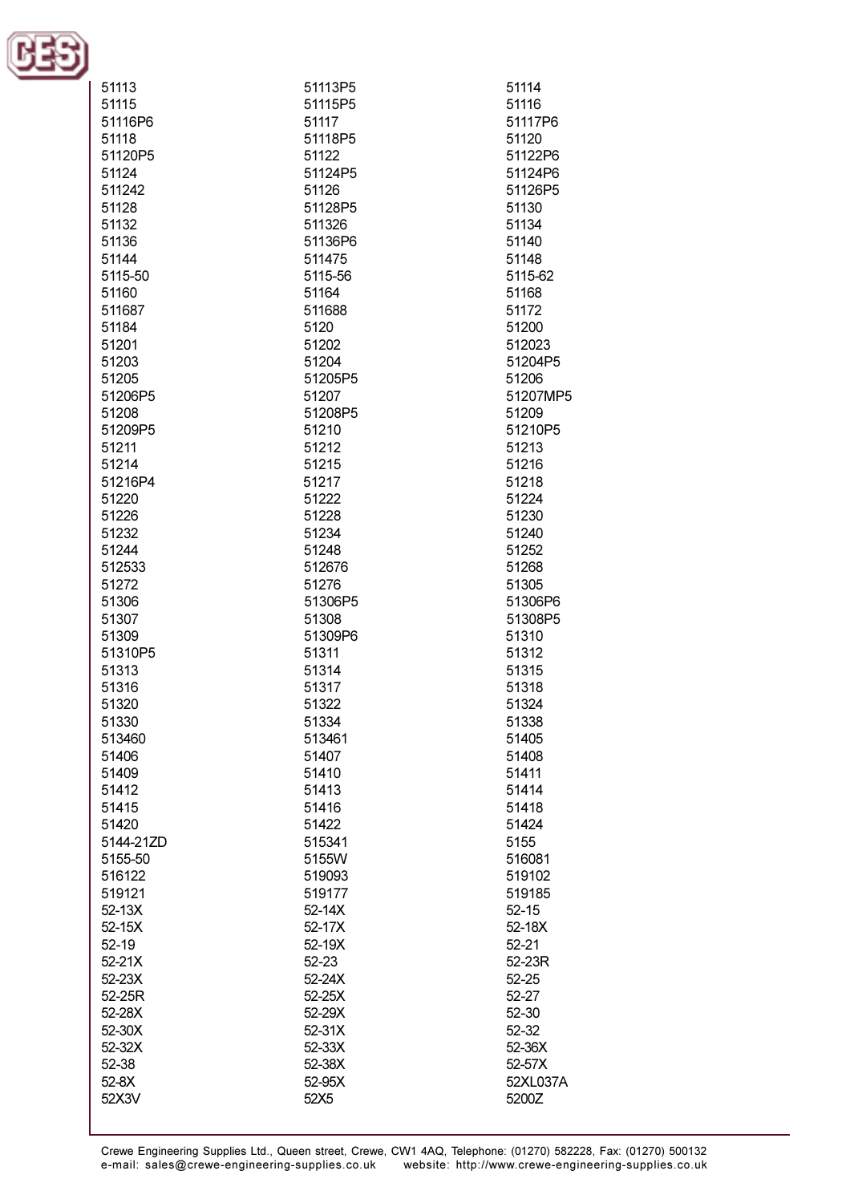51113
51113P5
51114
51115
51115P5
51116
51116P6
51117
51117P6
51118
51118P5
51120
51120P5
51122
51122P6
51124
51124P5
51124P6
511242
51126
51126P5
51128
51128P5
51130
51132
511326
51134
51136
51136P6
51140
51144
511475
51148
5115-50
5115-56
5115-62
51160
51164
51168
511687
511688
51172
51184
5120
51200
51201
51202
512023
51203
51204
51204P5
51205
51205P5
51206
51206P5
51207
51207MP5
51208
51208P5
51209
51209P5
51210
51210P5
51211
51212
51213
51214
51215
51216
51216P4
51217
51218
51220
51222
51224
51226
51228
51230
51232
51234
51240
51244
51248
51252
512533
512676
51268
51272
51276
51305
51306
51306P5
51306P6
51307
51308
51308P5
51309
51309P6
51310
51310P5
51311
51312
51313
51314
51315
51316
51317
51318
51320
51322
51324
51330
51334
51338
513460
513461
51405
51406
51407
51408
51409
51410
51411
51412
51413
51414
51415
51416
51418
51420
51422
51424
5144-21ZD
515341
5155
5155-50
5155W
516081
516122
519093
519102
519121
519177
519185
52-13X
52-14X
52-15
52-15X
52-17X
52-18X
52-19
52-19X
52-21
52-21X
52-23
52-23R
52-23X
52-24X
52-25
52-25R
52-25X
52-27
52-28X
52-29X
52-30
52-30X
52-31X
52-32
52-32X
52-33X
52-36X
52-38
52-38X
52-57X
52-8X
52-95X
52XL037A
52X3V
52X5
5200Z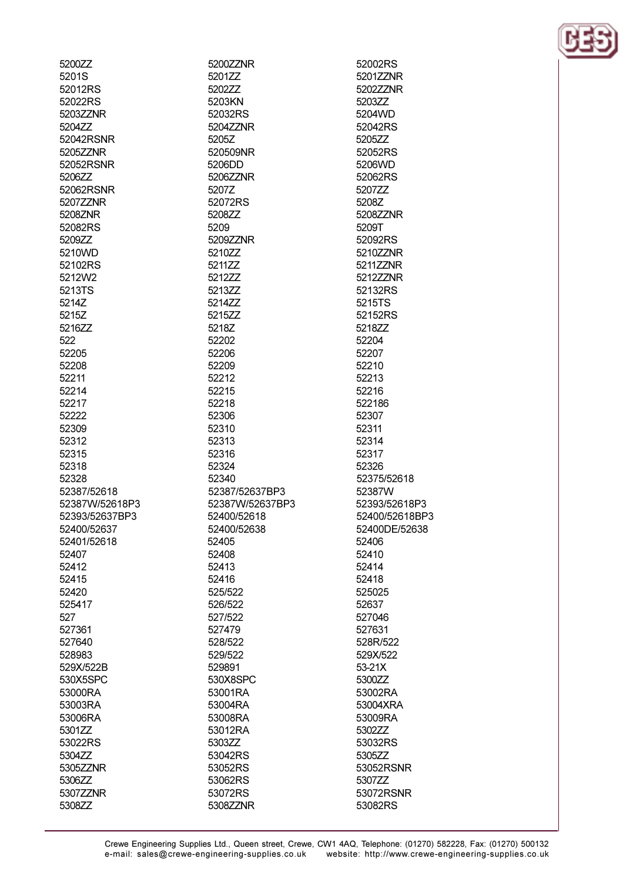5200ZZ
5201S
52012RS
52022RS
5203ZZNR
5204ZZ
52042RSNR
5205ZZNR
52052RSNR
5206ZZ
52062RSNR
5207ZZNR
5208ZNR
52082RS
5209ZZ
5210WD
52102RS
5212W2
5213TS
5214Z
5215Z
5216ZZ
522
52205
52208
52211
52214
52217
52222
52309
52312
52315
52318
52328
52387/52618
52387W/52618P3
52393/52637BP3
52400/52637
52401/52618
52407
52412
52415
52420
525417
527
527361
527640
528983
529X/522B
530X5SPC
53000RA
53003RA
53006RA
5301ZZ
53022RS
5304ZZ
5305ZZNR
5306ZZ
5307ZZNR
5308ZZ
5200ZZNR
5201ZZ
5202ZZ
5203KN
52032RS
5204ZZNR
5205Z
520509NR
5206DD
5206ZZNR
5207Z
52072RS
5208ZZ
5209
5209ZZNR
5210ZZ
5211ZZ
5212ZZ
5213ZZ
5214ZZ
5215ZZ
5218Z
52202
52206
52209
52212
52215
52218
52306
52310
52313
52316
52324
52340
52387/52637BP3
52387W/52637BP3
52400/52618
52400/52638
52405
52408
52413
52416
525/522
526/522
527/522
527479
528/522
529/522
529891
530X8SPC
53001RA
53004RA
53008RA
53012RA
5303ZZ
53042RS
53052RS
53062RS
53072RS
5308ZZNR
52002RS
5201ZZNR
5202ZZNR
5203ZZ
5204WD
52042RS
5205ZZ
52052RS
5206WD
52062RS
5207ZZ
5208Z
5208ZZNR
5209T
52092RS
5210ZZNR
5211ZZNR
5212ZZNR
52132RS
5215TS
52152RS
5218ZZ
52204
52207
52210
52213
52216
522186
52307
52311
52314
52317
52326
52375/52618
52387W
52393/52618P3
52400/52618BP3
52400DE/52638
52406
52410
52414
52418
525025
52637
527046
527631
528R/522
529X/522
53-21X
5300ZZ
53002RA
53004XRA
53009RA
5302ZZ
53032RS
5305ZZ
53052RSNR
5307ZZ
53072RSNR
53082RS

Crewe Engineering Supplies Ltd., Queen street, Crewe, CW1 4AQ, Telephone: (01270) 582228, Fax: (01270) 500132
e-mail: sales@crewe-engineering-supplies.co.uk website: http://www.crewe-engineering-supplies.co.uk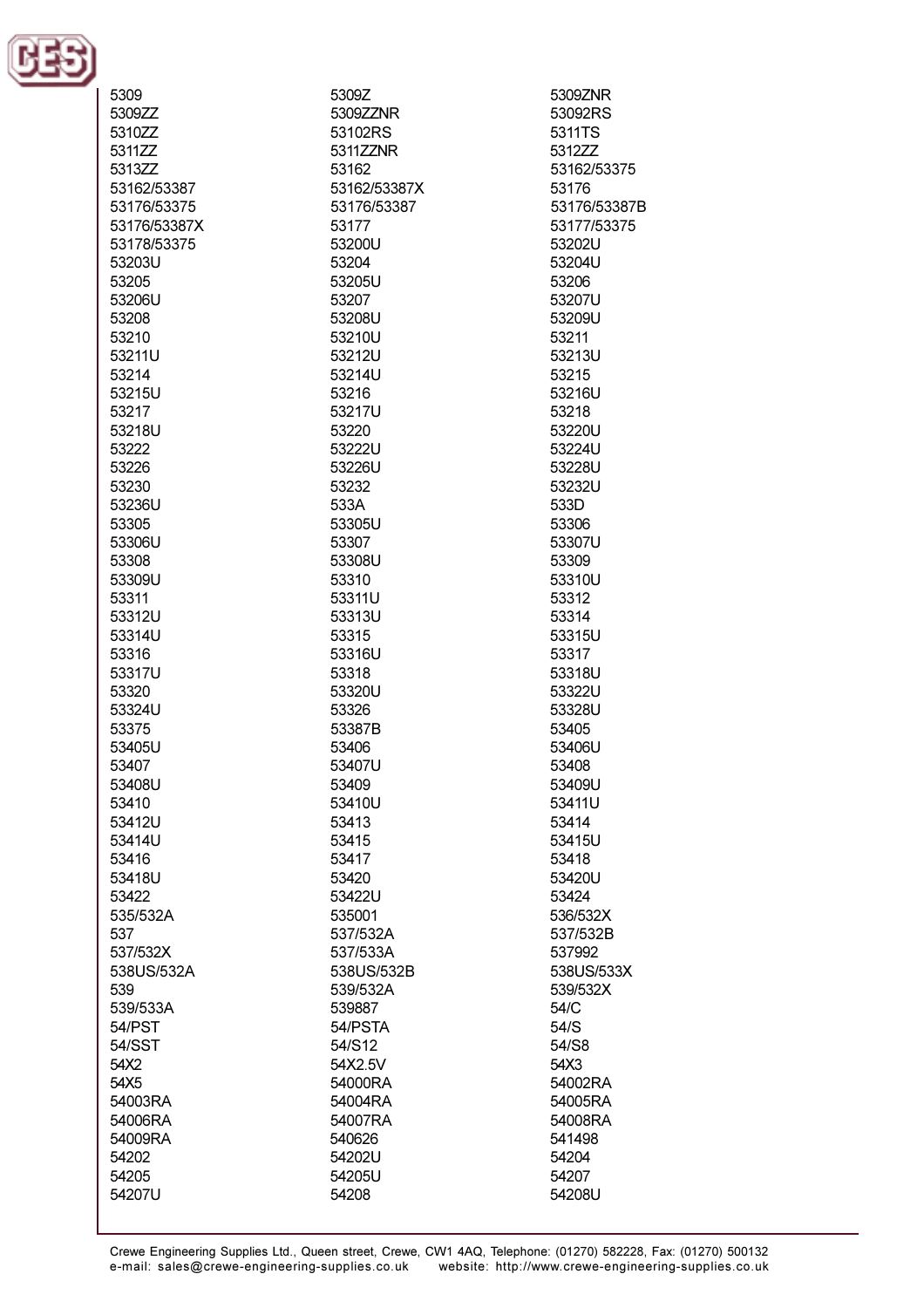5309
5309ZZ
5310ZZ
5311ZZ
5313ZZ
53162/53387
53176/53375
53176/53387X
53178/53375
53203U
53205
53206U
53208
53210
53211U
53214
53215U
53217
53218U
53222
53226
53230
53236U
53305
53306U
53308
53309U
53311
53312U
53314U
53316
53317U
53320
53324U
53375
53405U
53407
53408U
53410
53412U
53414U
53416
53418U
53422
535/532A
537
537/532X
538US/532A
539
539/533A
54/PST
54/SST
54X2
54X5
54003RA
54006RA
54009RA
54202
54205
54207U
5309Z
5309ZZNR
53102RS
5311ZZNR
53162
53162/53387X
53176/53387
53177
53200U
53204
53205U
53207
53208U
53210U
53212U
53214U
53216
53217U
53220
53222U
53226U
53232
533A
53305U
53307
53308U
53310
53311U
53313U
53315
53316U
53318
53320U
53326
53387B
53406
53407U
53409
53410U
53413
53415
53417
53420
53422U
535001
537/532A
537/533A
538US/532B
539/532A
539887
54/PSTA
54/S12
54X2.5V
54000RA
54004RA
54007RA
540626
54202U
54205U
54208
5309ZNR
53092RS
5311TS
5312ZZ
53162/53375
53176
53176/53387B
53177/53375
53202U
53204U
53206
53207U
53209U
53211
53213U
53215
53216U
53218
53220U
53224U
53228U
53232U
533D
53306
53307U
53309
53310U
53312
53314
53315U
53317
53318U
53322U
53328U
53405
53406U
53408
53409U
53411U
53414
53415U
53418
53420U
53424
536/532X
537/532B
537992
538US/533X
539/532X
54/C
54/S
54/S8
54X3
54002RA
54005RA
54008RA
541498
54204
54207
54208U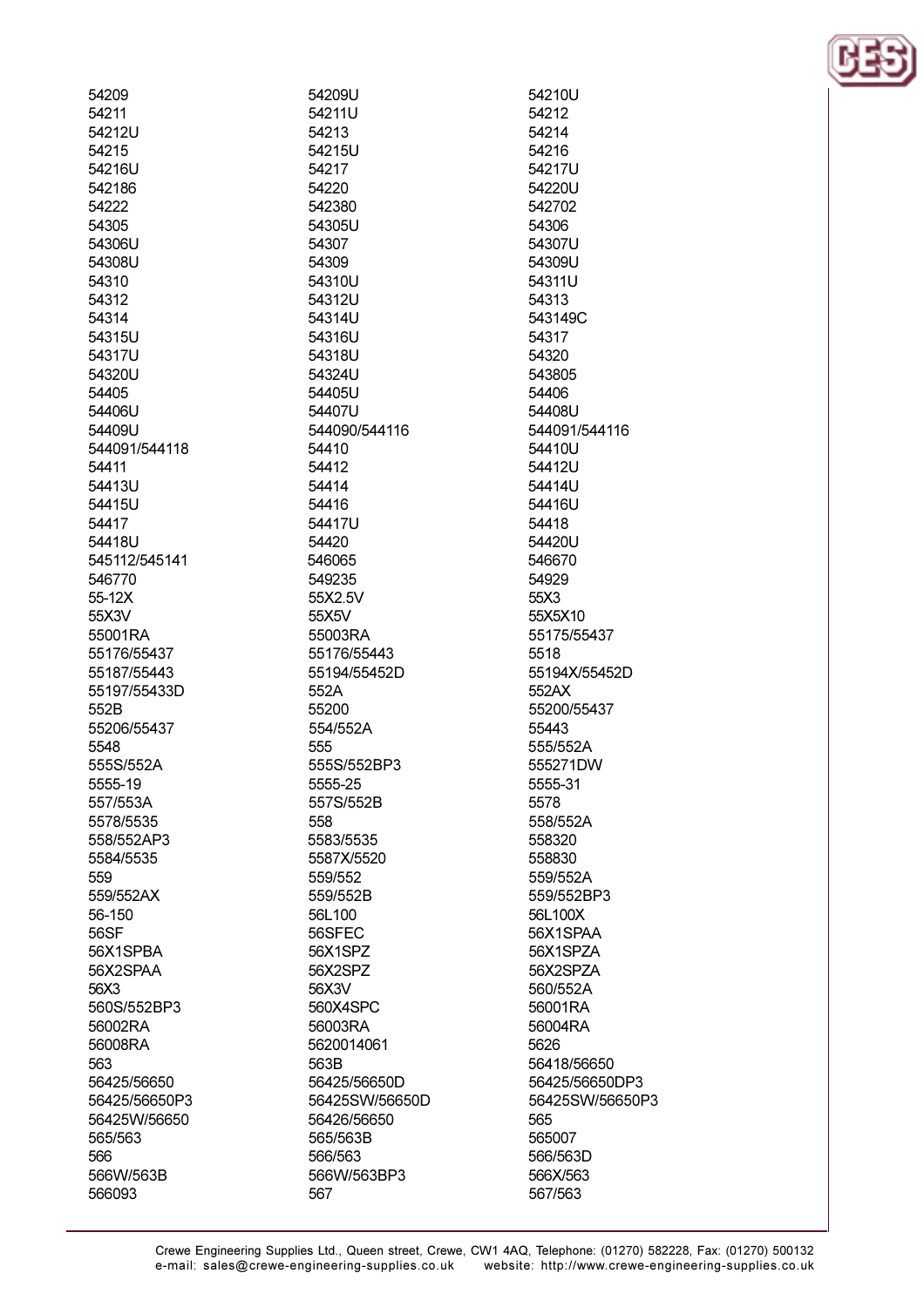54209
54211
54212U
54215
54216U
542186
54222
54305
54306U
54308U
54310
54312
54314
54315U
54317U
54320U
54405
54406U
54409U
544091/544118
54411
54413U
54415U
54417
54418U
545112/545141
546770
55-12X
55X3V
55001RA
55176/55437
55187/55443
55197/55433D
552B
55206/55437
5548
555S/552A
5555-19
557/553A
5578/5535
558/552AP3
5584/5535
559
559/552AX
56-150
56SF
56X1SPBA
56X2SPAA
56X3
560S/552BP3
56002RA
56008RA
563
56425/56650
56425/56650P3
56425W/56650
565/563
566
566W/563B
566093

54209U
54211U
54213
54215U
54217
54220
542380
54305U
54307
54309
54310U
54312U
54314U
54316U
54318U
54324U
54405U
54407U
544090/544116
54410
54412
54414
54416
54417U
54420
546065
549235
55X2.5V
55X5V
55003RA
55176/55443
55194/55452D
552A
55200
554/552A
555
555S/552BP3
5555-25
557S/552B
558
5583/5535
5587X/5520
559/552
559/552B
56L100
56SFEC
56X1SPZ
56X2SPZ
56X3V
560X4SPC
56003RA
5620014061
563B
56425/56650D
56425SW/56650D
56426/56650
565/563B
566/563
566W/563BP3
567

54210U
54212
54214
54216
54217U
54220U
542702
54306
54307U
54309U
54311U
54313
543149C
54317
54320
543805
54406
54408U
544091/544116
54410U
54412U
54414U
54416U
54418
54420U
546670
54929
55X3
55X5X10
55175/55437
5518
55194X/55452D
552AX
55200/55437
55443
555/552A
555271DW
5555-31
5578
558/552A
558320
558830
559/552A
559/552BP3
56L100X
56X1SPAA
56X1SPZA
56X2SPZA
560/552A
56001RA
56004RA
5626
56418/56650
56425/56650DP3
56425SW/56650P3
565
565007
566/563D
566X/563
567/563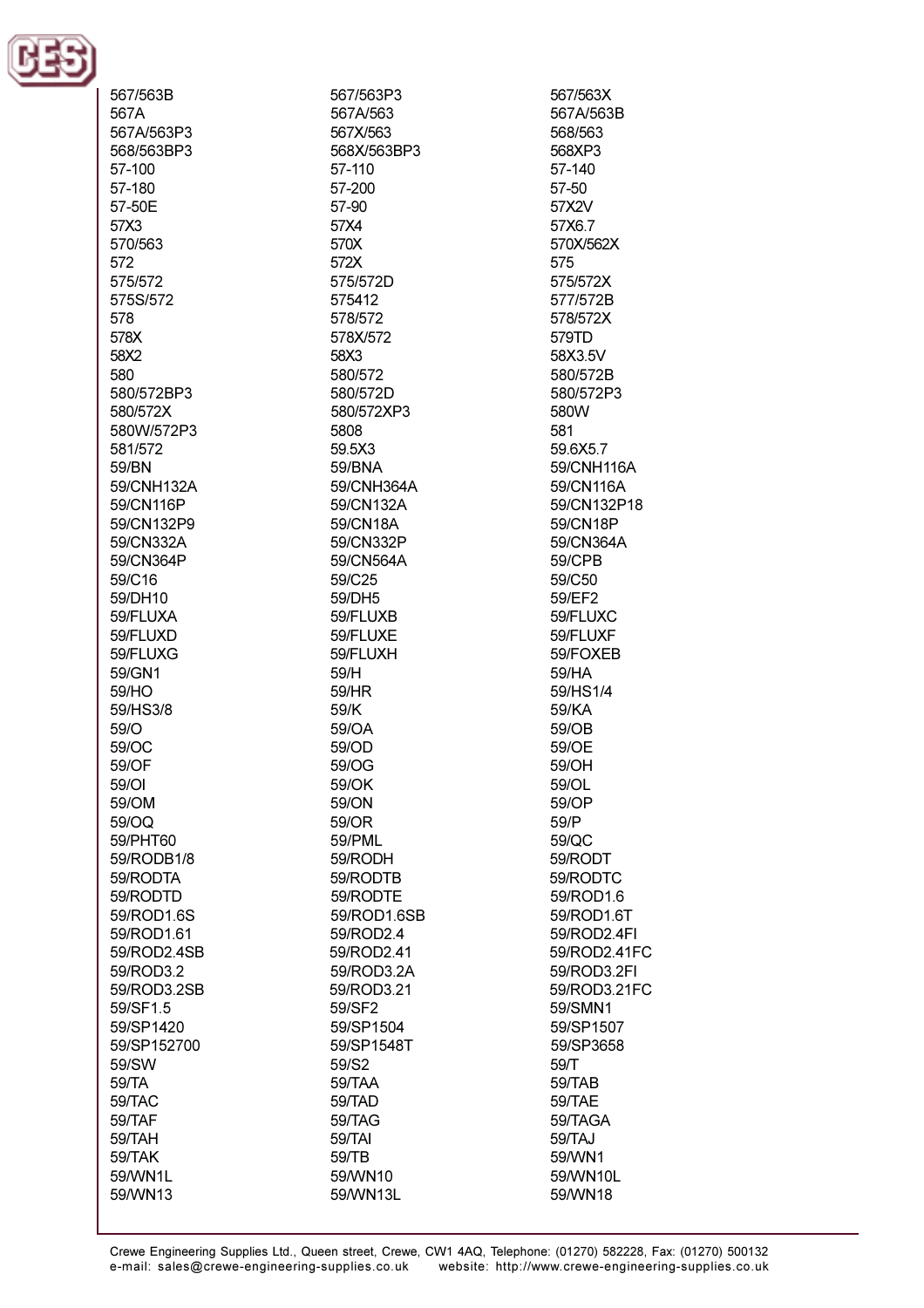567/563B
567/563P3
567/563X
567A
567A/563
567A/563B
567A/563P3
567X/563
568/563
568/563BP3
568X/563BP3
568XP3
57-100
57-110
57-140
57-180
57-200
57-50
57-50E
57-90
57X2V
57X3
57X4
57X6.7
570/563
570X
570X/562X
572
572X
575
575/572
575/572D
575/572X
575S/572
575412
577/572B
578
578/572
578/572X
578X
578X/572
579TD
58X2
58X3
58X3.5V
580
580/572
580/572B
580/572BP3
580/572D
580/572P3
580/572X
580/572XP3
580W
580W/572P3
5808
581
581/572
59.5X3
59.6X5.7
59/BN
59/BNA
59/CNH116A
59/CNH132A
59/CNH364A
59/CN116A
59/CN116P
59/CN132A
59/CN132P18
59/CN132P9
59/CN18A
59/CN18P
59/CN332A
59/CN332P
59/CN364A
59/CN364P
59/CN564A
59/CPB
59/C16
59/C25
59/C50
59/DH10
59/DH5
59/EF2
59/FLUXA
59/FLUXB
59/FLUXC
59/FLUXD
59/FLUXE
59/FLUXF
59/FLUXG
59/FLUXH
59/FOXEB
59/GN1
59/H
59/HA
59/HO
59/HR
59/HS1/4
59/HS3/8
59/K
59/KA
59/O
59/OA
59/OB
59/OC
59/OD
59/OE
59/OF
59/OG
59/OH
59/OI
59/OK
59/OL
59/OM
59/ON
59/OP
59/OQ
59/OR
59/P
59/PHT60
59/PML
59/QC
59/RODB1/8
59/RODH
59/RODT
59/RODTA
59/RODTB
59/RODTC
59/RODTD
59/RODTE
59/ROD1.6
59/ROD1.6S
59/ROD1.6SB
59/ROD1.6T
59/ROD1.61
59/ROD2.4
59/ROD2.4FI
59/ROD2.4SB
59/ROD2.41
59/ROD2.41FC
59/ROD3.2
59/ROD3.2A
59/ROD3.2FI
59/ROD3.2SB
59/ROD3.21
59/ROD3.21FC
59/SF1.5
59/SF2
59/SMN1
59/SP1420
59/SP1504
59/SP1507
59/SP152700
59/SP1548T
59/SP3658
59/SW
59/S2
59/T
59/TA
59/TAA
59/TAB
59/TAC
59/TAD
59/TAE
59/TAF
59/TAG
59/TAGA
59/TAH
59/TAI
59/TAJ
59/TAK
59/TB
59/WN1
59/WN1L
59/WN10
59/WN10L
59/WN13
59/WN13L
59/WN18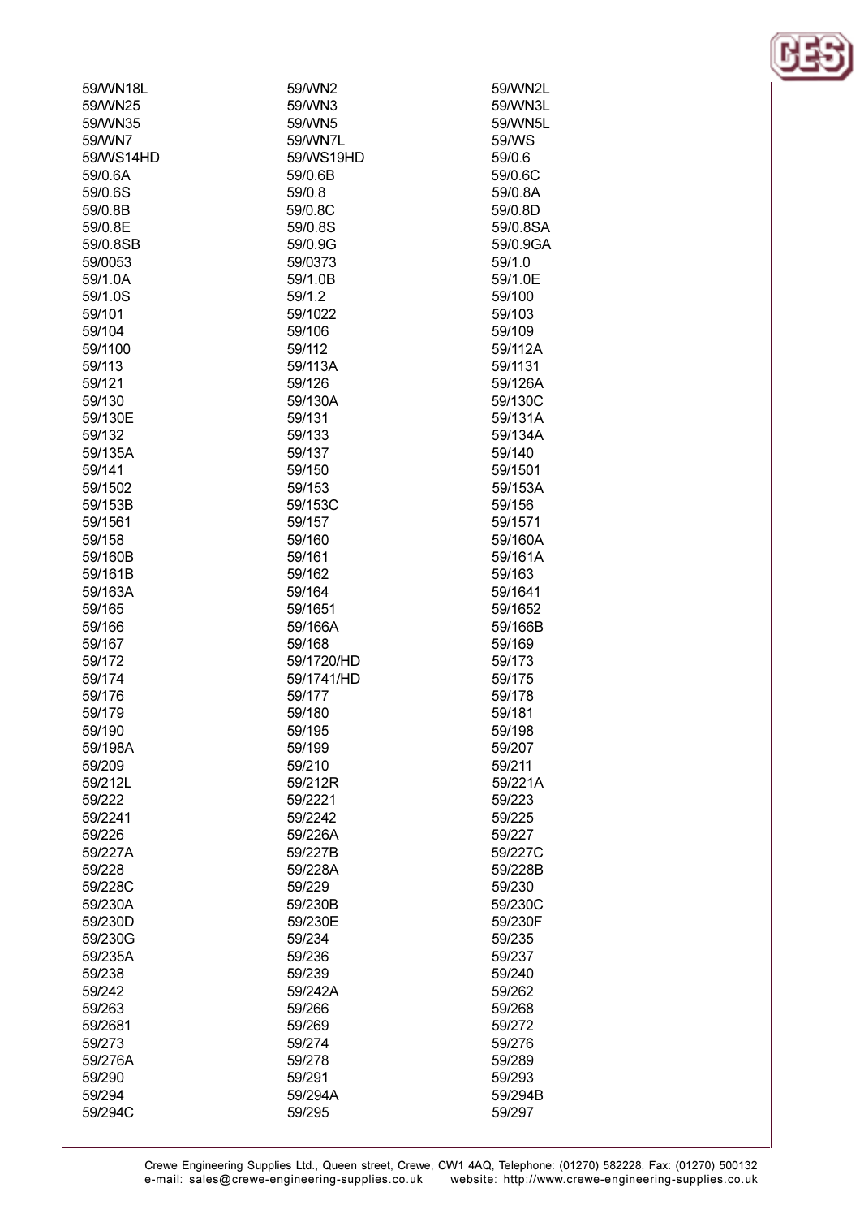59/WN18L
59/WN2
59/WN2L
59/WN25
59/WN3
59/WN3L
59/WN35
59/WN5
59/WN5L
59/WN7
59/WN7L
59/WS
59/WS14HD
59/WS19HD
59/0.6
59/0.6A
59/0.6B
59/0.6C
59/0.6S
59/0.8
59/0.8A
59/0.8B
59/0.8C
59/0.8D
59/0.8E
59/0.8S
59/0.8SA
59/0.8SB
59/0.9G
59/0.9GA
59/0053
59/0373
59/1.0
59/1.0A
59/1.0B
59/1.0E
59/1.0S
59/1.2
59/100
59/101
59/1022
59/103
59/104
59/106
59/109
59/1100
59/112
59/112A
59/113
59/113A
59/1131
59/121
59/126
59/126A
59/130
59/130A
59/130C
59/130E
59/131
59/131A
59/132
59/133
59/134A
59/135A
59/137
59/140
59/141
59/150
59/1501
59/1502
59/153
59/153A
59/153B
59/153C
59/156
59/1561
59/157
59/1571
59/158
59/160
59/160A
59/160B
59/161
59/161A
59/161B
59/162
59/163
59/163A
59/164
59/1641
59/165
59/1651
59/1652
59/166
59/166A
59/166B
59/167
59/168
59/169
59/172
59/1720/HD
59/173
59/174
59/1741/HD
59/175
59/176
59/177
59/178
59/179
59/180
59/181
59/190
59/195
59/198
59/198A
59/199
59/207
59/209
59/210
59/211
59/212L
59/212R
59/221A
59/222
59/2221
59/223
59/2241
59/2242
59/225
59/226
59/226A
59/227
59/227A
59/227B
59/227C
59/228
59/228A
59/228B
59/228C
59/229
59/230
59/230A
59/230B
59/230C
59/230D
59/230E
59/230F
59/230G
59/234
59/235
59/235A
59/236
59/237
59/238
59/239
59/240
59/242
59/242A
59/262
59/263
59/266
59/268
59/2681
59/269
59/272
59/273
59/274
59/276
59/276A
59/278
59/289
59/290
59/291
59/293
59/294
59/294A
59/294B
59/294C
59/295
59/297

Crewe Engineering Supplies Ltd., Queen street, Crewe, CW1 4AQ, Telephone: (01270) 582228, Fax: (01270) 500132
e-mail: sales@crewe-engineering-supplies.co.uk website: http://www.crewe-engineering-supplies.co.uk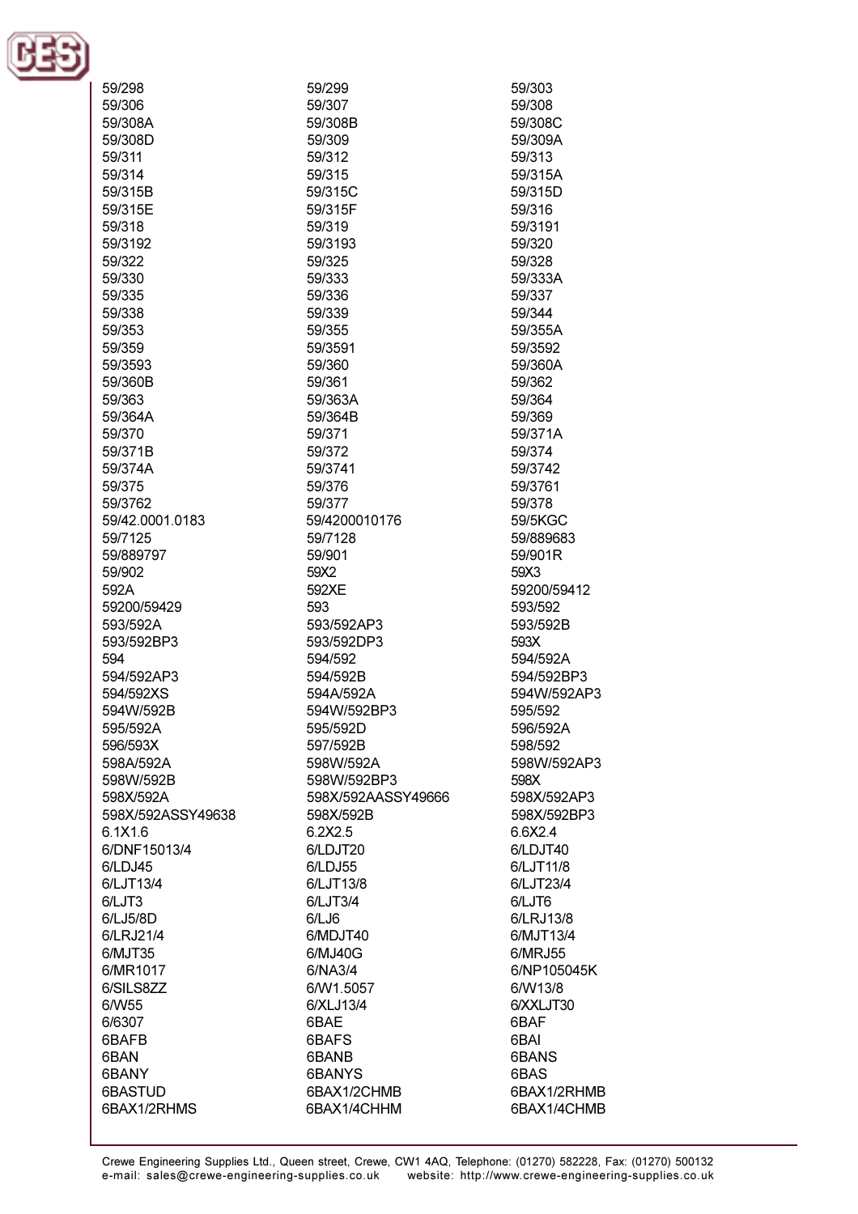59/298
59/299
59/303
59/306
59/307
59/308
59/308A
59/308B
59/308C
59/308D
59/309
59/309A
59/311
59/312
59/313
59/314
59/315
59/315A
59/315B
59/315C
59/315D
59/315E
59/315F
59/316
59/318
59/319
59/3191
59/3192
59/3193
59/320
59/322
59/325
59/328
59/330
59/333
59/333A
59/335
59/336
59/337
59/338
59/339
59/344
59/353
59/355
59/355A
59/359
59/3591
59/3592
59/3593
59/360
59/360A
59/360B
59/361
59/362
59/363
59/363A
59/364
59/364A
59/364B
59/369
59/370
59/371
59/371A
59/371B
59/372
59/374
59/374A
59/3741
59/3742
59/375
59/376
59/3761
59/3762
59/377
59/378
59/42.0001.0183
59/4200010176
59/5KGC
59/7125
59/7128
59/889683
59/889797
59/901
59/901R
59/902
59X2
59X3
592A
592XE
59200/59412
59200/59429
593
593/592
593/592A
593/592AP3
593/592B
593/592BP3
593/592DP3
593X
594
594/592
594/592A
594/592AP3
594/592B
594/592BP3
594/592XS
594A/592A
594W/592AP3
594W/592B
594W/592BP3
595/592
595/592A
595/592D
596/592A
596/593X
597/592B
598/592
598A/592A
598W/592A
598W/592AP3
598W/592B
598W/592BP3
598X
598X/592A
598X/592AASSY49666
598X/592AP3
598X/592ASSY49638
598X/592B
598X/592BP3
6.1X1.6
6.2X2.5
6.6X2.4
6/DNF15013/4
6/LDJT20
6/LDJT40
6/LDJ45
6/LDJ55
6/LJT11/8
6/LJT13/4
6/LJT13/8
6/LJT23/4
6/LJT3
6/LJT3/4
6/LJT6
6/LJ5/8D
6/LJ6
6/LRJ13/8
6/LRJ21/4
6/MDJT40
6/MJT13/4
6/MJT35
6/MJ40G
6/MRJ55
6/MR1017
6/NA3/4
6/NP105045K
6/SILS8ZZ
6/W1.5057
6/W13/8
6/W55
6/XLJ13/4
6/XXLJT30
6/6307
6BAE
6BAF
6BAFB
6BAFS
6BAI
6BAN
6BANB
6BANS
6BANY
6BANYS
6BAS
6BASTUD
6BAX1/2CHMB
6BAX1/2RHMB
6BAX1/2RHMS
6BAX1/4CHHM
6BAX1/4CHMB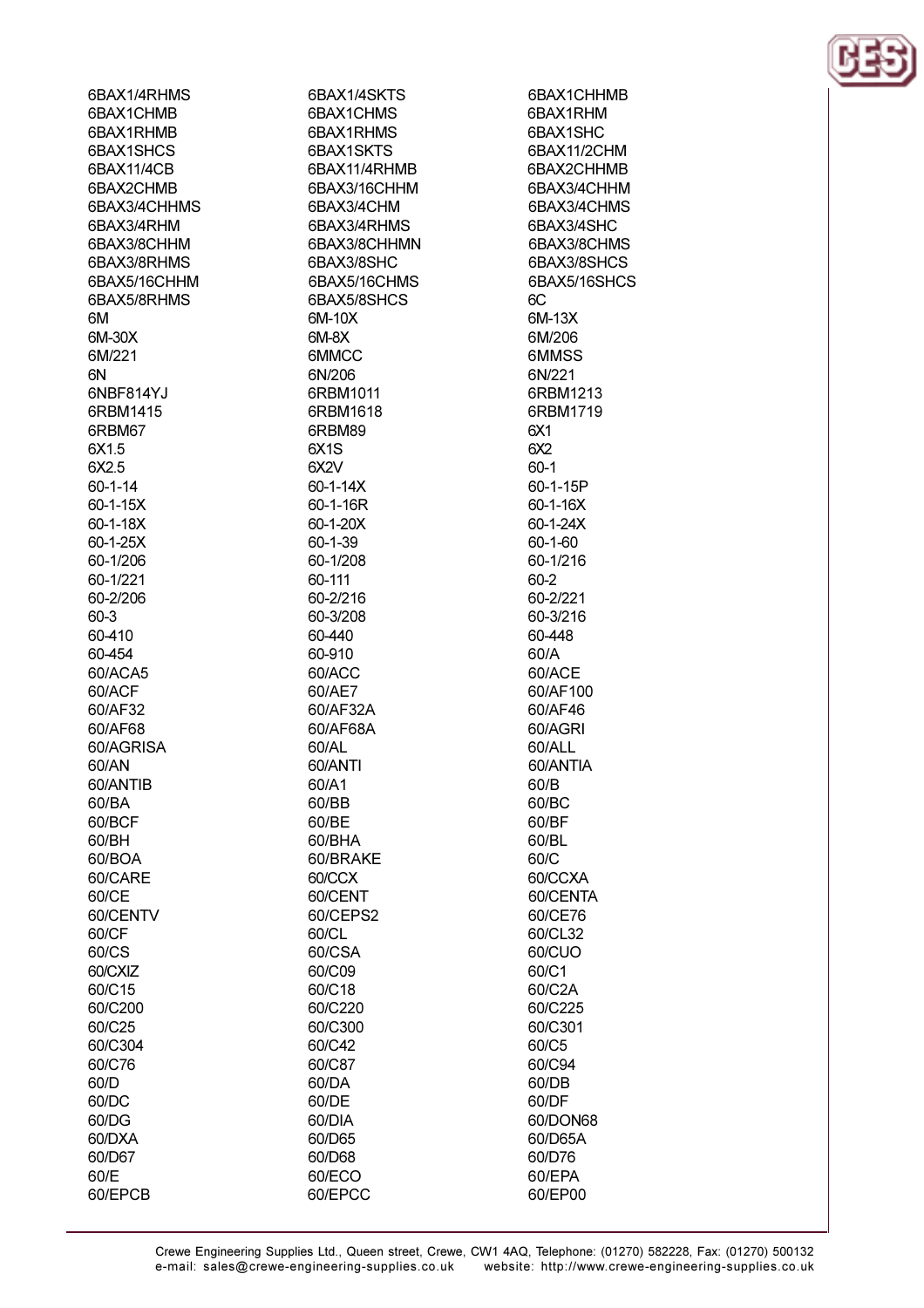6BAX1/4RHMS
6BAX1/4SKTS
6BAX1CHHMB
6BAX1CHMB
6BAX1CHMS
6BAX1RHM
6BAX1RHMB
6BAX1RHMS
6BAX1SHC
6BAX1SHCS
6BAX1SKTS
6BAX11/2CHM
6BAX11/4CB
6BAX11/4RHMB
6BAX2CHHMB
6BAX2CHMB
6BAX3/16CHHM
6BAX3/4CHHM
6BAX3/4CHHMS
6BAX3/4CHM
6BAX3/4CHMS
6BAX3/4RHM
6BAX3/4RHMS
6BAX3/4SHC
6BAX3/8CHHM
6BAX3/8CHHMN
6BAX3/8CHMS
6BAX3/8RHMS
6BAX3/8SHC
6BAX3/8SHCS
6BAX5/16CHHM
6BAX5/16CHMS
6BAX5/16SHCS
6BAX5/8RHMS
6BAX5/8SHCS
6C
6M
6M-10X
6M-13X
6M-30X
6M-8X
6M/206
6M/221
6MMCC
6MMSS
6N
6N/206
6N/221
6NBF814YJ
6RBM1011
6RBM1213
6RBM1415
6RBM1618
6RBM1719
6RBM67
6RBM89
6X1
6X1.5
6X1S
6X2
6X2.5
6X2V
60-1
60-1-14
60-1-14X
60-1-15P
60-1-15X
60-1-16R
60-1-16X
60-1-18X
60-1-20X
60-1-24X
60-1-25X
60-1-39
60-1-60
60-1/206
60-1/208
60-1/216
60-1/221
60-111
60-2
60-2/206
60-2/216
60-2/221
60-3
60-3/208
60-3/216
60-410
60-440
60-448
60-454
60-910
60/A
60/ACA5
60/ACC
60/ACE
60/ACF
60/AE7
60/AF100
60/AF32
60/AF32A
60/AF46
60/AF68
60/AF68A
60/AGRI
60/AGRISA
60/AL
60/ALL
60/AN
60/ANTI
60/ANTIA
60/ANTIB
60/A1
60/B
60/BA
60/BB
60/BC
60/BCF
60/BE
60/BF
60/BH
60/BHA
60/BL
60/BOA
60/BRAKE
60/C
60/CARE
60/CCX
60/CCXA
60/CE
60/CENT
60/CENTA
60/CENTV
60/CEPS2
60/CE76
60/CF
60/CL
60/CL32
60/CS
60/CSA
60/CUO
60/CXIZ
60/C09
60/C1
60/C15
60/C18
60/C2A
60/C200
60/C220
60/C225
60/C25
60/C300
60/C301
60/C304
60/C42
60/C5
60/C76
60/C87
60/C94
60/D
60/DA
60/DB
60/DC
60/DE
60/DF
60/DG
60/DIA
60/DON68
60/DXA
60/D65
60/D65A
60/D67
60/D68
60/D76
60/E
60/ECO
60/EPA
60/EPCB
60/EPCC
60/EP00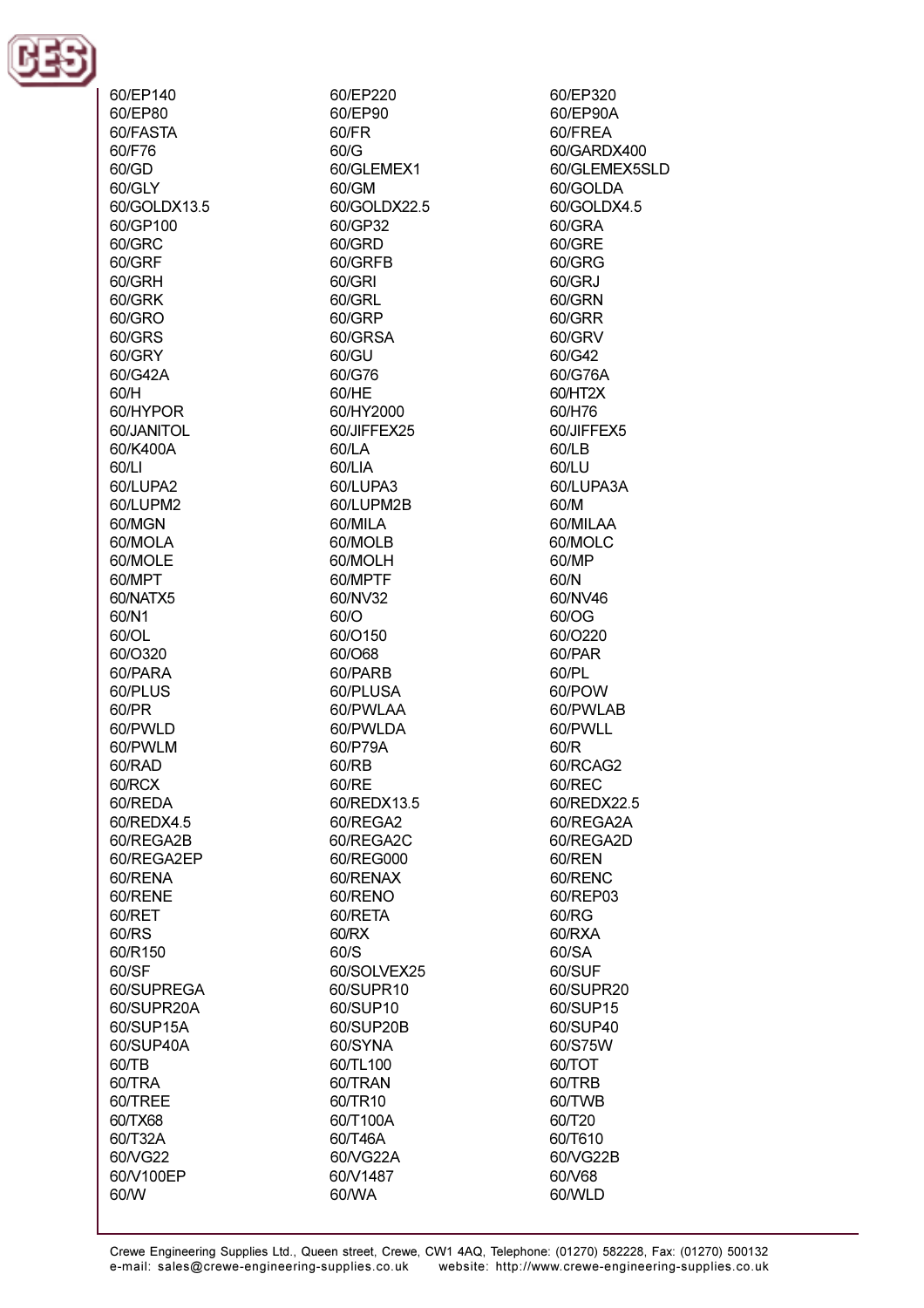60/EP140
60/EP80
60/FASTA
60/F76
60/GD
60/GLY
60/GOLDX13.5
60/GP100
60/GRC
60/GRF
60/GRH
60/GRK
60/GRO
60/GRS
60/GRY
60/G42A
60/H
60/HYPOR
60/JANITOL
60/K400A
60/LI
60/LUPA2
60/LUPM2
60/MGN
60/MOLA
60/MOLE
60/MPT
60/NATX5
60/N1
60/OL
60/O320
60/PARA
60/PLUS
60/PR
60/PWLD
60/PWLM
60/RAD
60/RCX
60/REDA
60/REDX4.5
60/REGA2B
60/REGA2EP
60/RENA
60/RENE
60/RET
60/RS
60/R150
60/SF
60/SUPREGA
60/SUPR20A
60/SUP15A
60/SUP40A
60/TB
60/TRA
60/TREE
60/TX68
60/T32A
60/VG22
60/V100EP
60/W

60/EP220
60/EP90
60/FR
60/G
60/GLEMEX1
60/GM
60/GOLDX22.5
60/GP32
60/GRD
60/GRFB
60/GRI
60/GRL
60/GRP
60/GRSA
60/GU
60/G76
60/HE
60/HY2000
60/JIFFEX25
60/LA
60/LIA
60/LUPA3
60/LUPM2B
60/MILA
60/MOLB
60/MOLH
60/MPTF
60/NV32
60/O
60/O150
60/O68
60/PARB
60/PLUSA
60/PWLAA
60/PWLDA
60/P79A
60/RB
60/RE
60/REDX13.5
60/REGA2
60/REGA2C
60/REG000
60/RENAX
60/RENO
60/RETA
60/RX
60/S
60/SOLVEX25
60/SUPR10
60/SUP10
60/SUP20B
60/SYNA
60/TL100
60/TRAN
60/TR10
60/T100A
60/T46A
60/VG22A
60/V1487
60/WA

60/EP320
60/EP90A
60/FREA
60/GARDX400
60/GLEMEX5SLD
60/GOLDA
60/GOLDX4.5
60/GRA
60/GRE
60/GRG
60/GRJ
60/GRN
60/GRR
60/GRV
60/G42
60/G76A
60/HT2X
60/H76
60/JIFFEX5
60/LB
60/LU
60/LUPA3A
60/M
60/MILAA
60/MOLC
60/MP
60/N
60/NV46
60/OG
60/O220
60/PAR
60/PL
60/POW
60/PWLAB
60/PWLL
60/R
60/RCAG2
60/REC
60/REDX22.5
60/REGA2A
60/REGA2D
60/REN
60/RENC
60/REP03
60/RG
60/RXA
60/SA
60/SUF
60/SUPR20
60/SUP15
60/SUP40
60/S75W
60/TOT
60/TRB
60/TWB
60/T20
60/T610
60/VG22B
60/V68
60/WLD

Crewe Engineering Supplies Ltd., Queen street, Crewe, CW1 4AQ, Telephone: (01270) 582228, Fax: (01270) 500132
e-mail: sales@crewe-engineering-supplies.co.uk website: http://www.crewe-engineering-supplies.co.uk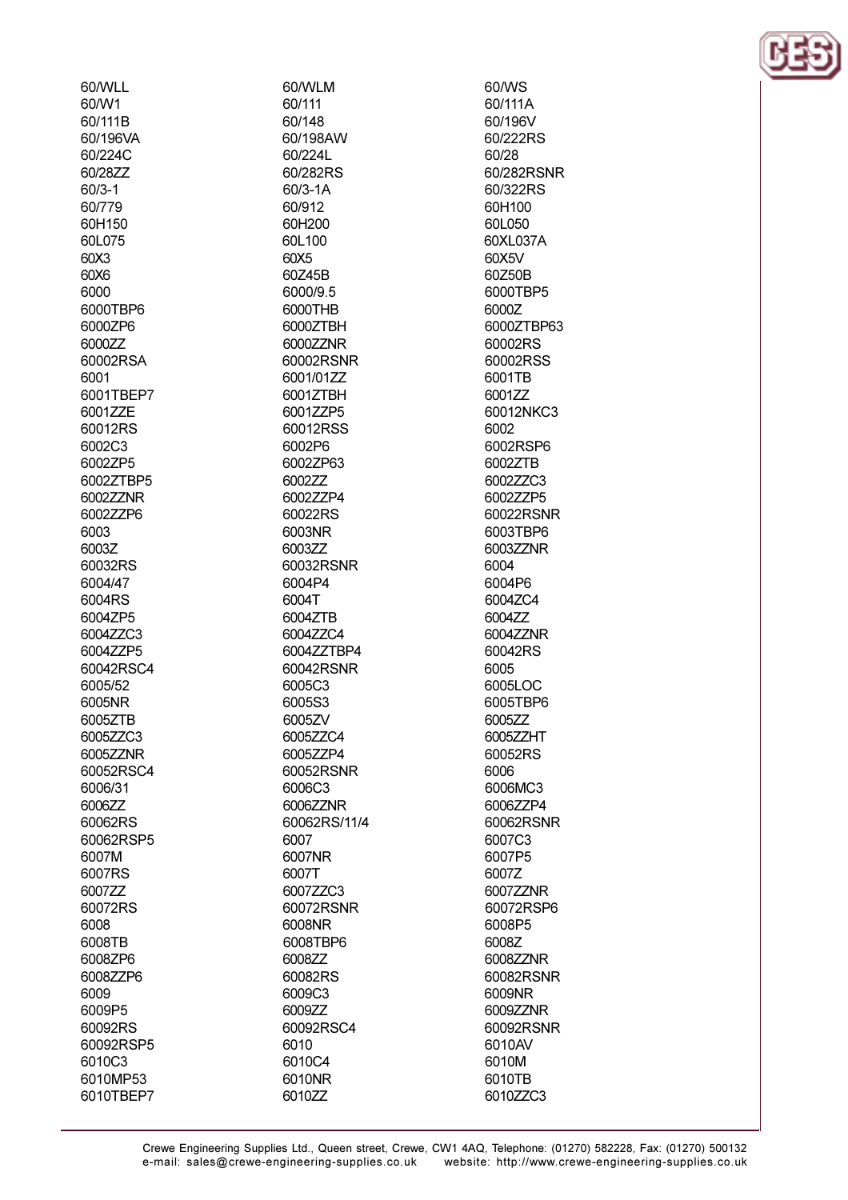60/WLL
60/W1
60/111B
60/196VA
60/224C
60/28ZZ
60/3-1
60/779
60H150
60L075
60X3
60X6
6000
6000TBP6
6000ZP6
6000ZZ
60002RSA
6001
6001TBEP7
6001ZZE
60012RS
6002C3
6002ZP5
6002ZTBP5
6002ZZNR
6002ZZP6
6003
6003Z
60032RS
6004/47
6004RS
6004ZP5
6004ZZC3
6004ZZP5
60042RSC4
6005/52
6005NR
6005ZTB
6005ZZC3
6005ZZNR
60052RSC4
6006/31
6006ZZ
60062RS
60062RSP5
6007M
6007RS
6007ZZ
60072RS
6008
6008TB
6008ZP6
6008ZZP6
6009
6009P5
60092RS
60092RSP5
6010C3
6010MP53
6010TBEP7

60/WLM
60/111
60/148
60/198AW
60/224L
60/282RS
60/3-1A
60/912
60H200
60L100
60X5
60Z45B
6000/9.5
6000THB
6000ZTBH
6000ZZNR
60002RSNR
6001/01ZZ
6001ZTBH
6001ZZP5
60012RSS
6002P6
6002ZP63
6002ZZ
6002ZZP4
60022RS
6003NR
6003ZZ
60032RSNR
6004P4
6004T
6004ZTB
6004ZZC4
6004ZZTBP4
60042RSNR
6005C3
6005S3
6005ZV
6005ZZC4
6005ZZP4
60052RSNR
6006C3
6006ZZNR
60062RS/11/4
6007
6007NR
6007T
6007ZZC3
60072RSNR
6008NR
6008TBP6
6008ZZ
60082RS
6009C3
6009ZZ
60092RSC4
6010
6010C4
6010NR
6010ZZ

60/WS
60/111A
60/196V
60/222RS
60/28
60/282RSNR
60/322RS
60H100
60L050
60XL037A
60X5V
60Z50B
6000TBP5
6000Z
6000ZTBP63
60002RS
60002RSS
6001TB
6001ZZ
60012NKC3
6002
6002RSP6
6002ZTB
6002ZZC3
6002ZZP5
60022RSNR
6003TBP6
6003ZZNR
6004
6004P6
6004ZC4
6004ZZ
6004ZZNR
60042RS
6005
6005LOC
6005TBP6
6005ZZ
6005ZZHT
60052RS
6006
6006MC3
6006ZZP4
60062RSNR
6007C3
6007P5
6007Z
6007ZZNR
60072RSP6
6008P5
6008Z
6008ZZNR
60082RSNR
6009NR
6009ZZNR
60092RSNR
6010AV
6010M
6010TB
6010ZZC3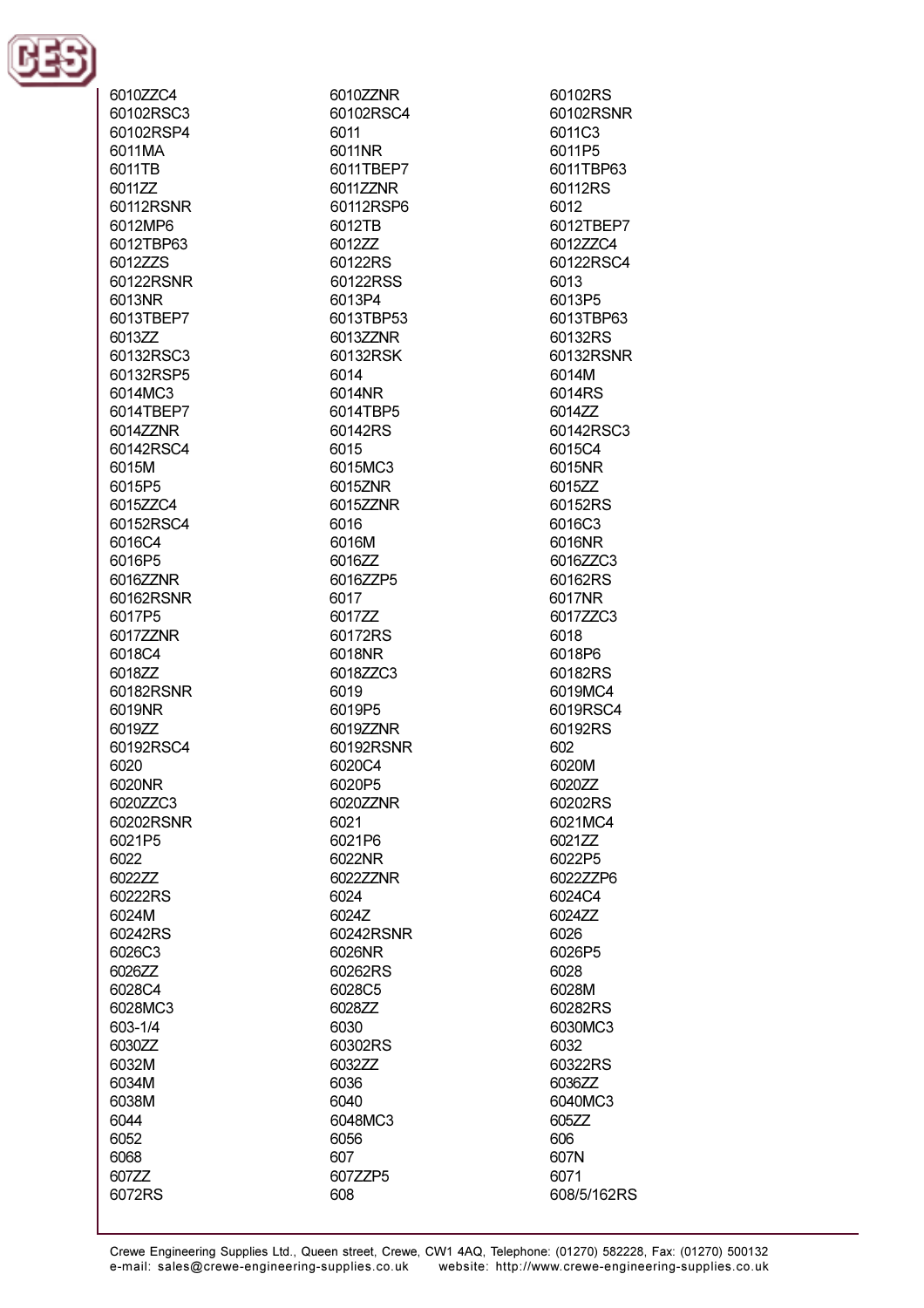6010ZZC4
60102RSC3
60102RSP4
6011MA
6011TB
6011ZZ
60112RSNR
6012MP6
6012TBP63
6012ZZS
60122RSNR
6013NR
6013TBEP7
6013ZZ
60132RSC3
60132RSP5
6014MC3
6014TBEP7
6014ZZNR
60142RSC4
6015M
6015P5
6015ZZC4
60152RSC4
6016C4
6016P5
6016ZZNR
60162RSNR
6017P5
6017ZZNR
6018C4
6018ZZ
60182RSNR
6019NR
6019ZZ
60192RSC4
6020
6020NR
6020ZZC3
60202RSNR
6021P5
6022
6022ZZ
60222RS
6024M
60242RS
6026C3
6026ZZ
6028C4
6028MC3
603-1/4
6030ZZ
6032M
6034M
6038M
6044
6052
6068
607ZZ
6072RS
6010ZZNR
60102RSC4
6011
6011NR
6011TBEP7
6011ZZNR
60112RSP6
6012TB
6012ZZ
60122RS
60122RSS
6013P4
6013TBP53
6013ZZNR
60132RSK
6014
6014NR
6014TBP5
60142RS
6015
6015MC3
6015ZNR
6015ZZNR
6016
6016M
6016ZZ
6016ZZP5
6017
6017ZZ
60172RS
6018NR
6018ZZC3
6019
6019P5
6019ZZNR
60192RSNR
6020C4
6020P5
6020ZZNR
6021
6021P6
6022NR
6022ZZNR
6024
6024Z
60242RSNR
6026NR
60262RS
6028C5
6028ZZ
6030
60302RS
6032ZZ
6036
6040
6048MC3
6056
607
607ZZP5
608
60102RS
60102RSNR
6011C3
6011P5
6011TBP63
60112RS
6012
6012TBEP7
6012ZZC4
60122RSC4
6013
6013P5
6013TBP63
60132RS
60132RSNR
6014M
6014RS
6014ZZ
60142RSC3
6015C4
6015NR
6015ZZ
60152RS
6016C3
6016NR
6016ZZC3
60162RS
6017NR
6017ZZC3
6018
6018P6
60182RS
6019MC4
6019RSC4
60192RS
602
6020M
6020ZZ
60202RS
6021MC4
6021ZZ
6022P5
6022ZZP6
6024C4
6024ZZ
6026
6026P5
6028
6028M
60282RS
6030MC3
6032
60322RS
6036ZZ
6040MC3
605ZZ
606
607N
6071
608/5/162RS

Crewe Engineering Supplies Ltd., Queen street, Crewe, CW1 4AQ, Telephone: (01270) 582228, Fax: (01270) 500132
e-mail: sales@crewe-engineering-supplies.co.uk website: http://www.crewe-engineering-supplies.co.uk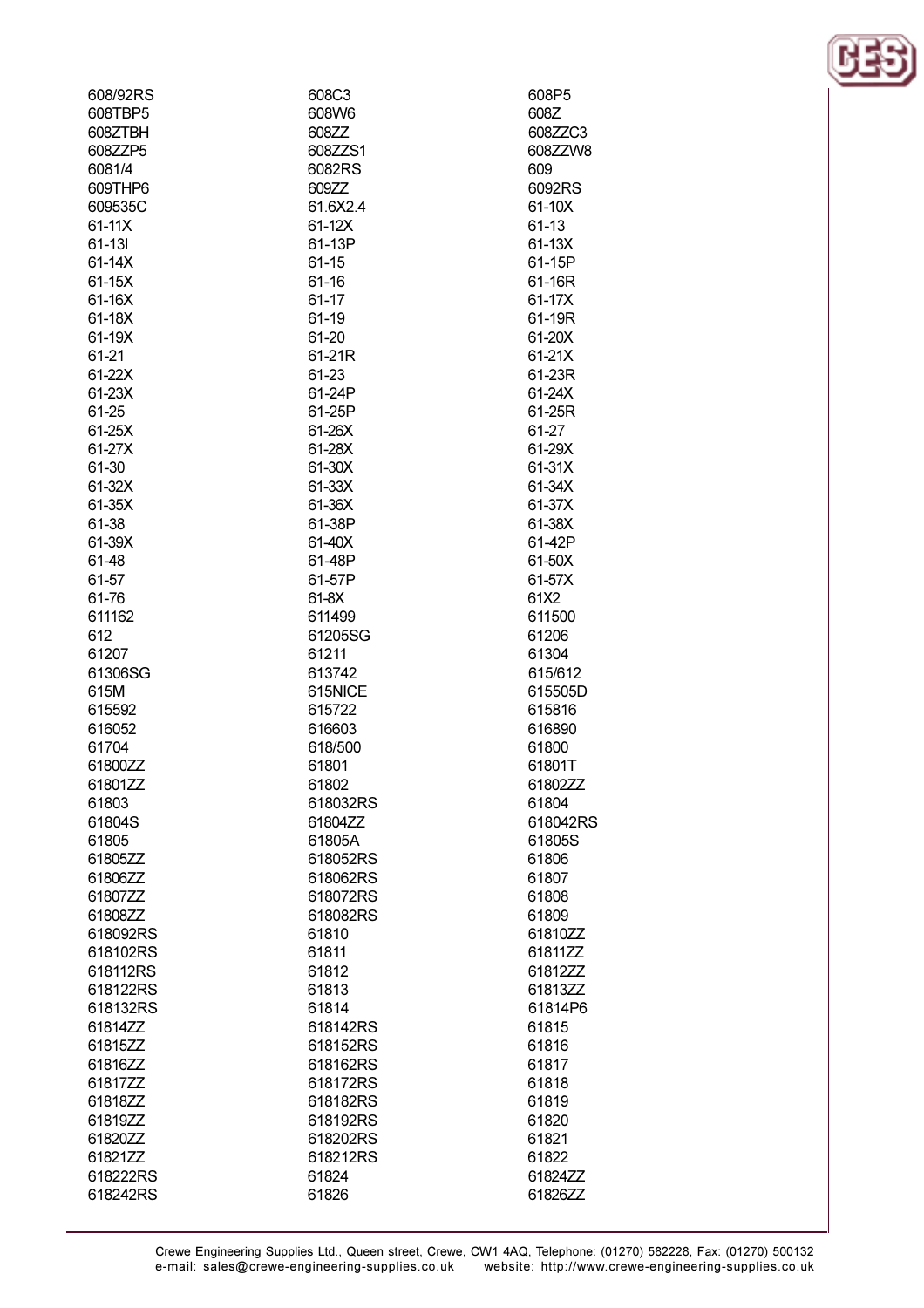608/92RS
608TBP5
608ZTBH
608ZZP5
6081/4
609THP6
609535C
61-11X
61-13I
61-14X
61-15X
61-16X
61-18X
61-19X
61-21
61-22X
61-23X
61-25
61-25X
61-27X
61-30
61-32X
61-35X
61-38
61-39X
61-48
61-57
61-76
611162
612
61207
61306SG
615M
615592
616052
61704
61800ZZ
61801ZZ
61803
61804S
61805
61805ZZ
61806ZZ
61807ZZ
61808ZZ
618092RS
618102RS
618112RS
618122RS
618132RS
61814ZZ
61815ZZ
61816ZZ
61817ZZ
61818ZZ
61819ZZ
61820ZZ
61821ZZ
618222RS
618242RS

608C3
608W6
608ZZ
608ZZS1
6082RS
609ZZ
61.6X2.4
61-12X
61-13P
61-15
61-16
61-17
61-19
61-20
61-21R
61-23
61-24P
61-25P
61-26X
61-28X
61-30X
61-33X
61-36X
61-38P
61-40X
61-48P
61-57P
61-8X
611499
61205SG
61211
613742
615NICE
615722
616603
618/500
61801
61802
618032RS
61804ZZ
61805A
618052RS
618062RS
618072RS
618082RS
61810
61811
61812
61813
61814
618142RS
618152RS
618162RS
618172RS
618182RS
618192RS
618202RS
618212RS
61824
61826

608P5
608Z
608ZZC3
608ZZW8
609
6092RS
61-10X
61-13
61-13X
61-15P
61-16R
61-17X
61-19R
61-20X
61-21X
61-23R
61-24X
61-25R
61-27
61-29X
61-31X
61-34X
61-37X
61-38X
61-42P
61-50X
61-57X
61X2
611500
61206
61304
615/612
615505D
615816
616890
61800
61801T
61802ZZ
61804
618042RS
61805S
61806
61807
61808
61809
61810ZZ
61811ZZ
61812ZZ
61813ZZ
61814P6
61815
61816
61817
61818
61819
61820
61821
61822
61824ZZ
61826ZZ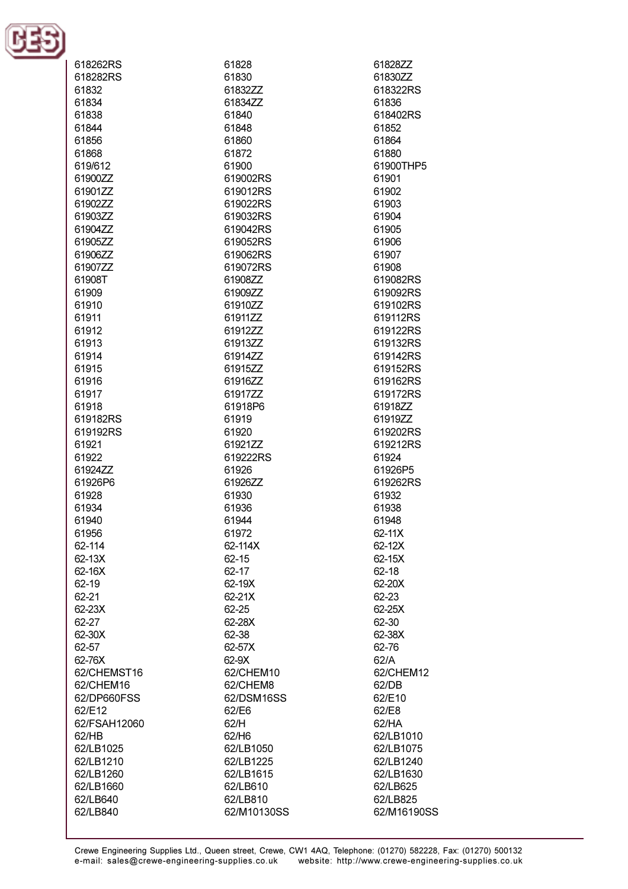618262RS
618282RS
61832
61834
61838
61844
61856
61868
619/612
61900ZZ
61901ZZ
61902ZZ
61903ZZ
61904ZZ
61905ZZ
61906ZZ
61907ZZ
61908T
61909
61910
61911
61912
61913
61914
61915
61916
61917
61918
619182RS
619192RS
61921
61922
61924ZZ
61926P6
61928
61934
61940
61956
62-114
62-13X
62-16X
62-19
62-21
62-23X
62-27
62-30X
62-57
62-76X
62/CHEMST16
62/CHEM16
62/DP660FSS
62/E12
62/FSAH12060
62/HB
62/LB1025
62/LB1210
62/LB1260
62/LB1660
62/LB640
62/LB840
61828
61830
61832ZZ
61834ZZ
61840
61848
61860
61872
61900
619002RS
619012RS
619022RS
619032RS
619042RS
619052RS
619062RS
619072RS
61908ZZ
61909ZZ
61910ZZ
61911ZZ
61912ZZ
61913ZZ
61914ZZ
61915ZZ
61916ZZ
61917ZZ
61918P6
61919
61920
61921ZZ
619222RS
61926
61926ZZ
61930
61936
61944
61972
62-114X
62-15
62-17
62-19X
62-21X
62-25
62-28X
62-38
62-57X
62-9X
62/CHEM10
62/CHEM8
62/DSM16SS
62/E6
62/H
62/H6
62/LB1050
62/LB1225
62/LB1615
62/LB610
62/LB810
62/M10130SS
61828ZZ
61830ZZ
618322RS
61836
618402RS
61852
61864
61880
61900THP5
61901
61902
61903
61904
61905
61906
61907
61908
619082RS
619092RS
619102RS
619112RS
619122RS
619132RS
619142RS
619152RS
619162RS
619172RS
61918ZZ
61919ZZ
619202RS
619212RS
61924
61926P5
619262RS
61932
61938
61948
62-11X
62-12X
62-15X
62-18
62-20X
62-23
62-25X
62-30
62-38X
62-76
62/A
62/CHEM12
62/DB
62/E10
62/E8
62/HA
62/LB1010
62/LB1075
62/LB1240
62/LB1630
62/LB625
62/LB825
62/M16190SS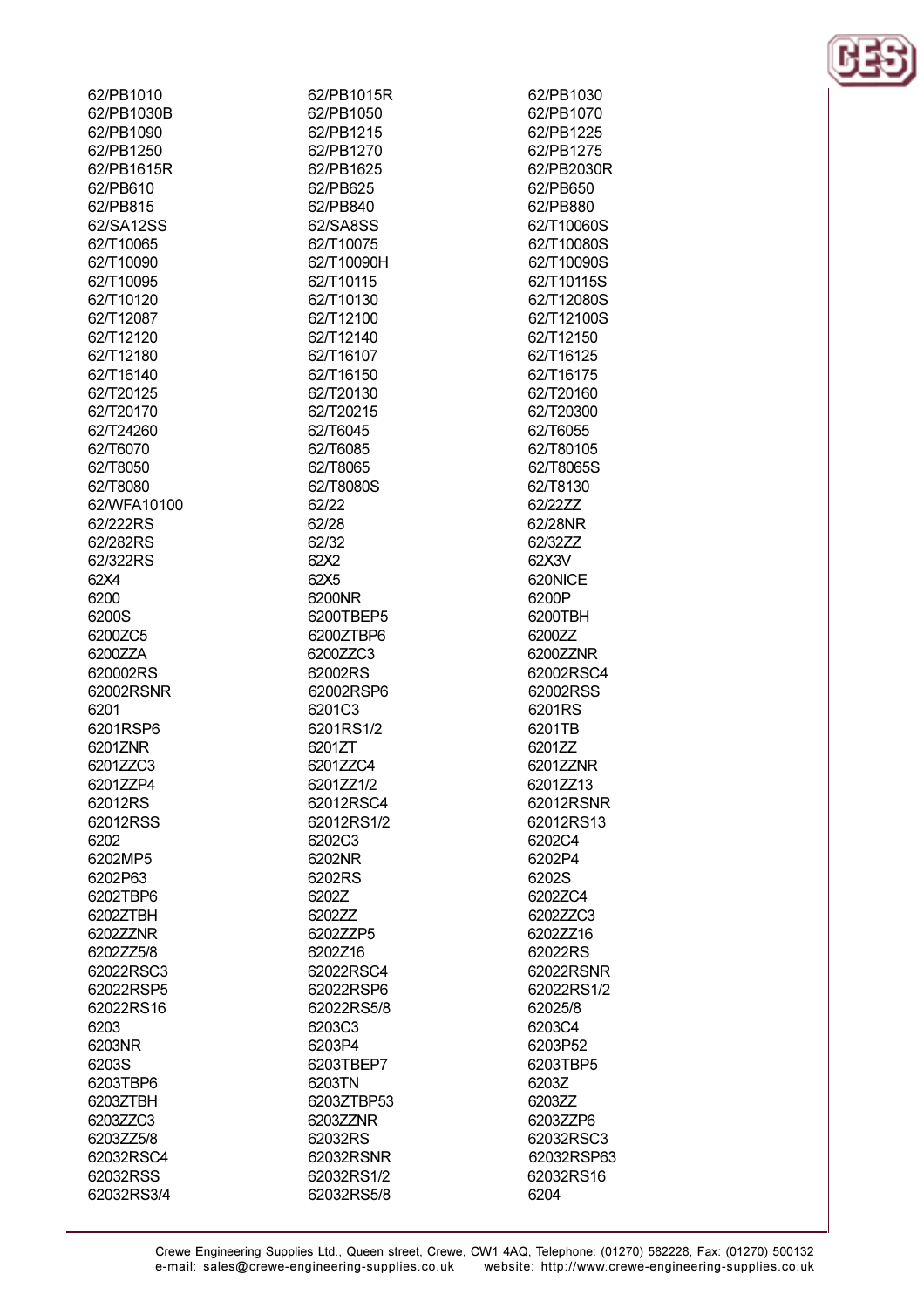62/PB1010
62/PB1015R
62/PB1030
62/PB1030B
62/PB1050
62/PB1070
62/PB1090
62/PB1215
62/PB1225
62/PB1250
62/PB1270
62/PB1275
62/PB1615R
62/PB1625
62/PB2030R
62/PB610
62/PB625
62/PB650
62/PB815
62/PB840
62/PB880
62/SA12SS
62/SA8SS
62/T10060S
62/T10065
62/T10075
62/T10080S
62/T10090
62/T10090H
62/T10090S
62/T10095
62/T10115
62/T10115S
62/T10120
62/T10130
62/T12080S
62/T12087
62/T12100
62/T12100S
62/T12120
62/T12140
62/T12150
62/T12180
62/T16107
62/T16125
62/T16140
62/T16150
62/T16175
62/T20125
62/T20130
62/T20160
62/T20170
62/T20215
62/T20300
62/T24260
62/T6045
62/T6055
62/T6070
62/T6085
62/T80105
62/T8050
62/T8065
62/T8065S
62/T8080
62/T8080S
62/T8130
62/WFA10100
62/22
62/22ZZ
62/222RS
62/28
62/28NR
62/282RS
62/32
62/32ZZ
62/322RS
62X2
62X3V
62X4
62X5
620NICE
6200
6200NR
6200P
6200S
6200TBEP5
6200TBH
6200ZC5
6200ZTBP6
6200ZZ
6200ZZA
6200ZZC3
6200ZZNR
620002RS
62002RS
62002RSC4
62002RSNR
62002RSP6
62002RSS
6201
6201C3
6201RS
6201RSP6
6201RS1/2
6201TB
6201ZNR
6201ZT
6201ZZ
6201ZZC3
6201ZZC4
6201ZZNR
6201ZZP4
6201ZZ1/2
6201ZZ13
62012RS
62012RSC4
62012RSNR
62012RSS
62012RS1/2
62012RS13
6202
6202C3
6202C4
6202MP5
6202NR
6202P4
6202P63
6202RS
6202S
6202TBP6
6202Z
6202ZC4
6202ZTBH
6202ZZ
6202ZZC3
6202ZZNR
6202ZZP5
6202ZZ16
6202ZZ5/8
6202Z16
62022RS
62022RSC3
62022RSC4
62022RSNR
62022RSP5
62022RSP6
62022RS1/2
62022RS16
62022RS5/8
62025/8
6203
6203C3
6203C4
6203NR
6203P4
6203P52
6203S
6203TBEP7
6203TBP5
6203TBP6
6203TN
6203Z
6203ZTBH
6203ZTBP53
6203ZZ
6203ZZC3
6203ZZNR
6203ZZP6
6203ZZ5/8
62032RS
62032RSC3
62032RSC4
62032RSNR
62032RSP63
62032RSS
62032RS1/2
62032RS16
62032RS3/4
62032RS5/8
6204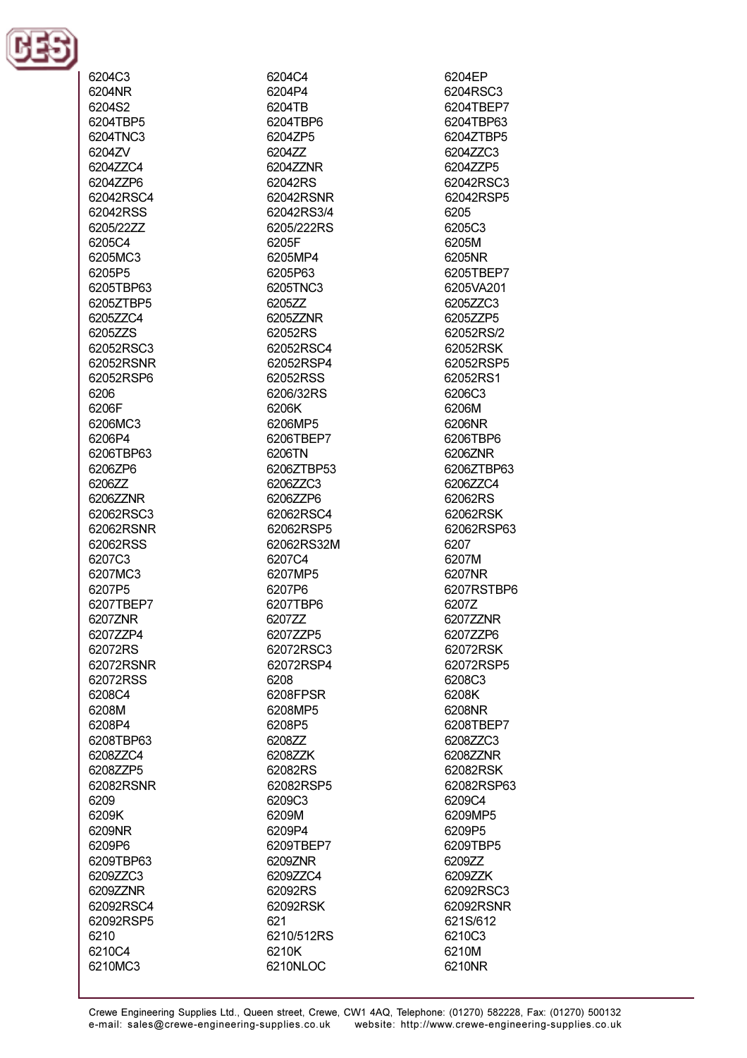6204C3
6204NR
6204S2
6204TBP5
6204TNC3
6204ZV
6204ZZC4
6204ZZP6
62042RSC4
62042RSS
6205/22ZZ
6205C4
6205MC3
6205P5
6205TBP63
6205ZTBP5
6205ZZC4
6205ZZS
62052RSC3
62052RSNR
62052RSP6
6206
6206F
6206MC3
6206P4
6206TBP63
6206ZP6
6206ZZ
6206ZZNR
62062RSC3
62062RSNR
62062RSS
6207C3
6207MC3
6207P5
6207TBEP7
6207ZNR
6207ZZP4
62072RS
62072RSNR
62072RSS
6208C4
6208M
6208P4
6208TBP63
6208ZZC4
6208ZZP5
62082RSNR
6209
6209K
6209NR
6209P6
6209TBP63
6209ZZC3
6209ZZNR
62092RSC4
62092RSP5
6210
6210C4
6210MC3

6204C4
6204P4
6204TB
6204TBP6
6204ZP5
6204ZZ
6204ZZNR
62042RS
62042RSNR
62042RS3/4
6205/222RS
6205F
6205MP4
6205P63
6205TNC3
6205ZZ
6205ZZNR
62052RS
62052RSC4
62052RSP4
62052RSS
6206/32RS
6206K
6206MP5
6206TBEP7
6206TN
6206ZTBP53
6206ZZC3
6206ZZP6
62062RSC4
62062RSP5
62062RS32M
6207C4
6207MP5
6207P6
6207TBP6
6207ZZ
6207ZZP5
62072RSC3
62072RSP4
6208
6208FPSR
6208MP5
6208P5
6208ZZ
6208ZZK
62082RS
62082RSP5
6209C3
6209M
6209P4
6209TBEP7
6209ZNR
6209ZZC4
62092RS
62092RSK
621
6210/512RS
6210K
6210NLOC

6204EP
6204RSC3
6204TBEP7
6204TBP63
6204ZTBP5
6204ZZC3
6204ZZP5
62042RSC3
62042RSP5
6205
6205C3
6205M
6205NR
6205TBEP7
6205VA201
6205ZZC3
6205ZZP5
62052RS/2
62052RSK
62052RSP5
62052RS1
6206C3
6206M
6206NR
6206TBP6
6206ZNR
6206ZTBP63
6206ZZC4
62062RS
62062RSK
62062RSP63
6207
6207M
6207NR
6207RSTBP6
6207Z
6207ZZNR
6207ZZP6
62072RSK
62072RSP5
6208C3
6208K
6208NR
6208TBEP7
6208ZZC3
6208ZZNR
62082RSK
62082RSP63
6209C4
6209MP5
6209P5
6209TBP5
6209ZZ
6209ZZK
62092RSC3
62092RSNR
621S/612
6210C3
6210M
6210NR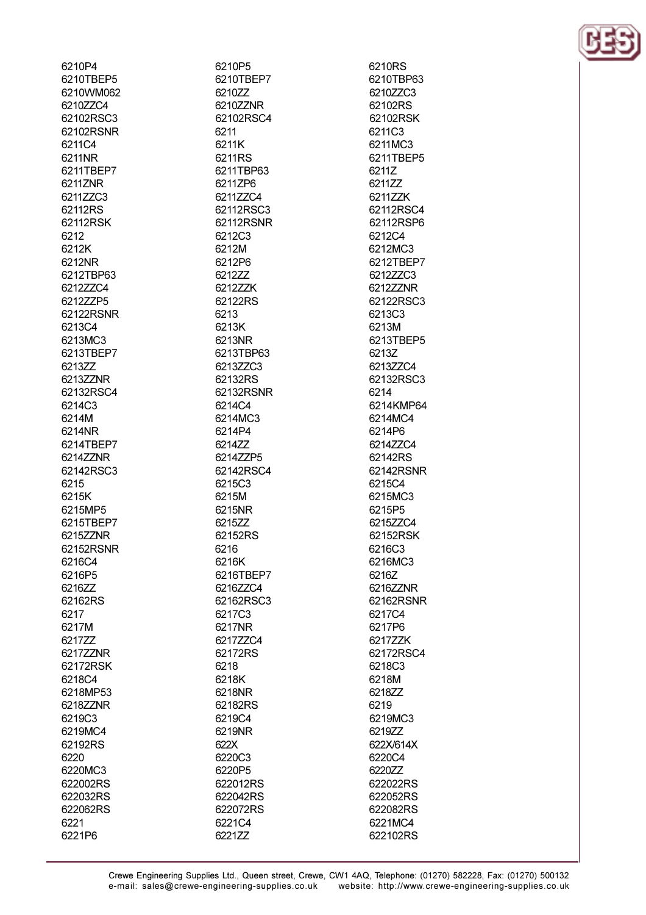6210P4
6210TBEP5
6210WM062
6210ZZC4
62102RSC3
62102RSNR
6211C4
6211NR
6211TBEP7
6211ZNR
6211ZZC3
62112RS
62112RSK
6212
6212K
6212NR
6212TBP63
6212ZZC4
6212ZZP5
62122RSNR
6213C4
6213MC3
6213TBEP7
6213ZZ
6213ZZNR
62132RSC4
6214C3
6214M
6214NR
6214TBEP7
6214ZZNR
62142RSC3
6215
6215K
6215MP5
6215TBEP7
6215ZZNR
62152RSNR
6216C4
6216P5
6216ZZ
62162RS
6217
6217M
6217ZZ
6217ZZNR
62172RSK
6218C4
6218MP53
6218ZZNR
6219C3
6219MC4
62192RS
6220
6220MC3
622002RS
622032RS
622062RS
6221
6221P6

6210P5
6210TBEP7
6210ZZ
6210ZZNR
62102RSC4
6211
6211K
6211RS
6211TBP63
6211ZP6
6211ZZC4
62112RSC3
62112RSNR
6212C3
6212M
6212P6
6212ZZ
6212ZZK
62122RS
6213
6213K
6213NR
6213TBP63
6213ZZC3
62132RS
62132RSNR
6214C4
6214MC3
6214P4
6214ZZ
6214ZZP5
62142RSC4
6215C3
6215M
6215NR
6215ZZ
62152RS
6216
6216K
6216TBEP7
6216ZZC4
62162RSC3
6217C3
6217NR
6217ZZC4
62172RS
6218
6218K
6218NR
62182RS
6219C4
6219NR
622X
6220C3
6220P5
622012RS
622042RS
622072RS
6221C4
6221ZZ

6210RS
6210TBP63
6210ZZC3
62102RS
62102RSK
6211C3
6211MC3
6211TBEP5
6211Z
6211ZZ
6211ZZK
62112RSC4
62112RSP6
6212C4
6212MC3
6212TBEP7
6212ZZC3
6212ZZNR
62122RSC3
6213C3
6213M
6213TBEP5
6213Z
6213ZZC4
62132RSC3
6214
6214KMP64
6214MC4
6214P6
6214ZZC4
62142RS
62142RSNR
6215C4
6215MC3
6215P5
6215ZZC4
62152RSK
6216C3
6216MC3
6216Z
6216ZZNR
62162RSNR
6217C4
6217P6
6217ZZK
62172RSC4
6218C3
6218M
6218ZZ
6219
6219MC3
6219ZZ
622X/614X
6220C4
6220ZZ
622022RS
622052RS
622082RS
6221MC4
622102RS

Crewe Engineering Supplies Ltd., Queen street, Crewe, CW1 4AQ, Telephone: (01270) 582228, Fax: (01270) 500132
e-mail: sales@crewe-engineering-supplies.co.uk website: http://www.crewe-engineering-supplies.co.uk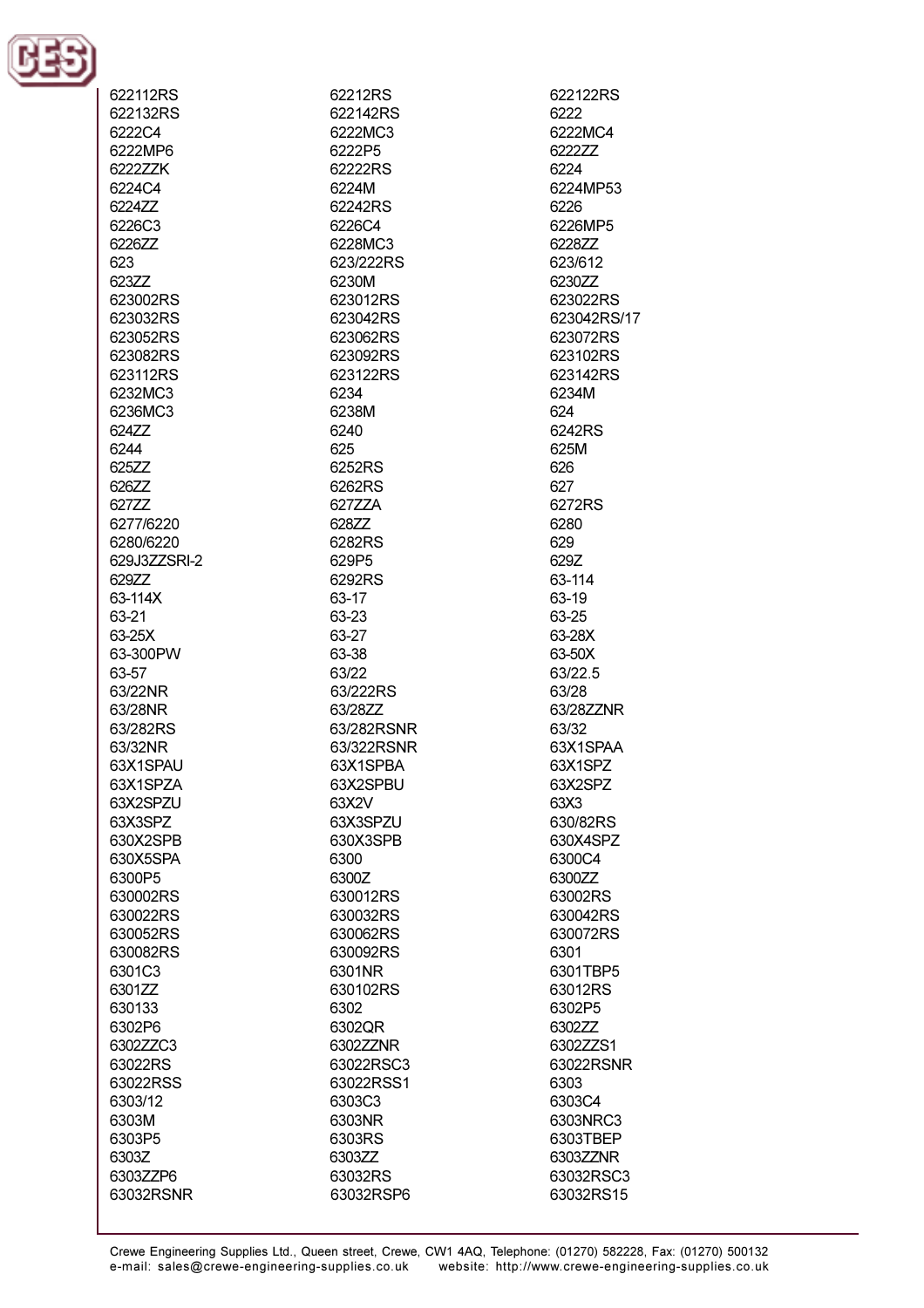622112RS
622132RS
6222C4
6222MP6
6222ZZK
6224C4
6224ZZ
6226C3
6226ZZ
623
623ZZ
623002RS
623032RS
623052RS
623082RS
623112RS
6232MC3
6236MC3
624ZZ
6244
625ZZ
626ZZ
627ZZ
6277/6220
6280/6220
629J3ZZSRI-2
629ZZ
63-114X
63-21
63-25X
63-300PW
63-57
63/22NR
63/28NR
63/282RS
63/32NR
63X1SPAU
63X1SPZA
63X2SPZU
63X3SPZ
630X2SPB
630X5SPA
6300P5
630002RS
630022RS
630052RS
630082RS
6301C3
6301ZZ
630133
6302P6
6302ZZC3
63022RS
63022RSS
6303/12
6303M
6303P5
6303Z
6303ZZP6
63032RSNR

62212RS
622142RS
6222MC3
6222P5
62222RS
6224M
62242RS
6226C4
6228MC3
623/222RS
6230M
623012RS
623042RS
623062RS
623092RS
623122RS
6234
6238M
6240
625
6252RS
6262RS
627ZZA
628ZZ
6282RS
629P5
6292RS
63-17
63-23
63-27
63-38
63/22
63/222RS
63/28ZZ
63/282RSNR
63/322RSNR
63X1SPBA
63X2SPBU
63X2V
63X3SPZU
630X3SPB
6300
6300Z
630012RS
630032RS
630062RS
630092RS
6301NR
630102RS
6302
6302QR
6302ZZNR
63022RSC3
63022RSS1
6303C3
6303NR
6303RS
6303ZZ
63032RS
63032RSP6

622122RS
6222
6222MC4
6222ZZ
6224
6224MP53
6226
6226MP5
6228ZZ
623/612
6230ZZ
623022RS
623042RS/17
623072RS
623102RS
623142RS
6234M
624
6242RS
625M
626
627
6272RS
6280
629
629Z
63-114
63-19
63-25
63-28X
63-50X
63/22.5
63/28
63/28ZZNR
63/32
63X1SPAA
63X1SPZ
63X2SPZ
63X3
630/82RS
630X4SPZ
6300C4
6300ZZ
63002RS
630042RS
630072RS
6301
6301TBP5
63012RS
6302P5
6302ZZ
6302ZZS1
63022RSNR
6303
6303C4
6303NRC3
6303TBEP
6303ZZNR
63032RSC3
63032RS15

Crewe Engineering Supplies Ltd., Queen street, Crewe, CW1 4AQ, Telephone: (01270) 582228, Fax: (01270) 500132
e-mail: sales@crewe-engineering-supplies.co.uk website: http://www.crewe-engineering-supplies.co.uk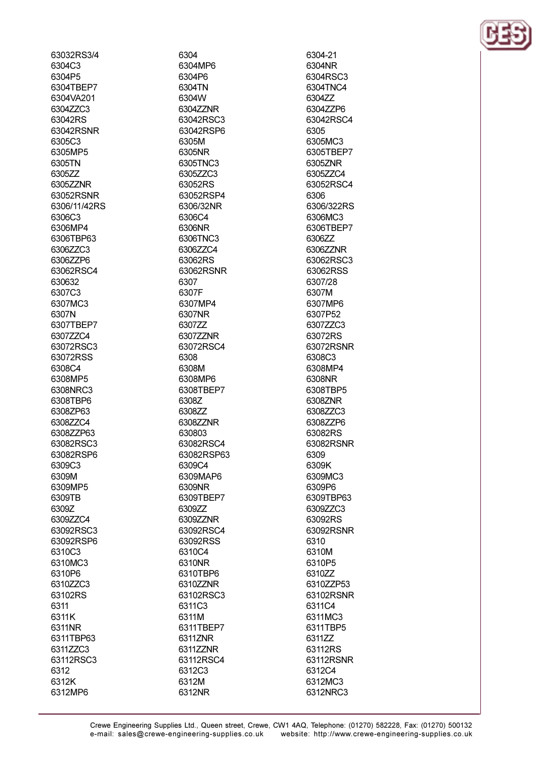63032RS3/4
6304C3
6304P5
6304TBEP7
6304VA201
6304ZZC3
63042RS
63042RSNR
6305C3
6305MP5
6305TN
6305ZZ
6305ZZNR
63052RSNR
6306/11/42RS
6306C3
6306MP4
6306TBP63
6306ZZC3
6306ZZP6
63062RSC4
630632
6307C3
6307MC3
6307N
6307TBEP7
6307ZZC4
63072RSC3
63072RSS
6308C4
6308MP5
6308NRC3
6308TBP6
6308ZP63
6308ZZC4
6308ZZP63
63082RSC3
63082RSP6
6309C3
6309M
6309MP5
6309TB
6309Z
6309ZZC4
63092RSC3
63092RSP6
6310C3
6310MC3
6310P6
6310ZZC3
63102RS
6311
6311K
6311NR
6311TBP63
6311ZZC3
63112RSC3
6312
6312K
6312MP6
6304
6304MP6
6304P6
6304TN
6304W
6304ZZNR
63042RSC3
63042RSP6
6305M
6305NR
6305TNC3
6305ZZC3
63052RS
63052RSP4
6306/32NR
6306C4
6306NR
6306TNC3
6306ZZC4
63062RS
63062RSNR
6307
6307F
6307MP4
6307NR
6307ZZ
6307ZZNR
63072RSC4
6308
6308M
6308MP6
6308TBEP7
6308Z
6308ZZ
6308ZZNR
630803
63082RSC4
63082RSP63
6309C4
6309MAP6
6309NR
6309TBEP7
6309ZZ
6309ZZNR
63092RSC4
63092RSS
6310C4
6310NR
6310TBP6
6310ZZNR
63102RSC3
6311C3
6311M
6311TBEP7
6311ZNR
6311ZZNR
63112RSC4
6312C3
6312M
6312NR
6304-21
6304NR
6304RSC3
6304TNC4
6304ZZ
6304ZZP6
63042RSC4
6305
6305MC3
6305TBEP7
6305ZNR
6305ZZC4
63052RSC4
6306
6306/322RS
6306MC3
6306TBEP7
6306ZZ
6306ZZNR
63062RSC3
63062RSS
6307/28
6307M
6307MP6
6307P52
6307ZZC3
63072RS
63072RSNR
6308C3
6308MP4
6308NR
6308TBP5
6308ZNR
6308ZZC3
6308ZZP6
63082RS
63082RSNR
6309
6309K
6309MC3
6309P6
6309TBP63
6309ZZC3
63092RS
63092RSNR
6310
6310M
6310P5
6310ZZ
6310ZZP53
63102RSNR
6311C4
6311MC3
6311TBP5
6311ZZ
63112RS
63112RSNR
6312C4
6312MC3
6312NRC3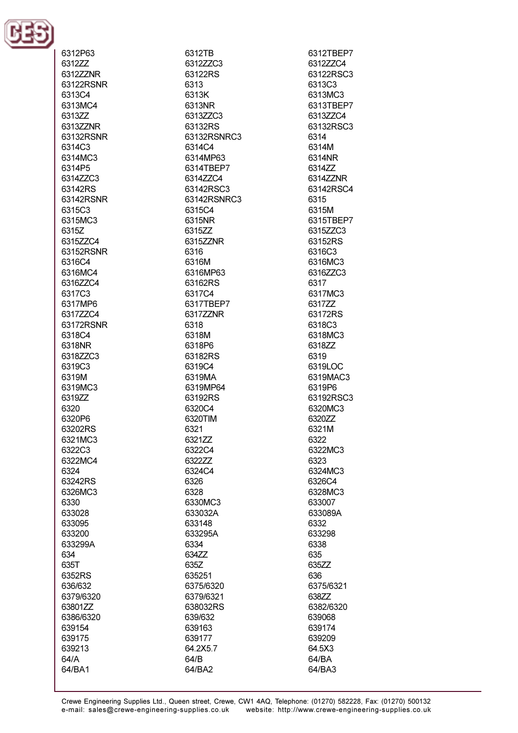6312P63
6312TB
6312TBEP7
6312ZZ
6312ZZC3
6312ZZC4
6312ZZNR
63122RS
63122RSC3
63122RSNR
6313
6313C3
6313C4
6313K
6313MC3
6313MC4
6313NR
6313TBEP7
6313ZZ
6313ZZC3
6313ZZC4
6313ZZNR
63132RS
63132RSC3
63132RSNR
63132RSNRC3
6314
6314C3
6314C4
6314M
6314MC3
6314MP63
6314NR
6314P5
6314TBEP7
6314ZZ
6314ZZC3
6314ZZC4
6314ZZNR
63142RS
63142RSC3
63142RSC4
63142RSNR
63142RSNRC3
6315
6315C3
6315C4
6315M
6315MC3
6315NR
6315TBEP7
6315Z
6315ZZ
6315ZZC3
6315ZZC4
6315ZZNR
63152RS
63152RSNR
6316
6316C3
6316C4
6316M
6316MC3
6316MC4
6316MP63
6316ZZC3
6316ZZC4
63162RS
6317
6317C3
6317C4
6317MC3
6317MP6
6317TBEP7
6317ZZ
6317ZZC4
6317ZZNR
63172RS
63172RSNR
6318
6318C3
6318C4
6318M
6318MC3
6318NR
6318P6
6318ZZ
6318ZZC3
63182RS
6319
6319C3
6319C4
6319LOC
6319M
6319MA
6319MAC3
6319MC3
6319MP64
6319P6
6319ZZ
63192RS
63192RSC3
6320
6320C4
6320MC3
6320P6
6320TIM
6320ZZ
63202RS
6321
6321M
6321MC3
6321ZZ
6322
6322C3
6322C4
6322MC3
6322MC4
6322ZZ
6323
6324
6324C4
6324MC3
63242RS
6326
6326C4
6326MC3
6328
6328MC3
6330
6330MC3
633007
633028
633032A
633089A
633095
633148
6332
633200
633295A
633298
633299A
6334
6338
634
634ZZ
635
635T
635Z
635ZZ
6352RS
635251
636
636/632
6375/6320
6375/6321
6379/6320
6379/6321
638ZZ
63801ZZ
638032RS
6382/6320
6386/6320
639/632
639068
639154
639163
639174
639175
639177
639209
639213
64.2X5.7
64.5X3
64/A
64/B
64/BA
64/BA1
64/BA2
64/BA3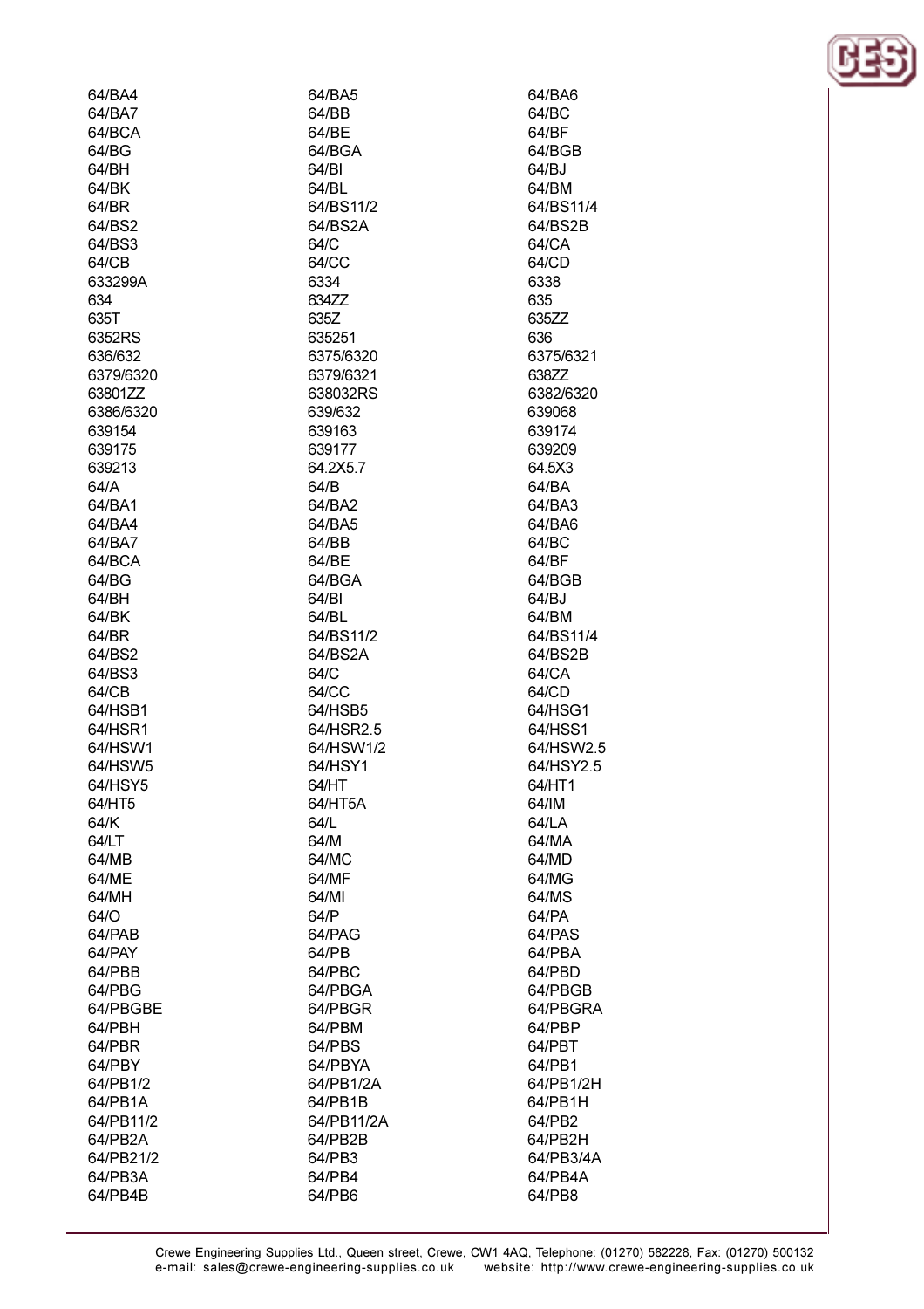64/BA4
64/BA5
64/BA6
64/BA7
64/BB
64/BC
64/BCA
64/BE
64/BF
64/BG
64/BGA
64/BGB
64/BH
64/BI
64/BJ
64/BK
64/BL
64/BM
64/BR
64/BS11/2
64/BS11/4
64/BS2
64/BS2A
64/BS2B
64/BS3
64/C
64/CA
64/CB
64/CC
64/CD
633299A
6334
6338
634
634ZZ
635
635T
635Z
635ZZ
6352RS
635251
636
636/632
6375/6320
6375/6321
6379/6320
6379/6321
638ZZ
63801ZZ
638032RS
6382/6320
6386/6320
639/632
639068
639154
639163
639174
639175
639177
639209
639213
64.2X5.7
64.5X3
64/A
64/B
64/BA
64/BA1
64/BA2
64/BA3
64/BA4
64/BA5
64/BA6
64/BA7
64/BB
64/BC
64/BCA
64/BE
64/BF
64/BG
64/BGA
64/BGB
64/BH
64/BI
64/BJ
64/BK
64/BL
64/BM
64/BR
64/BS11/2
64/BS11/4
64/BS2
64/BS2A
64/BS2B
64/BS3
64/C
64/CA
64/CB
64/CC
64/CD
64/HSB1
64/HSB5
64/HSG1
64/HSR1
64/HSR2.5
64/HSS1
64/HSW1
64/HSW1/2
64/HSW2.5
64/HSW5
64/HSY1
64/HSY2.5
64/HSY5
64/HT
64/HT1
64/HT5
64/HT5A
64/IM
64/K
64/L
64/LA
64/LT
64/M
64/MA
64/MB
64/MC
64/MD
64/ME
64/MF
64/MG
64/MH
64/MI
64/MS
64/O
64/P
64/PA
64/PAB
64/PAG
64/PAS
64/PAY
64/PB
64/PBA
64/PBB
64/PBC
64/PBD
64/PBG
64/PBGA
64/PBGB
64/PBGBE
64/PBGR
64/PBGRA
64/PBH
64/PBM
64/PBP
64/PBR
64/PBS
64/PBT
64/PBY
64/PBYA
64/PB1
64/PB1/2
64/PB1/2A
64/PB1/2H
64/PB1A
64/PB1B
64/PB1H
64/PB11/2
64/PB11/2A
64/PB2
64/PB2A
64/PB2B
64/PB2H
64/PB21/2
64/PB3
64/PB3/4A
64/PB3A
64/PB4
64/PB4A
64/PB4B
64/PB6
64/PB8

Crewe Engineering Supplies Ltd., Queen street, Crewe, CW1 4AQ, Telephone: (01270) 582228, Fax: (01270) 500132
e-mail: sales@crewe-engineering-supplies.co.uk website: http://www.crewe-engineering-supplies.co.uk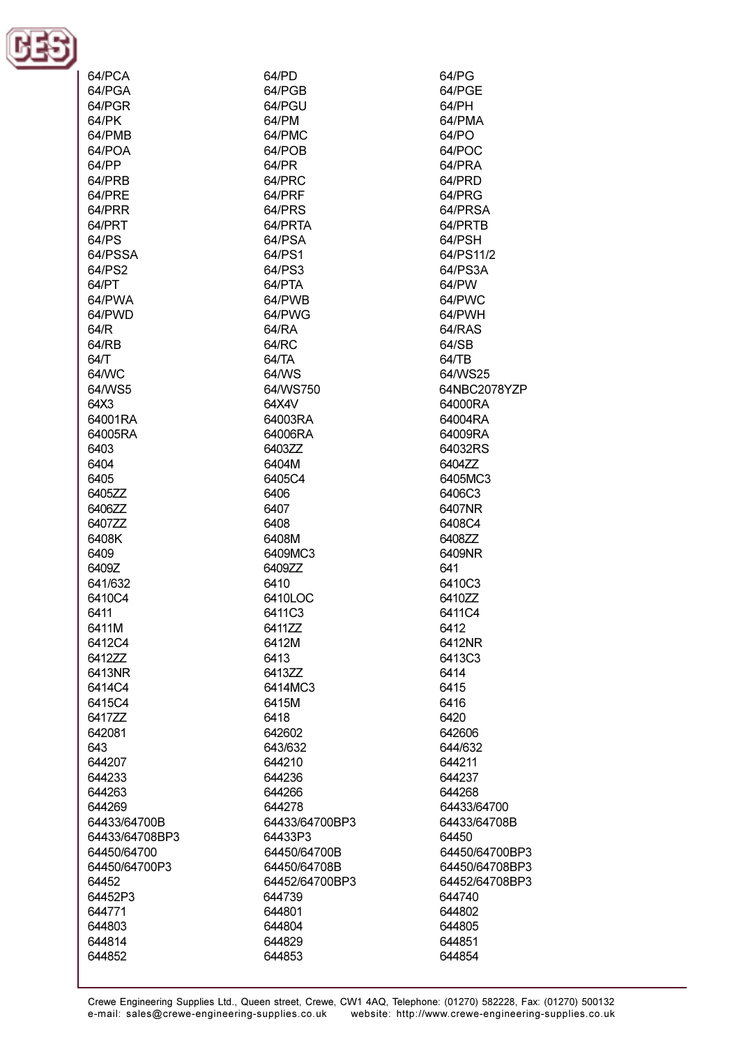64/PCA
64/PD
64/PG
64/PGA
64/PGB
64/PGE
64/PGR
64/PGU
64/PH
64/PK
64/PM
64/PMA
64/PMB
64/PMC
64/PO
64/POA
64/POB
64/POC
64/PP
64/PR
64/PRA
64/PRB
64/PRC
64/PRD
64/PRE
64/PRF
64/PRG
64/PRR
64/PRS
64/PRSA
64/PRT
64/PRTA
64/PRTB
64/PS
64/PSA
64/PSH
64/PSSA
64/PS1
64/PS11/2
64/PS2
64/PS3
64/PS3A
64/PT
64/PTA
64/PW
64/PWA
64/PWB
64/PWC
64/PWD
64/PWG
64/PWH
64/R
64/RA
64/RAS
64/RB
64/RC
64/SB
64/T
64/TA
64/TB
64/WC
64/WS
64/WS25
64/WS5
64/WS750
64NBC2078YZP
64X3
64X4V
64000RA
64001RA
64003RA
64004RA
64005RA
64006RA
64009RA
6403
6403ZZ
64032RS
6404
6404M
6404ZZ
6405
6405C4
6405MC3
6405ZZ
6406
6406C3
6406ZZ
6407
6407NR
6407ZZ
6408
6408C4
6408K
6408M
6408ZZ
6409
6409MC3
6409NR
6409Z
6409ZZ
641
641/632
6410
6410C3
6410C4
6410LOC
6410ZZ
6411
6411C3
6411C4
6411M
6411ZZ
6412
6412C4
6412M
6412NR
6412ZZ
6413
6413C3
6413NR
6413ZZ
6414
6414C4
6414MC3
6415
6415C4
6415M
6416
6417ZZ
6418
6420
642081
642602
642606
643
643/632
644/632
644207
644210
644211
644233
644236
644237
644263
644266
644268
644269
644278
64433/64700
64433/64700B
64433/64700BP3
64433/64708B
64433/64708BP3
64433P3
64450
64450/64700
64450/64700B
64450/64700BP3
64450/64700P3
64450/64708B
64450/64708BP3
64452
64452/64700BP3
64452/64708BP3
64452P3
644739
644740
644771
644801
644802
644803
644804
644805
644814
644829
644851
644852
644853
644854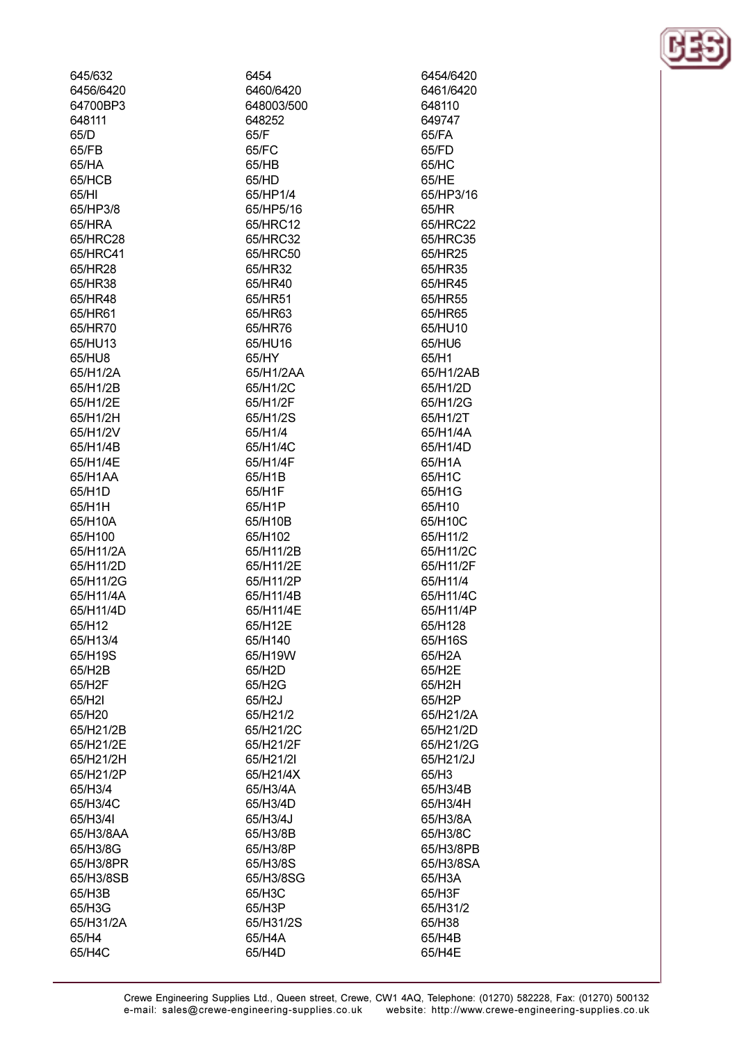645/632
6454
6454/6420
6456/6420
6460/6420
6461/6420
64700BP3
648003/500
648110
648111
648252
649747
65/D
65/F
65/FA
65/FB
65/FC
65/FD
65/HA
65/HB
65/HC
65/HCB
65/HD
65/HE
65/HI
65/HP1/4
65/HP3/16
65/HP3/8
65/HP5/16
65/HR
65/HRA
65/HRC12
65/HRC22
65/HRC28
65/HRC32
65/HRC35
65/HRC41
65/HRC50
65/HR25
65/HR28
65/HR32
65/HR35
65/HR38
65/HR40
65/HR45
65/HR48
65/HR51
65/HR55
65/HR61
65/HR63
65/HR65
65/HR70
65/HR76
65/HU10
65/HU13
65/HU16
65/HU6
65/HU8
65/HY
65/H1
65/H1/2A
65/H1/2AA
65/H1/2AB
65/H1/2B
65/H1/2C
65/H1/2D
65/H1/2E
65/H1/2F
65/H1/2G
65/H1/2H
65/H1/2S
65/H1/2T
65/H1/2V
65/H1/4
65/H1/4A
65/H1/4B
65/H1/4C
65/H1/4D
65/H1/4E
65/H1/4F
65/H1A
65/H1AA
65/H1B
65/H1C
65/H1D
65/H1F
65/H1G
65/H1H
65/H1P
65/H10
65/H10A
65/H10B
65/H10C
65/H100
65/H102
65/H11/2
65/H11/2A
65/H11/2B
65/H11/2C
65/H11/2D
65/H11/2E
65/H11/2F
65/H11/2G
65/H11/2P
65/H11/4
65/H11/4A
65/H11/4B
65/H11/4C
65/H11/4D
65/H11/4E
65/H11/4P
65/H12
65/H12E
65/H128
65/H13/4
65/H140
65/H16S
65/H19S
65/H19W
65/H2A
65/H2B
65/H2D
65/H2E
65/H2F
65/H2G
65/H2H
65/H2I
65/H2J
65/H2P
65/H20
65/H21/2
65/H21/2A
65/H21/2B
65/H21/2C
65/H21/2D
65/H21/2E
65/H21/2F
65/H21/2G
65/H21/2H
65/H21/2I
65/H21/2J
65/H21/2P
65/H21/4X
65/H3
65/H3/4
65/H3/4A
65/H3/4B
65/H3/4C
65/H3/4D
65/H3/4H
65/H3/4I
65/H3/4J
65/H3/8A
65/H3/8AA
65/H3/8B
65/H3/8C
65/H3/8G
65/H3/8P
65/H3/8PB
65/H3/8PR
65/H3/8S
65/H3/8SA
65/H3/8SB
65/H3/8SG
65/H3A
65/H3B
65/H3C
65/H3F
65/H3G
65/H3P
65/H31/2
65/H31/2A
65/H31/2S
65/H38
65/H4
65/H4A
65/H4B
65/H4C
65/H4D
65/H4E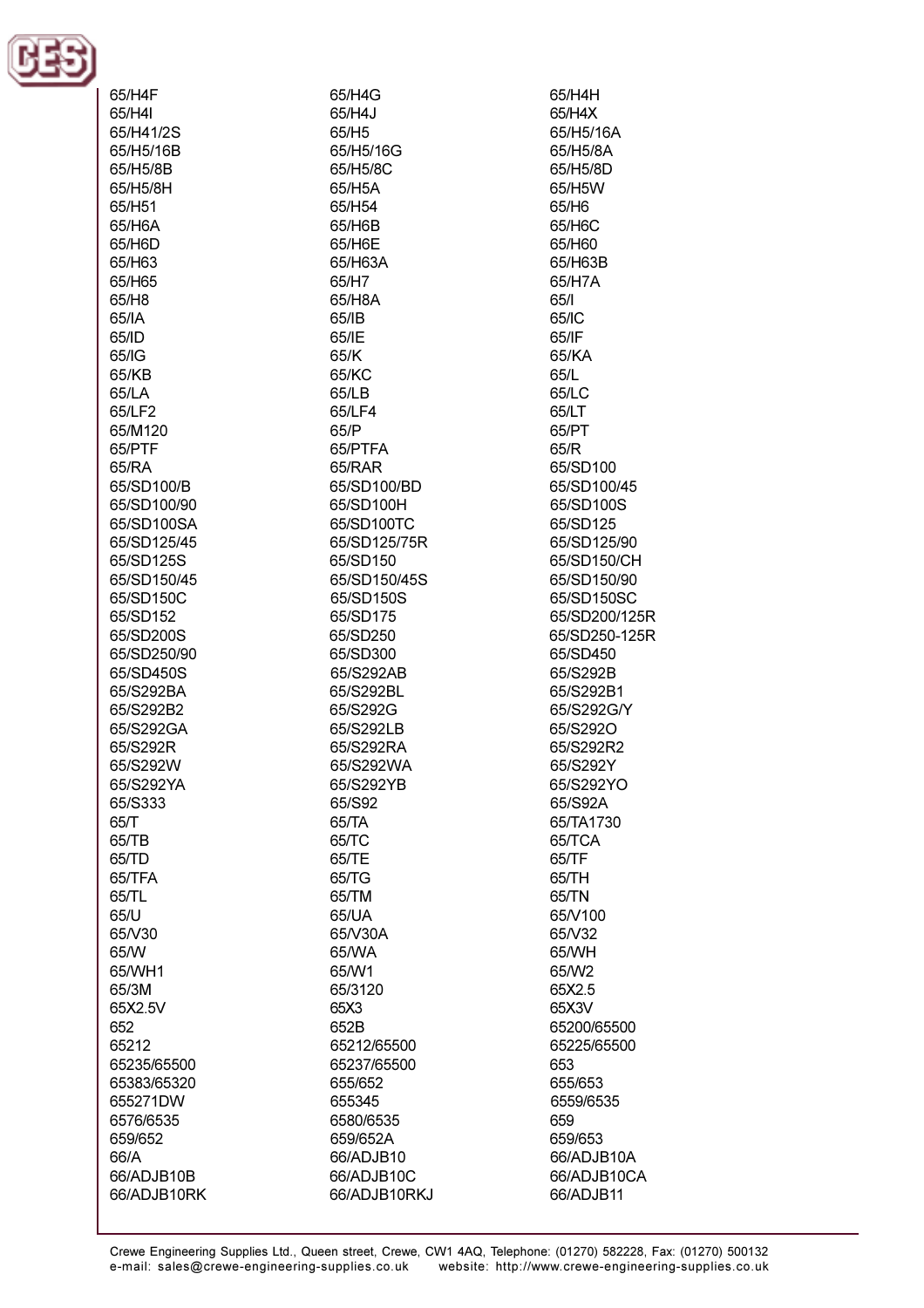65/H4F
65/H4G
65/H4H
65/H4I
65/H4J
65/H4X
65/H41/2S
65/H5
65/H5/16A
65/H5/16B
65/H5/16G
65/H5/8A
65/H5/8B
65/H5/8C
65/H5/8D
65/H5/8H
65/H5A
65/H5W
65/H51
65/H54
65/H6
65/H6A
65/H6B
65/H6C
65/H6D
65/H6E
65/H60
65/H63
65/H63A
65/H63B
65/H65
65/H7
65/H7A
65/H8
65/H8A
65/I
65/IA
65/IB
65/IC
65/ID
65/IE
65/IF
65/IG
65/K
65/KA
65/KB
65/KC
65/L
65/LA
65/LB
65/LC
65/LF2
65/LF4
65/LT
65/M120
65/P
65/PT
65/PTF
65/PTFA
65/R
65/RA
65/RAR
65/SD100
65/SD100/B
65/SD100/BD
65/SD100/45
65/SD100/90
65/SD100H
65/SD100S
65/SD100SA
65/SD100TC
65/SD125
65/SD125/45
65/SD125/75R
65/SD125/90
65/SD125S
65/SD150
65/SD150/CH
65/SD150/45
65/SD150/45S
65/SD150/90
65/SD150C
65/SD150S
65/SD150SC
65/SD152
65/SD175
65/SD200/125R
65/SD200S
65/SD250
65/SD250-125R
65/SD250/90
65/SD300
65/SD450
65/SD450S
65/S292AB
65/S292B
65/S292BA
65/S292BL
65/S292B1
65/S292B2
65/S292G
65/S292G/Y
65/S292GA
65/S292LB
65/S292O
65/S292R
65/S292RA
65/S292R2
65/S292W
65/S292WA
65/S292Y
65/S292YA
65/S292YB
65/S292YO
65/S333
65/S92
65/S92A
65/T
65/TA
65/TA1730
65/TB
65/TC
65/TCA
65/TD
65/TE
65/TF
65/TFA
65/TG
65/TH
65/TL
65/TM
65/TN
65/U
65/UA
65/V100
65/V30
65/V30A
65/V32
65/W
65/WA
65/WH
65/WH1
65/W1
65/W2
65/3M
65/3120
65X2.5
65X2.5V
65X3
65X3V
652
652B
65200/65500
65212
65212/65500
65225/65500
65235/65500
65237/65500
653
65383/65320
655/652
655/653
655271DW
655345
6559/6535
6576/6535
6580/6535
659
659/652
659/652A
659/653
66/A
66/ADJB10
66/ADJB10A
66/ADJB10B
66/ADJB10C
66/ADJB10CA
66/ADJB10RK
66/ADJB10RKJ
66/ADJB11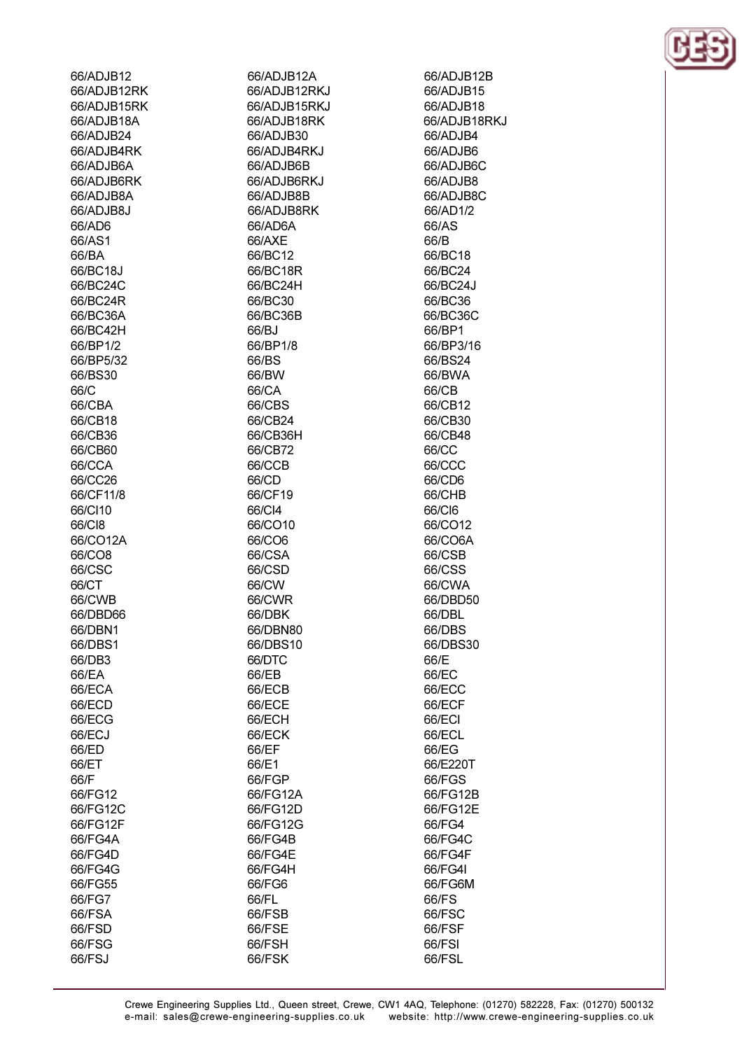| | | |
|---|---|---|
| 66/ADJB12 | 66/ADJB12A | 66/ADJB12B |
| 66/ADJB12RK | 66/ADJB12RKJ | 66/ADJB15 |
| 66/ADJB15RK | 66/ADJB15RKJ | 66/ADJB18 |
| 66/ADJB18A | 66/ADJB18RK | 66/ADJB18RKJ |
| 66/ADJB24 | 66/ADJB30 | 66/ADJB4 |
| 66/ADJB4RK | 66/ADJB4RKJ | 66/ADJB6 |
| 66/ADJB6A | 66/ADJB6B | 66/ADJB6C |
| 66/ADJB6RK | 66/ADJB6RKJ | 66/ADJB8 |
| 66/ADJB8A | 66/ADJB8B | 66/ADJB8C |
| 66/ADJB8J | 66/ADJB8RK | 66/AD1/2 |
| 66/AD6 | 66/AD6A | 66/AS |
| 66/AS1 | 66/AXE | 66/B |
| 66/BA | 66/BC12 | 66/BC18 |
| 66/BC18J | 66/BC18R | 66/BC24 |
| 66/BC24C | 66/BC24H | 66/BC24J |
| 66/BC24R | 66/BC30 | 66/BC36 |
| 66/BC36A | 66/BC36B | 66/BC36C |
| 66/BC42H | 66/BJ | 66/BP1 |
| 66/BP1/2 | 66/BP1/8 | 66/BP3/16 |
| 66/BP5/32 | 66/BS | 66/BS24 |
| 66/BS30 | 66/BW | 66/BWA |
| 66/C | 66/CA | 66/CB |
| 66/CBA | 66/CBS | 66/CB12 |
| 66/CB18 | 66/CB24 | 66/CB30 |
| 66/CB36 | 66/CB36H | 66/CB48 |
| 66/CB60 | 66/CB72 | 66/CC |
| 66/CCA | 66/CCB | 66/CCC |
| 66/CC26 | 66/CD | 66/CD6 |
| 66/CF11/8 | 66/CF19 | 66/CHB |
| 66/CI10 | 66/CI4 | 66/CI6 |
| 66/CI8 | 66/CO10 | 66/CO12 |
| 66/CO12A | 66/CO6 | 66/CO6A |
| 66/CO8 | 66/CSA | 66/CSB |
| 66/CSC | 66/CSD | 66/CSS |
| 66/CT | 66/CW | 66/CWA |
| 66/CWB | 66/CWR | 66/DBD50 |
| 66/DBD66 | 66/DBK | 66/DBL |
| 66/DBN1 | 66/DBN80 | 66/DBS |
| 66/DBS1 | 66/DBS10 | 66/DBS30 |
| 66/DB3 | 66/DTC | 66/E |
| 66/EA | 66/EB | 66/EC |
| 66/ECA | 66/ECB | 66/ECC |
| 66/ECD | 66/ECE | 66/ECF |
| 66/ECG | 66/ECH | 66/ECI |
| 66/ECJ | 66/ECK | 66/ECL |
| 66/ED | 66/EF | 66/EG |
| 66/ET | 66/E1 | 66/E220T |
| 66/F | 66/FGP | 66/FGS |
| 66/FG12 | 66/FG12A | 66/FG12B |
| 66/FG12C | 66/FG12D | 66/FG12E |
| 66/FG12F | 66/FG12G | 66/FG4 |
| 66/FG4A | 66/FG4B | 66/FG4C |
| 66/FG4D | 66/FG4E | 66/FG4F |
| 66/FG4G | 66/FG4H | 66/FG4I |
| 66/FG55 | 66/FG6 | 66/FG6M |
| 66/FG7 | 66/FL | 66/FS |
| 66/FSA | 66/FSB | 66/FSC |
| 66/FSD | 66/FSE | 66/FSF |
| 66/FSG | 66/FSH | 66/FSI |
| 66/FSJ | 66/FSK | 66/FSL |

Crewe Engineering Supplies Ltd., Queen street, Crewe, CW1 4AQ, Telephone: (01270) 582228, Fax: (01270) 500132
e-mail: sales@crewe-engineering-supplies.co.uk website: http://www.crewe-engineering-supplies.co.uk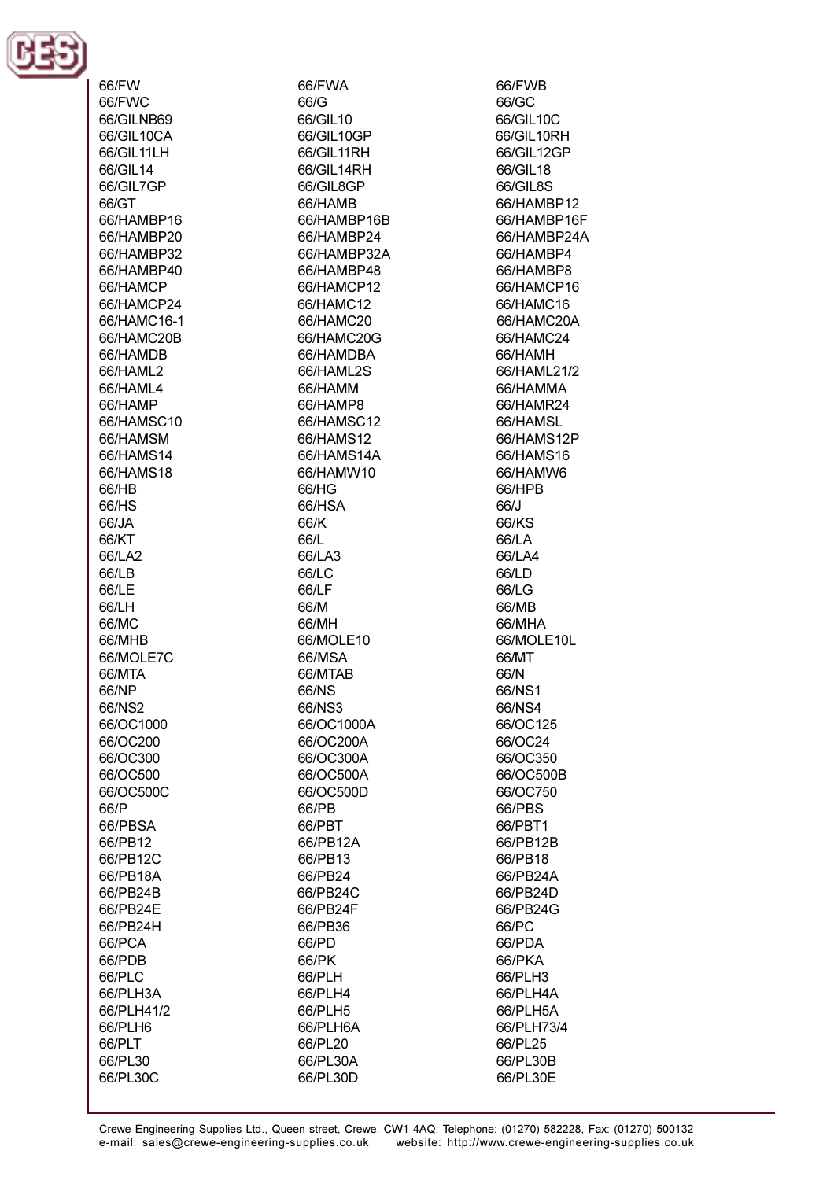66/FW
66/FWA
66/FWB
66/FWC
66/G
66/GC
66/GILNB69
66/GIL10
66/GIL10C
66/GIL10CA
66/GIL10GP
66/GIL10RH
66/GIL11LH
66/GIL11RH
66/GIL12GP
66/GIL14
66/GIL14RH
66/GIL18
66/GIL7GP
66/GIL8GP
66/GIL8S
66/GT
66/HAMB
66/HAMBP12
66/HAMBP16
66/HAMBP16B
66/HAMBP16F
66/HAMBP20
66/HAMBP24
66/HAMBP24A
66/HAMBP32
66/HAMBP32A
66/HAMBP4
66/HAMBP40
66/HAMBP48
66/HAMBP8
66/HAMCP
66/HAMCP12
66/HAMCP16
66/HAMCP24
66/HAMC12
66/HAMC16
66/HAMC16-1
66/HAMC20
66/HAMC20A
66/HAMC20B
66/HAMC20G
66/HAMC24
66/HAMDB
66/HAMDBA
66/HAMH
66/HAML2
66/HAML2S
66/HAML21/2
66/HAML4
66/HAMM
66/HAMMA
66/HAMP
66/HAMP8
66/HAMR24
66/HAMSC10
66/HAMSC12
66/HAMSL
66/HAMSM
66/HAMS12
66/HAMS12P
66/HAMS14
66/HAMS14A
66/HAMS16
66/HAMS18
66/HAMW10
66/HAMW6
66/HB
66/HG
66/HPB
66/HS
66/HSA
66/J
66/JA
66/K
66/KS
66/KT
66/L
66/LA
66/LA2
66/LA3
66/LA4
66/LB
66/LC
66/LD
66/LE
66/LF
66/LG
66/LH
66/M
66/MB
66/MC
66/MH
66/MHA
66/MHB
66/MOLE10
66/MOLE10L
66/MOLE7C
66/MSA
66/MT
66/MTA
66/MTAB
66/N
66/NP
66/NS
66/NS1
66/NS2
66/NS3
66/NS4
66/OC1000
66/OC1000A
66/OC125
66/OC200
66/OC200A
66/OC24
66/OC300
66/OC300A
66/OC350
66/OC500
66/OC500A
66/OC500B
66/OC500C
66/OC500D
66/OC750
66/P
66/PB
66/PBS
66/PBSA
66/PBT
66/PBT1
66/PB12
66/PB12A
66/PB12B
66/PB12C
66/PB13
66/PB18
66/PB18A
66/PB24
66/PB24A
66/PB24B
66/PB24C
66/PB24D
66/PB24E
66/PB24F
66/PB24G
66/PB24H
66/PB36
66/PC
66/PCA
66/PD
66/PDA
66/PDB
66/PK
66/PKA
66/PLC
66/PLH
66/PLH3
66/PLH3A
66/PLH4
66/PLH4A
66/PLH41/2
66/PLH5
66/PLH5A
66/PLH6
66/PLH6A
66/PLH73/4
66/PLT
66/PL20
66/PL25
66/PL30
66/PL30A
66/PL30B
66/PL30C
66/PL30D
66/PL30E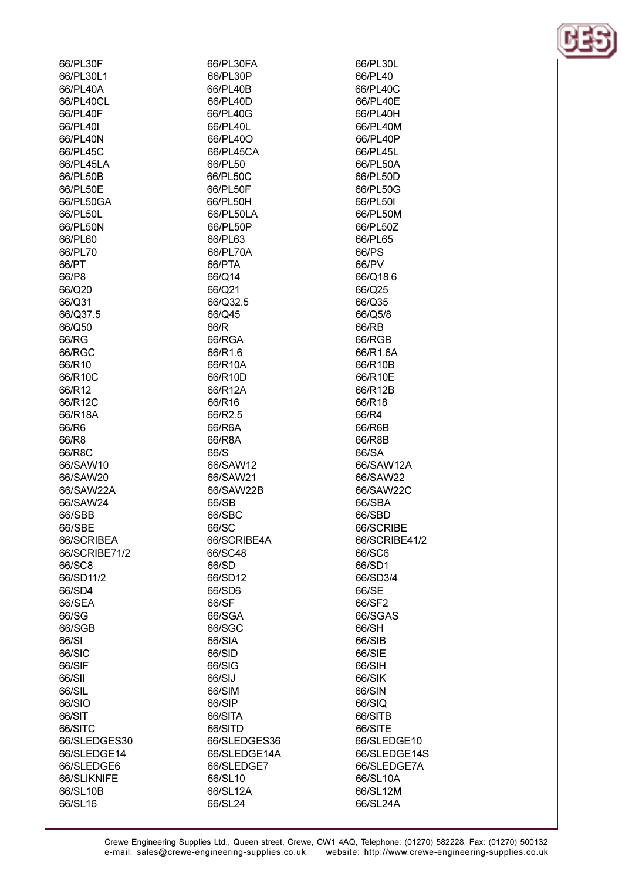66/PL30F
66/PL30FA
66/PL30L
66/PL30L1
66/PL30P
66/PL40
66/PL40A
66/PL40B
66/PL40C
66/PL40CL
66/PL40D
66/PL40E
66/PL40F
66/PL40G
66/PL40H
66/PL40I
66/PL40L
66/PL40M
66/PL40N
66/PL40O
66/PL40P
66/PL45C
66/PL45CA
66/PL45L
66/PL45LA
66/PL50
66/PL50A
66/PL50B
66/PL50C
66/PL50D
66/PL50E
66/PL50F
66/PL50G
66/PL50GA
66/PL50H
66/PL50I
66/PL50L
66/PL50LA
66/PL50M
66/PL50N
66/PL50P
66/PL50Z
66/PL60
66/PL63
66/PL65
66/PL70
66/PL70A
66/PS
66/PT
66/PTA
66/PV
66/P8
66/Q14
66/Q18.6
66/Q20
66/Q21
66/Q25
66/Q31
66/Q32.5
66/Q35
66/Q37.5
66/Q45
66/Q5/8
66/Q50
66/R
66/RB
66/RG
66/RGA
66/RGB
66/RGC
66/R1.6
66/R1.6A
66/R10
66/R10A
66/R10B
66/R10C
66/R10D
66/R10E
66/R12
66/R12A
66/R12B
66/R12C
66/R16
66/R18
66/R18A
66/R2.5
66/R4
66/R6
66/R6A
66/R6B
66/R8
66/R8A
66/R8B
66/R8C
66/S
66/SA
66/SAW10
66/SAW12
66/SAW12A
66/SAW20
66/SAW21
66/SAW22
66/SAW22A
66/SAW22B
66/SAW22C
66/SAW24
66/SB
66/SBA
66/SBB
66/SBC
66/SBD
66/SBE
66/SC
66/SCRIBE
66/SCRIBEA
66/SCRIBE4A
66/SCRIBE41/2
66/SCRIBE71/2
66/SC48
66/SC6
66/SC8
66/SD
66/SD1
66/SD11/2
66/SD12
66/SD3/4
66/SD4
66/SD6
66/SE
66/SEA
66/SF
66/SF2
66/SG
66/SGA
66/SGAS
66/SGB
66/SGC
66/SH
66/SI
66/SIA
66/SIB
66/SIC
66/SID
66/SIE
66/SIF
66/SIG
66/SIH
66/SII
66/SIJ
66/SIK
66/SIL
66/SIM
66/SIN
66/SIO
66/SIP
66/SIQ
66/SIT
66/SITA
66/SITB
66/SITC
66/SITD
66/SITE
66/SLEDGES30
66/SLEDGES36
66/SLEDGE10
66/SLEDGE14
66/SLEDGE14A
66/SLEDGE14S
66/SLEDGE6
66/SLEDGE7
66/SLEDGE7A
66/SLIKNIFE
66/SL10
66/SL10A
66/SL10B
66/SL12A
66/SL12M
66/SL16
66/SL24
66/SL24A

Crewe Engineering Supplies Ltd., Queen street, Crewe, CW1 4AQ, Telephone: (01270) 582228, Fax: (01270) 500132
e-mail: sales@crewe-engineering-supplies.co.uk website: http://www.crewe-engineering-supplies.co.uk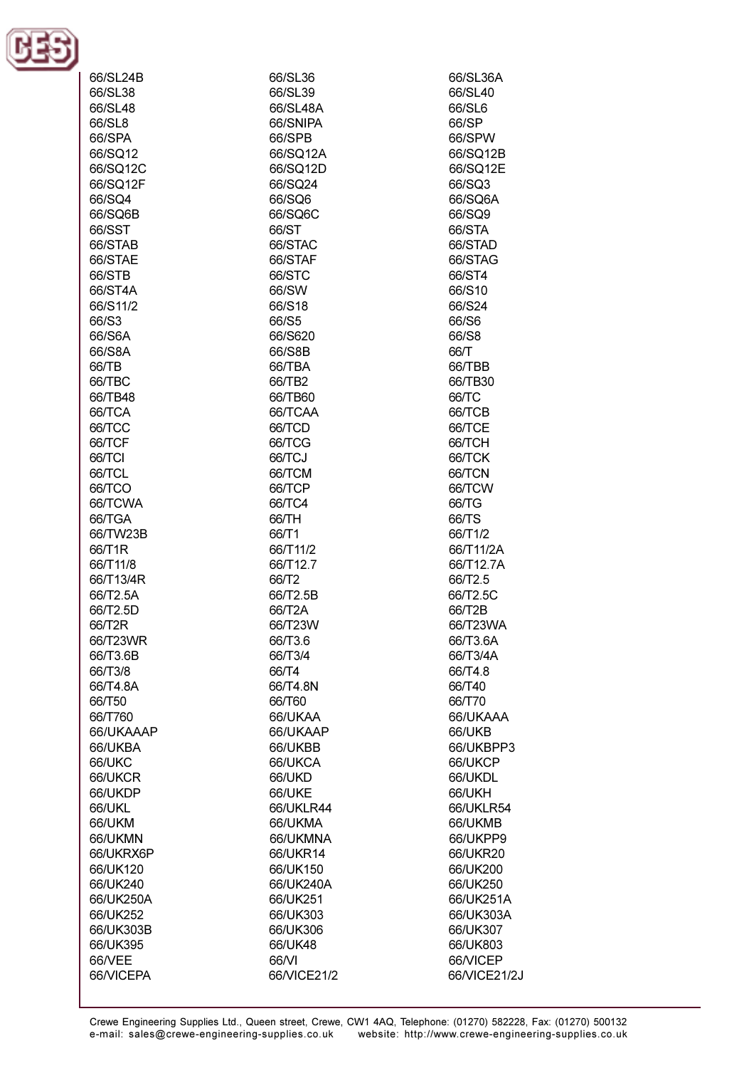66/SL24B
66/SL36
66/SL36A
66/SL38
66/SL39
66/SL40
66/SL48
66/SL48A
66/SL6
66/SL8
66/SNIPA
66/SP
66/SPA
66/SPB
66/SPW
66/SQ12
66/SQ12A
66/SQ12B
66/SQ12C
66/SQ12D
66/SQ12E
66/SQ12F
66/SQ24
66/SQ3
66/SQ4
66/SQ6
66/SQ6A
66/SQ6B
66/SQ6C
66/SQ9
66/SST
66/ST
66/STA
66/STAB
66/STAC
66/STAD
66/STAE
66/STAF
66/STAG
66/STB
66/STC
66/ST4
66/ST4A
66/SW
66/S10
66/S11/2
66/S18
66/S24
66/S3
66/S5
66/S6
66/S6A
66/S620
66/S8
66/S8A
66/S8B
66/T
66/TB
66/TBA
66/TBB
66/TBC
66/TB2
66/TB30
66/TB48
66/TB60
66/TC
66/TCA
66/TCAA
66/TCB
66/TCC
66/TCD
66/TCE
66/TCF
66/TCG
66/TCH
66/TCI
66/TCJ
66/TCK
66/TCL
66/TCM
66/TCN
66/TCO
66/TCP
66/TCW
66/TCWA
66/TC4
66/TG
66/TGA
66/TH
66/TS
66/TW23B
66/T1
66/T1/2
66/T1R
66/T11/2
66/T11/2A
66/T11/8
66/T12.7
66/T12.7A
66/T13/4R
66/T2
66/T2.5
66/T2.5A
66/T2.5B
66/T2.5C
66/T2.5D
66/T2A
66/T2B
66/T2R
66/T23W
66/T23WA
66/T23WR
66/T3.6
66/T3.6A
66/T3.6B
66/T3/4
66/T3/4A
66/T3/8
66/T4
66/T4.8
66/T4.8A
66/T4.8N
66/T40
66/T50
66/T60
66/T70
66/T760
66/UKAA
66/UKAAA
66/UKAAAP
66/UKAAP
66/UKB
66/UKBA
66/UKBB
66/UKBPP3
66/UKC
66/UKCA
66/UKCP
66/UKCR
66/UKD
66/UKDL
66/UKDP
66/UKE
66/UKH
66/UKL
66/UKLR44
66/UKLR54
66/UKM
66/UKMA
66/UKMB
66/UKMN
66/UKMNA
66/UKPP9
66/UKRX6P
66/UKR14
66/UKR20
66/UK120
66/UK150
66/UK200
66/UK240
66/UK240A
66/UK250
66/UK250A
66/UK251
66/UK251A
66/UK252
66/UK303
66/UK303A
66/UK303B
66/UK306
66/UK307
66/UK395
66/UK48
66/UK803
66/VEE
66/VI
66/VICEP
66/VICEPA
66/VICE21/2
66/VICE21/2J

Crewe Engineering Supplies Ltd., Queen street, Crewe, CW1 4AQ, Telephone: (01270) 582228, Fax: (01270) 500132
e-mail: sales@crewe-engineering-supplies.co.uk website: http://www.crewe-engineering-supplies.co.uk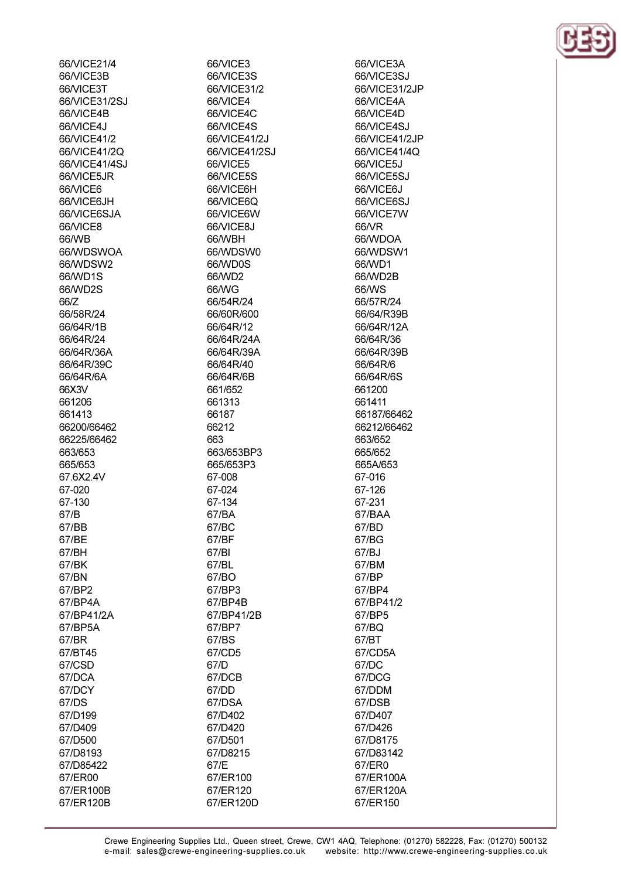66/VICE21/4
66/VICE3
66/VICE3A
66/VICE3B
66/VICE3S
66/VICE3SJ
66/VICE3T
66/VICE31/2
66/VICE31/2JP
66/VICE31/2SJ
66/VICE4
66/VICE4A
66/VICE4B
66/VICE4C
66/VICE4D
66/VICE4J
66/VICE4S
66/VICE4SJ
66/VICE41/2
66/VICE41/2J
66/VICE41/2JP
66/VICE41/2Q
66/VICE41/2SJ
66/VICE41/4Q
66/VICE41/4SJ
66/VICE5
66/VICE5J
66/VICE5JR
66/VICE5S
66/VICE5SJ
66/VICE6
66/VICE6H
66/VICE6J
66/VICE6JH
66/VICE6Q
66/VICE6SJ
66/VICE6SJA
66/VICE6W
66/VICE7W
66/VICE8
66/VICE8J
66/VR
66/WB
66/WBH
66/WDOA
66/WDSWOA
66/WDSW0
66/WDSW1
66/WDSW2
66/WD0S
66/WD1
66/WD1S
66/WD2
66/WD2B
66/WD2S
66/WG
66/WS
66/Z
66/54R/24
66/57R/24
66/58R/24
66/60R/600
66/64/R39B
66/64R/1B
66/64R/12
66/64R/12A
66/64R/24
66/64R/24A
66/64R/36
66/64R/36A
66/64R/39A
66/64R/39B
66/64R/39C
66/64R/40
66/64R/6
66/64R/6A
66/64R/6B
66/64R/6S
66X3V
661/652
661200
661206
661313
661411
661413
66187
66187/66462
66200/66462
66212
66212/66462
66225/66462
663
663/652
663/653
663/653BP3
665/652
665/653
665/653P3
665A/653
67.6X2.4V
67-008
67-016
67-020
67-024
67-126
67-130
67-134
67-231
67/B
67/BA
67/BAA
67/BB
67/BC
67/BD
67/BE
67/BF
67/BG
67/BH
67/BI
67/BJ
67/BK
67/BL
67/BM
67/BN
67/BO
67/BP
67/BP2
67/BP3
67/BP4
67/BP4A
67/BP4B
67/BP41/2
67/BP41/2A
67/BP41/2B
67/BP5
67/BP5A
67/BP7
67/BQ
67/BR
67/BS
67/BT
67/BT45
67/CD5
67/CD5A
67/CSD
67/D
67/DC
67/DCA
67/DCB
67/DCG
67/DCY
67/DD
67/DDM
67/DS
67/DSA
67/DSB
67/D199
67/D402
67/D407
67/D409
67/D420
67/D426
67/D500
67/D501
67/D8175
67/D8193
67/D8215
67/D83142
67/D85422
67/E
67/ER0
67/ER00
67/ER100
67/ER100A
67/ER100B
67/ER120
67/ER120A
67/ER120B
67/ER120D
67/ER150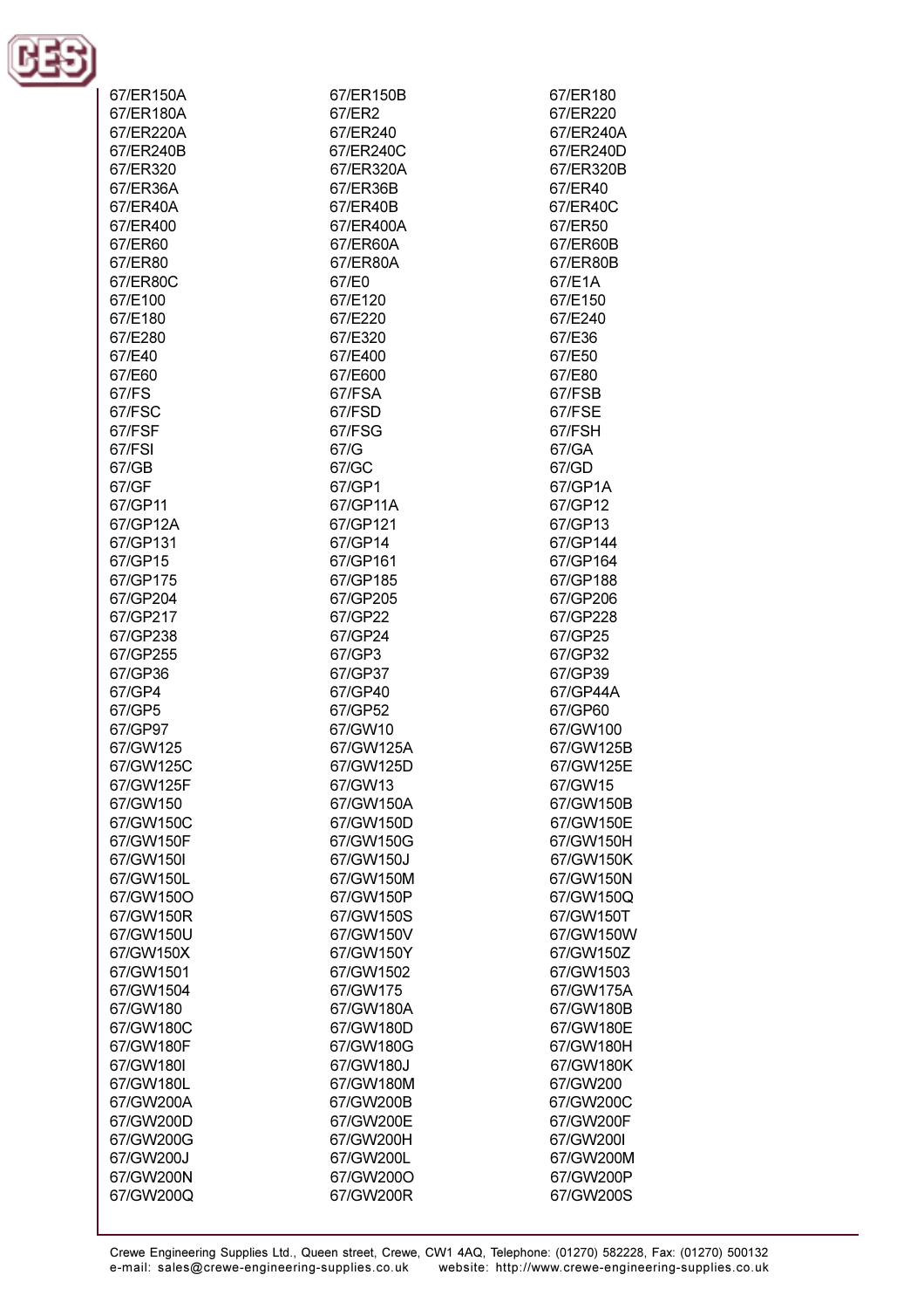67/ER150A
67/ER150B
67/ER180
67/ER180A
67/ER2
67/ER220
67/ER220A
67/ER240
67/ER240A
67/ER240B
67/ER240C
67/ER240D
67/ER320
67/ER320A
67/ER320B
67/ER36A
67/ER36B
67/ER40
67/ER40A
67/ER40B
67/ER40C
67/ER400
67/ER400A
67/ER50
67/ER60
67/ER60A
67/ER60B
67/ER80
67/ER80A
67/ER80B
67/ER80C
67/E0
67/E1A
67/E100
67/E120
67/E150
67/E180
67/E220
67/E240
67/E280
67/E320
67/E36
67/E40
67/E400
67/E50
67/E60
67/E600
67/E80
67/FS
67/FSA
67/FSB
67/FSC
67/FSD
67/FSE
67/FSF
67/FSG
67/FSH
67/FSI
67/G
67/GA
67/GB
67/GC
67/GD
67/GF
67/GP1
67/GP1A
67/GP11
67/GP11A
67/GP12
67/GP12A
67/GP121
67/GP13
67/GP131
67/GP14
67/GP144
67/GP15
67/GP161
67/GP164
67/GP175
67/GP185
67/GP188
67/GP204
67/GP205
67/GP206
67/GP217
67/GP22
67/GP228
67/GP238
67/GP24
67/GP25
67/GP255
67/GP3
67/GP32
67/GP36
67/GP37
67/GP39
67/GP4
67/GP40
67/GP44A
67/GP5
67/GP52
67/GP60
67/GP97
67/GW10
67/GW100
67/GW125
67/GW125A
67/GW125B
67/GW125C
67/GW125D
67/GW125E
67/GW125F
67/GW13
67/GW15
67/GW150
67/GW150A
67/GW150B
67/GW150C
67/GW150D
67/GW150E
67/GW150F
67/GW150G
67/GW150H
67/GW150I
67/GW150J
67/GW150K
67/GW150L
67/GW150M
67/GW150N
67/GW150O
67/GW150P
67/GW150Q
67/GW150R
67/GW150S
67/GW150T
67/GW150U
67/GW150V
67/GW150W
67/GW150X
67/GW150Y
67/GW150Z
67/GW1501
67/GW1502
67/GW1503
67/GW1504
67/GW175
67/GW175A
67/GW180
67/GW180A
67/GW180B
67/GW180C
67/GW180D
67/GW180E
67/GW180F
67/GW180G
67/GW180H
67/GW180I
67/GW180J
67/GW180K
67/GW180L
67/GW180M
67/GW200
67/GW200A
67/GW200B
67/GW200C
67/GW200D
67/GW200E
67/GW200F
67/GW200G
67/GW200H
67/GW200I
67/GW200J
67/GW200L
67/GW200M
67/GW200N
67/GW200O
67/GW200P
67/GW200Q
67/GW200R
67/GW200S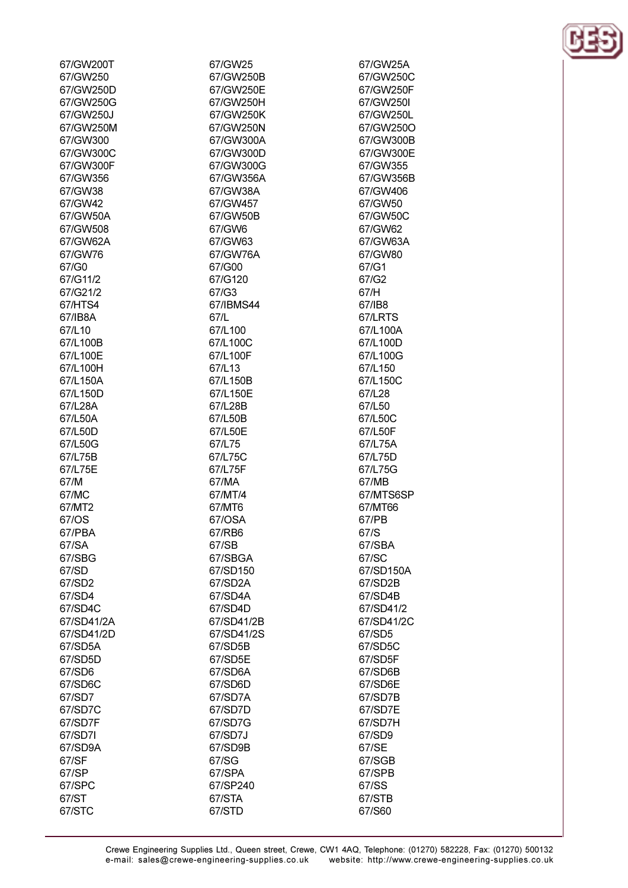67/GW200T
67/GW25
67/GW25A
67/GW250
67/GW250B
67/GW250C
67/GW250D
67/GW250E
67/GW250F
67/GW250G
67/GW250H
67/GW250I
67/GW250J
67/GW250K
67/GW250L
67/GW250M
67/GW250N
67/GW250O
67/GW300
67/GW300A
67/GW300B
67/GW300C
67/GW300D
67/GW300E
67/GW300F
67/GW300G
67/GW355
67/GW356
67/GW356A
67/GW356B
67/GW38
67/GW38A
67/GW406
67/GW42
67/GW457
67/GW50
67/GW50A
67/GW50B
67/GW50C
67/GW508
67/GW6
67/GW62
67/GW62A
67/GW63
67/GW63A
67/GW76
67/GW76A
67/GW80
67/G0
67/G00
67/G1
67/G11/2
67/G120
67/G2
67/G21/2
67/G3
67/H
67/HTS4
67/IBMS44
67/IB8
67/IB8A
67/L
67/LRTS
67/L10
67/L100
67/L100A
67/L100B
67/L100C
67/L100D
67/L100E
67/L100F
67/L100G
67/L100H
67/L13
67/L150
67/L150A
67/L150B
67/L150C
67/L150D
67/L150E
67/L28
67/L28A
67/L28B
67/L50
67/L50A
67/L50B
67/L50C
67/L50D
67/L50E
67/L50F
67/L50G
67/L75
67/L75A
67/L75B
67/L75C
67/L75D
67/L75E
67/L75F
67/L75G
67/M
67/MA
67/MB
67/MC
67/MT/4
67/MTS6SP
67/MT2
67/MT6
67/MT66
67/OS
67/OSA
67/PB
67/PBA
67/RB6
67/S
67/SA
67/SB
67/SBA
67/SBG
67/SBGA
67/SC
67/SD
67/SD150
67/SD150A
67/SD2
67/SD2A
67/SD2B
67/SD4
67/SD4A
67/SD4B
67/SD4C
67/SD4D
67/SD41/2
67/SD41/2A
67/SD41/2B
67/SD41/2C
67/SD41/2D
67/SD41/2S
67/SD5
67/SD5A
67/SD5B
67/SD5C
67/SD5D
67/SD5E
67/SD5F
67/SD6
67/SD6A
67/SD6B
67/SD6C
67/SD6D
67/SD6E
67/SD7
67/SD7A
67/SD7B
67/SD7C
67/SD7D
67/SD7E
67/SD7F
67/SD7G
67/SD7H
67/SD7I
67/SD7J
67/SD9
67/SD9A
67/SD9B
67/SE
67/SF
67/SG
67/SGB
67/SP
67/SPA
67/SPB
67/SPC
67/SP240
67/SS
67/ST
67/STA
67/STB
67/STC
67/STD
67/S60

Crewe Engineering Supplies Ltd., Queen street, Crewe, CW1 4AQ, Telephone: (01270) 582228, Fax: (01270) 500132
e-mail: sales@crewe-engineering-supplies.co.uk website: http://www.crewe-engineering-supplies.co.uk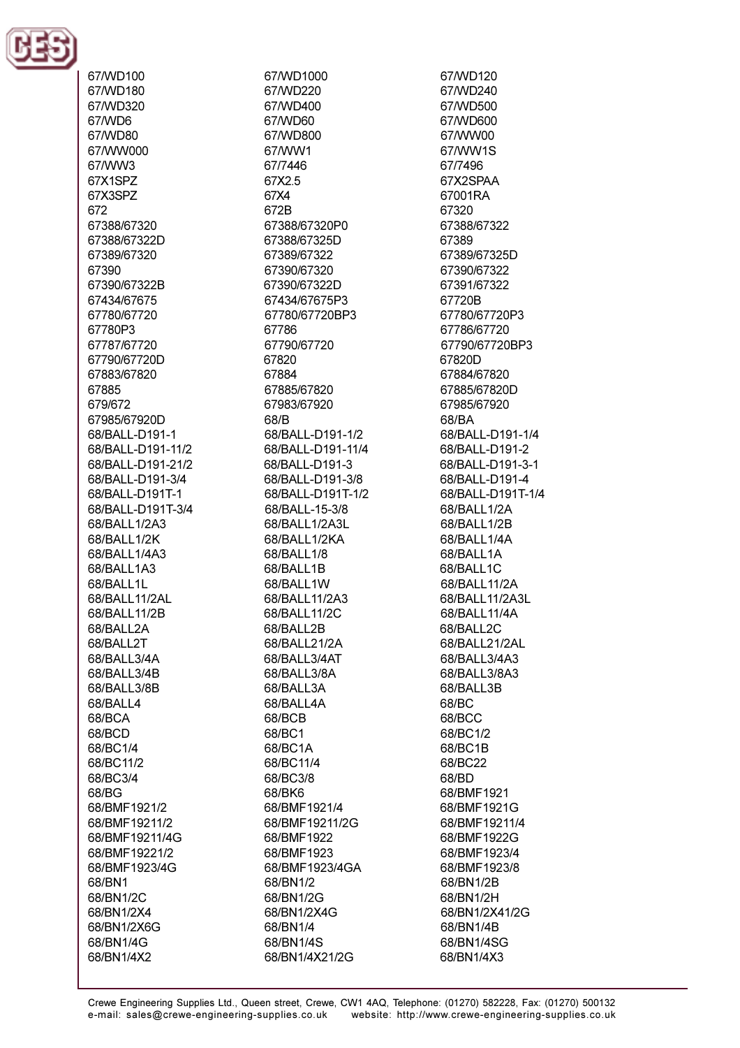67/WD100
67/WD1000
67/WD120
67/WD180
67/WD220
67/WD240
67/WD320
67/WD400
67/WD500
67/WD6
67/WD60
67/WD600
67/WD80
67/WD800
67/WW00
67/WW000
67/WW1
67/WW1S
67/WW3
67/7446
67/7496
67X1SPZ
67X2.5
67X2SPAA
67X3SPZ
67X4
67001RA
672
672B
67320
67388/67320
67388/67320P0
67388/67322
67388/67322D
67388/67325D
67389
67389/67320
67389/67322
67389/67325D
67390
67390/67320
67390/67322
67390/67322B
67390/67322D
67391/67322
67434/67675
67434/67675P3
67720B
67780/67720
67780/67720BP3
67780/67720P3
67780P3
67786
67786/67720
67787/67720
67790/67720
67790/67720BP3
67790/67720D
67820
67820D
67883/67820
67884
67884/67820
67885
67885/67820
67885/67820D
679/672
67983/67920
67985/67920
67985/67920D
68/B
68/BA
68/BALL-D191-1
68/BALL-D191-1/2
68/BALL-D191-1/4
68/BALL-D191-11/2
68/BALL-D191-11/4
68/BALL-D191-2
68/BALL-D191-21/2
68/BALL-D191-3
68/BALL-D191-3-1
68/BALL-D191-3/4
68/BALL-D191-3/8
68/BALL-D191-4
68/BALL-D191T-1
68/BALL-D191T-1/2
68/BALL-D191T-1/4
68/BALL-D191T-3/4
68/BALL-15-3/8
68/BALL1/2A
68/BALL1/2A3
68/BALL1/2A3L
68/BALL1/2B
68/BALL1/2K
68/BALL1/2KA
68/BALL1/4A
68/BALL1/4A3
68/BALL1/8
68/BALL1A
68/BALL1A3
68/BALL1B
68/BALL1C
68/BALL1L
68/BALL1W
68/BALL11/2A
68/BALL11/2AL
68/BALL11/2A3
68/BALL11/2A3L
68/BALL11/2B
68/BALL11/2C
68/BALL11/4A
68/BALL2A
68/BALL2B
68/BALL2C
68/BALL2T
68/BALL21/2A
68/BALL21/2AL
68/BALL3/4A
68/BALL3/4AT
68/BALL3/4A3
68/BALL3/4B
68/BALL3/8A
68/BALL3/8A3
68/BALL3/8B
68/BALL3A
68/BALL3B
68/BALL4
68/BALL4A
68/BC
68/BCA
68/BCB
68/BCC
68/BCD
68/BC1
68/BC1/2
68/BC1/4
68/BC1A
68/BC1B
68/BC11/2
68/BC11/4
68/BC22
68/BC3/4
68/BC3/8
68/BD
68/BG
68/BK6
68/BMF1921
68/BMF1921/2
68/BMF1921/4
68/BMF1921G
68/BMF19211/2
68/BMF19211/2G
68/BMF19211/4
68/BMF19211/4G
68/BMF1922
68/BMF1922G
68/BMF19221/2
68/BMF1923
68/BMF1923/4
68/BMF1923/4G
68/BMF1923/4GA
68/BMF1923/8
68/BN1
68/BN1/2
68/BN1/2B
68/BN1/2C
68/BN1/2G
68/BN1/2H
68/BN1/2X4
68/BN1/2X4G
68/BN1/2X41/2G
68/BN1/2X6G
68/BN1/4
68/BN1/4B
68/BN1/4G
68/BN1/4S
68/BN1/4SG
68/BN1/4X2
68/BN1/4X21/2G
68/BN1/4X3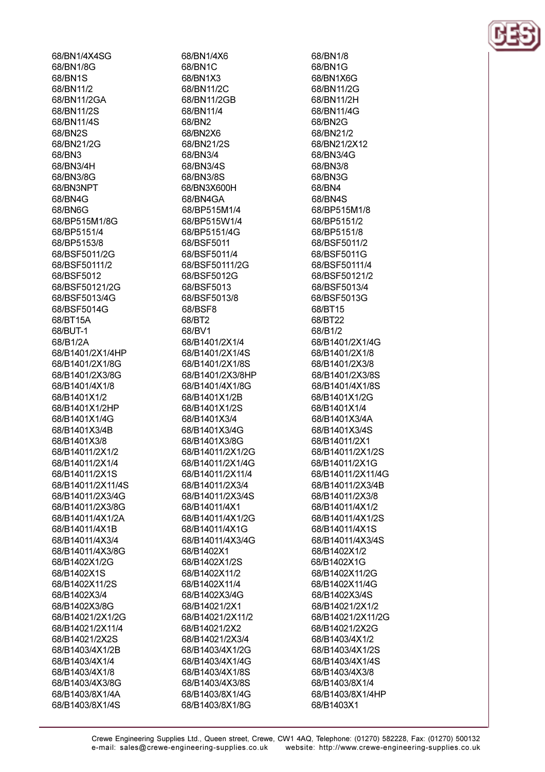68/BN1/4X4SG
68/BN1/8G
68/BN1S
68/BN11/2
68/BN11/2GA
68/BN11/2S
68/BN11/4S
68/BN2S
68/BN21/2G
68/BN3
68/BN3/4H
68/BN3/8G
68/BN3NPT
68/BN4G
68/BN6G
68/BP515M1/8G
68/BP5151/4
68/BP5153/8
68/BSF5011/2G
68/BSF50111/2
68/BSF5012
68/BSF50121/2G
68/BSF5013/4G
68/BSF5014G
68/BT15A
68/BUT-1
68/B1/2A
68/B1401/2X1/4HP
68/B1401/2X1/8G
68/B1401/2X3/8G
68/B1401/4X1/8
68/B1401X1/2
68/B1401X1/2HP
68/B1401X1/4G
68/B1401X3/4B
68/B1401X3/8
68/B14011/2X1/2
68/B14011/2X1/4
68/B14011/2X1S
68/B14011/2X11/4S
68/B14011/2X3/4G
68/B14011/2X3/8G
68/B14011/4X1/2A
68/B14011/4X1B
68/B14011/4X3/4
68/B14011/4X3/8G
68/B1402X1/2G
68/B1402X1S
68/B1402X11/2S
68/B1402X3/4
68/B1402X3/8G
68/B14021/2X1/2G
68/B14021/2X11/4
68/B14021/2X2S
68/B1403/4X1/2B
68/B1403/4X1/4
68/B1403/4X1/8
68/B1403/4X3/8G
68/B1403/8X1/4A
68/B1403/8X1/4S
68/BN1/4X6
68/BN1C
68/BN1X3
68/BN11/2C
68/BN11/2GB
68/BN11/4
68/BN2
68/BN2X6
68/BN21/2S
68/BN3/4
68/BN3/4S
68/BN3/8S
68/BN3X600H
68/BN4GA
68/BP515M1/4
68/BP515W1/4
68/BP5151/4G
68/BSF5011
68/BSF5011/4
68/BSF50111/2G
68/BSF5012G
68/BSF5013
68/BSF5013/8
68/BSF8
68/BT2
68/BV1
68/B1401/2X1/4
68/B1401/2X1/4S
68/B1401/2X1/8S
68/B1401/2X3/8HP
68/B1401/4X1/8G
68/B1401X1/2B
68/B1401X1/2S
68/B1401X3/4
68/B1401X3/4G
68/B1401X3/8G
68/B14011/2X1/2G
68/B14011/2X1/4G
68/B14011/2X11/4
68/B14011/2X3/4
68/B14011/2X3/4S
68/B14011/4X1
68/B14011/4X1/2G
68/B14011/4X1G
68/B14011/4X3/4G
68/B1402X1
68/B1402X1/2S
68/B1402X11/2
68/B1402X11/4
68/B1402X3/4G
68/B14021/2X1
68/B14021/2X11/2
68/B14021/2X2
68/B14021/2X3/4
68/B1403/4X1/2G
68/B1403/4X1/4G
68/B1403/4X1/8S
68/B1403/4X3/8S
68/B1403/8X1/4G
68/B1403/8X1/8G
68/BN1/8
68/BN1G
68/BN1X6G
68/BN11/2G
68/BN11/2H
68/BN11/4G
68/BN2G
68/BN21/2
68/BN21/2X12
68/BN3/4G
68/BN3/8
68/BN3G
68/BN4
68/BN4S
68/BP515M1/8
68/BP5151/2
68/BP5151/8
68/BSF5011/2
68/BSF5011G
68/BSF50111/4
68/BSF50121/2
68/BSF5013/4
68/BSF5013G
68/BT15
68/BT22
68/B1/2
68/B1401/2X1/4G
68/B1401/2X1/8
68/B1401/2X3/8
68/B1401/2X3/8S
68/B1401/4X1/8S
68/B1401X1/2G
68/B1401X1/4
68/B1401X3/4A
68/B1401X3/4S
68/B14011/2X1
68/B14011/2X1/2S
68/B14011/2X1G
68/B14011/2X11/4G
68/B14011/2X3/4B
68/B14011/2X3/8
68/B14011/4X1/2
68/B14011/4X1/2S
68/B14011/4X1S
68/B14011/4X3/4S
68/B1402X1/2
68/B1402X1G
68/B1402X11/2G
68/B1402X11/4G
68/B1402X3/4S
68/B14021/2X1/2
68/B14021/2X11/2G
68/B14021/2X2G
68/B1403/4X1/2
68/B1403/4X1/2S
68/B1403/4X1/4S
68/B1403/4X3/8
68/B1403/8X1/4
68/B1403/8X1/4HP
68/B1403X1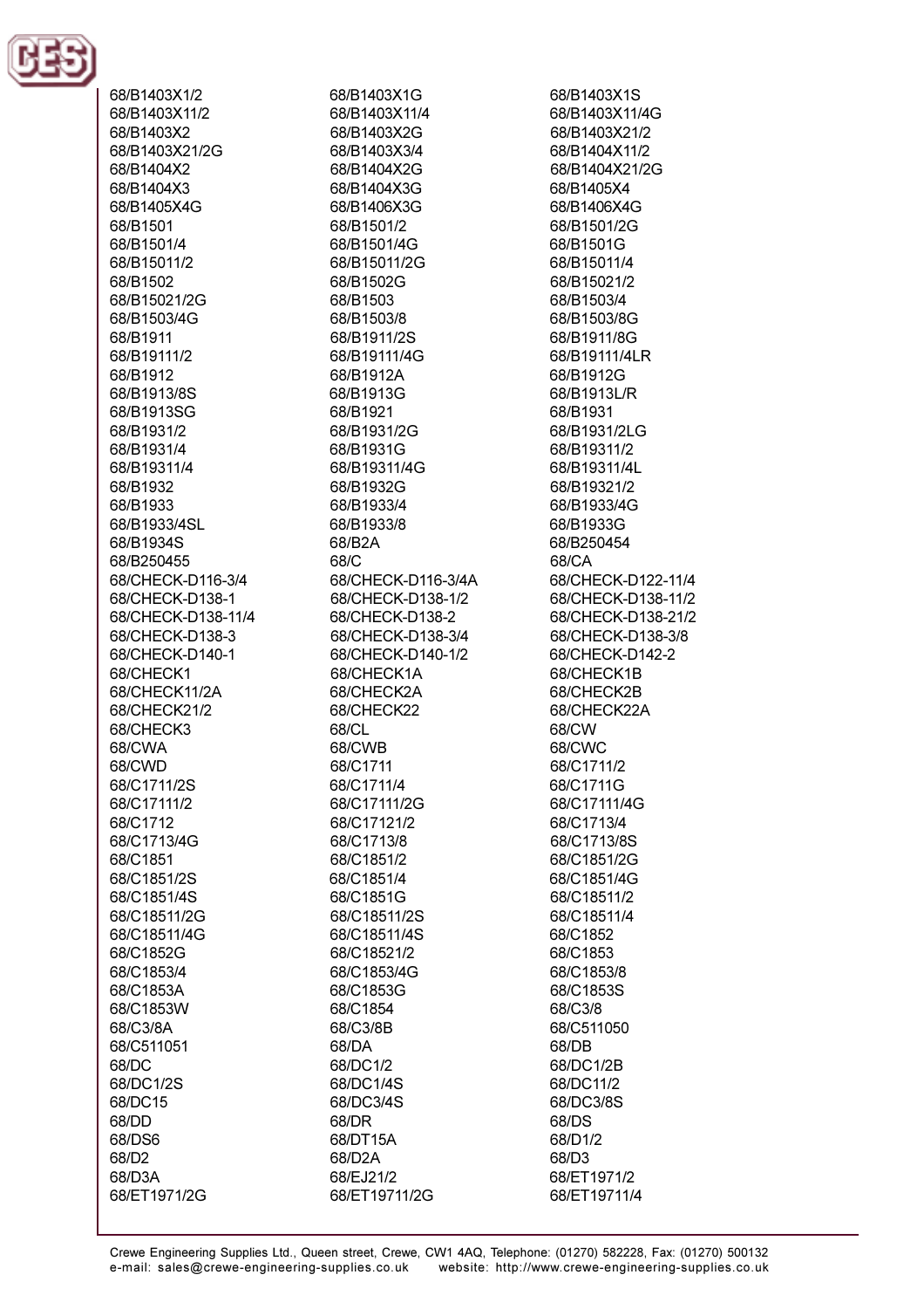68/B1403X1/2
68/B1403X11/2
68/B1403X2
68/B1403X21/2G
68/B1404X2
68/B1404X3
68/B1405X4G
68/B1501
68/B1501/4
68/B15011/2
68/B1502
68/B15021/2G
68/B1503/4G
68/B1911
68/B19111/2
68/B1912
68/B1913/8S
68/B1913SG
68/B1931/2
68/B1931/4
68/B19311/4
68/B1932
68/B1933
68/B1933/4SL
68/B1934S
68/B250455
68/CHECK-D116-3/4
68/CHECK-D138-1
68/CHECK-D138-11/4
68/CHECK-D138-3
68/CHECK-D140-1
68/CHECK1
68/CHECK11/2A
68/CHECK21/2
68/CHECK3
68/CWA
68/CWD
68/C1711/2S
68/C17111/2
68/C1712
68/C1713/4G
68/C1851
68/C1851/2S
68/C1851/4S
68/C18511/2G
68/C18511/4G
68/C1852G
68/C1853/4
68/C1853A
68/C1853W
68/C3/8A
68/C511051
68/DC
68/DC1/2S
68/DC15
68/DD
68/DS6
68/D2
68/D3A
68/ET1971/2G
68/B1403X1G
68/B1403X11/4
68/B1403X2G
68/B1403X3/4
68/B1404X2G
68/B1404X3G
68/B1406X3G
68/B1501/2
68/B1501/4G
68/B15011/2G
68/B1502G
68/B1503
68/B1503/8
68/B1911/2S
68/B19111/4G
68/B1912A
68/B1913G
68/B1921
68/B1931/2G
68/B1931G
68/B19311/4G
68/B1932G
68/B1933/4
68/B1933/8
68/B2A
68/C
68/CHECK-D116-3/4A
68/CHECK-D138-1/2
68/CHECK-D138-2
68/CHECK-D138-3/4
68/CHECK-D140-1/2
68/CHECK1A
68/CHECK2A
68/CHECK22
68/CL
68/CWB
68/C1711
68/C1711/4
68/C17111/2G
68/C17121/2
68/C1713/8
68/C1851/2
68/C1851/4
68/C1851G
68/C18511/2S
68/C18511/4S
68/C18521/2
68/C1853/4G
68/C1853G
68/C1854
68/C3/8B
68/DA
68/DC1/2
68/DC1/4S
68/DC3/4S
68/DR
68/DT15A
68/D2A
68/EJ21/2
68/ET19711/2G
68/B1403X1S
68/B1403X11/4G
68/B1403X21/2
68/B1404X11/2
68/B1404X21/2G
68/B1405X4
68/B1406X4G
68/B1501/2G
68/B1501G
68/B15011/4
68/B15021/2
68/B1503/4
68/B1503/8G
68/B1911/8G
68/B19111/4LR
68/B1912G
68/B1913L/R
68/B1931
68/B1931/2LG
68/B19311/2
68/B19311/4L
68/B19321/2
68/B1933/4G
68/B1933G
68/B250454
68/CA
68/CHECK-D122-11/4
68/CHECK-D138-11/2
68/CHECK-D138-21/2
68/CHECK-D138-3/8
68/CHECK-D142-2
68/CHECK1B
68/CHECK2B
68/CHECK22A
68/CW
68/CWC
68/C1711/2
68/C1711G
68/C17111/4G
68/C1713/4
68/C1713/8S
68/C1851/2G
68/C1851/4G
68/C18511/2
68/C18511/4
68/C1852
68/C1853
68/C1853/8
68/C1853S
68/C3/8
68/C511050
68/DB
68/DC1/2B
68/DC11/2
68/DC3/8S
68/DS
68/D1/2
68/D3
68/ET1971/2
68/ET19711/4

Crewe Engineering Supplies Ltd., Queen street, Crewe, CW1 4AQ, Telephone: (01270) 582228, Fax: (01270) 500132
e-mail: sales@crewe-engineering-supplies.co.uk website: http://www.crewe-engineering-supplies.co.uk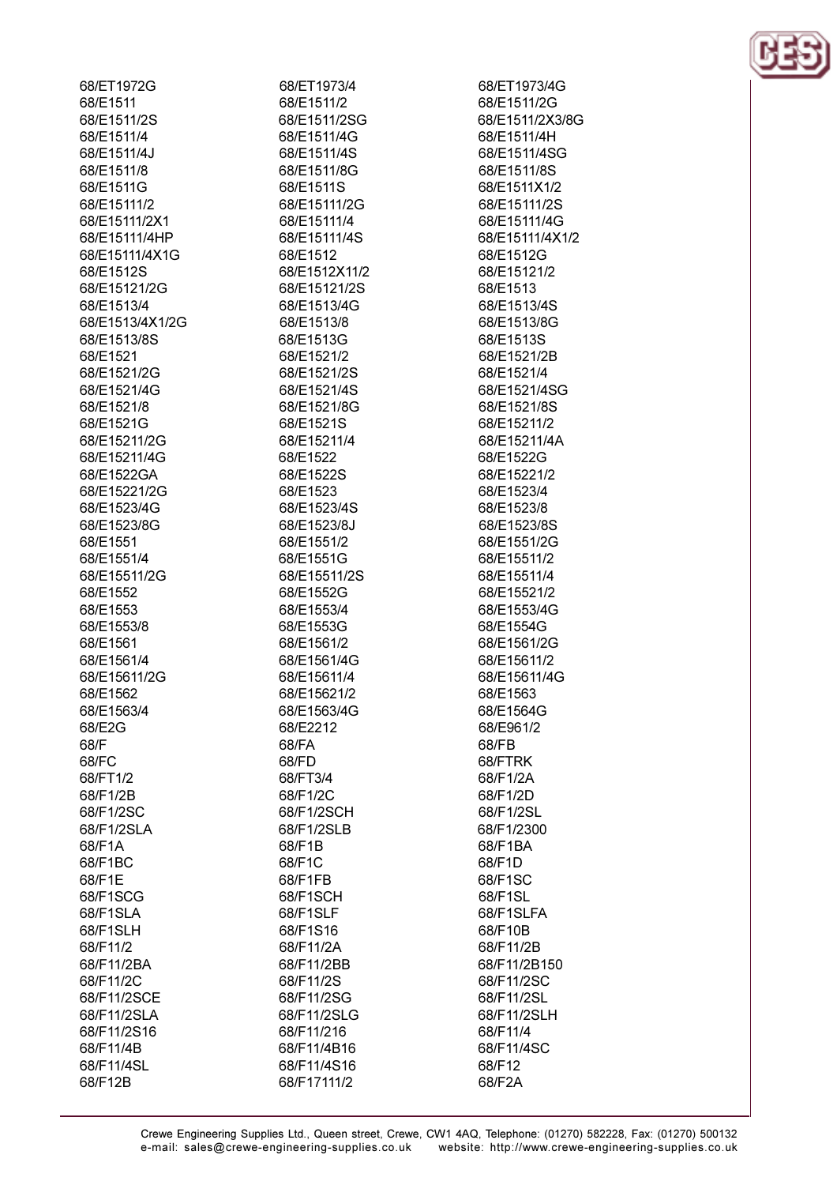68/ET1972G
68/E1511
68/E1511/2S
68/E1511/4
68/E1511/4J
68/E1511/8
68/E1511G
68/E15111/2
68/E15111/2X1
68/E15111/4HP
68/E15111/4X1G
68/E1512S
68/E15121/2G
68/E1513/4
68/E1513/4X1/2G
68/E1513/8S
68/E1521
68/E1521/2G
68/E1521/4G
68/E1521/8
68/E1521G
68/E15211/2G
68/E15211/4G
68/E1522GA
68/E15221/2G
68/E1523/4G
68/E1523/8G
68/E1551
68/E1551/4
68/E15511/2G
68/E1552
68/E1553
68/E1553/8
68/E1561
68/E1561/4
68/E15611/2G
68/E1562
68/E1563/4
68/E2G
68/F
68/FC
68/FT1/2
68/F1/2B
68/F1/2SC
68/F1/2SLA
68/F1A
68/F1BC
68/F1E
68/F1SCG
68/F1SLA
68/F1SLH
68/F11/2
68/F11/2BA
68/F11/2C
68/F11/2SCE
68/F11/2SLA
68/F11/2S16
68/F11/4B
68/F11/4SL
68/F12B
68/ET1973/4
68/E1511/2
68/E1511/2SG
68/E1511/4G
68/E1511/4S
68/E1511/8G
68/E1511S
68/E15111/2G
68/E15111/4
68/E15111/4S
68/E1512
68/E1512X11/2
68/E15121/2S
68/E1513/4G
68/E1513/8
68/E1513G
68/E1521/2
68/E1521/2S
68/E1521/4S
68/E1521/8G
68/E1521S
68/E15211/4
68/E1522
68/E1522S
68/E1523
68/E1523/4S
68/E1523/8J
68/E1551/2
68/E1551G
68/E15511/2S
68/E1552G
68/E1553/4
68/E1553G
68/E1561/2
68/E1561/4G
68/E15611/4
68/E15621/2
68/E1563/4G
68/E2212
68/FA
68/FD
68/FT3/4
68/F1/2C
68/F1/2SCH
68/F1/2SLB
68/F1B
68/F1C
68/F1FB
68/F1SCH
68/F1SLF
68/F1S16
68/F11/2A
68/F11/2BB
68/F11/2S
68/F11/2SG
68/F11/2SLG
68/F11/216
68/F11/4B16
68/F11/4S16
68/F17111/2
68/ET1973/4G
68/E1511/2G
68/E1511/2X3/8G
68/E1511/4H
68/E1511/4SG
68/E1511/8S
68/E1511X1/2
68/E15111/2S
68/E15111/4G
68/E15111/4X1/2
68/E1512G
68/E15121/2
68/E1513
68/E1513/4S
68/E1513/8G
68/E1513S
68/E1521/2B
68/E1521/4
68/E1521/4SG
68/E1521/8S
68/E15211/2
68/E15211/4A
68/E1522G
68/E15221/2
68/E1523/4
68/E1523/8
68/E1523/8S
68/E1551/2G
68/E15511/2
68/E15511/4
68/E15521/2
68/E1553/4G
68/E1554G
68/E1561/2G
68/E15611/2
68/E15611/4G
68/E1563
68/E1564G
68/E961/2
68/FB
68/FTRK
68/F1/2A
68/F1/2D
68/F1/2SL
68/F1/2300
68/F1BA
68/F1D
68/F1SC
68/F1SL
68/F1SLFA
68/F10B
68/F11/2B
68/F11/2B150
68/F11/2SC
68/F11/2SL
68/F11/2SLH
68/F11/4
68/F11/4SC
68/F12
68/F2A

Crewe Engineering Supplies Ltd., Queen street, Crewe, CW1 4AQ, Telephone: (01270) 582228, Fax: (01270) 500132
e-mail: sales@crewe-engineering-supplies.co.uk website: http://www.crewe-engineering-supplies.co.uk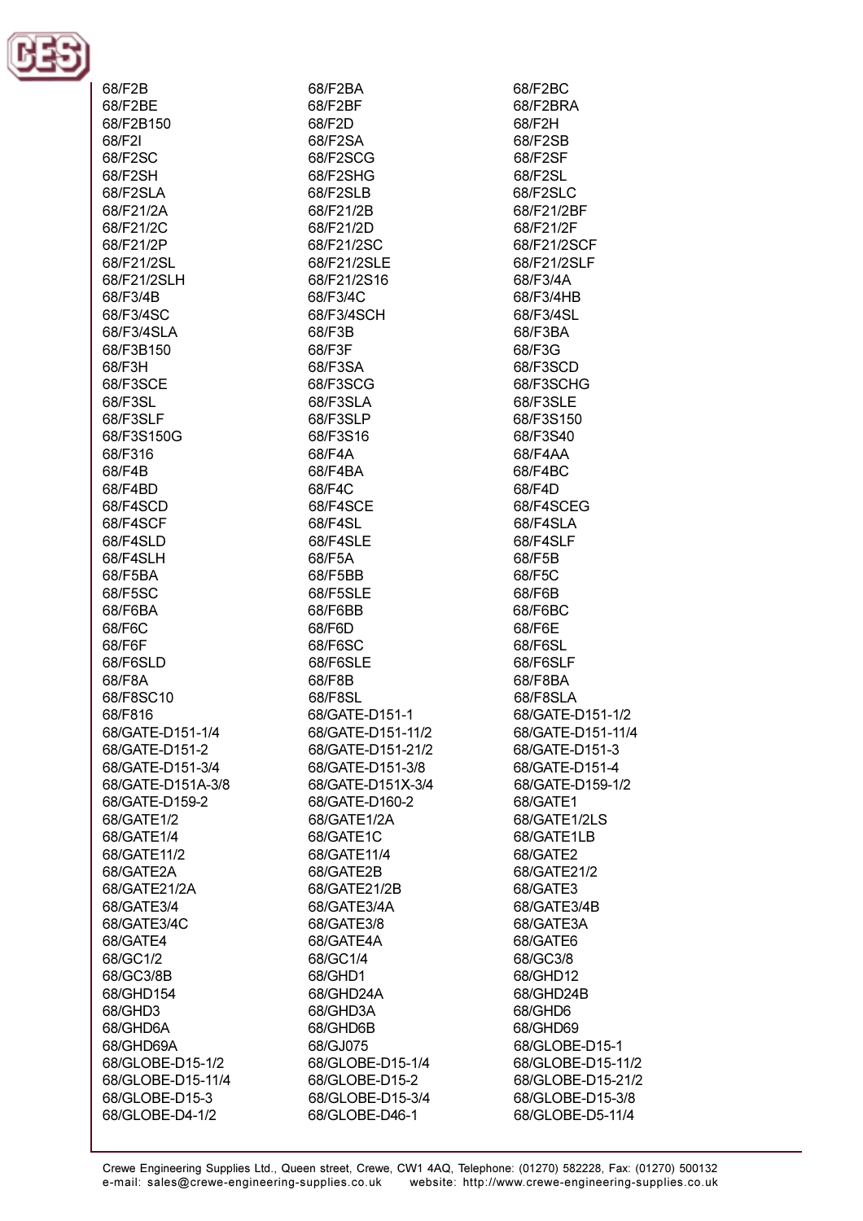68/F2B
68/F2BA
68/F2BC
68/F2BE
68/F2BF
68/F2BRA
68/F2B150
68/F2D
68/F2H
68/F2I
68/F2SA
68/F2SB
68/F2SC
68/F2SCG
68/F2SF
68/F2SH
68/F2SHG
68/F2SL
68/F2SLA
68/F2SLB
68/F2SLC
68/F21/2A
68/F21/2B
68/F21/2BF
68/F21/2C
68/F21/2D
68/F21/2F
68/F21/2P
68/F21/2SC
68/F21/2SCF
68/F21/2SL
68/F21/2SLE
68/F21/2SLF
68/F21/2SLH
68/F21/2S16
68/F3/4A
68/F3/4B
68/F3/4C
68/F3/4HB
68/F3/4SC
68/F3/4SCH
68/F3/4SL
68/F3/4SLA
68/F3B
68/F3BA
68/F3B150
68/F3F
68/F3G
68/F3H
68/F3SA
68/F3SCD
68/F3SCE
68/F3SCG
68/F3SCHG
68/F3SL
68/F3SLA
68/F3SLE
68/F3SLF
68/F3SLP
68/F3S150
68/F3S150G
68/F3S16
68/F3S40
68/F316
68/F4A
68/F4AA
68/F4B
68/F4BA
68/F4BC
68/F4BD
68/F4C
68/F4D
68/F4SCD
68/F4SCE
68/F4SCEG
68/F4SCF
68/F4SL
68/F4SLA
68/F4SLD
68/F4SLE
68/F4SLF
68/F4SLH
68/F5A
68/F5B
68/F5BA
68/F5BB
68/F5C
68/F5SC
68/F5SLE
68/F6B
68/F6BA
68/F6BB
68/F6BC
68/F6C
68/F6D
68/F6E
68/F6F
68/F6SC
68/F6SL
68/F6SLD
68/F6SLE
68/F6SLF
68/F8A
68/F8B
68/F8BA
68/F8SC10
68/F8SL
68/F8SLA
68/F816
68/GATE-D151-1
68/GATE-D151-1/2
68/GATE-D151-1/4
68/GATE-D151-11/2
68/GATE-D151-11/4
68/GATE-D151-2
68/GATE-D151-21/2
68/GATE-D151-3
68/GATE-D151-3/4
68/GATE-D151-3/8
68/GATE-D151-4
68/GATE-D151A-3/8
68/GATE-D151X-3/4
68/GATE-D159-1/2
68/GATE-D159-2
68/GATE-D160-2
68/GATE1
68/GATE1/2
68/GATE1/2A
68/GATE1/2LS
68/GATE1/4
68/GATE1C
68/GATE1LB
68/GATE11/2
68/GATE11/4
68/GATE2
68/GATE2A
68/GATE2B
68/GATE21/2
68/GATE21/2A
68/GATE21/2B
68/GATE3
68/GATE3/4
68/GATE3/4A
68/GATE3/4B
68/GATE3/4C
68/GATE3/8
68/GATE3A
68/GATE4
68/GATE4A
68/GATE6
68/GC1/2
68/GC1/4
68/GC3/8
68/GC3/8B
68/GHD1
68/GHD12
68/GHD154
68/GHD24A
68/GHD24B
68/GHD3
68/GHD3A
68/GHD6
68/GHD6A
68/GHD6B
68/GHD69
68/GHD69A
68/GJ075
68/GLOBE-D15-1
68/GLOBE-D15-1/2
68/GLOBE-D15-1/4
68/GLOBE-D15-11/2
68/GLOBE-D15-11/4
68/GLOBE-D15-2
68/GLOBE-D15-21/2
68/GLOBE-D15-3
68/GLOBE-D15-3/4
68/GLOBE-D15-3/8
68/GLOBE-D4-1/2
68/GLOBE-D46-1
68/GLOBE-D5-11/4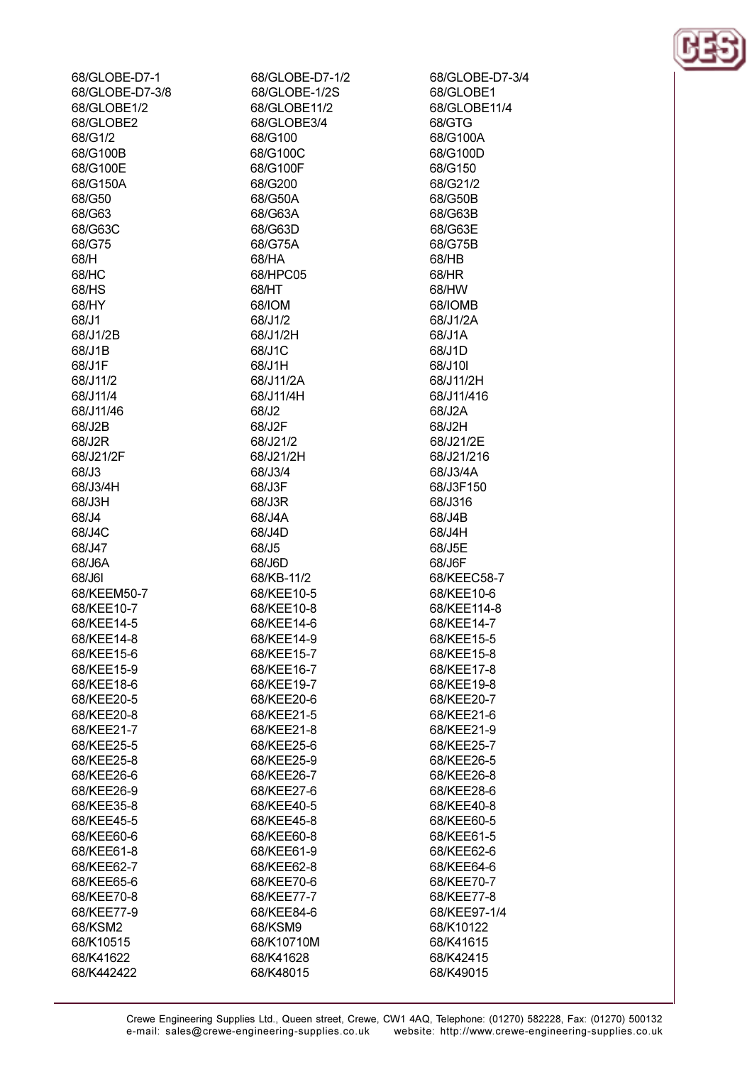68/GLOBE-D7-1
68/GLOBE-D7-1/2
68/GLOBE-D7-3/4
68/GLOBE-D7-3/8
68/GLOBE-1/2S
68/GLOBE1
68/GLOBE1/2
68/GLOBE11/2
68/GLOBE11/4
68/GLOBE2
68/GLOBE3/4
68/GTG
68/G1/2
68/G100
68/G100A
68/G100B
68/G100C
68/G100D
68/G100E
68/G100F
68/G150
68/G150A
68/G200
68/G21/2
68/G50
68/G50A
68/G50B
68/G63
68/G63A
68/G63B
68/G63C
68/G63D
68/G63E
68/G75
68/G75A
68/G75B
68/H
68/HA
68/HB
68/HC
68/HPC05
68/HR
68/HS
68/HT
68/HW
68/HY
68/IOM
68/IOMB
68/J1
68/J1/2
68/J1/2A
68/J1/2B
68/J1/2H
68/J1A
68/J1B
68/J1C
68/J1D
68/J1F
68/J1H
68/J10I
68/J11/2
68/J11/2A
68/J11/2H
68/J11/4
68/J11/4H
68/J11/416
68/J11/46
68/J2
68/J2A
68/J2B
68/J2F
68/J2H
68/J2R
68/J21/2
68/J21/2E
68/J21/2F
68/J21/2H
68/J21/216
68/J3
68/J3/4
68/J3/4A
68/J3/4H
68/J3F
68/J3F150
68/J3H
68/J3R
68/J316
68/J4
68/J4A
68/J4B
68/J4C
68/J4D
68/J4H
68/J47
68/J5
68/J5E
68/J6A
68/J6D
68/J6F
68/J6I
68/KB-11/2
68/KEEC58-7
68/KEEM50-7
68/KEE10-5
68/KEE10-6
68/KEE10-7
68/KEE10-8
68/KEE114-8
68/KEE14-5
68/KEE14-6
68/KEE14-7
68/KEE14-8
68/KEE14-9
68/KEE15-5
68/KEE15-6
68/KEE15-7
68/KEE15-8
68/KEE15-9
68/KEE16-7
68/KEE17-8
68/KEE18-6
68/KEE19-7
68/KEE19-8
68/KEE20-5
68/KEE20-6
68/KEE20-7
68/KEE20-8
68/KEE21-5
68/KEE21-6
68/KEE21-7
68/KEE21-8
68/KEE21-9
68/KEE25-5
68/KEE25-6
68/KEE25-7
68/KEE25-8
68/KEE25-9
68/KEE26-5
68/KEE26-6
68/KEE26-7
68/KEE26-8
68/KEE26-9
68/KEE27-6
68/KEE28-6
68/KEE35-8
68/KEE40-5
68/KEE40-8
68/KEE45-5
68/KEE45-8
68/KEE60-5
68/KEE60-6
68/KEE60-8
68/KEE61-5
68/KEE61-8
68/KEE61-9
68/KEE62-6
68/KEE62-7
68/KEE62-8
68/KEE64-6
68/KEE65-6
68/KEE70-6
68/KEE70-7
68/KEE70-8
68/KEE77-7
68/KEE77-8
68/KEE77-9
68/KEE84-6
68/KEE97-1/4
68/KSM2
68/KSM9
68/K10122
68/K10515
68/K10710M
68/K41615
68/K41622
68/K41628
68/K42415
68/K442422
68/K48015
68/K49015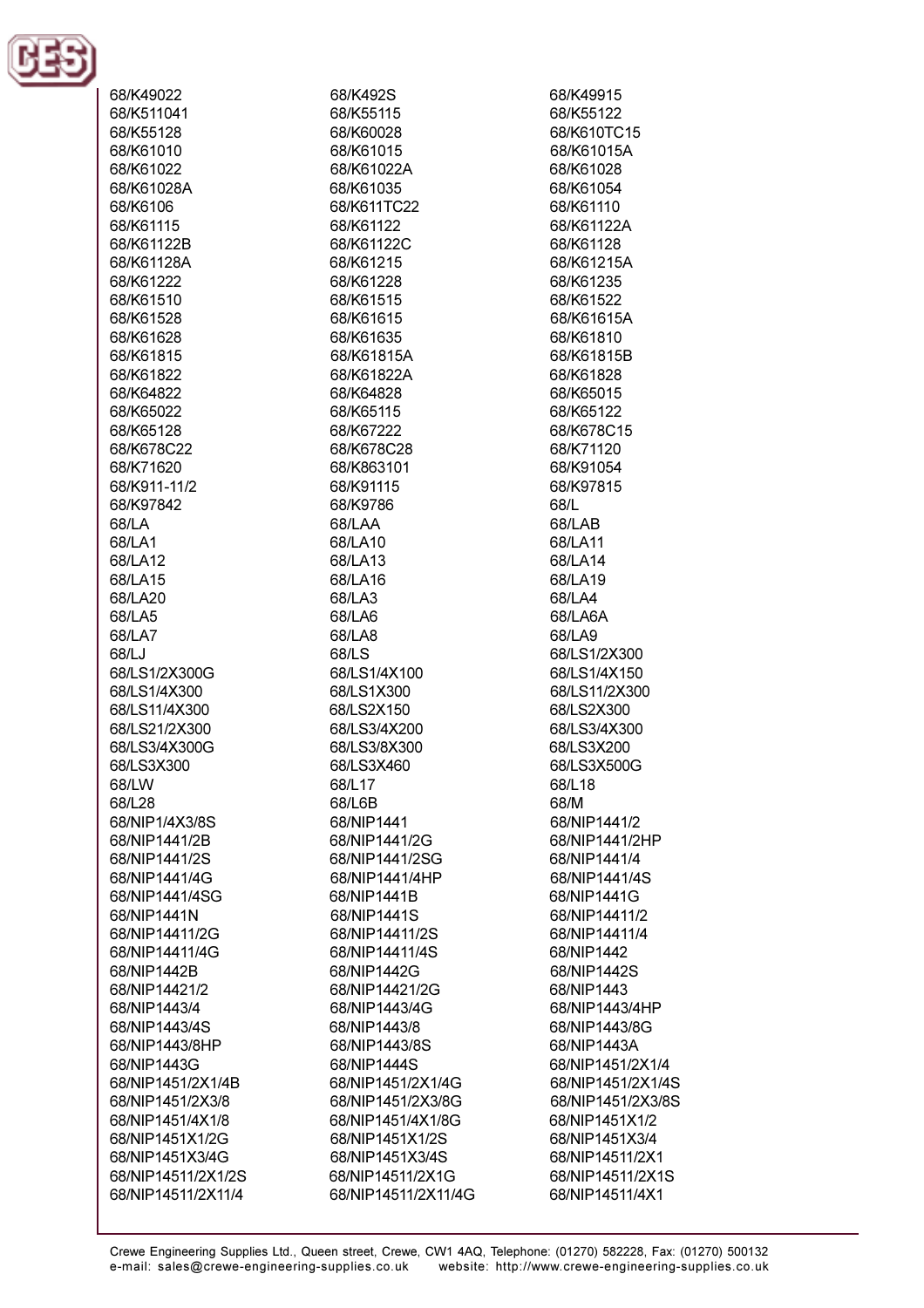68/K49022
68/K492S
68/K49915
68/K511041
68/K55115
68/K55122
68/K55128
68/K60028
68/K610TC15
68/K61010
68/K61015
68/K61015A
68/K61022
68/K61022A
68/K61028
68/K61028A
68/K61035
68/K61054
68/K6106
68/K611TC22
68/K61110
68/K61115
68/K61122
68/K61122A
68/K61122B
68/K61122C
68/K61128
68/K61128A
68/K61215
68/K61215A
68/K61222
68/K61228
68/K61235
68/K61510
68/K61515
68/K61522
68/K61528
68/K61615
68/K61615A
68/K61628
68/K61635
68/K61810
68/K61815
68/K61815A
68/K61815B
68/K61822
68/K61822A
68/K61828
68/K64822
68/K64828
68/K65015
68/K65022
68/K65115
68/K65122
68/K65128
68/K67222
68/K678C15
68/K678C22
68/K678C28
68/K71120
68/K71620
68/K863101
68/K91054
68/K911-11/2
68/K91115
68/K97815
68/K97842
68/K9786
68/L
68/LA
68/LAA
68/LAB
68/LA1
68/LA10
68/LA11
68/LA12
68/LA13
68/LA14
68/LA15
68/LA16
68/LA19
68/LA20
68/LA3
68/LA4
68/LA5
68/LA6
68/LA6A
68/LA7
68/LA8
68/LA9
68/LJ
68/LS
68/LS1/2X300
68/LS1/2X300G
68/LS1/4X100
68/LS1/4X150
68/LS1/4X300
68/LS1X300
68/LS11/2X300
68/LS11/4X300
68/LS2X150
68/LS2X300
68/LS21/2X300
68/LS3/4X200
68/LS3/4X300
68/LS3/4X300G
68/LS3/8X300
68/LS3X200
68/LS3X300
68/LS3X460
68/LS3X500G
68/LW
68/L17
68/L18
68/L28
68/L6B
68/M
68/NIP1/4X3/8S
68/NIP1441
68/NIP1441/2
68/NIP1441/2B
68/NIP1441/2G
68/NIP1441/2HP
68/NIP1441/2S
68/NIP1441/2SG
68/NIP1441/4
68/NIP1441/4G
68/NIP1441/4HP
68/NIP1441/4S
68/NIP1441/4SG
68/NIP1441B
68/NIP1441G
68/NIP1441N
68/NIP1441S
68/NIP14411/2
68/NIP14411/2G
68/NIP14411/2S
68/NIP14411/4
68/NIP14411/4G
68/NIP14411/4S
68/NIP1442
68/NIP1442B
68/NIP1442G
68/NIP1442S
68/NIP14421/2
68/NIP14421/2G
68/NIP1443
68/NIP1443/4
68/NIP1443/4G
68/NIP1443/4HP
68/NIP1443/4S
68/NIP1443/8
68/NIP1443/8G
68/NIP1443/8HP
68/NIP1443/8S
68/NIP1443A
68/NIP1443G
68/NIP1444S
68/NIP1451/2X1/4
68/NIP1451/2X1/4B
68/NIP1451/2X1/4G
68/NIP1451/2X1/4S
68/NIP1451/2X3/8
68/NIP1451/2X3/8G
68/NIP1451/2X3/8S
68/NIP1451/4X1/8
68/NIP1451/4X1/8G
68/NIP1451X1/2
68/NIP1451X1/2G
68/NIP1451X1/2S
68/NIP1451X3/4
68/NIP1451X3/4G
68/NIP1451X3/4S
68/NIP14511/2X1
68/NIP14511/2X1/2S
68/NIP14511/2X1G
68/NIP14511/2X1S
68/NIP14511/2X11/4
68/NIP14511/2X11/4G
68/NIP14511/4X1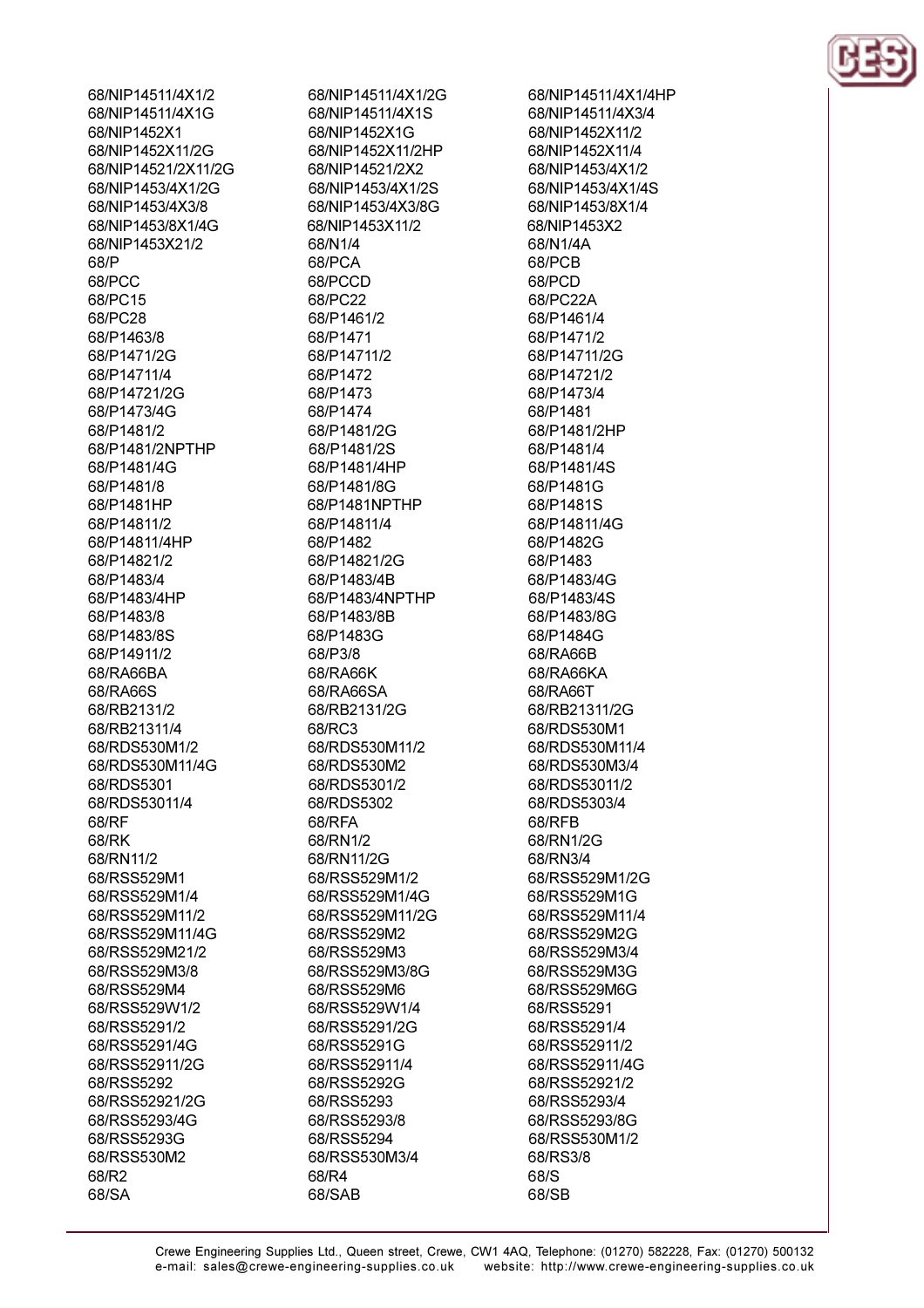68/NIP14511/4X1/2
68/NIP14511/4X1G
68/NIP1452X1
68/NIP1452X11/2G
68/NIP14521/2X11/2G
68/NIP1453/4X1/2G
68/NIP1453/4X3/8
68/NIP1453/8X1/4G
68/NIP1453X21/2
68/P
68/PCC
68/PC15
68/PC28
68/P1463/8
68/P1471/2G
68/P14711/4
68/P14721/2G
68/P1473/4G
68/P1481/2
68/P1481/2NPTHP
68/P1481/4G
68/P1481/8
68/P1481HP
68/P14811/2
68/P14811/4HP
68/P14821/2
68/P1483/4
68/P1483/4HP
68/P1483/8
68/P1483/8S
68/P14911/2
68/RA66BA
68/RA66S
68/RB2131/2
68/RB21311/4
68/RDS530M1/2
68/RDS530M11/4G
68/RDS5301
68/RDS53011/4
68/RF
68/RK
68/RN11/2
68/RSS529M1
68/RSS529M1/4
68/RSS529M11/2
68/RSS529M11/4G
68/RSS529M21/2
68/RSS529M3/8
68/RSS529M4
68/RSS529W1/2
68/RSS5291/2
68/RSS5291/4G
68/RSS52911/2G
68/RSS5292
68/RSS52921/2G
68/RSS5293/4G
68/RSS5293G
68/RSS530M2
68/R2
68/SA
68/NIP14511/4X1/2G
68/NIP14511/4X1S
68/NIP1452X1G
68/NIP1452X11/2HP
68/NIP14521/2X2
68/NIP1453/4X1/2S
68/NIP1453/4X3/8G
68/NIP1453X11/2
68/N1/4
68/PCA
68/PCCD
68/PC22
68/P1461/2
68/P1471
68/P14711/2
68/P1472
68/P1473
68/P1474
68/P1481/2G
68/P1481/2S
68/P1481/4HP
68/P1481/8G
68/P1481NPTHP
68/P14811/4
68/P1482
68/P14821/2G
68/P1483/4B
68/P1483/4NPTHP
68/P1483/8B
68/P1483G
68/P3/8
68/RA66K
68/RA66SA
68/RB2131/2G
68/RC3
68/RDS530M11/2
68/RDS530M2
68/RDS5301/2
68/RDS5302
68/RFA
68/RN1/2
68/RN11/2G
68/RSS529M1/2
68/RSS529M1/4G
68/RSS529M11/2G
68/RSS529M2
68/RSS529M3
68/RSS529M3/8G
68/RSS529M6
68/RSS529W1/4
68/RSS5291/2G
68/RSS5291G
68/RSS52911/4
68/RSS5292G
68/RSS5293
68/RSS5293/8
68/RSS5294
68/RSS530M3/4
68/R4
68/SAB
68/NIP14511/4X1/4HP
68/NIP14511/4X3/4
68/NIP1452X11/2
68/NIP1452X11/4
68/NIP1453/4X1/2
68/NIP1453/4X1/4S
68/NIP1453/8X1/4
68/NIP1453X2
68/N1/4A
68/PCB
68/PCD
68/PC22A
68/P1461/4
68/P1471/2
68/P14711/2G
68/P14721/2
68/P1473/4
68/P1481
68/P1481/2HP
68/P1481/4
68/P1481/4S
68/P1481G
68/P1481S
68/P14811/4G
68/P1482G
68/P1483
68/P1483/4G
68/P1483/4S
68/P1483/8G
68/P1484G
68/RA66B
68/RA66KA
68/RA66T
68/RB21311/2G
68/RDS530M1
68/RDS530M11/4
68/RDS530M3/4
68/RDS53011/2
68/RDS5303/4
68/RFB
68/RN1/2G
68/RN3/4
68/RSS529M1/2G
68/RSS529M1G
68/RSS529M11/4
68/RSS529M2G
68/RSS529M3/4
68/RSS529M3G
68/RSS529M6G
68/RSS5291
68/RSS5291/4
68/RSS52911/2
68/RSS52911/4G
68/RSS52921/2
68/RSS5293/4
68/RSS5293/8G
68/RSS530M1/2
68/RS3/8
68/S
68/SB

Crewe Engineering Supplies Ltd., Queen street, Crewe, CW1 4AQ, Telephone: (01270) 582228, Fax: (01270) 500132
e-mail: sales@crewe-engineering-supplies.co.uk website: http://www.crewe-engineering-supplies.co.uk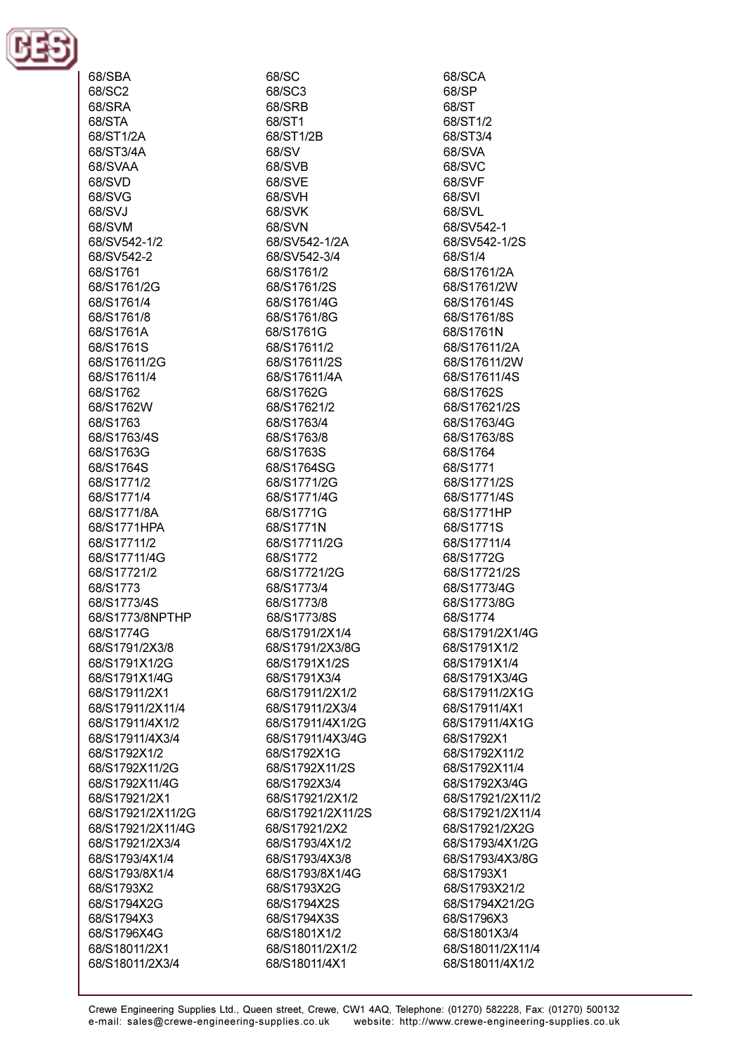68/SBA
68/SC2
68/SRA
68/STA
68/ST1/2A
68/ST3/4A
68/SVAA
68/SVD
68/SVG
68/SVJ
68/SVM
68/SV542-1/2
68/SV542-2
68/S1761
68/S1761/2G
68/S1761/4
68/S1761/8
68/S1761A
68/S1761S
68/S17611/2G
68/S17611/4
68/S1762
68/S1762W
68/S1763
68/S1763/4S
68/S1763G
68/S1764S
68/S1771/2
68/S1771/4
68/S1771/8A
68/S1771HPA
68/S17711/2
68/S17711/4G
68/S17721/2
68/S1773
68/S1773/4S
68/S1773/8NPTHP
68/S1774G
68/S1791/2X3/8
68/S1791X1/2G
68/S1791X1/4G
68/S17911/2X1
68/S17911/2X11/4
68/S17911/4X1/2
68/S17911/4X3/4
68/S1792X1/2
68/S1792X11/2G
68/S1792X11/4G
68/S17921/2X1
68/S17921/2X11/2G
68/S17921/2X11/4G
68/S17921/2X3/4
68/S1793/4X1/4
68/S1793/8X1/4
68/S1793X2
68/S1794X2G
68/S1794X3
68/S1796X4G
68/S18011/2X1
68/S18011/2X3/4

68/SC
68/SC3
68/SRB
68/ST1
68/ST1/2B
68/SV
68/SVB
68/SVE
68/SVH
68/SVK
68/SVN
68/SV542-1/2A
68/SV542-3/4
68/S1761/2
68/S1761/2S
68/S1761/4G
68/S1761/8G
68/S1761G
68/S17611/2
68/S17611/2S
68/S17611/4A
68/S1762G
68/S17621/2
68/S1763/4
68/S1763/8
68/S1763S
68/S1764SG
68/S1771/2G
68/S1771/4G
68/S1771G
68/S1771N
68/S17711/2G
68/S1772
68/S17721/2G
68/S1773/4
68/S1773/8
68/S1773/8S
68/S1791/2X1/4
68/S1791/2X3/8G
68/S1791X1/2S
68/S1791X3/4
68/S17911/2X1/2
68/S17911/2X3/4
68/S17911/4X1/2G
68/S17911/4X3/4G
68/S1792X1G
68/S1792X11/2S
68/S1792X3/4
68/S17921/2X1/2
68/S17921/2X11/2S
68/S17921/2X2
68/S1793/4X1/2
68/S1793/4X3/8
68/S1793/8X1/4G
68/S1793X2G
68/S1794X2S
68/S1794X3S
68/S1801X1/2
68/S18011/2X1/2
68/S18011/4X1

68/SCA
68/SP
68/ST
68/ST1/2
68/ST3/4
68/SVA
68/SVC
68/SVF
68/SVI
68/SVL
68/SV542-1
68/SV542-1/2S
68/S1/4
68/S1761/2A
68/S1761/2W
68/S1761/4S
68/S1761/8S
68/S1761N
68/S17611/2A
68/S17611/2W
68/S17611/4S
68/S1762S
68/S17621/2S
68/S1763/4G
68/S1763/8S
68/S1764
68/S1771
68/S1771/2S
68/S1771/4S
68/S1771HP
68/S1771S
68/S17711/4
68/S1772G
68/S17721/2S
68/S1773/4G
68/S1773/8G
68/S1774
68/S1791/2X1/4G
68/S1791X1/2
68/S1791X1/4
68/S1791X3/4G
68/S17911/2X1G
68/S17911/4X1
68/S17911/4X1G
68/S1792X1
68/S1792X11/2
68/S1792X11/4
68/S1792X3/4G
68/S17921/2X11/2
68/S17921/2X11/4
68/S17921/2X2G
68/S1793/4X1/2G
68/S1793/4X3/8G
68/S1793X1
68/S1793X21/2
68/S1794X21/2G
68/S1796X3
68/S1801X3/4
68/S18011/2X11/4
68/S18011/4X1/2

Crewe Engineering Supplies Ltd., Queen street, Crewe, CW1 4AQ, Telephone: (01270) 582228, Fax: (01270) 500132
e-mail: sales@crewe-engineering-supplies.co.uk website: http://www.crewe-engineering-supplies.co.uk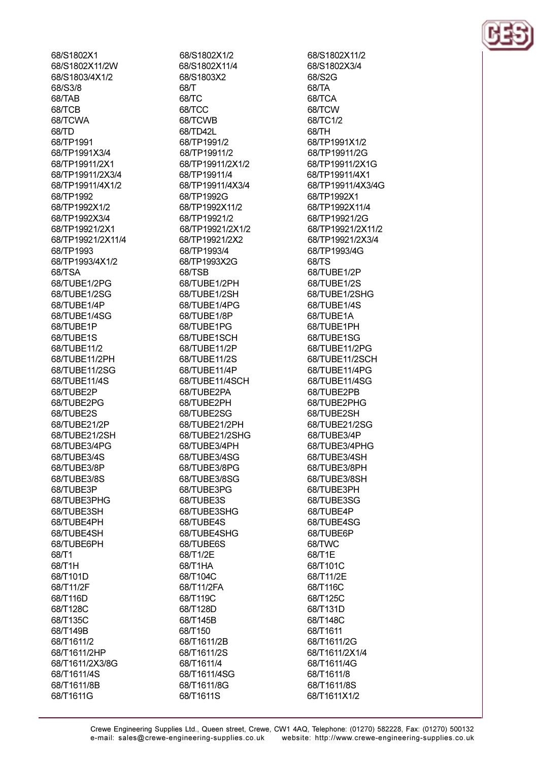68/S1802X1
68/S1802X11/2W
68/S1803/4X1/2
68/S3/8
68/TAB
68/TCB
68/TCWA
68/TD
68/TP1991
68/TP1991X3/4
68/TP19911/2X1
68/TP19911/2X3/4
68/TP19911/4X1/2
68/TP1992
68/TP1992X1/2
68/TP1992X3/4
68/TP19921/2X1
68/TP19921/2X11/4
68/TP1993
68/TP1993/4X1/2
68/TSA
68/TUBE1/2PG
68/TUBE1/2SG
68/TUBE1/4P
68/TUBE1/4SG
68/TUBE1P
68/TUBE1S
68/TUBE11/2
68/TUBE11/2PH
68/TUBE11/2SG
68/TUBE11/4S
68/TUBE2P
68/TUBE2PG
68/TUBE2S
68/TUBE21/2P
68/TUBE21/2SH
68/TUBE3/4PG
68/TUBE3/4S
68/TUBE3/8P
68/TUBE3/8S
68/TUBE3P
68/TUBE3PHG
68/TUBE3SH
68/TUBE4PH
68/TUBE4SH
68/TUBE6PH
68/T1
68/T1H
68/T101D
68/T11/2F
68/T116D
68/T128C
68/T135C
68/T149B
68/T1611/2
68/T1611/2HP
68/T1611/2X3/8G
68/T1611/4S
68/T1611/8B
68/T1611G
68/S1802X1/2
68/S1802X11/4
68/S1803X2
68/T
68/TC
68/TCC
68/TCWB
68/TD42L
68/TP1991/2
68/TP19911/2
68/TP19911/2X1/2
68/TP19911/4
68/TP19911/4X3/4
68/TP1992G
68/TP1992X11/2
68/TP19921/2
68/TP19921/2X1/2
68/TP19921/2X2
68/TP1993/4
68/TP1993X2G
68/TSB
68/TUBE1/2PH
68/TUBE1/2SH
68/TUBE1/4PG
68/TUBE1/8P
68/TUBE1PG
68/TUBE1SCH
68/TUBE11/2P
68/TUBE11/2S
68/TUBE11/4P
68/TUBE11/4SCH
68/TUBE2PA
68/TUBE2PH
68/TUBE2SG
68/TUBE21/2PH
68/TUBE21/2SHG
68/TUBE3/4PH
68/TUBE3/4SG
68/TUBE3/8PG
68/TUBE3/8SG
68/TUBE3PG
68/TUBE3S
68/TUBE3SHG
68/TUBE4S
68/TUBE4SHG
68/TUBE6S
68/T1/2E
68/T1HA
68/T104C
68/T11/2FA
68/T119C
68/T128D
68/T145B
68/T150
68/T1611/2B
68/T1611/2S
68/T1611/4
68/T1611/4SG
68/T1611/8G
68/T1611S
68/S1802X11/2
68/S1802X3/4
68/S2G
68/TA
68/TCA
68/TCW
68/TC1/2
68/TH
68/TP1991X1/2
68/TP19911/2G
68/TP19911/2X1G
68/TP19911/4X1
68/TP19911/4X3/4G
68/TP1992X1
68/TP1992X11/4
68/TP19921/2G
68/TP19921/2X11/2
68/TP19921/2X3/4
68/TP1993/4G
68/TS
68/TUBE1/2P
68/TUBE1/2S
68/TUBE1/2SHG
68/TUBE1/4S
68/TUBE1A
68/TUBE1PH
68/TUBE1SG
68/TUBE11/2PG
68/TUBE11/2SCH
68/TUBE11/4PG
68/TUBE11/4SG
68/TUBE2PB
68/TUBE2PHG
68/TUBE2SH
68/TUBE21/2SG
68/TUBE3/4P
68/TUBE3/4PHG
68/TUBE3/4SH
68/TUBE3/8PH
68/TUBE3/8SH
68/TUBE3PH
68/TUBE3SG
68/TUBE4P
68/TUBE4SG
68/TUBE6P
68/TWC
68/T1E
68/T101C
68/T11/2E
68/T116C
68/T125C
68/T131D
68/T148C
68/T1611
68/T1611/2G
68/T1611/2X1/4
68/T1611/4G
68/T1611/8
68/T1611/8S
68/T1611X1/2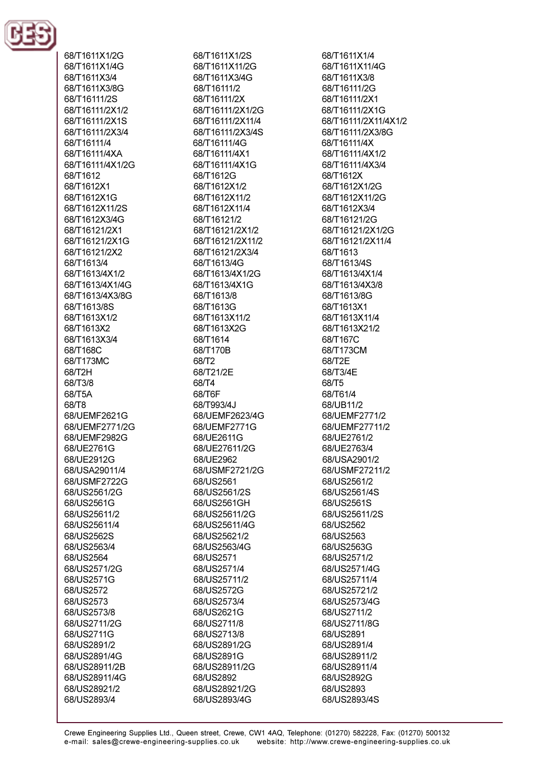68/T1611X1/2G
68/T1611X1/4G
68/T1611X3/4
68/T1611X3/8G
68/T16111/2S
68/T16111/2X1/2
68/T16111/2X1S
68/T16111/2X3/4
68/T16111/4
68/T16111/4XA
68/T16111/4X1/2G
68/T1612
68/T1612X1
68/T1612X1G
68/T1612X11/2S
68/T1612X3/4G
68/T16121/2X1
68/T16121/2X1G
68/T16121/2X2
68/T1613/4
68/T1613/4X1/2
68/T1613/4X1/4G
68/T1613/4X3/8G
68/T1613/8S
68/T1613X1/2
68/T1613X2
68/T1613X3/4
68/T168C
68/T173MC
68/T2H
68/T3/8
68/T5A
68/T8
68/UEMF2621G
68/UEMF2771/2G
68/UEMF2982G
68/UE2761G
68/UE2912G
68/USA29011/4
68/USMF2722G
68/US2561/2G
68/US2561G
68/US25611/2
68/US25611/4
68/US2562S
68/US2563/4
68/US2564
68/US2571/2G
68/US2571G
68/US2572
68/US2573
68/US2573/8
68/US2711/2G
68/US2711G
68/US2891/2
68/US2891/4G
68/US28911/2B
68/US28911/4G
68/US28921/2
68/US2893/4
68/T1611X1/2S
68/T1611X11/2G
68/T1611X3/4G
68/T16111/2
68/T16111/2X
68/T16111/2X1/2G
68/T16111/2X11/4
68/T16111/2X3/4S
68/T16111/4G
68/T16111/4X1
68/T16111/4X1G
68/T1612G
68/T1612X1/2
68/T1612X11/2
68/T1612X11/4
68/T16121/2
68/T16121/2X1/2
68/T16121/2X11/2
68/T16121/2X3/4
68/T1613/4G
68/T1613/4X1/2G
68/T1613/4X1G
68/T1613/8
68/T1613G
68/T1613X11/2
68/T1613X2G
68/T1614
68/T170B
68/T2
68/T21/2E
68/T4
68/T6F
68/T993/4J
68/UEMF2623/4G
68/UEMF2771G
68/UE2611G
68/UE27611/2G
68/UE2962
68/USMF2721/2G
68/US2561
68/US2561/2S
68/US2561GH
68/US25611/2G
68/US25611/4G
68/US25621/2
68/US2563/4G
68/US2571
68/US2571/4
68/US25711/2
68/US2572G
68/US2573/4
68/US2621G
68/US2711/8
68/US2713/8
68/US2891/2G
68/US2891G
68/US28911/2G
68/US2892
68/US28921/2G
68/US2893/4G
68/T1611X1/4
68/T1611X11/4G
68/T1611X3/8
68/T16111/2G
68/T16111/2X1
68/T16111/2X1G
68/T16111/2X11/4X1/2
68/T16111/2X3/8G
68/T16111/4X
68/T16111/4X1/2
68/T16111/4X3/4
68/T1612X
68/T1612X1/2G
68/T1612X11/2G
68/T1612X3/4
68/T16121/2G
68/T16121/2X1/2G
68/T16121/2X11/4
68/T1613
68/T1613/4S
68/T1613/4X1/4
68/T1613/4X3/8
68/T1613/8G
68/T1613X1
68/T1613X11/4
68/T1613X21/2
68/T167C
68/T173CM
68/T2E
68/T3/4E
68/T5
68/T61/4
68/UB11/2
68/UEMF2771/2
68/UEMF27711/2
68/UE2761/2
68/UE2763/4
68/USA2901/2
68/USMF27211/2
68/US2561/2
68/US2561/4S
68/US2561S
68/US25611/2S
68/US2562
68/US2563
68/US2563G
68/US2571/2
68/US2571/4G
68/US25711/4
68/US25721/2
68/US2573/4G
68/US2711/2
68/US2711/8G
68/US2891
68/US2891/4
68/US28911/2
68/US28911/4
68/US2892G
68/US2893
68/US2893/4S

Crewe Engineering Supplies Ltd., Queen street, Crewe, CW1 4AQ, Telephone: (01270) 582228, Fax: (01270) 500132
e-mail: sales@crewe-engineering-supplies.co.uk website: http://www.crewe-engineering-supplies.co.uk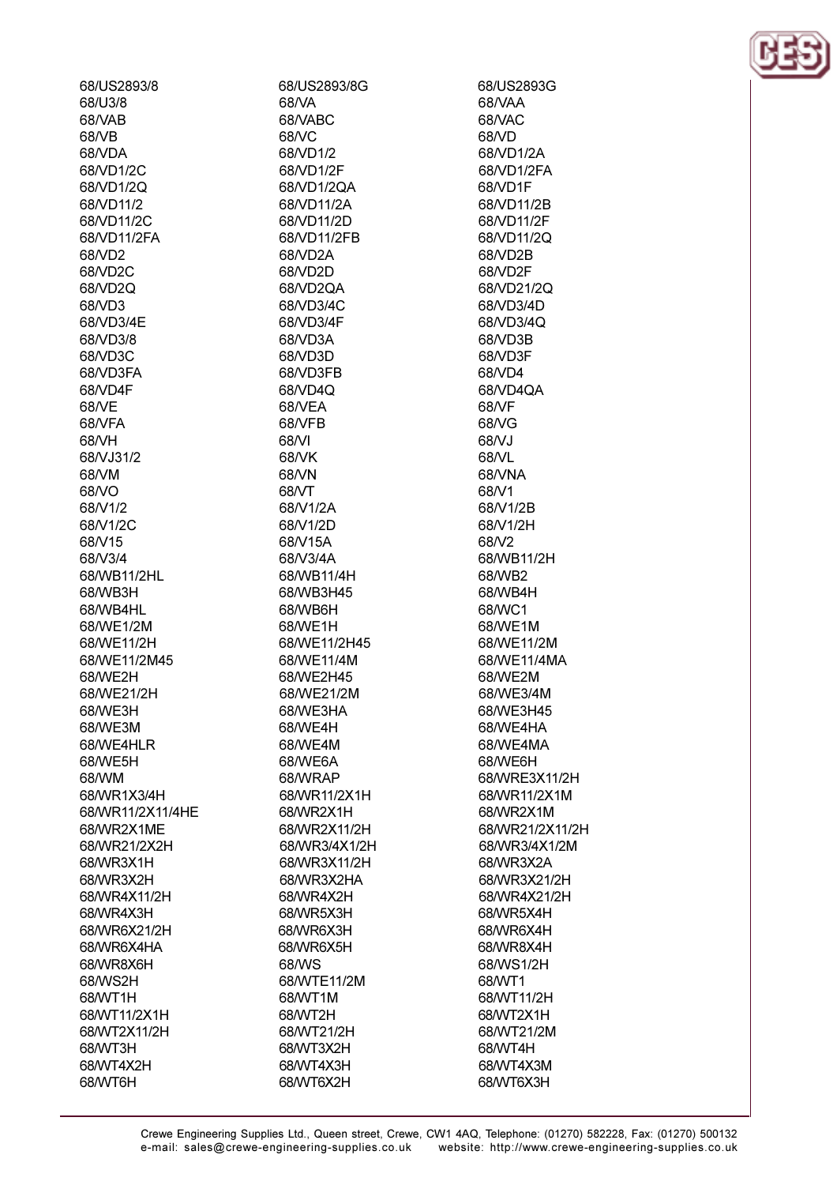68/US2893/8
68/U3/8
68/VAB
68/VB
68/VDA
68/VD1/2C
68/VD1/2Q
68/VD11/2
68/VD11/2C
68/VD11/2FA
68/VD2
68/VD2C
68/VD2Q
68/VD3
68/VD3/4E
68/VD3/8
68/VD3C
68/VD3FA
68/VD4F
68/VE
68/VFA
68/VH
68/VJ31/2
68/VM
68/VO
68/V1/2
68/V1/2C
68/V15
68/V3/4
68/WB11/2HL
68/WB3H
68/WB4HL
68/WE1/2M
68/WE11/2H
68/WE11/2M45
68/WE2H
68/WE21/2H
68/WE3H
68/WE3M
68/WE4HLR
68/WE5H
68/WM
68/WR1X3/4H
68/WR11/2X11/4HE
68/WR2X1ME
68/WR21/2X2H
68/WR3X1H
68/WR3X2H
68/WR4X11/2H
68/WR4X3H
68/WR6X21/2H
68/WR6X4HA
68/WR8X6H
68/WS2H
68/WT1H
68/WT11/2X1H
68/WT2X11/2H
68/WT3H
68/WT4X2H
68/WT6H
68/US2893/8G
68/VA
68/VABC
68/VC
68/VD1/2
68/VD1/2F
68/VD1/2QA
68/VD11/2A
68/VD11/2D
68/VD11/2FB
68/VD2A
68/VD2D
68/VD2QA
68/VD3/4C
68/VD3/4F
68/VD3A
68/VD3D
68/VD3FB
68/VD4Q
68/VEA
68/VFB
68/VI
68/VK
68/VN
68/VT
68/V1/2A
68/V1/2D
68/V15A
68/V3/4A
68/WB11/4H
68/WB3H45
68/WB6H
68/WE1H
68/WE11/2H45
68/WE11/4M
68/WE2H45
68/WE21/2M
68/WE3HA
68/WE4H
68/WE4M
68/WE6A
68/WRAP
68/WR11/2X1H
68/WR2X1H
68/WR2X11/2H
68/WR3/4X1/2H
68/WR3X11/2H
68/WR3X2HA
68/WR4X2H
68/WR5X3H
68/WR6X3H
68/WR6X5H
68/WS
68/WTE11/2M
68/WT1M
68/WT2H
68/WT21/2H
68/WT3X2H
68/WT4X3H
68/WT6X2H
68/US2893G
68/VAA
68/VAC
68/VD
68/VD1/2A
68/VD1/2FA
68/VD1F
68/VD11/2B
68/VD11/2F
68/VD11/2Q
68/VD2B
68/VD2F
68/VD21/2Q
68/VD3/4D
68/VD3/4Q
68/VD3B
68/VD3F
68/VD4
68/VD4QA
68/VF
68/VG
68/VJ
68/VL
68/VNA
68/V1
68/V1/2B
68/V1/2H
68/V2
68/WB11/2H
68/WB2
68/WB4H
68/WC1
68/WE1M
68/WE11/2M
68/WE11/4MA
68/WE2M
68/WE3/4M
68/WE3H45
68/WE4HA
68/WE4MA
68/WE6H
68/WRE3X11/2H
68/WR11/2X1M
68/WR2X1M
68/WR21/2X11/2H
68/WR3/4X1/2M
68/WR3X2A
68/WR3X21/2H
68/WR4X21/2H
68/WR5X4H
68/WR6X4H
68/WR8X4H
68/WS1/2H
68/WT1
68/WT11/2H
68/WT2X1H
68/WT21/2M
68/WT4H
68/WT4X3M
68/WT6X3H

Crewe Engineering Supplies Ltd., Queen street, Crewe, CW1 4AQ, Telephone: (01270) 582228, Fax: (01270) 500132
e-mail: sales@crewe-engineering-supplies.co.uk website: http://www.crewe-engineering-supplies.co.uk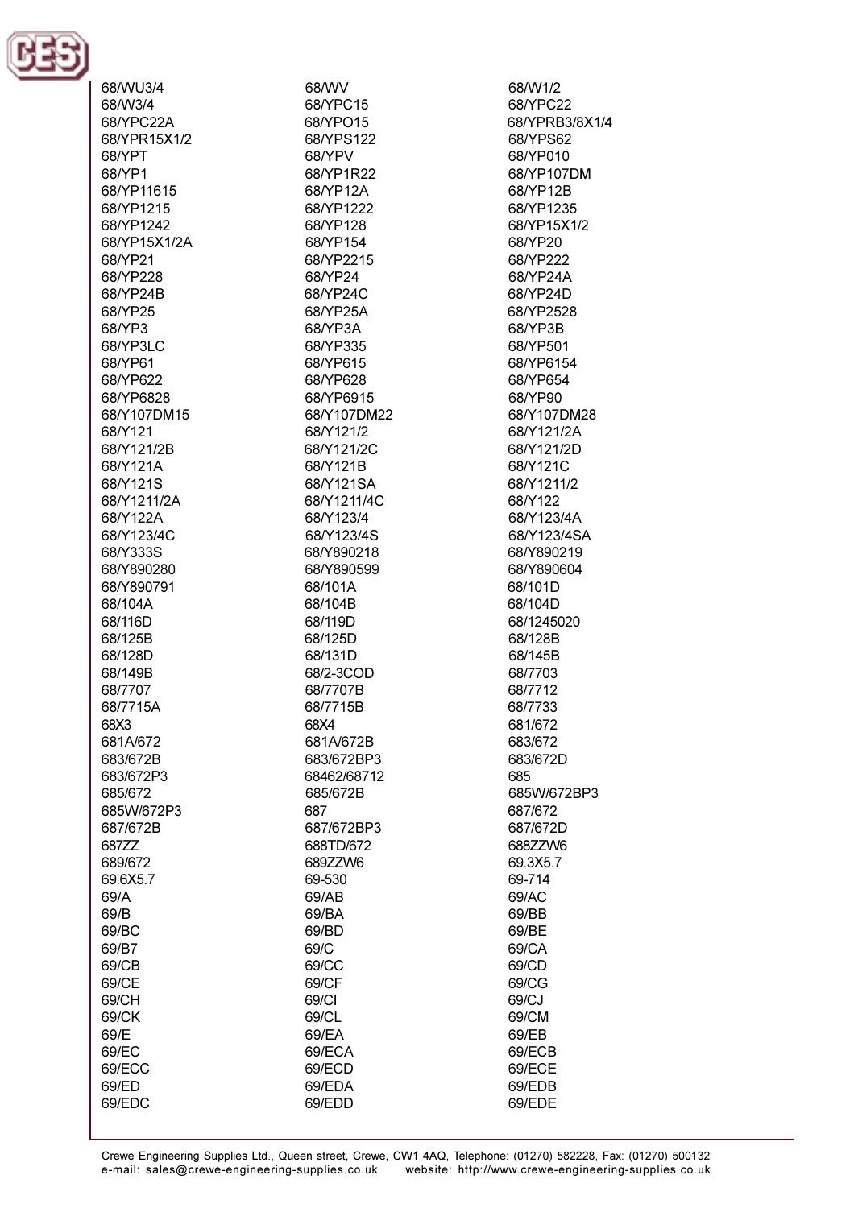68/WU3/4
68/WV
68/W1/2
68/W3/4
68/YPC15
68/YPC22
68/YPC22A
68/YPO15
68/YPRB3/8X1/4
68/YPR15X1/2
68/YPS122
68/YPS62
68/YPT
68/YPV
68/YP010
68/YP1
68/YP1R22
68/YP107DM
68/YP11615
68/YP12A
68/YP12B
68/YP1215
68/YP1222
68/YP1235
68/YP1242
68/YP128
68/YP15X1/2
68/YP15X1/2A
68/YP154
68/YP20
68/YP21
68/YP2215
68/YP222
68/YP228
68/YP24
68/YP24A
68/YP24B
68/YP24C
68/YP24D
68/YP25
68/YP25A
68/YP2528
68/YP3
68/YP3A
68/YP3B
68/YP3LC
68/YP335
68/YP501
68/YP61
68/YP615
68/YP6154
68/YP622
68/YP628
68/YP654
68/YP6828
68/YP6915
68/YP90
68/Y107DM15
68/Y107DM22
68/Y107DM28
68/Y121
68/Y121/2
68/Y121/2A
68/Y121/2B
68/Y121/2C
68/Y121/2D
68/Y121A
68/Y121B
68/Y121C
68/Y121S
68/Y121SA
68/Y1211/2
68/Y1211/2A
68/Y1211/4C
68/Y122
68/Y122A
68/Y123/4
68/Y123/4A
68/Y123/4C
68/Y123/4S
68/Y123/4SA
68/Y333S
68/Y890218
68/Y890219
68/Y890280
68/Y890599
68/Y890604
68/Y890791
68/101A
68/101D
68/104A
68/104B
68/104D
68/116D
68/119D
68/1245020
68/125B
68/125D
68/128B
68/128D
68/131D
68/145B
68/149B
68/2-3COD
68/7703
68/7707
68/7707B
68/7712
68/7715A
68/7715B
68/7733
68X3
68X4
681/672
681A/672
681A/672B
683/672
683/672B
683/672BP3
683/672D
683/672P3
68462/68712
685
685/672
685/672B
685W/672BP3
685W/672P3
687
687/672
687/672B
687/672BP3
687/672D
687ZZ
688TD/672
688ZZW6
689/672
689ZZW6
69.3X5.7
69.6X5.7
69-530
69-714
69/A
69/AB
69/AC
69/B
69/BA
69/BB
69/BC
69/BD
69/BE
69/B7
69/C
69/CA
69/CB
69/CC
69/CD
69/CE
69/CF
69/CG
69/CH
69/CI
69/CJ
69/CK
69/CL
69/CM
69/E
69/EA
69/EB
69/EC
69/ECA
69/ECB
69/ECC
69/ECD
69/ECE
69/ED
69/EDA
69/EDB
69/EDC
69/EDD
69/EDE

Crewe Engineering Supplies Ltd., Queen street, Crewe, CW1 4AQ, Telephone: (01270) 582228, Fax: (01270) 500132
e-mail: sales@crewe-engineering-supplies.co.uk website: http://www.crewe-engineering-supplies.co.uk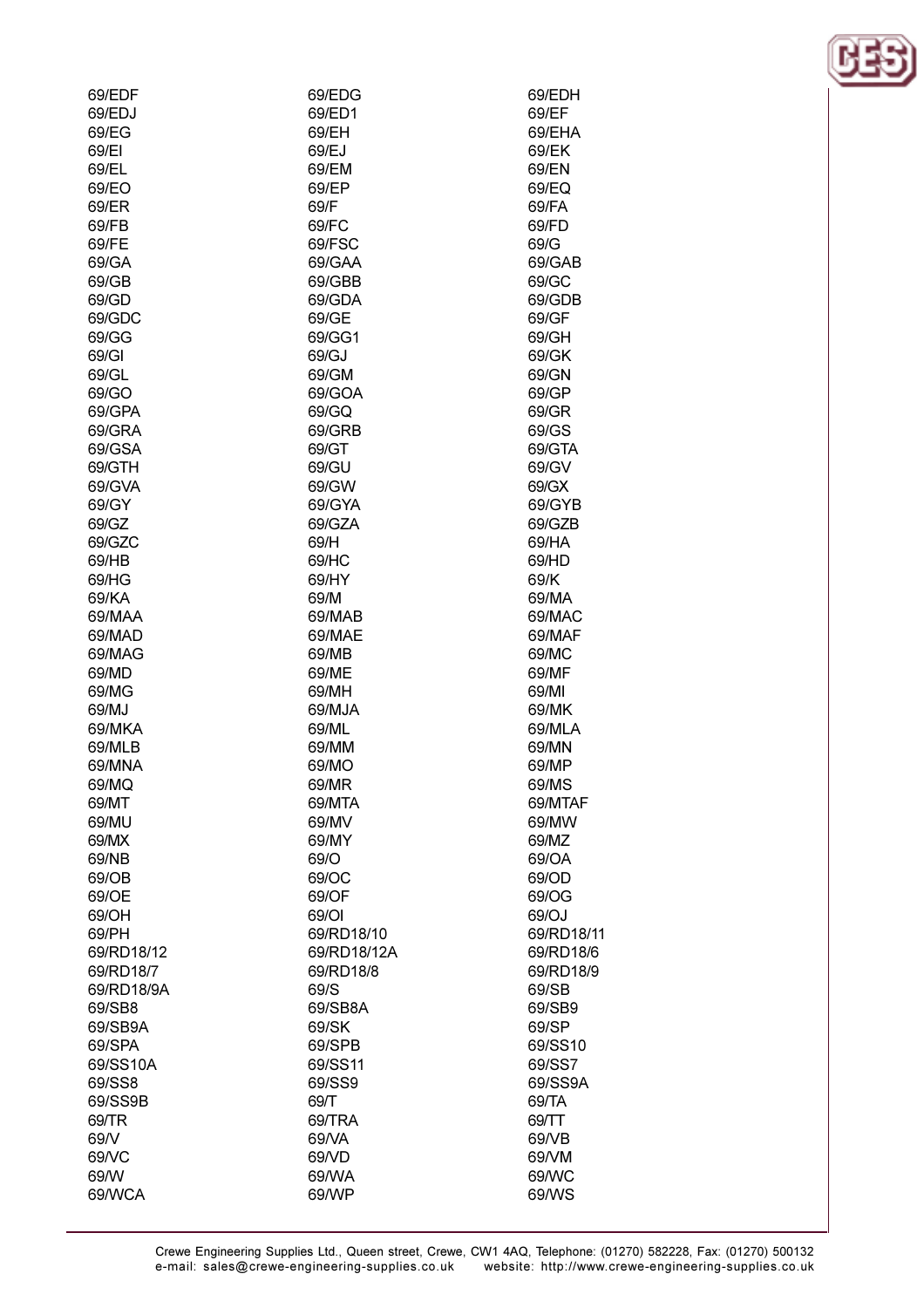69/EDF
69/EDG
69/EDH
69/EDJ
69/ED1
69/EF
69/EG
69/EH
69/EHA
69/EI
69/EJ
69/EK
69/EL
69/EM
69/EN
69/EO
69/EP
69/EQ
69/ER
69/F
69/FA
69/FB
69/FC
69/FD
69/FE
69/FSC
69/G
69/GA
69/GAA
69/GAB
69/GB
69/GBB
69/GC
69/GD
69/GDA
69/GDB
69/GDC
69/GE
69/GF
69/GG
69/GG1
69/GH
69/GI
69/GJ
69/GK
69/GL
69/GM
69/GN
69/GO
69/GOA
69/GP
69/GPA
69/GQ
69/GR
69/GRA
69/GRB
69/GS
69/GSA
69/GT
69/GTA
69/GTH
69/GU
69/GV
69/GVA
69/GW
69/GX
69/GY
69/GYA
69/GYB
69/GZ
69/GZA
69/GZB
69/GZC
69/H
69/HA
69/HB
69/HC
69/HD
69/HG
69/HY
69/K
69/KA
69/M
69/MA
69/MAA
69/MAB
69/MAC
69/MAD
69/MAE
69/MAF
69/MAG
69/MB
69/MC
69/MD
69/ME
69/MF
69/MG
69/MH
69/MI
69/MJ
69/MJA
69/MK
69/MKA
69/ML
69/MLA
69/MLB
69/MM
69/MN
69/MNA
69/MO
69/MP
69/MQ
69/MR
69/MS
69/MT
69/MTA
69/MTAF
69/MU
69/MV
69/MW
69/MX
69/MY
69/MZ
69/NB
69/O
69/OA
69/OB
69/OC
69/OD
69/OE
69/OF
69/OG
69/OH
69/OI
69/OJ
69/PH
69/RD18/10
69/RD18/11
69/RD18/12
69/RD18/12A
69/RD18/6
69/RD18/7
69/RD18/8
69/RD18/9
69/RD18/9A
69/S
69/SB
69/SB8
69/SB8A
69/SB9
69/SB9A
69/SK
69/SP
69/SPA
69/SPB
69/SS10
69/SS10A
69/SS11
69/SS7
69/SS8
69/SS9
69/SS9A
69/SS9B
69/T
69/TA
69/TR
69/TRA
69/TT
69/V
69/VA
69/VB
69/VC
69/VD
69/VM
69/W
69/WA
69/WC
69/WCA
69/WP
69/WS

Crewe Engineering Supplies Ltd., Queen street, Crewe, CW1 4AQ, Telephone: (01270) 582228, Fax: (01270) 500132
e-mail: sales@crewe-engineering-supplies.co.uk website: http://www.crewe-engineering-supplies.co.uk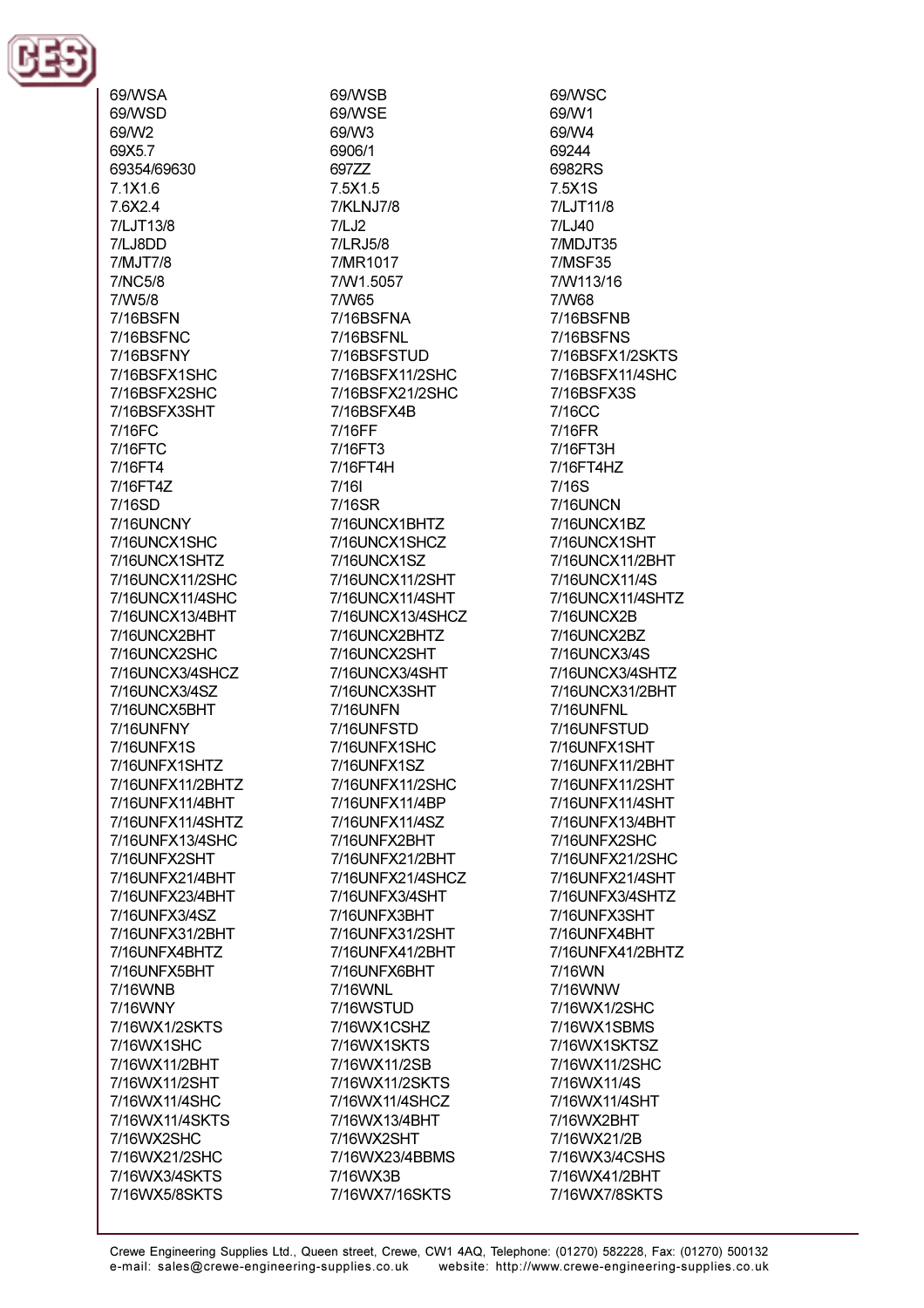69/WSA
69/WSB
69/WSC
69/WSD
69/WSE
69/W1
69/W2
69/W3
69/W4
69X5.7
6906/1
69244
69354/69630
697ZZ
6982RS
7.1X1.6
7.5X1.5
7.5X1S
7.6X2.4
7/KLNJ7/8
7/LJT11/8
7/LJT13/8
7/LJ2
7/LJ40
7/LJ8DD
7/LRJ5/8
7/MDJT35
7/MJT7/8
7/MR1017
7/MSF35
7/NC5/8
7/W1.5057
7/W113/16
7/W5/8
7/W65
7/W68
7/16BSFN
7/16BSFNA
7/16BSFNB
7/16BSFNC
7/16BSFNL
7/16BSFNS
7/16BSFNY
7/16BSFSTUD
7/16BSFX1/2SKTS
7/16BSFX1SHC
7/16BSFX11/2SHC
7/16BSFX11/4SHC
7/16BSFX2SHC
7/16BSFX21/2SHC
7/16BSFX3S
7/16BSFX3SHT
7/16BSFX4B
7/16CC
7/16FC
7/16FF
7/16FR
7/16FTC
7/16FT3
7/16FT3H
7/16FT4
7/16FT4H
7/16FT4HZ
7/16FT4Z
7/16I
7/16S
7/16SD
7/16SR
7/16UNCN
7/16UNCNY
7/16UNCX1BHTZ
7/16UNCX1BZ
7/16UNCX1SHC
7/16UNCX1SHCZ
7/16UNCX1SHT
7/16UNCX1SHTZ
7/16UNCX1SZ
7/16UNCX11/2BHT
7/16UNCX11/2SHC
7/16UNCX11/2SHT
7/16UNCX11/4S
7/16UNCX11/4SHC
7/16UNCX11/4SHT
7/16UNCX11/4SHTZ
7/16UNCX13/4BHT
7/16UNCX13/4SHCZ
7/16UNCX2B
7/16UNCX2BHT
7/16UNCX2BHTZ
7/16UNCX2BZ
7/16UNCX2SHC
7/16UNCX2SHT
7/16UNCX3/4S
7/16UNCX3/4SHCZ
7/16UNCX3/4SHT
7/16UNCX3/4SHTZ
7/16UNCX3/4SZ
7/16UNCX3SHT
7/16UNCX31/2BHT
7/16UNCX5BHT
7/16UNFN
7/16UNFNL
7/16UNFNY
7/16UNFSTD
7/16UNFSTUD
7/16UNFX1S
7/16UNFX1SHC
7/16UNFX1SHT
7/16UNFX1SHTZ
7/16UNFX1SZ
7/16UNFX11/2BHT
7/16UNFX11/2BHTZ
7/16UNFX11/2SHC
7/16UNFX11/2SHT
7/16UNFX11/4BHT
7/16UNFX11/4BP
7/16UNFX11/4SHT
7/16UNFX11/4SHTZ
7/16UNFX11/4SZ
7/16UNFX13/4BHT
7/16UNFX13/4SHC
7/16UNFX2BHT
7/16UNFX2SHC
7/16UNFX2SHT
7/16UNFX21/2BHT
7/16UNFX21/2SHC
7/16UNFX21/4BHT
7/16UNFX21/4SHCZ
7/16UNFX21/4SHT
7/16UNFX23/4BHT
7/16UNFX3/4SHT
7/16UNFX3/4SHTZ
7/16UNFX3/4SZ
7/16UNFX3BHT
7/16UNFX3SHT
7/16UNFX31/2BHT
7/16UNFX31/2SHT
7/16UNFX4BHT
7/16UNFX4BHTZ
7/16UNFX41/2BHT
7/16UNFX41/2BHTZ
7/16UNFX5BHT
7/16UNFX6BHT
7/16WN
7/16WNB
7/16WNL
7/16WNW
7/16WNY
7/16WSTUD
7/16WX1/2SHC
7/16WX1/2SKTS
7/16WX1CSHZ
7/16WX1SBMS
7/16WX1SHC
7/16WX1SKTS
7/16WX1SKTSZ
7/16WX11/2BHT
7/16WX11/2SB
7/16WX11/2SHC
7/16WX11/2SHT
7/16WX11/2SKTS
7/16WX11/4S
7/16WX11/4SHC
7/16WX11/4SHCZ
7/16WX11/4SHT
7/16WX11/4SKTS
7/16WX13/4BHT
7/16WX2BHT
7/16WX2SHC
7/16WX2SHT
7/16WX21/2B
7/16WX21/2SHC
7/16WX23/4BBMS
7/16WX3/4CSHS
7/16WX3/4SKTS
7/16WX3B
7/16WX41/2BHT
7/16WX5/8SKTS
7/16WX7/16SKTS
7/16WX7/8SKTS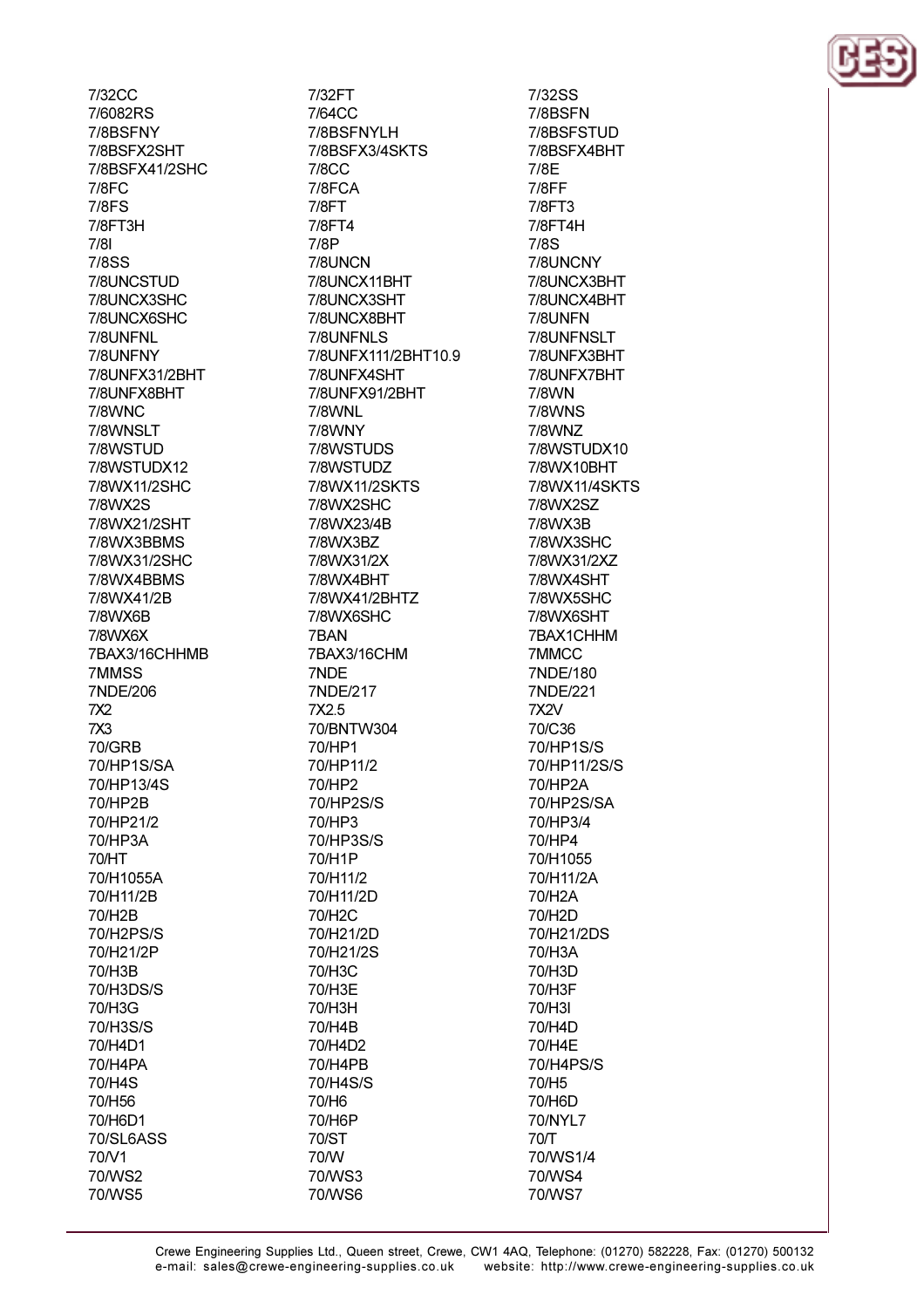7/32CC
7/6082RS
7/8BSFNY
7/8BSFX2SHT
7/8BSFX41/2SHC
7/8FC
7/8FS
7/8FT3H
7/8I
7/8SS
7/8UNCSTUD
7/8UNCX3SHC
7/8UNCX6SHC
7/8UNFNL
7/8UNFNY
7/8UNFX31/2BHT
7/8UNFX8BHT
7/8WNC
7/8WNSLT
7/8WSTUD
7/8WSTUDX12
7/8WX11/2SHC
7/8WX2S
7/8WX21/2SHT
7/8WX3BBMS
7/8WX31/2SHC
7/8WX4BBMS
7/8WX41/2B
7/8WX6B
7/8WX6X
7BAX3/16CHHMB
7MMSS
7NDE/206
7X2
7X3
70/GRB
70/HP1S/SA
70/HP13/4S
70/HP2B
70/HP21/2
70/HP3A
70/HT
70/H1055A
70/H11/2B
70/H2B
70/H2PS/S
70/H21/2P
70/H3B
70/H3DS/S
70/H3G
70/H3S/S
70/H4D1
70/H4PA
70/H4S
70/H56
70/H6D1
70/SL6ASS
70/V1
70/WS2
70/WS5
7/32FT
7/64CC
7/8BSFNYLH
7/8BSFX3/4SKTS
7/8CC
7/8FCA
7/8FT
7/8FT4
7/8P
7/8UNCN
7/8UNCX11BHT
7/8UNCX3SHT
7/8UNCX8BHT
7/8UNFNLS
7/8UNFX111/2BHT10.9
7/8UNFX4SHT
7/8UNFX91/2BHT
7/8WNL
7/8WNY
7/8WSTUDS
7/8WSTUDZ
7/8WX11/2SKTS
7/8WX2SHC
7/8WX23/4B
7/8WX3BZ
7/8WX31/2X
7/8WX4BHT
7/8WX41/2BHTZ
7/8WX6SHC
7BAN
7BAX3/16CHM
7NDE
7NDE/217
7X2.5
70/BNTW304
70/HP1
70/HP11/2
70/HP2
70/HP2S/S
70/HP3
70/HP3S/S
70/H1P
70/H11/2
70/H11/2D
70/H2C
70/H21/2D
70/H21/2S
70/H3C
70/H3E
70/H3H
70/H4B
70/H4D2
70/H4PB
70/H4S/S
70/H6
70/H6P
70/ST
70/W
70/WS3
70/WS6
7/32SS
7/8BSFN
7/8BSFSTUD
7/8BSFX4BHT
7/8E
7/8FF
7/8FT3
7/8FT4H
7/8S
7/8UNCNY
7/8UNCX3BHT
7/8UNCX4BHT
7/8UNFN
7/8UNFNSLT
7/8UNFX3BHT
7/8UNFX7BHT
7/8WN
7/8WNS
7/8WNZ
7/8WSTUDX10
7/8WX10BHT
7/8WX11/4SKTS
7/8WX2SZ
7/8WX3B
7/8WX3SHC
7/8WX31/2XZ
7/8WX4SHT
7/8WX5SHC
7/8WX6SHT
7BAX1CHHM
7MMCC
7NDE/180
7NDE/221
7X2V
70/C36
70/HP1S/S
70/HP11/2S/S
70/HP2A
70/HP2S/SA
70/HP3/4
70/HP4
70/H1055
70/H11/2A
70/H2A
70/H2D
70/H21/2DS
70/H3A
70/H3D
70/H3F
70/H3I
70/H4D
70/H4E
70/H4PS/S
70/H5
70/H6D
70/NYL7
70/T
70/WS1/4
70/WS4
70/WS7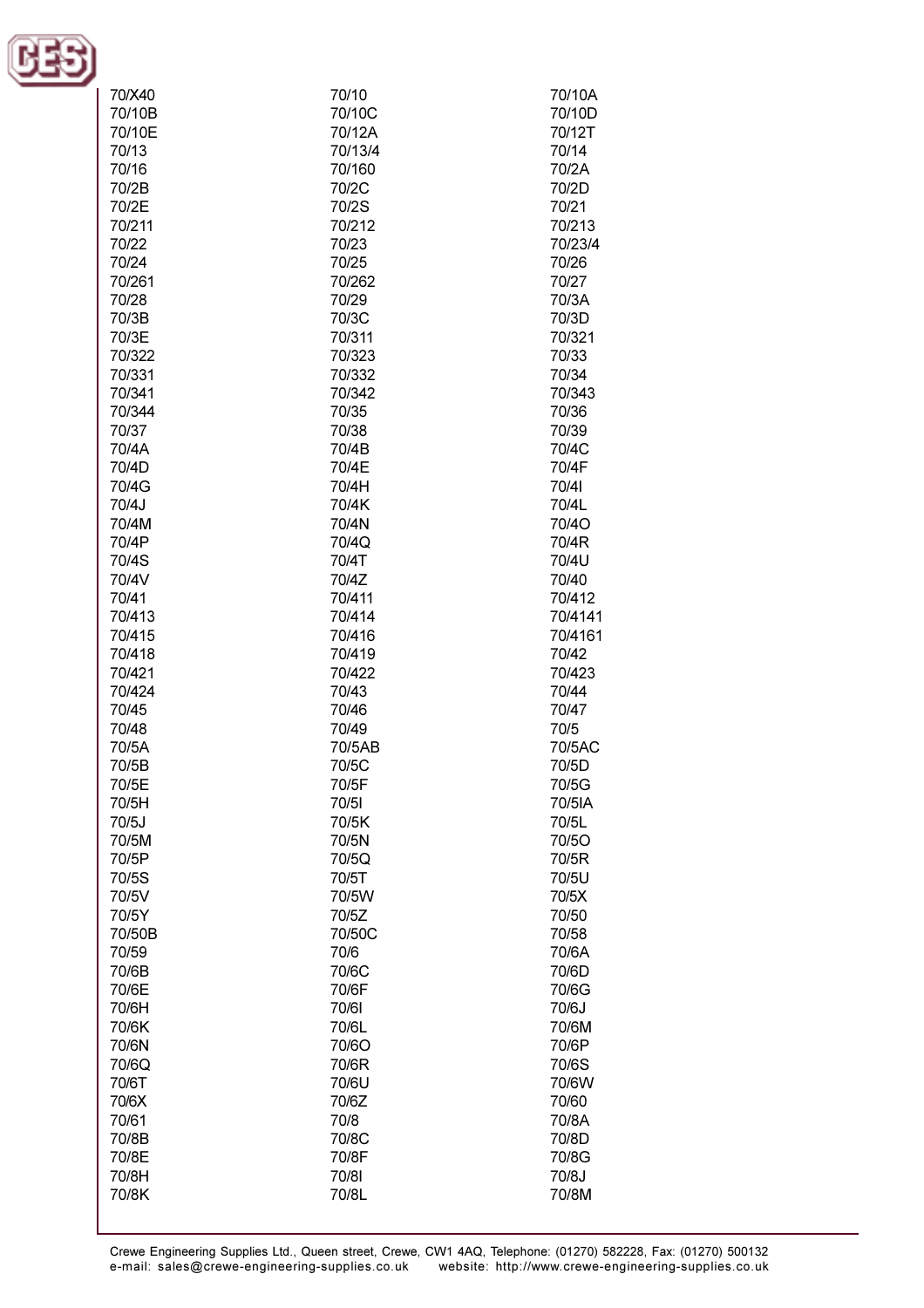| | | |
|---|---|---|
| 70/X40 | 70/10 | 70/10A |
| 70/10B | 70/10C | 70/10D |
| 70/10E | 70/12A | 70/12T |
| 70/13 | 70/13/4 | 70/14 |
| 70/16 | 70/160 | 70/2A |
| 70/2B | 70/2C | 70/2D |
| 70/2E | 70/2S | 70/21 |
| 70/211 | 70/212 | 70/213 |
| 70/22 | 70/23 | 70/23/4 |
| 70/24 | 70/25 | 70/26 |
| 70/261 | 70/262 | 70/27 |
| 70/28 | 70/29 | 70/3A |
| 70/3B | 70/3C | 70/3D |
| 70/3E | 70/311 | 70/321 |
| 70/322 | 70/323 | 70/33 |
| 70/331 | 70/332 | 70/34 |
| 70/341 | 70/342 | 70/343 |
| 70/344 | 70/35 | 70/36 |
| 70/37 | 70/38 | 70/39 |
| 70/4A | 70/4B | 70/4C |
| 70/4D | 70/4E | 70/4F |
| 70/4G | 70/4H | 70/4I |
| 70/4J | 70/4K | 70/4L |
| 70/4M | 70/4N | 70/4O |
| 70/4P | 70/4Q | 70/4R |
| 70/4S | 70/4T | 70/4U |
| 70/4V | 70/4Z | 70/40 |
| 70/41 | 70/411 | 70/412 |
| 70/413 | 70/414 | 70/4141 |
| 70/415 | 70/416 | 70/4161 |
| 70/418 | 70/419 | 70/42 |
| 70/421 | 70/422 | 70/423 |
| 70/424 | 70/43 | 70/44 |
| 70/45 | 70/46 | 70/47 |
| 70/48 | 70/49 | 70/5 |
| 70/5A | 70/5AB | 70/5AC |
| 70/5B | 70/5C | 70/5D |
| 70/5E | 70/5F | 70/5G |
| 70/5H | 70/5I | 70/5IA |
| 70/5J | 70/5K | 70/5L |
| 70/5M | 70/5N | 70/5O |
| 70/5P | 70/5Q | 70/5R |
| 70/5S | 70/5T | 70/5U |
| 70/5V | 70/5W | 70/5X |
| 70/5Y | 70/5Z | 70/50 |
| 70/50B | 70/50C | 70/58 |
| 70/59 | 70/6 | 70/6A |
| 70/6B | 70/6C | 70/6D |
| 70/6E | 70/6F | 70/6G |
| 70/6H | 70/6I | 70/6J |
| 70/6K | 70/6L | 70/6M |
| 70/6N | 70/6O | 70/6P |
| 70/6Q | 70/6R | 70/6S |
| 70/6T | 70/6U | 70/6W |
| 70/6X | 70/6Z | 70/60 |
| 70/61 | 70/8 | 70/8A |
| 70/8B | 70/8C | 70/8D |
| 70/8E | 70/8F | 70/8G |
| 70/8H | 70/8I | 70/8J |
| 70/8K | 70/8L | 70/8M |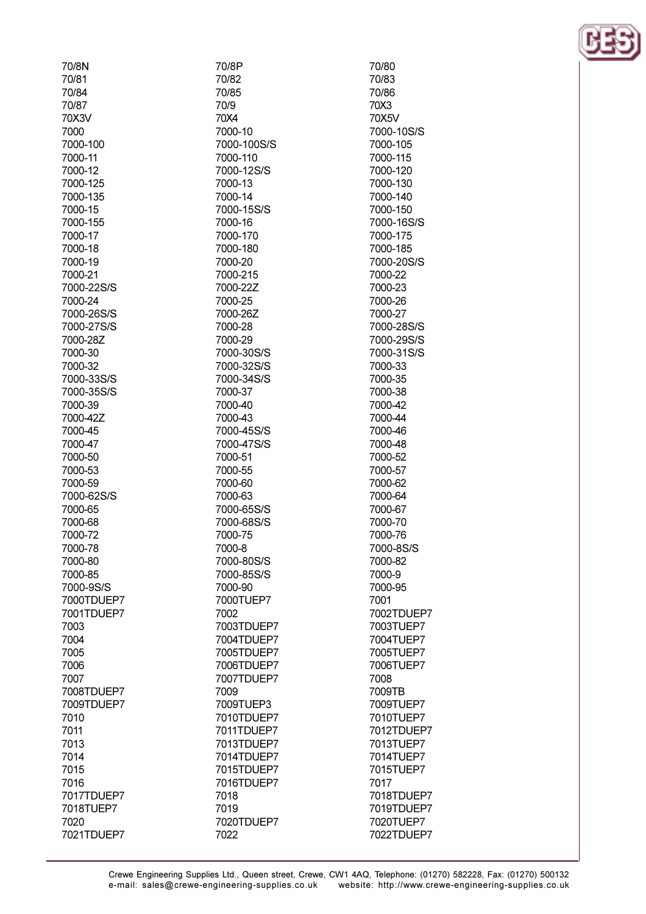| | | |
|---|---|---|
| 70/8N | 70/8P | 70/80 |
| 70/81 | 70/82 | 70/83 |
| 70/84 | 70/85 | 70/86 |
| 70/87 | 70/9 | 70X3 |
| 70X3V | 70X4 | 70X5V |
| 7000 | 7000-10 | 7000-10S/S |
| 7000-100 | 7000-100S/S | 7000-105 |
| 7000-11 | 7000-110 | 7000-115 |
| 7000-12 | 7000-12S/S | 7000-120 |
| 7000-125 | 7000-13 | 7000-130 |
| 7000-135 | 7000-14 | 7000-140 |
| 7000-15 | 7000-15S/S | 7000-150 |
| 7000-155 | 7000-16 | 7000-16S/S |
| 7000-17 | 7000-170 | 7000-175 |
| 7000-18 | 7000-180 | 7000-185 |
| 7000-19 | 7000-20 | 7000-20S/S |
| 7000-21 | 7000-215 | 7000-22 |
| 7000-22S/S | 7000-22Z | 7000-23 |
| 7000-24 | 7000-25 | 7000-26 |
| 7000-26S/S | 7000-26Z | 7000-27 |
| 7000-27S/S | 7000-28 | 7000-28S/S |
| 7000-28Z | 7000-29 | 7000-29S/S |
| 7000-30 | 7000-30S/S | 7000-31S/S |
| 7000-32 | 7000-32S/S | 7000-33 |
| 7000-33S/S | 7000-34S/S | 7000-35 |
| 7000-35S/S | 7000-37 | 7000-38 |
| 7000-39 | 7000-40 | 7000-42 |
| 7000-42Z | 7000-43 | 7000-44 |
| 7000-45 | 7000-45S/S | 7000-46 |
| 7000-47 | 7000-47S/S | 7000-48 |
| 7000-50 | 7000-51 | 7000-52 |
| 7000-53 | 7000-55 | 7000-57 |
| 7000-59 | 7000-60 | 7000-62 |
| 7000-62S/S | 7000-63 | 7000-64 |
| 7000-65 | 7000-65S/S | 7000-67 |
| 7000-68 | 7000-68S/S | 7000-70 |
| 7000-72 | 7000-75 | 7000-76 |
| 7000-78 | 7000-8 | 7000-8S/S |
| 7000-80 | 7000-80S/S | 7000-82 |
| 7000-85 | 7000-85S/S | 7000-9 |
| 7000-9S/S | 7000-90 | 7000-95 |
| 7000TDUEP7 | 7000TUEP7 | 7001 |
| 7001TDUEP7 | 7002 | 7002TDUEP7 |
| 7003 | 7003TDUEP7 | 7003TUEP7 |
| 7004 | 7004TDUEP7 | 7004TUEP7 |
| 7005 | 7005TDUEP7 | 7005TUEP7 |
| 7006 | 7006TDUEP7 | 7006TUEP7 |
| 7007 | 7007TDUEP7 | 7008 |
| 7008TDUEP7 | 7009 | 7009TB |
| 7009TDUEP7 | 7009TUEP3 | 7009TUEP7 |
| 7010 | 7010TDUEP7 | 7010TUEP7 |
| 7011 | 7011TDUEP7 | 7012TDUEP7 |
| 7013 | 7013TDUEP7 | 7013TUEP7 |
| 7014 | 7014TDUEP7 | 7014TUEP7 |
| 7015 | 7015TDUEP7 | 7015TUEP7 |
| 7016 | 7016TDUEP7 | 7017 |
| 7017TDUEP7 | 7018 | 7018TDUEP7 |
| 7018TUEP7 | 7019 | 7019TDUEP7 |
| 7020 | 7020TDUEP7 | 7020TUEP7 |
| 7021TDUEP7 | 7022 | 7022TDUEP7 |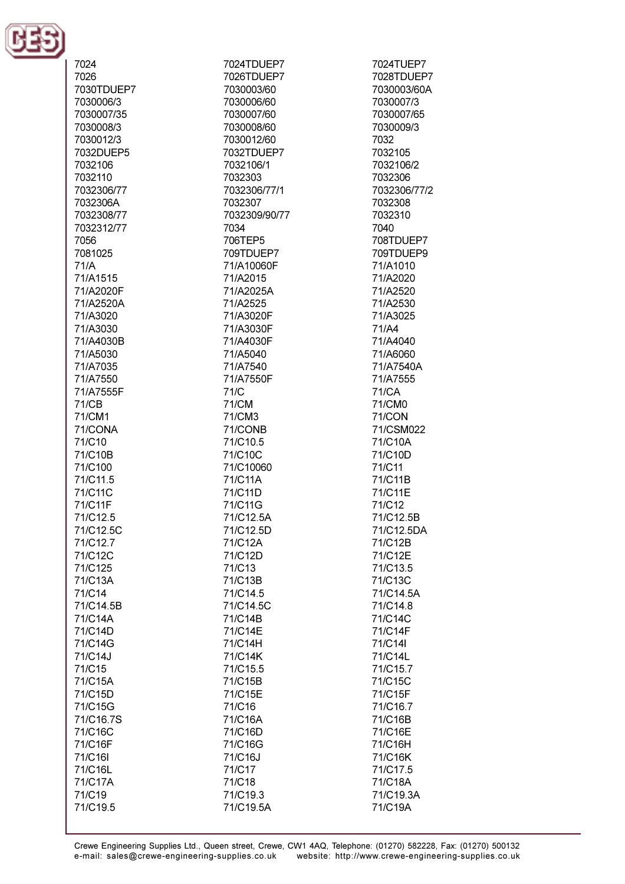7024
7026
7030TDUEP7
7030006/3
7030007/35
7030008/3
7030012/3
7032DUEP5
7032106
7032110
7032306/77
7032306A
7032308/77
7032312/77
7056
7081025
71/A
71/A1515
71/A2020F
71/A2520A
71/A3020
71/A3030
71/A4030B
71/A5030
71/A7035
71/A7550
71/A7555F
71/CB
71/CM1
71/CONA
71/C10
71/C10B
71/C100
71/C11.5
71/C11C
71/C11F
71/C12.5
71/C12.5C
71/C12.7
71/C12C
71/C125
71/C13A
71/C14
71/C14.5B
71/C14A
71/C14D
71/C14G
71/C14J
71/C15
71/C15A
71/C15D
71/C15G
71/C16.7S
71/C16C
71/C16F
71/C16I
71/C16L
71/C17A
71/C19
71/C19.5
7024TDUEP7
7026TDUEP7
7030003/60
7030006/60
7030007/60
7030008/60
7030012/60
7032TDUEP7
7032106/1
7032303
7032306/77/1
7032307
7032309/90/77
7034
706TEP5
709TDUEP7
71/A10060F
71/A2015
71/A2025A
71/A2525
71/A3020F
71/A3030F
71/A4030F
71/A5040
71/A7540
71/A7550F
71/C
71/CM
71/CM3
71/CONB
71/C10.5
71/C10C
71/C10060
71/C11A
71/C11D
71/C11G
71/C12.5A
71/C12.5D
71/C12A
71/C12D
71/C13
71/C13B
71/C14.5
71/C14.5C
71/C14B
71/C14E
71/C14H
71/C14K
71/C15.5
71/C15B
71/C15E
71/C16
71/C16A
71/C16D
71/C16G
71/C16J
71/C17
71/C18
71/C19.3
71/C19.5A
7024TUEP7
7028TDUEP7
7030003/60A
7030007/3
7030007/65
7030009/3
7032
7032105
7032106/2
7032306
7032306/77/2
7032308
7032310
7040
708TDUEP7
709TDUEP9
71/A1010
71/A2020
71/A2520
71/A2530
71/A3025
71/A4
71/A4040
71/A6060
71/A7540A
71/A7555
71/CA
71/CM0
71/CON
71/CSM022
71/C10A
71/C10D
71/C11
71/C11B
71/C11E
71/C12
71/C12.5B
71/C12.5DA
71/C12B
71/C12E
71/C13.5
71/C13C
71/C14.5A
71/C14.8
71/C14C
71/C14F
71/C14I
71/C14L
71/C15.7
71/C15C
71/C15F
71/C16.7
71/C16B
71/C16E
71/C16H
71/C16K
71/C17.5
71/C18A
71/C19.3A
71/C19A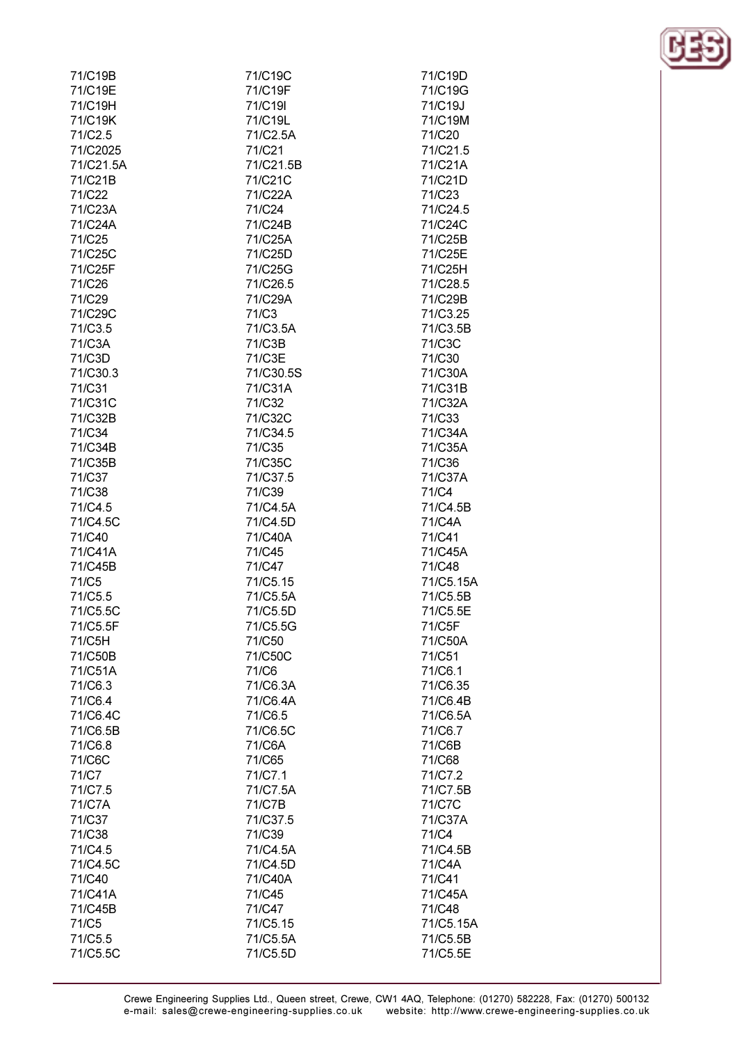71/C19B
71/C19C
71/C19D
71/C19E
71/C19F
71/C19G
71/C19H
71/C19I
71/C19J
71/C19K
71/C19L
71/C19M
71/C2.5
71/C2.5A
71/C20
71/C2025
71/C21
71/C21.5
71/C21.5A
71/C21.5B
71/C21A
71/C21B
71/C21C
71/C21D
71/C22
71/C22A
71/C23
71/C23A
71/C24
71/C24.5
71/C24A
71/C24B
71/C24C
71/C25
71/C25A
71/C25B
71/C25C
71/C25D
71/C25E
71/C25F
71/C25G
71/C25H
71/C26
71/C26.5
71/C28.5
71/C29
71/C29A
71/C29B
71/C29C
71/C3
71/C3.25
71/C3.5
71/C3.5A
71/C3.5B
71/C3A
71/C3B
71/C3C
71/C3D
71/C3E
71/C30
71/C30.3
71/C30.5S
71/C30A
71/C31
71/C31A
71/C31B
71/C31C
71/C32
71/C32A
71/C32B
71/C32C
71/C33
71/C34
71/C34.5
71/C34A
71/C34B
71/C35
71/C35A
71/C35B
71/C35C
71/C36
71/C37
71/C37.5
71/C37A
71/C38
71/C39
71/C4
71/C4.5
71/C4.5A
71/C4.5B
71/C4.5C
71/C4.5D
71/C4A
71/C40
71/C40A
71/C41
71/C41A
71/C45
71/C45A
71/C45B
71/C47
71/C48
71/C5
71/C5.15
71/C5.15A
71/C5.5
71/C5.5A
71/C5.5B
71/C5.5C
71/C5.5D
71/C5.5E
71/C5.5F
71/C5.5G
71/C5F
71/C5H
71/C50
71/C50A
71/C50B
71/C50C
71/C51
71/C51A
71/C6
71/C6.1
71/C6.3
71/C6.3A
71/C6.35
71/C6.4
71/C6.4A
71/C6.4B
71/C6.4C
71/C6.5
71/C6.5A
71/C6.5B
71/C6.5C
71/C6.7
71/C6.8
71/C6A
71/C6B
71/C6C
71/C65
71/C68
71/C7
71/C7.1
71/C7.2
71/C7.5
71/C7.5A
71/C7.5B
71/C7A
71/C7B
71/C7C
71/C37
71/C37.5
71/C37A
71/C38
71/C39
71/C4
71/C4.5
71/C4.5A
71/C4.5B
71/C4.5C
71/C4.5D
71/C4A
71/C40
71/C40A
71/C41
71/C41A
71/C45
71/C45A
71/C45B
71/C47
71/C48
71/C5
71/C5.15
71/C5.15A
71/C5.5
71/C5.5A
71/C5.5B
71/C5.5C
71/C5.5D
71/C5.5E

Crewe Engineering Supplies Ltd., Queen street, Crewe, CW1 4AQ, Telephone: (01270) 582228, Fax: (01270) 500132
e-mail: sales@crewe-engineering-supplies.co.uk website: http://www.crewe-engineering-supplies.co.uk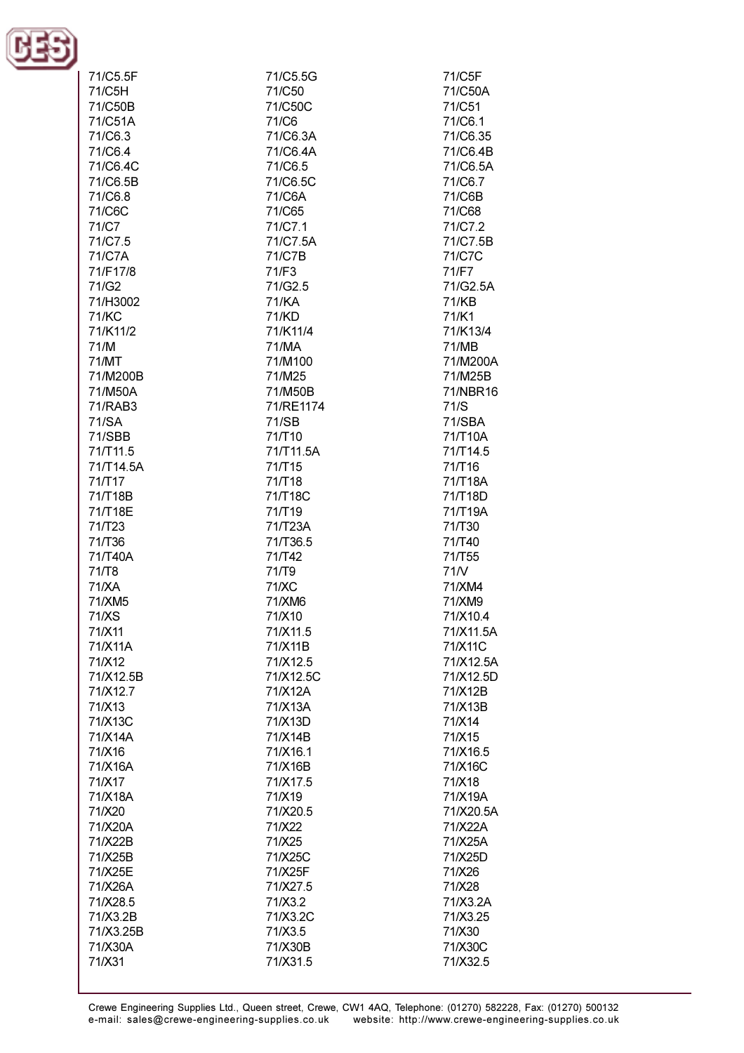71/C5.5F
71/C5.5G
71/C5F
71/C5H
71/C50
71/C50A
71/C50B
71/C50C
71/C51
71/C51A
71/C6
71/C6.1
71/C6.3
71/C6.3A
71/C6.35
71/C6.4
71/C6.4A
71/C6.4B
71/C6.4C
71/C6.5
71/C6.5A
71/C6.5B
71/C6.5C
71/C6.7
71/C6.8
71/C6A
71/C6B
71/C6C
71/C65
71/C68
71/C7
71/C7.1
71/C7.2
71/C7.5
71/C7.5A
71/C7.5B
71/C7A
71/C7B
71/C7C
71/F17/8
71/F3
71/F7
71/G2
71/G2.5
71/G2.5A
71/H3002
71/KA
71/KB
71/KC
71/KD
71/K1
71/K11/2
71/K11/4
71/K13/4
71/M
71/MA
71/MB
71/MT
71/M100
71/M200A
71/M200B
71/M25
71/M25B
71/M50A
71/M50B
71/NBR16
71/RAB3
71/RE1174
71/S
71/SA
71/SB
71/SBA
71/SBB
71/T10
71/T10A
71/T11.5
71/T11.5A
71/T14.5
71/T14.5A
71/T15
71/T16
71/T17
71/T18
71/T18A
71/T18B
71/T18C
71/T18D
71/T18E
71/T19
71/T19A
71/T23
71/T23A
71/T30
71/T36
71/T36.5
71/T40
71/T40A
71/T42
71/T55
71/T8
71/T9
71/V
71/XA
71/XC
71/XM4
71/XM5
71/XM6
71/XM9
71/XS
71/X10
71/X10.4
71/X11
71/X11.5
71/X11.5A
71/X11A
71/X11B
71/X11C
71/X12
71/X12.5
71/X12.5A
71/X12.5B
71/X12.5C
71/X12.5D
71/X12.7
71/X12A
71/X12B
71/X13
71/X13A
71/X13B
71/X13C
71/X13D
71/X14
71/X14A
71/X14B
71/X15
71/X16
71/X16.1
71/X16.5
71/X16A
71/X16B
71/X16C
71/X17
71/X17.5
71/X18
71/X18A
71/X19
71/X19A
71/X20
71/X20.5
71/X20.5A
71/X20A
71/X22
71/X22A
71/X22B
71/X25
71/X25A
71/X25B
71/X25C
71/X25D
71/X25E
71/X25F
71/X26
71/X26A
71/X27.5
71/X28
71/X28.5
71/X3.2
71/X3.2A
71/X3.2B
71/X3.2C
71/X3.25
71/X3.25B
71/X3.5
71/X30
71/X30A
71/X30B
71/X30C
71/X31
71/X31.5
71/X32.5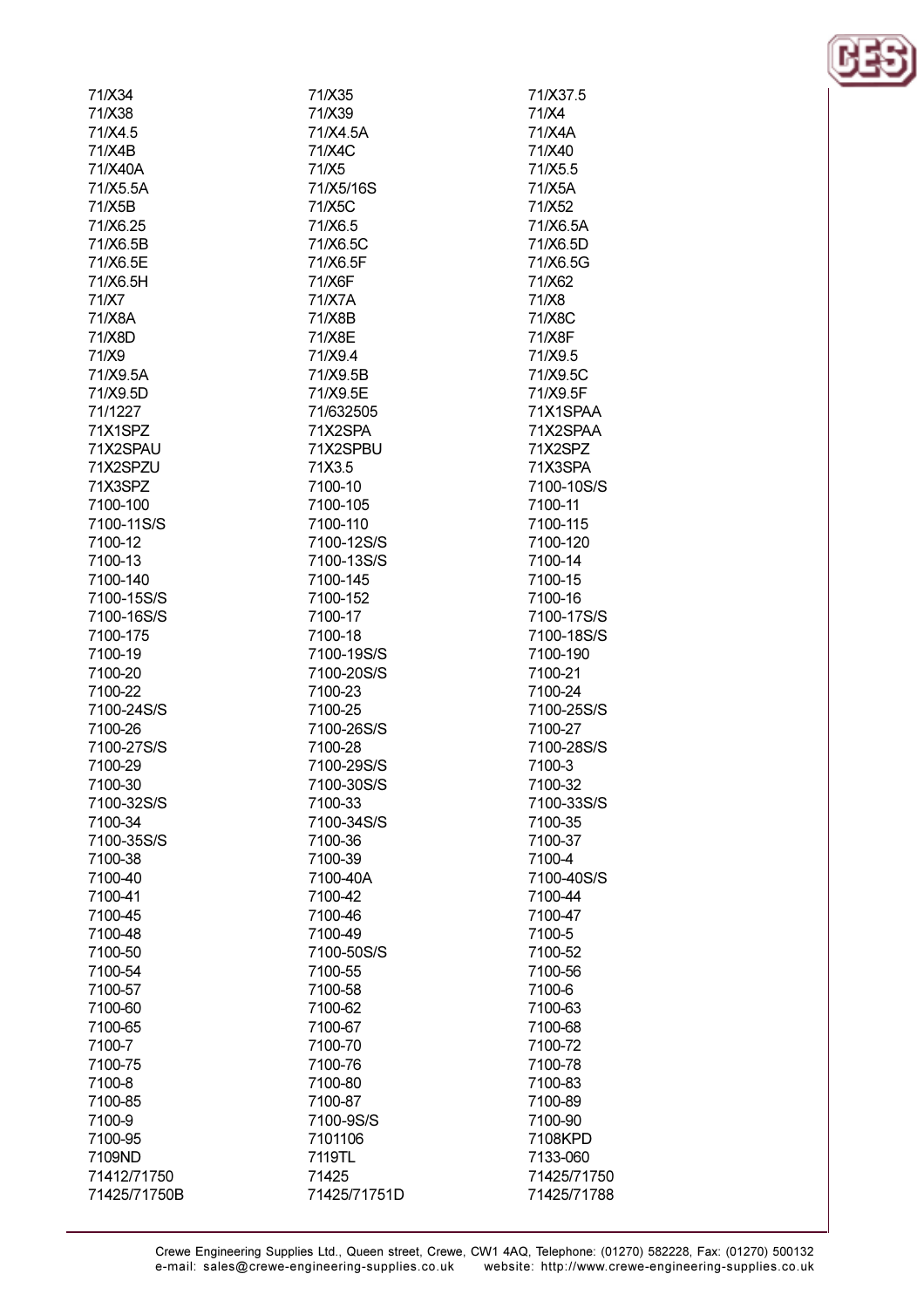71/X34
71/X35
71/X37.5
71/X38
71/X39
71/X4
71/X4.5
71/X4.5A
71/X4A
71/X4B
71/X4C
71/X40
71/X40A
71/X5
71/X5.5
71/X5.5A
71/X5/16S
71/X5A
71/X5B
71/X5C
71/X52
71/X6.25
71/X6.5
71/X6.5A
71/X6.5B
71/X6.5C
71/X6.5D
71/X6.5E
71/X6.5F
71/X6.5G
71/X6.5H
71/X6F
71/X62
71/X7
71/X7A
71/X8
71/X8A
71/X8B
71/X8C
71/X8D
71/X8E
71/X8F
71/X9
71/X9.4
71/X9.5
71/X9.5A
71/X9.5B
71/X9.5C
71/X9.5D
71/X9.5E
71/X9.5F
71/1227
71/632505
71X1SPAA
71X1SPZ
71X2SPA
71X2SPAA
71X2SPAU
71X2SPBU
71X2SPZ
71X2SPZU
71X3.5
71X3SPA
71X3SPZ
7100-10
7100-10S/S
7100-100
7100-105
7100-11
7100-11S/S
7100-110
7100-115
7100-12
7100-12S/S
7100-120
7100-13
7100-13S/S
7100-14
7100-140
7100-145
7100-15
7100-15S/S
7100-152
7100-16
7100-16S/S
7100-17
7100-17S/S
7100-175
7100-18
7100-18S/S
7100-19
7100-19S/S
7100-190
7100-20
7100-20S/S
7100-21
7100-22
7100-23
7100-24
7100-24S/S
7100-25
7100-25S/S
7100-26
7100-26S/S
7100-27
7100-27S/S
7100-28
7100-28S/S
7100-29
7100-29S/S
7100-3
7100-30
7100-30S/S
7100-32
7100-32S/S
7100-33
7100-33S/S
7100-34
7100-34S/S
7100-35
7100-35S/S
7100-36
7100-37
7100-38
7100-39
7100-4
7100-40
7100-40A
7100-40S/S
7100-41
7100-42
7100-44
7100-45
7100-46
7100-47
7100-48
7100-49
7100-5
7100-50
7100-50S/S
7100-52
7100-54
7100-55
7100-56
7100-57
7100-58
7100-6
7100-60
7100-62
7100-63
7100-65
7100-67
7100-68
7100-7
7100-70
7100-72
7100-75
7100-76
7100-78
7100-8
7100-80
7100-83
7100-85
7100-87
7100-89
7100-9
7100-9S/S
7100-90
7100-95
7101106
7108KPD
7109ND
7119TL
7133-060
71412/71750
71425
71425/71750
71425/71750B
71425/71751D
71425/71788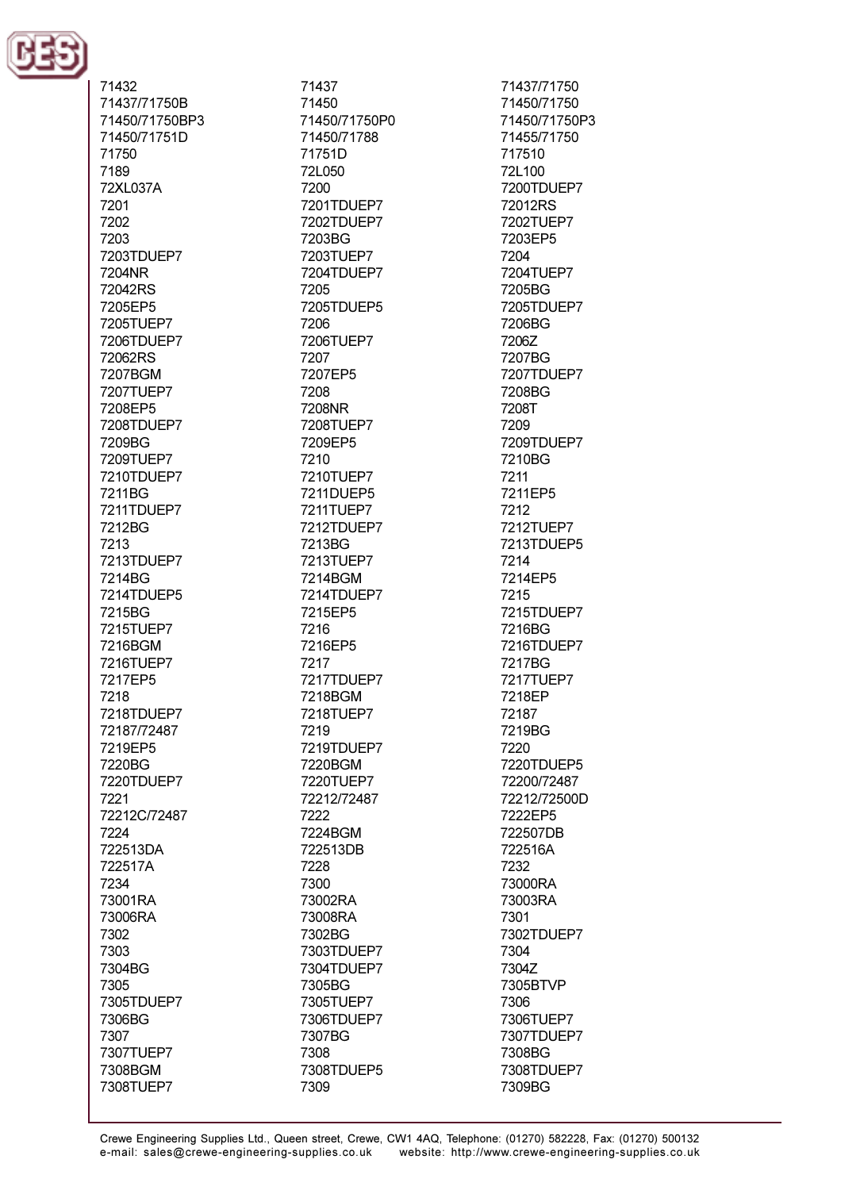71432
71437/71750B
71450/71750BP3
71450/71751D
71750
7189
72XL037A
7201
7202
7203
7203TDUEP7
7204NR
72042RS
7205EP5
7205TUEP7
7206TDUEP7
72062RS
7207BGM
7207TUEP7
7208EP5
7208TDUEP7
7209BG
7209TUEP7
7210TDUEP7
7211BG
7211TDUEP7
7212BG
7213
7213TDUEP7
7214BG
7214TDUEP5
7215BG
7215TUEP7
7216BGM
7216TUEP7
7217EP5
7218
7218TDUEP7
72187/72487
7219EP5
7220BG
7220TDUEP7
7221
72212C/72487
7224
722513DA
722517A
7234
73001RA
73006RA
7302
7303
7304BG
7305
7305TDUEP7
7306BG
7307
7307TUEP7
7308BGM
7308TUEP7

71437
71450
71450/71750P0
71450/71788
71751D
72L050
7200
7201TDUEP7
7202TDUEP7
7203BG
7203TUEP7
7204TDUEP7
7205
7205TDUEP5
7206
7206TUEP7
7207
7207EP5
7208
7208NR
7208TUEP7
7209EP5
7210
7210TUEP7
7211DUEP5
7211TUEP7
7212TDUEP7
7213BG
7213TUEP7
7214BGM
7214TDUEP7
7215EP5
7216
7216EP5
7217
7217TDUEP7
7218BGM
7218TUEP7
7219
7219TDUEP7
7220BGM
7220TUEP7
72212/72487
7222
7224BGM
722513DB
7228
7300
73002RA
73008RA
7302BG
7303TDUEP7
7304TDUEP7
7305BG
7305TUEP7
7306TDUEP7
7307BG
7308
7308TDUEP5
7309

71437/71750
71450/71750
71450/71750P3
71455/71750
717510
72L100
7200TDUEP7
72012RS
7202TUEP7
7203EP5
7204
7204TUEP7
7205BG
7205TDUEP7
7206BG
7206Z
7207BG
7207TDUEP7
7208BG
7208T
7209
7209TDUEP7
7210BG
7211
7211EP5
7212
7212TUEP7
7213TDUEP5
7214
7214EP5
7215
7215TDUEP7
7216BG
7216TDUEP7
7217BG
7217TUEP7
7218EP
72187
7219BG
7220
7220TDUEP5
72200/72487
72212/72500D
7222EP5
722507DB
722516A
7232
73000RA
73003RA
7301
7302TDUEP7
7304
7304Z
7305BTVP
7306
7306TUEP7
7307TDUEP7
7308BG
7308TDUEP7
7309BG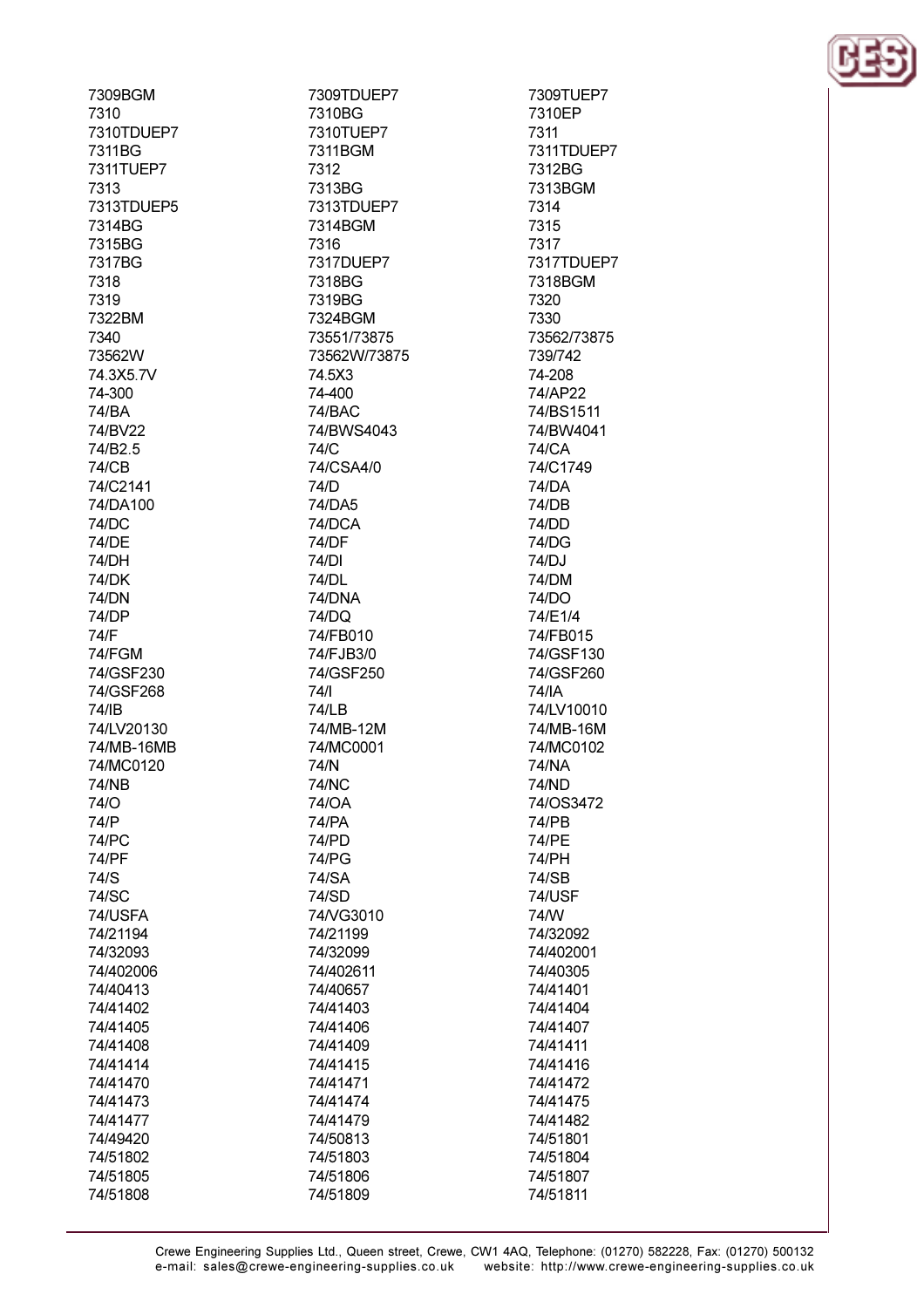7309BGM
7310
7310TDUEP7
7311BG
7311TUEP7
7313
7313TDUEP5
7314BG
7315BG
7317BG
7318
7319
7322BM
7340
73562W
74.3X5.7V
74-300
74/BA
74/BV22
74/B2.5
74/CB
74/C2141
74/DA100
74/DC
74/DE
74/DH
74/DK
74/DN
74/DP
74/F
74/FGM
74/GSF230
74/GSF268
74/IB
74/LV20130
74/MB-16MB
74/MC0120
74/NB
74/O
74/P
74/PC
74/PF
74/S
74/SC
74/USFA
74/21194
74/32093
74/402006
74/40413
74/41402
74/41405
74/41408
74/41414
74/41470
74/41473
74/41477
74/49420
74/51802
74/51805
74/51808
7309TDUEP7
7310BG
7310TUEP7
7311BGM
7312
7313BG
7313TDUEP7
7314BGM
7316
7317DUEP7
7318BG
7319BG
7324BGM
73551/73875
73562W/73875
74.5X3
74-400
74/BAC
74/BWS4043
74/C
74/CSA4/0
74/D
74/DA5
74/DCA
74/DF
74/DI
74/DL
74/DNA
74/DQ
74/FB010
74/FJB3/0
74/GSF250
74/I
74/LB
74/MB-12M
74/MC0001
74/N
74/NC
74/OA
74/PA
74/PD
74/PG
74/SA
74/SD
74/VG3010
74/21199
74/32099
74/402611
74/40657
74/41403
74/41406
74/41409
74/41415
74/41471
74/41474
74/41479
74/50813
74/51803
74/51806
74/51809
7309TUEP7
7310EP
7311
7311TDUEP7
7312BG
7313BGM
7314
7315
7317
7317TDUEP7
7318BGM
7320
7330
73562/73875
739/742
74-208
74/AP22
74/BS1511
74/BW4041
74/CA
74/C1749
74/DA
74/DB
74/DD
74/DG
74/DJ
74/DM
74/DO
74/E1/4
74/FB015
74/GSF130
74/GSF260
74/IA
74/LV10010
74/MB-16M
74/MC0102
74/NA
74/ND
74/OS3472
74/PB
74/PE
74/PH
74/SB
74/USF
74/W
74/32092
74/402001
74/40305
74/41401
74/41404
74/41407
74/41411
74/41416
74/41472
74/41475
74/41482
74/51801
74/51804
74/51807
74/51811

Crewe Engineering Supplies Ltd., Queen street, Crewe, CW1 4AQ, Telephone: (01270) 582228, Fax: (01270) 500132
e-mail: sales@crewe-engineering-supplies.co.uk website: http://www.crewe-engineering-supplies.co.uk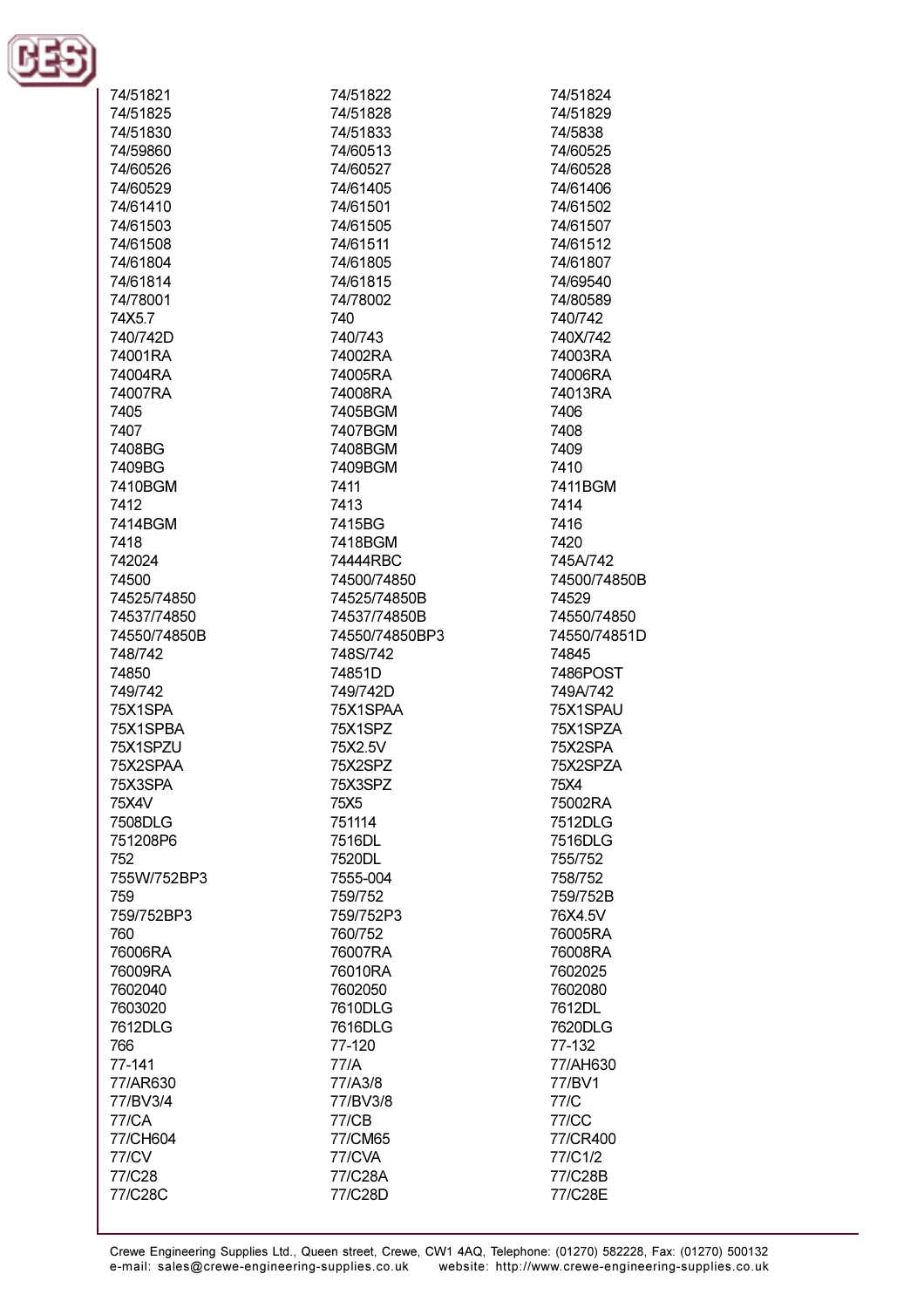74/51821
74/51822
74/51824
74/51825
74/51828
74/51829
74/51830
74/51833
74/5838
74/59860
74/60513
74/60525
74/60526
74/60527
74/60528
74/60529
74/61405
74/61406
74/61410
74/61501
74/61502
74/61503
74/61505
74/61507
74/61508
74/61511
74/61512
74/61804
74/61805
74/61807
74/61814
74/61815
74/69540
74/78001
74/78002
74/80589
74X5.7
740
740/742
740/742D
740/743
740X/742
74001RA
74002RA
74003RA
74004RA
74005RA
74006RA
74007RA
74008RA
74013RA
7405
7405BGM
7406
7407
7407BGM
7408
7408BG
7408BGM
7409
7409BG
7409BGM
7410
7410BGM
7411
7411BGM
7412
7413
7414
7414BGM
7415BG
7416
7418
7418BGM
7420
742024
74444RBC
745A/742
74500
74500/74850
74500/74850B
74525/74850
74525/74850B
74529
74537/74850
74537/74850B
74550/74850
74550/74850B
74550/74850BP3
74550/74851D
748/742
748S/742
74845
74850
74851D
7486POST
749/742
749/742D
749A/742
75X1SPA
75X1SPAA
75X1SPAU
75X1SPBA
75X1SPZ
75X1SPZA
75X1SPZU
75X2.5V
75X2SPA
75X2SPAA
75X2SPZ
75X2SPZA
75X3SPA
75X3SPZ
75X4
75X4V
75X5
75002RA
7508DLG
751114
7512DLG
751208P6
7516DL
7516DLG
752
7520DL
755/752
755W/752BP3
7555-004
758/752
759
759/752
759/752B
759/752BP3
759/752P3
76X4.5V
760
760/752
76005RA
76006RA
76007RA
76008RA
76009RA
76010RA
7602025
7602040
7602050
7602080
7603020
7610DLG
7612DL
7612DLG
7616DLG
7620DLG
766
77-120
77-132
77-141
77/A
77/AH630
77/AR630
77/A3/8
77/BV1
77/BV3/4
77/BV3/8
77/C
77/CA
77/CB
77/CC
77/CH604
77/CM65
77/CR400
77/CV
77/CVA
77/C1/2
77/C28
77/C28A
77/C28B
77/C28C
77/C28D
77/C28E

Crewe Engineering Supplies Ltd., Queen street, Crewe, CW1 4AQ, Telephone: (01270) 582228, Fax: (01270) 500132
e-mail: sales@crewe-engineering-supplies.co.uk website: http://www.crewe-engineering-supplies.co.uk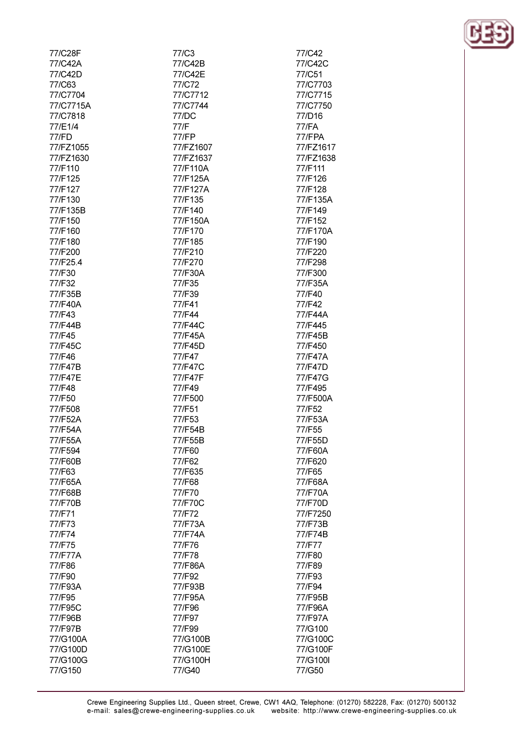77/C28F
77/C3
77/C42
77/C42A
77/C42B
77/C42C
77/C42D
77/C42E
77/C51
77/C63
77/C72
77/C7703
77/C7704
77/C7712
77/C7715
77/C7715A
77/C7744
77/C7750
77/C7818
77/DC
77/D16
77/E1/4
77/F
77/FA
77/FD
77/FP
77/FPA
77/FZ1055
77/FZ1607
77/FZ1617
77/FZ1630
77/FZ1637
77/FZ1638
77/F110
77/F110A
77/F111
77/F125
77/F125A
77/F126
77/F127
77/F127A
77/F128
77/F130
77/F135
77/F135A
77/F135B
77/F140
77/F149
77/F150
77/F150A
77/F152
77/F160
77/F170
77/F170A
77/F180
77/F185
77/F190
77/F200
77/F210
77/F220
77/F25.4
77/F270
77/F298
77/F30
77/F30A
77/F300
77/F32
77/F35
77/F35A
77/F35B
77/F39
77/F40
77/F40A
77/F41
77/F42
77/F43
77/F44
77/F44A
77/F44B
77/F44C
77/F445
77/F45
77/F45A
77/F45B
77/F45C
77/F45D
77/F450
77/F46
77/F47
77/F47A
77/F47B
77/F47C
77/F47D
77/F47E
77/F47F
77/F47G
77/F48
77/F49
77/F495
77/F50
77/F500
77/F500A
77/F508
77/F51
77/F52
77/F52A
77/F53
77/F53A
77/F54A
77/F54B
77/F55
77/F55A
77/F55B
77/F55D
77/F594
77/F60
77/F60A
77/F60B
77/F62
77/F620
77/F63
77/F635
77/F65
77/F65A
77/F68
77/F68A
77/F68B
77/F70
77/F70A
77/F70B
77/F70C
77/F70D
77/F71
77/F72
77/F7250
77/F73
77/F73A
77/F73B
77/F74
77/F74A
77/F74B
77/F75
77/F76
77/F77
77/F77A
77/F78
77/F80
77/F86
77/F86A
77/F89
77/F90
77/F92
77/F93
77/F93A
77/F93B
77/F94
77/F95
77/F95A
77/F95B
77/F95C
77/F96
77/F96A
77/F96B
77/F97
77/F97A
77/F97B
77/F99
77/G100
77/G100A
77/G100B
77/G100C
77/G100D
77/G100E
77/G100F
77/G100G
77/G100H
77/G100I
77/G150
77/G40
77/G50

Crewe Engineering Supplies Ltd., Queen street, Crewe, CW1 4AQ, Telephone: (01270) 582228, Fax: (01270) 500132
e-mail: sales@crewe-engineering-supplies.co.uk website: http://www.crewe-engineering-supplies.co.uk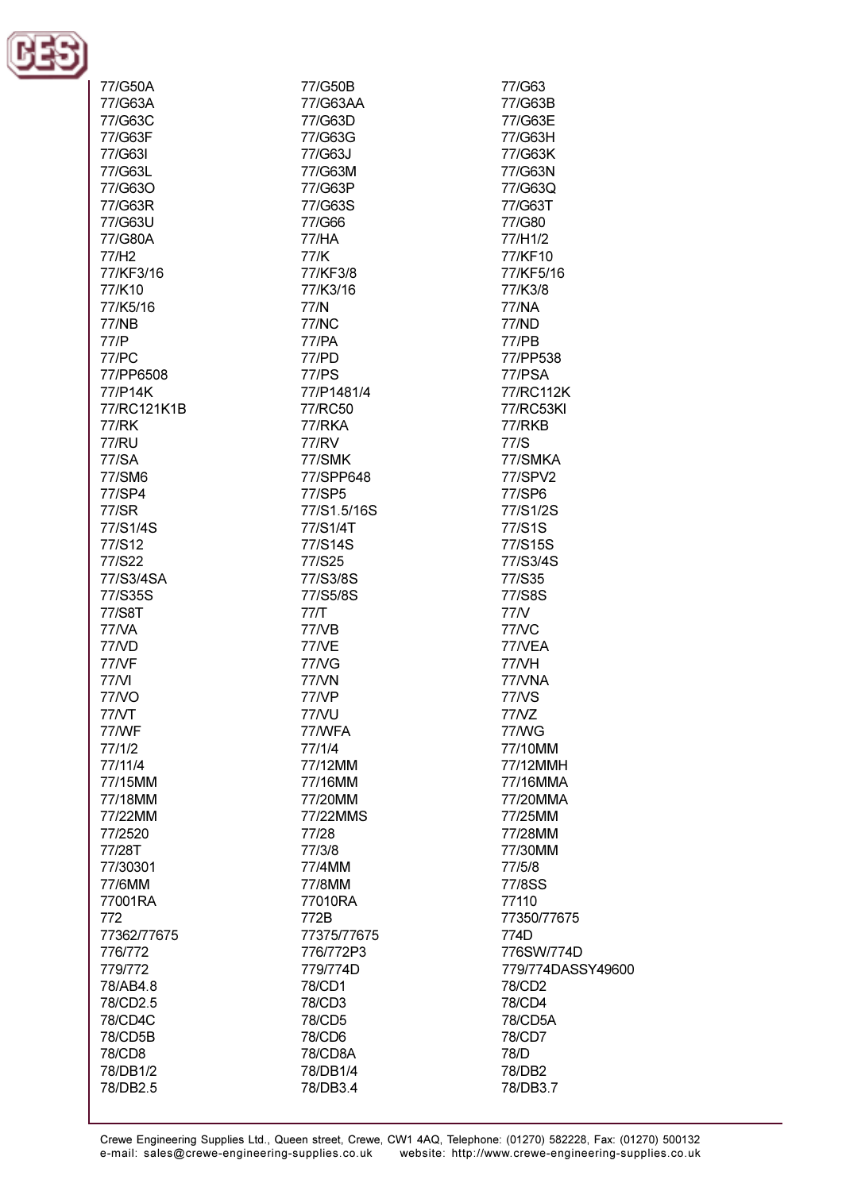77/G50A
77/G50B
77/G63
77/G63A
77/G63AA
77/G63B
77/G63C
77/G63D
77/G63E
77/G63F
77/G63G
77/G63H
77/G63I
77/G63J
77/G63K
77/G63L
77/G63M
77/G63N
77/G63O
77/G63P
77/G63Q
77/G63R
77/G63S
77/G63T
77/G63U
77/G66
77/G80
77/G80A
77/HA
77/H1/2
77/H2
77/K
77/KF10
77/KF3/16
77/KF3/8
77/KF5/16
77/K10
77/K3/16
77/K3/8
77/K5/16
77/N
77/NA
77/NB
77/NC
77/ND
77/P
77/PA
77/PB
77/PC
77/PD
77/PP538
77/PP6508
77/PS
77/PSA
77/P14K
77/P1481/4
77/RC112K
77/RC121K1B
77/RC50
77/RC53KI
77/RK
77/RKA
77/RKB
77/RU
77/RV
77/S
77/SA
77/SMK
77/SMKA
77/SM6
77/SPP648
77/SPV2
77/SP4
77/SP5
77/SP6
77/SR
77/S1.5/16S
77/S1/2S
77/S1/4S
77/S1/4T
77/S1S
77/S12
77/S14S
77/S15S
77/S22
77/S25
77/S3/4S
77/S3/4SA
77/S3/8S
77/S35
77/S35S
77/S5/8S
77/S8S
77/S8T
77/T
77/V
77/VA
77/VB
77/VC
77/VD
77/VE
77/VEA
77/VF
77/VG
77/VH
77/VI
77/VN
77/VNA
77/VO
77/VP
77/VS
77/VT
77/VU
77/VZ
77/WF
77/WFA
77/WG
77/1/2
77/1/4
77/10MM
77/11/4
77/12MM
77/12MMH
77/15MM
77/16MM
77/16MMA
77/18MM
77/20MM
77/20MMA
77/22MM
77/22MMS
77/25MM
77/2520
77/28
77/28MM
77/28T
77/3/8
77/30MM
77/30301
77/4MM
77/5/8
77/6MM
77/8MM
77/8SS
77001RA
77010RA
77110
772
772B
77350/77675
77362/77675
77375/77675
774D
776/772
776/772P3
776SW/774D
779/772
779/774D
779/774DASSY49600
78/AB4.8
78/CD1
78/CD2
78/CD2.5
78/CD3
78/CD4
78/CD4C
78/CD5
78/CD5A
78/CD5B
78/CD6
78/CD7
78/CD8
78/CD8A
78/D
78/DB1/2
78/DB1/4
78/DB2
78/DB2.5
78/DB3.4
78/DB3.7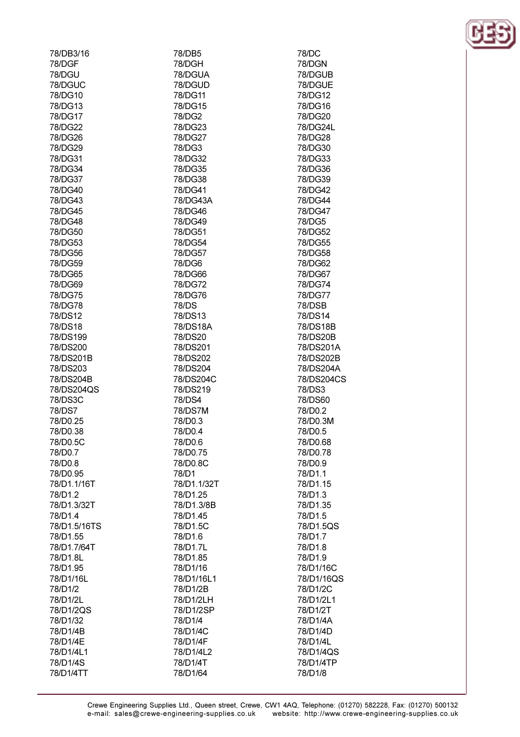78/DB3/16
78/DB5
78/DC
78/DGF
78/DGH
78/DGN
78/DGU
78/DGUA
78/DGUB
78/DGUC
78/DGUD
78/DGUE
78/DG10
78/DG11
78/DG12
78/DG13
78/DG15
78/DG16
78/DG17
78/DG2
78/DG20
78/DG22
78/DG23
78/DG24L
78/DG26
78/DG27
78/DG28
78/DG29
78/DG3
78/DG30
78/DG31
78/DG32
78/DG33
78/DG34
78/DG35
78/DG36
78/DG37
78/DG38
78/DG39
78/DG40
78/DG41
78/DG42
78/DG43
78/DG43A
78/DG44
78/DG45
78/DG46
78/DG47
78/DG48
78/DG49
78/DG5
78/DG50
78/DG51
78/DG52
78/DG53
78/DG54
78/DG55
78/DG56
78/DG57
78/DG58
78/DG59
78/DG6
78/DG62
78/DG65
78/DG66
78/DG67
78/DG69
78/DG72
78/DG74
78/DG75
78/DG76
78/DG77
78/DG78
78/DS
78/DSB
78/DS12
78/DS13
78/DS14
78/DS18
78/DS18A
78/DS18B
78/DS199
78/DS20
78/DS20B
78/DS200
78/DS201
78/DS201A
78/DS201B
78/DS202
78/DS202B
78/DS203
78/DS204
78/DS204A
78/DS204B
78/DS204C
78/DS204CS
78/DS204QS
78/DS219
78/DS3
78/DS3C
78/DS4
78/DS60
78/DS7
78/DS7M
78/D0.2
78/D0.25
78/D0.3
78/D0.3M
78/D0.38
78/D0.4
78/D0.5
78/D0.5C
78/D0.6
78/D0.68
78/D0.7
78/D0.75
78/D0.78
78/D0.8
78/D0.8C
78/D0.9
78/D0.95
78/D1
78/D1.1
78/D1.1/16T
78/D1.1/32T
78/D1.15
78/D1.2
78/D1.25
78/D1.3
78/D1.3/32T
78/D1.3/8B
78/D1.35
78/D1.4
78/D1.45
78/D1.5
78/D1.5/16TS
78/D1.5C
78/D1.5QS
78/D1.55
78/D1.6
78/D1.7
78/D1.7/64T
78/D1.7L
78/D1.8
78/D1.8L
78/D1.85
78/D1.9
78/D1.95
78/D1/16
78/D1/16C
78/D1/16L
78/D1/16L1
78/D1/16QS
78/D1/2
78/D1/2B
78/D1/2C
78/D1/2L
78/D1/2LH
78/D1/2L1
78/D1/2QS
78/D1/2SP
78/D1/2T
78/D1/32
78/D1/4
78/D1/4A
78/D1/4B
78/D1/4C
78/D1/4D
78/D1/4E
78/D1/4F
78/D1/4L
78/D1/4L1
78/D1/4L2
78/D1/4QS
78/D1/4S
78/D1/4T
78/D1/4TP
78/D1/4TT
78/D1/64
78/D1/8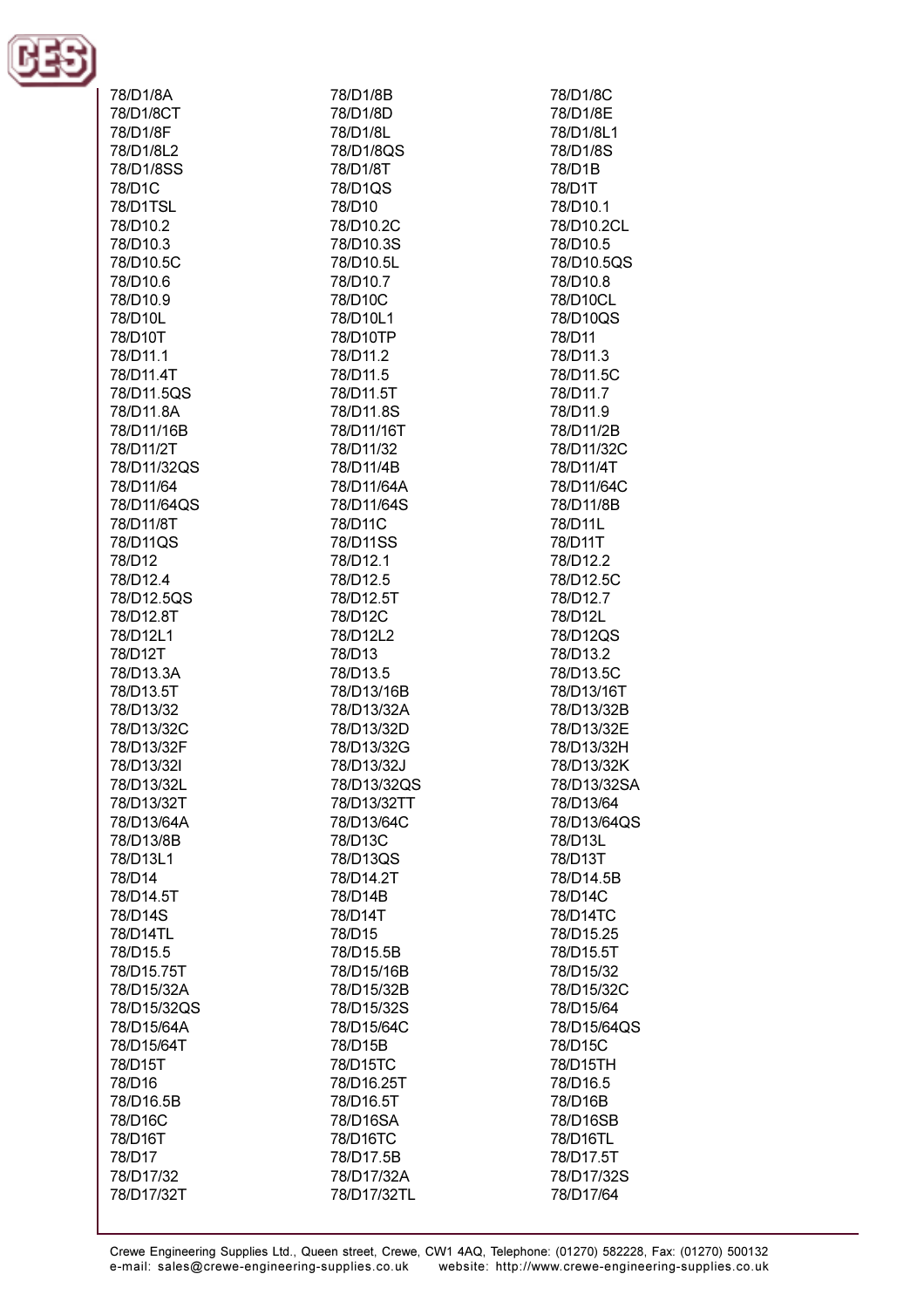78/D1/8A
78/D1/8B
78/D1/8C
78/D1/8CT
78/D1/8D
78/D1/8E
78/D1/8F
78/D1/8L
78/D1/8L1
78/D1/8L2
78/D1/8QS
78/D1/8S
78/D1/8SS
78/D1/8T
78/D1B
78/D1C
78/D1QS
78/D1T
78/D1TSL
78/D10
78/D10.1
78/D10.2
78/D10.2C
78/D10.2CL
78/D10.3
78/D10.3S
78/D10.5
78/D10.5C
78/D10.5L
78/D10.5QS
78/D10.6
78/D10.7
78/D10.8
78/D10.9
78/D10C
78/D10CL
78/D10L
78/D10L1
78/D10QS
78/D10T
78/D10TP
78/D11
78/D11.1
78/D11.2
78/D11.3
78/D11.4T
78/D11.5
78/D11.5C
78/D11.5QS
78/D11.5T
78/D11.7
78/D11.8A
78/D11.8S
78/D11.9
78/D11/16B
78/D11/16T
78/D11/2B
78/D11/2T
78/D11/32
78/D11/32C
78/D11/32QS
78/D11/4B
78/D11/4T
78/D11/64
78/D11/64A
78/D11/64C
78/D11/64QS
78/D11/64S
78/D11/8B
78/D11/8T
78/D11C
78/D11L
78/D11QS
78/D11SS
78/D11T
78/D12
78/D12.1
78/D12.2
78/D12.4
78/D12.5
78/D12.5C
78/D12.5QS
78/D12.5T
78/D12.7
78/D12.8T
78/D12C
78/D12L
78/D12L1
78/D12L2
78/D12QS
78/D12T
78/D13
78/D13.2
78/D13.3A
78/D13.5
78/D13.5C
78/D13.5T
78/D13/16B
78/D13/16T
78/D13/32
78/D13/32A
78/D13/32B
78/D13/32C
78/D13/32D
78/D13/32E
78/D13/32F
78/D13/32G
78/D13/32H
78/D13/32I
78/D13/32J
78/D13/32K
78/D13/32L
78/D13/32QS
78/D13/32SA
78/D13/32T
78/D13/32TT
78/D13/64
78/D13/64A
78/D13/64C
78/D13/64QS
78/D13/8B
78/D13C
78/D13L
78/D13L1
78/D13QS
78/D13T
78/D14
78/D14.2T
78/D14.5B
78/D14.5T
78/D14B
78/D14C
78/D14S
78/D14T
78/D14TC
78/D14TL
78/D15
78/D15.25
78/D15.5
78/D15.5B
78/D15.5T
78/D15.75T
78/D15/16B
78/D15/32
78/D15/32A
78/D15/32B
78/D15/32C
78/D15/32QS
78/D15/32S
78/D15/64
78/D15/64A
78/D15/64C
78/D15/64QS
78/D15/64T
78/D15B
78/D15C
78/D15T
78/D15TC
78/D15TH
78/D16
78/D16.25T
78/D16.5
78/D16.5B
78/D16.5T
78/D16B
78/D16C
78/D16SA
78/D16SB
78/D16T
78/D16TC
78/D16TL
78/D17
78/D17.5B
78/D17.5T
78/D17/32
78/D17/32A
78/D17/32S
78/D17/32T
78/D17/32TL
78/D17/64

Crewe Engineering Supplies Ltd., Queen street, Crewe, CW1 4AQ, Telephone: (01270) 582228, Fax: (01270) 500132
e-mail: sales@crewe-engineering-supplies.co.uk website: http://www.crewe-engineering-supplies.co.uk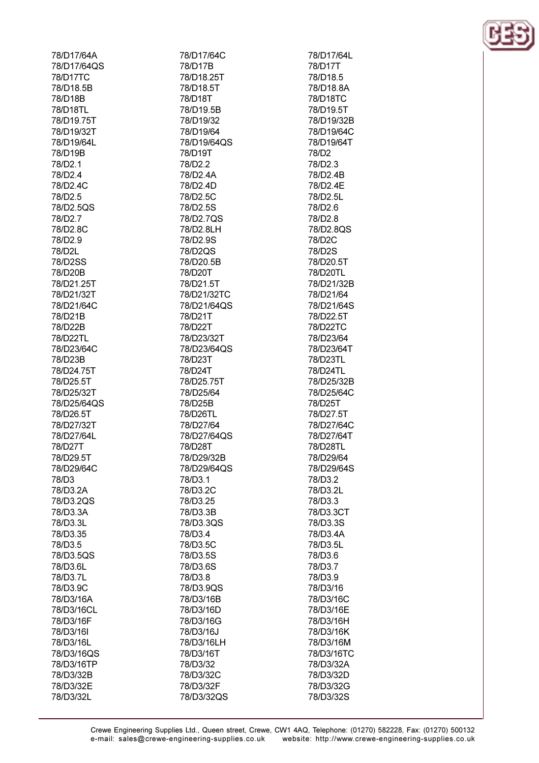78/D17/64A
78/D17/64QS
78/D17TC
78/D18.5B
78/D18B
78/D18TL
78/D19.75T
78/D19/32T
78/D19/64L
78/D19B
78/D2.1
78/D2.4
78/D2.4C
78/D2.5
78/D2.5QS
78/D2.7
78/D2.8C
78/D2.9
78/D2L
78/D2SS
78/D20B
78/D21.25T
78/D21/32T
78/D21/64C
78/D21B
78/D22B
78/D22TL
78/D23/64C
78/D23B
78/D24.75T
78/D25.5T
78/D25/32T
78/D25/64QS
78/D26.5T
78/D27/32T
78/D27/64L
78/D27T
78/D29.5T
78/D29/64C
78/D3
78/D3.2A
78/D3.2QS
78/D3.3A
78/D3.3L
78/D3.35
78/D3.5
78/D3.5QS
78/D3.6L
78/D3.7L
78/D3.9C
78/D3/16A
78/D3/16CL
78/D3/16F
78/D3/16I
78/D3/16L
78/D3/16QS
78/D3/16TP
78/D3/32B
78/D3/32E
78/D3/32L
78/D17/64C
78/D17B
78/D18.25T
78/D18.5T
78/D18T
78/D19.5B
78/D19/32
78/D19/64
78/D19/64QS
78/D19T
78/D2.2
78/D2.4A
78/D2.4D
78/D2.5C
78/D2.5S
78/D2.7QS
78/D2.8LH
78/D2.9S
78/D2QS
78/D20.5B
78/D20T
78/D21.5T
78/D21/32TC
78/D21/64QS
78/D21T
78/D22T
78/D23/32T
78/D23/64QS
78/D23T
78/D24T
78/D25.75T
78/D25/64
78/D25B
78/D26TL
78/D27/64
78/D27/64QS
78/D28T
78/D29/32B
78/D29/64QS
78/D3.1
78/D3.2C
78/D3.25
78/D3.3B
78/D3.3QS
78/D3.4
78/D3.5C
78/D3.5S
78/D3.6S
78/D3.8
78/D3.9QS
78/D3/16B
78/D3/16D
78/D3/16G
78/D3/16J
78/D3/16LH
78/D3/16T
78/D3/32
78/D3/32C
78/D3/32F
78/D3/32QS
78/D17/64L
78/D17T
78/D18.5
78/D18.8A
78/D18TC
78/D19.5T
78/D19/32B
78/D19/64C
78/D19/64T
78/D2
78/D2.3
78/D2.4B
78/D2.4E
78/D2.5L
78/D2.6
78/D2.8
78/D2.8QS
78/D2C
78/D2S
78/D20.5T
78/D20TL
78/D21/32B
78/D21/64
78/D21/64S
78/D22.5T
78/D22TC
78/D23/64
78/D23/64T
78/D23TL
78/D24TL
78/D25/32B
78/D25/64C
78/D25T
78/D27.5T
78/D27/64C
78/D27/64T
78/D28TL
78/D29/64
78/D29/64S
78/D3.2
78/D3.2L
78/D3.3
78/D3.3CT
78/D3.3S
78/D3.4A
78/D3.5L
78/D3.6
78/D3.7
78/D3.9
78/D3/16
78/D3/16C
78/D3/16E
78/D3/16H
78/D3/16K
78/D3/16M
78/D3/16TC
78/D3/32A
78/D3/32D
78/D3/32G
78/D3/32S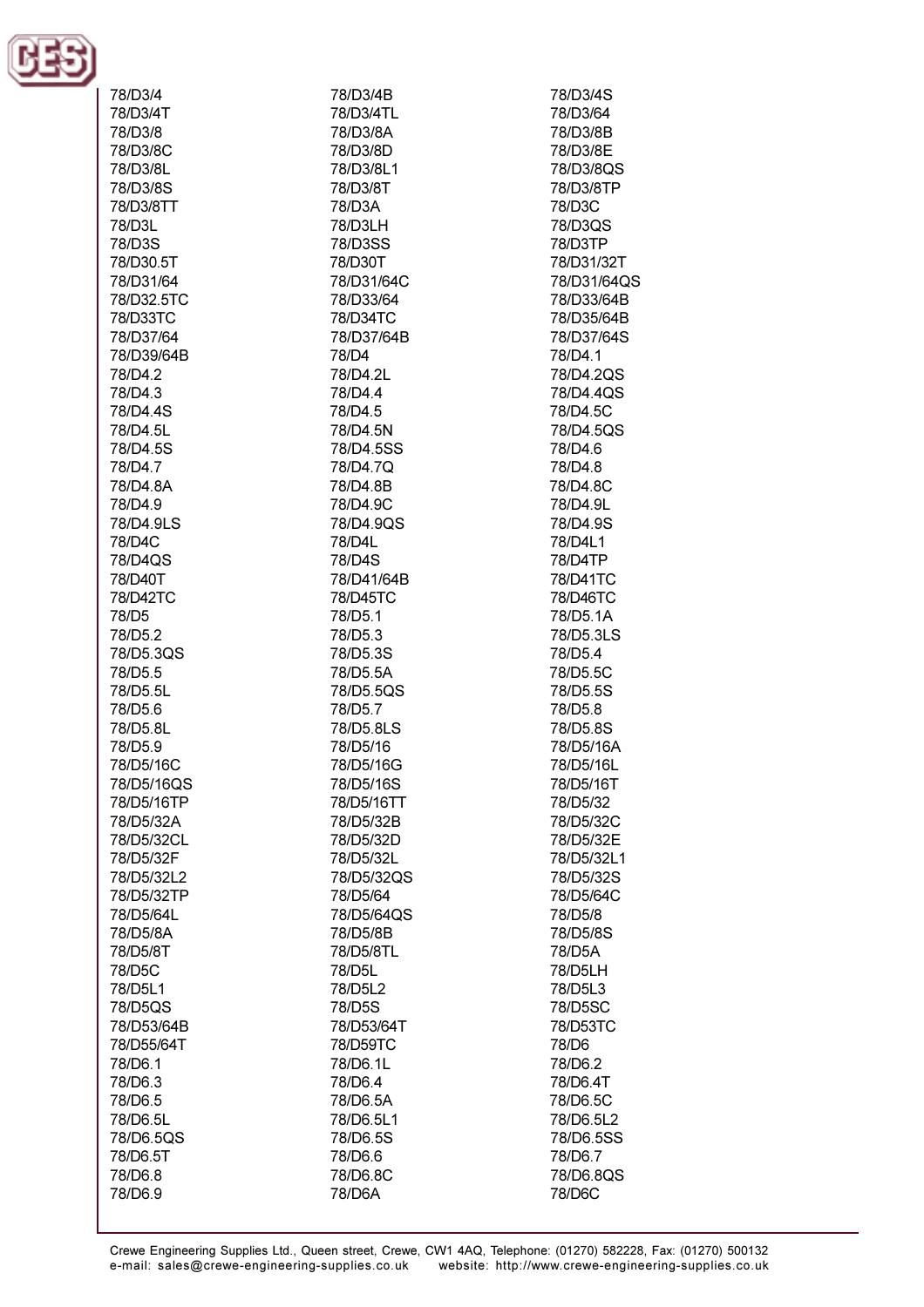78/D3/4
78/D3/4B
78/D3/4S
78/D3/4T
78/D3/4TL
78/D3/64
78/D3/8
78/D3/8A
78/D3/8B
78/D3/8C
78/D3/8D
78/D3/8E
78/D3/8L
78/D3/8L1
78/D3/8QS
78/D3/8S
78/D3/8T
78/D3/8TP
78/D3/8TT
78/D3A
78/D3C
78/D3L
78/D3LH
78/D3QS
78/D3S
78/D3SS
78/D3TP
78/D30.5T
78/D30T
78/D31/32T
78/D31/64
78/D31/64C
78/D31/64QS
78/D32.5TC
78/D33/64
78/D33/64B
78/D33TC
78/D34TC
78/D35/64B
78/D37/64
78/D37/64B
78/D37/64S
78/D39/64B
78/D4
78/D4.1
78/D4.2
78/D4.2L
78/D4.2QS
78/D4.3
78/D4.4
78/D4.4QS
78/D4.4S
78/D4.5
78/D4.5C
78/D4.5L
78/D4.5N
78/D4.5QS
78/D4.5S
78/D4.5SS
78/D4.6
78/D4.7
78/D4.7Q
78/D4.8
78/D4.8A
78/D4.8B
78/D4.8C
78/D4.9
78/D4.9C
78/D4.9L
78/D4.9LS
78/D4.9QS
78/D4.9S
78/D4C
78/D4L
78/D4L1
78/D4QS
78/D4S
78/D4TP
78/D40T
78/D41/64B
78/D41TC
78/D42TC
78/D45TC
78/D46TC
78/D5
78/D5.1
78/D5.1A
78/D5.2
78/D5.3
78/D5.3LS
78/D5.3QS
78/D5.3S
78/D5.4
78/D5.5
78/D5.5A
78/D5.5C
78/D5.5L
78/D5.5QS
78/D5.5S
78/D5.6
78/D5.7
78/D5.8
78/D5.8L
78/D5.8LS
78/D5.8S
78/D5.9
78/D5/16
78/D5/16A
78/D5/16C
78/D5/16G
78/D5/16L
78/D5/16QS
78/D5/16S
78/D5/16T
78/D5/16TP
78/D5/16TT
78/D5/32
78/D5/32A
78/D5/32B
78/D5/32C
78/D5/32CL
78/D5/32D
78/D5/32E
78/D5/32F
78/D5/32L
78/D5/32L1
78/D5/32L2
78/D5/32QS
78/D5/32S
78/D5/32TP
78/D5/64
78/D5/64C
78/D5/64L
78/D5/64QS
78/D5/8
78/D5/8A
78/D5/8B
78/D5/8S
78/D5/8T
78/D5/8TL
78/D5A
78/D5C
78/D5L
78/D5LH
78/D5L1
78/D5L2
78/D5L3
78/D5QS
78/D5S
78/D5SC
78/D53/64B
78/D53/64T
78/D53TC
78/D55/64T
78/D59TC
78/D6
78/D6.1
78/D6.1L
78/D6.2
78/D6.3
78/D6.4
78/D6.4T
78/D6.5
78/D6.5A
78/D6.5C
78/D6.5L
78/D6.5L1
78/D6.5L2
78/D6.5QS
78/D6.5S
78/D6.5SS
78/D6.5T
78/D6.6
78/D6.7
78/D6.8
78/D6.8C
78/D6.8QS
78/D6.9
78/D6A
78/D6C

Crewe Engineering Supplies Ltd., Queen street, Crewe, CW1 4AQ, Telephone: (01270) 582228, Fax: (01270) 500132
e-mail: sales@crewe-engineering-supplies.co.uk website: http://www.crewe-engineering-supplies.co.uk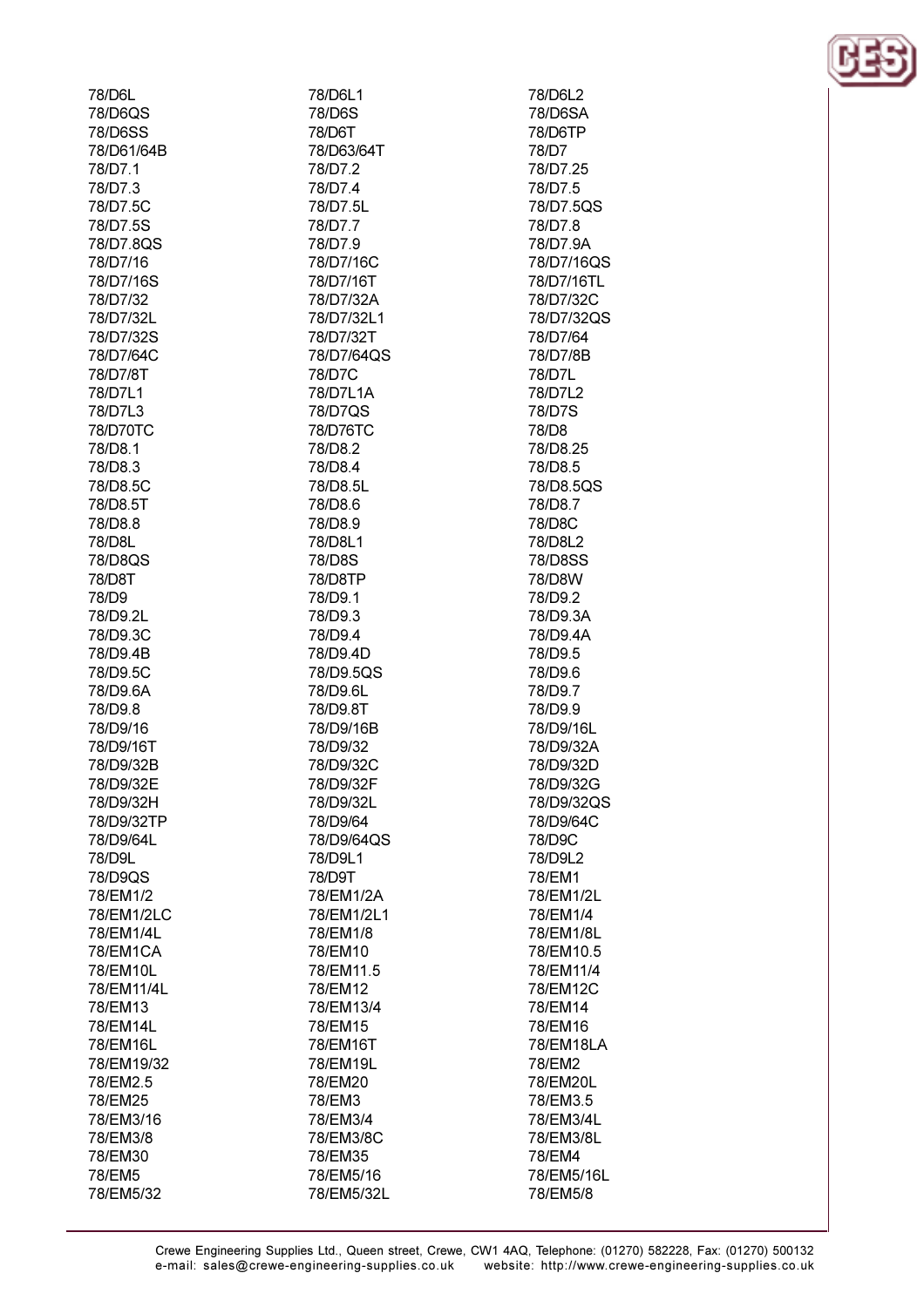78/D6L
78/D6L1
78/D6L2
78/D6QS
78/D6S
78/D6SA
78/D6SS
78/D6T
78/D6TP
78/D61/64B
78/D63/64T
78/D7
78/D7.1
78/D7.2
78/D7.25
78/D7.3
78/D7.4
78/D7.5
78/D7.5C
78/D7.5L
78/D7.5QS
78/D7.5S
78/D7.7
78/D7.8
78/D7.8QS
78/D7.9
78/D7.9A
78/D7/16
78/D7/16C
78/D7/16QS
78/D7/16S
78/D7/16T
78/D7/16TL
78/D7/32
78/D7/32A
78/D7/32C
78/D7/32L
78/D7/32L1
78/D7/32QS
78/D7/32S
78/D7/32T
78/D7/64
78/D7/64C
78/D7/64QS
78/D7/8B
78/D7/8T
78/D7C
78/D7L
78/D7L1
78/D7L1A
78/D7L2
78/D7L3
78/D7QS
78/D7S
78/D70TC
78/D76TC
78/D8
78/D8.1
78/D8.2
78/D8.25
78/D8.3
78/D8.4
78/D8.5
78/D8.5C
78/D8.5L
78/D8.5QS
78/D8.5T
78/D8.6
78/D8.7
78/D8.8
78/D8.9
78/D8C
78/D8L
78/D8L1
78/D8L2
78/D8QS
78/D8S
78/D8SS
78/D8T
78/D8TP
78/D8W
78/D9
78/D9.1
78/D9.2
78/D9.2L
78/D9.3
78/D9.3A
78/D9.3C
78/D9.4
78/D9.4A
78/D9.4B
78/D9.4D
78/D9.5
78/D9.5C
78/D9.5QS
78/D9.6
78/D9.6A
78/D9.6L
78/D9.7
78/D9.8
78/D9.8T
78/D9.9
78/D9/16
78/D9/16B
78/D9/16L
78/D9/16T
78/D9/32
78/D9/32A
78/D9/32B
78/D9/32C
78/D9/32D
78/D9/32E
78/D9/32F
78/D9/32G
78/D9/32H
78/D9/32L
78/D9/32QS
78/D9/32TP
78/D9/64
78/D9/64C
78/D9/64L
78/D9/64QS
78/D9C
78/D9L
78/D9L1
78/D9L2
78/D9QS
78/D9T
78/EM1
78/EM1/2
78/EM1/2A
78/EM1/2L
78/EM1/2LC
78/EM1/2L1
78/EM1/4
78/EM1/4L
78/EM1/8
78/EM1/8L
78/EM1CA
78/EM10
78/EM10.5
78/EM10L
78/EM11.5
78/EM11/4
78/EM11/4L
78/EM12
78/EM12C
78/EM13
78/EM13/4
78/EM14
78/EM14L
78/EM15
78/EM16
78/EM16L
78/EM16T
78/EM18LA
78/EM19/32
78/EM19L
78/EM2
78/EM2.5
78/EM20
78/EM20L
78/EM25
78/EM3
78/EM3.5
78/EM3/16
78/EM3/4
78/EM3/4L
78/EM3/8
78/EM3/8C
78/EM3/8L
78/EM30
78/EM35
78/EM4
78/EM5
78/EM5/16
78/EM5/16L
78/EM5/32
78/EM5/32L
78/EM5/8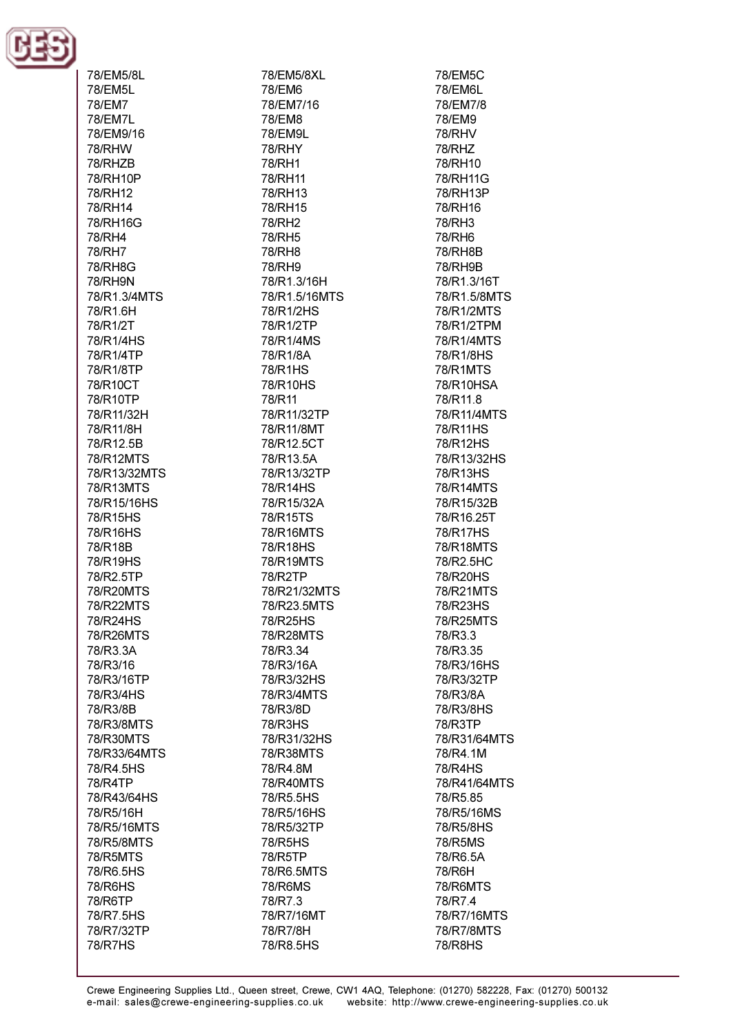78/EM5/8L
78/EM5/8XL
78/EM5C
78/EM5L
78/EM6
78/EM6L
78/EM7
78/EM7/16
78/EM7/8
78/EM7L
78/EM8
78/EM9
78/EM9/16
78/EM9L
78/RHV
78/RHW
78/RHY
78/RHZ
78/RHZB
78/RH1
78/RH10
78/RH10P
78/RH11
78/RH11G
78/RH12
78/RH13
78/RH13P
78/RH14
78/RH15
78/RH16
78/RH16G
78/RH2
78/RH3
78/RH4
78/RH5
78/RH6
78/RH7
78/RH8
78/RH8B
78/RH8G
78/RH9
78/RH9B
78/RH9N
78/R1.3/16H
78/R1.3/16T
78/R1.3/4MTS
78/R1.5/16MTS
78/R1.5/8MTS
78/R1.6H
78/R1/2HS
78/R1/2MTS
78/R1/2T
78/R1/2TP
78/R1/2TPM
78/R1/4HS
78/R1/4MS
78/R1/4MTS
78/R1/4TP
78/R1/8A
78/R1/8HS
78/R1/8TP
78/R1HS
78/R1MTS
78/R10CT
78/R10HS
78/R10HSA
78/R10TP
78/R11
78/R11.8
78/R11/32H
78/R11/32TP
78/R11/4MTS
78/R11/8H
78/R11/8MT
78/R11HS
78/R12.5B
78/R12.5CT
78/R12HS
78/R12MTS
78/R13.5A
78/R13/32HS
78/R13/32MTS
78/R13/32TP
78/R13HS
78/R13MTS
78/R14HS
78/R14MTS
78/R15/16HS
78/R15/32A
78/R15/32B
78/R15HS
78/R15TS
78/R16.25T
78/R16HS
78/R16MTS
78/R17HS
78/R18B
78/R18HS
78/R18MTS
78/R19HS
78/R19MTS
78/R2.5HC
78/R2.5TP
78/R2TP
78/R20HS
78/R20MTS
78/R21/32MTS
78/R21MTS
78/R22MTS
78/R23.5MTS
78/R23HS
78/R24HS
78/R25HS
78/R25MTS
78/R26MTS
78/R28MTS
78/R3.3
78/R3.3A
78/R3.34
78/R3.35
78/R3/16
78/R3/16A
78/R3/16HS
78/R3/16TP
78/R3/32HS
78/R3/32TP
78/R3/4HS
78/R3/4MTS
78/R3/8A
78/R3/8B
78/R3/8D
78/R3/8HS
78/R3/8MTS
78/R3HS
78/R3TP
78/R30MTS
78/R31/32HS
78/R31/64MTS
78/R33/64MTS
78/R38MTS
78/R4.1M
78/R4.5HS
78/R4.8M
78/R4HS
78/R4TP
78/R40MTS
78/R41/64MTS
78/R43/64HS
78/R5.5HS
78/R5.85
78/R5/16H
78/R5/16HS
78/R5/16MS
78/R5/16MTS
78/R5/32TP
78/R5/8HS
78/R5/8MTS
78/R5HS
78/R5MS
78/R5MTS
78/R5TP
78/R6.5A
78/R6.5HS
78/R6.5MTS
78/R6H
78/R6HS
78/R6MS
78/R6MTS
78/R6TP
78/R7.3
78/R7.4
78/R7.5HS
78/R7/16MT
78/R7/16MTS
78/R7/32TP
78/R7/8H
78/R7/8MTS
78/R7HS
78/R8.5HS
78/R8HS

Crewe Engineering Supplies Ltd., Queen street, Crewe, CW1 4AQ, Telephone: (01270) 582228, Fax: (01270) 500132
e-mail: sales@crewe-engineering-supplies.co.uk website: http://www.crewe-engineering-supplies.co.uk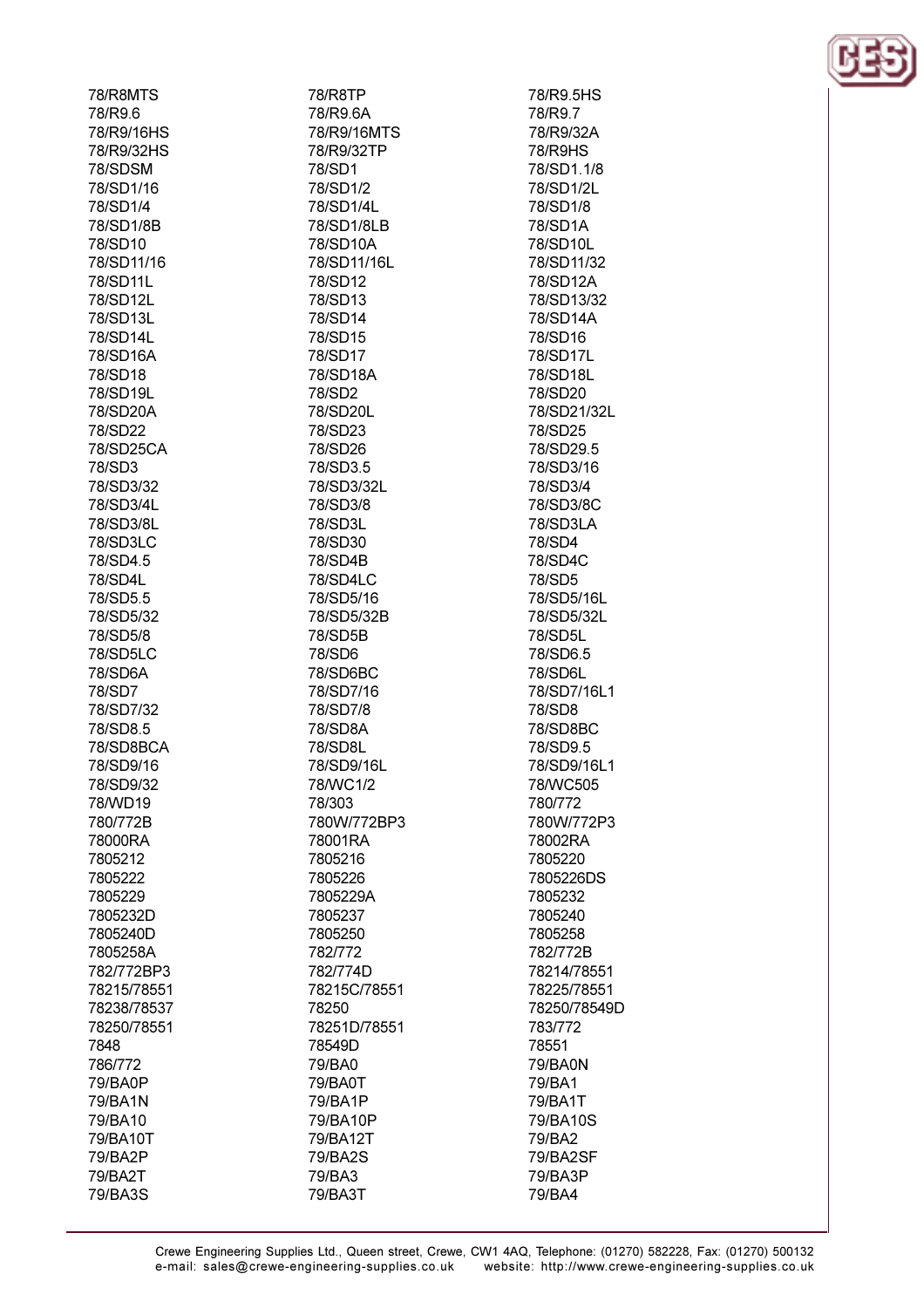78/R8MTS
78/R9.6
78/R9/16HS
78/R9/32HS
78/SDSM
78/SD1/16
78/SD1/4
78/SD1/8B
78/SD10
78/SD11/16
78/SD11L
78/SD12L
78/SD13L
78/SD14L
78/SD16A
78/SD18
78/SD19L
78/SD20A
78/SD22
78/SD25CA
78/SD3
78/SD3/32
78/SD3/4L
78/SD3/8L
78/SD3LC
78/SD4.5
78/SD4L
78/SD5.5
78/SD5/32
78/SD5/8
78/SD5LC
78/SD6A
78/SD7
78/SD7/32
78/SD8.5
78/SD8BCA
78/SD9/16
78/SD9/32
78/WD19
780/772B
78000RA
7805212
7805222
7805229
7805232D
7805240D
7805258A
782/772BP3
78215/78551
78238/78537
78250/78551
7848
786/772
79/BA0P
79/BA1N
79/BA10
79/BA10T
79/BA2P
79/BA2T
79/BA3S

78/R8TP
78/R9.6A
78/R9/16MTS
78/R9/32TP
78/SD1
78/SD1/2
78/SD1/4L
78/SD1/8LB
78/SD10A
78/SD11/16L
78/SD12
78/SD13
78/SD14
78/SD15
78/SD17
78/SD18A
78/SD2
78/SD20L
78/SD23
78/SD26
78/SD3.5
78/SD3/32L
78/SD3/8
78/SD3L
78/SD30
78/SD4B
78/SD4LC
78/SD5/16
78/SD5/32B
78/SD5B
78/SD6
78/SD6BC
78/SD7/16
78/SD7/8
78/SD8A
78/SD8L
78/SD9/16L
78/WC1/2
78/303
780W/772BP3
78001RA
7805216
7805226
7805229A
7805237
7805250
782/772
782/774D
78215C/78551
78250
78251D/78551
78549D
79/BA0
79/BA0T
79/BA1P
79/BA10P
79/BA12T
79/BA2S
79/BA3
79/BA3T

78/R9.5HS
78/R9.7
78/R9/32A
78/R9HS
78/SD1.1/8
78/SD1/2L
78/SD1/8
78/SD1A
78/SD10L
78/SD11/32
78/SD12A
78/SD13/32
78/SD14A
78/SD16
78/SD17L
78/SD18L
78/SD20
78/SD21/32L
78/SD25
78/SD29.5
78/SD3/16
78/SD3/4
78/SD3/8C
78/SD3LA
78/SD4
78/SD4C
78/SD5
78/SD5/16L
78/SD5/32L
78/SD5L
78/SD6.5
78/SD6L
78/SD7/16L1
78/SD8
78/SD8BC
78/SD9.5
78/SD9/16L1
78/WC505
780/772
780W/772P3
78002RA
7805220
7805226DS
7805232
7805240
7805258
782/772B
78214/78551
78225/78551
78250/78549D
783/772
78551
79/BA0N
79/BA1
79/BA1T
79/BA10S
79/BA2
79/BA2SF
79/BA3P
79/BA4

Crewe Engineering Supplies Ltd., Queen street, Crewe, CW1 4AQ, Telephone: (01270) 582228, Fax: (01270) 500132
e-mail: sales@crewe-engineering-supplies.co.uk website: http://www.crewe-engineering-supplies.co.uk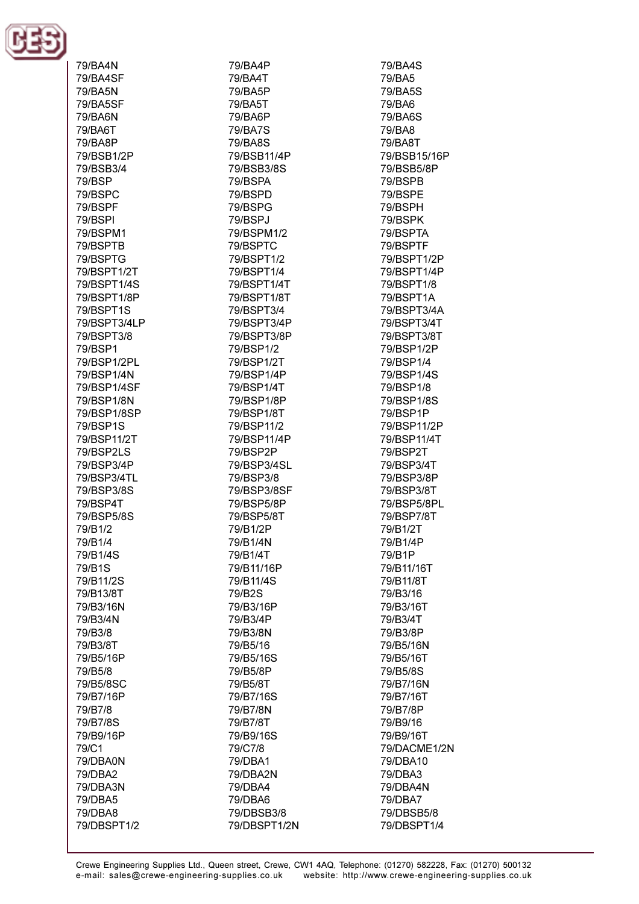79/BA4N
79/BA4P
79/BA4S
79/BA4SF
79/BA4T
79/BA5
79/BA5N
79/BA5P
79/BA5S
79/BA5SF
79/BA5T
79/BA6
79/BA6N
79/BA6P
79/BA6S
79/BA6T
79/BA7S
79/BA8
79/BA8P
79/BA8S
79/BA8T
79/BSB1/2P
79/BSB11/4P
79/BSB15/16P
79/BSB3/4
79/BSB3/8S
79/BSB5/8P
79/BSP
79/BSPA
79/BSPB
79/BSPC
79/BSPD
79/BSPE
79/BSPF
79/BSPG
79/BSPH
79/BSPI
79/BSPJ
79/BSPK
79/BSPM1
79/BSPM1/2
79/BSPTA
79/BSPTB
79/BSPTC
79/BSPTF
79/BSPTG
79/BSPT1/2
79/BSPT1/2P
79/BSPT1/2T
79/BSPT1/4
79/BSPT1/4P
79/BSPT1/4S
79/BSPT1/4T
79/BSPT1/8
79/BSPT1/8P
79/BSPT1/8T
79/BSPT1A
79/BSPT1S
79/BSPT3/4
79/BSPT3/4A
79/BSPT3/4LP
79/BSPT3/4P
79/BSPT3/4T
79/BSPT3/8
79/BSPT3/8P
79/BSPT3/8T
79/BSP1
79/BSP1/2
79/BSP1/2P
79/BSP1/2PL
79/BSP1/2T
79/BSP1/4
79/BSP1/4N
79/BSP1/4P
79/BSP1/4S
79/BSP1/4SF
79/BSP1/4T
79/BSP1/8
79/BSP1/8N
79/BSP1/8P
79/BSP1/8S
79/BSP1/8SP
79/BSP1/8T
79/BSP1P
79/BSP1S
79/BSP11/2
79/BSP11/2P
79/BSP11/2T
79/BSP11/4P
79/BSP11/4T
79/BSP2LS
79/BSP2P
79/BSP2T
79/BSP3/4P
79/BSP3/4SL
79/BSP3/4T
79/BSP3/4TL
79/BSP3/8
79/BSP3/8P
79/BSP3/8S
79/BSP3/8SF
79/BSP3/8T
79/BSP4T
79/BSP5/8P
79/BSP5/8PL
79/BSP5/8S
79/BSP5/8T
79/BSP7/8T
79/B1/2
79/B1/2P
79/B1/2T
79/B1/4
79/B1/4N
79/B1/4P
79/B1/4S
79/B1/4T
79/B1P
79/B1S
79/B11/16P
79/B11/16T
79/B11/2S
79/B11/4S
79/B11/8T
79/B13/8T
79/B2S
79/B3/16
79/B3/16N
79/B3/16P
79/B3/16T
79/B3/4N
79/B3/4P
79/B3/4T
79/B3/8
79/B3/8N
79/B3/8P
79/B3/8T
79/B5/16
79/B5/16N
79/B5/16P
79/B5/16S
79/B5/16T
79/B5/8
79/B5/8P
79/B5/8S
79/B5/8SC
79/B5/8T
79/B7/16N
79/B7/16P
79/B7/16S
79/B7/16T
79/B7/8
79/B7/8N
79/B7/8P
79/B7/8S
79/B7/8T
79/B9/16
79/B9/16P
79/B9/16S
79/B9/16T
79/C1
79/C7/8
79/DACME1/2N
79/DBA0N
79/DBA1
79/DBA10
79/DBA2
79/DBA2N
79/DBA3
79/DBA3N
79/DBA4
79/DBA4N
79/DBA5
79/DBA6
79/DBA7
79/DBA8
79/DBSB3/8
79/DBSB5/8
79/DBSPT1/2
79/DBSPT1/2N
79/DBSPT1/4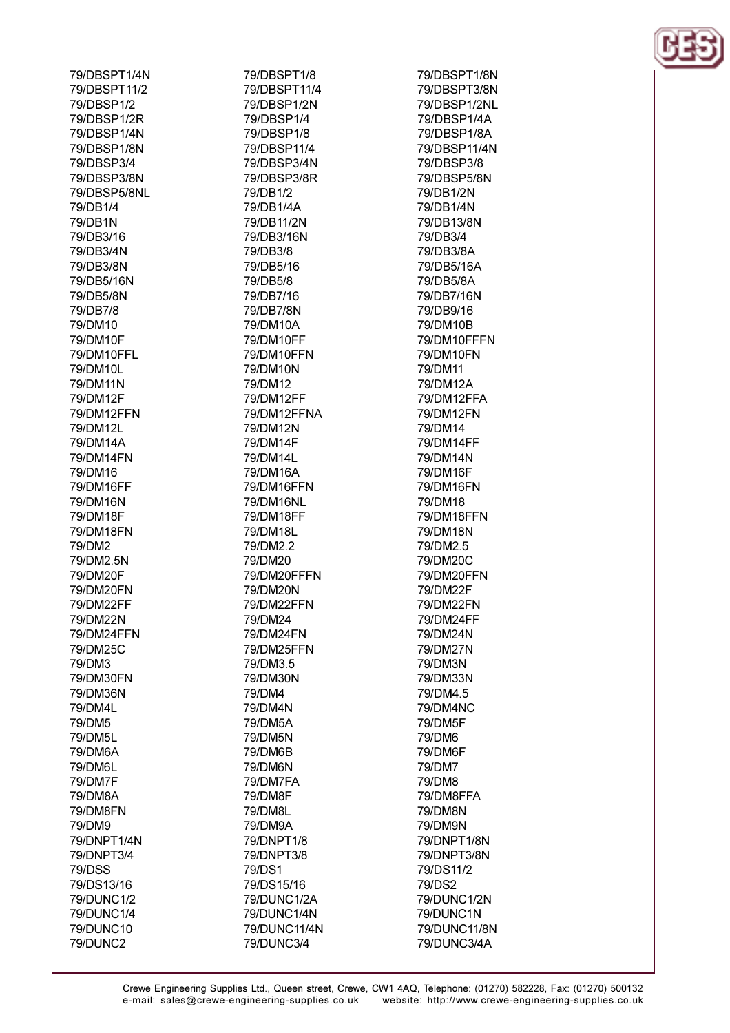79/DBSPT1/4N
79/DBSPT11/2
79/DBSP1/2
79/DBSP1/2R
79/DBSP1/4N
79/DBSP1/8N
79/DBSP3/4
79/DBSP3/8N
79/DBSP5/8NL
79/DB1/4
79/DB1N
79/DB3/16
79/DB3/4N
79/DB3/8N
79/DB5/16N
79/DB5/8N
79/DB7/8
79/DM10
79/DM10F
79/DM10FFL
79/DM10L
79/DM11N
79/DM12F
79/DM12FFN
79/DM12L
79/DM14A
79/DM14FN
79/DM16
79/DM16FF
79/DM16N
79/DM18F
79/DM18FN
79/DM2
79/DM2.5N
79/DM20F
79/DM20FN
79/DM22FF
79/DM22N
79/DM24FFN
79/DM25C
79/DM3
79/DM30FN
79/DM36N
79/DM4L
79/DM5
79/DM5L
79/DM6A
79/DM6L
79/DM7F
79/DM8A
79/DM8FN
79/DM9
79/DNPT1/4N
79/DNPT3/4
79/DSS
79/DS13/16
79/DUNC1/2
79/DUNC1/4
79/DUNC10
79/DUNC2

79/DBSPT1/8
79/DBSPT11/4
79/DBSP1/2N
79/DBSP1/4
79/DBSP1/8
79/DBSP11/4
79/DBSP3/4N
79/DBSP3/8R
79/DB1/2
79/DB1/4A
79/DB11/2N
79/DB3/16N
79/DB3/8
79/DB5/16
79/DB5/8
79/DB7/16
79/DB7/8N
79/DM10A
79/DM10FF
79/DM10FFN
79/DM10N
79/DM12
79/DM12FF
79/DM12FFNA
79/DM12N
79/DM14F
79/DM14L
79/DM16A
79/DM16FFN
79/DM16NL
79/DM18FF
79/DM18L
79/DM2.2
79/DM20
79/DM20FFFN
79/DM20N
79/DM22FFN
79/DM24
79/DM24FN
79/DM25FFN
79/DM3.5
79/DM30N
79/DM4
79/DM4N
79/DM5A
79/DM5N
79/DM6B
79/DM6N
79/DM7FA
79/DM8F
79/DM8L
79/DM9A
79/DNPT1/8
79/DNPT3/8
79/DS1
79/DS15/16
79/DUNC1/2A
79/DUNC1/4N
79/DUNC11/4N
79/DUNC3/4

79/DBSPT1/8N
79/DBSPT3/8N
79/DBSP1/2NL
79/DBSP1/4A
79/DBSP1/8A
79/DBSP11/4N
79/DBSP3/8
79/DBSP5/8N
79/DB1/2N
79/DB1/4N
79/DB13/8N
79/DB3/4
79/DB3/8A
79/DB5/16A
79/DB5/8A
79/DB7/16N
79/DB9/16
79/DM10B
79/DM10FFFN
79/DM10FN
79/DM11
79/DM12A
79/DM12FFA
79/DM12FN
79/DM14
79/DM14FF
79/DM14N
79/DM16F
79/DM16FN
79/DM18
79/DM18FFN
79/DM18N
79/DM2.5
79/DM20C
79/DM20FFN
79/DM22F
79/DM22FN
79/DM24FF
79/DM24N
79/DM27N
79/DM3N
79/DM33N
79/DM4.5
79/DM4NC
79/DM5F
79/DM6
79/DM6F
79/DM7
79/DM8
79/DM8FFA
79/DM8N
79/DM9N
79/DNPT1/8N
79/DNPT3/8N
79/DS11/2
79/DS2
79/DUNC1/2N
79/DUNC1N
79/DUNC11/8N
79/DUNC3/4A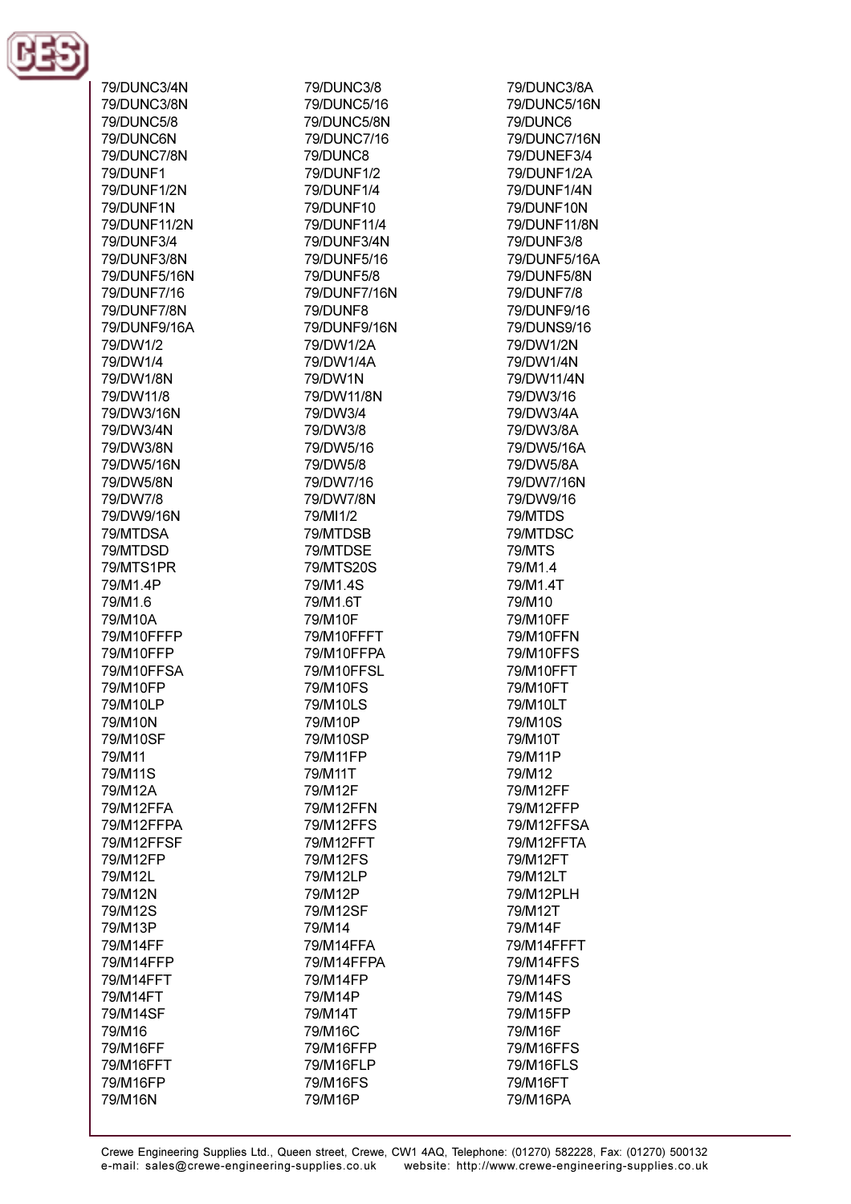79/DUNC3/4N
79/DUNC3/8N
79/DUNC5/8
79/DUNC6N
79/DUNC7/8N
79/DUNF1
79/DUNF1/2N
79/DUNF1N
79/DUNF11/2N
79/DUNF3/4
79/DUNF3/8N
79/DUNF5/16N
79/DUNF7/16
79/DUNF7/8N
79/DUNF9/16A
79/DW1/2
79/DW1/4
79/DW1/8N
79/DW11/8
79/DW3/16N
79/DW3/4N
79/DW3/8N
79/DW5/16N
79/DW5/8N
79/DW7/8
79/DW9/16N
79/MTDSA
79/MTDSD
79/MTS1PR
79/M1.4P
79/M1.6
79/M10A
79/M10FFFP
79/M10FFP
79/M10FFSA
79/M10FP
79/M10LP
79/M10N
79/M10SF
79/M11
79/M11S
79/M12A
79/M12FFA
79/M12FFPA
79/M12FFSF
79/M12FP
79/M12L
79/M12N
79/M12S
79/M13P
79/M14FF
79/M14FFP
79/M14FFT
79/M14FT
79/M14SF
79/M16
79/M16FF
79/M16FFT
79/M16FP
79/M16N

79/DUNC3/8
79/DUNC5/16
79/DUNC5/8N
79/DUNC7/16
79/DUNC8
79/DUNF1/2
79/DUNF1/4
79/DUNF10
79/DUNF11/4
79/DUNF3/4N
79/DUNF5/16
79/DUNF5/8
79/DUNF7/16N
79/DUNF8
79/DUNF9/16N
79/DW1/2A
79/DW1/4A
79/DW1N
79/DW11/8N
79/DW3/4
79/DW3/8
79/DW5/16
79/DW5/8
79/DW7/16
79/DW7/8N
79/MI1/2
79/MTDSB
79/MTDSE
79/MTS20S
79/M1.4S
79/M1.6T
79/M10F
79/M10FFFT
79/M10FFPA
79/M10FFSL
79/M10FS
79/M10LS
79/M10P
79/M10SP
79/M11FP
79/M11T
79/M12F
79/M12FFN
79/M12FFS
79/M12FFT
79/M12FS
79/M12LP
79/M12P
79/M12SF
79/M14
79/M14FFA
79/M14FFPA
79/M14FP
79/M14P
79/M14T
79/M16C
79/M16FFP
79/M16FLP
79/M16FS
79/M16P

79/DUNC3/8A
79/DUNC5/16N
79/DUNC6
79/DUNC7/16N
79/DUNEF3/4
79/DUNF1/2A
79/DUNF1/4N
79/DUNF10N
79/DUNF11/8N
79/DUNF3/8
79/DUNF5/16A
79/DUNF5/8N
79/DUNF7/8
79/DUNF9/16
79/DUNS9/16
79/DW1/2N
79/DW1/4N
79/DW11/4N
79/DW3/16
79/DW3/4A
79/DW3/8A
79/DW5/16A
79/DW5/8A
79/DW7/16N
79/DW9/16
79/MTDS
79/MTDSC
79/MTS
79/M1.4
79/M1.4T
79/M10
79/M10FF
79/M10FFN
79/M10FFS
79/M10FFT
79/M10FT
79/M10LT
79/M10S
79/M10T
79/M11P
79/M12
79/M12FF
79/M12FFP
79/M12FFSA
79/M12FFTA
79/M12FT
79/M12LT
79/M12PLH
79/M12T
79/M14F
79/M14FFFT
79/M14FFS
79/M14FS
79/M14S
79/M15FP
79/M16F
79/M16FFS
79/M16FLS
79/M16FT
79/M16PA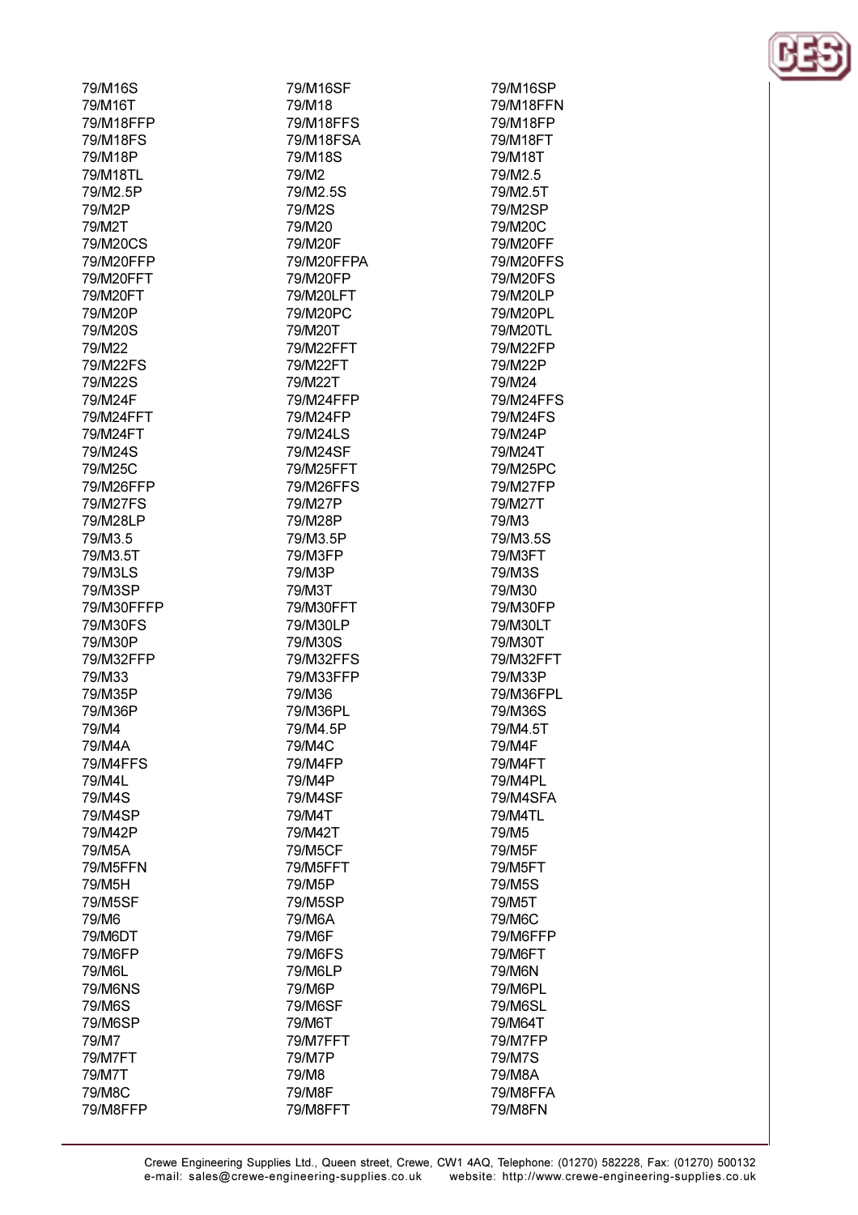79/M16S
79/M16T
79/M18FFP
79/M18FS
79/M18P
79/M18TL
79/M2.5P
79/M2P
79/M2T
79/M20CS
79/M20FFP
79/M20FFT
79/M20FT
79/M20P
79/M20S
79/M22
79/M22FS
79/M22S
79/M24F
79/M24FFT
79/M24FT
79/M24S
79/M25C
79/M26FFP
79/M27FS
79/M28LP
79/M3.5
79/M3.5T
79/M3LS
79/M3SP
79/M30FFFP
79/M30FS
79/M30P
79/M32FFP
79/M33
79/M35P
79/M36P
79/M4
79/M4A
79/M4FFS
79/M4L
79/M4S
79/M4SP
79/M42P
79/M5A
79/M5FFN
79/M5H
79/M5SF
79/M6
79/M6DT
79/M6FP
79/M6L
79/M6NS
79/M6S
79/M6SP
79/M7
79/M7FT
79/M7T
79/M8C
79/M8FFP

79/M16SF
79/M18
79/M18FFS
79/M18FSA
79/M18S
79/M2
79/M2.5S
79/M2S
79/M20
79/M20F
79/M20FFPA
79/M20FP
79/M20LFT
79/M20PC
79/M20T
79/M22FFT
79/M22FT
79/M22T
79/M24FFP
79/M24FP
79/M24LS
79/M24SF
79/M25FFT
79/M26FFS
79/M27P
79/M28P
79/M3.5P
79/M3FP
79/M3P
79/M3T
79/M30FFT
79/M30LP
79/M30S
79/M32FFS
79/M33FFP
79/M36
79/M36PL
79/M4.5P
79/M4C
79/M4FP
79/M4P
79/M4SF
79/M4T
79/M42T
79/M5CF
79/M5FFT
79/M5P
79/M5SP
79/M6A
79/M6F
79/M6FS
79/M6LP
79/M6P
79/M6SF
79/M6T
79/M7FFT
79/M7P
79/M8
79/M8F
79/M8FFT

79/M16SP
79/M18FFN
79/M18FP
79/M18FT
79/M18T
79/M2.5
79/M2.5T
79/M2SP
79/M20C
79/M20FF
79/M20FFS
79/M20FS
79/M20LP
79/M20PL
79/M20TL
79/M22FP
79/M22P
79/M24
79/M24FFS
79/M24FS
79/M24P
79/M24T
79/M25PC
79/M27FP
79/M27T
79/M3
79/M3.5S
79/M3FT
79/M3S
79/M30
79/M30FP
79/M30LT
79/M30T
79/M32FFT
79/M33P
79/M36FPL
79/M36S
79/M4.5T
79/M4F
79/M4FT
79/M4PL
79/M4SFA
79/M4TL
79/M5
79/M5F
79/M5FT
79/M5S
79/M5T
79/M6C
79/M6FFP
79/M6FT
79/M6N
79/M6PL
79/M6SL
79/M64T
79/M7FP
79/M7S
79/M8A
79/M8FFA
79/M8FN

Crewe Engineering Supplies Ltd., Queen street, Crewe, CW1 4AQ, Telephone: (01270) 582228, Fax: (01270) 500132
e-mail: sales@crewe-engineering-supplies.co.uk website: http://www.crewe-engineering-supplies.co.uk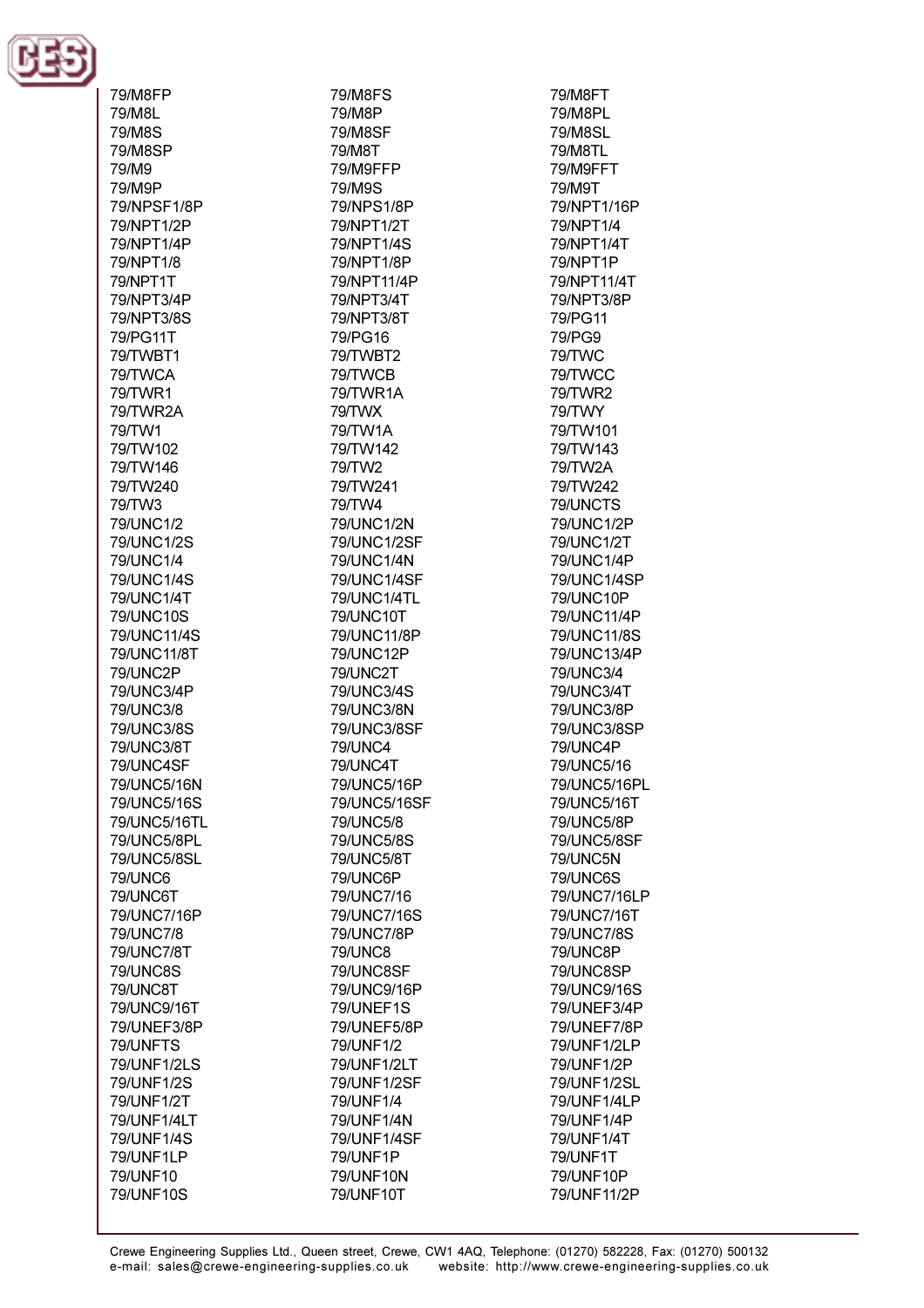79/M8FP
79/M8L
79/M8S
79/M8SP
79/M9
79/M9P
79/NPSF1/8P
79/NPT1/2P
79/NPT1/4P
79/NPT1/8
79/NPT1T
79/NPT3/4P
79/NPT3/8S
79/PG11T
79/TWBT1
79/TWCA
79/TWR1
79/TWR2A
79/TW1
79/TW102
79/TW146
79/TW240
79/TW3
79/UNC1/2
79/UNC1/2S
79/UNC1/4
79/UNC1/4S
79/UNC1/4T
79/UNC10S
79/UNC11/4S
79/UNC11/8T
79/UNC2P
79/UNC3/4P
79/UNC3/8
79/UNC3/8S
79/UNC3/8T
79/UNC4SF
79/UNC5/16N
79/UNC5/16S
79/UNC5/16TL
79/UNC5/8PL
79/UNC5/8SL
79/UNC6
79/UNC6T
79/UNC7/16P
79/UNC7/8
79/UNC7/8T
79/UNC8S
79/UNC8T
79/UNC9/16T
79/UNEF3/8P
79/UNFTS
79/UNF1/2LS
79/UNF1/2S
79/UNF1/2T
79/UNF1/4LT
79/UNF1/4S
79/UNF1LP
79/UNF10
79/UNF10S

79/M8FS
79/M8P
79/M8SF
79/M8T
79/M9FFP
79/M9S
79/NPS1/8P
79/NPT1/2T
79/NPT1/4S
79/NPT1/8P
79/NPT11/4P
79/NPT3/4T
79/NPT3/8T
79/PG16
79/TWBT2
79/TWCB
79/TWR1A
79/TWX
79/TW1A
79/TW142
79/TW2
79/TW241
79/TW4
79/UNC1/2N
79/UNC1/2SF
79/UNC1/4N
79/UNC1/4SF
79/UNC1/4TL
79/UNC10T
79/UNC11/8P
79/UNC12P
79/UNC2T
79/UNC3/4S
79/UNC3/8N
79/UNC3/8SF
79/UNC4
79/UNC4T
79/UNC5/16P
79/UNC5/16SF
79/UNC5/8
79/UNC5/8S
79/UNC5/8T
79/UNC6P
79/UNC7/16
79/UNC7/16S
79/UNC7/8P
79/UNC8
79/UNC8SF
79/UNC9/16P
79/UNEF1S
79/UNEF5/8P
79/UNF1/2
79/UNF1/2LT
79/UNF1/2SF
79/UNF1/4
79/UNF1/4N
79/UNF1/4SF
79/UNF1P
79/UNF10N
79/UNF10T

79/M8FT
79/M8PL
79/M8SL
79/M8TL
79/M9FFT
79/M9T
79/NPT1/16P
79/NPT1/4
79/NPT1/4T
79/NPT1P
79/NPT11/4T
79/NPT3/8P
79/PG11
79/PG9
79/TWC
79/TWCC
79/TWR2
79/TWY
79/TW101
79/TW143
79/TW2A
79/TW242
79/UNCTS
79/UNC1/2P
79/UNC1/2T
79/UNC1/4P
79/UNC1/4SP
79/UNC10P
79/UNC11/4P
79/UNC11/8S
79/UNC13/4P
79/UNC3/4
79/UNC3/4T
79/UNC3/8P
79/UNC3/8SP
79/UNC4P
79/UNC5/16
79/UNC5/16PL
79/UNC5/16T
79/UNC5/8P
79/UNC5/8SF
79/UNC5N
79/UNC6S
79/UNC7/16LP
79/UNC7/16T
79/UNC7/8S
79/UNC8P
79/UNC8SP
79/UNC9/16S
79/UNEF3/4P
79/UNEF7/8P
79/UNF1/2LP
79/UNF1/2P
79/UNF1/2SL
79/UNF1/4LP
79/UNF1/4P
79/UNF1/4T
79/UNF1T
79/UNF10P
79/UNF11/2P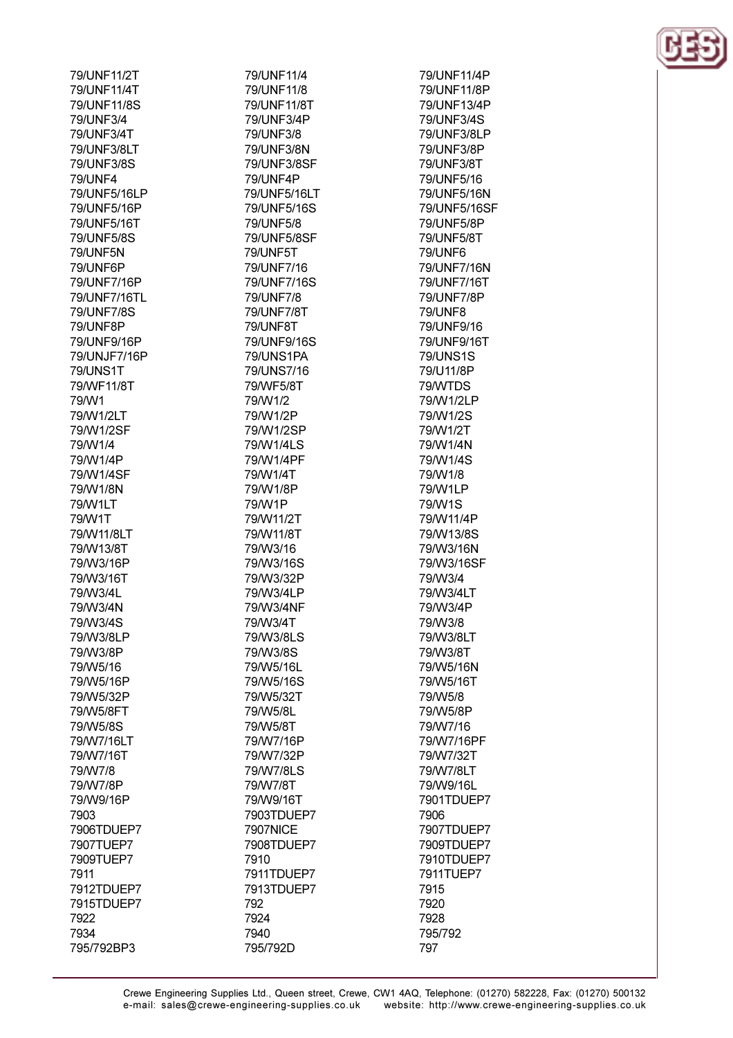79/UNF11/2T
79/UNF11/4T
79/UNF11/8S
79/UNF3/4
79/UNF3/4T
79/UNF3/8LT
79/UNF3/8S
79/UNF4
79/UNF5/16LP
79/UNF5/16P
79/UNF5/16T
79/UNF5/8S
79/UNF5N
79/UNF6P
79/UNF7/16P
79/UNF7/16TL
79/UNF7/8S
79/UNF8P
79/UNF9/16P
79/UNJF7/16P
79/UNS1T
79/WF11/8T
79/W1
79/W1/2LT
79/W1/2SF
79/W1/4
79/W1/4P
79/W1/4SF
79/W1/8N
79/W1LT
79/W1T
79/W11/8LT
79/W13/8T
79/W3/16P
79/W3/16T
79/W3/4L
79/W3/4N
79/W3/4S
79/W3/8LP
79/W3/8P
79/W5/16
79/W5/16P
79/W5/32P
79/W5/8FT
79/W5/8S
79/W7/16LT
79/W7/16T
79/W7/8
79/W7/8P
79/W9/16P
7903
7906TDUEP7
7907TUEP7
7909TUEP7
7911
7912TDUEP7
7915TDUEP7
7922
7934
795/792BP3

79/UNF11/4
79/UNF11/8
79/UNF11/8T
79/UNF3/4P
79/UNF3/8
79/UNF3/8N
79/UNF3/8SF
79/UNF4P
79/UNF5/16LT
79/UNF5/16S
79/UNF5/8
79/UNF5/8SF
79/UNF5T
79/UNF7/16
79/UNF7/16S
79/UNF7/8
79/UNF7/8T
79/UNF8T
79/UNF9/16S
79/UNS1PA
79/UNS7/16
79/WF5/8T
79/W1/2
79/W1/2P
79/W1/2SP
79/W1/4LS
79/W1/4PF
79/W1/4T
79/W1/8P
79/W1P
79/W11/2T
79/W11/8T
79/W3/16
79/W3/16S
79/W3/32P
79/W3/4LP
79/W3/4NF
79/W3/4T
79/W3/8LS
79/W3/8S
79/W5/16L
79/W5/16S
79/W5/32T
79/W5/8L
79/W5/8T
79/W7/16P
79/W7/32P
79/W7/8LS
79/W7/8T
79/W9/16T
7903TDUEP7
7907NICE
7908TDUEP7
7910
7911TDUEP7
7913TDUEP7
792
7924
7940
795/792D

79/UNF11/4P
79/UNF11/8P
79/UNF13/4P
79/UNF3/4S
79/UNF3/8LP
79/UNF3/8P
79/UNF3/8T
79/UNF5/16
79/UNF5/16N
79/UNF5/16SF
79/UNF5/8P
79/UNF5/8T
79/UNF6
79/UNF7/16N
79/UNF7/16T
79/UNF7/8P
79/UNF8
79/UNF9/16
79/UNF9/16T
79/UNS1S
79/U11/8P
79/WTDS
79/W1/2LP
79/W1/2S
79/W1/2T
79/W1/4N
79/W1/4S
79/W1/8
79/W1LP
79/W1S
79/W11/4P
79/W13/8S
79/W3/16N
79/W3/16SF
79/W3/4
79/W3/4LT
79/W3/4P
79/W3/8
79/W3/8LT
79/W3/8T
79/W5/16N
79/W5/16T
79/W5/8
79/W5/8P
79/W7/16
79/W7/16PF
79/W7/32T
79/W7/8LT
79/W9/16L
7901TDUEP7
7906
7907TDUEP7
7909TDUEP7
7910TDUEP7
7911TUEP7
7915
7920
7928
795/792
797

Crewe Engineering Supplies Ltd., Queen street, Crewe, CW1 4AQ, Telephone: (01270) 582228, Fax: (01270) 500132
e-mail: sales@crewe-engineering-supplies.co.uk website: http://www.crewe-engineering-supplies.co.uk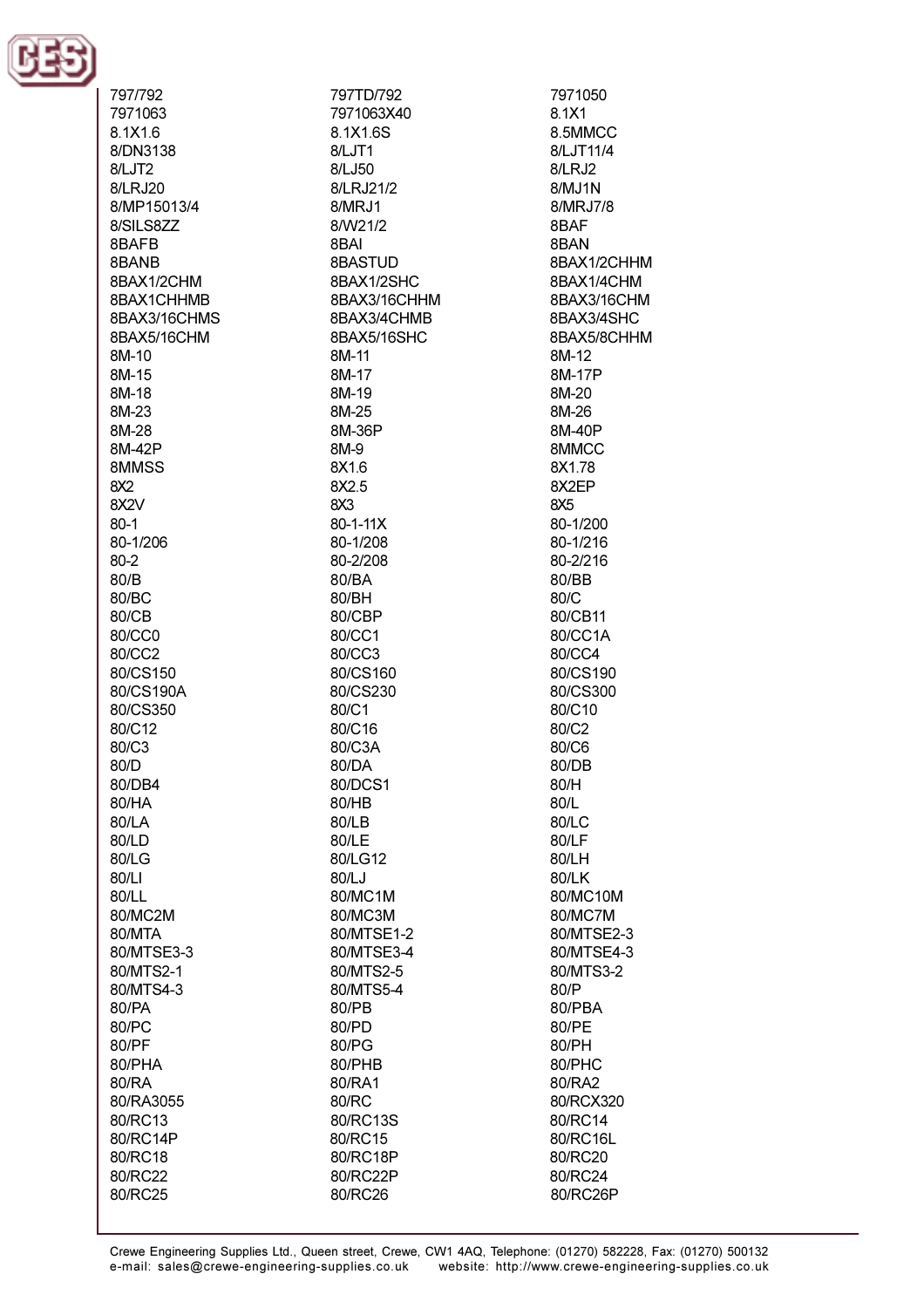797/792
797TD/792
7971050
7971063
7971063X40
8.1X1
8.1X1.6
8.1X1.6S
8.5MMCC
8/DN3138
8/LJT1
8/LJT11/4
8/LJT2
8/LJ50
8/LRJ2
8/LRJ20
8/LRJ21/2
8/MJ1N
8/MP15013/4
8/MRJ1
8/MRJ7/8
8/SILS8ZZ
8/W21/2
8BAF
8BAFB
8BAI
8BAN
8BANB
8BASTUD
8BAX1/2CHHM
8BAX1/2CHM
8BAX1/2SHC
8BAX1/4CHM
8BAX1CHHMB
8BAX3/16CHHM
8BAX3/16CHM
8BAX3/16CHMS
8BAX3/4CHMB
8BAX3/4SHC
8BAX5/16CHM
8BAX5/16SHC
8BAX5/8CHHM
8M-10
8M-11
8M-12
8M-15
8M-17
8M-17P
8M-18
8M-19
8M-20
8M-23
8M-25
8M-26
8M-28
8M-36P
8M-40P
8M-42P
8M-9
8MMCC
8MMSS
8X1.6
8X1.78
8X2
8X2.5
8X2EP
8X2V
8X3
8X5
80-1
80-1-11X
80-1/200
80-1/206
80-1/208
80-1/216
80-2
80-2/208
80-2/216
80/B
80/BA
80/BB
80/BC
80/BH
80/C
80/CB
80/CBP
80/CB11
80/CC0
80/CC1
80/CC1A
80/CC2
80/CC3
80/CC4
80/CS150
80/CS160
80/CS190
80/CS190A
80/CS230
80/CS300
80/CS350
80/C1
80/C10
80/C12
80/C16
80/C2
80/C3
80/C3A
80/C6
80/D
80/DA
80/DB
80/DB4
80/DCS1
80/H
80/HA
80/HB
80/L
80/LA
80/LB
80/LC
80/LD
80/LE
80/LF
80/LG
80/LG12
80/LH
80/LI
80/LJ
80/LK
80/LL
80/MC1M
80/MC10M
80/MC2M
80/MC3M
80/MC7M
80/MTA
80/MTSE1-2
80/MTSE2-3
80/MTSE3-3
80/MTSE3-4
80/MTSE4-3
80/MTS2-1
80/MTS2-5
80/MTS3-2
80/MTS4-3
80/MTS5-4
80/P
80/PA
80/PB
80/PBA
80/PC
80/PD
80/PE
80/PF
80/PG
80/PH
80/PHA
80/PHB
80/PHC
80/RA
80/RA1
80/RA2
80/RA3055
80/RC
80/RCX320
80/RC13
80/RC13S
80/RC14
80/RC14P
80/RC15
80/RC16L
80/RC18
80/RC18P
80/RC20
80/RC22
80/RC22P
80/RC24
80/RC25
80/RC26
80/RC26P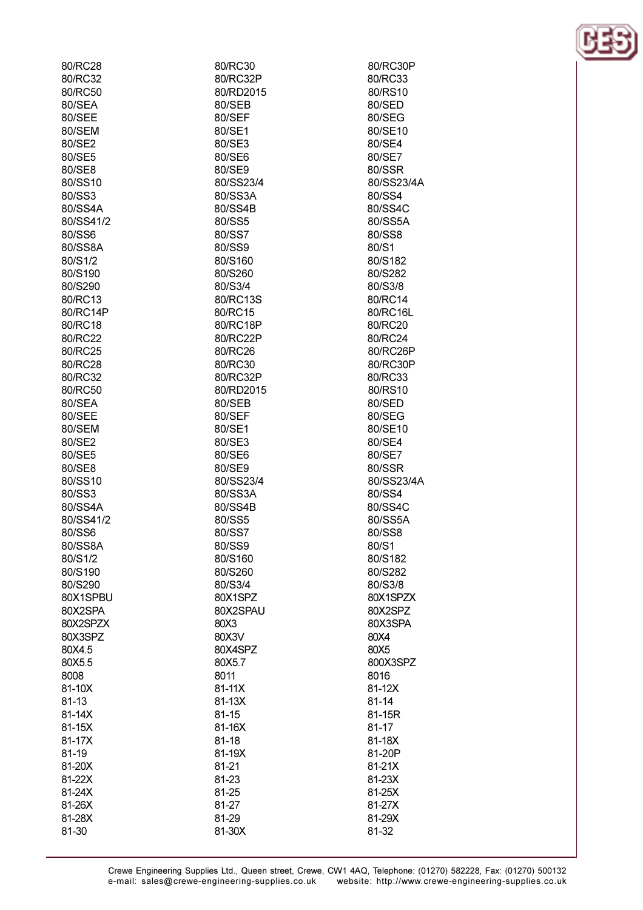| | | |
|---|---|---|
| 80/RC28 | 80/RC30 | 80/RC30P |
| 80/RC32 | 80/RC32P | 80/RC33 |
| 80/RC50 | 80/RD2015 | 80/RS10 |
| 80/SEA | 80/SEB | 80/SED |
| 80/SEE | 80/SEF | 80/SEG |
| 80/SEM | 80/SE1 | 80/SE10 |
| 80/SE2 | 80/SE3 | 80/SE4 |
| 80/SE5 | 80/SE6 | 80/SE7 |
| 80/SE8 | 80/SE9 | 80/SSR |
| 80/SS10 | 80/SS23/4 | 80/SS23/4A |
| 80/SS3 | 80/SS3A | 80/SS4 |
| 80/SS4A | 80/SS4B | 80/SS4C |
| 80/SS41/2 | 80/SS5 | 80/SS5A |
| 80/SS6 | 80/SS7 | 80/SS8 |
| 80/SS8A | 80/SS9 | 80/S1 |
| 80/S1/2 | 80/S160 | 80/S182 |
| 80/S190 | 80/S260 | 80/S282 |
| 80/S290 | 80/S3/4 | 80/S3/8 |
| 80/RC13 | 80/RC13S | 80/RC14 |
| 80/RC14P | 80/RC15 | 80/RC16L |
| 80/RC18 | 80/RC18P | 80/RC20 |
| 80/RC22 | 80/RC22P | 80/RC24 |
| 80/RC25 | 80/RC26 | 80/RC26P |
| 80/RC28 | 80/RC30 | 80/RC30P |
| 80/RC32 | 80/RC32P | 80/RC33 |
| 80/RC50 | 80/RD2015 | 80/RS10 |
| 80/SEA | 80/SEB | 80/SED |
| 80/SEE | 80/SEF | 80/SEG |
| 80/SEM | 80/SE1 | 80/SE10 |
| 80/SE2 | 80/SE3 | 80/SE4 |
| 80/SE5 | 80/SE6 | 80/SE7 |
| 80/SE8 | 80/SE9 | 80/SSR |
| 80/SS10 | 80/SS23/4 | 80/SS23/4A |
| 80/SS3 | 80/SS3A | 80/SS4 |
| 80/SS4A | 80/SS4B | 80/SS4C |
| 80/SS41/2 | 80/SS5 | 80/SS5A |
| 80/SS6 | 80/SS7 | 80/SS8 |
| 80/SS8A | 80/SS9 | 80/S1 |
| 80/S1/2 | 80/S160 | 80/S182 |
| 80/S190 | 80/S260 | 80/S282 |
| 80/S290 | 80/S3/4 | 80/S3/8 |
| 80X1SPBU | 80X1SPZ | 80X1SPZX |
| 80X2SPA | 80X2SPAU | 80X2SPZ |
| 80X2SPZX | 80X3 | 80X3SPA |
| 80X3SPZ | 80X3V | 80X4 |
| 80X4.5 | 80X4SPZ | 80X5 |
| 80X5.5 | 80X5.7 | 800X3SPZ |
| 8008 | 8011 | 8016 |
| 81-10X | 81-11X | 81-12X |
| 81-13 | 81-13X | 81-14 |
| 81-14X | 81-15 | 81-15R |
| 81-15X | 81-16X | 81-17 |
| 81-17X | 81-18 | 81-18X |
| 81-19 | 81-19X | 81-20P |
| 81-20X | 81-21 | 81-21X |
| 81-22X | 81-23 | 81-23X |
| 81-24X | 81-25 | 81-25X |
| 81-26X | 81-27 | 81-27X |
| 81-28X | 81-29 | 81-29X |
| 81-30 | 81-30X | 81-32 |

Crewe Engineering Supplies Ltd., Queen street, Crewe, CW1 4AQ, Telephone: (01270) 582228, Fax: (01270) 500132
e-mail: sales@crewe-engineering-supplies.co.uk website: http://www.crewe-engineering-supplies.co.uk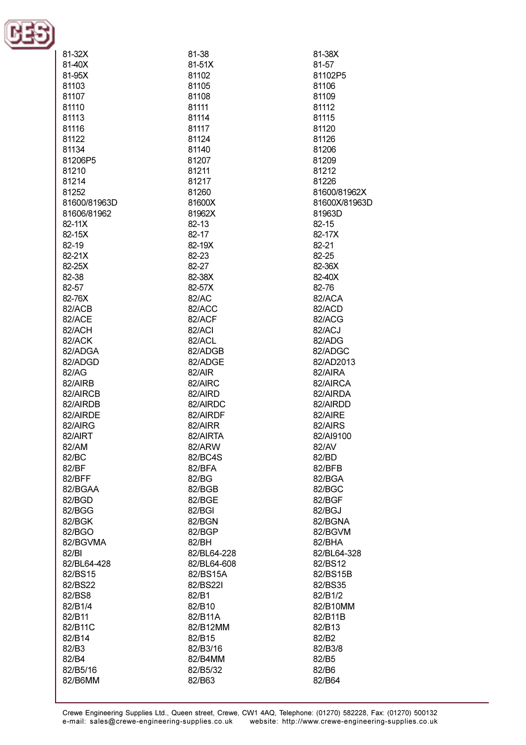81-32X
81-38
81-38X
81-40X
81-51X
81-57
81-95X
81102
81102P5
81103
81105
81106
81107
81108
81109
81110
81111
81112
81113
81114
81115
81116
81117
81120
81122
81124
81126
81134
81140
81206
81206P5
81207
81209
81210
81211
81212
81214
81217
81226
81252
81260
81600/81962X
81600/81963D
81600X
81600X/81963D
81606/81962
81962X
81963D
82-11X
82-13
82-15
82-15X
82-17
82-17X
82-19
82-19X
82-21
82-21X
82-23
82-25
82-25X
82-27
82-36X
82-38
82-38X
82-40X
82-57
82-57X
82-76
82-76X
82/AC
82/ACA
82/ACB
82/ACC
82/ACD
82/ACE
82/ACF
82/ACG
82/ACH
82/ACI
82/ACJ
82/ACK
82/ACL
82/ADG
82/ADGA
82/ADGB
82/ADGC
82/ADGD
82/ADGE
82/AD2013
82/AG
82/AIR
82/AIRA
82/AIRB
82/AIRC
82/AIRCA
82/AIRCB
82/AIRD
82/AIRDA
82/AIRDB
82/AIRDC
82/AIRDD
82/AIRDE
82/AIRDF
82/AIRE
82/AIRG
82/AIRR
82/AIRS
82/AIRT
82/AIRTA
82/AI9100
82/AM
82/ARW
82/AV
82/BC
82/BC4S
82/BD
82/BF
82/BFA
82/BFB
82/BFF
82/BG
82/BGA
82/BGAA
82/BGB
82/BGC
82/BGD
82/BGE
82/BGF
82/BGG
82/BGI
82/BGJ
82/BGK
82/BGN
82/BGNA
82/BGO
82/BGP
82/BGVM
82/BGVMA
82/BH
82/BHA
82/BI
82/BL64-228
82/BL64-328
82/BL64-428
82/BL64-608
82/BS12
82/BS15
82/BS15A
82/BS15B
82/BS22
82/BS22I
82/BS35
82/BS8
82/B1
82/B1/2
82/B1/4
82/B10
82/B10MM
82/B11
82/B11A
82/B11B
82/B11C
82/B12MM
82/B13
82/B14
82/B15
82/B2
82/B3
82/B3/16
82/B3/8
82/B4
82/B4MM
82/B5
82/B5/16
82/B5/32
82/B6
82/B6MM
82/B63
82/B64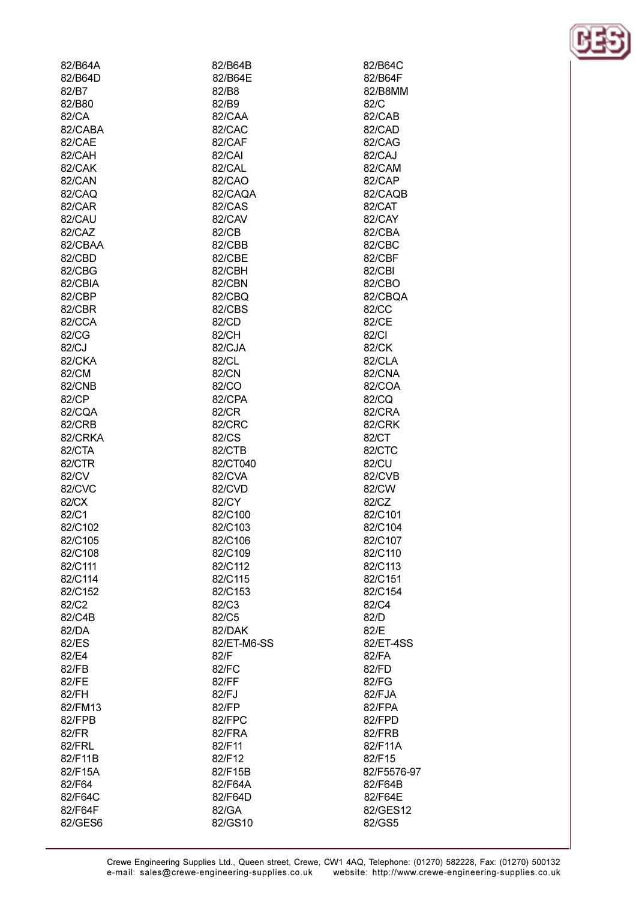82/B64A
82/B64B
82/B64C
82/B64D
82/B64E
82/B64F
82/B7
82/B8
82/B8MM
82/B80
82/B9
82/C
82/CA
82/CAA
82/CAB
82/CABA
82/CAC
82/CAD
82/CAE
82/CAF
82/CAG
82/CAH
82/CAI
82/CAJ
82/CAK
82/CAL
82/CAM
82/CAN
82/CAO
82/CAP
82/CAQ
82/CAQA
82/CAQB
82/CAR
82/CAS
82/CAT
82/CAU
82/CAV
82/CAY
82/CAZ
82/CB
82/CBA
82/CBAA
82/CBB
82/CBC
82/CBD
82/CBE
82/CBF
82/CBG
82/CBH
82/CBI
82/CBIA
82/CBN
82/CBO
82/CBP
82/CBQ
82/CBQA
82/CBR
82/CBS
82/CC
82/CCA
82/CD
82/CE
82/CG
82/CH
82/CI
82/CJ
82/CJA
82/CK
82/CKA
82/CL
82/CLA
82/CM
82/CN
82/CNA
82/CNB
82/CO
82/COA
82/CP
82/CPA
82/CQ
82/CQA
82/CR
82/CRA
82/CRB
82/CRC
82/CRK
82/CRKA
82/CS
82/CT
82/CTA
82/CTB
82/CTC
82/CTR
82/CT040
82/CU
82/CV
82/CVA
82/CVB
82/CVC
82/CVD
82/CW
82/CX
82/CY
82/CZ
82/C1
82/C100
82/C101
82/C102
82/C103
82/C104
82/C105
82/C106
82/C107
82/C108
82/C109
82/C110
82/C111
82/C112
82/C113
82/C114
82/C115
82/C151
82/C152
82/C153
82/C154
82/C2
82/C3
82/C4
82/C4B
82/C5
82/D
82/DA
82/DAK
82/E
82/ES
82/ET-M6-SS
82/ET-4SS
82/E4
82/F
82/FA
82/FB
82/FC
82/FD
82/FE
82/FF
82/FG
82/FH
82/FJ
82/FJA
82/FM13
82/FP
82/FPA
82/FPB
82/FPC
82/FPD
82/FR
82/FRA
82/FRB
82/FRL
82/F11
82/F11A
82/F11B
82/F12
82/F15
82/F15A
82/F15B
82/F5576-97
82/F64
82/F64A
82/F64B
82/F64C
82/F64D
82/F64E
82/F64F
82/GA
82/GES12
82/GES6
82/GS10
82/GS5

Crewe Engineering Supplies Ltd., Queen street, Crewe, CW1 4AQ, Telephone: (01270) 582228, Fax: (01270) 500132
e-mail: sales@crewe-engineering-supplies.co.uk website: http://www.crewe-engineering-supplies.co.uk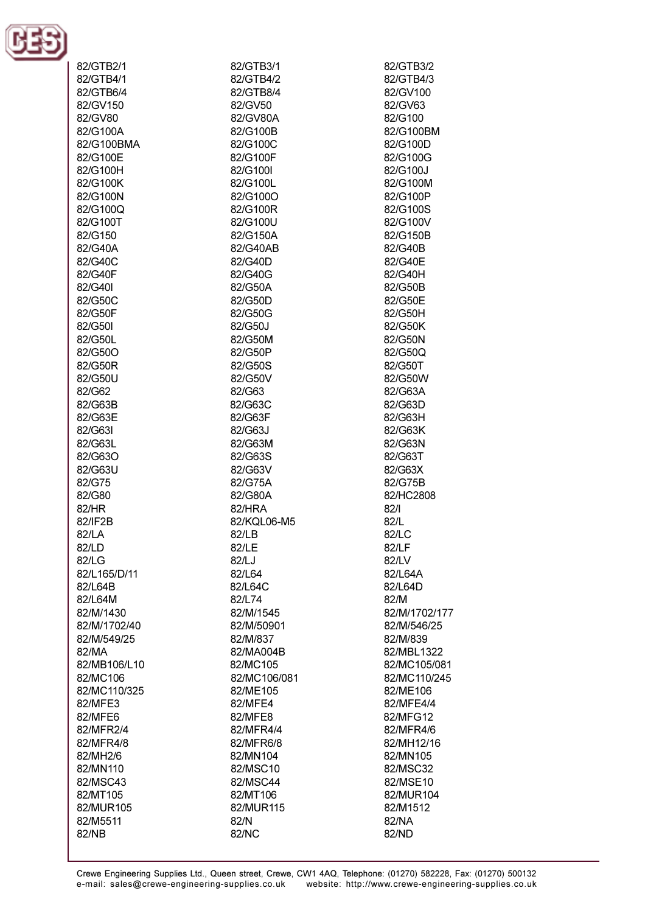82/GTB2/1
82/GTB3/1
82/GTB3/2
82/GTB4/1
82/GTB4/2
82/GTB4/3
82/GTB6/4
82/GTB8/4
82/GV100
82/GV150
82/GV50
82/GV63
82/GV80
82/GV80A
82/G100
82/G100A
82/G100B
82/G100BM
82/G100BMA
82/G100C
82/G100D
82/G100E
82/G100F
82/G100G
82/G100H
82/G100I
82/G100J
82/G100K
82/G100L
82/G100M
82/G100N
82/G100O
82/G100P
82/G100Q
82/G100R
82/G100S
82/G100T
82/G100U
82/G100V
82/G150
82/G150A
82/G150B
82/G40A
82/G40AB
82/G40B
82/G40C
82/G40D
82/G40E
82/G40F
82/G40G
82/G40H
82/G40I
82/G50A
82/G50B
82/G50C
82/G50D
82/G50E
82/G50F
82/G50G
82/G50H
82/G50I
82/G50J
82/G50K
82/G50L
82/G50M
82/G50N
82/G50O
82/G50P
82/G50Q
82/G50R
82/G50S
82/G50T
82/G50U
82/G50V
82/G50W
82/G62
82/G63
82/G63A
82/G63B
82/G63C
82/G63D
82/G63E
82/G63F
82/G63H
82/G63I
82/G63J
82/G63K
82/G63L
82/G63M
82/G63N
82/G63O
82/G63S
82/G63T
82/G63U
82/G63V
82/G63X
82/G75
82/G75A
82/G75B
82/G80
82/G80A
82/HC2808
82/HR
82/HRA
82/I
82/IF2B
82/KQL06-M5
82/L
82/LA
82/LB
82/LC
82/LD
82/LE
82/LF
82/LG
82/LJ
82/LV
82/L165/D/11
82/L64
82/L64A
82/L64B
82/L64C
82/L64D
82/L64M
82/L74
82/M
82/M/1430
82/M/1545
82/M/1702/177
82/M/1702/40
82/M/50901
82/M/546/25
82/M/549/25
82/M/837
82/M/839
82/MA
82/MA004B
82/MBL1322
82/MB106/L10
82/MC105
82/MC105/081
82/MC106
82/MC106/081
82/MC110/245
82/MC110/325
82/ME105
82/ME106
82/MFE3
82/MFE4
82/MFE4/4
82/MFE6
82/MFE8
82/MFG12
82/MFR2/4
82/MFR4/4
82/MFR4/6
82/MFR4/8
82/MFR6/8
82/MH12/16
82/MH2/6
82/MN104
82/MN105
82/MN110
82/MSC10
82/MSC32
82/MSC43
82/MSC44
82/MSE10
82/MT105
82/MT106
82/MUR104
82/MUR105
82/MUR115
82/M1512
82/M5511
82/N
82/NA
82/NB
82/NC
82/ND

Crewe Engineering Supplies Ltd., Queen street, Crewe, CW1 4AQ, Telephone: (01270) 582228, Fax: (01270) 500132
e-mail: sales@crewe-engineering-supplies.co.uk website: http://www.crewe-engineering-supplies.co.uk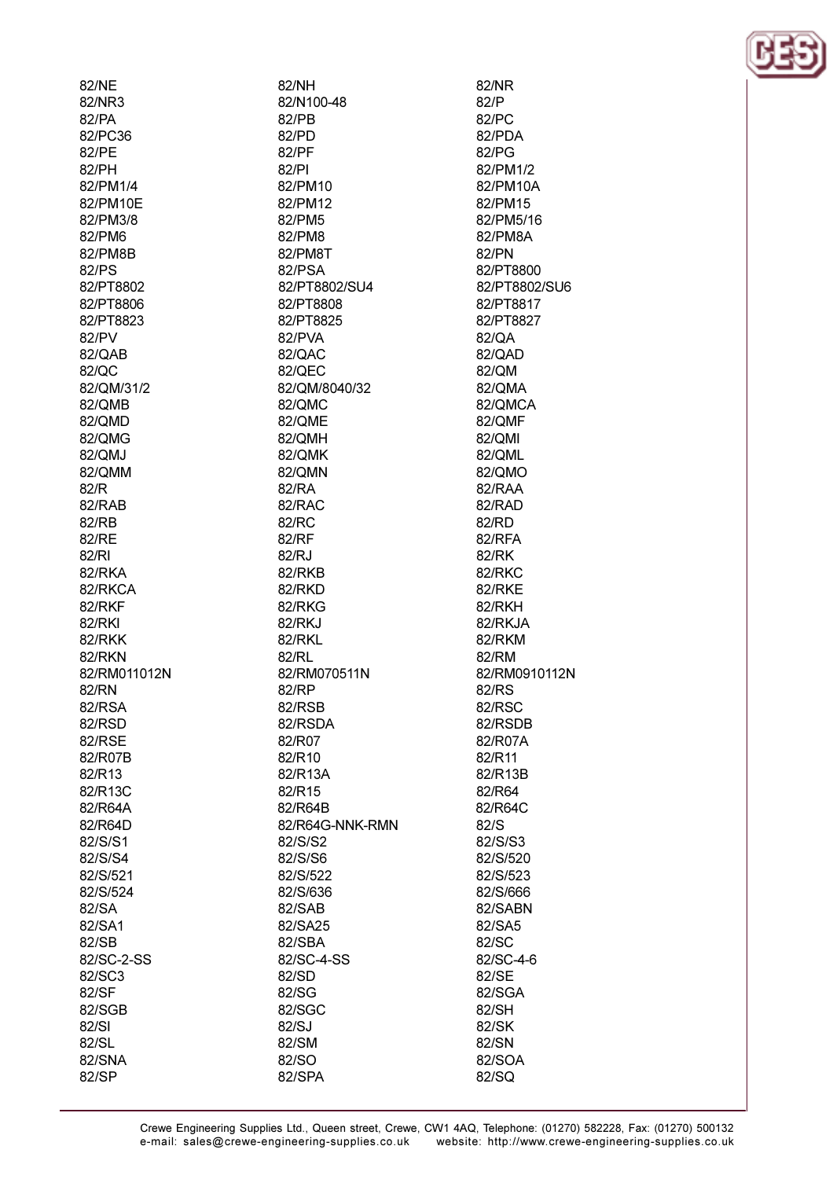82/NE
82/NH
82/NR
82/NR3
82/N100-48
82/P
82/PA
82/PB
82/PC
82/PC36
82/PD
82/PDA
82/PE
82/PF
82/PG
82/PH
82/PI
82/PM1/2
82/PM1/4
82/PM10
82/PM10A
82/PM10E
82/PM12
82/PM15
82/PM3/8
82/PM5
82/PM5/16
82/PM6
82/PM8
82/PM8A
82/PM8B
82/PM8T
82/PN
82/PS
82/PSA
82/PT8800
82/PT8802
82/PT8802/SU4
82/PT8802/SU6
82/PT8806
82/PT8808
82/PT8817
82/PT8823
82/PT8825
82/PT8827
82/PV
82/PVA
82/QA
82/QAB
82/QAC
82/QAD
82/QC
82/QEC
82/QM
82/QM/31/2
82/QM/8040/32
82/QMA
82/QMB
82/QMC
82/QMCA
82/QMD
82/QME
82/QMF
82/QMG
82/QMH
82/QMI
82/QMJ
82/QMK
82/QML
82/QMM
82/QMN
82/QMO
82/R
82/RA
82/RAA
82/RAB
82/RAC
82/RAD
82/RB
82/RC
82/RD
82/RE
82/RF
82/RFA
82/RI
82/RJ
82/RK
82/RKA
82/RKB
82/RKC
82/RKCA
82/RKD
82/RKE
82/RKF
82/RKG
82/RKH
82/RKI
82/RKJ
82/RKJA
82/RKK
82/RKL
82/RKM
82/RKN
82/RL
82/RM
82/RM011012N
82/RM070511N
82/RM0910112N
82/RN
82/RP
82/RS
82/RSA
82/RSB
82/RSC
82/RSD
82/RSDA
82/RSDB
82/RSE
82/R07
82/R07A
82/R07B
82/R10
82/R11
82/R13
82/R13A
82/R13B
82/R13C
82/R15
82/R64
82/R64A
82/R64B
82/R64C
82/R64D
82/R64G-NNK-RMN
82/S
82/S/S1
82/S/S2
82/S/S3
82/S/S4
82/S/S6
82/S/520
82/S/521
82/S/522
82/S/523
82/S/524
82/S/636
82/S/666
82/SA
82/SAB
82/SABN
82/SA1
82/SA25
82/SA5
82/SB
82/SBA
82/SC
82/SC-2-SS
82/SC-4-SS
82/SC-4-6
82/SC3
82/SD
82/SE
82/SF
82/SG
82/SGA
82/SGB
82/SGC
82/SH
82/SI
82/SJ
82/SK
82/SL
82/SM
82/SN
82/SNA
82/SO
82/SOA
82/SP
82/SPA
82/SQ

Crewe Engineering Supplies Ltd., Queen street, Crewe, CW1 4AQ, Telephone: (01270) 582228, Fax: (01270) 500132
e-mail: sales@crewe-engineering-supplies.co.uk website: http://www.crewe-engineering-supplies.co.uk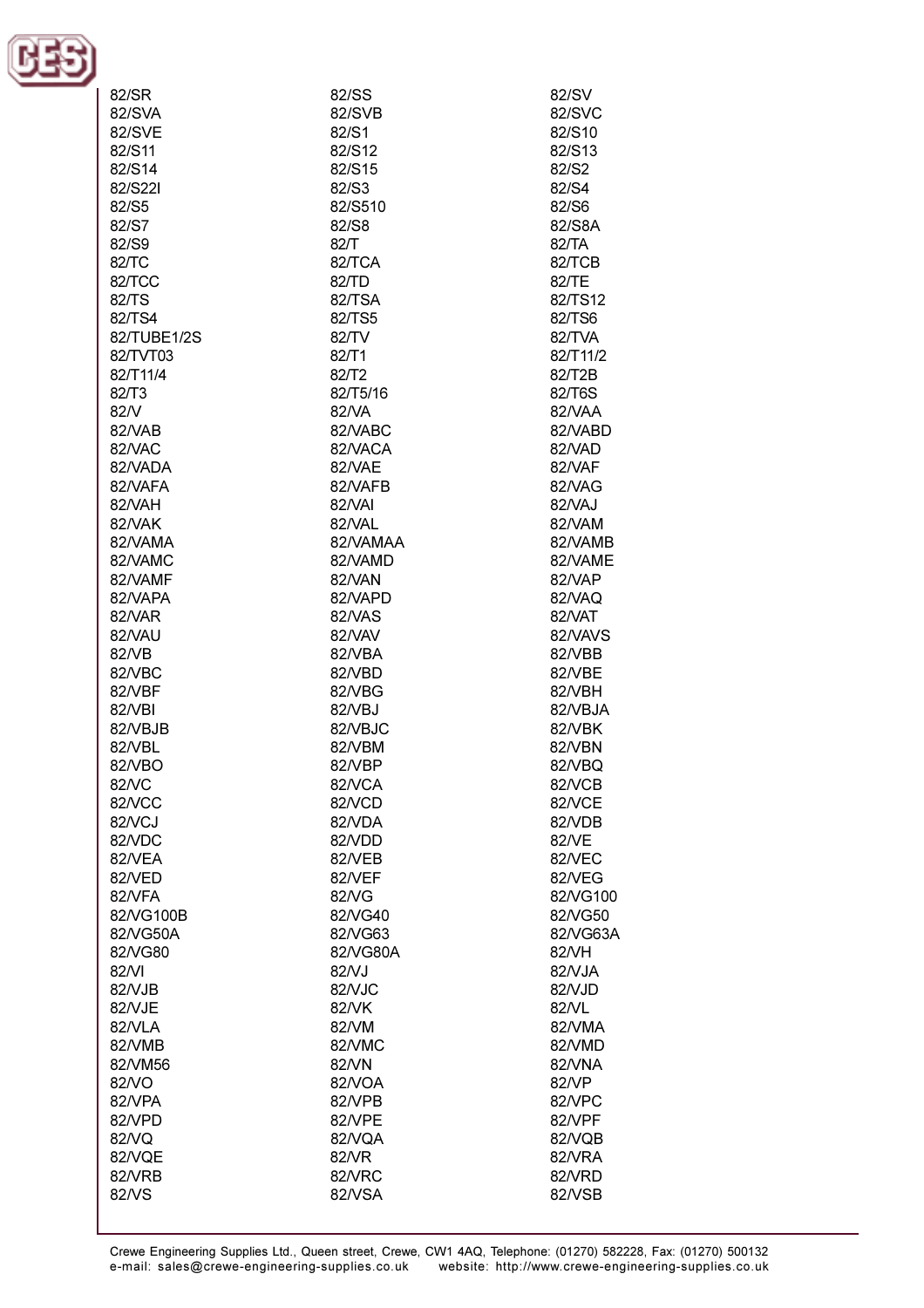82/SR
82/SS
82/SV
82/SVA
82/SVB
82/SVC
82/SVE
82/S1
82/S10
82/S11
82/S12
82/S13
82/S14
82/S15
82/S2
82/S22I
82/S3
82/S4
82/S5
82/S510
82/S6
82/S7
82/S8
82/S8A
82/S9
82/T
82/TA
82/TC
82/TCA
82/TCB
82/TCC
82/TD
82/TE
82/TS
82/TSA
82/TS12
82/TS4
82/TS5
82/TS6
82/TUBE1/2S
82/TV
82/TVA
82/TVT03
82/T1
82/T11/2
82/T11/4
82/T2
82/T2B
82/T3
82/T5/16
82/T6S
82/V
82/VA
82/VAA
82/VAB
82/VABC
82/VABD
82/VAC
82/VACA
82/VAD
82/VADA
82/VAE
82/VAF
82/VAFA
82/VAFB
82/VAG
82/VAH
82/VAI
82/VAJ
82/VAK
82/VAL
82/VAM
82/VAMA
82/VAMAA
82/VAMB
82/VAMC
82/VAMD
82/VAME
82/VAMF
82/VAN
82/VAP
82/VAPA
82/VAPD
82/VAQ
82/VAR
82/VAS
82/VAT
82/VAU
82/VAV
82/VAVS
82/VB
82/VBA
82/VBB
82/VBC
82/VBD
82/VBE
82/VBF
82/VBG
82/VBH
82/VBI
82/VBJ
82/VBJA
82/VBJB
82/VBJC
82/VBK
82/VBL
82/VBM
82/VBN
82/VBO
82/VBP
82/VBQ
82/VC
82/VCA
82/VCB
82/VCC
82/VCD
82/VCE
82/VCJ
82/VDA
82/VDB
82/VDC
82/VDD
82/VE
82/VEA
82/VEB
82/VEC
82/VED
82/VEF
82/VEG
82/VFA
82/VG
82/VG100
82/VG100B
82/VG40
82/VG50
82/VG50A
82/VG63
82/VG63A
82/VG80
82/VG80A
82/VH
82/VI
82/VJ
82/VJA
82/VJB
82/VJC
82/VJD
82/VJE
82/VK
82/VL
82/VLA
82/VM
82/VMA
82/VMB
82/VMC
82/VMD
82/VM56
82/VN
82/VNA
82/VO
82/VOA
82/VP
82/VPA
82/VPB
82/VPC
82/VPD
82/VPE
82/VPF
82/VQ
82/VQA
82/VQB
82/VQE
82/VR
82/VRA
82/VRB
82/VRC
82/VRD
82/VS
82/VSA
82/VSB

Crewe Engineering Supplies Ltd., Queen street, Crewe, CW1 4AQ, Telephone: (01270) 582228, Fax: (01270) 500132
e-mail: sales@crewe-engineering-supplies.co.uk website: http://www.crewe-engineering-supplies.co.uk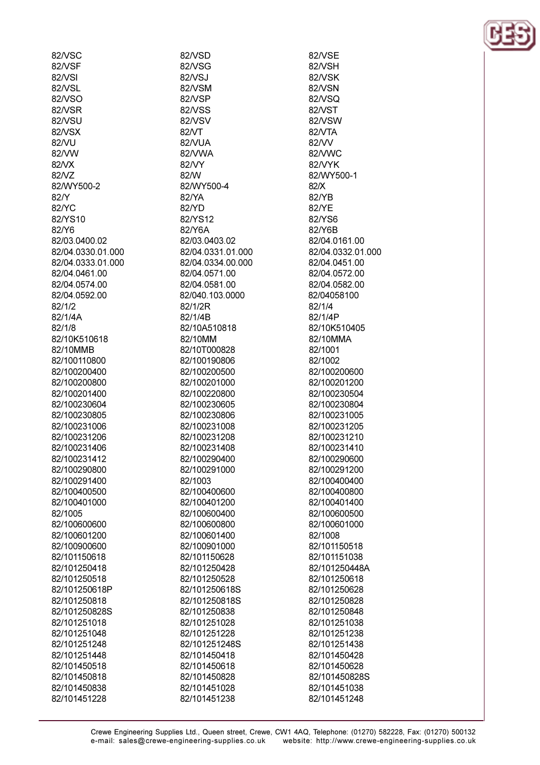82/VSC
82/VSF
82/VSI
82/VSL
82/VSO
82/VSR
82/VSU
82/VSX
82/VU
82/VW
82/VX
82/VZ
82/WY500-2
82/Y
82/YC
82/YS10
82/Y6
82/03.0400.02
82/04.0330.01.000
82/04.0333.01.000
82/04.0461.00
82/04.0574.00
82/04.0592.00
82/1/2
82/1/4A
82/1/8
82/10K510618
82/10MMB
82/100110800
82/100200400
82/100200800
82/100201400
82/100230604
82/100230805
82/100231006
82/100231206
82/100231406
82/100231412
82/100290800
82/100291400
82/100400500
82/100401000
82/1005
82/100600600
82/100601200
82/100900600
82/101150618
82/101250418
82/101250518
82/101250618P
82/101250818
82/101250828S
82/101251018
82/101251048
82/101251248
82/101251448
82/101450518
82/101450818
82/101450838
82/101451228
82/VSD
82/VSG
82/VSJ
82/VSM
82/VSP
82/VSS
82/VSV
82/VT
82/VUA
82/VWA
82/VY
82/W
82/WY500-4
82/YA
82/YD
82/YS12
82/Y6A
82/03.0403.02
82/04.0331.01.000
82/04.0334.00.000
82/04.0571.00
82/04.0581.00
82/040.103.0000
82/1/2R
82/1/4B
82/10A510818
82/10MM
82/10T000828
82/100190806
82/100200500
82/100201000
82/100220800
82/100230605
82/100230806
82/100231008
82/100231208
82/100231408
82/100290400
82/100291000
82/1003
82/100400600
82/100401200
82/100600400
82/100600800
82/100601400
82/100901000
82/101150628
82/101250428
82/101250528
82/101250618S
82/101250818S
82/101250838
82/101251028
82/101251228
82/101251248S
82/101450418
82/101450618
82/101450828
82/101451028
82/101451238
82/VSE
82/VSH
82/VSK
82/VSN
82/VSQ
82/VST
82/VSW
82/VTA
82/VV
82/VWC
82/VYK
82/WY500-1
82/X
82/YB
82/YE
82/YS6
82/Y6B
82/04.0161.00
82/04.0332.01.000
82/04.0451.00
82/04.0572.00
82/04.0582.00
82/04058100
82/1/4
82/1/4P
82/10K510405
82/10MMA
82/1001
82/1002
82/100200600
82/100201200
82/100230504
82/100230804
82/100231005
82/100231205
82/100231210
82/100231410
82/100290600
82/100291200
82/100400400
82/100400800
82/100401400
82/100600500
82/100601000
82/1008
82/101150518
82/101151038
82/101250448A
82/101250618
82/101250628
82/101250828
82/101250848
82/101251038
82/101251238
82/101251438
82/101450428
82/101450628
82/101450828S
82/101451038
82/101451248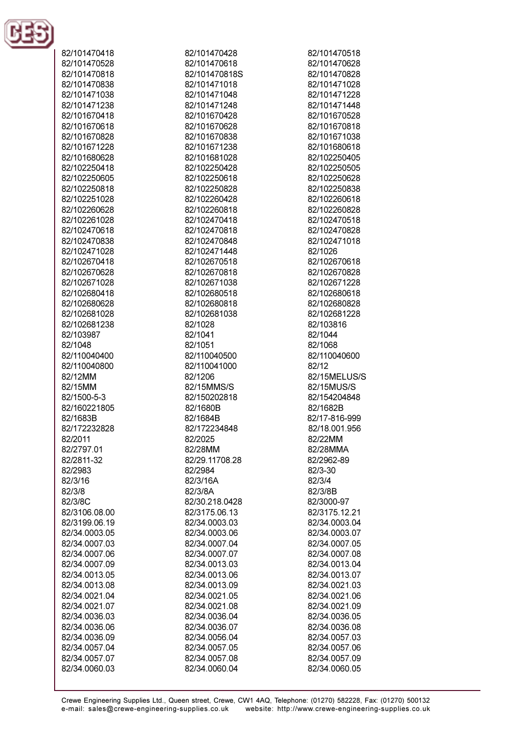82/101470418
82/101470428
82/101470518
82/101470528
82/101470618
82/101470628
82/101470818
82/101470818S
82/101470828
82/101470838
82/101471018
82/101471028
82/101471038
82/101471048
82/101471228
82/101471238
82/101471248
82/101471448
82/101670418
82/101670428
82/101670528
82/101670618
82/101670628
82/101670818
82/101670828
82/101670838
82/101671038
82/101671228
82/101671238
82/101680618
82/101680628
82/101681028
82/102250405
82/102250418
82/102250428
82/102250505
82/102250605
82/102250618
82/102250628
82/102250818
82/102250828
82/102250838
82/102251028
82/102260428
82/102260618
82/102260628
82/102260818
82/102260828
82/102261028
82/102470418
82/102470518
82/102470618
82/102470818
82/102470828
82/102470838
82/102470848
82/102471018
82/102471028
82/102471448
82/1026
82/102670418
82/102670518
82/102670618
82/102670628
82/102670818
82/102670828
82/102671028
82/102671038
82/102671228
82/102680418
82/102680518
82/102680618
82/102680628
82/102680818
82/102680828
82/102681028
82/102681038
82/102681228
82/102681238
82/1028
82/103816
82/103987
82/1041
82/1044
82/1048
82/1051
82/1068
82/110040400
82/110040500
82/110040600
82/110040800
82/110041000
82/12
82/12MM
82/1206
82/15MELUS/S
82/15MM
82/15MMS/S
82/15MUS/S
82/1500-5-3
82/150202818
82/154204848
82/160221805
82/1680B
82/1682B
82/1683B
82/1684B
82/17-816-999
82/172232828
82/172234848
82/18.001.956
82/2011
82/2025
82/22MM
82/2797.01
82/28MM
82/28MMA
82/2811-32
82/29.11708.28
82/2962-89
82/2983
82/2984
82/3-30
82/3/16
82/3/16A
82/3/4
82/3/8
82/3/8A
82/3/8B
82/3/8C
82/30.218.0428
82/3000-97
82/3106.08.00
82/3175.06.13
82/3175.12.21
82/3199.06.19
82/34.0003.03
82/34.0003.04
82/34.0003.05
82/34.0003.06
82/34.0003.07
82/34.0007.03
82/34.0007.04
82/34.0007.05
82/34.0007.06
82/34.0007.07
82/34.0007.08
82/34.0007.09
82/34.0013.03
82/34.0013.04
82/34.0013.05
82/34.0013.06
82/34.0013.07
82/34.0013.08
82/34.0013.09
82/34.0021.03
82/34.0021.04
82/34.0021.05
82/34.0021.06
82/34.0021.07
82/34.0021.08
82/34.0021.09
82/34.0036.03
82/34.0036.04
82/34.0036.05
82/34.0036.06
82/34.0036.07
82/34.0036.08
82/34.0036.09
82/34.0056.04
82/34.0057.03
82/34.0057.04
82/34.0057.05
82/34.0057.06
82/34.0057.07
82/34.0057.08
82/34.0057.09
82/34.0060.03
82/34.0060.04
82/34.0060.05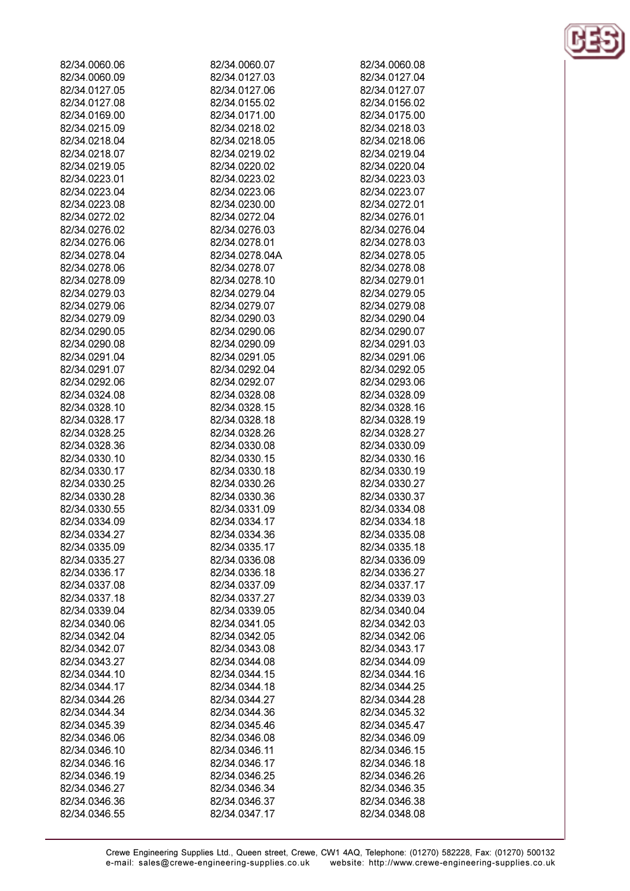82/34.0060.06
82/34.0060.07
82/34.0060.08
82/34.0060.09
82/34.0127.03
82/34.0127.04
82/34.0127.05
82/34.0127.06
82/34.0127.07
82/34.0127.08
82/34.0155.02
82/34.0156.02
82/34.0169.00
82/34.0171.00
82/34.0175.00
82/34.0215.09
82/34.0218.02
82/34.0218.03
82/34.0218.04
82/34.0218.05
82/34.0218.06
82/34.0218.07
82/34.0219.02
82/34.0219.04
82/34.0219.05
82/34.0220.02
82/34.0220.04
82/34.0223.01
82/34.0223.02
82/34.0223.03
82/34.0223.04
82/34.0223.06
82/34.0223.07
82/34.0223.08
82/34.0230.00
82/34.0272.01
82/34.0272.02
82/34.0272.04
82/34.0276.01
82/34.0276.02
82/34.0276.03
82/34.0276.04
82/34.0276.06
82/34.0278.01
82/34.0278.03
82/34.0278.04
82/34.0278.04A
82/34.0278.05
82/34.0278.06
82/34.0278.07
82/34.0278.08
82/34.0278.09
82/34.0278.10
82/34.0279.01
82/34.0279.03
82/34.0279.04
82/34.0279.05
82/34.0279.06
82/34.0279.07
82/34.0279.08
82/34.0279.09
82/34.0290.03
82/34.0290.04
82/34.0290.05
82/34.0290.06
82/34.0290.07
82/34.0290.08
82/34.0290.09
82/34.0291.03
82/34.0291.04
82/34.0291.05
82/34.0291.06
82/34.0291.07
82/34.0292.04
82/34.0292.05
82/34.0292.06
82/34.0292.07
82/34.0293.06
82/34.0324.08
82/34.0328.08
82/34.0328.09
82/34.0328.10
82/34.0328.15
82/34.0328.16
82/34.0328.17
82/34.0328.18
82/34.0328.19
82/34.0328.25
82/34.0328.26
82/34.0328.27
82/34.0328.36
82/34.0330.08
82/34.0330.09
82/34.0330.10
82/34.0330.15
82/34.0330.16
82/34.0330.17
82/34.0330.18
82/34.0330.19
82/34.0330.25
82/34.0330.26
82/34.0330.27
82/34.0330.28
82/34.0330.36
82/34.0330.37
82/34.0330.55
82/34.0331.09
82/34.0334.08
82/34.0334.09
82/34.0334.17
82/34.0334.18
82/34.0334.27
82/34.0334.36
82/34.0335.08
82/34.0335.09
82/34.0335.17
82/34.0335.18
82/34.0335.27
82/34.0336.08
82/34.0336.09
82/34.0336.17
82/34.0336.18
82/34.0336.27
82/34.0337.08
82/34.0337.09
82/34.0337.17
82/34.0337.18
82/34.0337.27
82/34.0339.03
82/34.0339.04
82/34.0339.05
82/34.0340.04
82/34.0340.06
82/34.0341.05
82/34.0342.03
82/34.0342.04
82/34.0342.05
82/34.0342.06
82/34.0342.07
82/34.0343.08
82/34.0343.17
82/34.0343.27
82/34.0344.08
82/34.0344.09
82/34.0344.10
82/34.0344.15
82/34.0344.16
82/34.0344.17
82/34.0344.18
82/34.0344.25
82/34.0344.26
82/34.0344.27
82/34.0344.28
82/34.0344.34
82/34.0344.36
82/34.0345.32
82/34.0345.39
82/34.0345.46
82/34.0345.47
82/34.0346.06
82/34.0346.08
82/34.0346.09
82/34.0346.10
82/34.0346.11
82/34.0346.15
82/34.0346.16
82/34.0346.17
82/34.0346.18
82/34.0346.19
82/34.0346.25
82/34.0346.26
82/34.0346.27
82/34.0346.34
82/34.0346.35
82/34.0346.36
82/34.0346.37
82/34.0346.38
82/34.0346.55
82/34.0347.17
82/34.0348.08

Crewe Engineering Supplies Ltd., Queen street, Crewe, CW1 4AQ, Telephone: (01270) 582228, Fax: (01270) 500132
e-mail: sales@crewe-engineering-supplies.co.uk website: http://www.crewe-engineering-supplies.co.uk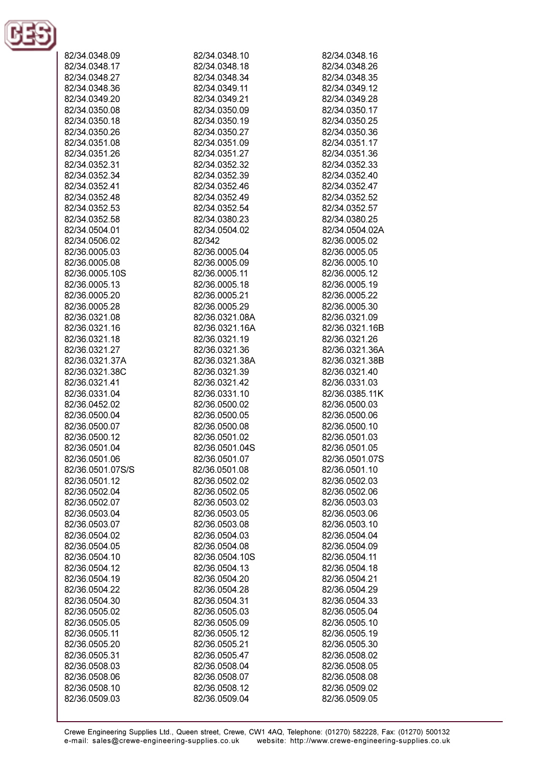82/34.0348.09
82/34.0348.10
82/34.0348.16
82/34.0348.17
82/34.0348.18
82/34.0348.26
82/34.0348.27
82/34.0348.34
82/34.0348.35
82/34.0348.36
82/34.0349.11
82/34.0349.12
82/34.0349.20
82/34.0349.21
82/34.0349.28
82/34.0350.08
82/34.0350.09
82/34.0350.17
82/34.0350.18
82/34.0350.19
82/34.0350.25
82/34.0350.26
82/34.0350.27
82/34.0350.36
82/34.0351.08
82/34.0351.09
82/34.0351.17
82/34.0351.26
82/34.0351.27
82/34.0351.36
82/34.0352.31
82/34.0352.32
82/34.0352.33
82/34.0352.34
82/34.0352.39
82/34.0352.40
82/34.0352.41
82/34.0352.46
82/34.0352.47
82/34.0352.48
82/34.0352.49
82/34.0352.52
82/34.0352.53
82/34.0352.54
82/34.0352.57
82/34.0352.58
82/34.0380.23
82/34.0380.25
82/34.0504.01
82/34.0504.02
82/34.0504.02A
82/34.0506.02
82/342
82/36.0005.02
82/36.0005.03
82/36.0005.04
82/36.0005.05
82/36.0005.08
82/36.0005.09
82/36.0005.10
82/36.0005.10S
82/36.0005.11
82/36.0005.12
82/36.0005.13
82/36.0005.18
82/36.0005.19
82/36.0005.20
82/36.0005.21
82/36.0005.22
82/36.0005.28
82/36.0005.29
82/36.0005.30
82/36.0321.08
82/36.0321.08A
82/36.0321.09
82/36.0321.16
82/36.0321.16A
82/36.0321.16B
82/36.0321.18
82/36.0321.19
82/36.0321.26
82/36.0321.27
82/36.0321.36
82/36.0321.36A
82/36.0321.37A
82/36.0321.38A
82/36.0321.38B
82/36.0321.38C
82/36.0321.39
82/36.0321.40
82/36.0321.41
82/36.0321.42
82/36.0331.03
82/36.0331.04
82/36.0331.10
82/36.0385.11K
82/36.0452.02
82/36.0500.02
82/36.0500.03
82/36.0500.04
82/36.0500.05
82/36.0500.06
82/36.0500.07
82/36.0500.08
82/36.0500.10
82/36.0500.12
82/36.0501.02
82/36.0501.03
82/36.0501.04
82/36.0501.04S
82/36.0501.05
82/36.0501.06
82/36.0501.07
82/36.0501.07S
82/36.0501.07S/S
82/36.0501.08
82/36.0501.10
82/36.0501.12
82/36.0502.02
82/36.0502.03
82/36.0502.04
82/36.0502.05
82/36.0502.06
82/36.0502.07
82/36.0503.02
82/36.0503.03
82/36.0503.04
82/36.0503.05
82/36.0503.06
82/36.0503.07
82/36.0503.08
82/36.0503.10
82/36.0504.02
82/36.0504.03
82/36.0504.04
82/36.0504.05
82/36.0504.08
82/36.0504.09
82/36.0504.10
82/36.0504.10S
82/36.0504.11
82/36.0504.12
82/36.0504.13
82/36.0504.18
82/36.0504.19
82/36.0504.20
82/36.0504.21
82/36.0504.22
82/36.0504.28
82/36.0504.29
82/36.0504.30
82/36.0504.31
82/36.0504.33
82/36.0505.02
82/36.0505.03
82/36.0505.04
82/36.0505.05
82/36.0505.09
82/36.0505.10
82/36.0505.11
82/36.0505.12
82/36.0505.19
82/36.0505.20
82/36.0505.21
82/36.0505.30
82/36.0505.31
82/36.0505.47
82/36.0508.02
82/36.0508.03
82/36.0508.04
82/36.0508.05
82/36.0508.06
82/36.0508.07
82/36.0508.08
82/36.0508.10
82/36.0508.12
82/36.0509.02
82/36.0509.03
82/36.0509.04
82/36.0509.05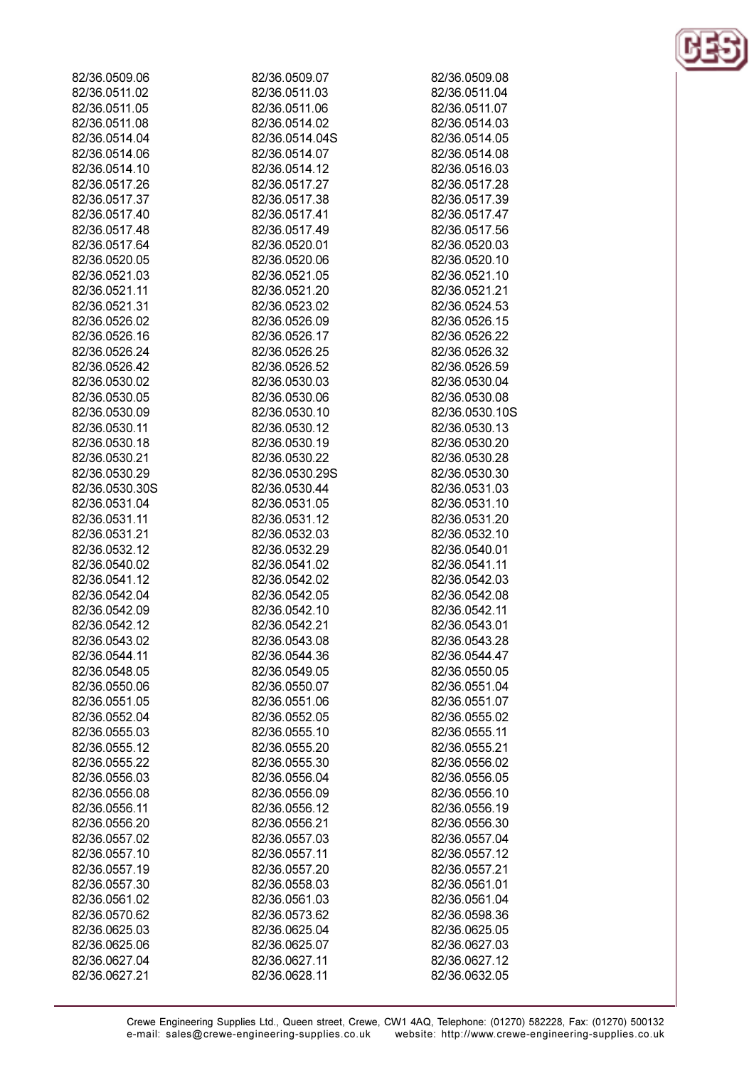82/36.0509.06
82/36.0511.02
82/36.0511.05
82/36.0511.08
82/36.0514.04
82/36.0514.06
82/36.0514.10
82/36.0517.26
82/36.0517.37
82/36.0517.40
82/36.0517.48
82/36.0517.64
82/36.0520.05
82/36.0521.03
82/36.0521.11
82/36.0521.31
82/36.0526.02
82/36.0526.16
82/36.0526.24
82/36.0526.42
82/36.0530.02
82/36.0530.05
82/36.0530.09
82/36.0530.11
82/36.0530.18
82/36.0530.21
82/36.0530.29
82/36.0530.30S
82/36.0531.04
82/36.0531.11
82/36.0531.21
82/36.0532.12
82/36.0540.02
82/36.0541.12
82/36.0542.04
82/36.0542.09
82/36.0542.12
82/36.0543.02
82/36.0544.11
82/36.0548.05
82/36.0550.06
82/36.0551.05
82/36.0552.04
82/36.0555.03
82/36.0555.12
82/36.0555.22
82/36.0556.03
82/36.0556.08
82/36.0556.11
82/36.0556.20
82/36.0557.02
82/36.0557.10
82/36.0557.19
82/36.0557.30
82/36.0561.02
82/36.0570.62
82/36.0625.03
82/36.0625.06
82/36.0627.04
82/36.0627.21

82/36.0509.07
82/36.0511.03
82/36.0511.06
82/36.0514.02
82/36.0514.04S
82/36.0514.07
82/36.0514.12
82/36.0517.27
82/36.0517.38
82/36.0517.41
82/36.0517.49
82/36.0520.01
82/36.0520.06
82/36.0521.05
82/36.0521.20
82/36.0523.02
82/36.0526.09
82/36.0526.17
82/36.0526.25
82/36.0526.52
82/36.0530.03
82/36.0530.06
82/36.0530.10
82/36.0530.12
82/36.0530.19
82/36.0530.22
82/36.0530.29S
82/36.0530.44
82/36.0531.05
82/36.0531.12
82/36.0532.03
82/36.0532.29
82/36.0541.02
82/36.0542.02
82/36.0542.05
82/36.0542.10
82/36.0542.21
82/36.0543.08
82/36.0544.36
82/36.0549.05
82/36.0550.07
82/36.0551.06
82/36.0552.05
82/36.0555.10
82/36.0555.20
82/36.0555.30
82/36.0556.04
82/36.0556.09
82/36.0556.12
82/36.0556.21
82/36.0557.03
82/36.0557.11
82/36.0557.20
82/36.0558.03
82/36.0561.03
82/36.0573.62
82/36.0625.04
82/36.0625.07
82/36.0627.11
82/36.0628.11

82/36.0509.08
82/36.0511.04
82/36.0511.07
82/36.0514.03
82/36.0514.05
82/36.0514.08
82/36.0516.03
82/36.0517.28
82/36.0517.39
82/36.0517.47
82/36.0517.56
82/36.0520.03
82/36.0520.10
82/36.0521.10
82/36.0521.21
82/36.0524.53
82/36.0526.15
82/36.0526.22
82/36.0526.32
82/36.0526.59
82/36.0530.04
82/36.0530.08
82/36.0530.10S
82/36.0530.13
82/36.0530.20
82/36.0530.28
82/36.0530.30
82/36.0531.03
82/36.0531.10
82/36.0531.20
82/36.0532.10
82/36.0540.01
82/36.0541.11
82/36.0542.03
82/36.0542.08
82/36.0542.11
82/36.0543.01
82/36.0543.28
82/36.0544.47
82/36.0550.05
82/36.0551.04
82/36.0551.07
82/36.0555.02
82/36.0555.11
82/36.0555.21
82/36.0556.02
82/36.0556.05
82/36.0556.10
82/36.0556.19
82/36.0556.30
82/36.0557.04
82/36.0557.12
82/36.0557.21
82/36.0561.01
82/36.0561.04
82/36.0598.36
82/36.0625.05
82/36.0627.03
82/36.0627.12
82/36.0632.05

Crewe Engineering Supplies Ltd., Queen street, Crewe, CW1 4AQ, Telephone: (01270) 582228, Fax: (01270) 500132
e-mail: sales@crewe-engineering-supplies.co.uk website: http://www.crewe-engineering-supplies.co.uk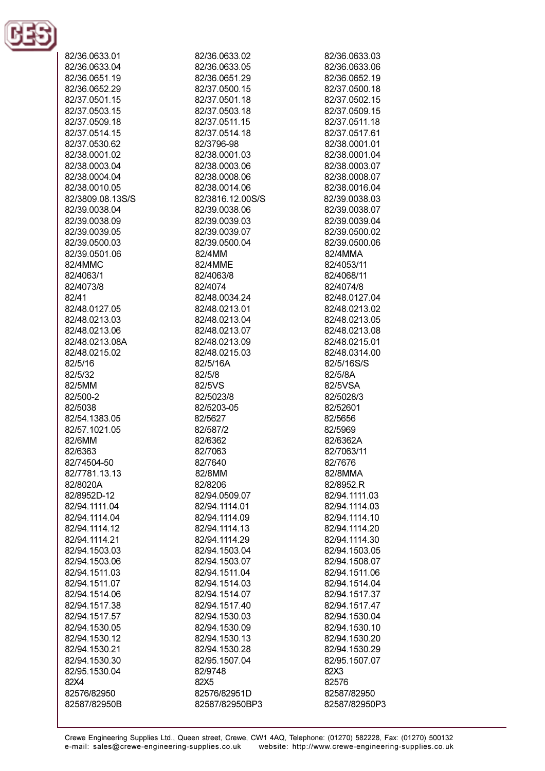82/36.0633.01
82/36.0633.02
82/36.0633.03
82/36.0633.04
82/36.0633.05
82/36.0633.06
82/36.0651.19
82/36.0651.29
82/36.0652.19
82/36.0652.29
82/37.0500.15
82/37.0500.18
82/37.0501.15
82/37.0501.18
82/37.0502.15
82/37.0503.15
82/37.0503.18
82/37.0509.15
82/37.0509.18
82/37.0511.15
82/37.0511.18
82/37.0514.15
82/37.0514.18
82/37.0517.61
82/37.0530.62
82/3796-98
82/38.0001.01
82/38.0001.02
82/38.0001.03
82/38.0001.04
82/38.0003.04
82/38.0003.06
82/38.0003.07
82/38.0004.04
82/38.0008.06
82/38.0008.07
82/38.0010.05
82/38.0014.06
82/38.0016.04
82/3809.08.13S/S
82/3816.12.00S/S
82/39.0038.03
82/39.0038.04
82/39.0038.06
82/39.0038.07
82/39.0038.09
82/39.0039.03
82/39.0039.04
82/39.0039.05
82/39.0039.07
82/39.0500.02
82/39.0500.03
82/39.0500.04
82/39.0500.06
82/39.0501.06
82/4MM
82/4MMA
82/4MMC
82/4MME
82/4053/11
82/4063/1
82/4063/8
82/4068/11
82/4073/8
82/4074
82/4074/8
82/41
82/48.0034.24
82/48.0127.04
82/48.0127.05
82/48.0213.01
82/48.0213.02
82/48.0213.03
82/48.0213.04
82/48.0213.05
82/48.0213.06
82/48.0213.07
82/48.0213.08
82/48.0213.08A
82/48.0213.09
82/48.0215.01
82/48.0215.02
82/48.0215.03
82/48.0314.00
82/5/16
82/5/16A
82/5/16S/S
82/5/32
82/5/8
82/5/8A
82/5MM
82/5VS
82/5VSA
82/500-2
82/5023/8
82/5028/3
82/5038
82/5203-05
82/52601
82/54.1383.05
82/5627
82/5656
82/57.1021.05
82/587/2
82/5969
82/6MM
82/6362
82/6362A
82/6363
82/7063
82/7063/11
82/74504-50
82/7640
82/7676
82/7781.13.13
82/8MM
82/8MMA
82/8020A
82/8206
82/8952.R
82/8952D-12
82/94.0509.07
82/94.1111.03
82/94.1111.04
82/94.1114.01
82/94.1114.03
82/94.1114.04
82/94.1114.09
82/94.1114.10
82/94.1114.12
82/94.1114.13
82/94.1114.20
82/94.1114.21
82/94.1114.29
82/94.1114.30
82/94.1503.03
82/94.1503.04
82/94.1503.05
82/94.1503.06
82/94.1503.07
82/94.1508.07
82/94.1511.03
82/94.1511.04
82/94.1511.06
82/94.1511.07
82/94.1514.03
82/94.1514.04
82/94.1514.06
82/94.1514.07
82/94.1517.37
82/94.1517.38
82/94.1517.40
82/94.1517.47
82/94.1517.57
82/94.1530.03
82/94.1530.04
82/94.1530.05
82/94.1530.09
82/94.1530.10
82/94.1530.12
82/94.1530.13
82/94.1530.20
82/94.1530.21
82/94.1530.28
82/94.1530.29
82/94.1530.30
82/95.1507.04
82/95.1507.07
82/95.1530.04
82/9748
82X3
82X4
82X5
82576
82576/82950
82576/82951D
82587/82950
82587/82950B
82587/82950BP3
82587/82950P3

Crewe Engineering Supplies Ltd., Queen street, Crewe, CW1 4AQ, Telephone: (01270) 582228, Fax: (01270) 500132
e-mail: sales@crewe-engineering-supplies.co.uk website: http://www.crewe-engineering-supplies.co.uk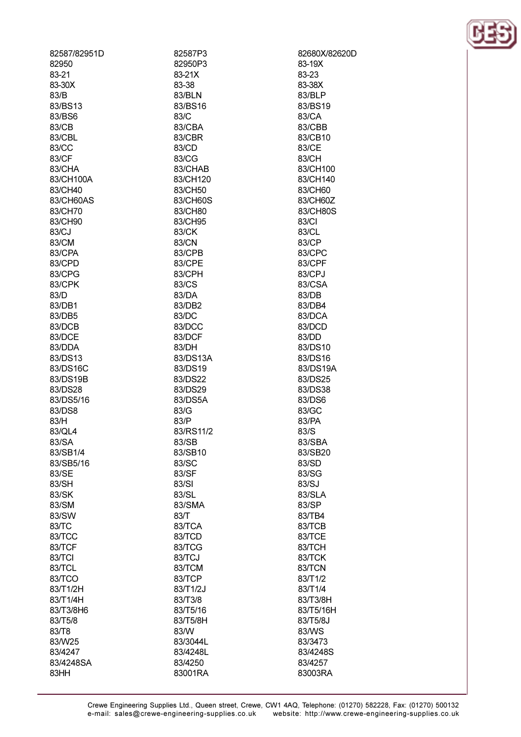82587/82951D
82587P3
82680X/82620D
82950
82950P3
83-19X
83-21
83-21X
83-23
83-30X
83-38
83-38X
83/B
83/BLN
83/BLP
83/BS13
83/BS16
83/BS19
83/BS6
83/C
83/CA
83/CB
83/CBA
83/CBB
83/CBL
83/CBR
83/CB10
83/CC
83/CD
83/CE
83/CF
83/CG
83/CH
83/CHA
83/CHAB
83/CH100
83/CH100A
83/CH120
83/CH140
83/CH40
83/CH50
83/CH60
83/CH60AS
83/CH60S
83/CH60Z
83/CH70
83/CH80
83/CH80S
83/CH90
83/CH95
83/CI
83/CJ
83/CK
83/CL
83/CM
83/CN
83/CP
83/CPA
83/CPB
83/CPC
83/CPD
83/CPE
83/CPF
83/CPG
83/CPH
83/CPJ
83/CPK
83/CS
83/CSA
83/D
83/DA
83/DB
83/DB1
83/DB2
83/DB4
83/DB5
83/DC
83/DCA
83/DCB
83/DCC
83/DCD
83/DCE
83/DCF
83/DD
83/DDA
83/DH
83/DS10
83/DS13
83/DS13A
83/DS16
83/DS16C
83/DS19
83/DS19A
83/DS19B
83/DS22
83/DS25
83/DS28
83/DS29
83/DS38
83/DS5/16
83/DS5A
83/DS6
83/DS8
83/G
83/GC
83/H
83/P
83/PA
83/QL4
83/RS11/2
83/S
83/SA
83/SB
83/SBA
83/SB1/4
83/SB10
83/SB20
83/SB5/16
83/SC
83/SD
83/SE
83/SF
83/SG
83/SH
83/SI
83/SJ
83/SK
83/SL
83/SLA
83/SM
83/SMA
83/SP
83/SW
83/T
83/TB4
83/TC
83/TCA
83/TCB
83/TCC
83/TCD
83/TCE
83/TCF
83/TCG
83/TCH
83/TCI
83/TCJ
83/TCK
83/TCL
83/TCM
83/TCN
83/TCO
83/TCP
83/T1/2
83/T1/2H
83/T1/2J
83/T1/4
83/T1/4H
83/T3/8
83/T3/8H
83/T3/8H6
83/T5/16
83/T5/16H
83/T5/8
83/T5/8H
83/T5/8J
83/T8
83/W
83/WS
83/W25
83/3044L
83/3473
83/4247
83/4248L
83/4248S
83/4248SA
83/4250
83/4257
83HH
83001RA
83003RA

Crewe Engineering Supplies Ltd., Queen street, Crewe, CW1 4AQ, Telephone: (01270) 582228, Fax: (01270) 500132
e-mail: sales@crewe-engineering-supplies.co.uk website: http://www.crewe-engineering-supplies.co.uk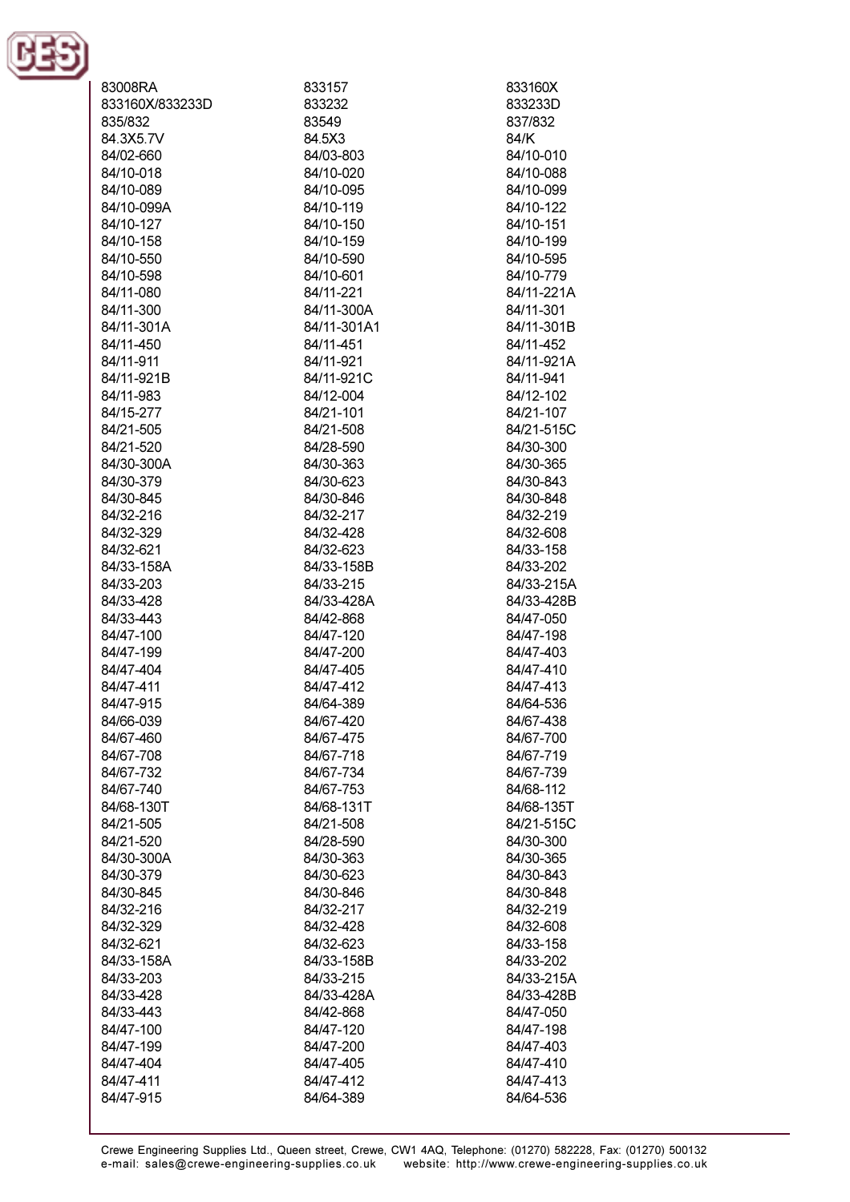83008RA
833157
833160X
833160X/833233D
833232
833233D
835/832
83549
837/832
84.3X5.7V
84.5X3
84/K
84/02-660
84/03-803
84/10-010
84/10-018
84/10-020
84/10-088
84/10-089
84/10-095
84/10-099
84/10-099A
84/10-119
84/10-122
84/10-127
84/10-150
84/10-151
84/10-158
84/10-159
84/10-199
84/10-550
84/10-590
84/10-595
84/10-598
84/10-601
84/10-779
84/11-080
84/11-221
84/11-221A
84/11-300
84/11-300A
84/11-301
84/11-301A
84/11-301A1
84/11-301B
84/11-450
84/11-451
84/11-452
84/11-911
84/11-921
84/11-921A
84/11-921B
84/11-921C
84/11-941
84/11-983
84/12-004
84/12-102
84/15-277
84/21-101
84/21-107
84/21-505
84/21-508
84/21-515C
84/21-520
84/28-590
84/30-300
84/30-300A
84/30-363
84/30-365
84/30-379
84/30-623
84/30-843
84/30-845
84/30-846
84/30-848
84/32-216
84/32-217
84/32-219
84/32-329
84/32-428
84/32-608
84/32-621
84/32-623
84/33-158
84/33-158A
84/33-158B
84/33-202
84/33-203
84/33-215
84/33-215A
84/33-428
84/33-428A
84/33-428B
84/33-443
84/42-868
84/47-050
84/47-100
84/47-120
84/47-198
84/47-199
84/47-200
84/47-403
84/47-404
84/47-405
84/47-410
84/47-411
84/47-412
84/47-413
84/47-915
84/64-389
84/64-536
84/66-039
84/67-420
84/67-438
84/67-460
84/67-475
84/67-700
84/67-708
84/67-718
84/67-719
84/67-732
84/67-734
84/67-739
84/67-740
84/67-753
84/68-112
84/68-130T
84/68-131T
84/68-135T
84/21-505
84/21-508
84/21-515C
84/21-520
84/28-590
84/30-300
84/30-300A
84/30-363
84/30-365
84/30-379
84/30-623
84/30-843
84/30-845
84/30-846
84/30-848
84/32-216
84/32-217
84/32-219
84/32-329
84/32-428
84/32-608
84/32-621
84/32-623
84/33-158
84/33-158A
84/33-158B
84/33-202
84/33-203
84/33-215
84/33-215A
84/33-428
84/33-428A
84/33-428B
84/33-443
84/42-868
84/47-050
84/47-100
84/47-120
84/47-198
84/47-199
84/47-200
84/47-403
84/47-404
84/47-405
84/47-410
84/47-411
84/47-412
84/47-413
84/47-915
84/64-389
84/64-536

Crewe Engineering Supplies Ltd., Queen street, Crewe, CW1 4AQ, Telephone: (01270) 582228, Fax: (01270) 500132
e-mail: sales@crewe-engineering-supplies.co.uk website: http://www.crewe-engineering-supplies.co.uk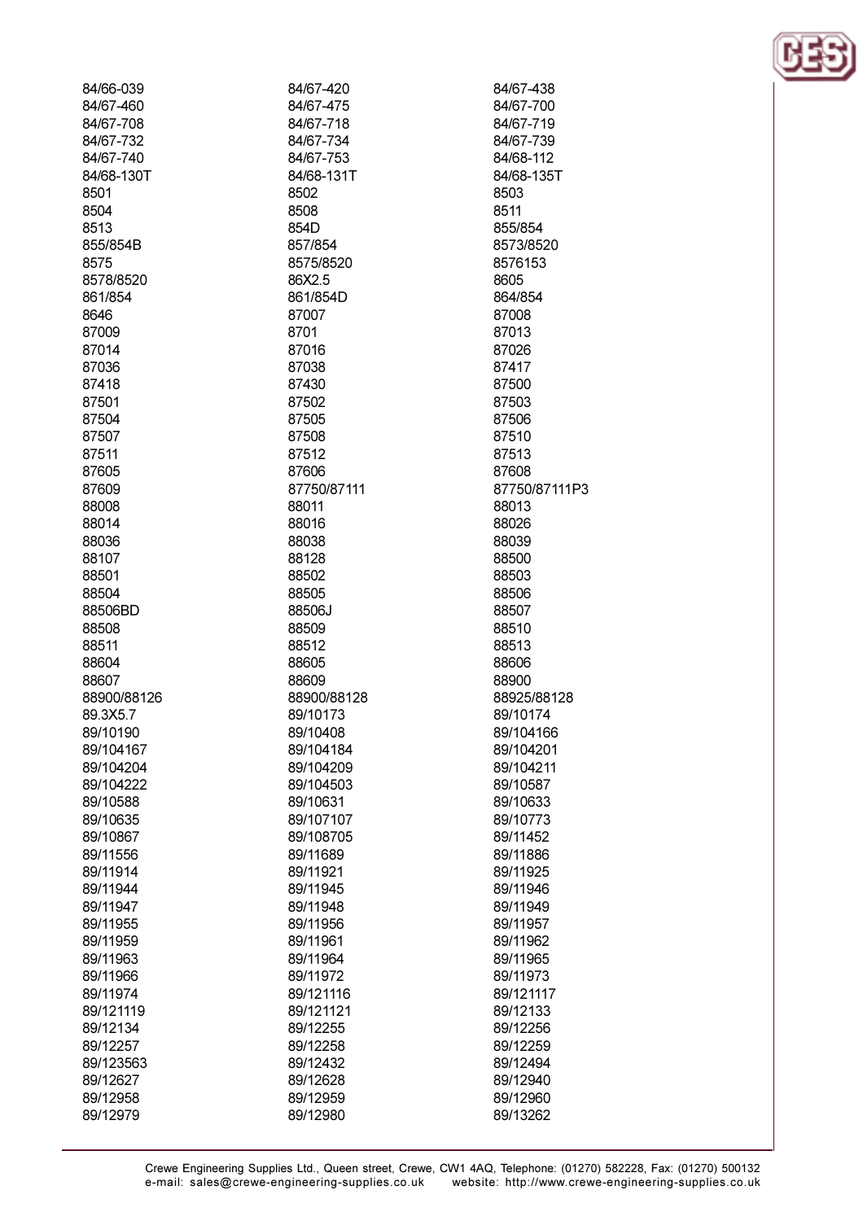84/66-039
84/67-420
84/67-438
84/67-460
84/67-475
84/67-700
84/67-708
84/67-718
84/67-719
84/67-732
84/67-734
84/67-739
84/67-740
84/67-753
84/68-112
84/68-130T
84/68-131T
84/68-135T
8501
8502
8503
8504
8508
8511
8513
854D
855/854
855/854B
857/854
8573/8520
8575
8575/8520
8576153
8578/8520
86X2.5
8605
861/854
861/854D
864/854
8646
87007
87008
87009
8701
87013
87014
87016
87026
87036
87038
87417
87418
87430
87500
87501
87502
87503
87504
87505
87506
87507
87508
87510
87511
87512
87513
87605
87606
87608
87609
87750/87111
87750/87111P3
88008
88011
88013
88014
88016
88026
88036
88038
88039
88107
88128
88500
88501
88502
88503
88504
88505
88506
88506BD
88506J
88507
88508
88509
88510
88511
88512
88513
88604
88605
88606
88607
88609
88900
88900/88126
88900/88128
88925/88128
89.3X5.7
89/10173
89/10174
89/10190
89/10408
89/104166
89/104167
89/104184
89/104201
89/104204
89/104209
89/104211
89/104222
89/104503
89/10587
89/10588
89/10631
89/10633
89/10635
89/107107
89/10773
89/10867
89/108705
89/11452
89/11556
89/11689
89/11886
89/11914
89/11921
89/11925
89/11944
89/11945
89/11946
89/11947
89/11948
89/11949
89/11955
89/11956
89/11957
89/11959
89/11961
89/11962
89/11963
89/11964
89/11965
89/11966
89/11972
89/11973
89/11974
89/121116
89/121117
89/121119
89/121121
89/12133
89/12134
89/12255
89/12256
89/12257
89/12258
89/12259
89/123563
89/12432
89/12494
89/12627
89/12628
89/12940
89/12958
89/12959
89/12960
89/12979
89/12980
89/13262

Crewe Engineering Supplies Ltd., Queen street, Crewe, CW1 4AQ, Telephone: (01270) 582228, Fax: (01270) 500132
e-mail: sales@crewe-engineering-supplies.co.uk website: http://www.crewe-engineering-supplies.co.uk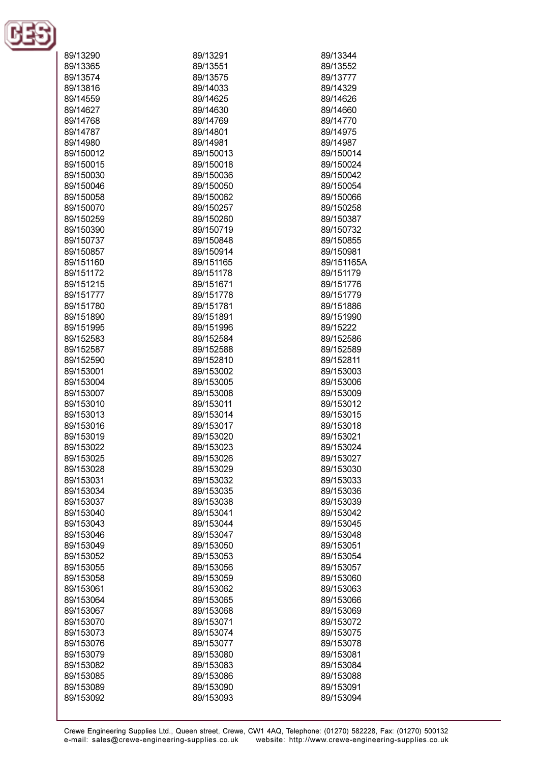| | | |
|---|---|---|
| 89/13290 | 89/13291 | 89/13344 |
| 89/13365 | 89/13551 | 89/13552 |
| 89/13574 | 89/13575 | 89/13777 |
| 89/13816 | 89/14033 | 89/14329 |
| 89/14559 | 89/14625 | 89/14626 |
| 89/14627 | 89/14630 | 89/14660 |
| 89/14768 | 89/14769 | 89/14770 |
| 89/14787 | 89/14801 | 89/14975 |
| 89/14980 | 89/14981 | 89/14987 |
| 89/150012 | 89/150013 | 89/150014 |
| 89/150015 | 89/150018 | 89/150024 |
| 89/150030 | 89/150036 | 89/150042 |
| 89/150046 | 89/150050 | 89/150054 |
| 89/150058 | 89/150062 | 89/150066 |
| 89/150070 | 89/150257 | 89/150258 |
| 89/150259 | 89/150260 | 89/150387 |
| 89/150390 | 89/150719 | 89/150732 |
| 89/150737 | 89/150848 | 89/150855 |
| 89/150857 | 89/150914 | 89/150981 |
| 89/151160 | 89/151165 | 89/151165A |
| 89/151172 | 89/151178 | 89/151179 |
| 89/151215 | 89/151671 | 89/151776 |
| 89/151777 | 89/151778 | 89/151779 |
| 89/151780 | 89/151781 | 89/151886 |
| 89/151890 | 89/151891 | 89/151990 |
| 89/151995 | 89/151996 | 89/15222 |
| 89/152583 | 89/152584 | 89/152586 |
| 89/152587 | 89/152588 | 89/152589 |
| 89/152590 | 89/152810 | 89/152811 |
| 89/153001 | 89/153002 | 89/153003 |
| 89/153004 | 89/153005 | 89/153006 |
| 89/153007 | 89/153008 | 89/153009 |
| 89/153010 | 89/153011 | 89/153012 |
| 89/153013 | 89/153014 | 89/153015 |
| 89/153016 | 89/153017 | 89/153018 |
| 89/153019 | 89/153020 | 89/153021 |
| 89/153022 | 89/153023 | 89/153024 |
| 89/153025 | 89/153026 | 89/153027 |
| 89/153028 | 89/153029 | 89/153030 |
| 89/153031 | 89/153032 | 89/153033 |
| 89/153034 | 89/153035 | 89/153036 |
| 89/153037 | 89/153038 | 89/153039 |
| 89/153040 | 89/153041 | 89/153042 |
| 89/153043 | 89/153044 | 89/153045 |
| 89/153046 | 89/153047 | 89/153048 |
| 89/153049 | 89/153050 | 89/153051 |
| 89/153052 | 89/153053 | 89/153054 |
| 89/153055 | 89/153056 | 89/153057 |
| 89/153058 | 89/153059 | 89/153060 |
| 89/153061 | 89/153062 | 89/153063 |
| 89/153064 | 89/153065 | 89/153066 |
| 89/153067 | 89/153068 | 89/153069 |
| 89/153070 | 89/153071 | 89/153072 |
| 89/153073 | 89/153074 | 89/153075 |
| 89/153076 | 89/153077 | 89/153078 |
| 89/153079 | 89/153080 | 89/153081 |
| 89/153082 | 89/153083 | 89/153084 |
| 89/153085 | 89/153086 | 89/153088 |
| 89/153089 | 89/153090 | 89/153091 |
| 89/153092 | 89/153093 | 89/153094 |

Crewe Engineering Supplies Ltd., Queen street, Crewe, CW1 4AQ, Telephone: (01270) 582228, Fax: (01270) 500132
e-mail: sales@crewe-engineering-supplies.co.uk website: http://www.crewe-engineering-supplies.co.uk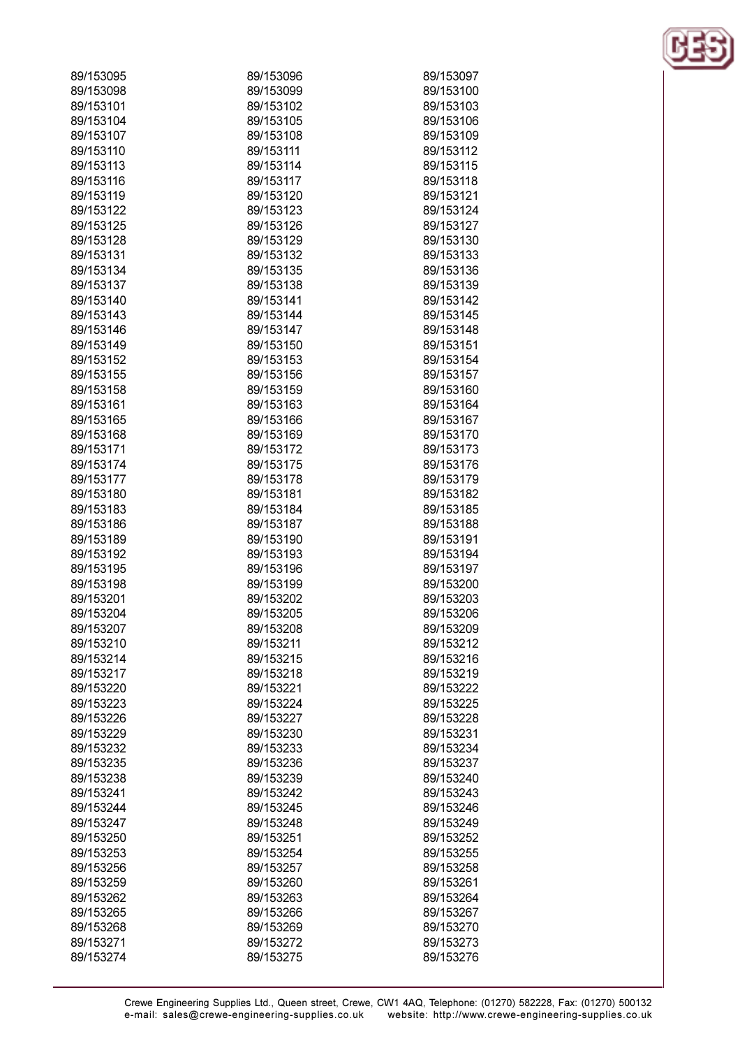89/153095
89/153096
89/153097
89/153098
89/153099
89/153100
89/153101
89/153102
89/153103
89/153104
89/153105
89/153106
89/153107
89/153108
89/153109
89/153110
89/153111
89/153112
89/153113
89/153114
89/153115
89/153116
89/153117
89/153118
89/153119
89/153120
89/153121
89/153122
89/153123
89/153124
89/153125
89/153126
89/153127
89/153128
89/153129
89/153130
89/153131
89/153132
89/153133
89/153134
89/153135
89/153136
89/153137
89/153138
89/153139
89/153140
89/153141
89/153142
89/153143
89/153144
89/153145
89/153146
89/153147
89/153148
89/153149
89/153150
89/153151
89/153152
89/153153
89/153154
89/153155
89/153156
89/153157
89/153158
89/153159
89/153160
89/153161
89/153163
89/153164
89/153165
89/153166
89/153167
89/153168
89/153169
89/153170
89/153171
89/153172
89/153173
89/153174
89/153175
89/153176
89/153177
89/153178
89/153179
89/153180
89/153181
89/153182
89/153183
89/153184
89/153185
89/153186
89/153187
89/153188
89/153189
89/153190
89/153191
89/153192
89/153193
89/153194
89/153195
89/153196
89/153197
89/153198
89/153199
89/153200
89/153201
89/153202
89/153203
89/153204
89/153205
89/153206
89/153207
89/153208
89/153209
89/153210
89/153211
89/153212
89/153214
89/153215
89/153216
89/153217
89/153218
89/153219
89/153220
89/153221
89/153222
89/153223
89/153224
89/153225
89/153226
89/153227
89/153228
89/153229
89/153230
89/153231
89/153232
89/153233
89/153234
89/153235
89/153236
89/153237
89/153238
89/153239
89/153240
89/153241
89/153242
89/153243
89/153244
89/153245
89/153246
89/153247
89/153248
89/153249
89/153250
89/153251
89/153252
89/153253
89/153254
89/153255
89/153256
89/153257
89/153258
89/153259
89/153260
89/153261
89/153262
89/153263
89/153264
89/153265
89/153266
89/153267
89/153268
89/153269
89/153270
89/153271
89/153272
89/153273
89/153274
89/153275
89/153276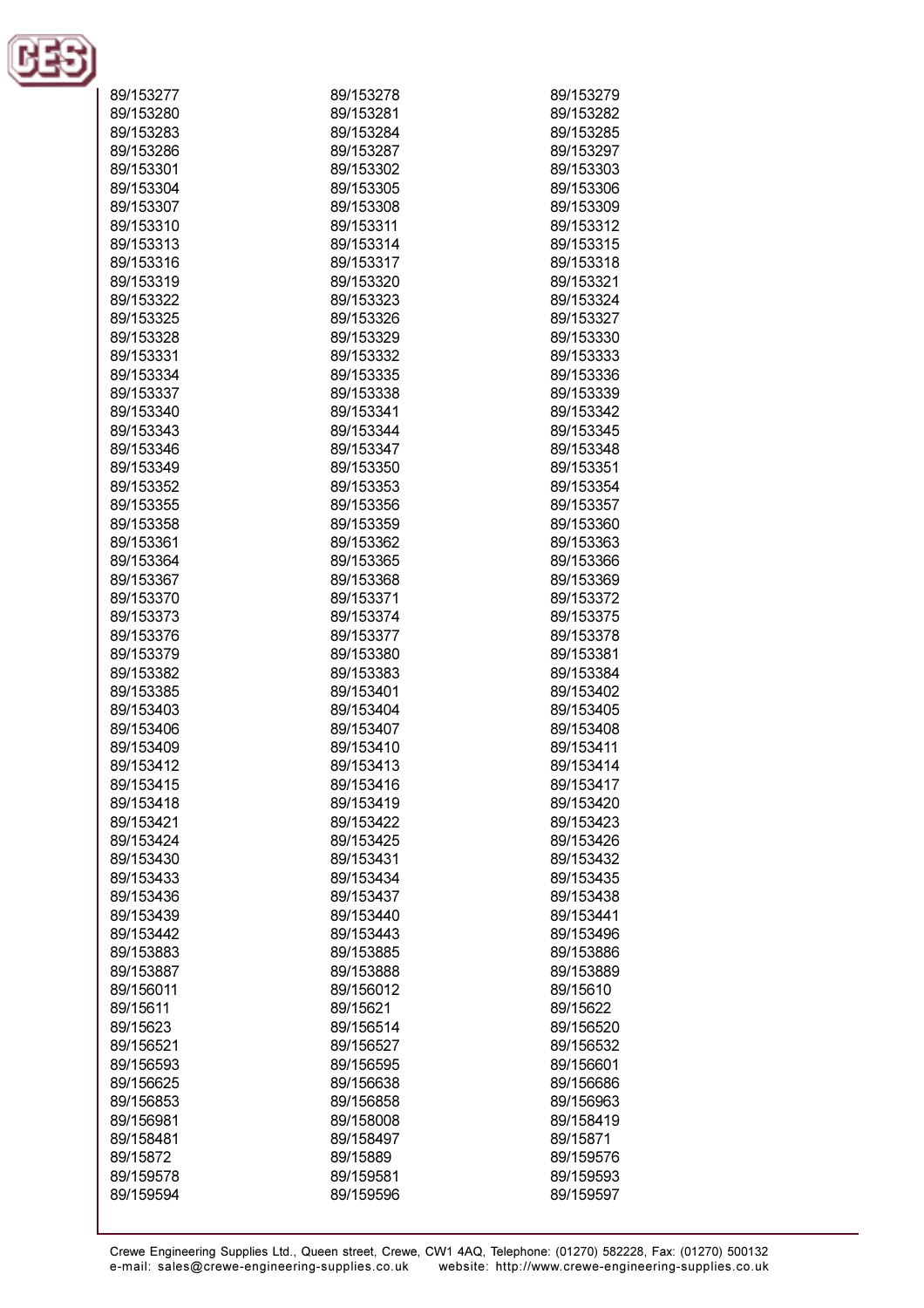89/153277 89/153278 89/153279
89/153280 89/153281 89/153282
89/153283 89/153284 89/153285
89/153286 89/153287 89/153297
89/153301 89/153302 89/153303
89/153304 89/153305 89/153306
89/153307 89/153308 89/153309
89/153310 89/153311 89/153312
89/153313 89/153314 89/153315
89/153316 89/153317 89/153318
89/153319 89/153320 89/153321
89/153322 89/153323 89/153324
89/153325 89/153326 89/153327
89/153328 89/153329 89/153330
89/153331 89/153332 89/153333
89/153334 89/153335 89/153336
89/153337 89/153338 89/153339
89/153340 89/153341 89/153342
89/153343 89/153344 89/153345
89/153346 89/153347 89/153348
89/153349 89/153350 89/153351
89/153352 89/153353 89/153354
89/153355 89/153356 89/153357
89/153358 89/153359 89/153360
89/153361 89/153362 89/153363
89/153364 89/153365 89/153366
89/153367 89/153368 89/153369
89/153370 89/153371 89/153372
89/153373 89/153374 89/153375
89/153376 89/153377 89/153378
89/153379 89/153380 89/153381
89/153382 89/153383 89/153384
89/153385 89/153401 89/153402
89/153403 89/153404 89/153405
89/153406 89/153407 89/153408
89/153409 89/153410 89/153411
89/153412 89/153413 89/153414
89/153415 89/153416 89/153417
89/153418 89/153419 89/153420
89/153421 89/153422 89/153423
89/153424 89/153425 89/153426
89/153430 89/153431 89/153432
89/153433 89/153434 89/153435
89/153436 89/153437 89/153438
89/153439 89/153440 89/153441
89/153442 89/153443 89/153496
89/153883 89/153885 89/153886
89/153887 89/153888 89/153889
89/156011 89/156012 89/15610
89/15611 89/15621 89/15622
89/15623 89/156514 89/156520
89/156521 89/156527 89/156532
89/156593 89/156595 89/156601
89/156625 89/156638 89/156686
89/156853 89/156858 89/156963
89/156981 89/158008 89/158419
89/158481 89/158497 89/15871
89/15872 89/15889 89/159576
89/159578 89/159581 89/159593
89/159594 89/159596 89/159597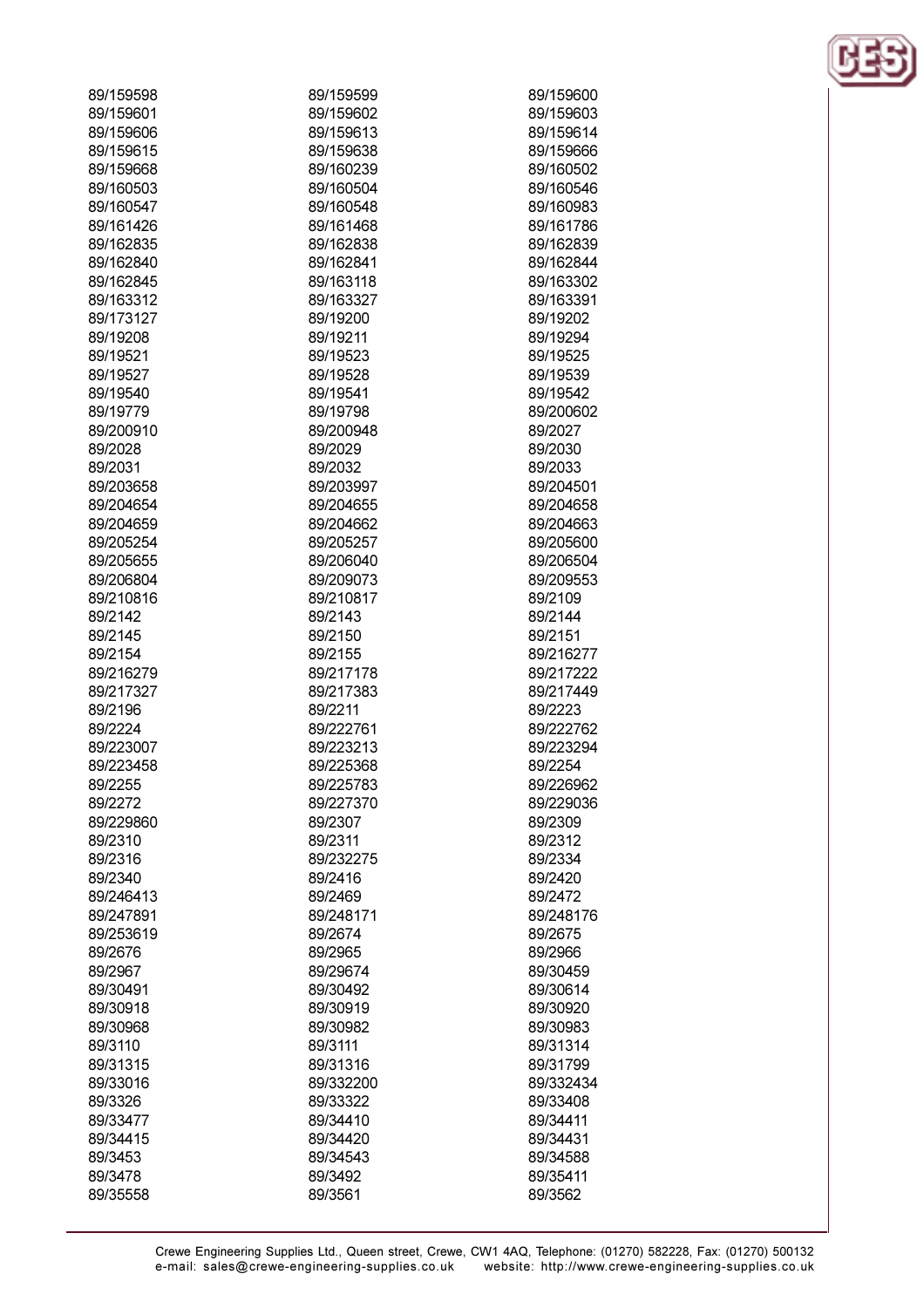89/159598 89/159599 89/159600
89/159601 89/159602 89/159603
89/159606 89/159613 89/159614
89/159615 89/159638 89/159666
89/159668 89/160239 89/160502
89/160503 89/160504 89/160546
89/160547 89/160548 89/160983
89/161426 89/161468 89/161786
89/162835 89/162838 89/162839
89/162840 89/162841 89/162844
89/162845 89/163118 89/163302
89/163312 89/163327 89/163391
89/173127 89/19200 89/19202
89/19208 89/19211 89/19294
89/19521 89/19523 89/19525
89/19527 89/19528 89/19539
89/19540 89/19541 89/19542
89/19779 89/19798 89/200602
89/200910 89/200948 89/2027
89/2028 89/2029 89/2030
89/2031 89/2032 89/2033
89/203658 89/203997 89/204501
89/204654 89/204655 89/204658
89/204659 89/204662 89/204663
89/205254 89/205257 89/205600
89/205655 89/206040 89/206504
89/206804 89/209073 89/209553
89/210816 89/210817 89/2109
89/2142 89/2143 89/2144
89/2145 89/2150 89/2151
89/2154 89/2155 89/216277
89/216279 89/217178 89/217222
89/217327 89/217383 89/217449
89/2196 89/2211 89/2223
89/2224 89/222761 89/222762
89/223007 89/223213 89/223294
89/223458 89/225368 89/2254
89/2255 89/225783 89/226962
89/2272 89/227370 89/229036
89/229860 89/2307 89/2309
89/2310 89/2311 89/2312
89/2316 89/232275 89/2334
89/2340 89/2416 89/2420
89/246413 89/2469 89/2472
89/247891 89/248171 89/248176
89/253619 89/2674 89/2675
89/2676 89/2965 89/2966
89/2967 89/29674 89/30459
89/30491 89/30492 89/30614
89/30918 89/30919 89/30920
89/30968 89/30982 89/30983
89/3110 89/3111 89/31314
89/31315 89/31316 89/31799
89/33016 89/332200 89/332434
89/3326 89/33322 89/33408
89/33477 89/34410 89/34411
89/34415 89/34420 89/34431
89/3453 89/34543 89/34588
89/3478 89/3492 89/35411
89/35558 89/3561 89/3562

Crewe Engineering Supplies Ltd., Queen street, Crewe, CW1 4AQ, Telephone: (01270) 582228, Fax: (01270) 500132
e-mail: sales@crewe-engineering-supplies.co.uk website: http://www.crewe-engineering-supplies.co.uk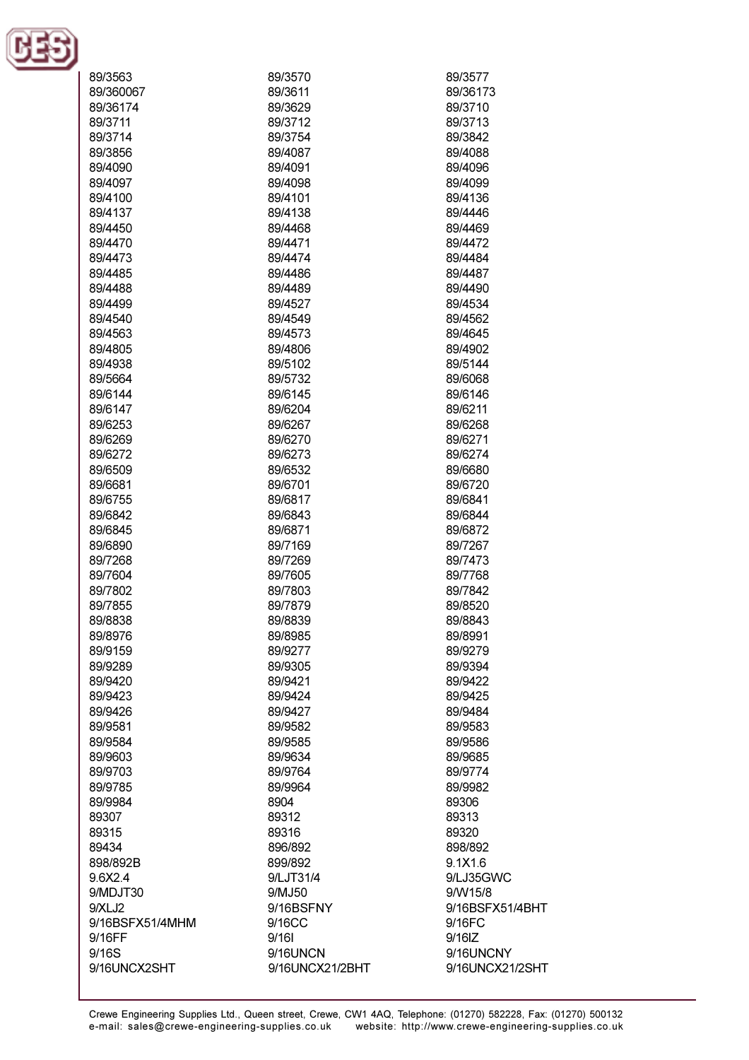89/3563
89/3570
89/3577
89/360067
89/3611
89/36173
89/36174
89/3629
89/3710
89/3711
89/3712
89/3713
89/3714
89/3754
89/3842
89/3856
89/4087
89/4088
89/4090
89/4091
89/4096
89/4097
89/4098
89/4099
89/4100
89/4101
89/4136
89/4137
89/4138
89/4446
89/4450
89/4468
89/4469
89/4470
89/4471
89/4472
89/4473
89/4474
89/4484
89/4485
89/4486
89/4487
89/4488
89/4489
89/4490
89/4499
89/4527
89/4534
89/4540
89/4549
89/4562
89/4563
89/4573
89/4645
89/4805
89/4806
89/4902
89/4938
89/5102
89/5144
89/5664
89/5732
89/6068
89/6144
89/6145
89/6146
89/6147
89/6204
89/6211
89/6253
89/6267
89/6268
89/6269
89/6270
89/6271
89/6272
89/6273
89/6274
89/6509
89/6532
89/6680
89/6681
89/6701
89/6720
89/6755
89/6817
89/6841
89/6842
89/6843
89/6844
89/6845
89/6871
89/6872
89/6890
89/7169
89/7267
89/7268
89/7269
89/7473
89/7604
89/7605
89/7768
89/7802
89/7803
89/7842
89/7855
89/7879
89/8520
89/8838
89/8839
89/8843
89/8976
89/8985
89/8991
89/9159
89/9277
89/9279
89/9289
89/9305
89/9394
89/9420
89/9421
89/9422
89/9423
89/9424
89/9425
89/9426
89/9427
89/9484
89/9581
89/9582
89/9583
89/9584
89/9585
89/9586
89/9603
89/9634
89/9685
89/9703
89/9764
89/9774
89/9785
89/9964
89/9982
89/9984
8904
89306
89307
89312
89313
89315
89316
89320
89434
896/892
898/892
898/892B
899/892
9.1X1.6
9.6X2.4
9/LJT31/4
9/LJ35GWC
9/MDJT30
9/MJ50
9/W15/8
9/XLJ2
9/16BSFNY
9/16BSFX51/4BHT
9/16BSFX51/4MHM
9/16CC
9/16FC
9/16FF
9/16I
9/16IZ
9/16S
9/16UNCN
9/16UNCNY
9/16UNCX2SHT
9/16UNCX21/2BHT
9/16UNCX21/2SHT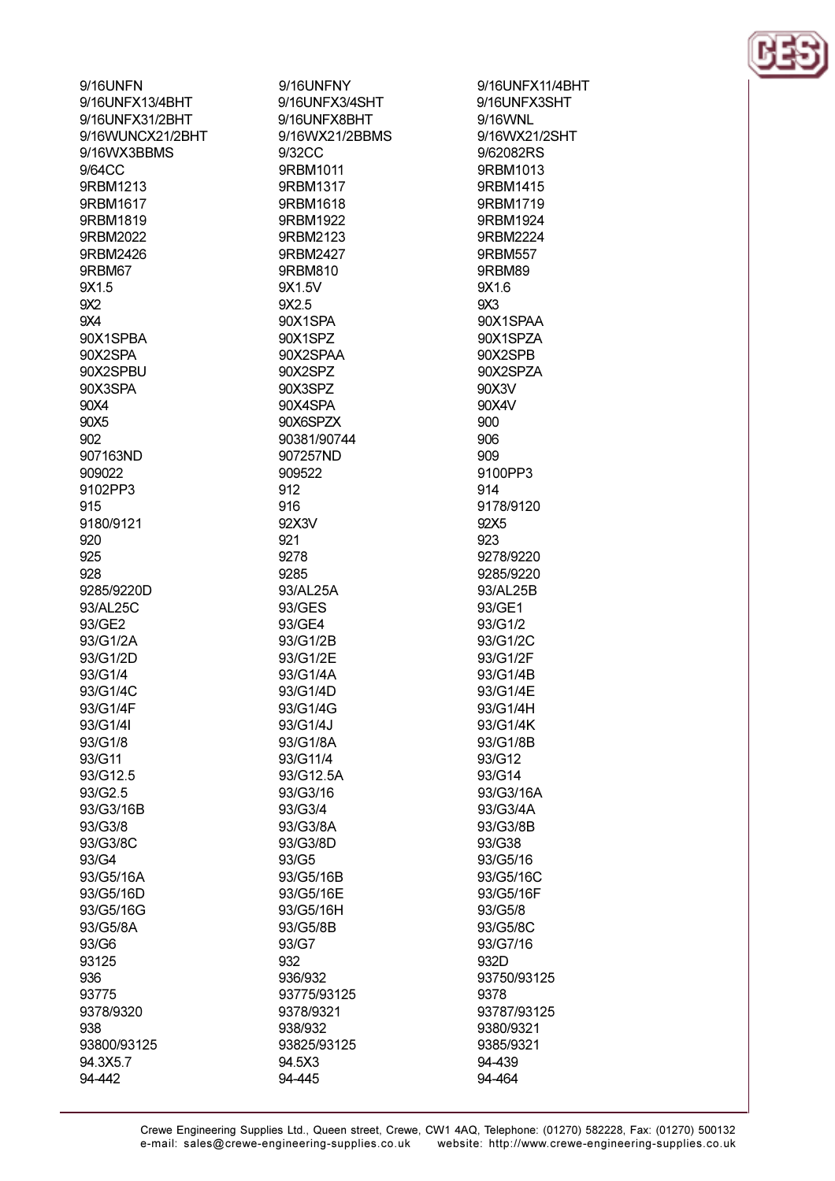9/16UNFN
9/16UNFNY
9/16UNFX11/4BHT
9/16UNFX13/4BHT
9/16UNFX3/4SHT
9/16UNFX3SHT
9/16UNFX31/2BHT
9/16UNFX8BHT
9/16WNL
9/16WUNCX21/2BHT
9/16WX21/2BBMS
9/16WX21/2SHT
9/16WX3BBMS
9/32CC
9/62082RS
9/64CC
9RBM1011
9RBM1013
9RBM1213
9RBM1317
9RBM1415
9RBM1617
9RBM1618
9RBM1719
9RBM1819
9RBM1922
9RBM1924
9RBM2022
9RBM2123
9RBM2224
9RBM2426
9RBM2427
9RBM557
9RBM67
9RBM810
9RBM89
9X1.5
9X1.5V
9X1.6
9X2
9X2.5
9X3
9X4
90X1SPA
90X1SPAA
90X1SPBA
90X1SPZ
90X1SPZA
90X2SPA
90X2SPAA
90X2SPB
90X2SPBU
90X2SPZ
90X2SPZA
90X3SPA
90X3SPZ
90X3V
90X4
90X4SPA
90X4V
90X5
90X6SPZX
900
902
90381/90744
906
907163ND
907257ND
909
909022
909522
9100PP3
9102PP3
912
914
915
916
9178/9120
9180/9121
92X3V
92X5
920
921
923
925
9278
9278/9220
928
9285
9285/9220
9285/9220D
93/AL25A
93/AL25B
93/AL25C
93/GES
93/GE1
93/GE2
93/GE4
93/G1/2
93/G1/2A
93/G1/2B
93/G1/2C
93/G1/2D
93/G1/2E
93/G1/2F
93/G1/4
93/G1/4A
93/G1/4B
93/G1/4C
93/G1/4D
93/G1/4E
93/G1/4F
93/G1/4G
93/G1/4H
93/G1/4I
93/G1/4J
93/G1/4K
93/G1/8
93/G1/8A
93/G1/8B
93/G11
93/G11/4
93/G12
93/G12.5
93/G12.5A
93/G14
93/G2.5
93/G3/16
93/G3/16A
93/G3/16B
93/G3/4
93/G3/4A
93/G3/8
93/G3/8A
93/G3/8B
93/G3/8C
93/G3/8D
93/G38
93/G4
93/G5
93/G5/16
93/G5/16A
93/G5/16B
93/G5/16C
93/G5/16D
93/G5/16E
93/G5/16F
93/G5/16G
93/G5/16H
93/G5/8
93/G5/8A
93/G5/8B
93/G5/8C
93/G6
93/G7
93/G7/16
93125
932
932D
936
936/932
93750/93125
93775
93775/93125
9378
9378/9320
9378/9321
93787/93125
938
938/932
9380/9321
93800/93125
93825/93125
9385/9321
94.3X5.7
94.5X3
94-439
94-442
94-445
94-464

Crewe Engineering Supplies Ltd., Queen street, Crewe, CW1 4AQ, Telephone: (01270) 582228, Fax: (01270) 500132
e-mail: sales@crewe-engineering-supplies.co.uk website: http://www.crewe-engineering-supplies.co.uk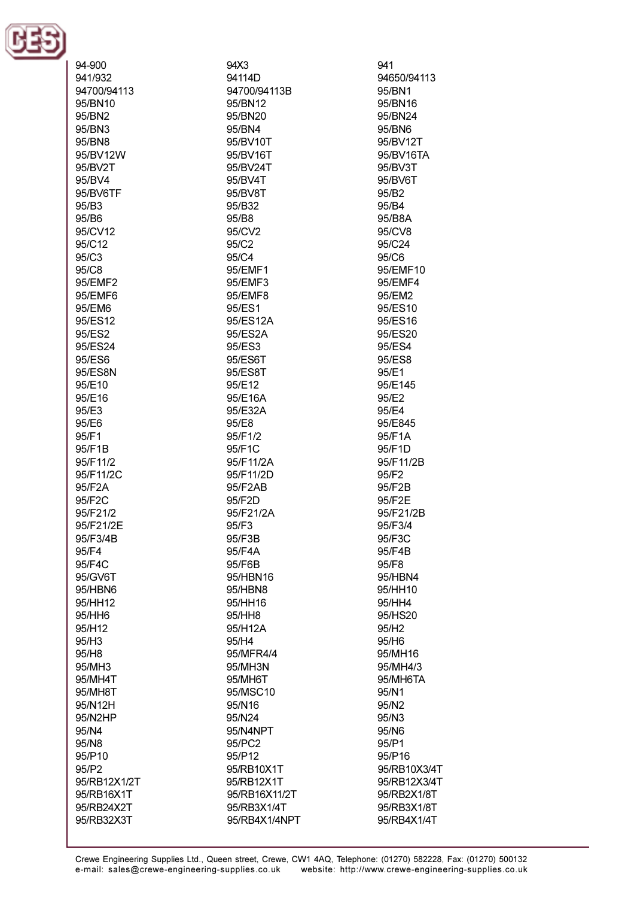94-900
94X3
941
941/932
94114D
94650/94113
94700/94113
94700/94113B
95/BN1
95/BN10
95/BN12
95/BN16
95/BN2
95/BN20
95/BN24
95/BN3
95/BN4
95/BN6
95/BN8
95/BV10T
95/BV12T
95/BV12W
95/BV16T
95/BV16TA
95/BV2T
95/BV24T
95/BV3T
95/BV4
95/BV4T
95/BV6T
95/BV6TF
95/BV8T
95/B2
95/B3
95/B32
95/B4
95/B6
95/B8
95/B8A
95/CV12
95/CV2
95/CV8
95/C12
95/C2
95/C24
95/C3
95/C4
95/C6
95/C8
95/EMF1
95/EMF10
95/EMF2
95/EMF3
95/EMF4
95/EMF6
95/EMF8
95/EM2
95/EM6
95/ES1
95/ES10
95/ES12
95/ES12A
95/ES16
95/ES2
95/ES2A
95/ES20
95/ES24
95/ES3
95/ES4
95/ES6
95/ES6T
95/ES8
95/ES8N
95/ES8T
95/E1
95/E10
95/E12
95/E145
95/E16
95/E16A
95/E2
95/E3
95/E32A
95/E4
95/E6
95/E8
95/E845
95/F1
95/F1/2
95/F1A
95/F1B
95/F1C
95/F1D
95/F11/2
95/F11/2A
95/F11/2B
95/F11/2C
95/F11/2D
95/F2
95/F2A
95/F2AB
95/F2B
95/F2C
95/F2D
95/F2E
95/F21/2
95/F21/2A
95/F21/2B
95/F21/2E
95/F3
95/F3/4
95/F3/4B
95/F3B
95/F3C
95/F4
95/F4A
95/F4B
95/F4C
95/F6B
95/F8
95/GV6T
95/HBN16
95/HBN4
95/HBN6
95/HBN8
95/HH10
95/HH12
95/HH16
95/HH4
95/HH6
95/HH8
95/HS20
95/H12
95/H12A
95/H2
95/H3
95/H4
95/H6
95/H8
95/MFR4/4
95/MH16
95/MH3
95/MH3N
95/MH4/3
95/MH4T
95/MH6T
95/MH6TA
95/MH8T
95/MSC10
95/N1
95/N12H
95/N16
95/N2
95/N2HP
95/N24
95/N3
95/N4
95/N4NPT
95/N6
95/N8
95/PC2
95/P1
95/P10
95/P12
95/P16
95/P2
95/RB10X1T
95/RB10X3/4T
95/RB12X1/2T
95/RB12X1T
95/RB12X3/4T
95/RB16X1T
95/RB16X11/2T
95/RB2X1/8T
95/RB24X2T
95/RB3X1/4T
95/RB3X1/8T
95/RB32X3T
95/RB4X1/4NPT
95/RB4X1/4T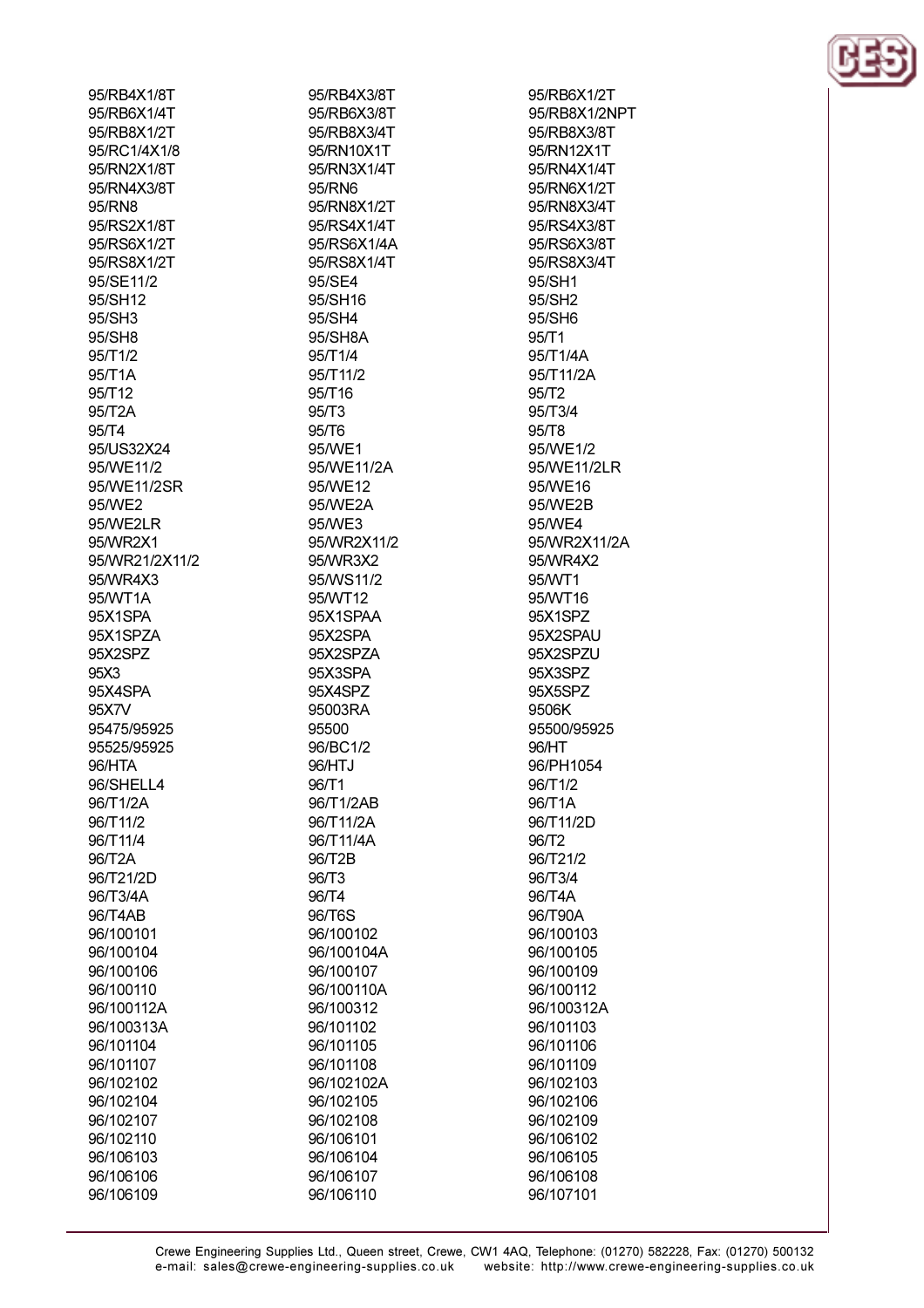95/RB4X1/8T
95/RB6X1/4T
95/RB8X1/2T
95/RC1/4X1/8
95/RN2X1/8T
95/RN4X3/8T
95/RN8
95/RS2X1/8T
95/RS6X1/2T
95/RS8X1/2T
95/SE11/2
95/SH12
95/SH3
95/SH8
95/T1/2
95/T1A
95/T12
95/T2A
95/T4
95/US32X24
95/WE11/2
95/WE11/2SR
95/WE2
95/WE2LR
95/WR2X1
95/WR21/2X11/2
95/WR4X3
95/WT1A
95X1SPA
95X1SPZA
95X2SPZ
95X3
95X4SPA
95X7V
95475/95925
95525/95925
96/HTA
96/SHELL4
96/T1/2A
96/T11/2
96/T11/4
96/T2A
96/T21/2D
96/T3/4A
96/T4AB
96/100101
96/100104
96/100106
96/100110
96/100112A
96/100313A
96/101104
96/101107
96/102102
96/102104
96/102107
96/102110
96/106103
96/106106
96/106109
95/RB4X3/8T
95/RB6X3/8T
95/RB8X3/4T
95/RN10X1T
95/RN3X1/4T
95/RN6
95/RN8X1/2T
95/RS4X1/4T
95/RS6X1/4A
95/RS8X1/4T
95/SE4
95/SH16
95/SH4
95/SH8A
95/T1/4
95/T11/2
95/T16
95/T3
95/T6
95/WE1
95/WE11/2A
95/WE12
95/WE2A
95/WE3
95/WR2X11/2
95/WR3X2
95/WS11/2
95/WT12
95X1SPAA
95X2SPA
95X2SPZA
95X3SPA
95X4SPZ
95003RA
95500
96/BC1/2
96/HTJ
96/T1
96/T1/2AB
96/T11/2A
96/T11/4A
96/T2B
96/T3
96/T4
96/T6S
96/100102
96/100104A
96/100107
96/100110A
96/100312
96/101102
96/101105
96/101108
96/102102A
96/102105
96/102108
96/106101
96/106104
96/106107
96/106110
95/RB6X1/2T
95/RB8X1/2NPT
95/RB8X3/8T
95/RN12X1T
95/RN4X1/4T
95/RN6X1/2T
95/RN8X3/4T
95/RS4X3/8T
95/RS6X3/8T
95/RS8X3/4T
95/SH1
95/SH2
95/SH6
95/T1
95/T1/4A
95/T11/2A
95/T2
95/T3/4
95/T8
95/WE1/2
95/WE11/2LR
95/WE16
95/WE2B
95/WE4
95/WR2X11/2A
95/WR4X2
95/WT1
95/WT16
95X1SPZ
95X2SPAU
95X2SPZU
95X3SPZ
95X5SPZ
9506K
95500/95925
96/HT
96/PH1054
96/T1/2
96/T1A
96/T11/2D
96/T2
96/T21/2
96/T3/4
96/T4A
96/T90A
96/100103
96/100105
96/100109
96/100112
96/100312A
96/101103
96/101106
96/101109
96/102103
96/102106
96/102109
96/106102
96/106105
96/106108
96/107101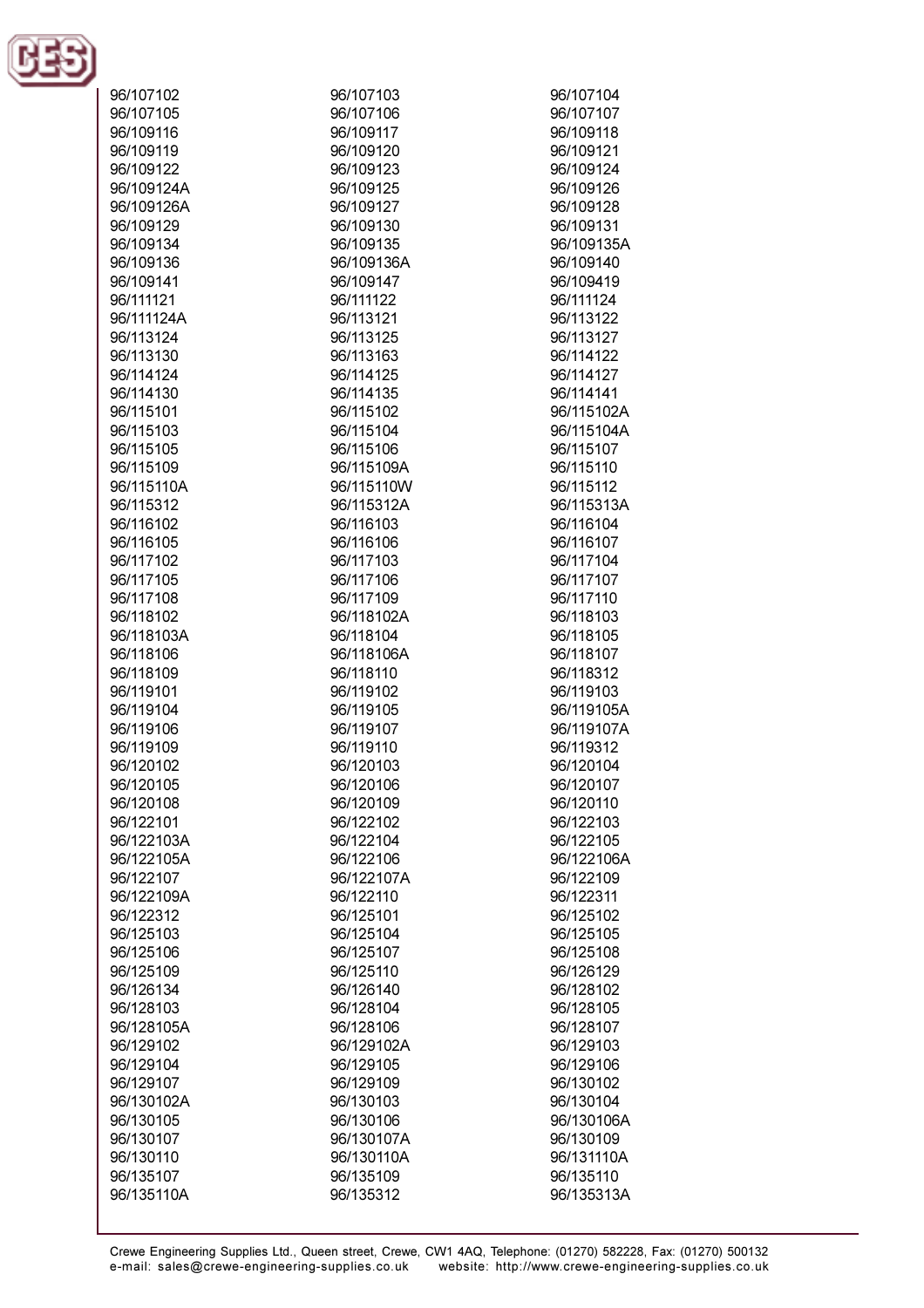96/107102
96/107103
96/107104
96/107105
96/107106
96/107107
96/109116
96/109117
96/109118
96/109119
96/109120
96/109121
96/109122
96/109123
96/109124
96/109124A
96/109125
96/109126
96/109126A
96/109127
96/109128
96/109129
96/109130
96/109131
96/109134
96/109135
96/109135A
96/109136
96/109136A
96/109140
96/109141
96/109147
96/109419
96/111121
96/111122
96/111124
96/111124A
96/113121
96/113122
96/113124
96/113125
96/113127
96/113130
96/113163
96/114122
96/114124
96/114125
96/114127
96/114130
96/114135
96/114141
96/115101
96/115102
96/115102A
96/115103
96/115104
96/115104A
96/115105
96/115106
96/115107
96/115109
96/115109A
96/115110
96/115110A
96/115110W
96/115112
96/115312
96/115312A
96/115313A
96/116102
96/116103
96/116104
96/116105
96/116106
96/116107
96/117102
96/117103
96/117104
96/117105
96/117106
96/117107
96/117108
96/117109
96/117110
96/118102
96/118102A
96/118103
96/118103A
96/118104
96/118105
96/118106
96/118106A
96/118107
96/118109
96/118110
96/118312
96/119101
96/119102
96/119103
96/119104
96/119105
96/119105A
96/119106
96/119107
96/119107A
96/119109
96/119110
96/119312
96/120102
96/120103
96/120104
96/120105
96/120106
96/120107
96/120108
96/120109
96/120110
96/122101
96/122102
96/122103
96/122103A
96/122104
96/122105
96/122105A
96/122106
96/122106A
96/122107
96/122107A
96/122109
96/122109A
96/122110
96/122311
96/122312
96/125101
96/125102
96/125103
96/125104
96/125105
96/125106
96/125107
96/125108
96/125109
96/125110
96/126129
96/126134
96/126140
96/128102
96/128103
96/128104
96/128105
96/128105A
96/128106
96/128107
96/129102
96/129102A
96/129103
96/129104
96/129105
96/129106
96/129107
96/129109
96/130102
96/130102A
96/130103
96/130104
96/130105
96/130106
96/130106A
96/130107
96/130107A
96/130109
96/130110
96/130110A
96/131110A
96/135107
96/135109
96/135110
96/135110A
96/135312
96/135313A

Crewe Engineering Supplies Ltd., Queen street, Crewe, CW1 4AQ, Telephone: (01270) 582228, Fax: (01270) 500132
e-mail: sales@crewe-engineering-supplies.co.uk website: http://www.crewe-engineering-supplies.co.uk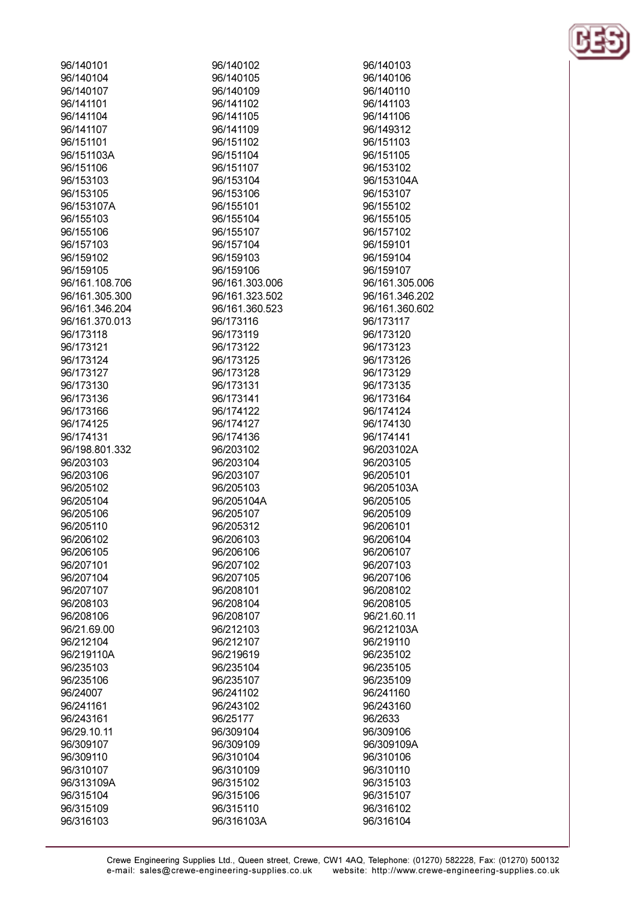96/140101
96/140102
96/140103
96/140104
96/140105
96/140106
96/140107
96/140109
96/140110
96/141101
96/141102
96/141103
96/141104
96/141105
96/141106
96/141107
96/141109
96/149312
96/151101
96/151102
96/151103
96/151103A
96/151104
96/151105
96/151106
96/151107
96/153102
96/153103
96/153104
96/153104A
96/153105
96/153106
96/153107
96/153107A
96/155101
96/155102
96/155103
96/155104
96/155105
96/155106
96/155107
96/157102
96/157103
96/157104
96/159101
96/159102
96/159103
96/159104
96/159105
96/159106
96/159107
96/161.108.706
96/161.303.006
96/161.305.006
96/161.305.300
96/161.323.502
96/161.346.202
96/161.346.204
96/161.360.523
96/161.360.602
96/161.370.013
96/173116
96/173117
96/173118
96/173119
96/173120
96/173121
96/173122
96/173123
96/173124
96/173125
96/173126
96/173127
96/173128
96/173129
96/173130
96/173131
96/173135
96/173136
96/173141
96/173164
96/173166
96/174122
96/174124
96/174125
96/174127
96/174130
96/174131
96/174136
96/174141
96/198.801.332
96/203102
96/203102A
96/203103
96/203104
96/203105
96/203106
96/203107
96/205101
96/205102
96/205103
96/205103A
96/205104
96/205104A
96/205105
96/205106
96/205107
96/205109
96/205110
96/205312
96/206101
96/206102
96/206103
96/206104
96/206105
96/206106
96/206107
96/207101
96/207102
96/207103
96/207104
96/207105
96/207106
96/207107
96/208101
96/208102
96/208103
96/208104
96/208105
96/208106
96/208107
96/21.60.11
96/21.69.00
96/212103
96/212103A
96/212104
96/212107
96/219110
96/219110A
96/219619
96/235102
96/235103
96/235104
96/235105
96/235106
96/235107
96/235109
96/24007
96/241102
96/241160
96/241161
96/243102
96/243160
96/243161
96/25177
96/2633
96/29.10.11
96/309104
96/309106
96/309107
96/309109
96/309109A
96/309110
96/310104
96/310106
96/310107
96/310109
96/310110
96/313109A
96/315102
96/315103
96/315104
96/315106
96/315107
96/315109
96/315110
96/316102
96/316103
96/316103A
96/316104

Crewe Engineering Supplies Ltd., Queen street, Crewe, CW1 4AQ, Telephone: (01270) 582228, Fax: (01270) 500132
e-mail: sales@crewe-engineering-supplies.co.uk website: http://www.crewe-engineering-supplies.co.uk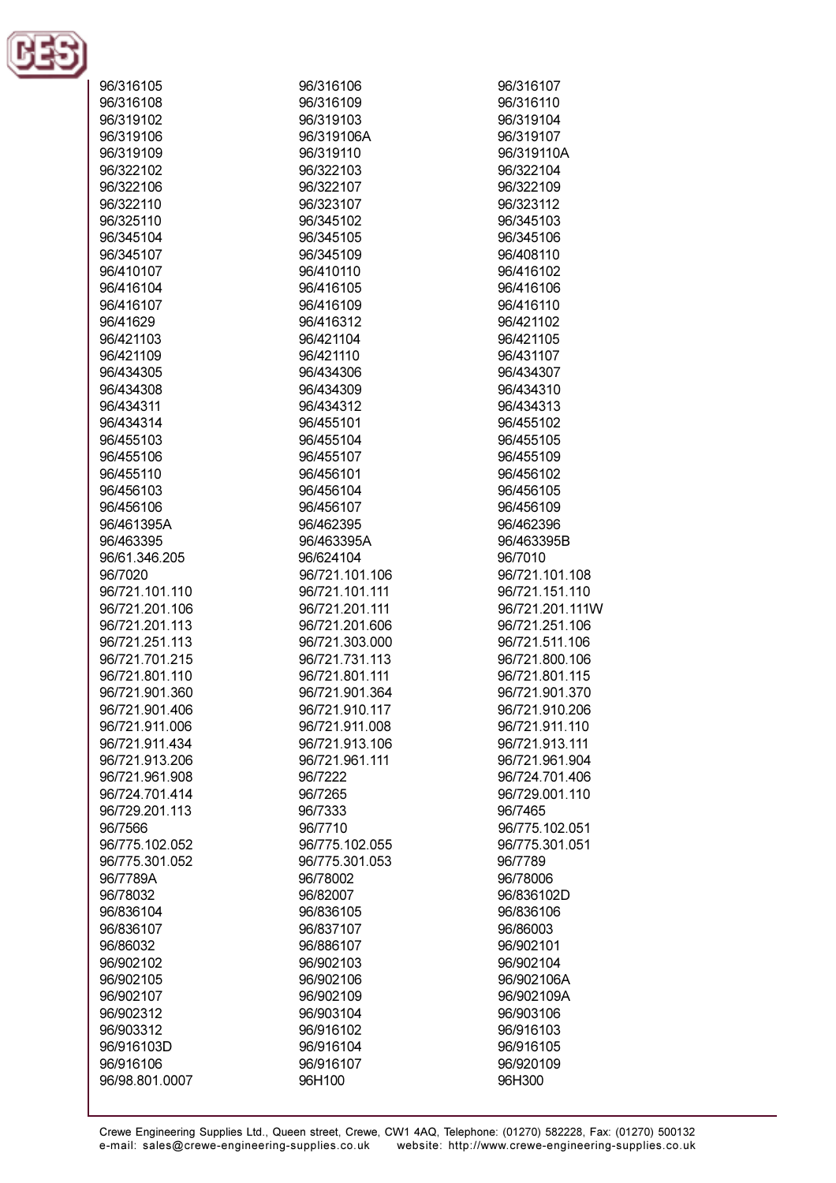96/316105
96/316106
96/316107
96/316108
96/316109
96/316110
96/319102
96/319103
96/319104
96/319106
96/319106A
96/319107
96/319109
96/319110
96/319110A
96/322102
96/322103
96/322104
96/322106
96/322107
96/322109
96/322110
96/323107
96/323112
96/325110
96/345102
96/345103
96/345104
96/345105
96/345106
96/345107
96/345109
96/408110
96/410107
96/410110
96/416102
96/416104
96/416105
96/416106
96/416107
96/416109
96/416110
96/41629
96/416312
96/421102
96/421103
96/421104
96/421105
96/421109
96/421110
96/431107
96/434305
96/434306
96/434307
96/434308
96/434309
96/434310
96/434311
96/434312
96/434313
96/434314
96/455101
96/455102
96/455103
96/455104
96/455105
96/455106
96/455107
96/455109
96/455110
96/456101
96/456102
96/456103
96/456104
96/456105
96/456106
96/456107
96/456109
96/461395A
96/462395
96/462396
96/463395
96/463395A
96/463395B
96/61.346.205
96/624104
96/7010
96/7020
96/721.101.106
96/721.101.108
96/721.101.110
96/721.101.111
96/721.151.110
96/721.201.106
96/721.201.111
96/721.201.111W
96/721.201.113
96/721.201.606
96/721.251.106
96/721.251.113
96/721.303.000
96/721.511.106
96/721.701.215
96/721.731.113
96/721.800.106
96/721.801.110
96/721.801.111
96/721.801.115
96/721.901.360
96/721.901.364
96/721.901.370
96/721.901.406
96/721.910.117
96/721.910.206
96/721.911.006
96/721.911.008
96/721.911.110
96/721.911.434
96/721.913.106
96/721.913.111
96/721.913.206
96/721.961.111
96/721.961.904
96/721.961.908
96/7222
96/724.701.406
96/724.701.414
96/7265
96/729.001.110
96/729.201.113
96/7333
96/7465
96/7566
96/7710
96/775.102.051
96/775.102.052
96/775.102.055
96/775.301.051
96/775.301.052
96/775.301.053
96/7789
96/7789A
96/78002
96/78006
96/78032
96/82007
96/836102D
96/836104
96/836105
96/836106
96/836107
96/837107
96/86003
96/86032
96/886107
96/902101
96/902102
96/902103
96/902104
96/902105
96/902106
96/902106A
96/902107
96/902109
96/902109A
96/902312
96/903104
96/903106
96/903312
96/916102
96/916103
96/916103D
96/916104
96/916105
96/916106
96/916107
96/920109
96/98.801.0007
96H100
96H300

Crewe Engineering Supplies Ltd., Queen street, Crewe, CW1 4AQ, Telephone: (01270) 582228, Fax: (01270) 500132
e-mail: sales@crewe-engineering-supplies.co.uk website: http://www.crewe-engineering-supplies.co.uk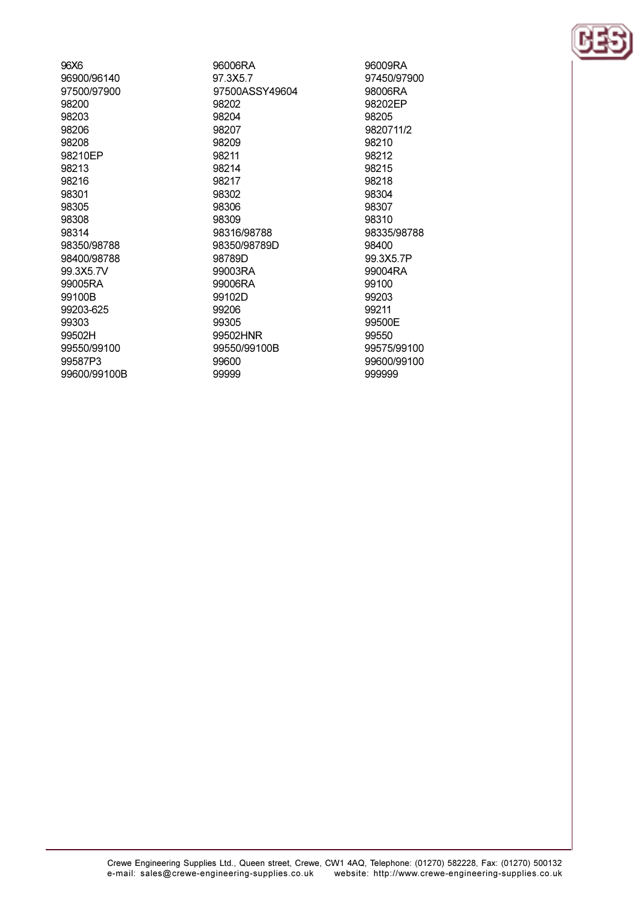96X6
96900/96140
97500/97900
98200
98203
98206
98208
98210EP
98213
98216
98301
98305
98308
98314
98350/98788
98400/98788
99.3X5.7V
99005RA
99100B
99203-625
99303
99502H
99550/99100
99587P3
99600/99100B
96006RA
97.3X5.7
97500ASSY49604
98202
98204
98207
98209
98211
98214
98217
98302
98306
98309
98316/98788
98350/98789D
98789D
99003RA
99006RA
99102D
99206
99305
99502HNR
99550/99100B
99600
99999
96009RA
97450/97900
98006RA
98202EP
98205
9820711/2
98210
98212
98215
98218
98304
98307
98310
98335/98788
98400
99.3X5.7P
99004RA
99100
99203
99211
99500E
99550
99575/99100
99600/99100
999999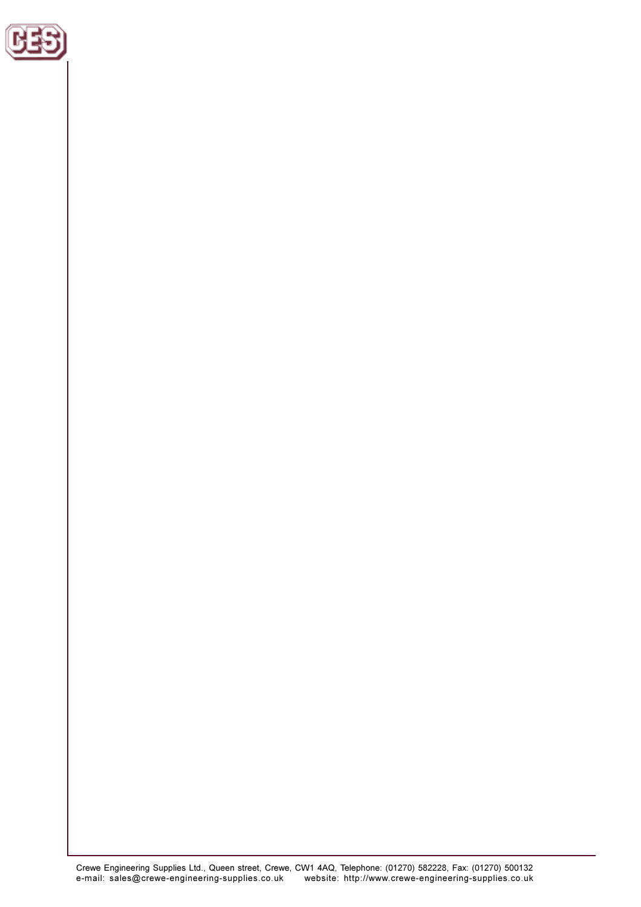Crewe Engineering Supplies Ltd., Queen street, Crewe, CW1 4AQ, Telephone: (01270) 582228, Fax: (01270) 500132
e-mail: sales@crewe-engineering-supplies.co.uk website: http://www.crewe-engineering-supplies.co.uk